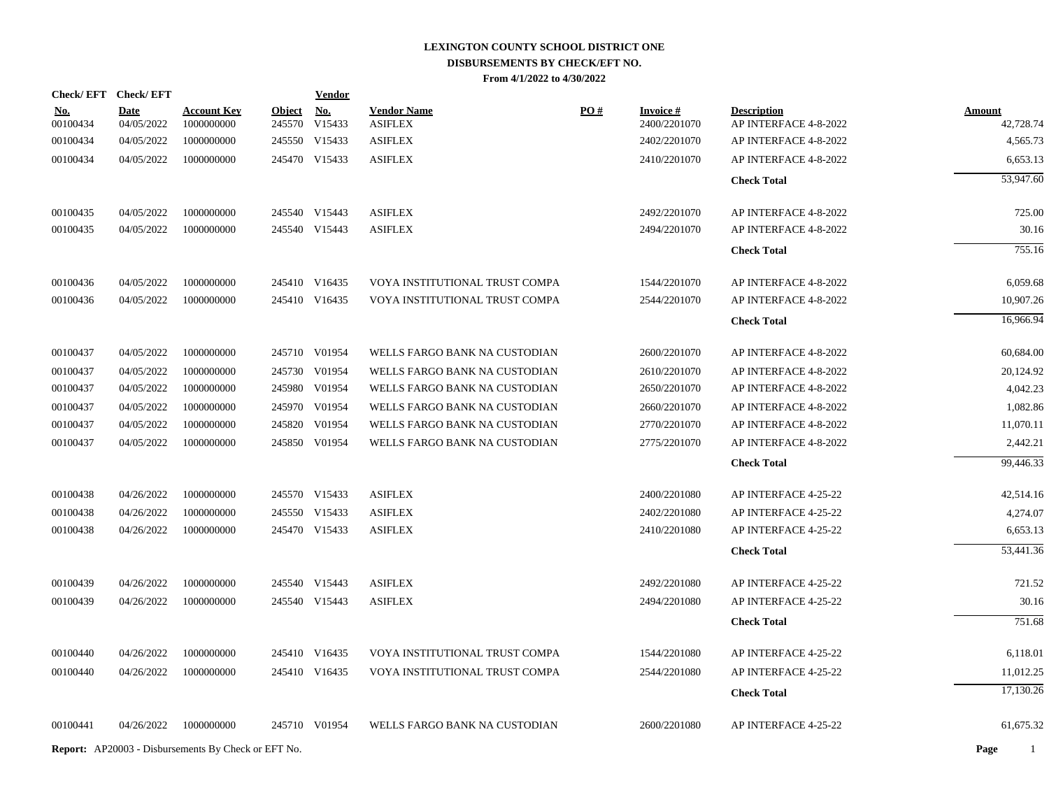# LEXINGTON COUNTY SCHOOL DISTRICT ONE
## DISBURSEMENTS BY CHECK/EFT NO.
### From 4/1/2022 to 4/30/2022

| Check/ EFT No. | Check/ EFT Date | Account Key | Object | Vendor No. | Vendor Name | PO # | Invoice # | Description | Amount |
|---|---|---|---|---|---|---|---|---|---|
| 00100434 | 04/05/2022 | 1000000000 | 245570 | V15433 | ASIFLEX | | 2400/2201070 | AP INTERFACE 4-8-2022 | 42,728.74 |
| 00100434 | 04/05/2022 | 1000000000 | 245550 | V15433 | ASIFLEX | | 2402/2201070 | AP INTERFACE 4-8-2022 | 4,565.73 |
| 00100434 | 04/05/2022 | 1000000000 | 245470 | V15433 | ASIFLEX | | 2410/2201070 | AP INTERFACE 4-8-2022 | 6,653.13 |
| | | | | | | | | **Check Total** | 53,947.60 |
| 00100435 | 04/05/2022 | 1000000000 | 245540 | V15443 | ASIFLEX | | 2492/2201070 | AP INTERFACE 4-8-2022 | 725.00 |
| 00100435 | 04/05/2022 | 1000000000 | 245540 | V15443 | ASIFLEX | | 2494/2201070 | AP INTERFACE 4-8-2022 | 30.16 |
| | | | | | | | | **Check Total** | 755.16 |
| 00100436 | 04/05/2022 | 1000000000 | 245410 | V16435 | VOYA INSTITUTIONAL TRUST COMPA | | 1544/2201070 | AP INTERFACE 4-8-2022 | 6,059.68 |
| 00100436 | 04/05/2022 | 1000000000 | 245410 | V16435 | VOYA INSTITUTIONAL TRUST COMPA | | 2544/2201070 | AP INTERFACE 4-8-2022 | 10,907.26 |
| | | | | | | | | **Check Total** | 16,966.94 |
| 00100437 | 04/05/2022 | 1000000000 | 245710 | V01954 | WELLS FARGO BANK NA CUSTODIAN | | 2600/2201070 | AP INTERFACE 4-8-2022 | 60,684.00 |
| 00100437 | 04/05/2022 | 1000000000 | 245730 | V01954 | WELLS FARGO BANK NA CUSTODIAN | | 2610/2201070 | AP INTERFACE 4-8-2022 | 20,124.92 |
| 00100437 | 04/05/2022 | 1000000000 | 245980 | V01954 | WELLS FARGO BANK NA CUSTODIAN | | 2650/2201070 | AP INTERFACE 4-8-2022 | 4,042.23 |
| 00100437 | 04/05/2022 | 1000000000 | 245970 | V01954 | WELLS FARGO BANK NA CUSTODIAN | | 2660/2201070 | AP INTERFACE 4-8-2022 | 1,082.86 |
| 00100437 | 04/05/2022 | 1000000000 | 245820 | V01954 | WELLS FARGO BANK NA CUSTODIAN | | 2770/2201070 | AP INTERFACE 4-8-2022 | 11,070.11 |
| 00100437 | 04/05/2022 | 1000000000 | 245850 | V01954 | WELLS FARGO BANK NA CUSTODIAN | | 2775/2201070 | AP INTERFACE 4-8-2022 | 2,442.21 |
| | | | | | | | | **Check Total** | 99,446.33 |
| 00100438 | 04/26/2022 | 1000000000 | 245570 | V15433 | ASIFLEX | | 2400/2201080 | AP INTERFACE 4-25-22 | 42,514.16 |
| 00100438 | 04/26/2022 | 1000000000 | 245550 | V15433 | ASIFLEX | | 2402/2201080 | AP INTERFACE 4-25-22 | 4,274.07 |
| 00100438 | 04/26/2022 | 1000000000 | 245470 | V15433 | ASIFLEX | | 2410/2201080 | AP INTERFACE 4-25-22 | 6,653.13 |
| | | | | | | | | **Check Total** | 53,441.36 |
| 00100439 | 04/26/2022 | 1000000000 | 245540 | V15443 | ASIFLEX | | 2492/2201080 | AP INTERFACE 4-25-22 | 721.52 |
| 00100439 | 04/26/2022 | 1000000000 | 245540 | V15443 | ASIFLEX | | 2494/2201080 | AP INTERFACE 4-25-22 | 30.16 |
| | | | | | | | | **Check Total** | 751.68 |
| 00100440 | 04/26/2022 | 1000000000 | 245410 | V16435 | VOYA INSTITUTIONAL TRUST COMPA | | 1544/2201080 | AP INTERFACE 4-25-22 | 6,118.01 |
| 00100440 | 04/26/2022 | 1000000000 | 245410 | V16435 | VOYA INSTITUTIONAL TRUST COMPA | | 2544/2201080 | AP INTERFACE 4-25-22 | 11,012.25 |
| | | | | | | | | **Check Total** | 17,130.26 |
| 00100441 | 04/26/2022 | 1000000000 | 245710 | V01954 | WELLS FARGO BANK NA CUSTODIAN | | 2600/2201080 | AP INTERFACE 4-25-22 | 61,675.32 |

**Report:** AP20003 - Disbursements By Check or EFT No.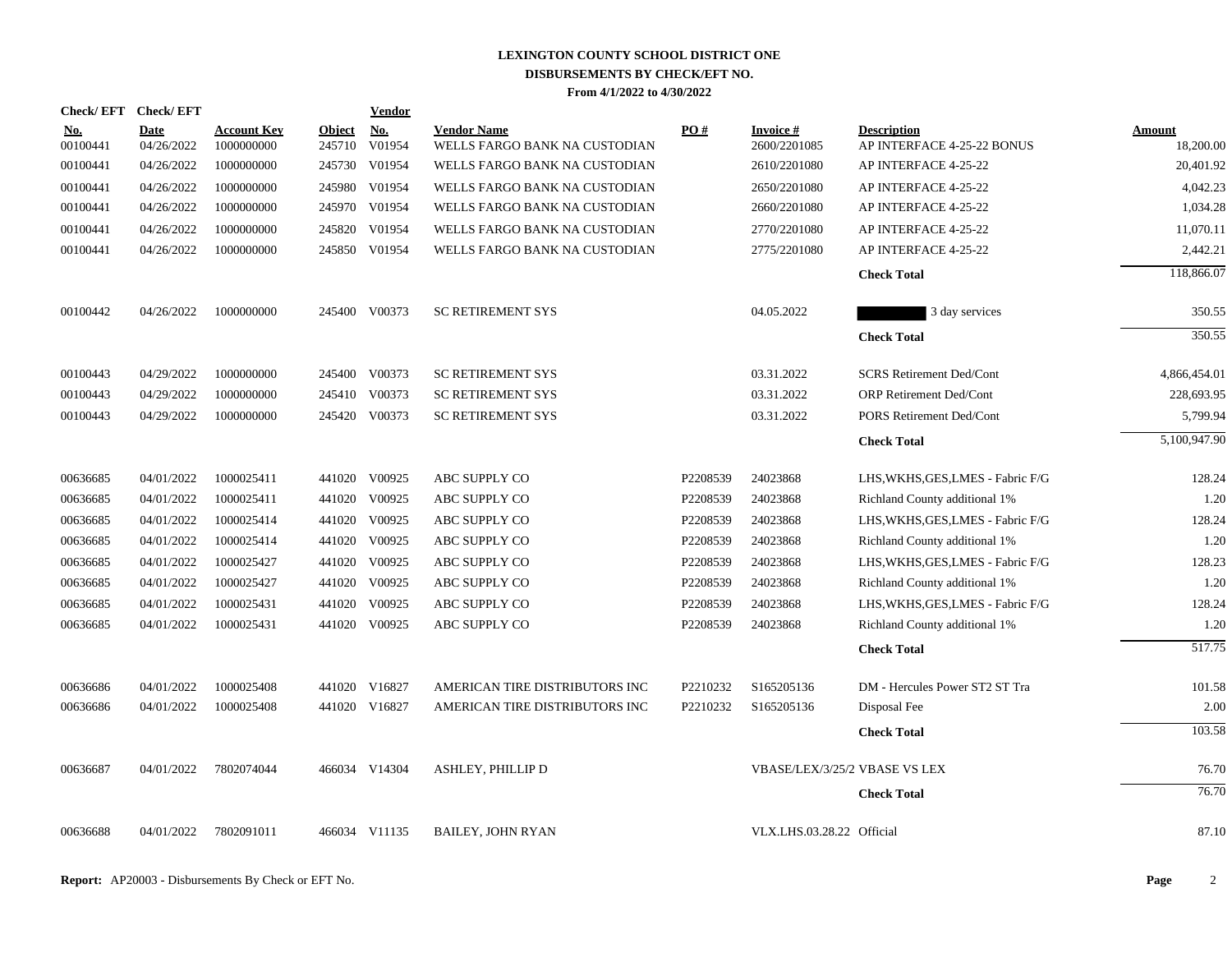# LEXINGTON COUNTY SCHOOL DISTRICT ONE

## DISBURSEMENTS BY CHECK/EFT NO.

**From 4/1/2022 to 4/30/2022**

| Check/ EFT No. | Check/ EFT Date | Account Key | Object | Vendor No. | Vendor Name | PO # | Invoice # | Description | Amount |
|---|---|---|---|---|---|---|---|---|---|
| 00100441 | 04/26/2022 | 1000000000 | 245710 | V01954 | WELLS FARGO BANK NA CUSTODIAN | | 2600/2201085 | AP INTERFACE 4-25-22 BONUS | 18,200.00 |
| 00100441 | 04/26/2022 | 1000000000 | 245730 | V01954 | WELLS FARGO BANK NA CUSTODIAN | | 2610/2201080 | AP INTERFACE 4-25-22 | 20,401.92 |
| 00100441 | 04/26/2022 | 1000000000 | 245980 | V01954 | WELLS FARGO BANK NA CUSTODIAN | | 2650/2201080 | AP INTERFACE 4-25-22 | 4,042.23 |
| 00100441 | 04/26/2022 | 1000000000 | 245970 | V01954 | WELLS FARGO BANK NA CUSTODIAN | | 2660/2201080 | AP INTERFACE 4-25-22 | 1,034.28 |
| 00100441 | 04/26/2022 | 1000000000 | 245820 | V01954 | WELLS FARGO BANK NA CUSTODIAN | | 2770/2201080 | AP INTERFACE 4-25-22 | 11,070.11 |
| 00100441 | 04/26/2022 | 1000000000 | 245850 | V01954 | WELLS FARGO BANK NA CUSTODIAN | | 2775/2201080 | AP INTERFACE 4-25-22 | 2,442.21 |
| | | | | | | | | **Check Total** | 118,866.07 |
| 00100442 | 04/26/2022 | 1000000000 | 245400 | V00373 | SC RETIREMENT SYS | | 04.05.2022 | [REDACTED] 3 day services | 350.55 |
| | | | | | | | | **Check Total** | 350.55 |
| 00100443 | 04/29/2022 | 1000000000 | 245400 | V00373 | SC RETIREMENT SYS | | 03.31.2022 | SCRS Retirement Ded/Cont | 4,866,454.01 |
| 00100443 | 04/29/2022 | 1000000000 | 245410 | V00373 | SC RETIREMENT SYS | | 03.31.2022 | ORP Retirement Ded/Cont | 228,693.95 |
| 00100443 | 04/29/2022 | 1000000000 | 245420 | V00373 | SC RETIREMENT SYS | | 03.31.2022 | PORS Retirement Ded/Cont | 5,799.94 |
| | | | | | | | | **Check Total** | 5,100,947.90 |
| 00636685 | 04/01/2022 | 1000025411 | 441020 | V00925 | ABC SUPPLY CO | P2208539 | 24023868 | LHS,WKHS,GES,LMES - Fabric F/G | 128.24 |
| 00636685 | 04/01/2022 | 1000025411 | 441020 | V00925 | ABC SUPPLY CO | P2208539 | 24023868 | Richland County additional 1% | 1.20 |
| 00636685 | 04/01/2022 | 1000025414 | 441020 | V00925 | ABC SUPPLY CO | P2208539 | 24023868 | LHS,WKHS,GES,LMES - Fabric F/G | 128.24 |
| 00636685 | 04/01/2022 | 1000025414 | 441020 | V00925 | ABC SUPPLY CO | P2208539 | 24023868 | Richland County additional 1% | 1.20 |
| 00636685 | 04/01/2022 | 1000025427 | 441020 | V00925 | ABC SUPPLY CO | P2208539 | 24023868 | LHS,WKHS,GES,LMES - Fabric F/G | 128.23 |
| 00636685 | 04/01/2022 | 1000025427 | 441020 | V00925 | ABC SUPPLY CO | P2208539 | 24023868 | Richland County additional 1% | 1.20 |
| 00636685 | 04/01/2022 | 1000025431 | 441020 | V00925 | ABC SUPPLY CO | P2208539 | 24023868 | LHS,WKHS,GES,LMES - Fabric F/G | 128.24 |
| 00636685 | 04/01/2022 | 1000025431 | 441020 | V00925 | ABC SUPPLY CO | P2208539 | 24023868 | Richland County additional 1% | 1.20 |
| | | | | | | | | **Check Total** | 517.75 |
| 00636686 | 04/01/2022 | 1000025408 | 441020 | V16827 | AMERICAN TIRE DISTRIBUTORS INC | P2210232 | S165205136 | DM - Hercules Power ST2 ST Tra | 101.58 |
| 00636686 | 04/01/2022 | 1000025408 | 441020 | V16827 | AMERICAN TIRE DISTRIBUTORS INC | P2210232 | S165205136 | Disposal Fee | 2.00 |
| | | | | | | | | **Check Total** | 103.58 |
| 00636687 | 04/01/2022 | 7802074044 | 466034 | V14304 | ASHLEY, PHILLIP D | | VBASE/LEX/3/25/2 | VBASE VS LEX | 76.70 |
| | | | | | | | | **Check Total** | 76.70 |
| 00636688 | 04/01/2022 | 7802091011 | 466034 | V11135 | BAILEY, JOHN RYAN | | VLX.LHS.03.28.22 | Official | 87.10 |

**Report:** AP20003 - Disbursements By Check or EFT No.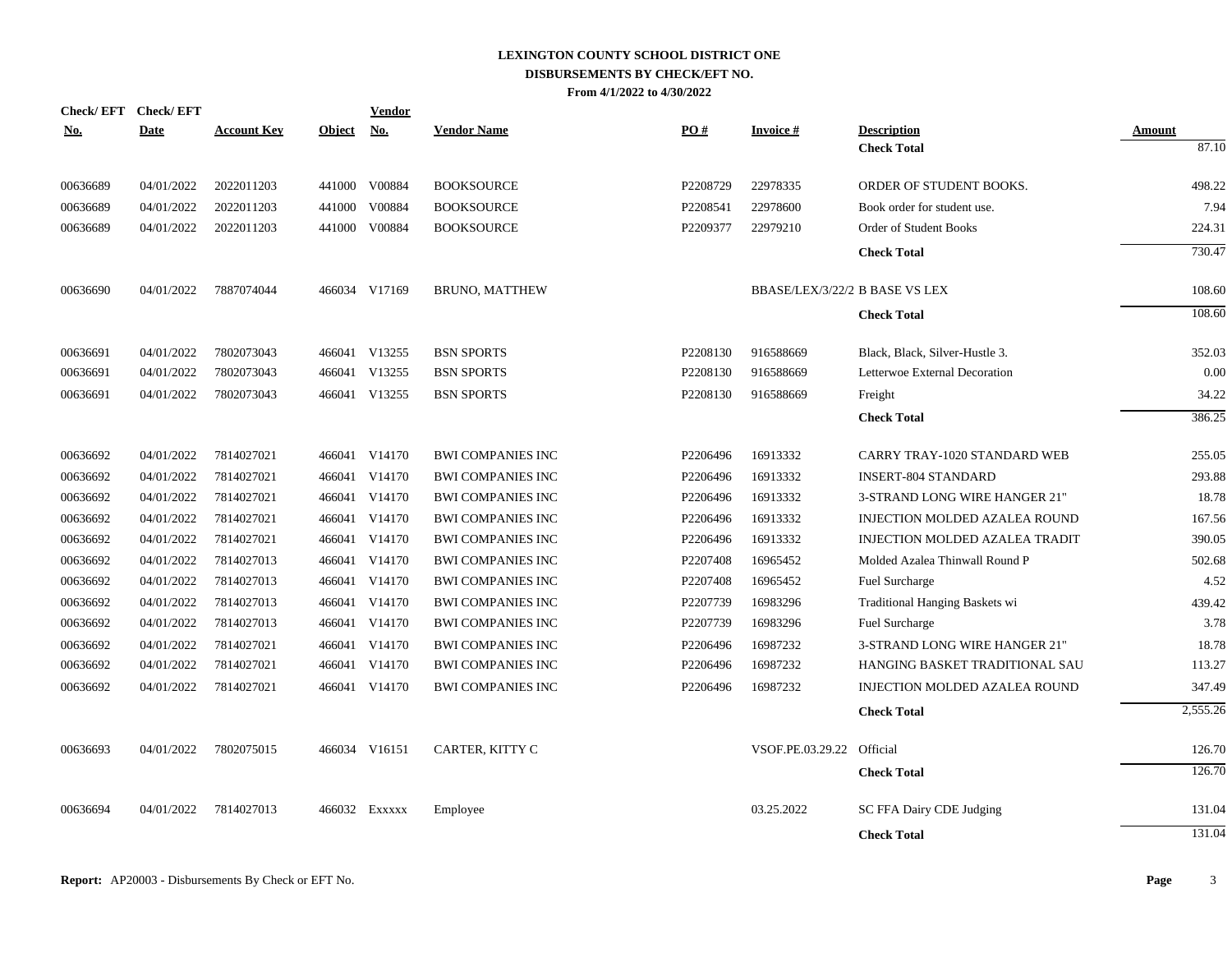**LEXINGTON COUNTY SCHOOL DISTRICT ONE**
**DISBURSEMENTS BY CHECK/EFT NO.**
**From 4/1/2022 to 4/30/2022**

| Check/ EFT No. | Check/ EFT Date | Account Key | Object | Vendor No. | Vendor Name | PO # | Invoice # | Description | Amount |
|---|---|---|---|---|---|---|---|---|---|
| | | | | | | | | **Check Total** | 87.10 |
| 00636689 | 04/01/2022 | 2022011203 | 441000 | V00884 | BOOKSOURCE | P2208729 | 22978335 | ORDER OF STUDENT BOOKS. | 498.22 |
| 00636689 | 04/01/2022 | 2022011203 | 441000 | V00884 | BOOKSOURCE | P2208541 | 22978600 | Book order for student use. | 7.94 |
| 00636689 | 04/01/2022 | 2022011203 | 441000 | V00884 | BOOKSOURCE | P2209377 | 22979210 | Order of Student Books | 224.31 |
| | | | | | | | | **Check Total** | 730.47 |
| 00636690 | 04/01/2022 | 7887074044 | 466034 | V17169 | BRUNO, MATTHEW | | BBASE/LEX/3/22/2 | B BASE VS LEX | 108.60 |
| | | | | | | | | **Check Total** | 108.60 |
| 00636691 | 04/01/2022 | 7802073043 | 466041 | V13255 | BSN SPORTS | P2208130 | 916588669 | Black, Black, Silver-Hustle 3. | 352.03 |
| 00636691 | 04/01/2022 | 7802073043 | 466041 | V13255 | BSN SPORTS | P2208130 | 916588669 | Letterwoe External Decoration | 0.00 |
| 00636691 | 04/01/2022 | 7802073043 | 466041 | V13255 | BSN SPORTS | P2208130 | 916588669 | Freight | 34.22 |
| | | | | | | | | **Check Total** | 386.25 |
| 00636692 | 04/01/2022 | 7814027021 | 466041 | V14170 | BWI COMPANIES INC | P2206496 | 16913332 | CARRY TRAY-1020 STANDARD WEB | 255.05 |
| 00636692 | 04/01/2022 | 7814027021 | 466041 | V14170 | BWI COMPANIES INC | P2206496 | 16913332 | INSERT-804 STANDARD | 293.88 |
| 00636692 | 04/01/2022 | 7814027021 | 466041 | V14170 | BWI COMPANIES INC | P2206496 | 16913332 | 3-STRAND LONG WIRE HANGER 21" | 18.78 |
| 00636692 | 04/01/2022 | 7814027021 | 466041 | V14170 | BWI COMPANIES INC | P2206496 | 16913332 | INJECTION MOLDED AZALEA ROUND | 167.56 |
| 00636692 | 04/01/2022 | 7814027021 | 466041 | V14170 | BWI COMPANIES INC | P2206496 | 16913332 | INJECTION MOLDED AZALEA TRADIT | 390.05 |
| 00636692 | 04/01/2022 | 7814027013 | 466041 | V14170 | BWI COMPANIES INC | P2207408 | 16965452 | Molded Azalea Thinwall Round P | 502.68 |
| 00636692 | 04/01/2022 | 7814027013 | 466041 | V14170 | BWI COMPANIES INC | P2207408 | 16965452 | Fuel Surcharge | 4.52 |
| 00636692 | 04/01/2022 | 7814027013 | 466041 | V14170 | BWI COMPANIES INC | P2207739 | 16983296 | Traditional Hanging Baskets wi | 439.42 |
| 00636692 | 04/01/2022 | 7814027013 | 466041 | V14170 | BWI COMPANIES INC | P2207739 | 16983296 | Fuel Surcharge | 3.78 |
| 00636692 | 04/01/2022 | 7814027021 | 466041 | V14170 | BWI COMPANIES INC | P2206496 | 16987232 | 3-STRAND LONG WIRE HANGER 21" | 18.78 |
| 00636692 | 04/01/2022 | 7814027021 | 466041 | V14170 | BWI COMPANIES INC | P2206496 | 16987232 | HANGING BASKET TRADITIONAL SAU | 113.27 |
| 00636692 | 04/01/2022 | 7814027021 | 466041 | V14170 | BWI COMPANIES INC | P2206496 | 16987232 | INJECTION MOLDED AZALEA ROUND | 347.49 |
| | | | | | | | | **Check Total** | 2,555.26 |
| 00636693 | 04/01/2022 | 7802075015 | 466034 | V16151 | CARTER, KITTY C | | VSOF.PE.03.29.22 | Official | 126.70 |
| | | | | | | | | **Check Total** | 126.70 |
| 00636694 | 04/01/2022 | 7814027013 | 466032 | Exxxxx | Employee | | 03.25.2022 | SC FFA Dairy CDE Judging | 131.04 |
| | | | | | | | | **Check Total** | 131.04 |

**Report:** AP20003 - Disbursements By Check or EFT No.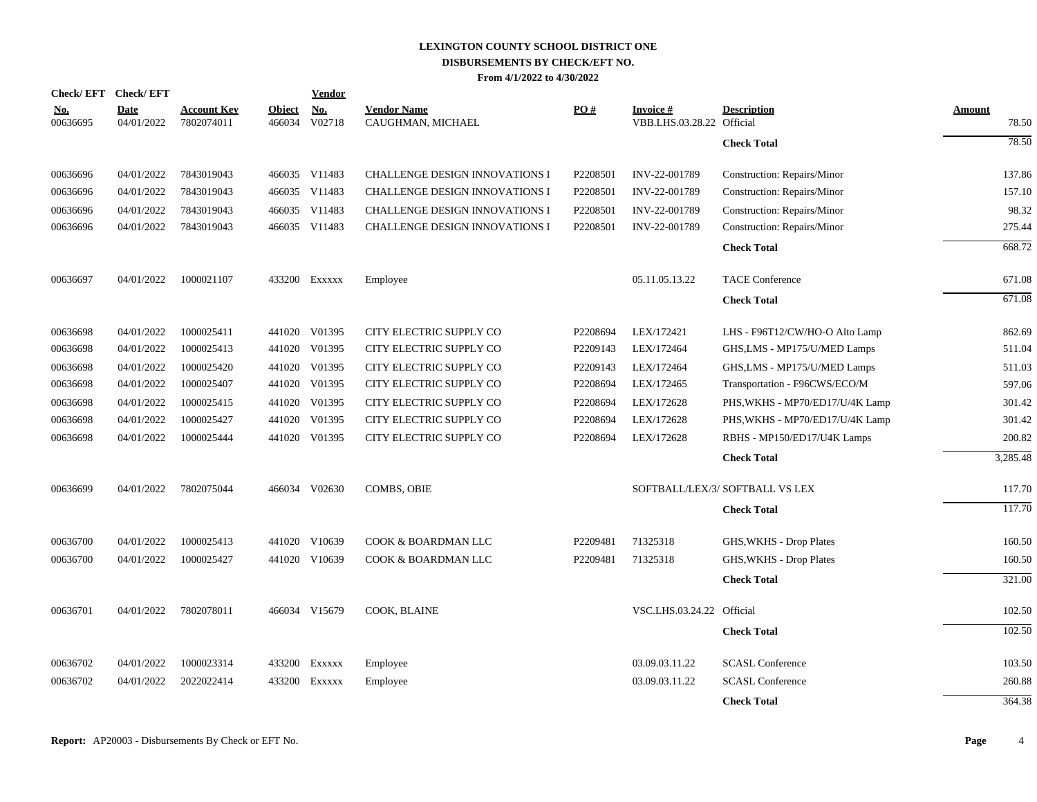# LEXINGTON COUNTY SCHOOL DISTRICT ONE
## DISBURSEMENTS BY CHECK/EFT NO.
### From 4/1/2022 to 4/30/2022

| Check/ EFT No. | Check/ EFT Date | Account Key | Object | Vendor No. | Vendor Name | PO # | Invoice # | Description | Amount |
|---|---|---|---|---|---|---|---|---|---|
| 00636695 | 04/01/2022 | 7802074011 | 466034 | V02718 | CAUGHMAN, MICHAEL | | VBB.LHS.03.28.22 | Official | 78.50 |
| | | | | | | | | **Check Total** | 78.50 |
| 00636696 | 04/01/2022 | 7843019043 | 466035 | V11483 | CHALLENGE DESIGN INNOVATIONS I | P2208501 | INV-22-001789 | Construction: Repairs/Minor | 137.86 |
| 00636696 | 04/01/2022 | 7843019043 | 466035 | V11483 | CHALLENGE DESIGN INNOVATIONS I | P2208501 | INV-22-001789 | Construction: Repairs/Minor | 157.10 |
| 00636696 | 04/01/2022 | 7843019043 | 466035 | V11483 | CHALLENGE DESIGN INNOVATIONS I | P2208501 | INV-22-001789 | Construction: Repairs/Minor | 98.32 |
| 00636696 | 04/01/2022 | 7843019043 | 466035 | V11483 | CHALLENGE DESIGN INNOVATIONS I | P2208501 | INV-22-001789 | Construction: Repairs/Minor | 275.44 |
| | | | | | | | | **Check Total** | 668.72 |
| 00636697 | 04/01/2022 | 1000021107 | 433200 | Exxxxx | Employee | | 05.11.05.13.22 | TACE Conference | 671.08 |
| | | | | | | | | **Check Total** | 671.08 |
| 00636698 | 04/01/2022 | 1000025411 | 441020 | V01395 | CITY ELECTRIC SUPPLY CO | P2208694 | LEX/172421 | LHS - F96T12/CW/HO-O Alto Lamp | 862.69 |
| 00636698 | 04/01/2022 | 1000025413 | 441020 | V01395 | CITY ELECTRIC SUPPLY CO | P2209143 | LEX/172464 | GHS,LMS - MP175/U/MED Lamps | 511.04 |
| 00636698 | 04/01/2022 | 1000025420 | 441020 | V01395 | CITY ELECTRIC SUPPLY CO | P2209143 | LEX/172464 | GHS,LMS - MP175/U/MED Lamps | 511.03 |
| 00636698 | 04/01/2022 | 1000025407 | 441020 | V01395 | CITY ELECTRIC SUPPLY CO | P2208694 | LEX/172465 | Transportation - F96CWS/ECO/M | 597.06 |
| 00636698 | 04/01/2022 | 1000025415 | 441020 | V01395 | CITY ELECTRIC SUPPLY CO | P2208694 | LEX/172628 | PHS,WKHS - MP70/ED17/U/4K Lamp | 301.42 |
| 00636698 | 04/01/2022 | 1000025427 | 441020 | V01395 | CITY ELECTRIC SUPPLY CO | P2208694 | LEX/172628 | PHS,WKHS - MP70/ED17/U/4K Lamp | 301.42 |
| 00636698 | 04/01/2022 | 1000025444 | 441020 | V01395 | CITY ELECTRIC SUPPLY CO | P2208694 | LEX/172628 | RBHS - MP150/ED17/U4K Lamps | 200.82 |
| | | | | | | | | **Check Total** | 3,285.48 |
| 00636699 | 04/01/2022 | 7802075044 | 466034 | V02630 | COMBS, OBIE | | SOFTBALL/LEX/3/ | SOFTBALL VS LEX | 117.70 |
| | | | | | | | | **Check Total** | 117.70 |
| 00636700 | 04/01/2022 | 1000025413 | 441020 | V10639 | COOK & BOARDMAN LLC | P2209481 | 71325318 | GHS,WKHS - Drop Plates | 160.50 |
| 00636700 | 04/01/2022 | 1000025427 | 441020 | V10639 | COOK & BOARDMAN LLC | P2209481 | 71325318 | GHS,WKHS - Drop Plates | 160.50 |
| | | | | | | | | **Check Total** | 321.00 |
| 00636701 | 04/01/2022 | 7802078011 | 466034 | V15679 | COOK, BLAINE | | VSC.LHS.03.24.22 | Official | 102.50 |
| | | | | | | | | **Check Total** | 102.50 |
| 00636702 | 04/01/2022 | 1000023314 | 433200 | Exxxxx | Employee | | 03.09.03.11.22 | SCASL Conference | 103.50 |
| 00636702 | 04/01/2022 | 2022022414 | 433200 | Exxxxx | Employee | | 03.09.03.11.22 | SCASL Conference | 260.88 |
| | | | | | | | | **Check Total** | 364.38 |

**Report:** AP20003 - Disbursements By Check or EFT No.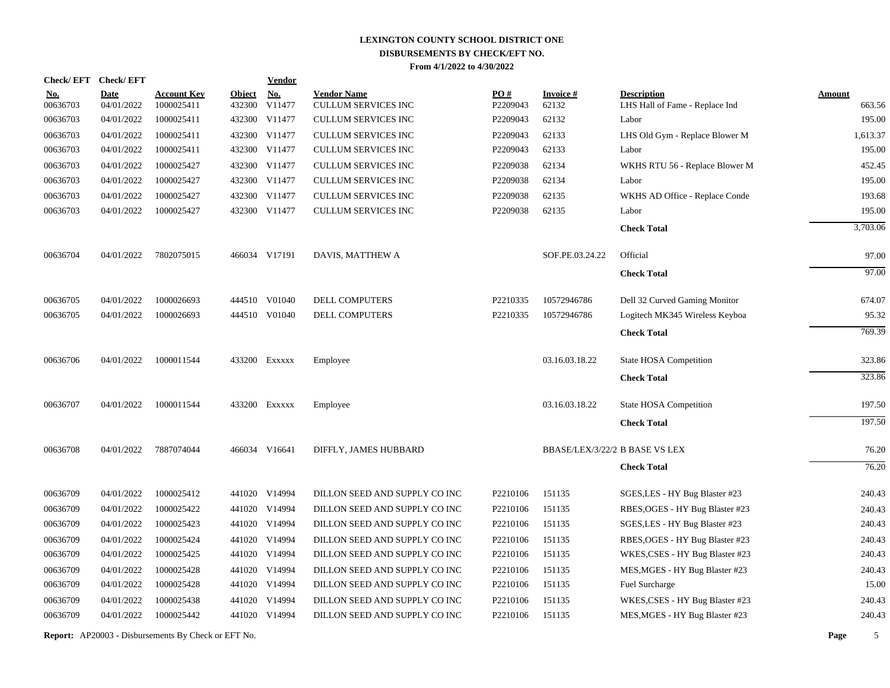# LEXINGTON COUNTY SCHOOL DISTRICT ONE

## DISBURSEMENTS BY CHECK/EFT NO.

**From 4/1/2022 to 4/30/2022**

| Check/ EFT No. | Check/ EFT Date | Account Key | Object | Vendor No. | Vendor Name | PO # | Invoice # | Description | Amount |
|---|---|---|---|---|---|---|---|---|---|
| 00636703 | 04/01/2022 | 1000025411 | 432300 | V11477 | CULLUM SERVICES INC | P2209043 | 62132 | LHS Hall of Fame - Replace Ind | 663.56 |
| 00636703 | 04/01/2022 | 1000025411 | 432300 | V11477 | CULLUM SERVICES INC | P2209043 | 62132 | Labor | 195.00 |
| 00636703 | 04/01/2022 | 1000025411 | 432300 | V11477 | CULLUM SERVICES INC | P2209043 | 62133 | LHS Old Gym - Replace Blower M | 1,613.37 |
| 00636703 | 04/01/2022 | 1000025411 | 432300 | V11477 | CULLUM SERVICES INC | P2209043 | 62133 | Labor | 195.00 |
| 00636703 | 04/01/2022 | 1000025427 | 432300 | V11477 | CULLUM SERVICES INC | P2209038 | 62134 | WKHS RTU 56 - Replace Blower M | 452.45 |
| 00636703 | 04/01/2022 | 1000025427 | 432300 | V11477 | CULLUM SERVICES INC | P2209038 | 62134 | Labor | 195.00 |
| 00636703 | 04/01/2022 | 1000025427 | 432300 | V11477 | CULLUM SERVICES INC | P2209038 | 62135 | WKHS AD Office - Replace Conde | 193.68 |
| 00636703 | 04/01/2022 | 1000025427 | 432300 | V11477 | CULLUM SERVICES INC | P2209038 | 62135 | Labor | 195.00 |
| | | | | | | | | **Check Total** | 3,703.06 |
| 00636704 | 04/01/2022 | 7802075015 | 466034 | V17191 | DAVIS, MATTHEW A | | SOF.PE.03.24.22 | Official | 97.00 |
| | | | | | | | | **Check Total** | 97.00 |
| 00636705 | 04/01/2022 | 1000026693 | 444510 | V01040 | DELL COMPUTERS | P2210335 | 10572946786 | Dell 32 Curved Gaming Monitor | 674.07 |
| 00636705 | 04/01/2022 | 1000026693 | 444510 | V01040 | DELL COMPUTERS | P2210335 | 10572946786 | Logitech MK345 Wireless Keyboa | 95.32 |
| | | | | | | | | **Check Total** | 769.39 |
| 00636706 | 04/01/2022 | 1000011544 | 433200 | Exxxxx | Employee | | 03.16.03.18.22 | State HOSA Competition | 323.86 |
| | | | | | | | | **Check Total** | 323.86 |
| 00636707 | 04/01/2022 | 1000011544 | 433200 | Exxxxx | Employee | | 03.16.03.18.22 | State HOSA Competition | 197.50 |
| | | | | | | | | **Check Total** | 197.50 |
| 00636708 | 04/01/2022 | 7887074044 | 466034 | V16641 | DIFFLY, JAMES HUBBARD | | BBASE/LEX/3/22/2 | B BASE VS LEX | 76.20 |
| | | | | | | | | **Check Total** | 76.20 |
| 00636709 | 04/01/2022 | 1000025412 | 441020 | V14994 | DILLON SEED AND SUPPLY CO INC | P2210106 | 151135 | SGES,LES - HY Bug Blaster #23 | 240.43 |
| 00636709 | 04/01/2022 | 1000025422 | 441020 | V14994 | DILLON SEED AND SUPPLY CO INC | P2210106 | 151135 | RBES,OGES - HY Bug Blaster #23 | 240.43 |
| 00636709 | 04/01/2022 | 1000025423 | 441020 | V14994 | DILLON SEED AND SUPPLY CO INC | P2210106 | 151135 | SGES,LES - HY Bug Blaster #23 | 240.43 |
| 00636709 | 04/01/2022 | 1000025424 | 441020 | V14994 | DILLON SEED AND SUPPLY CO INC | P2210106 | 151135 | RBES,OGES - HY Bug Blaster #23 | 240.43 |
| 00636709 | 04/01/2022 | 1000025425 | 441020 | V14994 | DILLON SEED AND SUPPLY CO INC | P2210106 | 151135 | WKES,CSES - HY Bug Blaster #23 | 240.43 |
| 00636709 | 04/01/2022 | 1000025428 | 441020 | V14994 | DILLON SEED AND SUPPLY CO INC | P2210106 | 151135 | MES,MGES - HY Bug Blaster #23 | 240.43 |
| 00636709 | 04/01/2022 | 1000025428 | 441020 | V14994 | DILLON SEED AND SUPPLY CO INC | P2210106 | 151135 | Fuel Surcharge | 15.00 |
| 00636709 | 04/01/2022 | 1000025438 | 441020 | V14994 | DILLON SEED AND SUPPLY CO INC | P2210106 | 151135 | WKES,CSES - HY Bug Blaster #23 | 240.43 |
| 00636709 | 04/01/2022 | 1000025442 | 441020 | V14994 | DILLON SEED AND SUPPLY CO INC | P2210106 | 151135 | MES,MGES - HY Bug Blaster #23 | 240.43 |

**Report:** AP20003 - Disbursements By Check or EFT No.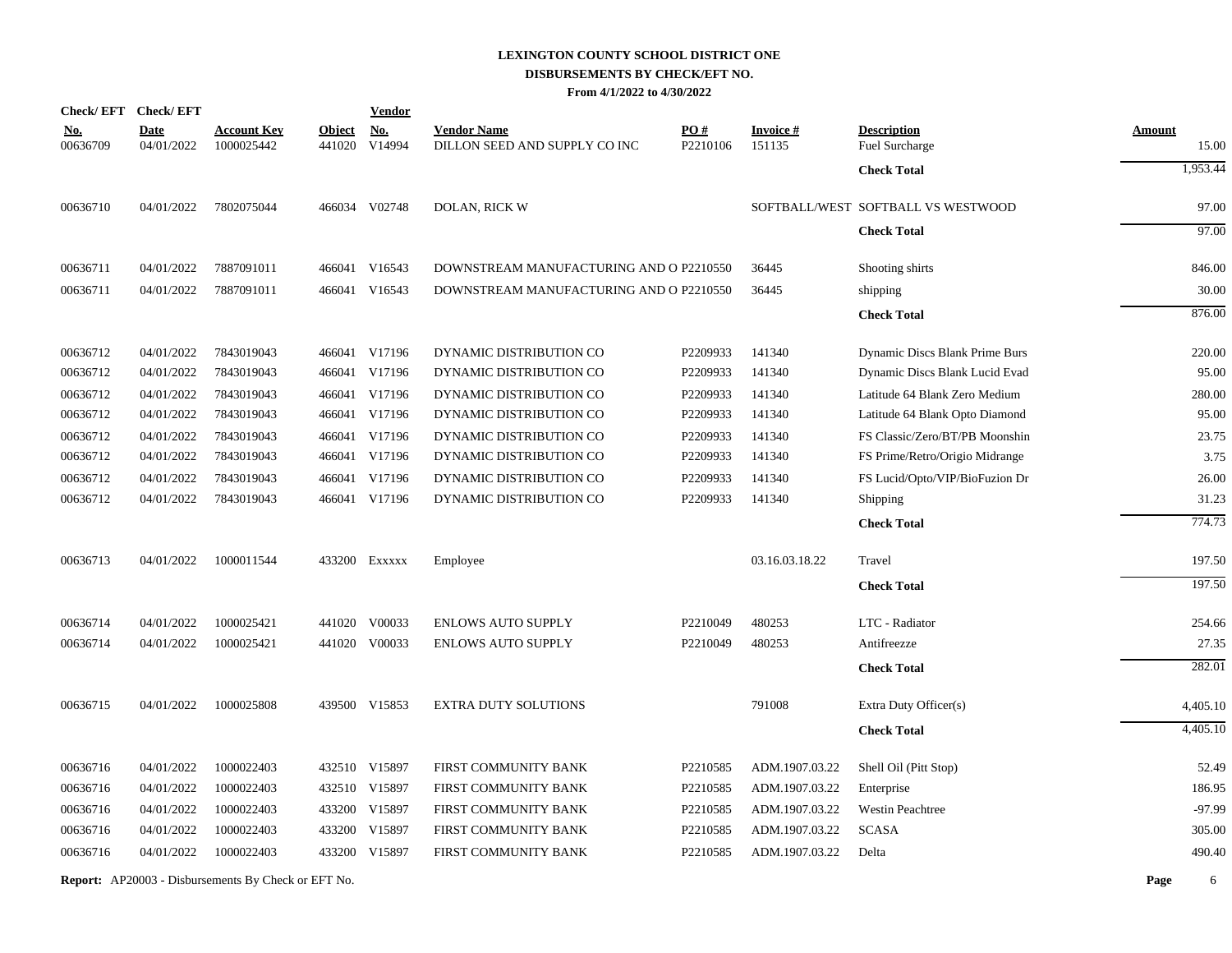# LEXINGTON COUNTY SCHOOL DISTRICT ONE
## DISBURSEMENTS BY CHECK/EFT NO.
### From 4/1/2022 to 4/30/2022

| Check/ EFT No. | Check/ EFT Date | Account Key | Object | Vendor No. | Vendor Name | PO # | Invoice # | Description | Amount |
|---|---|---|---|---|---|---|---|---|---|
| 00636709 | 04/01/2022 | 1000025442 | 441020 | V14994 | DILLON SEED AND SUPPLY CO INC | P2210106 | 151135 | Fuel Surcharge | 15.00 |
| | | | | | | | | **Check Total** | 1,953.44 |
| 00636710 | 04/01/2022 | 7802075044 | 466034 | V02748 | DOLAN, RICK W | | SOFTBALL/WEST | SOFTBALL VS WESTWOOD | 97.00 |
| | | | | | | | | **Check Total** | 97.00 |
| 00636711 | 04/01/2022 | 7887091011 | 466041 | V16543 | DOWNSTREAM MANUFACTURING AND O | P2210550 | 36445 | Shooting shirts | 846.00 |
| 00636711 | 04/01/2022 | 7887091011 | 466041 | V16543 | DOWNSTREAM MANUFACTURING AND O | P2210550 | 36445 | shipping | 30.00 |
| | | | | | | | | **Check Total** | 876.00 |
| 00636712 | 04/01/2022 | 7843019043 | 466041 | V17196 | DYNAMIC DISTRIBUTION CO | P2209933 | 141340 | Dynamic Discs Blank Prime Burs | 220.00 |
| 00636712 | 04/01/2022 | 7843019043 | 466041 | V17196 | DYNAMIC DISTRIBUTION CO | P2209933 | 141340 | Dynamic Discs Blank Lucid Evad | 95.00 |
| 00636712 | 04/01/2022 | 7843019043 | 466041 | V17196 | DYNAMIC DISTRIBUTION CO | P2209933 | 141340 | Latitude 64 Blank Zero Medium | 280.00 |
| 00636712 | 04/01/2022 | 7843019043 | 466041 | V17196 | DYNAMIC DISTRIBUTION CO | P2209933 | 141340 | Latitude 64 Blank Opto Diamond | 95.00 |
| 00636712 | 04/01/2022 | 7843019043 | 466041 | V17196 | DYNAMIC DISTRIBUTION CO | P2209933 | 141340 | FS Classic/Zero/BT/PB Moonshin | 23.75 |
| 00636712 | 04/01/2022 | 7843019043 | 466041 | V17196 | DYNAMIC DISTRIBUTION CO | P2209933 | 141340 | FS Prime/Retro/Origio Midrange | 3.75 |
| 00636712 | 04/01/2022 | 7843019043 | 466041 | V17196 | DYNAMIC DISTRIBUTION CO | P2209933 | 141340 | FS Lucid/Opto/VIP/BioFuzion Dr | 26.00 |
| 00636712 | 04/01/2022 | 7843019043 | 466041 | V17196 | DYNAMIC DISTRIBUTION CO | P2209933 | 141340 | Shipping | 31.23 |
| | | | | | | | | **Check Total** | 774.73 |
| 00636713 | 04/01/2022 | 1000011544 | 433200 | Exxxxx | Employee | | 03.16.03.18.22 | Travel | 197.50 |
| | | | | | | | | **Check Total** | 197.50 |
| 00636714 | 04/01/2022 | 1000025421 | 441020 | V00033 | ENLOWS AUTO SUPPLY | P2210049 | 480253 | LTC - Radiator | 254.66 |
| 00636714 | 04/01/2022 | 1000025421 | 441020 | V00033 | ENLOWS AUTO SUPPLY | P2210049 | 480253 | Antifreezze | 27.35 |
| | | | | | | | | **Check Total** | 282.01 |
| 00636715 | 04/01/2022 | 1000025808 | 439500 | V15853 | EXTRA DUTY SOLUTIONS | | 791008 | Extra Duty Officer(s) | 4,405.10 |
| | | | | | | | | **Check Total** | 4,405.10 |
| 00636716 | 04/01/2022 | 1000022403 | 432510 | V15897 | FIRST COMMUNITY BANK | P2210585 | ADM.1907.03.22 | Shell Oil (Pitt Stop) | 52.49 |
| 00636716 | 04/01/2022 | 1000022403 | 432510 | V15897 | FIRST COMMUNITY BANK | P2210585 | ADM.1907.03.22 | Enterprise | 186.95 |
| 00636716 | 04/01/2022 | 1000022403 | 433200 | V15897 | FIRST COMMUNITY BANK | P2210585 | ADM.1907.03.22 | Westin Peachtree | -97.99 |
| 00636716 | 04/01/2022 | 1000022403 | 433200 | V15897 | FIRST COMMUNITY BANK | P2210585 | ADM.1907.03.22 | SCASA | 305.00 |
| 00636716 | 04/01/2022 | 1000022403 | 433200 | V15897 | FIRST COMMUNITY BANK | P2210585 | ADM.1907.03.22 | Delta | 490.40 |

**Report:** AP20003 - Disbursements By Check or EFT No.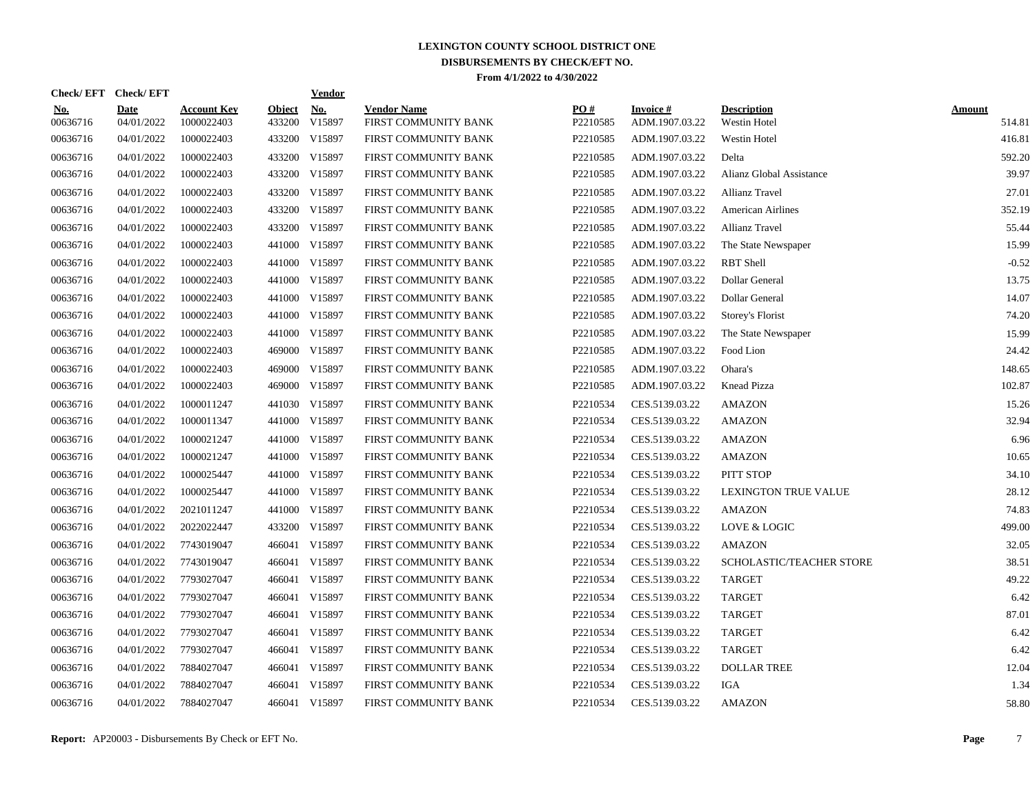# LEXINGTON COUNTY SCHOOL DISTRICT ONE
## DISBURSEMENTS BY CHECK/EFT NO.
### From 4/1/2022 to 4/30/2022

| Check/ EFT No. | Check/ EFT Date | Account Key | Object | Vendor No. | Vendor Name | PO # | Invoice # | Description | Amount |
|---|---|---|---|---|---|---|---|---|---|
| 00636716 | 04/01/2022 | 1000022403 | 433200 | V15897 | FIRST COMMUNITY BANK | P2210585 | ADM.1907.03.22 | Westin Hotel | 514.81 |
| 00636716 | 04/01/2022 | 1000022403 | 433200 | V15897 | FIRST COMMUNITY BANK | P2210585 | ADM.1907.03.22 | Westin Hotel | 416.81 |
| 00636716 | 04/01/2022 | 1000022403 | 433200 | V15897 | FIRST COMMUNITY BANK | P2210585 | ADM.1907.03.22 | Delta | 592.20 |
| 00636716 | 04/01/2022 | 1000022403 | 433200 | V15897 | FIRST COMMUNITY BANK | P2210585 | ADM.1907.03.22 | Alianz Global Assistance | 39.97 |
| 00636716 | 04/01/2022 | 1000022403 | 433200 | V15897 | FIRST COMMUNITY BANK | P2210585 | ADM.1907.03.22 | Allianz Travel | 27.01 |
| 00636716 | 04/01/2022 | 1000022403 | 433200 | V15897 | FIRST COMMUNITY BANK | P2210585 | ADM.1907.03.22 | American Airlines | 352.19 |
| 00636716 | 04/01/2022 | 1000022403 | 433200 | V15897 | FIRST COMMUNITY BANK | P2210585 | ADM.1907.03.22 | Allianz Travel | 55.44 |
| 00636716 | 04/01/2022 | 1000022403 | 441000 | V15897 | FIRST COMMUNITY BANK | P2210585 | ADM.1907.03.22 | The State Newspaper | 15.99 |
| 00636716 | 04/01/2022 | 1000022403 | 441000 | V15897 | FIRST COMMUNITY BANK | P2210585 | ADM.1907.03.22 | RBT Shell | -0.52 |
| 00636716 | 04/01/2022 | 1000022403 | 441000 | V15897 | FIRST COMMUNITY BANK | P2210585 | ADM.1907.03.22 | Dollar General | 13.75 |
| 00636716 | 04/01/2022 | 1000022403 | 441000 | V15897 | FIRST COMMUNITY BANK | P2210585 | ADM.1907.03.22 | Dollar General | 14.07 |
| 00636716 | 04/01/2022 | 1000022403 | 441000 | V15897 | FIRST COMMUNITY BANK | P2210585 | ADM.1907.03.22 | Storey's Florist | 74.20 |
| 00636716 | 04/01/2022 | 1000022403 | 441000 | V15897 | FIRST COMMUNITY BANK | P2210585 | ADM.1907.03.22 | The State Newspaper | 15.99 |
| 00636716 | 04/01/2022 | 1000022403 | 469000 | V15897 | FIRST COMMUNITY BANK | P2210585 | ADM.1907.03.22 | Food Lion | 24.42 |
| 00636716 | 04/01/2022 | 1000022403 | 469000 | V15897 | FIRST COMMUNITY BANK | P2210585 | ADM.1907.03.22 | Ohara's | 148.65 |
| 00636716 | 04/01/2022 | 1000022403 | 469000 | V15897 | FIRST COMMUNITY BANK | P2210585 | ADM.1907.03.22 | Knead Pizza | 102.87 |
| 00636716 | 04/01/2022 | 1000011247 | 441030 | V15897 | FIRST COMMUNITY BANK | P2210534 | CES.5139.03.22 | AMAZON | 15.26 |
| 00636716 | 04/01/2022 | 1000011347 | 441000 | V15897 | FIRST COMMUNITY BANK | P2210534 | CES.5139.03.22 | AMAZON | 32.94 |
| 00636716 | 04/01/2022 | 1000021247 | 441000 | V15897 | FIRST COMMUNITY BANK | P2210534 | CES.5139.03.22 | AMAZON | 6.96 |
| 00636716 | 04/01/2022 | 1000021247 | 441000 | V15897 | FIRST COMMUNITY BANK | P2210534 | CES.5139.03.22 | AMAZON | 10.65 |
| 00636716 | 04/01/2022 | 1000025447 | 441000 | V15897 | FIRST COMMUNITY BANK | P2210534 | CES.5139.03.22 | PITT STOP | 34.10 |
| 00636716 | 04/01/2022 | 1000025447 | 441000 | V15897 | FIRST COMMUNITY BANK | P2210534 | CES.5139.03.22 | LEXINGTON TRUE VALUE | 28.12 |
| 00636716 | 04/01/2022 | 2021011247 | 441000 | V15897 | FIRST COMMUNITY BANK | P2210534 | CES.5139.03.22 | AMAZON | 74.83 |
| 00636716 | 04/01/2022 | 2022022447 | 433200 | V15897 | FIRST COMMUNITY BANK | P2210534 | CES.5139.03.22 | LOVE & LOGIC | 499.00 |
| 00636716 | 04/01/2022 | 7743019047 | 466041 | V15897 | FIRST COMMUNITY BANK | P2210534 | CES.5139.03.22 | AMAZON | 32.05 |
| 00636716 | 04/01/2022 | 7743019047 | 466041 | V15897 | FIRST COMMUNITY BANK | P2210534 | CES.5139.03.22 | SCHOLASTIC/TEACHER STORE | 38.51 |
| 00636716 | 04/01/2022 | 7793027047 | 466041 | V15897 | FIRST COMMUNITY BANK | P2210534 | CES.5139.03.22 | TARGET | 49.22 |
| 00636716 | 04/01/2022 | 7793027047 | 466041 | V15897 | FIRST COMMUNITY BANK | P2210534 | CES.5139.03.22 | TARGET | 6.42 |
| 00636716 | 04/01/2022 | 7793027047 | 466041 | V15897 | FIRST COMMUNITY BANK | P2210534 | CES.5139.03.22 | TARGET | 87.01 |
| 00636716 | 04/01/2022 | 7793027047 | 466041 | V15897 | FIRST COMMUNITY BANK | P2210534 | CES.5139.03.22 | TARGET | 6.42 |
| 00636716 | 04/01/2022 | 7793027047 | 466041 | V15897 | FIRST COMMUNITY BANK | P2210534 | CES.5139.03.22 | TARGET | 6.42 |
| 00636716 | 04/01/2022 | 7884027047 | 466041 | V15897 | FIRST COMMUNITY BANK | P2210534 | CES.5139.03.22 | DOLLAR TREE | 12.04 |
| 00636716 | 04/01/2022 | 7884027047 | 466041 | V15897 | FIRST COMMUNITY BANK | P2210534 | CES.5139.03.22 | IGA | 1.34 |
| 00636716 | 04/01/2022 | 7884027047 | 466041 | V15897 | FIRST COMMUNITY BANK | P2210534 | CES.5139.03.22 | AMAZON | 58.80 |

**Report:** AP20003 - Disbursements By Check or EFT No.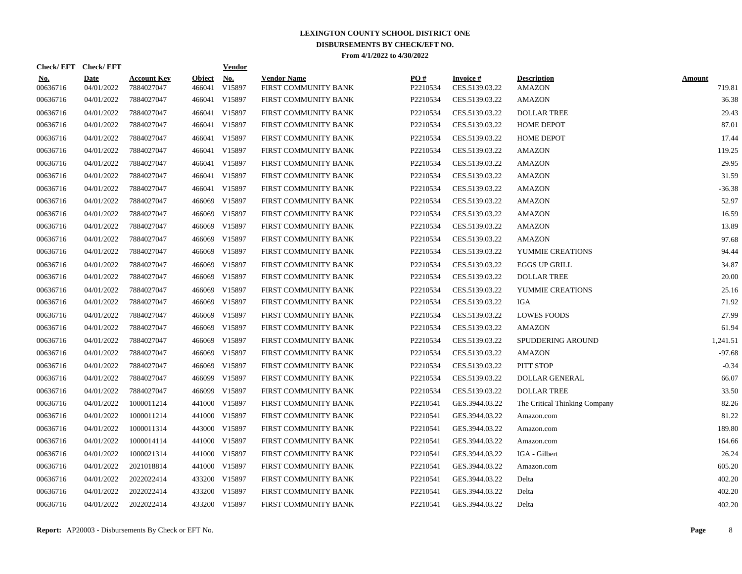# LEXINGTON COUNTY SCHOOL DISTRICT ONE

## DISBURSEMENTS BY CHECK/EFT NO.

**From 4/1/2022 to 4/30/2022**

| Check/ EFT No. | Check/ EFT Date | Account Key | Object | Vendor No. | Vendor Name | PO # | Invoice # | Description | Amount |
|---|---|---|---|---|---|---|---|---|---|
| 00636716 | 04/01/2022 | 7884027047 | 466041 | V15897 | FIRST COMMUNITY BANK | P2210534 | CES.5139.03.22 | AMAZON | 719.81 |
| 00636716 | 04/01/2022 | 7884027047 | 466041 | V15897 | FIRST COMMUNITY BANK | P2210534 | CES.5139.03.22 | AMAZON | 36.38 |
| 00636716 | 04/01/2022 | 7884027047 | 466041 | V15897 | FIRST COMMUNITY BANK | P2210534 | CES.5139.03.22 | DOLLAR TREE | 29.43 |
| 00636716 | 04/01/2022 | 7884027047 | 466041 | V15897 | FIRST COMMUNITY BANK | P2210534 | CES.5139.03.22 | HOME DEPOT | 87.01 |
| 00636716 | 04/01/2022 | 7884027047 | 466041 | V15897 | FIRST COMMUNITY BANK | P2210534 | CES.5139.03.22 | HOME DEPOT | 17.44 |
| 00636716 | 04/01/2022 | 7884027047 | 466041 | V15897 | FIRST COMMUNITY BANK | P2210534 | CES.5139.03.22 | AMAZON | 119.25 |
| 00636716 | 04/01/2022 | 7884027047 | 466041 | V15897 | FIRST COMMUNITY BANK | P2210534 | CES.5139.03.22 | AMAZON | 29.95 |
| 00636716 | 04/01/2022 | 7884027047 | 466041 | V15897 | FIRST COMMUNITY BANK | P2210534 | CES.5139.03.22 | AMAZON | 31.59 |
| 00636716 | 04/01/2022 | 7884027047 | 466041 | V15897 | FIRST COMMUNITY BANK | P2210534 | CES.5139.03.22 | AMAZON | -36.38 |
| 00636716 | 04/01/2022 | 7884027047 | 466069 | V15897 | FIRST COMMUNITY BANK | P2210534 | CES.5139.03.22 | AMAZON | 52.97 |
| 00636716 | 04/01/2022 | 7884027047 | 466069 | V15897 | FIRST COMMUNITY BANK | P2210534 | CES.5139.03.22 | AMAZON | 16.59 |
| 00636716 | 04/01/2022 | 7884027047 | 466069 | V15897 | FIRST COMMUNITY BANK | P2210534 | CES.5139.03.22 | AMAZON | 13.89 |
| 00636716 | 04/01/2022 | 7884027047 | 466069 | V15897 | FIRST COMMUNITY BANK | P2210534 | CES.5139.03.22 | AMAZON | 97.68 |
| 00636716 | 04/01/2022 | 7884027047 | 466069 | V15897 | FIRST COMMUNITY BANK | P2210534 | CES.5139.03.22 | YUMMIE CREATIONS | 94.44 |
| 00636716 | 04/01/2022 | 7884027047 | 466069 | V15897 | FIRST COMMUNITY BANK | P2210534 | CES.5139.03.22 | EGGS UP GRILL | 34.87 |
| 00636716 | 04/01/2022 | 7884027047 | 466069 | V15897 | FIRST COMMUNITY BANK | P2210534 | CES.5139.03.22 | DOLLAR TREE | 20.00 |
| 00636716 | 04/01/2022 | 7884027047 | 466069 | V15897 | FIRST COMMUNITY BANK | P2210534 | CES.5139.03.22 | YUMMIE CREATIONS | 25.16 |
| 00636716 | 04/01/2022 | 7884027047 | 466069 | V15897 | FIRST COMMUNITY BANK | P2210534 | CES.5139.03.22 | IGA | 71.92 |
| 00636716 | 04/01/2022 | 7884027047 | 466069 | V15897 | FIRST COMMUNITY BANK | P2210534 | CES.5139.03.22 | LOWES FOODS | 27.99 |
| 00636716 | 04/01/2022 | 7884027047 | 466069 | V15897 | FIRST COMMUNITY BANK | P2210534 | CES.5139.03.22 | AMAZON | 61.94 |
| 00636716 | 04/01/2022 | 7884027047 | 466069 | V15897 | FIRST COMMUNITY BANK | P2210534 | CES.5139.03.22 | SPUDDERING AROUND | 1,241.51 |
| 00636716 | 04/01/2022 | 7884027047 | 466069 | V15897 | FIRST COMMUNITY BANK | P2210534 | CES.5139.03.22 | AMAZON | -97.68 |
| 00636716 | 04/01/2022 | 7884027047 | 466069 | V15897 | FIRST COMMUNITY BANK | P2210534 | CES.5139.03.22 | PITT STOP | -0.34 |
| 00636716 | 04/01/2022 | 7884027047 | 466099 | V15897 | FIRST COMMUNITY BANK | P2210534 | CES.5139.03.22 | DOLLAR GENERAL | 66.07 |
| 00636716 | 04/01/2022 | 7884027047 | 466099 | V15897 | FIRST COMMUNITY BANK | P2210534 | CES.5139.03.22 | DOLLAR TREE | 33.50 |
| 00636716 | 04/01/2022 | 1000011214 | 441000 | V15897 | FIRST COMMUNITY BANK | P2210541 | GES.3944.03.22 | The Critical Thinking Company | 82.26 |
| 00636716 | 04/01/2022 | 1000011214 | 441000 | V15897 | FIRST COMMUNITY BANK | P2210541 | GES.3944.03.22 | Amazon.com | 81.22 |
| 00636716 | 04/01/2022 | 1000011314 | 443000 | V15897 | FIRST COMMUNITY BANK | P2210541 | GES.3944.03.22 | Amazon.com | 189.80 |
| 00636716 | 04/01/2022 | 1000014114 | 441000 | V15897 | FIRST COMMUNITY BANK | P2210541 | GES.3944.03.22 | Amazon.com | 164.66 |
| 00636716 | 04/01/2022 | 1000021314 | 441000 | V15897 | FIRST COMMUNITY BANK | P2210541 | GES.3944.03.22 | IGA - Gilbert | 26.24 |
| 00636716 | 04/01/2022 | 2021018814 | 441000 | V15897 | FIRST COMMUNITY BANK | P2210541 | GES.3944.03.22 | Amazon.com | 605.20 |
| 00636716 | 04/01/2022 | 2022022414 | 433200 | V15897 | FIRST COMMUNITY BANK | P2210541 | GES.3944.03.22 | Delta | 402.20 |
| 00636716 | 04/01/2022 | 2022022414 | 433200 | V15897 | FIRST COMMUNITY BANK | P2210541 | GES.3944.03.22 | Delta | 402.20 |
| 00636716 | 04/01/2022 | 2022022414 | 433200 | V15897 | FIRST COMMUNITY BANK | P2210541 | GES.3944.03.22 | Delta | 402.20 |

**Report:** AP20003 - Disbursements By Check or EFT No.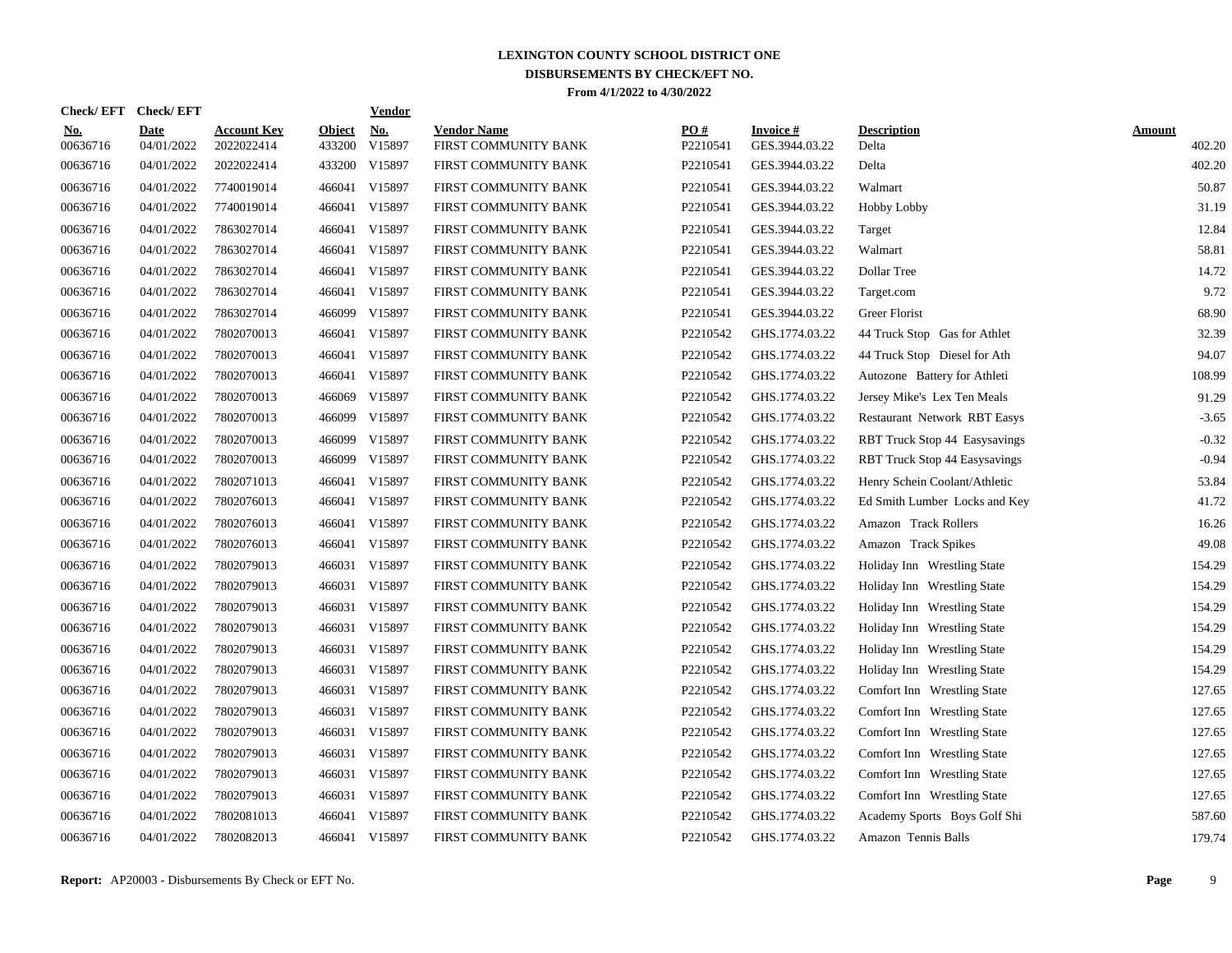# LEXINGTON COUNTY SCHOOL DISTRICT ONE
## DISBURSEMENTS BY CHECK/EFT NO.
### From 4/1/2022 to 4/30/2022

| Check/ EFT No. | Check/ EFT Date | Account Key | Object | Vendor No. | Vendor Name | PO # | Invoice # | Description | Amount |
|---|---|---|---|---|---|---|---|---|---|
| 00636716 | 04/01/2022 | 2022022414 | 433200 | V15897 | FIRST COMMUNITY BANK | P2210541 | GES.3944.03.22 | Delta | 402.20 |
| 00636716 | 04/01/2022 | 2022022414 | 433200 | V15897 | FIRST COMMUNITY BANK | P2210541 | GES.3944.03.22 | Delta | 402.20 |
| 00636716 | 04/01/2022 | 7740019014 | 466041 | V15897 | FIRST COMMUNITY BANK | P2210541 | GES.3944.03.22 | Walmart | 50.87 |
| 00636716 | 04/01/2022 | 7740019014 | 466041 | V15897 | FIRST COMMUNITY BANK | P2210541 | GES.3944.03.22 | Hobby Lobby | 31.19 |
| 00636716 | 04/01/2022 | 7863027014 | 466041 | V15897 | FIRST COMMUNITY BANK | P2210541 | GES.3944.03.22 | Target | 12.84 |
| 00636716 | 04/01/2022 | 7863027014 | 466041 | V15897 | FIRST COMMUNITY BANK | P2210541 | GES.3944.03.22 | Walmart | 58.81 |
| 00636716 | 04/01/2022 | 7863027014 | 466041 | V15897 | FIRST COMMUNITY BANK | P2210541 | GES.3944.03.22 | Dollar Tree | 14.72 |
| 00636716 | 04/01/2022 | 7863027014 | 466041 | V15897 | FIRST COMMUNITY BANK | P2210541 | GES.3944.03.22 | Target.com | 9.72 |
| 00636716 | 04/01/2022 | 7863027014 | 466099 | V15897 | FIRST COMMUNITY BANK | P2210541 | GES.3944.03.22 | Greer Florist | 68.90 |
| 00636716 | 04/01/2022 | 7802070013 | 466041 | V15897 | FIRST COMMUNITY BANK | P2210542 | GHS.1774.03.22 | 44 Truck Stop Gas for Athlet | 32.39 |
| 00636716 | 04/01/2022 | 7802070013 | 466041 | V15897 | FIRST COMMUNITY BANK | P2210542 | GHS.1774.03.22 | 44 Truck Stop Diesel for Ath | 94.07 |
| 00636716 | 04/01/2022 | 7802070013 | 466041 | V15897 | FIRST COMMUNITY BANK | P2210542 | GHS.1774.03.22 | Autozone Battery for Athleti | 108.99 |
| 00636716 | 04/01/2022 | 7802070013 | 466069 | V15897 | FIRST COMMUNITY BANK | P2210542 | GHS.1774.03.22 | Jersey Mike's Lex Ten Meals | 91.29 |
| 00636716 | 04/01/2022 | 7802070013 | 466099 | V15897 | FIRST COMMUNITY BANK | P2210542 | GHS.1774.03.22 | Restaurant Network RBT Easys | -3.65 |
| 00636716 | 04/01/2022 | 7802070013 | 466099 | V15897 | FIRST COMMUNITY BANK | P2210542 | GHS.1774.03.22 | RBT Truck Stop 44 Easysavings | -0.32 |
| 00636716 | 04/01/2022 | 7802070013 | 466099 | V15897 | FIRST COMMUNITY BANK | P2210542 | GHS.1774.03.22 | RBT Truck Stop 44 Easysavings | -0.94 |
| 00636716 | 04/01/2022 | 7802071013 | 466041 | V15897 | FIRST COMMUNITY BANK | P2210542 | GHS.1774.03.22 | Henry Schein Coolant/Athletic | 53.84 |
| 00636716 | 04/01/2022 | 7802076013 | 466041 | V15897 | FIRST COMMUNITY BANK | P2210542 | GHS.1774.03.22 | Ed Smith Lumber Locks and Key | 41.72 |
| 00636716 | 04/01/2022 | 7802076013 | 466041 | V15897 | FIRST COMMUNITY BANK | P2210542 | GHS.1774.03.22 | Amazon Track Rollers | 16.26 |
| 00636716 | 04/01/2022 | 7802076013 | 466041 | V15897 | FIRST COMMUNITY BANK | P2210542 | GHS.1774.03.22 | Amazon Track Spikes | 49.08 |
| 00636716 | 04/01/2022 | 7802079013 | 466031 | V15897 | FIRST COMMUNITY BANK | P2210542 | GHS.1774.03.22 | Holiday Inn Wrestling State | 154.29 |
| 00636716 | 04/01/2022 | 7802079013 | 466031 | V15897 | FIRST COMMUNITY BANK | P2210542 | GHS.1774.03.22 | Holiday Inn Wrestling State | 154.29 |
| 00636716 | 04/01/2022 | 7802079013 | 466031 | V15897 | FIRST COMMUNITY BANK | P2210542 | GHS.1774.03.22 | Holiday Inn Wrestling State | 154.29 |
| 00636716 | 04/01/2022 | 7802079013 | 466031 | V15897 | FIRST COMMUNITY BANK | P2210542 | GHS.1774.03.22 | Holiday Inn Wrestling State | 154.29 |
| 00636716 | 04/01/2022 | 7802079013 | 466031 | V15897 | FIRST COMMUNITY BANK | P2210542 | GHS.1774.03.22 | Holiday Inn Wrestling State | 154.29 |
| 00636716 | 04/01/2022 | 7802079013 | 466031 | V15897 | FIRST COMMUNITY BANK | P2210542 | GHS.1774.03.22 | Holiday Inn Wrestling State | 154.29 |
| 00636716 | 04/01/2022 | 7802079013 | 466031 | V15897 | FIRST COMMUNITY BANK | P2210542 | GHS.1774.03.22 | Comfort Inn Wrestling State | 127.65 |
| 00636716 | 04/01/2022 | 7802079013 | 466031 | V15897 | FIRST COMMUNITY BANK | P2210542 | GHS.1774.03.22 | Comfort Inn Wrestling State | 127.65 |
| 00636716 | 04/01/2022 | 7802079013 | 466031 | V15897 | FIRST COMMUNITY BANK | P2210542 | GHS.1774.03.22 | Comfort Inn Wrestling State | 127.65 |
| 00636716 | 04/01/2022 | 7802079013 | 466031 | V15897 | FIRST COMMUNITY BANK | P2210542 | GHS.1774.03.22 | Comfort Inn Wrestling State | 127.65 |
| 00636716 | 04/01/2022 | 7802079013 | 466031 | V15897 | FIRST COMMUNITY BANK | P2210542 | GHS.1774.03.22 | Comfort Inn Wrestling State | 127.65 |
| 00636716 | 04/01/2022 | 7802079013 | 466031 | V15897 | FIRST COMMUNITY BANK | P2210542 | GHS.1774.03.22 | Comfort Inn Wrestling State | 127.65 |
| 00636716 | 04/01/2022 | 7802081013 | 466041 | V15897 | FIRST COMMUNITY BANK | P2210542 | GHS.1774.03.22 | Academy Sports Boys Golf Shi | 587.60 |
| 00636716 | 04/01/2022 | 7802082013 | 466041 | V15897 | FIRST COMMUNITY BANK | P2210542 | GHS.1774.03.22 | Amazon Tennis Balls | 179.74 |

**Report:** AP20003 - Disbursements By Check or EFT No.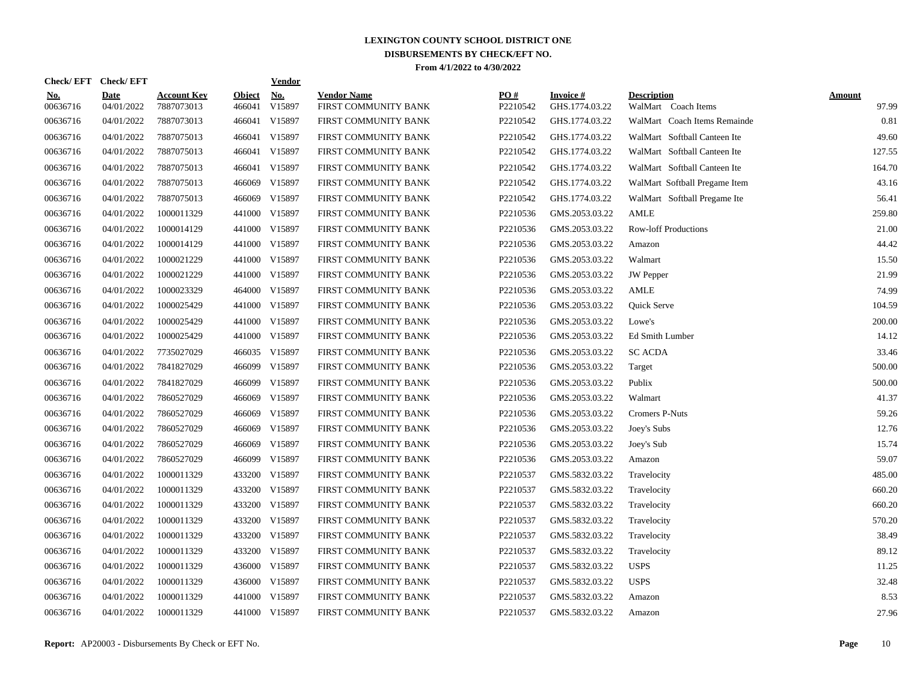# LEXINGTON COUNTY SCHOOL DISTRICT ONE
## DISBURSEMENTS BY CHECK/EFT NO.
### From 4/1/2022 to 4/30/2022

| Check/ EFT No. | Check/ EFT Date | Account Key | Object | Vendor No. | Vendor Name | PO # | Invoice # | Description | Amount |
|---|---|---|---|---|---|---|---|---|---|
| 00636716 | 04/01/2022 | 7887073013 | 466041 | V15897 | FIRST COMMUNITY BANK | P2210542 | GHS.1774.03.22 | WalMart Coach Items | 97.99 |
| 00636716 | 04/01/2022 | 7887073013 | 466041 | V15897 | FIRST COMMUNITY BANK | P2210542 | GHS.1774.03.22 | WalMart Coach Items Remainde | 0.81 |
| 00636716 | 04/01/2022 | 7887075013 | 466041 | V15897 | FIRST COMMUNITY BANK | P2210542 | GHS.1774.03.22 | WalMart Softball Canteen Ite | 49.60 |
| 00636716 | 04/01/2022 | 7887075013 | 466041 | V15897 | FIRST COMMUNITY BANK | P2210542 | GHS.1774.03.22 | WalMart Softball Canteen Ite | 127.55 |
| 00636716 | 04/01/2022 | 7887075013 | 466041 | V15897 | FIRST COMMUNITY BANK | P2210542 | GHS.1774.03.22 | WalMart Softball Canteen Ite | 164.70 |
| 00636716 | 04/01/2022 | 7887075013 | 466069 | V15897 | FIRST COMMUNITY BANK | P2210542 | GHS.1774.03.22 | WalMart Softball Pregame Item | 43.16 |
| 00636716 | 04/01/2022 | 7887075013 | 466069 | V15897 | FIRST COMMUNITY BANK | P2210542 | GHS.1774.03.22 | WalMart Softball Pregame Ite | 56.41 |
| 00636716 | 04/01/2022 | 1000011329 | 441000 | V15897 | FIRST COMMUNITY BANK | P2210536 | GMS.2053.03.22 | AMLE | 259.80 |
| 00636716 | 04/01/2022 | 1000014129 | 441000 | V15897 | FIRST COMMUNITY BANK | P2210536 | GMS.2053.03.22 | Row-loff Productions | 21.00 |
| 00636716 | 04/01/2022 | 1000014129 | 441000 | V15897 | FIRST COMMUNITY BANK | P2210536 | GMS.2053.03.22 | Amazon | 44.42 |
| 00636716 | 04/01/2022 | 1000021229 | 441000 | V15897 | FIRST COMMUNITY BANK | P2210536 | GMS.2053.03.22 | Walmart | 15.50 |
| 00636716 | 04/01/2022 | 1000021229 | 441000 | V15897 | FIRST COMMUNITY BANK | P2210536 | GMS.2053.03.22 | JW Pepper | 21.99 |
| 00636716 | 04/01/2022 | 1000023329 | 464000 | V15897 | FIRST COMMUNITY BANK | P2210536 | GMS.2053.03.22 | AMLE | 74.99 |
| 00636716 | 04/01/2022 | 1000025429 | 441000 | V15897 | FIRST COMMUNITY BANK | P2210536 | GMS.2053.03.22 | Quick Serve | 104.59 |
| 00636716 | 04/01/2022 | 1000025429 | 441000 | V15897 | FIRST COMMUNITY BANK | P2210536 | GMS.2053.03.22 | Lowe's | 200.00 |
| 00636716 | 04/01/2022 | 1000025429 | 441000 | V15897 | FIRST COMMUNITY BANK | P2210536 | GMS.2053.03.22 | Ed Smith Lumber | 14.12 |
| 00636716 | 04/01/2022 | 7735027029 | 466035 | V15897 | FIRST COMMUNITY BANK | P2210536 | GMS.2053.03.22 | SC ACDA | 33.46 |
| 00636716 | 04/01/2022 | 7841827029 | 466099 | V15897 | FIRST COMMUNITY BANK | P2210536 | GMS.2053.03.22 | Target | 500.00 |
| 00636716 | 04/01/2022 | 7841827029 | 466099 | V15897 | FIRST COMMUNITY BANK | P2210536 | GMS.2053.03.22 | Publix | 500.00 |
| 00636716 | 04/01/2022 | 7860527029 | 466069 | V15897 | FIRST COMMUNITY BANK | P2210536 | GMS.2053.03.22 | Walmart | 41.37 |
| 00636716 | 04/01/2022 | 7860527029 | 466069 | V15897 | FIRST COMMUNITY BANK | P2210536 | GMS.2053.03.22 | Cromers P-Nuts | 59.26 |
| 00636716 | 04/01/2022 | 7860527029 | 466069 | V15897 | FIRST COMMUNITY BANK | P2210536 | GMS.2053.03.22 | Joey's Subs | 12.76 |
| 00636716 | 04/01/2022 | 7860527029 | 466069 | V15897 | FIRST COMMUNITY BANK | P2210536 | GMS.2053.03.22 | Joey's Sub | 15.74 |
| 00636716 | 04/01/2022 | 7860527029 | 466099 | V15897 | FIRST COMMUNITY BANK | P2210536 | GMS.2053.03.22 | Amazon | 59.07 |
| 00636716 | 04/01/2022 | 1000011329 | 433200 | V15897 | FIRST COMMUNITY BANK | P2210537 | GMS.5832.03.22 | Travelocity | 485.00 |
| 00636716 | 04/01/2022 | 1000011329 | 433200 | V15897 | FIRST COMMUNITY BANK | P2210537 | GMS.5832.03.22 | Travelocity | 660.20 |
| 00636716 | 04/01/2022 | 1000011329 | 433200 | V15897 | FIRST COMMUNITY BANK | P2210537 | GMS.5832.03.22 | Travelocity | 660.20 |
| 00636716 | 04/01/2022 | 1000011329 | 433200 | V15897 | FIRST COMMUNITY BANK | P2210537 | GMS.5832.03.22 | Travelocity | 570.20 |
| 00636716 | 04/01/2022 | 1000011329 | 433200 | V15897 | FIRST COMMUNITY BANK | P2210537 | GMS.5832.03.22 | Travelocity | 38.49 |
| 00636716 | 04/01/2022 | 1000011329 | 433200 | V15897 | FIRST COMMUNITY BANK | P2210537 | GMS.5832.03.22 | Travelocity | 89.12 |
| 00636716 | 04/01/2022 | 1000011329 | 436000 | V15897 | FIRST COMMUNITY BANK | P2210537 | GMS.5832.03.22 | USPS | 11.25 |
| 00636716 | 04/01/2022 | 1000011329 | 436000 | V15897 | FIRST COMMUNITY BANK | P2210537 | GMS.5832.03.22 | USPS | 32.48 |
| 00636716 | 04/01/2022 | 1000011329 | 441000 | V15897 | FIRST COMMUNITY BANK | P2210537 | GMS.5832.03.22 | Amazon | 8.53 |
| 00636716 | 04/01/2022 | 1000011329 | 441000 | V15897 | FIRST COMMUNITY BANK | P2210537 | GMS.5832.03.22 | Amazon | 27.96 |

**Report:** AP20003 - Disbursements By Check or EFT No.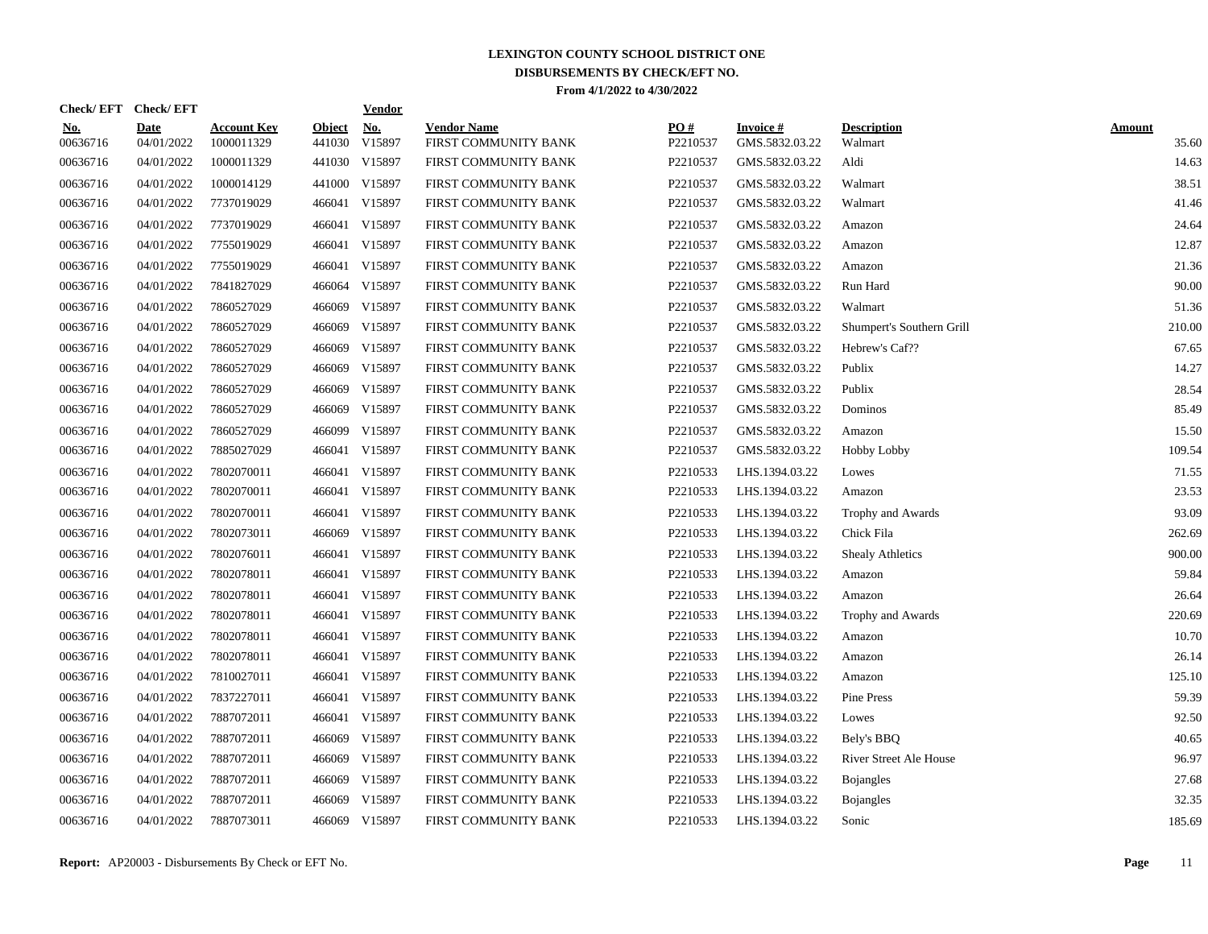# LEXINGTON COUNTY SCHOOL DISTRICT ONE
## DISBURSEMENTS BY CHECK/EFT NO.
### From 4/1/2022 to 4/30/2022

| Check/ EFT No. | Check/ EFT Date | Account Key | Object | Vendor No. | Vendor Name | PO # | Invoice # | Description | Amount |
|---|---|---|---|---|---|---|---|---|---|
| 00636716 | 04/01/2022 | 1000011329 | 441030 | V15897 | FIRST COMMUNITY BANK | P2210537 | GMS.5832.03.22 | Walmart | 35.60 |
| 00636716 | 04/01/2022 | 1000011329 | 441030 | V15897 | FIRST COMMUNITY BANK | P2210537 | GMS.5832.03.22 | Aldi | 14.63 |
| 00636716 | 04/01/2022 | 1000014129 | 441000 | V15897 | FIRST COMMUNITY BANK | P2210537 | GMS.5832.03.22 | Walmart | 38.51 |
| 00636716 | 04/01/2022 | 7737019029 | 466041 | V15897 | FIRST COMMUNITY BANK | P2210537 | GMS.5832.03.22 | Walmart | 41.46 |
| 00636716 | 04/01/2022 | 7737019029 | 466041 | V15897 | FIRST COMMUNITY BANK | P2210537 | GMS.5832.03.22 | Amazon | 24.64 |
| 00636716 | 04/01/2022 | 7755019029 | 466041 | V15897 | FIRST COMMUNITY BANK | P2210537 | GMS.5832.03.22 | Amazon | 12.87 |
| 00636716 | 04/01/2022 | 7755019029 | 466041 | V15897 | FIRST COMMUNITY BANK | P2210537 | GMS.5832.03.22 | Amazon | 21.36 |
| 00636716 | 04/01/2022 | 7841827029 | 466064 | V15897 | FIRST COMMUNITY BANK | P2210537 | GMS.5832.03.22 | Run Hard | 90.00 |
| 00636716 | 04/01/2022 | 7860527029 | 466069 | V15897 | FIRST COMMUNITY BANK | P2210537 | GMS.5832.03.22 | Walmart | 51.36 |
| 00636716 | 04/01/2022 | 7860527029 | 466069 | V15897 | FIRST COMMUNITY BANK | P2210537 | GMS.5832.03.22 | Shumpert's Southern Grill | 210.00 |
| 00636716 | 04/01/2022 | 7860527029 | 466069 | V15897 | FIRST COMMUNITY BANK | P2210537 | GMS.5832.03.22 | Hebrew's Caf?? | 67.65 |
| 00636716 | 04/01/2022 | 7860527029 | 466069 | V15897 | FIRST COMMUNITY BANK | P2210537 | GMS.5832.03.22 | Publix | 14.27 |
| 00636716 | 04/01/2022 | 7860527029 | 466069 | V15897 | FIRST COMMUNITY BANK | P2210537 | GMS.5832.03.22 | Publix | 28.54 |
| 00636716 | 04/01/2022 | 7860527029 | 466069 | V15897 | FIRST COMMUNITY BANK | P2210537 | GMS.5832.03.22 | Dominos | 85.49 |
| 00636716 | 04/01/2022 | 7860527029 | 466099 | V15897 | FIRST COMMUNITY BANK | P2210537 | GMS.5832.03.22 | Amazon | 15.50 |
| 00636716 | 04/01/2022 | 7885027029 | 466041 | V15897 | FIRST COMMUNITY BANK | P2210537 | GMS.5832.03.22 | Hobby Lobby | 109.54 |
| 00636716 | 04/01/2022 | 7802070011 | 466041 | V15897 | FIRST COMMUNITY BANK | P2210533 | LHS.1394.03.22 | Lowes | 71.55 |
| 00636716 | 04/01/2022 | 7802070011 | 466041 | V15897 | FIRST COMMUNITY BANK | P2210533 | LHS.1394.03.22 | Amazon | 23.53 |
| 00636716 | 04/01/2022 | 7802070011 | 466041 | V15897 | FIRST COMMUNITY BANK | P2210533 | LHS.1394.03.22 | Trophy and Awards | 93.09 |
| 00636716 | 04/01/2022 | 7802073011 | 466069 | V15897 | FIRST COMMUNITY BANK | P2210533 | LHS.1394.03.22 | Chick Fila | 262.69 |
| 00636716 | 04/01/2022 | 7802076011 | 466041 | V15897 | FIRST COMMUNITY BANK | P2210533 | LHS.1394.03.22 | Shealy Athletics | 900.00 |
| 00636716 | 04/01/2022 | 7802078011 | 466041 | V15897 | FIRST COMMUNITY BANK | P2210533 | LHS.1394.03.22 | Amazon | 59.84 |
| 00636716 | 04/01/2022 | 7802078011 | 466041 | V15897 | FIRST COMMUNITY BANK | P2210533 | LHS.1394.03.22 | Amazon | 26.64 |
| 00636716 | 04/01/2022 | 7802078011 | 466041 | V15897 | FIRST COMMUNITY BANK | P2210533 | LHS.1394.03.22 | Trophy and Awards | 220.69 |
| 00636716 | 04/01/2022 | 7802078011 | 466041 | V15897 | FIRST COMMUNITY BANK | P2210533 | LHS.1394.03.22 | Amazon | 10.70 |
| 00636716 | 04/01/2022 | 7802078011 | 466041 | V15897 | FIRST COMMUNITY BANK | P2210533 | LHS.1394.03.22 | Amazon | 26.14 |
| 00636716 | 04/01/2022 | 7810027011 | 466041 | V15897 | FIRST COMMUNITY BANK | P2210533 | LHS.1394.03.22 | Amazon | 125.10 |
| 00636716 | 04/01/2022 | 7837227011 | 466041 | V15897 | FIRST COMMUNITY BANK | P2210533 | LHS.1394.03.22 | Pine Press | 59.39 |
| 00636716 | 04/01/2022 | 7887072011 | 466041 | V15897 | FIRST COMMUNITY BANK | P2210533 | LHS.1394.03.22 | Lowes | 92.50 |
| 00636716 | 04/01/2022 | 7887072011 | 466069 | V15897 | FIRST COMMUNITY BANK | P2210533 | LHS.1394.03.22 | Bely's BBQ | 40.65 |
| 00636716 | 04/01/2022 | 7887072011 | 466069 | V15897 | FIRST COMMUNITY BANK | P2210533 | LHS.1394.03.22 | River Street Ale House | 96.97 |
| 00636716 | 04/01/2022 | 7887072011 | 466069 | V15897 | FIRST COMMUNITY BANK | P2210533 | LHS.1394.03.22 | Bojangles | 27.68 |
| 00636716 | 04/01/2022 | 7887072011 | 466069 | V15897 | FIRST COMMUNITY BANK | P2210533 | LHS.1394.03.22 | Bojangles | 32.35 |
| 00636716 | 04/01/2022 | 7887073011 | 466069 | V15897 | FIRST COMMUNITY BANK | P2210533 | LHS.1394.03.22 | Sonic | 185.69 |

**Report:** AP20003 - Disbursements By Check or EFT No.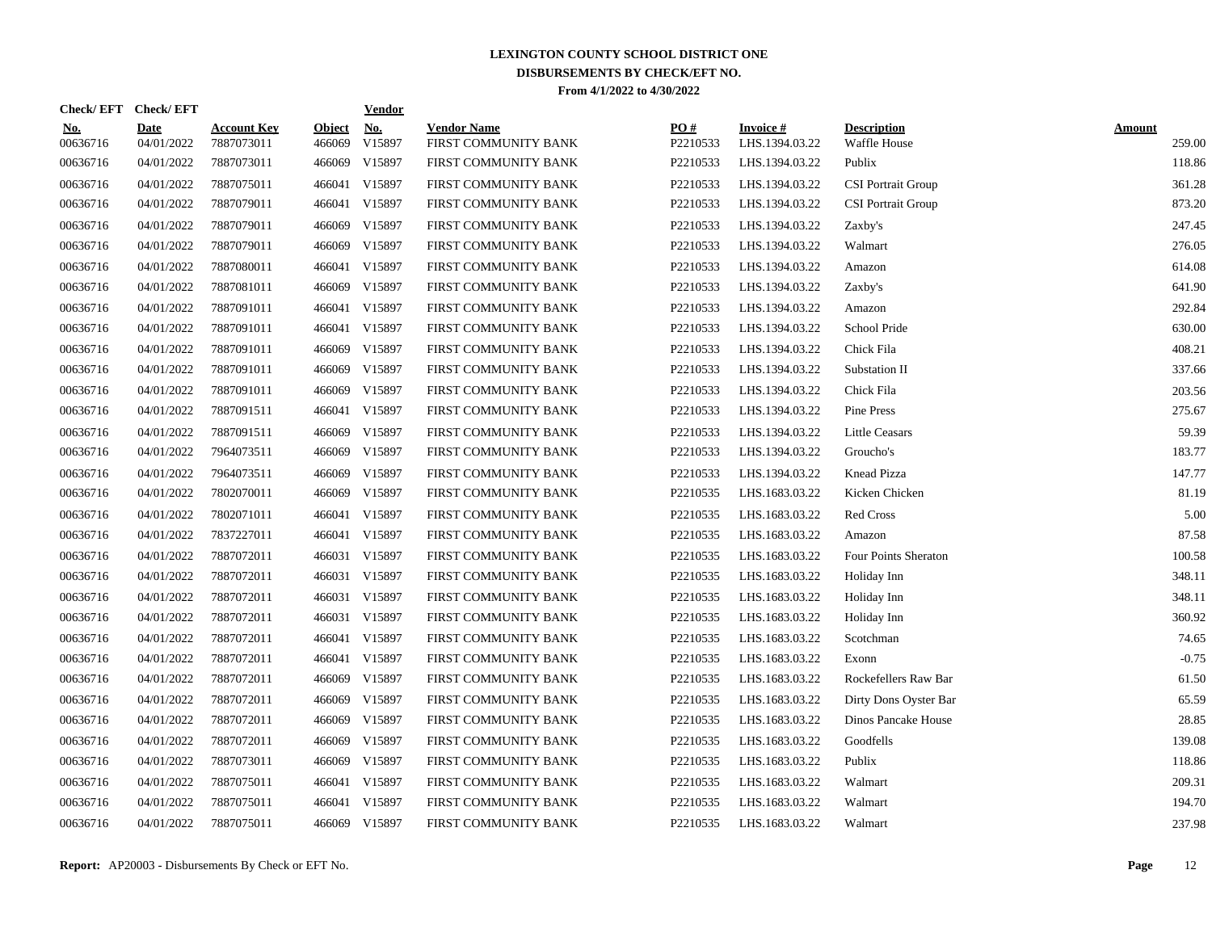# LEXINGTON COUNTY SCHOOL DISTRICT ONE

## DISBURSEMENTS BY CHECK/EFT NO.

**From 4/1/2022 to 4/30/2022**

| Check/ EFT No. | Check/ EFT Date | Account Key | Object | Vendor No. | Vendor Name | PO # | Invoice # | Description | Amount |
|---|---|---|---|---|---|---|---|---|---|
| 00636716 | 04/01/2022 | 7887073011 | 466069 | V15897 | FIRST COMMUNITY BANK | P2210533 | LHS.1394.03.22 | Waffle House | 259.00 |
| 00636716 | 04/01/2022 | 7887073011 | 466069 | V15897 | FIRST COMMUNITY BANK | P2210533 | LHS.1394.03.22 | Publix | 118.86 |
| 00636716 | 04/01/2022 | 7887075011 | 466041 | V15897 | FIRST COMMUNITY BANK | P2210533 | LHS.1394.03.22 | CSI Portrait Group | 361.28 |
| 00636716 | 04/01/2022 | 7887079011 | 466041 | V15897 | FIRST COMMUNITY BANK | P2210533 | LHS.1394.03.22 | CSI Portrait Group | 873.20 |
| 00636716 | 04/01/2022 | 7887079011 | 466069 | V15897 | FIRST COMMUNITY BANK | P2210533 | LHS.1394.03.22 | Zaxby's | 247.45 |
| 00636716 | 04/01/2022 | 7887079011 | 466069 | V15897 | FIRST COMMUNITY BANK | P2210533 | LHS.1394.03.22 | Walmart | 276.05 |
| 00636716 | 04/01/2022 | 7887080011 | 466041 | V15897 | FIRST COMMUNITY BANK | P2210533 | LHS.1394.03.22 | Amazon | 614.08 |
| 00636716 | 04/01/2022 | 7887081011 | 466069 | V15897 | FIRST COMMUNITY BANK | P2210533 | LHS.1394.03.22 | Zaxby's | 641.90 |
| 00636716 | 04/01/2022 | 7887091011 | 466041 | V15897 | FIRST COMMUNITY BANK | P2210533 | LHS.1394.03.22 | Amazon | 292.84 |
| 00636716 | 04/01/2022 | 7887091011 | 466041 | V15897 | FIRST COMMUNITY BANK | P2210533 | LHS.1394.03.22 | School Pride | 630.00 |
| 00636716 | 04/01/2022 | 7887091011 | 466069 | V15897 | FIRST COMMUNITY BANK | P2210533 | LHS.1394.03.22 | Chick Fila | 408.21 |
| 00636716 | 04/01/2022 | 7887091011 | 466069 | V15897 | FIRST COMMUNITY BANK | P2210533 | LHS.1394.03.22 | Substation II | 337.66 |
| 00636716 | 04/01/2022 | 7887091011 | 466069 | V15897 | FIRST COMMUNITY BANK | P2210533 | LHS.1394.03.22 | Chick Fila | 203.56 |
| 00636716 | 04/01/2022 | 7887091511 | 466041 | V15897 | FIRST COMMUNITY BANK | P2210533 | LHS.1394.03.22 | Pine Press | 275.67 |
| 00636716 | 04/01/2022 | 7887091511 | 466069 | V15897 | FIRST COMMUNITY BANK | P2210533 | LHS.1394.03.22 | Little Ceasars | 59.39 |
| 00636716 | 04/01/2022 | 7964073511 | 466069 | V15897 | FIRST COMMUNITY BANK | P2210533 | LHS.1394.03.22 | Groucho's | 183.77 |
| 00636716 | 04/01/2022 | 7964073511 | 466069 | V15897 | FIRST COMMUNITY BANK | P2210533 | LHS.1394.03.22 | Knead Pizza | 147.77 |
| 00636716 | 04/01/2022 | 7802070011 | 466069 | V15897 | FIRST COMMUNITY BANK | P2210535 | LHS.1683.03.22 | Kicken Chicken | 81.19 |
| 00636716 | 04/01/2022 | 7802071011 | 466041 | V15897 | FIRST COMMUNITY BANK | P2210535 | LHS.1683.03.22 | Red Cross | 5.00 |
| 00636716 | 04/01/2022 | 7837227011 | 466041 | V15897 | FIRST COMMUNITY BANK | P2210535 | LHS.1683.03.22 | Amazon | 87.58 |
| 00636716 | 04/01/2022 | 7887072011 | 466031 | V15897 | FIRST COMMUNITY BANK | P2210535 | LHS.1683.03.22 | Four Points Sheraton | 100.58 |
| 00636716 | 04/01/2022 | 7887072011 | 466031 | V15897 | FIRST COMMUNITY BANK | P2210535 | LHS.1683.03.22 | Holiday Inn | 348.11 |
| 00636716 | 04/01/2022 | 7887072011 | 466031 | V15897 | FIRST COMMUNITY BANK | P2210535 | LHS.1683.03.22 | Holiday Inn | 348.11 |
| 00636716 | 04/01/2022 | 7887072011 | 466031 | V15897 | FIRST COMMUNITY BANK | P2210535 | LHS.1683.03.22 | Holiday Inn | 360.92 |
| 00636716 | 04/01/2022 | 7887072011 | 466041 | V15897 | FIRST COMMUNITY BANK | P2210535 | LHS.1683.03.22 | Scotchman | 74.65 |
| 00636716 | 04/01/2022 | 7887072011 | 466041 | V15897 | FIRST COMMUNITY BANK | P2210535 | LHS.1683.03.22 | Exonn | -0.75 |
| 00636716 | 04/01/2022 | 7887072011 | 466069 | V15897 | FIRST COMMUNITY BANK | P2210535 | LHS.1683.03.22 | Rockefellers Raw Bar | 61.50 |
| 00636716 | 04/01/2022 | 7887072011 | 466069 | V15897 | FIRST COMMUNITY BANK | P2210535 | LHS.1683.03.22 | Dirty Dons Oyster Bar | 65.59 |
| 00636716 | 04/01/2022 | 7887072011 | 466069 | V15897 | FIRST COMMUNITY BANK | P2210535 | LHS.1683.03.22 | Dinos Pancake House | 28.85 |
| 00636716 | 04/01/2022 | 7887072011 | 466069 | V15897 | FIRST COMMUNITY BANK | P2210535 | LHS.1683.03.22 | Goodfells | 139.08 |
| 00636716 | 04/01/2022 | 7887073011 | 466069 | V15897 | FIRST COMMUNITY BANK | P2210535 | LHS.1683.03.22 | Publix | 118.86 |
| 00636716 | 04/01/2022 | 7887075011 | 466041 | V15897 | FIRST COMMUNITY BANK | P2210535 | LHS.1683.03.22 | Walmart | 209.31 |
| 00636716 | 04/01/2022 | 7887075011 | 466041 | V15897 | FIRST COMMUNITY BANK | P2210535 | LHS.1683.03.22 | Walmart | 194.70 |
| 00636716 | 04/01/2022 | 7887075011 | 466069 | V15897 | FIRST COMMUNITY BANK | P2210535 | LHS.1683.03.22 | Walmart | 237.98 |

**Report:** AP20003 - Disbursements By Check or EFT No.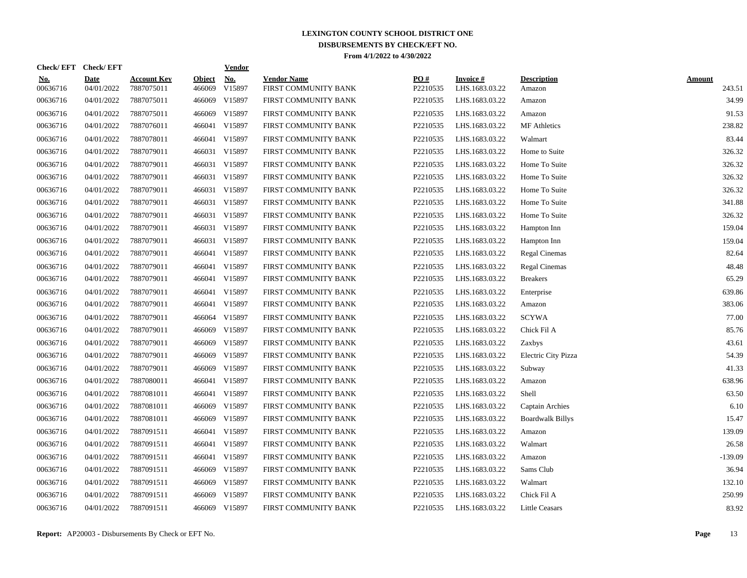# LEXINGTON COUNTY SCHOOL DISTRICT ONE

## DISBURSEMENTS BY CHECK/EFT NO.

**From 4/1/2022 to 4/30/2022**

| Check/ EFT No. | Check/ EFT Date | Account Key | Object | Vendor No. | Vendor Name | PO # | Invoice # | Description | Amount |
|---|---|---|---|---|---|---|---|---|---|
| 00636716 | 04/01/2022 | 7887075011 | 466069 | V15897 | FIRST COMMUNITY BANK | P2210535 | LHS.1683.03.22 | Amazon | 243.51 |
| 00636716 | 04/01/2022 | 7887075011 | 466069 | V15897 | FIRST COMMUNITY BANK | P2210535 | LHS.1683.03.22 | Amazon | 34.99 |
| 00636716 | 04/01/2022 | 7887075011 | 466069 | V15897 | FIRST COMMUNITY BANK | P2210535 | LHS.1683.03.22 | Amazon | 91.53 |
| 00636716 | 04/01/2022 | 7887076011 | 466041 | V15897 | FIRST COMMUNITY BANK | P2210535 | LHS.1683.03.22 | MF Athletics | 238.82 |
| 00636716 | 04/01/2022 | 7887078011 | 466041 | V15897 | FIRST COMMUNITY BANK | P2210535 | LHS.1683.03.22 | Walmart | 83.44 |
| 00636716 | 04/01/2022 | 7887079011 | 466031 | V15897 | FIRST COMMUNITY BANK | P2210535 | LHS.1683.03.22 | Home to Suite | 326.32 |
| 00636716 | 04/01/2022 | 7887079011 | 466031 | V15897 | FIRST COMMUNITY BANK | P2210535 | LHS.1683.03.22 | Home To Suite | 326.32 |
| 00636716 | 04/01/2022 | 7887079011 | 466031 | V15897 | FIRST COMMUNITY BANK | P2210535 | LHS.1683.03.22 | Home To Suite | 326.32 |
| 00636716 | 04/01/2022 | 7887079011 | 466031 | V15897 | FIRST COMMUNITY BANK | P2210535 | LHS.1683.03.22 | Home To Suite | 326.32 |
| 00636716 | 04/01/2022 | 7887079011 | 466031 | V15897 | FIRST COMMUNITY BANK | P2210535 | LHS.1683.03.22 | Home To Suite | 341.88 |
| 00636716 | 04/01/2022 | 7887079011 | 466031 | V15897 | FIRST COMMUNITY BANK | P2210535 | LHS.1683.03.22 | Home To Suite | 326.32 |
| 00636716 | 04/01/2022 | 7887079011 | 466031 | V15897 | FIRST COMMUNITY BANK | P2210535 | LHS.1683.03.22 | Hampton Inn | 159.04 |
| 00636716 | 04/01/2022 | 7887079011 | 466031 | V15897 | FIRST COMMUNITY BANK | P2210535 | LHS.1683.03.22 | Hampton Inn | 159.04 |
| 00636716 | 04/01/2022 | 7887079011 | 466041 | V15897 | FIRST COMMUNITY BANK | P2210535 | LHS.1683.03.22 | Regal Cinemas | 82.64 |
| 00636716 | 04/01/2022 | 7887079011 | 466041 | V15897 | FIRST COMMUNITY BANK | P2210535 | LHS.1683.03.22 | Regal Cinemas | 48.48 |
| 00636716 | 04/01/2022 | 7887079011 | 466041 | V15897 | FIRST COMMUNITY BANK | P2210535 | LHS.1683.03.22 | Breakers | 65.29 |
| 00636716 | 04/01/2022 | 7887079011 | 466041 | V15897 | FIRST COMMUNITY BANK | P2210535 | LHS.1683.03.22 | Enterprise | 639.86 |
| 00636716 | 04/01/2022 | 7887079011 | 466041 | V15897 | FIRST COMMUNITY BANK | P2210535 | LHS.1683.03.22 | Amazon | 383.06 |
| 00636716 | 04/01/2022 | 7887079011 | 466064 | V15897 | FIRST COMMUNITY BANK | P2210535 | LHS.1683.03.22 | SCYWA | 77.00 |
| 00636716 | 04/01/2022 | 7887079011 | 466069 | V15897 | FIRST COMMUNITY BANK | P2210535 | LHS.1683.03.22 | Chick Fil A | 85.76 |
| 00636716 | 04/01/2022 | 7887079011 | 466069 | V15897 | FIRST COMMUNITY BANK | P2210535 | LHS.1683.03.22 | Zaxbys | 43.61 |
| 00636716 | 04/01/2022 | 7887079011 | 466069 | V15897 | FIRST COMMUNITY BANK | P2210535 | LHS.1683.03.22 | Electric City Pizza | 54.39 |
| 00636716 | 04/01/2022 | 7887079011 | 466069 | V15897 | FIRST COMMUNITY BANK | P2210535 | LHS.1683.03.22 | Subway | 41.33 |
| 00636716 | 04/01/2022 | 7887080011 | 466041 | V15897 | FIRST COMMUNITY BANK | P2210535 | LHS.1683.03.22 | Amazon | 638.96 |
| 00636716 | 04/01/2022 | 7887081011 | 466041 | V15897 | FIRST COMMUNITY BANK | P2210535 | LHS.1683.03.22 | Shell | 63.50 |
| 00636716 | 04/01/2022 | 7887081011 | 466069 | V15897 | FIRST COMMUNITY BANK | P2210535 | LHS.1683.03.22 | Captain Archies | 6.10 |
| 00636716 | 04/01/2022 | 7887081011 | 466069 | V15897 | FIRST COMMUNITY BANK | P2210535 | LHS.1683.03.22 | Boardwalk Billys | 15.47 |
| 00636716 | 04/01/2022 | 7887091511 | 466041 | V15897 | FIRST COMMUNITY BANK | P2210535 | LHS.1683.03.22 | Amazon | 139.09 |
| 00636716 | 04/01/2022 | 7887091511 | 466041 | V15897 | FIRST COMMUNITY BANK | P2210535 | LHS.1683.03.22 | Walmart | 26.58 |
| 00636716 | 04/01/2022 | 7887091511 | 466041 | V15897 | FIRST COMMUNITY BANK | P2210535 | LHS.1683.03.22 | Amazon | -139.09 |
| 00636716 | 04/01/2022 | 7887091511 | 466069 | V15897 | FIRST COMMUNITY BANK | P2210535 | LHS.1683.03.22 | Sams Club | 36.94 |
| 00636716 | 04/01/2022 | 7887091511 | 466069 | V15897 | FIRST COMMUNITY BANK | P2210535 | LHS.1683.03.22 | Walmart | 132.10 |
| 00636716 | 04/01/2022 | 7887091511 | 466069 | V15897 | FIRST COMMUNITY BANK | P2210535 | LHS.1683.03.22 | Chick Fil A | 250.99 |
| 00636716 | 04/01/2022 | 7887091511 | 466069 | V15897 | FIRST COMMUNITY BANK | P2210535 | LHS.1683.03.22 | Little Ceasars | 83.92 |

**Report:** AP20003 - Disbursements By Check or EFT No.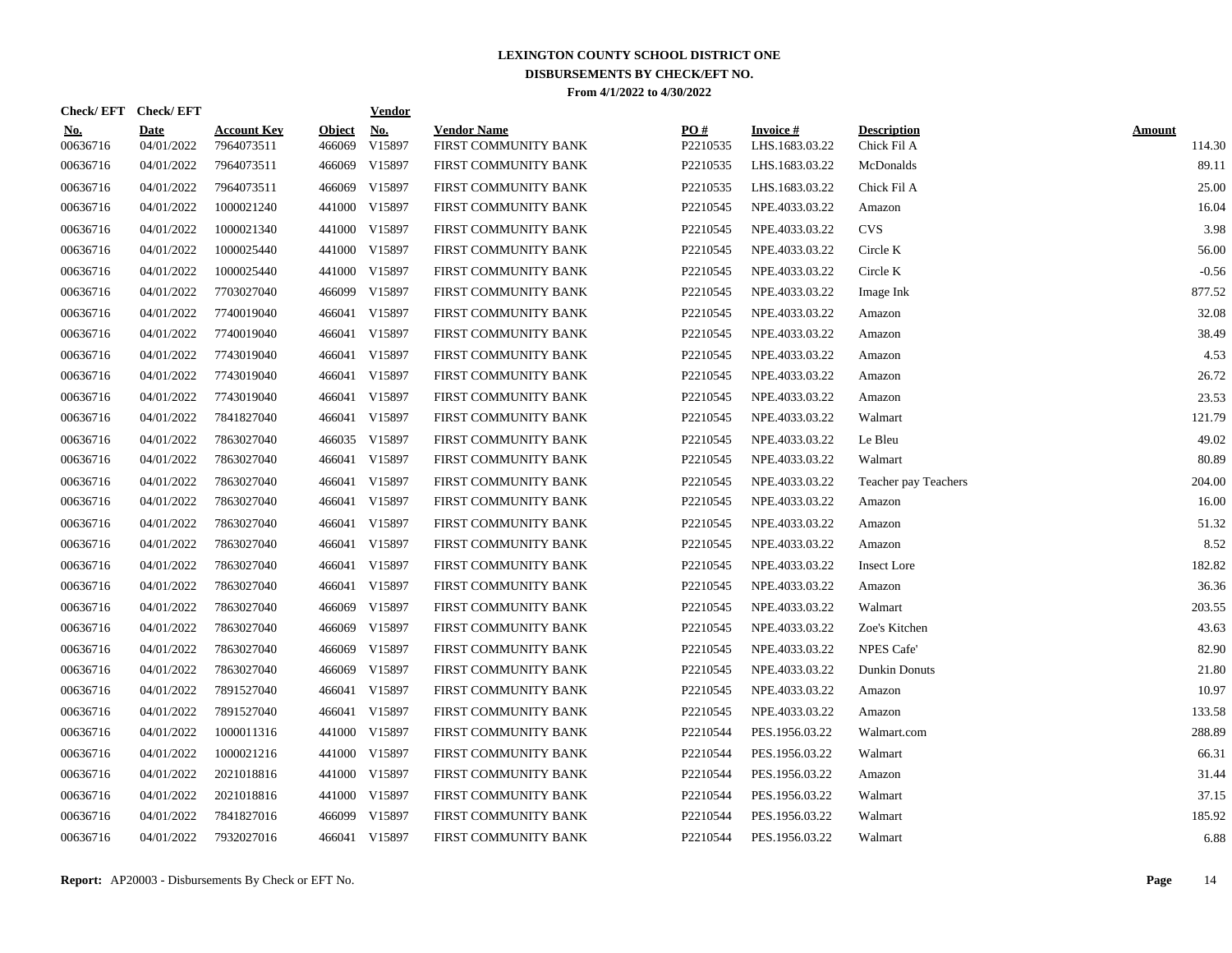# LEXINGTON COUNTY SCHOOL DISTRICT ONE

## DISBURSEMENTS BY CHECK/EFT NO.

**From 4/1/2022 to 4/30/2022**

| Check/ EFT No. | Check/ EFT Date | Account Key | Object | Vendor No. | Vendor Name | PO # | Invoice # | Description | Amount |
|---|---|---|---|---|---|---|---|---|---|
| 00636716 | 04/01/2022 | 7964073511 | 466069 | V15897 | FIRST COMMUNITY BANK | P2210535 | LHS.1683.03.22 | Chick Fil A | 114.30 |
| 00636716 | 04/01/2022 | 7964073511 | 466069 | V15897 | FIRST COMMUNITY BANK | P2210535 | LHS.1683.03.22 | McDonalds | 89.11 |
| 00636716 | 04/01/2022 | 7964073511 | 466069 | V15897 | FIRST COMMUNITY BANK | P2210535 | LHS.1683.03.22 | Chick Fil A | 25.00 |
| 00636716 | 04/01/2022 | 1000021240 | 441000 | V15897 | FIRST COMMUNITY BANK | P2210545 | NPE.4033.03.22 | Amazon | 16.04 |
| 00636716 | 04/01/2022 | 1000021340 | 441000 | V15897 | FIRST COMMUNITY BANK | P2210545 | NPE.4033.03.22 | CVS | 3.98 |
| 00636716 | 04/01/2022 | 1000025440 | 441000 | V15897 | FIRST COMMUNITY BANK | P2210545 | NPE.4033.03.22 | Circle K | 56.00 |
| 00636716 | 04/01/2022 | 1000025440 | 441000 | V15897 | FIRST COMMUNITY BANK | P2210545 | NPE.4033.03.22 | Circle K | -0.56 |
| 00636716 | 04/01/2022 | 7703027040 | 466099 | V15897 | FIRST COMMUNITY BANK | P2210545 | NPE.4033.03.22 | Image Ink | 877.52 |
| 00636716 | 04/01/2022 | 7740019040 | 466041 | V15897 | FIRST COMMUNITY BANK | P2210545 | NPE.4033.03.22 | Amazon | 32.08 |
| 00636716 | 04/01/2022 | 7740019040 | 466041 | V15897 | FIRST COMMUNITY BANK | P2210545 | NPE.4033.03.22 | Amazon | 38.49 |
| 00636716 | 04/01/2022 | 7743019040 | 466041 | V15897 | FIRST COMMUNITY BANK | P2210545 | NPE.4033.03.22 | Amazon | 4.53 |
| 00636716 | 04/01/2022 | 7743019040 | 466041 | V15897 | FIRST COMMUNITY BANK | P2210545 | NPE.4033.03.22 | Amazon | 26.72 |
| 00636716 | 04/01/2022 | 7743019040 | 466041 | V15897 | FIRST COMMUNITY BANK | P2210545 | NPE.4033.03.22 | Amazon | 23.53 |
| 00636716 | 04/01/2022 | 7841827040 | 466041 | V15897 | FIRST COMMUNITY BANK | P2210545 | NPE.4033.03.22 | Walmart | 121.79 |
| 00636716 | 04/01/2022 | 7863027040 | 466035 | V15897 | FIRST COMMUNITY BANK | P2210545 | NPE.4033.03.22 | Le Bleu | 49.02 |
| 00636716 | 04/01/2022 | 7863027040 | 466041 | V15897 | FIRST COMMUNITY BANK | P2210545 | NPE.4033.03.22 | Walmart | 80.89 |
| 00636716 | 04/01/2022 | 7863027040 | 466041 | V15897 | FIRST COMMUNITY BANK | P2210545 | NPE.4033.03.22 | Teacher pay Teachers | 204.00 |
| 00636716 | 04/01/2022 | 7863027040 | 466041 | V15897 | FIRST COMMUNITY BANK | P2210545 | NPE.4033.03.22 | Amazon | 16.00 |
| 00636716 | 04/01/2022 | 7863027040 | 466041 | V15897 | FIRST COMMUNITY BANK | P2210545 | NPE.4033.03.22 | Amazon | 51.32 |
| 00636716 | 04/01/2022 | 7863027040 | 466041 | V15897 | FIRST COMMUNITY BANK | P2210545 | NPE.4033.03.22 | Amazon | 8.52 |
| 00636716 | 04/01/2022 | 7863027040 | 466041 | V15897 | FIRST COMMUNITY BANK | P2210545 | NPE.4033.03.22 | Insect Lore | 182.82 |
| 00636716 | 04/01/2022 | 7863027040 | 466041 | V15897 | FIRST COMMUNITY BANK | P2210545 | NPE.4033.03.22 | Amazon | 36.36 |
| 00636716 | 04/01/2022 | 7863027040 | 466069 | V15897 | FIRST COMMUNITY BANK | P2210545 | NPE.4033.03.22 | Walmart | 203.55 |
| 00636716 | 04/01/2022 | 7863027040 | 466069 | V15897 | FIRST COMMUNITY BANK | P2210545 | NPE.4033.03.22 | Zoe's Kitchen | 43.63 |
| 00636716 | 04/01/2022 | 7863027040 | 466069 | V15897 | FIRST COMMUNITY BANK | P2210545 | NPE.4033.03.22 | NPES Cafe' | 82.90 |
| 00636716 | 04/01/2022 | 7863027040 | 466069 | V15897 | FIRST COMMUNITY BANK | P2210545 | NPE.4033.03.22 | Dunkin Donuts | 21.80 |
| 00636716 | 04/01/2022 | 7891527040 | 466041 | V15897 | FIRST COMMUNITY BANK | P2210545 | NPE.4033.03.22 | Amazon | 10.97 |
| 00636716 | 04/01/2022 | 7891527040 | 466041 | V15897 | FIRST COMMUNITY BANK | P2210545 | NPE.4033.03.22 | Amazon | 133.58 |
| 00636716 | 04/01/2022 | 1000011316 | 441000 | V15897 | FIRST COMMUNITY BANK | P2210544 | PES.1956.03.22 | Walmart.com | 288.89 |
| 00636716 | 04/01/2022 | 1000021216 | 441000 | V15897 | FIRST COMMUNITY BANK | P2210544 | PES.1956.03.22 | Walmart | 66.31 |
| 00636716 | 04/01/2022 | 2021018816 | 441000 | V15897 | FIRST COMMUNITY BANK | P2210544 | PES.1956.03.22 | Amazon | 31.44 |
| 00636716 | 04/01/2022 | 2021018816 | 441000 | V15897 | FIRST COMMUNITY BANK | P2210544 | PES.1956.03.22 | Walmart | 37.15 |
| 00636716 | 04/01/2022 | 7841827016 | 466099 | V15897 | FIRST COMMUNITY BANK | P2210544 | PES.1956.03.22 | Walmart | 185.92 |
| 00636716 | 04/01/2022 | 7932027016 | 466041 | V15897 | FIRST COMMUNITY BANK | P2210544 | PES.1956.03.22 | Walmart | 6.88 |

**Report:** AP20003 - Disbursements By Check or EFT No.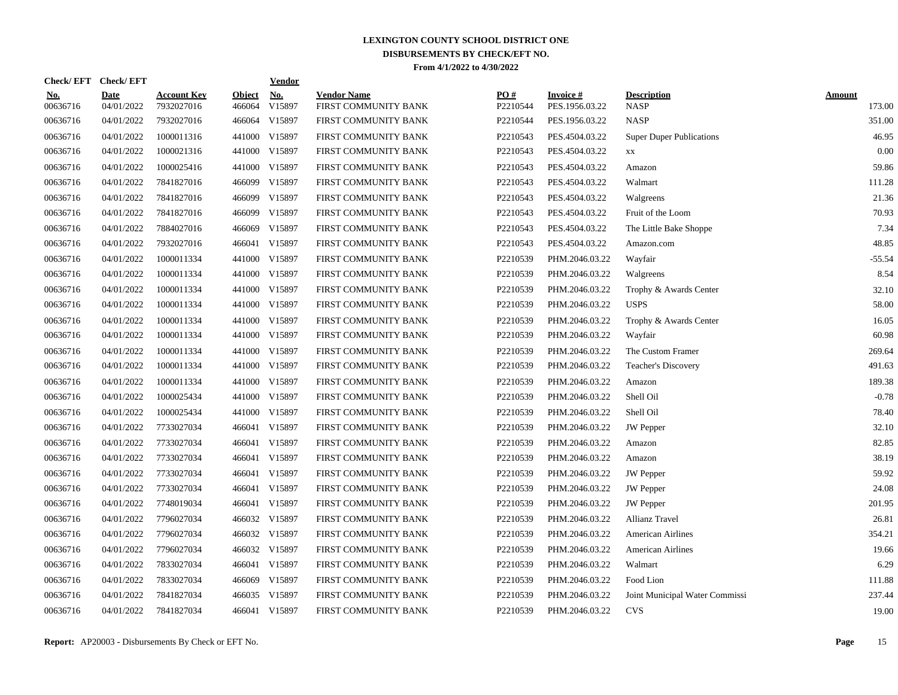# LEXINGTON COUNTY SCHOOL DISTRICT ONE

## DISBURSEMENTS BY CHECK/EFT NO.

**From 4/1/2022 to 4/30/2022**

| Check/ EFT No. | Check/ EFT Date | Account Key | Object | Vendor No. | Vendor Name | PO # | Invoice # | Description | Amount |
|---|---|---|---|---|---|---|---|---|---|
| 00636716 | 04/01/2022 | 7932027016 | 466064 | V15897 | FIRST COMMUNITY BANK | P2210544 | PES.1956.03.22 | NASP | 173.00 |
| 00636716 | 04/01/2022 | 7932027016 | 466064 | V15897 | FIRST COMMUNITY BANK | P2210544 | PES.1956.03.22 | NASP | 351.00 |
| 00636716 | 04/01/2022 | 1000011316 | 441000 | V15897 | FIRST COMMUNITY BANK | P2210543 | PES.4504.03.22 | Super Duper Publications | 46.95 |
| 00636716 | 04/01/2022 | 1000021316 | 441000 | V15897 | FIRST COMMUNITY BANK | P2210543 | PES.4504.03.22 | xx | 0.00 |
| 00636716 | 04/01/2022 | 1000025416 | 441000 | V15897 | FIRST COMMUNITY BANK | P2210543 | PES.4504.03.22 | Amazon | 59.86 |
| 00636716 | 04/01/2022 | 7841827016 | 466099 | V15897 | FIRST COMMUNITY BANK | P2210543 | PES.4504.03.22 | Walmart | 111.28 |
| 00636716 | 04/01/2022 | 7841827016 | 466099 | V15897 | FIRST COMMUNITY BANK | P2210543 | PES.4504.03.22 | Walgreens | 21.36 |
| 00636716 | 04/01/2022 | 7841827016 | 466099 | V15897 | FIRST COMMUNITY BANK | P2210543 | PES.4504.03.22 | Fruit of the Loom | 70.93 |
| 00636716 | 04/01/2022 | 7884027016 | 466069 | V15897 | FIRST COMMUNITY BANK | P2210543 | PES.4504.03.22 | The Little Bake Shoppe | 7.34 |
| 00636716 | 04/01/2022 | 7932027016 | 466041 | V15897 | FIRST COMMUNITY BANK | P2210543 | PES.4504.03.22 | Amazon.com | 48.85 |
| 00636716 | 04/01/2022 | 1000011334 | 441000 | V15897 | FIRST COMMUNITY BANK | P2210539 | PHM.2046.03.22 | Wayfair | -55.54 |
| 00636716 | 04/01/2022 | 1000011334 | 441000 | V15897 | FIRST COMMUNITY BANK | P2210539 | PHM.2046.03.22 | Walgreens | 8.54 |
| 00636716 | 04/01/2022 | 1000011334 | 441000 | V15897 | FIRST COMMUNITY BANK | P2210539 | PHM.2046.03.22 | Trophy & Awards Center | 32.10 |
| 00636716 | 04/01/2022 | 1000011334 | 441000 | V15897 | FIRST COMMUNITY BANK | P2210539 | PHM.2046.03.22 | USPS | 58.00 |
| 00636716 | 04/01/2022 | 1000011334 | 441000 | V15897 | FIRST COMMUNITY BANK | P2210539 | PHM.2046.03.22 | Trophy & Awards Center | 16.05 |
| 00636716 | 04/01/2022 | 1000011334 | 441000 | V15897 | FIRST COMMUNITY BANK | P2210539 | PHM.2046.03.22 | Wayfair | 60.98 |
| 00636716 | 04/01/2022 | 1000011334 | 441000 | V15897 | FIRST COMMUNITY BANK | P2210539 | PHM.2046.03.22 | The Custom Framer | 269.64 |
| 00636716 | 04/01/2022 | 1000011334 | 441000 | V15897 | FIRST COMMUNITY BANK | P2210539 | PHM.2046.03.22 | Teacher's Discovery | 491.63 |
| 00636716 | 04/01/2022 | 1000011334 | 441000 | V15897 | FIRST COMMUNITY BANK | P2210539 | PHM.2046.03.22 | Amazon | 189.38 |
| 00636716 | 04/01/2022 | 1000025434 | 441000 | V15897 | FIRST COMMUNITY BANK | P2210539 | PHM.2046.03.22 | Shell Oil | -0.78 |
| 00636716 | 04/01/2022 | 1000025434 | 441000 | V15897 | FIRST COMMUNITY BANK | P2210539 | PHM.2046.03.22 | Shell Oil | 78.40 |
| 00636716 | 04/01/2022 | 7733027034 | 466041 | V15897 | FIRST COMMUNITY BANK | P2210539 | PHM.2046.03.22 | JW Pepper | 32.10 |
| 00636716 | 04/01/2022 | 7733027034 | 466041 | V15897 | FIRST COMMUNITY BANK | P2210539 | PHM.2046.03.22 | Amazon | 82.85 |
| 00636716 | 04/01/2022 | 7733027034 | 466041 | V15897 | FIRST COMMUNITY BANK | P2210539 | PHM.2046.03.22 | Amazon | 38.19 |
| 00636716 | 04/01/2022 | 7733027034 | 466041 | V15897 | FIRST COMMUNITY BANK | P2210539 | PHM.2046.03.22 | JW Pepper | 59.92 |
| 00636716 | 04/01/2022 | 7733027034 | 466041 | V15897 | FIRST COMMUNITY BANK | P2210539 | PHM.2046.03.22 | JW Pepper | 24.08 |
| 00636716 | 04/01/2022 | 7748019034 | 466041 | V15897 | FIRST COMMUNITY BANK | P2210539 | PHM.2046.03.22 | JW Pepper | 201.95 |
| 00636716 | 04/01/2022 | 7796027034 | 466032 | V15897 | FIRST COMMUNITY BANK | P2210539 | PHM.2046.03.22 | Allianz Travel | 26.81 |
| 00636716 | 04/01/2022 | 7796027034 | 466032 | V15897 | FIRST COMMUNITY BANK | P2210539 | PHM.2046.03.22 | American Airlines | 354.21 |
| 00636716 | 04/01/2022 | 7796027034 | 466032 | V15897 | FIRST COMMUNITY BANK | P2210539 | PHM.2046.03.22 | American Airlines | 19.66 |
| 00636716 | 04/01/2022 | 7833027034 | 466041 | V15897 | FIRST COMMUNITY BANK | P2210539 | PHM.2046.03.22 | Walmart | 6.29 |
| 00636716 | 04/01/2022 | 7833027034 | 466069 | V15897 | FIRST COMMUNITY BANK | P2210539 | PHM.2046.03.22 | Food Lion | 111.88 |
| 00636716 | 04/01/2022 | 7841827034 | 466035 | V15897 | FIRST COMMUNITY BANK | P2210539 | PHM.2046.03.22 | Joint Municipal Water Commissi | 237.44 |
| 00636716 | 04/01/2022 | 7841827034 | 466041 | V15897 | FIRST COMMUNITY BANK | P2210539 | PHM.2046.03.22 | CVS | 19.00 |

**Report:** AP20003 - Disbursements By Check or EFT No.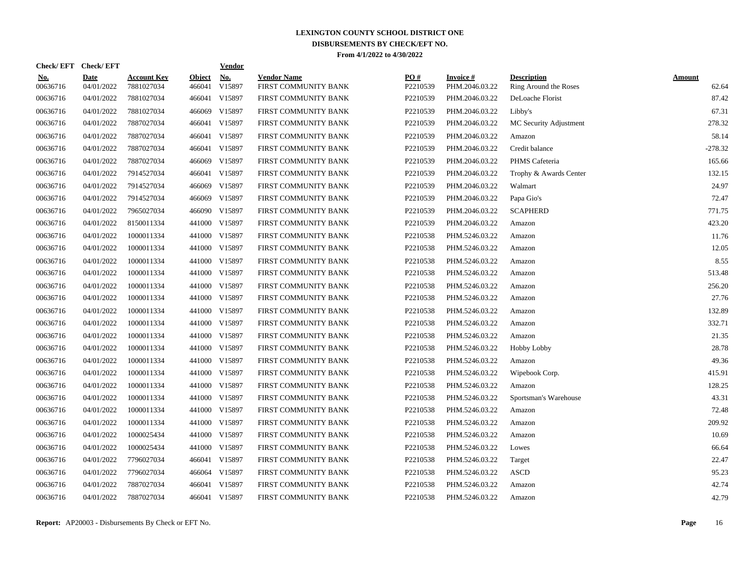# LEXINGTON COUNTY SCHOOL DISTRICT ONE

## DISBURSEMENTS BY CHECK/EFT NO.

**From 4/1/2022 to 4/30/2022**

| Check/ EFT No. | Check/ EFT Date | Account Key | Object | Vendor No. | Vendor Name | PO # | Invoice # | Description | Amount |
|---|---|---|---|---|---|---|---|---|---|
| 00636716 | 04/01/2022 | 7881027034 | 466041 | V15897 | FIRST COMMUNITY BANK | P2210539 | PHM.2046.03.22 | Ring Around the Roses | 62.64 |
| 00636716 | 04/01/2022 | 7881027034 | 466041 | V15897 | FIRST COMMUNITY BANK | P2210539 | PHM.2046.03.22 | DeLoache Florist | 87.42 |
| 00636716 | 04/01/2022 | 7881027034 | 466069 | V15897 | FIRST COMMUNITY BANK | P2210539 | PHM.2046.03.22 | Libby's | 67.31 |
| 00636716 | 04/01/2022 | 7887027034 | 466041 | V15897 | FIRST COMMUNITY BANK | P2210539 | PHM.2046.03.22 | MC Security Adjustment | 278.32 |
| 00636716 | 04/01/2022 | 7887027034 | 466041 | V15897 | FIRST COMMUNITY BANK | P2210539 | PHM.2046.03.22 | Amazon | 58.14 |
| 00636716 | 04/01/2022 | 7887027034 | 466041 | V15897 | FIRST COMMUNITY BANK | P2210539 | PHM.2046.03.22 | Credit balance | -278.32 |
| 00636716 | 04/01/2022 | 7887027034 | 466069 | V15897 | FIRST COMMUNITY BANK | P2210539 | PHM.2046.03.22 | PHMS Cafeteria | 165.66 |
| 00636716 | 04/01/2022 | 7914527034 | 466041 | V15897 | FIRST COMMUNITY BANK | P2210539 | PHM.2046.03.22 | Trophy & Awards Center | 132.15 |
| 00636716 | 04/01/2022 | 7914527034 | 466069 | V15897 | FIRST COMMUNITY BANK | P2210539 | PHM.2046.03.22 | Walmart | 24.97 |
| 00636716 | 04/01/2022 | 7914527034 | 466069 | V15897 | FIRST COMMUNITY BANK | P2210539 | PHM.2046.03.22 | Papa Gio's | 72.47 |
| 00636716 | 04/01/2022 | 7965027034 | 466090 | V15897 | FIRST COMMUNITY BANK | P2210539 | PHM.2046.03.22 | SCAPHERD | 771.75 |
| 00636716 | 04/01/2022 | 8150011334 | 441000 | V15897 | FIRST COMMUNITY BANK | P2210539 | PHM.2046.03.22 | Amazon | 423.20 |
| 00636716 | 04/01/2022 | 1000011334 | 441000 | V15897 | FIRST COMMUNITY BANK | P2210538 | PHM.5246.03.22 | Amazon | 11.76 |
| 00636716 | 04/01/2022 | 1000011334 | 441000 | V15897 | FIRST COMMUNITY BANK | P2210538 | PHM.5246.03.22 | Amazon | 12.05 |
| 00636716 | 04/01/2022 | 1000011334 | 441000 | V15897 | FIRST COMMUNITY BANK | P2210538 | PHM.5246.03.22 | Amazon | 8.55 |
| 00636716 | 04/01/2022 | 1000011334 | 441000 | V15897 | FIRST COMMUNITY BANK | P2210538 | PHM.5246.03.22 | Amazon | 513.48 |
| 00636716 | 04/01/2022 | 1000011334 | 441000 | V15897 | FIRST COMMUNITY BANK | P2210538 | PHM.5246.03.22 | Amazon | 256.20 |
| 00636716 | 04/01/2022 | 1000011334 | 441000 | V15897 | FIRST COMMUNITY BANK | P2210538 | PHM.5246.03.22 | Amazon | 27.76 |
| 00636716 | 04/01/2022 | 1000011334 | 441000 | V15897 | FIRST COMMUNITY BANK | P2210538 | PHM.5246.03.22 | Amazon | 132.89 |
| 00636716 | 04/01/2022 | 1000011334 | 441000 | V15897 | FIRST COMMUNITY BANK | P2210538 | PHM.5246.03.22 | Amazon | 332.71 |
| 00636716 | 04/01/2022 | 1000011334 | 441000 | V15897 | FIRST COMMUNITY BANK | P2210538 | PHM.5246.03.22 | Amazon | 21.35 |
| 00636716 | 04/01/2022 | 1000011334 | 441000 | V15897 | FIRST COMMUNITY BANK | P2210538 | PHM.5246.03.22 | Hobby Lobby | 28.78 |
| 00636716 | 04/01/2022 | 1000011334 | 441000 | V15897 | FIRST COMMUNITY BANK | P2210538 | PHM.5246.03.22 | Amazon | 49.36 |
| 00636716 | 04/01/2022 | 1000011334 | 441000 | V15897 | FIRST COMMUNITY BANK | P2210538 | PHM.5246.03.22 | Wipebook Corp. | 415.91 |
| 00636716 | 04/01/2022 | 1000011334 | 441000 | V15897 | FIRST COMMUNITY BANK | P2210538 | PHM.5246.03.22 | Amazon | 128.25 |
| 00636716 | 04/01/2022 | 1000011334 | 441000 | V15897 | FIRST COMMUNITY BANK | P2210538 | PHM.5246.03.22 | Sportsman's Warehouse | 43.31 |
| 00636716 | 04/01/2022 | 1000011334 | 441000 | V15897 | FIRST COMMUNITY BANK | P2210538 | PHM.5246.03.22 | Amazon | 72.48 |
| 00636716 | 04/01/2022 | 1000011334 | 441000 | V15897 | FIRST COMMUNITY BANK | P2210538 | PHM.5246.03.22 | Amazon | 209.92 |
| 00636716 | 04/01/2022 | 1000025434 | 441000 | V15897 | FIRST COMMUNITY BANK | P2210538 | PHM.5246.03.22 | Amazon | 10.69 |
| 00636716 | 04/01/2022 | 1000025434 | 441000 | V15897 | FIRST COMMUNITY BANK | P2210538 | PHM.5246.03.22 | Lowes | 66.64 |
| 00636716 | 04/01/2022 | 7796027034 | 466041 | V15897 | FIRST COMMUNITY BANK | P2210538 | PHM.5246.03.22 | Target | 22.47 |
| 00636716 | 04/01/2022 | 7796027034 | 466064 | V15897 | FIRST COMMUNITY BANK | P2210538 | PHM.5246.03.22 | ASCD | 95.23 |
| 00636716 | 04/01/2022 | 7887027034 | 466041 | V15897 | FIRST COMMUNITY BANK | P2210538 | PHM.5246.03.22 | Amazon | 42.74 |
| 00636716 | 04/01/2022 | 7887027034 | 466041 | V15897 | FIRST COMMUNITY BANK | P2210538 | PHM.5246.03.22 | Amazon | 42.79 |

**Report:** AP20003 - Disbursements By Check or EFT No.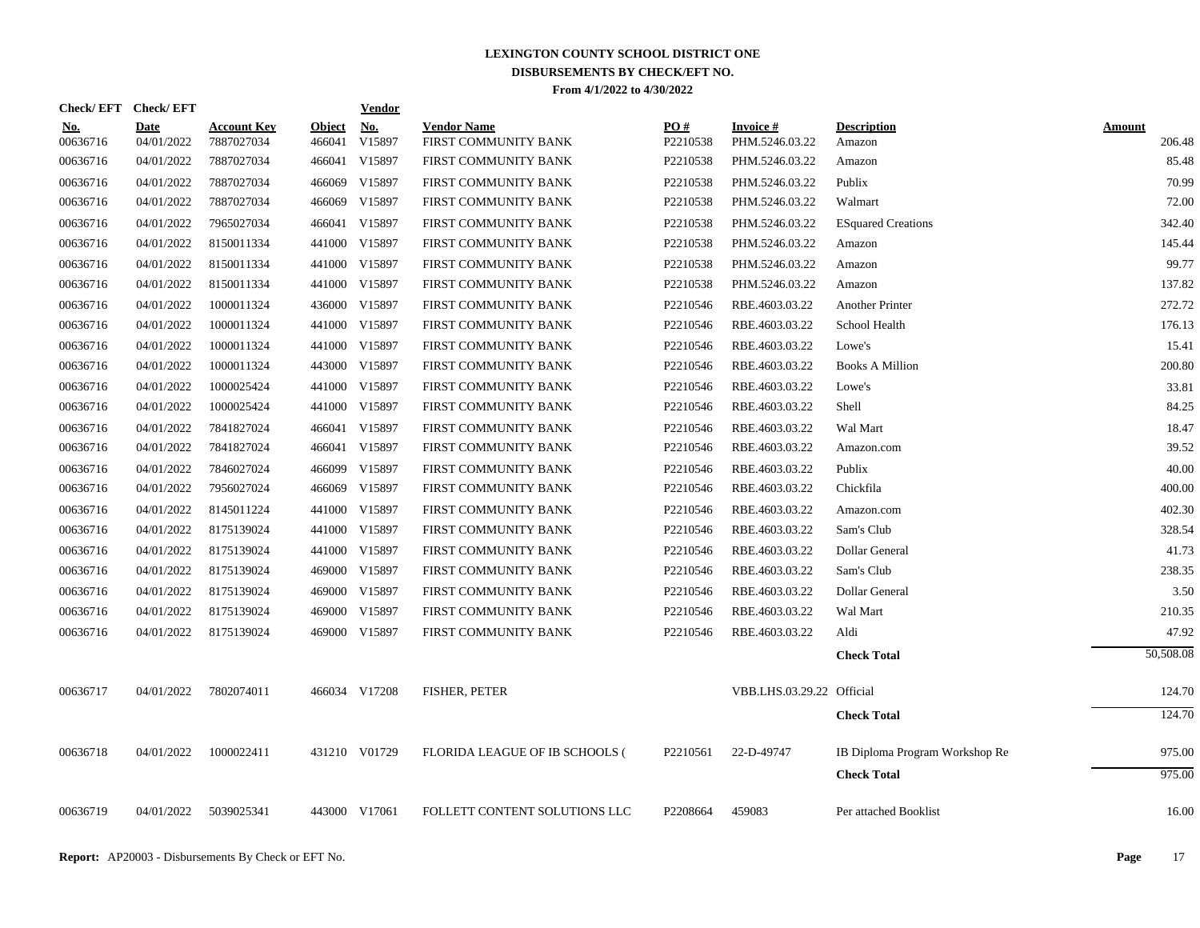# LEXINGTON COUNTY SCHOOL DISTRICT ONE
## DISBURSEMENTS BY CHECK/EFT NO.
### From 4/1/2022 to 4/30/2022

| Check/ EFT No. | Check/ EFT Date | Account Key | Object | Vendor No. | Vendor Name | PO # | Invoice # | Description | Amount |
|---|---|---|---|---|---|---|---|---|---|
| 00636716 | 04/01/2022 | 7887027034 | 466041 | V15897 | FIRST COMMUNITY BANK | P2210538 | PHM.5246.03.22 | Amazon | 206.48 |
| 00636716 | 04/01/2022 | 7887027034 | 466041 | V15897 | FIRST COMMUNITY BANK | P2210538 | PHM.5246.03.22 | Amazon | 85.48 |
| 00636716 | 04/01/2022 | 7887027034 | 466069 | V15897 | FIRST COMMUNITY BANK | P2210538 | PHM.5246.03.22 | Publix | 70.99 |
| 00636716 | 04/01/2022 | 7887027034 | 466069 | V15897 | FIRST COMMUNITY BANK | P2210538 | PHM.5246.03.22 | Walmart | 72.00 |
| 00636716 | 04/01/2022 | 7965027034 | 466041 | V15897 | FIRST COMMUNITY BANK | P2210538 | PHM.5246.03.22 | ESquared Creations | 342.40 |
| 00636716 | 04/01/2022 | 8150011334 | 441000 | V15897 | FIRST COMMUNITY BANK | P2210538 | PHM.5246.03.22 | Amazon | 145.44 |
| 00636716 | 04/01/2022 | 8150011334 | 441000 | V15897 | FIRST COMMUNITY BANK | P2210538 | PHM.5246.03.22 | Amazon | 99.77 |
| 00636716 | 04/01/2022 | 8150011334 | 441000 | V15897 | FIRST COMMUNITY BANK | P2210538 | PHM.5246.03.22 | Amazon | 137.82 |
| 00636716 | 04/01/2022 | 1000011324 | 436000 | V15897 | FIRST COMMUNITY BANK | P2210546 | RBE.4603.03.22 | Another Printer | 272.72 |
| 00636716 | 04/01/2022 | 1000011324 | 441000 | V15897 | FIRST COMMUNITY BANK | P2210546 | RBE.4603.03.22 | School Health | 176.13 |
| 00636716 | 04/01/2022 | 1000011324 | 441000 | V15897 | FIRST COMMUNITY BANK | P2210546 | RBE.4603.03.22 | Lowe's | 15.41 |
| 00636716 | 04/01/2022 | 1000011324 | 443000 | V15897 | FIRST COMMUNITY BANK | P2210546 | RBE.4603.03.22 | Books A Million | 200.80 |
| 00636716 | 04/01/2022 | 1000025424 | 441000 | V15897 | FIRST COMMUNITY BANK | P2210546 | RBE.4603.03.22 | Lowe's | 33.81 |
| 00636716 | 04/01/2022 | 1000025424 | 441000 | V15897 | FIRST COMMUNITY BANK | P2210546 | RBE.4603.03.22 | Shell | 84.25 |
| 00636716 | 04/01/2022 | 7841827024 | 466041 | V15897 | FIRST COMMUNITY BANK | P2210546 | RBE.4603.03.22 | Wal Mart | 18.47 |
| 00636716 | 04/01/2022 | 7841827024 | 466041 | V15897 | FIRST COMMUNITY BANK | P2210546 | RBE.4603.03.22 | Amazon.com | 39.52 |
| 00636716 | 04/01/2022 | 7846027024 | 466099 | V15897 | FIRST COMMUNITY BANK | P2210546 | RBE.4603.03.22 | Publix | 40.00 |
| 00636716 | 04/01/2022 | 7956027024 | 466069 | V15897 | FIRST COMMUNITY BANK | P2210546 | RBE.4603.03.22 | Chickfila | 400.00 |
| 00636716 | 04/01/2022 | 8145011224 | 441000 | V15897 | FIRST COMMUNITY BANK | P2210546 | RBE.4603.03.22 | Amazon.com | 402.30 |
| 00636716 | 04/01/2022 | 8175139024 | 441000 | V15897 | FIRST COMMUNITY BANK | P2210546 | RBE.4603.03.22 | Sam's Club | 328.54 |
| 00636716 | 04/01/2022 | 8175139024 | 441000 | V15897 | FIRST COMMUNITY BANK | P2210546 | RBE.4603.03.22 | Dollar General | 41.73 |
| 00636716 | 04/01/2022 | 8175139024 | 469000 | V15897 | FIRST COMMUNITY BANK | P2210546 | RBE.4603.03.22 | Sam's Club | 238.35 |
| 00636716 | 04/01/2022 | 8175139024 | 469000 | V15897 | FIRST COMMUNITY BANK | P2210546 | RBE.4603.03.22 | Dollar General | 3.50 |
| 00636716 | 04/01/2022 | 8175139024 | 469000 | V15897 | FIRST COMMUNITY BANK | P2210546 | RBE.4603.03.22 | Wal Mart | 210.35 |
| 00636716 | 04/01/2022 | 8175139024 | 469000 | V15897 | FIRST COMMUNITY BANK | P2210546 | RBE.4603.03.22 | Aldi | 47.92 |
| | | | | | | | | **Check Total** | 50,508.08 |
| 00636717 | 04/01/2022 | 7802074011 | 466034 | V17208 | FISHER, PETER | | VBB.LHS.03.29.22 | Official | 124.70 |
| | | | | | | | | **Check Total** | 124.70 |
| 00636718 | 04/01/2022 | 1000022411 | 431210 | V01729 | FLORIDA LEAGUE OF IB SCHOOLS ( | P2210561 | 22-D-49747 | IB Diploma Program Workshop Re | 975.00 |
| | | | | | | | | **Check Total** | 975.00 |
| 00636719 | 04/01/2022 | 5039025341 | 443000 | V17061 | FOLLETT CONTENT SOLUTIONS LLC | P2208664 | 459083 | Per attached Booklist | 16.00 |

**Report:** AP20003 - Disbursements By Check or EFT No.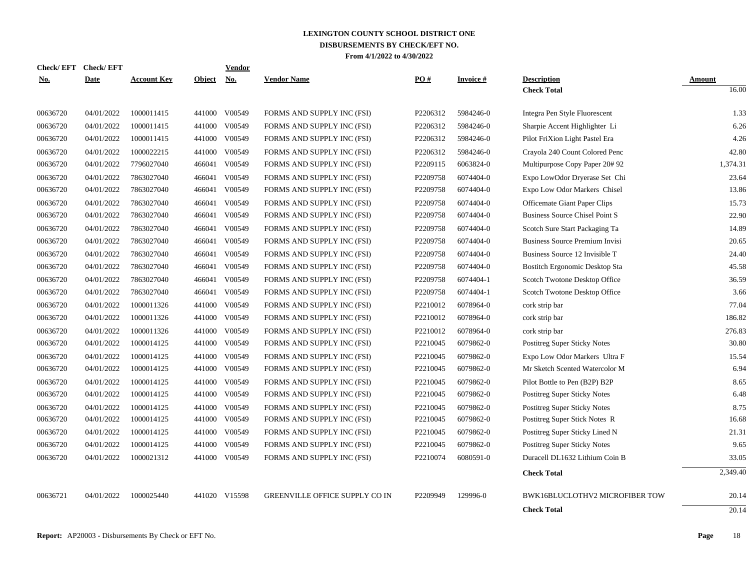# LEXINGTON COUNTY SCHOOL DISTRICT ONE

## DISBURSEMENTS BY CHECK/EFT NO.

**From 4/1/2022 to 4/30/2022**

| Check/ EFT No. | Check/ EFT Date | Account Key | Object | Vendor No. | Vendor Name | PO # | Invoice # | Description | Amount |
|---|---|---|---|---|---|---|---|---|---|
| | | | | | | | | **Check Total** | 16.00 |
| 00636720 | 04/01/2022 | 1000011415 | 441000 | V00549 | FORMS AND SUPPLY INC (FSI) | P2206312 | 5984246-0 | Integra Pen Style Fluorescent | 1.33 |
| 00636720 | 04/01/2022 | 1000011415 | 441000 | V00549 | FORMS AND SUPPLY INC (FSI) | P2206312 | 5984246-0 | Sharpie Accent Highlighter Li | 6.26 |
| 00636720 | 04/01/2022 | 1000011415 | 441000 | V00549 | FORMS AND SUPPLY INC (FSI) | P2206312 | 5984246-0 | Pilot FriXion Light Pastel Era | 4.26 |
| 00636720 | 04/01/2022 | 1000022215 | 441000 | V00549 | FORMS AND SUPPLY INC (FSI) | P2206312 | 5984246-0 | Crayola 240 Count Colored Penc | 42.80 |
| 00636720 | 04/01/2022 | 7796027040 | 466041 | V00549 | FORMS AND SUPPLY INC (FSI) | P2209115 | 6063824-0 | Multipurpose Copy Paper 20# 92 | 1,374.31 |
| 00636720 | 04/01/2022 | 7863027040 | 466041 | V00549 | FORMS AND SUPPLY INC (FSI) | P2209758 | 6074404-0 | Expo LowOdor Dryerase Set Chi | 23.64 |
| 00636720 | 04/01/2022 | 7863027040 | 466041 | V00549 | FORMS AND SUPPLY INC (FSI) | P2209758 | 6074404-0 | Expo Low Odor Markers Chisel | 13.86 |
| 00636720 | 04/01/2022 | 7863027040 | 466041 | V00549 | FORMS AND SUPPLY INC (FSI) | P2209758 | 6074404-0 | Officemate Giant Paper Clips | 15.73 |
| 00636720 | 04/01/2022 | 7863027040 | 466041 | V00549 | FORMS AND SUPPLY INC (FSI) | P2209758 | 6074404-0 | Business Source Chisel Point S | 22.90 |
| 00636720 | 04/01/2022 | 7863027040 | 466041 | V00549 | FORMS AND SUPPLY INC (FSI) | P2209758 | 6074404-0 | Scotch Sure Start Packaging Ta | 14.89 |
| 00636720 | 04/01/2022 | 7863027040 | 466041 | V00549 | FORMS AND SUPPLY INC (FSI) | P2209758 | 6074404-0 | Business Source Premium Invisi | 20.65 |
| 00636720 | 04/01/2022 | 7863027040 | 466041 | V00549 | FORMS AND SUPPLY INC (FSI) | P2209758 | 6074404-0 | Business Source 12 Invisible T | 24.40 |
| 00636720 | 04/01/2022 | 7863027040 | 466041 | V00549 | FORMS AND SUPPLY INC (FSI) | P2209758 | 6074404-0 | Bostitch Ergonomic Desktop Sta | 45.58 |
| 00636720 | 04/01/2022 | 7863027040 | 466041 | V00549 | FORMS AND SUPPLY INC (FSI) | P2209758 | 6074404-1 | Scotch Twotone Desktop Office | 36.59 |
| 00636720 | 04/01/2022 | 7863027040 | 466041 | V00549 | FORMS AND SUPPLY INC (FSI) | P2209758 | 6074404-1 | Scotch Twotone Desktop Office | 3.66 |
| 00636720 | 04/01/2022 | 1000011326 | 441000 | V00549 | FORMS AND SUPPLY INC (FSI) | P2210012 | 6078964-0 | cork strip bar | 77.04 |
| 00636720 | 04/01/2022 | 1000011326 | 441000 | V00549 | FORMS AND SUPPLY INC (FSI) | P2210012 | 6078964-0 | cork strip bar | 186.82 |
| 00636720 | 04/01/2022 | 1000011326 | 441000 | V00549 | FORMS AND SUPPLY INC (FSI) | P2210012 | 6078964-0 | cork strip bar | 276.83 |
| 00636720 | 04/01/2022 | 1000014125 | 441000 | V00549 | FORMS AND SUPPLY INC (FSI) | P2210045 | 6079862-0 | Postitreg Super Sticky Notes | 30.80 |
| 00636720 | 04/01/2022 | 1000014125 | 441000 | V00549 | FORMS AND SUPPLY INC (FSI) | P2210045 | 6079862-0 | Expo Low Odor Markers Ultra F | 15.54 |
| 00636720 | 04/01/2022 | 1000014125 | 441000 | V00549 | FORMS AND SUPPLY INC (FSI) | P2210045 | 6079862-0 | Mr Sketch Scented Watercolor M | 6.94 |
| 00636720 | 04/01/2022 | 1000014125 | 441000 | V00549 | FORMS AND SUPPLY INC (FSI) | P2210045 | 6079862-0 | Pilot Bottle to Pen (B2P) B2P | 8.65 |
| 00636720 | 04/01/2022 | 1000014125 | 441000 | V00549 | FORMS AND SUPPLY INC (FSI) | P2210045 | 6079862-0 | Postitreg Super Sticky Notes | 6.48 |
| 00636720 | 04/01/2022 | 1000014125 | 441000 | V00549 | FORMS AND SUPPLY INC (FSI) | P2210045 | 6079862-0 | Postitreg Super Sticky Notes | 8.75 |
| 00636720 | 04/01/2022 | 1000014125 | 441000 | V00549 | FORMS AND SUPPLY INC (FSI) | P2210045 | 6079862-0 | Postitreg Super Stick Notes R | 16.68 |
| 00636720 | 04/01/2022 | 1000014125 | 441000 | V00549 | FORMS AND SUPPLY INC (FSI) | P2210045 | 6079862-0 | Postitreg Super Sticky Lined N | 21.31 |
| 00636720 | 04/01/2022 | 1000014125 | 441000 | V00549 | FORMS AND SUPPLY INC (FSI) | P2210045 | 6079862-0 | Postitreg Super Sticky Notes | 9.65 |
| 00636720 | 04/01/2022 | 1000021312 | 441000 | V00549 | FORMS AND SUPPLY INC (FSI) | P2210074 | 6080591-0 | Duracell DL1632 Lithium Coin B | 33.05 |
| | | | | | | | | **Check Total** | 2,349.40 |
| 00636721 | 04/01/2022 | 1000025440 | 441020 | V15598 | GREENVILLE OFFICE SUPPLY CO IN | P2209949 | 129996-0 | BWK16BLUCLOTHV2 MICROFIBER TOW | 20.14 |
| | | | | | | | | **Check Total** | 20.14 |

**Report:** AP20003 - Disbursements By Check or EFT No.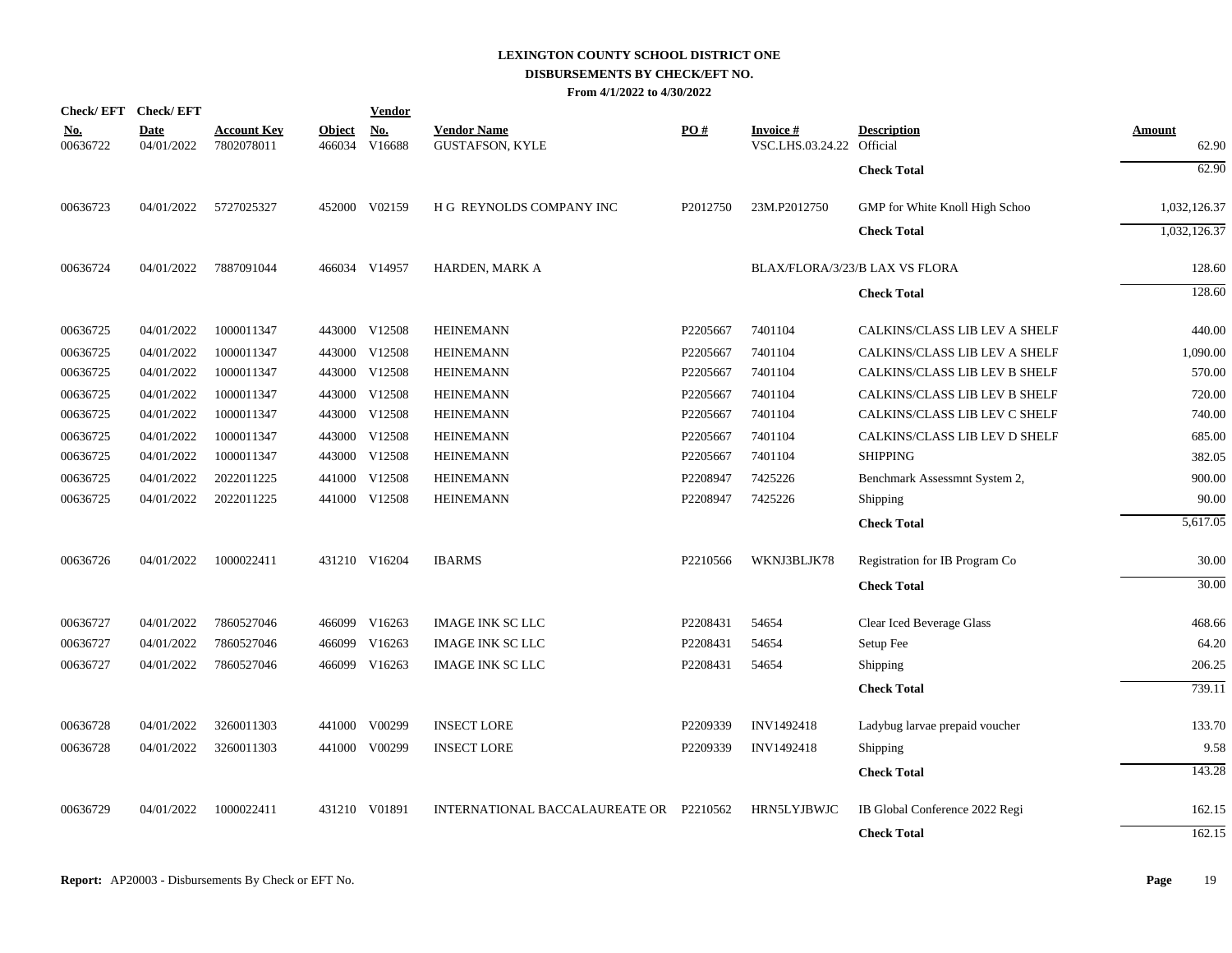# LEXINGTON COUNTY SCHOOL DISTRICT ONE
## DISBURSEMENTS BY CHECK/EFT NO.
### From 4/1/2022 to 4/30/2022

| Check/ EFT No. | Check/ EFT Date | Account Key | Object | Vendor No. | Vendor Name | PO # | Invoice # | Description | Amount |
|---|---|---|---|---|---|---|---|---|---|
| 00636722 | 04/01/2022 | 7802078011 | 466034 | V16688 | GUSTAFSON, KYLE | | VSC.LHS.03.24.22 | Official | 62.90 |
| | | | | | | | | **Check Total** | 62.90 |
| 00636723 | 04/01/2022 | 5727025327 | 452000 | V02159 | H G REYNOLDS COMPANY INC | P2012750 | 23M.P2012750 | GMP for White Knoll High Schoo | 1,032,126.37 |
| | | | | | | | | **Check Total** | 1,032,126.37 |
| 00636724 | 04/01/2022 | 7887091044 | 466034 | V14957 | HARDEN, MARK A | | BLAX/FLORA/3/23/B | LAX VS FLORA | 128.60 |
| | | | | | | | | **Check Total** | 128.60 |
| 00636725 | 04/01/2022 | 1000011347 | 443000 | V12508 | HEINEMANN | P2205667 | 7401104 | CALKINS/CLASS LIB LEV A SHELF | 440.00 |
| 00636725 | 04/01/2022 | 1000011347 | 443000 | V12508 | HEINEMANN | P2205667 | 7401104 | CALKINS/CLASS LIB LEV A SHELF | 1,090.00 |
| 00636725 | 04/01/2022 | 1000011347 | 443000 | V12508 | HEINEMANN | P2205667 | 7401104 | CALKINS/CLASS LIB LEV B SHELF | 570.00 |
| 00636725 | 04/01/2022 | 1000011347 | 443000 | V12508 | HEINEMANN | P2205667 | 7401104 | CALKINS/CLASS LIB LEV B SHELF | 720.00 |
| 00636725 | 04/01/2022 | 1000011347 | 443000 | V12508 | HEINEMANN | P2205667 | 7401104 | CALKINS/CLASS LIB LEV C SHELF | 740.00 |
| 00636725 | 04/01/2022 | 1000011347 | 443000 | V12508 | HEINEMANN | P2205667 | 7401104 | CALKINS/CLASS LIB LEV D SHELF | 685.00 |
| 00636725 | 04/01/2022 | 1000011347 | 443000 | V12508 | HEINEMANN | P2205667 | 7401104 | SHIPPING | 382.05 |
| 00636725 | 04/01/2022 | 2022011225 | 441000 | V12508 | HEINEMANN | P2208947 | 7425226 | Benchmark Assessmnt System 2, | 900.00 |
| 00636725 | 04/01/2022 | 2022011225 | 441000 | V12508 | HEINEMANN | P2208947 | 7425226 | Shipping | 90.00 |
| | | | | | | | | **Check Total** | 5,617.05 |
| 00636726 | 04/01/2022 | 1000022411 | 431210 | V16204 | IBARMS | P2210566 | WKNJ3BLJK78 | Registration for IB Program Co | 30.00 |
| | | | | | | | | **Check Total** | 30.00 |
| 00636727 | 04/01/2022 | 7860527046 | 466099 | V16263 | IMAGE INK SC LLC | P2208431 | 54654 | Clear Iced Beverage Glass | 468.66 |
| 00636727 | 04/01/2022 | 7860527046 | 466099 | V16263 | IMAGE INK SC LLC | P2208431 | 54654 | Setup Fee | 64.20 |
| 00636727 | 04/01/2022 | 7860527046 | 466099 | V16263 | IMAGE INK SC LLC | P2208431 | 54654 | Shipping | 206.25 |
| | | | | | | | | **Check Total** | 739.11 |
| 00636728 | 04/01/2022 | 3260011303 | 441000 | V00299 | INSECT LORE | P2209339 | INV1492418 | Ladybug larvae prepaid voucher | 133.70 |
| 00636728 | 04/01/2022 | 3260011303 | 441000 | V00299 | INSECT LORE | P2209339 | INV1492418 | Shipping | 9.58 |
| | | | | | | | | **Check Total** | 143.28 |
| 00636729 | 04/01/2022 | 1000022411 | 431210 | V01891 | INTERNATIONAL BACCALAUREATE OR | P2210562 | HRN5LYJBWJC | IB Global Conference 2022 Regi | 162.15 |
| | | | | | | | | **Check Total** | 162.15 |

**Report:** AP20003 - Disbursements By Check or EFT No.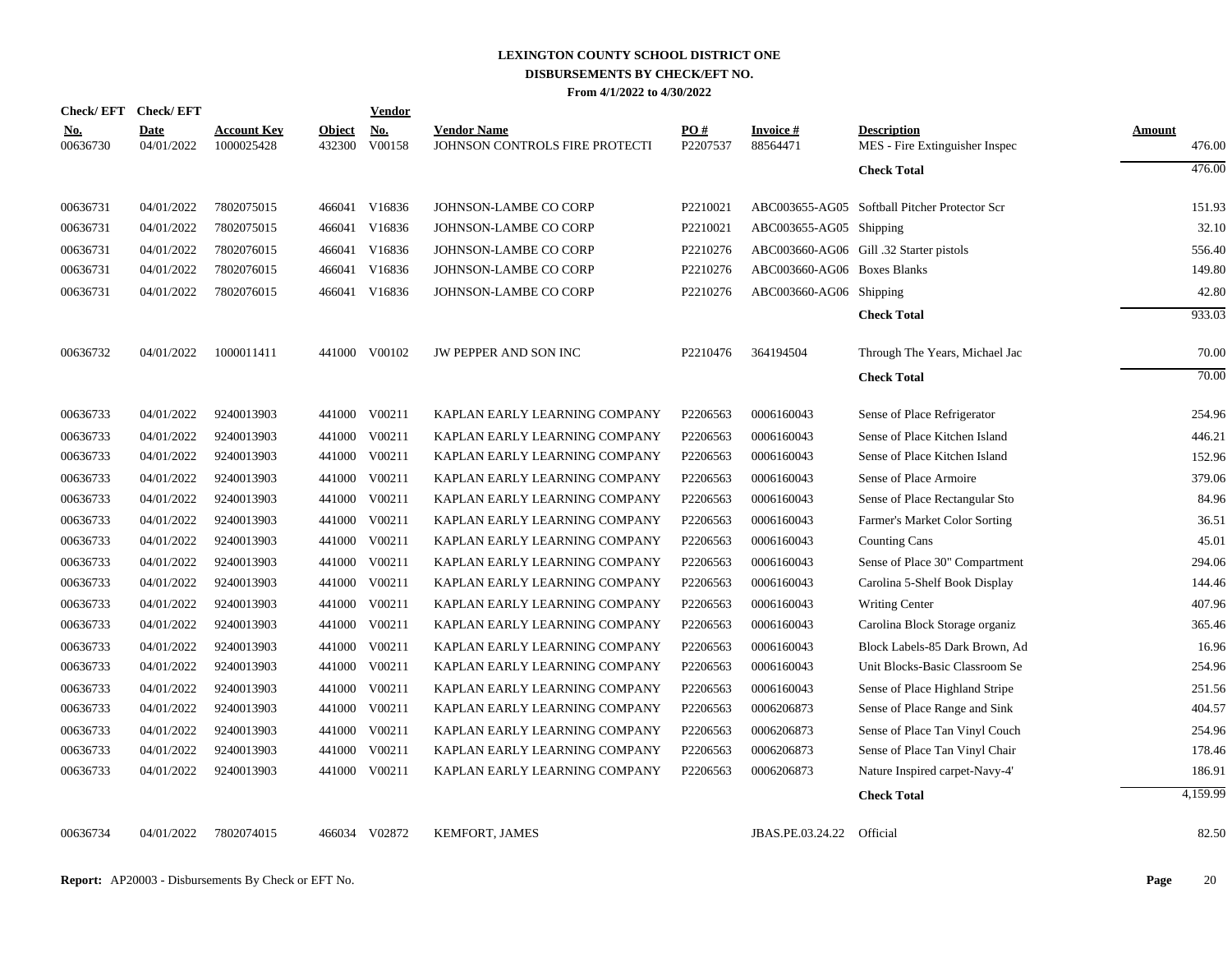# LEXINGTON COUNTY SCHOOL DISTRICT ONE
## DISBURSEMENTS BY CHECK/EFT NO.
### From 4/1/2022 to 4/30/2022

| Check/ EFT No. | Check/ EFT Date | Account Key | Object | Vendor No. | Vendor Name | PO # | Invoice # | Description | Amount |
|---|---|---|---|---|---|---|---|---|---|
| 00636730 | 04/01/2022 | 1000025428 | 432300 | V00158 | JOHNSON CONTROLS FIRE PROTECTI | P2207537 | 88564471 | MES - Fire Extinguisher Inspec | 476.00 |
| | | | | | | | | **Check Total** | 476.00 |
| 00636731 | 04/01/2022 | 7802075015 | 466041 | V16836 | JOHNSON-LAMBE CO CORP | P2210021 | ABC003655-AG05 | Softball Pitcher Protector Scr | 151.93 |
| 00636731 | 04/01/2022 | 7802075015 | 466041 | V16836 | JOHNSON-LAMBE CO CORP | P2210021 | ABC003655-AG05 | Shipping | 32.10 |
| 00636731 | 04/01/2022 | 7802076015 | 466041 | V16836 | JOHNSON-LAMBE CO CORP | P2210276 | ABC003660-AG06 | Gill .32 Starter pistols | 556.40 |
| 00636731 | 04/01/2022 | 7802076015 | 466041 | V16836 | JOHNSON-LAMBE CO CORP | P2210276 | ABC003660-AG06 | Boxes Blanks | 149.80 |
| 00636731 | 04/01/2022 | 7802076015 | 466041 | V16836 | JOHNSON-LAMBE CO CORP | P2210276 | ABC003660-AG06 | Shipping | 42.80 |
| | | | | | | | | **Check Total** | 933.03 |
| 00636732 | 04/01/2022 | 1000011411 | 441000 | V00102 | JW PEPPER AND SON INC | P2210476 | 364194504 | Through The Years, Michael Jac | 70.00 |
| | | | | | | | | **Check Total** | 70.00 |
| 00636733 | 04/01/2022 | 9240013903 | 441000 | V00211 | KAPLAN EARLY LEARNING COMPANY | P2206563 | 0006160043 | Sense of Place Refrigerator | 254.96 |
| 00636733 | 04/01/2022 | 9240013903 | 441000 | V00211 | KAPLAN EARLY LEARNING COMPANY | P2206563 | 0006160043 | Sense of Place Kitchen Island | 446.21 |
| 00636733 | 04/01/2022 | 9240013903 | 441000 | V00211 | KAPLAN EARLY LEARNING COMPANY | P2206563 | 0006160043 | Sense of Place Kitchen Island | 152.96 |
| 00636733 | 04/01/2022 | 9240013903 | 441000 | V00211 | KAPLAN EARLY LEARNING COMPANY | P2206563 | 0006160043 | Sense of Place Armoire | 379.06 |
| 00636733 | 04/01/2022 | 9240013903 | 441000 | V00211 | KAPLAN EARLY LEARNING COMPANY | P2206563 | 0006160043 | Sense of Place Rectangular Sto | 84.96 |
| 00636733 | 04/01/2022 | 9240013903 | 441000 | V00211 | KAPLAN EARLY LEARNING COMPANY | P2206563 | 0006160043 | Farmer's Market Color Sorting | 36.51 |
| 00636733 | 04/01/2022 | 9240013903 | 441000 | V00211 | KAPLAN EARLY LEARNING COMPANY | P2206563 | 0006160043 | Counting Cans | 45.01 |
| 00636733 | 04/01/2022 | 9240013903 | 441000 | V00211 | KAPLAN EARLY LEARNING COMPANY | P2206563 | 0006160043 | Sense of Place 30" Compartment | 294.06 |
| 00636733 | 04/01/2022 | 9240013903 | 441000 | V00211 | KAPLAN EARLY LEARNING COMPANY | P2206563 | 0006160043 | Carolina 5-Shelf Book Display | 144.46 |
| 00636733 | 04/01/2022 | 9240013903 | 441000 | V00211 | KAPLAN EARLY LEARNING COMPANY | P2206563 | 0006160043 | Writing Center | 407.96 |
| 00636733 | 04/01/2022 | 9240013903 | 441000 | V00211 | KAPLAN EARLY LEARNING COMPANY | P2206563 | 0006160043 | Carolina Block Storage organiz | 365.46 |
| 00636733 | 04/01/2022 | 9240013903 | 441000 | V00211 | KAPLAN EARLY LEARNING COMPANY | P2206563 | 0006160043 | Block Labels-85 Dark Brown, Ad | 16.96 |
| 00636733 | 04/01/2022 | 9240013903 | 441000 | V00211 | KAPLAN EARLY LEARNING COMPANY | P2206563 | 0006160043 | Unit Blocks-Basic Classroom Se | 254.96 |
| 00636733 | 04/01/2022 | 9240013903 | 441000 | V00211 | KAPLAN EARLY LEARNING COMPANY | P2206563 | 0006160043 | Sense of Place Highland Stripe | 251.56 |
| 00636733 | 04/01/2022 | 9240013903 | 441000 | V00211 | KAPLAN EARLY LEARNING COMPANY | P2206563 | 0006206873 | Sense of Place Range and Sink | 404.57 |
| 00636733 | 04/01/2022 | 9240013903 | 441000 | V00211 | KAPLAN EARLY LEARNING COMPANY | P2206563 | 0006206873 | Sense of Place Tan Vinyl Couch | 254.96 |
| 00636733 | 04/01/2022 | 9240013903 | 441000 | V00211 | KAPLAN EARLY LEARNING COMPANY | P2206563 | 0006206873 | Sense of Place Tan Vinyl Chair | 178.46 |
| 00636733 | 04/01/2022 | 9240013903 | 441000 | V00211 | KAPLAN EARLY LEARNING COMPANY | P2206563 | 0006206873 | Nature Inspired carpet-Navy-4' | 186.91 |
| | | | | | | | | **Check Total** | 4,159.99 |
| 00636734 | 04/01/2022 | 7802074015 | 466034 | V02872 | KEMFORT, JAMES | | JBAS.PE.03.24.22 | Official | 82.50 |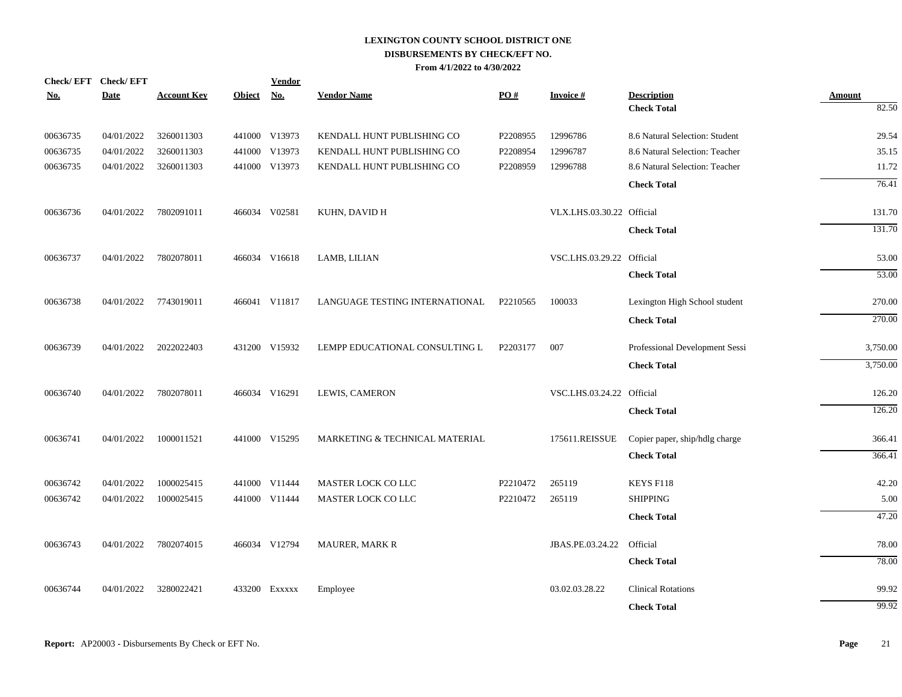**LEXINGTON COUNTY SCHOOL DISTRICT ONE**
**DISBURSEMENTS BY CHECK/EFT NO.**
**From 4/1/2022 to 4/30/2022**

| Check/ EFT No. | Check/ EFT Date | Account Key | Object | Vendor No. | Vendor Name | PO # | Invoice # | Description | Amount |
|---|---|---|---|---|---|---|---|---|---|
| | | | | | | | | **Check Total** | 82.50 |
| 00636735 | 04/01/2022 | 3260011303 | 441000 | V13973 | KENDALL HUNT PUBLISHING CO | P2208955 | 12996786 | 8.6 Natural Selection: Student | 29.54 |
| 00636735 | 04/01/2022 | 3260011303 | 441000 | V13973 | KENDALL HUNT PUBLISHING CO | P2208954 | 12996787 | 8.6 Natural Selection: Teacher | 35.15 |
| 00636735 | 04/01/2022 | 3260011303 | 441000 | V13973 | KENDALL HUNT PUBLISHING CO | P2208959 | 12996788 | 8.6 Natural Selection: Teacher | 11.72 |
| | | | | | | | | **Check Total** | 76.41 |
| 00636736 | 04/01/2022 | 7802091011 | 466034 | V02581 | KUHN, DAVID H | | VLX.LHS.03.30.22 | Official | 131.70 |
| | | | | | | | | **Check Total** | 131.70 |
| 00636737 | 04/01/2022 | 7802078011 | 466034 | V16618 | LAMB, LILIAN | | VSC.LHS.03.29.22 | Official | 53.00 |
| | | | | | | | | **Check Total** | 53.00 |
| 00636738 | 04/01/2022 | 7743019011 | 466041 | V11817 | LANGUAGE TESTING INTERNATIONAL | P2210565 | 100033 | Lexington High School student | 270.00 |
| | | | | | | | | **Check Total** | 270.00 |
| 00636739 | 04/01/2022 | 2022022403 | 431200 | V15932 | LEMPP EDUCATIONAL CONSULTING L | P2203177 | 007 | Professional Development Sessi | 3,750.00 |
| | | | | | | | | **Check Total** | 3,750.00 |
| 00636740 | 04/01/2022 | 7802078011 | 466034 | V16291 | LEWIS, CAMERON | | VSC.LHS.03.24.22 | Official | 126.20 |
| | | | | | | | | **Check Total** | 126.20 |
| 00636741 | 04/01/2022 | 1000011521 | 441000 | V15295 | MARKETING & TECHNICAL MATERIAL | | 175611.REISSUE | Copier paper, ship/hdlg charge | 366.41 |
| | | | | | | | | **Check Total** | 366.41 |
| 00636742 | 04/01/2022 | 1000025415 | 441000 | V11444 | MASTER LOCK CO LLC | P2210472 | 265119 | KEYS F118 | 42.20 |
| 00636742 | 04/01/2022 | 1000025415 | 441000 | V11444 | MASTER LOCK CO LLC | P2210472 | 265119 | SHIPPING | 5.00 |
| | | | | | | | | **Check Total** | 47.20 |
| 00636743 | 04/01/2022 | 7802074015 | 466034 | V12794 | MAURER, MARK R | | JBAS.PE.03.24.22 | Official | 78.00 |
| | | | | | | | | **Check Total** | 78.00 |
| 00636744 | 04/01/2022 | 3280022421 | 433200 | Exxxxx | Employee | | 03.02.03.28.22 | Clinical Rotations | 99.92 |
| | | | | | | | | **Check Total** | 99.92 |

**Report:** AP20003 - Disbursements By Check or EFT No.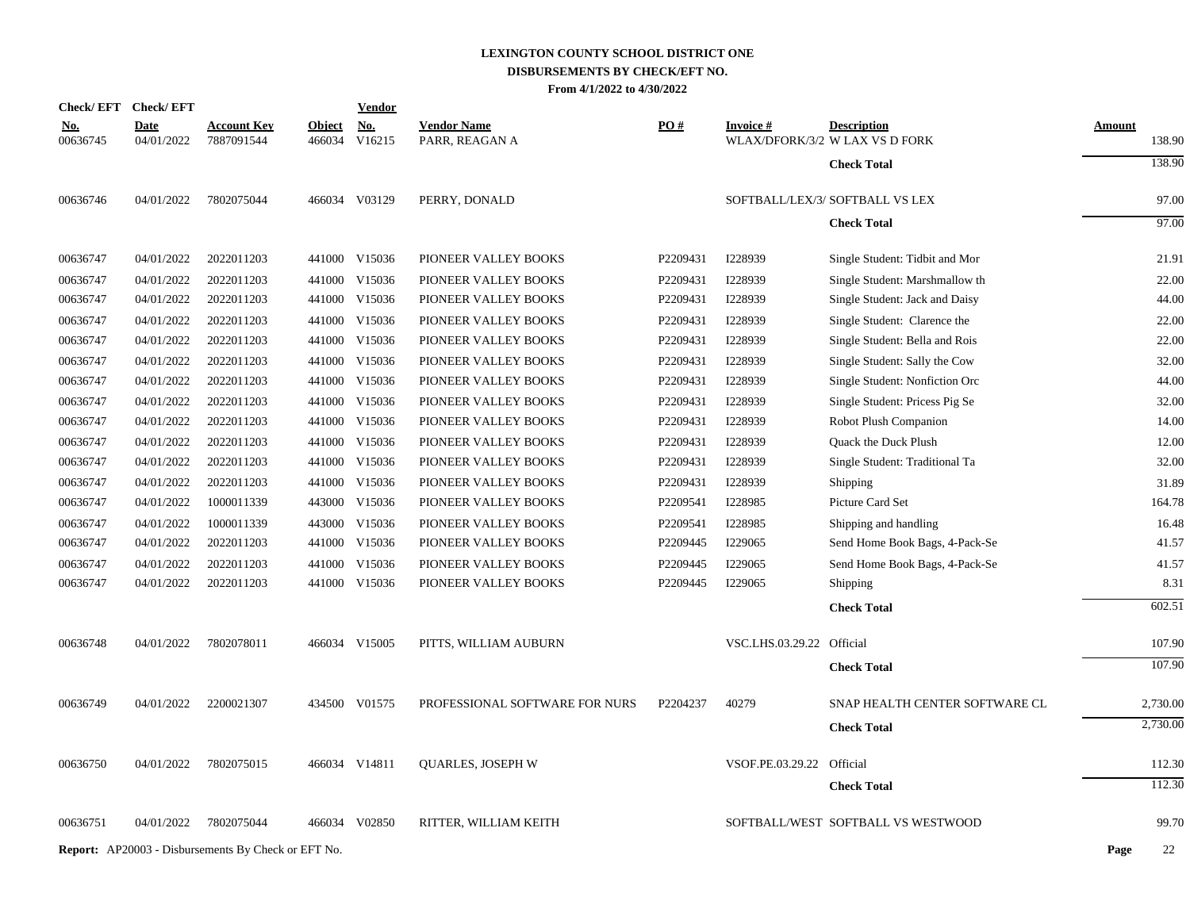# LEXINGTON COUNTY SCHOOL DISTRICT ONE
## DISBURSEMENTS BY CHECK/EFT NO.
### From 4/1/2022 to 4/30/2022

| Check/ EFT No. | Check/ EFT Date | Account Key | Object | Vendor No. | Vendor Name | PO # | Invoice # | Description | Amount |
|---|---|---|---|---|---|---|---|---|---|
| 00636745 | 04/01/2022 | 7887091544 | 466034 | V16215 | PARR, REAGAN A | | WLAX/DFORK/3/2 | W LAX VS D FORK | 138.90 |
| | | | | | | | | **Check Total** | 138.90 |
| 00636746 | 04/01/2022 | 7802075044 | 466034 | V03129 | PERRY, DONALD | | SOFTBALL/LEX/3/ | SOFTBALL VS LEX | 97.00 |
| | | | | | | | | **Check Total** | 97.00 |
| 00636747 | 04/01/2022 | 2022011203 | 441000 | V15036 | PIONEER VALLEY BOOKS | P2209431 | I228939 | Single Student: Tidbit and Mor | 21.91 |
| 00636747 | 04/01/2022 | 2022011203 | 441000 | V15036 | PIONEER VALLEY BOOKS | P2209431 | I228939 | Single Student: Marshmallow th | 22.00 |
| 00636747 | 04/01/2022 | 2022011203 | 441000 | V15036 | PIONEER VALLEY BOOKS | P2209431 | I228939 | Single Student: Jack and Daisy | 44.00 |
| 00636747 | 04/01/2022 | 2022011203 | 441000 | V15036 | PIONEER VALLEY BOOKS | P2209431 | I228939 | Single Student: Clarence the | 22.00 |
| 00636747 | 04/01/2022 | 2022011203 | 441000 | V15036 | PIONEER VALLEY BOOKS | P2209431 | I228939 | Single Student: Bella and Rois | 22.00 |
| 00636747 | 04/01/2022 | 2022011203 | 441000 | V15036 | PIONEER VALLEY BOOKS | P2209431 | I228939 | Single Student: Sally the Cow | 32.00 |
| 00636747 | 04/01/2022 | 2022011203 | 441000 | V15036 | PIONEER VALLEY BOOKS | P2209431 | I228939 | Single Student: Nonfiction Orc | 44.00 |
| 00636747 | 04/01/2022 | 2022011203 | 441000 | V15036 | PIONEER VALLEY BOOKS | P2209431 | I228939 | Single Student: Pricess Pig Se | 32.00 |
| 00636747 | 04/01/2022 | 2022011203 | 441000 | V15036 | PIONEER VALLEY BOOKS | P2209431 | I228939 | Robot Plush Companion | 14.00 |
| 00636747 | 04/01/2022 | 2022011203 | 441000 | V15036 | PIONEER VALLEY BOOKS | P2209431 | I228939 | Quack the Duck Plush | 12.00 |
| 00636747 | 04/01/2022 | 2022011203 | 441000 | V15036 | PIONEER VALLEY BOOKS | P2209431 | I228939 | Single Student: Traditional Ta | 32.00 |
| 00636747 | 04/01/2022 | 2022011203 | 441000 | V15036 | PIONEER VALLEY BOOKS | P2209431 | I228939 | Shipping | 31.89 |
| 00636747 | 04/01/2022 | 1000011339 | 443000 | V15036 | PIONEER VALLEY BOOKS | P2209541 | I228985 | Picture Card Set | 164.78 |
| 00636747 | 04/01/2022 | 1000011339 | 443000 | V15036 | PIONEER VALLEY BOOKS | P2209541 | I228985 | Shipping and handling | 16.48 |
| 00636747 | 04/01/2022 | 2022011203 | 441000 | V15036 | PIONEER VALLEY BOOKS | P2209445 | I229065 | Send Home Book Bags, 4-Pack-Se | 41.57 |
| 00636747 | 04/01/2022 | 2022011203 | 441000 | V15036 | PIONEER VALLEY BOOKS | P2209445 | I229065 | Send Home Book Bags, 4-Pack-Se | 41.57 |
| 00636747 | 04/01/2022 | 2022011203 | 441000 | V15036 | PIONEER VALLEY BOOKS | P2209445 | I229065 | Shipping | 8.31 |
| | | | | | | | | **Check Total** | 602.51 |
| 00636748 | 04/01/2022 | 7802078011 | 466034 | V15005 | PITTS, WILLIAM AUBURN | | VSC.LHS.03.29.22 | Official | 107.90 |
| | | | | | | | | **Check Total** | 107.90 |
| 00636749 | 04/01/2022 | 2200021307 | 434500 | V01575 | PROFESSIONAL SOFTWARE FOR NURS | P2204237 | 40279 | SNAP HEALTH CENTER SOFTWARE CL | 2,730.00 |
| | | | | | | | | **Check Total** | 2,730.00 |
| 00636750 | 04/01/2022 | 7802075015 | 466034 | V14811 | QUARLES, JOSEPH W | | VSOF.PE.03.29.22 | Official | 112.30 |
| | | | | | | | | **Check Total** | 112.30 |
| 00636751 | 04/01/2022 | 7802075044 | 466034 | V02850 | RITTER, WILLIAM KEITH | | SOFTBALL/WEST | SOFTBALL VS WESTWOOD | 99.70 |

**Report:** AP20003 - Disbursements By Check or EFT No.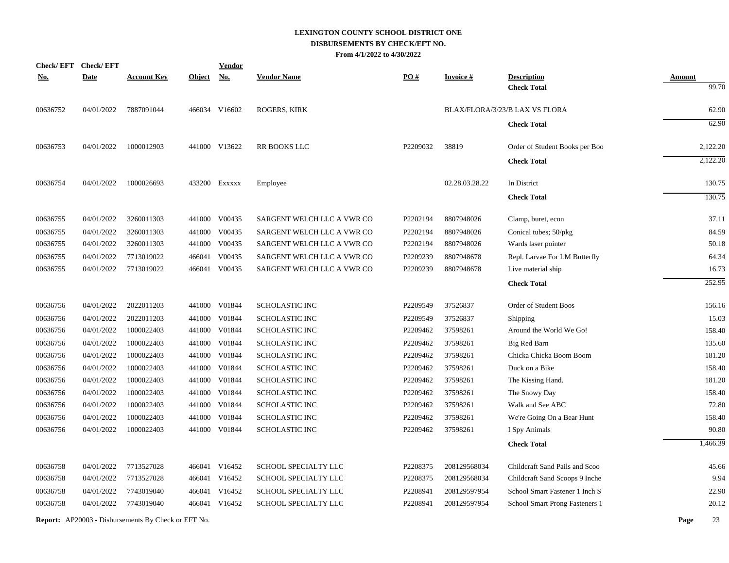# LEXINGTON COUNTY SCHOOL DISTRICT ONE

## DISBURSEMENTS BY CHECK/EFT NO.

**From 4/1/2022 to 4/30/2022**

| Check/ EFT No. | Check/ EFT Date | Account Key | Object | Vendor No. | Vendor Name | PO # | Invoice # | Description | Amount |
|---|---|---|---|---|---|---|---|---|---|
| | | | | | | | | **Check Total** | 99.70 |
| 00636752 | 04/01/2022 | 7887091044 | 466034 | V16602 | ROGERS, KIRK | | BLAX/FLORA/3/23/B | LAX VS FLORA | 62.90 |
| | | | | | | | | **Check Total** | 62.90 |
| 00636753 | 04/01/2022 | 1000012903 | 441000 | V13622 | RR BOOKS LLC | P2209032 | 38819 | Order of Student Books per Boo | 2,122.20 |
| | | | | | | | | **Check Total** | 2,122.20 |
| 00636754 | 04/01/2022 | 1000026693 | 433200 | Exxxxx | Employee | | 02.28.03.28.22 | In District | 130.75 |
| | | | | | | | | **Check Total** | 130.75 |
| 00636755 | 04/01/2022 | 3260011303 | 441000 | V00435 | SARGENT WELCH LLC A VWR CO | P2202194 | 8807948026 | Clamp, buret, econ | 37.11 |
| 00636755 | 04/01/2022 | 3260011303 | 441000 | V00435 | SARGENT WELCH LLC A VWR CO | P2202194 | 8807948026 | Conical tubes; 50/pkg | 84.59 |
| 00636755 | 04/01/2022 | 3260011303 | 441000 | V00435 | SARGENT WELCH LLC A VWR CO | P2202194 | 8807948026 | Wards laser pointer | 50.18 |
| 00636755 | 04/01/2022 | 7713019022 | 466041 | V00435 | SARGENT WELCH LLC A VWR CO | P2209239 | 8807948678 | Repl. Larvae For LM Butterfly | 64.34 |
| 00636755 | 04/01/2022 | 7713019022 | 466041 | V00435 | SARGENT WELCH LLC A VWR CO | P2209239 | 8807948678 | Live material ship | 16.73 |
| | | | | | | | | **Check Total** | 252.95 |
| 00636756 | 04/01/2022 | 2022011203 | 441000 | V01844 | SCHOLASTIC INC | P2209549 | 37526837 | Order of Student Boos | 156.16 |
| 00636756 | 04/01/2022 | 2022011203 | 441000 | V01844 | SCHOLASTIC INC | P2209549 | 37526837 | Shipping | 15.03 |
| 00636756 | 04/01/2022 | 1000022403 | 441000 | V01844 | SCHOLASTIC INC | P2209462 | 37598261 | Around the World We Go! | 158.40 |
| 00636756 | 04/01/2022 | 1000022403 | 441000 | V01844 | SCHOLASTIC INC | P2209462 | 37598261 | Big Red Barn | 135.60 |
| 00636756 | 04/01/2022 | 1000022403 | 441000 | V01844 | SCHOLASTIC INC | P2209462 | 37598261 | Chicka Chicka Boom Boom | 181.20 |
| 00636756 | 04/01/2022 | 1000022403 | 441000 | V01844 | SCHOLASTIC INC | P2209462 | 37598261 | Duck on a Bike | 158.40 |
| 00636756 | 04/01/2022 | 1000022403 | 441000 | V01844 | SCHOLASTIC INC | P2209462 | 37598261 | The Kissing Hand. | 181.20 |
| 00636756 | 04/01/2022 | 1000022403 | 441000 | V01844 | SCHOLASTIC INC | P2209462 | 37598261 | The Snowy Day | 158.40 |
| 00636756 | 04/01/2022 | 1000022403 | 441000 | V01844 | SCHOLASTIC INC | P2209462 | 37598261 | Walk and See ABC | 72.80 |
| 00636756 | 04/01/2022 | 1000022403 | 441000 | V01844 | SCHOLASTIC INC | P2209462 | 37598261 | We're Going On a Bear Hunt | 158.40 |
| 00636756 | 04/01/2022 | 1000022403 | 441000 | V01844 | SCHOLASTIC INC | P2209462 | 37598261 | I Spy Animals | 90.80 |
| | | | | | | | | **Check Total** | 1,466.39 |
| 00636758 | 04/01/2022 | 7713527028 | 466041 | V16452 | SCHOOL SPECIALTY LLC | P2208375 | 208129568034 | Childcraft Sand Pails and Scoo | 45.66 |
| 00636758 | 04/01/2022 | 7713527028 | 466041 | V16452 | SCHOOL SPECIALTY LLC | P2208375 | 208129568034 | Childcraft Sand Scoops 9 Inche | 9.94 |
| 00636758 | 04/01/2022 | 7743019040 | 466041 | V16452 | SCHOOL SPECIALTY LLC | P2208941 | 208129597954 | School Smart Fastener 1 Inch S | 22.90 |
| 00636758 | 04/01/2022 | 7743019040 | 466041 | V16452 | SCHOOL SPECIALTY LLC | P2208941 | 208129597954 | School Smart Prong Fasteners 1 | 20.12 |

**Report:** AP20003 - Disbursements By Check or EFT No.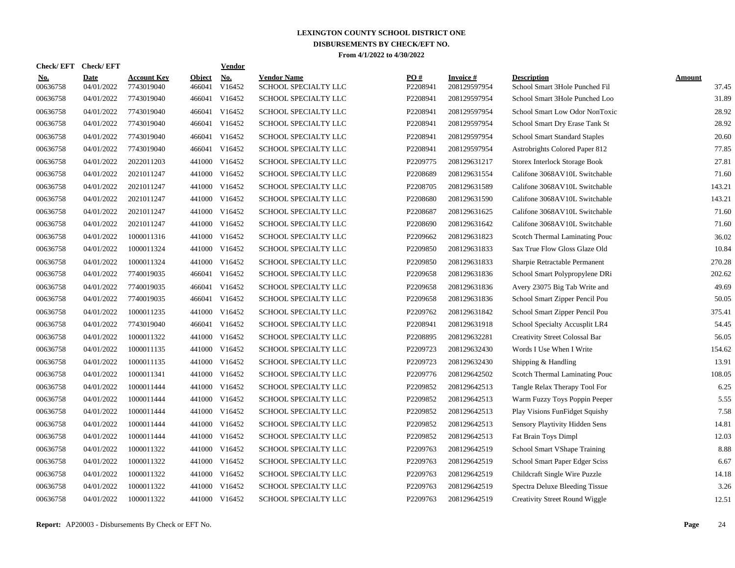# LEXINGTON COUNTY SCHOOL DISTRICT ONE

## DISBURSEMENTS BY CHECK/EFT NO.

**From 4/1/2022 to 4/30/2022**

| Check/ EFT No. | Check/ EFT Date | Account Key | Object | Vendor No. | Vendor Name | PO # | Invoice # | Description | Amount |
|---|---|---|---|---|---|---|---|---|---|
| 00636758 | 04/01/2022 | 7743019040 | 466041 | V16452 | SCHOOL SPECIALTY LLC | P2208941 | 208129597954 | School Smart 3Hole Punched Fil | 37.45 |
| 00636758 | 04/01/2022 | 7743019040 | 466041 | V16452 | SCHOOL SPECIALTY LLC | P2208941 | 208129597954 | School Smart 3Hole Punched Loo | 31.89 |
| 00636758 | 04/01/2022 | 7743019040 | 466041 | V16452 | SCHOOL SPECIALTY LLC | P2208941 | 208129597954 | School Smart Low Odor NonToxic | 28.92 |
| 00636758 | 04/01/2022 | 7743019040 | 466041 | V16452 | SCHOOL SPECIALTY LLC | P2208941 | 208129597954 | School Smart Dry Erase Tank St | 28.92 |
| 00636758 | 04/01/2022 | 7743019040 | 466041 | V16452 | SCHOOL SPECIALTY LLC | P2208941 | 208129597954 | School Smart Standard Staples | 20.60 |
| 00636758 | 04/01/2022 | 7743019040 | 466041 | V16452 | SCHOOL SPECIALTY LLC | P2208941 | 208129597954 | Astrobrights Colored Paper 812 | 77.85 |
| 00636758 | 04/01/2022 | 2022011203 | 441000 | V16452 | SCHOOL SPECIALTY LLC | P2209775 | 208129631217 | Storex Interlock Storage Book | 27.81 |
| 00636758 | 04/01/2022 | 2021011247 | 441000 | V16452 | SCHOOL SPECIALTY LLC | P2208689 | 208129631554 | Califone 3068AV10L Switchable | 71.60 |
| 00636758 | 04/01/2022 | 2021011247 | 441000 | V16452 | SCHOOL SPECIALTY LLC | P2208705 | 208129631589 | Califone 3068AV10L Switchable | 143.21 |
| 00636758 | 04/01/2022 | 2021011247 | 441000 | V16452 | SCHOOL SPECIALTY LLC | P2208680 | 208129631590 | Califone 3068AV10L Switchable | 143.21 |
| 00636758 | 04/01/2022 | 2021011247 | 441000 | V16452 | SCHOOL SPECIALTY LLC | P2208687 | 208129631625 | Califone 3068AV10L Switchable | 71.60 |
| 00636758 | 04/01/2022 | 2021011247 | 441000 | V16452 | SCHOOL SPECIALTY LLC | P2208690 | 208129631642 | Califone 3068AV10L Switchable | 71.60 |
| 00636758 | 04/01/2022 | 1000011316 | 441000 | V16452 | SCHOOL SPECIALTY LLC | P2209662 | 208129631823 | Scotch Thermal Laminating Pouc | 36.02 |
| 00636758 | 04/01/2022 | 1000011324 | 441000 | V16452 | SCHOOL SPECIALTY LLC | P2209850 | 208129631833 | Sax True Flow Gloss Glaze Old | 10.84 |
| 00636758 | 04/01/2022 | 1000011324 | 441000 | V16452 | SCHOOL SPECIALTY LLC | P2209850 | 208129631833 | Sharpie Retractable Permanent | 270.28 |
| 00636758 | 04/01/2022 | 7740019035 | 466041 | V16452 | SCHOOL SPECIALTY LLC | P2209658 | 208129631836 | School Smart Polypropylene DRi | 202.62 |
| 00636758 | 04/01/2022 | 7740019035 | 466041 | V16452 | SCHOOL SPECIALTY LLC | P2209658 | 208129631836 | Avery 23075 Big Tab Write and | 49.69 |
| 00636758 | 04/01/2022 | 7740019035 | 466041 | V16452 | SCHOOL SPECIALTY LLC | P2209658 | 208129631836 | School Smart Zipper Pencil Pou | 50.05 |
| 00636758 | 04/01/2022 | 1000011235 | 441000 | V16452 | SCHOOL SPECIALTY LLC | P2209762 | 208129631842 | School Smart Zipper Pencil Pou | 375.41 |
| 00636758 | 04/01/2022 | 7743019040 | 466041 | V16452 | SCHOOL SPECIALTY LLC | P2208941 | 208129631918 | School Specialty Accusplit LR4 | 54.45 |
| 00636758 | 04/01/2022 | 1000011322 | 441000 | V16452 | SCHOOL SPECIALTY LLC | P2208895 | 208129632281 | Creativity Street Colossal Bar | 56.05 |
| 00636758 | 04/01/2022 | 1000011135 | 441000 | V16452 | SCHOOL SPECIALTY LLC | P2209723 | 208129632430 | Words I Use When I Write | 154.62 |
| 00636758 | 04/01/2022 | 1000011135 | 441000 | V16452 | SCHOOL SPECIALTY LLC | P2209723 | 208129632430 | Shipping & Handling | 13.91 |
| 00636758 | 04/01/2022 | 1000011341 | 441000 | V16452 | SCHOOL SPECIALTY LLC | P2209776 | 208129642502 | Scotch Thermal Laminating Pouc | 108.05 |
| 00636758 | 04/01/2022 | 1000011444 | 441000 | V16452 | SCHOOL SPECIALTY LLC | P2209852 | 208129642513 | Tangle Relax Therapy Tool For | 6.25 |
| 00636758 | 04/01/2022 | 1000011444 | 441000 | V16452 | SCHOOL SPECIALTY LLC | P2209852 | 208129642513 | Warm Fuzzy Toys Poppin Peeper | 5.55 |
| 00636758 | 04/01/2022 | 1000011444 | 441000 | V16452 | SCHOOL SPECIALTY LLC | P2209852 | 208129642513 | Play Visions FunFidget Squishy | 7.58 |
| 00636758 | 04/01/2022 | 1000011444 | 441000 | V16452 | SCHOOL SPECIALTY LLC | P2209852 | 208129642513 | Sensory Playtivity Hidden Sens | 14.81 |
| 00636758 | 04/01/2022 | 1000011444 | 441000 | V16452 | SCHOOL SPECIALTY LLC | P2209852 | 208129642513 | Fat Brain Toys Dimpl | 12.03 |
| 00636758 | 04/01/2022 | 1000011322 | 441000 | V16452 | SCHOOL SPECIALTY LLC | P2209763 | 208129642519 | School Smart VShape Training | 8.88 |
| 00636758 | 04/01/2022 | 1000011322 | 441000 | V16452 | SCHOOL SPECIALTY LLC | P2209763 | 208129642519 | School Smart Paper Edger Sciss | 6.67 |
| 00636758 | 04/01/2022 | 1000011322 | 441000 | V16452 | SCHOOL SPECIALTY LLC | P2209763 | 208129642519 | Childcraft Single Wire Puzzle | 14.18 |
| 00636758 | 04/01/2022 | 1000011322 | 441000 | V16452 | SCHOOL SPECIALTY LLC | P2209763 | 208129642519 | Spectra Deluxe Bleeding Tissue | 3.26 |
| 00636758 | 04/01/2022 | 1000011322 | 441000 | V16452 | SCHOOL SPECIALTY LLC | P2209763 | 208129642519 | Creativity Street Round Wiggle | 12.51 |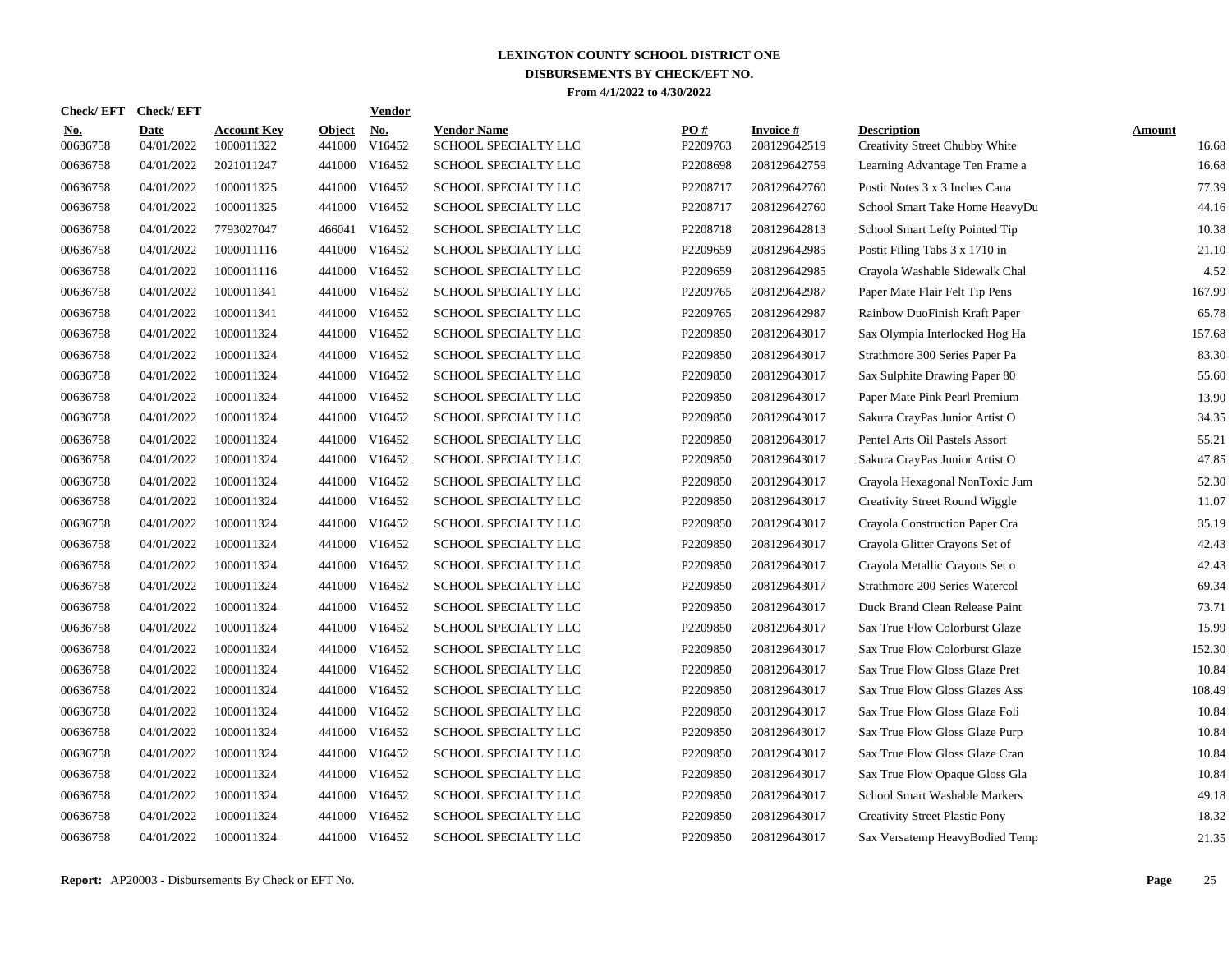# LEXINGTON COUNTY SCHOOL DISTRICT ONE
## DISBURSEMENTS BY CHECK/EFT NO.
### From 4/1/2022 to 4/30/2022

| Check/ EFT No. | Check/ EFT Date | Account Key | Object | Vendor No. | Vendor Name | PO # | Invoice # | Description | Amount |
|---|---|---|---|---|---|---|---|---|---|
| 00636758 | 04/01/2022 | 1000011322 | 441000 | V16452 | SCHOOL SPECIALTY LLC | P2209763 | 208129642519 | Creativity Street Chubby White | 16.68 |
| 00636758 | 04/01/2022 | 2021011247 | 441000 | V16452 | SCHOOL SPECIALTY LLC | P2208698 | 208129642759 | Learning Advantage Ten Frame a | 16.68 |
| 00636758 | 04/01/2022 | 1000011325 | 441000 | V16452 | SCHOOL SPECIALTY LLC | P2208717 | 208129642760 | Postit Notes 3 x 3 Inches Cana | 77.39 |
| 00636758 | 04/01/2022 | 1000011325 | 441000 | V16452 | SCHOOL SPECIALTY LLC | P2208717 | 208129642760 | School Smart Take Home HeavyDu | 44.16 |
| 00636758 | 04/01/2022 | 7793027047 | 466041 | V16452 | SCHOOL SPECIALTY LLC | P2208718 | 208129642813 | School Smart Lefty Pointed Tip | 10.38 |
| 00636758 | 04/01/2022 | 1000011116 | 441000 | V16452 | SCHOOL SPECIALTY LLC | P2209659 | 208129642985 | Postit Filing Tabs 3 x 1710 in | 21.10 |
| 00636758 | 04/01/2022 | 1000011116 | 441000 | V16452 | SCHOOL SPECIALTY LLC | P2209659 | 208129642985 | Crayola Washable Sidewalk Chal | 4.52 |
| 00636758 | 04/01/2022 | 1000011341 | 441000 | V16452 | SCHOOL SPECIALTY LLC | P2209765 | 208129642987 | Paper Mate Flair Felt Tip Pens | 167.99 |
| 00636758 | 04/01/2022 | 1000011341 | 441000 | V16452 | SCHOOL SPECIALTY LLC | P2209765 | 208129642987 | Rainbow DuoFinish Kraft Paper | 65.78 |
| 00636758 | 04/01/2022 | 1000011324 | 441000 | V16452 | SCHOOL SPECIALTY LLC | P2209850 | 208129643017 | Sax Olympia Interlocked Hog Ha | 157.68 |
| 00636758 | 04/01/2022 | 1000011324 | 441000 | V16452 | SCHOOL SPECIALTY LLC | P2209850 | 208129643017 | Strathmore 300 Series Paper Pa | 83.30 |
| 00636758 | 04/01/2022 | 1000011324 | 441000 | V16452 | SCHOOL SPECIALTY LLC | P2209850 | 208129643017 | Sax Sulphite Drawing Paper 80 | 55.60 |
| 00636758 | 04/01/2022 | 1000011324 | 441000 | V16452 | SCHOOL SPECIALTY LLC | P2209850 | 208129643017 | Paper Mate Pink Pearl Premium | 13.90 |
| 00636758 | 04/01/2022 | 1000011324 | 441000 | V16452 | SCHOOL SPECIALTY LLC | P2209850 | 208129643017 | Sakura CrayPas Junior Artist O | 34.35 |
| 00636758 | 04/01/2022 | 1000011324 | 441000 | V16452 | SCHOOL SPECIALTY LLC | P2209850 | 208129643017 | Pentel Arts Oil Pastels Assort | 55.21 |
| 00636758 | 04/01/2022 | 1000011324 | 441000 | V16452 | SCHOOL SPECIALTY LLC | P2209850 | 208129643017 | Sakura CrayPas Junior Artist O | 47.85 |
| 00636758 | 04/01/2022 | 1000011324 | 441000 | V16452 | SCHOOL SPECIALTY LLC | P2209850 | 208129643017 | Crayola Hexagonal NonToxic Jum | 52.30 |
| 00636758 | 04/01/2022 | 1000011324 | 441000 | V16452 | SCHOOL SPECIALTY LLC | P2209850 | 208129643017 | Creativity Street Round Wiggle | 11.07 |
| 00636758 | 04/01/2022 | 1000011324 | 441000 | V16452 | SCHOOL SPECIALTY LLC | P2209850 | 208129643017 | Crayola Construction Paper Cra | 35.19 |
| 00636758 | 04/01/2022 | 1000011324 | 441000 | V16452 | SCHOOL SPECIALTY LLC | P2209850 | 208129643017 | Crayola Glitter Crayons Set of | 42.43 |
| 00636758 | 04/01/2022 | 1000011324 | 441000 | V16452 | SCHOOL SPECIALTY LLC | P2209850 | 208129643017 | Crayola Metallic Crayons Set o | 42.43 |
| 00636758 | 04/01/2022 | 1000011324 | 441000 | V16452 | SCHOOL SPECIALTY LLC | P2209850 | 208129643017 | Strathmore 200 Series Watercol | 69.34 |
| 00636758 | 04/01/2022 | 1000011324 | 441000 | V16452 | SCHOOL SPECIALTY LLC | P2209850 | 208129643017 | Duck Brand Clean Release Paint | 73.71 |
| 00636758 | 04/01/2022 | 1000011324 | 441000 | V16452 | SCHOOL SPECIALTY LLC | P2209850 | 208129643017 | Sax True Flow Colorburst Glaze | 15.99 |
| 00636758 | 04/01/2022 | 1000011324 | 441000 | V16452 | SCHOOL SPECIALTY LLC | P2209850 | 208129643017 | Sax True Flow Colorburst Glaze | 152.30 |
| 00636758 | 04/01/2022 | 1000011324 | 441000 | V16452 | SCHOOL SPECIALTY LLC | P2209850 | 208129643017 | Sax True Flow Gloss Glaze Pret | 10.84 |
| 00636758 | 04/01/2022 | 1000011324 | 441000 | V16452 | SCHOOL SPECIALTY LLC | P2209850 | 208129643017 | Sax True Flow Gloss Glazes Ass | 108.49 |
| 00636758 | 04/01/2022 | 1000011324 | 441000 | V16452 | SCHOOL SPECIALTY LLC | P2209850 | 208129643017 | Sax True Flow Gloss Glaze Foli | 10.84 |
| 00636758 | 04/01/2022 | 1000011324 | 441000 | V16452 | SCHOOL SPECIALTY LLC | P2209850 | 208129643017 | Sax True Flow Gloss Glaze Purp | 10.84 |
| 00636758 | 04/01/2022 | 1000011324 | 441000 | V16452 | SCHOOL SPECIALTY LLC | P2209850 | 208129643017 | Sax True Flow Gloss Glaze Cran | 10.84 |
| 00636758 | 04/01/2022 | 1000011324 | 441000 | V16452 | SCHOOL SPECIALTY LLC | P2209850 | 208129643017 | Sax True Flow Opaque Gloss Gla | 10.84 |
| 00636758 | 04/01/2022 | 1000011324 | 441000 | V16452 | SCHOOL SPECIALTY LLC | P2209850 | 208129643017 | School Smart Washable Markers | 49.18 |
| 00636758 | 04/01/2022 | 1000011324 | 441000 | V16452 | SCHOOL SPECIALTY LLC | P2209850 | 208129643017 | Creativity Street Plastic Pony | 18.32 |
| 00636758 | 04/01/2022 | 1000011324 | 441000 | V16452 | SCHOOL SPECIALTY LLC | P2209850 | 208129643017 | Sax Versatemp HeavyBodied Temp | 21.35 |

**Report:** AP20003 - Disbursements By Check or EFT No.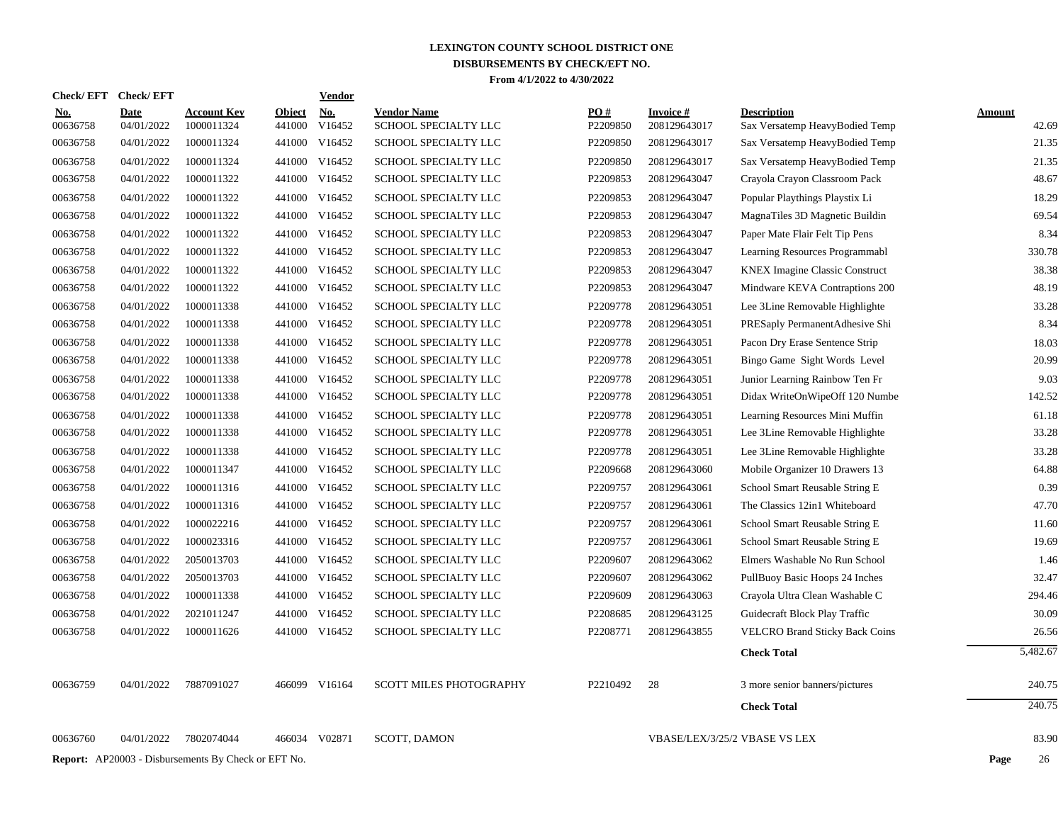# LEXINGTON COUNTY SCHOOL DISTRICT ONE
## DISBURSEMENTS BY CHECK/EFT NO.
### From 4/1/2022 to 4/30/2022

| Check/ EFT No. | Check/ EFT Date | Account Key | Object | Vendor No. | Vendor Name | PO # | Invoice # | Description | Amount |
|---|---|---|---|---|---|---|---|---|---|
| 00636758 | 04/01/2022 | 1000011324 | 441000 | V16452 | SCHOOL SPECIALTY LLC | P2209850 | 208129643017 | Sax Versatemp HeavyBodied Temp | 42.69 |
| 00636758 | 04/01/2022 | 1000011324 | 441000 | V16452 | SCHOOL SPECIALTY LLC | P2209850 | 208129643017 | Sax Versatemp HeavyBodied Temp | 21.35 |
| 00636758 | 04/01/2022 | 1000011324 | 441000 | V16452 | SCHOOL SPECIALTY LLC | P2209850 | 208129643017 | Sax Versatemp HeavyBodied Temp | 21.35 |
| 00636758 | 04/01/2022 | 1000011322 | 441000 | V16452 | SCHOOL SPECIALTY LLC | P2209853 | 208129643047 | Crayola Crayon Classroom Pack | 48.67 |
| 00636758 | 04/01/2022 | 1000011322 | 441000 | V16452 | SCHOOL SPECIALTY LLC | P2209853 | 208129643047 | Popular Playthings Playstix Li | 18.29 |
| 00636758 | 04/01/2022 | 1000011322 | 441000 | V16452 | SCHOOL SPECIALTY LLC | P2209853 | 208129643047 | MagnaTiles 3D Magnetic Buildin | 69.54 |
| 00636758 | 04/01/2022 | 1000011322 | 441000 | V16452 | SCHOOL SPECIALTY LLC | P2209853 | 208129643047 | Paper Mate Flair Felt Tip Pens | 8.34 |
| 00636758 | 04/01/2022 | 1000011322 | 441000 | V16452 | SCHOOL SPECIALTY LLC | P2209853 | 208129643047 | Learning Resources Programmabl | 330.78 |
| 00636758 | 04/01/2022 | 1000011322 | 441000 | V16452 | SCHOOL SPECIALTY LLC | P2209853 | 208129643047 | KNEX Imagine Classic Construct | 38.38 |
| 00636758 | 04/01/2022 | 1000011322 | 441000 | V16452 | SCHOOL SPECIALTY LLC | P2209853 | 208129643047 | Mindware KEVA Contraptions 200 | 48.19 |
| 00636758 | 04/01/2022 | 1000011338 | 441000 | V16452 | SCHOOL SPECIALTY LLC | P2209778 | 208129643051 | Lee 3Line Removable Highlighte | 33.28 |
| 00636758 | 04/01/2022 | 1000011338 | 441000 | V16452 | SCHOOL SPECIALTY LLC | P2209778 | 208129643051 | PRESaply PermanentAdhesive Shi | 8.34 |
| 00636758 | 04/01/2022 | 1000011338 | 441000 | V16452 | SCHOOL SPECIALTY LLC | P2209778 | 208129643051 | Pacon Dry Erase Sentence Strip | 18.03 |
| 00636758 | 04/01/2022 | 1000011338 | 441000 | V16452 | SCHOOL SPECIALTY LLC | P2209778 | 208129643051 | Bingo Game Sight Words Level | 20.99 |
| 00636758 | 04/01/2022 | 1000011338 | 441000 | V16452 | SCHOOL SPECIALTY LLC | P2209778 | 208129643051 | Junior Learning Rainbow Ten Fr | 9.03 |
| 00636758 | 04/01/2022 | 1000011338 | 441000 | V16452 | SCHOOL SPECIALTY LLC | P2209778 | 208129643051 | Didax WriteOnWipeOff 120 Numbe | 142.52 |
| 00636758 | 04/01/2022 | 1000011338 | 441000 | V16452 | SCHOOL SPECIALTY LLC | P2209778 | 208129643051 | Learning Resources Mini Muffin | 61.18 |
| 00636758 | 04/01/2022 | 1000011338 | 441000 | V16452 | SCHOOL SPECIALTY LLC | P2209778 | 208129643051 | Lee 3Line Removable Highlighte | 33.28 |
| 00636758 | 04/01/2022 | 1000011338 | 441000 | V16452 | SCHOOL SPECIALTY LLC | P2209778 | 208129643051 | Lee 3Line Removable Highlighte | 33.28 |
| 00636758 | 04/01/2022 | 1000011347 | 441000 | V16452 | SCHOOL SPECIALTY LLC | P2209668 | 208129643060 | Mobile Organizer 10 Drawers 13 | 64.88 |
| 00636758 | 04/01/2022 | 1000011316 | 441000 | V16452 | SCHOOL SPECIALTY LLC | P2209757 | 208129643061 | School Smart Reusable String E | 0.39 |
| 00636758 | 04/01/2022 | 1000011316 | 441000 | V16452 | SCHOOL SPECIALTY LLC | P2209757 | 208129643061 | The Classics 12in1 Whiteboard | 47.70 |
| 00636758 | 04/01/2022 | 1000022216 | 441000 | V16452 | SCHOOL SPECIALTY LLC | P2209757 | 208129643061 | School Smart Reusable String E | 11.60 |
| 00636758 | 04/01/2022 | 1000023316 | 441000 | V16452 | SCHOOL SPECIALTY LLC | P2209757 | 208129643061 | School Smart Reusable String E | 19.69 |
| 00636758 | 04/01/2022 | 2050013703 | 441000 | V16452 | SCHOOL SPECIALTY LLC | P2209607 | 208129643062 | Elmers Washable No Run School | 1.46 |
| 00636758 | 04/01/2022 | 2050013703 | 441000 | V16452 | SCHOOL SPECIALTY LLC | P2209607 | 208129643062 | PullBuoy Basic Hoops 24 Inches | 32.47 |
| 00636758 | 04/01/2022 | 1000011338 | 441000 | V16452 | SCHOOL SPECIALTY LLC | P2209609 | 208129643063 | Crayola Ultra Clean Washable C | 294.46 |
| 00636758 | 04/01/2022 | 2021011247 | 441000 | V16452 | SCHOOL SPECIALTY LLC | P2208685 | 208129643125 | Guidecraft Block Play Traffic | 30.09 |
| 00636758 | 04/01/2022 | 1000011626 | 441000 | V16452 | SCHOOL SPECIALTY LLC | P2208771 | 208129643855 | VELCRO Brand Sticky Back Coins | 26.56 |
| | | | | | | | | **Check Total** | 5,482.67 |
| 00636759 | 04/01/2022 | 7887091027 | 466099 | V16164 | SCOTT MILES PHOTOGRAPHY | P2210492 | 28 | 3 more senior banners/pictures | 240.75 |
| | | | | | | | | **Check Total** | 240.75 |
| 00636760 | 04/01/2022 | 7802074044 | 466034 | V02871 | SCOTT, DAMON | | VBASE/LEX/3/25/2 | VBASE VS LEX | 83.90 |

**Report:** AP20003 - Disbursements By Check or EFT No.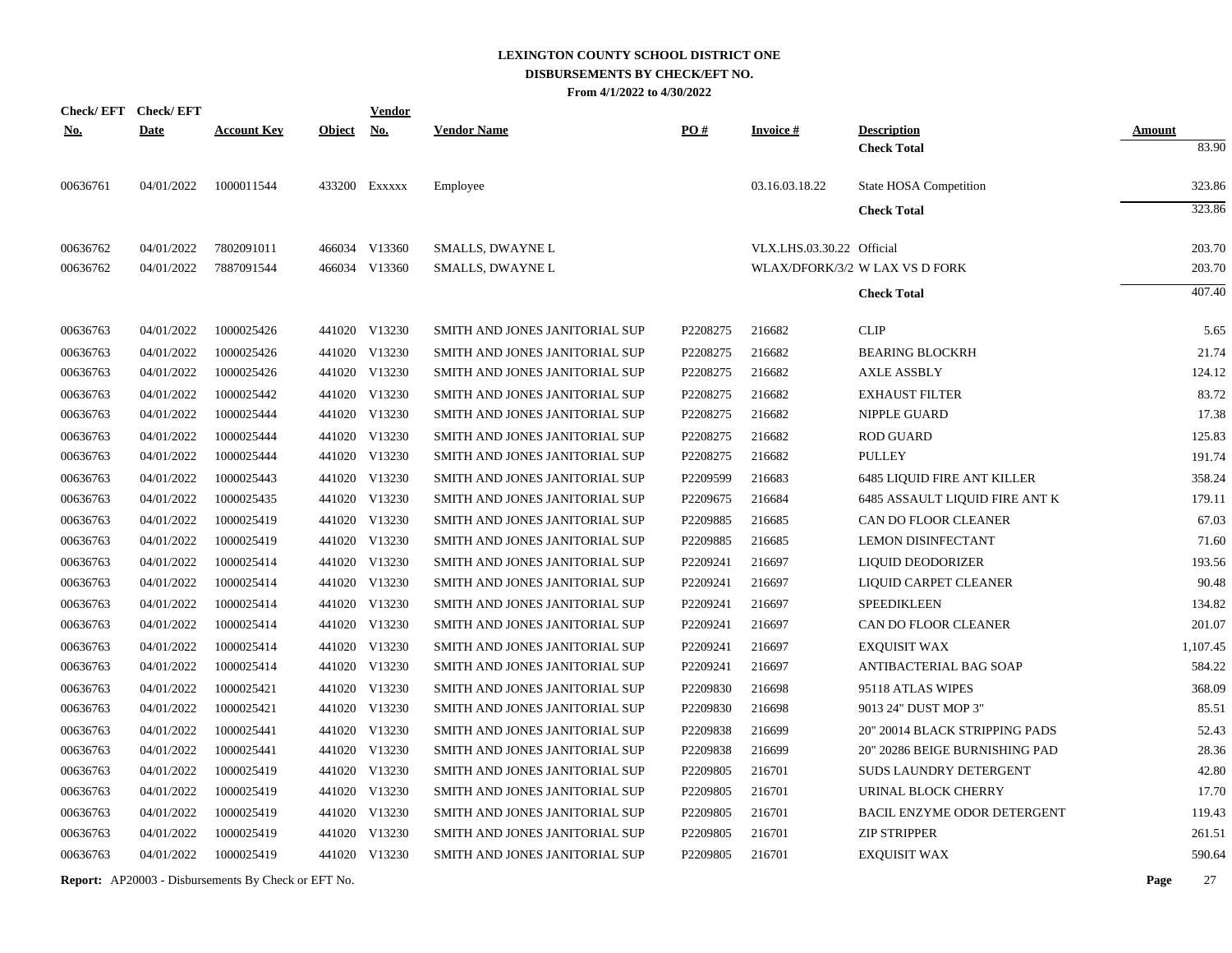# LEXINGTON COUNTY SCHOOL DISTRICT ONE

## DISBURSEMENTS BY CHECK/EFT NO.

**From 4/1/2022 to 4/30/2022**

| Check/ EFT No. | Check/ EFT Date | Account Key | Object | Vendor No. | Vendor Name | PO # | Invoice # | Description | Amount |
|---|---|---|---|---|---|---|---|---|---|
| | | | | | | | | **Check Total** | 83.90 |
| 00636761 | 04/01/2022 | 1000011544 | 433200 | Exxxxx | Employee | | 03.16.03.18.22 | State HOSA Competition | 323.86 |
| | | | | | | | | **Check Total** | 323.86 |
| 00636762 | 04/01/2022 | 7802091011 | 466034 | V13360 | SMALLS, DWAYNE L | | VLX.LHS.03.30.22 | Official | 203.70 |
| 00636762 | 04/01/2022 | 7887091544 | 466034 | V13360 | SMALLS, DWAYNE L | | WLAX/DFORK/3/2 | W LAX VS D FORK | 203.70 |
| | | | | | | | | **Check Total** | 407.40 |
| 00636763 | 04/01/2022 | 1000025426 | 441020 | V13230 | SMITH AND JONES JANITORIAL SUP | P2208275 | 216682 | CLIP | 5.65 |
| 00636763 | 04/01/2022 | 1000025426 | 441020 | V13230 | SMITH AND JONES JANITORIAL SUP | P2208275 | 216682 | BEARING BLOCKRH | 21.74 |
| 00636763 | 04/01/2022 | 1000025426 | 441020 | V13230 | SMITH AND JONES JANITORIAL SUP | P2208275 | 216682 | AXLE ASSBLY | 124.12 |
| 00636763 | 04/01/2022 | 1000025442 | 441020 | V13230 | SMITH AND JONES JANITORIAL SUP | P2208275 | 216682 | EXHAUST FILTER | 83.72 |
| 00636763 | 04/01/2022 | 1000025444 | 441020 | V13230 | SMITH AND JONES JANITORIAL SUP | P2208275 | 216682 | NIPPLE GUARD | 17.38 |
| 00636763 | 04/01/2022 | 1000025444 | 441020 | V13230 | SMITH AND JONES JANITORIAL SUP | P2208275 | 216682 | ROD GUARD | 125.83 |
| 00636763 | 04/01/2022 | 1000025444 | 441020 | V13230 | SMITH AND JONES JANITORIAL SUP | P2208275 | 216682 | PULLEY | 191.74 |
| 00636763 | 04/01/2022 | 1000025443 | 441020 | V13230 | SMITH AND JONES JANITORIAL SUP | P2209599 | 216683 | 6485 LIQUID FIRE ANT KILLER | 358.24 |
| 00636763 | 04/01/2022 | 1000025435 | 441020 | V13230 | SMITH AND JONES JANITORIAL SUP | P2209675 | 216684 | 6485 ASSAULT LIQUID FIRE ANT K | 179.11 |
| 00636763 | 04/01/2022 | 1000025419 | 441020 | V13230 | SMITH AND JONES JANITORIAL SUP | P2209885 | 216685 | CAN DO FLOOR CLEANER | 67.03 |
| 00636763 | 04/01/2022 | 1000025419 | 441020 | V13230 | SMITH AND JONES JANITORIAL SUP | P2209885 | 216685 | LEMON DISINFECTANT | 71.60 |
| 00636763 | 04/01/2022 | 1000025414 | 441020 | V13230 | SMITH AND JONES JANITORIAL SUP | P2209241 | 216697 | LIQUID DEODORIZER | 193.56 |
| 00636763 | 04/01/2022 | 1000025414 | 441020 | V13230 | SMITH AND JONES JANITORIAL SUP | P2209241 | 216697 | LIQUID CARPET CLEANER | 90.48 |
| 00636763 | 04/01/2022 | 1000025414 | 441020 | V13230 | SMITH AND JONES JANITORIAL SUP | P2209241 | 216697 | SPEEDIKLEEN | 134.82 |
| 00636763 | 04/01/2022 | 1000025414 | 441020 | V13230 | SMITH AND JONES JANITORIAL SUP | P2209241 | 216697 | CAN DO FLOOR CLEANER | 201.07 |
| 00636763 | 04/01/2022 | 1000025414 | 441020 | V13230 | SMITH AND JONES JANITORIAL SUP | P2209241 | 216697 | EXQUISIT WAX | 1,107.45 |
| 00636763 | 04/01/2022 | 1000025414 | 441020 | V13230 | SMITH AND JONES JANITORIAL SUP | P2209241 | 216697 | ANTIBACTERIAL BAG SOAP | 584.22 |
| 00636763 | 04/01/2022 | 1000025421 | 441020 | V13230 | SMITH AND JONES JANITORIAL SUP | P2209830 | 216698 | 95118 ATLAS WIPES | 368.09 |
| 00636763 | 04/01/2022 | 1000025421 | 441020 | V13230 | SMITH AND JONES JANITORIAL SUP | P2209830 | 216698 | 9013 24" DUST MOP 3" | 85.51 |
| 00636763 | 04/01/2022 | 1000025441 | 441020 | V13230 | SMITH AND JONES JANITORIAL SUP | P2209838 | 216699 | 20" 20014 BLACK STRIPPING PADS | 52.43 |
| 00636763 | 04/01/2022 | 1000025441 | 441020 | V13230 | SMITH AND JONES JANITORIAL SUP | P2209838 | 216699 | 20" 20286 BEIGE BURNISHING PAD | 28.36 |
| 00636763 | 04/01/2022 | 1000025419 | 441020 | V13230 | SMITH AND JONES JANITORIAL SUP | P2209805 | 216701 | SUDS LAUNDRY DETERGENT | 42.80 |
| 00636763 | 04/01/2022 | 1000025419 | 441020 | V13230 | SMITH AND JONES JANITORIAL SUP | P2209805 | 216701 | URINAL BLOCK CHERRY | 17.70 |
| 00636763 | 04/01/2022 | 1000025419 | 441020 | V13230 | SMITH AND JONES JANITORIAL SUP | P2209805 | 216701 | BACIL ENZYME ODOR DETERGENT | 119.43 |
| 00636763 | 04/01/2022 | 1000025419 | 441020 | V13230 | SMITH AND JONES JANITORIAL SUP | P2209805 | 216701 | ZIP STRIPPER | 261.51 |
| 00636763 | 04/01/2022 | 1000025419 | 441020 | V13230 | SMITH AND JONES JANITORIAL SUP | P2209805 | 216701 | EXQUISIT WAX | 590.64 |

**Report:** AP20003 - Disbursements By Check or EFT No.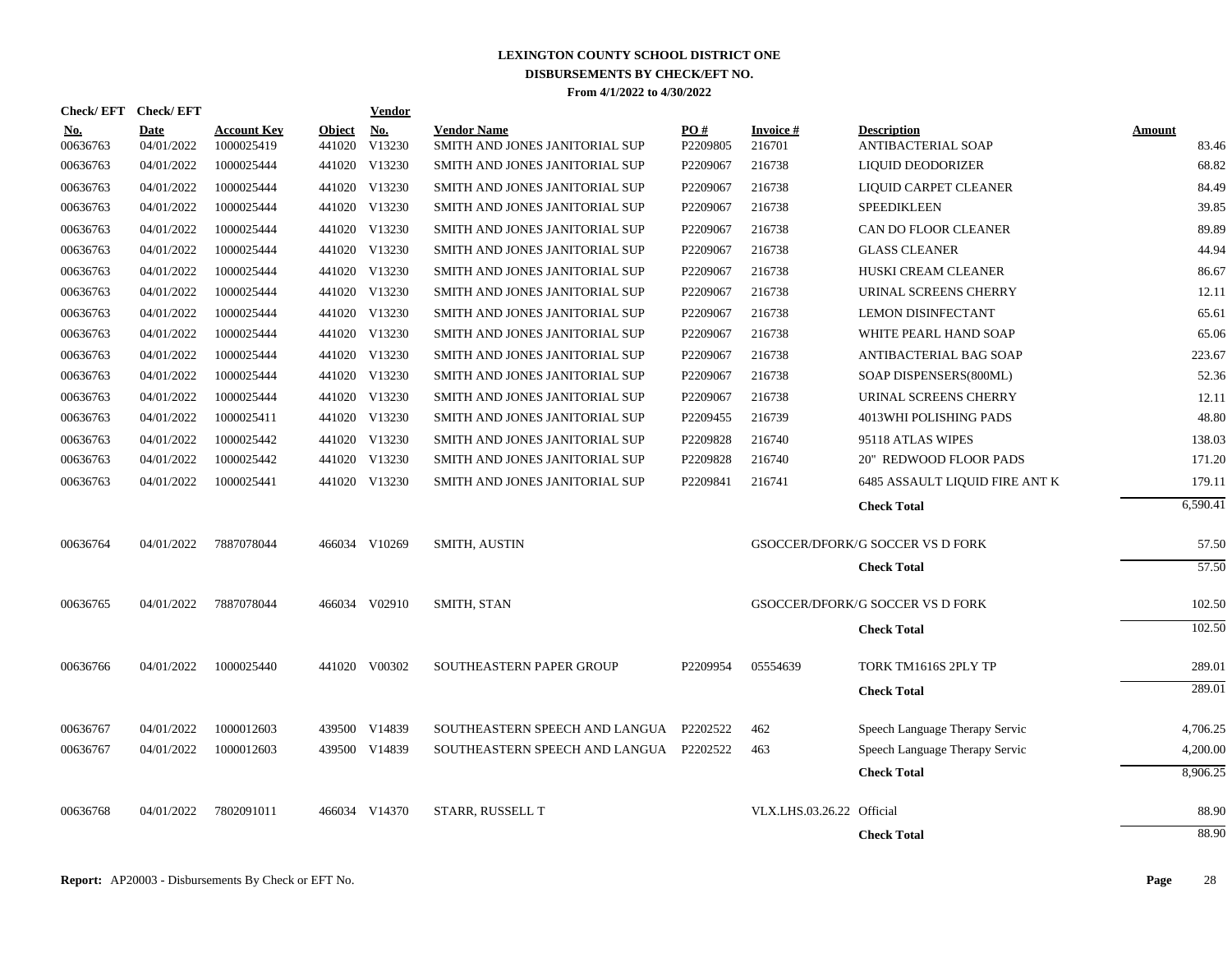# LEXINGTON COUNTY SCHOOL DISTRICT ONE
## DISBURSEMENTS BY CHECK/EFT NO.
### From 4/1/2022 to 4/30/2022

| Check/ EFT No. | Check/ EFT Date | Account Key | Object | Vendor No. | Vendor Name | PO # | Invoice # | Description | Amount |
|---|---|---|---|---|---|---|---|---|---|
| 00636763 | 04/01/2022 | 1000025419 | 441020 | V13230 | SMITH AND JONES JANITORIAL SUP | P2209805 | 216701 | ANTIBACTERIAL SOAP | 83.46 |
| 00636763 | 04/01/2022 | 1000025444 | 441020 | V13230 | SMITH AND JONES JANITORIAL SUP | P2209067 | 216738 | LIQUID DEODORIZER | 68.82 |
| 00636763 | 04/01/2022 | 1000025444 | 441020 | V13230 | SMITH AND JONES JANITORIAL SUP | P2209067 | 216738 | LIQUID CARPET CLEANER | 84.49 |
| 00636763 | 04/01/2022 | 1000025444 | 441020 | V13230 | SMITH AND JONES JANITORIAL SUP | P2209067 | 216738 | SPEEDIKLEEN | 39.85 |
| 00636763 | 04/01/2022 | 1000025444 | 441020 | V13230 | SMITH AND JONES JANITORIAL SUP | P2209067 | 216738 | CAN DO FLOOR CLEANER | 89.89 |
| 00636763 | 04/01/2022 | 1000025444 | 441020 | V13230 | SMITH AND JONES JANITORIAL SUP | P2209067 | 216738 | GLASS CLEANER | 44.94 |
| 00636763 | 04/01/2022 | 1000025444 | 441020 | V13230 | SMITH AND JONES JANITORIAL SUP | P2209067 | 216738 | HUSKI CREAM CLEANER | 86.67 |
| 00636763 | 04/01/2022 | 1000025444 | 441020 | V13230 | SMITH AND JONES JANITORIAL SUP | P2209067 | 216738 | URINAL SCREENS CHERRY | 12.11 |
| 00636763 | 04/01/2022 | 1000025444 | 441020 | V13230 | SMITH AND JONES JANITORIAL SUP | P2209067 | 216738 | LEMON DISINFECTANT | 65.61 |
| 00636763 | 04/01/2022 | 1000025444 | 441020 | V13230 | SMITH AND JONES JANITORIAL SUP | P2209067 | 216738 | WHITE PEARL HAND SOAP | 65.06 |
| 00636763 | 04/01/2022 | 1000025444 | 441020 | V13230 | SMITH AND JONES JANITORIAL SUP | P2209067 | 216738 | ANTIBACTERIAL BAG SOAP | 223.67 |
| 00636763 | 04/01/2022 | 1000025444 | 441020 | V13230 | SMITH AND JONES JANITORIAL SUP | P2209067 | 216738 | SOAP DISPENSERS(800ML) | 52.36 |
| 00636763 | 04/01/2022 | 1000025444 | 441020 | V13230 | SMITH AND JONES JANITORIAL SUP | P2209067 | 216738 | URINAL SCREENS CHERRY | 12.11 |
| 00636763 | 04/01/2022 | 1000025411 | 441020 | V13230 | SMITH AND JONES JANITORIAL SUP | P2209455 | 216739 | 4013WHI POLISHING PADS | 48.80 |
| 00636763 | 04/01/2022 | 1000025442 | 441020 | V13230 | SMITH AND JONES JANITORIAL SUP | P2209828 | 216740 | 95118 ATLAS WIPES | 138.03 |
| 00636763 | 04/01/2022 | 1000025442 | 441020 | V13230 | SMITH AND JONES JANITORIAL SUP | P2209828 | 216740 | 20" REDWOOD FLOOR PADS | 171.20 |
| 00636763 | 04/01/2022 | 1000025441 | 441020 | V13230 | SMITH AND JONES JANITORIAL SUP | P2209841 | 216741 | 6485 ASSAULT LIQUID FIRE ANT K | 179.11 |
| | | | | | | | | **Check Total** | 6,590.41 |
| 00636764 | 04/01/2022 | 7887078044 | 466034 | V10269 | SMITH, AUSTIN | | GSOCCER/DFORK/G SOCCER VS D FORK | | 57.50 |
| | | | | | | | | **Check Total** | 57.50 |
| 00636765 | 04/01/2022 | 7887078044 | 466034 | V02910 | SMITH, STAN | | GSOCCER/DFORK/G SOCCER VS D FORK | | 102.50 |
| | | | | | | | | **Check Total** | 102.50 |
| 00636766 | 04/01/2022 | 1000025440 | 441020 | V00302 | SOUTHEASTERN PAPER GROUP | P2209954 | 05554639 | TORK TM1616S 2PLY TP | 289.01 |
| | | | | | | | | **Check Total** | 289.01 |
| 00636767 | 04/01/2022 | 1000012603 | 439500 | V14839 | SOUTHEASTERN SPEECH AND LANGUA | P2202522 | 462 | Speech Language Therapy Servic | 4,706.25 |
| 00636767 | 04/01/2022 | 1000012603 | 439500 | V14839 | SOUTHEASTERN SPEECH AND LANGUA | P2202522 | 463 | Speech Language Therapy Servic | 4,200.00 |
| | | | | | | | | **Check Total** | 8,906.25 |
| 00636768 | 04/01/2022 | 7802091011 | 466034 | V14370 | STARR, RUSSELL T | | VLX.LHS.03.26.22 | Official | 88.90 |
| | | | | | | | | **Check Total** | 88.90 |

**Report:** AP20003 - Disbursements By Check or EFT No.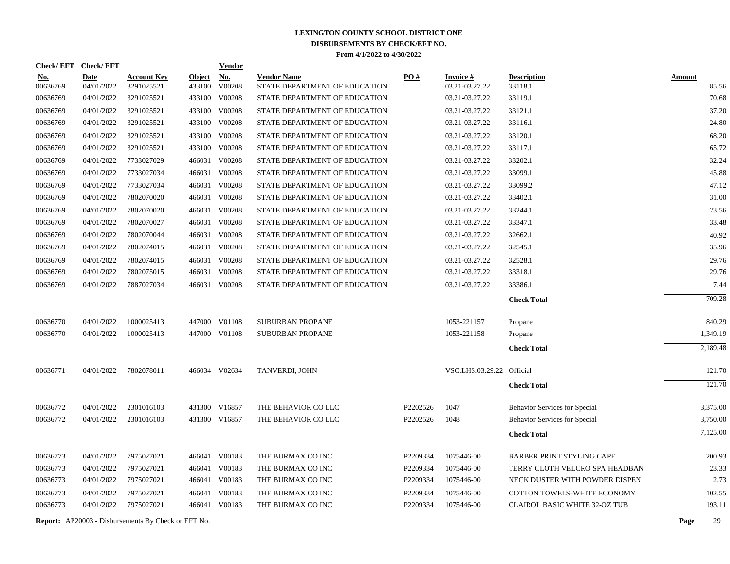**LEXINGTON COUNTY SCHOOL DISTRICT ONE**
**DISBURSEMENTS BY CHECK/EFT NO.**
**From 4/1/2022 to 4/30/2022**

| Check/ EFT No. | Check/ EFT Date | Account Key | Object | Vendor No. | Vendor Name | PO # | Invoice # | Description | Amount |
|---|---|---|---|---|---|---|---|---|---|
| 00636769 | 04/01/2022 | 3291025521 | 433100 | V00208 | STATE DEPARTMENT OF EDUCATION | | 03.21-03.27.22 | 33118.1 | 85.56 |
| 00636769 | 04/01/2022 | 3291025521 | 433100 | V00208 | STATE DEPARTMENT OF EDUCATION | | 03.21-03.27.22 | 33119.1 | 70.68 |
| 00636769 | 04/01/2022 | 3291025521 | 433100 | V00208 | STATE DEPARTMENT OF EDUCATION | | 03.21-03.27.22 | 33121.1 | 37.20 |
| 00636769 | 04/01/2022 | 3291025521 | 433100 | V00208 | STATE DEPARTMENT OF EDUCATION | | 03.21-03.27.22 | 33116.1 | 24.80 |
| 00636769 | 04/01/2022 | 3291025521 | 433100 | V00208 | STATE DEPARTMENT OF EDUCATION | | 03.21-03.27.22 | 33120.1 | 68.20 |
| 00636769 | 04/01/2022 | 3291025521 | 433100 | V00208 | STATE DEPARTMENT OF EDUCATION | | 03.21-03.27.22 | 33117.1 | 65.72 |
| 00636769 | 04/01/2022 | 7733027029 | 466031 | V00208 | STATE DEPARTMENT OF EDUCATION | | 03.21-03.27.22 | 33202.1 | 32.24 |
| 00636769 | 04/01/2022 | 7733027034 | 466031 | V00208 | STATE DEPARTMENT OF EDUCATION | | 03.21-03.27.22 | 33099.1 | 45.88 |
| 00636769 | 04/01/2022 | 7733027034 | 466031 | V00208 | STATE DEPARTMENT OF EDUCATION | | 03.21-03.27.22 | 33099.2 | 47.12 |
| 00636769 | 04/01/2022 | 7802070020 | 466031 | V00208 | STATE DEPARTMENT OF EDUCATION | | 03.21-03.27.22 | 33402.1 | 31.00 |
| 00636769 | 04/01/2022 | 7802070020 | 466031 | V00208 | STATE DEPARTMENT OF EDUCATION | | 03.21-03.27.22 | 33244.1 | 23.56 |
| 00636769 | 04/01/2022 | 7802070027 | 466031 | V00208 | STATE DEPARTMENT OF EDUCATION | | 03.21-03.27.22 | 33347.1 | 33.48 |
| 00636769 | 04/01/2022 | 7802070044 | 466031 | V00208 | STATE DEPARTMENT OF EDUCATION | | 03.21-03.27.22 | 32662.1 | 40.92 |
| 00636769 | 04/01/2022 | 7802074015 | 466031 | V00208 | STATE DEPARTMENT OF EDUCATION | | 03.21-03.27.22 | 32545.1 | 35.96 |
| 00636769 | 04/01/2022 | 7802074015 | 466031 | V00208 | STATE DEPARTMENT OF EDUCATION | | 03.21-03.27.22 | 32528.1 | 29.76 |
| 00636769 | 04/01/2022 | 7802075015 | 466031 | V00208 | STATE DEPARTMENT OF EDUCATION | | 03.21-03.27.22 | 33318.1 | 29.76 |
| 00636769 | 04/01/2022 | 7887027034 | 466031 | V00208 | STATE DEPARTMENT OF EDUCATION | | 03.21-03.27.22 | 33386.1 | 7.44 |
| | | | | | | | | **Check Total** | 709.28 |
| 00636770 | 04/01/2022 | 1000025413 | 447000 | V01108 | SUBURBAN PROPANE | | 1053-221157 | Propane | 840.29 |
| 00636770 | 04/01/2022 | 1000025413 | 447000 | V01108 | SUBURBAN PROPANE | | 1053-221158 | Propane | 1,349.19 |
| | | | | | | | | **Check Total** | 2,189.48 |
| 00636771 | 04/01/2022 | 7802078011 | 466034 | V02634 | TANVERDI, JOHN | | VSC.LHS.03.29.22 | Official | 121.70 |
| | | | | | | | | **Check Total** | 121.70 |
| 00636772 | 04/01/2022 | 2301016103 | 431300 | V16857 | THE BEHAVIOR CO LLC | P2202526 | 1047 | Behavior Services for Special | 3,375.00 |
| 00636772 | 04/01/2022 | 2301016103 | 431300 | V16857 | THE BEHAVIOR CO LLC | P2202526 | 1048 | Behavior Services for Special | 3,750.00 |
| | | | | | | | | **Check Total** | 7,125.00 |
| 00636773 | 04/01/2022 | 7975027021 | 466041 | V00183 | THE BURMAX CO INC | P2209334 | 1075446-00 | BARBER PRINT STYLING CAPE | 200.93 |
| 00636773 | 04/01/2022 | 7975027021 | 466041 | V00183 | THE BURMAX CO INC | P2209334 | 1075446-00 | TERRY CLOTH VELCRO SPA HEADBAN | 23.33 |
| 00636773 | 04/01/2022 | 7975027021 | 466041 | V00183 | THE BURMAX CO INC | P2209334 | 1075446-00 | NECK DUSTER WITH POWDER DISPEN | 2.73 |
| 00636773 | 04/01/2022 | 7975027021 | 466041 | V00183 | THE BURMAX CO INC | P2209334 | 1075446-00 | COTTON TOWELS-WHITE ECONOMY | 102.55 |
| 00636773 | 04/01/2022 | 7975027021 | 466041 | V00183 | THE BURMAX CO INC | P2209334 | 1075446-00 | CLAIROL BASIC WHITE 32-OZ TUB | 193.11 |

**Report:** AP20003 - Disbursements By Check or EFT No.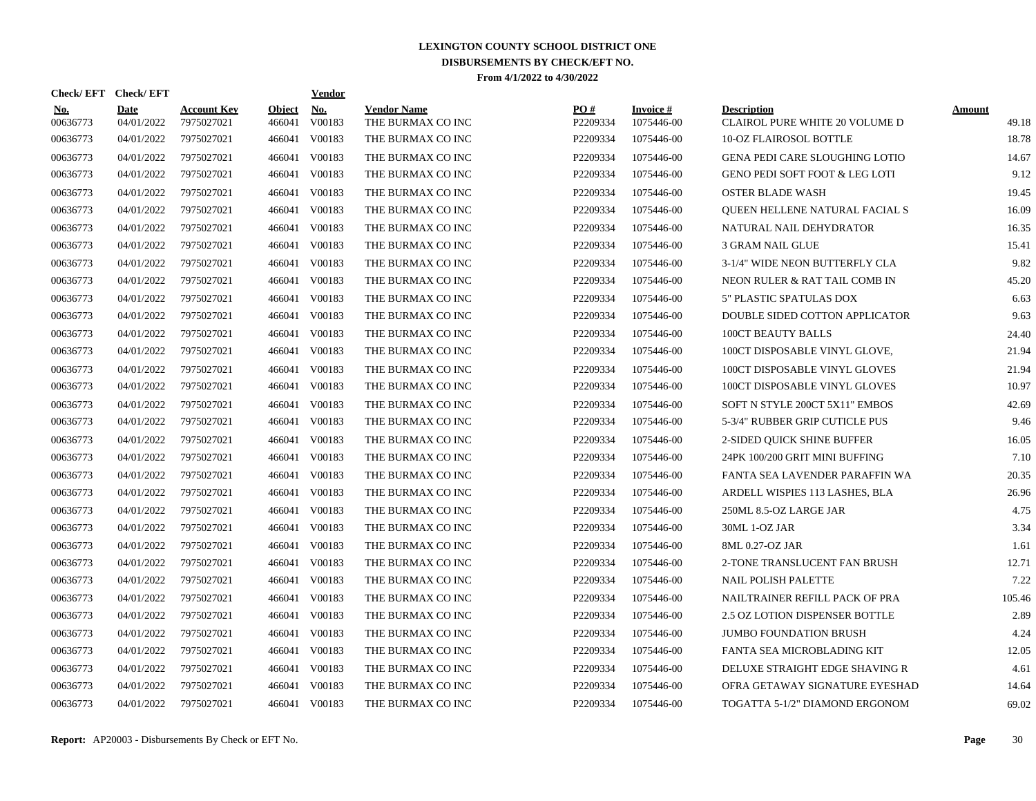# LEXINGTON COUNTY SCHOOL DISTRICT ONE
## DISBURSEMENTS BY CHECK/EFT NO.
### From 4/1/2022 to 4/30/2022

| Check/ EFT No. | Check/ EFT Date | Account Key | Object | Vendor No. | Vendor Name | PO # | Invoice # | Description | Amount |
|---|---|---|---|---|---|---|---|---|---|
| 00636773 | 04/01/2022 | 7975027021 | 466041 | V00183 | THE BURMAX CO INC | P2209334 | 1075446-00 | CLAIROL PURE WHITE 20 VOLUME D | 49.18 |
| 00636773 | 04/01/2022 | 7975027021 | 466041 | V00183 | THE BURMAX CO INC | P2209334 | 1075446-00 | 10-OZ FLAIROSOL BOTTLE | 18.78 |
| 00636773 | 04/01/2022 | 7975027021 | 466041 | V00183 | THE BURMAX CO INC | P2209334 | 1075446-00 | GENA PEDI CARE SLOUGHING LOTIO | 14.67 |
| 00636773 | 04/01/2022 | 7975027021 | 466041 | V00183 | THE BURMAX CO INC | P2209334 | 1075446-00 | GENO PEDI SOFT FOOT & LEG LOTI | 9.12 |
| 00636773 | 04/01/2022 | 7975027021 | 466041 | V00183 | THE BURMAX CO INC | P2209334 | 1075446-00 | OSTER BLADE WASH | 19.45 |
| 00636773 | 04/01/2022 | 7975027021 | 466041 | V00183 | THE BURMAX CO INC | P2209334 | 1075446-00 | QUEEN HELLENE NATURAL FACIAL S | 16.09 |
| 00636773 | 04/01/2022 | 7975027021 | 466041 | V00183 | THE BURMAX CO INC | P2209334 | 1075446-00 | NATURAL NAIL DEHYDRATOR | 16.35 |
| 00636773 | 04/01/2022 | 7975027021 | 466041 | V00183 | THE BURMAX CO INC | P2209334 | 1075446-00 | 3 GRAM NAIL GLUE | 15.41 |
| 00636773 | 04/01/2022 | 7975027021 | 466041 | V00183 | THE BURMAX CO INC | P2209334 | 1075446-00 | 3-1/4" WIDE NEON BUTTERFLY CLA | 9.82 |
| 00636773 | 04/01/2022 | 7975027021 | 466041 | V00183 | THE BURMAX CO INC | P2209334 | 1075446-00 | NEON RULER & RAT TAIL COMB IN | 45.20 |
| 00636773 | 04/01/2022 | 7975027021 | 466041 | V00183 | THE BURMAX CO INC | P2209334 | 1075446-00 | 5" PLASTIC SPATULAS DOX | 6.63 |
| 00636773 | 04/01/2022 | 7975027021 | 466041 | V00183 | THE BURMAX CO INC | P2209334 | 1075446-00 | DOUBLE SIDED COTTON APPLICATOR | 9.63 |
| 00636773 | 04/01/2022 | 7975027021 | 466041 | V00183 | THE BURMAX CO INC | P2209334 | 1075446-00 | 100CT BEAUTY BALLS | 24.40 |
| 00636773 | 04/01/2022 | 7975027021 | 466041 | V00183 | THE BURMAX CO INC | P2209334 | 1075446-00 | 100CT DISPOSABLE VINYL GLOVE, | 21.94 |
| 00636773 | 04/01/2022 | 7975027021 | 466041 | V00183 | THE BURMAX CO INC | P2209334 | 1075446-00 | 100CT DISPOSABLE VINYL GLOVES | 21.94 |
| 00636773 | 04/01/2022 | 7975027021 | 466041 | V00183 | THE BURMAX CO INC | P2209334 | 1075446-00 | 100CT DISPOSABLE VINYL GLOVES | 10.97 |
| 00636773 | 04/01/2022 | 7975027021 | 466041 | V00183 | THE BURMAX CO INC | P2209334 | 1075446-00 | SOFT N STYLE 200CT 5X11" EMBOS | 42.69 |
| 00636773 | 04/01/2022 | 7975027021 | 466041 | V00183 | THE BURMAX CO INC | P2209334 | 1075446-00 | 5-3/4" RUBBER GRIP CUTICLE PUS | 9.46 |
| 00636773 | 04/01/2022 | 7975027021 | 466041 | V00183 | THE BURMAX CO INC | P2209334 | 1075446-00 | 2-SIDED QUICK SHINE BUFFER | 16.05 |
| 00636773 | 04/01/2022 | 7975027021 | 466041 | V00183 | THE BURMAX CO INC | P2209334 | 1075446-00 | 24PK 100/200 GRIT MINI BUFFING | 7.10 |
| 00636773 | 04/01/2022 | 7975027021 | 466041 | V00183 | THE BURMAX CO INC | P2209334 | 1075446-00 | FANTA SEA LAVENDER PARAFFIN WA | 20.35 |
| 00636773 | 04/01/2022 | 7975027021 | 466041 | V00183 | THE BURMAX CO INC | P2209334 | 1075446-00 | ARDELL WISPIES 113 LASHES, BLA | 26.96 |
| 00636773 | 04/01/2022 | 7975027021 | 466041 | V00183 | THE BURMAX CO INC | P2209334 | 1075446-00 | 250ML 8.5-OZ LARGE JAR | 4.75 |
| 00636773 | 04/01/2022 | 7975027021 | 466041 | V00183 | THE BURMAX CO INC | P2209334 | 1075446-00 | 30ML 1-OZ JAR | 3.34 |
| 00636773 | 04/01/2022 | 7975027021 | 466041 | V00183 | THE BURMAX CO INC | P2209334 | 1075446-00 | 8ML 0.27-OZ JAR | 1.61 |
| 00636773 | 04/01/2022 | 7975027021 | 466041 | V00183 | THE BURMAX CO INC | P2209334 | 1075446-00 | 2-TONE TRANSLUCENT FAN BRUSH | 12.71 |
| 00636773 | 04/01/2022 | 7975027021 | 466041 | V00183 | THE BURMAX CO INC | P2209334 | 1075446-00 | NAIL POLISH PALETTE | 7.22 |
| 00636773 | 04/01/2022 | 7975027021 | 466041 | V00183 | THE BURMAX CO INC | P2209334 | 1075446-00 | NAILTRAINER REFILL PACK OF PRA | 105.46 |
| 00636773 | 04/01/2022 | 7975027021 | 466041 | V00183 | THE BURMAX CO INC | P2209334 | 1075446-00 | 2.5 OZ LOTION DISPENSER BOTTLE | 2.89 |
| 00636773 | 04/01/2022 | 7975027021 | 466041 | V00183 | THE BURMAX CO INC | P2209334 | 1075446-00 | JUMBO FOUNDATION BRUSH | 4.24 |
| 00636773 | 04/01/2022 | 7975027021 | 466041 | V00183 | THE BURMAX CO INC | P2209334 | 1075446-00 | FANTA SEA MICROBLADING KIT | 12.05 |
| 00636773 | 04/01/2022 | 7975027021 | 466041 | V00183 | THE BURMAX CO INC | P2209334 | 1075446-00 | DELUXE STRAIGHT EDGE SHAVING R | 4.61 |
| 00636773 | 04/01/2022 | 7975027021 | 466041 | V00183 | THE BURMAX CO INC | P2209334 | 1075446-00 | OFRA GETAWAY SIGNATURE EYESHAD | 14.64 |
| 00636773 | 04/01/2022 | 7975027021 | 466041 | V00183 | THE BURMAX CO INC | P2209334 | 1075446-00 | TOGATTA 5-1/2" DIAMOND ERGONOM | 69.02 |

**Report:** AP20003 - Disbursements By Check or EFT No.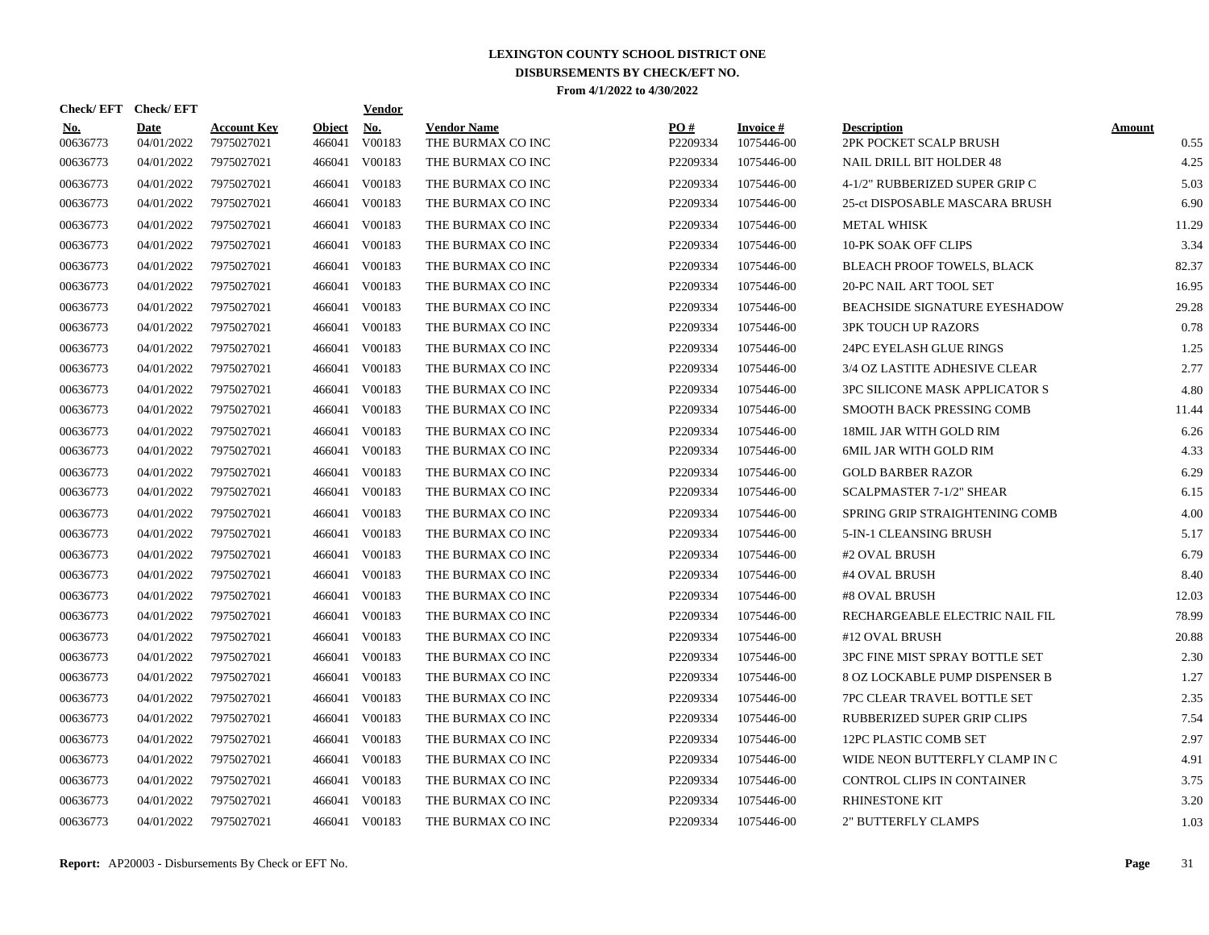# LEXINGTON COUNTY SCHOOL DISTRICT ONE
## DISBURSEMENTS BY CHECK/EFT NO.
### From 4/1/2022 to 4/30/2022

| Check/ EFT No. | Check/ EFT Date | Account Key | Object | Vendor No. | Vendor Name | PO # | Invoice # | Description | Amount |
|---|---|---|---|---|---|---|---|---|---|
| 00636773 | 04/01/2022 | 7975027021 | 466041 | V00183 | THE BURMAX CO INC | P2209334 | 1075446-00 | 2PK POCKET SCALP BRUSH | 0.55 |
| 00636773 | 04/01/2022 | 7975027021 | 466041 | V00183 | THE BURMAX CO INC | P2209334 | 1075446-00 | NAIL DRILL BIT HOLDER 48 | 4.25 |
| 00636773 | 04/01/2022 | 7975027021 | 466041 | V00183 | THE BURMAX CO INC | P2209334 | 1075446-00 | 4-1/2" RUBBERIZED SUPER GRIP C | 5.03 |
| 00636773 | 04/01/2022 | 7975027021 | 466041 | V00183 | THE BURMAX CO INC | P2209334 | 1075446-00 | 25-ct DISPOSABLE MASCARA BRUSH | 6.90 |
| 00636773 | 04/01/2022 | 7975027021 | 466041 | V00183 | THE BURMAX CO INC | P2209334 | 1075446-00 | METAL WHISK | 11.29 |
| 00636773 | 04/01/2022 | 7975027021 | 466041 | V00183 | THE BURMAX CO INC | P2209334 | 1075446-00 | 10-PK SOAK OFF CLIPS | 3.34 |
| 00636773 | 04/01/2022 | 7975027021 | 466041 | V00183 | THE BURMAX CO INC | P2209334 | 1075446-00 | BLEACH PROOF TOWELS, BLACK | 82.37 |
| 00636773 | 04/01/2022 | 7975027021 | 466041 | V00183 | THE BURMAX CO INC | P2209334 | 1075446-00 | 20-PC NAIL ART TOOL SET | 16.95 |
| 00636773 | 04/01/2022 | 7975027021 | 466041 | V00183 | THE BURMAX CO INC | P2209334 | 1075446-00 | BEACHSIDE SIGNATURE EYESHADOW | 29.28 |
| 00636773 | 04/01/2022 | 7975027021 | 466041 | V00183 | THE BURMAX CO INC | P2209334 | 1075446-00 | 3PK TOUCH UP RAZORS | 0.78 |
| 00636773 | 04/01/2022 | 7975027021 | 466041 | V00183 | THE BURMAX CO INC | P2209334 | 1075446-00 | 24PC EYELASH GLUE RINGS | 1.25 |
| 00636773 | 04/01/2022 | 7975027021 | 466041 | V00183 | THE BURMAX CO INC | P2209334 | 1075446-00 | 3/4 OZ LASTITE ADHESIVE CLEAR | 2.77 |
| 00636773 | 04/01/2022 | 7975027021 | 466041 | V00183 | THE BURMAX CO INC | P2209334 | 1075446-00 | 3PC SILICONE MASK APPLICATOR S | 4.80 |
| 00636773 | 04/01/2022 | 7975027021 | 466041 | V00183 | THE BURMAX CO INC | P2209334 | 1075446-00 | SMOOTH BACK PRESSING COMB | 11.44 |
| 00636773 | 04/01/2022 | 7975027021 | 466041 | V00183 | THE BURMAX CO INC | P2209334 | 1075446-00 | 18MIL JAR WITH GOLD RIM | 6.26 |
| 00636773 | 04/01/2022 | 7975027021 | 466041 | V00183 | THE BURMAX CO INC | P2209334 | 1075446-00 | 6MIL JAR WITH GOLD RIM | 4.33 |
| 00636773 | 04/01/2022 | 7975027021 | 466041 | V00183 | THE BURMAX CO INC | P2209334 | 1075446-00 | GOLD BARBER RAZOR | 6.29 |
| 00636773 | 04/01/2022 | 7975027021 | 466041 | V00183 | THE BURMAX CO INC | P2209334 | 1075446-00 | SCALPMASTER 7-1/2" SHEAR | 6.15 |
| 00636773 | 04/01/2022 | 7975027021 | 466041 | V00183 | THE BURMAX CO INC | P2209334 | 1075446-00 | SPRING GRIP STRAIGHTENING COMB | 4.00 |
| 00636773 | 04/01/2022 | 7975027021 | 466041 | V00183 | THE BURMAX CO INC | P2209334 | 1075446-00 | 5-IN-1 CLEANSING BRUSH | 5.17 |
| 00636773 | 04/01/2022 | 7975027021 | 466041 | V00183 | THE BURMAX CO INC | P2209334 | 1075446-00 | #2 OVAL BRUSH | 6.79 |
| 00636773 | 04/01/2022 | 7975027021 | 466041 | V00183 | THE BURMAX CO INC | P2209334 | 1075446-00 | #4 OVAL BRUSH | 8.40 |
| 00636773 | 04/01/2022 | 7975027021 | 466041 | V00183 | THE BURMAX CO INC | P2209334 | 1075446-00 | #8 OVAL BRUSH | 12.03 |
| 00636773 | 04/01/2022 | 7975027021 | 466041 | V00183 | THE BURMAX CO INC | P2209334 | 1075446-00 | RECHARGEABLE ELECTRIC NAIL FIL | 78.99 |
| 00636773 | 04/01/2022 | 7975027021 | 466041 | V00183 | THE BURMAX CO INC | P2209334 | 1075446-00 | #12 OVAL BRUSH | 20.88 |
| 00636773 | 04/01/2022 | 7975027021 | 466041 | V00183 | THE BURMAX CO INC | P2209334 | 1075446-00 | 3PC FINE MIST SPRAY BOTTLE SET | 2.30 |
| 00636773 | 04/01/2022 | 7975027021 | 466041 | V00183 | THE BURMAX CO INC | P2209334 | 1075446-00 | 8 OZ LOCKABLE PUMP DISPENSER B | 1.27 |
| 00636773 | 04/01/2022 | 7975027021 | 466041 | V00183 | THE BURMAX CO INC | P2209334 | 1075446-00 | 7PC CLEAR TRAVEL BOTTLE SET | 2.35 |
| 00636773 | 04/01/2022 | 7975027021 | 466041 | V00183 | THE BURMAX CO INC | P2209334 | 1075446-00 | RUBBERIZED SUPER GRIP CLIPS | 7.54 |
| 00636773 | 04/01/2022 | 7975027021 | 466041 | V00183 | THE BURMAX CO INC | P2209334 | 1075446-00 | 12PC PLASTIC COMB SET | 2.97 |
| 00636773 | 04/01/2022 | 7975027021 | 466041 | V00183 | THE BURMAX CO INC | P2209334 | 1075446-00 | WIDE NEON BUTTERFLY CLAMP IN C | 4.91 |
| 00636773 | 04/01/2022 | 7975027021 | 466041 | V00183 | THE BURMAX CO INC | P2209334 | 1075446-00 | CONTROL CLIPS IN CONTAINER | 3.75 |
| 00636773 | 04/01/2022 | 7975027021 | 466041 | V00183 | THE BURMAX CO INC | P2209334 | 1075446-00 | RHINESTONE KIT | 3.20 |
| 00636773 | 04/01/2022 | 7975027021 | 466041 | V00183 | THE BURMAX CO INC | P2209334 | 1075446-00 | 2" BUTTERFLY CLAMPS | 1.03 |

**Report:** AP20003 - Disbursements By Check or EFT No.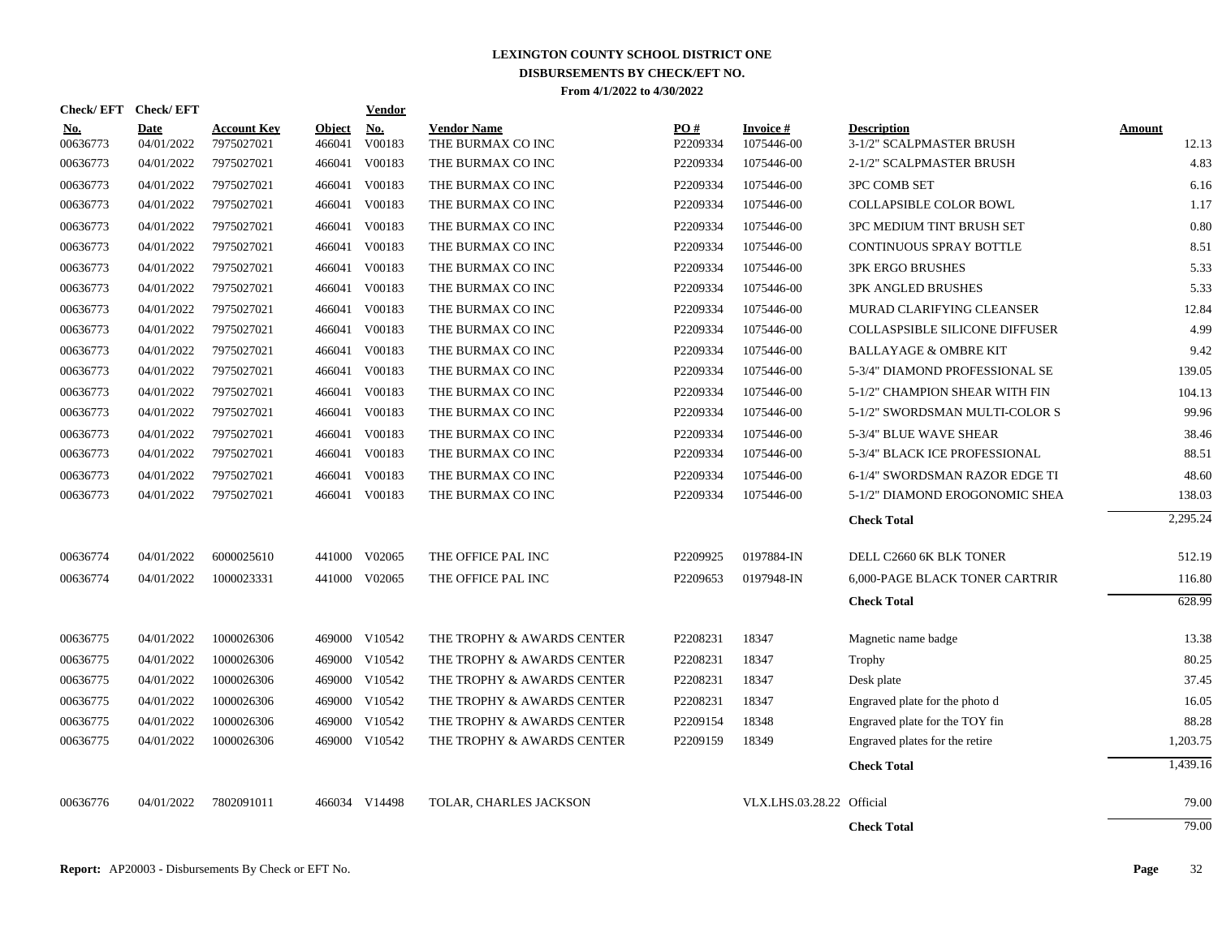# LEXINGTON COUNTY SCHOOL DISTRICT ONE
## DISBURSEMENTS BY CHECK/EFT NO.
### From 4/1/2022 to 4/30/2022

| Check/ EFT No. | Check/ EFT Date | Account Key | Object | Vendor No. | Vendor Name | PO # | Invoice # | Description | Amount |
|---|---|---|---|---|---|---|---|---|---|
| 00636773 | 04/01/2022 | 7975027021 | 466041 | V00183 | THE BURMAX CO INC | P2209334 | 1075446-00 | 3-1/2" SCALPMASTER BRUSH | 12.13 |
| 00636773 | 04/01/2022 | 7975027021 | 466041 | V00183 | THE BURMAX CO INC | P2209334 | 1075446-00 | 2-1/2" SCALPMASTER BRUSH | 4.83 |
| 00636773 | 04/01/2022 | 7975027021 | 466041 | V00183 | THE BURMAX CO INC | P2209334 | 1075446-00 | 3PC COMB SET | 6.16 |
| 00636773 | 04/01/2022 | 7975027021 | 466041 | V00183 | THE BURMAX CO INC | P2209334 | 1075446-00 | COLLAPSIBLE COLOR BOWL | 1.17 |
| 00636773 | 04/01/2022 | 7975027021 | 466041 | V00183 | THE BURMAX CO INC | P2209334 | 1075446-00 | 3PC MEDIUM TINT BRUSH SET | 0.80 |
| 00636773 | 04/01/2022 | 7975027021 | 466041 | V00183 | THE BURMAX CO INC | P2209334 | 1075446-00 | CONTINUOUS SPRAY BOTTLE | 8.51 |
| 00636773 | 04/01/2022 | 7975027021 | 466041 | V00183 | THE BURMAX CO INC | P2209334 | 1075446-00 | 3PK ERGO BRUSHES | 5.33 |
| 00636773 | 04/01/2022 | 7975027021 | 466041 | V00183 | THE BURMAX CO INC | P2209334 | 1075446-00 | 3PK ANGLED BRUSHES | 5.33 |
| 00636773 | 04/01/2022 | 7975027021 | 466041 | V00183 | THE BURMAX CO INC | P2209334 | 1075446-00 | MURAD CLARIFYING CLEANSER | 12.84 |
| 00636773 | 04/01/2022 | 7975027021 | 466041 | V00183 | THE BURMAX CO INC | P2209334 | 1075446-00 | COLLASPSIBLE SILICONE DIFFUSER | 4.99 |
| 00636773 | 04/01/2022 | 7975027021 | 466041 | V00183 | THE BURMAX CO INC | P2209334 | 1075446-00 | BALLAYAGE & OMBRE KIT | 9.42 |
| 00636773 | 04/01/2022 | 7975027021 | 466041 | V00183 | THE BURMAX CO INC | P2209334 | 1075446-00 | 5-3/4" DIAMOND PROFESSIONAL SE | 139.05 |
| 00636773 | 04/01/2022 | 7975027021 | 466041 | V00183 | THE BURMAX CO INC | P2209334 | 1075446-00 | 5-1/2" CHAMPION SHEAR WITH FIN | 104.13 |
| 00636773 | 04/01/2022 | 7975027021 | 466041 | V00183 | THE BURMAX CO INC | P2209334 | 1075446-00 | 5-1/2" SWORDSMAN MULTI-COLOR S | 99.96 |
| 00636773 | 04/01/2022 | 7975027021 | 466041 | V00183 | THE BURMAX CO INC | P2209334 | 1075446-00 | 5-3/4" BLUE WAVE SHEAR | 38.46 |
| 00636773 | 04/01/2022 | 7975027021 | 466041 | V00183 | THE BURMAX CO INC | P2209334 | 1075446-00 | 5-3/4" BLACK ICE PROFESSIONAL | 88.51 |
| 00636773 | 04/01/2022 | 7975027021 | 466041 | V00183 | THE BURMAX CO INC | P2209334 | 1075446-00 | 6-1/4" SWORDSMAN RAZOR EDGE TI | 48.60 |
| 00636773 | 04/01/2022 | 7975027021 | 466041 | V00183 | THE BURMAX CO INC | P2209334 | 1075446-00 | 5-1/2" DIAMOND EROGONOMIC SHEA | 138.03 |
| | | | | | | | | **Check Total** | 2,295.24 |
| 00636774 | 04/01/2022 | 6000025610 | 441000 | V02065 | THE OFFICE PAL INC | P2209925 | 0197884-IN | DELL C2660 6K BLK TONER | 512.19 |
| 00636774 | 04/01/2022 | 1000023331 | 441000 | V02065 | THE OFFICE PAL INC | P2209653 | 0197948-IN | 6,000-PAGE BLACK TONER CARTRIR | 116.80 |
| | | | | | | | | **Check Total** | 628.99 |
| 00636775 | 04/01/2022 | 1000026306 | 469000 | V10542 | THE TROPHY & AWARDS CENTER | P2208231 | 18347 | Magnetic name badge | 13.38 |
| 00636775 | 04/01/2022 | 1000026306 | 469000 | V10542 | THE TROPHY & AWARDS CENTER | P2208231 | 18347 | Trophy | 80.25 |
| 00636775 | 04/01/2022 | 1000026306 | 469000 | V10542 | THE TROPHY & AWARDS CENTER | P2208231 | 18347 | Desk plate | 37.45 |
| 00636775 | 04/01/2022 | 1000026306 | 469000 | V10542 | THE TROPHY & AWARDS CENTER | P2208231 | 18347 | Engraved plate for the photo d | 16.05 |
| 00636775 | 04/01/2022 | 1000026306 | 469000 | V10542 | THE TROPHY & AWARDS CENTER | P2209154 | 18348 | Engraved plate for the TOY fin | 88.28 |
| 00636775 | 04/01/2022 | 1000026306 | 469000 | V10542 | THE TROPHY & AWARDS CENTER | P2209159 | 18349 | Engraved plates for the retire | 1,203.75 |
| | | | | | | | | **Check Total** | 1,439.16 |
| 00636776 | 04/01/2022 | 7802091011 | 466034 | V14498 | TOLAR, CHARLES JACKSON | | VLX.LHS.03.28.22 | Official | 79.00 |
| | | | | | | | | **Check Total** | 79.00 |

**Report:** AP20003 - Disbursements By Check or EFT No.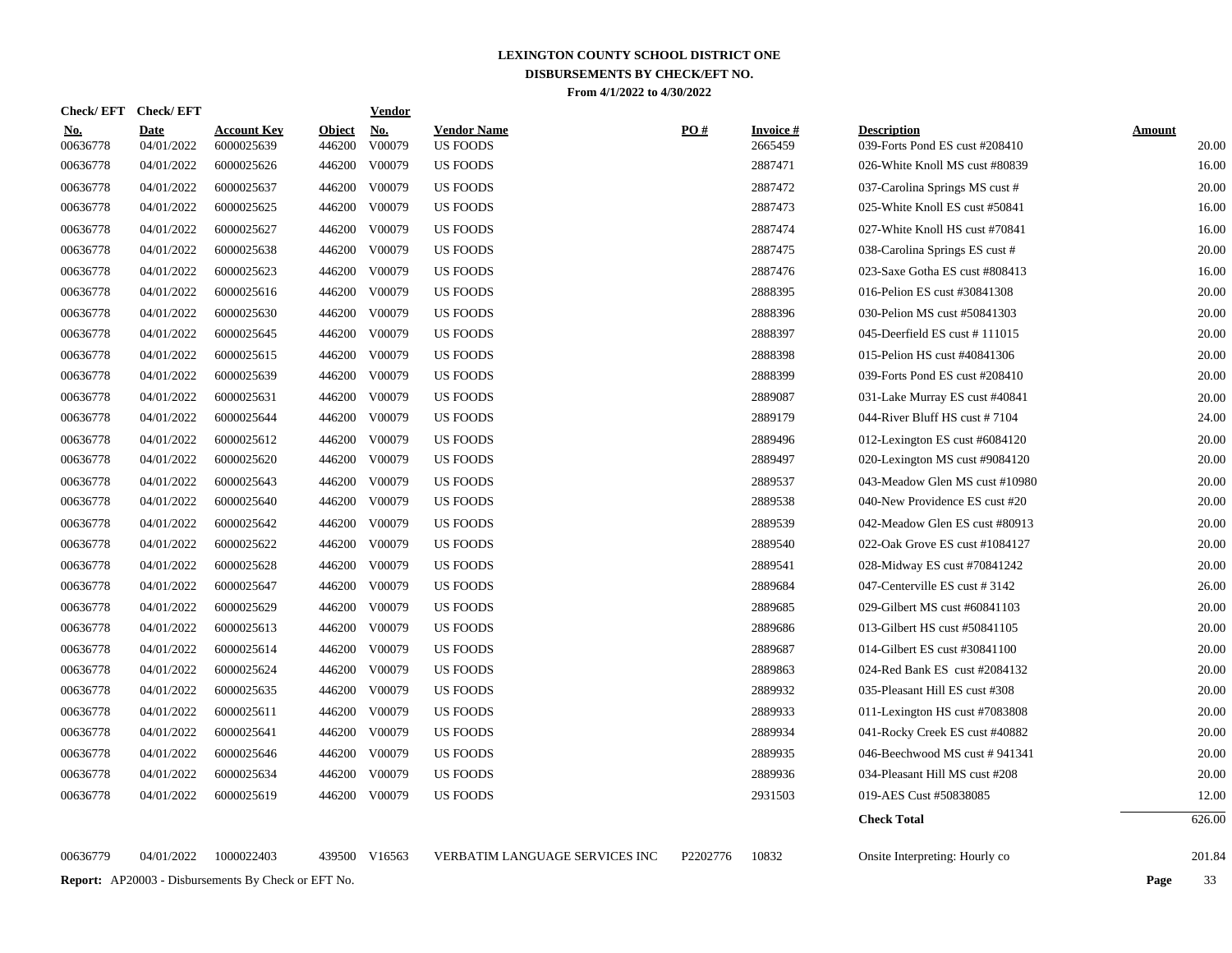# LEXINGTON COUNTY SCHOOL DISTRICT ONE
## DISBURSEMENTS BY CHECK/EFT NO.
### From 4/1/2022 to 4/30/2022

| Check/ EFT No. | Check/ EFT Date | Account Key | Object | Vendor No. | Vendor Name | PO # | Invoice # | Description | Amount |
|---|---|---|---|---|---|---|---|---|---|
| 00636778 | 04/01/2022 | 6000025639 | 446200 | V00079 | US FOODS | | 2665459 | 039-Forts Pond ES cust #208410 | 20.00 |
| 00636778 | 04/01/2022 | 6000025626 | 446200 | V00079 | US FOODS | | 2887471 | 026-White Knoll MS cust #80839 | 16.00 |
| 00636778 | 04/01/2022 | 6000025637 | 446200 | V00079 | US FOODS | | 2887472 | 037-Carolina Springs MS cust # | 20.00 |
| 00636778 | 04/01/2022 | 6000025625 | 446200 | V00079 | US FOODS | | 2887473 | 025-White Knoll ES cust #50841 | 16.00 |
| 00636778 | 04/01/2022 | 6000025627 | 446200 | V00079 | US FOODS | | 2887474 | 027-White Knoll HS cust #70841 | 16.00 |
| 00636778 | 04/01/2022 | 6000025638 | 446200 | V00079 | US FOODS | | 2887475 | 038-Carolina Springs ES cust # | 20.00 |
| 00636778 | 04/01/2022 | 6000025623 | 446200 | V00079 | US FOODS | | 2887476 | 023-Saxe Gotha ES cust #808413 | 16.00 |
| 00636778 | 04/01/2022 | 6000025616 | 446200 | V00079 | US FOODS | | 2888395 | 016-Pelion ES cust #30841308 | 20.00 |
| 00636778 | 04/01/2022 | 6000025630 | 446200 | V00079 | US FOODS | | 2888396 | 030-Pelion MS cust #50841303 | 20.00 |
| 00636778 | 04/01/2022 | 6000025645 | 446200 | V00079 | US FOODS | | 2888397 | 045-Deerfield ES cust # 111015 | 20.00 |
| 00636778 | 04/01/2022 | 6000025615 | 446200 | V00079 | US FOODS | | 2888398 | 015-Pelion HS cust #40841306 | 20.00 |
| 00636778 | 04/01/2022 | 6000025639 | 446200 | V00079 | US FOODS | | 2888399 | 039-Forts Pond ES cust #208410 | 20.00 |
| 00636778 | 04/01/2022 | 6000025631 | 446200 | V00079 | US FOODS | | 2889087 | 031-Lake Murray ES cust #40841 | 20.00 |
| 00636778 | 04/01/2022 | 6000025644 | 446200 | V00079 | US FOODS | | 2889179 | 044-River Bluff HS cust # 7104 | 24.00 |
| 00636778 | 04/01/2022 | 6000025612 | 446200 | V00079 | US FOODS | | 2889496 | 012-Lexington ES cust #6084120 | 20.00 |
| 00636778 | 04/01/2022 | 6000025620 | 446200 | V00079 | US FOODS | | 2889497 | 020-Lexington MS cust #9084120 | 20.00 |
| 00636778 | 04/01/2022 | 6000025643 | 446200 | V00079 | US FOODS | | 2889537 | 043-Meadow Glen MS cust #10980 | 20.00 |
| 00636778 | 04/01/2022 | 6000025640 | 446200 | V00079 | US FOODS | | 2889538 | 040-New Providence ES cust #20 | 20.00 |
| 00636778 | 04/01/2022 | 6000025642 | 446200 | V00079 | US FOODS | | 2889539 | 042-Meadow Glen ES cust #80913 | 20.00 |
| 00636778 | 04/01/2022 | 6000025622 | 446200 | V00079 | US FOODS | | 2889540 | 022-Oak Grove ES cust #1084127 | 20.00 |
| 00636778 | 04/01/2022 | 6000025628 | 446200 | V00079 | US FOODS | | 2889541 | 028-Midway ES cust #70841242 | 20.00 |
| 00636778 | 04/01/2022 | 6000025647 | 446200 | V00079 | US FOODS | | 2889684 | 047-Centerville ES cust # 3142 | 26.00 |
| 00636778 | 04/01/2022 | 6000025629 | 446200 | V00079 | US FOODS | | 2889685 | 029-Gilbert MS cust #60841103 | 20.00 |
| 00636778 | 04/01/2022 | 6000025613 | 446200 | V00079 | US FOODS | | 2889686 | 013-Gilbert HS cust #50841105 | 20.00 |
| 00636778 | 04/01/2022 | 6000025614 | 446200 | V00079 | US FOODS | | 2889687 | 014-Gilbert ES cust #30841100 | 20.00 |
| 00636778 | 04/01/2022 | 6000025624 | 446200 | V00079 | US FOODS | | 2889863 | 024-Red Bank ES cust #2084132 | 20.00 |
| 00636778 | 04/01/2022 | 6000025635 | 446200 | V00079 | US FOODS | | 2889932 | 035-Pleasant Hill ES cust #308 | 20.00 |
| 00636778 | 04/01/2022 | 6000025611 | 446200 | V00079 | US FOODS | | 2889933 | 011-Lexington HS cust #7083808 | 20.00 |
| 00636778 | 04/01/2022 | 6000025641 | 446200 | V00079 | US FOODS | | 2889934 | 041-Rocky Creek ES cust #40882 | 20.00 |
| 00636778 | 04/01/2022 | 6000025646 | 446200 | V00079 | US FOODS | | 2889935 | 046-Beechwood MS cust # 941341 | 20.00 |
| 00636778 | 04/01/2022 | 6000025634 | 446200 | V00079 | US FOODS | | 2889936 | 034-Pleasant Hill MS cust #208 | 20.00 |
| 00636778 | 04/01/2022 | 6000025619 | 446200 | V00079 | US FOODS | | 2931503 | 019-AES Cust #50838085 | 12.00 |
| | | | | | | | | **Check Total** | 626.00 |
| 00636779 | 04/01/2022 | 1000022403 | 439500 | V16563 | VERBATIM LANGUAGE SERVICES INC | P2202776 | 10832 | Onsite Interpreting: Hourly co | 201.84 |

**Report:** AP20003 - Disbursements By Check or EFT No.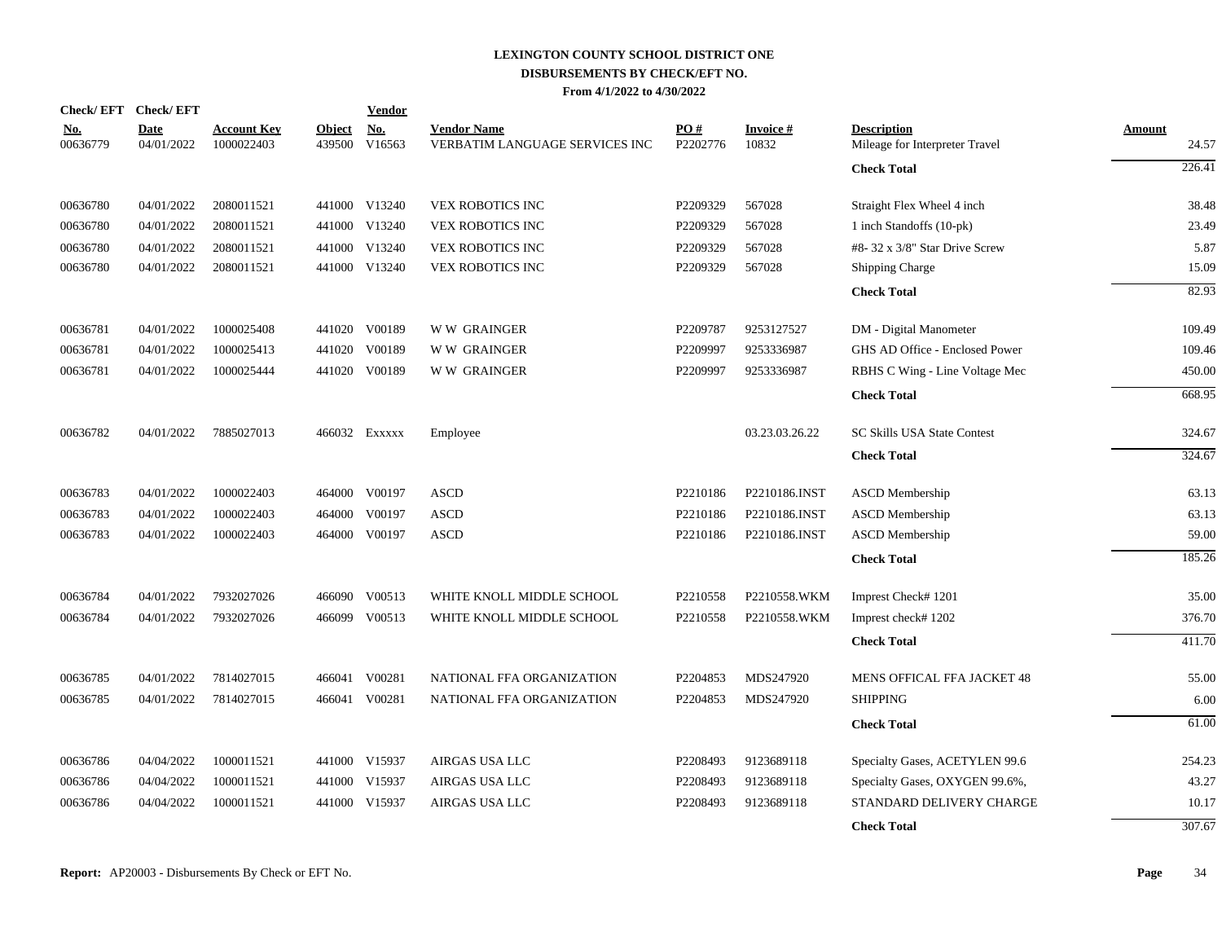# LEXINGTON COUNTY SCHOOL DISTRICT ONE
## DISBURSEMENTS BY CHECK/EFT NO.
### From 4/1/2022 to 4/30/2022

| Check/ EFT No. | Check/ EFT Date | Account Key | Object | Vendor No. | Vendor Name | PO # | Invoice # | Description | Amount |
|---|---|---|---|---|---|---|---|---|---|
| 00636779 | 04/01/2022 | 1000022403 | 439500 | V16563 | VERBATIM LANGUAGE SERVICES INC | P2202776 | 10832 | Mileage for Interpreter Travel | 24.57 |
| | | | | | | | | **Check Total** | 226.41 |
| 00636780 | 04/01/2022 | 2080011521 | 441000 | V13240 | VEX ROBOTICS INC | P2209329 | 567028 | Straight Flex Wheel 4 inch | 38.48 |
| 00636780 | 04/01/2022 | 2080011521 | 441000 | V13240 | VEX ROBOTICS INC | P2209329 | 567028 | 1 inch Standoffs (10-pk) | 23.49 |
| 00636780 | 04/01/2022 | 2080011521 | 441000 | V13240 | VEX ROBOTICS INC | P2209329 | 567028 | #8- 32 x 3/8" Star Drive Screw | 5.87 |
| 00636780 | 04/01/2022 | 2080011521 | 441000 | V13240 | VEX ROBOTICS INC | P2209329 | 567028 | Shipping Charge | 15.09 |
| | | | | | | | | **Check Total** | 82.93 |
| 00636781 | 04/01/2022 | 1000025408 | 441020 | V00189 | W W GRAINGER | P2209787 | 9253127527 | DM - Digital Manometer | 109.49 |
| 00636781 | 04/01/2022 | 1000025413 | 441020 | V00189 | W W GRAINGER | P2209997 | 9253336987 | GHS AD Office - Enclosed Power | 109.46 |
| 00636781 | 04/01/2022 | 1000025444 | 441020 | V00189 | W W GRAINGER | P2209997 | 9253336987 | RBHS C Wing - Line Voltage Mec | 450.00 |
| | | | | | | | | **Check Total** | 668.95 |
| 00636782 | 04/01/2022 | 7885027013 | 466032 | Exxxxx | Employee | | 03.23.03.26.22 | SC Skills USA State Contest | 324.67 |
| | | | | | | | | **Check Total** | 324.67 |
| 00636783 | 04/01/2022 | 1000022403 | 464000 | V00197 | ASCD | P2210186 | P2210186.INST | ASCD Membership | 63.13 |
| 00636783 | 04/01/2022 | 1000022403 | 464000 | V00197 | ASCD | P2210186 | P2210186.INST | ASCD Membership | 63.13 |
| 00636783 | 04/01/2022 | 1000022403 | 464000 | V00197 | ASCD | P2210186 | P2210186.INST | ASCD Membership | 59.00 |
| | | | | | | | | **Check Total** | 185.26 |
| 00636784 | 04/01/2022 | 7932027026 | 466090 | V00513 | WHITE KNOLL MIDDLE SCHOOL | P2210558 | P2210558.WKM | Imprest Check# 1201 | 35.00 |
| 00636784 | 04/01/2022 | 7932027026 | 466099 | V00513 | WHITE KNOLL MIDDLE SCHOOL | P2210558 | P2210558.WKM | Imprest check# 1202 | 376.70 |
| | | | | | | | | **Check Total** | 411.70 |
| 00636785 | 04/01/2022 | 7814027015 | 466041 | V00281 | NATIONAL FFA ORGANIZATION | P2204853 | MDS247920 | MENS OFFICAL FFA JACKET 48 | 55.00 |
| 00636785 | 04/01/2022 | 7814027015 | 466041 | V00281 | NATIONAL FFA ORGANIZATION | P2204853 | MDS247920 | SHIPPING | 6.00 |
| | | | | | | | | **Check Total** | 61.00 |
| 00636786 | 04/04/2022 | 1000011521 | 441000 | V15937 | AIRGAS USA LLC | P2208493 | 9123689118 | Specialty Gases, ACETYLEN 99.6 | 254.23 |
| 00636786 | 04/04/2022 | 1000011521 | 441000 | V15937 | AIRGAS USA LLC | P2208493 | 9123689118 | Specialty Gases, OXYGEN 99.6%, | 43.27 |
| 00636786 | 04/04/2022 | 1000011521 | 441000 | V15937 | AIRGAS USA LLC | P2208493 | 9123689118 | STANDARD DELIVERY CHARGE | 10.17 |
| | | | | | | | | **Check Total** | 307.67 |

**Report:** AP20003 - Disbursements By Check or EFT No.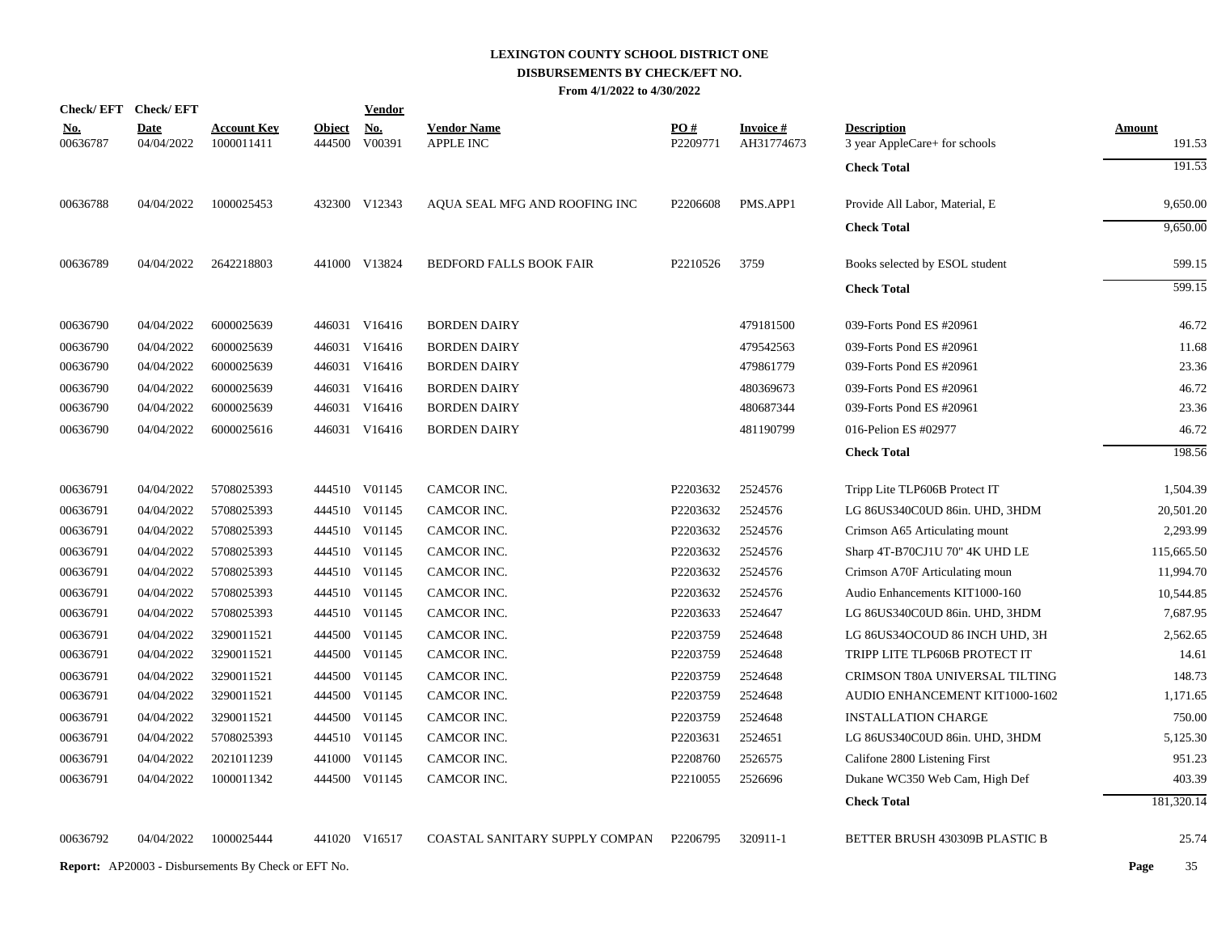# LEXINGTON COUNTY SCHOOL DISTRICT ONE
## DISBURSEMENTS BY CHECK/EFT NO.
### From 4/1/2022 to 4/30/2022

| Check/ EFT No. | Check/ EFT Date | Account Key | Object | Vendor No. | Vendor Name | PO # | Invoice # | Description | Amount |
|---|---|---|---|---|---|---|---|---|---|
| 00636787 | 04/04/2022 | 1000011411 | 444500 | V00391 | APPLE INC | P2209771 | AH31774673 | 3 year AppleCare+ for schools | 191.53 |
| | | | | | | | | **Check Total** | 191.53 |
| 00636788 | 04/04/2022 | 1000025453 | 432300 | V12343 | AQUA SEAL MFG AND ROOFING INC | P2206608 | PMS.APP1 | Provide All Labor, Material, E | 9,650.00 |
| | | | | | | | | **Check Total** | 9,650.00 |
| 00636789 | 04/04/2022 | 2642218803 | 441000 | V13824 | BEDFORD FALLS BOOK FAIR | P2210526 | 3759 | Books selected by ESOL student | 599.15 |
| | | | | | | | | **Check Total** | 599.15 |
| 00636790 | 04/04/2022 | 6000025639 | 446031 | V16416 | BORDEN DAIRY | | 479181500 | 039-Forts Pond ES #20961 | 46.72 |
| 00636790 | 04/04/2022 | 6000025639 | 446031 | V16416 | BORDEN DAIRY | | 479542563 | 039-Forts Pond ES #20961 | 11.68 |
| 00636790 | 04/04/2022 | 6000025639 | 446031 | V16416 | BORDEN DAIRY | | 479861779 | 039-Forts Pond ES #20961 | 23.36 |
| 00636790 | 04/04/2022 | 6000025639 | 446031 | V16416 | BORDEN DAIRY | | 480369673 | 039-Forts Pond ES #20961 | 46.72 |
| 00636790 | 04/04/2022 | 6000025639 | 446031 | V16416 | BORDEN DAIRY | | 480687344 | 039-Forts Pond ES #20961 | 23.36 |
| 00636790 | 04/04/2022 | 6000025616 | 446031 | V16416 | BORDEN DAIRY | | 481190799 | 016-Pelion ES #02977 | 46.72 |
| | | | | | | | | **Check Total** | 198.56 |
| 00636791 | 04/04/2022 | 5708025393 | 444510 | V01145 | CAMCOR INC. | P2203632 | 2524576 | Tripp Lite TLP606B Protect IT | 1,504.39 |
| 00636791 | 04/04/2022 | 5708025393 | 444510 | V01145 | CAMCOR INC. | P2203632 | 2524576 | LG 86US340C0UD 86in. UHD, 3HDM | 20,501.20 |
| 00636791 | 04/04/2022 | 5708025393 | 444510 | V01145 | CAMCOR INC. | P2203632 | 2524576 | Crimson A65 Articulating mount | 2,293.99 |
| 00636791 | 04/04/2022 | 5708025393 | 444510 | V01145 | CAMCOR INC. | P2203632 | 2524576 | Sharp 4T-B70CJ1U 70" 4K UHD LE | 115,665.50 |
| 00636791 | 04/04/2022 | 5708025393 | 444510 | V01145 | CAMCOR INC. | P2203632 | 2524576 | Crimson A70F Articulating moun | 11,994.70 |
| 00636791 | 04/04/2022 | 5708025393 | 444510 | V01145 | CAMCOR INC. | P2203632 | 2524576 | Audio Enhancements KIT1000-160 | 10,544.85 |
| 00636791 | 04/04/2022 | 5708025393 | 444510 | V01145 | CAMCOR INC. | P2203633 | 2524647 | LG 86US340C0UD 86in. UHD, 3HDM | 7,687.95 |
| 00636791 | 04/04/2022 | 3290011521 | 444500 | V01145 | CAMCOR INC. | P2203759 | 2524648 | LG 86US34OCOUD 86 INCH UHD, 3H | 2,562.65 |
| 00636791 | 04/04/2022 | 3290011521 | 444500 | V01145 | CAMCOR INC. | P2203759 | 2524648 | TRIPP LITE TLP606B PROTECT IT | 14.61 |
| 00636791 | 04/04/2022 | 3290011521 | 444500 | V01145 | CAMCOR INC. | P2203759 | 2524648 | CRIMSON T80A UNIVERSAL TILTING | 148.73 |
| 00636791 | 04/04/2022 | 3290011521 | 444500 | V01145 | CAMCOR INC. | P2203759 | 2524648 | AUDIO ENHANCEMENT KIT1000-1602 | 1,171.65 |
| 00636791 | 04/04/2022 | 3290011521 | 444500 | V01145 | CAMCOR INC. | P2203759 | 2524648 | INSTALLATION CHARGE | 750.00 |
| 00636791 | 04/04/2022 | 5708025393 | 444510 | V01145 | CAMCOR INC. | P2203631 | 2524651 | LG 86US340C0UD 86in. UHD, 3HDM | 5,125.30 |
| 00636791 | 04/04/2022 | 2021011239 | 441000 | V01145 | CAMCOR INC. | P2208760 | 2526575 | Califone 2800 Listening First | 951.23 |
| 00636791 | 04/04/2022 | 1000011342 | 444500 | V01145 | CAMCOR INC. | P2210055 | 2526696 | Dukane WC350 Web Cam, High Def | 403.39 |
| | | | | | | | | **Check Total** | 181,320.14 |
| 00636792 | 04/04/2022 | 1000025444 | 441020 | V16517 | COASTAL SANITARY SUPPLY COMPAN | P2206795 | 320911-1 | BETTER BRUSH 430309B PLASTIC B | 25.74 |

**Report:** AP20003 - Disbursements By Check or EFT No.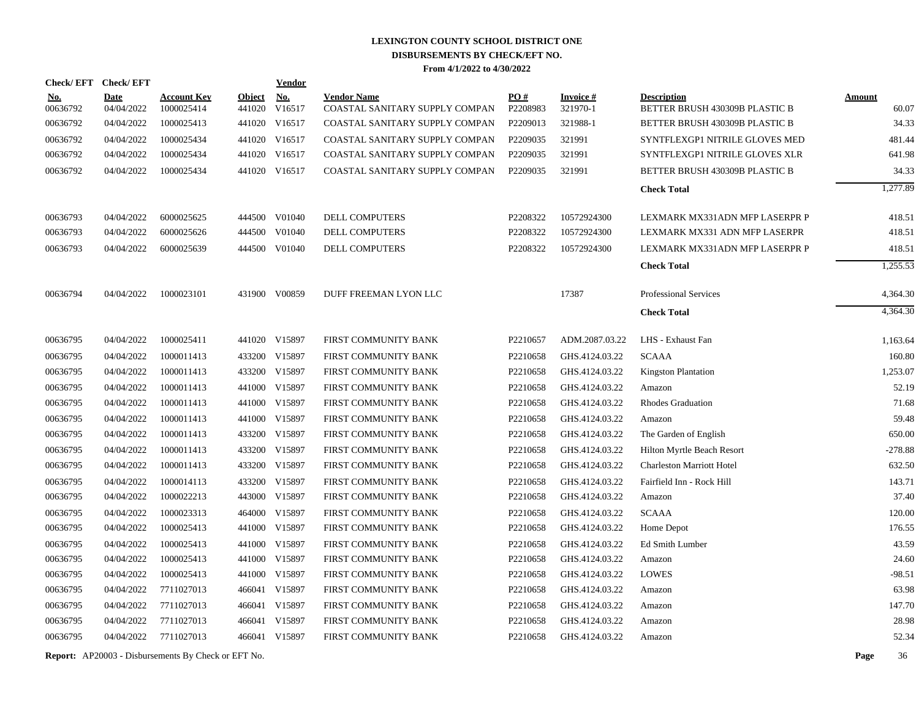# LEXINGTON COUNTY SCHOOL DISTRICT ONE
## DISBURSEMENTS BY CHECK/EFT NO.
### From 4/1/2022 to 4/30/2022

| Check/ EFT No. | Check/ EFT Date | Account Key | Object | Vendor No. | Vendor Name | PO # | Invoice # | Description | Amount |
|---|---|---|---|---|---|---|---|---|---|
| 00636792 | 04/04/2022 | 1000025414 | 441020 | V16517 | COASTAL SANITARY SUPPLY COMPAN | P2208983 | 321970-1 | BETTER BRUSH 430309B PLASTIC B | 60.07 |
| 00636792 | 04/04/2022 | 1000025413 | 441020 | V16517 | COASTAL SANITARY SUPPLY COMPAN | P2209013 | 321988-1 | BETTER BRUSH 430309B PLASTIC B | 34.33 |
| 00636792 | 04/04/2022 | 1000025434 | 441020 | V16517 | COASTAL SANITARY SUPPLY COMPAN | P2209035 | 321991 | SYNTFLEXGP1 NITRILE GLOVES MED | 481.44 |
| 00636792 | 04/04/2022 | 1000025434 | 441020 | V16517 | COASTAL SANITARY SUPPLY COMPAN | P2209035 | 321991 | SYNTFLEXGP1 NITRILE GLOVES XLR | 641.98 |
| 00636792 | 04/04/2022 | 1000025434 | 441020 | V16517 | COASTAL SANITARY SUPPLY COMPAN | P2209035 | 321991 | BETTER BRUSH 430309B PLASTIC B | 34.33 |
| | | | | | | | | **Check Total** | 1,277.89 |
| 00636793 | 04/04/2022 | 6000025625 | 444500 | V01040 | DELL COMPUTERS | P2208322 | 10572924300 | LEXMARK MX331ADN MFP LASERPR P | 418.51 |
| 00636793 | 04/04/2022 | 6000025626 | 444500 | V01040 | DELL COMPUTERS | P2208322 | 10572924300 | LEXMARK MX331 ADN MFP LASERPR | 418.51 |
| 00636793 | 04/04/2022 | 6000025639 | 444500 | V01040 | DELL COMPUTERS | P2208322 | 10572924300 | LEXMARK MX331ADN MFP LASERPR P | 418.51 |
| | | | | | | | | **Check Total** | 1,255.53 |
| 00636794 | 04/04/2022 | 1000023101 | 431900 | V00859 | DUFF FREEMAN LYON LLC | | 17387 | Professional Services | 4,364.30 |
| | | | | | | | | **Check Total** | 4,364.30 |
| 00636795 | 04/04/2022 | 1000025411 | 441020 | V15897 | FIRST COMMUNITY BANK | P2210657 | ADM.2087.03.22 | LHS - Exhaust Fan | 1,163.64 |
| 00636795 | 04/04/2022 | 1000011413 | 433200 | V15897 | FIRST COMMUNITY BANK | P2210658 | GHS.4124.03.22 | SCAAA | 160.80 |
| 00636795 | 04/04/2022 | 1000011413 | 433200 | V15897 | FIRST COMMUNITY BANK | P2210658 | GHS.4124.03.22 | Kingston Plantation | 1,253.07 |
| 00636795 | 04/04/2022 | 1000011413 | 441000 | V15897 | FIRST COMMUNITY BANK | P2210658 | GHS.4124.03.22 | Amazon | 52.19 |
| 00636795 | 04/04/2022 | 1000011413 | 441000 | V15897 | FIRST COMMUNITY BANK | P2210658 | GHS.4124.03.22 | Rhodes Graduation | 71.68 |
| 00636795 | 04/04/2022 | 1000011413 | 441000 | V15897 | FIRST COMMUNITY BANK | P2210658 | GHS.4124.03.22 | Amazon | 59.48 |
| 00636795 | 04/04/2022 | 1000011413 | 433200 | V15897 | FIRST COMMUNITY BANK | P2210658 | GHS.4124.03.22 | The Garden of English | 650.00 |
| 00636795 | 04/04/2022 | 1000011413 | 433200 | V15897 | FIRST COMMUNITY BANK | P2210658 | GHS.4124.03.22 | Hilton Myrtle Beach Resort | -278.88 |
| 00636795 | 04/04/2022 | 1000011413 | 433200 | V15897 | FIRST COMMUNITY BANK | P2210658 | GHS.4124.03.22 | Charleston Marriott Hotel | 632.50 |
| 00636795 | 04/04/2022 | 1000014113 | 433200 | V15897 | FIRST COMMUNITY BANK | P2210658 | GHS.4124.03.22 | Fairfield Inn - Rock Hill | 143.71 |
| 00636795 | 04/04/2022 | 1000022213 | 443000 | V15897 | FIRST COMMUNITY BANK | P2210658 | GHS.4124.03.22 | Amazon | 37.40 |
| 00636795 | 04/04/2022 | 1000023313 | 464000 | V15897 | FIRST COMMUNITY BANK | P2210658 | GHS.4124.03.22 | SCAAA | 120.00 |
| 00636795 | 04/04/2022 | 1000025413 | 441000 | V15897 | FIRST COMMUNITY BANK | P2210658 | GHS.4124.03.22 | Home Depot | 176.55 |
| 00636795 | 04/04/2022 | 1000025413 | 441000 | V15897 | FIRST COMMUNITY BANK | P2210658 | GHS.4124.03.22 | Ed Smith Lumber | 43.59 |
| 00636795 | 04/04/2022 | 1000025413 | 441000 | V15897 | FIRST COMMUNITY BANK | P2210658 | GHS.4124.03.22 | Amazon | 24.60 |
| 00636795 | 04/04/2022 | 1000025413 | 441000 | V15897 | FIRST COMMUNITY BANK | P2210658 | GHS.4124.03.22 | LOWES | -98.51 |
| 00636795 | 04/04/2022 | 7711027013 | 466041 | V15897 | FIRST COMMUNITY BANK | P2210658 | GHS.4124.03.22 | Amazon | 63.98 |
| 00636795 | 04/04/2022 | 7711027013 | 466041 | V15897 | FIRST COMMUNITY BANK | P2210658 | GHS.4124.03.22 | Amazon | 147.70 |
| 00636795 | 04/04/2022 | 7711027013 | 466041 | V15897 | FIRST COMMUNITY BANK | P2210658 | GHS.4124.03.22 | Amazon | 28.98 |
| 00636795 | 04/04/2022 | 7711027013 | 466041 | V15897 | FIRST COMMUNITY BANK | P2210658 | GHS.4124.03.22 | Amazon | 52.34 |

**Report:** AP20003 - Disbursements By Check or EFT No.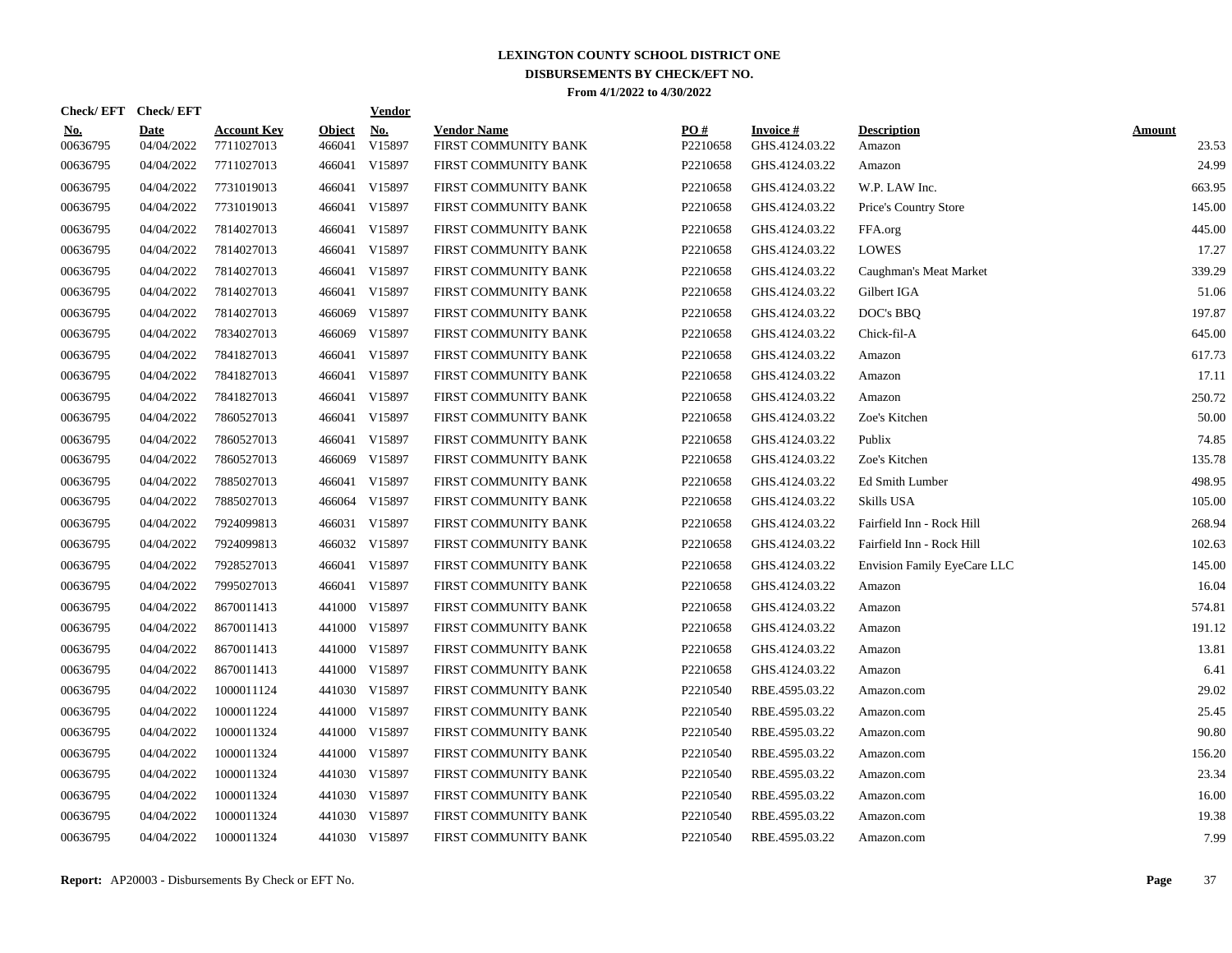# LEXINGTON COUNTY SCHOOL DISTRICT ONE

## DISBURSEMENTS BY CHECK/EFT NO.

**From 4/1/2022 to 4/30/2022**

| Check/ EFT No. | Check/ EFT Date | Account Key | Object | Vendor No. | Vendor Name | PO # | Invoice # | Description | Amount |
|---|---|---|---|---|---|---|---|---|---|
| 00636795 | 04/04/2022 | 7711027013 | 466041 | V15897 | FIRST COMMUNITY BANK | P2210658 | GHS.4124.03.22 | Amazon | 23.53 |
| 00636795 | 04/04/2022 | 7711027013 | 466041 | V15897 | FIRST COMMUNITY BANK | P2210658 | GHS.4124.03.22 | Amazon | 24.99 |
| 00636795 | 04/04/2022 | 7731019013 | 466041 | V15897 | FIRST COMMUNITY BANK | P2210658 | GHS.4124.03.22 | W.P. LAW Inc. | 663.95 |
| 00636795 | 04/04/2022 | 7731019013 | 466041 | V15897 | FIRST COMMUNITY BANK | P2210658 | GHS.4124.03.22 | Price's Country Store | 145.00 |
| 00636795 | 04/04/2022 | 7814027013 | 466041 | V15897 | FIRST COMMUNITY BANK | P2210658 | GHS.4124.03.22 | FFA.org | 445.00 |
| 00636795 | 04/04/2022 | 7814027013 | 466041 | V15897 | FIRST COMMUNITY BANK | P2210658 | GHS.4124.03.22 | LOWES | 17.27 |
| 00636795 | 04/04/2022 | 7814027013 | 466041 | V15897 | FIRST COMMUNITY BANK | P2210658 | GHS.4124.03.22 | Caughman's Meat Market | 339.29 |
| 00636795 | 04/04/2022 | 7814027013 | 466041 | V15897 | FIRST COMMUNITY BANK | P2210658 | GHS.4124.03.22 | Gilbert IGA | 51.06 |
| 00636795 | 04/04/2022 | 7814027013 | 466069 | V15897 | FIRST COMMUNITY BANK | P2210658 | GHS.4124.03.22 | DOC's BBQ | 197.87 |
| 00636795 | 04/04/2022 | 7834027013 | 466069 | V15897 | FIRST COMMUNITY BANK | P2210658 | GHS.4124.03.22 | Chick-fil-A | 645.00 |
| 00636795 | 04/04/2022 | 7841827013 | 466041 | V15897 | FIRST COMMUNITY BANK | P2210658 | GHS.4124.03.22 | Amazon | 617.73 |
| 00636795 | 04/04/2022 | 7841827013 | 466041 | V15897 | FIRST COMMUNITY BANK | P2210658 | GHS.4124.03.22 | Amazon | 17.11 |
| 00636795 | 04/04/2022 | 7841827013 | 466041 | V15897 | FIRST COMMUNITY BANK | P2210658 | GHS.4124.03.22 | Amazon | 250.72 |
| 00636795 | 04/04/2022 | 7860527013 | 466041 | V15897 | FIRST COMMUNITY BANK | P2210658 | GHS.4124.03.22 | Zoe's Kitchen | 50.00 |
| 00636795 | 04/04/2022 | 7860527013 | 466041 | V15897 | FIRST COMMUNITY BANK | P2210658 | GHS.4124.03.22 | Publix | 74.85 |
| 00636795 | 04/04/2022 | 7860527013 | 466069 | V15897 | FIRST COMMUNITY BANK | P2210658 | GHS.4124.03.22 | Zoe's Kitchen | 135.78 |
| 00636795 | 04/04/2022 | 7885027013 | 466041 | V15897 | FIRST COMMUNITY BANK | P2210658 | GHS.4124.03.22 | Ed Smith Lumber | 498.95 |
| 00636795 | 04/04/2022 | 7885027013 | 466064 | V15897 | FIRST COMMUNITY BANK | P2210658 | GHS.4124.03.22 | Skills USA | 105.00 |
| 00636795 | 04/04/2022 | 7924099813 | 466031 | V15897 | FIRST COMMUNITY BANK | P2210658 | GHS.4124.03.22 | Fairfield Inn - Rock Hill | 268.94 |
| 00636795 | 04/04/2022 | 7924099813 | 466032 | V15897 | FIRST COMMUNITY BANK | P2210658 | GHS.4124.03.22 | Fairfield Inn - Rock Hill | 102.63 |
| 00636795 | 04/04/2022 | 7928527013 | 466041 | V15897 | FIRST COMMUNITY BANK | P2210658 | GHS.4124.03.22 | Envision Family EyeCare LLC | 145.00 |
| 00636795 | 04/04/2022 | 7995027013 | 466041 | V15897 | FIRST COMMUNITY BANK | P2210658 | GHS.4124.03.22 | Amazon | 16.04 |
| 00636795 | 04/04/2022 | 8670011413 | 441000 | V15897 | FIRST COMMUNITY BANK | P2210658 | GHS.4124.03.22 | Amazon | 574.81 |
| 00636795 | 04/04/2022 | 8670011413 | 441000 | V15897 | FIRST COMMUNITY BANK | P2210658 | GHS.4124.03.22 | Amazon | 191.12 |
| 00636795 | 04/04/2022 | 8670011413 | 441000 | V15897 | FIRST COMMUNITY BANK | P2210658 | GHS.4124.03.22 | Amazon | 13.81 |
| 00636795 | 04/04/2022 | 8670011413 | 441000 | V15897 | FIRST COMMUNITY BANK | P2210658 | GHS.4124.03.22 | Amazon | 6.41 |
| 00636795 | 04/04/2022 | 1000011124 | 441030 | V15897 | FIRST COMMUNITY BANK | P2210540 | RBE.4595.03.22 | Amazon.com | 29.02 |
| 00636795 | 04/04/2022 | 1000011224 | 441000 | V15897 | FIRST COMMUNITY BANK | P2210540 | RBE.4595.03.22 | Amazon.com | 25.45 |
| 00636795 | 04/04/2022 | 1000011324 | 441000 | V15897 | FIRST COMMUNITY BANK | P2210540 | RBE.4595.03.22 | Amazon.com | 90.80 |
| 00636795 | 04/04/2022 | 1000011324 | 441000 | V15897 | FIRST COMMUNITY BANK | P2210540 | RBE.4595.03.22 | Amazon.com | 156.20 |
| 00636795 | 04/04/2022 | 1000011324 | 441030 | V15897 | FIRST COMMUNITY BANK | P2210540 | RBE.4595.03.22 | Amazon.com | 23.34 |
| 00636795 | 04/04/2022 | 1000011324 | 441030 | V15897 | FIRST COMMUNITY BANK | P2210540 | RBE.4595.03.22 | Amazon.com | 16.00 |
| 00636795 | 04/04/2022 | 1000011324 | 441030 | V15897 | FIRST COMMUNITY BANK | P2210540 | RBE.4595.03.22 | Amazon.com | 19.38 |
| 00636795 | 04/04/2022 | 1000011324 | 441030 | V15897 | FIRST COMMUNITY BANK | P2210540 | RBE.4595.03.22 | Amazon.com | 7.99 |

**Report:** AP20003 - Disbursements By Check or EFT No.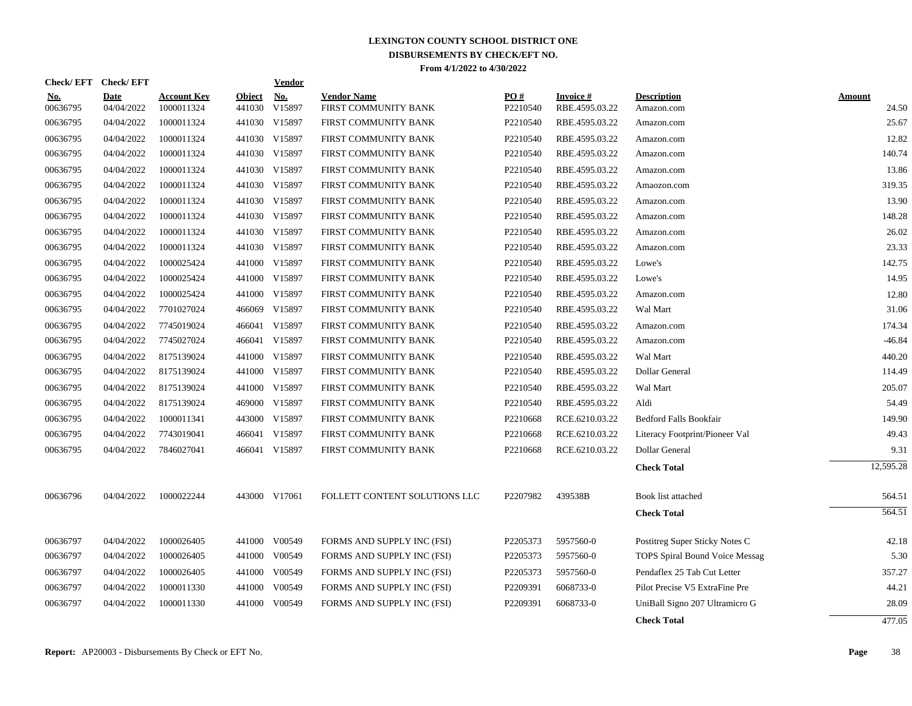# LEXINGTON COUNTY SCHOOL DISTRICT ONE
## DISBURSEMENTS BY CHECK/EFT NO.
### From 4/1/2022 to 4/30/2022

| Check/ EFT No. | Check/ EFT Date | Account Key | Object | Vendor No. | Vendor Name | PO # | Invoice # | Description | Amount |
|---|---|---|---|---|---|---|---|---|---|
| 00636795 | 04/04/2022 | 1000011324 | 441030 | V15897 | FIRST COMMUNITY BANK | P2210540 | RBE.4595.03.22 | Amazon.com | 24.50 |
| 00636795 | 04/04/2022 | 1000011324 | 441030 | V15897 | FIRST COMMUNITY BANK | P2210540 | RBE.4595.03.22 | Amazon.com | 25.67 |
| 00636795 | 04/04/2022 | 1000011324 | 441030 | V15897 | FIRST COMMUNITY BANK | P2210540 | RBE.4595.03.22 | Amazon.com | 12.82 |
| 00636795 | 04/04/2022 | 1000011324 | 441030 | V15897 | FIRST COMMUNITY BANK | P2210540 | RBE.4595.03.22 | Amazon.com | 140.74 |
| 00636795 | 04/04/2022 | 1000011324 | 441030 | V15897 | FIRST COMMUNITY BANK | P2210540 | RBE.4595.03.22 | Amazon.com | 13.86 |
| 00636795 | 04/04/2022 | 1000011324 | 441030 | V15897 | FIRST COMMUNITY BANK | P2210540 | RBE.4595.03.22 | Amaozon.com | 319.35 |
| 00636795 | 04/04/2022 | 1000011324 | 441030 | V15897 | FIRST COMMUNITY BANK | P2210540 | RBE.4595.03.22 | Amazon.com | 13.90 |
| 00636795 | 04/04/2022 | 1000011324 | 441030 | V15897 | FIRST COMMUNITY BANK | P2210540 | RBE.4595.03.22 | Amazon.com | 148.28 |
| 00636795 | 04/04/2022 | 1000011324 | 441030 | V15897 | FIRST COMMUNITY BANK | P2210540 | RBE.4595.03.22 | Amazon.com | 26.02 |
| 00636795 | 04/04/2022 | 1000011324 | 441030 | V15897 | FIRST COMMUNITY BANK | P2210540 | RBE.4595.03.22 | Amazon.com | 23.33 |
| 00636795 | 04/04/2022 | 1000025424 | 441000 | V15897 | FIRST COMMUNITY BANK | P2210540 | RBE.4595.03.22 | Lowe's | 142.75 |
| 00636795 | 04/04/2022 | 1000025424 | 441000 | V15897 | FIRST COMMUNITY BANK | P2210540 | RBE.4595.03.22 | Lowe's | 14.95 |
| 00636795 | 04/04/2022 | 1000025424 | 441000 | V15897 | FIRST COMMUNITY BANK | P2210540 | RBE.4595.03.22 | Amazon.com | 12.80 |
| 00636795 | 04/04/2022 | 7701027024 | 466069 | V15897 | FIRST COMMUNITY BANK | P2210540 | RBE.4595.03.22 | Wal Mart | 31.06 |
| 00636795 | 04/04/2022 | 7745019024 | 466041 | V15897 | FIRST COMMUNITY BANK | P2210540 | RBE.4595.03.22 | Amazon.com | 174.34 |
| 00636795 | 04/04/2022 | 7745027024 | 466041 | V15897 | FIRST COMMUNITY BANK | P2210540 | RBE.4595.03.22 | Amazon.com | -46.84 |
| 00636795 | 04/04/2022 | 8175139024 | 441000 | V15897 | FIRST COMMUNITY BANK | P2210540 | RBE.4595.03.22 | Wal Mart | 440.20 |
| 00636795 | 04/04/2022 | 8175139024 | 441000 | V15897 | FIRST COMMUNITY BANK | P2210540 | RBE.4595.03.22 | Dollar General | 114.49 |
| 00636795 | 04/04/2022 | 8175139024 | 441000 | V15897 | FIRST COMMUNITY BANK | P2210540 | RBE.4595.03.22 | Wal Mart | 205.07 |
| 00636795 | 04/04/2022 | 8175139024 | 469000 | V15897 | FIRST COMMUNITY BANK | P2210540 | RBE.4595.03.22 | Aldi | 54.49 |
| 00636795 | 04/04/2022 | 1000011341 | 443000 | V15897 | FIRST COMMUNITY BANK | P2210668 | RCE.6210.03.22 | Bedford Falls Bookfair | 149.90 |
| 00636795 | 04/04/2022 | 7743019041 | 466041 | V15897 | FIRST COMMUNITY BANK | P2210668 | RCE.6210.03.22 | Literacy Footprint/Pioneer Val | 49.43 |
| 00636795 | 04/04/2022 | 7846027041 | 466041 | V15897 | FIRST COMMUNITY BANK | P2210668 | RCE.6210.03.22 | Dollar General | 9.31 |
| | | | | | | | | **Check Total** | 12,595.28 |
| 00636796 | 04/04/2022 | 1000022244 | 443000 | V17061 | FOLLETT CONTENT SOLUTIONS LLC | P2207982 | 439538B | Book list attached | 564.51 |
| | | | | | | | | **Check Total** | 564.51 |
| 00636797 | 04/04/2022 | 1000026405 | 441000 | V00549 | FORMS AND SUPPLY INC (FSI) | P2205373 | 5957560-0 | Postitreg Super Sticky Notes C | 42.18 |
| 00636797 | 04/04/2022 | 1000026405 | 441000 | V00549 | FORMS AND SUPPLY INC (FSI) | P2205373 | 5957560-0 | TOPS Spiral Bound Voice Messag | 5.30 |
| 00636797 | 04/04/2022 | 1000026405 | 441000 | V00549 | FORMS AND SUPPLY INC (FSI) | P2205373 | 5957560-0 | Pendaflex 25 Tab Cut Letter | 357.27 |
| 00636797 | 04/04/2022 | 1000011330 | 441000 | V00549 | FORMS AND SUPPLY INC (FSI) | P2209391 | 6068733-0 | Pilot Precise V5 ExtraFine Pre | 44.21 |
| 00636797 | 04/04/2022 | 1000011330 | 441000 | V00549 | FORMS AND SUPPLY INC (FSI) | P2209391 | 6068733-0 | UniBall Signo 207 Ultramicro G | 28.09 |
| | | | | | | | | **Check Total** | 477.05 |

**Report:** AP20003 - Disbursements By Check or EFT No.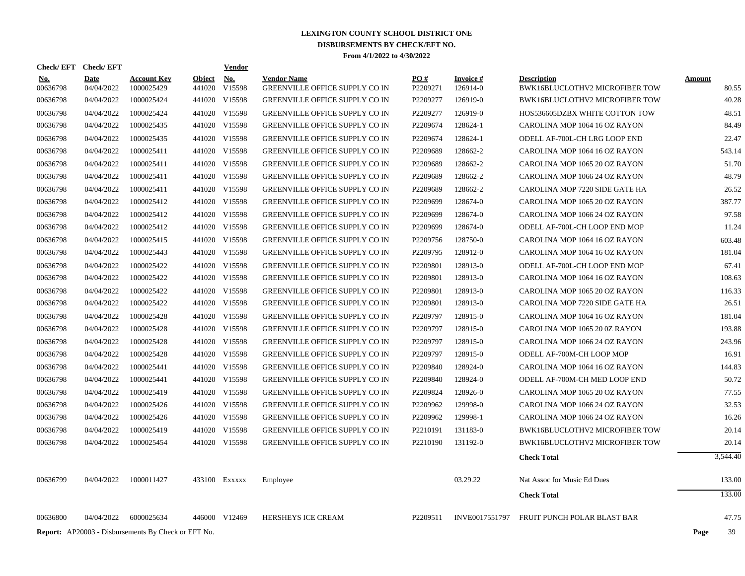# LEXINGTON COUNTY SCHOOL DISTRICT ONE
## DISBURSEMENTS BY CHECK/EFT NO.
### From 4/1/2022 to 4/30/2022

| Check/ EFT No. | Check/ EFT Date | Account Key | Object | Vendor No. | Vendor Name | PO # | Invoice # | Description | Amount |
|---|---|---|---|---|---|---|---|---|---|
| 00636798 | 04/04/2022 | 1000025429 | 441020 | V15598 | GREENVILLE OFFICE SUPPLY CO IN | P2209271 | 126914-0 | BWK16BLUCLOTHV2 MICROFIBER TOW | 80.55 |
| 00636798 | 04/04/2022 | 1000025424 | 441020 | V15598 | GREENVILLE OFFICE SUPPLY CO IN | P2209277 | 126919-0 | BWK16BLUCLOTHV2 MICROFIBER TOW | 40.28 |
| 00636798 | 04/04/2022 | 1000025424 | 441020 | V15598 | GREENVILLE OFFICE SUPPLY CO IN | P2209277 | 126919-0 | HOS536605DZBX WHITE COTTON TOW | 48.51 |
| 00636798 | 04/04/2022 | 1000025435 | 441020 | V15598 | GREENVILLE OFFICE SUPPLY CO IN | P2209674 | 128624-1 | CAROLINA MOP 1064 16 OZ RAYON | 84.49 |
| 00636798 | 04/04/2022 | 1000025435 | 441020 | V15598 | GREENVILLE OFFICE SUPPLY CO IN | P2209674 | 128624-1 | ODELL AF-700L-CH LRG LOOP END | 22.47 |
| 00636798 | 04/04/2022 | 1000025411 | 441020 | V15598 | GREENVILLE OFFICE SUPPLY CO IN | P2209689 | 128662-2 | CAROLINA MOP 1064 16 OZ RAYON | 543.14 |
| 00636798 | 04/04/2022 | 1000025411 | 441020 | V15598 | GREENVILLE OFFICE SUPPLY CO IN | P2209689 | 128662-2 | CAROLINA MOP 1065 20 OZ RAYON | 51.70 |
| 00636798 | 04/04/2022 | 1000025411 | 441020 | V15598 | GREENVILLE OFFICE SUPPLY CO IN | P2209689 | 128662-2 | CAROLINA MOP 1066 24 OZ RAYON | 48.79 |
| 00636798 | 04/04/2022 | 1000025411 | 441020 | V15598 | GREENVILLE OFFICE SUPPLY CO IN | P2209689 | 128662-2 | CAROLINA MOP 7220 SIDE GATE HA | 26.52 |
| 00636798 | 04/04/2022 | 1000025412 | 441020 | V15598 | GREENVILLE OFFICE SUPPLY CO IN | P2209699 | 128674-0 | CAROLINA MOP 1065 20 OZ RAYON | 387.77 |
| 00636798 | 04/04/2022 | 1000025412 | 441020 | V15598 | GREENVILLE OFFICE SUPPLY CO IN | P2209699 | 128674-0 | CAROLINA MOP 1066 24 OZ RAYON | 97.58 |
| 00636798 | 04/04/2022 | 1000025412 | 441020 | V15598 | GREENVILLE OFFICE SUPPLY CO IN | P2209699 | 128674-0 | ODELL AF-700L-CH LOOP END MOP | 11.24 |
| 00636798 | 04/04/2022 | 1000025415 | 441020 | V15598 | GREENVILLE OFFICE SUPPLY CO IN | P2209756 | 128750-0 | CAROLINA MOP 1064 16 OZ RAYON | 603.48 |
| 00636798 | 04/04/2022 | 1000025443 | 441020 | V15598 | GREENVILLE OFFICE SUPPLY CO IN | P2209795 | 128912-0 | CAROLINA MOP 1064 16 OZ RAYON | 181.04 |
| 00636798 | 04/04/2022 | 1000025422 | 441020 | V15598 | GREENVILLE OFFICE SUPPLY CO IN | P2209801 | 128913-0 | ODELL AF-700L-CH LOOP END MOP | 67.41 |
| 00636798 | 04/04/2022 | 1000025422 | 441020 | V15598 | GREENVILLE OFFICE SUPPLY CO IN | P2209801 | 128913-0 | CAROLINA MOP 1064 16 OZ RAYON | 108.63 |
| 00636798 | 04/04/2022 | 1000025422 | 441020 | V15598 | GREENVILLE OFFICE SUPPLY CO IN | P2209801 | 128913-0 | CAROLINA MOP 1065 20 OZ RAYON | 116.33 |
| 00636798 | 04/04/2022 | 1000025422 | 441020 | V15598 | GREENVILLE OFFICE SUPPLY CO IN | P2209801 | 128913-0 | CAROLINA MOP 7220 SIDE GATE HA | 26.51 |
| 00636798 | 04/04/2022 | 1000025428 | 441020 | V15598 | GREENVILLE OFFICE SUPPLY CO IN | P2209797 | 128915-0 | CAROLINA MOP 1064 16 OZ RAYON | 181.04 |
| 00636798 | 04/04/2022 | 1000025428 | 441020 | V15598 | GREENVILLE OFFICE SUPPLY CO IN | P2209797 | 128915-0 | CAROLINA MOP 1065 20 0Z RAYON | 193.88 |
| 00636798 | 04/04/2022 | 1000025428 | 441020 | V15598 | GREENVILLE OFFICE SUPPLY CO IN | P2209797 | 128915-0 | CAROLINA MOP 1066 24 OZ RAYON | 243.96 |
| 00636798 | 04/04/2022 | 1000025428 | 441020 | V15598 | GREENVILLE OFFICE SUPPLY CO IN | P2209797 | 128915-0 | ODELL AF-700M-CH LOOP MOP | 16.91 |
| 00636798 | 04/04/2022 | 1000025441 | 441020 | V15598 | GREENVILLE OFFICE SUPPLY CO IN | P2209840 | 128924-0 | CAROLINA MOP 1064 16 OZ RAYON | 144.83 |
| 00636798 | 04/04/2022 | 1000025441 | 441020 | V15598 | GREENVILLE OFFICE SUPPLY CO IN | P2209840 | 128924-0 | ODELL AF-700M-CH MED LOOP END | 50.72 |
| 00636798 | 04/04/2022 | 1000025419 | 441020 | V15598 | GREENVILLE OFFICE SUPPLY CO IN | P2209824 | 128926-0 | CAROLINA MOP 1065 20 OZ RAYON | 77.55 |
| 00636798 | 04/04/2022 | 1000025426 | 441020 | V15598 | GREENVILLE OFFICE SUPPLY CO IN | P2209962 | 129998-0 | CAROLINA MOP 1066 24 OZ RAYON | 32.53 |
| 00636798 | 04/04/2022 | 1000025426 | 441020 | V15598 | GREENVILLE OFFICE SUPPLY CO IN | P2209962 | 129998-1 | CAROLINA MOP 1066 24 OZ RAYON | 16.26 |
| 00636798 | 04/04/2022 | 1000025419 | 441020 | V15598 | GREENVILLE OFFICE SUPPLY CO IN | P2210191 | 131183-0 | BWK16BLUCLOTHV2 MICROFIBER TOW | 20.14 |
| 00636798 | 04/04/2022 | 1000025454 | 441020 | V15598 | GREENVILLE OFFICE SUPPLY CO IN | P2210190 | 131192-0 | BWK16BLUCLOTHV2 MICROFIBER TOW | 20.14 |
| | | | | | | | | **Check Total** | 3,544.40 |
| 00636799 | 04/04/2022 | 1000011427 | 433100 | Exxxxx | Employee | | 03.29.22 | Nat Assoc for Music Ed Dues | 133.00 |
| | | | | | | | | **Check Total** | 133.00 |
| 00636800 | 04/04/2022 | 6000025634 | 446000 | V12469 | HERSHEYS ICE CREAM | P2209511 | INVE0017551797 | FRUIT PUNCH POLAR BLAST BAR | 47.75 |

**Report:** AP20003 - Disbursements By Check or EFT No.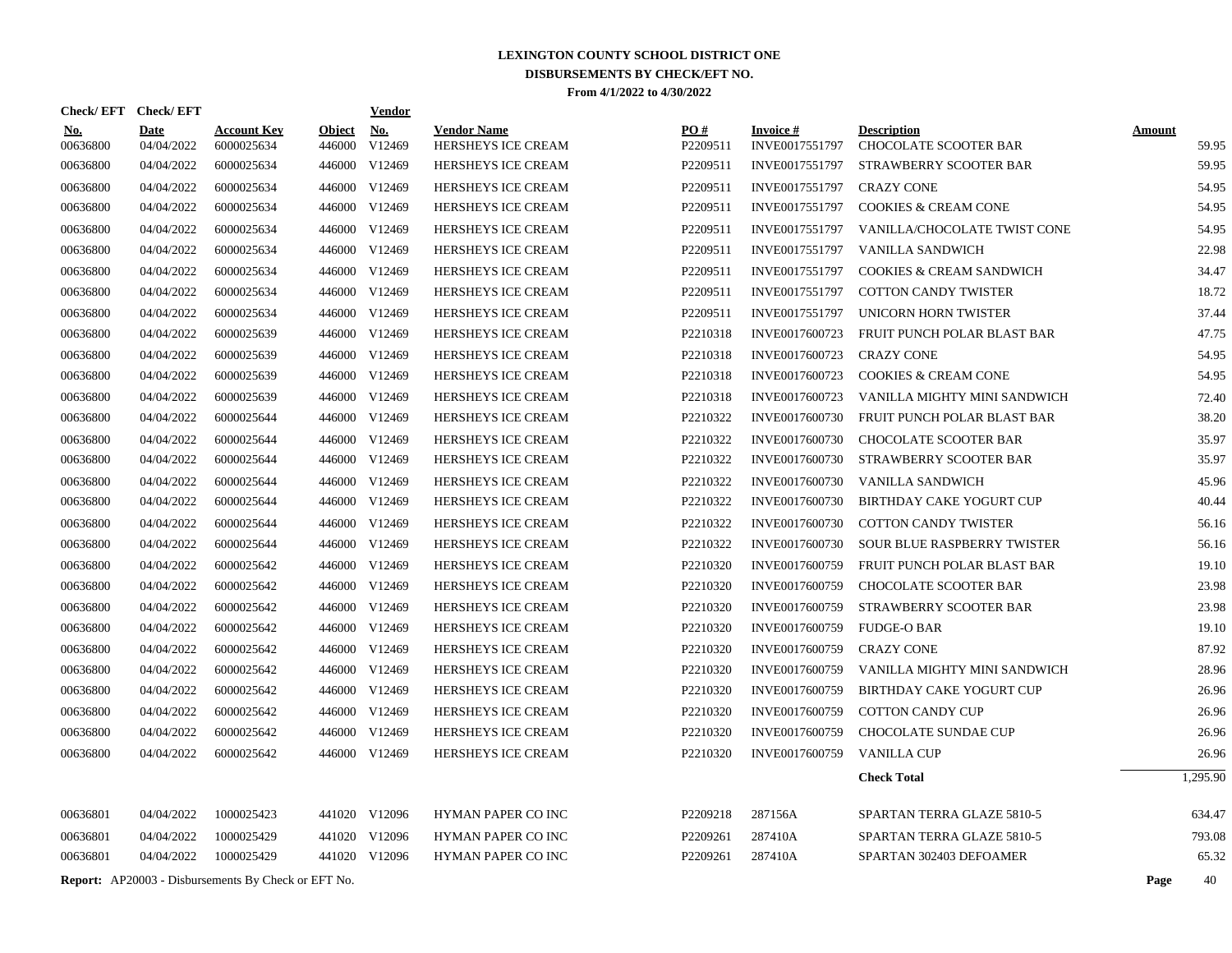# LEXINGTON COUNTY SCHOOL DISTRICT ONE
## DISBURSEMENTS BY CHECK/EFT NO.
### From 4/1/2022 to 4/30/2022

| Check/ EFT No. | Check/ EFT Date | Account Key | Object | Vendor No. | Vendor Name | PO # | Invoice # | Description | Amount |
|---|---|---|---|---|---|---|---|---|---|
| 00636800 | 04/04/2022 | 6000025634 | 446000 | V12469 | HERSHEYS ICE CREAM | P2209511 | INVE0017551797 | CHOCOLATE SCOOTER BAR | 59.95 |
| 00636800 | 04/04/2022 | 6000025634 | 446000 | V12469 | HERSHEYS ICE CREAM | P2209511 | INVE0017551797 | STRAWBERRY SCOOTER BAR | 59.95 |
| 00636800 | 04/04/2022 | 6000025634 | 446000 | V12469 | HERSHEYS ICE CREAM | P2209511 | INVE0017551797 | CRAZY CONE | 54.95 |
| 00636800 | 04/04/2022 | 6000025634 | 446000 | V12469 | HERSHEYS ICE CREAM | P2209511 | INVE0017551797 | COOKIES & CREAM CONE | 54.95 |
| 00636800 | 04/04/2022 | 6000025634 | 446000 | V12469 | HERSHEYS ICE CREAM | P2209511 | INVE0017551797 | VANILLA/CHOCOLATE TWIST CONE | 54.95 |
| 00636800 | 04/04/2022 | 6000025634 | 446000 | V12469 | HERSHEYS ICE CREAM | P2209511 | INVE0017551797 | VANILLA SANDWICH | 22.98 |
| 00636800 | 04/04/2022 | 6000025634 | 446000 | V12469 | HERSHEYS ICE CREAM | P2209511 | INVE0017551797 | COOKIES & CREAM SANDWICH | 34.47 |
| 00636800 | 04/04/2022 | 6000025634 | 446000 | V12469 | HERSHEYS ICE CREAM | P2209511 | INVE0017551797 | COTTON CANDY TWISTER | 18.72 |
| 00636800 | 04/04/2022 | 6000025634 | 446000 | V12469 | HERSHEYS ICE CREAM | P2209511 | INVE0017551797 | UNICORN HORN TWISTER | 37.44 |
| 00636800 | 04/04/2022 | 6000025639 | 446000 | V12469 | HERSHEYS ICE CREAM | P2210318 | INVE0017600723 | FRUIT PUNCH POLAR BLAST BAR | 47.75 |
| 00636800 | 04/04/2022 | 6000025639 | 446000 | V12469 | HERSHEYS ICE CREAM | P2210318 | INVE0017600723 | CRAZY CONE | 54.95 |
| 00636800 | 04/04/2022 | 6000025639 | 446000 | V12469 | HERSHEYS ICE CREAM | P2210318 | INVE0017600723 | COOKIES & CREAM CONE | 54.95 |
| 00636800 | 04/04/2022 | 6000025639 | 446000 | V12469 | HERSHEYS ICE CREAM | P2210318 | INVE0017600723 | VANILLA MIGHTY MINI SANDWICH | 72.40 |
| 00636800 | 04/04/2022 | 6000025644 | 446000 | V12469 | HERSHEYS ICE CREAM | P2210322 | INVE0017600730 | FRUIT PUNCH POLAR BLAST BAR | 38.20 |
| 00636800 | 04/04/2022 | 6000025644 | 446000 | V12469 | HERSHEYS ICE CREAM | P2210322 | INVE0017600730 | CHOCOLATE SCOOTER BAR | 35.97 |
| 00636800 | 04/04/2022 | 6000025644 | 446000 | V12469 | HERSHEYS ICE CREAM | P2210322 | INVE0017600730 | STRAWBERRY SCOOTER BAR | 35.97 |
| 00636800 | 04/04/2022 | 6000025644 | 446000 | V12469 | HERSHEYS ICE CREAM | P2210322 | INVE0017600730 | VANILLA SANDWICH | 45.96 |
| 00636800 | 04/04/2022 | 6000025644 | 446000 | V12469 | HERSHEYS ICE CREAM | P2210322 | INVE0017600730 | BIRTHDAY CAKE YOGURT CUP | 40.44 |
| 00636800 | 04/04/2022 | 6000025644 | 446000 | V12469 | HERSHEYS ICE CREAM | P2210322 | INVE0017600730 | COTTON CANDY TWISTER | 56.16 |
| 00636800 | 04/04/2022 | 6000025644 | 446000 | V12469 | HERSHEYS ICE CREAM | P2210322 | INVE0017600730 | SOUR BLUE RASPBERRY TWISTER | 56.16 |
| 00636800 | 04/04/2022 | 6000025642 | 446000 | V12469 | HERSHEYS ICE CREAM | P2210320 | INVE0017600759 | FRUIT PUNCH POLAR BLAST BAR | 19.10 |
| 00636800 | 04/04/2022 | 6000025642 | 446000 | V12469 | HERSHEYS ICE CREAM | P2210320 | INVE0017600759 | CHOCOLATE SCOOTER BAR | 23.98 |
| 00636800 | 04/04/2022 | 6000025642 | 446000 | V12469 | HERSHEYS ICE CREAM | P2210320 | INVE0017600759 | STRAWBERRY SCOOTER BAR | 23.98 |
| 00636800 | 04/04/2022 | 6000025642 | 446000 | V12469 | HERSHEYS ICE CREAM | P2210320 | INVE0017600759 | FUDGE-O BAR | 19.10 |
| 00636800 | 04/04/2022 | 6000025642 | 446000 | V12469 | HERSHEYS ICE CREAM | P2210320 | INVE0017600759 | CRAZY CONE | 87.92 |
| 00636800 | 04/04/2022 | 6000025642 | 446000 | V12469 | HERSHEYS ICE CREAM | P2210320 | INVE0017600759 | VANILLA MIGHTY MINI SANDWICH | 28.96 |
| 00636800 | 04/04/2022 | 6000025642 | 446000 | V12469 | HERSHEYS ICE CREAM | P2210320 | INVE0017600759 | BIRTHDAY CAKE YOGURT CUP | 26.96 |
| 00636800 | 04/04/2022 | 6000025642 | 446000 | V12469 | HERSHEYS ICE CREAM | P2210320 | INVE0017600759 | COTTON CANDY CUP | 26.96 |
| 00636800 | 04/04/2022 | 6000025642 | 446000 | V12469 | HERSHEYS ICE CREAM | P2210320 | INVE0017600759 | CHOCOLATE SUNDAE CUP | 26.96 |
| 00636800 | 04/04/2022 | 6000025642 | 446000 | V12469 | HERSHEYS ICE CREAM | P2210320 | INVE0017600759 | VANILLA CUP | 26.96 |
| | | | | | | | | **Check Total** | 1,295.90 |
| 00636801 | 04/04/2022 | 1000025423 | 441020 | V12096 | HYMAN PAPER CO INC | P2209218 | 287156A | SPARTAN TERRA GLAZE 5810-5 | 634.47 |
| 00636801 | 04/04/2022 | 1000025429 | 441020 | V12096 | HYMAN PAPER CO INC | P2209261 | 287410A | SPARTAN TERRA GLAZE 5810-5 | 793.08 |
| 00636801 | 04/04/2022 | 1000025429 | 441020 | V12096 | HYMAN PAPER CO INC | P2209261 | 287410A | SPARTAN 302403 DEFOAMER | 65.32 |

**Report:** AP20003 - Disbursements By Check or EFT No.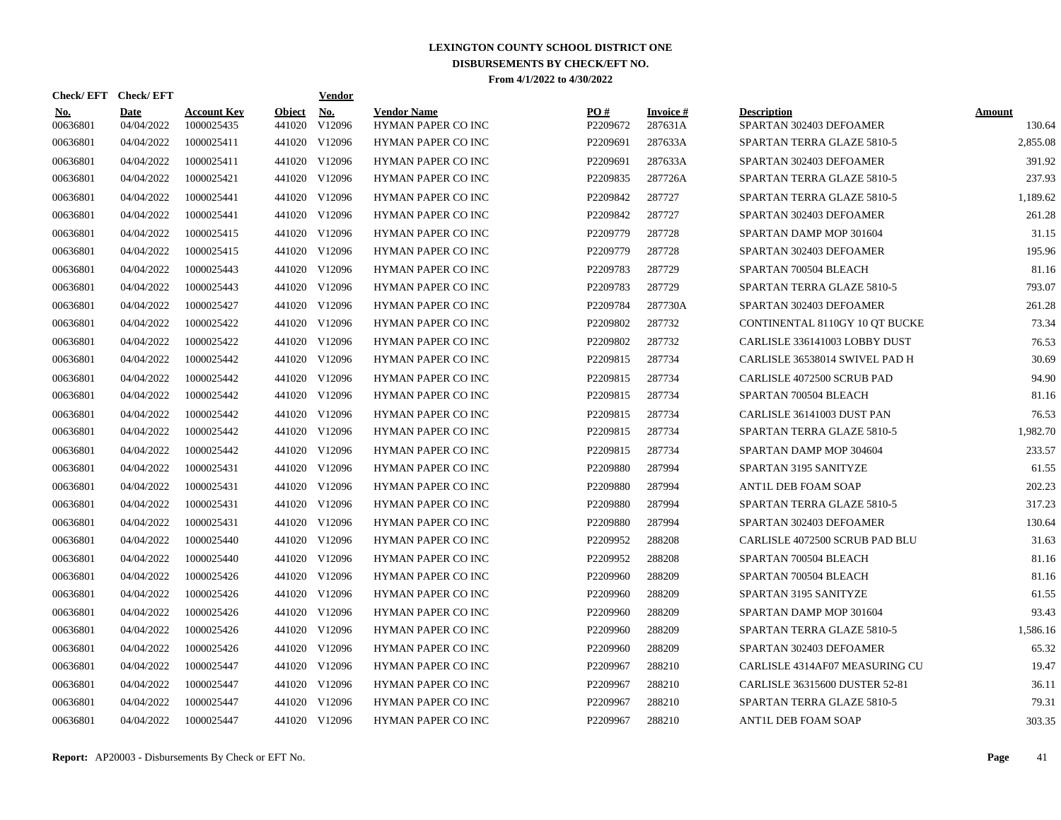# LEXINGTON COUNTY SCHOOL DISTRICT ONE

## DISBURSEMENTS BY CHECK/EFT NO.

**From 4/1/2022 to 4/30/2022**

| Check/ EFT No. | Check/ EFT Date | Account Key | Object | Vendor No. | Vendor Name | PO # | Invoice # | Description | Amount |
|---|---|---|---|---|---|---|---|---|---|
| 00636801 | 04/04/2022 | 1000025435 | 441020 | V12096 | HYMAN PAPER CO INC | P2209672 | 287631A | SPARTAN 302403 DEFOAMER | 130.64 |
| 00636801 | 04/04/2022 | 1000025411 | 441020 | V12096 | HYMAN PAPER CO INC | P2209691 | 287633A | SPARTAN TERRA GLAZE 5810-5 | 2,855.08 |
| 00636801 | 04/04/2022 | 1000025411 | 441020 | V12096 | HYMAN PAPER CO INC | P2209691 | 287633A | SPARTAN 302403 DEFOAMER | 391.92 |
| 00636801 | 04/04/2022 | 1000025421 | 441020 | V12096 | HYMAN PAPER CO INC | P2209835 | 287726A | SPARTAN TERRA GLAZE 5810-5 | 237.93 |
| 00636801 | 04/04/2022 | 1000025441 | 441020 | V12096 | HYMAN PAPER CO INC | P2209842 | 287727 | SPARTAN TERRA GLAZE 5810-5 | 1,189.62 |
| 00636801 | 04/04/2022 | 1000025441 | 441020 | V12096 | HYMAN PAPER CO INC | P2209842 | 287727 | SPARTAN 302403 DEFOAMER | 261.28 |
| 00636801 | 04/04/2022 | 1000025415 | 441020 | V12096 | HYMAN PAPER CO INC | P2209779 | 287728 | SPARTAN DAMP MOP 301604 | 31.15 |
| 00636801 | 04/04/2022 | 1000025415 | 441020 | V12096 | HYMAN PAPER CO INC | P2209779 | 287728 | SPARTAN 302403 DEFOAMER | 195.96 |
| 00636801 | 04/04/2022 | 1000025443 | 441020 | V12096 | HYMAN PAPER CO INC | P2209783 | 287729 | SPARTAN 700504 BLEACH | 81.16 |
| 00636801 | 04/04/2022 | 1000025443 | 441020 | V12096 | HYMAN PAPER CO INC | P2209783 | 287729 | SPARTAN TERRA GLAZE 5810-5 | 793.07 |
| 00636801 | 04/04/2022 | 1000025427 | 441020 | V12096 | HYMAN PAPER CO INC | P2209784 | 287730A | SPARTAN 302403 DEFOAMER | 261.28 |
| 00636801 | 04/04/2022 | 1000025422 | 441020 | V12096 | HYMAN PAPER CO INC | P2209802 | 287732 | CONTINENTAL 8110GY 10 QT BUCKE | 73.34 |
| 00636801 | 04/04/2022 | 1000025422 | 441020 | V12096 | HYMAN PAPER CO INC | P2209802 | 287732 | CARLISLE 336141003 LOBBY DUST | 76.53 |
| 00636801 | 04/04/2022 | 1000025442 | 441020 | V12096 | HYMAN PAPER CO INC | P2209815 | 287734 | CARLISLE 36538014 SWIVEL PAD H | 30.69 |
| 00636801 | 04/04/2022 | 1000025442 | 441020 | V12096 | HYMAN PAPER CO INC | P2209815 | 287734 | CARLISLE 4072500 SCRUB PAD | 94.90 |
| 00636801 | 04/04/2022 | 1000025442 | 441020 | V12096 | HYMAN PAPER CO INC | P2209815 | 287734 | SPARTAN 700504 BLEACH | 81.16 |
| 00636801 | 04/04/2022 | 1000025442 | 441020 | V12096 | HYMAN PAPER CO INC | P2209815 | 287734 | CARLISLE 36141003 DUST PAN | 76.53 |
| 00636801 | 04/04/2022 | 1000025442 | 441020 | V12096 | HYMAN PAPER CO INC | P2209815 | 287734 | SPARTAN TERRA GLAZE 5810-5 | 1,982.70 |
| 00636801 | 04/04/2022 | 1000025442 | 441020 | V12096 | HYMAN PAPER CO INC | P2209815 | 287734 | SPARTAN DAMP MOP 304604 | 233.57 |
| 00636801 | 04/04/2022 | 1000025431 | 441020 | V12096 | HYMAN PAPER CO INC | P2209880 | 287994 | SPARTAN 3195 SANITYZE | 61.55 |
| 00636801 | 04/04/2022 | 1000025431 | 441020 | V12096 | HYMAN PAPER CO INC | P2209880 | 287994 | ANT1L DEB FOAM SOAP | 202.23 |
| 00636801 | 04/04/2022 | 1000025431 | 441020 | V12096 | HYMAN PAPER CO INC | P2209880 | 287994 | SPARTAN TERRA GLAZE 5810-5 | 317.23 |
| 00636801 | 04/04/2022 | 1000025431 | 441020 | V12096 | HYMAN PAPER CO INC | P2209880 | 287994 | SPARTAN 302403 DEFOAMER | 130.64 |
| 00636801 | 04/04/2022 | 1000025440 | 441020 | V12096 | HYMAN PAPER CO INC | P2209952 | 288208 | CARLISLE 4072500 SCRUB PAD BLU | 31.63 |
| 00636801 | 04/04/2022 | 1000025440 | 441020 | V12096 | HYMAN PAPER CO INC | P2209952 | 288208 | SPARTAN 700504 BLEACH | 81.16 |
| 00636801 | 04/04/2022 | 1000025426 | 441020 | V12096 | HYMAN PAPER CO INC | P2209960 | 288209 | SPARTAN 700504 BLEACH | 81.16 |
| 00636801 | 04/04/2022 | 1000025426 | 441020 | V12096 | HYMAN PAPER CO INC | P2209960 | 288209 | SPARTAN 3195 SANITYZE | 61.55 |
| 00636801 | 04/04/2022 | 1000025426 | 441020 | V12096 | HYMAN PAPER CO INC | P2209960 | 288209 | SPARTAN DAMP MOP 301604 | 93.43 |
| 00636801 | 04/04/2022 | 1000025426 | 441020 | V12096 | HYMAN PAPER CO INC | P2209960 | 288209 | SPARTAN TERRA GLAZE 5810-5 | 1,586.16 |
| 00636801 | 04/04/2022 | 1000025426 | 441020 | V12096 | HYMAN PAPER CO INC | P2209960 | 288209 | SPARTAN 302403 DEFOAMER | 65.32 |
| 00636801 | 04/04/2022 | 1000025447 | 441020 | V12096 | HYMAN PAPER CO INC | P2209967 | 288210 | CARLISLE 4314AF07 MEASURING CU | 19.47 |
| 00636801 | 04/04/2022 | 1000025447 | 441020 | V12096 | HYMAN PAPER CO INC | P2209967 | 288210 | CARLISLE 36315600 DUSTER 52-81 | 36.11 |
| 00636801 | 04/04/2022 | 1000025447 | 441020 | V12096 | HYMAN PAPER CO INC | P2209967 | 288210 | SPARTAN TERRA GLAZE 5810-5 | 79.31 |
| 00636801 | 04/04/2022 | 1000025447 | 441020 | V12096 | HYMAN PAPER CO INC | P2209967 | 288210 | ANT1L DEB FOAM SOAP | 303.35 |

**Report:** AP20003 - Disbursements By Check or EFT No.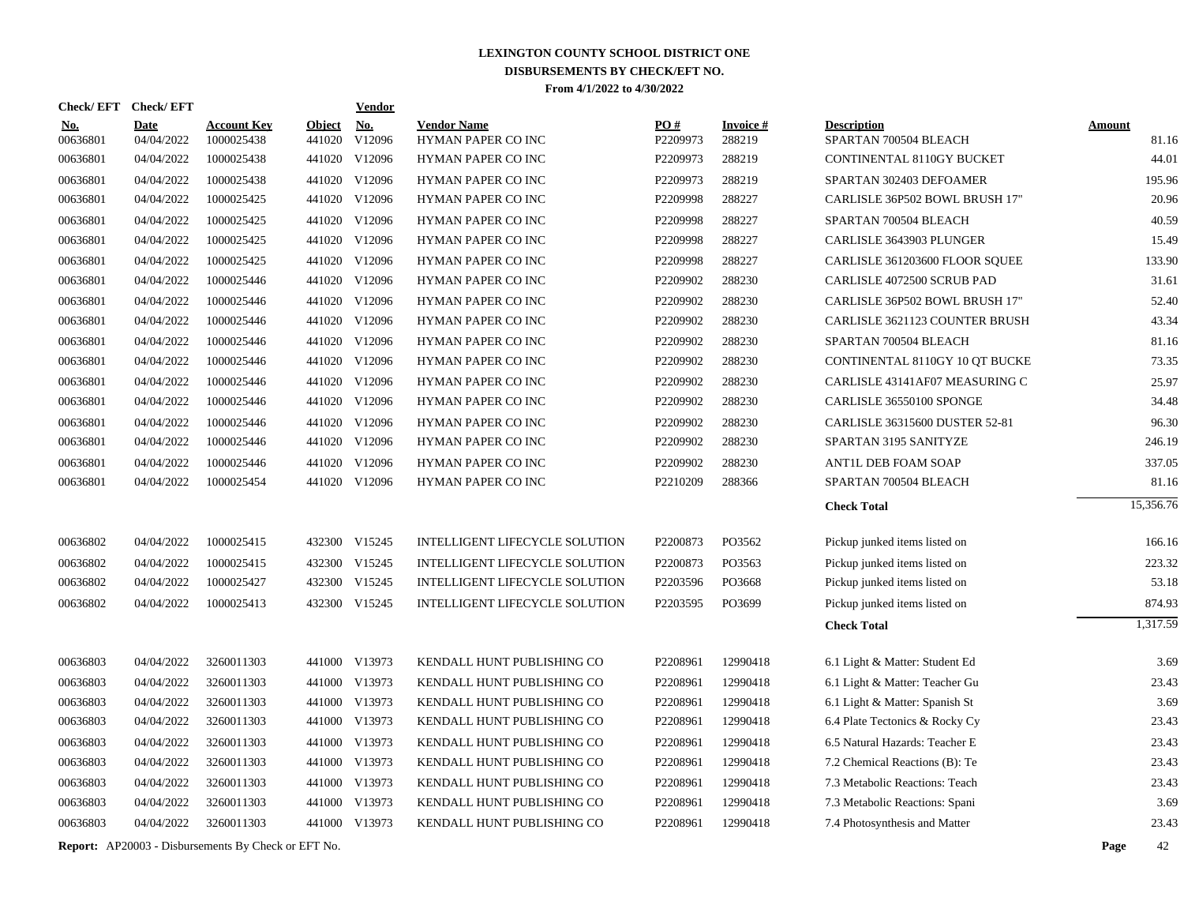# LEXINGTON COUNTY SCHOOL DISTRICT ONE
## DISBURSEMENTS BY CHECK/EFT NO.
### From 4/1/2022 to 4/30/2022

| Check/ EFT No. | Check/ EFT Date | Account Key | Object | Vendor No. | Vendor Name | PO # | Invoice # | Description | Amount |
|---|---|---|---|---|---|---|---|---|---|
| 00636801 | 04/04/2022 | 1000025438 | 441020 | V12096 | HYMAN PAPER CO INC | P2209973 | 288219 | SPARTAN 700504 BLEACH | 81.16 |
| 00636801 | 04/04/2022 | 1000025438 | 441020 | V12096 | HYMAN PAPER CO INC | P2209973 | 288219 | CONTINENTAL 8110GY BUCKET | 44.01 |
| 00636801 | 04/04/2022 | 1000025438 | 441020 | V12096 | HYMAN PAPER CO INC | P2209973 | 288219 | SPARTAN 302403 DEFOAMER | 195.96 |
| 00636801 | 04/04/2022 | 1000025425 | 441020 | V12096 | HYMAN PAPER CO INC | P2209998 | 288227 | CARLISLE 36P502 BOWL BRUSH 17" | 20.96 |
| 00636801 | 04/04/2022 | 1000025425 | 441020 | V12096 | HYMAN PAPER CO INC | P2209998 | 288227 | SPARTAN 700504 BLEACH | 40.59 |
| 00636801 | 04/04/2022 | 1000025425 | 441020 | V12096 | HYMAN PAPER CO INC | P2209998 | 288227 | CARLISLE 3643903 PLUNGER | 15.49 |
| 00636801 | 04/04/2022 | 1000025425 | 441020 | V12096 | HYMAN PAPER CO INC | P2209998 | 288227 | CARLISLE 361203600 FLOOR SQUEE | 133.90 |
| 00636801 | 04/04/2022 | 1000025446 | 441020 | V12096 | HYMAN PAPER CO INC | P2209902 | 288230 | CARLISLE 4072500 SCRUB PAD | 31.61 |
| 00636801 | 04/04/2022 | 1000025446 | 441020 | V12096 | HYMAN PAPER CO INC | P2209902 | 288230 | CARLISLE 36P502 BOWL BRUSH 17" | 52.40 |
| 00636801 | 04/04/2022 | 1000025446 | 441020 | V12096 | HYMAN PAPER CO INC | P2209902 | 288230 | CARLISLE 3621123 COUNTER BRUSH | 43.34 |
| 00636801 | 04/04/2022 | 1000025446 | 441020 | V12096 | HYMAN PAPER CO INC | P2209902 | 288230 | SPARTAN 700504 BLEACH | 81.16 |
| 00636801 | 04/04/2022 | 1000025446 | 441020 | V12096 | HYMAN PAPER CO INC | P2209902 | 288230 | CONTINENTAL 8110GY 10 QT BUCKE | 73.35 |
| 00636801 | 04/04/2022 | 1000025446 | 441020 | V12096 | HYMAN PAPER CO INC | P2209902 | 288230 | CARLISLE 43141AF07 MEASURING C | 25.97 |
| 00636801 | 04/04/2022 | 1000025446 | 441020 | V12096 | HYMAN PAPER CO INC | P2209902 | 288230 | CARLISLE 36550100 SPONGE | 34.48 |
| 00636801 | 04/04/2022 | 1000025446 | 441020 | V12096 | HYMAN PAPER CO INC | P2209902 | 288230 | CARLISLE 36315600 DUSTER 52-81 | 96.30 |
| 00636801 | 04/04/2022 | 1000025446 | 441020 | V12096 | HYMAN PAPER CO INC | P2209902 | 288230 | SPARTAN 3195 SANITYZE | 246.19 |
| 00636801 | 04/04/2022 | 1000025446 | 441020 | V12096 | HYMAN PAPER CO INC | P2209902 | 288230 | ANT1L DEB FOAM SOAP | 337.05 |
| 00636801 | 04/04/2022 | 1000025454 | 441020 | V12096 | HYMAN PAPER CO INC | P2210209 | 288366 | SPARTAN 700504 BLEACH | 81.16 |
| | | | | | | | | **Check Total** | 15,356.76 |
| 00636802 | 04/04/2022 | 1000025415 | 432300 | V15245 | INTELLIGENT LIFECYCLE SOLUTION | P2200873 | PO3562 | Pickup junked items listed on | 166.16 |
| 00636802 | 04/04/2022 | 1000025415 | 432300 | V15245 | INTELLIGENT LIFECYCLE SOLUTION | P2200873 | PO3563 | Pickup junked items listed on | 223.32 |
| 00636802 | 04/04/2022 | 1000025427 | 432300 | V15245 | INTELLIGENT LIFECYCLE SOLUTION | P2203596 | PO3668 | Pickup junked items listed on | 53.18 |
| 00636802 | 04/04/2022 | 1000025413 | 432300 | V15245 | INTELLIGENT LIFECYCLE SOLUTION | P2203595 | PO3699 | Pickup junked items listed on | 874.93 |
| | | | | | | | | **Check Total** | 1,317.59 |
| 00636803 | 04/04/2022 | 3260011303 | 441000 | V13973 | KENDALL HUNT PUBLISHING CO | P2208961 | 12990418 | 6.1 Light & Matter: Student Ed | 3.69 |
| 00636803 | 04/04/2022 | 3260011303 | 441000 | V13973 | KENDALL HUNT PUBLISHING CO | P2208961 | 12990418 | 6.1 Light & Matter: Teacher Gu | 23.43 |
| 00636803 | 04/04/2022 | 3260011303 | 441000 | V13973 | KENDALL HUNT PUBLISHING CO | P2208961 | 12990418 | 6.1 Light & Matter: Spanish St | 3.69 |
| 00636803 | 04/04/2022 | 3260011303 | 441000 | V13973 | KENDALL HUNT PUBLISHING CO | P2208961 | 12990418 | 6.4 Plate Tectonics & Rocky Cy | 23.43 |
| 00636803 | 04/04/2022 | 3260011303 | 441000 | V13973 | KENDALL HUNT PUBLISHING CO | P2208961 | 12990418 | 6.5 Natural Hazards: Teacher E | 23.43 |
| 00636803 | 04/04/2022 | 3260011303 | 441000 | V13973 | KENDALL HUNT PUBLISHING CO | P2208961 | 12990418 | 7.2 Chemical Reactions (B): Te | 23.43 |
| 00636803 | 04/04/2022 | 3260011303 | 441000 | V13973 | KENDALL HUNT PUBLISHING CO | P2208961 | 12990418 | 7.3 Metabolic Reactions: Teach | 23.43 |
| 00636803 | 04/04/2022 | 3260011303 | 441000 | V13973 | KENDALL HUNT PUBLISHING CO | P2208961 | 12990418 | 7.3 Metabolic Reactions: Spani | 3.69 |
| 00636803 | 04/04/2022 | 3260011303 | 441000 | V13973 | KENDALL HUNT PUBLISHING CO | P2208961 | 12990418 | 7.4 Photosynthesis and Matter | 23.43 |

**Report:** AP20003 - Disbursements By Check or EFT No.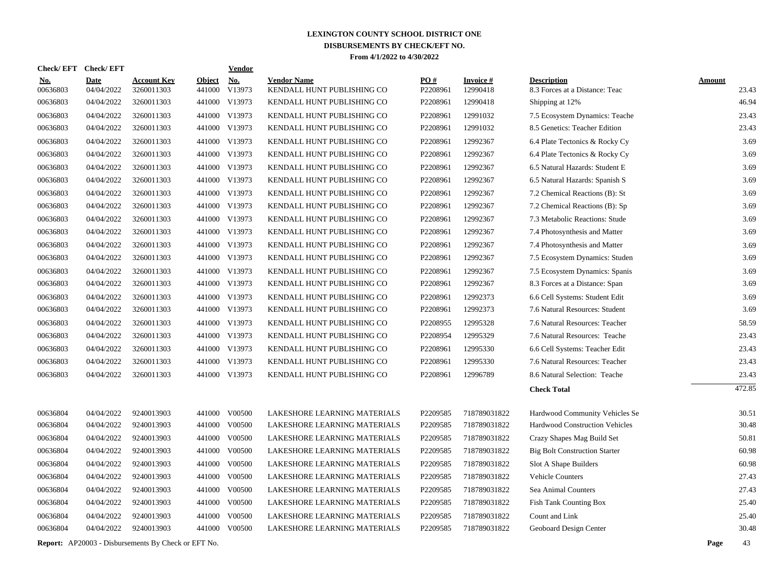# LEXINGTON COUNTY SCHOOL DISTRICT ONE
## DISBURSEMENTS BY CHECK/EFT NO.
### From 4/1/2022 to 4/30/2022

| Check/ EFT No. | Check/ EFT Date | Account Key | Object | Vendor No. | Vendor Name | PO # | Invoice # | Description | Amount |
|---|---|---|---|---|---|---|---|---|---|
| 00636803 | 04/04/2022 | 3260011303 | 441000 | V13973 | KENDALL HUNT PUBLISHING CO | P2208961 | 12990418 | 8.3 Forces at a Distance: Teac | 23.43 |
| 00636803 | 04/04/2022 | 3260011303 | 441000 | V13973 | KENDALL HUNT PUBLISHING CO | P2208961 | 12990418 | Shipping at 12% | 46.94 |
| 00636803 | 04/04/2022 | 3260011303 | 441000 | V13973 | KENDALL HUNT PUBLISHING CO | P2208961 | 12991032 | 7.5 Ecosystem Dynamics: Teache | 23.43 |
| 00636803 | 04/04/2022 | 3260011303 | 441000 | V13973 | KENDALL HUNT PUBLISHING CO | P2208961 | 12991032 | 8.5 Genetics: Teacher Edition | 23.43 |
| 00636803 | 04/04/2022 | 3260011303 | 441000 | V13973 | KENDALL HUNT PUBLISHING CO | P2208961 | 12992367 | 6.4 Plate Tectonics & Rocky Cy | 3.69 |
| 00636803 | 04/04/2022 | 3260011303 | 441000 | V13973 | KENDALL HUNT PUBLISHING CO | P2208961 | 12992367 | 6.4 Plate Tectonics & Rocky Cy | 3.69 |
| 00636803 | 04/04/2022 | 3260011303 | 441000 | V13973 | KENDALL HUNT PUBLISHING CO | P2208961 | 12992367 | 6.5 Natural Hazards: Student E | 3.69 |
| 00636803 | 04/04/2022 | 3260011303 | 441000 | V13973 | KENDALL HUNT PUBLISHING CO | P2208961 | 12992367 | 6.5 Natural Hazards: Spanish S | 3.69 |
| 00636803 | 04/04/2022 | 3260011303 | 441000 | V13973 | KENDALL HUNT PUBLISHING CO | P2208961 | 12992367 | 7.2 Chemical Reactions (B): St | 3.69 |
| 00636803 | 04/04/2022 | 3260011303 | 441000 | V13973 | KENDALL HUNT PUBLISHING CO | P2208961 | 12992367 | 7.2 Chemical Reactions (B): Sp | 3.69 |
| 00636803 | 04/04/2022 | 3260011303 | 441000 | V13973 | KENDALL HUNT PUBLISHING CO | P2208961 | 12992367 | 7.3 Metabolic Reactions: Stude | 3.69 |
| 00636803 | 04/04/2022 | 3260011303 | 441000 | V13973 | KENDALL HUNT PUBLISHING CO | P2208961 | 12992367 | 7.4 Photosynthesis and Matter | 3.69 |
| 00636803 | 04/04/2022 | 3260011303 | 441000 | V13973 | KENDALL HUNT PUBLISHING CO | P2208961 | 12992367 | 7.4 Photosynthesis and Matter | 3.69 |
| 00636803 | 04/04/2022 | 3260011303 | 441000 | V13973 | KENDALL HUNT PUBLISHING CO | P2208961 | 12992367 | 7.5 Ecosystem Dynamics: Studen | 3.69 |
| 00636803 | 04/04/2022 | 3260011303 | 441000 | V13973 | KENDALL HUNT PUBLISHING CO | P2208961 | 12992367 | 7.5 Ecosystem Dynamics: Spanis | 3.69 |
| 00636803 | 04/04/2022 | 3260011303 | 441000 | V13973 | KENDALL HUNT PUBLISHING CO | P2208961 | 12992367 | 8.3 Forces at a Distance: Span | 3.69 |
| 00636803 | 04/04/2022 | 3260011303 | 441000 | V13973 | KENDALL HUNT PUBLISHING CO | P2208961 | 12992373 | 6.6 Cell Systems: Student Edit | 3.69 |
| 00636803 | 04/04/2022 | 3260011303 | 441000 | V13973 | KENDALL HUNT PUBLISHING CO | P2208961 | 12992373 | 7.6 Natural Resources: Student | 3.69 |
| 00636803 | 04/04/2022 | 3260011303 | 441000 | V13973 | KENDALL HUNT PUBLISHING CO | P2208955 | 12995328 | 7.6 Natural Resources: Teacher | 58.59 |
| 00636803 | 04/04/2022 | 3260011303 | 441000 | V13973 | KENDALL HUNT PUBLISHING CO | P2208954 | 12995329 | 7.6 Natural Resources: Teache | 23.43 |
| 00636803 | 04/04/2022 | 3260011303 | 441000 | V13973 | KENDALL HUNT PUBLISHING CO | P2208961 | 12995330 | 6.6 Cell Systems: Teacher Edit | 23.43 |
| 00636803 | 04/04/2022 | 3260011303 | 441000 | V13973 | KENDALL HUNT PUBLISHING CO | P2208961 | 12995330 | 7.6 Natural Resources: Teacher | 23.43 |
| 00636803 | 04/04/2022 | 3260011303 | 441000 | V13973 | KENDALL HUNT PUBLISHING CO | P2208961 | 12996789 | 8.6 Natural Selection: Teache | 23.43 |
| | | | | | | | | **Check Total** | 472.85 |
| 00636804 | 04/04/2022 | 9240013903 | 441000 | V00500 | LAKESHORE LEARNING MATERIALS | P2209585 | 718789031822 | Hardwood Community Vehicles Se | 30.51 |
| 00636804 | 04/04/2022 | 9240013903 | 441000 | V00500 | LAKESHORE LEARNING MATERIALS | P2209585 | 718789031822 | Hardwood Construction Vehicles | 30.48 |
| 00636804 | 04/04/2022 | 9240013903 | 441000 | V00500 | LAKESHORE LEARNING MATERIALS | P2209585 | 718789031822 | Crazy Shapes Mag Build Set | 50.81 |
| 00636804 | 04/04/2022 | 9240013903 | 441000 | V00500 | LAKESHORE LEARNING MATERIALS | P2209585 | 718789031822 | Big Bolt Construction Starter | 60.98 |
| 00636804 | 04/04/2022 | 9240013903 | 441000 | V00500 | LAKESHORE LEARNING MATERIALS | P2209585 | 718789031822 | Slot A Shape Builders | 60.98 |
| 00636804 | 04/04/2022 | 9240013903 | 441000 | V00500 | LAKESHORE LEARNING MATERIALS | P2209585 | 718789031822 | Vehicle Counters | 27.43 |
| 00636804 | 04/04/2022 | 9240013903 | 441000 | V00500 | LAKESHORE LEARNING MATERIALS | P2209585 | 718789031822 | Sea Animal Counters | 27.43 |
| 00636804 | 04/04/2022 | 9240013903 | 441000 | V00500 | LAKESHORE LEARNING MATERIALS | P2209585 | 718789031822 | Fish Tank Counting Box | 25.40 |
| 00636804 | 04/04/2022 | 9240013903 | 441000 | V00500 | LAKESHORE LEARNING MATERIALS | P2209585 | 718789031822 | Count and Link | 25.40 |
| 00636804 | 04/04/2022 | 9240013903 | 441000 | V00500 | LAKESHORE LEARNING MATERIALS | P2209585 | 718789031822 | Geoboard Design Center | 30.48 |

**Report:** AP20003 - Disbursements By Check or EFT No.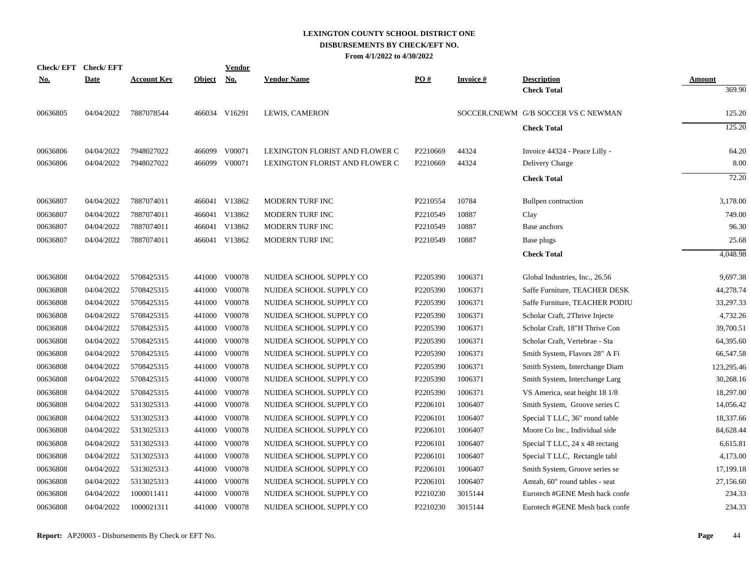**LEXINGTON COUNTY SCHOOL DISTRICT ONE**
**DISBURSEMENTS BY CHECK/EFT NO.**
**From 4/1/2022 to 4/30/2022**

| Check/ EFT No. | Check/ EFT Date | Account Key | Object | Vendor No. | Vendor Name | PO # | Invoice # | Description | Amount |
|---|---|---|---|---|---|---|---|---|---|
| | | | | | | | | **Check Total** | 369.90 |
| 00636805 | 04/04/2022 | 7887078544 | 466034 | V16291 | LEWIS, CAMERON | | SOCCER.CNEWM | G/B SOCCER VS C NEWMAN | 125.20 |
| | | | | | | | | **Check Total** | 125.20 |
| 00636806 | 04/04/2022 | 7948027022 | 466099 | V00071 | LEXINGTON FLORIST AND FLOWER C | P2210669 | 44324 | Invoice 44324 - Peace Lilly - | 64.20 |
| 00636806 | 04/04/2022 | 7948027022 | 466099 | V00071 | LEXINGTON FLORIST AND FLOWER C | P2210669 | 44324 | Delivery Charge | 8.00 |
| | | | | | | | | **Check Total** | 72.20 |
| 00636807 | 04/04/2022 | 7887074011 | 466041 | V13862 | MODERN TURF INC | P2210554 | 10784 | Bullpen contruction | 3,178.00 |
| 00636807 | 04/04/2022 | 7887074011 | 466041 | V13862 | MODERN TURF INC | P2210549 | 10887 | Clay | 749.00 |
| 00636807 | 04/04/2022 | 7887074011 | 466041 | V13862 | MODERN TURF INC | P2210549 | 10887 | Base anchors | 96.30 |
| 00636807 | 04/04/2022 | 7887074011 | 466041 | V13862 | MODERN TURF INC | P2210549 | 10887 | Base plugs | 25.68 |
| | | | | | | | | **Check Total** | 4,048.98 |
| 00636808 | 04/04/2022 | 5708425315 | 441000 | V00078 | NUIDEA SCHOOL SUPPLY CO | P2205390 | 1006371 | Global Industries, Inc., 26.56 | 9,697.38 |
| 00636808 | 04/04/2022 | 5708425315 | 441000 | V00078 | NUIDEA SCHOOL SUPPLY CO | P2205390 | 1006371 | Saffe Furniture, TEACHER DESK | 44,278.74 |
| 00636808 | 04/04/2022 | 5708425315 | 441000 | V00078 | NUIDEA SCHOOL SUPPLY CO | P2205390 | 1006371 | Saffe Furniture, TEACHER PODIU | 33,297.33 |
| 00636808 | 04/04/2022 | 5708425315 | 441000 | V00078 | NUIDEA SCHOOL SUPPLY CO | P2205390 | 1006371 | Scholar Craft, 2Thrive Injecte | 4,732.26 |
| 00636808 | 04/04/2022 | 5708425315 | 441000 | V00078 | NUIDEA SCHOOL SUPPLY CO | P2205390 | 1006371 | Scholar Craft, 18"H Thrive Con | 39,700.51 |
| 00636808 | 04/04/2022 | 5708425315 | 441000 | V00078 | NUIDEA SCHOOL SUPPLY CO | P2205390 | 1006371 | Scholar Craft, Vertebrae - Sta | 64,395.60 |
| 00636808 | 04/04/2022 | 5708425315 | 441000 | V00078 | NUIDEA SCHOOL SUPPLY CO | P2205390 | 1006371 | Smith System, Flavors 28" A Fi | 66,547.58 |
| 00636808 | 04/04/2022 | 5708425315 | 441000 | V00078 | NUIDEA SCHOOL SUPPLY CO | P2205390 | 1006371 | Smith System, Interchange Diam | 123,295.46 |
| 00636808 | 04/04/2022 | 5708425315 | 441000 | V00078 | NUIDEA SCHOOL SUPPLY CO | P2205390 | 1006371 | Smith System, Interchange Larg | 30,268.16 |
| 00636808 | 04/04/2022 | 5708425315 | 441000 | V00078 | NUIDEA SCHOOL SUPPLY CO | P2205390 | 1006371 | VS America, seat height 18 1/8 | 18,297.00 |
| 00636808 | 04/04/2022 | 5313025313 | 441000 | V00078 | NUIDEA SCHOOL SUPPLY CO | P2206101 | 1006407 | Smith System, Groove series C | 14,056.42 |
| 00636808 | 04/04/2022 | 5313025313 | 441000 | V00078 | NUIDEA SCHOOL SUPPLY CO | P2206101 | 1006407 | Special T LLC, 36" round table | 18,337.66 |
| 00636808 | 04/04/2022 | 5313025313 | 441000 | V00078 | NUIDEA SCHOOL SUPPLY CO | P2206101 | 1006407 | Moore Co Inc., Individual side | 84,628.44 |
| 00636808 | 04/04/2022 | 5313025313 | 441000 | V00078 | NUIDEA SCHOOL SUPPLY CO | P2206101 | 1006407 | Special T LLC, 24 x 48 rectang | 6,615.81 |
| 00636808 | 04/04/2022 | 5313025313 | 441000 | V00078 | NUIDEA SCHOOL SUPPLY CO | P2206101 | 1006407 | Special T LLC, Rectangle tabl | 4,173.00 |
| 00636808 | 04/04/2022 | 5313025313 | 441000 | V00078 | NUIDEA SCHOOL SUPPLY CO | P2206101 | 1006407 | Smith System, Groove series se | 17,199.18 |
| 00636808 | 04/04/2022 | 5313025313 | 441000 | V00078 | NUIDEA SCHOOL SUPPLY CO | P2206101 | 1006407 | Amtab, 60" round tables - seat | 27,156.60 |
| 00636808 | 04/04/2022 | 1000011411 | 441000 | V00078 | NUIDEA SCHOOL SUPPLY CO | P2210230 | 3015144 | Eurotech #GENE Mesh back confe | 234.33 |
| 00636808 | 04/04/2022 | 1000021311 | 441000 | V00078 | NUIDEA SCHOOL SUPPLY CO | P2210230 | 3015144 | Eurotech #GENE Mesh back confe | 234.33 |

**Report:** AP20003 - Disbursements By Check or EFT No.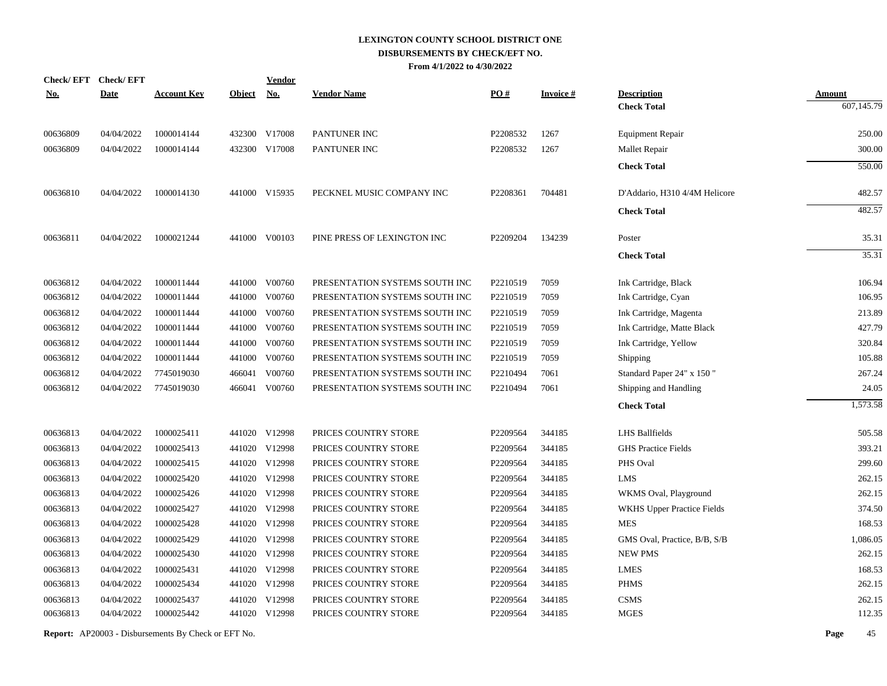# LEXINGTON COUNTY SCHOOL DISTRICT ONE
## DISBURSEMENTS BY CHECK/EFT NO.
### From 4/1/2022 to 4/30/2022

| Check/ EFT No. | Check/ EFT Date | Account Key | Object | Vendor No. | Vendor Name | PO # | Invoice # | Description | Amount |
|---|---|---|---|---|---|---|---|---|---|
| | | | | | | | | **Check Total** | 607,145.79 |
| 00636809 | 04/04/2022 | 1000014144 | 432300 | V17008 | PANTUNER INC | P2208532 | 1267 | Equipment Repair | 250.00 |
| 00636809 | 04/04/2022 | 1000014144 | 432300 | V17008 | PANTUNER INC | P2208532 | 1267 | Mallet Repair | 300.00 |
| | | | | | | | | **Check Total** | 550.00 |
| 00636810 | 04/04/2022 | 1000014130 | 441000 | V15935 | PECKNEL MUSIC COMPANY INC | P2208361 | 704481 | D'Addario, H310 4/4M Helicore | 482.57 |
| | | | | | | | | **Check Total** | 482.57 |
| 00636811 | 04/04/2022 | 1000021244 | 441000 | V00103 | PINE PRESS OF LEXINGTON INC | P2209204 | 134239 | Poster | 35.31 |
| | | | | | | | | **Check Total** | 35.31 |
| 00636812 | 04/04/2022 | 1000011444 | 441000 | V00760 | PRESENTATION SYSTEMS SOUTH INC | P2210519 | 7059 | Ink Cartridge, Black | 106.94 |
| 00636812 | 04/04/2022 | 1000011444 | 441000 | V00760 | PRESENTATION SYSTEMS SOUTH INC | P2210519 | 7059 | Ink Cartridge, Cyan | 106.95 |
| 00636812 | 04/04/2022 | 1000011444 | 441000 | V00760 | PRESENTATION SYSTEMS SOUTH INC | P2210519 | 7059 | Ink Cartridge, Magenta | 213.89 |
| 00636812 | 04/04/2022 | 1000011444 | 441000 | V00760 | PRESENTATION SYSTEMS SOUTH INC | P2210519 | 7059 | Ink Cartridge, Matte Black | 427.79 |
| 00636812 | 04/04/2022 | 1000011444 | 441000 | V00760 | PRESENTATION SYSTEMS SOUTH INC | P2210519 | 7059 | Ink Cartridge, Yellow | 320.84 |
| 00636812 | 04/04/2022 | 1000011444 | 441000 | V00760 | PRESENTATION SYSTEMS SOUTH INC | P2210519 | 7059 | Shipping | 105.88 |
| 00636812 | 04/04/2022 | 7745019030 | 466041 | V00760 | PRESENTATION SYSTEMS SOUTH INC | P2210494 | 7061 | Standard Paper 24" x 150 " | 267.24 |
| 00636812 | 04/04/2022 | 7745019030 | 466041 | V00760 | PRESENTATION SYSTEMS SOUTH INC | P2210494 | 7061 | Shipping and Handling | 24.05 |
| | | | | | | | | **Check Total** | 1,573.58 |
| 00636813 | 04/04/2022 | 1000025411 | 441020 | V12998 | PRICES COUNTRY STORE | P2209564 | 344185 | LHS Ballfields | 505.58 |
| 00636813 | 04/04/2022 | 1000025413 | 441020 | V12998 | PRICES COUNTRY STORE | P2209564 | 344185 | GHS Practice Fields | 393.21 |
| 00636813 | 04/04/2022 | 1000025415 | 441020 | V12998 | PRICES COUNTRY STORE | P2209564 | 344185 | PHS Oval | 299.60 |
| 00636813 | 04/04/2022 | 1000025420 | 441020 | V12998 | PRICES COUNTRY STORE | P2209564 | 344185 | LMS | 262.15 |
| 00636813 | 04/04/2022 | 1000025426 | 441020 | V12998 | PRICES COUNTRY STORE | P2209564 | 344185 | WKMS Oval, Playground | 262.15 |
| 00636813 | 04/04/2022 | 1000025427 | 441020 | V12998 | PRICES COUNTRY STORE | P2209564 | 344185 | WKHS Upper Practice Fields | 374.50 |
| 00636813 | 04/04/2022 | 1000025428 | 441020 | V12998 | PRICES COUNTRY STORE | P2209564 | 344185 | MES | 168.53 |
| 00636813 | 04/04/2022 | 1000025429 | 441020 | V12998 | PRICES COUNTRY STORE | P2209564 | 344185 | GMS Oval, Practice, B/B, S/B | 1,086.05 |
| 00636813 | 04/04/2022 | 1000025430 | 441020 | V12998 | PRICES COUNTRY STORE | P2209564 | 344185 | NEW PMS | 262.15 |
| 00636813 | 04/04/2022 | 1000025431 | 441020 | V12998 | PRICES COUNTRY STORE | P2209564 | 344185 | LMES | 168.53 |
| 00636813 | 04/04/2022 | 1000025434 | 441020 | V12998 | PRICES COUNTRY STORE | P2209564 | 344185 | PHMS | 262.15 |
| 00636813 | 04/04/2022 | 1000025437 | 441020 | V12998 | PRICES COUNTRY STORE | P2209564 | 344185 | CSMS | 262.15 |
| 00636813 | 04/04/2022 | 1000025442 | 441020 | V12998 | PRICES COUNTRY STORE | P2209564 | 344185 | MGES | 112.35 |

**Report:** AP20003 - Disbursements By Check or EFT No.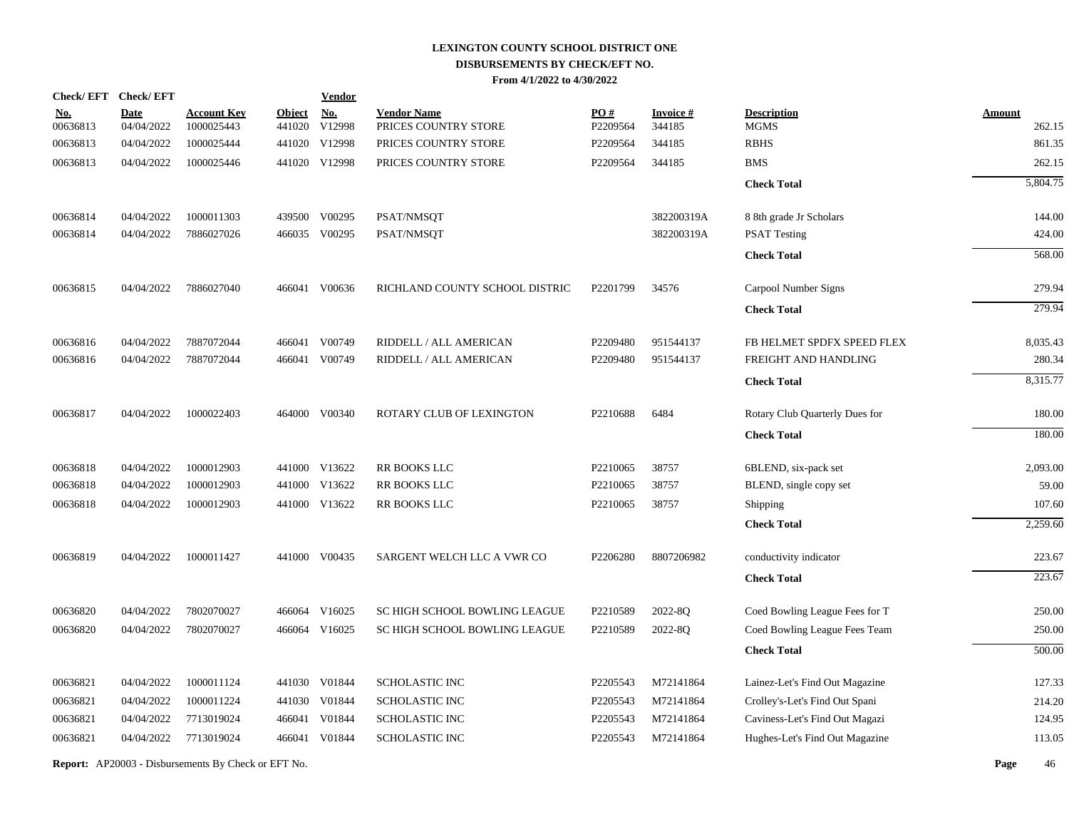# LEXINGTON COUNTY SCHOOL DISTRICT ONE
## DISBURSEMENTS BY CHECK/EFT NO.
### From 4/1/2022 to 4/30/2022

| Check/ EFT No. | Check/ EFT Date | Account Key | Object | Vendor No. | Vendor Name | PO # | Invoice # | Description | Amount |
|---|---|---|---|---|---|---|---|---|---|
| 00636813 | 04/04/2022 | 1000025443 | 441020 | V12998 | PRICES COUNTRY STORE | P2209564 | 344185 | MGMS | 262.15 |
| 00636813 | 04/04/2022 | 1000025444 | 441020 | V12998 | PRICES COUNTRY STORE | P2209564 | 344185 | RBHS | 861.35 |
| 00636813 | 04/04/2022 | 1000025446 | 441020 | V12998 | PRICES COUNTRY STORE | P2209564 | 344185 | BMS | 262.15 |
| | | | | | | | | **Check Total** | 5,804.75 |
| 00636814 | 04/04/2022 | 1000011303 | 439500 | V00295 | PSAT/NMSQT | | 382200319A | 8 8th grade Jr Scholars | 144.00 |
| 00636814 | 04/04/2022 | 7886027026 | 466035 | V00295 | PSAT/NMSQT | | 382200319A | PSAT Testing | 424.00 |
| | | | | | | | | **Check Total** | 568.00 |
| 00636815 | 04/04/2022 | 7886027040 | 466041 | V00636 | RICHLAND COUNTY SCHOOL DISTRIC | P2201799 | 34576 | Carpool Number Signs | 279.94 |
| | | | | | | | | **Check Total** | 279.94 |
| 00636816 | 04/04/2022 | 7887072044 | 466041 | V00749 | RIDDELL / ALL AMERICAN | P2209480 | 951544137 | FB HELMET SPDFX SPEED FLEX | 8,035.43 |
| 00636816 | 04/04/2022 | 7887072044 | 466041 | V00749 | RIDDELL / ALL AMERICAN | P2209480 | 951544137 | FREIGHT AND HANDLING | 280.34 |
| | | | | | | | | **Check Total** | 8,315.77 |
| 00636817 | 04/04/2022 | 1000022403 | 464000 | V00340 | ROTARY CLUB OF LEXINGTON | P2210688 | 6484 | Rotary Club Quarterly Dues for | 180.00 |
| | | | | | | | | **Check Total** | 180.00 |
| 00636818 | 04/04/2022 | 1000012903 | 441000 | V13622 | RR BOOKS LLC | P2210065 | 38757 | 6BLEND, six-pack set | 2,093.00 |
| 00636818 | 04/04/2022 | 1000012903 | 441000 | V13622 | RR BOOKS LLC | P2210065 | 38757 | BLEND, single copy set | 59.00 |
| 00636818 | 04/04/2022 | 1000012903 | 441000 | V13622 | RR BOOKS LLC | P2210065 | 38757 | Shipping | 107.60 |
| | | | | | | | | **Check Total** | 2,259.60 |
| 00636819 | 04/04/2022 | 1000011427 | 441000 | V00435 | SARGENT WELCH LLC A VWR CO | P2206280 | 8807206982 | conductivity indicator | 223.67 |
| | | | | | | | | **Check Total** | 223.67 |
| 00636820 | 04/04/2022 | 7802070027 | 466064 | V16025 | SC HIGH SCHOOL BOWLING LEAGUE | P2210589 | 2022-8Q | Coed Bowling League Fees for T | 250.00 |
| 00636820 | 04/04/2022 | 7802070027 | 466064 | V16025 | SC HIGH SCHOOL BOWLING LEAGUE | P2210589 | 2022-8Q | Coed Bowling League Fees Team | 250.00 |
| | | | | | | | | **Check Total** | 500.00 |
| 00636821 | 04/04/2022 | 1000011124 | 441030 | V01844 | SCHOLASTIC INC | P2205543 | M72141864 | Lainez-Let's Find Out Magazine | 127.33 |
| 00636821 | 04/04/2022 | 1000011224 | 441030 | V01844 | SCHOLASTIC INC | P2205543 | M72141864 | Crolley's-Let's Find Out Spani | 214.20 |
| 00636821 | 04/04/2022 | 7713019024 | 466041 | V01844 | SCHOLASTIC INC | P2205543 | M72141864 | Caviness-Let's Find Out Magazi | 124.95 |
| 00636821 | 04/04/2022 | 7713019024 | 466041 | V01844 | SCHOLASTIC INC | P2205543 | M72141864 | Hughes-Let's Find Out Magazine | 113.05 |

**Report:** AP20003 - Disbursements By Check or EFT No.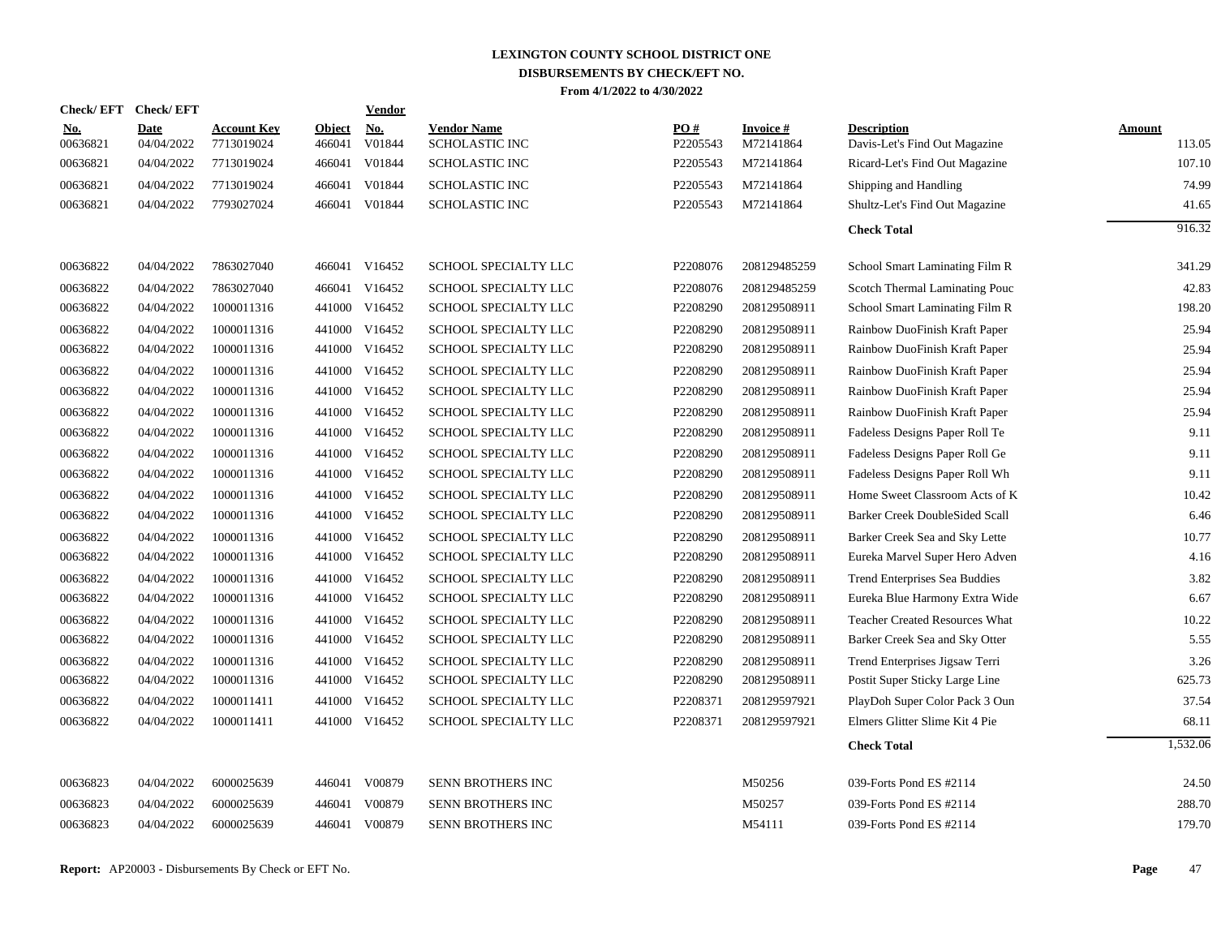# LEXINGTON COUNTY SCHOOL DISTRICT ONE
## DISBURSEMENTS BY CHECK/EFT NO.
### From 4/1/2022 to 4/30/2022

| Check/ EFT No. | Check/ EFT Date | Account Key | Object | Vendor No. | Vendor Name | PO # | Invoice # | Description | Amount |
|---|---|---|---|---|---|---|---|---|---|
| 00636821 | 04/04/2022 | 7713019024 | 466041 | V01844 | SCHOLASTIC INC | P2205543 | M72141864 | Davis-Let's Find Out Magazine | 113.05 |
| 00636821 | 04/04/2022 | 7713019024 | 466041 | V01844 | SCHOLASTIC INC | P2205543 | M72141864 | Ricard-Let's Find Out Magazine | 107.10 |
| 00636821 | 04/04/2022 | 7713019024 | 466041 | V01844 | SCHOLASTIC INC | P2205543 | M72141864 | Shipping and Handling | 74.99 |
| 00636821 | 04/04/2022 | 7793027024 | 466041 | V01844 | SCHOLASTIC INC | P2205543 | M72141864 | Shultz-Let's Find Out Magazine | 41.65 |
| | | | | | | | | **Check Total** | 916.32 |
| 00636822 | 04/04/2022 | 7863027040 | 466041 | V16452 | SCHOOL SPECIALTY LLC | P2208076 | 208129485259 | School Smart Laminating Film R | 341.29 |
| 00636822 | 04/04/2022 | 7863027040 | 466041 | V16452 | SCHOOL SPECIALTY LLC | P2208076 | 208129485259 | Scotch Thermal Laminating Pouc | 42.83 |
| 00636822 | 04/04/2022 | 1000011316 | 441000 | V16452 | SCHOOL SPECIALTY LLC | P2208290 | 208129508911 | School Smart Laminating Film R | 198.20 |
| 00636822 | 04/04/2022 | 1000011316 | 441000 | V16452 | SCHOOL SPECIALTY LLC | P2208290 | 208129508911 | Rainbow DuoFinish Kraft Paper | 25.94 |
| 00636822 | 04/04/2022 | 1000011316 | 441000 | V16452 | SCHOOL SPECIALTY LLC | P2208290 | 208129508911 | Rainbow DuoFinish Kraft Paper | 25.94 |
| 00636822 | 04/04/2022 | 1000011316 | 441000 | V16452 | SCHOOL SPECIALTY LLC | P2208290 | 208129508911 | Rainbow DuoFinish Kraft Paper | 25.94 |
| 00636822 | 04/04/2022 | 1000011316 | 441000 | V16452 | SCHOOL SPECIALTY LLC | P2208290 | 208129508911 | Rainbow DuoFinish Kraft Paper | 25.94 |
| 00636822 | 04/04/2022 | 1000011316 | 441000 | V16452 | SCHOOL SPECIALTY LLC | P2208290 | 208129508911 | Rainbow DuoFinish Kraft Paper | 25.94 |
| 00636822 | 04/04/2022 | 1000011316 | 441000 | V16452 | SCHOOL SPECIALTY LLC | P2208290 | 208129508911 | Fadeless Designs Paper Roll Te | 9.11 |
| 00636822 | 04/04/2022 | 1000011316 | 441000 | V16452 | SCHOOL SPECIALTY LLC | P2208290 | 208129508911 | Fadeless Designs Paper Roll Ge | 9.11 |
| 00636822 | 04/04/2022 | 1000011316 | 441000 | V16452 | SCHOOL SPECIALTY LLC | P2208290 | 208129508911 | Fadeless Designs Paper Roll Wh | 9.11 |
| 00636822 | 04/04/2022 | 1000011316 | 441000 | V16452 | SCHOOL SPECIALTY LLC | P2208290 | 208129508911 | Home Sweet Classroom Acts of K | 10.42 |
| 00636822 | 04/04/2022 | 1000011316 | 441000 | V16452 | SCHOOL SPECIALTY LLC | P2208290 | 208129508911 | Barker Creek DoubleSided Scall | 6.46 |
| 00636822 | 04/04/2022 | 1000011316 | 441000 | V16452 | SCHOOL SPECIALTY LLC | P2208290 | 208129508911 | Barker Creek Sea and Sky Lette | 10.77 |
| 00636822 | 04/04/2022 | 1000011316 | 441000 | V16452 | SCHOOL SPECIALTY LLC | P2208290 | 208129508911 | Eureka Marvel Super Hero Adven | 4.16 |
| 00636822 | 04/04/2022 | 1000011316 | 441000 | V16452 | SCHOOL SPECIALTY LLC | P2208290 | 208129508911 | Trend Enterprises Sea Buddies | 3.82 |
| 00636822 | 04/04/2022 | 1000011316 | 441000 | V16452 | SCHOOL SPECIALTY LLC | P2208290 | 208129508911 | Eureka Blue Harmony Extra Wide | 6.67 |
| 00636822 | 04/04/2022 | 1000011316 | 441000 | V16452 | SCHOOL SPECIALTY LLC | P2208290 | 208129508911 | Teacher Created Resources What | 10.22 |
| 00636822 | 04/04/2022 | 1000011316 | 441000 | V16452 | SCHOOL SPECIALTY LLC | P2208290 | 208129508911 | Barker Creek Sea and Sky Otter | 5.55 |
| 00636822 | 04/04/2022 | 1000011316 | 441000 | V16452 | SCHOOL SPECIALTY LLC | P2208290 | 208129508911 | Trend Enterprises Jigsaw Terri | 3.26 |
| 00636822 | 04/04/2022 | 1000011316 | 441000 | V16452 | SCHOOL SPECIALTY LLC | P2208290 | 208129508911 | Postit Super Sticky Large Line | 625.73 |
| 00636822 | 04/04/2022 | 1000011411 | 441000 | V16452 | SCHOOL SPECIALTY LLC | P2208371 | 208129597921 | PlayDoh Super Color Pack 3 Oun | 37.54 |
| 00636822 | 04/04/2022 | 1000011411 | 441000 | V16452 | SCHOOL SPECIALTY LLC | P2208371 | 208129597921 | Elmers Glitter Slime Kit 4 Pie | 68.11 |
| | | | | | | | | **Check Total** | 1,532.06 |
| 00636823 | 04/04/2022 | 6000025639 | 446041 | V00879 | SENN BROTHERS INC | | M50256 | 039-Forts Pond ES #2114 | 24.50 |
| 00636823 | 04/04/2022 | 6000025639 | 446041 | V00879 | SENN BROTHERS INC | | M50257 | 039-Forts Pond ES #2114 | 288.70 |
| 00636823 | 04/04/2022 | 6000025639 | 446041 | V00879 | SENN BROTHERS INC | | M54111 | 039-Forts Pond ES #2114 | 179.70 |

**Report:** AP20003 - Disbursements By Check or EFT No.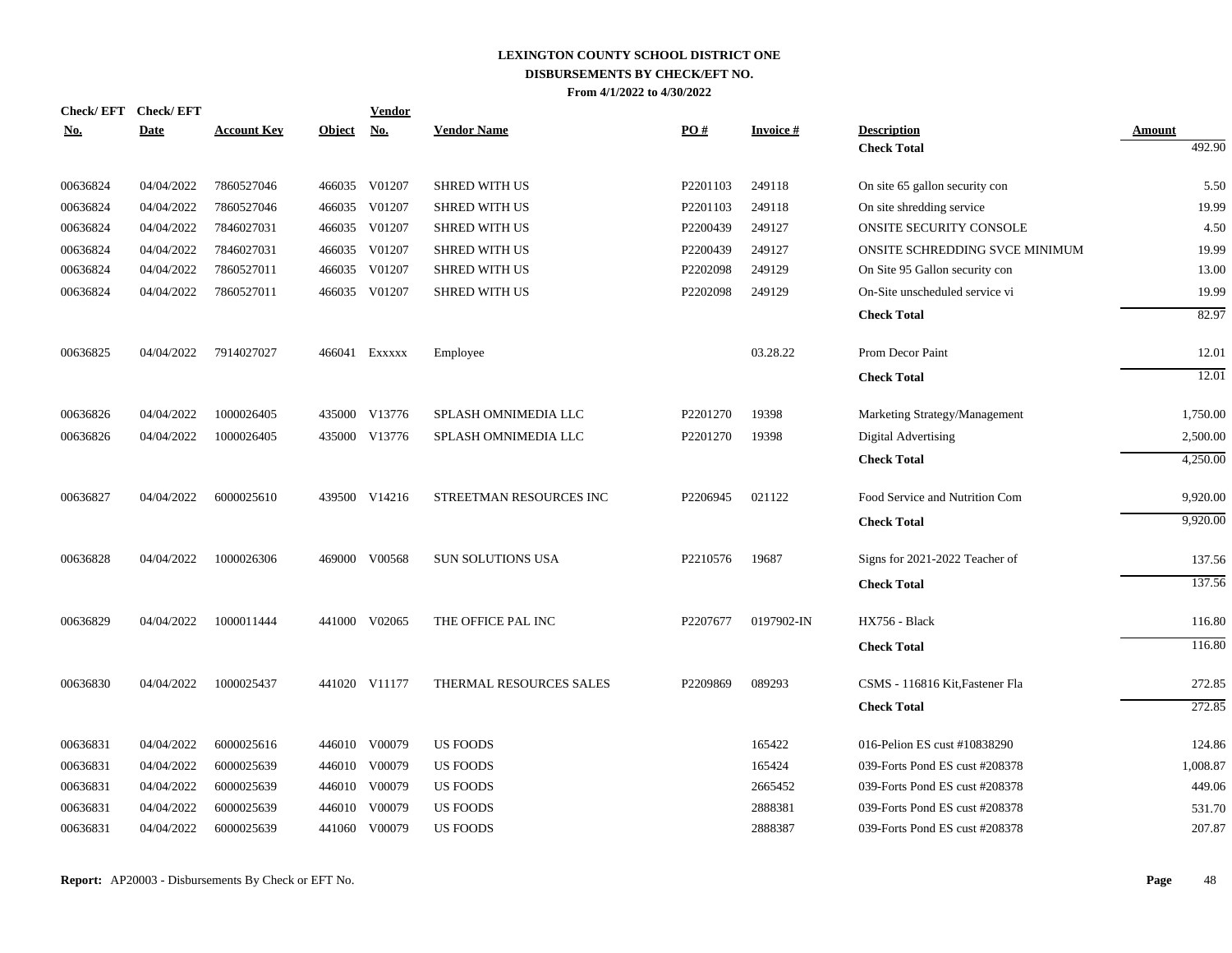# LEXINGTON COUNTY SCHOOL DISTRICT ONE
## DISBURSEMENTS BY CHECK/EFT NO.
### From 4/1/2022 to 4/30/2022

| Check/ EFT No. | Check/ EFT Date | Account Key | Object | Vendor No. | Vendor Name | PO # | Invoice # | Description | Amount |
|---|---|---|---|---|---|---|---|---|---|
| | | | | | | | | **Check Total** | 492.90 |
| 00636824 | 04/04/2022 | 7860527046 | 466035 | V01207 | SHRED WITH US | P2201103 | 249118 | On site 65 gallon security con | 5.50 |
| 00636824 | 04/04/2022 | 7860527046 | 466035 | V01207 | SHRED WITH US | P2201103 | 249118 | On site shredding service | 19.99 |
| 00636824 | 04/04/2022 | 7846027031 | 466035 | V01207 | SHRED WITH US | P2200439 | 249127 | ONSITE SECURITY CONSOLE | 4.50 |
| 00636824 | 04/04/2022 | 7846027031 | 466035 | V01207 | SHRED WITH US | P2200439 | 249127 | ONSITE SCHREDDING SVCE MINIMUM | 19.99 |
| 00636824 | 04/04/2022 | 7860527011 | 466035 | V01207 | SHRED WITH US | P2202098 | 249129 | On Site 95 Gallon security con | 13.00 |
| 00636824 | 04/04/2022 | 7860527011 | 466035 | V01207 | SHRED WITH US | P2202098 | 249129 | On-Site unscheduled service vi | 19.99 |
| | | | | | | | | **Check Total** | 82.97 |
| 00636825 | 04/04/2022 | 7914027027 | 466041 | Exxxxx | Employee | | 03.28.22 | Prom Decor Paint | 12.01 |
| | | | | | | | | **Check Total** | 12.01 |
| 00636826 | 04/04/2022 | 1000026405 | 435000 | V13776 | SPLASH OMNIMEDIA LLC | P2201270 | 19398 | Marketing Strategy/Management | 1,750.00 |
| 00636826 | 04/04/2022 | 1000026405 | 435000 | V13776 | SPLASH OMNIMEDIA LLC | P2201270 | 19398 | Digital Advertising | 2,500.00 |
| | | | | | | | | **Check Total** | 4,250.00 |
| 00636827 | 04/04/2022 | 6000025610 | 439500 | V14216 | STREETMAN RESOURCES INC | P2206945 | 021122 | Food Service and Nutrition Com | 9,920.00 |
| | | | | | | | | **Check Total** | 9,920.00 |
| 00636828 | 04/04/2022 | 1000026306 | 469000 | V00568 | SUN SOLUTIONS USA | P2210576 | 19687 | Signs for 2021-2022 Teacher of | 137.56 |
| | | | | | | | | **Check Total** | 137.56 |
| 00636829 | 04/04/2022 | 1000011444 | 441000 | V02065 | THE OFFICE PAL INC | P2207677 | 0197902-IN | HX756 - Black | 116.80 |
| | | | | | | | | **Check Total** | 116.80 |
| 00636830 | 04/04/2022 | 1000025437 | 441020 | V11177 | THERMAL RESOURCES SALES | P2209869 | 089293 | CSMS - 116816 Kit,Fastener Fla | 272.85 |
| | | | | | | | | **Check Total** | 272.85 |
| 00636831 | 04/04/2022 | 6000025616 | 446010 | V00079 | US FOODS | | 165422 | 016-Pelion ES cust #10838290 | 124.86 |
| 00636831 | 04/04/2022 | 6000025639 | 446010 | V00079 | US FOODS | | 165424 | 039-Forts Pond ES cust #208378 | 1,008.87 |
| 00636831 | 04/04/2022 | 6000025639 | 446010 | V00079 | US FOODS | | 2665452 | 039-Forts Pond ES cust #208378 | 449.06 |
| 00636831 | 04/04/2022 | 6000025639 | 446010 | V00079 | US FOODS | | 2888381 | 039-Forts Pond ES cust #208378 | 531.70 |
| 00636831 | 04/04/2022 | 6000025639 | 441060 | V00079 | US FOODS | | 2888387 | 039-Forts Pond ES cust #208378 | 207.87 |

**Report:** AP20003 - Disbursements By Check or EFT No.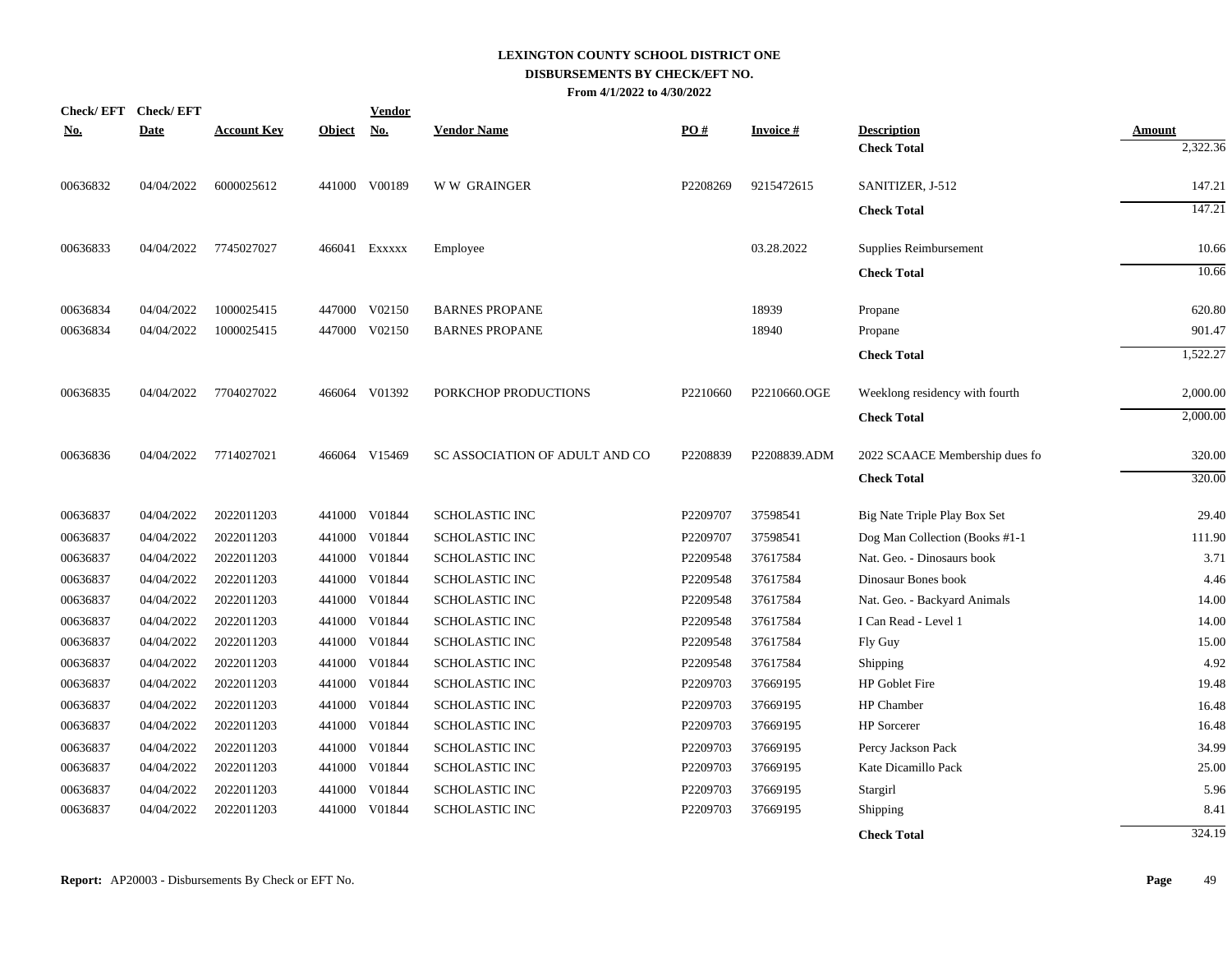# LEXINGTON COUNTY SCHOOL DISTRICT ONE

## DISBURSEMENTS BY CHECK/EFT NO.

**From 4/1/2022 to 4/30/2022**

| Check/ EFT No. | Check/ EFT Date | Account Key | Object | Vendor No. | Vendor Name | PO # | Invoice # | Description | Amount |
|---|---|---|---|---|---|---|---|---|---|
| | | | | | | | | **Check Total** | 2,322.36 |
| 00636832 | 04/04/2022 | 6000025612 | 441000 | V00189 | W W GRAINGER | P2208269 | 9215472615 | SANITIZER, J-512 | 147.21 |
| | | | | | | | | **Check Total** | 147.21 |
| 00636833 | 04/04/2022 | 7745027027 | 466041 | Exxxxx | Employee | | 03.28.2022 | Supplies Reimbursement | 10.66 |
| | | | | | | | | **Check Total** | 10.66 |
| 00636834 | 04/04/2022 | 1000025415 | 447000 | V02150 | BARNES PROPANE | | 18939 | Propane | 620.80 |
| 00636834 | 04/04/2022 | 1000025415 | 447000 | V02150 | BARNES PROPANE | | 18940 | Propane | 901.47 |
| | | | | | | | | **Check Total** | 1,522.27 |
| 00636835 | 04/04/2022 | 7704027022 | 466064 | V01392 | PORKCHOP PRODUCTIONS | P2210660 | P2210660.OGE | Weeklong residency with fourth | 2,000.00 |
| | | | | | | | | **Check Total** | 2,000.00 |
| 00636836 | 04/04/2022 | 7714027021 | 466064 | V15469 | SC ASSOCIATION OF ADULT AND CO | P2208839 | P2208839.ADM | 2022 SCAACE Membership dues fo | 320.00 |
| | | | | | | | | **Check Total** | 320.00 |
| 00636837 | 04/04/2022 | 2022011203 | 441000 | V01844 | SCHOLASTIC INC | P2209707 | 37598541 | Big Nate Triple Play Box Set | 29.40 |
| 00636837 | 04/04/2022 | 2022011203 | 441000 | V01844 | SCHOLASTIC INC | P2209707 | 37598541 | Dog Man Collection (Books #1-1 | 111.90 |
| 00636837 | 04/04/2022 | 2022011203 | 441000 | V01844 | SCHOLASTIC INC | P2209548 | 37617584 | Nat. Geo. - Dinosaurs book | 3.71 |
| 00636837 | 04/04/2022 | 2022011203 | 441000 | V01844 | SCHOLASTIC INC | P2209548 | 37617584 | Dinosaur Bones book | 4.46 |
| 00636837 | 04/04/2022 | 2022011203 | 441000 | V01844 | SCHOLASTIC INC | P2209548 | 37617584 | Nat. Geo. - Backyard Animals | 14.00 |
| 00636837 | 04/04/2022 | 2022011203 | 441000 | V01844 | SCHOLASTIC INC | P2209548 | 37617584 | I Can Read - Level 1 | 14.00 |
| 00636837 | 04/04/2022 | 2022011203 | 441000 | V01844 | SCHOLASTIC INC | P2209548 | 37617584 | Fly Guy | 15.00 |
| 00636837 | 04/04/2022 | 2022011203 | 441000 | V01844 | SCHOLASTIC INC | P2209548 | 37617584 | Shipping | 4.92 |
| 00636837 | 04/04/2022 | 2022011203 | 441000 | V01844 | SCHOLASTIC INC | P2209703 | 37669195 | HP Goblet Fire | 19.48 |
| 00636837 | 04/04/2022 | 2022011203 | 441000 | V01844 | SCHOLASTIC INC | P2209703 | 37669195 | HP Chamber | 16.48 |
| 00636837 | 04/04/2022 | 2022011203 | 441000 | V01844 | SCHOLASTIC INC | P2209703 | 37669195 | HP Sorcerer | 16.48 |
| 00636837 | 04/04/2022 | 2022011203 | 441000 | V01844 | SCHOLASTIC INC | P2209703 | 37669195 | Percy Jackson Pack | 34.99 |
| 00636837 | 04/04/2022 | 2022011203 | 441000 | V01844 | SCHOLASTIC INC | P2209703 | 37669195 | Kate Dicamillo Pack | 25.00 |
| 00636837 | 04/04/2022 | 2022011203 | 441000 | V01844 | SCHOLASTIC INC | P2209703 | 37669195 | Stargirl | 5.96 |
| 00636837 | 04/04/2022 | 2022011203 | 441000 | V01844 | SCHOLASTIC INC | P2209703 | 37669195 | Shipping | 8.41 |
| | | | | | | | | **Check Total** | 324.19 |

**Report:** AP20003 - Disbursements By Check or EFT No.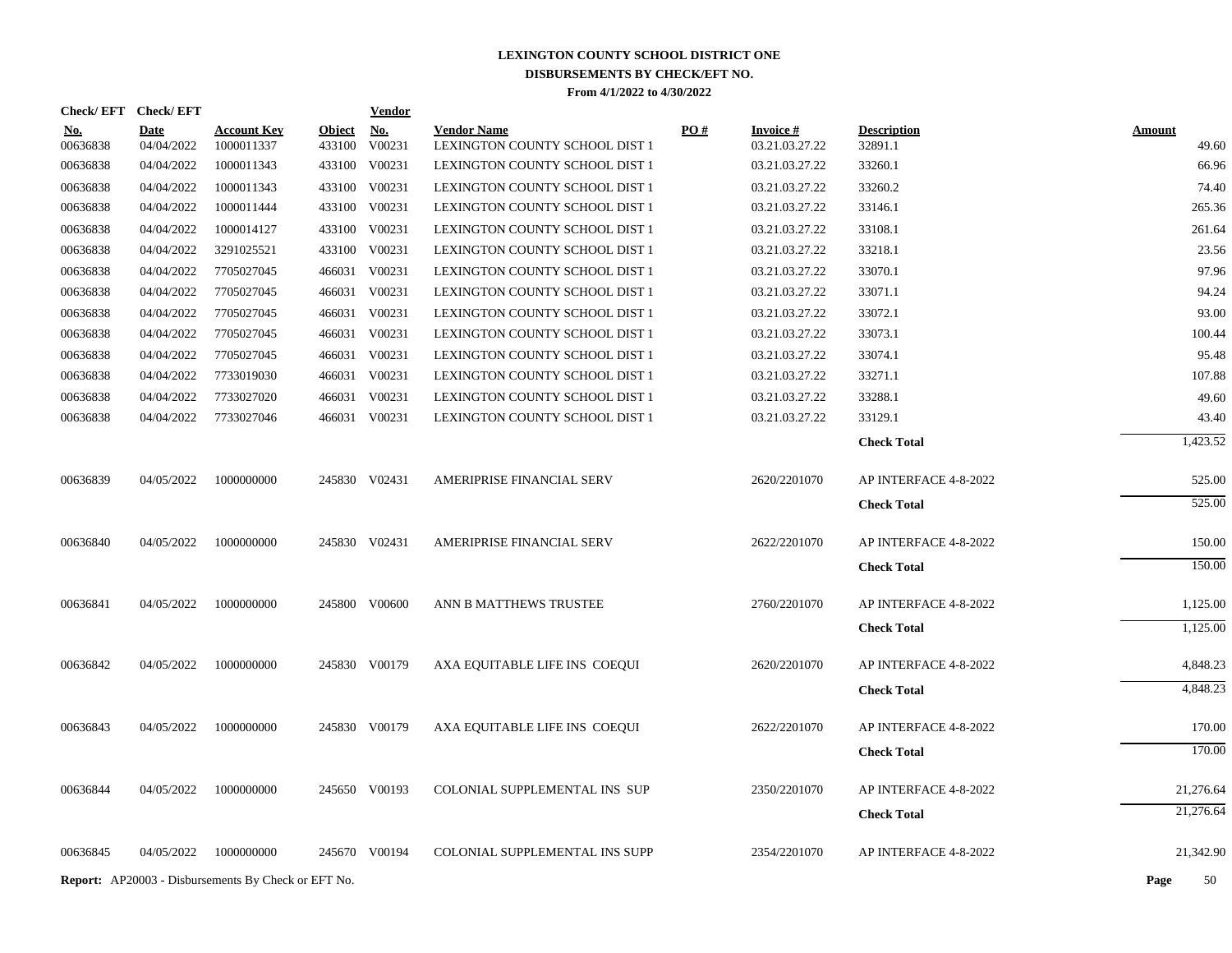# LEXINGTON COUNTY SCHOOL DISTRICT ONE

## DISBURSEMENTS BY CHECK/EFT NO.

**From 4/1/2022 to 4/30/2022**

| Check/ EFT No. | Check/ EFT Date | Account Key | Object | Vendor No. | Vendor Name | PO # | Invoice # | Description | Amount |
|---|---|---|---|---|---|---|---|---|---|
| 00636838 | 04/04/2022 | 1000011337 | 433100 | V00231 | LEXINGTON COUNTY SCHOOL DIST 1 | | 03.21.03.27.22 | 32891.1 | 49.60 |
| 00636838 | 04/04/2022 | 1000011343 | 433100 | V00231 | LEXINGTON COUNTY SCHOOL DIST 1 | | 03.21.03.27.22 | 33260.1 | 66.96 |
| 00636838 | 04/04/2022 | 1000011343 | 433100 | V00231 | LEXINGTON COUNTY SCHOOL DIST 1 | | 03.21.03.27.22 | 33260.2 | 74.40 |
| 00636838 | 04/04/2022 | 1000011444 | 433100 | V00231 | LEXINGTON COUNTY SCHOOL DIST 1 | | 03.21.03.27.22 | 33146.1 | 265.36 |
| 00636838 | 04/04/2022 | 1000014127 | 433100 | V00231 | LEXINGTON COUNTY SCHOOL DIST 1 | | 03.21.03.27.22 | 33108.1 | 261.64 |
| 00636838 | 04/04/2022 | 3291025521 | 433100 | V00231 | LEXINGTON COUNTY SCHOOL DIST 1 | | 03.21.03.27.22 | 33218.1 | 23.56 |
| 00636838 | 04/04/2022 | 7705027045 | 466031 | V00231 | LEXINGTON COUNTY SCHOOL DIST 1 | | 03.21.03.27.22 | 33070.1 | 97.96 |
| 00636838 | 04/04/2022 | 7705027045 | 466031 | V00231 | LEXINGTON COUNTY SCHOOL DIST 1 | | 03.21.03.27.22 | 33071.1 | 94.24 |
| 00636838 | 04/04/2022 | 7705027045 | 466031 | V00231 | LEXINGTON COUNTY SCHOOL DIST 1 | | 03.21.03.27.22 | 33072.1 | 93.00 |
| 00636838 | 04/04/2022 | 7705027045 | 466031 | V00231 | LEXINGTON COUNTY SCHOOL DIST 1 | | 03.21.03.27.22 | 33073.1 | 100.44 |
| 00636838 | 04/04/2022 | 7705027045 | 466031 | V00231 | LEXINGTON COUNTY SCHOOL DIST 1 | | 03.21.03.27.22 | 33074.1 | 95.48 |
| 00636838 | 04/04/2022 | 7733019030 | 466031 | V00231 | LEXINGTON COUNTY SCHOOL DIST 1 | | 03.21.03.27.22 | 33271.1 | 107.88 |
| 00636838 | 04/04/2022 | 7733027020 | 466031 | V00231 | LEXINGTON COUNTY SCHOOL DIST 1 | | 03.21.03.27.22 | 33288.1 | 49.60 |
| 00636838 | 04/04/2022 | 7733027046 | 466031 | V00231 | LEXINGTON COUNTY SCHOOL DIST 1 | | 03.21.03.27.22 | 33129.1 | 43.40 |
| | | | | | | | | **Check Total** | 1,423.52 |
| 00636839 | 04/05/2022 | 1000000000 | 245830 | V02431 | AMERIPRISE FINANCIAL SERV | | 2620/2201070 | AP INTERFACE 4-8-2022 | 525.00 |
| | | | | | | | | **Check Total** | 525.00 |
| 00636840 | 04/05/2022 | 1000000000 | 245830 | V02431 | AMERIPRISE FINANCIAL SERV | | 2622/2201070 | AP INTERFACE 4-8-2022 | 150.00 |
| | | | | | | | | **Check Total** | 150.00 |
| 00636841 | 04/05/2022 | 1000000000 | 245800 | V00600 | ANN B MATTHEWS TRUSTEE | | 2760/2201070 | AP INTERFACE 4-8-2022 | 1,125.00 |
| | | | | | | | | **Check Total** | 1,125.00 |
| 00636842 | 04/05/2022 | 1000000000 | 245830 | V00179 | AXA EQUITABLE LIFE INS COEQUI | | 2620/2201070 | AP INTERFACE 4-8-2022 | 4,848.23 |
| | | | | | | | | **Check Total** | 4,848.23 |
| 00636843 | 04/05/2022 | 1000000000 | 245830 | V00179 | AXA EQUITABLE LIFE INS COEQUI | | 2622/2201070 | AP INTERFACE 4-8-2022 | 170.00 |
| | | | | | | | | **Check Total** | 170.00 |
| 00636844 | 04/05/2022 | 1000000000 | 245650 | V00193 | COLONIAL SUPPLEMENTAL INS SUP | | 2350/2201070 | AP INTERFACE 4-8-2022 | 21,276.64 |
| | | | | | | | | **Check Total** | 21,276.64 |
| 00636845 | 04/05/2022 | 1000000000 | 245670 | V00194 | COLONIAL SUPPLEMENTAL INS SUPP | | 2354/2201070 | AP INTERFACE 4-8-2022 | 21,342.90 |

**Report:** AP20003 - Disbursements By Check or EFT No.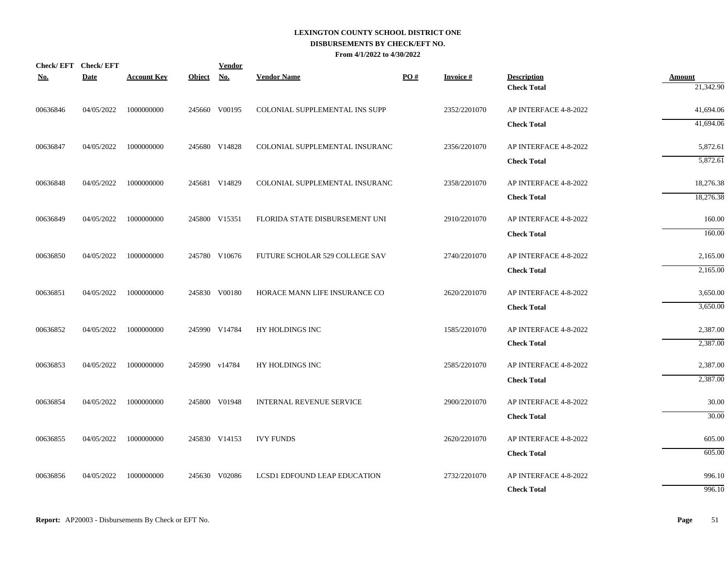**LEXINGTON COUNTY SCHOOL DISTRICT ONE**
**DISBURSEMENTS BY CHECK/EFT NO.**
**From 4/1/2022 to 4/30/2022**

| Check/ EFT No. | Check/ EFT Date | Account Key | Object | Vendor No. | Vendor Name | PO # | Invoice # | Description | Amount |
|---|---|---|---|---|---|---|---|---|---|
| | | | | | | | | **Check Total** | 21,342.90 |
| 00636846 | 04/05/2022 | 1000000000 | 245660 | V00195 | COLONIAL SUPPLEMENTAL INS SUPP | | 2352/2201070 | AP INTERFACE 4-8-2022 | 41,694.06 |
| | | | | | | | | **Check Total** | 41,694.06 |
| 00636847 | 04/05/2022 | 1000000000 | 245680 | V14828 | COLONIAL SUPPLEMENTAL INSURANC | | 2356/2201070 | AP INTERFACE 4-8-2022 | 5,872.61 |
| | | | | | | | | **Check Total** | 5,872.61 |
| 00636848 | 04/05/2022 | 1000000000 | 245681 | V14829 | COLONIAL SUPPLEMENTAL INSURANC | | 2358/2201070 | AP INTERFACE 4-8-2022 | 18,276.38 |
| | | | | | | | | **Check Total** | 18,276.38 |
| 00636849 | 04/05/2022 | 1000000000 | 245800 | V15351 | FLORIDA STATE DISBURSEMENT UNI | | 2910/2201070 | AP INTERFACE 4-8-2022 | 160.00 |
| | | | | | | | | **Check Total** | 160.00 |
| 00636850 | 04/05/2022 | 1000000000 | 245780 | V10676 | FUTURE SCHOLAR 529 COLLEGE SAV | | 2740/2201070 | AP INTERFACE 4-8-2022 | 2,165.00 |
| | | | | | | | | **Check Total** | 2,165.00 |
| 00636851 | 04/05/2022 | 1000000000 | 245830 | V00180 | HORACE MANN LIFE INSURANCE CO | | 2620/2201070 | AP INTERFACE 4-8-2022 | 3,650.00 |
| | | | | | | | | **Check Total** | 3,650.00 |
| 00636852 | 04/05/2022 | 1000000000 | 245990 | V14784 | HY HOLDINGS INC | | 1585/2201070 | AP INTERFACE 4-8-2022 | 2,387.00 |
| | | | | | | | | **Check Total** | 2,387.00 |
| 00636853 | 04/05/2022 | 1000000000 | 245990 | v14784 | HY HOLDINGS INC | | 2585/2201070 | AP INTERFACE 4-8-2022 | 2,387.00 |
| | | | | | | | | **Check Total** | 2,387.00 |
| 00636854 | 04/05/2022 | 1000000000 | 245800 | V01948 | INTERNAL REVENUE SERVICE | | 2900/2201070 | AP INTERFACE 4-8-2022 | 30.00 |
| | | | | | | | | **Check Total** | 30.00 |
| 00636855 | 04/05/2022 | 1000000000 | 245830 | V14153 | IVY FUNDS | | 2620/2201070 | AP INTERFACE 4-8-2022 | 605.00 |
| | | | | | | | | **Check Total** | 605.00 |
| 00636856 | 04/05/2022 | 1000000000 | 245630 | V02086 | LCSD1 EDFOUND LEAP EDUCATION | | 2732/2201070 | AP INTERFACE 4-8-2022 | 996.10 |
| | | | | | | | | **Check Total** | 996.10 |

**Report:** AP20003 - Disbursements By Check or EFT No.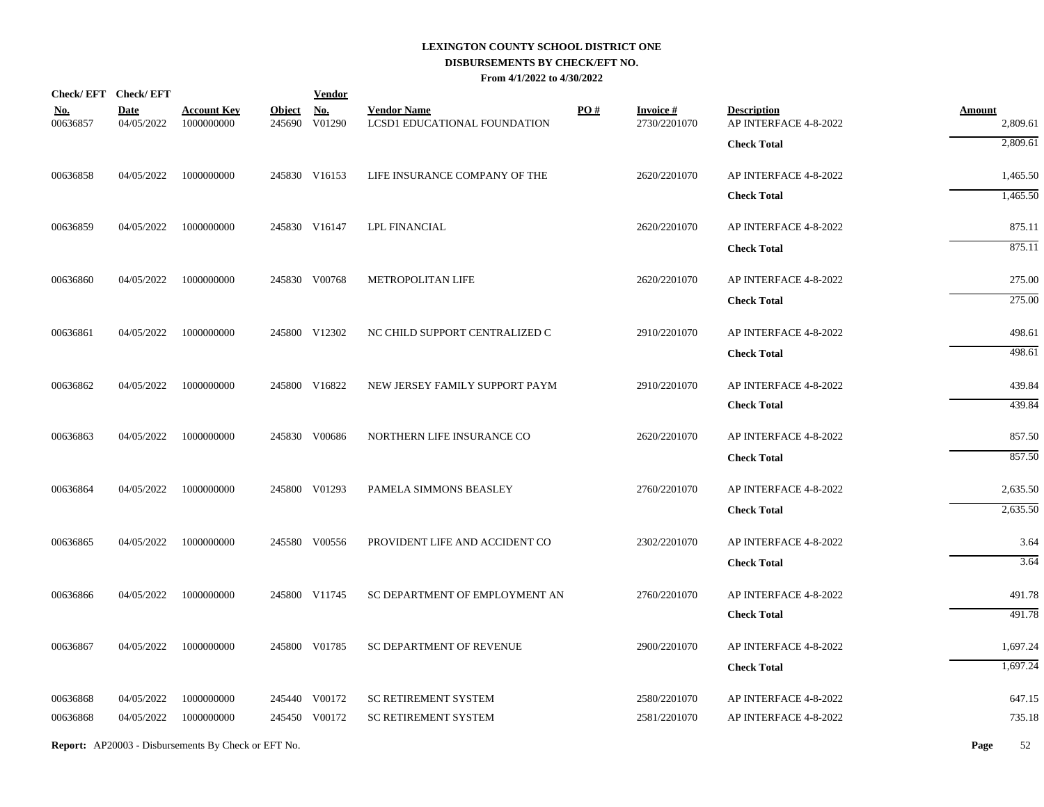# LEXINGTON COUNTY SCHOOL DISTRICT ONE

## DISBURSEMENTS BY CHECK/EFT NO.

### From 4/1/2022 to 4/30/2022

| Check/ EFT No. | Check/ EFT Date | Account Key | Object | Vendor No. | Vendor Name | PO # | Invoice # | Description | Amount |
|---|---|---|---|---|---|---|---|---|---|
| 00636857 | 04/05/2022 | 1000000000 | 245690 | V01290 | LCSD1 EDUCATIONAL FOUNDATION | | 2730/2201070 | AP INTERFACE 4-8-2022 | 2,809.61 |
| | | | | | | | | **Check Total** | 2,809.61 |
| 00636858 | 04/05/2022 | 1000000000 | 245830 | V16153 | LIFE INSURANCE COMPANY OF THE | | 2620/2201070 | AP INTERFACE 4-8-2022 | 1,465.50 |
| | | | | | | | | **Check Total** | 1,465.50 |
| 00636859 | 04/05/2022 | 1000000000 | 245830 | V16147 | LPL FINANCIAL | | 2620/2201070 | AP INTERFACE 4-8-2022 | 875.11 |
| | | | | | | | | **Check Total** | 875.11 |
| 00636860 | 04/05/2022 | 1000000000 | 245830 | V00768 | METROPOLITAN LIFE | | 2620/2201070 | AP INTERFACE 4-8-2022 | 275.00 |
| | | | | | | | | **Check Total** | 275.00 |
| 00636861 | 04/05/2022 | 1000000000 | 245800 | V12302 | NC CHILD SUPPORT CENTRALIZED C | | 2910/2201070 | AP INTERFACE 4-8-2022 | 498.61 |
| | | | | | | | | **Check Total** | 498.61 |
| 00636862 | 04/05/2022 | 1000000000 | 245800 | V16822 | NEW JERSEY FAMILY SUPPORT PAYM | | 2910/2201070 | AP INTERFACE 4-8-2022 | 439.84 |
| | | | | | | | | **Check Total** | 439.84 |
| 00636863 | 04/05/2022 | 1000000000 | 245830 | V00686 | NORTHERN LIFE INSURANCE CO | | 2620/2201070 | AP INTERFACE 4-8-2022 | 857.50 |
| | | | | | | | | **Check Total** | 857.50 |
| 00636864 | 04/05/2022 | 1000000000 | 245800 | V01293 | PAMELA SIMMONS BEASLEY | | 2760/2201070 | AP INTERFACE 4-8-2022 | 2,635.50 |
| | | | | | | | | **Check Total** | 2,635.50 |
| 00636865 | 04/05/2022 | 1000000000 | 245580 | V00556 | PROVIDENT LIFE AND ACCIDENT CO | | 2302/2201070 | AP INTERFACE 4-8-2022 | 3.64 |
| | | | | | | | | **Check Total** | 3.64 |
| 00636866 | 04/05/2022 | 1000000000 | 245800 | V11745 | SC DEPARTMENT OF EMPLOYMENT AN | | 2760/2201070 | AP INTERFACE 4-8-2022 | 491.78 |
| | | | | | | | | **Check Total** | 491.78 |
| 00636867 | 04/05/2022 | 1000000000 | 245800 | V01785 | SC DEPARTMENT OF REVENUE | | 2900/2201070 | AP INTERFACE 4-8-2022 | 1,697.24 |
| | | | | | | | | **Check Total** | 1,697.24 |
| 00636868 | 04/05/2022 | 1000000000 | 245440 | V00172 | SC RETIREMENT SYSTEM | | 2580/2201070 | AP INTERFACE 4-8-2022 | 647.15 |
| 00636868 | 04/05/2022 | 1000000000 | 245450 | V00172 | SC RETIREMENT SYSTEM | | 2581/2201070 | AP INTERFACE 4-8-2022 | 735.18 |

**Report:** AP20003 - Disbursements By Check or EFT No.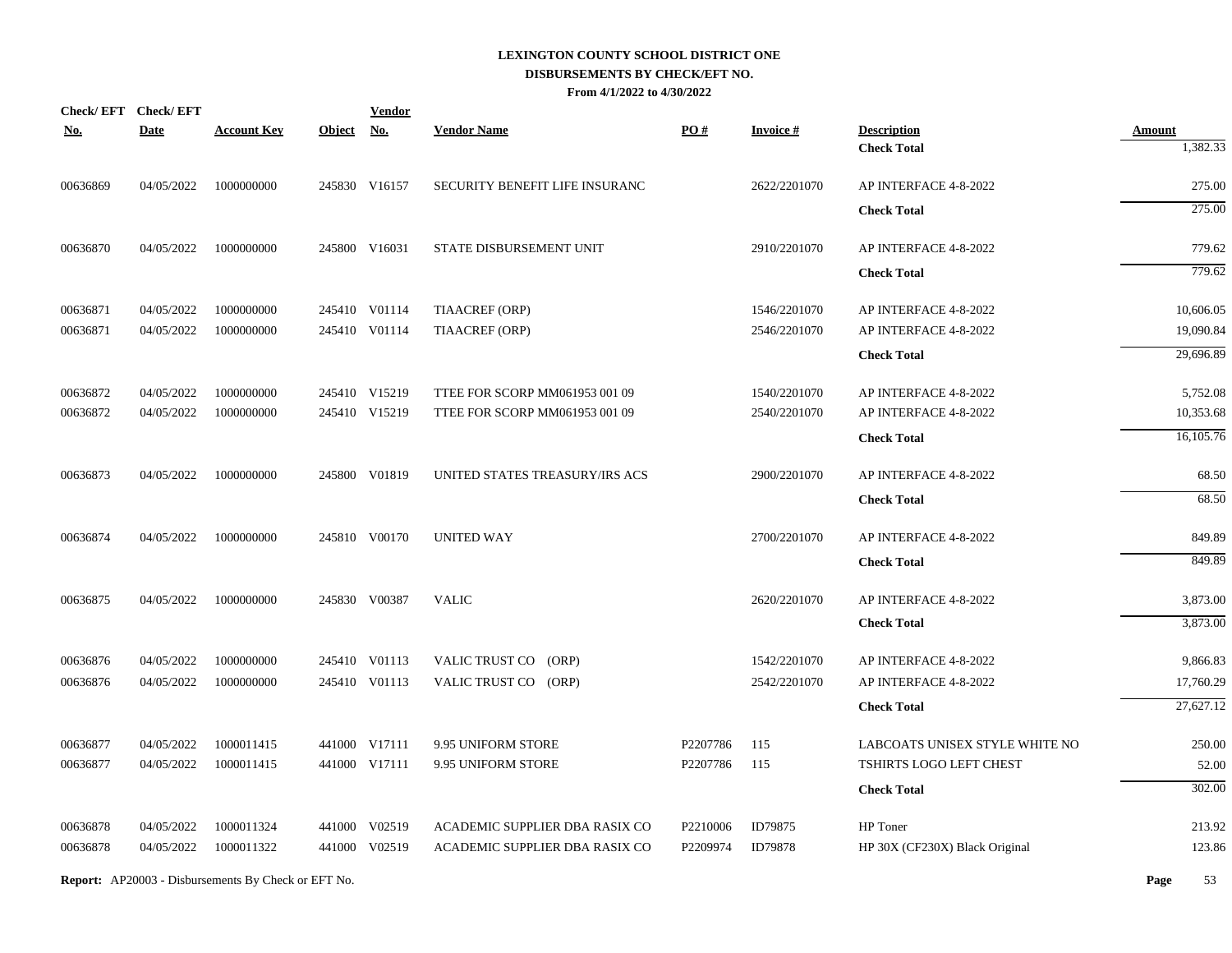# LEXINGTON COUNTY SCHOOL DISTRICT ONE

## DISBURSEMENTS BY CHECK/EFT NO.

### From 4/1/2022 to 4/30/2022

| Check/ EFT No. | Check/ EFT Date | Account Key | Object | Vendor No. | Vendor Name | PO # | Invoice # | Description | Amount |
|---|---|---|---|---|---|---|---|---|---|
| | | | | | | | | **Check Total** | 1,382.33 |
| 00636869 | 04/05/2022 | 1000000000 | 245830 | V16157 | SECURITY BENEFIT LIFE INSURANC | | 2622/2201070 | AP INTERFACE 4-8-2022 | 275.00 |
| | | | | | | | | **Check Total** | 275.00 |
| 00636870 | 04/05/2022 | 1000000000 | 245800 | V16031 | STATE DISBURSEMENT UNIT | | 2910/2201070 | AP INTERFACE 4-8-2022 | 779.62 |
| | | | | | | | | **Check Total** | 779.62 |
| 00636871 | 04/05/2022 | 1000000000 | 245410 | V01114 | TIAACREF (ORP) | | 1546/2201070 | AP INTERFACE 4-8-2022 | 10,606.05 |
| 00636871 | 04/05/2022 | 1000000000 | 245410 | V01114 | TIAACREF (ORP) | | 2546/2201070 | AP INTERFACE 4-8-2022 | 19,090.84 |
| | | | | | | | | **Check Total** | 29,696.89 |
| 00636872 | 04/05/2022 | 1000000000 | 245410 | V15219 | TTEE FOR SCORP MM061953 001 09 | | 1540/2201070 | AP INTERFACE 4-8-2022 | 5,752.08 |
| 00636872 | 04/05/2022 | 1000000000 | 245410 | V15219 | TTEE FOR SCORP MM061953 001 09 | | 2540/2201070 | AP INTERFACE 4-8-2022 | 10,353.68 |
| | | | | | | | | **Check Total** | 16,105.76 |
| 00636873 | 04/05/2022 | 1000000000 | 245800 | V01819 | UNITED STATES TREASURY/IRS ACS | | 2900/2201070 | AP INTERFACE 4-8-2022 | 68.50 |
| | | | | | | | | **Check Total** | 68.50 |
| 00636874 | 04/05/2022 | 1000000000 | 245810 | V00170 | UNITED WAY | | 2700/2201070 | AP INTERFACE 4-8-2022 | 849.89 |
| | | | | | | | | **Check Total** | 849.89 |
| 00636875 | 04/05/2022 | 1000000000 | 245830 | V00387 | VALIC | | 2620/2201070 | AP INTERFACE 4-8-2022 | 3,873.00 |
| | | | | | | | | **Check Total** | 3,873.00 |
| 00636876 | 04/05/2022 | 1000000000 | 245410 | V01113 | VALIC TRUST CO (ORP) | | 1542/2201070 | AP INTERFACE 4-8-2022 | 9,866.83 |
| 00636876 | 04/05/2022 | 1000000000 | 245410 | V01113 | VALIC TRUST CO (ORP) | | 2542/2201070 | AP INTERFACE 4-8-2022 | 17,760.29 |
| | | | | | | | | **Check Total** | 27,627.12 |
| 00636877 | 04/05/2022 | 1000011415 | 441000 | V17111 | 9.95 UNIFORM STORE | P2207786 | 115 | LABCOATS UNISEX STYLE WHITE NO | 250.00 |
| 00636877 | 04/05/2022 | 1000011415 | 441000 | V17111 | 9.95 UNIFORM STORE | P2207786 | 115 | TSHIRTS LOGO LEFT CHEST | 52.00 |
| | | | | | | | | **Check Total** | 302.00 |
| 00636878 | 04/05/2022 | 1000011324 | 441000 | V02519 | ACADEMIC SUPPLIER DBA RASIX CO | P2210006 | ID79875 | HP Toner | 213.92 |
| 00636878 | 04/05/2022 | 1000011322 | 441000 | V02519 | ACADEMIC SUPPLIER DBA RASIX CO | P2209974 | ID79878 | HP 30X (CF230X) Black Original | 123.86 |

**Report:** AP20003 - Disbursements By Check or EFT No.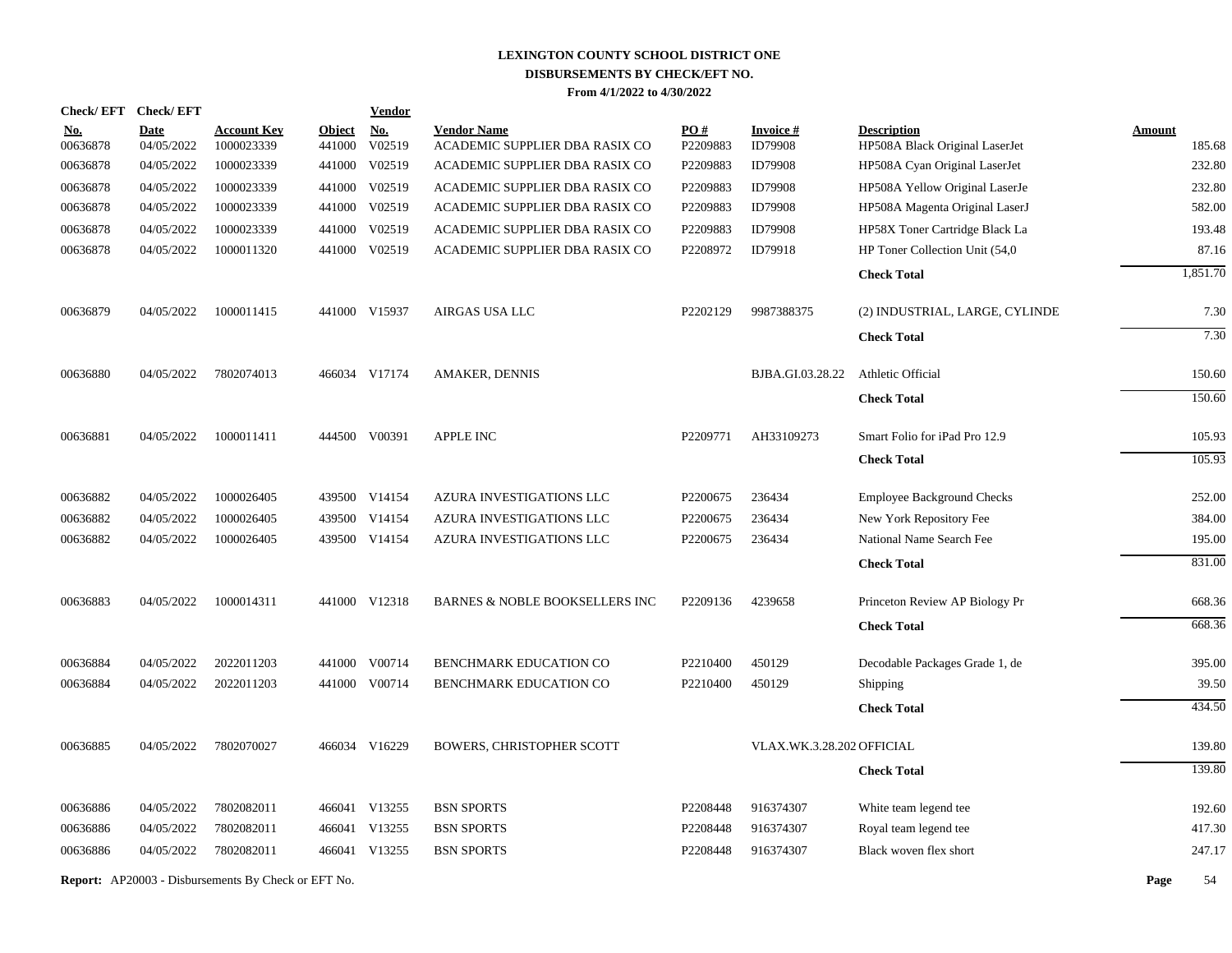# LEXINGTON COUNTY SCHOOL DISTRICT ONE
## DISBURSEMENTS BY CHECK/EFT NO.
### From 4/1/2022 to 4/30/2022

| Check/EFT No. | Check/EFT Date | Account Key | Object | Vendor No. | Vendor Name | PO # | Invoice # | Description | Amount |
|---|---|---|---|---|---|---|---|---|---|
| 00636878 | 04/05/2022 | 1000023339 | 441000 | V02519 | ACADEMIC SUPPLIER DBA RASIX CO | P2209883 | ID79908 | HP508A Black Original LaserJet | 185.68 |
| 00636878 | 04/05/2022 | 1000023339 | 441000 | V02519 | ACADEMIC SUPPLIER DBA RASIX CO | P2209883 | ID79908 | HP508A Cyan Original LaserJet | 232.80 |
| 00636878 | 04/05/2022 | 1000023339 | 441000 | V02519 | ACADEMIC SUPPLIER DBA RASIX CO | P2209883 | ID79908 | HP508A Yellow Original LaserJe | 232.80 |
| 00636878 | 04/05/2022 | 1000023339 | 441000 | V02519 | ACADEMIC SUPPLIER DBA RASIX CO | P2209883 | ID79908 | HP508A Magenta Original LaserJ | 582.00 |
| 00636878 | 04/05/2022 | 1000023339 | 441000 | V02519 | ACADEMIC SUPPLIER DBA RASIX CO | P2209883 | ID79908 | HP58X Toner Cartridge Black La | 193.48 |
| 00636878 | 04/05/2022 | 1000011320 | 441000 | V02519 | ACADEMIC SUPPLIER DBA RASIX CO | P2208972 | ID79918 | HP Toner Collection Unit (54,0 | 87.16 |
| | | | | | | | | **Check Total** | 1,851.70 |
| 00636879 | 04/05/2022 | 1000011415 | 441000 | V15937 | AIRGAS USA LLC | P2202129 | 9987388375 | (2) INDUSTRIAL, LARGE, CYLINDE | 7.30 |
| | | | | | | | | **Check Total** | 7.30 |
| 00636880 | 04/05/2022 | 7802074013 | 466034 | V17174 | AMAKER, DENNIS | | BJBA.GI.03.28.22 | Athletic Official | 150.60 |
| | | | | | | | | **Check Total** | 150.60 |
| 00636881 | 04/05/2022 | 1000011411 | 444500 | V00391 | APPLE INC | P2209771 | AH33109273 | Smart Folio for iPad Pro 12.9 | 105.93 |
| | | | | | | | | **Check Total** | 105.93 |
| 00636882 | 04/05/2022 | 1000026405 | 439500 | V14154 | AZURA INVESTIGATIONS LLC | P2200675 | 236434 | Employee Background Checks | 252.00 |
| 00636882 | 04/05/2022 | 1000026405 | 439500 | V14154 | AZURA INVESTIGATIONS LLC | P2200675 | 236434 | New York Repository Fee | 384.00 |
| 00636882 | 04/05/2022 | 1000026405 | 439500 | V14154 | AZURA INVESTIGATIONS LLC | P2200675 | 236434 | National Name Search Fee | 195.00 |
| | | | | | | | | **Check Total** | 831.00 |
| 00636883 | 04/05/2022 | 1000014311 | 441000 | V12318 | BARNES & NOBLE BOOKSELLERS INC | P2209136 | 4239658 | Princeton Review AP Biology Pr | 668.36 |
| | | | | | | | | **Check Total** | 668.36 |
| 00636884 | 04/05/2022 | 2022011203 | 441000 | V00714 | BENCHMARK EDUCATION CO | P2210400 | 450129 | Decodable Packages Grade 1, de | 395.00 |
| 00636884 | 04/05/2022 | 2022011203 | 441000 | V00714 | BENCHMARK EDUCATION CO | P2210400 | 450129 | Shipping | 39.50 |
| | | | | | | | | **Check Total** | 434.50 |
| 00636885 | 04/05/2022 | 7802070027 | 466034 | V16229 | BOWERS, CHRISTOPHER SCOTT | | VLAX.WK.3.28.202 | OFFICIAL | 139.80 |
| | | | | | | | | **Check Total** | 139.80 |
| 00636886 | 04/05/2022 | 7802082011 | 466041 | V13255 | BSN SPORTS | P2208448 | 916374307 | White team legend tee | 192.60 |
| 00636886 | 04/05/2022 | 7802082011 | 466041 | V13255 | BSN SPORTS | P2208448 | 916374307 | Royal team legend tee | 417.30 |
| 00636886 | 04/05/2022 | 7802082011 | 466041 | V13255 | BSN SPORTS | P2208448 | 916374307 | Black woven flex short | 247.17 |

**Report:** AP20003 - Disbursements By Check or EFT No.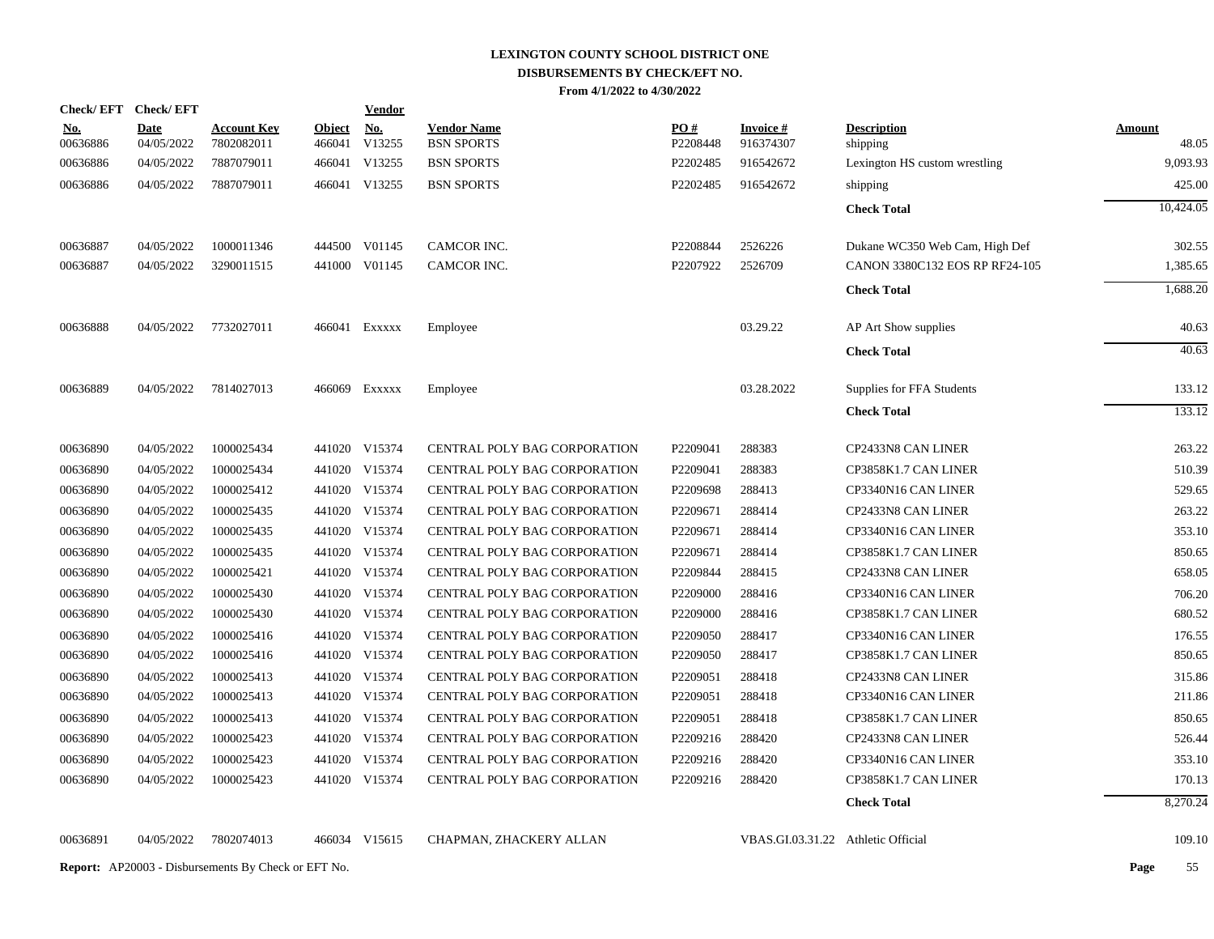# LEXINGTON COUNTY SCHOOL DISTRICT ONE
## DISBURSEMENTS BY CHECK/EFT NO.
### From 4/1/2022 to 4/30/2022

| Check/ EFT No. | Check/ EFT Date | Account Key | Object | Vendor No. | Vendor Name | PO # | Invoice # | Description | Amount |
|---|---|---|---|---|---|---|---|---|---|
| 00636886 | 04/05/2022 | 7802082011 | 466041 | V13255 | BSN SPORTS | P2208448 | 916374307 | shipping | 48.05 |
| 00636886 | 04/05/2022 | 7887079011 | 466041 | V13255 | BSN SPORTS | P2202485 | 916542672 | Lexington HS custom wrestling | 9,093.93 |
| 00636886 | 04/05/2022 | 7887079011 | 466041 | V13255 | BSN SPORTS | P2202485 | 916542672 | shipping | 425.00 |
| | | | | | | | | **Check Total** | 10,424.05 |
| 00636887 | 04/05/2022 | 1000011346 | 444500 | V01145 | CAMCOR INC. | P2208844 | 2526226 | Dukane WC350 Web Cam, High Def | 302.55 |
| 00636887 | 04/05/2022 | 3290011515 | 441000 | V01145 | CAMCOR INC. | P2207922 | 2526709 | CANON 3380C132 EOS RP RF24-105 | 1,385.65 |
| | | | | | | | | **Check Total** | 1,688.20 |
| 00636888 | 04/05/2022 | 7732027011 | 466041 | Exxxxx | Employee | | 03.29.22 | AP Art Show supplies | 40.63 |
| | | | | | | | | **Check Total** | 40.63 |
| 00636889 | 04/05/2022 | 7814027013 | 466069 | Exxxxx | Employee | | 03.28.2022 | Supplies for FFA Students | 133.12 |
| | | | | | | | | **Check Total** | 133.12 |
| 00636890 | 04/05/2022 | 1000025434 | 441020 | V15374 | CENTRAL POLY BAG CORPORATION | P2209041 | 288383 | CP2433N8 CAN LINER | 263.22 |
| 00636890 | 04/05/2022 | 1000025434 | 441020 | V15374 | CENTRAL POLY BAG CORPORATION | P2209041 | 288383 | CP3858K1.7 CAN LINER | 510.39 |
| 00636890 | 04/05/2022 | 1000025412 | 441020 | V15374 | CENTRAL POLY BAG CORPORATION | P2209698 | 288413 | CP3340N16 CAN LINER | 529.65 |
| 00636890 | 04/05/2022 | 1000025435 | 441020 | V15374 | CENTRAL POLY BAG CORPORATION | P2209671 | 288414 | CP2433N8 CAN LINER | 263.22 |
| 00636890 | 04/05/2022 | 1000025435 | 441020 | V15374 | CENTRAL POLY BAG CORPORATION | P2209671 | 288414 | CP3340N16 CAN LINER | 353.10 |
| 00636890 | 04/05/2022 | 1000025435 | 441020 | V15374 | CENTRAL POLY BAG CORPORATION | P2209671 | 288414 | CP3858K1.7 CAN LINER | 850.65 |
| 00636890 | 04/05/2022 | 1000025421 | 441020 | V15374 | CENTRAL POLY BAG CORPORATION | P2209844 | 288415 | CP2433N8 CAN LINER | 658.05 |
| 00636890 | 04/05/2022 | 1000025430 | 441020 | V15374 | CENTRAL POLY BAG CORPORATION | P2209000 | 288416 | CP3340N16 CAN LINER | 706.20 |
| 00636890 | 04/05/2022 | 1000025430 | 441020 | V15374 | CENTRAL POLY BAG CORPORATION | P2209000 | 288416 | CP3858K1.7 CAN LINER | 680.52 |
| 00636890 | 04/05/2022 | 1000025416 | 441020 | V15374 | CENTRAL POLY BAG CORPORATION | P2209050 | 288417 | CP3340N16 CAN LINER | 176.55 |
| 00636890 | 04/05/2022 | 1000025416 | 441020 | V15374 | CENTRAL POLY BAG CORPORATION | P2209050 | 288417 | CP3858K1.7 CAN LINER | 850.65 |
| 00636890 | 04/05/2022 | 1000025413 | 441020 | V15374 | CENTRAL POLY BAG CORPORATION | P2209051 | 288418 | CP2433N8 CAN LINER | 315.86 |
| 00636890 | 04/05/2022 | 1000025413 | 441020 | V15374 | CENTRAL POLY BAG CORPORATION | P2209051 | 288418 | CP3340N16 CAN LINER | 211.86 |
| 00636890 | 04/05/2022 | 1000025413 | 441020 | V15374 | CENTRAL POLY BAG CORPORATION | P2209051 | 288418 | CP3858K1.7 CAN LINER | 850.65 |
| 00636890 | 04/05/2022 | 1000025423 | 441020 | V15374 | CENTRAL POLY BAG CORPORATION | P2209216 | 288420 | CP2433N8 CAN LINER | 526.44 |
| 00636890 | 04/05/2022 | 1000025423 | 441020 | V15374 | CENTRAL POLY BAG CORPORATION | P2209216 | 288420 | CP3340N16 CAN LINER | 353.10 |
| 00636890 | 04/05/2022 | 1000025423 | 441020 | V15374 | CENTRAL POLY BAG CORPORATION | P2209216 | 288420 | CP3858K1.7 CAN LINER | 170.13 |
| | | | | | | | | **Check Total** | 8,270.24 |
| 00636891 | 04/05/2022 | 7802074013 | 466034 | V15615 | CHAPMAN, ZHACKERY ALLAN | | VBAS.GI.03.31.22 | Athletic Official | 109.10 |

**Report:** AP20003 - Disbursements By Check or EFT No.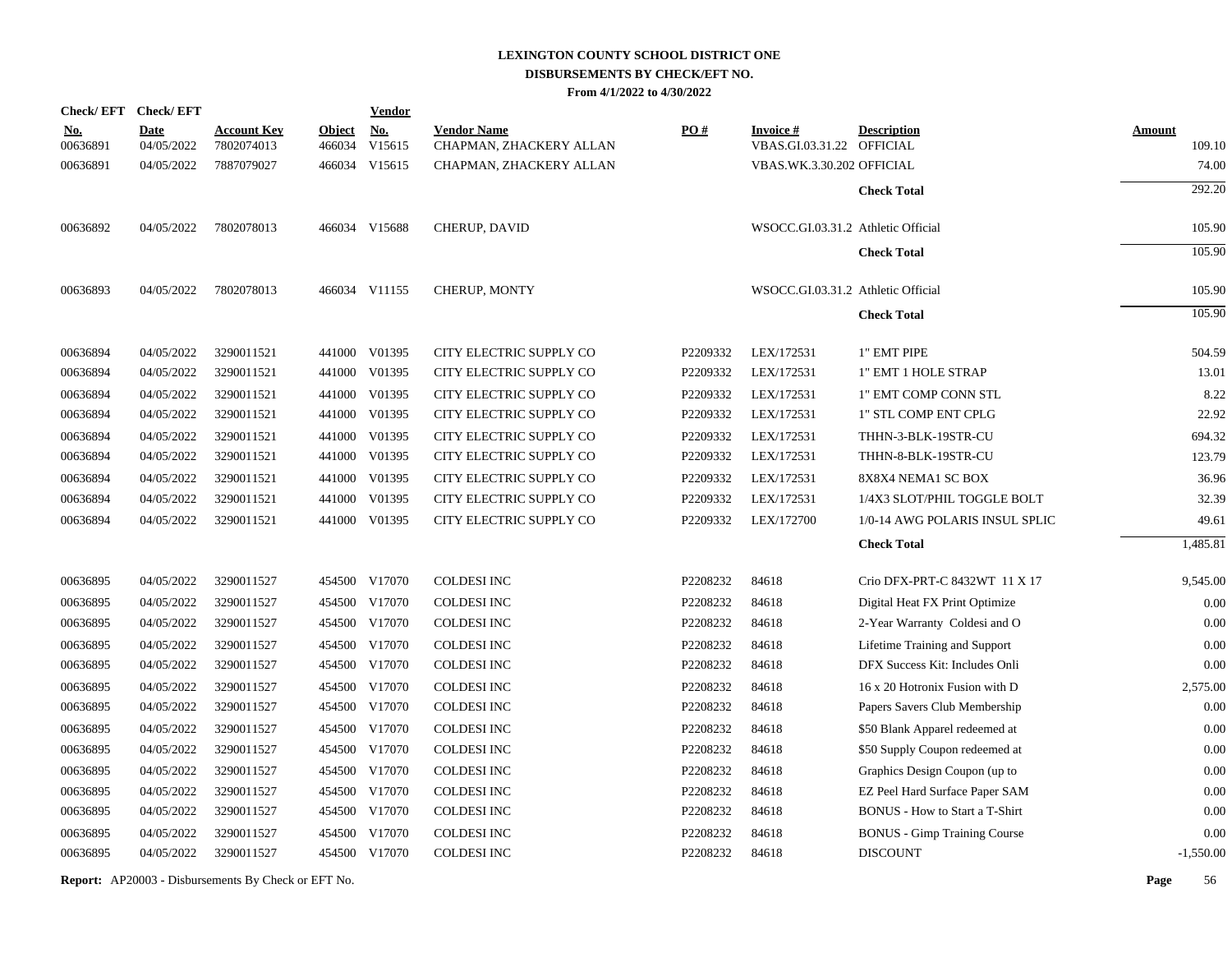# LEXINGTON COUNTY SCHOOL DISTRICT ONE
## DISBURSEMENTS BY CHECK/EFT NO.
### From 4/1/2022 to 4/30/2022

| Check/ EFT No. | Check/ EFT Date | Account Key | Object | Vendor No. | Vendor Name | PO # | Invoice # | Description | Amount |
|---|---|---|---|---|---|---|---|---|---|
| 00636891 | 04/05/2022 | 7802074013 | 466034 | V15615 | CHAPMAN, ZHACKERY ALLAN | | VBAS.GI.03.31.22 | OFFICIAL | 109.10 |
| 00636891 | 04/05/2022 | 7887079027 | 466034 | V15615 | CHAPMAN, ZHACKERY ALLAN | | VBAS.WK.3.30.202 | OFFICIAL | 74.00 |
| | | | | | | | | **Check Total** | 292.20 |
| 00636892 | 04/05/2022 | 7802078013 | 466034 | V15688 | CHERUP, DAVID | | WSOCC.GI.03.31.2 | Athletic Official | 105.90 |
| | | | | | | | | **Check Total** | 105.90 |
| 00636893 | 04/05/2022 | 7802078013 | 466034 | V11155 | CHERUP, MONTY | | WSOCC.GI.03.31.2 | Athletic Official | 105.90 |
| | | | | | | | | **Check Total** | 105.90 |
| 00636894 | 04/05/2022 | 3290011521 | 441000 | V01395 | CITY ELECTRIC SUPPLY CO | P2209332 | LEX/172531 | 1" EMT PIPE | 504.59 |
| 00636894 | 04/05/2022 | 3290011521 | 441000 | V01395 | CITY ELECTRIC SUPPLY CO | P2209332 | LEX/172531 | 1" EMT 1 HOLE STRAP | 13.01 |
| 00636894 | 04/05/2022 | 3290011521 | 441000 | V01395 | CITY ELECTRIC SUPPLY CO | P2209332 | LEX/172531 | 1" EMT COMP CONN STL | 8.22 |
| 00636894 | 04/05/2022 | 3290011521 | 441000 | V01395 | CITY ELECTRIC SUPPLY CO | P2209332 | LEX/172531 | 1" STL COMP ENT CPLG | 22.92 |
| 00636894 | 04/05/2022 | 3290011521 | 441000 | V01395 | CITY ELECTRIC SUPPLY CO | P2209332 | LEX/172531 | THHN-3-BLK-19STR-CU | 694.32 |
| 00636894 | 04/05/2022 | 3290011521 | 441000 | V01395 | CITY ELECTRIC SUPPLY CO | P2209332 | LEX/172531 | THHN-8-BLK-19STR-CU | 123.79 |
| 00636894 | 04/05/2022 | 3290011521 | 441000 | V01395 | CITY ELECTRIC SUPPLY CO | P2209332 | LEX/172531 | 8X8X4 NEMA1 SC BOX | 36.96 |
| 00636894 | 04/05/2022 | 3290011521 | 441000 | V01395 | CITY ELECTRIC SUPPLY CO | P2209332 | LEX/172531 | 1/4X3 SLOT/PHIL TOGGLE BOLT | 32.39 |
| 00636894 | 04/05/2022 | 3290011521 | 441000 | V01395 | CITY ELECTRIC SUPPLY CO | P2209332 | LEX/172700 | 1/0-14 AWG POLARIS INSUL SPLIC | 49.61 |
| | | | | | | | | **Check Total** | 1,485.81 |
| 00636895 | 04/05/2022 | 3290011527 | 454500 | V17070 | COLDESI INC | P2208232 | 84618 | Crio DFX-PRT-C 8432WT 11 X 17 | 9,545.00 |
| 00636895 | 04/05/2022 | 3290011527 | 454500 | V17070 | COLDESI INC | P2208232 | 84618 | Digital Heat FX Print Optimize | 0.00 |
| 00636895 | 04/05/2022 | 3290011527 | 454500 | V17070 | COLDESI INC | P2208232 | 84618 | 2-Year Warranty Coldesi and O | 0.00 |
| 00636895 | 04/05/2022 | 3290011527 | 454500 | V17070 | COLDESI INC | P2208232 | 84618 | Lifetime Training and Support | 0.00 |
| 00636895 | 04/05/2022 | 3290011527 | 454500 | V17070 | COLDESI INC | P2208232 | 84618 | DFX Success Kit: Includes Onli | 0.00 |
| 00636895 | 04/05/2022 | 3290011527 | 454500 | V17070 | COLDESI INC | P2208232 | 84618 | 16 x 20 Hotronix Fusion with D | 2,575.00 |
| 00636895 | 04/05/2022 | 3290011527 | 454500 | V17070 | COLDESI INC | P2208232 | 84618 | Papers Savers Club Membership | 0.00 |
| 00636895 | 04/05/2022 | 3290011527 | 454500 | V17070 | COLDESI INC | P2208232 | 84618 | $50 Blank Apparel redeemed at | 0.00 |
| 00636895 | 04/05/2022 | 3290011527 | 454500 | V17070 | COLDESI INC | P2208232 | 84618 | $50 Supply Coupon redeemed at | 0.00 |
| 00636895 | 04/05/2022 | 3290011527 | 454500 | V17070 | COLDESI INC | P2208232 | 84618 | Graphics Design Coupon (up to | 0.00 |
| 00636895 | 04/05/2022 | 3290011527 | 454500 | V17070 | COLDESI INC | P2208232 | 84618 | EZ Peel Hard Surface Paper SAM | 0.00 |
| 00636895 | 04/05/2022 | 3290011527 | 454500 | V17070 | COLDESI INC | P2208232 | 84618 | BONUS - How to Start a T-Shirt | 0.00 |
| 00636895 | 04/05/2022 | 3290011527 | 454500 | V17070 | COLDESI INC | P2208232 | 84618 | BONUS - Gimp Training Course | 0.00 |
| 00636895 | 04/05/2022 | 3290011527 | 454500 | V17070 | COLDESI INC | P2208232 | 84618 | DISCOUNT | -1,550.00 |

**Report:** AP20003 - Disbursements By Check or EFT No.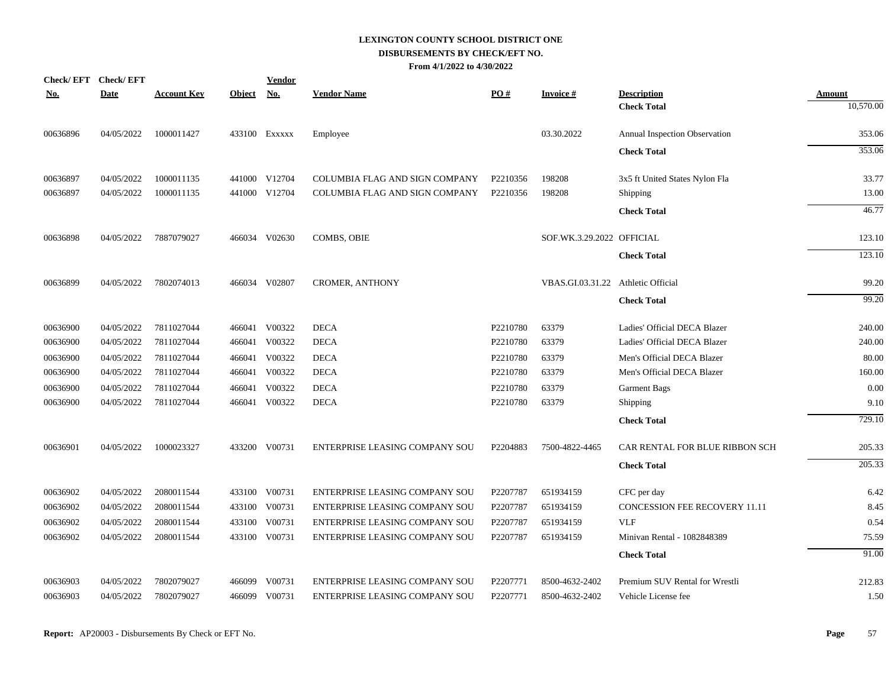# LEXINGTON COUNTY SCHOOL DISTRICT ONE
## DISBURSEMENTS BY CHECK/EFT NO.
### From 4/1/2022 to 4/30/2022

| Check/ EFT No. | Check/ EFT Date | Account Key | Object | Vendor No. | Vendor Name | PO # | Invoice # | Description | Amount |
|---|---|---|---|---|---|---|---|---|---|
| | | | | | | | | **Check Total** | 10,570.00 |
| 00636896 | 04/05/2022 | 1000011427 | 433100 | Exxxxx | Employee | | 03.30.2022 | Annual Inspection Observation | 353.06 |
| | | | | | | | | **Check Total** | 353.06 |
| 00636897 | 04/05/2022 | 1000011135 | 441000 | V12704 | COLUMBIA FLAG AND SIGN COMPANY | P2210356 | 198208 | 3x5 ft United States Nylon Fla | 33.77 |
| 00636897 | 04/05/2022 | 1000011135 | 441000 | V12704 | COLUMBIA FLAG AND SIGN COMPANY | P2210356 | 198208 | Shipping | 13.00 |
| | | | | | | | | **Check Total** | 46.77 |
| 00636898 | 04/05/2022 | 7887079027 | 466034 | V02630 | COMBS, OBIE | | SOF.WK.3.29.2022 | OFFICIAL | 123.10 |
| | | | | | | | | **Check Total** | 123.10 |
| 00636899 | 04/05/2022 | 7802074013 | 466034 | V02807 | CROMER, ANTHONY | | VBAS.GI.03.31.22 | Athletic Official | 99.20 |
| | | | | | | | | **Check Total** | 99.20 |
| 00636900 | 04/05/2022 | 7811027044 | 466041 | V00322 | DECA | P2210780 | 63379 | Ladies' Official DECA Blazer | 240.00 |
| 00636900 | 04/05/2022 | 7811027044 | 466041 | V00322 | DECA | P2210780 | 63379 | Ladies' Official DECA Blazer | 240.00 |
| 00636900 | 04/05/2022 | 7811027044 | 466041 | V00322 | DECA | P2210780 | 63379 | Men's Official DECA Blazer | 80.00 |
| 00636900 | 04/05/2022 | 7811027044 | 466041 | V00322 | DECA | P2210780 | 63379 | Men's Official DECA Blazer | 160.00 |
| 00636900 | 04/05/2022 | 7811027044 | 466041 | V00322 | DECA | P2210780 | 63379 | Garment Bags | 0.00 |
| 00636900 | 04/05/2022 | 7811027044 | 466041 | V00322 | DECA | P2210780 | 63379 | Shipping | 9.10 |
| | | | | | | | | **Check Total** | 729.10 |
| 00636901 | 04/05/2022 | 1000023327 | 433200 | V00731 | ENTERPRISE LEASING COMPANY SOU | P2204883 | 7500-4822-4465 | CAR RENTAL FOR BLUE RIBBON SCH | 205.33 |
| | | | | | | | | **Check Total** | 205.33 |
| 00636902 | 04/05/2022 | 2080011544 | 433100 | V00731 | ENTERPRISE LEASING COMPANY SOU | P2207787 | 651934159 | CFC per day | 6.42 |
| 00636902 | 04/05/2022 | 2080011544 | 433100 | V00731 | ENTERPRISE LEASING COMPANY SOU | P2207787 | 651934159 | CONCESSION FEE RECOVERY 11.11 | 8.45 |
| 00636902 | 04/05/2022 | 2080011544 | 433100 | V00731 | ENTERPRISE LEASING COMPANY SOU | P2207787 | 651934159 | VLF | 0.54 |
| 00636902 | 04/05/2022 | 2080011544 | 433100 | V00731 | ENTERPRISE LEASING COMPANY SOU | P2207787 | 651934159 | Minivan Rental - 1082848389 | 75.59 |
| | | | | | | | | **Check Total** | 91.00 |
| 00636903 | 04/05/2022 | 7802079027 | 466099 | V00731 | ENTERPRISE LEASING COMPANY SOU | P2207771 | 8500-4632-2402 | Premium SUV Rental for Wrestli | 212.83 |
| 00636903 | 04/05/2022 | 7802079027 | 466099 | V00731 | ENTERPRISE LEASING COMPANY SOU | P2207771 | 8500-4632-2402 | Vehicle License fee | 1.50 |

**Report:** AP20003 - Disbursements By Check or EFT No.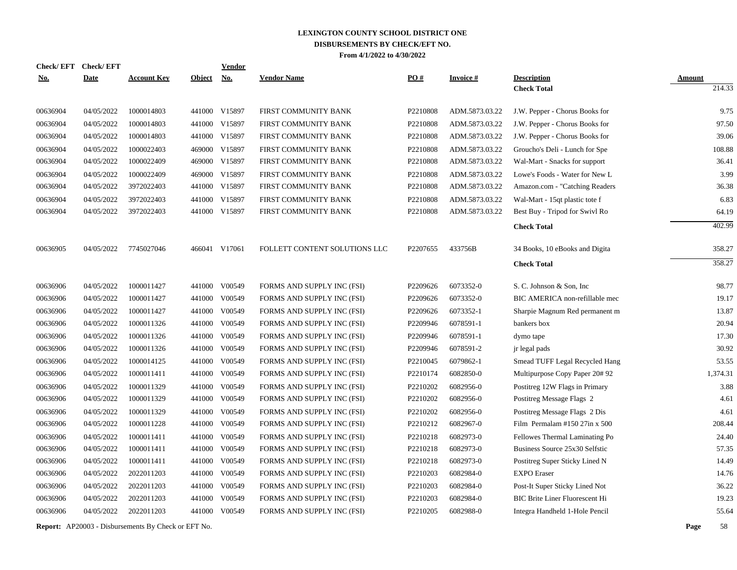# LEXINGTON COUNTY SCHOOL DISTRICT ONE

## DISBURSEMENTS BY CHECK/EFT NO.

**From 4/1/2022 to 4/30/2022**

| Check/ EFT No. | Check/ EFT Date | Account Key | Object | Vendor No. | Vendor Name | PO # | Invoice # | Description | Amount |
|---|---|---|---|---|---|---|---|---|---|
| | | | | | | | | **Check Total** | 214.33 |
| 00636904 | 04/05/2022 | 1000014803 | 441000 | V15897 | FIRST COMMUNITY BANK | P2210808 | ADM.5873.03.22 | J.W. Pepper - Chorus Books for | 9.75 |
| 00636904 | 04/05/2022 | 1000014803 | 441000 | V15897 | FIRST COMMUNITY BANK | P2210808 | ADM.5873.03.22 | J.W. Pepper - Chorus Books for | 97.50 |
| 00636904 | 04/05/2022 | 1000014803 | 441000 | V15897 | FIRST COMMUNITY BANK | P2210808 | ADM.5873.03.22 | J.W. Pepper - Chorus Books for | 39.06 |
| 00636904 | 04/05/2022 | 1000022403 | 469000 | V15897 | FIRST COMMUNITY BANK | P2210808 | ADM.5873.03.22 | Groucho's Deli - Lunch for Spe | 108.88 |
| 00636904 | 04/05/2022 | 1000022409 | 469000 | V15897 | FIRST COMMUNITY BANK | P2210808 | ADM.5873.03.22 | Wal-Mart - Snacks for support | 36.41 |
| 00636904 | 04/05/2022 | 1000022409 | 469000 | V15897 | FIRST COMMUNITY BANK | P2210808 | ADM.5873.03.22 | Lowe's Foods - Water for New L | 3.99 |
| 00636904 | 04/05/2022 | 3972022403 | 441000 | V15897 | FIRST COMMUNITY BANK | P2210808 | ADM.5873.03.22 | Amazon.com - "Catching Readers | 36.38 |
| 00636904 | 04/05/2022 | 3972022403 | 441000 | V15897 | FIRST COMMUNITY BANK | P2210808 | ADM.5873.03.22 | Wal-Mart - 15qt plastic tote f | 6.83 |
| 00636904 | 04/05/2022 | 3972022403 | 441000 | V15897 | FIRST COMMUNITY BANK | P2210808 | ADM.5873.03.22 | Best Buy - Tripod for Swivl Ro | 64.19 |
| | | | | | | | | **Check Total** | 402.99 |
| 00636905 | 04/05/2022 | 7745027046 | 466041 | V17061 | FOLLETT CONTENT SOLUTIONS LLC | P2207655 | 433756B | 34 Books, 10 eBooks and Digita | 358.27 |
| | | | | | | | | **Check Total** | 358.27 |
| 00636906 | 04/05/2022 | 1000011427 | 441000 | V00549 | FORMS AND SUPPLY INC (FSI) | P2209626 | 6073352-0 | S. C. Johnson & Son, Inc | 98.77 |
| 00636906 | 04/05/2022 | 1000011427 | 441000 | V00549 | FORMS AND SUPPLY INC (FSI) | P2209626 | 6073352-0 | BIC AMERICA non-refillable mec | 19.17 |
| 00636906 | 04/05/2022 | 1000011427 | 441000 | V00549 | FORMS AND SUPPLY INC (FSI) | P2209626 | 6073352-1 | Sharpie Magnum Red permanent m | 13.87 |
| 00636906 | 04/05/2022 | 1000011326 | 441000 | V00549 | FORMS AND SUPPLY INC (FSI) | P2209946 | 6078591-1 | bankers box | 20.94 |
| 00636906 | 04/05/2022 | 1000011326 | 441000 | V00549 | FORMS AND SUPPLY INC (FSI) | P2209946 | 6078591-1 | dymo tape | 17.30 |
| 00636906 | 04/05/2022 | 1000011326 | 441000 | V00549 | FORMS AND SUPPLY INC (FSI) | P2209946 | 6078591-2 | jr legal pads | 30.92 |
| 00636906 | 04/05/2022 | 1000014125 | 441000 | V00549 | FORMS AND SUPPLY INC (FSI) | P2210045 | 6079862-1 | Smead TUFF Legal Recycled Hang | 53.55 |
| 00636906 | 04/05/2022 | 1000011411 | 441000 | V00549 | FORMS AND SUPPLY INC (FSI) | P2210174 | 6082850-0 | Multipurpose Copy Paper 20# 92 | 1,374.31 |
| 00636906 | 04/05/2022 | 1000011329 | 441000 | V00549 | FORMS AND SUPPLY INC (FSI) | P2210202 | 6082956-0 | Postitreg 12W Flags in Primary | 3.88 |
| 00636906 | 04/05/2022 | 1000011329 | 441000 | V00549 | FORMS AND SUPPLY INC (FSI) | P2210202 | 6082956-0 | Postitreg Message Flags 2 | 4.61 |
| 00636906 | 04/05/2022 | 1000011329 | 441000 | V00549 | FORMS AND SUPPLY INC (FSI) | P2210202 | 6082956-0 | Postitreg Message Flags 2 Dis | 4.61 |
| 00636906 | 04/05/2022 | 1000011228 | 441000 | V00549 | FORMS AND SUPPLY INC (FSI) | P2210212 | 6082967-0 | Film Permalam #150 27in x 500 | 208.44 |
| 00636906 | 04/05/2022 | 1000011411 | 441000 | V00549 | FORMS AND SUPPLY INC (FSI) | P2210218 | 6082973-0 | Fellowes Thermal Laminating Po | 24.40 |
| 00636906 | 04/05/2022 | 1000011411 | 441000 | V00549 | FORMS AND SUPPLY INC (FSI) | P2210218 | 6082973-0 | Business Source 25x30 Selfstic | 57.35 |
| 00636906 | 04/05/2022 | 1000011411 | 441000 | V00549 | FORMS AND SUPPLY INC (FSI) | P2210218 | 6082973-0 | Postitreg Super Sticky Lined N | 14.49 |
| 00636906 | 04/05/2022 | 2022011203 | 441000 | V00549 | FORMS AND SUPPLY INC (FSI) | P2210203 | 6082984-0 | EXPO Eraser | 14.76 |
| 00636906 | 04/05/2022 | 2022011203 | 441000 | V00549 | FORMS AND SUPPLY INC (FSI) | P2210203 | 6082984-0 | Post-It Super Sticky Lined Not | 36.22 |
| 00636906 | 04/05/2022 | 2022011203 | 441000 | V00549 | FORMS AND SUPPLY INC (FSI) | P2210203 | 6082984-0 | BIC Brite Liner Fluorescent Hi | 19.23 |
| 00636906 | 04/05/2022 | 2022011203 | 441000 | V00549 | FORMS AND SUPPLY INC (FSI) | P2210205 | 6082988-0 | Integra Handheld 1-Hole Pencil | 55.64 |

**Report:** AP20003 - Disbursements By Check or EFT No.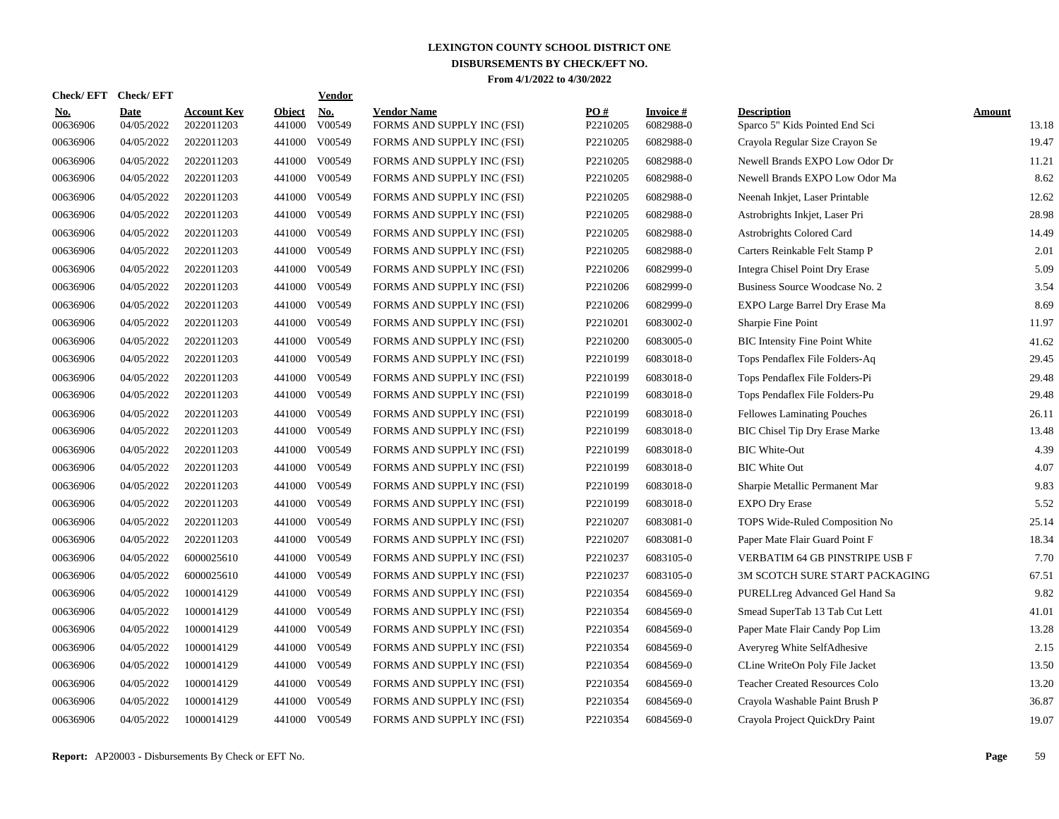# LEXINGTON COUNTY SCHOOL DISTRICT ONE
## DISBURSEMENTS BY CHECK/EFT NO.
### From 4/1/2022 to 4/30/2022

| Check/ EFT No. | Check/ EFT Date | Account Key | Object | Vendor No. | Vendor Name | PO # | Invoice # | Description | Amount |
|---|---|---|---|---|---|---|---|---|---|
| 00636906 | 04/05/2022 | 2022011203 | 441000 | V00549 | FORMS AND SUPPLY INC (FSI) | P2210205 | 6082988-0 | Sparco 5" Kids Pointed End Sci | 13.18 |
| 00636906 | 04/05/2022 | 2022011203 | 441000 | V00549 | FORMS AND SUPPLY INC (FSI) | P2210205 | 6082988-0 | Crayola Regular Size Crayon Se | 19.47 |
| 00636906 | 04/05/2022 | 2022011203 | 441000 | V00549 | FORMS AND SUPPLY INC (FSI) | P2210205 | 6082988-0 | Newell Brands EXPO Low Odor Dr | 11.21 |
| 00636906 | 04/05/2022 | 2022011203 | 441000 | V00549 | FORMS AND SUPPLY INC (FSI) | P2210205 | 6082988-0 | Newell Brands EXPO Low Odor Ma | 8.62 |
| 00636906 | 04/05/2022 | 2022011203 | 441000 | V00549 | FORMS AND SUPPLY INC (FSI) | P2210205 | 6082988-0 | Neenah Inkjet, Laser Printable | 12.62 |
| 00636906 | 04/05/2022 | 2022011203 | 441000 | V00549 | FORMS AND SUPPLY INC (FSI) | P2210205 | 6082988-0 | Astrobrights Inkjet, Laser Pri | 28.98 |
| 00636906 | 04/05/2022 | 2022011203 | 441000 | V00549 | FORMS AND SUPPLY INC (FSI) | P2210205 | 6082988-0 | Astrobrights Colored Card | 14.49 |
| 00636906 | 04/05/2022 | 2022011203 | 441000 | V00549 | FORMS AND SUPPLY INC (FSI) | P2210205 | 6082988-0 | Carters Reinkable Felt Stamp P | 2.01 |
| 00636906 | 04/05/2022 | 2022011203 | 441000 | V00549 | FORMS AND SUPPLY INC (FSI) | P2210206 | 6082999-0 | Integra Chisel Point Dry Erase | 5.09 |
| 00636906 | 04/05/2022 | 2022011203 | 441000 | V00549 | FORMS AND SUPPLY INC (FSI) | P2210206 | 6082999-0 | Business Source Woodcase No. 2 | 3.54 |
| 00636906 | 04/05/2022 | 2022011203 | 441000 | V00549 | FORMS AND SUPPLY INC (FSI) | P2210206 | 6082999-0 | EXPO Large Barrel Dry Erase Ma | 8.69 |
| 00636906 | 04/05/2022 | 2022011203 | 441000 | V00549 | FORMS AND SUPPLY INC (FSI) | P2210201 | 6083002-0 | Sharpie Fine Point | 11.97 |
| 00636906 | 04/05/2022 | 2022011203 | 441000 | V00549 | FORMS AND SUPPLY INC (FSI) | P2210200 | 6083005-0 | BIC Intensity Fine Point White | 41.62 |
| 00636906 | 04/05/2022 | 2022011203 | 441000 | V00549 | FORMS AND SUPPLY INC (FSI) | P2210199 | 6083018-0 | Tops Pendaflex File Folders-Aq | 29.45 |
| 00636906 | 04/05/2022 | 2022011203 | 441000 | V00549 | FORMS AND SUPPLY INC (FSI) | P2210199 | 6083018-0 | Tops Pendaflex File Folders-Pi | 29.48 |
| 00636906 | 04/05/2022 | 2022011203 | 441000 | V00549 | FORMS AND SUPPLY INC (FSI) | P2210199 | 6083018-0 | Tops Pendaflex File Folders-Pu | 29.48 |
| 00636906 | 04/05/2022 | 2022011203 | 441000 | V00549 | FORMS AND SUPPLY INC (FSI) | P2210199 | 6083018-0 | Fellowes Laminating Pouches | 26.11 |
| 00636906 | 04/05/2022 | 2022011203 | 441000 | V00549 | FORMS AND SUPPLY INC (FSI) | P2210199 | 6083018-0 | BIC Chisel Tip Dry Erase Marke | 13.48 |
| 00636906 | 04/05/2022 | 2022011203 | 441000 | V00549 | FORMS AND SUPPLY INC (FSI) | P2210199 | 6083018-0 | BIC White-Out | 4.39 |
| 00636906 | 04/05/2022 | 2022011203 | 441000 | V00549 | FORMS AND SUPPLY INC (FSI) | P2210199 | 6083018-0 | BIC White Out | 4.07 |
| 00636906 | 04/05/2022 | 2022011203 | 441000 | V00549 | FORMS AND SUPPLY INC (FSI) | P2210199 | 6083018-0 | Sharpie Metallic Permanent Mar | 9.83 |
| 00636906 | 04/05/2022 | 2022011203 | 441000 | V00549 | FORMS AND SUPPLY INC (FSI) | P2210199 | 6083018-0 | EXPO Dry Erase | 5.52 |
| 00636906 | 04/05/2022 | 2022011203 | 441000 | V00549 | FORMS AND SUPPLY INC (FSI) | P2210207 | 6083081-0 | TOPS Wide-Ruled Composition No | 25.14 |
| 00636906 | 04/05/2022 | 2022011203 | 441000 | V00549 | FORMS AND SUPPLY INC (FSI) | P2210207 | 6083081-0 | Paper Mate Flair Guard Point F | 18.34 |
| 00636906 | 04/05/2022 | 6000025610 | 441000 | V00549 | FORMS AND SUPPLY INC (FSI) | P2210237 | 6083105-0 | VERBATIM 64 GB PINSTRIPE USB F | 7.70 |
| 00636906 | 04/05/2022 | 6000025610 | 441000 | V00549 | FORMS AND SUPPLY INC (FSI) | P2210237 | 6083105-0 | 3M SCOTCH SURE START PACKAGING | 67.51 |
| 00636906 | 04/05/2022 | 1000014129 | 441000 | V00549 | FORMS AND SUPPLY INC (FSI) | P2210354 | 6084569-0 | PURELLreg Advanced Gel Hand Sa | 9.82 |
| 00636906 | 04/05/2022 | 1000014129 | 441000 | V00549 | FORMS AND SUPPLY INC (FSI) | P2210354 | 6084569-0 | Smead SuperTab 13 Tab Cut Lett | 41.01 |
| 00636906 | 04/05/2022 | 1000014129 | 441000 | V00549 | FORMS AND SUPPLY INC (FSI) | P2210354 | 6084569-0 | Paper Mate Flair Candy Pop Lim | 13.28 |
| 00636906 | 04/05/2022 | 1000014129 | 441000 | V00549 | FORMS AND SUPPLY INC (FSI) | P2210354 | 6084569-0 | Averyreg White SelfAdhesive | 2.15 |
| 00636906 | 04/05/2022 | 1000014129 | 441000 | V00549 | FORMS AND SUPPLY INC (FSI) | P2210354 | 6084569-0 | CLine WriteOn Poly File Jacket | 13.50 |
| 00636906 | 04/05/2022 | 1000014129 | 441000 | V00549 | FORMS AND SUPPLY INC (FSI) | P2210354 | 6084569-0 | Teacher Created Resources Colo | 13.20 |
| 00636906 | 04/05/2022 | 1000014129 | 441000 | V00549 | FORMS AND SUPPLY INC (FSI) | P2210354 | 6084569-0 | Crayola Washable Paint Brush P | 36.87 |
| 00636906 | 04/05/2022 | 1000014129 | 441000 | V00549 | FORMS AND SUPPLY INC (FSI) | P2210354 | 6084569-0 | Crayola Project QuickDry Paint | 19.07 |

**Report:** AP20003 - Disbursements By Check or EFT No.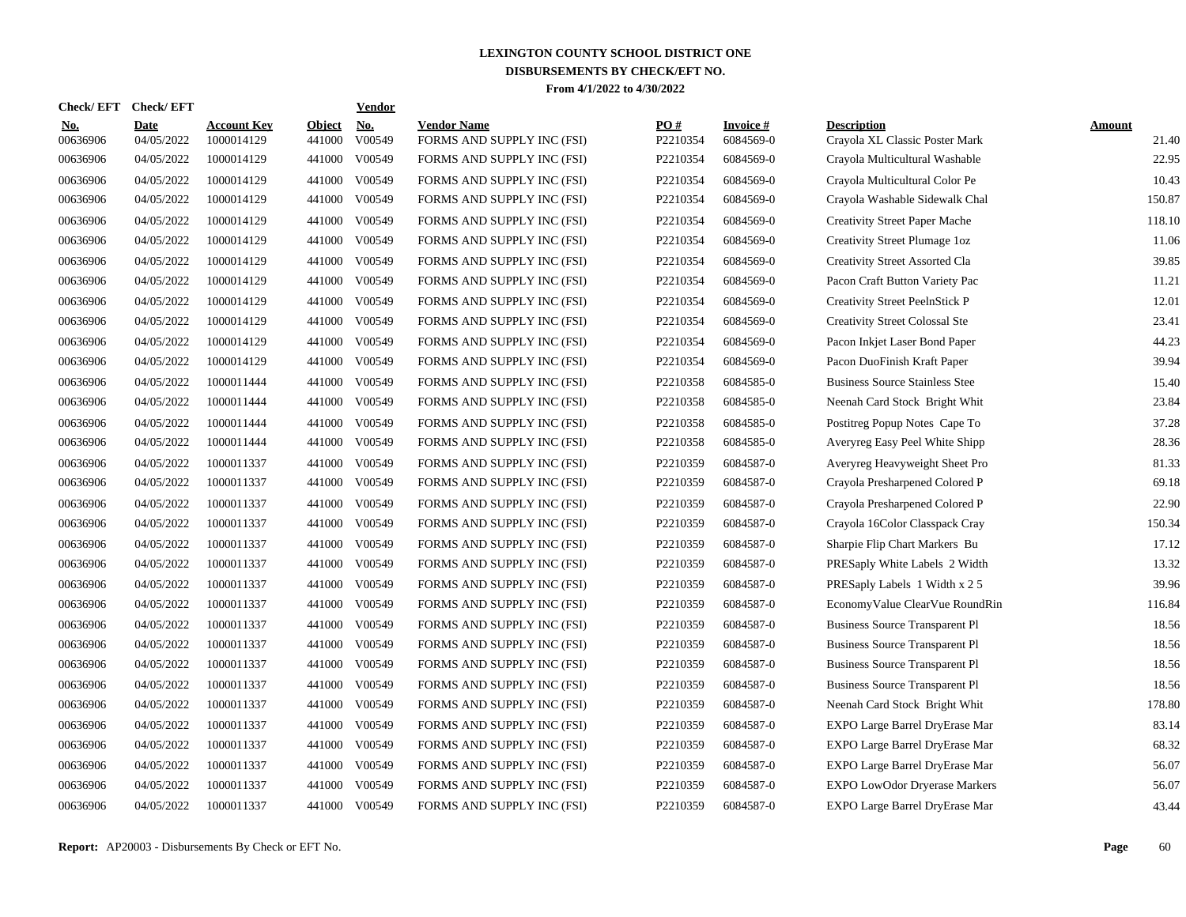# LEXINGTON COUNTY SCHOOL DISTRICT ONE
## DISBURSEMENTS BY CHECK/EFT NO.
### From 4/1/2022 to 4/30/2022

| Check/ EFT No. | Check/ EFT Date | Account Key | Object | Vendor No. | Vendor Name | PO # | Invoice # | Description | Amount |
|---|---|---|---|---|---|---|---|---|---|
| 00636906 | 04/05/2022 | 1000014129 | 441000 | V00549 | FORMS AND SUPPLY INC (FSI) | P2210354 | 6084569-0 | Crayola XL Classic Poster Mark | 21.40 |
| 00636906 | 04/05/2022 | 1000014129 | 441000 | V00549 | FORMS AND SUPPLY INC (FSI) | P2210354 | 6084569-0 | Crayola Multicultural Washable | 22.95 |
| 00636906 | 04/05/2022 | 1000014129 | 441000 | V00549 | FORMS AND SUPPLY INC (FSI) | P2210354 | 6084569-0 | Crayola Multicultural Color Pe | 10.43 |
| 00636906 | 04/05/2022 | 1000014129 | 441000 | V00549 | FORMS AND SUPPLY INC (FSI) | P2210354 | 6084569-0 | Crayola Washable Sidewalk Chal | 150.87 |
| 00636906 | 04/05/2022 | 1000014129 | 441000 | V00549 | FORMS AND SUPPLY INC (FSI) | P2210354 | 6084569-0 | Creativity Street Paper Mache | 118.10 |
| 00636906 | 04/05/2022 | 1000014129 | 441000 | V00549 | FORMS AND SUPPLY INC (FSI) | P2210354 | 6084569-0 | Creativity Street Plumage 1oz | 11.06 |
| 00636906 | 04/05/2022 | 1000014129 | 441000 | V00549 | FORMS AND SUPPLY INC (FSI) | P2210354 | 6084569-0 | Creativity Street Assorted Cla | 39.85 |
| 00636906 | 04/05/2022 | 1000014129 | 441000 | V00549 | FORMS AND SUPPLY INC (FSI) | P2210354 | 6084569-0 | Pacon Craft Button Variety Pac | 11.21 |
| 00636906 | 04/05/2022 | 1000014129 | 441000 | V00549 | FORMS AND SUPPLY INC (FSI) | P2210354 | 6084569-0 | Creativity Street PeelnStick P | 12.01 |
| 00636906 | 04/05/2022 | 1000014129 | 441000 | V00549 | FORMS AND SUPPLY INC (FSI) | P2210354 | 6084569-0 | Creativity Street Colossal Ste | 23.41 |
| 00636906 | 04/05/2022 | 1000014129 | 441000 | V00549 | FORMS AND SUPPLY INC (FSI) | P2210354 | 6084569-0 | Pacon Inkjet Laser Bond Paper | 44.23 |
| 00636906 | 04/05/2022 | 1000014129 | 441000 | V00549 | FORMS AND SUPPLY INC (FSI) | P2210354 | 6084569-0 | Pacon DuoFinish Kraft Paper | 39.94 |
| 00636906 | 04/05/2022 | 1000011444 | 441000 | V00549 | FORMS AND SUPPLY INC (FSI) | P2210358 | 6084585-0 | Business Source Stainless Stee | 15.40 |
| 00636906 | 04/05/2022 | 1000011444 | 441000 | V00549 | FORMS AND SUPPLY INC (FSI) | P2210358 | 6084585-0 | Neenah Card Stock Bright Whit | 23.84 |
| 00636906 | 04/05/2022 | 1000011444 | 441000 | V00549 | FORMS AND SUPPLY INC (FSI) | P2210358 | 6084585-0 | Postitreg Popup Notes Cape To | 37.28 |
| 00636906 | 04/05/2022 | 1000011444 | 441000 | V00549 | FORMS AND SUPPLY INC (FSI) | P2210358 | 6084585-0 | Averyreg Easy Peel White Shipp | 28.36 |
| 00636906 | 04/05/2022 | 1000011337 | 441000 | V00549 | FORMS AND SUPPLY INC (FSI) | P2210359 | 6084587-0 | Averyreg Heavyweight Sheet Pro | 81.33 |
| 00636906 | 04/05/2022 | 1000011337 | 441000 | V00549 | FORMS AND SUPPLY INC (FSI) | P2210359 | 6084587-0 | Crayola Presharpened Colored P | 69.18 |
| 00636906 | 04/05/2022 | 1000011337 | 441000 | V00549 | FORMS AND SUPPLY INC (FSI) | P2210359 | 6084587-0 | Crayola Presharpened Colored P | 22.90 |
| 00636906 | 04/05/2022 | 1000011337 | 441000 | V00549 | FORMS AND SUPPLY INC (FSI) | P2210359 | 6084587-0 | Crayola 16Color Classpack Cray | 150.34 |
| 00636906 | 04/05/2022 | 1000011337 | 441000 | V00549 | FORMS AND SUPPLY INC (FSI) | P2210359 | 6084587-0 | Sharpie Flip Chart Markers Bu | 17.12 |
| 00636906 | 04/05/2022 | 1000011337 | 441000 | V00549 | FORMS AND SUPPLY INC (FSI) | P2210359 | 6084587-0 | PRESaply White Labels 2 Width | 13.32 |
| 00636906 | 04/05/2022 | 1000011337 | 441000 | V00549 | FORMS AND SUPPLY INC (FSI) | P2210359 | 6084587-0 | PRESaply Labels 1 Width x 2 5 | 39.96 |
| 00636906 | 04/05/2022 | 1000011337 | 441000 | V00549 | FORMS AND SUPPLY INC (FSI) | P2210359 | 6084587-0 | EconomyValue ClearVue RoundRin | 116.84 |
| 00636906 | 04/05/2022 | 1000011337 | 441000 | V00549 | FORMS AND SUPPLY INC (FSI) | P2210359 | 6084587-0 | Business Source Transparent Pl | 18.56 |
| 00636906 | 04/05/2022 | 1000011337 | 441000 | V00549 | FORMS AND SUPPLY INC (FSI) | P2210359 | 6084587-0 | Business Source Transparent Pl | 18.56 |
| 00636906 | 04/05/2022 | 1000011337 | 441000 | V00549 | FORMS AND SUPPLY INC (FSI) | P2210359 | 6084587-0 | Business Source Transparent Pl | 18.56 |
| 00636906 | 04/05/2022 | 1000011337 | 441000 | V00549 | FORMS AND SUPPLY INC (FSI) | P2210359 | 6084587-0 | Business Source Transparent Pl | 18.56 |
| 00636906 | 04/05/2022 | 1000011337 | 441000 | V00549 | FORMS AND SUPPLY INC (FSI) | P2210359 | 6084587-0 | Neenah Card Stock Bright Whit | 178.80 |
| 00636906 | 04/05/2022 | 1000011337 | 441000 | V00549 | FORMS AND SUPPLY INC (FSI) | P2210359 | 6084587-0 | EXPO Large Barrel DryErase Mar | 83.14 |
| 00636906 | 04/05/2022 | 1000011337 | 441000 | V00549 | FORMS AND SUPPLY INC (FSI) | P2210359 | 6084587-0 | EXPO Large Barrel DryErase Mar | 68.32 |
| 00636906 | 04/05/2022 | 1000011337 | 441000 | V00549 | FORMS AND SUPPLY INC (FSI) | P2210359 | 6084587-0 | EXPO Large Barrel DryErase Mar | 56.07 |
| 00636906 | 04/05/2022 | 1000011337 | 441000 | V00549 | FORMS AND SUPPLY INC (FSI) | P2210359 | 6084587-0 | EXPO LowOdor Dryerase Markers | 56.07 |
| 00636906 | 04/05/2022 | 1000011337 | 441000 | V00549 | FORMS AND SUPPLY INC (FSI) | P2210359 | 6084587-0 | EXPO Large Barrel DryErase Mar | 43.44 |

**Report:** AP20003 - Disbursements By Check or EFT No.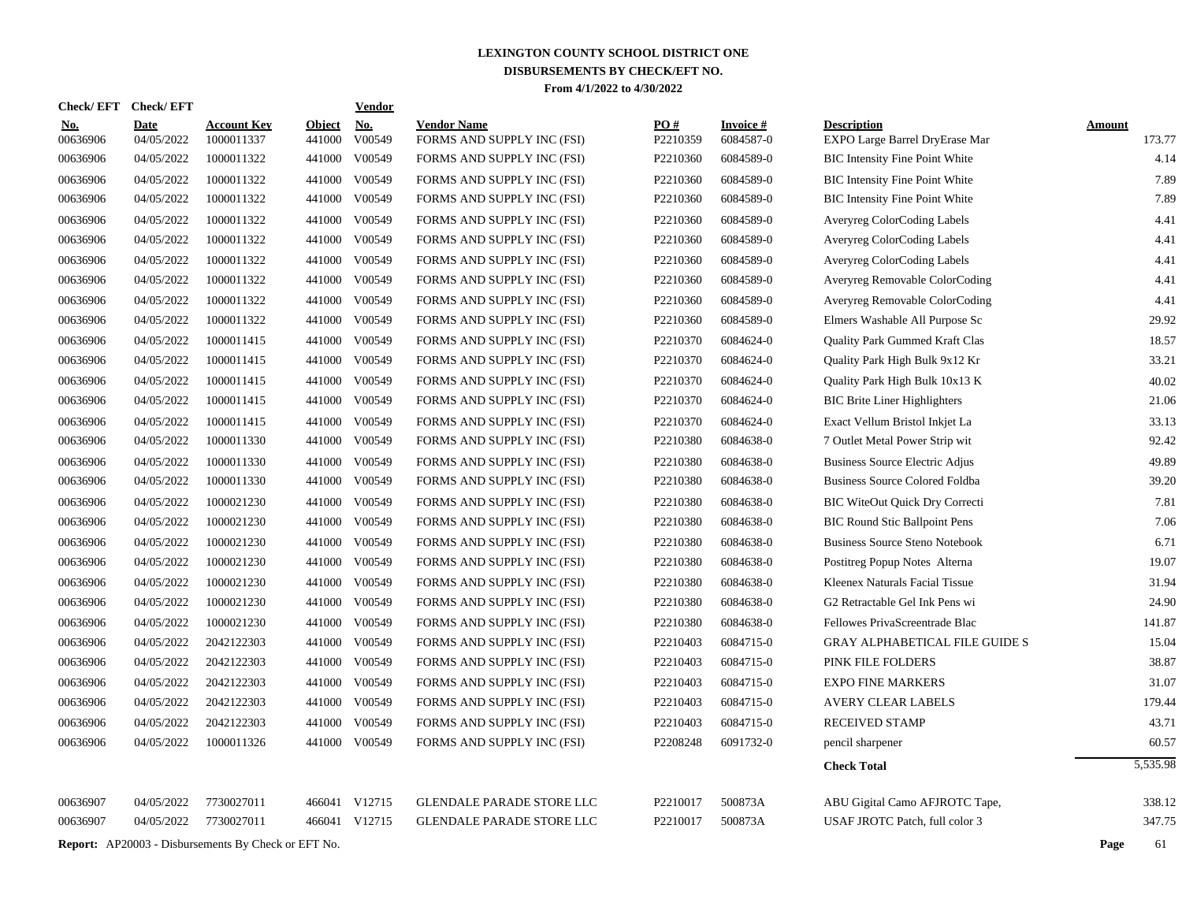# LEXINGTON COUNTY SCHOOL DISTRICT ONE
## DISBURSEMENTS BY CHECK/EFT NO.
### From 4/1/2022 to 4/30/2022

| Check/ EFT No. | Check/ EFT Date | Account Key | Object | Vendor No. | Vendor Name | PO # | Invoice # | Description | Amount |
|---|---|---|---|---|---|---|---|---|---|
| 00636906 | 04/05/2022 | 1000011337 | 441000 | V00549 | FORMS AND SUPPLY INC (FSI) | P2210359 | 6084587-0 | EXPO Large Barrel DryErase Mar | 173.77 |
| 00636906 | 04/05/2022 | 1000011322 | 441000 | V00549 | FORMS AND SUPPLY INC (FSI) | P2210360 | 6084589-0 | BIC Intensity Fine Point White | 4.14 |
| 00636906 | 04/05/2022 | 1000011322 | 441000 | V00549 | FORMS AND SUPPLY INC (FSI) | P2210360 | 6084589-0 | BIC Intensity Fine Point White | 7.89 |
| 00636906 | 04/05/2022 | 1000011322 | 441000 | V00549 | FORMS AND SUPPLY INC (FSI) | P2210360 | 6084589-0 | BIC Intensity Fine Point White | 7.89 |
| 00636906 | 04/05/2022 | 1000011322 | 441000 | V00549 | FORMS AND SUPPLY INC (FSI) | P2210360 | 6084589-0 | Averyreg ColorCoding Labels | 4.41 |
| 00636906 | 04/05/2022 | 1000011322 | 441000 | V00549 | FORMS AND SUPPLY INC (FSI) | P2210360 | 6084589-0 | Averyreg ColorCoding Labels | 4.41 |
| 00636906 | 04/05/2022 | 1000011322 | 441000 | V00549 | FORMS AND SUPPLY INC (FSI) | P2210360 | 6084589-0 | Averyreg ColorCoding Labels | 4.41 |
| 00636906 | 04/05/2022 | 1000011322 | 441000 | V00549 | FORMS AND SUPPLY INC (FSI) | P2210360 | 6084589-0 | Averyreg Removable ColorCoding | 4.41 |
| 00636906 | 04/05/2022 | 1000011322 | 441000 | V00549 | FORMS AND SUPPLY INC (FSI) | P2210360 | 6084589-0 | Averyreg Removable ColorCoding | 4.41 |
| 00636906 | 04/05/2022 | 1000011322 | 441000 | V00549 | FORMS AND SUPPLY INC (FSI) | P2210360 | 6084589-0 | Elmers Washable All Purpose Sc | 29.92 |
| 00636906 | 04/05/2022 | 1000011415 | 441000 | V00549 | FORMS AND SUPPLY INC (FSI) | P2210370 | 6084624-0 | Quality Park Gummed Kraft Clas | 18.57 |
| 00636906 | 04/05/2022 | 1000011415 | 441000 | V00549 | FORMS AND SUPPLY INC (FSI) | P2210370 | 6084624-0 | Quality Park High Bulk 9x12 Kr | 33.21 |
| 00636906 | 04/05/2022 | 1000011415 | 441000 | V00549 | FORMS AND SUPPLY INC (FSI) | P2210370 | 6084624-0 | Quality Park High Bulk 10x13 K | 40.02 |
| 00636906 | 04/05/2022 | 1000011415 | 441000 | V00549 | FORMS AND SUPPLY INC (FSI) | P2210370 | 6084624-0 | BIC Brite Liner Highlighters | 21.06 |
| 00636906 | 04/05/2022 | 1000011415 | 441000 | V00549 | FORMS AND SUPPLY INC (FSI) | P2210370 | 6084624-0 | Exact Vellum Bristol Inkjet La | 33.13 |
| 00636906 | 04/05/2022 | 1000011330 | 441000 | V00549 | FORMS AND SUPPLY INC (FSI) | P2210380 | 6084638-0 | 7 Outlet Metal Power Strip wit | 92.42 |
| 00636906 | 04/05/2022 | 1000011330 | 441000 | V00549 | FORMS AND SUPPLY INC (FSI) | P2210380 | 6084638-0 | Business Source Electric Adjus | 49.89 |
| 00636906 | 04/05/2022 | 1000011330 | 441000 | V00549 | FORMS AND SUPPLY INC (FSI) | P2210380 | 6084638-0 | Business Source Colored Foldba | 39.20 |
| 00636906 | 04/05/2022 | 1000021230 | 441000 | V00549 | FORMS AND SUPPLY INC (FSI) | P2210380 | 6084638-0 | BIC WiteOut Quick Dry Correcti | 7.81 |
| 00636906 | 04/05/2022 | 1000021230 | 441000 | V00549 | FORMS AND SUPPLY INC (FSI) | P2210380 | 6084638-0 | BIC Round Stic Ballpoint Pens | 7.06 |
| 00636906 | 04/05/2022 | 1000021230 | 441000 | V00549 | FORMS AND SUPPLY INC (FSI) | P2210380 | 6084638-0 | Business Source Steno Notebook | 6.71 |
| 00636906 | 04/05/2022 | 1000021230 | 441000 | V00549 | FORMS AND SUPPLY INC (FSI) | P2210380 | 6084638-0 | Postitreg Popup Notes Alterna | 19.07 |
| 00636906 | 04/05/2022 | 1000021230 | 441000 | V00549 | FORMS AND SUPPLY INC (FSI) | P2210380 | 6084638-0 | Kleenex Naturals Facial Tissue | 31.94 |
| 00636906 | 04/05/2022 | 1000021230 | 441000 | V00549 | FORMS AND SUPPLY INC (FSI) | P2210380 | 6084638-0 | G2 Retractable Gel Ink Pens wi | 24.90 |
| 00636906 | 04/05/2022 | 1000021230 | 441000 | V00549 | FORMS AND SUPPLY INC (FSI) | P2210380 | 6084638-0 | Fellowes PrivaScreentrade Blac | 141.87 |
| 00636906 | 04/05/2022 | 2042122303 | 441000 | V00549 | FORMS AND SUPPLY INC (FSI) | P2210403 | 6084715-0 | GRAY ALPHABETICAL FILE GUIDE S | 15.04 |
| 00636906 | 04/05/2022 | 2042122303 | 441000 | V00549 | FORMS AND SUPPLY INC (FSI) | P2210403 | 6084715-0 | PINK FILE FOLDERS | 38.87 |
| 00636906 | 04/05/2022 | 2042122303 | 441000 | V00549 | FORMS AND SUPPLY INC (FSI) | P2210403 | 6084715-0 | EXPO FINE MARKERS | 31.07 |
| 00636906 | 04/05/2022 | 2042122303 | 441000 | V00549 | FORMS AND SUPPLY INC (FSI) | P2210403 | 6084715-0 | AVERY CLEAR LABELS | 179.44 |
| 00636906 | 04/05/2022 | 2042122303 | 441000 | V00549 | FORMS AND SUPPLY INC (FSI) | P2210403 | 6084715-0 | RECEIVED STAMP | 43.71 |
| 00636906 | 04/05/2022 | 1000011326 | 441000 | V00549 | FORMS AND SUPPLY INC (FSI) | P2208248 | 6091732-0 | pencil sharpener | 60.57 |
| | | | | | | | | **Check Total** | 5,535.98 |
| 00636907 | 04/05/2022 | 7730027011 | 466041 | V12715 | GLENDALE PARADE STORE LLC | P2210017 | 500873A | ABU Gigital Camo AFJROTC Tape, | 338.12 |
| 00636907 | 04/05/2022 | 7730027011 | 466041 | V12715 | GLENDALE PARADE STORE LLC | P2210017 | 500873A | USAF JROTC Patch, full color 3 | 347.75 |

**Report:** AP20003 - Disbursements By Check or EFT No.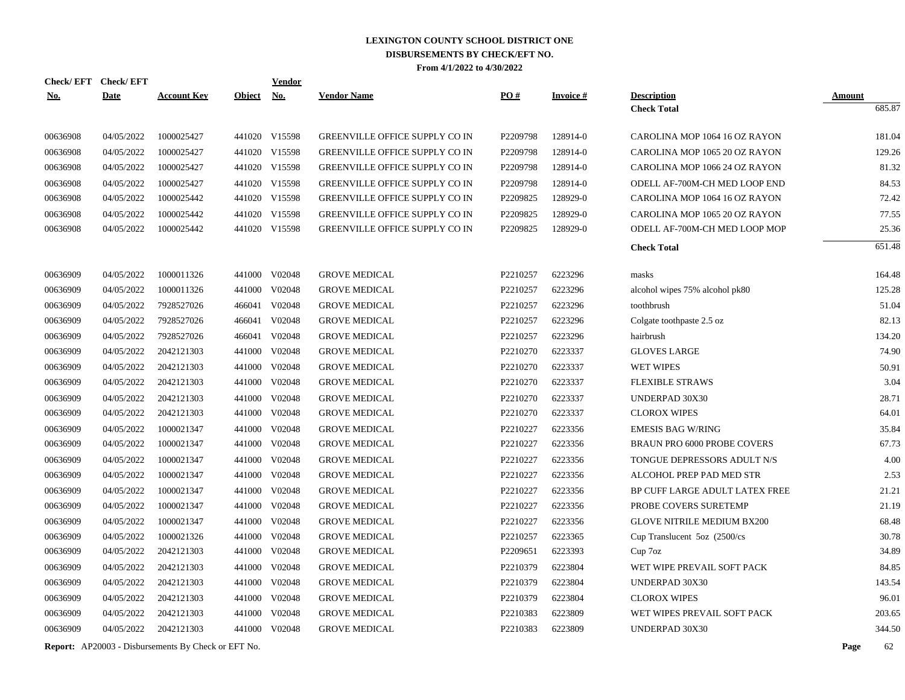# LEXINGTON COUNTY SCHOOL DISTRICT ONE
## DISBURSEMENTS BY CHECK/EFT NO.
### From 4/1/2022 to 4/30/2022

| Check/ EFT No. | Check/ EFT Date | Account Key | Object | Vendor No. | Vendor Name | PO # | Invoice # | Description | Amount |
|---|---|---|---|---|---|---|---|---|---|
| | | | | | | | | **Check Total** | 685.87 |
| 00636908 | 04/05/2022 | 1000025427 | 441020 | V15598 | GREENVILLE OFFICE SUPPLY CO IN | P2209798 | 128914-0 | CAROLINA MOP 1064 16 OZ RAYON | 181.04 |
| 00636908 | 04/05/2022 | 1000025427 | 441020 | V15598 | GREENVILLE OFFICE SUPPLY CO IN | P2209798 | 128914-0 | CAROLINA MOP 1065 20 OZ RAYON | 129.26 |
| 00636908 | 04/05/2022 | 1000025427 | 441020 | V15598 | GREENVILLE OFFICE SUPPLY CO IN | P2209798 | 128914-0 | CAROLINA MOP 1066 24 OZ RAYON | 81.32 |
| 00636908 | 04/05/2022 | 1000025427 | 441020 | V15598 | GREENVILLE OFFICE SUPPLY CO IN | P2209798 | 128914-0 | ODELL AF-700M-CH MED LOOP END | 84.53 |
| 00636908 | 04/05/2022 | 1000025442 | 441020 | V15598 | GREENVILLE OFFICE SUPPLY CO IN | P2209825 | 128929-0 | CAROLINA MOP 1064 16 OZ RAYON | 72.42 |
| 00636908 | 04/05/2022 | 1000025442 | 441020 | V15598 | GREENVILLE OFFICE SUPPLY CO IN | P2209825 | 128929-0 | CAROLINA MOP 1065 20 OZ RAYON | 77.55 |
| 00636908 | 04/05/2022 | 1000025442 | 441020 | V15598 | GREENVILLE OFFICE SUPPLY CO IN | P2209825 | 128929-0 | ODELL AF-700M-CH MED LOOP MOP | 25.36 |
| | | | | | | | | **Check Total** | 651.48 |
| 00636909 | 04/05/2022 | 1000011326 | 441000 | V02048 | GROVE MEDICAL | P2210257 | 6223296 | masks | 164.48 |
| 00636909 | 04/05/2022 | 1000011326 | 441000 | V02048 | GROVE MEDICAL | P2210257 | 6223296 | alcohol wipes 75% alcohol pk80 | 125.28 |
| 00636909 | 04/05/2022 | 7928527026 | 466041 | V02048 | GROVE MEDICAL | P2210257 | 6223296 | toothbrush | 51.04 |
| 00636909 | 04/05/2022 | 7928527026 | 466041 | V02048 | GROVE MEDICAL | P2210257 | 6223296 | Colgate toothpaste 2.5 oz | 82.13 |
| 00636909 | 04/05/2022 | 7928527026 | 466041 | V02048 | GROVE MEDICAL | P2210257 | 6223296 | hairbrush | 134.20 |
| 00636909 | 04/05/2022 | 2042121303 | 441000 | V02048 | GROVE MEDICAL | P2210270 | 6223337 | GLOVES LARGE | 74.90 |
| 00636909 | 04/05/2022 | 2042121303 | 441000 | V02048 | GROVE MEDICAL | P2210270 | 6223337 | WET WIPES | 50.91 |
| 00636909 | 04/05/2022 | 2042121303 | 441000 | V02048 | GROVE MEDICAL | P2210270 | 6223337 | FLEXIBLE STRAWS | 3.04 |
| 00636909 | 04/05/2022 | 2042121303 | 441000 | V02048 | GROVE MEDICAL | P2210270 | 6223337 | UNDERPAD 30X30 | 28.71 |
| 00636909 | 04/05/2022 | 2042121303 | 441000 | V02048 | GROVE MEDICAL | P2210270 | 6223337 | CLOROX WIPES | 64.01 |
| 00636909 | 04/05/2022 | 1000021347 | 441000 | V02048 | GROVE MEDICAL | P2210227 | 6223356 | EMESIS BAG W/RING | 35.84 |
| 00636909 | 04/05/2022 | 1000021347 | 441000 | V02048 | GROVE MEDICAL | P2210227 | 6223356 | BRAUN PRO 6000 PROBE COVERS | 67.73 |
| 00636909 | 04/05/2022 | 1000021347 | 441000 | V02048 | GROVE MEDICAL | P2210227 | 6223356 | TONGUE DEPRESSORS ADULT N/S | 4.00 |
| 00636909 | 04/05/2022 | 1000021347 | 441000 | V02048 | GROVE MEDICAL | P2210227 | 6223356 | ALCOHOL PREP PAD MED STR | 2.53 |
| 00636909 | 04/05/2022 | 1000021347 | 441000 | V02048 | GROVE MEDICAL | P2210227 | 6223356 | BP CUFF LARGE ADULT LATEX FREE | 21.21 |
| 00636909 | 04/05/2022 | 1000021347 | 441000 | V02048 | GROVE MEDICAL | P2210227 | 6223356 | PROBE COVERS SURETEMP | 21.19 |
| 00636909 | 04/05/2022 | 1000021347 | 441000 | V02048 | GROVE MEDICAL | P2210227 | 6223356 | GLOVE NITRILE MEDIUM BX200 | 68.48 |
| 00636909 | 04/05/2022 | 1000011326 | 441000 | V02048 | GROVE MEDICAL | P2210257 | 6223365 | Cup Translucent 5oz (2500/cs | 30.78 |
| 00636909 | 04/05/2022 | 2042121303 | 441000 | V02048 | GROVE MEDICAL | P2209651 | 6223393 | Cup 7oz | 34.89 |
| 00636909 | 04/05/2022 | 2042121303 | 441000 | V02048 | GROVE MEDICAL | P2210379 | 6223804 | WET WIPE PREVAIL SOFT PACK | 84.85 |
| 00636909 | 04/05/2022 | 2042121303 | 441000 | V02048 | GROVE MEDICAL | P2210379 | 6223804 | UNDERPAD 30X30 | 143.54 |
| 00636909 | 04/05/2022 | 2042121303 | 441000 | V02048 | GROVE MEDICAL | P2210379 | 6223804 | CLOROX WIPES | 96.01 |
| 00636909 | 04/05/2022 | 2042121303 | 441000 | V02048 | GROVE MEDICAL | P2210383 | 6223809 | WET WIPES PREVAIL SOFT PACK | 203.65 |
| 00636909 | 04/05/2022 | 2042121303 | 441000 | V02048 | GROVE MEDICAL | P2210383 | 6223809 | UNDERPAD 30X30 | 344.50 |

**Report:** AP20003 - Disbursements By Check or EFT No.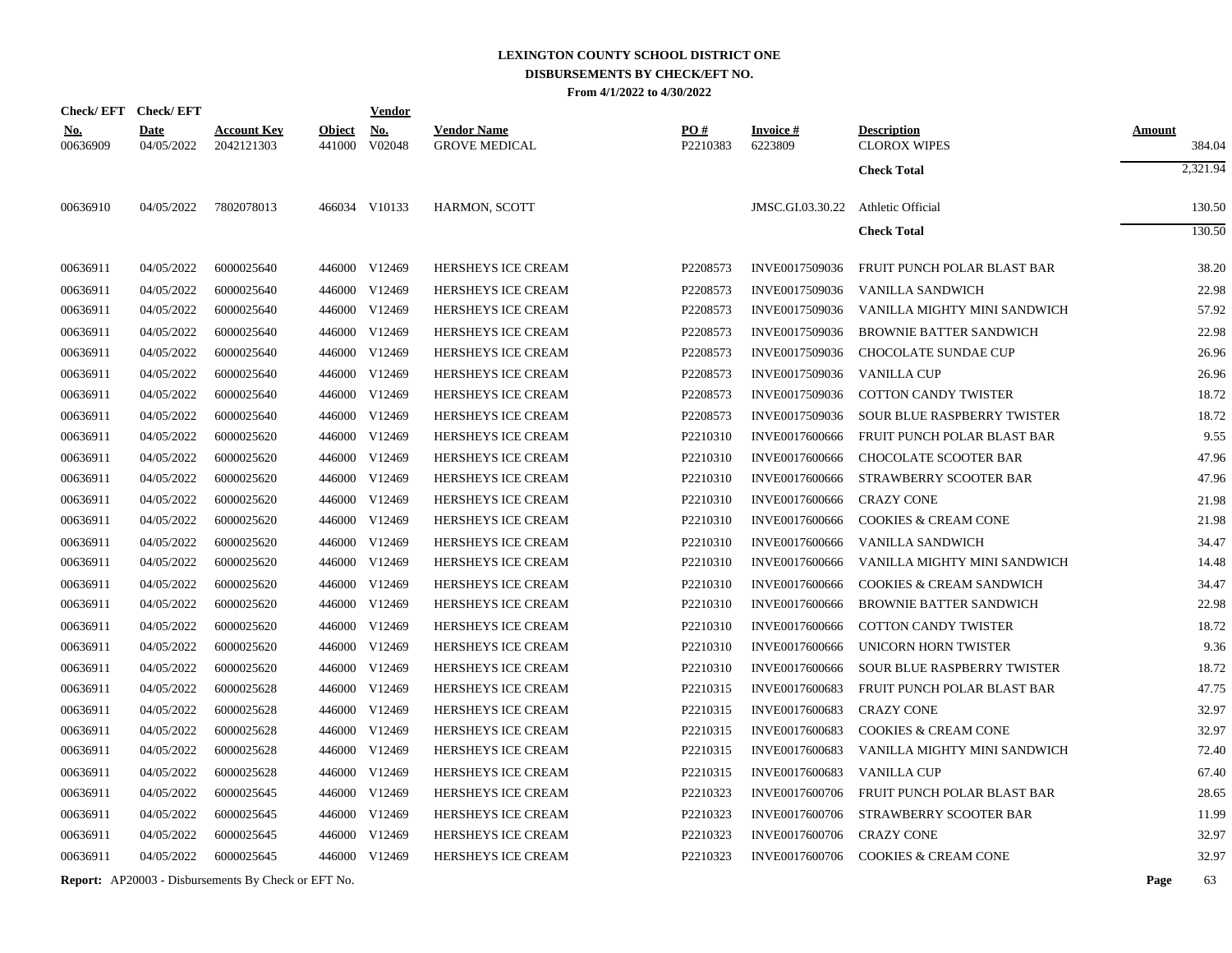# LEXINGTON COUNTY SCHOOL DISTRICT ONE

## DISBURSEMENTS BY CHECK/EFT NO.

**From 4/1/2022 to 4/30/2022**

| Check/ EFT No. | Check/ EFT Date | Account Key | Object | Vendor No. | Vendor Name | PO # | Invoice # | Description | Amount |
|---|---|---|---|---|---|---|---|---|---|
| 00636909 | 04/05/2022 | 2042121303 | 441000 | V02048 | GROVE MEDICAL | P2210383 | 6223809 | CLOROX WIPES | 384.04 |
| | | | | | | | | **Check Total** | 2,321.94 |
| 00636910 | 04/05/2022 | 7802078013 | 466034 | V10133 | HARMON, SCOTT | | JMSC.GI.03.30.22 | Athletic Official | 130.50 |
| | | | | | | | | **Check Total** | 130.50 |
| 00636911 | 04/05/2022 | 6000025640 | 446000 | V12469 | HERSHEYS ICE CREAM | P2208573 | INVE0017509036 | FRUIT PUNCH POLAR BLAST BAR | 38.20 |
| 00636911 | 04/05/2022 | 6000025640 | 446000 | V12469 | HERSHEYS ICE CREAM | P2208573 | INVE0017509036 | VANILLA SANDWICH | 22.98 |
| 00636911 | 04/05/2022 | 6000025640 | 446000 | V12469 | HERSHEYS ICE CREAM | P2208573 | INVE0017509036 | VANILLA MIGHTY MINI SANDWICH | 57.92 |
| 00636911 | 04/05/2022 | 6000025640 | 446000 | V12469 | HERSHEYS ICE CREAM | P2208573 | INVE0017509036 | BROWNIE BATTER SANDWICH | 22.98 |
| 00636911 | 04/05/2022 | 6000025640 | 446000 | V12469 | HERSHEYS ICE CREAM | P2208573 | INVE0017509036 | CHOCOLATE SUNDAE CUP | 26.96 |
| 00636911 | 04/05/2022 | 6000025640 | 446000 | V12469 | HERSHEYS ICE CREAM | P2208573 | INVE0017509036 | VANILLA CUP | 26.96 |
| 00636911 | 04/05/2022 | 6000025640 | 446000 | V12469 | HERSHEYS ICE CREAM | P2208573 | INVE0017509036 | COTTON CANDY TWISTER | 18.72 |
| 00636911 | 04/05/2022 | 6000025640 | 446000 | V12469 | HERSHEYS ICE CREAM | P2208573 | INVE0017509036 | SOUR BLUE RASPBERRY TWISTER | 18.72 |
| 00636911 | 04/05/2022 | 6000025620 | 446000 | V12469 | HERSHEYS ICE CREAM | P2210310 | INVE0017600666 | FRUIT PUNCH POLAR BLAST BAR | 9.55 |
| 00636911 | 04/05/2022 | 6000025620 | 446000 | V12469 | HERSHEYS ICE CREAM | P2210310 | INVE0017600666 | CHOCOLATE SCOOTER BAR | 47.96 |
| 00636911 | 04/05/2022 | 6000025620 | 446000 | V12469 | HERSHEYS ICE CREAM | P2210310 | INVE0017600666 | STRAWBERRY SCOOTER BAR | 47.96 |
| 00636911 | 04/05/2022 | 6000025620 | 446000 | V12469 | HERSHEYS ICE CREAM | P2210310 | INVE0017600666 | CRAZY CONE | 21.98 |
| 00636911 | 04/05/2022 | 6000025620 | 446000 | V12469 | HERSHEYS ICE CREAM | P2210310 | INVE0017600666 | COOKIES & CREAM CONE | 21.98 |
| 00636911 | 04/05/2022 | 6000025620 | 446000 | V12469 | HERSHEYS ICE CREAM | P2210310 | INVE0017600666 | VANILLA SANDWICH | 34.47 |
| 00636911 | 04/05/2022 | 6000025620 | 446000 | V12469 | HERSHEYS ICE CREAM | P2210310 | INVE0017600666 | VANILLA MIGHTY MINI SANDWICH | 14.48 |
| 00636911 | 04/05/2022 | 6000025620 | 446000 | V12469 | HERSHEYS ICE CREAM | P2210310 | INVE0017600666 | COOKIES & CREAM SANDWICH | 34.47 |
| 00636911 | 04/05/2022 | 6000025620 | 446000 | V12469 | HERSHEYS ICE CREAM | P2210310 | INVE0017600666 | BROWNIE BATTER SANDWICH | 22.98 |
| 00636911 | 04/05/2022 | 6000025620 | 446000 | V12469 | HERSHEYS ICE CREAM | P2210310 | INVE0017600666 | COTTON CANDY TWISTER | 18.72 |
| 00636911 | 04/05/2022 | 6000025620 | 446000 | V12469 | HERSHEYS ICE CREAM | P2210310 | INVE0017600666 | UNICORN HORN TWISTER | 9.36 |
| 00636911 | 04/05/2022 | 6000025620 | 446000 | V12469 | HERSHEYS ICE CREAM | P2210310 | INVE0017600666 | SOUR BLUE RASPBERRY TWISTER | 18.72 |
| 00636911 | 04/05/2022 | 6000025628 | 446000 | V12469 | HERSHEYS ICE CREAM | P2210315 | INVE0017600683 | FRUIT PUNCH POLAR BLAST BAR | 47.75 |
| 00636911 | 04/05/2022 | 6000025628 | 446000 | V12469 | HERSHEYS ICE CREAM | P2210315 | INVE0017600683 | CRAZY CONE | 32.97 |
| 00636911 | 04/05/2022 | 6000025628 | 446000 | V12469 | HERSHEYS ICE CREAM | P2210315 | INVE0017600683 | COOKIES & CREAM CONE | 32.97 |
| 00636911 | 04/05/2022 | 6000025628 | 446000 | V12469 | HERSHEYS ICE CREAM | P2210315 | INVE0017600683 | VANILLA MIGHTY MINI SANDWICH | 72.40 |
| 00636911 | 04/05/2022 | 6000025628 | 446000 | V12469 | HERSHEYS ICE CREAM | P2210315 | INVE0017600683 | VANILLA CUP | 67.40 |
| 00636911 | 04/05/2022 | 6000025645 | 446000 | V12469 | HERSHEYS ICE CREAM | P2210323 | INVE0017600706 | FRUIT PUNCH POLAR BLAST BAR | 28.65 |
| 00636911 | 04/05/2022 | 6000025645 | 446000 | V12469 | HERSHEYS ICE CREAM | P2210323 | INVE0017600706 | STRAWBERRY SCOOTER BAR | 11.99 |
| 00636911 | 04/05/2022 | 6000025645 | 446000 | V12469 | HERSHEYS ICE CREAM | P2210323 | INVE0017600706 | CRAZY CONE | 32.97 |
| 00636911 | 04/05/2022 | 6000025645 | 446000 | V12469 | HERSHEYS ICE CREAM | P2210323 | INVE0017600706 | COOKIES & CREAM CONE | 32.97 |

**Report:** AP20003 - Disbursements By Check or EFT No.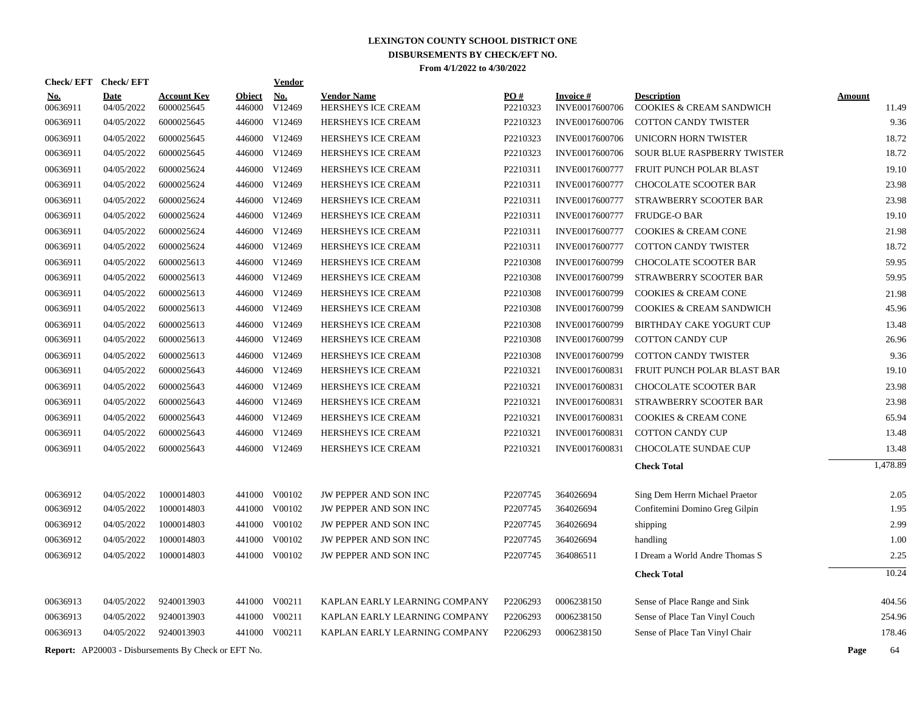# LEXINGTON COUNTY SCHOOL DISTRICT ONE

## DISBURSEMENTS BY CHECK/EFT NO.

**From 4/1/2022 to 4/30/2022**

| Check/ EFT No. | Check/ EFT Date | Account Key | Object | Vendor No. | Vendor Name | PO # | Invoice # | Description | Amount |
|---|---|---|---|---|---|---|---|---|---|
| 00636911 | 04/05/2022 | 6000025645 | 446000 | V12469 | HERSHEYS ICE CREAM | P2210323 | INVE0017600706 | COOKIES & CREAM SANDWICH | 11.49 |
| 00636911 | 04/05/2022 | 6000025645 | 446000 | V12469 | HERSHEYS ICE CREAM | P2210323 | INVE0017600706 | COTTON CANDY TWISTER | 9.36 |
| 00636911 | 04/05/2022 | 6000025645 | 446000 | V12469 | HERSHEYS ICE CREAM | P2210323 | INVE0017600706 | UNICORN HORN TWISTER | 18.72 |
| 00636911 | 04/05/2022 | 6000025645 | 446000 | V12469 | HERSHEYS ICE CREAM | P2210323 | INVE0017600706 | SOUR BLUE RASPBERRY TWISTER | 18.72 |
| 00636911 | 04/05/2022 | 6000025624 | 446000 | V12469 | HERSHEYS ICE CREAM | P2210311 | INVE0017600777 | FRUIT PUNCH POLAR BLAST | 19.10 |
| 00636911 | 04/05/2022 | 6000025624 | 446000 | V12469 | HERSHEYS ICE CREAM | P2210311 | INVE0017600777 | CHOCOLATE SCOOTER BAR | 23.98 |
| 00636911 | 04/05/2022 | 6000025624 | 446000 | V12469 | HERSHEYS ICE CREAM | P2210311 | INVE0017600777 | STRAWBERRY SCOOTER BAR | 23.98 |
| 00636911 | 04/05/2022 | 6000025624 | 446000 | V12469 | HERSHEYS ICE CREAM | P2210311 | INVE0017600777 | FRUDGE-O BAR | 19.10 |
| 00636911 | 04/05/2022 | 6000025624 | 446000 | V12469 | HERSHEYS ICE CREAM | P2210311 | INVE0017600777 | COOKIES & CREAM CONE | 21.98 |
| 00636911 | 04/05/2022 | 6000025624 | 446000 | V12469 | HERSHEYS ICE CREAM | P2210311 | INVE0017600777 | COTTON CANDY TWISTER | 18.72 |
| 00636911 | 04/05/2022 | 6000025613 | 446000 | V12469 | HERSHEYS ICE CREAM | P2210308 | INVE0017600799 | CHOCOLATE SCOOTER BAR | 59.95 |
| 00636911 | 04/05/2022 | 6000025613 | 446000 | V12469 | HERSHEYS ICE CREAM | P2210308 | INVE0017600799 | STRAWBERRY SCOOTER BAR | 59.95 |
| 00636911 | 04/05/2022 | 6000025613 | 446000 | V12469 | HERSHEYS ICE CREAM | P2210308 | INVE0017600799 | COOKIES & CREAM CONE | 21.98 |
| 00636911 | 04/05/2022 | 6000025613 | 446000 | V12469 | HERSHEYS ICE CREAM | P2210308 | INVE0017600799 | COOKIES & CREAM SANDWICH | 45.96 |
| 00636911 | 04/05/2022 | 6000025613 | 446000 | V12469 | HERSHEYS ICE CREAM | P2210308 | INVE0017600799 | BIRTHDAY CAKE YOGURT CUP | 13.48 |
| 00636911 | 04/05/2022 | 6000025613 | 446000 | V12469 | HERSHEYS ICE CREAM | P2210308 | INVE0017600799 | COTTON CANDY CUP | 26.96 |
| 00636911 | 04/05/2022 | 6000025613 | 446000 | V12469 | HERSHEYS ICE CREAM | P2210308 | INVE0017600799 | COTTON CANDY TWISTER | 9.36 |
| 00636911 | 04/05/2022 | 6000025643 | 446000 | V12469 | HERSHEYS ICE CREAM | P2210321 | INVE0017600831 | FRUIT PUNCH POLAR BLAST BAR | 19.10 |
| 00636911 | 04/05/2022 | 6000025643 | 446000 | V12469 | HERSHEYS ICE CREAM | P2210321 | INVE0017600831 | CHOCOLATE SCOOTER BAR | 23.98 |
| 00636911 | 04/05/2022 | 6000025643 | 446000 | V12469 | HERSHEYS ICE CREAM | P2210321 | INVE0017600831 | STRAWBERRY SCOOTER BAR | 23.98 |
| 00636911 | 04/05/2022 | 6000025643 | 446000 | V12469 | HERSHEYS ICE CREAM | P2210321 | INVE0017600831 | COOKIES & CREAM CONE | 65.94 |
| 00636911 | 04/05/2022 | 6000025643 | 446000 | V12469 | HERSHEYS ICE CREAM | P2210321 | INVE0017600831 | COTTON CANDY CUP | 13.48 |
| 00636911 | 04/05/2022 | 6000025643 | 446000 | V12469 | HERSHEYS ICE CREAM | P2210321 | INVE0017600831 | CHOCOLATE SUNDAE CUP | 13.48 |
| | | | | | | | | **Check Total** | 1,478.89 |
| 00636912 | 04/05/2022 | 1000014803 | 441000 | V00102 | JW PEPPER AND SON INC | P2207745 | 364026694 | Sing Dem Herrn Michael Praetor | 2.05 |
| 00636912 | 04/05/2022 | 1000014803 | 441000 | V00102 | JW PEPPER AND SON INC | P2207745 | 364026694 | Confitemini Domino Greg Gilpin | 1.95 |
| 00636912 | 04/05/2022 | 1000014803 | 441000 | V00102 | JW PEPPER AND SON INC | P2207745 | 364026694 | shipping | 2.99 |
| 00636912 | 04/05/2022 | 1000014803 | 441000 | V00102 | JW PEPPER AND SON INC | P2207745 | 364026694 | handling | 1.00 |
| 00636912 | 04/05/2022 | 1000014803 | 441000 | V00102 | JW PEPPER AND SON INC | P2207745 | 364086511 | I Dream a World Andre Thomas S | 2.25 |
| | | | | | | | | **Check Total** | 10.24 |
| 00636913 | 04/05/2022 | 9240013903 | 441000 | V00211 | KAPLAN EARLY LEARNING COMPANY | P2206293 | 0006238150 | Sense of Place Range and Sink | 404.56 |
| 00636913 | 04/05/2022 | 9240013903 | 441000 | V00211 | KAPLAN EARLY LEARNING COMPANY | P2206293 | 0006238150 | Sense of Place Tan Vinyl Couch | 254.96 |
| 00636913 | 04/05/2022 | 9240013903 | 441000 | V00211 | KAPLAN EARLY LEARNING COMPANY | P2206293 | 0006238150 | Sense of Place Tan Vinyl Chair | 178.46 |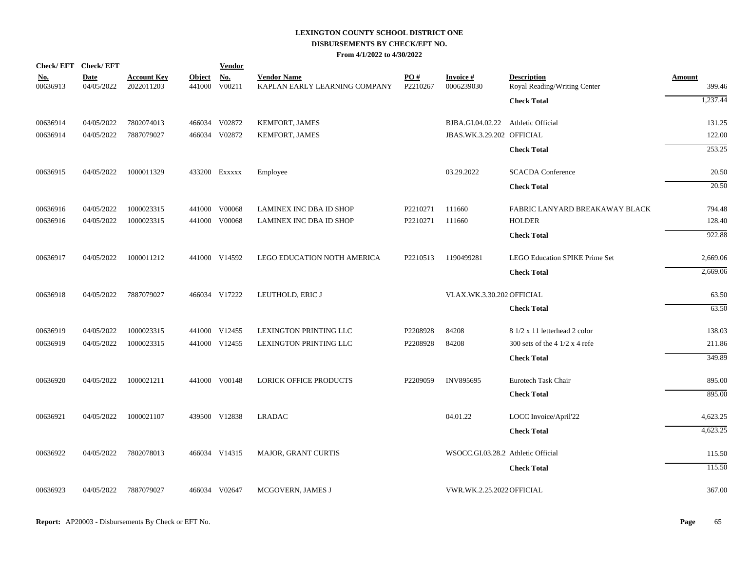# LEXINGTON COUNTY SCHOOL DISTRICT ONE
## DISBURSEMENTS BY CHECK/EFT NO.
### From 4/1/2022 to 4/30/2022

| Check/ EFT No. | Check/ EFT Date | Account Key | Object | Vendor No. | Vendor Name | PO # | Invoice # | Description | Amount |
|---|---|---|---|---|---|---|---|---|---|
| 00636913 | 04/05/2022 | 2022011203 | 441000 | V00211 | KAPLAN EARLY LEARNING COMPANY | P2210267 | 0006239030 | Royal Reading/Writing Center | 399.46 |
| | | | | | | | | **Check Total** | 1,237.44 |
| 00636914 | 04/05/2022 | 7802074013 | 466034 | V02872 | KEMFORT, JAMES | | BJBA.GI.04.02.22 | Athletic Official | 131.25 |
| 00636914 | 04/05/2022 | 7887079027 | 466034 | V02872 | KEMFORT, JAMES | | JBAS.WK.3.29.202 | OFFICIAL | 122.00 |
| | | | | | | | | **Check Total** | 253.25 |
| 00636915 | 04/05/2022 | 1000011329 | 433200 | Exxxxx | Employee | | 03.29.2022 | SCACDA Conference | 20.50 |
| | | | | | | | | **Check Total** | 20.50 |
| 00636916 | 04/05/2022 | 1000023315 | 441000 | V00068 | LAMINEX INC DBA ID SHOP | P2210271 | 111660 | FABRIC LANYARD BREAKAWAY BLACK | 794.48 |
| 00636916 | 04/05/2022 | 1000023315 | 441000 | V00068 | LAMINEX INC DBA ID SHOP | P2210271 | 111660 | HOLDER | 128.40 |
| | | | | | | | | **Check Total** | 922.88 |
| 00636917 | 04/05/2022 | 1000011212 | 441000 | V14592 | LEGO EDUCATION NOTH AMERICA | P2210513 | 1190499281 | LEGO Education SPIKE Prime Set | 2,669.06 |
| | | | | | | | | **Check Total** | 2,669.06 |
| 00636918 | 04/05/2022 | 7887079027 | 466034 | V17222 | LEUTHOLD, ERIC J | | VLAX.WK.3.30.202 | OFFICIAL | 63.50 |
| | | | | | | | | **Check Total** | 63.50 |
| 00636919 | 04/05/2022 | 1000023315 | 441000 | V12455 | LEXINGTON PRINTING LLC | P2208928 | 84208 | 8 1/2 x 11 letterhead 2 color | 138.03 |
| 00636919 | 04/05/2022 | 1000023315 | 441000 | V12455 | LEXINGTON PRINTING LLC | P2208928 | 84208 | 300 sets of the 4 1/2 x 4 refe | 211.86 |
| | | | | | | | | **Check Total** | 349.89 |
| 00636920 | 04/05/2022 | 1000021211 | 441000 | V00148 | LORICK OFFICE PRODUCTS | P2209059 | INV895695 | Eurotech Task Chair | 895.00 |
| | | | | | | | | **Check Total** | 895.00 |
| 00636921 | 04/05/2022 | 1000021107 | 439500 | V12838 | LRADAC | | 04.01.22 | LOCC Invoice/April'22 | 4,623.25 |
| | | | | | | | | **Check Total** | 4,623.25 |
| 00636922 | 04/05/2022 | 7802078013 | 466034 | V14315 | MAJOR, GRANT CURTIS | | WSOCC.GI.03.28.2 | Athletic Official | 115.50 |
| | | | | | | | | **Check Total** | 115.50 |
| 00636923 | 04/05/2022 | 7887079027 | 466034 | V02647 | MCGOVERN, JAMES J | | VWR.WK.2.25.2022 | OFFICIAL | 367.00 |

**Report:** AP20003 - Disbursements By Check or EFT No.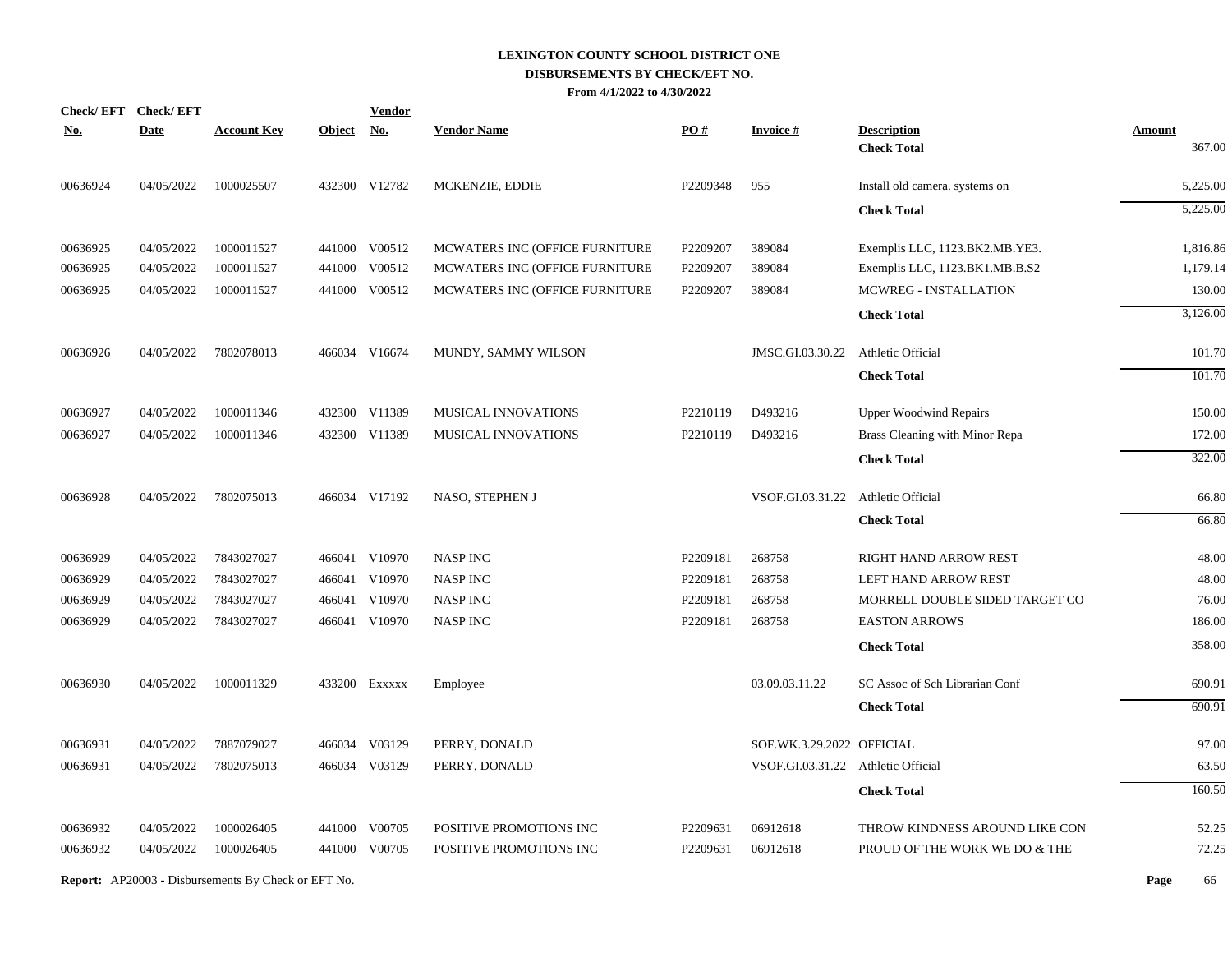# LEXINGTON COUNTY SCHOOL DISTRICT ONE
## DISBURSEMENTS BY CHECK/EFT NO.
### From 4/1/2022 to 4/30/2022

| Check/ EFT No. | Check/ EFT Date | Account Key | Object | Vendor No. | Vendor Name | PO # | Invoice # | Description | Amount |
|---|---|---|---|---|---|---|---|---|---|
| | | | | | | | | **Check Total** | 367.00 |
| 00636924 | 04/05/2022 | 1000025507 | 432300 | V12782 | MCKENZIE, EDDIE | P2209348 | 955 | Install old camera. systems on | 5,225.00 |
| | | | | | | | | **Check Total** | 5,225.00 |
| 00636925 | 04/05/2022 | 1000011527 | 441000 | V00512 | MCWATERS INC (OFFICE FURNITURE | P2209207 | 389084 | Exemplis LLC, 1123.BK2.MB.YE3. | 1,816.86 |
| 00636925 | 04/05/2022 | 1000011527 | 441000 | V00512 | MCWATERS INC (OFFICE FURNITURE | P2209207 | 389084 | Exemplis LLC, 1123.BK1.MB.B.S2 | 1,179.14 |
| 00636925 | 04/05/2022 | 1000011527 | 441000 | V00512 | MCWATERS INC (OFFICE FURNITURE | P2209207 | 389084 | MCWREG - INSTALLATION | 130.00 |
| | | | | | | | | **Check Total** | 3,126.00 |
| 00636926 | 04/05/2022 | 7802078013 | 466034 | V16674 | MUNDY, SAMMY WILSON | | JMSC.GI.03.30.22 | Athletic Official | 101.70 |
| | | | | | | | | **Check Total** | 101.70 |
| 00636927 | 04/05/2022 | 1000011346 | 432300 | V11389 | MUSICAL INNOVATIONS | P2210119 | D493216 | Upper Woodwind Repairs | 150.00 |
| 00636927 | 04/05/2022 | 1000011346 | 432300 | V11389 | MUSICAL INNOVATIONS | P2210119 | D493216 | Brass Cleaning with Minor Repa | 172.00 |
| | | | | | | | | **Check Total** | 322.00 |
| 00636928 | 04/05/2022 | 7802075013 | 466034 | V17192 | NASO, STEPHEN J | | VSOF.GI.03.31.22 | Athletic Official | 66.80 |
| | | | | | | | | **Check Total** | 66.80 |
| 00636929 | 04/05/2022 | 7843027027 | 466041 | V10970 | NASP INC | P2209181 | 268758 | RIGHT HAND ARROW REST | 48.00 |
| 00636929 | 04/05/2022 | 7843027027 | 466041 | V10970 | NASP INC | P2209181 | 268758 | LEFT HAND ARROW REST | 48.00 |
| 00636929 | 04/05/2022 | 7843027027 | 466041 | V10970 | NASP INC | P2209181 | 268758 | MORRELL DOUBLE SIDED TARGET CO | 76.00 |
| 00636929 | 04/05/2022 | 7843027027 | 466041 | V10970 | NASP INC | P2209181 | 268758 | EASTON ARROWS | 186.00 |
| | | | | | | | | **Check Total** | 358.00 |
| 00636930 | 04/05/2022 | 1000011329 | 433200 | Exxxxx | Employee | | 03.09.03.11.22 | SC Assoc of Sch Librarian Conf | 690.91 |
| | | | | | | | | **Check Total** | 690.91 |
| 00636931 | 04/05/2022 | 7887079027 | 466034 | V03129 | PERRY, DONALD | | SOF.WK.3.29.2022 | OFFICIAL | 97.00 |
| 00636931 | 04/05/2022 | 7802075013 | 466034 | V03129 | PERRY, DONALD | | VSOF.GI.03.31.22 | Athletic Official | 63.50 |
| | | | | | | | | **Check Total** | 160.50 |
| 00636932 | 04/05/2022 | 1000026405 | 441000 | V00705 | POSITIVE PROMOTIONS INC | P2209631 | 06912618 | THROW KINDNESS AROUND LIKE CON | 52.25 |
| 00636932 | 04/05/2022 | 1000026405 | 441000 | V00705 | POSITIVE PROMOTIONS INC | P2209631 | 06912618 | PROUD OF THE WORK WE DO & THE | 72.25 |

**Report:** AP20003 - Disbursements By Check or EFT No.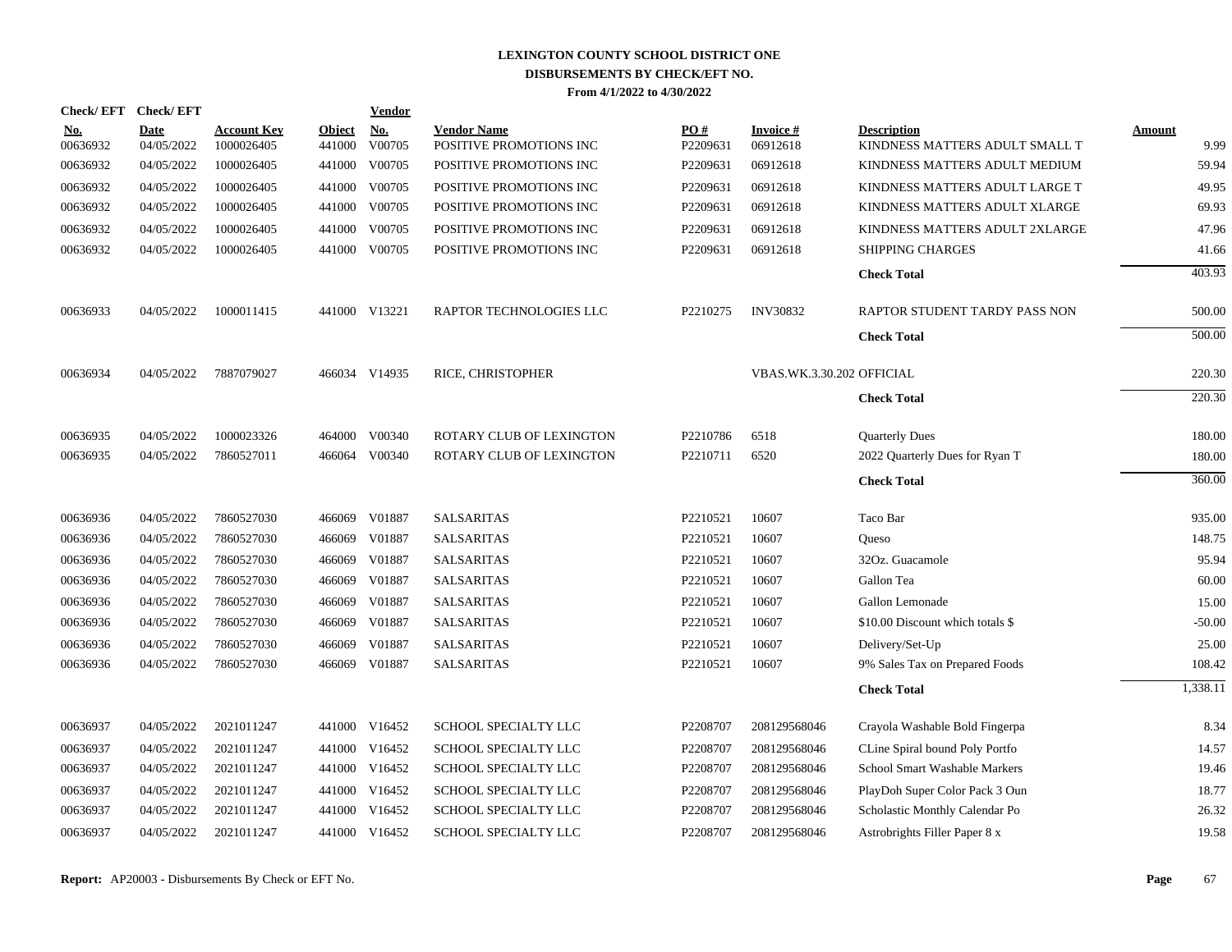# LEXINGTON COUNTY SCHOOL DISTRICT ONE
## DISBURSEMENTS BY CHECK/EFT NO.
### From 4/1/2022 to 4/30/2022

| Check/ EFT No. | Check/ EFT Date | Account Key | Object | Vendor No. | Vendor Name | PO # | Invoice # | Description | Amount |
|---|---|---|---|---|---|---|---|---|---|
| 00636932 | 04/05/2022 | 1000026405 | 441000 | V00705 | POSITIVE PROMOTIONS INC | P2209631 | 06912618 | KINDNESS MATTERS ADULT SMALL T | 9.99 |
| 00636932 | 04/05/2022 | 1000026405 | 441000 | V00705 | POSITIVE PROMOTIONS INC | P2209631 | 06912618 | KINDNESS MATTERS ADULT MEDIUM | 59.94 |
| 00636932 | 04/05/2022 | 1000026405 | 441000 | V00705 | POSITIVE PROMOTIONS INC | P2209631 | 06912618 | KINDNESS MATTERS ADULT LARGE T | 49.95 |
| 00636932 | 04/05/2022 | 1000026405 | 441000 | V00705 | POSITIVE PROMOTIONS INC | P2209631 | 06912618 | KINDNESS MATTERS ADULT XLARGE | 69.93 |
| 00636932 | 04/05/2022 | 1000026405 | 441000 | V00705 | POSITIVE PROMOTIONS INC | P2209631 | 06912618 | KINDNESS MATTERS ADULT 2XLARGE | 47.96 |
| 00636932 | 04/05/2022 | 1000026405 | 441000 | V00705 | POSITIVE PROMOTIONS INC | P2209631 | 06912618 | SHIPPING CHARGES | 41.66 |
| | | | | | | | | **Check Total** | 403.93 |
| 00636933 | 04/05/2022 | 1000011415 | 441000 | V13221 | RAPTOR TECHNOLOGIES LLC | P2210275 | INV30832 | RAPTOR STUDENT TARDY PASS NON | 500.00 |
| | | | | | | | | **Check Total** | 500.00 |
| 00636934 | 04/05/2022 | 7887079027 | 466034 | V14935 | RICE, CHRISTOPHER | | VBAS.WK.3.30.202 | OFFICIAL | 220.30 |
| | | | | | | | | **Check Total** | 220.30 |
| 00636935 | 04/05/2022 | 1000023326 | 464000 | V00340 | ROTARY CLUB OF LEXINGTON | P2210786 | 6518 | Quarterly Dues | 180.00 |
| 00636935 | 04/05/2022 | 7860527011 | 466064 | V00340 | ROTARY CLUB OF LEXINGTON | P2210711 | 6520 | 2022 Quarterly Dues for Ryan T | 180.00 |
| | | | | | | | | **Check Total** | 360.00 |
| 00636936 | 04/05/2022 | 7860527030 | 466069 | V01887 | SALSARITAS | P2210521 | 10607 | Taco Bar | 935.00 |
| 00636936 | 04/05/2022 | 7860527030 | 466069 | V01887 | SALSARITAS | P2210521 | 10607 | Queso | 148.75 |
| 00636936 | 04/05/2022 | 7860527030 | 466069 | V01887 | SALSARITAS | P2210521 | 10607 | 32Oz. Guacamole | 95.94 |
| 00636936 | 04/05/2022 | 7860527030 | 466069 | V01887 | SALSARITAS | P2210521 | 10607 | Gallon Tea | 60.00 |
| 00636936 | 04/05/2022 | 7860527030 | 466069 | V01887 | SALSARITAS | P2210521 | 10607 | Gallon Lemonade | 15.00 |
| 00636936 | 04/05/2022 | 7860527030 | 466069 | V01887 | SALSARITAS | P2210521 | 10607 | $10.00 Discount which totals $ | -50.00 |
| 00636936 | 04/05/2022 | 7860527030 | 466069 | V01887 | SALSARITAS | P2210521 | 10607 | Delivery/Set-Up | 25.00 |
| 00636936 | 04/05/2022 | 7860527030 | 466069 | V01887 | SALSARITAS | P2210521 | 10607 | 9% Sales Tax on Prepared Foods | 108.42 |
| | | | | | | | | **Check Total** | 1,338.11 |
| 00636937 | 04/05/2022 | 2021011247 | 441000 | V16452 | SCHOOL SPECIALTY LLC | P2208707 | 208129568046 | Crayola Washable Bold Fingerpa | 8.34 |
| 00636937 | 04/05/2022 | 2021011247 | 441000 | V16452 | SCHOOL SPECIALTY LLC | P2208707 | 208129568046 | CLine Spiral bound Poly Portfo | 14.57 |
| 00636937 | 04/05/2022 | 2021011247 | 441000 | V16452 | SCHOOL SPECIALTY LLC | P2208707 | 208129568046 | School Smart Washable Markers | 19.46 |
| 00636937 | 04/05/2022 | 2021011247 | 441000 | V16452 | SCHOOL SPECIALTY LLC | P2208707 | 208129568046 | PlayDoh Super Color Pack 3 Oun | 18.77 |
| 00636937 | 04/05/2022 | 2021011247 | 441000 | V16452 | SCHOOL SPECIALTY LLC | P2208707 | 208129568046 | Scholastic Monthly Calendar Po | 26.32 |
| 00636937 | 04/05/2022 | 2021011247 | 441000 | V16452 | SCHOOL SPECIALTY LLC | P2208707 | 208129568046 | Astrobrights Filler Paper 8 x | 19.58 |

**Report:** AP20003 - Disbursements By Check or EFT No.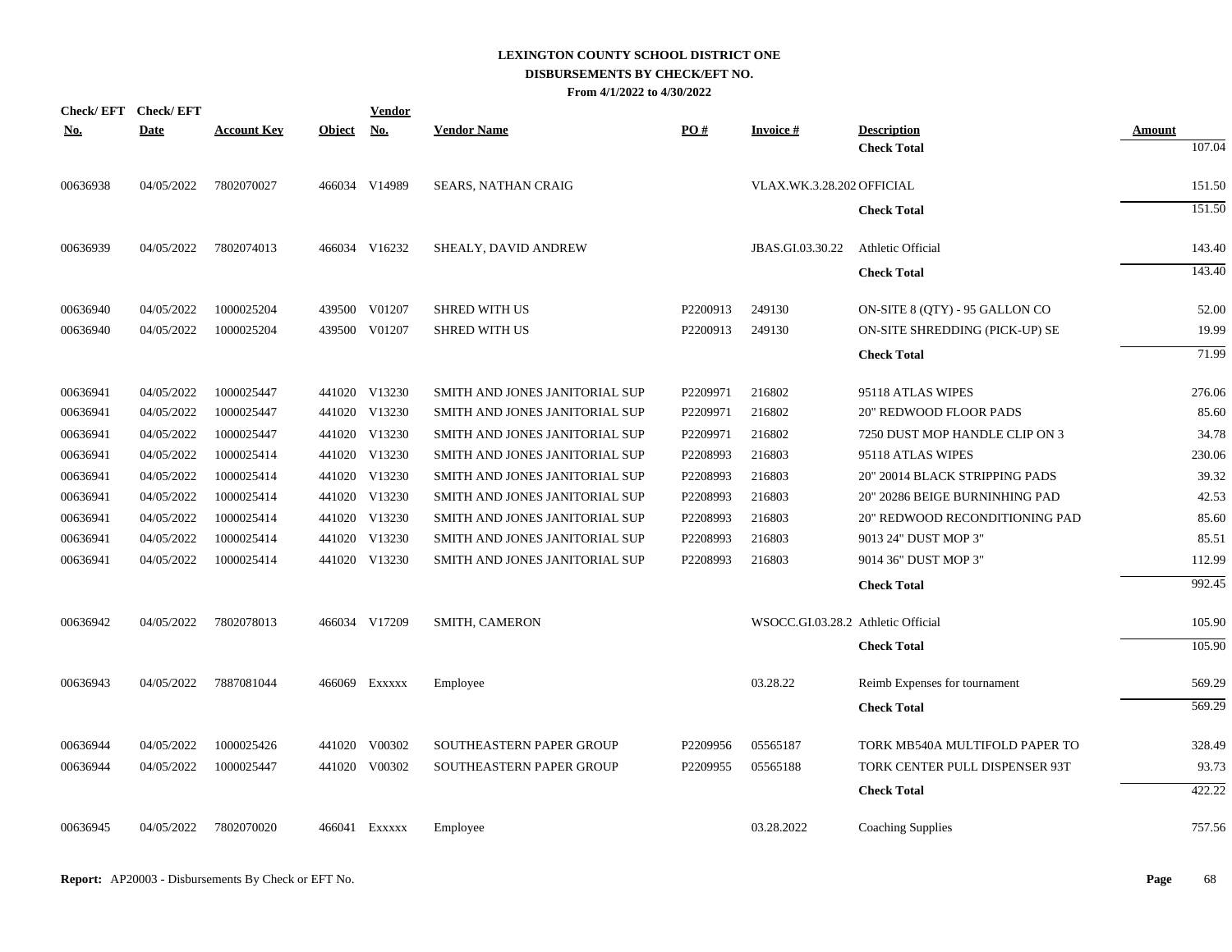# LEXINGTON COUNTY SCHOOL DISTRICT ONE

## DISBURSEMENTS BY CHECK/EFT NO.

**From 4/1/2022 to 4/30/2022**

| Check/ EFT No. | Check/ EFT Date | Account Key | Object | Vendor No. | Vendor Name | PO # | Invoice # | Description | Amount |
|---|---|---|---|---|---|---|---|---|---|
| | | | | | | | | **Check Total** | 107.04 |
| 00636938 | 04/05/2022 | 7802070027 | 466034 | V14989 | SEARS, NATHAN CRAIG | | VLAX.WK.3.28.202 | OFFICIAL | 151.50 |
| | | | | | | | | **Check Total** | 151.50 |
| 00636939 | 04/05/2022 | 7802074013 | 466034 | V16232 | SHEALY, DAVID ANDREW | | JBAS.GI.03.30.22 | Athletic Official | 143.40 |
| | | | | | | | | **Check Total** | 143.40 |
| 00636940 | 04/05/2022 | 1000025204 | 439500 | V01207 | SHRED WITH US | P2200913 | 249130 | ON-SITE 8 (QTY) - 95 GALLON CO | 52.00 |
| 00636940 | 04/05/2022 | 1000025204 | 439500 | V01207 | SHRED WITH US | P2200913 | 249130 | ON-SITE SHREDDING (PICK-UP) SE | 19.99 |
| | | | | | | | | **Check Total** | 71.99 |
| 00636941 | 04/05/2022 | 1000025447 | 441020 | V13230 | SMITH AND JONES JANITORIAL SUP | P2209971 | 216802 | 95118 ATLAS WIPES | 276.06 |
| 00636941 | 04/05/2022 | 1000025447 | 441020 | V13230 | SMITH AND JONES JANITORIAL SUP | P2209971 | 216802 | 20" REDWOOD FLOOR PADS | 85.60 |
| 00636941 | 04/05/2022 | 1000025447 | 441020 | V13230 | SMITH AND JONES JANITORIAL SUP | P2209971 | 216802 | 7250 DUST MOP HANDLE CLIP ON 3 | 34.78 |
| 00636941 | 04/05/2022 | 1000025414 | 441020 | V13230 | SMITH AND JONES JANITORIAL SUP | P2208993 | 216803 | 95118 ATLAS WIPES | 230.06 |
| 00636941 | 04/05/2022 | 1000025414 | 441020 | V13230 | SMITH AND JONES JANITORIAL SUP | P2208993 | 216803 | 20" 20014 BLACK STRIPPING PADS | 39.32 |
| 00636941 | 04/05/2022 | 1000025414 | 441020 | V13230 | SMITH AND JONES JANITORIAL SUP | P2208993 | 216803 | 20" 20286 BEIGE BURNINHING PAD | 42.53 |
| 00636941 | 04/05/2022 | 1000025414 | 441020 | V13230 | SMITH AND JONES JANITORIAL SUP | P2208993 | 216803 | 20" REDWOOD RECONDITIONING PAD | 85.60 |
| 00636941 | 04/05/2022 | 1000025414 | 441020 | V13230 | SMITH AND JONES JANITORIAL SUP | P2208993 | 216803 | 9013 24" DUST MOP 3" | 85.51 |
| 00636941 | 04/05/2022 | 1000025414 | 441020 | V13230 | SMITH AND JONES JANITORIAL SUP | P2208993 | 216803 | 9014 36" DUST MOP 3" | 112.99 |
| | | | | | | | | **Check Total** | 992.45 |
| 00636942 | 04/05/2022 | 7802078013 | 466034 | V17209 | SMITH, CAMERON | | WSOCC.GI.03.28.2 | Athletic Official | 105.90 |
| | | | | | | | | **Check Total** | 105.90 |
| 00636943 | 04/05/2022 | 7887081044 | 466069 | Exxxxx | Employee | | 03.28.22 | Reimb Expenses for tournament | 569.29 |
| | | | | | | | | **Check Total** | 569.29 |
| 00636944 | 04/05/2022 | 1000025426 | 441020 | V00302 | SOUTHEASTERN PAPER GROUP | P2209956 | 05565187 | TORK MB540A MULTIFOLD PAPER TO | 328.49 |
| 00636944 | 04/05/2022 | 1000025447 | 441020 | V00302 | SOUTHEASTERN PAPER GROUP | P2209955 | 05565188 | TORK CENTER PULL DISPENSER 93T | 93.73 |
| | | | | | | | | **Check Total** | 422.22 |
| 00636945 | 04/05/2022 | 7802070020 | 466041 | Exxxxx | Employee | | 03.28.2022 | Coaching Supplies | 757.56 |

**Report:** AP20003 - Disbursements By Check or EFT No.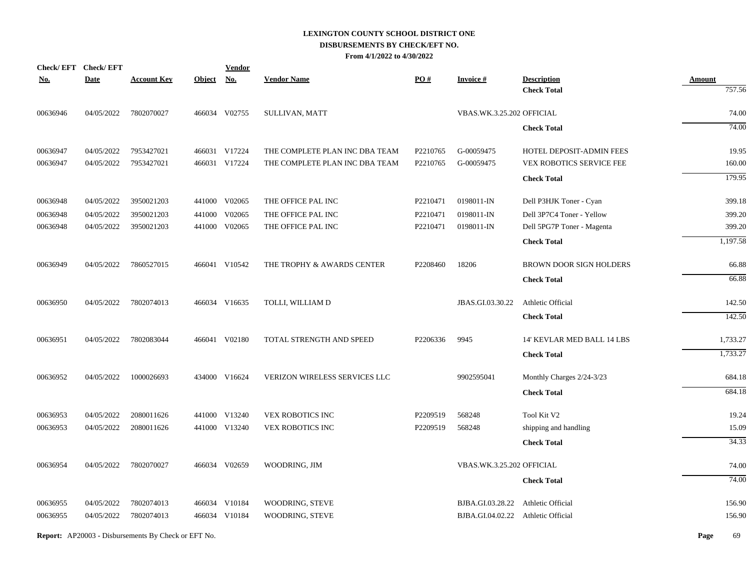**LEXINGTON COUNTY SCHOOL DISTRICT ONE**
**DISBURSEMENTS BY CHECK/EFT NO.**
**From 4/1/2022 to 4/30/2022**

| Check/ EFT No. | Check/ EFT Date | Account Key | Object | Vendor No. | Vendor Name | PO # | Invoice # | Description | Amount |
|---|---|---|---|---|---|---|---|---|---|
| | | | | | | | | **Check Total** | 757.56 |
| 00636946 | 04/05/2022 | 7802070027 | 466034 | V02755 | SULLIVAN, MATT | | VBAS.WK.3.25.202 | OFFICIAL | 74.00 |
| | | | | | | | | **Check Total** | 74.00 |
| 00636947 | 04/05/2022 | 7953427021 | 466031 | V17224 | THE COMPLETE PLAN INC DBA TEAM | P2210765 | G-00059475 | HOTEL DEPOSIT-ADMIN FEES | 19.95 |
| 00636947 | 04/05/2022 | 7953427021 | 466031 | V17224 | THE COMPLETE PLAN INC DBA TEAM | P2210765 | G-00059475 | VEX ROBOTICS SERVICE FEE | 160.00 |
| | | | | | | | | **Check Total** | 179.95 |
| 00636948 | 04/05/2022 | 3950021203 | 441000 | V02065 | THE OFFICE PAL INC | P2210471 | 0198011-IN | Dell P3HJK Toner - Cyan | 399.18 |
| 00636948 | 04/05/2022 | 3950021203 | 441000 | V02065 | THE OFFICE PAL INC | P2210471 | 0198011-IN | Dell 3P7C4 Toner - Yellow | 399.20 |
| 00636948 | 04/05/2022 | 3950021203 | 441000 | V02065 | THE OFFICE PAL INC | P2210471 | 0198011-IN | Dell 5PG7P Toner - Magenta | 399.20 |
| | | | | | | | | **Check Total** | 1,197.58 |
| 00636949 | 04/05/2022 | 7860527015 | 466041 | V10542 | THE TROPHY & AWARDS CENTER | P2208460 | 18206 | BROWN DOOR SIGN HOLDERS | 66.88 |
| | | | | | | | | **Check Total** | 66.88 |
| 00636950 | 04/05/2022 | 7802074013 | 466034 | V16635 | TOLLI, WILLIAM D | | JBAS.GI.03.30.22 | Athletic Official | 142.50 |
| | | | | | | | | **Check Total** | 142.50 |
| 00636951 | 04/05/2022 | 7802083044 | 466041 | V02180 | TOTAL STRENGTH AND SPEED | P2206336 | 9945 | 14' KEVLAR MED BALL 14 LBS | 1,733.27 |
| | | | | | | | | **Check Total** | 1,733.27 |
| 00636952 | 04/05/2022 | 1000026693 | 434000 | V16624 | VERIZON WIRELESS SERVICES LLC | | 9902595041 | Monthly Charges 2/24-3/23 | 684.18 |
| | | | | | | | | **Check Total** | 684.18 |
| 00636953 | 04/05/2022 | 2080011626 | 441000 | V13240 | VEX ROBOTICS INC | P2209519 | 568248 | Tool Kit V2 | 19.24 |
| 00636953 | 04/05/2022 | 2080011626 | 441000 | V13240 | VEX ROBOTICS INC | P2209519 | 568248 | shipping and handling | 15.09 |
| | | | | | | | | **Check Total** | 34.33 |
| 00636954 | 04/05/2022 | 7802070027 | 466034 | V02659 | WOODRING, JIM | | VBAS.WK.3.25.202 | OFFICIAL | 74.00 |
| | | | | | | | | **Check Total** | 74.00 |
| 00636955 | 04/05/2022 | 7802074013 | 466034 | V10184 | WOODRING, STEVE | | BJBA.GI.03.28.22 | Athletic Official | 156.90 |
| 00636955 | 04/05/2022 | 7802074013 | 466034 | V10184 | WOODRING, STEVE | | BJBA.GI.04.02.22 | Athletic Official | 156.90 |

**Report:** AP20003 - Disbursements By Check or EFT No.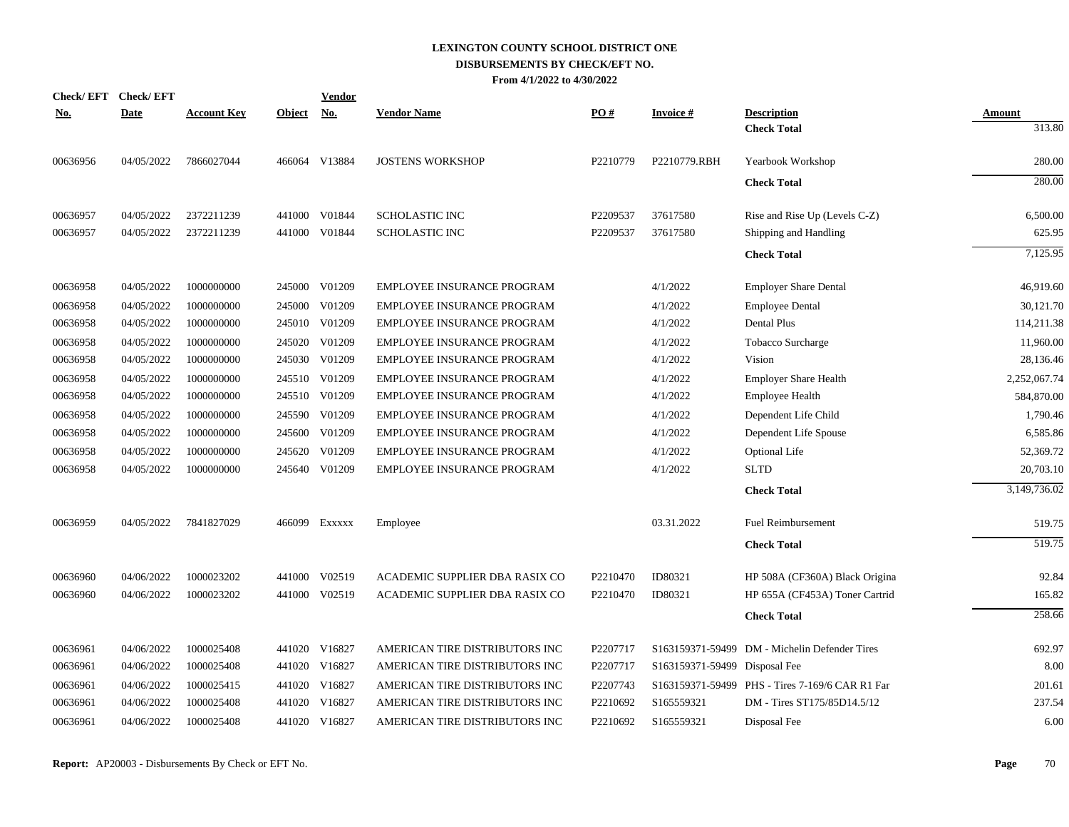# LEXINGTON COUNTY SCHOOL DISTRICT ONE
## DISBURSEMENTS BY CHECK/EFT NO.
### From 4/1/2022 to 4/30/2022

| Check/ EFT No. | Check/ EFT Date | Account Key | Object | Vendor No. | Vendor Name | PO # | Invoice # | Description | Amount |
|---|---|---|---|---|---|---|---|---|---|
| | | | | | | | | **Check Total** | 313.80 |
| 00636956 | 04/05/2022 | 7866027044 | 466064 | V13884 | JOSTENS WORKSHOP | P2210779 | P2210779.RBH | Yearbook Workshop | 280.00 |
| | | | | | | | | **Check Total** | 280.00 |
| 00636957 | 04/05/2022 | 2372211239 | 441000 | V01844 | SCHOLASTIC INC | P2209537 | 37617580 | Rise and Rise Up (Levels C-Z) | 6,500.00 |
| 00636957 | 04/05/2022 | 2372211239 | 441000 | V01844 | SCHOLASTIC INC | P2209537 | 37617580 | Shipping and Handling | 625.95 |
| | | | | | | | | **Check Total** | 7,125.95 |
| 00636958 | 04/05/2022 | 1000000000 | 245000 | V01209 | EMPLOYEE INSURANCE PROGRAM | | 4/1/2022 | Employer Share Dental | 46,919.60 |
| 00636958 | 04/05/2022 | 1000000000 | 245000 | V01209 | EMPLOYEE INSURANCE PROGRAM | | 4/1/2022 | Employee Dental | 30,121.70 |
| 00636958 | 04/05/2022 | 1000000000 | 245010 | V01209 | EMPLOYEE INSURANCE PROGRAM | | 4/1/2022 | Dental Plus | 114,211.38 |
| 00636958 | 04/05/2022 | 1000000000 | 245020 | V01209 | EMPLOYEE INSURANCE PROGRAM | | 4/1/2022 | Tobacco Surcharge | 11,960.00 |
| 00636958 | 04/05/2022 | 1000000000 | 245030 | V01209 | EMPLOYEE INSURANCE PROGRAM | | 4/1/2022 | Vision | 28,136.46 |
| 00636958 | 04/05/2022 | 1000000000 | 245510 | V01209 | EMPLOYEE INSURANCE PROGRAM | | 4/1/2022 | Employer Share Health | 2,252,067.74 |
| 00636958 | 04/05/2022 | 1000000000 | 245510 | V01209 | EMPLOYEE INSURANCE PROGRAM | | 4/1/2022 | Employee Health | 584,870.00 |
| 00636958 | 04/05/2022 | 1000000000 | 245590 | V01209 | EMPLOYEE INSURANCE PROGRAM | | 4/1/2022 | Dependent Life Child | 1,790.46 |
| 00636958 | 04/05/2022 | 1000000000 | 245600 | V01209 | EMPLOYEE INSURANCE PROGRAM | | 4/1/2022 | Dependent Life Spouse | 6,585.86 |
| 00636958 | 04/05/2022 | 1000000000 | 245620 | V01209 | EMPLOYEE INSURANCE PROGRAM | | 4/1/2022 | Optional Life | 52,369.72 |
| 00636958 | 04/05/2022 | 1000000000 | 245640 | V01209 | EMPLOYEE INSURANCE PROGRAM | | 4/1/2022 | SLTD | 20,703.10 |
| | | | | | | | | **Check Total** | 3,149,736.02 |
| 00636959 | 04/05/2022 | 7841827029 | 466099 | Exxxxx | Employee | | 03.31.2022 | Fuel Reimbursement | 519.75 |
| | | | | | | | | **Check Total** | 519.75 |
| 00636960 | 04/06/2022 | 1000023202 | 441000 | V02519 | ACADEMIC SUPPLIER DBA RASIX CO | P2210470 | ID80321 | HP 508A (CF360A) Black Origina | 92.84 |
| 00636960 | 04/06/2022 | 1000023202 | 441000 | V02519 | ACADEMIC SUPPLIER DBA RASIX CO | P2210470 | ID80321 | HP 655A (CF453A) Toner Cartrid | 165.82 |
| | | | | | | | | **Check Total** | 258.66 |
| 00636961 | 04/06/2022 | 1000025408 | 441020 | V16827 | AMERICAN TIRE DISTRIBUTORS INC | P2207717 | S163159371-59499 | DM - Michelin Defender Tires | 692.97 |
| 00636961 | 04/06/2022 | 1000025408 | 441020 | V16827 | AMERICAN TIRE DISTRIBUTORS INC | P2207717 | S163159371-59499 | Disposal Fee | 8.00 |
| 00636961 | 04/06/2022 | 1000025415 | 441020 | V16827 | AMERICAN TIRE DISTRIBUTORS INC | P2207743 | S163159371-59499 | PHS - Tires 7-169/6 CAR R1 Far | 201.61 |
| 00636961 | 04/06/2022 | 1000025408 | 441020 | V16827 | AMERICAN TIRE DISTRIBUTORS INC | P2210692 | S165559321 | DM - Tires ST175/85D14.5/12 | 237.54 |
| 00636961 | 04/06/2022 | 1000025408 | 441020 | V16827 | AMERICAN TIRE DISTRIBUTORS INC | P2210692 | S165559321 | Disposal Fee | 6.00 |

**Report:** AP20003 - Disbursements By Check or EFT No.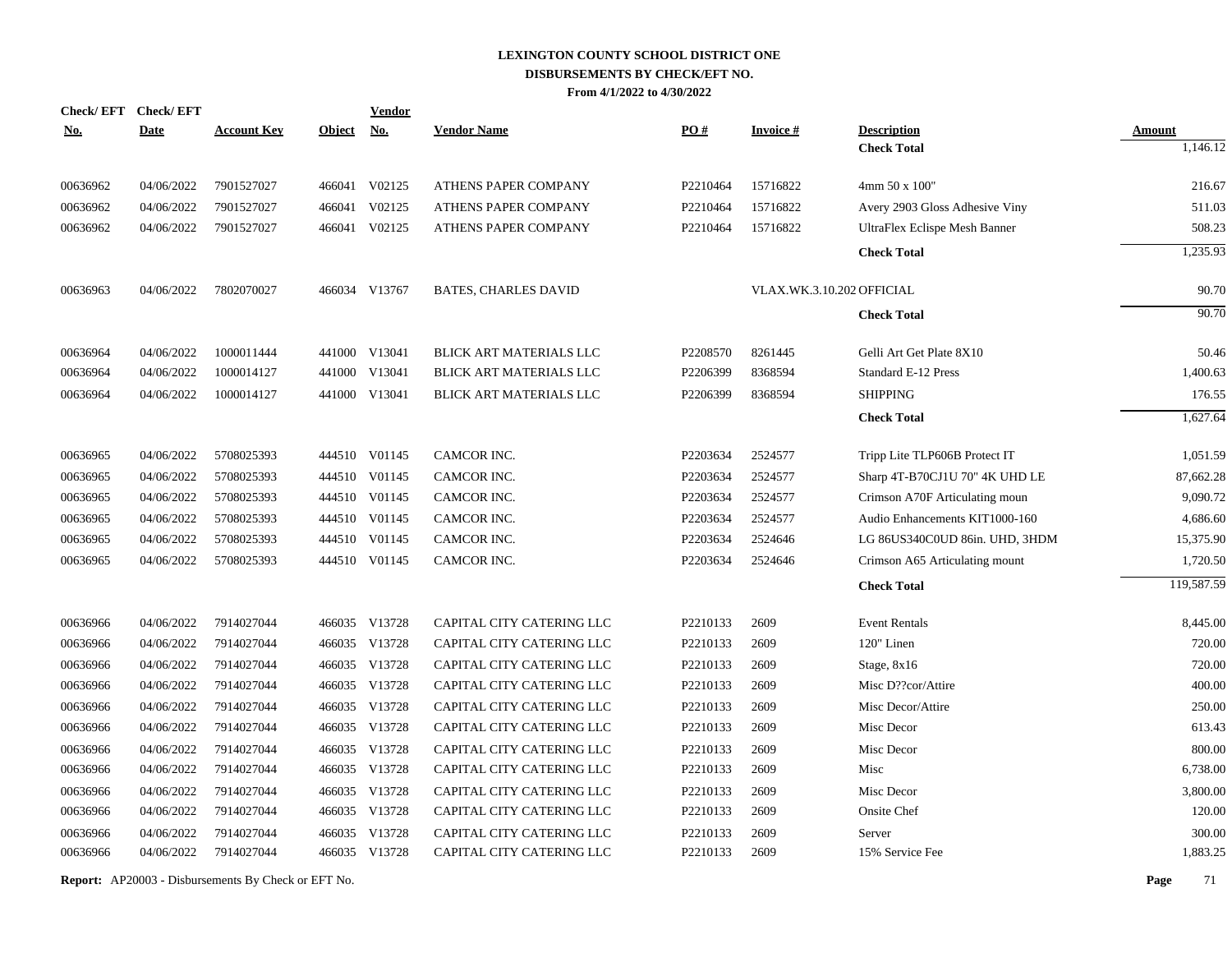# LEXINGTON COUNTY SCHOOL DISTRICT ONE
## DISBURSEMENTS BY CHECK/EFT NO.
### From 4/1/2022 to 4/30/2022

| Check/ EFT No. | Check/ EFT Date | Account Key | Object | Vendor No. | Vendor Name | PO # | Invoice # | Description | Amount |
|---|---|---|---|---|---|---|---|---|---|
| | | | | | | | | **Check Total** | 1,146.12 |
| 00636962 | 04/06/2022 | 7901527027 | 466041 | V02125 | ATHENS PAPER COMPANY | P2210464 | 15716822 | 4mm 50 x 100" | 216.67 |
| 00636962 | 04/06/2022 | 7901527027 | 466041 | V02125 | ATHENS PAPER COMPANY | P2210464 | 15716822 | Avery 2903 Gloss Adhesive Viny | 511.03 |
| 00636962 | 04/06/2022 | 7901527027 | 466041 | V02125 | ATHENS PAPER COMPANY | P2210464 | 15716822 | UltraFlex Eclispe Mesh Banner | 508.23 |
| | | | | | | | | **Check Total** | 1,235.93 |
| 00636963 | 04/06/2022 | 7802070027 | 466034 | V13767 | BATES, CHARLES DAVID | | VLAX.WK.3.10.202 | OFFICIAL | 90.70 |
| | | | | | | | | **Check Total** | 90.70 |
| 00636964 | 04/06/2022 | 1000011444 | 441000 | V13041 | BLICK ART MATERIALS LLC | P2208570 | 8261445 | Gelli Art Get Plate 8X10 | 50.46 |
| 00636964 | 04/06/2022 | 1000014127 | 441000 | V13041 | BLICK ART MATERIALS LLC | P2206399 | 8368594 | Standard E-12 Press | 1,400.63 |
| 00636964 | 04/06/2022 | 1000014127 | 441000 | V13041 | BLICK ART MATERIALS LLC | P2206399 | 8368594 | SHIPPING | 176.55 |
| | | | | | | | | **Check Total** | 1,627.64 |
| 00636965 | 04/06/2022 | 5708025393 | 444510 | V01145 | CAMCOR INC. | P2203634 | 2524577 | Tripp Lite TLP606B Protect IT | 1,051.59 |
| 00636965 | 04/06/2022 | 5708025393 | 444510 | V01145 | CAMCOR INC. | P2203634 | 2524577 | Sharp 4T-B70CJ1U 70" 4K UHD LE | 87,662.28 |
| 00636965 | 04/06/2022 | 5708025393 | 444510 | V01145 | CAMCOR INC. | P2203634 | 2524577 | Crimson A70F Articulating moun | 9,090.72 |
| 00636965 | 04/06/2022 | 5708025393 | 444510 | V01145 | CAMCOR INC. | P2203634 | 2524577 | Audio Enhancements KIT1000-160 | 4,686.60 |
| 00636965 | 04/06/2022 | 5708025393 | 444510 | V01145 | CAMCOR INC. | P2203634 | 2524646 | LG 86US340C0UD 86in. UHD, 3HDM | 15,375.90 |
| 00636965 | 04/06/2022 | 5708025393 | 444510 | V01145 | CAMCOR INC. | P2203634 | 2524646 | Crimson A65 Articulating mount | 1,720.50 |
| | | | | | | | | **Check Total** | 119,587.59 |
| 00636966 | 04/06/2022 | 7914027044 | 466035 | V13728 | CAPITAL CITY CATERING LLC | P2210133 | 2609 | Event Rentals | 8,445.00 |
| 00636966 | 04/06/2022 | 7914027044 | 466035 | V13728 | CAPITAL CITY CATERING LLC | P2210133 | 2609 | 120" Linen | 720.00 |
| 00636966 | 04/06/2022 | 7914027044 | 466035 | V13728 | CAPITAL CITY CATERING LLC | P2210133 | 2609 | Stage, 8x16 | 720.00 |
| 00636966 | 04/06/2022 | 7914027044 | 466035 | V13728 | CAPITAL CITY CATERING LLC | P2210133 | 2609 | Misc D??cor/Attire | 400.00 |
| 00636966 | 04/06/2022 | 7914027044 | 466035 | V13728 | CAPITAL CITY CATERING LLC | P2210133 | 2609 | Misc Decor/Attire | 250.00 |
| 00636966 | 04/06/2022 | 7914027044 | 466035 | V13728 | CAPITAL CITY CATERING LLC | P2210133 | 2609 | Misc Decor | 613.43 |
| 00636966 | 04/06/2022 | 7914027044 | 466035 | V13728 | CAPITAL CITY CATERING LLC | P2210133 | 2609 | Misc Decor | 800.00 |
| 00636966 | 04/06/2022 | 7914027044 | 466035 | V13728 | CAPITAL CITY CATERING LLC | P2210133 | 2609 | Misc | 6,738.00 |
| 00636966 | 04/06/2022 | 7914027044 | 466035 | V13728 | CAPITAL CITY CATERING LLC | P2210133 | 2609 | Misc Decor | 3,800.00 |
| 00636966 | 04/06/2022 | 7914027044 | 466035 | V13728 | CAPITAL CITY CATERING LLC | P2210133 | 2609 | Onsite Chef | 120.00 |
| 00636966 | 04/06/2022 | 7914027044 | 466035 | V13728 | CAPITAL CITY CATERING LLC | P2210133 | 2609 | Server | 300.00 |
| 00636966 | 04/06/2022 | 7914027044 | 466035 | V13728 | CAPITAL CITY CATERING LLC | P2210133 | 2609 | 15% Service Fee | 1,883.25 |

**Report:** AP20003 - Disbursements By Check or EFT No.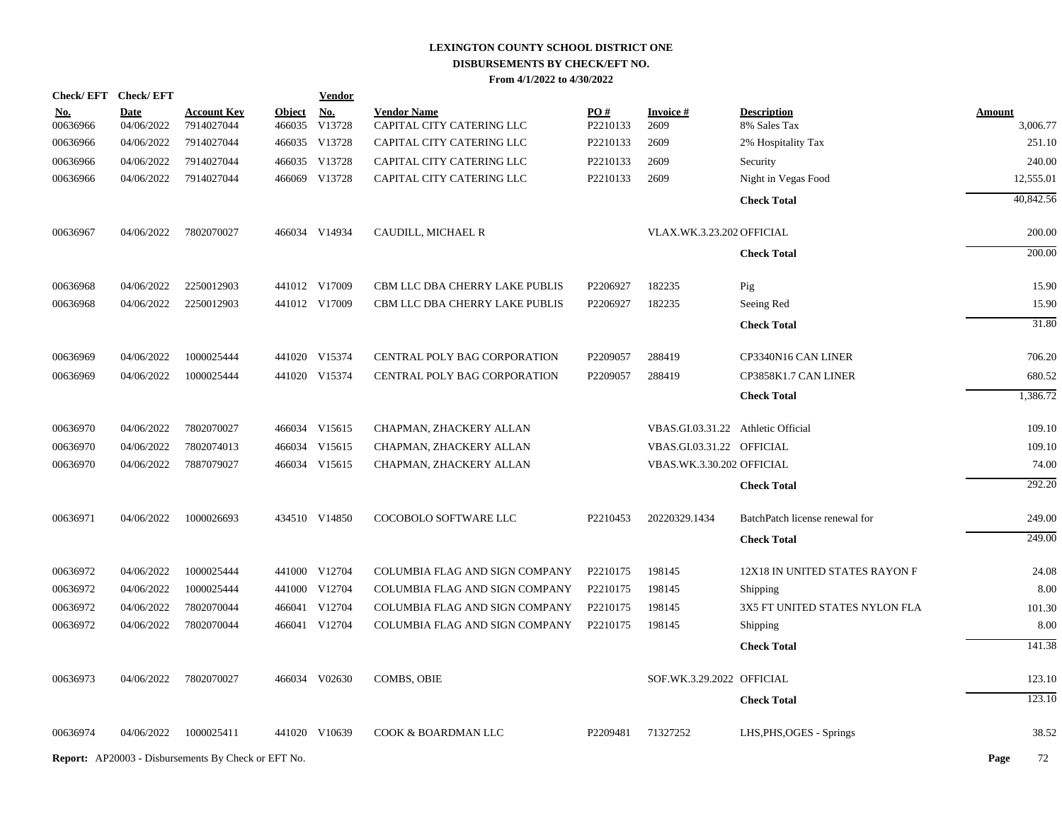# LEXINGTON COUNTY SCHOOL DISTRICT ONE
## DISBURSEMENTS BY CHECK/EFT NO.
### From 4/1/2022 to 4/30/2022

| Check/ EFT No. | Check/ EFT Date | Account Key | Object | Vendor No. | Vendor Name | PO # | Invoice # | Description | Amount |
|---|---|---|---|---|---|---|---|---|---|
| 00636966 | 04/06/2022 | 7914027044 | 466035 | V13728 | CAPITAL CITY CATERING LLC | P2210133 | 2609 | 8% Sales Tax | 3,006.77 |
| 00636966 | 04/06/2022 | 7914027044 | 466035 | V13728 | CAPITAL CITY CATERING LLC | P2210133 | 2609 | 2% Hospitality Tax | 251.10 |
| 00636966 | 04/06/2022 | 7914027044 | 466035 | V13728 | CAPITAL CITY CATERING LLC | P2210133 | 2609 | Security | 240.00 |
| 00636966 | 04/06/2022 | 7914027044 | 466069 | V13728 | CAPITAL CITY CATERING LLC | P2210133 | 2609 | Night in Vegas Food | 12,555.01 |
| | | | | | | | | **Check Total** | 40,842.56 |
| 00636967 | 04/06/2022 | 7802070027 | 466034 | V14934 | CAUDILL, MICHAEL R | | VLAX.WK.3.23.202 | OFFICIAL | 200.00 |
| | | | | | | | | **Check Total** | 200.00 |
| 00636968 | 04/06/2022 | 2250012903 | 441012 | V17009 | CBM LLC DBA CHERRY LAKE PUBLIS | P2206927 | 182235 | Pig | 15.90 |
| 00636968 | 04/06/2022 | 2250012903 | 441012 | V17009 | CBM LLC DBA CHERRY LAKE PUBLIS | P2206927 | 182235 | Seeing Red | 15.90 |
| | | | | | | | | **Check Total** | 31.80 |
| 00636969 | 04/06/2022 | 1000025444 | 441020 | V15374 | CENTRAL POLY BAG CORPORATION | P2209057 | 288419 | CP3340N16 CAN LINER | 706.20 |
| 00636969 | 04/06/2022 | 1000025444 | 441020 | V15374 | CENTRAL POLY BAG CORPORATION | P2209057 | 288419 | CP3858K1.7 CAN LINER | 680.52 |
| | | | | | | | | **Check Total** | 1,386.72 |
| 00636970 | 04/06/2022 | 7802070027 | 466034 | V15615 | CHAPMAN, ZHACKERY ALLAN | | VBAS.GI.03.31.22 | Athletic Official | 109.10 |
| 00636970 | 04/06/2022 | 7802074013 | 466034 | V15615 | CHAPMAN, ZHACKERY ALLAN | | VBAS.GI.03.31.22 | OFFICIAL | 109.10 |
| 00636970 | 04/06/2022 | 7887079027 | 466034 | V15615 | CHAPMAN, ZHACKERY ALLAN | | VBAS.WK.3.30.202 | OFFICIAL | 74.00 |
| | | | | | | | | **Check Total** | 292.20 |
| 00636971 | 04/06/2022 | 1000026693 | 434510 | V14850 | COCOBOLO SOFTWARE LLC | P2210453 | 20220329.1434 | BatchPatch license renewal for | 249.00 |
| | | | | | | | | **Check Total** | 249.00 |
| 00636972 | 04/06/2022 | 1000025444 | 441000 | V12704 | COLUMBIA FLAG AND SIGN COMPANY | P2210175 | 198145 | 12X18 IN UNITED STATES RAYON F | 24.08 |
| 00636972 | 04/06/2022 | 1000025444 | 441000 | V12704 | COLUMBIA FLAG AND SIGN COMPANY | P2210175 | 198145 | Shipping | 8.00 |
| 00636972 | 04/06/2022 | 7802070044 | 466041 | V12704 | COLUMBIA FLAG AND SIGN COMPANY | P2210175 | 198145 | 3X5 FT UNITED STATES NYLON FLA | 101.30 |
| 00636972 | 04/06/2022 | 7802070044 | 466041 | V12704 | COLUMBIA FLAG AND SIGN COMPANY | P2210175 | 198145 | Shipping | 8.00 |
| | | | | | | | | **Check Total** | 141.38 |
| 00636973 | 04/06/2022 | 7802070027 | 466034 | V02630 | COMBS, OBIE | | SOF.WK.3.29.2022 | OFFICIAL | 123.10 |
| | | | | | | | | **Check Total** | 123.10 |
| 00636974 | 04/06/2022 | 1000025411 | 441020 | V10639 | COOK & BOARDMAN LLC | P2209481 | 71327252 | LHS,PHS,OGES - Springs | 38.52 |

**Report:** AP20003 - Disbursements By Check or EFT No.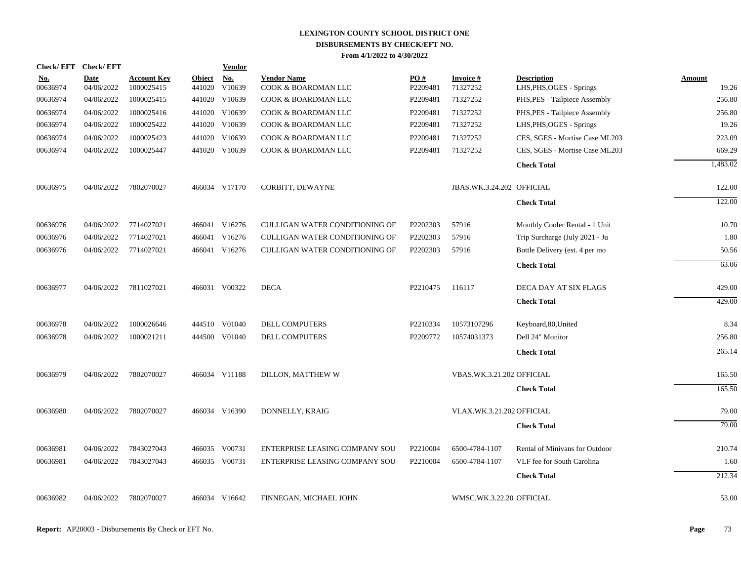# LEXINGTON COUNTY SCHOOL DISTRICT ONE
## DISBURSEMENTS BY CHECK/EFT NO.
### From 4/1/2022 to 4/30/2022

| Check/ EFT No. | Check/ EFT Date | Account Key | Object | Vendor No. | Vendor Name | PO # | Invoice # | Description | Amount |
|---|---|---|---|---|---|---|---|---|---|
| 00636974 | 04/06/2022 | 1000025415 | 441020 | V10639 | COOK & BOARDMAN LLC | P2209481 | 71327252 | LHS,PHS,OGES - Springs | 19.26 |
| 00636974 | 04/06/2022 | 1000025415 | 441020 | V10639 | COOK & BOARDMAN LLC | P2209481 | 71327252 | PHS,PES - Tailpiece Assembly | 256.80 |
| 00636974 | 04/06/2022 | 1000025416 | 441020 | V10639 | COOK & BOARDMAN LLC | P2209481 | 71327252 | PHS,PES - Tailpiece Assembly | 256.80 |
| 00636974 | 04/06/2022 | 1000025422 | 441020 | V10639 | COOK & BOARDMAN LLC | P2209481 | 71327252 | LHS,PHS,OGES - Springs | 19.26 |
| 00636974 | 04/06/2022 | 1000025423 | 441020 | V10639 | COOK & BOARDMAN LLC | P2209481 | 71327252 | CES, SGES - Mortise Case ML203 | 223.09 |
| 00636974 | 04/06/2022 | 1000025447 | 441020 | V10639 | COOK & BOARDMAN LLC | P2209481 | 71327252 | CES, SGES - Mortise Case ML203 | 669.29 |
| | | | | | | | | **Check Total** | 1,483.02 |
| 00636975 | 04/06/2022 | 7802070027 | 466034 | V17170 | CORBITT, DEWAYNE | | JBAS.WK.3.24.202 | OFFICIAL | 122.00 |
| | | | | | | | | **Check Total** | 122.00 |
| 00636976 | 04/06/2022 | 7714027021 | 466041 | V16276 | CULLIGAN WATER CONDITIONING OF | P2202303 | 57916 | Monthly Cooler Rental - 1 Unit | 10.70 |
| 00636976 | 04/06/2022 | 7714027021 | 466041 | V16276 | CULLIGAN WATER CONDITIONING OF | P2202303 | 57916 | Trip Surcharge (July 2021 - Ju | 1.80 |
| 00636976 | 04/06/2022 | 7714027021 | 466041 | V16276 | CULLIGAN WATER CONDITIONING OF | P2202303 | 57916 | Bottle Delivery (est. 4 per mo | 50.56 |
| | | | | | | | | **Check Total** | 63.06 |
| 00636977 | 04/06/2022 | 7811027021 | 466031 | V00322 | DECA | P2210475 | 116117 | DECA DAY AT SIX FLAGS | 429.00 |
| | | | | | | | | **Check Total** | 429.00 |
| 00636978 | 04/06/2022 | 1000026646 | 444510 | V01040 | DELL COMPUTERS | P2210334 | 10573107296 | Keyboard,80,United | 8.34 |
| 00636978 | 04/06/2022 | 1000021211 | 444500 | V01040 | DELL COMPUTERS | P2209772 | 10574031373 | Dell 24" Monitor | 256.80 |
| | | | | | | | | **Check Total** | 265.14 |
| 00636979 | 04/06/2022 | 7802070027 | 466034 | V11188 | DILLON, MATTHEW W | | VBAS.WK.3.21.202 | OFFICIAL | 165.50 |
| | | | | | | | | **Check Total** | 165.50 |
| 00636980 | 04/06/2022 | 7802070027 | 466034 | V16390 | DONNELLY, KRAIG | | VLAX.WK.3.21.202 | OFFICIAL | 79.00 |
| | | | | | | | | **Check Total** | 79.00 |
| 00636981 | 04/06/2022 | 7843027043 | 466035 | V00731 | ENTERPRISE LEASING COMPANY SOU | P2210004 | 6500-4784-1107 | Rental of Minivans for Outdoor | 210.74 |
| 00636981 | 04/06/2022 | 7843027043 | 466035 | V00731 | ENTERPRISE LEASING COMPANY SOU | P2210004 | 6500-4784-1107 | VLF fee for South Carolina | 1.60 |
| | | | | | | | | **Check Total** | 212.34 |
| 00636982 | 04/06/2022 | 7802070027 | 466034 | V16642 | FINNEGAN, MICHAEL JOHN | | WMSC.WK.3.22.20 | OFFICIAL | 53.00 |

**Report:** AP20003 - Disbursements By Check or EFT No.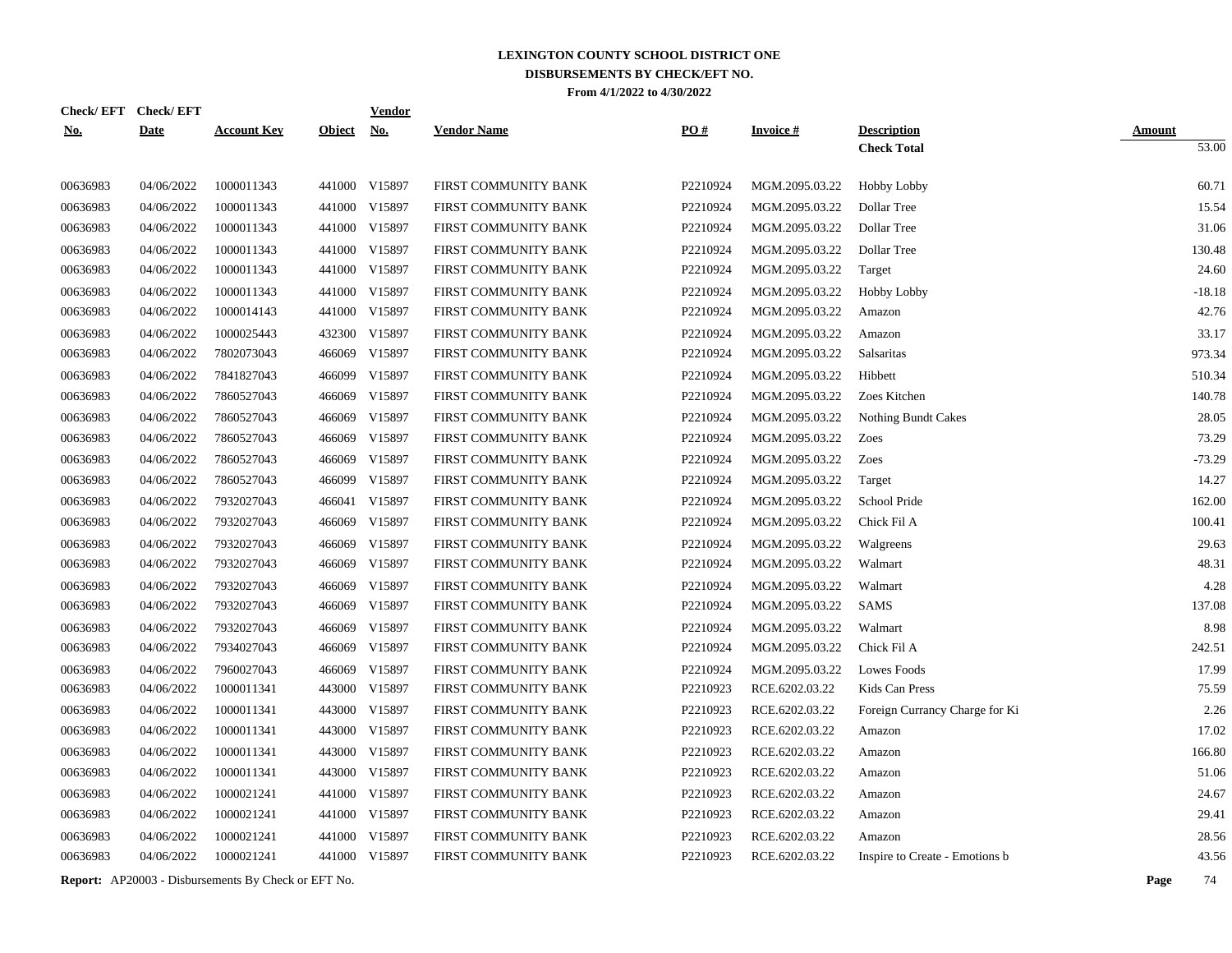# LEXINGTON COUNTY SCHOOL DISTRICT ONE
## DISBURSEMENTS BY CHECK/EFT NO.
### From 4/1/2022 to 4/30/2022

| Check/ EFT No. | Check/ EFT Date | Account Key | Object | Vendor No. | Vendor Name | PO # | Invoice # | Description | Amount |
|---|---|---|---|---|---|---|---|---|---|
| | | | | | | | | **Check Total** | 53.00 |
| 00636983 | 04/06/2022 | 1000011343 | 441000 | V15897 | FIRST COMMUNITY BANK | P2210924 | MGM.2095.03.22 | Hobby Lobby | 60.71 |
| 00636983 | 04/06/2022 | 1000011343 | 441000 | V15897 | FIRST COMMUNITY BANK | P2210924 | MGM.2095.03.22 | Dollar Tree | 15.54 |
| 00636983 | 04/06/2022 | 1000011343 | 441000 | V15897 | FIRST COMMUNITY BANK | P2210924 | MGM.2095.03.22 | Dollar Tree | 31.06 |
| 00636983 | 04/06/2022 | 1000011343 | 441000 | V15897 | FIRST COMMUNITY BANK | P2210924 | MGM.2095.03.22 | Dollar Tree | 130.48 |
| 00636983 | 04/06/2022 | 1000011343 | 441000 | V15897 | FIRST COMMUNITY BANK | P2210924 | MGM.2095.03.22 | Target | 24.60 |
| 00636983 | 04/06/2022 | 1000011343 | 441000 | V15897 | FIRST COMMUNITY BANK | P2210924 | MGM.2095.03.22 | Hobby Lobby | -18.18 |
| 00636983 | 04/06/2022 | 1000014143 | 441000 | V15897 | FIRST COMMUNITY BANK | P2210924 | MGM.2095.03.22 | Amazon | 42.76 |
| 00636983 | 04/06/2022 | 1000025443 | 432300 | V15897 | FIRST COMMUNITY BANK | P2210924 | MGM.2095.03.22 | Amazon | 33.17 |
| 00636983 | 04/06/2022 | 7802073043 | 466069 | V15897 | FIRST COMMUNITY BANK | P2210924 | MGM.2095.03.22 | Salsaritas | 973.34 |
| 00636983 | 04/06/2022 | 7841827043 | 466099 | V15897 | FIRST COMMUNITY BANK | P2210924 | MGM.2095.03.22 | Hibbett | 510.34 |
| 00636983 | 04/06/2022 | 7860527043 | 466069 | V15897 | FIRST COMMUNITY BANK | P2210924 | MGM.2095.03.22 | Zoes Kitchen | 140.78 |
| 00636983 | 04/06/2022 | 7860527043 | 466069 | V15897 | FIRST COMMUNITY BANK | P2210924 | MGM.2095.03.22 | Nothing Bundt Cakes | 28.05 |
| 00636983 | 04/06/2022 | 7860527043 | 466069 | V15897 | FIRST COMMUNITY BANK | P2210924 | MGM.2095.03.22 | Zoes | 73.29 |
| 00636983 | 04/06/2022 | 7860527043 | 466069 | V15897 | FIRST COMMUNITY BANK | P2210924 | MGM.2095.03.22 | Zoes | -73.29 |
| 00636983 | 04/06/2022 | 7860527043 | 466099 | V15897 | FIRST COMMUNITY BANK | P2210924 | MGM.2095.03.22 | Target | 14.27 |
| 00636983 | 04/06/2022 | 7932027043 | 466041 | V15897 | FIRST COMMUNITY BANK | P2210924 | MGM.2095.03.22 | School Pride | 162.00 |
| 00636983 | 04/06/2022 | 7932027043 | 466069 | V15897 | FIRST COMMUNITY BANK | P2210924 | MGM.2095.03.22 | Chick Fil A | 100.41 |
| 00636983 | 04/06/2022 | 7932027043 | 466069 | V15897 | FIRST COMMUNITY BANK | P2210924 | MGM.2095.03.22 | Walgreens | 29.63 |
| 00636983 | 04/06/2022 | 7932027043 | 466069 | V15897 | FIRST COMMUNITY BANK | P2210924 | MGM.2095.03.22 | Walmart | 48.31 |
| 00636983 | 04/06/2022 | 7932027043 | 466069 | V15897 | FIRST COMMUNITY BANK | P2210924 | MGM.2095.03.22 | Walmart | 4.28 |
| 00636983 | 04/06/2022 | 7932027043 | 466069 | V15897 | FIRST COMMUNITY BANK | P2210924 | MGM.2095.03.22 | SAMS | 137.08 |
| 00636983 | 04/06/2022 | 7932027043 | 466069 | V15897 | FIRST COMMUNITY BANK | P2210924 | MGM.2095.03.22 | Walmart | 8.98 |
| 00636983 | 04/06/2022 | 7934027043 | 466069 | V15897 | FIRST COMMUNITY BANK | P2210924 | MGM.2095.03.22 | Chick Fil A | 242.51 |
| 00636983 | 04/06/2022 | 7960027043 | 466069 | V15897 | FIRST COMMUNITY BANK | P2210924 | MGM.2095.03.22 | Lowes Foods | 17.99 |
| 00636983 | 04/06/2022 | 1000011341 | 443000 | V15897 | FIRST COMMUNITY BANK | P2210923 | RCE.6202.03.22 | Kids Can Press | 75.59 |
| 00636983 | 04/06/2022 | 1000011341 | 443000 | V15897 | FIRST COMMUNITY BANK | P2210923 | RCE.6202.03.22 | Foreign Currancy Charge for Ki | 2.26 |
| 00636983 | 04/06/2022 | 1000011341 | 443000 | V15897 | FIRST COMMUNITY BANK | P2210923 | RCE.6202.03.22 | Amazon | 17.02 |
| 00636983 | 04/06/2022 | 1000011341 | 443000 | V15897 | FIRST COMMUNITY BANK | P2210923 | RCE.6202.03.22 | Amazon | 166.80 |
| 00636983 | 04/06/2022 | 1000011341 | 443000 | V15897 | FIRST COMMUNITY BANK | P2210923 | RCE.6202.03.22 | Amazon | 51.06 |
| 00636983 | 04/06/2022 | 1000021241 | 441000 | V15897 | FIRST COMMUNITY BANK | P2210923 | RCE.6202.03.22 | Amazon | 24.67 |
| 00636983 | 04/06/2022 | 1000021241 | 441000 | V15897 | FIRST COMMUNITY BANK | P2210923 | RCE.6202.03.22 | Amazon | 29.41 |
| 00636983 | 04/06/2022 | 1000021241 | 441000 | V15897 | FIRST COMMUNITY BANK | P2210923 | RCE.6202.03.22 | Amazon | 28.56 |
| 00636983 | 04/06/2022 | 1000021241 | 441000 | V15897 | FIRST COMMUNITY BANK | P2210923 | RCE.6202.03.22 | Inspire to Create - Emotions b | 43.56 |

**Report:** AP20003 - Disbursements By Check or EFT No.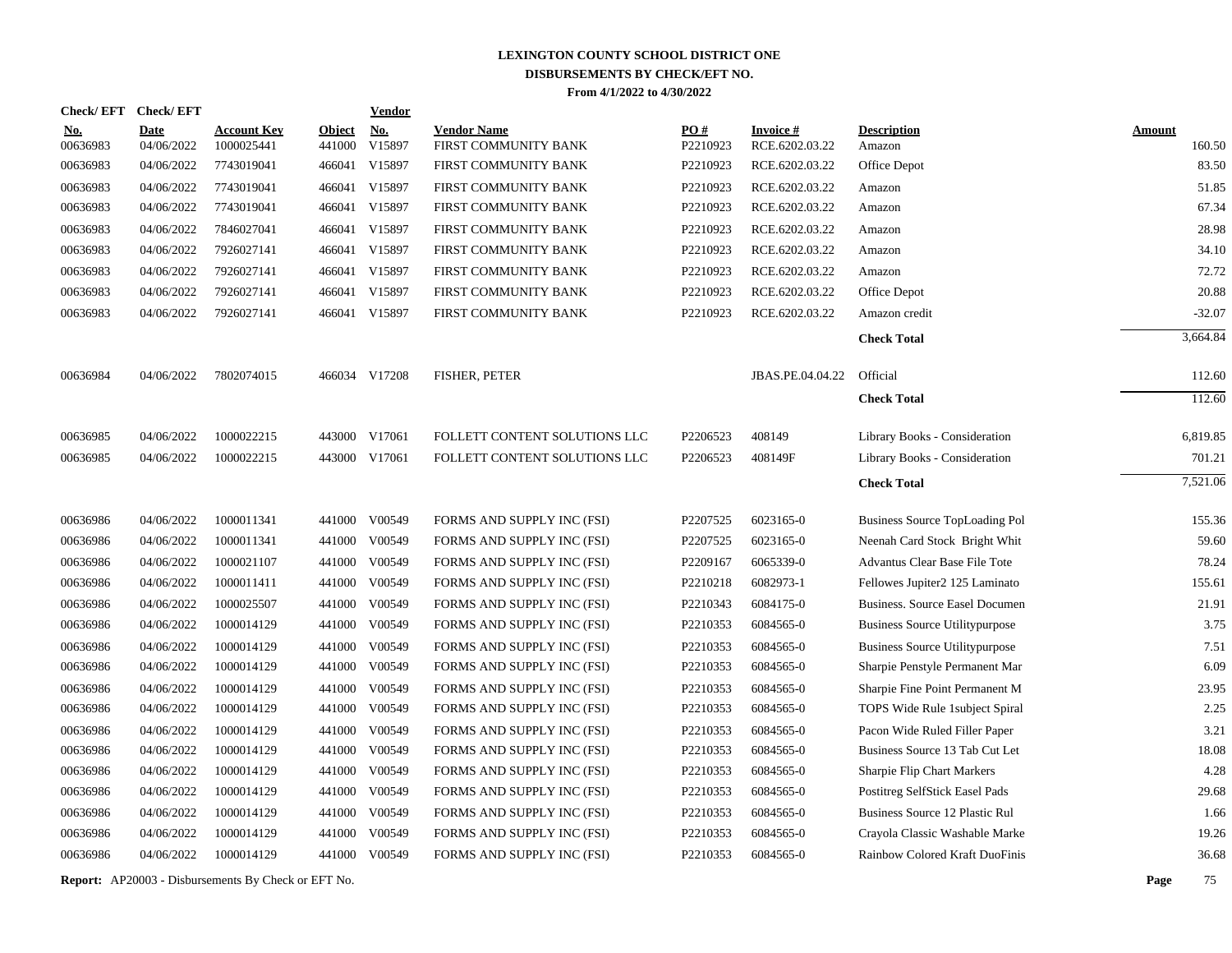# LEXINGTON COUNTY SCHOOL DISTRICT ONE
## DISBURSEMENTS BY CHECK/EFT NO.
### From 4/1/2022 to 4/30/2022

| Check/ EFT No. | Check/ EFT Date | Account Key | Object | Vendor No. | Vendor Name | PO # | Invoice # | Description | Amount |
|---|---|---|---|---|---|---|---|---|---|
| 00636983 | 04/06/2022 | 1000025441 | 441000 | V15897 | FIRST COMMUNITY BANK | P2210923 | RCE.6202.03.22 | Amazon | 160.50 |
| 00636983 | 04/06/2022 | 7743019041 | 466041 | V15897 | FIRST COMMUNITY BANK | P2210923 | RCE.6202.03.22 | Office Depot | 83.50 |
| 00636983 | 04/06/2022 | 7743019041 | 466041 | V15897 | FIRST COMMUNITY BANK | P2210923 | RCE.6202.03.22 | Amazon | 51.85 |
| 00636983 | 04/06/2022 | 7743019041 | 466041 | V15897 | FIRST COMMUNITY BANK | P2210923 | RCE.6202.03.22 | Amazon | 67.34 |
| 00636983 | 04/06/2022 | 7846027041 | 466041 | V15897 | FIRST COMMUNITY BANK | P2210923 | RCE.6202.03.22 | Amazon | 28.98 |
| 00636983 | 04/06/2022 | 7926027141 | 466041 | V15897 | FIRST COMMUNITY BANK | P2210923 | RCE.6202.03.22 | Amazon | 34.10 |
| 00636983 | 04/06/2022 | 7926027141 | 466041 | V15897 | FIRST COMMUNITY BANK | P2210923 | RCE.6202.03.22 | Amazon | 72.72 |
| 00636983 | 04/06/2022 | 7926027141 | 466041 | V15897 | FIRST COMMUNITY BANK | P2210923 | RCE.6202.03.22 | Office Depot | 20.88 |
| 00636983 | 04/06/2022 | 7926027141 | 466041 | V15897 | FIRST COMMUNITY BANK | P2210923 | RCE.6202.03.22 | Amazon credit | -32.07 |
| | | | | | | | | **Check Total** | 3,664.84 |
| 00636984 | 04/06/2022 | 7802074015 | 466034 | V17208 | FISHER, PETER | | JBAS.PE.04.04.22 | Official | 112.60 |
| | | | | | | | | **Check Total** | 112.60 |
| 00636985 | 04/06/2022 | 1000022215 | 443000 | V17061 | FOLLETT CONTENT SOLUTIONS LLC | P2206523 | 408149 | Library Books - Consideration | 6,819.85 |
| 00636985 | 04/06/2022 | 1000022215 | 443000 | V17061 | FOLLETT CONTENT SOLUTIONS LLC | P2206523 | 408149F | Library Books - Consideration | 701.21 |
| | | | | | | | | **Check Total** | 7,521.06 |
| 00636986 | 04/06/2022 | 1000011341 | 441000 | V00549 | FORMS AND SUPPLY INC (FSI) | P2207525 | 6023165-0 | Business Source TopLoading Pol | 155.36 |
| 00636986 | 04/06/2022 | 1000011341 | 441000 | V00549 | FORMS AND SUPPLY INC (FSI) | P2207525 | 6023165-0 | Neenah Card Stock Bright Whit | 59.60 |
| 00636986 | 04/06/2022 | 1000021107 | 441000 | V00549 | FORMS AND SUPPLY INC (FSI) | P2209167 | 6065339-0 | Advantus Clear Base File Tote | 78.24 |
| 00636986 | 04/06/2022 | 1000011411 | 441000 | V00549 | FORMS AND SUPPLY INC (FSI) | P2210218 | 6082973-1 | Fellowes Jupiter2 125 Laminato | 155.61 |
| 00636986 | 04/06/2022 | 1000025507 | 441000 | V00549 | FORMS AND SUPPLY INC (FSI) | P2210343 | 6084175-0 | Business. Source Easel Documen | 21.91 |
| 00636986 | 04/06/2022 | 1000014129 | 441000 | V00549 | FORMS AND SUPPLY INC (FSI) | P2210353 | 6084565-0 | Business Source Utilitypurpose | 3.75 |
| 00636986 | 04/06/2022 | 1000014129 | 441000 | V00549 | FORMS AND SUPPLY INC (FSI) | P2210353 | 6084565-0 | Business Source Utilitypurpose | 7.51 |
| 00636986 | 04/06/2022 | 1000014129 | 441000 | V00549 | FORMS AND SUPPLY INC (FSI) | P2210353 | 6084565-0 | Sharpie Penstyle Permanent Mar | 6.09 |
| 00636986 | 04/06/2022 | 1000014129 | 441000 | V00549 | FORMS AND SUPPLY INC (FSI) | P2210353 | 6084565-0 | Sharpie Fine Point Permanent M | 23.95 |
| 00636986 | 04/06/2022 | 1000014129 | 441000 | V00549 | FORMS AND SUPPLY INC (FSI) | P2210353 | 6084565-0 | TOPS Wide Rule 1subject Spiral | 2.25 |
| 00636986 | 04/06/2022 | 1000014129 | 441000 | V00549 | FORMS AND SUPPLY INC (FSI) | P2210353 | 6084565-0 | Pacon Wide Ruled Filler Paper | 3.21 |
| 00636986 | 04/06/2022 | 1000014129 | 441000 | V00549 | FORMS AND SUPPLY INC (FSI) | P2210353 | 6084565-0 | Business Source 13 Tab Cut Let | 18.08 |
| 00636986 | 04/06/2022 | 1000014129 | 441000 | V00549 | FORMS AND SUPPLY INC (FSI) | P2210353 | 6084565-0 | Sharpie Flip Chart Markers | 4.28 |
| 00636986 | 04/06/2022 | 1000014129 | 441000 | V00549 | FORMS AND SUPPLY INC (FSI) | P2210353 | 6084565-0 | Postitreg SelfStick Easel Pads | 29.68 |
| 00636986 | 04/06/2022 | 1000014129 | 441000 | V00549 | FORMS AND SUPPLY INC (FSI) | P2210353 | 6084565-0 | Business Source 12 Plastic Rul | 1.66 |
| 00636986 | 04/06/2022 | 1000014129 | 441000 | V00549 | FORMS AND SUPPLY INC (FSI) | P2210353 | 6084565-0 | Crayola Classic Washable Marke | 19.26 |
| 00636986 | 04/06/2022 | 1000014129 | 441000 | V00549 | FORMS AND SUPPLY INC (FSI) | P2210353 | 6084565-0 | Rainbow Colored Kraft DuoFinis | 36.68 |

**Report:** AP20003 - Disbursements By Check or EFT No.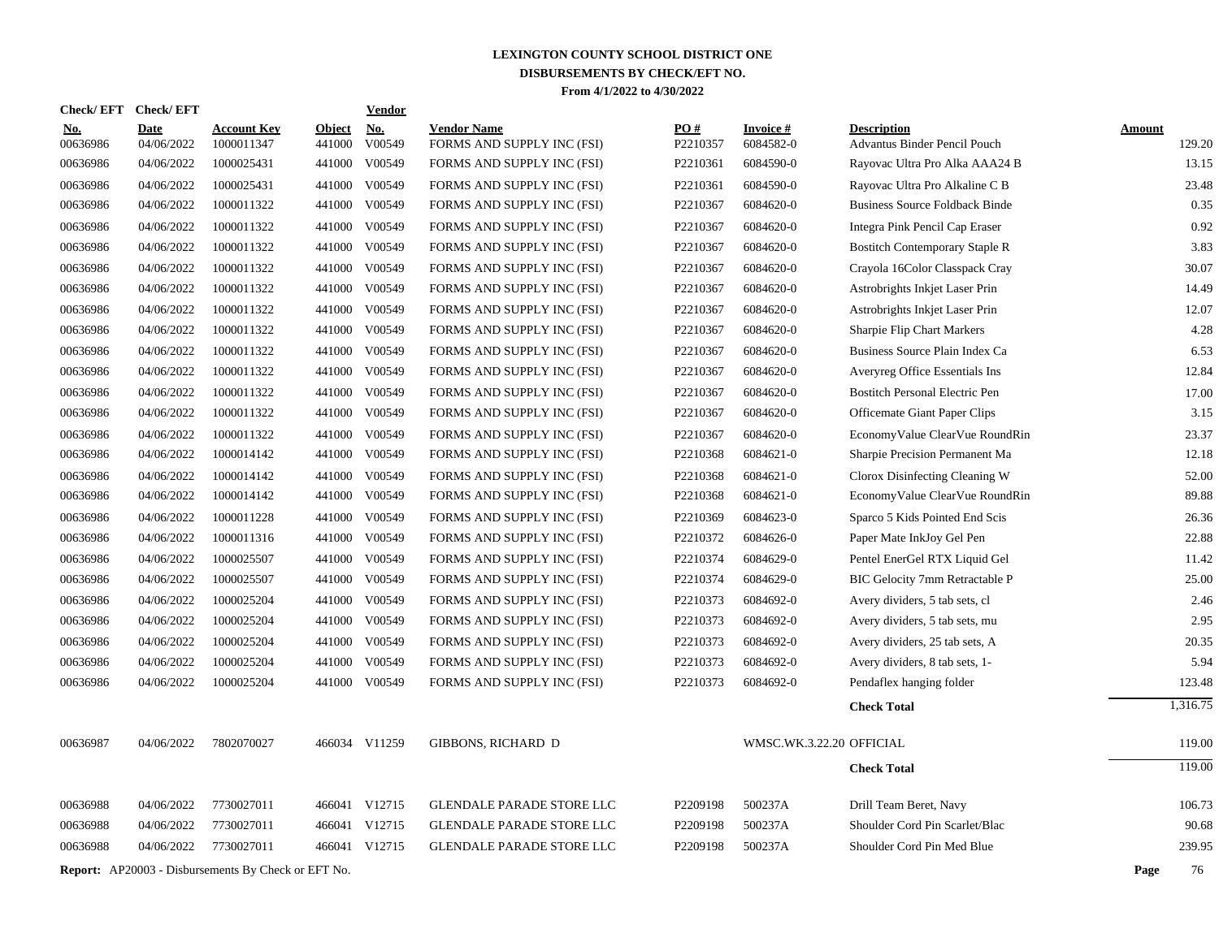# LEXINGTON COUNTY SCHOOL DISTRICT ONE
## DISBURSEMENTS BY CHECK/EFT NO.
### From 4/1/2022 to 4/30/2022

| Check/ EFT No. | Check/ EFT Date | Account Key | Object | Vendor No. | Vendor Name | PO # | Invoice # | Description | Amount |
|---|---|---|---|---|---|---|---|---|---|
| 00636986 | 04/06/2022 | 1000011347 | 441000 | V00549 | FORMS AND SUPPLY INC (FSI) | P2210357 | 6084582-0 | Advantus Binder Pencil Pouch | 129.20 |
| 00636986 | 04/06/2022 | 1000025431 | 441000 | V00549 | FORMS AND SUPPLY INC (FSI) | P2210361 | 6084590-0 | Rayovac Ultra Pro Alka AAA24 B | 13.15 |
| 00636986 | 04/06/2022 | 1000025431 | 441000 | V00549 | FORMS AND SUPPLY INC (FSI) | P2210361 | 6084590-0 | Rayovac Ultra Pro Alkaline C B | 23.48 |
| 00636986 | 04/06/2022 | 1000011322 | 441000 | V00549 | FORMS AND SUPPLY INC (FSI) | P2210367 | 6084620-0 | Business Source Foldback Binde | 0.35 |
| 00636986 | 04/06/2022 | 1000011322 | 441000 | V00549 | FORMS AND SUPPLY INC (FSI) | P2210367 | 6084620-0 | Integra Pink Pencil Cap Eraser | 0.92 |
| 00636986 | 04/06/2022 | 1000011322 | 441000 | V00549 | FORMS AND SUPPLY INC (FSI) | P2210367 | 6084620-0 | Bostitch Contemporary Staple R | 3.83 |
| 00636986 | 04/06/2022 | 1000011322 | 441000 | V00549 | FORMS AND SUPPLY INC (FSI) | P2210367 | 6084620-0 | Crayola 16Color Classpack Cray | 30.07 |
| 00636986 | 04/06/2022 | 1000011322 | 441000 | V00549 | FORMS AND SUPPLY INC (FSI) | P2210367 | 6084620-0 | Astrobrights Inkjet Laser Prin | 14.49 |
| 00636986 | 04/06/2022 | 1000011322 | 441000 | V00549 | FORMS AND SUPPLY INC (FSI) | P2210367 | 6084620-0 | Astrobrights Inkjet Laser Prin | 12.07 |
| 00636986 | 04/06/2022 | 1000011322 | 441000 | V00549 | FORMS AND SUPPLY INC (FSI) | P2210367 | 6084620-0 | Sharpie Flip Chart Markers | 4.28 |
| 00636986 | 04/06/2022 | 1000011322 | 441000 | V00549 | FORMS AND SUPPLY INC (FSI) | P2210367 | 6084620-0 | Business Source Plain Index Ca | 6.53 |
| 00636986 | 04/06/2022 | 1000011322 | 441000 | V00549 | FORMS AND SUPPLY INC (FSI) | P2210367 | 6084620-0 | Averyreg Office Essentials Ins | 12.84 |
| 00636986 | 04/06/2022 | 1000011322 | 441000 | V00549 | FORMS AND SUPPLY INC (FSI) | P2210367 | 6084620-0 | Bostitch Personal Electric Pen | 17.00 |
| 00636986 | 04/06/2022 | 1000011322 | 441000 | V00549 | FORMS AND SUPPLY INC (FSI) | P2210367 | 6084620-0 | Officemate Giant Paper Clips | 3.15 |
| 00636986 | 04/06/2022 | 1000011322 | 441000 | V00549 | FORMS AND SUPPLY INC (FSI) | P2210367 | 6084620-0 | EconomyValue ClearVue RoundRin | 23.37 |
| 00636986 | 04/06/2022 | 1000014142 | 441000 | V00549 | FORMS AND SUPPLY INC (FSI) | P2210368 | 6084621-0 | Sharpie Precision Permanent Ma | 12.18 |
| 00636986 | 04/06/2022 | 1000014142 | 441000 | V00549 | FORMS AND SUPPLY INC (FSI) | P2210368 | 6084621-0 | Clorox Disinfecting Cleaning W | 52.00 |
| 00636986 | 04/06/2022 | 1000014142 | 441000 | V00549 | FORMS AND SUPPLY INC (FSI) | P2210368 | 6084621-0 | EconomyValue ClearVue RoundRin | 89.88 |
| 00636986 | 04/06/2022 | 1000011228 | 441000 | V00549 | FORMS AND SUPPLY INC (FSI) | P2210369 | 6084623-0 | Sparco 5 Kids Pointed End Scis | 26.36 |
| 00636986 | 04/06/2022 | 1000011316 | 441000 | V00549 | FORMS AND SUPPLY INC (FSI) | P2210372 | 6084626-0 | Paper Mate InkJoy Gel Pen | 22.88 |
| 00636986 | 04/06/2022 | 1000025507 | 441000 | V00549 | FORMS AND SUPPLY INC (FSI) | P2210374 | 6084629-0 | Pentel EnerGel RTX Liquid Gel | 11.42 |
| 00636986 | 04/06/2022 | 1000025507 | 441000 | V00549 | FORMS AND SUPPLY INC (FSI) | P2210374 | 6084629-0 | BIC Gelocity 7mm Retractable P | 25.00 |
| 00636986 | 04/06/2022 | 1000025204 | 441000 | V00549 | FORMS AND SUPPLY INC (FSI) | P2210373 | 6084692-0 | Avery dividers, 5 tab sets, cl | 2.46 |
| 00636986 | 04/06/2022 | 1000025204 | 441000 | V00549 | FORMS AND SUPPLY INC (FSI) | P2210373 | 6084692-0 | Avery dividers, 5 tab sets, mu | 2.95 |
| 00636986 | 04/06/2022 | 1000025204 | 441000 | V00549 | FORMS AND SUPPLY INC (FSI) | P2210373 | 6084692-0 | Avery dividers, 25 tab sets, A | 20.35 |
| 00636986 | 04/06/2022 | 1000025204 | 441000 | V00549 | FORMS AND SUPPLY INC (FSI) | P2210373 | 6084692-0 | Avery dividers, 8 tab sets, 1- | 5.94 |
| 00636986 | 04/06/2022 | 1000025204 | 441000 | V00549 | FORMS AND SUPPLY INC (FSI) | P2210373 | 6084692-0 | Pendaflex hanging folder | 123.48 |
| | | | | | | | | **Check Total** | 1,316.75 |
| 00636987 | 04/06/2022 | 7802070027 | 466034 | V11259 | GIBBONS, RICHARD D | | WMSC.WK.3.22.20 | OFFICIAL | 119.00 |
| | | | | | | | | **Check Total** | 119.00 |
| 00636988 | 04/06/2022 | 7730027011 | 466041 | V12715 | GLENDALE PARADE STORE LLC | P2209198 | 500237A | Drill Team Beret, Navy | 106.73 |
| 00636988 | 04/06/2022 | 7730027011 | 466041 | V12715 | GLENDALE PARADE STORE LLC | P2209198 | 500237A | Shoulder Cord Pin Scarlet/Blac | 90.68 |
| 00636988 | 04/06/2022 | 7730027011 | 466041 | V12715 | GLENDALE PARADE STORE LLC | P2209198 | 500237A | Shoulder Cord Pin Med Blue | 239.95 |

**Report:** AP20003 - Disbursements By Check or EFT No.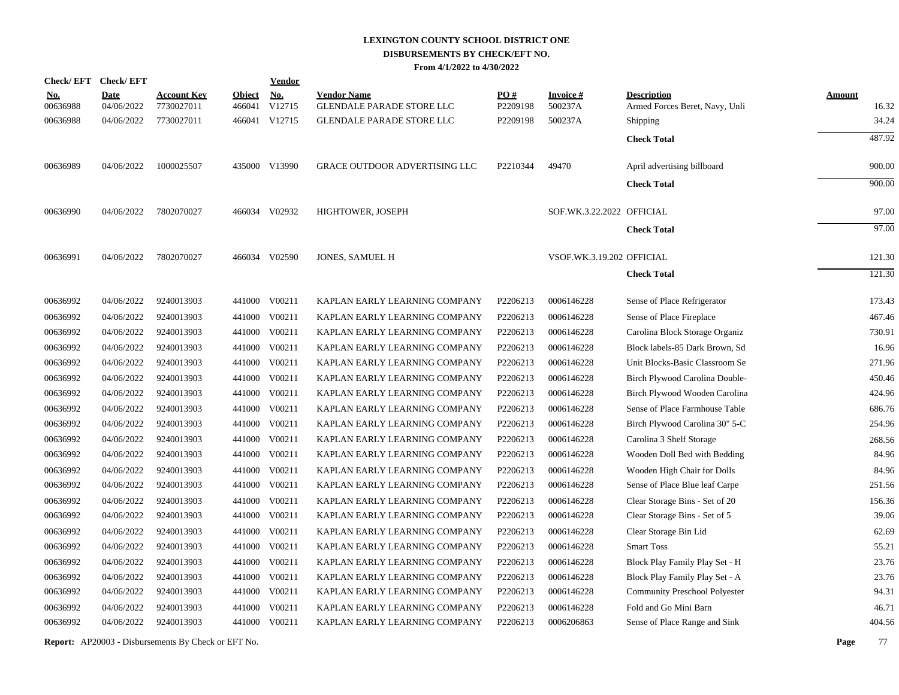# LEXINGTON COUNTY SCHOOL DISTRICT ONE
## DISBURSEMENTS BY CHECK/EFT NO.
### From 4/1/2022 to 4/30/2022

| Check/ EFT No. | Check/ EFT Date | Account Key | Object | Vendor No. | Vendor Name | PO # | Invoice # | Description | Amount |
|---|---|---|---|---|---|---|---|---|---|
| 00636988 | 04/06/2022 | 7730027011 | 466041 | V12715 | GLENDALE PARADE STORE LLC | P2209198 | 500237A | Armed Forces Beret, Navy, Unli | 16.32 |
| 00636988 | 04/06/2022 | 7730027011 | 466041 | V12715 | GLENDALE PARADE STORE LLC | P2209198 | 500237A | Shipping | 34.24 |
| | | | | | | | | **Check Total** | 487.92 |
| 00636989 | 04/06/2022 | 1000025507 | 435000 | V13990 | GRACE OUTDOOR ADVERTISING LLC | P2210344 | 49470 | April advertising billboard | 900.00 |
| | | | | | | | | **Check Total** | 900.00 |
| 00636990 | 04/06/2022 | 7802070027 | 466034 | V02932 | HIGHTOWER, JOSEPH | | SOF.WK.3.22.2022 | OFFICIAL | 97.00 |
| | | | | | | | | **Check Total** | 97.00 |
| 00636991 | 04/06/2022 | 7802070027 | 466034 | V02590 | JONES, SAMUEL H | | VSOF.WK.3.19.202 | OFFICIAL | 121.30 |
| | | | | | | | | **Check Total** | 121.30 |
| 00636992 | 04/06/2022 | 9240013903 | 441000 | V00211 | KAPLAN EARLY LEARNING COMPANY | P2206213 | 0006146228 | Sense of Place Refrigerator | 173.43 |
| 00636992 | 04/06/2022 | 9240013903 | 441000 | V00211 | KAPLAN EARLY LEARNING COMPANY | P2206213 | 0006146228 | Sense of Place Fireplace | 467.46 |
| 00636992 | 04/06/2022 | 9240013903 | 441000 | V00211 | KAPLAN EARLY LEARNING COMPANY | P2206213 | 0006146228 | Carolina Block Storage Organiz | 730.91 |
| 00636992 | 04/06/2022 | 9240013903 | 441000 | V00211 | KAPLAN EARLY LEARNING COMPANY | P2206213 | 0006146228 | Block labels-85 Dark Brown, Sd | 16.96 |
| 00636992 | 04/06/2022 | 9240013903 | 441000 | V00211 | KAPLAN EARLY LEARNING COMPANY | P2206213 | 0006146228 | Unit Blocks-Basic Classroom Se | 271.96 |
| 00636992 | 04/06/2022 | 9240013903 | 441000 | V00211 | KAPLAN EARLY LEARNING COMPANY | P2206213 | 0006146228 | Birch Plywood Carolina Double- | 450.46 |
| 00636992 | 04/06/2022 | 9240013903 | 441000 | V00211 | KAPLAN EARLY LEARNING COMPANY | P2206213 | 0006146228 | Birch Plywood Wooden Carolina | 424.96 |
| 00636992 | 04/06/2022 | 9240013903 | 441000 | V00211 | KAPLAN EARLY LEARNING COMPANY | P2206213 | 0006146228 | Sense of Place Farmhouse Table | 686.76 |
| 00636992 | 04/06/2022 | 9240013903 | 441000 | V00211 | KAPLAN EARLY LEARNING COMPANY | P2206213 | 0006146228 | Birch Plywood Carolina 30" 5-C | 254.96 |
| 00636992 | 04/06/2022 | 9240013903 | 441000 | V00211 | KAPLAN EARLY LEARNING COMPANY | P2206213 | 0006146228 | Carolina 3 Shelf Storage | 268.56 |
| 00636992 | 04/06/2022 | 9240013903 | 441000 | V00211 | KAPLAN EARLY LEARNING COMPANY | P2206213 | 0006146228 | Wooden Doll Bed with Bedding | 84.96 |
| 00636992 | 04/06/2022 | 9240013903 | 441000 | V00211 | KAPLAN EARLY LEARNING COMPANY | P2206213 | 0006146228 | Wooden High Chair for Dolls | 84.96 |
| 00636992 | 04/06/2022 | 9240013903 | 441000 | V00211 | KAPLAN EARLY LEARNING COMPANY | P2206213 | 0006146228 | Sense of Place Blue leaf Carpe | 251.56 |
| 00636992 | 04/06/2022 | 9240013903 | 441000 | V00211 | KAPLAN EARLY LEARNING COMPANY | P2206213 | 0006146228 | Clear Storage Bins - Set of 20 | 156.36 |
| 00636992 | 04/06/2022 | 9240013903 | 441000 | V00211 | KAPLAN EARLY LEARNING COMPANY | P2206213 | 0006146228 | Clear Storage Bins - Set of 5 | 39.06 |
| 00636992 | 04/06/2022 | 9240013903 | 441000 | V00211 | KAPLAN EARLY LEARNING COMPANY | P2206213 | 0006146228 | Clear Storage Bin Lid | 62.69 |
| 00636992 | 04/06/2022 | 9240013903 | 441000 | V00211 | KAPLAN EARLY LEARNING COMPANY | P2206213 | 0006146228 | Smart Toss | 55.21 |
| 00636992 | 04/06/2022 | 9240013903 | 441000 | V00211 | KAPLAN EARLY LEARNING COMPANY | P2206213 | 0006146228 | Block Play Family Play Set - H | 23.76 |
| 00636992 | 04/06/2022 | 9240013903 | 441000 | V00211 | KAPLAN EARLY LEARNING COMPANY | P2206213 | 0006146228 | Block Play Family Play Set - A | 23.76 |
| 00636992 | 04/06/2022 | 9240013903 | 441000 | V00211 | KAPLAN EARLY LEARNING COMPANY | P2206213 | 0006146228 | Community Preschool Polyester | 94.31 |
| 00636992 | 04/06/2022 | 9240013903 | 441000 | V00211 | KAPLAN EARLY LEARNING COMPANY | P2206213 | 0006146228 | Fold and Go Mini Barn | 46.71 |
| 00636992 | 04/06/2022 | 9240013903 | 441000 | V00211 | KAPLAN EARLY LEARNING COMPANY | P2206213 | 0006206863 | Sense of Place Range and Sink | 404.56 |

**Report:** AP20003 - Disbursements By Check or EFT No.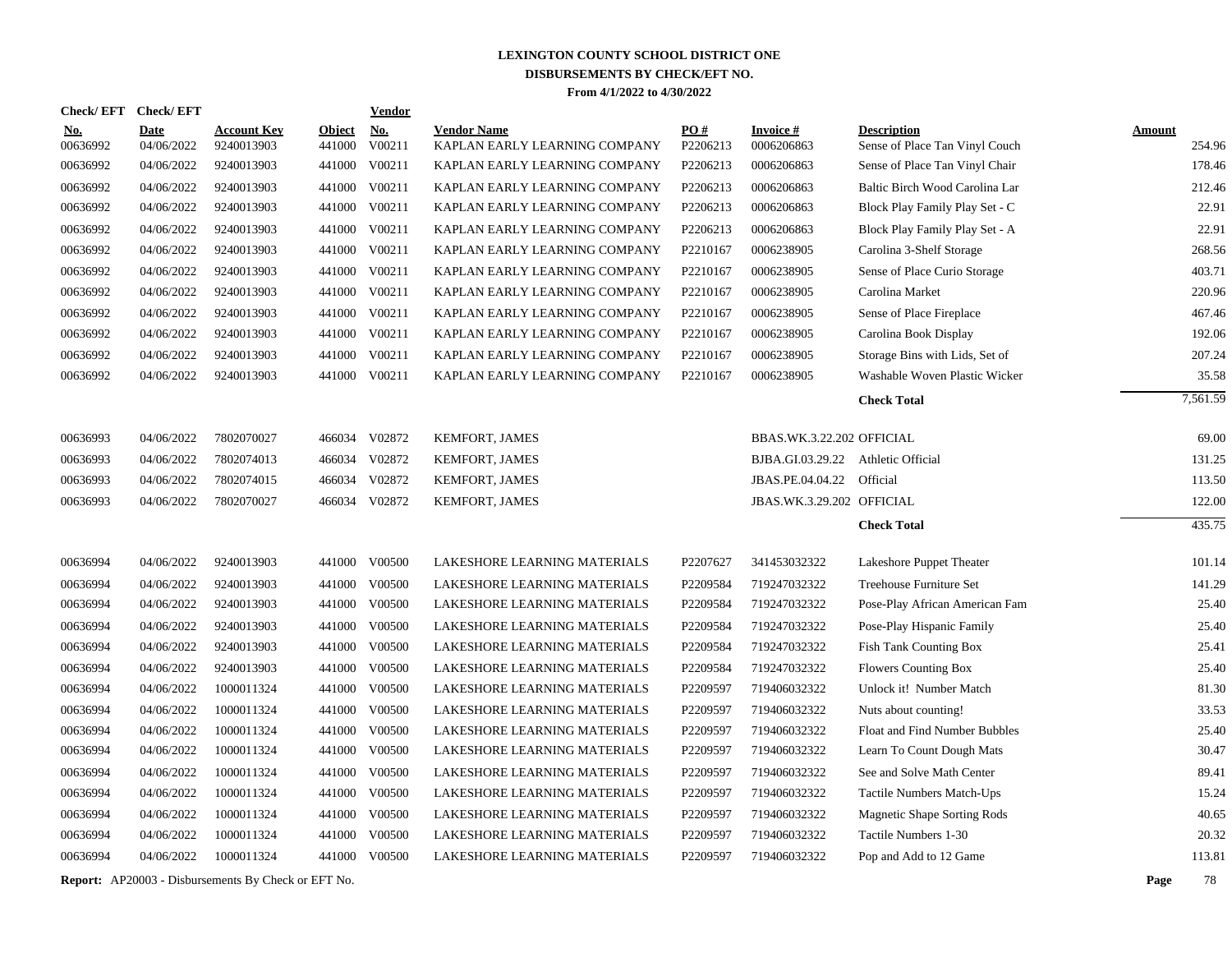# LEXINGTON COUNTY SCHOOL DISTRICT ONE
## DISBURSEMENTS BY CHECK/EFT NO.
### From 4/1/2022 to 4/30/2022

| Check/ EFT No. | Check/ EFT Date | Account Key | Object | Vendor No. | Vendor Name | PO # | Invoice # | Description | Amount |
|---|---|---|---|---|---|---|---|---|---|
| 00636992 | 04/06/2022 | 9240013903 | 441000 | V00211 | KAPLAN EARLY LEARNING COMPANY | P2206213 | 0006206863 | Sense of Place Tan Vinyl Couch | 254.96 |
| 00636992 | 04/06/2022 | 9240013903 | 441000 | V00211 | KAPLAN EARLY LEARNING COMPANY | P2206213 | 0006206863 | Sense of Place Tan Vinyl Chair | 178.46 |
| 00636992 | 04/06/2022 | 9240013903 | 441000 | V00211 | KAPLAN EARLY LEARNING COMPANY | P2206213 | 0006206863 | Baltic Birch Wood Carolina Lar | 212.46 |
| 00636992 | 04/06/2022 | 9240013903 | 441000 | V00211 | KAPLAN EARLY LEARNING COMPANY | P2206213 | 0006206863 | Block Play Family Play Set - C | 22.91 |
| 00636992 | 04/06/2022 | 9240013903 | 441000 | V00211 | KAPLAN EARLY LEARNING COMPANY | P2206213 | 0006206863 | Block Play Family Play Set - A | 22.91 |
| 00636992 | 04/06/2022 | 9240013903 | 441000 | V00211 | KAPLAN EARLY LEARNING COMPANY | P2210167 | 0006238905 | Carolina 3-Shelf Storage | 268.56 |
| 00636992 | 04/06/2022 | 9240013903 | 441000 | V00211 | KAPLAN EARLY LEARNING COMPANY | P2210167 | 0006238905 | Sense of Place Curio Storage | 403.71 |
| 00636992 | 04/06/2022 | 9240013903 | 441000 | V00211 | KAPLAN EARLY LEARNING COMPANY | P2210167 | 0006238905 | Carolina Market | 220.96 |
| 00636992 | 04/06/2022 | 9240013903 | 441000 | V00211 | KAPLAN EARLY LEARNING COMPANY | P2210167 | 0006238905 | Sense of Place Fireplace | 467.46 |
| 00636992 | 04/06/2022 | 9240013903 | 441000 | V00211 | KAPLAN EARLY LEARNING COMPANY | P2210167 | 0006238905 | Carolina Book Display | 192.06 |
| 00636992 | 04/06/2022 | 9240013903 | 441000 | V00211 | KAPLAN EARLY LEARNING COMPANY | P2210167 | 0006238905 | Storage Bins with Lids, Set of | 207.24 |
| 00636992 | 04/06/2022 | 9240013903 | 441000 | V00211 | KAPLAN EARLY LEARNING COMPANY | P2210167 | 0006238905 | Washable Woven Plastic Wicker | 35.58 |
| | | | | | | | | **Check Total** | 7,561.59 |
| 00636993 | 04/06/2022 | 7802070027 | 466034 | V02872 | KEMFORT, JAMES | | BBAS.WK.3.22.202 | OFFICIAL | 69.00 |
| 00636993 | 04/06/2022 | 7802074013 | 466034 | V02872 | KEMFORT, JAMES | | BJBA.GI.03.29.22 | Athletic Official | 131.25 |
| 00636993 | 04/06/2022 | 7802074015 | 466034 | V02872 | KEMFORT, JAMES | | JBAS.PE.04.04.22 | Official | 113.50 |
| 00636993 | 04/06/2022 | 7802070027 | 466034 | V02872 | KEMFORT, JAMES | | JBAS.WK.3.29.202 | OFFICIAL | 122.00 |
| | | | | | | | | **Check Total** | 435.75 |
| 00636994 | 04/06/2022 | 9240013903 | 441000 | V00500 | LAKESHORE LEARNING MATERIALS | P2207627 | 341453032322 | Lakeshore Puppet Theater | 101.14 |
| 00636994 | 04/06/2022 | 9240013903 | 441000 | V00500 | LAKESHORE LEARNING MATERIALS | P2209584 | 719247032322 | Treehouse Furniture Set | 141.29 |
| 00636994 | 04/06/2022 | 9240013903 | 441000 | V00500 | LAKESHORE LEARNING MATERIALS | P2209584 | 719247032322 | Pose-Play African American Fam | 25.40 |
| 00636994 | 04/06/2022 | 9240013903 | 441000 | V00500 | LAKESHORE LEARNING MATERIALS | P2209584 | 719247032322 | Pose-Play Hispanic Family | 25.40 |
| 00636994 | 04/06/2022 | 9240013903 | 441000 | V00500 | LAKESHORE LEARNING MATERIALS | P2209584 | 719247032322 | Fish Tank Counting Box | 25.41 |
| 00636994 | 04/06/2022 | 9240013903 | 441000 | V00500 | LAKESHORE LEARNING MATERIALS | P2209584 | 719247032322 | Flowers Counting Box | 25.40 |
| 00636994 | 04/06/2022 | 1000011324 | 441000 | V00500 | LAKESHORE LEARNING MATERIALS | P2209597 | 719406032322 | Unlock it! Number Match | 81.30 |
| 00636994 | 04/06/2022 | 1000011324 | 441000 | V00500 | LAKESHORE LEARNING MATERIALS | P2209597 | 719406032322 | Nuts about counting! | 33.53 |
| 00636994 | 04/06/2022 | 1000011324 | 441000 | V00500 | LAKESHORE LEARNING MATERIALS | P2209597 | 719406032322 | Float and Find Number Bubbles | 25.40 |
| 00636994 | 04/06/2022 | 1000011324 | 441000 | V00500 | LAKESHORE LEARNING MATERIALS | P2209597 | 719406032322 | Learn To Count Dough Mats | 30.47 |
| 00636994 | 04/06/2022 | 1000011324 | 441000 | V00500 | LAKESHORE LEARNING MATERIALS | P2209597 | 719406032322 | See and Solve Math Center | 89.41 |
| 00636994 | 04/06/2022 | 1000011324 | 441000 | V00500 | LAKESHORE LEARNING MATERIALS | P2209597 | 719406032322 | Tactile Numbers Match-Ups | 15.24 |
| 00636994 | 04/06/2022 | 1000011324 | 441000 | V00500 | LAKESHORE LEARNING MATERIALS | P2209597 | 719406032322 | Magnetic Shape Sorting Rods | 40.65 |
| 00636994 | 04/06/2022 | 1000011324 | 441000 | V00500 | LAKESHORE LEARNING MATERIALS | P2209597 | 719406032322 | Tactile Numbers 1-30 | 20.32 |
| 00636994 | 04/06/2022 | 1000011324 | 441000 | V00500 | LAKESHORE LEARNING MATERIALS | P2209597 | 719406032322 | Pop and Add to 12 Game | 113.81 |

**Report:** AP20003 - Disbursements By Check or EFT No.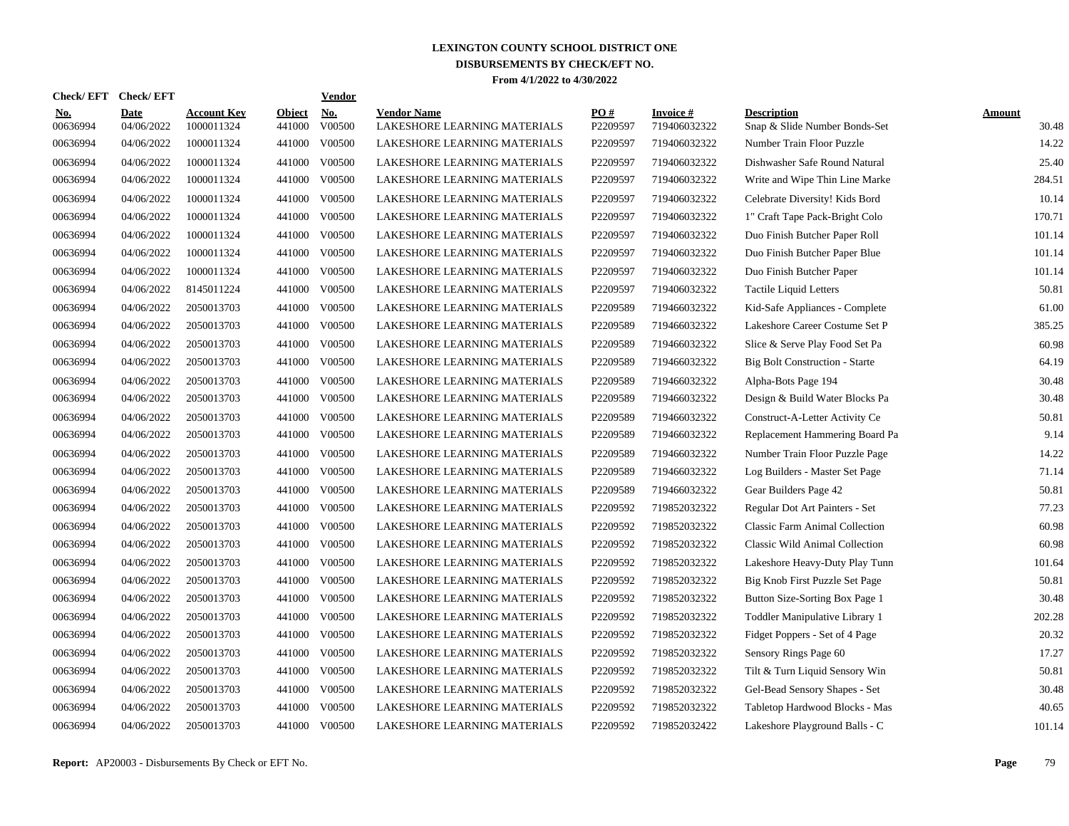# LEXINGTON COUNTY SCHOOL DISTRICT ONE
## DISBURSEMENTS BY CHECK/EFT NO.
### From 4/1/2022 to 4/30/2022

| Check/ EFT No. | Check/ EFT Date | Account Key | Object | Vendor No. | Vendor Name | PO # | Invoice # | Description | Amount |
|---|---|---|---|---|---|---|---|---|---|
| 00636994 | 04/06/2022 | 1000011324 | 441000 | V00500 | LAKESHORE LEARNING MATERIALS | P2209597 | 719406032322 | Snap & Slide Number Bonds-Set | 30.48 |
| 00636994 | 04/06/2022 | 1000011324 | 441000 | V00500 | LAKESHORE LEARNING MATERIALS | P2209597 | 719406032322 | Number Train Floor Puzzle | 14.22 |
| 00636994 | 04/06/2022 | 1000011324 | 441000 | V00500 | LAKESHORE LEARNING MATERIALS | P2209597 | 719406032322 | Dishwasher Safe Round Natural | 25.40 |
| 00636994 | 04/06/2022 | 1000011324 | 441000 | V00500 | LAKESHORE LEARNING MATERIALS | P2209597 | 719406032322 | Write and Wipe Thin Line Marke | 284.51 |
| 00636994 | 04/06/2022 | 1000011324 | 441000 | V00500 | LAKESHORE LEARNING MATERIALS | P2209597 | 719406032322 | Celebrate Diversity! Kids Bord | 10.14 |
| 00636994 | 04/06/2022 | 1000011324 | 441000 | V00500 | LAKESHORE LEARNING MATERIALS | P2209597 | 719406032322 | 1" Craft Tape Pack-Bright Colo | 170.71 |
| 00636994 | 04/06/2022 | 1000011324 | 441000 | V00500 | LAKESHORE LEARNING MATERIALS | P2209597 | 719406032322 | Duo Finish Butcher Paper Roll | 101.14 |
| 00636994 | 04/06/2022 | 1000011324 | 441000 | V00500 | LAKESHORE LEARNING MATERIALS | P2209597 | 719406032322 | Duo Finish Butcher Paper Blue | 101.14 |
| 00636994 | 04/06/2022 | 1000011324 | 441000 | V00500 | LAKESHORE LEARNING MATERIALS | P2209597 | 719406032322 | Duo Finish Butcher Paper | 101.14 |
| 00636994 | 04/06/2022 | 8145011224 | 441000 | V00500 | LAKESHORE LEARNING MATERIALS | P2209597 | 719406032322 | Tactile Liquid Letters | 50.81 |
| 00636994 | 04/06/2022 | 2050013703 | 441000 | V00500 | LAKESHORE LEARNING MATERIALS | P2209589 | 719466032322 | Kid-Safe Appliances - Complete | 61.00 |
| 00636994 | 04/06/2022 | 2050013703 | 441000 | V00500 | LAKESHORE LEARNING MATERIALS | P2209589 | 719466032322 | Lakeshore Career Costume Set P | 385.25 |
| 00636994 | 04/06/2022 | 2050013703 | 441000 | V00500 | LAKESHORE LEARNING MATERIALS | P2209589 | 719466032322 | Slice & Serve Play Food Set Pa | 60.98 |
| 00636994 | 04/06/2022 | 2050013703 | 441000 | V00500 | LAKESHORE LEARNING MATERIALS | P2209589 | 719466032322 | Big Bolt Construction - Starte | 64.19 |
| 00636994 | 04/06/2022 | 2050013703 | 441000 | V00500 | LAKESHORE LEARNING MATERIALS | P2209589 | 719466032322 | Alpha-Bots Page 194 | 30.48 |
| 00636994 | 04/06/2022 | 2050013703 | 441000 | V00500 | LAKESHORE LEARNING MATERIALS | P2209589 | 719466032322 | Design & Build Water Blocks Pa | 30.48 |
| 00636994 | 04/06/2022 | 2050013703 | 441000 | V00500 | LAKESHORE LEARNING MATERIALS | P2209589 | 719466032322 | Construct-A-Letter Activity Ce | 50.81 |
| 00636994 | 04/06/2022 | 2050013703 | 441000 | V00500 | LAKESHORE LEARNING MATERIALS | P2209589 | 719466032322 | Replacement Hammering Board Pa | 9.14 |
| 00636994 | 04/06/2022 | 2050013703 | 441000 | V00500 | LAKESHORE LEARNING MATERIALS | P2209589 | 719466032322 | Number Train Floor Puzzle Page | 14.22 |
| 00636994 | 04/06/2022 | 2050013703 | 441000 | V00500 | LAKESHORE LEARNING MATERIALS | P2209589 | 719466032322 | Log Builders - Master Set Page | 71.14 |
| 00636994 | 04/06/2022 | 2050013703 | 441000 | V00500 | LAKESHORE LEARNING MATERIALS | P2209589 | 719466032322 | Gear Builders Page 42 | 50.81 |
| 00636994 | 04/06/2022 | 2050013703 | 441000 | V00500 | LAKESHORE LEARNING MATERIALS | P2209592 | 719852032322 | Regular Dot Art Painters - Set | 77.23 |
| 00636994 | 04/06/2022 | 2050013703 | 441000 | V00500 | LAKESHORE LEARNING MATERIALS | P2209592 | 719852032322 | Classic Farm Animal Collection | 60.98 |
| 00636994 | 04/06/2022 | 2050013703 | 441000 | V00500 | LAKESHORE LEARNING MATERIALS | P2209592 | 719852032322 | Classic Wild Animal Collection | 60.98 |
| 00636994 | 04/06/2022 | 2050013703 | 441000 | V00500 | LAKESHORE LEARNING MATERIALS | P2209592 | 719852032322 | Lakeshore Heavy-Duty Play Tunn | 101.64 |
| 00636994 | 04/06/2022 | 2050013703 | 441000 | V00500 | LAKESHORE LEARNING MATERIALS | P2209592 | 719852032322 | Big Knob First Puzzle Set Page | 50.81 |
| 00636994 | 04/06/2022 | 2050013703 | 441000 | V00500 | LAKESHORE LEARNING MATERIALS | P2209592 | 719852032322 | Button Size-Sorting Box Page 1 | 30.48 |
| 00636994 | 04/06/2022 | 2050013703 | 441000 | V00500 | LAKESHORE LEARNING MATERIALS | P2209592 | 719852032322 | Toddler Manipulative Library 1 | 202.28 |
| 00636994 | 04/06/2022 | 2050013703 | 441000 | V00500 | LAKESHORE LEARNING MATERIALS | P2209592 | 719852032322 | Fidget Poppers - Set of 4 Page | 20.32 |
| 00636994 | 04/06/2022 | 2050013703 | 441000 | V00500 | LAKESHORE LEARNING MATERIALS | P2209592 | 719852032322 | Sensory Rings Page 60 | 17.27 |
| 00636994 | 04/06/2022 | 2050013703 | 441000 | V00500 | LAKESHORE LEARNING MATERIALS | P2209592 | 719852032322 | Tilt & Turn Liquid Sensory Win | 50.81 |
| 00636994 | 04/06/2022 | 2050013703 | 441000 | V00500 | LAKESHORE LEARNING MATERIALS | P2209592 | 719852032322 | Gel-Bead Sensory Shapes - Set | 30.48 |
| 00636994 | 04/06/2022 | 2050013703 | 441000 | V00500 | LAKESHORE LEARNING MATERIALS | P2209592 | 719852032322 | Tabletop Hardwood Blocks - Mas | 40.65 |
| 00636994 | 04/06/2022 | 2050013703 | 441000 | V00500 | LAKESHORE LEARNING MATERIALS | P2209592 | 719852032422 | Lakeshore Playground Balls - C | 101.14 |

**Report:** AP20003 - Disbursements By Check or EFT No.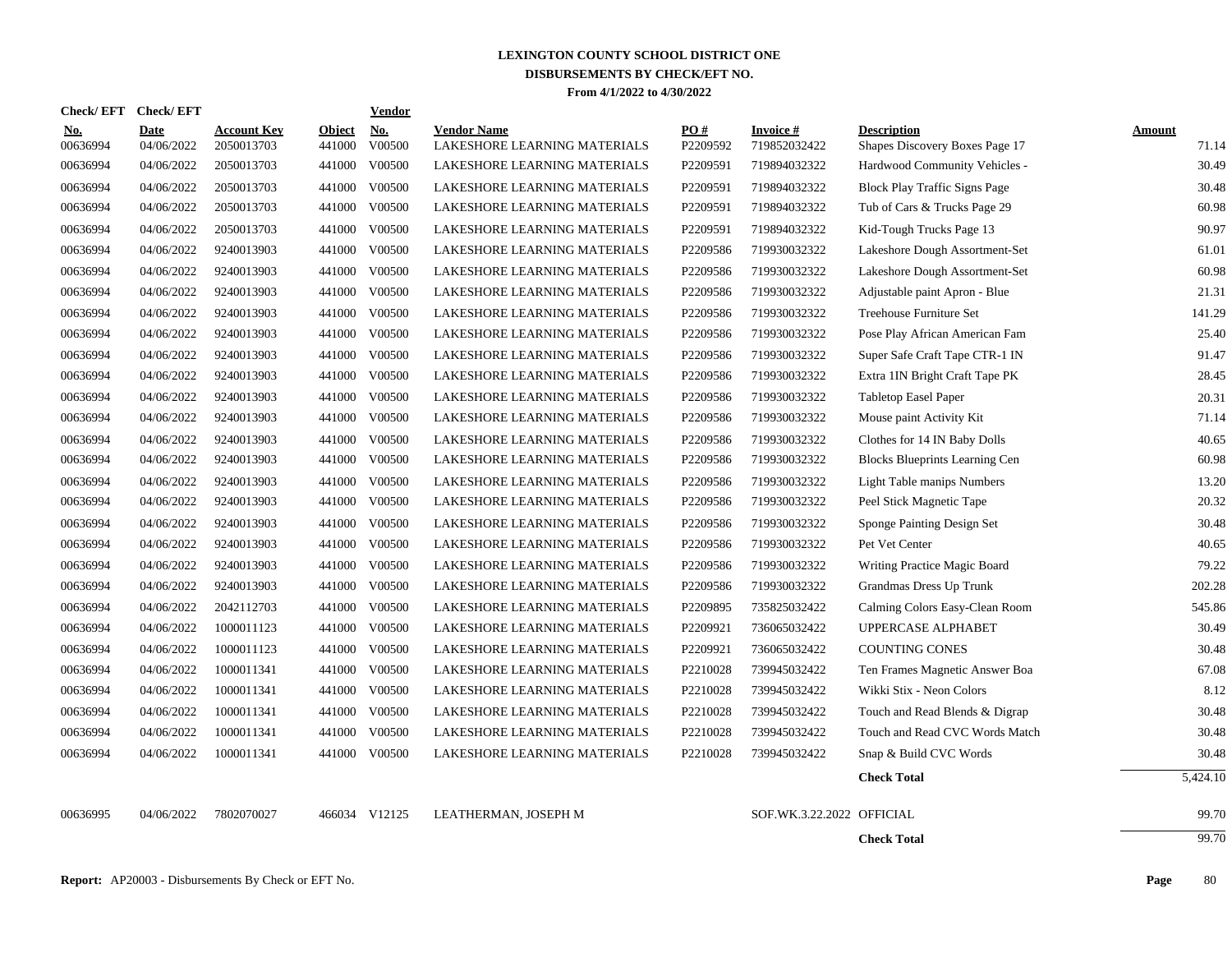# LEXINGTON COUNTY SCHOOL DISTRICT ONE

## DISBURSEMENTS BY CHECK/EFT NO.

**From 4/1/2022 to 4/30/2022**

| Check/ EFT No. | Check/ EFT Date | Account Key | Object | Vendor No. | Vendor Name | PO # | Invoice # | Description | Amount |
|---|---|---|---|---|---|---|---|---|---|
| 00636994 | 04/06/2022 | 2050013703 | 441000 | V00500 | LAKESHORE LEARNING MATERIALS | P2209592 | 719852032422 | Shapes Discovery Boxes Page 17 | 71.14 |
| 00636994 | 04/06/2022 | 2050013703 | 441000 | V00500 | LAKESHORE LEARNING MATERIALS | P2209591 | 719894032322 | Hardwood Community Vehicles - | 30.49 |
| 00636994 | 04/06/2022 | 2050013703 | 441000 | V00500 | LAKESHORE LEARNING MATERIALS | P2209591 | 719894032322 | Block Play Traffic Signs Page | 30.48 |
| 00636994 | 04/06/2022 | 2050013703 | 441000 | V00500 | LAKESHORE LEARNING MATERIALS | P2209591 | 719894032322 | Tub of Cars & Trucks Page 29 | 60.98 |
| 00636994 | 04/06/2022 | 2050013703 | 441000 | V00500 | LAKESHORE LEARNING MATERIALS | P2209591 | 719894032322 | Kid-Tough Trucks Page 13 | 90.97 |
| 00636994 | 04/06/2022 | 9240013903 | 441000 | V00500 | LAKESHORE LEARNING MATERIALS | P2209586 | 719930032322 | Lakeshore Dough Assortment-Set | 61.01 |
| 00636994 | 04/06/2022 | 9240013903 | 441000 | V00500 | LAKESHORE LEARNING MATERIALS | P2209586 | 719930032322 | Lakeshore Dough Assortment-Set | 60.98 |
| 00636994 | 04/06/2022 | 9240013903 | 441000 | V00500 | LAKESHORE LEARNING MATERIALS | P2209586 | 719930032322 | Adjustable paint Apron - Blue | 21.31 |
| 00636994 | 04/06/2022 | 9240013903 | 441000 | V00500 | LAKESHORE LEARNING MATERIALS | P2209586 | 719930032322 | Treehouse Furniture Set | 141.29 |
| 00636994 | 04/06/2022 | 9240013903 | 441000 | V00500 | LAKESHORE LEARNING MATERIALS | P2209586 | 719930032322 | Pose Play African American Fam | 25.40 |
| 00636994 | 04/06/2022 | 9240013903 | 441000 | V00500 | LAKESHORE LEARNING MATERIALS | P2209586 | 719930032322 | Super Safe Craft Tape CTR-1 IN | 91.47 |
| 00636994 | 04/06/2022 | 9240013903 | 441000 | V00500 | LAKESHORE LEARNING MATERIALS | P2209586 | 719930032322 | Extra 1IN Bright Craft Tape PK | 28.45 |
| 00636994 | 04/06/2022 | 9240013903 | 441000 | V00500 | LAKESHORE LEARNING MATERIALS | P2209586 | 719930032322 | Tabletop Easel Paper | 20.31 |
| 00636994 | 04/06/2022 | 9240013903 | 441000 | V00500 | LAKESHORE LEARNING MATERIALS | P2209586 | 719930032322 | Mouse paint Activity Kit | 71.14 |
| 00636994 | 04/06/2022 | 9240013903 | 441000 | V00500 | LAKESHORE LEARNING MATERIALS | P2209586 | 719930032322 | Clothes for 14 IN Baby Dolls | 40.65 |
| 00636994 | 04/06/2022 | 9240013903 | 441000 | V00500 | LAKESHORE LEARNING MATERIALS | P2209586 | 719930032322 | Blocks Blueprints Learning Cen | 60.98 |
| 00636994 | 04/06/2022 | 9240013903 | 441000 | V00500 | LAKESHORE LEARNING MATERIALS | P2209586 | 719930032322 | Light Table manips Numbers | 13.20 |
| 00636994 | 04/06/2022 | 9240013903 | 441000 | V00500 | LAKESHORE LEARNING MATERIALS | P2209586 | 719930032322 | Peel Stick Magnetic Tape | 20.32 |
| 00636994 | 04/06/2022 | 9240013903 | 441000 | V00500 | LAKESHORE LEARNING MATERIALS | P2209586 | 719930032322 | Sponge Painting Design Set | 30.48 |
| 00636994 | 04/06/2022 | 9240013903 | 441000 | V00500 | LAKESHORE LEARNING MATERIALS | P2209586 | 719930032322 | Pet Vet Center | 40.65 |
| 00636994 | 04/06/2022 | 9240013903 | 441000 | V00500 | LAKESHORE LEARNING MATERIALS | P2209586 | 719930032322 | Writing Practice Magic Board | 79.22 |
| 00636994 | 04/06/2022 | 9240013903 | 441000 | V00500 | LAKESHORE LEARNING MATERIALS | P2209586 | 719930032322 | Grandmas Dress Up Trunk | 202.28 |
| 00636994 | 04/06/2022 | 2042112703 | 441000 | V00500 | LAKESHORE LEARNING MATERIALS | P2209895 | 735825032422 | Calming Colors Easy-Clean Room | 545.86 |
| 00636994 | 04/06/2022 | 1000011123 | 441000 | V00500 | LAKESHORE LEARNING MATERIALS | P2209921 | 736065032422 | UPPERCASE ALPHABET | 30.49 |
| 00636994 | 04/06/2022 | 1000011123 | 441000 | V00500 | LAKESHORE LEARNING MATERIALS | P2209921 | 736065032422 | COUNTING CONES | 30.48 |
| 00636994 | 04/06/2022 | 1000011341 | 441000 | V00500 | LAKESHORE LEARNING MATERIALS | P2210028 | 739945032422 | Ten Frames Magnetic Answer Boa | 67.08 |
| 00636994 | 04/06/2022 | 1000011341 | 441000 | V00500 | LAKESHORE LEARNING MATERIALS | P2210028 | 739945032422 | Wikki Stix - Neon Colors | 8.12 |
| 00636994 | 04/06/2022 | 1000011341 | 441000 | V00500 | LAKESHORE LEARNING MATERIALS | P2210028 | 739945032422 | Touch and Read Blends & Digrap | 30.48 |
| 00636994 | 04/06/2022 | 1000011341 | 441000 | V00500 | LAKESHORE LEARNING MATERIALS | P2210028 | 739945032422 | Touch and Read CVC Words Match | 30.48 |
| 00636994 | 04/06/2022 | 1000011341 | 441000 | V00500 | LAKESHORE LEARNING MATERIALS | P2210028 | 739945032422 | Snap & Build CVC Words | 30.48 |
| | | | | | | | | **Check Total** | 5,424.10 |
| 00636995 | 04/06/2022 | 7802070027 | 466034 | V12125 | LEATHERMAN, JOSEPH M | | SOF.WK.3.22.2022 | OFFICIAL | 99.70 |
| | | | | | | | | **Check Total** | 99.70 |

**Report:** AP20003 - Disbursements By Check or EFT No.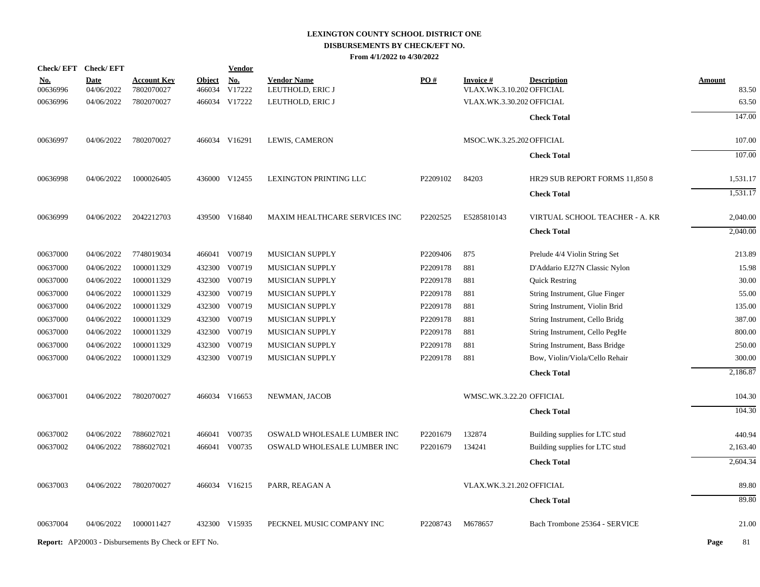# LEXINGTON COUNTY SCHOOL DISTRICT ONE
## DISBURSEMENTS BY CHECK/EFT NO.
### From 4/1/2022 to 4/30/2022

| Check/ EFT No. | Check/ EFT Date | Account Key | Object | Vendor No. | Vendor Name | PO # | Invoice # | Description | Amount |
|---|---|---|---|---|---|---|---|---|---|
| 00636996 | 04/06/2022 | 7802070027 | 466034 | V17222 | LEUTHOLD, ERIC J | | VLAX.WK.3.10.202 | OFFICIAL | 83.50 |
| 00636996 | 04/06/2022 | 7802070027 | 466034 | V17222 | LEUTHOLD, ERIC J | | VLAX.WK.3.30.202 | OFFICIAL | 63.50 |
| | | | | | | | | **Check Total** | 147.00 |
| 00636997 | 04/06/2022 | 7802070027 | 466034 | V16291 | LEWIS, CAMERON | | MSOC.WK.3.25.202 | OFFICIAL | 107.00 |
| | | | | | | | | **Check Total** | 107.00 |
| 00636998 | 04/06/2022 | 1000026405 | 436000 | V12455 | LEXINGTON PRINTING LLC | P2209102 | 84203 | HR29 SUB REPORT FORMS 11,850 8 | 1,531.17 |
| | | | | | | | | **Check Total** | 1,531.17 |
| 00636999 | 04/06/2022 | 2042212703 | 439500 | V16840 | MAXIM HEALTHCARE SERVICES INC | P2202525 | E5285810143 | VIRTUAL SCHOOL TEACHER - A. KR | 2,040.00 |
| | | | | | | | | **Check Total** | 2,040.00 |
| 00637000 | 04/06/2022 | 7748019034 | 466041 | V00719 | MUSICIAN SUPPLY | P2209406 | 875 | Prelude 4/4 Violin String Set | 213.89 |
| 00637000 | 04/06/2022 | 1000011329 | 432300 | V00719 | MUSICIAN SUPPLY | P2209178 | 881 | D'Addario EJ27N Classic Nylon | 15.98 |
| 00637000 | 04/06/2022 | 1000011329 | 432300 | V00719 | MUSICIAN SUPPLY | P2209178 | 881 | Quick Restring | 30.00 |
| 00637000 | 04/06/2022 | 1000011329 | 432300 | V00719 | MUSICIAN SUPPLY | P2209178 | 881 | String Instrument, Glue Finger | 55.00 |
| 00637000 | 04/06/2022 | 1000011329 | 432300 | V00719 | MUSICIAN SUPPLY | P2209178 | 881 | String Instrument, Violin Brid | 135.00 |
| 00637000 | 04/06/2022 | 1000011329 | 432300 | V00719 | MUSICIAN SUPPLY | P2209178 | 881 | String Instrument, Cello Bridg | 387.00 |
| 00637000 | 04/06/2022 | 1000011329 | 432300 | V00719 | MUSICIAN SUPPLY | P2209178 | 881 | String Instrument, Cello PegHe | 800.00 |
| 00637000 | 04/06/2022 | 1000011329 | 432300 | V00719 | MUSICIAN SUPPLY | P2209178 | 881 | String Instrument, Bass Bridge | 250.00 |
| 00637000 | 04/06/2022 | 1000011329 | 432300 | V00719 | MUSICIAN SUPPLY | P2209178 | 881 | Bow, Violin/Viola/Cello Rehair | 300.00 |
| | | | | | | | | **Check Total** | 2,186.87 |
| 00637001 | 04/06/2022 | 7802070027 | 466034 | V16653 | NEWMAN, JACOB | | WMSC.WK.3.22.20 | OFFICIAL | 104.30 |
| | | | | | | | | **Check Total** | 104.30 |
| 00637002 | 04/06/2022 | 7886027021 | 466041 | V00735 | OSWALD WHOLESALE LUMBER INC | P2201679 | 132874 | Building supplies for LTC stud | 440.94 |
| 00637002 | 04/06/2022 | 7886027021 | 466041 | V00735 | OSWALD WHOLESALE LUMBER INC | P2201679 | 134241 | Building supplies for LTC stud | 2,163.40 |
| | | | | | | | | **Check Total** | 2,604.34 |
| 00637003 | 04/06/2022 | 7802070027 | 466034 | V16215 | PARR, REAGAN A | | VLAX.WK.3.21.202 | OFFICIAL | 89.80 |
| | | | | | | | | **Check Total** | 89.80 |
| 00637004 | 04/06/2022 | 1000011427 | 432300 | V15935 | PECKNEL MUSIC COMPANY INC | P2208743 | M678657 | Bach Trombone 25364 - SERVICE | 21.00 |

**Report:** AP20003 - Disbursements By Check or EFT No.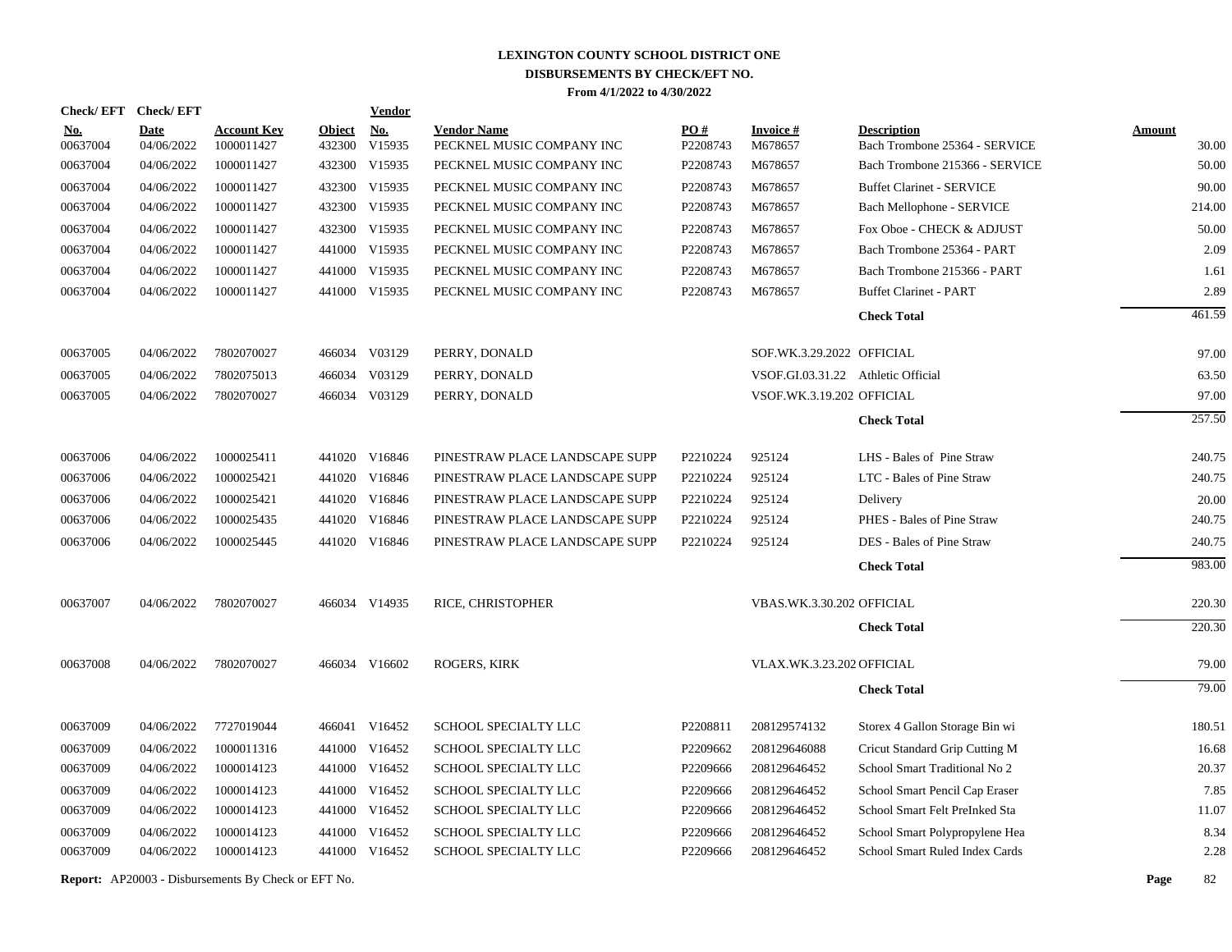# LEXINGTON COUNTY SCHOOL DISTRICT ONE
## DISBURSEMENTS BY CHECK/EFT NO.
### From 4/1/2022 to 4/30/2022

| Check/ EFT No. | Check/ EFT Date | Account Key | Object | Vendor No. | Vendor Name | PO # | Invoice # | Description | Amount |
|---|---|---|---|---|---|---|---|---|---|
| 00637004 | 04/06/2022 | 1000011427 | 432300 | V15935 | PECKNEL MUSIC COMPANY INC | P2208743 | M678657 | Bach Trombone 25364 - SERVICE | 30.00 |
| 00637004 | 04/06/2022 | 1000011427 | 432300 | V15935 | PECKNEL MUSIC COMPANY INC | P2208743 | M678657 | Bach Trombone 215366 - SERVICE | 50.00 |
| 00637004 | 04/06/2022 | 1000011427 | 432300 | V15935 | PECKNEL MUSIC COMPANY INC | P2208743 | M678657 | Buffet Clarinet - SERVICE | 90.00 |
| 00637004 | 04/06/2022 | 1000011427 | 432300 | V15935 | PECKNEL MUSIC COMPANY INC | P2208743 | M678657 | Bach Mellophone - SERVICE | 214.00 |
| 00637004 | 04/06/2022 | 1000011427 | 432300 | V15935 | PECKNEL MUSIC COMPANY INC | P2208743 | M678657 | Fox Oboe - CHECK & ADJUST | 50.00 |
| 00637004 | 04/06/2022 | 1000011427 | 441000 | V15935 | PECKNEL MUSIC COMPANY INC | P2208743 | M678657 | Bach Trombone 25364 - PART | 2.09 |
| 00637004 | 04/06/2022 | 1000011427 | 441000 | V15935 | PECKNEL MUSIC COMPANY INC | P2208743 | M678657 | Bach Trombone 215366 - PART | 1.61 |
| 00637004 | 04/06/2022 | 1000011427 | 441000 | V15935 | PECKNEL MUSIC COMPANY INC | P2208743 | M678657 | Buffet Clarinet - PART | 2.89 |
| | | | | | | | | **Check Total** | 461.59 |
| 00637005 | 04/06/2022 | 7802070027 | 466034 | V03129 | PERRY, DONALD | | SOF.WK.3.29.2022 | OFFICIAL | 97.00 |
| 00637005 | 04/06/2022 | 7802075013 | 466034 | V03129 | PERRY, DONALD | | VSOF.GI.03.31.22 | Athletic Official | 63.50 |
| 00637005 | 04/06/2022 | 7802070027 | 466034 | V03129 | PERRY, DONALD | | VSOF.WK.3.19.202 | OFFICIAL | 97.00 |
| | | | | | | | | **Check Total** | 257.50 |
| 00637006 | 04/06/2022 | 1000025411 | 441020 | V16846 | PINESTRAW PLACE LANDSCAPE SUPP | P2210224 | 925124 | LHS - Bales of Pine Straw | 240.75 |
| 00637006 | 04/06/2022 | 1000025421 | 441020 | V16846 | PINESTRAW PLACE LANDSCAPE SUPP | P2210224 | 925124 | LTC - Bales of Pine Straw | 240.75 |
| 00637006 | 04/06/2022 | 1000025421 | 441020 | V16846 | PINESTRAW PLACE LANDSCAPE SUPP | P2210224 | 925124 | Delivery | 20.00 |
| 00637006 | 04/06/2022 | 1000025435 | 441020 | V16846 | PINESTRAW PLACE LANDSCAPE SUPP | P2210224 | 925124 | PHES - Bales of Pine Straw | 240.75 |
| 00637006 | 04/06/2022 | 1000025445 | 441020 | V16846 | PINESTRAW PLACE LANDSCAPE SUPP | P2210224 | 925124 | DES - Bales of Pine Straw | 240.75 |
| | | | | | | | | **Check Total** | 983.00 |
| 00637007 | 04/06/2022 | 7802070027 | 466034 | V14935 | RICE, CHRISTOPHER | | VBAS.WK.3.30.202 | OFFICIAL | 220.30 |
| | | | | | | | | **Check Total** | 220.30 |
| 00637008 | 04/06/2022 | 7802070027 | 466034 | V16602 | ROGERS, KIRK | | VLAX.WK.3.23.202 | OFFICIAL | 79.00 |
| | | | | | | | | **Check Total** | 79.00 |
| 00637009 | 04/06/2022 | 7727019044 | 466041 | V16452 | SCHOOL SPECIALTY LLC | P2208811 | 208129574132 | Storex 4 Gallon Storage Bin wi | 180.51 |
| 00637009 | 04/06/2022 | 1000011316 | 441000 | V16452 | SCHOOL SPECIALTY LLC | P2209662 | 208129646088 | Cricut Standard Grip Cutting M | 16.68 |
| 00637009 | 04/06/2022 | 1000014123 | 441000 | V16452 | SCHOOL SPECIALTY LLC | P2209666 | 208129646452 | School Smart Traditional No 2 | 20.37 |
| 00637009 | 04/06/2022 | 1000014123 | 441000 | V16452 | SCHOOL SPECIALTY LLC | P2209666 | 208129646452 | School Smart Pencil Cap Eraser | 7.85 |
| 00637009 | 04/06/2022 | 1000014123 | 441000 | V16452 | SCHOOL SPECIALTY LLC | P2209666 | 208129646452 | School Smart Felt PreInked Sta | 11.07 |
| 00637009 | 04/06/2022 | 1000014123 | 441000 | V16452 | SCHOOL SPECIALTY LLC | P2209666 | 208129646452 | School Smart Polypropylene Hea | 8.34 |
| 00637009 | 04/06/2022 | 1000014123 | 441000 | V16452 | SCHOOL SPECIALTY LLC | P2209666 | 208129646452 | School Smart Ruled Index Cards | 2.28 |

**Report:** AP20003 - Disbursements By Check or EFT No.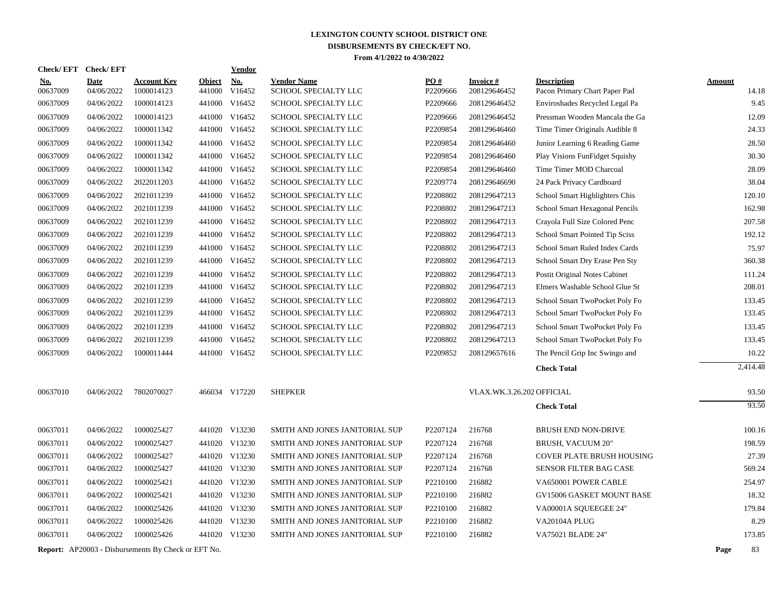# LEXINGTON COUNTY SCHOOL DISTRICT ONE

## DISBURSEMENTS BY CHECK/EFT NO.

**From 4/1/2022 to 4/30/2022**

| Check/ EFT No. | Check/ EFT Date | Account Key | Object | Vendor No. | Vendor Name | PO # | Invoice # | Description | Amount |
|---|---|---|---|---|---|---|---|---|---|
| 00637009 | 04/06/2022 | 1000014123 | 441000 | V16452 | SCHOOL SPECIALTY LLC | P2209666 | 208129646452 | Pacon Primary Chart Paper Pad | 14.18 |
| 00637009 | 04/06/2022 | 1000014123 | 441000 | V16452 | SCHOOL SPECIALTY LLC | P2209666 | 208129646452 | Enviroshades Recycled Legal Pa | 9.45 |
| 00637009 | 04/06/2022 | 1000014123 | 441000 | V16452 | SCHOOL SPECIALTY LLC | P2209666 | 208129646452 | Pressman Wooden Mancala the Ga | 12.09 |
| 00637009 | 04/06/2022 | 1000011342 | 441000 | V16452 | SCHOOL SPECIALTY LLC | P2209854 | 208129646460 | Time Timer Originals Audible 8 | 24.33 |
| 00637009 | 04/06/2022 | 1000011342 | 441000 | V16452 | SCHOOL SPECIALTY LLC | P2209854 | 208129646460 | Junior Learning 6 Reading Game | 28.50 |
| 00637009 | 04/06/2022 | 1000011342 | 441000 | V16452 | SCHOOL SPECIALTY LLC | P2209854 | 208129646460 | Play Visions FunFidget Squishy | 30.30 |
| 00637009 | 04/06/2022 | 1000011342 | 441000 | V16452 | SCHOOL SPECIALTY LLC | P2209854 | 208129646460 | Time Timer MOD Charcoal | 28.09 |
| 00637009 | 04/06/2022 | 2022011203 | 441000 | V16452 | SCHOOL SPECIALTY LLC | P2209774 | 208129646690 | 24 Pack Privacy Cardboard | 38.04 |
| 00637009 | 04/06/2022 | 2021011239 | 441000 | V16452 | SCHOOL SPECIALTY LLC | P2208802 | 208129647213 | School Smart Highlighters Chis | 120.10 |
| 00637009 | 04/06/2022 | 2021011239 | 441000 | V16452 | SCHOOL SPECIALTY LLC | P2208802 | 208129647213 | School Smart Hexagonal Pencils | 162.98 |
| 00637009 | 04/06/2022 | 2021011239 | 441000 | V16452 | SCHOOL SPECIALTY LLC | P2208802 | 208129647213 | Crayola Full Size Colored Penc | 207.58 |
| 00637009 | 04/06/2022 | 2021011239 | 441000 | V16452 | SCHOOL SPECIALTY LLC | P2208802 | 208129647213 | School Smart Pointed Tip Sciss | 192.12 |
| 00637009 | 04/06/2022 | 2021011239 | 441000 | V16452 | SCHOOL SPECIALTY LLC | P2208802 | 208129647213 | School Smart Ruled Index Cards | 75.97 |
| 00637009 | 04/06/2022 | 2021011239 | 441000 | V16452 | SCHOOL SPECIALTY LLC | P2208802 | 208129647213 | School Smart Dry Erase Pen Sty | 360.38 |
| 00637009 | 04/06/2022 | 2021011239 | 441000 | V16452 | SCHOOL SPECIALTY LLC | P2208802 | 208129647213 | Postit Original Notes Cabinet | 111.24 |
| 00637009 | 04/06/2022 | 2021011239 | 441000 | V16452 | SCHOOL SPECIALTY LLC | P2208802 | 208129647213 | Elmers Washable School Glue St | 208.01 |
| 00637009 | 04/06/2022 | 2021011239 | 441000 | V16452 | SCHOOL SPECIALTY LLC | P2208802 | 208129647213 | School Smart TwoPocket Poly Fo | 133.45 |
| 00637009 | 04/06/2022 | 2021011239 | 441000 | V16452 | SCHOOL SPECIALTY LLC | P2208802 | 208129647213 | School Smart TwoPocket Poly Fo | 133.45 |
| 00637009 | 04/06/2022 | 2021011239 | 441000 | V16452 | SCHOOL SPECIALTY LLC | P2208802 | 208129647213 | School Smart TwoPocket Poly Fo | 133.45 |
| 00637009 | 04/06/2022 | 2021011239 | 441000 | V16452 | SCHOOL SPECIALTY LLC | P2208802 | 208129647213 | School Smart TwoPocket Poly Fo | 133.45 |
| 00637009 | 04/06/2022 | 1000011444 | 441000 | V16452 | SCHOOL SPECIALTY LLC | P2209852 | 208129657616 | The Pencil Grip Inc Swingo and | 10.22 |
| | | | | | | | | **Check Total** | 2,414.48 |
| 00637010 | 04/06/2022 | 7802070027 | 466034 | V17220 | SHEPKER | | VLAX.WK.3.26.202 | OFFICIAL | 93.50 |
| | | | | | | | | **Check Total** | 93.50 |
| 00637011 | 04/06/2022 | 1000025427 | 441020 | V13230 | SMITH AND JONES JANITORIAL SUP | P2207124 | 216768 | BRUSH END NON-DRIVE | 100.16 |
| 00637011 | 04/06/2022 | 1000025427 | 441020 | V13230 | SMITH AND JONES JANITORIAL SUP | P2207124 | 216768 | BRUSH, VACUUM 20" | 198.59 |
| 00637011 | 04/06/2022 | 1000025427 | 441020 | V13230 | SMITH AND JONES JANITORIAL SUP | P2207124 | 216768 | COVER PLATE BRUSH HOUSING | 27.39 |
| 00637011 | 04/06/2022 | 1000025427 | 441020 | V13230 | SMITH AND JONES JANITORIAL SUP | P2207124 | 216768 | SENSOR FILTER BAG CASE | 569.24 |
| 00637011 | 04/06/2022 | 1000025421 | 441020 | V13230 | SMITH AND JONES JANITORIAL SUP | P2210100 | 216882 | VA650001 POWER CABLE | 254.97 |
| 00637011 | 04/06/2022 | 1000025421 | 441020 | V13230 | SMITH AND JONES JANITORIAL SUP | P2210100 | 216882 | GV15006 GASKET MOUNT BASE | 18.32 |
| 00637011 | 04/06/2022 | 1000025426 | 441020 | V13230 | SMITH AND JONES JANITORIAL SUP | P2210100 | 216882 | VA00001A SQUEEGEE 24" | 179.84 |
| 00637011 | 04/06/2022 | 1000025426 | 441020 | V13230 | SMITH AND JONES JANITORIAL SUP | P2210100 | 216882 | VA20104A PLUG | 8.29 |
| 00637011 | 04/06/2022 | 1000025426 | 441020 | V13230 | SMITH AND JONES JANITORIAL SUP | P2210100 | 216882 | VA75021 BLADE 24" | 173.85 |

**Report:** AP20003 - Disbursements By Check or EFT No.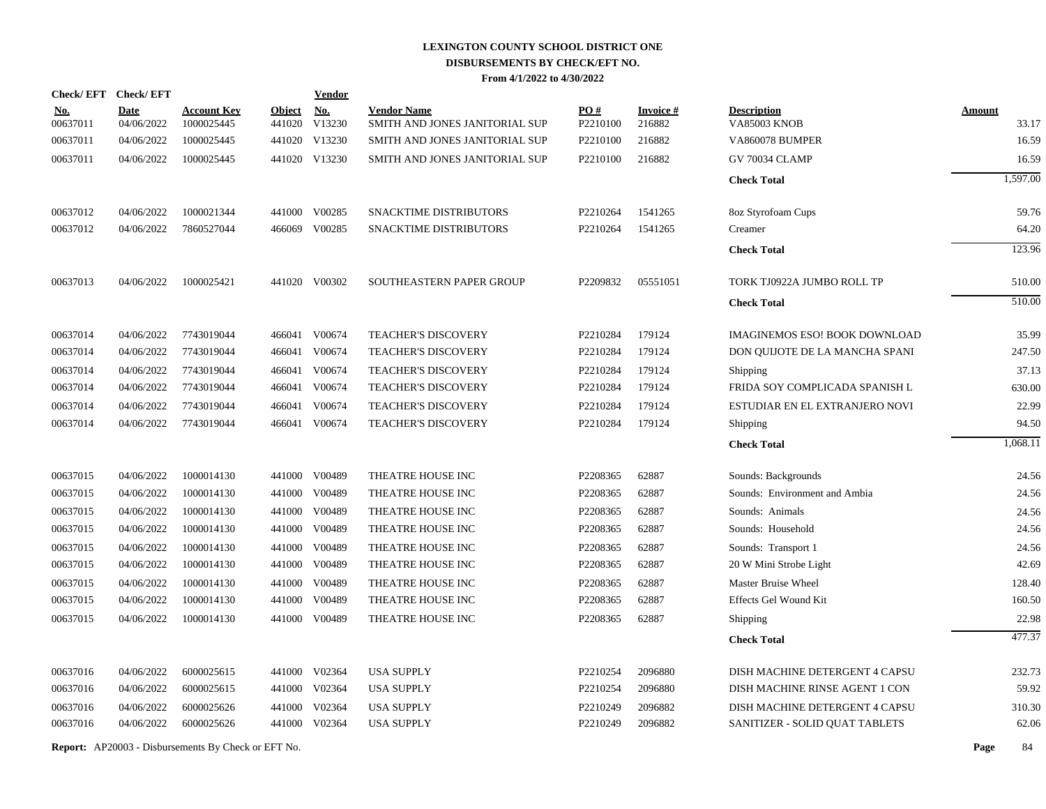# LEXINGTON COUNTY SCHOOL DISTRICT ONE

## DISBURSEMENTS BY CHECK/EFT NO.

**From 4/1/2022 to 4/30/2022**

| Check/ EFT No. | Check/ EFT Date | Account Key | Object | Vendor No. | Vendor Name | PO # | Invoice # | Description | Amount |
|---|---|---|---|---|---|---|---|---|---|
| 00637011 | 04/06/2022 | 1000025445 | 441020 | V13230 | SMITH AND JONES JANITORIAL SUP | P2210100 | 216882 | VA85003 KNOB | 33.17 |
| 00637011 | 04/06/2022 | 1000025445 | 441020 | V13230 | SMITH AND JONES JANITORIAL SUP | P2210100 | 216882 | VA860078 BUMPER | 16.59 |
| 00637011 | 04/06/2022 | 1000025445 | 441020 | V13230 | SMITH AND JONES JANITORIAL SUP | P2210100 | 216882 | GV 70034 CLAMP | 16.59 |
| | | | | | | | | **Check Total** | 1,597.00 |
| 00637012 | 04/06/2022 | 1000021344 | 441000 | V00285 | SNACKTIME DISTRIBUTORS | P2210264 | 1541265 | 8oz Styrofoam Cups | 59.76 |
| 00637012 | 04/06/2022 | 7860527044 | 466069 | V00285 | SNACKTIME DISTRIBUTORS | P2210264 | 1541265 | Creamer | 64.20 |
| | | | | | | | | **Check Total** | 123.96 |
| 00637013 | 04/06/2022 | 1000025421 | 441020 | V00302 | SOUTHEASTERN PAPER GROUP | P2209832 | 05551051 | TORK TJ0922A JUMBO ROLL TP | 510.00 |
| | | | | | | | | **Check Total** | 510.00 |
| 00637014 | 04/06/2022 | 7743019044 | 466041 | V00674 | TEACHER'S DISCOVERY | P2210284 | 179124 | IMAGINEMOS ESO! BOOK DOWNLOAD | 35.99 |
| 00637014 | 04/06/2022 | 7743019044 | 466041 | V00674 | TEACHER'S DISCOVERY | P2210284 | 179124 | DON QUIJOTE DE LA MANCHA SPANI | 247.50 |
| 00637014 | 04/06/2022 | 7743019044 | 466041 | V00674 | TEACHER'S DISCOVERY | P2210284 | 179124 | Shipping | 37.13 |
| 00637014 | 04/06/2022 | 7743019044 | 466041 | V00674 | TEACHER'S DISCOVERY | P2210284 | 179124 | FRIDA SOY COMPLICADA SPANISH L | 630.00 |
| 00637014 | 04/06/2022 | 7743019044 | 466041 | V00674 | TEACHER'S DISCOVERY | P2210284 | 179124 | ESTUDIAR EN EL EXTRANJERO NOVI | 22.99 |
| 00637014 | 04/06/2022 | 7743019044 | 466041 | V00674 | TEACHER'S DISCOVERY | P2210284 | 179124 | Shipping | 94.50 |
| | | | | | | | | **Check Total** | 1,068.11 |
| 00637015 | 04/06/2022 | 1000014130 | 441000 | V00489 | THEATRE HOUSE INC | P2208365 | 62887 | Sounds: Backgrounds | 24.56 |
| 00637015 | 04/06/2022 | 1000014130 | 441000 | V00489 | THEATRE HOUSE INC | P2208365 | 62887 | Sounds: Environment and Ambia | 24.56 |
| 00637015 | 04/06/2022 | 1000014130 | 441000 | V00489 | THEATRE HOUSE INC | P2208365 | 62887 | Sounds: Animals | 24.56 |
| 00637015 | 04/06/2022 | 1000014130 | 441000 | V00489 | THEATRE HOUSE INC | P2208365 | 62887 | Sounds: Household | 24.56 |
| 00637015 | 04/06/2022 | 1000014130 | 441000 | V00489 | THEATRE HOUSE INC | P2208365 | 62887 | Sounds: Transport 1 | 24.56 |
| 00637015 | 04/06/2022 | 1000014130 | 441000 | V00489 | THEATRE HOUSE INC | P2208365 | 62887 | 20 W Mini Strobe Light | 42.69 |
| 00637015 | 04/06/2022 | 1000014130 | 441000 | V00489 | THEATRE HOUSE INC | P2208365 | 62887 | Master Bruise Wheel | 128.40 |
| 00637015 | 04/06/2022 | 1000014130 | 441000 | V00489 | THEATRE HOUSE INC | P2208365 | 62887 | Effects Gel Wound Kit | 160.50 |
| 00637015 | 04/06/2022 | 1000014130 | 441000 | V00489 | THEATRE HOUSE INC | P2208365 | 62887 | Shipping | 22.98 |
| | | | | | | | | **Check Total** | 477.37 |
| 00637016 | 04/06/2022 | 6000025615 | 441000 | V02364 | USA SUPPLY | P2210254 | 2096880 | DISH MACHINE DETERGENT 4 CAPSU | 232.73 |
| 00637016 | 04/06/2022 | 6000025615 | 441000 | V02364 | USA SUPPLY | P2210254 | 2096880 | DISH MACHINE RINSE AGENT 1 CON | 59.92 |
| 00637016 | 04/06/2022 | 6000025626 | 441000 | V02364 | USA SUPPLY | P2210249 | 2096882 | DISH MACHINE DETERGENT 4 CAPSU | 310.30 |
| 00637016 | 04/06/2022 | 6000025626 | 441000 | V02364 | USA SUPPLY | P2210249 | 2096882 | SANITIZER - SOLID QUAT TABLETS | 62.06 |

**Report:** AP20003 - Disbursements By Check or EFT No.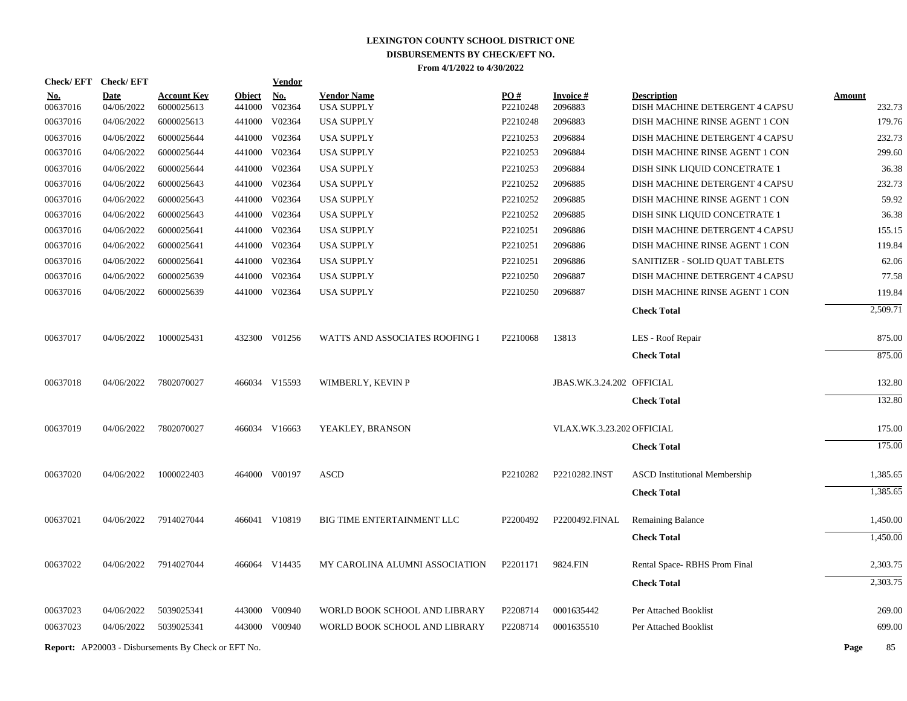# LEXINGTON COUNTY SCHOOL DISTRICT ONE
## DISBURSEMENTS BY CHECK/EFT NO.
### From 4/1/2022 to 4/30/2022

| Check/ EFT No. | Check/ EFT Date | Account Key | Object | Vendor No. | Vendor Name | PO # | Invoice # | Description | Amount |
|---|---|---|---|---|---|---|---|---|---|
| 00637016 | 04/06/2022 | 6000025613 | 441000 | V02364 | USA SUPPLY | P2210248 | 2096883 | DISH MACHINE DETERGENT 4 CAPSU | 232.73 |
| 00637016 | 04/06/2022 | 6000025613 | 441000 | V02364 | USA SUPPLY | P2210248 | 2096883 | DISH MACHINE RINSE AGENT 1 CON | 179.76 |
| 00637016 | 04/06/2022 | 6000025644 | 441000 | V02364 | USA SUPPLY | P2210253 | 2096884 | DISH MACHINE DETERGENT 4 CAPSU | 232.73 |
| 00637016 | 04/06/2022 | 6000025644 | 441000 | V02364 | USA SUPPLY | P2210253 | 2096884 | DISH MACHINE RINSE AGENT 1 CON | 299.60 |
| 00637016 | 04/06/2022 | 6000025644 | 441000 | V02364 | USA SUPPLY | P2210253 | 2096884 | DISH SINK LIQUID CONCETRATE 1 | 36.38 |
| 00637016 | 04/06/2022 | 6000025643 | 441000 | V02364 | USA SUPPLY | P2210252 | 2096885 | DISH MACHINE DETERGENT 4 CAPSU | 232.73 |
| 00637016 | 04/06/2022 | 6000025643 | 441000 | V02364 | USA SUPPLY | P2210252 | 2096885 | DISH MACHINE RINSE AGENT 1 CON | 59.92 |
| 00637016 | 04/06/2022 | 6000025643 | 441000 | V02364 | USA SUPPLY | P2210252 | 2096885 | DISH SINK LIQUID CONCETRATE 1 | 36.38 |
| 00637016 | 04/06/2022 | 6000025641 | 441000 | V02364 | USA SUPPLY | P2210251 | 2096886 | DISH MACHINE DETERGENT 4 CAPSU | 155.15 |
| 00637016 | 04/06/2022 | 6000025641 | 441000 | V02364 | USA SUPPLY | P2210251 | 2096886 | DISH MACHINE RINSE AGENT 1 CON | 119.84 |
| 00637016 | 04/06/2022 | 6000025641 | 441000 | V02364 | USA SUPPLY | P2210251 | 2096886 | SANITIZER - SOLID QUAT TABLETS | 62.06 |
| 00637016 | 04/06/2022 | 6000025639 | 441000 | V02364 | USA SUPPLY | P2210250 | 2096887 | DISH MACHINE DETERGENT 4 CAPSU | 77.58 |
| 00637016 | 04/06/2022 | 6000025639 | 441000 | V02364 | USA SUPPLY | P2210250 | 2096887 | DISH MACHINE RINSE AGENT 1 CON | 119.84 |
| | | | | | | | | **Check Total** | 2,509.71 |
| 00637017 | 04/06/2022 | 1000025431 | 432300 | V01256 | WATTS AND ASSOCIATES ROOFING I | P2210068 | 13813 | LES - Roof Repair | 875.00 |
| | | | | | | | | **Check Total** | 875.00 |
| 00637018 | 04/06/2022 | 7802070027 | 466034 | V15593 | WIMBERLY, KEVIN P | | JBAS.WK.3.24.202 | OFFICIAL | 132.80 |
| | | | | | | | | **Check Total** | 132.80 |
| 00637019 | 04/06/2022 | 7802070027 | 466034 | V16663 | YEAKLEY, BRANSON | | VLAX.WK.3.23.202 | OFFICIAL | 175.00 |
| | | | | | | | | **Check Total** | 175.00 |
| 00637020 | 04/06/2022 | 1000022403 | 464000 | V00197 | ASCD | P2210282 | P2210282.INST | ASCD Institutional Membership | 1,385.65 |
| | | | | | | | | **Check Total** | 1,385.65 |
| 00637021 | 04/06/2022 | 7914027044 | 466041 | V10819 | BIG TIME ENTERTAINMENT LLC | P2200492 | P2200492.FINAL | Remaining Balance | 1,450.00 |
| | | | | | | | | **Check Total** | 1,450.00 |
| 00637022 | 04/06/2022 | 7914027044 | 466064 | V14435 | MY CAROLINA ALUMNI ASSOCIATION | P2201171 | 9824.FIN | Rental Space- RBHS Prom Final | 2,303.75 |
| | | | | | | | | **Check Total** | 2,303.75 |
| 00637023 | 04/06/2022 | 5039025341 | 443000 | V00940 | WORLD BOOK SCHOOL AND LIBRARY | P2208714 | 0001635442 | Per Attached Booklist | 269.00 |
| 00637023 | 04/06/2022 | 5039025341 | 443000 | V00940 | WORLD BOOK SCHOOL AND LIBRARY | P2208714 | 0001635510 | Per Attached Booklist | 699.00 |

**Report:** AP20003 - Disbursements By Check or EFT No.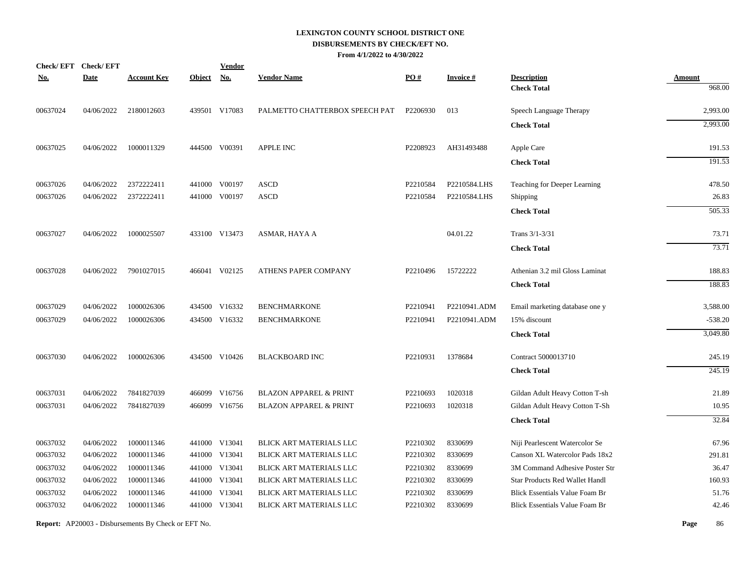# LEXINGTON COUNTY SCHOOL DISTRICT ONE

## DISBURSEMENTS BY CHECK/EFT NO.

**From 4/1/2022 to 4/30/2022**

| Check/ EFT No. | Check/ EFT Date | Account Key | Object | Vendor No. | Vendor Name | PO # | Invoice # | Description | Amount |
|---|---|---|---|---|---|---|---|---|---|
| | | | | | | | | **Check Total** | 968.00 |
| 00637024 | 04/06/2022 | 2180012603 | 439501 | V17083 | PALMETTO CHATTERBOX SPEECH PAT | P2206930 | 013 | Speech Language Therapy | 2,993.00 |
| | | | | | | | | **Check Total** | 2,993.00 |
| 00637025 | 04/06/2022 | 1000011329 | 444500 | V00391 | APPLE INC | P2208923 | AH31493488 | Apple Care | 191.53 |
| | | | | | | | | **Check Total** | 191.53 |
| 00637026 | 04/06/2022 | 2372222411 | 441000 | V00197 | ASCD | P2210584 | P2210584.LHS | Teaching for Deeper Learning | 478.50 |
| 00637026 | 04/06/2022 | 2372222411 | 441000 | V00197 | ASCD | P2210584 | P2210584.LHS | Shipping | 26.83 |
| | | | | | | | | **Check Total** | 505.33 |
| 00637027 | 04/06/2022 | 1000025507 | 433100 | V13473 | ASMAR, HAYA A | | 04.01.22 | Trans 3/1-3/31 | 73.71 |
| | | | | | | | | **Check Total** | 73.71 |
| 00637028 | 04/06/2022 | 7901027015 | 466041 | V02125 | ATHENS PAPER COMPANY | P2210496 | 15722222 | Athenian 3.2 mil Gloss Laminat | 188.83 |
| | | | | | | | | **Check Total** | 188.83 |
| 00637029 | 04/06/2022 | 1000026306 | 434500 | V16332 | BENCHMARKONE | P2210941 | P2210941.ADM | Email marketing database one y | 3,588.00 |
| 00637029 | 04/06/2022 | 1000026306 | 434500 | V16332 | BENCHMARKONE | P2210941 | P2210941.ADM | 15% discount | -538.20 |
| | | | | | | | | **Check Total** | 3,049.80 |
| 00637030 | 04/06/2022 | 1000026306 | 434500 | V10426 | BLACKBOARD INC | P2210931 | 1378684 | Contract 5000013710 | 245.19 |
| | | | | | | | | **Check Total** | 245.19 |
| 00637031 | 04/06/2022 | 7841827039 | 466099 | V16756 | BLAZON APPAREL & PRINT | P2210693 | 1020318 | Gildan Adult Heavy Cotton T-sh | 21.89 |
| 00637031 | 04/06/2022 | 7841827039 | 466099 | V16756 | BLAZON APPAREL & PRINT | P2210693 | 1020318 | Gildan Adult Heavy Cotton T-Sh | 10.95 |
| | | | | | | | | **Check Total** | 32.84 |
| 00637032 | 04/06/2022 | 1000011346 | 441000 | V13041 | BLICK ART MATERIALS LLC | P2210302 | 8330699 | Niji Pearlescent Watercolor Se | 67.96 |
| 00637032 | 04/06/2022 | 1000011346 | 441000 | V13041 | BLICK ART MATERIALS LLC | P2210302 | 8330699 | Canson XL Watercolor Pads 18x2 | 291.81 |
| 00637032 | 04/06/2022 | 1000011346 | 441000 | V13041 | BLICK ART MATERIALS LLC | P2210302 | 8330699 | 3M Command Adhesive Poster Str | 36.47 |
| 00637032 | 04/06/2022 | 1000011346 | 441000 | V13041 | BLICK ART MATERIALS LLC | P2210302 | 8330699 | Star Products Red Wallet Handl | 160.93 |
| 00637032 | 04/06/2022 | 1000011346 | 441000 | V13041 | BLICK ART MATERIALS LLC | P2210302 | 8330699 | Blick Essentials Value Foam Br | 51.76 |
| 00637032 | 04/06/2022 | 1000011346 | 441000 | V13041 | BLICK ART MATERIALS LLC | P2210302 | 8330699 | Blick Essentials Value Foam Br | 42.46 |

**Report:** AP20003 - Disbursements By Check or EFT No.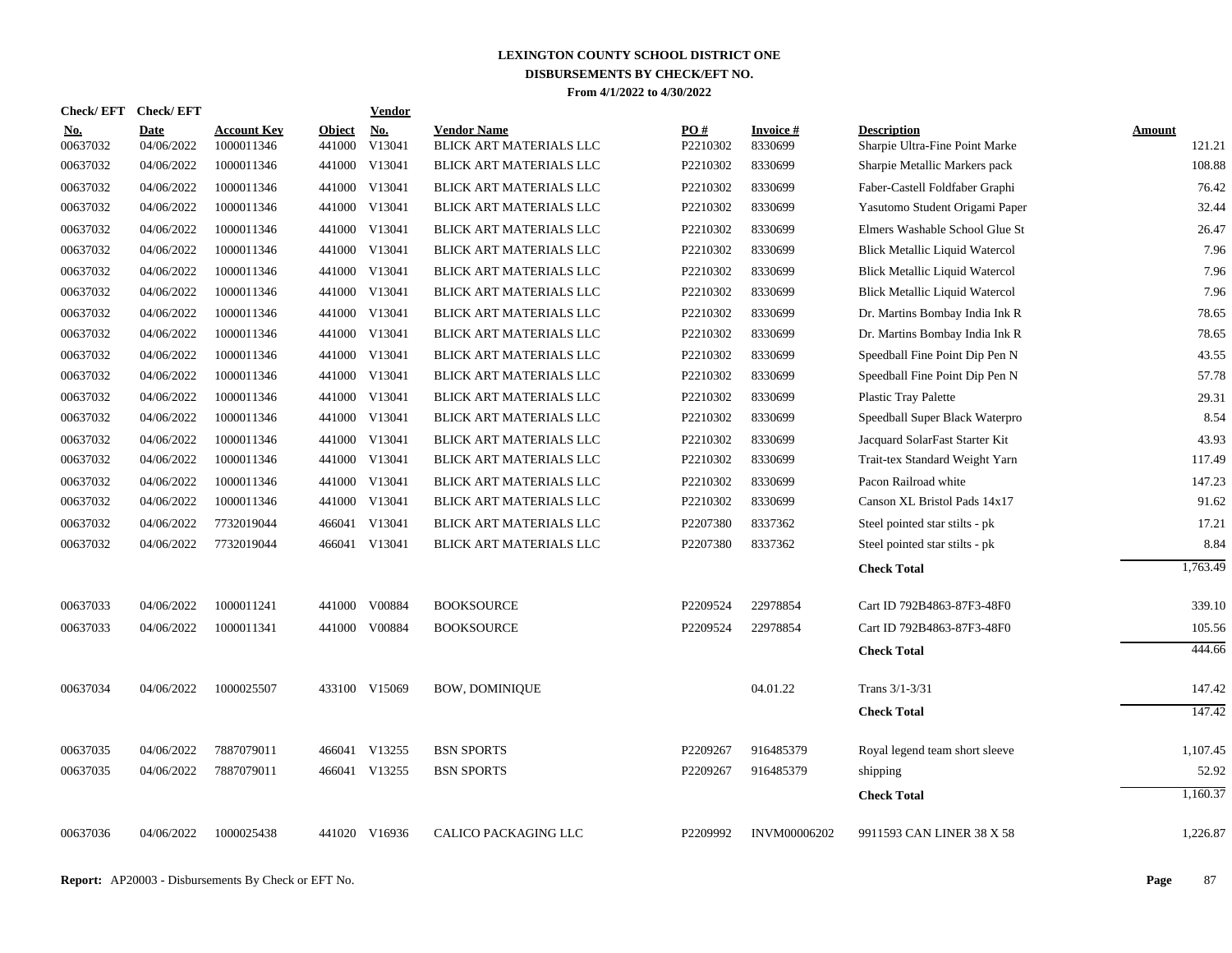# LEXINGTON COUNTY SCHOOL DISTRICT ONE
## DISBURSEMENTS BY CHECK/EFT NO.
### From 4/1/2022 to 4/30/2022

| Check/ EFT No. | Check/ EFT Date | Account Key | Object | Vendor No. | Vendor Name | PO # | Invoice # | Description | Amount |
|---|---|---|---|---|---|---|---|---|---|
| 00637032 | 04/06/2022 | 1000011346 | 441000 | V13041 | BLICK ART MATERIALS LLC | P2210302 | 8330699 | Sharpie Ultra-Fine Point Marke | 121.21 |
| 00637032 | 04/06/2022 | 1000011346 | 441000 | V13041 | BLICK ART MATERIALS LLC | P2210302 | 8330699 | Sharpie Metallic Markers pack | 108.88 |
| 00637032 | 04/06/2022 | 1000011346 | 441000 | V13041 | BLICK ART MATERIALS LLC | P2210302 | 8330699 | Faber-Castell Foldfaber Graphi | 76.42 |
| 00637032 | 04/06/2022 | 1000011346 | 441000 | V13041 | BLICK ART MATERIALS LLC | P2210302 | 8330699 | Yasutomo Student Origami Paper | 32.44 |
| 00637032 | 04/06/2022 | 1000011346 | 441000 | V13041 | BLICK ART MATERIALS LLC | P2210302 | 8330699 | Elmers Washable School Glue St | 26.47 |
| 00637032 | 04/06/2022 | 1000011346 | 441000 | V13041 | BLICK ART MATERIALS LLC | P2210302 | 8330699 | Blick Metallic Liquid Watercol | 7.96 |
| 00637032 | 04/06/2022 | 1000011346 | 441000 | V13041 | BLICK ART MATERIALS LLC | P2210302 | 8330699 | Blick Metallic Liquid Watercol | 7.96 |
| 00637032 | 04/06/2022 | 1000011346 | 441000 | V13041 | BLICK ART MATERIALS LLC | P2210302 | 8330699 | Blick Metallic Liquid Watercol | 7.96 |
| 00637032 | 04/06/2022 | 1000011346 | 441000 | V13041 | BLICK ART MATERIALS LLC | P2210302 | 8330699 | Dr. Martins Bombay India Ink R | 78.65 |
| 00637032 | 04/06/2022 | 1000011346 | 441000 | V13041 | BLICK ART MATERIALS LLC | P2210302 | 8330699 | Dr. Martins Bombay India Ink R | 78.65 |
| 00637032 | 04/06/2022 | 1000011346 | 441000 | V13041 | BLICK ART MATERIALS LLC | P2210302 | 8330699 | Speedball Fine Point Dip Pen N | 43.55 |
| 00637032 | 04/06/2022 | 1000011346 | 441000 | V13041 | BLICK ART MATERIALS LLC | P2210302 | 8330699 | Speedball Fine Point Dip Pen N | 57.78 |
| 00637032 | 04/06/2022 | 1000011346 | 441000 | V13041 | BLICK ART MATERIALS LLC | P2210302 | 8330699 | Plastic Tray Palette | 29.31 |
| 00637032 | 04/06/2022 | 1000011346 | 441000 | V13041 | BLICK ART MATERIALS LLC | P2210302 | 8330699 | Speedball Super Black Waterpro | 8.54 |
| 00637032 | 04/06/2022 | 1000011346 | 441000 | V13041 | BLICK ART MATERIALS LLC | P2210302 | 8330699 | Jacquard SolarFast Starter Kit | 43.93 |
| 00637032 | 04/06/2022 | 1000011346 | 441000 | V13041 | BLICK ART MATERIALS LLC | P2210302 | 8330699 | Trait-tex Standard Weight Yarn | 117.49 |
| 00637032 | 04/06/2022 | 1000011346 | 441000 | V13041 | BLICK ART MATERIALS LLC | P2210302 | 8330699 | Pacon Railroad white | 147.23 |
| 00637032 | 04/06/2022 | 1000011346 | 441000 | V13041 | BLICK ART MATERIALS LLC | P2210302 | 8330699 | Canson XL Bristol Pads 14x17 | 91.62 |
| 00637032 | 04/06/2022 | 7732019044 | 466041 | V13041 | BLICK ART MATERIALS LLC | P2207380 | 8337362 | Steel pointed star stilts - pk | 17.21 |
| 00637032 | 04/06/2022 | 7732019044 | 466041 | V13041 | BLICK ART MATERIALS LLC | P2207380 | 8337362 | Steel pointed star stilts - pk | 8.84 |
| | | | | | | | | **Check Total** | 1,763.49 |
| 00637033 | 04/06/2022 | 1000011241 | 441000 | V00884 | BOOKSOURCE | P2209524 | 22978854 | Cart ID 792B4863-87F3-48F0 | 339.10 |
| 00637033 | 04/06/2022 | 1000011341 | 441000 | V00884 | BOOKSOURCE | P2209524 | 22978854 | Cart ID 792B4863-87F3-48F0 | 105.56 |
| | | | | | | | | **Check Total** | 444.66 |
| 00637034 | 04/06/2022 | 1000025507 | 433100 | V15069 | BOW, DOMINIQUE | | 04.01.22 | Trans 3/1-3/31 | 147.42 |
| | | | | | | | | **Check Total** | 147.42 |
| 00637035 | 04/06/2022 | 7887079011 | 466041 | V13255 | BSN SPORTS | P2209267 | 916485379 | Royal legend team short sleeve | 1,107.45 |
| 00637035 | 04/06/2022 | 7887079011 | 466041 | V13255 | BSN SPORTS | P2209267 | 916485379 | shipping | 52.92 |
| | | | | | | | | **Check Total** | 1,160.37 |
| 00637036 | 04/06/2022 | 1000025438 | 441020 | V16936 | CALICO PACKAGING LLC | P2209992 | INVM00006202 | 9911593 CAN LINER 38 X 58 | 1,226.87 |

**Report:** AP20003 - Disbursements By Check or EFT No.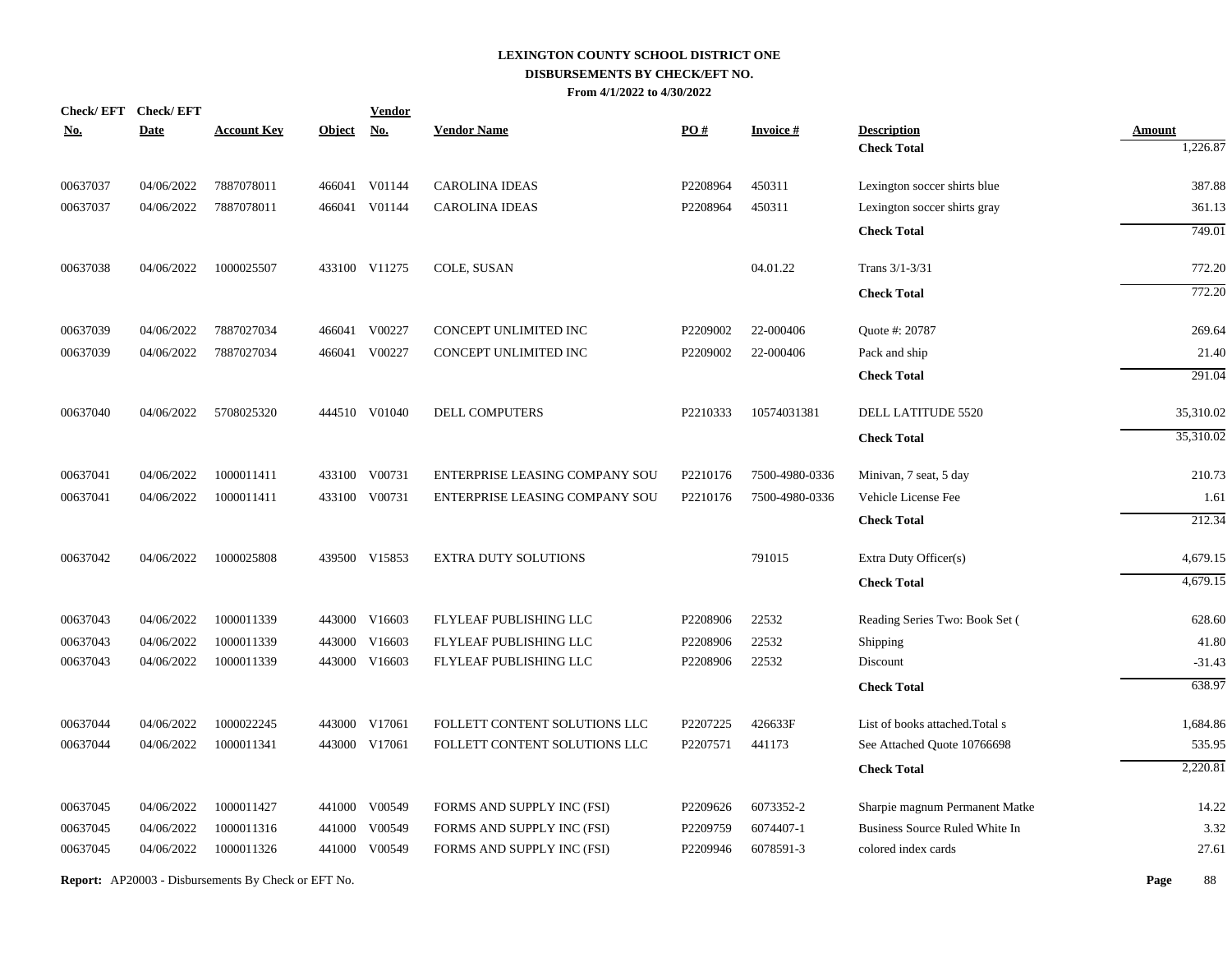**LEXINGTON COUNTY SCHOOL DISTRICT ONE**
**DISBURSEMENTS BY CHECK/EFT NO.**
**From 4/1/2022 to 4/30/2022**

| Check/ EFT No. | Check/ EFT Date | Account Key | Object | Vendor No. | Vendor Name | PO # | Invoice # | Description | Amount |
|---|---|---|---|---|---|---|---|---|---|
| | | | | | | | | **Check Total** | 1,226.87 |
| 00637037 | 04/06/2022 | 7887078011 | 466041 | V01144 | CAROLINA IDEAS | P2208964 | 450311 | Lexington soccer shirts blue | 387.88 |
| 00637037 | 04/06/2022 | 7887078011 | 466041 | V01144 | CAROLINA IDEAS | P2208964 | 450311 | Lexington soccer shirts gray | 361.13 |
| | | | | | | | | **Check Total** | 749.01 |
| 00637038 | 04/06/2022 | 1000025507 | 433100 | V11275 | COLE, SUSAN | | 04.01.22 | Trans 3/1-3/31 | 772.20 |
| | | | | | | | | **Check Total** | 772.20 |
| 00637039 | 04/06/2022 | 7887027034 | 466041 | V00227 | CONCEPT UNLIMITED INC | P2209002 | 22-000406 | Quote #: 20787 | 269.64 |
| 00637039 | 04/06/2022 | 7887027034 | 466041 | V00227 | CONCEPT UNLIMITED INC | P2209002 | 22-000406 | Pack and ship | 21.40 |
| | | | | | | | | **Check Total** | 291.04 |
| 00637040 | 04/06/2022 | 5708025320 | 444510 | V01040 | DELL COMPUTERS | P2210333 | 10574031381 | DELL LATITUDE 5520 | 35,310.02 |
| | | | | | | | | **Check Total** | 35,310.02 |
| 00637041 | 04/06/2022 | 1000011411 | 433100 | V00731 | ENTERPRISE LEASING COMPANY SOU | P2210176 | 7500-4980-0336 | Minivan, 7 seat, 5 day | 210.73 |
| 00637041 | 04/06/2022 | 1000011411 | 433100 | V00731 | ENTERPRISE LEASING COMPANY SOU | P2210176 | 7500-4980-0336 | Vehicle License Fee | 1.61 |
| | | | | | | | | **Check Total** | 212.34 |
| 00637042 | 04/06/2022 | 1000025808 | 439500 | V15853 | EXTRA DUTY SOLUTIONS | | 791015 | Extra Duty Officer(s) | 4,679.15 |
| | | | | | | | | **Check Total** | 4,679.15 |
| 00637043 | 04/06/2022 | 1000011339 | 443000 | V16603 | FLYLEAF PUBLISHING LLC | P2208906 | 22532 | Reading Series Two: Book Set ( | 628.60 |
| 00637043 | 04/06/2022 | 1000011339 | 443000 | V16603 | FLYLEAF PUBLISHING LLC | P2208906 | 22532 | Shipping | 41.80 |
| 00637043 | 04/06/2022 | 1000011339 | 443000 | V16603 | FLYLEAF PUBLISHING LLC | P2208906 | 22532 | Discount | -31.43 |
| | | | | | | | | **Check Total** | 638.97 |
| 00637044 | 04/06/2022 | 1000022245 | 443000 | V17061 | FOLLETT CONTENT SOLUTIONS LLC | P2207225 | 426633F | List of books attached.Total s | 1,684.86 |
| 00637044 | 04/06/2022 | 1000011341 | 443000 | V17061 | FOLLETT CONTENT SOLUTIONS LLC | P2207571 | 441173 | See Attached Quote 10766698 | 535.95 |
| | | | | | | | | **Check Total** | 2,220.81 |
| 00637045 | 04/06/2022 | 1000011427 | 441000 | V00549 | FORMS AND SUPPLY INC (FSI) | P2209626 | 6073352-2 | Sharpie magnum Permanent Matke | 14.22 |
| 00637045 | 04/06/2022 | 1000011316 | 441000 | V00549 | FORMS AND SUPPLY INC (FSI) | P2209759 | 6074407-1 | Business Source Ruled White In | 3.32 |
| 00637045 | 04/06/2022 | 1000011326 | 441000 | V00549 | FORMS AND SUPPLY INC (FSI) | P2209946 | 6078591-3 | colored index cards | 27.61 |

**Report:** AP20003 - Disbursements By Check or EFT No.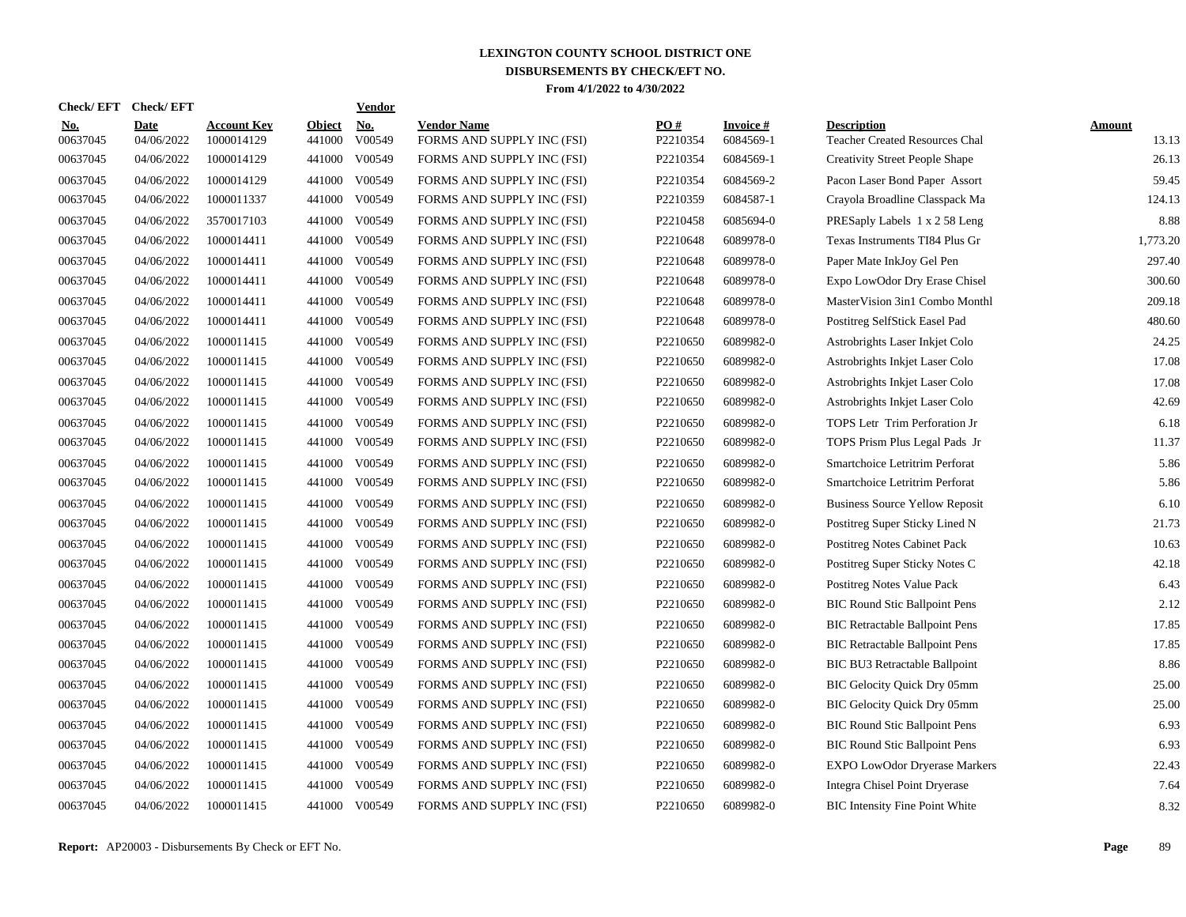# LEXINGTON COUNTY SCHOOL DISTRICT ONE
## DISBURSEMENTS BY CHECK/EFT NO.
### From 4/1/2022 to 4/30/2022

| Check/ EFT No. | Check/ EFT Date | Account Key | Object | Vendor No. | Vendor Name | PO # | Invoice # | Description | Amount |
|---|---|---|---|---|---|---|---|---|---|
| 00637045 | 04/06/2022 | 1000014129 | 441000 | V00549 | FORMS AND SUPPLY INC (FSI) | P2210354 | 6084569-1 | Teacher Created Resources Chal | 13.13 |
| 00637045 | 04/06/2022 | 1000014129 | 441000 | V00549 | FORMS AND SUPPLY INC (FSI) | P2210354 | 6084569-1 | Creativity Street People Shape | 26.13 |
| 00637045 | 04/06/2022 | 1000014129 | 441000 | V00549 | FORMS AND SUPPLY INC (FSI) | P2210354 | 6084569-2 | Pacon Laser Bond Paper Assort | 59.45 |
| 00637045 | 04/06/2022 | 1000011337 | 441000 | V00549 | FORMS AND SUPPLY INC (FSI) | P2210359 | 6084587-1 | Crayola Broadline Classpack Ma | 124.13 |
| 00637045 | 04/06/2022 | 3570017103 | 441000 | V00549 | FORMS AND SUPPLY INC (FSI) | P2210458 | 6085694-0 | PRESaply Labels 1 x 2 58 Leng | 8.88 |
| 00637045 | 04/06/2022 | 1000014411 | 441000 | V00549 | FORMS AND SUPPLY INC (FSI) | P2210648 | 6089978-0 | Texas Instruments TI84 Plus Gr | 1,773.20 |
| 00637045 | 04/06/2022 | 1000014411 | 441000 | V00549 | FORMS AND SUPPLY INC (FSI) | P2210648 | 6089978-0 | Paper Mate InkJoy Gel Pen | 297.40 |
| 00637045 | 04/06/2022 | 1000014411 | 441000 | V00549 | FORMS AND SUPPLY INC (FSI) | P2210648 | 6089978-0 | Expo LowOdor Dry Erase Chisel | 300.60 |
| 00637045 | 04/06/2022 | 1000014411 | 441000 | V00549 | FORMS AND SUPPLY INC (FSI) | P2210648 | 6089978-0 | MasterVision 3in1 Combo Monthl | 209.18 |
| 00637045 | 04/06/2022 | 1000014411 | 441000 | V00549 | FORMS AND SUPPLY INC (FSI) | P2210648 | 6089978-0 | Postitreg SelfStick Easel Pad | 480.60 |
| 00637045 | 04/06/2022 | 1000011415 | 441000 | V00549 | FORMS AND SUPPLY INC (FSI) | P2210650 | 6089982-0 | Astrobrights Laser Inkjet Colo | 24.25 |
| 00637045 | 04/06/2022 | 1000011415 | 441000 | V00549 | FORMS AND SUPPLY INC (FSI) | P2210650 | 6089982-0 | Astrobrights Inkjet Laser Colo | 17.08 |
| 00637045 | 04/06/2022 | 1000011415 | 441000 | V00549 | FORMS AND SUPPLY INC (FSI) | P2210650 | 6089982-0 | Astrobrights Inkjet Laser Colo | 17.08 |
| 00637045 | 04/06/2022 | 1000011415 | 441000 | V00549 | FORMS AND SUPPLY INC (FSI) | P2210650 | 6089982-0 | Astrobrights Inkjet Laser Colo | 42.69 |
| 00637045 | 04/06/2022 | 1000011415 | 441000 | V00549 | FORMS AND SUPPLY INC (FSI) | P2210650 | 6089982-0 | TOPS Letr Trim Perforation Jr | 6.18 |
| 00637045 | 04/06/2022 | 1000011415 | 441000 | V00549 | FORMS AND SUPPLY INC (FSI) | P2210650 | 6089982-0 | TOPS Prism Plus Legal Pads Jr | 11.37 |
| 00637045 | 04/06/2022 | 1000011415 | 441000 | V00549 | FORMS AND SUPPLY INC (FSI) | P2210650 | 6089982-0 | Smartchoice Letritrim Perforat | 5.86 |
| 00637045 | 04/06/2022 | 1000011415 | 441000 | V00549 | FORMS AND SUPPLY INC (FSI) | P2210650 | 6089982-0 | Smartchoice Letritrim Perforat | 5.86 |
| 00637045 | 04/06/2022 | 1000011415 | 441000 | V00549 | FORMS AND SUPPLY INC (FSI) | P2210650 | 6089982-0 | Business Source Yellow Reposit | 6.10 |
| 00637045 | 04/06/2022 | 1000011415 | 441000 | V00549 | FORMS AND SUPPLY INC (FSI) | P2210650 | 6089982-0 | Postitreg Super Sticky Lined N | 21.73 |
| 00637045 | 04/06/2022 | 1000011415 | 441000 | V00549 | FORMS AND SUPPLY INC (FSI) | P2210650 | 6089982-0 | Postitreg Notes Cabinet Pack | 10.63 |
| 00637045 | 04/06/2022 | 1000011415 | 441000 | V00549 | FORMS AND SUPPLY INC (FSI) | P2210650 | 6089982-0 | Postitreg Super Sticky Notes C | 42.18 |
| 00637045 | 04/06/2022 | 1000011415 | 441000 | V00549 | FORMS AND SUPPLY INC (FSI) | P2210650 | 6089982-0 | Postitreg Notes Value Pack | 6.43 |
| 00637045 | 04/06/2022 | 1000011415 | 441000 | V00549 | FORMS AND SUPPLY INC (FSI) | P2210650 | 6089982-0 | BIC Round Stic Ballpoint Pens | 2.12 |
| 00637045 | 04/06/2022 | 1000011415 | 441000 | V00549 | FORMS AND SUPPLY INC (FSI) | P2210650 | 6089982-0 | BIC Retractable Ballpoint Pens | 17.85 |
| 00637045 | 04/06/2022 | 1000011415 | 441000 | V00549 | FORMS AND SUPPLY INC (FSI) | P2210650 | 6089982-0 | BIC Retractable Ballpoint Pens | 17.85 |
| 00637045 | 04/06/2022 | 1000011415 | 441000 | V00549 | FORMS AND SUPPLY INC (FSI) | P2210650 | 6089982-0 | BIC BU3 Retractable Ballpoint | 8.86 |
| 00637045 | 04/06/2022 | 1000011415 | 441000 | V00549 | FORMS AND SUPPLY INC (FSI) | P2210650 | 6089982-0 | BIC Gelocity Quick Dry 05mm | 25.00 |
| 00637045 | 04/06/2022 | 1000011415 | 441000 | V00549 | FORMS AND SUPPLY INC (FSI) | P2210650 | 6089982-0 | BIC Gelocity Quick Dry 05mm | 25.00 |
| 00637045 | 04/06/2022 | 1000011415 | 441000 | V00549 | FORMS AND SUPPLY INC (FSI) | P2210650 | 6089982-0 | BIC Round Stic Ballpoint Pens | 6.93 |
| 00637045 | 04/06/2022 | 1000011415 | 441000 | V00549 | FORMS AND SUPPLY INC (FSI) | P2210650 | 6089982-0 | BIC Round Stic Ballpoint Pens | 6.93 |
| 00637045 | 04/06/2022 | 1000011415 | 441000 | V00549 | FORMS AND SUPPLY INC (FSI) | P2210650 | 6089982-0 | EXPO LowOdor Dryerase Markers | 22.43 |
| 00637045 | 04/06/2022 | 1000011415 | 441000 | V00549 | FORMS AND SUPPLY INC (FSI) | P2210650 | 6089982-0 | Integra Chisel Point Dryerase | 7.64 |
| 00637045 | 04/06/2022 | 1000011415 | 441000 | V00549 | FORMS AND SUPPLY INC (FSI) | P2210650 | 6089982-0 | BIC Intensity Fine Point White | 8.32 |

**Report:** AP20003 - Disbursements By Check or EFT No.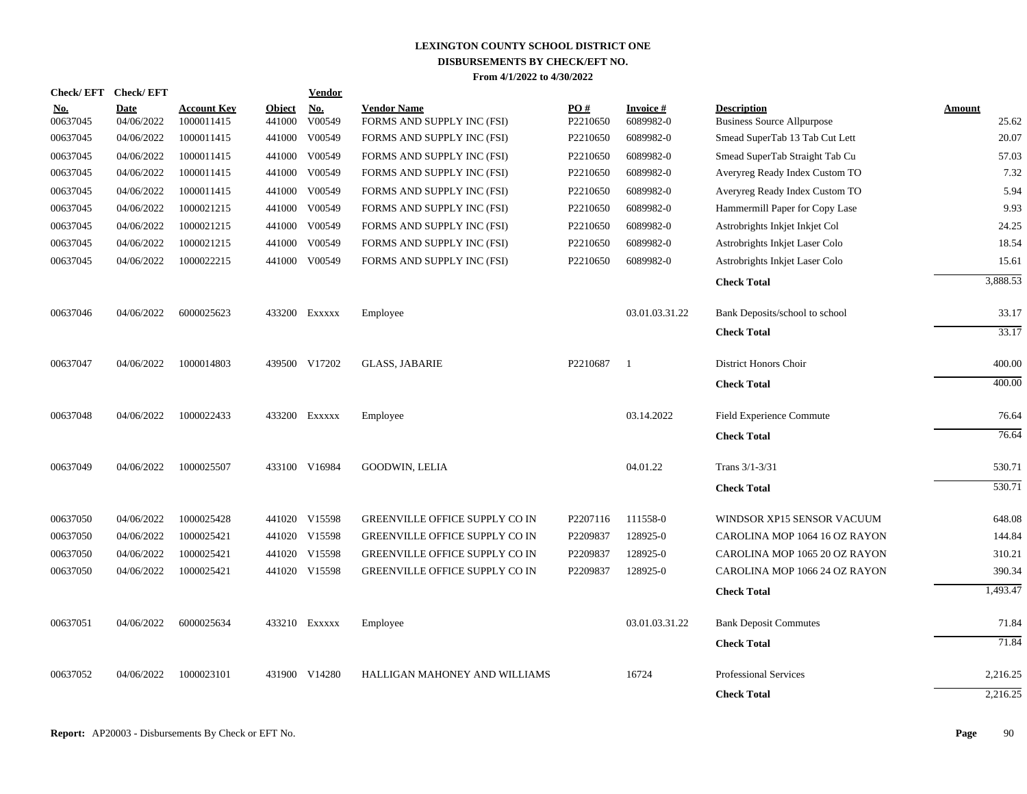# LEXINGTON COUNTY SCHOOL DISTRICT ONE
## DISBURSEMENTS BY CHECK/EFT NO.
### From 4/1/2022 to 4/30/2022

| Check/ EFT No. | Check/ EFT Date | Account Key | Object | Vendor No. | Vendor Name | PO # | Invoice # | Description | Amount |
|---|---|---|---|---|---|---|---|---|---|
| 00637045 | 04/06/2022 | 1000011415 | 441000 | V00549 | FORMS AND SUPPLY INC (FSI) | P2210650 | 6089982-0 | Business Source Allpurpose | 25.62 |
| 00637045 | 04/06/2022 | 1000011415 | 441000 | V00549 | FORMS AND SUPPLY INC (FSI) | P2210650 | 6089982-0 | Smead SuperTab 13 Tab Cut Lett | 20.07 |
| 00637045 | 04/06/2022 | 1000011415 | 441000 | V00549 | FORMS AND SUPPLY INC (FSI) | P2210650 | 6089982-0 | Smead SuperTab Straight Tab Cu | 57.03 |
| 00637045 | 04/06/2022 | 1000011415 | 441000 | V00549 | FORMS AND SUPPLY INC (FSI) | P2210650 | 6089982-0 | Averyreg Ready Index Custom TO | 7.32 |
| 00637045 | 04/06/2022 | 1000011415 | 441000 | V00549 | FORMS AND SUPPLY INC (FSI) | P2210650 | 6089982-0 | Averyreg Ready Index Custom TO | 5.94 |
| 00637045 | 04/06/2022 | 1000021215 | 441000 | V00549 | FORMS AND SUPPLY INC (FSI) | P2210650 | 6089982-0 | Hammermill Paper for Copy Lase | 9.93 |
| 00637045 | 04/06/2022 | 1000021215 | 441000 | V00549 | FORMS AND SUPPLY INC (FSI) | P2210650 | 6089982-0 | Astrobrights Inkjet Inkjet Col | 24.25 |
| 00637045 | 04/06/2022 | 1000021215 | 441000 | V00549 | FORMS AND SUPPLY INC (FSI) | P2210650 | 6089982-0 | Astrobrights Inkjet Laser Colo | 18.54 |
| 00637045 | 04/06/2022 | 1000022215 | 441000 | V00549 | FORMS AND SUPPLY INC (FSI) | P2210650 | 6089982-0 | Astrobrights Inkjet Laser Colo | 15.61 |
| | | | | | | | | **Check Total** | 3,888.53 |
| 00637046 | 04/06/2022 | 6000025623 | 433200 | Exxxxx | Employee | | 03.01.03.31.22 | Bank Deposits/school to school | 33.17 |
| | | | | | | | | **Check Total** | 33.17 |
| 00637047 | 04/06/2022 | 1000014803 | 439500 | V17202 | GLASS, JABARIE | P2210687 | 1 | District Honors Choir | 400.00 |
| | | | | | | | | **Check Total** | 400.00 |
| 00637048 | 04/06/2022 | 1000022433 | 433200 | Exxxxx | Employee | | 03.14.2022 | Field Experience Commute | 76.64 |
| | | | | | | | | **Check Total** | 76.64 |
| 00637049 | 04/06/2022 | 1000025507 | 433100 | V16984 | GOODWIN, LELIA | | 04.01.22 | Trans 3/1-3/31 | 530.71 |
| | | | | | | | | **Check Total** | 530.71 |
| 00637050 | 04/06/2022 | 1000025428 | 441020 | V15598 | GREENVILLE OFFICE SUPPLY CO IN | P2207116 | 111558-0 | WINDSOR XP15 SENSOR VACUUM | 648.08 |
| 00637050 | 04/06/2022 | 1000025421 | 441020 | V15598 | GREENVILLE OFFICE SUPPLY CO IN | P2209837 | 128925-0 | CAROLINA MOP 1064 16 OZ RAYON | 144.84 |
| 00637050 | 04/06/2022 | 1000025421 | 441020 | V15598 | GREENVILLE OFFICE SUPPLY CO IN | P2209837 | 128925-0 | CAROLINA MOP 1065 20 OZ RAYON | 310.21 |
| 00637050 | 04/06/2022 | 1000025421 | 441020 | V15598 | GREENVILLE OFFICE SUPPLY CO IN | P2209837 | 128925-0 | CAROLINA MOP 1066 24 OZ RAYON | 390.34 |
| | | | | | | | | **Check Total** | 1,493.47 |
| 00637051 | 04/06/2022 | 6000025634 | 433210 | Exxxxx | Employee | | 03.01.03.31.22 | Bank Deposit Commutes | 71.84 |
| | | | | | | | | **Check Total** | 71.84 |
| 00637052 | 04/06/2022 | 1000023101 | 431900 | V14280 | HALLIGAN MAHONEY AND WILLIAMS | | 16724 | Professional Services | 2,216.25 |
| | | | | | | | | **Check Total** | 2,216.25 |

**Report:** AP20003 - Disbursements By Check or EFT No.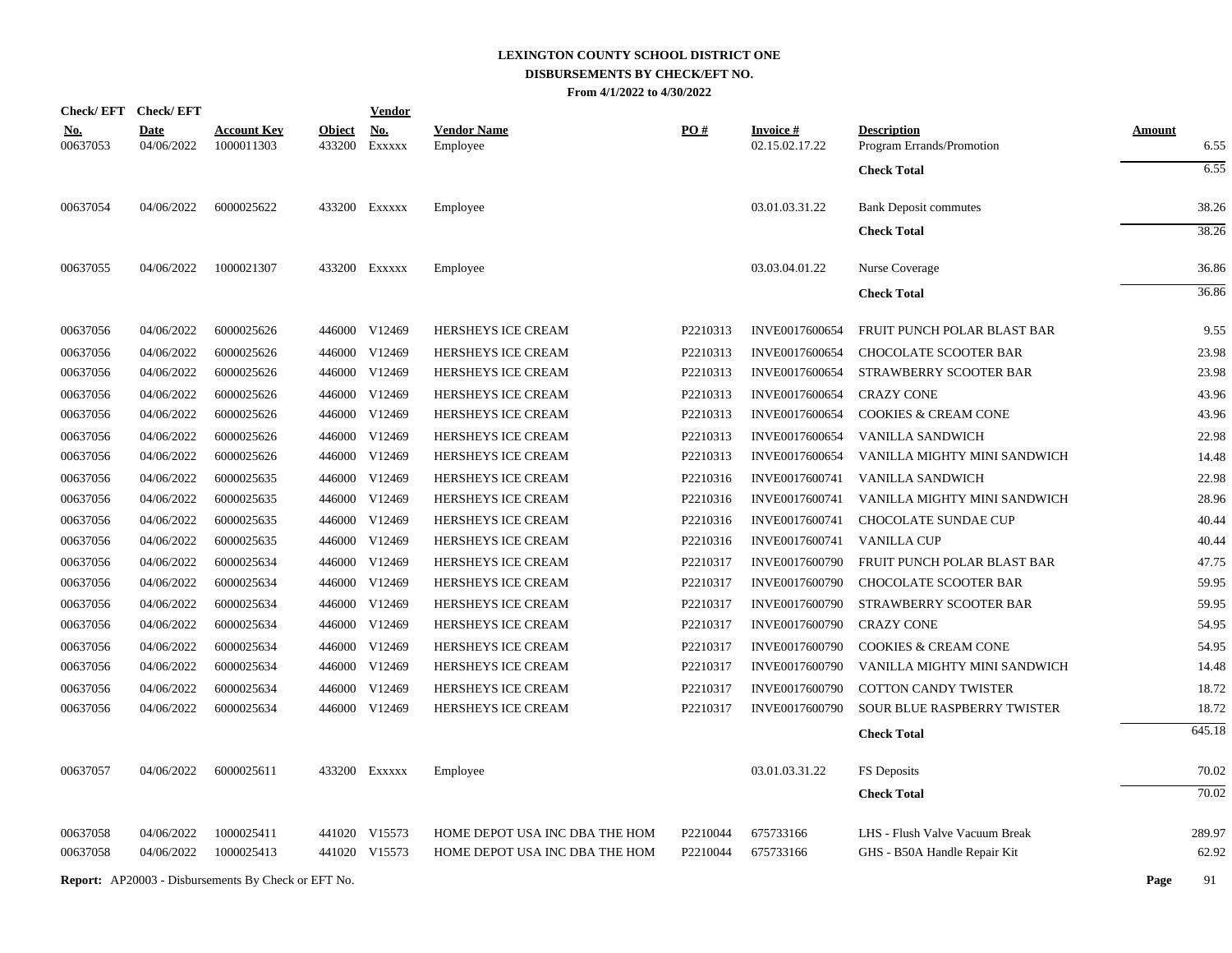# LEXINGTON COUNTY SCHOOL DISTRICT ONE
## DISBURSEMENTS BY CHECK/EFT NO.
### From 4/1/2022 to 4/30/2022

| Check/ EFT No. | Check/ EFT Date | Account Key | Object | Vendor No. | Vendor Name | PO # | Invoice # | Description | Amount |
|---|---|---|---|---|---|---|---|---|---|
| 00637053 | 04/06/2022 | 1000011303 | 433200 | Exxxxx | Employee | | 02.15.02.17.22 | Program Errands/Promotion | 6.55 |
| | | | | | | | | **Check Total** | 6.55 |
| 00637054 | 04/06/2022 | 6000025622 | 433200 | Exxxxx | Employee | | 03.01.03.31.22 | Bank Deposit commutes | 38.26 |
| | | | | | | | | **Check Total** | 38.26 |
| 00637055 | 04/06/2022 | 1000021307 | 433200 | Exxxxx | Employee | | 03.03.04.01.22 | Nurse Coverage | 36.86 |
| | | | | | | | | **Check Total** | 36.86 |
| 00637056 | 04/06/2022 | 6000025626 | 446000 | V12469 | HERSHEYS ICE CREAM | P2210313 | INVE0017600654 | FRUIT PUNCH POLAR BLAST BAR | 9.55 |
| 00637056 | 04/06/2022 | 6000025626 | 446000 | V12469 | HERSHEYS ICE CREAM | P2210313 | INVE0017600654 | CHOCOLATE SCOOTER BAR | 23.98 |
| 00637056 | 04/06/2022 | 6000025626 | 446000 | V12469 | HERSHEYS ICE CREAM | P2210313 | INVE0017600654 | STRAWBERRY SCOOTER BAR | 23.98 |
| 00637056 | 04/06/2022 | 6000025626 | 446000 | V12469 | HERSHEYS ICE CREAM | P2210313 | INVE0017600654 | CRAZY CONE | 43.96 |
| 00637056 | 04/06/2022 | 6000025626 | 446000 | V12469 | HERSHEYS ICE CREAM | P2210313 | INVE0017600654 | COOKIES & CREAM CONE | 43.96 |
| 00637056 | 04/06/2022 | 6000025626 | 446000 | V12469 | HERSHEYS ICE CREAM | P2210313 | INVE0017600654 | VANILLA SANDWICH | 22.98 |
| 00637056 | 04/06/2022 | 6000025626 | 446000 | V12469 | HERSHEYS ICE CREAM | P2210313 | INVE0017600654 | VANILLA MIGHTY MINI SANDWICH | 14.48 |
| 00637056 | 04/06/2022 | 6000025635 | 446000 | V12469 | HERSHEYS ICE CREAM | P2210316 | INVE0017600741 | VANILLA SANDWICH | 22.98 |
| 00637056 | 04/06/2022 | 6000025635 | 446000 | V12469 | HERSHEYS ICE CREAM | P2210316 | INVE0017600741 | VANILLA MIGHTY MINI SANDWICH | 28.96 |
| 00637056 | 04/06/2022 | 6000025635 | 446000 | V12469 | HERSHEYS ICE CREAM | P2210316 | INVE0017600741 | CHOCOLATE SUNDAE CUP | 40.44 |
| 00637056 | 04/06/2022 | 6000025635 | 446000 | V12469 | HERSHEYS ICE CREAM | P2210316 | INVE0017600741 | VANILLA CUP | 40.44 |
| 00637056 | 04/06/2022 | 6000025634 | 446000 | V12469 | HERSHEYS ICE CREAM | P2210317 | INVE0017600790 | FRUIT PUNCH POLAR BLAST BAR | 47.75 |
| 00637056 | 04/06/2022 | 6000025634 | 446000 | V12469 | HERSHEYS ICE CREAM | P2210317 | INVE0017600790 | CHOCOLATE SCOOTER BAR | 59.95 |
| 00637056 | 04/06/2022 | 6000025634 | 446000 | V12469 | HERSHEYS ICE CREAM | P2210317 | INVE0017600790 | STRAWBERRY SCOOTER BAR | 59.95 |
| 00637056 | 04/06/2022 | 6000025634 | 446000 | V12469 | HERSHEYS ICE CREAM | P2210317 | INVE0017600790 | CRAZY CONE | 54.95 |
| 00637056 | 04/06/2022 | 6000025634 | 446000 | V12469 | HERSHEYS ICE CREAM | P2210317 | INVE0017600790 | COOKIES & CREAM CONE | 54.95 |
| 00637056 | 04/06/2022 | 6000025634 | 446000 | V12469 | HERSHEYS ICE CREAM | P2210317 | INVE0017600790 | VANILLA MIGHTY MINI SANDWICH | 14.48 |
| 00637056 | 04/06/2022 | 6000025634 | 446000 | V12469 | HERSHEYS ICE CREAM | P2210317 | INVE0017600790 | COTTON CANDY TWISTER | 18.72 |
| 00637056 | 04/06/2022 | 6000025634 | 446000 | V12469 | HERSHEYS ICE CREAM | P2210317 | INVE0017600790 | SOUR BLUE RASPBERRY TWISTER | 18.72 |
| | | | | | | | | **Check Total** | 645.18 |
| 00637057 | 04/06/2022 | 6000025611 | 433200 | Exxxxx | Employee | | 03.01.03.31.22 | FS Deposits | 70.02 |
| | | | | | | | | **Check Total** | 70.02 |
| 00637058 | 04/06/2022 | 1000025411 | 441020 | V15573 | HOME DEPOT USA INC DBA THE HOM | P2210044 | 675733166 | LHS - Flush Valve Vacuum Break | 289.97 |
| 00637058 | 04/06/2022 | 1000025413 | 441020 | V15573 | HOME DEPOT USA INC DBA THE HOM | P2210044 | 675733166 | GHS - B50A Handle Repair Kit | 62.92 |

**Report:** AP20003 - Disbursements By Check or EFT No.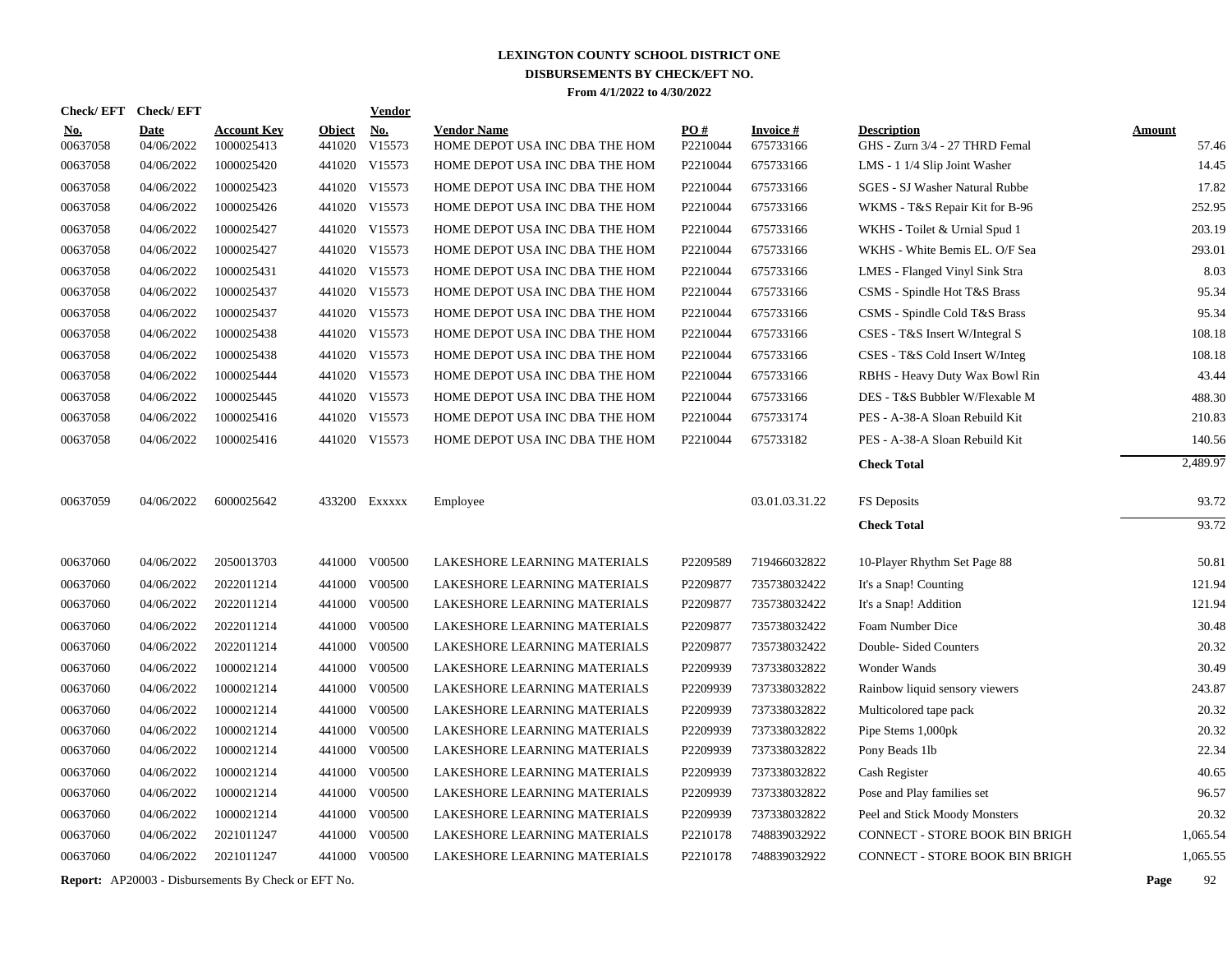# LEXINGTON COUNTY SCHOOL DISTRICT ONE
## DISBURSEMENTS BY CHECK/EFT NO.
### From 4/1/2022 to 4/30/2022

| Check/ EFT No. | Check/ EFT Date | Account Key | Object | Vendor No. | Vendor Name | PO # | Invoice # | Description | Amount |
|---|---|---|---|---|---|---|---|---|---|
| 00637058 | 04/06/2022 | 1000025413 | 441020 | V15573 | HOME DEPOT USA INC DBA THE HOM | P2210044 | 675733166 | GHS - Zurn 3/4 - 27 THRD Femal | 57.46 |
| 00637058 | 04/06/2022 | 1000025420 | 441020 | V15573 | HOME DEPOT USA INC DBA THE HOM | P2210044 | 675733166 | LMS - 1 1/4 Slip Joint Washer | 14.45 |
| 00637058 | 04/06/2022 | 1000025423 | 441020 | V15573 | HOME DEPOT USA INC DBA THE HOM | P2210044 | 675733166 | SGES - SJ Washer Natural Rubbe | 17.82 |
| 00637058 | 04/06/2022 | 1000025426 | 441020 | V15573 | HOME DEPOT USA INC DBA THE HOM | P2210044 | 675733166 | WKMS - T&S Repair Kit for B-96 | 252.95 |
| 00637058 | 04/06/2022 | 1000025427 | 441020 | V15573 | HOME DEPOT USA INC DBA THE HOM | P2210044 | 675733166 | WKHS - Toilet & Urnial Spud 1 | 203.19 |
| 00637058 | 04/06/2022 | 1000025427 | 441020 | V15573 | HOME DEPOT USA INC DBA THE HOM | P2210044 | 675733166 | WKHS - White Bemis EL. O/F Sea | 293.01 |
| 00637058 | 04/06/2022 | 1000025431 | 441020 | V15573 | HOME DEPOT USA INC DBA THE HOM | P2210044 | 675733166 | LMES - Flanged Vinyl Sink Stra | 8.03 |
| 00637058 | 04/06/2022 | 1000025437 | 441020 | V15573 | HOME DEPOT USA INC DBA THE HOM | P2210044 | 675733166 | CSMS - Spindle Hot T&S Brass | 95.34 |
| 00637058 | 04/06/2022 | 1000025437 | 441020 | V15573 | HOME DEPOT USA INC DBA THE HOM | P2210044 | 675733166 | CSMS - Spindle Cold T&S Brass | 95.34 |
| 00637058 | 04/06/2022 | 1000025438 | 441020 | V15573 | HOME DEPOT USA INC DBA THE HOM | P2210044 | 675733166 | CSES - T&S Insert W/Integral S | 108.18 |
| 00637058 | 04/06/2022 | 1000025438 | 441020 | V15573 | HOME DEPOT USA INC DBA THE HOM | P2210044 | 675733166 | CSES - T&S Cold Insert W/Integ | 108.18 |
| 00637058 | 04/06/2022 | 1000025444 | 441020 | V15573 | HOME DEPOT USA INC DBA THE HOM | P2210044 | 675733166 | RBHS - Heavy Duty Wax Bowl Rin | 43.44 |
| 00637058 | 04/06/2022 | 1000025445 | 441020 | V15573 | HOME DEPOT USA INC DBA THE HOM | P2210044 | 675733166 | DES - T&S Bubbler W/Flexable M | 488.30 |
| 00637058 | 04/06/2022 | 1000025416 | 441020 | V15573 | HOME DEPOT USA INC DBA THE HOM | P2210044 | 675733174 | PES - A-38-A Sloan Rebuild Kit | 210.83 |
| 00637058 | 04/06/2022 | 1000025416 | 441020 | V15573 | HOME DEPOT USA INC DBA THE HOM | P2210044 | 675733182 | PES - A-38-A Sloan Rebuild Kit | 140.56 |
| | | | | | | | | **Check Total** | 2,489.97 |
| 00637059 | 04/06/2022 | 6000025642 | 433200 | Exxxxx | Employee | | 03.01.03.31.22 | FS Deposits | 93.72 |
| | | | | | | | | **Check Total** | 93.72 |
| 00637060 | 04/06/2022 | 2050013703 | 441000 | V00500 | LAKESHORE LEARNING MATERIALS | P2209589 | 719466032822 | 10-Player Rhythm Set Page 88 | 50.81 |
| 00637060 | 04/06/2022 | 2022011214 | 441000 | V00500 | LAKESHORE LEARNING MATERIALS | P2209877 | 735738032422 | It's a Snap! Counting | 121.94 |
| 00637060 | 04/06/2022 | 2022011214 | 441000 | V00500 | LAKESHORE LEARNING MATERIALS | P2209877 | 735738032422 | It's a Snap! Addition | 121.94 |
| 00637060 | 04/06/2022 | 2022011214 | 441000 | V00500 | LAKESHORE LEARNING MATERIALS | P2209877 | 735738032422 | Foam Number Dice | 30.48 |
| 00637060 | 04/06/2022 | 2022011214 | 441000 | V00500 | LAKESHORE LEARNING MATERIALS | P2209877 | 735738032422 | Double- Sided Counters | 20.32 |
| 00637060 | 04/06/2022 | 1000021214 | 441000 | V00500 | LAKESHORE LEARNING MATERIALS | P2209939 | 737338032822 | Wonder Wands | 30.49 |
| 00637060 | 04/06/2022 | 1000021214 | 441000 | V00500 | LAKESHORE LEARNING MATERIALS | P2209939 | 737338032822 | Rainbow liquid sensory viewers | 243.87 |
| 00637060 | 04/06/2022 | 1000021214 | 441000 | V00500 | LAKESHORE LEARNING MATERIALS | P2209939 | 737338032822 | Multicolored tape pack | 20.32 |
| 00637060 | 04/06/2022 | 1000021214 | 441000 | V00500 | LAKESHORE LEARNING MATERIALS | P2209939 | 737338032822 | Pipe Stems 1,000pk | 20.32 |
| 00637060 | 04/06/2022 | 1000021214 | 441000 | V00500 | LAKESHORE LEARNING MATERIALS | P2209939 | 737338032822 | Pony Beads 1lb | 22.34 |
| 00637060 | 04/06/2022 | 1000021214 | 441000 | V00500 | LAKESHORE LEARNING MATERIALS | P2209939 | 737338032822 | Cash Register | 40.65 |
| 00637060 | 04/06/2022 | 1000021214 | 441000 | V00500 | LAKESHORE LEARNING MATERIALS | P2209939 | 737338032822 | Pose and Play families set | 96.57 |
| 00637060 | 04/06/2022 | 1000021214 | 441000 | V00500 | LAKESHORE LEARNING MATERIALS | P2209939 | 737338032822 | Peel and Stick Moody Monsters | 20.32 |
| 00637060 | 04/06/2022 | 2021011247 | 441000 | V00500 | LAKESHORE LEARNING MATERIALS | P2210178 | 748839032922 | CONNECT - STORE BOOK BIN BRIGH | 1,065.54 |
| 00637060 | 04/06/2022 | 2021011247 | 441000 | V00500 | LAKESHORE LEARNING MATERIALS | P2210178 | 748839032922 | CONNECT - STORE BOOK BIN BRIGH | 1,065.55 |

**Report:** AP20003 - Disbursements By Check or EFT No.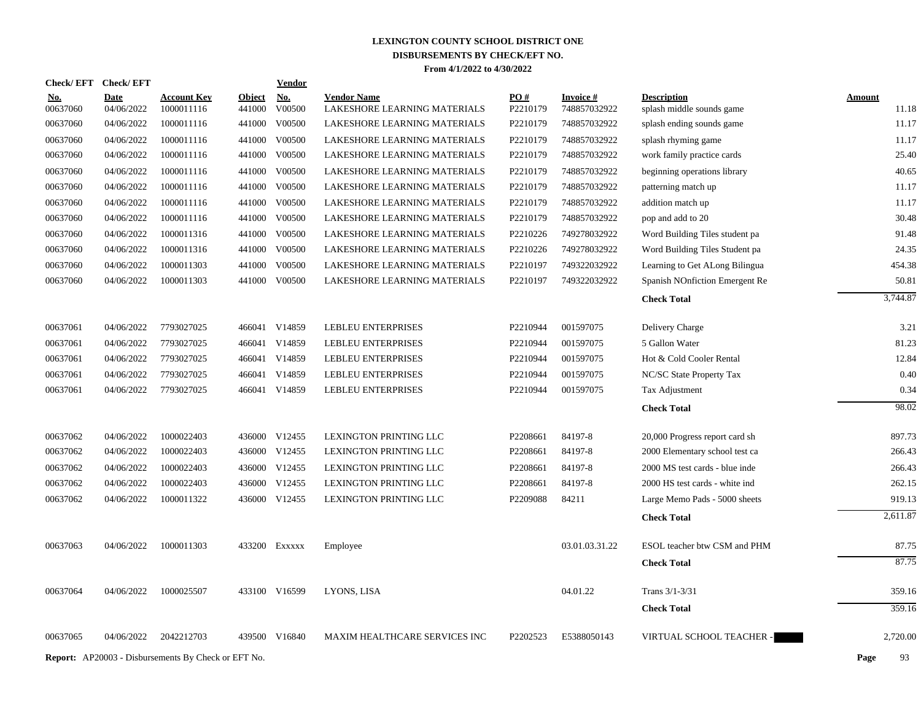# LEXINGTON COUNTY SCHOOL DISTRICT ONE
## DISBURSEMENTS BY CHECK/EFT NO.
### From 4/1/2022 to 4/30/2022

| Check/ EFT No. | Check/ EFT Date | Account Key | Object | Vendor No. | Vendor Name | PO # | Invoice # | Description | Amount |
|---|---|---|---|---|---|---|---|---|---|
| 00637060 | 04/06/2022 | 1000011116 | 441000 | V00500 | LAKESHORE LEARNING MATERIALS | P2210179 | 748857032922 | splash middle sounds game | 11.18 |
| 00637060 | 04/06/2022 | 1000011116 | 441000 | V00500 | LAKESHORE LEARNING MATERIALS | P2210179 | 748857032922 | splash ending sounds game | 11.17 |
| 00637060 | 04/06/2022 | 1000011116 | 441000 | V00500 | LAKESHORE LEARNING MATERIALS | P2210179 | 748857032922 | splash rhyming game | 11.17 |
| 00637060 | 04/06/2022 | 1000011116 | 441000 | V00500 | LAKESHORE LEARNING MATERIALS | P2210179 | 748857032922 | work family practice cards | 25.40 |
| 00637060 | 04/06/2022 | 1000011116 | 441000 | V00500 | LAKESHORE LEARNING MATERIALS | P2210179 | 748857032922 | beginning operations library | 40.65 |
| 00637060 | 04/06/2022 | 1000011116 | 441000 | V00500 | LAKESHORE LEARNING MATERIALS | P2210179 | 748857032922 | patterning match up | 11.17 |
| 00637060 | 04/06/2022 | 1000011116 | 441000 | V00500 | LAKESHORE LEARNING MATERIALS | P2210179 | 748857032922 | addition match up | 11.17 |
| 00637060 | 04/06/2022 | 1000011116 | 441000 | V00500 | LAKESHORE LEARNING MATERIALS | P2210179 | 748857032922 | pop and add to 20 | 30.48 |
| 00637060 | 04/06/2022 | 1000011316 | 441000 | V00500 | LAKESHORE LEARNING MATERIALS | P2210226 | 749278032922 | Word Building Tiles student pa | 91.48 |
| 00637060 | 04/06/2022 | 1000011316 | 441000 | V00500 | LAKESHORE LEARNING MATERIALS | P2210226 | 749278032922 | Word Building Tiles Student pa | 24.35 |
| 00637060 | 04/06/2022 | 1000011303 | 441000 | V00500 | LAKESHORE LEARNING MATERIALS | P2210197 | 749322032922 | Learning to Get ALong Bilingua | 454.38 |
| 00637060 | 04/06/2022 | 1000011303 | 441000 | V00500 | LAKESHORE LEARNING MATERIALS | P2210197 | 749322032922 | Spanish NOnfiction Emergent Re | 50.81 |
| | | | | | | | | **Check Total** | 3,744.87 |
| 00637061 | 04/06/2022 | 7793027025 | 466041 | V14859 | LEBLEU ENTERPRISES | P2210944 | 001597075 | Delivery Charge | 3.21 |
| 00637061 | 04/06/2022 | 7793027025 | 466041 | V14859 | LEBLEU ENTERPRISES | P2210944 | 001597075 | 5 Gallon Water | 81.23 |
| 00637061 | 04/06/2022 | 7793027025 | 466041 | V14859 | LEBLEU ENTERPRISES | P2210944 | 001597075 | Hot & Cold Cooler Rental | 12.84 |
| 00637061 | 04/06/2022 | 7793027025 | 466041 | V14859 | LEBLEU ENTERPRISES | P2210944 | 001597075 | NC/SC State Property Tax | 0.40 |
| 00637061 | 04/06/2022 | 7793027025 | 466041 | V14859 | LEBLEU ENTERPRISES | P2210944 | 001597075 | Tax Adjustment | 0.34 |
| | | | | | | | | **Check Total** | 98.02 |
| 00637062 | 04/06/2022 | 1000022403 | 436000 | V12455 | LEXINGTON PRINTING LLC | P2208661 | 84197-8 | 20,000 Progress report card sh | 897.73 |
| 00637062 | 04/06/2022 | 1000022403 | 436000 | V12455 | LEXINGTON PRINTING LLC | P2208661 | 84197-8 | 2000 Elementary school test ca | 266.43 |
| 00637062 | 04/06/2022 | 1000022403 | 436000 | V12455 | LEXINGTON PRINTING LLC | P2208661 | 84197-8 | 2000 MS test cards - blue inde | 266.43 |
| 00637062 | 04/06/2022 | 1000022403 | 436000 | V12455 | LEXINGTON PRINTING LLC | P2208661 | 84197-8 | 2000 HS test cards - white ind | 262.15 |
| 00637062 | 04/06/2022 | 1000011322 | 436000 | V12455 | LEXINGTON PRINTING LLC | P2209088 | 84211 | Large Memo Pads - 5000 sheets | 919.13 |
| | | | | | | | | **Check Total** | 2,611.87 |
| 00637063 | 04/06/2022 | 1000011303 | 433200 | Exxxxx | Employee | | 03.01.03.31.22 | ESOL teacher btw CSM and PHM | 87.75 |
| | | | | | | | | **Check Total** | 87.75 |
| 00637064 | 04/06/2022 | 1000025507 | 433100 | V16599 | LYONS, LISA | | 04.01.22 | Trans 3/1-3/31 | 359.16 |
| | | | | | | | | **Check Total** | 359.16 |
| 00637065 | 04/06/2022 | 2042212703 | 439500 | V16840 | MAXIM HEALTHCARE SERVICES INC | P2202523 | E5388050143 | VIRTUAL SCHOOL TEACHER - | 2,720.00 |

**Report:** AP20003 - Disbursements By Check or EFT No.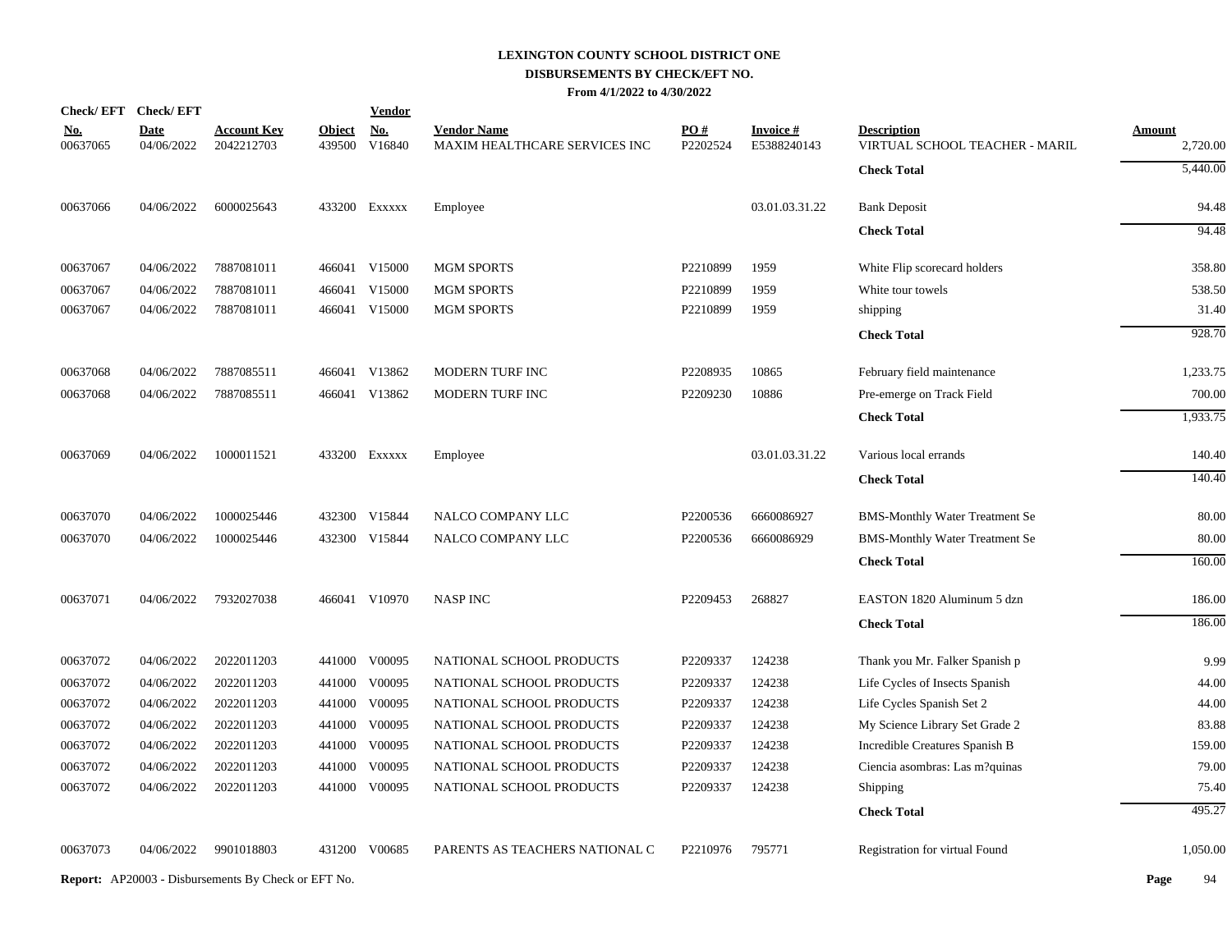# LEXINGTON COUNTY SCHOOL DISTRICT ONE
## DISBURSEMENTS BY CHECK/EFT NO.
### From 4/1/2022 to 4/30/2022

| Check/ EFT No. | Check/ EFT Date | Account Key | Object | Vendor No. | Vendor Name | PO # | Invoice # | Description | Amount |
|---|---|---|---|---|---|---|---|---|---|
| 00637065 | 04/06/2022 | 2042212703 | 439500 | V16840 | MAXIM HEALTHCARE SERVICES INC | P2202524 | E5388240143 | VIRTUAL SCHOOL TEACHER - MARIL | 2,720.00 |
| | | | | | | | | **Check Total** | 5,440.00 |
| 00637066 | 04/06/2022 | 6000025643 | 433200 | Exxxxx | Employee | | 03.01.03.31.22 | Bank Deposit | 94.48 |
| | | | | | | | | **Check Total** | 94.48 |
| 00637067 | 04/06/2022 | 7887081011 | 466041 | V15000 | MGM SPORTS | P2210899 | 1959 | White Flip scorecard holders | 358.80 |
| 00637067 | 04/06/2022 | 7887081011 | 466041 | V15000 | MGM SPORTS | P2210899 | 1959 | White tour towels | 538.50 |
| 00637067 | 04/06/2022 | 7887081011 | 466041 | V15000 | MGM SPORTS | P2210899 | 1959 | shipping | 31.40 |
| | | | | | | | | **Check Total** | 928.70 |
| 00637068 | 04/06/2022 | 7887085511 | 466041 | V13862 | MODERN TURF INC | P2208935 | 10865 | February field maintenance | 1,233.75 |
| 00637068 | 04/06/2022 | 7887085511 | 466041 | V13862 | MODERN TURF INC | P2209230 | 10886 | Pre-emerge on Track Field | 700.00 |
| | | | | | | | | **Check Total** | 1,933.75 |
| 00637069 | 04/06/2022 | 1000011521 | 433200 | Exxxxx | Employee | | 03.01.03.31.22 | Various local errands | 140.40 |
| | | | | | | | | **Check Total** | 140.40 |
| 00637070 | 04/06/2022 | 1000025446 | 432300 | V15844 | NALCO COMPANY LLC | P2200536 | 6660086927 | BMS-Monthly Water Treatment Se | 80.00 |
| 00637070 | 04/06/2022 | 1000025446 | 432300 | V15844 | NALCO COMPANY LLC | P2200536 | 6660086929 | BMS-Monthly Water Treatment Se | 80.00 |
| | | | | | | | | **Check Total** | 160.00 |
| 00637071 | 04/06/2022 | 7932027038 | 466041 | V10970 | NASP INC | P2209453 | 268827 | EASTON 1820 Aluminum 5 dzn | 186.00 |
| | | | | | | | | **Check Total** | 186.00 |
| 00637072 | 04/06/2022 | 2022011203 | 441000 | V00095 | NATIONAL SCHOOL PRODUCTS | P2209337 | 124238 | Thank you Mr. Falker Spanish p | 9.99 |
| 00637072 | 04/06/2022 | 2022011203 | 441000 | V00095 | NATIONAL SCHOOL PRODUCTS | P2209337 | 124238 | Life Cycles of Insects Spanish | 44.00 |
| 00637072 | 04/06/2022 | 2022011203 | 441000 | V00095 | NATIONAL SCHOOL PRODUCTS | P2209337 | 124238 | Life Cycles Spanish Set 2 | 44.00 |
| 00637072 | 04/06/2022 | 2022011203 | 441000 | V00095 | NATIONAL SCHOOL PRODUCTS | P2209337 | 124238 | My Science Library Set Grade 2 | 83.88 |
| 00637072 | 04/06/2022 | 2022011203 | 441000 | V00095 | NATIONAL SCHOOL PRODUCTS | P2209337 | 124238 | Incredible Creatures Spanish B | 159.00 |
| 00637072 | 04/06/2022 | 2022011203 | 441000 | V00095 | NATIONAL SCHOOL PRODUCTS | P2209337 | 124238 | Ciencia asombras: Las m?quinas | 79.00 |
| 00637072 | 04/06/2022 | 2022011203 | 441000 | V00095 | NATIONAL SCHOOL PRODUCTS | P2209337 | 124238 | Shipping | 75.40 |
| | | | | | | | | **Check Total** | 495.27 |
| 00637073 | 04/06/2022 | 9901018803 | 431200 | V00685 | PARENTS AS TEACHERS NATIONAL C | P2210976 | 795771 | Registration for virtual Found | 1,050.00 |

**Report:** AP20003 - Disbursements By Check or EFT No.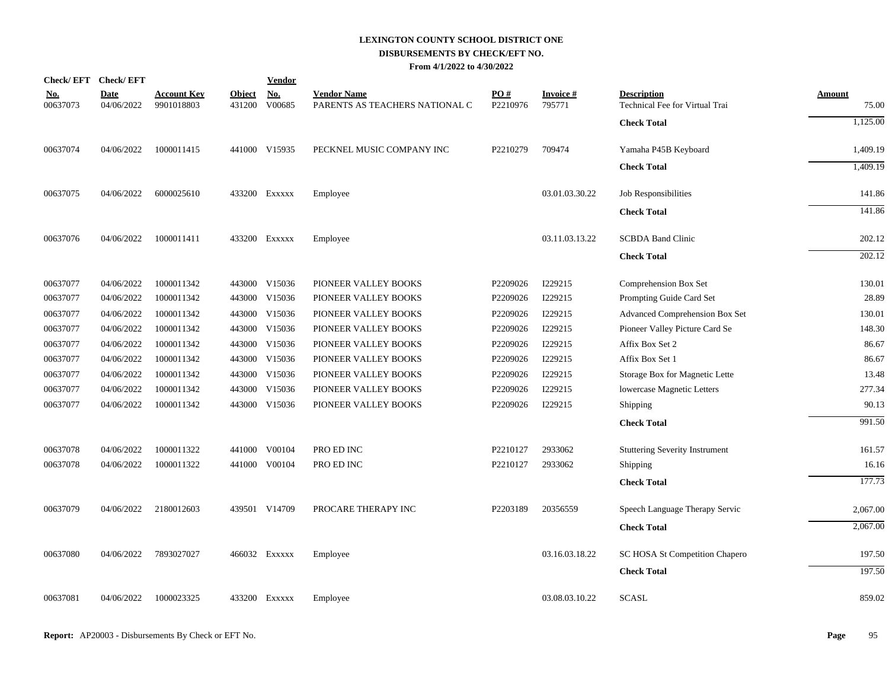# LEXINGTON COUNTY SCHOOL DISTRICT ONE
## DISBURSEMENTS BY CHECK/EFT NO.
### From 4/1/2022 to 4/30/2022

| Check/ EFT No. | Check/ EFT Date | Account Key | Object | Vendor No. | Vendor Name | PO # | Invoice # | Description | Amount |
|---|---|---|---|---|---|---|---|---|---|
| 00637073 | 04/06/2022 | 9901018803 | 431200 | V00685 | PARENTS AS TEACHERS NATIONAL C | P2210976 | 795771 | Technical Fee for Virtual Trai | 75.00 |
| | | | | | | | | **Check Total** | 1,125.00 |
| 00637074 | 04/06/2022 | 1000011415 | 441000 | V15935 | PECKNEL MUSIC COMPANY INC | P2210279 | 709474 | Yamaha P45B Keyboard | 1,409.19 |
| | | | | | | | | **Check Total** | 1,409.19 |
| 00637075 | 04/06/2022 | 6000025610 | 433200 | Exxxxx | Employee | | 03.01.03.30.22 | Job Responsibilities | 141.86 |
| | | | | | | | | **Check Total** | 141.86 |
| 00637076 | 04/06/2022 | 1000011411 | 433200 | Exxxxx | Employee | | 03.11.03.13.22 | SCBDA Band Clinic | 202.12 |
| | | | | | | | | **Check Total** | 202.12 |
| 00637077 | 04/06/2022 | 1000011342 | 443000 | V15036 | PIONEER VALLEY BOOKS | P2209026 | I229215 | Comprehension Box Set | 130.01 |
| 00637077 | 04/06/2022 | 1000011342 | 443000 | V15036 | PIONEER VALLEY BOOKS | P2209026 | I229215 | Prompting Guide Card Set | 28.89 |
| 00637077 | 04/06/2022 | 1000011342 | 443000 | V15036 | PIONEER VALLEY BOOKS | P2209026 | I229215 | Advanced Comprehension Box Set | 130.01 |
| 00637077 | 04/06/2022 | 1000011342 | 443000 | V15036 | PIONEER VALLEY BOOKS | P2209026 | I229215 | Pioneer Valley Picture Card Se | 148.30 |
| 00637077 | 04/06/2022 | 1000011342 | 443000 | V15036 | PIONEER VALLEY BOOKS | P2209026 | I229215 | Affix Box Set 2 | 86.67 |
| 00637077 | 04/06/2022 | 1000011342 | 443000 | V15036 | PIONEER VALLEY BOOKS | P2209026 | I229215 | Affix Box Set 1 | 86.67 |
| 00637077 | 04/06/2022 | 1000011342 | 443000 | V15036 | PIONEER VALLEY BOOKS | P2209026 | I229215 | Storage Box for Magnetic Lette | 13.48 |
| 00637077 | 04/06/2022 | 1000011342 | 443000 | V15036 | PIONEER VALLEY BOOKS | P2209026 | I229215 | lowercase Magnetic Letters | 277.34 |
| 00637077 | 04/06/2022 | 1000011342 | 443000 | V15036 | PIONEER VALLEY BOOKS | P2209026 | I229215 | Shipping | 90.13 |
| | | | | | | | | **Check Total** | 991.50 |
| 00637078 | 04/06/2022 | 1000011322 | 441000 | V00104 | PRO ED INC | P2210127 | 2933062 | Stuttering Severity Instrument | 161.57 |
| 00637078 | 04/06/2022 | 1000011322 | 441000 | V00104 | PRO ED INC | P2210127 | 2933062 | Shipping | 16.16 |
| | | | | | | | | **Check Total** | 177.73 |
| 00637079 | 04/06/2022 | 2180012603 | 439501 | V14709 | PROCARE THERAPY INC | P2203189 | 20356559 | Speech Language Therapy Servic | 2,067.00 |
| | | | | | | | | **Check Total** | 2,067.00 |
| 00637080 | 04/06/2022 | 7893027027 | 466032 | Exxxxx | Employee | | 03.16.03.18.22 | SC HOSA St Competition Chapero | 197.50 |
| | | | | | | | | **Check Total** | 197.50 |
| 00637081 | 04/06/2022 | 1000023325 | 433200 | Exxxxx | Employee | | 03.08.03.10.22 | SCASL | 859.02 |

**Report:** AP20003 - Disbursements By Check or EFT No.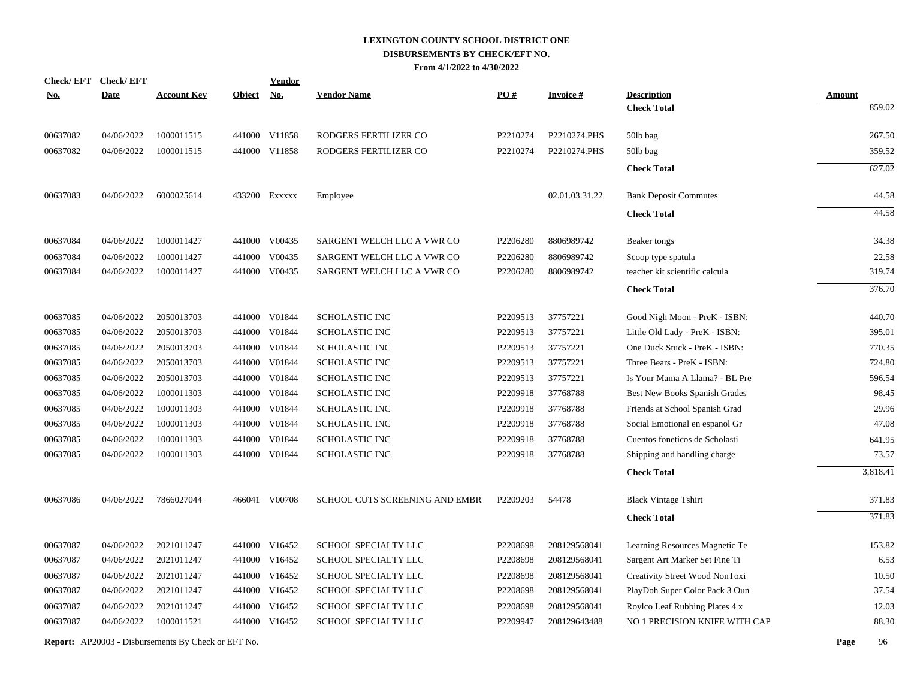# LEXINGTON COUNTY SCHOOL DISTRICT ONE
## DISBURSEMENTS BY CHECK/EFT NO.
### From 4/1/2022 to 4/30/2022

| Check/ EFT No. | Check/ EFT Date | Account Key | Object | Vendor No. | Vendor Name | PO # | Invoice # | Description | Amount |
|---|---|---|---|---|---|---|---|---|---|
| | | | | | | | | **Check Total** | 859.02 |
| 00637082 | 04/06/2022 | 1000011515 | 441000 | V11858 | RODGERS FERTILIZER CO | P2210274 | P2210274.PHS | 50lb bag | 267.50 |
| 00637082 | 04/06/2022 | 1000011515 | 441000 | V11858 | RODGERS FERTILIZER CO | P2210274 | P2210274.PHS | 50lb bag | 359.52 |
| | | | | | | | | **Check Total** | 627.02 |
| 00637083 | 04/06/2022 | 6000025614 | 433200 | Exxxxx | Employee | | 02.01.03.31.22 | Bank Deposit Commutes | 44.58 |
| | | | | | | | | **Check Total** | 44.58 |
| 00637084 | 04/06/2022 | 1000011427 | 441000 | V00435 | SARGENT WELCH LLC A VWR CO | P2206280 | 8806989742 | Beaker tongs | 34.38 |
| 00637084 | 04/06/2022 | 1000011427 | 441000 | V00435 | SARGENT WELCH LLC A VWR CO | P2206280 | 8806989742 | Scoop type spatula | 22.58 |
| 00637084 | 04/06/2022 | 1000011427 | 441000 | V00435 | SARGENT WELCH LLC A VWR CO | P2206280 | 8806989742 | teacher kit scientific calcula | 319.74 |
| | | | | | | | | **Check Total** | 376.70 |
| 00637085 | 04/06/2022 | 2050013703 | 441000 | V01844 | SCHOLASTIC INC | P2209513 | 37757221 | Good Nigh Moon - PreK - ISBN: | 440.70 |
| 00637085 | 04/06/2022 | 2050013703 | 441000 | V01844 | SCHOLASTIC INC | P2209513 | 37757221 | Little Old Lady - PreK - ISBN: | 395.01 |
| 00637085 | 04/06/2022 | 2050013703 | 441000 | V01844 | SCHOLASTIC INC | P2209513 | 37757221 | One Duck Stuck - PreK - ISBN: | 770.35 |
| 00637085 | 04/06/2022 | 2050013703 | 441000 | V01844 | SCHOLASTIC INC | P2209513 | 37757221 | Three Bears - PreK - ISBN: | 724.80 |
| 00637085 | 04/06/2022 | 2050013703 | 441000 | V01844 | SCHOLASTIC INC | P2209513 | 37757221 | Is Your Mama A Llama? - BL Pre | 596.54 |
| 00637085 | 04/06/2022 | 1000011303 | 441000 | V01844 | SCHOLASTIC INC | P2209918 | 37768788 | Best New Books Spanish Grades | 98.45 |
| 00637085 | 04/06/2022 | 1000011303 | 441000 | V01844 | SCHOLASTIC INC | P2209918 | 37768788 | Friends at School Spanish Grad | 29.96 |
| 00637085 | 04/06/2022 | 1000011303 | 441000 | V01844 | SCHOLASTIC INC | P2209918 | 37768788 | Social Emotional en espanol Gr | 47.08 |
| 00637085 | 04/06/2022 | 1000011303 | 441000 | V01844 | SCHOLASTIC INC | P2209918 | 37768788 | Cuentos foneticos de Scholasti | 641.95 |
| 00637085 | 04/06/2022 | 1000011303 | 441000 | V01844 | SCHOLASTIC INC | P2209918 | 37768788 | Shipping and handling charge | 73.57 |
| | | | | | | | | **Check Total** | 3,818.41 |
| 00637086 | 04/06/2022 | 7866027044 | 466041 | V00708 | SCHOOL CUTS SCREENING AND EMBR | P2209203 | 54478 | Black Vintage Tshirt | 371.83 |
| | | | | | | | | **Check Total** | 371.83 |
| 00637087 | 04/06/2022 | 2021011247 | 441000 | V16452 | SCHOOL SPECIALTY LLC | P2208698 | 208129568041 | Learning Resources Magnetic Te | 153.82 |
| 00637087 | 04/06/2022 | 2021011247 | 441000 | V16452 | SCHOOL SPECIALTY LLC | P2208698 | 208129568041 | Sargent Art Marker Set Fine Ti | 6.53 |
| 00637087 | 04/06/2022 | 2021011247 | 441000 | V16452 | SCHOOL SPECIALTY LLC | P2208698 | 208129568041 | Creativity Street Wood NonToxi | 10.50 |
| 00637087 | 04/06/2022 | 2021011247 | 441000 | V16452 | SCHOOL SPECIALTY LLC | P2208698 | 208129568041 | PlayDoh Super Color Pack 3 Oun | 37.54 |
| 00637087 | 04/06/2022 | 2021011247 | 441000 | V16452 | SCHOOL SPECIALTY LLC | P2208698 | 208129568041 | Roylco Leaf Rubbing Plates 4 x | 12.03 |
| 00637087 | 04/06/2022 | 1000011521 | 441000 | V16452 | SCHOOL SPECIALTY LLC | P2209947 | 208129643488 | NO 1 PRECISION KNIFE WITH CAP | 88.30 |

**Report:** AP20003 - Disbursements By Check or EFT No.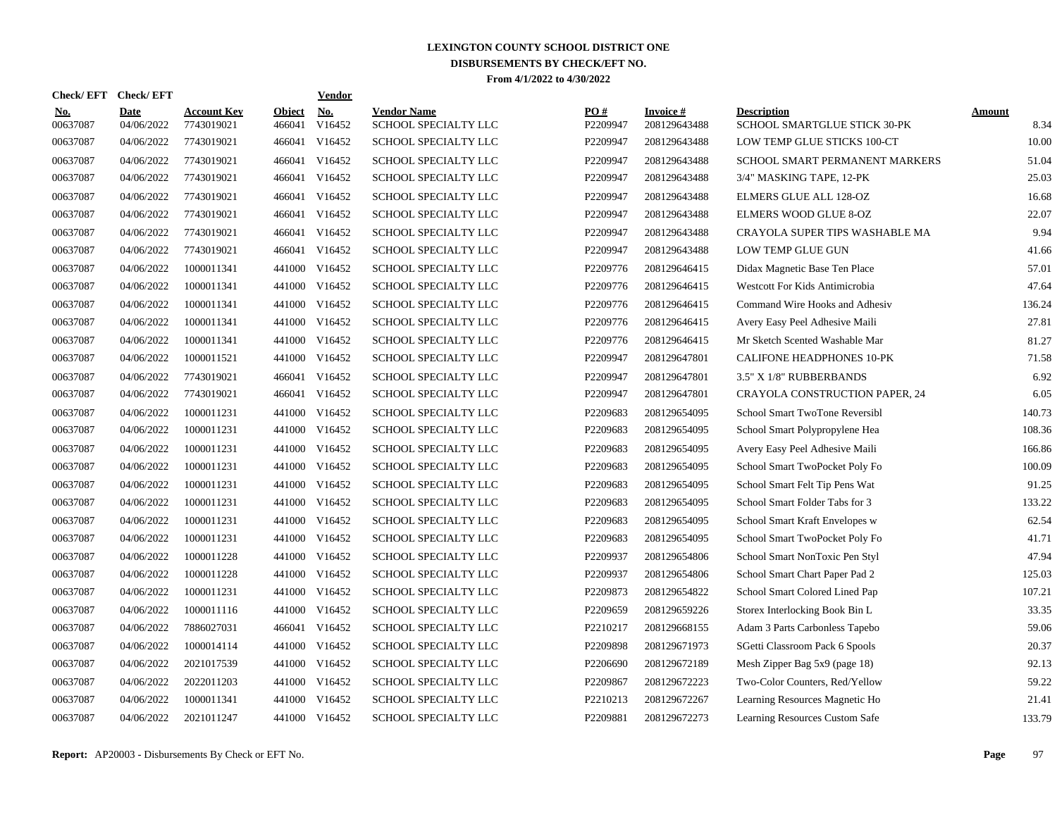# LEXINGTON COUNTY SCHOOL DISTRICT ONE
## DISBURSEMENTS BY CHECK/EFT NO.
### From 4/1/2022 to 4/30/2022

| Check/ EFT No. | Check/ EFT Date | Account Key | Object | Vendor No. | Vendor Name | PO # | Invoice # | Description | Amount |
|---|---|---|---|---|---|---|---|---|---|
| 00637087 | 04/06/2022 | 7743019021 | 466041 | V16452 | SCHOOL SPECIALTY LLC | P2209947 | 208129643488 | SCHOOL SMARTGLUE STICK 30-PK | 8.34 |
| 00637087 | 04/06/2022 | 7743019021 | 466041 | V16452 | SCHOOL SPECIALTY LLC | P2209947 | 208129643488 | LOW TEMP GLUE STICKS 100-CT | 10.00 |
| 00637087 | 04/06/2022 | 7743019021 | 466041 | V16452 | SCHOOL SPECIALTY LLC | P2209947 | 208129643488 | SCHOOL SMART PERMANENT MARKERS | 51.04 |
| 00637087 | 04/06/2022 | 7743019021 | 466041 | V16452 | SCHOOL SPECIALTY LLC | P2209947 | 208129643488 | 3/4" MASKING TAPE, 12-PK | 25.03 |
| 00637087 | 04/06/2022 | 7743019021 | 466041 | V16452 | SCHOOL SPECIALTY LLC | P2209947 | 208129643488 | ELMERS GLUE ALL 128-OZ | 16.68 |
| 00637087 | 04/06/2022 | 7743019021 | 466041 | V16452 | SCHOOL SPECIALTY LLC | P2209947 | 208129643488 | ELMERS WOOD GLUE 8-OZ | 22.07 |
| 00637087 | 04/06/2022 | 7743019021 | 466041 | V16452 | SCHOOL SPECIALTY LLC | P2209947 | 208129643488 | CRAYOLA SUPER TIPS WASHABLE MA | 9.94 |
| 00637087 | 04/06/2022 | 7743019021 | 466041 | V16452 | SCHOOL SPECIALTY LLC | P2209947 | 208129643488 | LOW TEMP GLUE GUN | 41.66 |
| 00637087 | 04/06/2022 | 1000011341 | 441000 | V16452 | SCHOOL SPECIALTY LLC | P2209776 | 208129646415 | Didax Magnetic Base Ten Place | 57.01 |
| 00637087 | 04/06/2022 | 1000011341 | 441000 | V16452 | SCHOOL SPECIALTY LLC | P2209776 | 208129646415 | Westcott For Kids Antimicrobia | 47.64 |
| 00637087 | 04/06/2022 | 1000011341 | 441000 | V16452 | SCHOOL SPECIALTY LLC | P2209776 | 208129646415 | Command Wire Hooks and Adhesiv | 136.24 |
| 00637087 | 04/06/2022 | 1000011341 | 441000 | V16452 | SCHOOL SPECIALTY LLC | P2209776 | 208129646415 | Avery Easy Peel Adhesive Maili | 27.81 |
| 00637087 | 04/06/2022 | 1000011341 | 441000 | V16452 | SCHOOL SPECIALTY LLC | P2209776 | 208129646415 | Mr Sketch Scented Washable Mar | 81.27 |
| 00637087 | 04/06/2022 | 1000011521 | 441000 | V16452 | SCHOOL SPECIALTY LLC | P2209947 | 208129647801 | CALIFONE HEADPHONES 10-PK | 71.58 |
| 00637087 | 04/06/2022 | 7743019021 | 466041 | V16452 | SCHOOL SPECIALTY LLC | P2209947 | 208129647801 | 3.5" X 1/8" RUBBERBANDS | 6.92 |
| 00637087 | 04/06/2022 | 7743019021 | 466041 | V16452 | SCHOOL SPECIALTY LLC | P2209947 | 208129647801 | CRAYOLA CONSTRUCTION PAPER, 24 | 6.05 |
| 00637087 | 04/06/2022 | 1000011231 | 441000 | V16452 | SCHOOL SPECIALTY LLC | P2209683 | 208129654095 | School Smart TwoTone Reversibl | 140.73 |
| 00637087 | 04/06/2022 | 1000011231 | 441000 | V16452 | SCHOOL SPECIALTY LLC | P2209683 | 208129654095 | School Smart Polypropylene Hea | 108.36 |
| 00637087 | 04/06/2022 | 1000011231 | 441000 | V16452 | SCHOOL SPECIALTY LLC | P2209683 | 208129654095 | Avery Easy Peel Adhesive Maili | 166.86 |
| 00637087 | 04/06/2022 | 1000011231 | 441000 | V16452 | SCHOOL SPECIALTY LLC | P2209683 | 208129654095 | School Smart TwoPocket Poly Fo | 100.09 |
| 00637087 | 04/06/2022 | 1000011231 | 441000 | V16452 | SCHOOL SPECIALTY LLC | P2209683 | 208129654095 | School Smart Felt Tip Pens Wat | 91.25 |
| 00637087 | 04/06/2022 | 1000011231 | 441000 | V16452 | SCHOOL SPECIALTY LLC | P2209683 | 208129654095 | School Smart Folder Tabs for 3 | 133.22 |
| 00637087 | 04/06/2022 | 1000011231 | 441000 | V16452 | SCHOOL SPECIALTY LLC | P2209683 | 208129654095 | School Smart Kraft Envelopes w | 62.54 |
| 00637087 | 04/06/2022 | 1000011231 | 441000 | V16452 | SCHOOL SPECIALTY LLC | P2209683 | 208129654095 | School Smart TwoPocket Poly Fo | 41.71 |
| 00637087 | 04/06/2022 | 1000011228 | 441000 | V16452 | SCHOOL SPECIALTY LLC | P2209937 | 208129654806 | School Smart NonToxic Pen Styl | 47.94 |
| 00637087 | 04/06/2022 | 1000011228 | 441000 | V16452 | SCHOOL SPECIALTY LLC | P2209937 | 208129654806 | School Smart Chart Paper Pad 2 | 125.03 |
| 00637087 | 04/06/2022 | 1000011231 | 441000 | V16452 | SCHOOL SPECIALTY LLC | P2209873 | 208129654822 | School Smart Colored Lined Pap | 107.21 |
| 00637087 | 04/06/2022 | 1000011116 | 441000 | V16452 | SCHOOL SPECIALTY LLC | P2209659 | 208129659226 | Storex Interlocking Book Bin L | 33.35 |
| 00637087 | 04/06/2022 | 7886027031 | 466041 | V16452 | SCHOOL SPECIALTY LLC | P2210217 | 208129668155 | Adam 3 Parts Carbonless Tapebo | 59.06 |
| 00637087 | 04/06/2022 | 1000014114 | 441000 | V16452 | SCHOOL SPECIALTY LLC | P2209898 | 208129671973 | SGetti Classroom Pack 6 Spools | 20.37 |
| 00637087 | 04/06/2022 | 2021017539 | 441000 | V16452 | SCHOOL SPECIALTY LLC | P2206690 | 208129672189 | Mesh Zipper Bag 5x9 (page 18) | 92.13 |
| 00637087 | 04/06/2022 | 2022011203 | 441000 | V16452 | SCHOOL SPECIALTY LLC | P2209867 | 208129672223 | Two-Color Counters, Red/Yellow | 59.22 |
| 00637087 | 04/06/2022 | 1000011341 | 441000 | V16452 | SCHOOL SPECIALTY LLC | P2210213 | 208129672267 | Learning Resources Magnetic Ho | 21.41 |
| 00637087 | 04/06/2022 | 2021011247 | 441000 | V16452 | SCHOOL SPECIALTY LLC | P2209881 | 208129672273 | Learning Resources Custom Safe | 133.79 |

**Report:** AP20003 - Disbursements By Check or EFT No.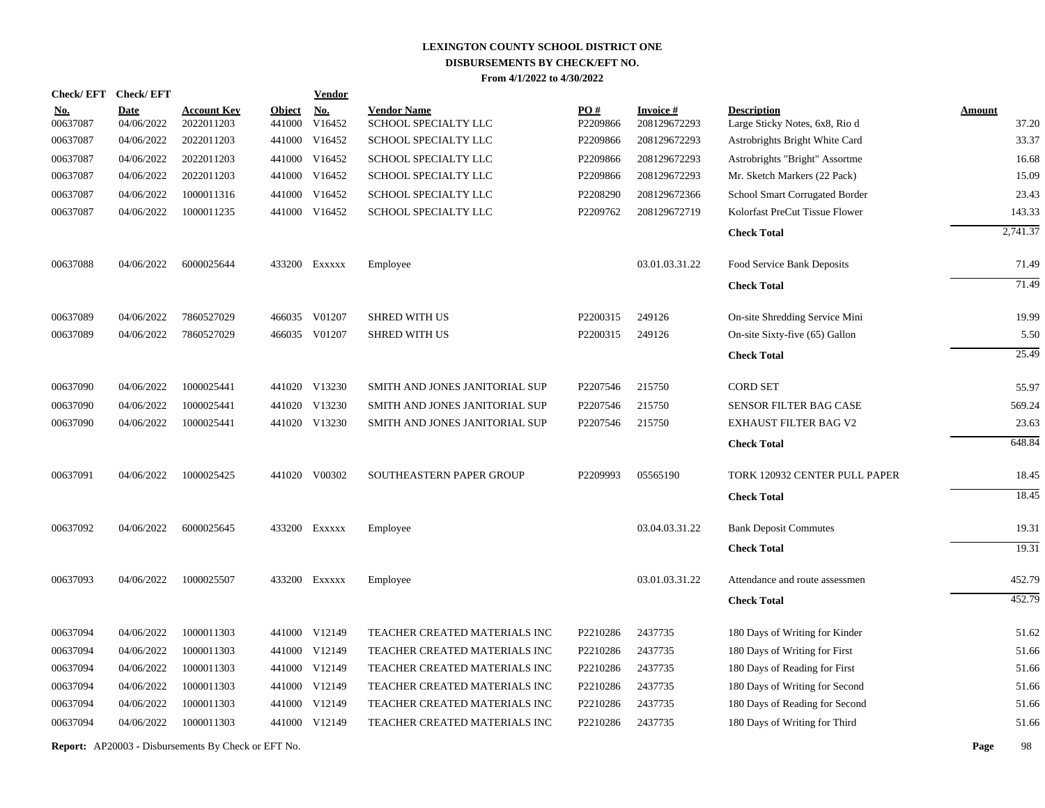# LEXINGTON COUNTY SCHOOL DISTRICT ONE
## DISBURSEMENTS BY CHECK/EFT NO.
### From 4/1/2022 to 4/30/2022

| Check/ EFT No. | Check/ EFT Date | Account Key | Object | Vendor No. | Vendor Name | PO # | Invoice # | Description | Amount |
|---|---|---|---|---|---|---|---|---|---|
| 00637087 | 04/06/2022 | 2022011203 | 441000 | V16452 | SCHOOL SPECIALTY LLC | P2209866 | 208129672293 | Large Sticky Notes, 6x8, Rio d | 37.20 |
| 00637087 | 04/06/2022 | 2022011203 | 441000 | V16452 | SCHOOL SPECIALTY LLC | P2209866 | 208129672293 | Astrobrights Bright White Card | 33.37 |
| 00637087 | 04/06/2022 | 2022011203 | 441000 | V16452 | SCHOOL SPECIALTY LLC | P2209866 | 208129672293 | Astrobrights "Bright" Assortme | 16.68 |
| 00637087 | 04/06/2022 | 2022011203 | 441000 | V16452 | SCHOOL SPECIALTY LLC | P2209866 | 208129672293 | Mr. Sketch Markers (22 Pack) | 15.09 |
| 00637087 | 04/06/2022 | 1000011316 | 441000 | V16452 | SCHOOL SPECIALTY LLC | P2208290 | 208129672366 | School Smart Corrugated Border | 23.43 |
| 00637087 | 04/06/2022 | 1000011235 | 441000 | V16452 | SCHOOL SPECIALTY LLC | P2209762 | 208129672719 | Kolorfast PreCut Tissue Flower | 143.33 |
| | | | | | | | | **Check Total** | 2,741.37 |
| 00637088 | 04/06/2022 | 6000025644 | 433200 | Exxxxx | Employee | | 03.01.03.31.22 | Food Service Bank Deposits | 71.49 |
| | | | | | | | | **Check Total** | 71.49 |
| 00637089 | 04/06/2022 | 7860527029 | 466035 | V01207 | SHRED WITH US | P2200315 | 249126 | On-site Shredding Service Mini | 19.99 |
| 00637089 | 04/06/2022 | 7860527029 | 466035 | V01207 | SHRED WITH US | P2200315 | 249126 | On-site Sixty-five (65) Gallon | 5.50 |
| | | | | | | | | **Check Total** | 25.49 |
| 00637090 | 04/06/2022 | 1000025441 | 441020 | V13230 | SMITH AND JONES JANITORIAL SUP | P2207546 | 215750 | CORD SET | 55.97 |
| 00637090 | 04/06/2022 | 1000025441 | 441020 | V13230 | SMITH AND JONES JANITORIAL SUP | P2207546 | 215750 | SENSOR FILTER BAG CASE | 569.24 |
| 00637090 | 04/06/2022 | 1000025441 | 441020 | V13230 | SMITH AND JONES JANITORIAL SUP | P2207546 | 215750 | EXHAUST FILTER BAG V2 | 23.63 |
| | | | | | | | | **Check Total** | 648.84 |
| 00637091 | 04/06/2022 | 1000025425 | 441020 | V00302 | SOUTHEASTERN PAPER GROUP | P2209993 | 05565190 | TORK 120932 CENTER PULL PAPER | 18.45 |
| | | | | | | | | **Check Total** | 18.45 |
| 00637092 | 04/06/2022 | 6000025645 | 433200 | Exxxxx | Employee | | 03.04.03.31.22 | Bank Deposit Commutes | 19.31 |
| | | | | | | | | **Check Total** | 19.31 |
| 00637093 | 04/06/2022 | 1000025507 | 433200 | Exxxxx | Employee | | 03.01.03.31.22 | Attendance and route assessmen | 452.79 |
| | | | | | | | | **Check Total** | 452.79 |
| 00637094 | 04/06/2022 | 1000011303 | 441000 | V12149 | TEACHER CREATED MATERIALS INC | P2210286 | 2437735 | 180 Days of Writing for Kinder | 51.62 |
| 00637094 | 04/06/2022 | 1000011303 | 441000 | V12149 | TEACHER CREATED MATERIALS INC | P2210286 | 2437735 | 180 Days of Writing for First | 51.66 |
| 00637094 | 04/06/2022 | 1000011303 | 441000 | V12149 | TEACHER CREATED MATERIALS INC | P2210286 | 2437735 | 180 Days of Reading for First | 51.66 |
| 00637094 | 04/06/2022 | 1000011303 | 441000 | V12149 | TEACHER CREATED MATERIALS INC | P2210286 | 2437735 | 180 Days of Writing for Second | 51.66 |
| 00637094 | 04/06/2022 | 1000011303 | 441000 | V12149 | TEACHER CREATED MATERIALS INC | P2210286 | 2437735 | 180 Days of Reading for Second | 51.66 |
| 00637094 | 04/06/2022 | 1000011303 | 441000 | V12149 | TEACHER CREATED MATERIALS INC | P2210286 | 2437735 | 180 Days of Writing for Third | 51.66 |

**Report:** AP20003 - Disbursements By Check or EFT No.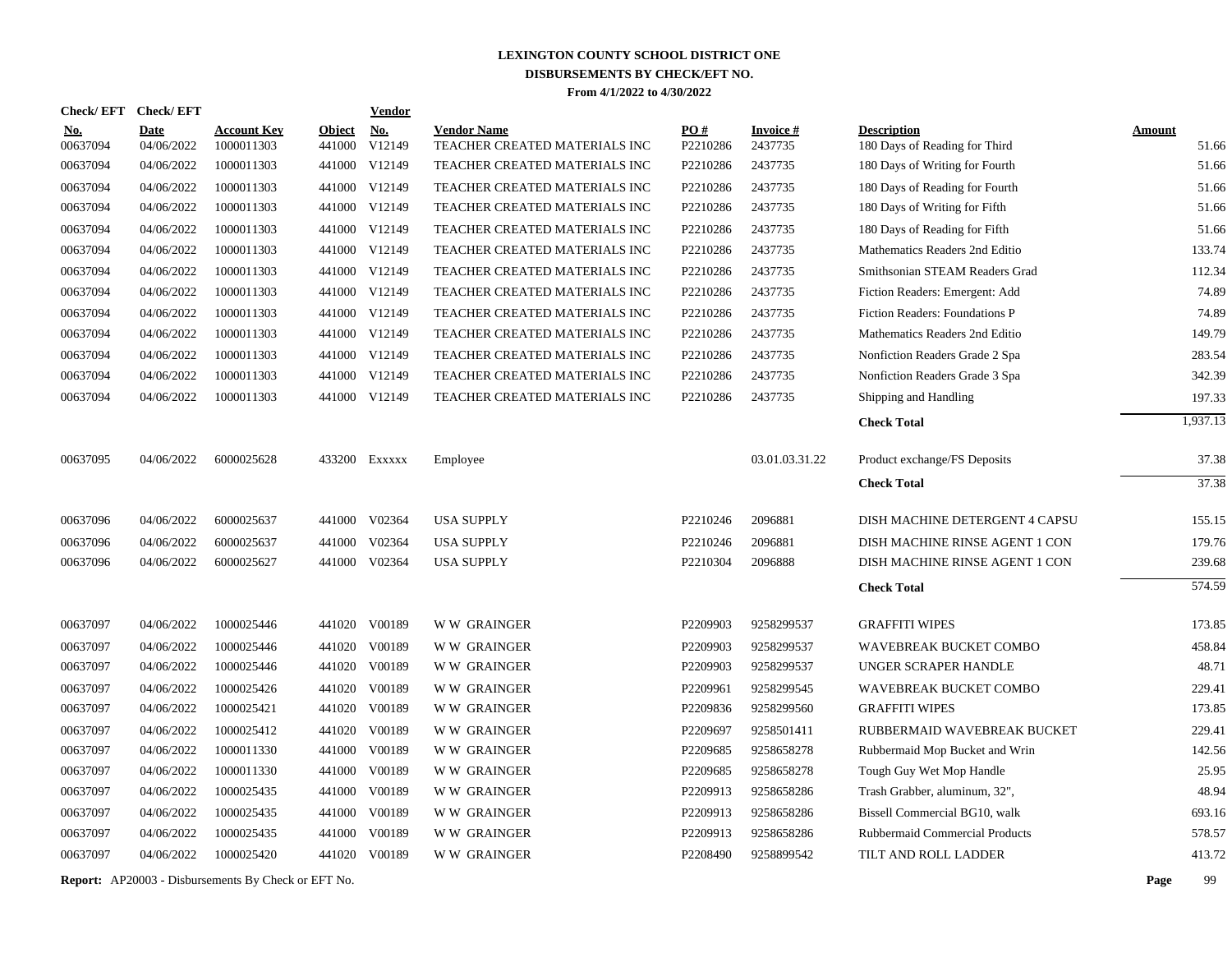# LEXINGTON COUNTY SCHOOL DISTRICT ONE
## DISBURSEMENTS BY CHECK/EFT NO.
### From 4/1/2022 to 4/30/2022

| Check/ EFT No. | Check/ EFT Date | Account Key | Object | Vendor No. | Vendor Name | PO # | Invoice # | Description | Amount |
|---|---|---|---|---|---|---|---|---|---|
| 00637094 | 04/06/2022 | 1000011303 | 441000 | V12149 | TEACHER CREATED MATERIALS INC | P2210286 | 2437735 | 180 Days of Reading for Third | 51.66 |
| 00637094 | 04/06/2022 | 1000011303 | 441000 | V12149 | TEACHER CREATED MATERIALS INC | P2210286 | 2437735 | 180 Days of Writing for Fourth | 51.66 |
| 00637094 | 04/06/2022 | 1000011303 | 441000 | V12149 | TEACHER CREATED MATERIALS INC | P2210286 | 2437735 | 180 Days of Reading for Fourth | 51.66 |
| 00637094 | 04/06/2022 | 1000011303 | 441000 | V12149 | TEACHER CREATED MATERIALS INC | P2210286 | 2437735 | 180 Days of Writing for Fifth | 51.66 |
| 00637094 | 04/06/2022 | 1000011303 | 441000 | V12149 | TEACHER CREATED MATERIALS INC | P2210286 | 2437735 | 180 Days of Reading for Fifth | 51.66 |
| 00637094 | 04/06/2022 | 1000011303 | 441000 | V12149 | TEACHER CREATED MATERIALS INC | P2210286 | 2437735 | Mathematics Readers 2nd Editio | 133.74 |
| 00637094 | 04/06/2022 | 1000011303 | 441000 | V12149 | TEACHER CREATED MATERIALS INC | P2210286 | 2437735 | Smithsonian STEAM Readers Grad | 112.34 |
| 00637094 | 04/06/2022 | 1000011303 | 441000 | V12149 | TEACHER CREATED MATERIALS INC | P2210286 | 2437735 | Fiction Readers: Emergent: Add | 74.89 |
| 00637094 | 04/06/2022 | 1000011303 | 441000 | V12149 | TEACHER CREATED MATERIALS INC | P2210286 | 2437735 | Fiction Readers: Foundations P | 74.89 |
| 00637094 | 04/06/2022 | 1000011303 | 441000 | V12149 | TEACHER CREATED MATERIALS INC | P2210286 | 2437735 | Mathematics Readers 2nd Editio | 149.79 |
| 00637094 | 04/06/2022 | 1000011303 | 441000 | V12149 | TEACHER CREATED MATERIALS INC | P2210286 | 2437735 | Nonfiction Readers Grade 2 Spa | 283.54 |
| 00637094 | 04/06/2022 | 1000011303 | 441000 | V12149 | TEACHER CREATED MATERIALS INC | P2210286 | 2437735 | Nonfiction Readers Grade 3 Spa | 342.39 |
| 00637094 | 04/06/2022 | 1000011303 | 441000 | V12149 | TEACHER CREATED MATERIALS INC | P2210286 | 2437735 | Shipping and Handling | 197.33 |
| | | | | | | | | **Check Total** | 1,937.13 |
| 00637095 | 04/06/2022 | 6000025628 | 433200 | Exxxxx | Employee | | 03.01.03.31.22 | Product exchange/FS Deposits | 37.38 |
| | | | | | | | | **Check Total** | 37.38 |
| 00637096 | 04/06/2022 | 6000025637 | 441000 | V02364 | USA SUPPLY | P2210246 | 2096881 | DISH MACHINE DETERGENT 4 CAPSU | 155.15 |
| 00637096 | 04/06/2022 | 6000025637 | 441000 | V02364 | USA SUPPLY | P2210246 | 2096881 | DISH MACHINE RINSE AGENT 1 CON | 179.76 |
| 00637096 | 04/06/2022 | 6000025627 | 441000 | V02364 | USA SUPPLY | P2210304 | 2096888 | DISH MACHINE RINSE AGENT 1 CON | 239.68 |
| | | | | | | | | **Check Total** | 574.59 |
| 00637097 | 04/06/2022 | 1000025446 | 441020 | V00189 | W W GRAINGER | P2209903 | 9258299537 | GRAFFITI WIPES | 173.85 |
| 00637097 | 04/06/2022 | 1000025446 | 441020 | V00189 | W W GRAINGER | P2209903 | 9258299537 | WAVEBREAK BUCKET COMBO | 458.84 |
| 00637097 | 04/06/2022 | 1000025446 | 441020 | V00189 | W W GRAINGER | P2209903 | 9258299537 | UNGER SCRAPER HANDLE | 48.71 |
| 00637097 | 04/06/2022 | 1000025426 | 441020 | V00189 | W W GRAINGER | P2209961 | 9258299545 | WAVEBREAK BUCKET COMBO | 229.41 |
| 00637097 | 04/06/2022 | 1000025421 | 441020 | V00189 | W W GRAINGER | P2209836 | 9258299560 | GRAFFITI WIPES | 173.85 |
| 00637097 | 04/06/2022 | 1000025412 | 441020 | V00189 | W W GRAINGER | P2209697 | 9258501411 | RUBBERMAID WAVEBREAK BUCKET | 229.41 |
| 00637097 | 04/06/2022 | 1000011330 | 441000 | V00189 | W W GRAINGER | P2209685 | 9258658278 | Rubbermaid Mop Bucket and Wrin | 142.56 |
| 00637097 | 04/06/2022 | 1000011330 | 441000 | V00189 | W W GRAINGER | P2209685 | 9258658278 | Tough Guy Wet Mop Handle | 25.95 |
| 00637097 | 04/06/2022 | 1000025435 | 441000 | V00189 | W W GRAINGER | P2209913 | 9258658286 | Trash Grabber, aluminum, 32", | 48.94 |
| 00637097 | 04/06/2022 | 1000025435 | 441000 | V00189 | W W GRAINGER | P2209913 | 9258658286 | Bissell Commercial BG10, walk | 693.16 |
| 00637097 | 04/06/2022 | 1000025435 | 441000 | V00189 | W W GRAINGER | P2209913 | 9258658286 | Rubbermaid Commercial Products | 578.57 |
| 00637097 | 04/06/2022 | 1000025420 | 441020 | V00189 | W W GRAINGER | P2208490 | 9258899542 | TILT AND ROLL LADDER | 413.72 |

**Report:** AP20003 - Disbursements By Check or EFT No.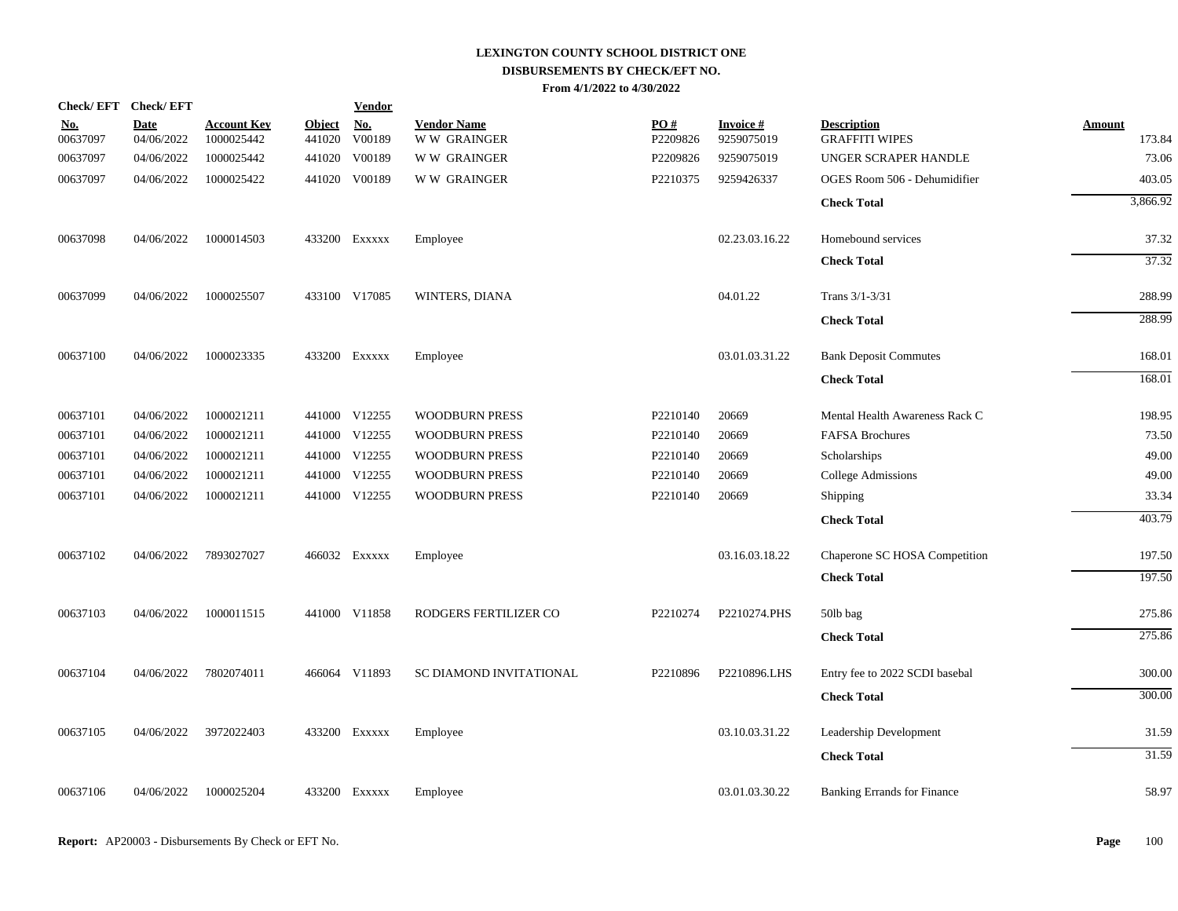# LEXINGTON COUNTY SCHOOL DISTRICT ONE
## DISBURSEMENTS BY CHECK/EFT NO.
### From 4/1/2022 to 4/30/2022

| Check/ EFT No. | Check/ EFT Date | Account Key | Object | Vendor No. | Vendor Name | PO # | Invoice # | Description | Amount |
|---|---|---|---|---|---|---|---|---|---|
| 00637097 | 04/06/2022 | 1000025442 | 441020 | V00189 | W W GRAINGER | P2209826 | 9259075019 | GRAFFITI WIPES | 173.84 |
| 00637097 | 04/06/2022 | 1000025442 | 441020 | V00189 | W W GRAINGER | P2209826 | 9259075019 | UNGER SCRAPER HANDLE | 73.06 |
| 00637097 | 04/06/2022 | 1000025422 | 441020 | V00189 | W W GRAINGER | P2210375 | 9259426337 | OGES Room 506 - Dehumidifier | 403.05 |
| | | | | | | | | **Check Total** | 3,866.92 |
| 00637098 | 04/06/2022 | 1000014503 | 433200 | Exxxxx | Employee | | 02.23.03.16.22 | Homebound services | 37.32 |
| | | | | | | | | **Check Total** | 37.32 |
| 00637099 | 04/06/2022 | 1000025507 | 433100 | V17085 | WINTERS, DIANA | | 04.01.22 | Trans 3/1-3/31 | 288.99 |
| | | | | | | | | **Check Total** | 288.99 |
| 00637100 | 04/06/2022 | 1000023335 | 433200 | Exxxxx | Employee | | 03.01.03.31.22 | Bank Deposit Commutes | 168.01 |
| | | | | | | | | **Check Total** | 168.01 |
| 00637101 | 04/06/2022 | 1000021211 | 441000 | V12255 | WOODBURN PRESS | P2210140 | 20669 | Mental Health Awareness Rack C | 198.95 |
| 00637101 | 04/06/2022 | 1000021211 | 441000 | V12255 | WOODBURN PRESS | P2210140 | 20669 | FAFSA Brochures | 73.50 |
| 00637101 | 04/06/2022 | 1000021211 | 441000 | V12255 | WOODBURN PRESS | P2210140 | 20669 | Scholarships | 49.00 |
| 00637101 | 04/06/2022 | 1000021211 | 441000 | V12255 | WOODBURN PRESS | P2210140 | 20669 | College Admissions | 49.00 |
| 00637101 | 04/06/2022 | 1000021211 | 441000 | V12255 | WOODBURN PRESS | P2210140 | 20669 | Shipping | 33.34 |
| | | | | | | | | **Check Total** | 403.79 |
| 00637102 | 04/06/2022 | 7893027027 | 466032 | Exxxxx | Employee | | 03.16.03.18.22 | Chaperone SC HOSA Competition | 197.50 |
| | | | | | | | | **Check Total** | 197.50 |
| 00637103 | 04/06/2022 | 1000011515 | 441000 | V11858 | RODGERS FERTILIZER CO | P2210274 | P2210274.PHS | 50lb bag | 275.86 |
| | | | | | | | | **Check Total** | 275.86 |
| 00637104 | 04/06/2022 | 7802074011 | 466064 | V11893 | SC DIAMOND INVITATIONAL | P2210896 | P2210896.LHS | Entry fee to 2022 SCDI basebal | 300.00 |
| | | | | | | | | **Check Total** | 300.00 |
| 00637105 | 04/06/2022 | 3972022403 | 433200 | Exxxxx | Employee | | 03.10.03.31.22 | Leadership Development | 31.59 |
| | | | | | | | | **Check Total** | 31.59 |
| 00637106 | 04/06/2022 | 1000025204 | 433200 | Exxxxx | Employee | | 03.01.03.30.22 | Banking Errands for Finance | 58.97 |

**Report:** AP20003 - Disbursements By Check or EFT No.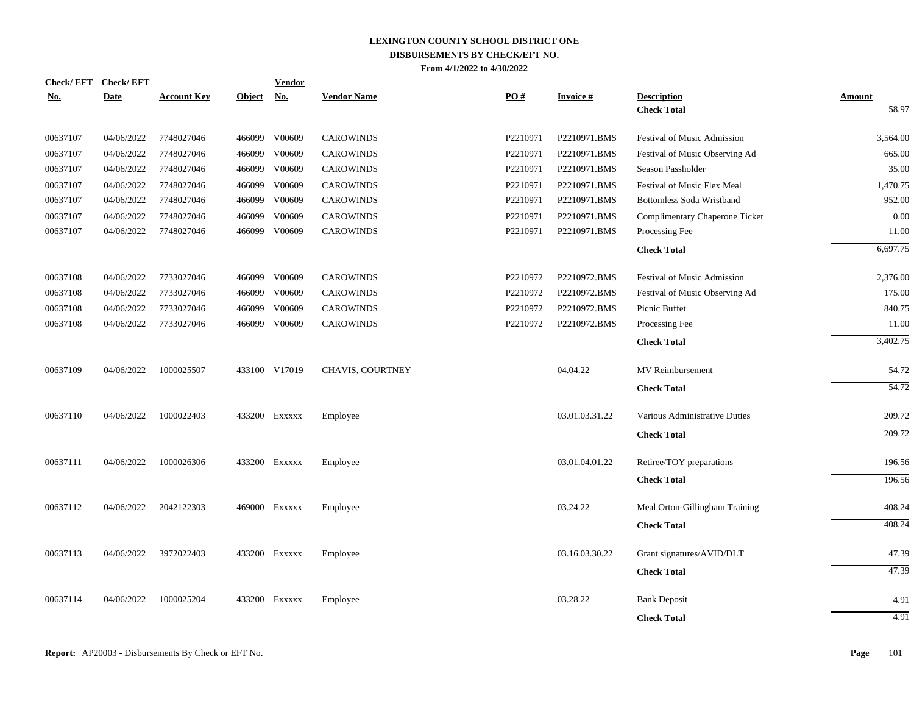# LEXINGTON COUNTY SCHOOL DISTRICT ONE

## DISBURSEMENTS BY CHECK/EFT NO.

**From 4/1/2022 to 4/30/2022**

| Check/ EFT No. | Check/ EFT Date | Account Key | Object | Vendor No. | Vendor Name | PO # | Invoice # | Description | Amount |
|---|---|---|---|---|---|---|---|---|---|
| | | | | | | | | **Check Total** | 58.97 |
| 00637107 | 04/06/2022 | 7748027046 | 466099 | V00609 | CAROWINDS | P2210971 | P2210971.BMS | Festival of Music Admission | 3,564.00 |
| 00637107 | 04/06/2022 | 7748027046 | 466099 | V00609 | CAROWINDS | P2210971 | P2210971.BMS | Festival of Music Observing Ad | 665.00 |
| 00637107 | 04/06/2022 | 7748027046 | 466099 | V00609 | CAROWINDS | P2210971 | P2210971.BMS | Season Passholder | 35.00 |
| 00637107 | 04/06/2022 | 7748027046 | 466099 | V00609 | CAROWINDS | P2210971 | P2210971.BMS | Festival of Music Flex Meal | 1,470.75 |
| 00637107 | 04/06/2022 | 7748027046 | 466099 | V00609 | CAROWINDS | P2210971 | P2210971.BMS | Bottomless Soda Wristband | 952.00 |
| 00637107 | 04/06/2022 | 7748027046 | 466099 | V00609 | CAROWINDS | P2210971 | P2210971.BMS | Complimentary Chaperone Ticket | 0.00 |
| 00637107 | 04/06/2022 | 7748027046 | 466099 | V00609 | CAROWINDS | P2210971 | P2210971.BMS | Processing Fee | 11.00 |
| | | | | | | | | **Check Total** | 6,697.75 |
| 00637108 | 04/06/2022 | 7733027046 | 466099 | V00609 | CAROWINDS | P2210972 | P2210972.BMS | Festival of Music Admission | 2,376.00 |
| 00637108 | 04/06/2022 | 7733027046 | 466099 | V00609 | CAROWINDS | P2210972 | P2210972.BMS | Festival of Music Observing Ad | 175.00 |
| 00637108 | 04/06/2022 | 7733027046 | 466099 | V00609 | CAROWINDS | P2210972 | P2210972.BMS | Picnic Buffet | 840.75 |
| 00637108 | 04/06/2022 | 7733027046 | 466099 | V00609 | CAROWINDS | P2210972 | P2210972.BMS | Processing Fee | 11.00 |
| | | | | | | | | **Check Total** | 3,402.75 |
| 00637109 | 04/06/2022 | 1000025507 | 433100 | V17019 | CHAVIS, COURTNEY | | 04.04.22 | MV Reimbursement | 54.72 |
| | | | | | | | | **Check Total** | 54.72 |
| 00637110 | 04/06/2022 | 1000022403 | 433200 | Exxxxx | Employee | | 03.01.03.31.22 | Various Administrative Duties | 209.72 |
| | | | | | | | | **Check Total** | 209.72 |
| 00637111 | 04/06/2022 | 1000026306 | 433200 | Exxxxx | Employee | | 03.01.04.01.22 | Retiree/TOY preparations | 196.56 |
| | | | | | | | | **Check Total** | 196.56 |
| 00637112 | 04/06/2022 | 2042122303 | 469000 | Exxxxx | Employee | | 03.24.22 | Meal Orton-Gillingham Training | 408.24 |
| | | | | | | | | **Check Total** | 408.24 |
| 00637113 | 04/06/2022 | 3972022403 | 433200 | Exxxxx | Employee | | 03.16.03.30.22 | Grant signatures/AVID/DLT | 47.39 |
| | | | | | | | | **Check Total** | 47.39 |
| 00637114 | 04/06/2022 | 1000025204 | 433200 | Exxxxx | Employee | | 03.28.22 | Bank Deposit | 4.91 |
| | | | | | | | | **Check Total** | 4.91 |

**Report:** AP20003 - Disbursements By Check or EFT No.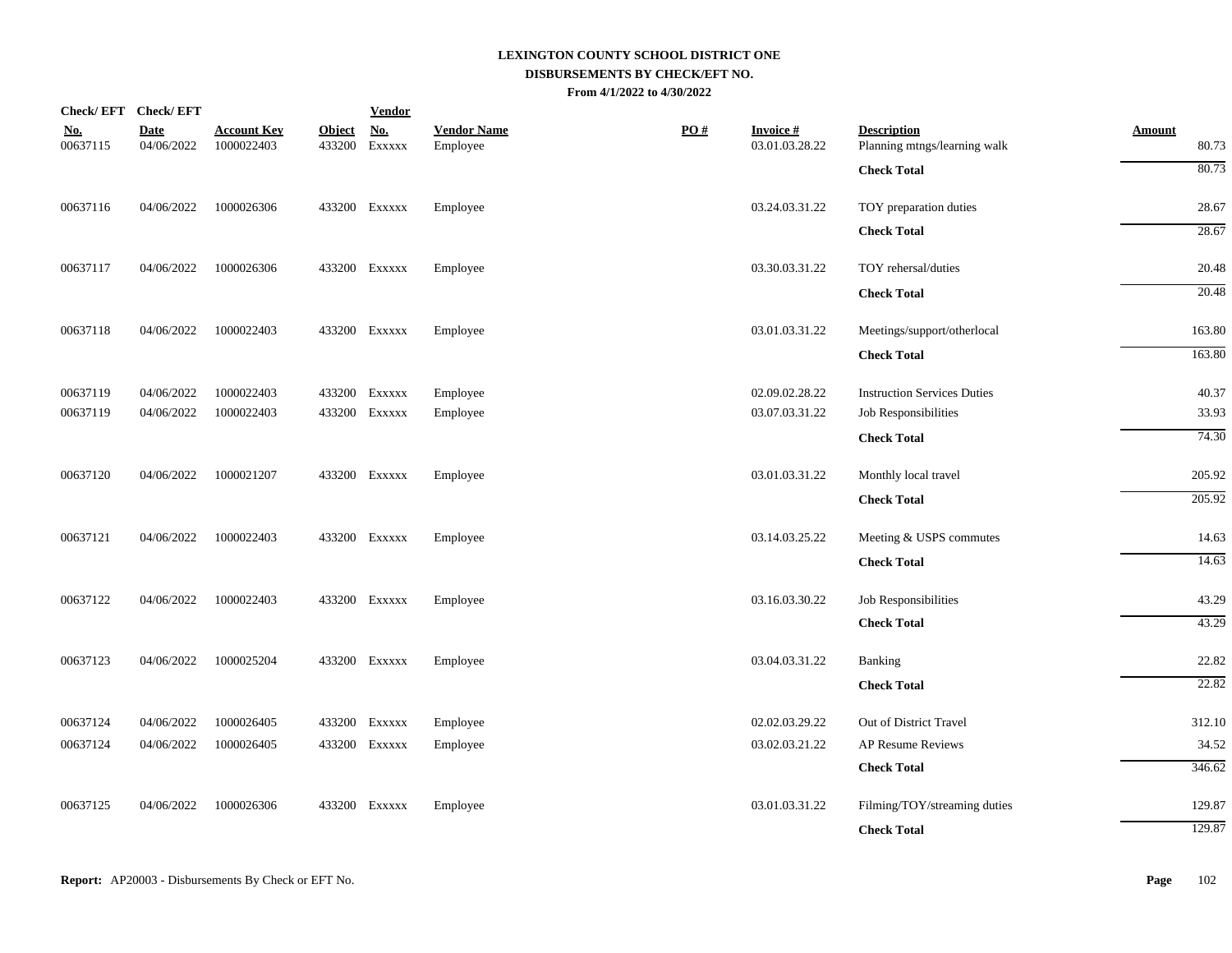# LEXINGTON COUNTY SCHOOL DISTRICT ONE

## DISBURSEMENTS BY CHECK/EFT NO.

**From 4/1/2022 to 4/30/2022**

| Check/ EFT No. | Check/ EFT Date | Account Key | Object | Vendor No. | Vendor Name | PO # | Invoice # | Description | Amount |
|---|---|---|---|---|---|---|---|---|---|
| 00637115 | 04/06/2022 | 1000022403 | 433200 | Exxxxx | Employee | | 03.01.03.28.22 | Planning mtngs/learning walk | 80.73 |
| | | | | | | | | **Check Total** | 80.73 |
| 00637116 | 04/06/2022 | 1000026306 | 433200 | Exxxxx | Employee | | 03.24.03.31.22 | TOY preparation duties | 28.67 |
| | | | | | | | | **Check Total** | 28.67 |
| 00637117 | 04/06/2022 | 1000026306 | 433200 | Exxxxx | Employee | | 03.30.03.31.22 | TOY rehersal/duties | 20.48 |
| | | | | | | | | **Check Total** | 20.48 |
| 00637118 | 04/06/2022 | 1000022403 | 433200 | Exxxxx | Employee | | 03.01.03.31.22 | Meetings/support/otherlocal | 163.80 |
| | | | | | | | | **Check Total** | 163.80 |
| 00637119 | 04/06/2022 | 1000022403 | 433200 | Exxxxx | Employee | | 02.09.02.28.22 | Instruction Services Duties | 40.37 |
| 00637119 | 04/06/2022 | 1000022403 | 433200 | Exxxxx | Employee | | 03.07.03.31.22 | Job Responsibilities | 33.93 |
| | | | | | | | | **Check Total** | 74.30 |
| 00637120 | 04/06/2022 | 1000021207 | 433200 | Exxxxx | Employee | | 03.01.03.31.22 | Monthly local travel | 205.92 |
| | | | | | | | | **Check Total** | 205.92 |
| 00637121 | 04/06/2022 | 1000022403 | 433200 | Exxxxx | Employee | | 03.14.03.25.22 | Meeting & USPS commutes | 14.63 |
| | | | | | | | | **Check Total** | 14.63 |
| 00637122 | 04/06/2022 | 1000022403 | 433200 | Exxxxx | Employee | | 03.16.03.30.22 | Job Responsibilities | 43.29 |
| | | | | | | | | **Check Total** | 43.29 |
| 00637123 | 04/06/2022 | 1000025204 | 433200 | Exxxxx | Employee | | 03.04.03.31.22 | Banking | 22.82 |
| | | | | | | | | **Check Total** | 22.82 |
| 00637124 | 04/06/2022 | 1000026405 | 433200 | Exxxxx | Employee | | 02.02.03.29.22 | Out of District Travel | 312.10 |
| 00637124 | 04/06/2022 | 1000026405 | 433200 | Exxxxx | Employee | | 03.02.03.21.22 | AP Resume Reviews | 34.52 |
| | | | | | | | | **Check Total** | 346.62 |
| 00637125 | 04/06/2022 | 1000026306 | 433200 | Exxxxx | Employee | | 03.01.03.31.22 | Filming/TOY/streaming duties | 129.87 |
| | | | | | | | | **Check Total** | 129.87 |

**Report:** AP20003 - Disbursements By Check or EFT No.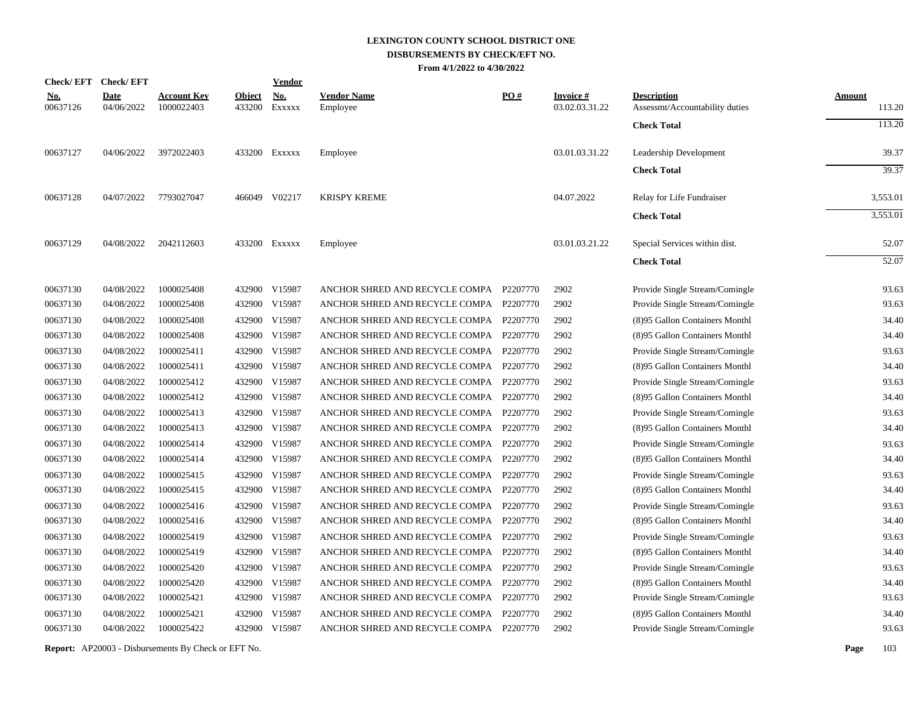# LEXINGTON COUNTY SCHOOL DISTRICT ONE
## DISBURSEMENTS BY CHECK/EFT NO.
### From 4/1/2022 to 4/30/2022

| Check/ EFT No. | Check/ EFT Date | Account Key | Object | Vendor No. | Vendor Name | PO # | Invoice # | Description | Amount |
|---|---|---|---|---|---|---|---|---|---|
| 00637126 | 04/06/2022 | 1000022403 | 433200 | Exxxxx | Employee | | 03.02.03.31.22 | Assessmt/Accountability duties | 113.20 |
| | | | | | | | | **Check Total** | 113.20 |
| 00637127 | 04/06/2022 | 3972022403 | 433200 | Exxxxx | Employee | | 03.01.03.31.22 | Leadership Development | 39.37 |
| | | | | | | | | **Check Total** | 39.37 |
| 00637128 | 04/07/2022 | 7793027047 | 466049 | V02217 | KRISPY KREME | | 04.07.2022 | Relay for Life Fundraiser | 3,553.01 |
| | | | | | | | | **Check Total** | 3,553.01 |
| 00637129 | 04/08/2022 | 2042112603 | 433200 | Exxxxx | Employee | | 03.01.03.21.22 | Special Services within dist. | 52.07 |
| | | | | | | | | **Check Total** | 52.07 |
| 00637130 | 04/08/2022 | 1000025408 | 432900 | V15987 | ANCHOR SHRED AND RECYCLE COMPA | P2207770 | 2902 | Provide Single Stream/Comingle | 93.63 |
| 00637130 | 04/08/2022 | 1000025408 | 432900 | V15987 | ANCHOR SHRED AND RECYCLE COMPA | P2207770 | 2902 | Provide Single Stream/Comingle | 93.63 |
| 00637130 | 04/08/2022 | 1000025408 | 432900 | V15987 | ANCHOR SHRED AND RECYCLE COMPA | P2207770 | 2902 | (8)95 Gallon Containers Monthl | 34.40 |
| 00637130 | 04/08/2022 | 1000025408 | 432900 | V15987 | ANCHOR SHRED AND RECYCLE COMPA | P2207770 | 2902 | (8)95 Gallon Containers Monthl | 34.40 |
| 00637130 | 04/08/2022 | 1000025411 | 432900 | V15987 | ANCHOR SHRED AND RECYCLE COMPA | P2207770 | 2902 | Provide Single Stream/Comingle | 93.63 |
| 00637130 | 04/08/2022 | 1000025411 | 432900 | V15987 | ANCHOR SHRED AND RECYCLE COMPA | P2207770 | 2902 | (8)95 Gallon Containers Monthl | 34.40 |
| 00637130 | 04/08/2022 | 1000025412 | 432900 | V15987 | ANCHOR SHRED AND RECYCLE COMPA | P2207770 | 2902 | Provide Single Stream/Comingle | 93.63 |
| 00637130 | 04/08/2022 | 1000025412 | 432900 | V15987 | ANCHOR SHRED AND RECYCLE COMPA | P2207770 | 2902 | (8)95 Gallon Containers Monthl | 34.40 |
| 00637130 | 04/08/2022 | 1000025413 | 432900 | V15987 | ANCHOR SHRED AND RECYCLE COMPA | P2207770 | 2902 | Provide Single Stream/Comingle | 93.63 |
| 00637130 | 04/08/2022 | 1000025413 | 432900 | V15987 | ANCHOR SHRED AND RECYCLE COMPA | P2207770 | 2902 | (8)95 Gallon Containers Monthl | 34.40 |
| 00637130 | 04/08/2022 | 1000025414 | 432900 | V15987 | ANCHOR SHRED AND RECYCLE COMPA | P2207770 | 2902 | Provide Single Stream/Comingle | 93.63 |
| 00637130 | 04/08/2022 | 1000025414 | 432900 | V15987 | ANCHOR SHRED AND RECYCLE COMPA | P2207770 | 2902 | (8)95 Gallon Containers Monthl | 34.40 |
| 00637130 | 04/08/2022 | 1000025415 | 432900 | V15987 | ANCHOR SHRED AND RECYCLE COMPA | P2207770 | 2902 | Provide Single Stream/Comingle | 93.63 |
| 00637130 | 04/08/2022 | 1000025415 | 432900 | V15987 | ANCHOR SHRED AND RECYCLE COMPA | P2207770 | 2902 | (8)95 Gallon Containers Monthl | 34.40 |
| 00637130 | 04/08/2022 | 1000025416 | 432900 | V15987 | ANCHOR SHRED AND RECYCLE COMPA | P2207770 | 2902 | Provide Single Stream/Comingle | 93.63 |
| 00637130 | 04/08/2022 | 1000025416 | 432900 | V15987 | ANCHOR SHRED AND RECYCLE COMPA | P2207770 | 2902 | (8)95 Gallon Containers Monthl | 34.40 |
| 00637130 | 04/08/2022 | 1000025419 | 432900 | V15987 | ANCHOR SHRED AND RECYCLE COMPA | P2207770 | 2902 | Provide Single Stream/Comingle | 93.63 |
| 00637130 | 04/08/2022 | 1000025419 | 432900 | V15987 | ANCHOR SHRED AND RECYCLE COMPA | P2207770 | 2902 | (8)95 Gallon Containers Monthl | 34.40 |
| 00637130 | 04/08/2022 | 1000025420 | 432900 | V15987 | ANCHOR SHRED AND RECYCLE COMPA | P2207770 | 2902 | Provide Single Stream/Comingle | 93.63 |
| 00637130 | 04/08/2022 | 1000025420 | 432900 | V15987 | ANCHOR SHRED AND RECYCLE COMPA | P2207770 | 2902 | (8)95 Gallon Containers Monthl | 34.40 |
| 00637130 | 04/08/2022 | 1000025421 | 432900 | V15987 | ANCHOR SHRED AND RECYCLE COMPA | P2207770 | 2902 | Provide Single Stream/Comingle | 93.63 |
| 00637130 | 04/08/2022 | 1000025421 | 432900 | V15987 | ANCHOR SHRED AND RECYCLE COMPA | P2207770 | 2902 | (8)95 Gallon Containers Monthl | 34.40 |
| 00637130 | 04/08/2022 | 1000025422 | 432900 | V15987 | ANCHOR SHRED AND RECYCLE COMPA | P2207770 | 2902 | Provide Single Stream/Comingle | 93.63 |

**Report:** AP20003 - Disbursements By Check or EFT No.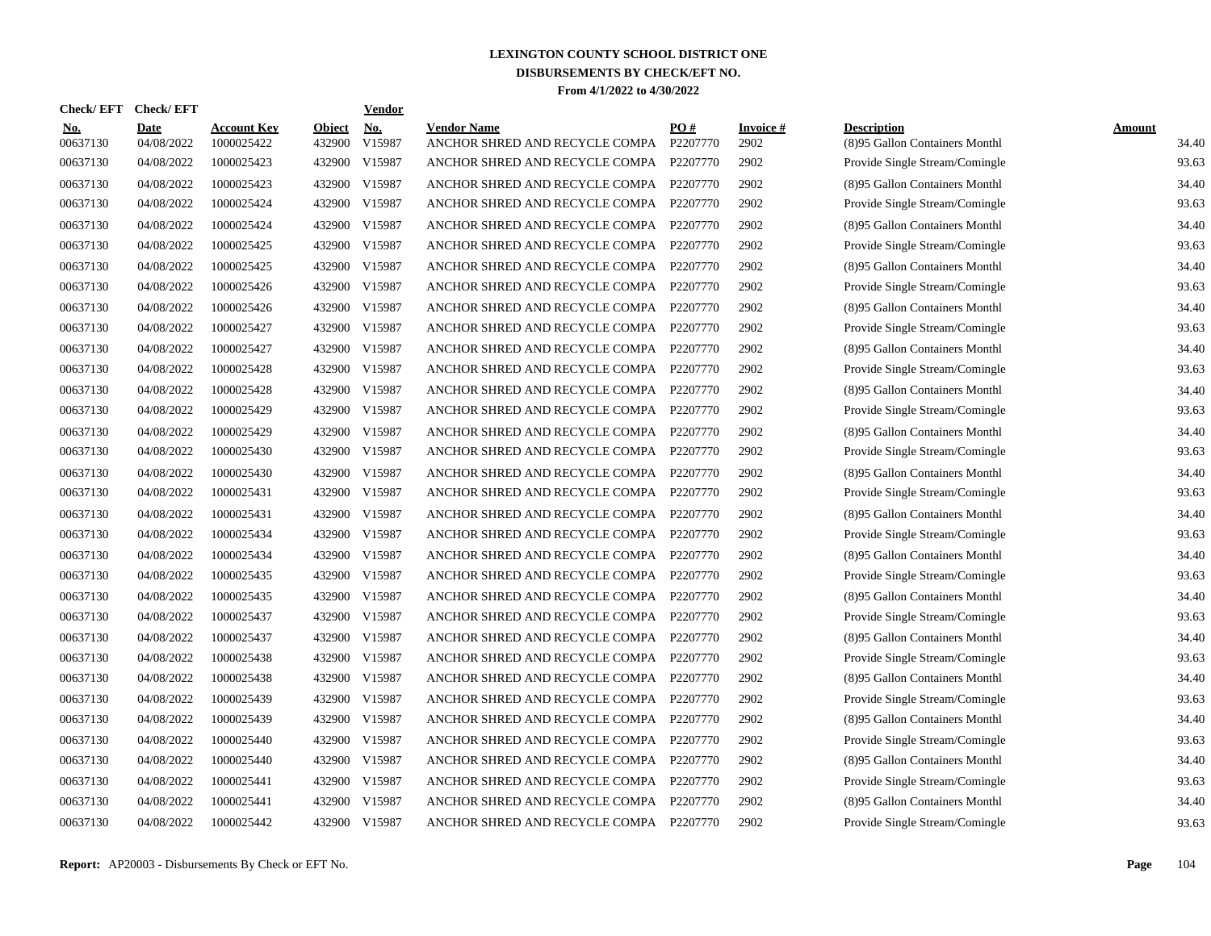# LEXINGTON COUNTY SCHOOL DISTRICT ONE
## DISBURSEMENTS BY CHECK/EFT NO.
### From 4/1/2022 to 4/30/2022

| Check/ EFT No. | Check/ EFT Date | Account Key | Object | Vendor No. | Vendor Name | PO # | Invoice # | Description | Amount |
|---|---|---|---|---|---|---|---|---|---|
| 00637130 | 04/08/2022 | 1000025422 | 432900 | V15987 | ANCHOR SHRED AND RECYCLE COMPA | P2207770 | 2902 | (8)95 Gallon Containers Monthl | 34.40 |
| 00637130 | 04/08/2022 | 1000025423 | 432900 | V15987 | ANCHOR SHRED AND RECYCLE COMPA | P2207770 | 2902 | Provide Single Stream/Comingle | 93.63 |
| 00637130 | 04/08/2022 | 1000025423 | 432900 | V15987 | ANCHOR SHRED AND RECYCLE COMPA | P2207770 | 2902 | (8)95 Gallon Containers Monthl | 34.40 |
| 00637130 | 04/08/2022 | 1000025424 | 432900 | V15987 | ANCHOR SHRED AND RECYCLE COMPA | P2207770 | 2902 | Provide Single Stream/Comingle | 93.63 |
| 00637130 | 04/08/2022 | 1000025424 | 432900 | V15987 | ANCHOR SHRED AND RECYCLE COMPA | P2207770 | 2902 | (8)95 Gallon Containers Monthl | 34.40 |
| 00637130 | 04/08/2022 | 1000025425 | 432900 | V15987 | ANCHOR SHRED AND RECYCLE COMPA | P2207770 | 2902 | Provide Single Stream/Comingle | 93.63 |
| 00637130 | 04/08/2022 | 1000025425 | 432900 | V15987 | ANCHOR SHRED AND RECYCLE COMPA | P2207770 | 2902 | (8)95 Gallon Containers Monthl | 34.40 |
| 00637130 | 04/08/2022 | 1000025426 | 432900 | V15987 | ANCHOR SHRED AND RECYCLE COMPA | P2207770 | 2902 | Provide Single Stream/Comingle | 93.63 |
| 00637130 | 04/08/2022 | 1000025426 | 432900 | V15987 | ANCHOR SHRED AND RECYCLE COMPA | P2207770 | 2902 | (8)95 Gallon Containers Monthl | 34.40 |
| 00637130 | 04/08/2022 | 1000025427 | 432900 | V15987 | ANCHOR SHRED AND RECYCLE COMPA | P2207770 | 2902 | Provide Single Stream/Comingle | 93.63 |
| 00637130 | 04/08/2022 | 1000025427 | 432900 | V15987 | ANCHOR SHRED AND RECYCLE COMPA | P2207770 | 2902 | (8)95 Gallon Containers Monthl | 34.40 |
| 00637130 | 04/08/2022 | 1000025428 | 432900 | V15987 | ANCHOR SHRED AND RECYCLE COMPA | P2207770 | 2902 | Provide Single Stream/Comingle | 93.63 |
| 00637130 | 04/08/2022 | 1000025428 | 432900 | V15987 | ANCHOR SHRED AND RECYCLE COMPA | P2207770 | 2902 | (8)95 Gallon Containers Monthl | 34.40 |
| 00637130 | 04/08/2022 | 1000025429 | 432900 | V15987 | ANCHOR SHRED AND RECYCLE COMPA | P2207770 | 2902 | Provide Single Stream/Comingle | 93.63 |
| 00637130 | 04/08/2022 | 1000025429 | 432900 | V15987 | ANCHOR SHRED AND RECYCLE COMPA | P2207770 | 2902 | (8)95 Gallon Containers Monthl | 34.40 |
| 00637130 | 04/08/2022 | 1000025430 | 432900 | V15987 | ANCHOR SHRED AND RECYCLE COMPA | P2207770 | 2902 | Provide Single Stream/Comingle | 93.63 |
| 00637130 | 04/08/2022 | 1000025430 | 432900 | V15987 | ANCHOR SHRED AND RECYCLE COMPA | P2207770 | 2902 | (8)95 Gallon Containers Monthl | 34.40 |
| 00637130 | 04/08/2022 | 1000025431 | 432900 | V15987 | ANCHOR SHRED AND RECYCLE COMPA | P2207770 | 2902 | Provide Single Stream/Comingle | 93.63 |
| 00637130 | 04/08/2022 | 1000025431 | 432900 | V15987 | ANCHOR SHRED AND RECYCLE COMPA | P2207770 | 2902 | (8)95 Gallon Containers Monthl | 34.40 |
| 00637130 | 04/08/2022 | 1000025434 | 432900 | V15987 | ANCHOR SHRED AND RECYCLE COMPA | P2207770 | 2902 | Provide Single Stream/Comingle | 93.63 |
| 00637130 | 04/08/2022 | 1000025434 | 432900 | V15987 | ANCHOR SHRED AND RECYCLE COMPA | P2207770 | 2902 | (8)95 Gallon Containers Monthl | 34.40 |
| 00637130 | 04/08/2022 | 1000025435 | 432900 | V15987 | ANCHOR SHRED AND RECYCLE COMPA | P2207770 | 2902 | Provide Single Stream/Comingle | 93.63 |
| 00637130 | 04/08/2022 | 1000025435 | 432900 | V15987 | ANCHOR SHRED AND RECYCLE COMPA | P2207770 | 2902 | (8)95 Gallon Containers Monthl | 34.40 |
| 00637130 | 04/08/2022 | 1000025437 | 432900 | V15987 | ANCHOR SHRED AND RECYCLE COMPA | P2207770 | 2902 | Provide Single Stream/Comingle | 93.63 |
| 00637130 | 04/08/2022 | 1000025437 | 432900 | V15987 | ANCHOR SHRED AND RECYCLE COMPA | P2207770 | 2902 | (8)95 Gallon Containers Monthl | 34.40 |
| 00637130 | 04/08/2022 | 1000025438 | 432900 | V15987 | ANCHOR SHRED AND RECYCLE COMPA | P2207770 | 2902 | Provide Single Stream/Comingle | 93.63 |
| 00637130 | 04/08/2022 | 1000025438 | 432900 | V15987 | ANCHOR SHRED AND RECYCLE COMPA | P2207770 | 2902 | (8)95 Gallon Containers Monthl | 34.40 |
| 00637130 | 04/08/2022 | 1000025439 | 432900 | V15987 | ANCHOR SHRED AND RECYCLE COMPA | P2207770 | 2902 | Provide Single Stream/Comingle | 93.63 |
| 00637130 | 04/08/2022 | 1000025439 | 432900 | V15987 | ANCHOR SHRED AND RECYCLE COMPA | P2207770 | 2902 | (8)95 Gallon Containers Monthl | 34.40 |
| 00637130 | 04/08/2022 | 1000025440 | 432900 | V15987 | ANCHOR SHRED AND RECYCLE COMPA | P2207770 | 2902 | Provide Single Stream/Comingle | 93.63 |
| 00637130 | 04/08/2022 | 1000025440 | 432900 | V15987 | ANCHOR SHRED AND RECYCLE COMPA | P2207770 | 2902 | (8)95 Gallon Containers Monthl | 34.40 |
| 00637130 | 04/08/2022 | 1000025441 | 432900 | V15987 | ANCHOR SHRED AND RECYCLE COMPA | P2207770 | 2902 | Provide Single Stream/Comingle | 93.63 |
| 00637130 | 04/08/2022 | 1000025441 | 432900 | V15987 | ANCHOR SHRED AND RECYCLE COMPA | P2207770 | 2902 | (8)95 Gallon Containers Monthl | 34.40 |
| 00637130 | 04/08/2022 | 1000025442 | 432900 | V15987 | ANCHOR SHRED AND RECYCLE COMPA | P2207770 | 2902 | Provide Single Stream/Comingle | 93.63 |

**Report:** AP20003 - Disbursements By Check or EFT No.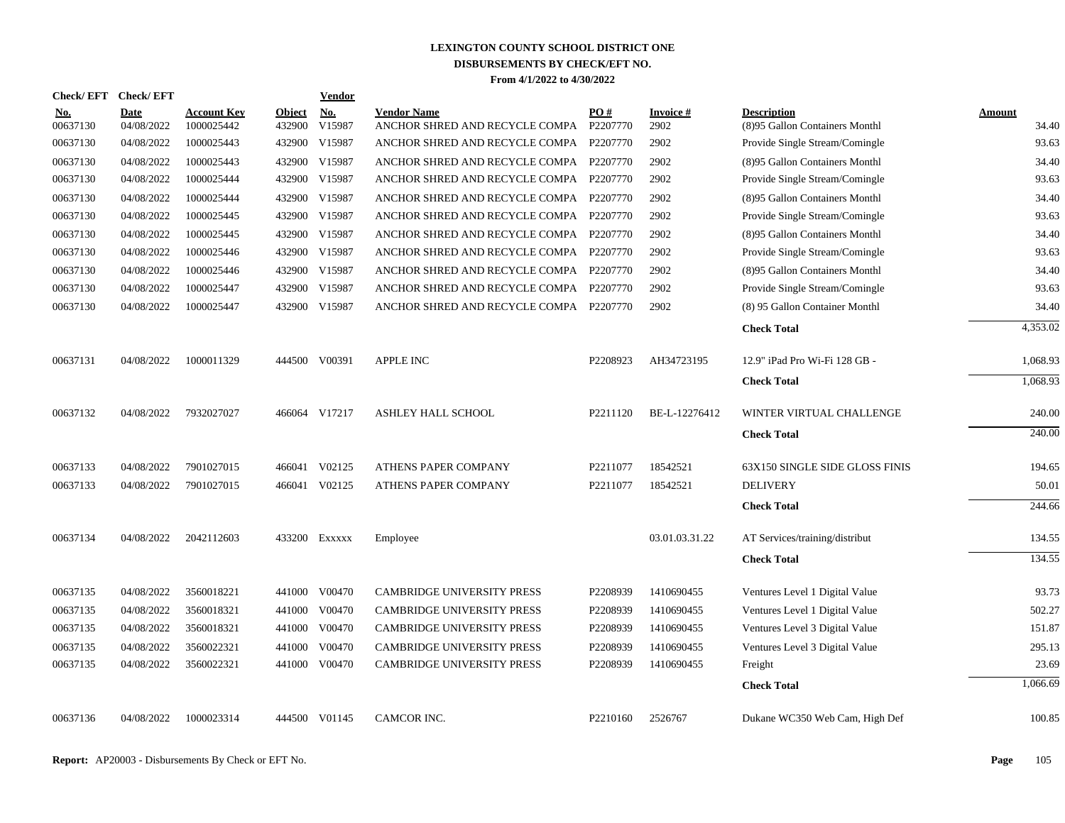# LEXINGTON COUNTY SCHOOL DISTRICT ONE
## DISBURSEMENTS BY CHECK/EFT NO.
### From 4/1/2022 to 4/30/2022

| Check/ EFT No. | Check/ EFT Date | Account Key | Object | Vendor No. | Vendor Name | PO # | Invoice # | Description | Amount |
|---|---|---|---|---|---|---|---|---|---|
| 00637130 | 04/08/2022 | 1000025442 | 432900 | V15987 | ANCHOR SHRED AND RECYCLE COMPA | P2207770 | 2902 | (8)95 Gallon Containers Monthl | 34.40 |
| 00637130 | 04/08/2022 | 1000025443 | 432900 | V15987 | ANCHOR SHRED AND RECYCLE COMPA | P2207770 | 2902 | Provide Single Stream/Comingle | 93.63 |
| 00637130 | 04/08/2022 | 1000025443 | 432900 | V15987 | ANCHOR SHRED AND RECYCLE COMPA | P2207770 | 2902 | (8)95 Gallon Containers Monthl | 34.40 |
| 00637130 | 04/08/2022 | 1000025444 | 432900 | V15987 | ANCHOR SHRED AND RECYCLE COMPA | P2207770 | 2902 | Provide Single Stream/Comingle | 93.63 |
| 00637130 | 04/08/2022 | 1000025444 | 432900 | V15987 | ANCHOR SHRED AND RECYCLE COMPA | P2207770 | 2902 | (8)95 Gallon Containers Monthl | 34.40 |
| 00637130 | 04/08/2022 | 1000025445 | 432900 | V15987 | ANCHOR SHRED AND RECYCLE COMPA | P2207770 | 2902 | Provide Single Stream/Comingle | 93.63 |
| 00637130 | 04/08/2022 | 1000025445 | 432900 | V15987 | ANCHOR SHRED AND RECYCLE COMPA | P2207770 | 2902 | (8)95 Gallon Containers Monthl | 34.40 |
| 00637130 | 04/08/2022 | 1000025446 | 432900 | V15987 | ANCHOR SHRED AND RECYCLE COMPA | P2207770 | 2902 | Provide Single Stream/Comingle | 93.63 |
| 00637130 | 04/08/2022 | 1000025446 | 432900 | V15987 | ANCHOR SHRED AND RECYCLE COMPA | P2207770 | 2902 | (8)95 Gallon Containers Monthl | 34.40 |
| 00637130 | 04/08/2022 | 1000025447 | 432900 | V15987 | ANCHOR SHRED AND RECYCLE COMPA | P2207770 | 2902 | Provide Single Stream/Comingle | 93.63 |
| 00637130 | 04/08/2022 | 1000025447 | 432900 | V15987 | ANCHOR SHRED AND RECYCLE COMPA | P2207770 | 2902 | (8) 95 Gallon Container Monthl | 34.40 |
| | | | | | | | | **Check Total** | 4,353.02 |
| 00637131 | 04/08/2022 | 1000011329 | 444500 | V00391 | APPLE INC | P2208923 | AH34723195 | 12.9" iPad Pro Wi-Fi 128 GB - | 1,068.93 |
| | | | | | | | | **Check Total** | 1,068.93 |
| 00637132 | 04/08/2022 | 7932027027 | 466064 | V17217 | ASHLEY HALL SCHOOL | P2211120 | BE-L-12276412 | WINTER VIRTUAL CHALLENGE | 240.00 |
| | | | | | | | | **Check Total** | 240.00 |
| 00637133 | 04/08/2022 | 7901027015 | 466041 | V02125 | ATHENS PAPER COMPANY | P2211077 | 18542521 | 63X150 SINGLE SIDE GLOSS FINIS | 194.65 |
| 00637133 | 04/08/2022 | 7901027015 | 466041 | V02125 | ATHENS PAPER COMPANY | P2211077 | 18542521 | DELIVERY | 50.01 |
| | | | | | | | | **Check Total** | 244.66 |
| 00637134 | 04/08/2022 | 2042112603 | 433200 | Exxxxx | Employee | | 03.01.03.31.22 | AT Services/training/distribut | 134.55 |
| | | | | | | | | **Check Total** | 134.55 |
| 00637135 | 04/08/2022 | 3560018221 | 441000 | V00470 | CAMBRIDGE UNIVERSITY PRESS | P2208939 | 1410690455 | Ventures Level 1 Digital Value | 93.73 |
| 00637135 | 04/08/2022 | 3560018321 | 441000 | V00470 | CAMBRIDGE UNIVERSITY PRESS | P2208939 | 1410690455 | Ventures Level 1 Digital Value | 502.27 |
| 00637135 | 04/08/2022 | 3560018321 | 441000 | V00470 | CAMBRIDGE UNIVERSITY PRESS | P2208939 | 1410690455 | Ventures Level 3 Digital Value | 151.87 |
| 00637135 | 04/08/2022 | 3560022321 | 441000 | V00470 | CAMBRIDGE UNIVERSITY PRESS | P2208939 | 1410690455 | Ventures Level 3 Digital Value | 295.13 |
| 00637135 | 04/08/2022 | 3560022321 | 441000 | V00470 | CAMBRIDGE UNIVERSITY PRESS | P2208939 | 1410690455 | Freight | 23.69 |
| | | | | | | | | **Check Total** | 1,066.69 |
| 00637136 | 04/08/2022 | 1000023314 | 444500 | V01145 | CAMCOR INC. | P2210160 | 2526767 | Dukane WC350 Web Cam, High Def | 100.85 |

**Report:** AP20003 - Disbursements By Check or EFT No.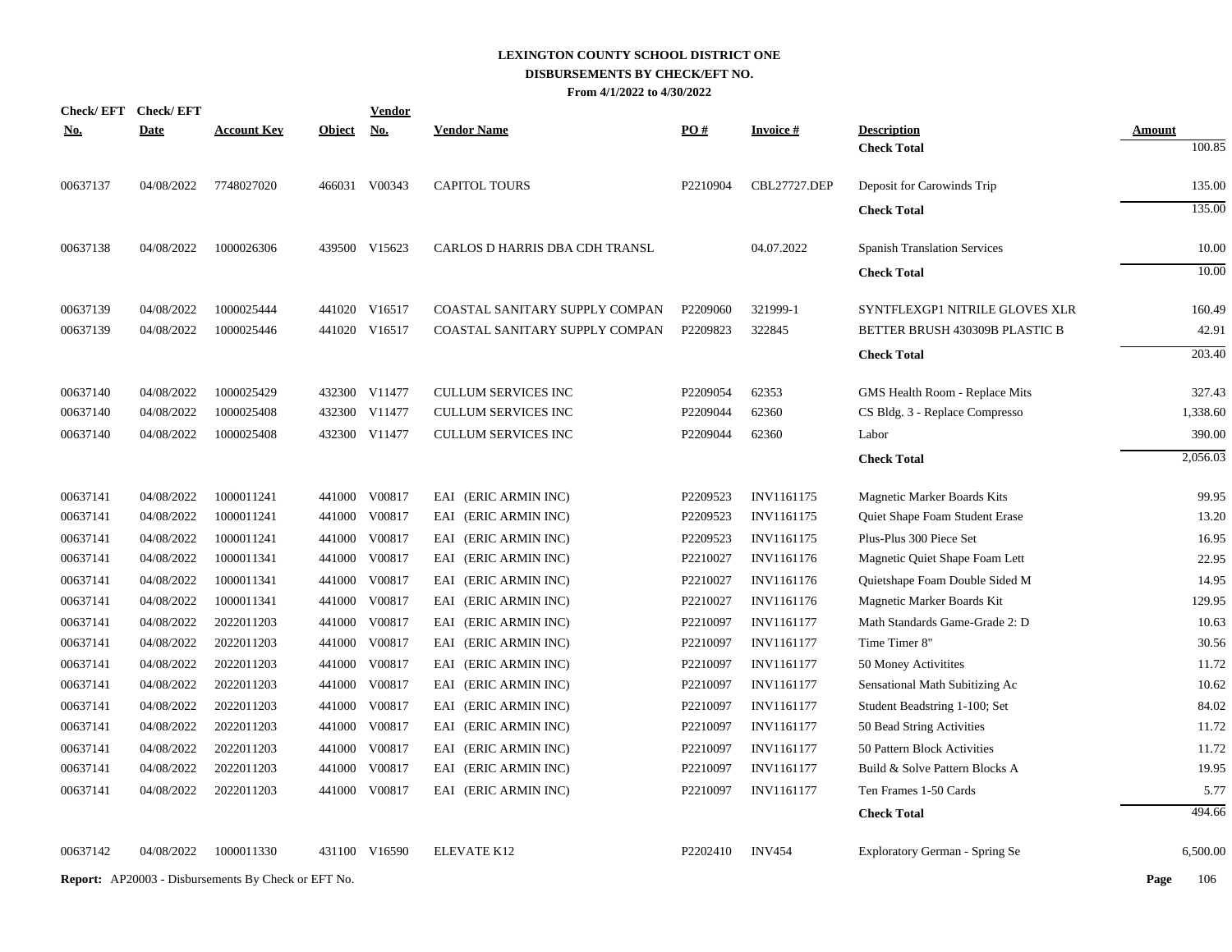# LEXINGTON COUNTY SCHOOL DISTRICT ONE
## DISBURSEMENTS BY CHECK/EFT NO.
### From 4/1/2022 to 4/30/2022

| Check/ EFT No. | Check/ EFT Date | Account Key | Object | Vendor No. | Vendor Name | PO # | Invoice # | Description | Amount |
|---|---|---|---|---|---|---|---|---|---|
| | | | | | | | | **Check Total** | 100.85 |
| 00637137 | 04/08/2022 | 7748027020 | 466031 | V00343 | CAPITOL TOURS | P2210904 | CBL27727.DEP | Deposit for Carowinds Trip | 135.00 |
| | | | | | | | | **Check Total** | 135.00 |
| 00637138 | 04/08/2022 | 1000026306 | 439500 | V15623 | CARLOS D HARRIS DBA CDH TRANSL | | 04.07.2022 | Spanish Translation Services | 10.00 |
| | | | | | | | | **Check Total** | 10.00 |
| 00637139 | 04/08/2022 | 1000025444 | 441020 | V16517 | COASTAL SANITARY SUPPLY COMPAN | P2209060 | 321999-1 | SYNTFLEXGP1 NITRILE GLOVES XLR | 160.49 |
| 00637139 | 04/08/2022 | 1000025446 | 441020 | V16517 | COASTAL SANITARY SUPPLY COMPAN | P2209823 | 322845 | BETTER BRUSH 430309B PLASTIC B | 42.91 |
| | | | | | | | | **Check Total** | 203.40 |
| 00637140 | 04/08/2022 | 1000025429 | 432300 | V11477 | CULLUM SERVICES INC | P2209054 | 62353 | GMS Health Room - Replace Mits | 327.43 |
| 00637140 | 04/08/2022 | 1000025408 | 432300 | V11477 | CULLUM SERVICES INC | P2209044 | 62360 | CS Bldg. 3 - Replace Compresso | 1,338.60 |
| 00637140 | 04/08/2022 | 1000025408 | 432300 | V11477 | CULLUM SERVICES INC | P2209044 | 62360 | Labor | 390.00 |
| | | | | | | | | **Check Total** | 2,056.03 |
| 00637141 | 04/08/2022 | 1000011241 | 441000 | V00817 | EAI (ERIC ARMIN INC) | P2209523 | INV1161175 | Magnetic Marker Boards Kits | 99.95 |
| 00637141 | 04/08/2022 | 1000011241 | 441000 | V00817 | EAI (ERIC ARMIN INC) | P2209523 | INV1161175 | Quiet Shape Foam Student Erase | 13.20 |
| 00637141 | 04/08/2022 | 1000011241 | 441000 | V00817 | EAI (ERIC ARMIN INC) | P2209523 | INV1161175 | Plus-Plus 300 Piece Set | 16.95 |
| 00637141 | 04/08/2022 | 1000011341 | 441000 | V00817 | EAI (ERIC ARMIN INC) | P2210027 | INV1161176 | Magnetic Quiet Shape Foam Lett | 22.95 |
| 00637141 | 04/08/2022 | 1000011341 | 441000 | V00817 | EAI (ERIC ARMIN INC) | P2210027 | INV1161176 | Quietshape Foam Double Sided M | 14.95 |
| 00637141 | 04/08/2022 | 1000011341 | 441000 | V00817 | EAI (ERIC ARMIN INC) | P2210027 | INV1161176 | Magnetic Marker Boards Kit | 129.95 |
| 00637141 | 04/08/2022 | 2022011203 | 441000 | V00817 | EAI (ERIC ARMIN INC) | P2210097 | INV1161177 | Math Standards Game-Grade 2: D | 10.63 |
| 00637141 | 04/08/2022 | 2022011203 | 441000 | V00817 | EAI (ERIC ARMIN INC) | P2210097 | INV1161177 | Time Timer 8" | 30.56 |
| 00637141 | 04/08/2022 | 2022011203 | 441000 | V00817 | EAI (ERIC ARMIN INC) | P2210097 | INV1161177 | 50 Money Activitites | 11.72 |
| 00637141 | 04/08/2022 | 2022011203 | 441000 | V00817 | EAI (ERIC ARMIN INC) | P2210097 | INV1161177 | Sensational Math Subitizing Ac | 10.62 |
| 00637141 | 04/08/2022 | 2022011203 | 441000 | V00817 | EAI (ERIC ARMIN INC) | P2210097 | INV1161177 | Student Beadstring 1-100; Set | 84.02 |
| 00637141 | 04/08/2022 | 2022011203 | 441000 | V00817 | EAI (ERIC ARMIN INC) | P2210097 | INV1161177 | 50 Bead String Activities | 11.72 |
| 00637141 | 04/08/2022 | 2022011203 | 441000 | V00817 | EAI (ERIC ARMIN INC) | P2210097 | INV1161177 | 50 Pattern Block Activities | 11.72 |
| 00637141 | 04/08/2022 | 2022011203 | 441000 | V00817 | EAI (ERIC ARMIN INC) | P2210097 | INV1161177 | Build & Solve Pattern Blocks A | 19.95 |
| 00637141 | 04/08/2022 | 2022011203 | 441000 | V00817 | EAI (ERIC ARMIN INC) | P2210097 | INV1161177 | Ten Frames 1-50 Cards | 5.77 |
| | | | | | | | | **Check Total** | 494.66 |
| 00637142 | 04/08/2022 | 1000011330 | 431100 | V16590 | ELEVATE K12 | P2202410 | INV454 | Exploratory German - Spring Se | 6,500.00 |

**Report:** AP20003 - Disbursements By Check or EFT No.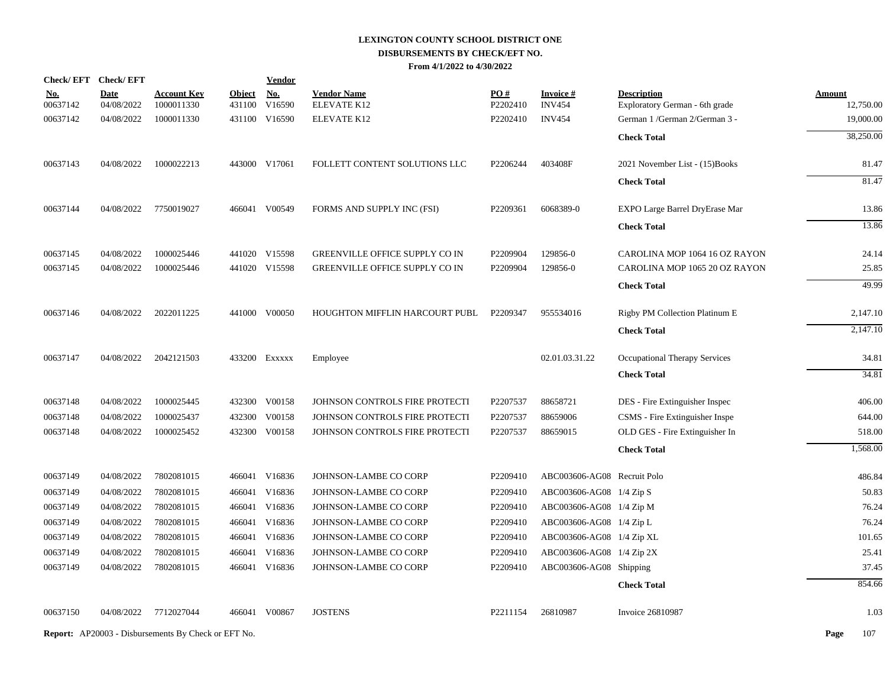# LEXINGTON COUNTY SCHOOL DISTRICT ONE
## DISBURSEMENTS BY CHECK/EFT NO.
### From 4/1/2022 to 4/30/2022

| Check/ EFT No. | Check/ EFT Date | Account Key | Object | Vendor No. | Vendor Name | PO # | Invoice # | Description | Amount |
|---|---|---|---|---|---|---|---|---|---|
| 00637142 | 04/08/2022 | 1000011330 | 431100 | V16590 | ELEVATE K12 | P2202410 | INV454 | Exploratory German - 6th grade | 12,750.00 |
| 00637142 | 04/08/2022 | 1000011330 | 431100 | V16590 | ELEVATE K12 | P2202410 | INV454 | German 1 /German 2/German 3 - | 19,000.00 |
| | | | | | | | | **Check Total** | 38,250.00 |
| 00637143 | 04/08/2022 | 1000022213 | 443000 | V17061 | FOLLETT CONTENT SOLUTIONS LLC | P2206244 | 403408F | 2021 November List - (15)Books | 81.47 |
| | | | | | | | | **Check Total** | 81.47 |
| 00637144 | 04/08/2022 | 7750019027 | 466041 | V00549 | FORMS AND SUPPLY INC (FSI) | P2209361 | 6068389-0 | EXPO Large Barrel DryErase Mar | 13.86 |
| | | | | | | | | **Check Total** | 13.86 |
| 00637145 | 04/08/2022 | 1000025446 | 441020 | V15598 | GREENVILLE OFFICE SUPPLY CO IN | P2209904 | 129856-0 | CAROLINA MOP 1064 16 OZ RAYON | 24.14 |
| 00637145 | 04/08/2022 | 1000025446 | 441020 | V15598 | GREENVILLE OFFICE SUPPLY CO IN | P2209904 | 129856-0 | CAROLINA MOP 1065 20 OZ RAYON | 25.85 |
| | | | | | | | | **Check Total** | 49.99 |
| 00637146 | 04/08/2022 | 2022011225 | 441000 | V00050 | HOUGHTON MIFFLIN HARCOURT PUBL | P2209347 | 955534016 | Rigby PM Collection Platinum E | 2,147.10 |
| | | | | | | | | **Check Total** | 2,147.10 |
| 00637147 | 04/08/2022 | 2042121503 | 433200 | Exxxxx | Employee | | 02.01.03.31.22 | Occupational Therapy Services | 34.81 |
| | | | | | | | | **Check Total** | 34.81 |
| 00637148 | 04/08/2022 | 1000025445 | 432300 | V00158 | JOHNSON CONTROLS FIRE PROTECTI | P2207537 | 88658721 | DES - Fire Extinguisher Inspec | 406.00 |
| 00637148 | 04/08/2022 | 1000025437 | 432300 | V00158 | JOHNSON CONTROLS FIRE PROTECTI | P2207537 | 88659006 | CSMS - Fire Extinguisher Inspe | 644.00 |
| 00637148 | 04/08/2022 | 1000025452 | 432300 | V00158 | JOHNSON CONTROLS FIRE PROTECTI | P2207537 | 88659015 | OLD GES - Fire Extinguisher In | 518.00 |
| | | | | | | | | **Check Total** | 1,568.00 |
| 00637149 | 04/08/2022 | 7802081015 | 466041 | V16836 | JOHNSON-LAMBE CO CORP | P2209410 | ABC003606-AG08 | Recruit Polo | 486.84 |
| 00637149 | 04/08/2022 | 7802081015 | 466041 | V16836 | JOHNSON-LAMBE CO CORP | P2209410 | ABC003606-AG08 | 1/4 Zip S | 50.83 |
| 00637149 | 04/08/2022 | 7802081015 | 466041 | V16836 | JOHNSON-LAMBE CO CORP | P2209410 | ABC003606-AG08 | 1/4 Zip M | 76.24 |
| 00637149 | 04/08/2022 | 7802081015 | 466041 | V16836 | JOHNSON-LAMBE CO CORP | P2209410 | ABC003606-AG08 | 1/4 Zip L | 76.24 |
| 00637149 | 04/08/2022 | 7802081015 | 466041 | V16836 | JOHNSON-LAMBE CO CORP | P2209410 | ABC003606-AG08 | 1/4 Zip XL | 101.65 |
| 00637149 | 04/08/2022 | 7802081015 | 466041 | V16836 | JOHNSON-LAMBE CO CORP | P2209410 | ABC003606-AG08 | 1/4 Zip 2X | 25.41 |
| 00637149 | 04/08/2022 | 7802081015 | 466041 | V16836 | JOHNSON-LAMBE CO CORP | P2209410 | ABC003606-AG08 | Shipping | 37.45 |
| | | | | | | | | **Check Total** | 854.66 |
| 00637150 | 04/08/2022 | 7712027044 | 466041 | V00867 | JOSTENS | P2211154 | 26810987 | Invoice 26810987 | 1.03 |

**Report:** AP20003 - Disbursements By Check or EFT No.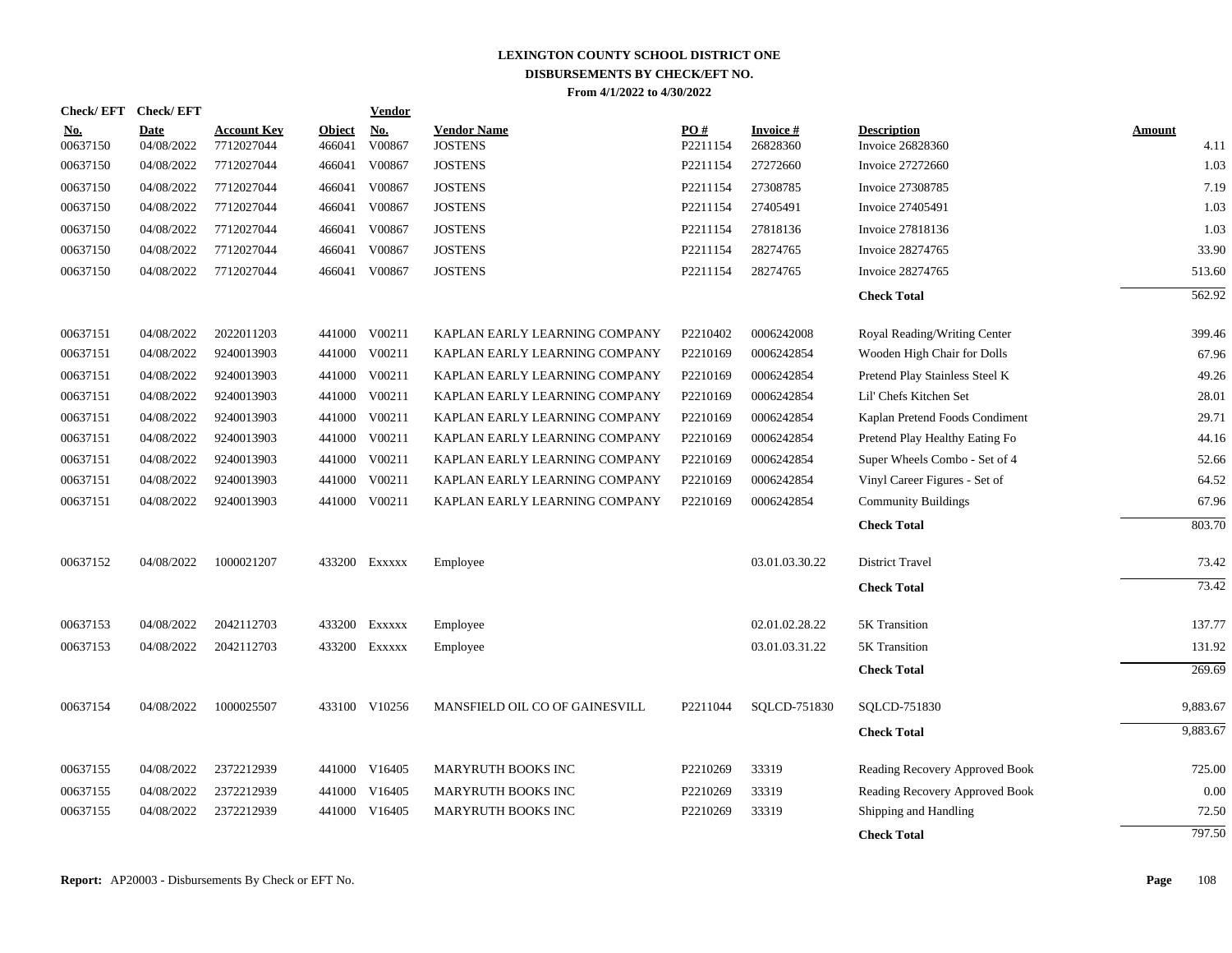# LEXINGTON COUNTY SCHOOL DISTRICT ONE
## DISBURSEMENTS BY CHECK/EFT NO.
### From 4/1/2022 to 4/30/2022

| Check/ EFT No. | Check/ EFT Date | Account Key | Object | Vendor No. | Vendor Name | PO # | Invoice # | Description | Amount |
|---|---|---|---|---|---|---|---|---|---|
| 00637150 | 04/08/2022 | 7712027044 | 466041 | V00867 | JOSTENS | P2211154 | 26828360 | Invoice 26828360 | 4.11 |
| 00637150 | 04/08/2022 | 7712027044 | 466041 | V00867 | JOSTENS | P2211154 | 27272660 | Invoice 27272660 | 1.03 |
| 00637150 | 04/08/2022 | 7712027044 | 466041 | V00867 | JOSTENS | P2211154 | 27308785 | Invoice 27308785 | 7.19 |
| 00637150 | 04/08/2022 | 7712027044 | 466041 | V00867 | JOSTENS | P2211154 | 27405491 | Invoice 27405491 | 1.03 |
| 00637150 | 04/08/2022 | 7712027044 | 466041 | V00867 | JOSTENS | P2211154 | 27818136 | Invoice 27818136 | 1.03 |
| 00637150 | 04/08/2022 | 7712027044 | 466041 | V00867 | JOSTENS | P2211154 | 28274765 | Invoice 28274765 | 33.90 |
| 00637150 | 04/08/2022 | 7712027044 | 466041 | V00867 | JOSTENS | P2211154 | 28274765 | Invoice 28274765 | 513.60 |
| | | | | | | | | **Check Total** | 562.92 |
| 00637151 | 04/08/2022 | 2022011203 | 441000 | V00211 | KAPLAN EARLY LEARNING COMPANY | P2210402 | 0006242008 | Royal Reading/Writing Center | 399.46 |
| 00637151 | 04/08/2022 | 9240013903 | 441000 | V00211 | KAPLAN EARLY LEARNING COMPANY | P2210169 | 0006242854 | Wooden High Chair for Dolls | 67.96 |
| 00637151 | 04/08/2022 | 9240013903 | 441000 | V00211 | KAPLAN EARLY LEARNING COMPANY | P2210169 | 0006242854 | Pretend Play Stainless Steel K | 49.26 |
| 00637151 | 04/08/2022 | 9240013903 | 441000 | V00211 | KAPLAN EARLY LEARNING COMPANY | P2210169 | 0006242854 | Lil' Chefs Kitchen Set | 28.01 |
| 00637151 | 04/08/2022 | 9240013903 | 441000 | V00211 | KAPLAN EARLY LEARNING COMPANY | P2210169 | 0006242854 | Kaplan Pretend Foods Condiment | 29.71 |
| 00637151 | 04/08/2022 | 9240013903 | 441000 | V00211 | KAPLAN EARLY LEARNING COMPANY | P2210169 | 0006242854 | Pretend Play Healthy Eating Fo | 44.16 |
| 00637151 | 04/08/2022 | 9240013903 | 441000 | V00211 | KAPLAN EARLY LEARNING COMPANY | P2210169 | 0006242854 | Super Wheels Combo - Set of 4 | 52.66 |
| 00637151 | 04/08/2022 | 9240013903 | 441000 | V00211 | KAPLAN EARLY LEARNING COMPANY | P2210169 | 0006242854 | Vinyl Career Figures - Set of | 64.52 |
| 00637151 | 04/08/2022 | 9240013903 | 441000 | V00211 | KAPLAN EARLY LEARNING COMPANY | P2210169 | 0006242854 | Community Buildings | 67.96 |
| | | | | | | | | **Check Total** | 803.70 |
| 00637152 | 04/08/2022 | 1000021207 | 433200 | Exxxxx | Employee | | 03.01.03.30.22 | District Travel | 73.42 |
| | | | | | | | | **Check Total** | 73.42 |
| 00637153 | 04/08/2022 | 2042112703 | 433200 | Exxxxx | Employee | | 02.01.02.28.22 | 5K Transition | 137.77 |
| 00637153 | 04/08/2022 | 2042112703 | 433200 | Exxxxx | Employee | | 03.01.03.31.22 | 5K Transition | 131.92 |
| | | | | | | | | **Check Total** | 269.69 |
| 00637154 | 04/08/2022 | 1000025507 | 433100 | V10256 | MANSFIELD OIL CO OF GAINESVILL | P2211044 | SQLCD-751830 | SQLCD-751830 | 9,883.67 |
| | | | | | | | | **Check Total** | 9,883.67 |
| 00637155 | 04/08/2022 | 2372212939 | 441000 | V16405 | MARYRUTH BOOKS INC | P2210269 | 33319 | Reading Recovery Approved Book | 725.00 |
| 00637155 | 04/08/2022 | 2372212939 | 441000 | V16405 | MARYRUTH BOOKS INC | P2210269 | 33319 | Reading Recovery Approved Book | 0.00 |
| 00637155 | 04/08/2022 | 2372212939 | 441000 | V16405 | MARYRUTH BOOKS INC | P2210269 | 33319 | Shipping and Handling | 72.50 |
| | | | | | | | | **Check Total** | 797.50 |

**Report:** AP20003 - Disbursements By Check or EFT No.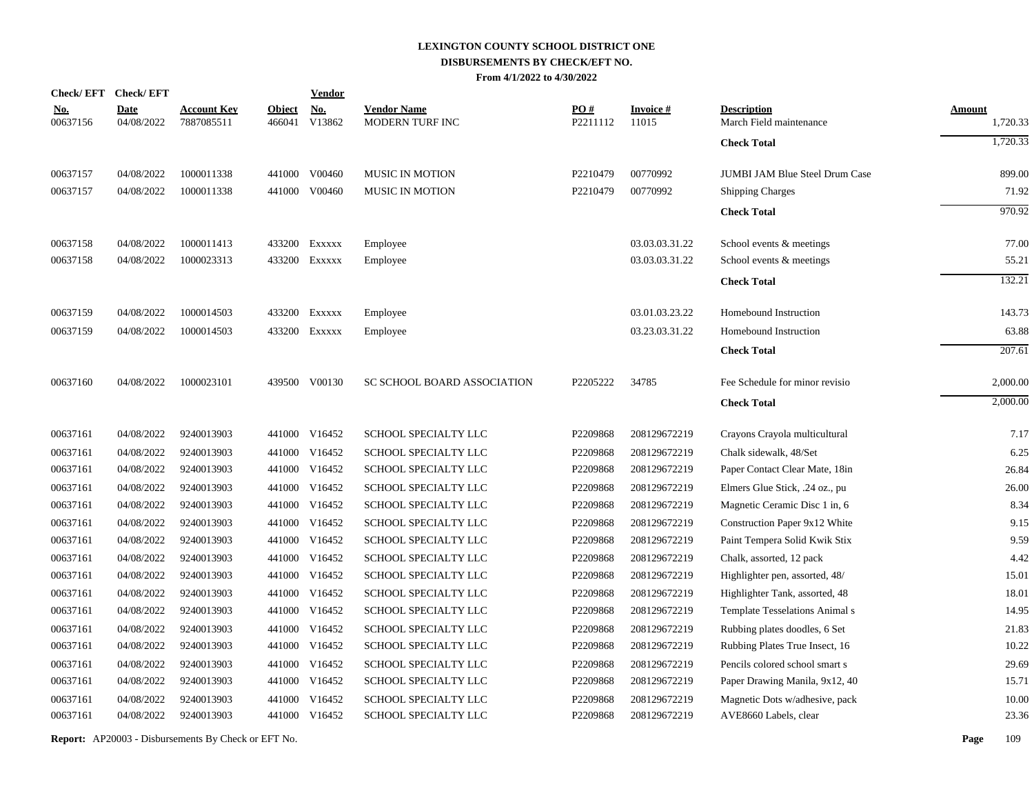# LEXINGTON COUNTY SCHOOL DISTRICT ONE
## DISBURSEMENTS BY CHECK/EFT NO.
### From 4/1/2022 to 4/30/2022

| Check/EFT No. | Check/EFT Date | Account Key | Object | Vendor No. | Vendor Name | PO # | Invoice # | Description | Amount |
|---|---|---|---|---|---|---|---|---|---|
| 00637156 | 04/08/2022 | 7887085511 | 466041 | V13862 | MODERN TURF INC | P2211112 | 11015 | March Field maintenance | 1,720.33 |
| | | | | | | | | **Check Total** | 1,720.33 |
| 00637157 | 04/08/2022 | 1000011338 | 441000 | V00460 | MUSIC IN MOTION | P2210479 | 00770992 | JUMBI JAM Blue Steel Drum Case | 899.00 |
| 00637157 | 04/08/2022 | 1000011338 | 441000 | V00460 | MUSIC IN MOTION | P2210479 | 00770992 | Shipping Charges | 71.92 |
| | | | | | | | | **Check Total** | 970.92 |
| 00637158 | 04/08/2022 | 1000011413 | 433200 | Exxxxx | Employee | | 03.03.03.31.22 | School events & meetings | 77.00 |
| 00637158 | 04/08/2022 | 1000023313 | 433200 | Exxxxx | Employee | | 03.03.03.31.22 | School events & meetings | 55.21 |
| | | | | | | | | **Check Total** | 132.21 |
| 00637159 | 04/08/2022 | 1000014503 | 433200 | Exxxxx | Employee | | 03.01.03.23.22 | Homebound Instruction | 143.73 |
| 00637159 | 04/08/2022 | 1000014503 | 433200 | Exxxxx | Employee | | 03.23.03.31.22 | Homebound Instruction | 63.88 |
| | | | | | | | | **Check Total** | 207.61 |
| 00637160 | 04/08/2022 | 1000023101 | 439500 | V00130 | SC SCHOOL BOARD ASSOCIATION | P2205222 | 34785 | Fee Schedule for minor revisio | 2,000.00 |
| | | | | | | | | **Check Total** | 2,000.00 |
| 00637161 | 04/08/2022 | 9240013903 | 441000 | V16452 | SCHOOL SPECIALTY LLC | P2209868 | 208129672219 | Crayons Crayola multicultural | 7.17 |
| 00637161 | 04/08/2022 | 9240013903 | 441000 | V16452 | SCHOOL SPECIALTY LLC | P2209868 | 208129672219 | Chalk sidewalk, 48/Set | 6.25 |
| 00637161 | 04/08/2022 | 9240013903 | 441000 | V16452 | SCHOOL SPECIALTY LLC | P2209868 | 208129672219 | Paper Contact Clear Mate, 18in | 26.84 |
| 00637161 | 04/08/2022 | 9240013903 | 441000 | V16452 | SCHOOL SPECIALTY LLC | P2209868 | 208129672219 | Elmers Glue Stick, .24 oz., pu | 26.00 |
| 00637161 | 04/08/2022 | 9240013903 | 441000 | V16452 | SCHOOL SPECIALTY LLC | P2209868 | 208129672219 | Magnetic Ceramic Disc 1 in, 6 | 8.34 |
| 00637161 | 04/08/2022 | 9240013903 | 441000 | V16452 | SCHOOL SPECIALTY LLC | P2209868 | 208129672219 | Construction Paper 9x12 White | 9.15 |
| 00637161 | 04/08/2022 | 9240013903 | 441000 | V16452 | SCHOOL SPECIALTY LLC | P2209868 | 208129672219 | Paint Tempera Solid Kwik Stix | 9.59 |
| 00637161 | 04/08/2022 | 9240013903 | 441000 | V16452 | SCHOOL SPECIALTY LLC | P2209868 | 208129672219 | Chalk, assorted, 12 pack | 4.42 |
| 00637161 | 04/08/2022 | 9240013903 | 441000 | V16452 | SCHOOL SPECIALTY LLC | P2209868 | 208129672219 | Highlighter pen, assorted, 48/ | 15.01 |
| 00637161 | 04/08/2022 | 9240013903 | 441000 | V16452 | SCHOOL SPECIALTY LLC | P2209868 | 208129672219 | Highlighter Tank, assorted, 48 | 18.01 |
| 00637161 | 04/08/2022 | 9240013903 | 441000 | V16452 | SCHOOL SPECIALTY LLC | P2209868 | 208129672219 | Template Tesselations Animal s | 14.95 |
| 00637161 | 04/08/2022 | 9240013903 | 441000 | V16452 | SCHOOL SPECIALTY LLC | P2209868 | 208129672219 | Rubbing plates doodles, 6 Set | 21.83 |
| 00637161 | 04/08/2022 | 9240013903 | 441000 | V16452 | SCHOOL SPECIALTY LLC | P2209868 | 208129672219 | Rubbing Plates True Insect, 16 | 10.22 |
| 00637161 | 04/08/2022 | 9240013903 | 441000 | V16452 | SCHOOL SPECIALTY LLC | P2209868 | 208129672219 | Pencils colored school smart s | 29.69 |
| 00637161 | 04/08/2022 | 9240013903 | 441000 | V16452 | SCHOOL SPECIALTY LLC | P2209868 | 208129672219 | Paper Drawing Manila, 9x12, 40 | 15.71 |
| 00637161 | 04/08/2022 | 9240013903 | 441000 | V16452 | SCHOOL SPECIALTY LLC | P2209868 | 208129672219 | Magnetic Dots w/adhesive, pack | 10.00 |
| 00637161 | 04/08/2022 | 9240013903 | 441000 | V16452 | SCHOOL SPECIALTY LLC | P2209868 | 208129672219 | AVE8660 Labels, clear | 23.36 |

**Report:** AP20003 - Disbursements By Check or EFT No.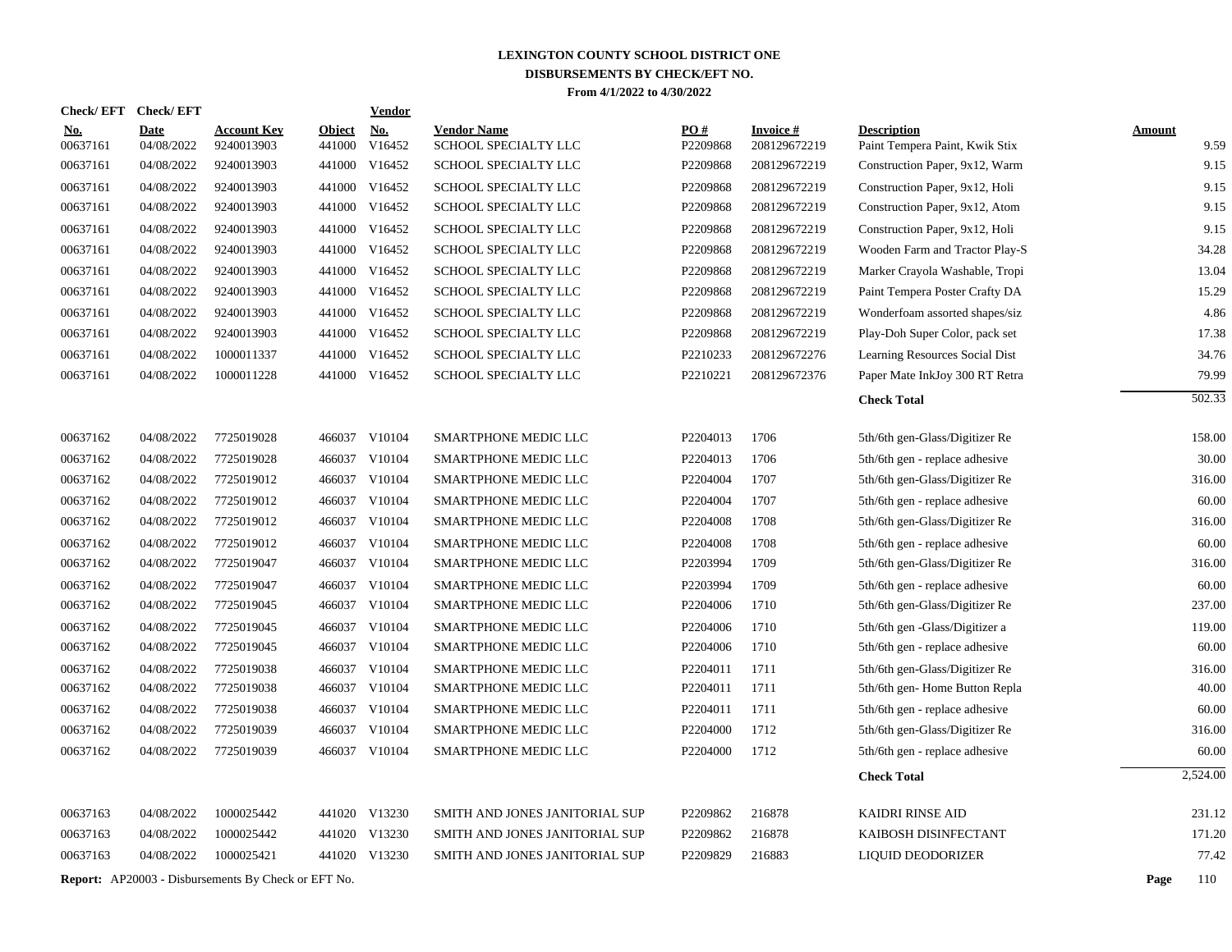# LEXINGTON COUNTY SCHOOL DISTRICT ONE
## DISBURSEMENTS BY CHECK/EFT NO.
### From 4/1/2022 to 4/30/2022

| Check/ EFT No. | Check/ EFT Date | Account Key | Object | Vendor No. | Vendor Name | PO # | Invoice # | Description | Amount |
|---|---|---|---|---|---|---|---|---|---|
| 00637161 | 04/08/2022 | 9240013903 | 441000 | V16452 | SCHOOL SPECIALTY LLC | P2209868 | 208129672219 | Paint Tempera Paint, Kwik Stix | 9.59 |
| 00637161 | 04/08/2022 | 9240013903 | 441000 | V16452 | SCHOOL SPECIALTY LLC | P2209868 | 208129672219 | Construction Paper, 9x12, Warm | 9.15 |
| 00637161 | 04/08/2022 | 9240013903 | 441000 | V16452 | SCHOOL SPECIALTY LLC | P2209868 | 208129672219 | Construction Paper, 9x12, Holi | 9.15 |
| 00637161 | 04/08/2022 | 9240013903 | 441000 | V16452 | SCHOOL SPECIALTY LLC | P2209868 | 208129672219 | Construction Paper, 9x12, Atom | 9.15 |
| 00637161 | 04/08/2022 | 9240013903 | 441000 | V16452 | SCHOOL SPECIALTY LLC | P2209868 | 208129672219 | Construction Paper, 9x12, Holi | 9.15 |
| 00637161 | 04/08/2022 | 9240013903 | 441000 | V16452 | SCHOOL SPECIALTY LLC | P2209868 | 208129672219 | Wooden Farm and Tractor Play-S | 34.28 |
| 00637161 | 04/08/2022 | 9240013903 | 441000 | V16452 | SCHOOL SPECIALTY LLC | P2209868 | 208129672219 | Marker Crayola Washable, Tropi | 13.04 |
| 00637161 | 04/08/2022 | 9240013903 | 441000 | V16452 | SCHOOL SPECIALTY LLC | P2209868 | 208129672219 | Paint Tempera Poster Crafty DA | 15.29 |
| 00637161 | 04/08/2022 | 9240013903 | 441000 | V16452 | SCHOOL SPECIALTY LLC | P2209868 | 208129672219 | Wonderfoam assorted shapes/siz | 4.86 |
| 00637161 | 04/08/2022 | 9240013903 | 441000 | V16452 | SCHOOL SPECIALTY LLC | P2209868 | 208129672219 | Play-Doh Super Color, pack set | 17.38 |
| 00637161 | 04/08/2022 | 1000011337 | 441000 | V16452 | SCHOOL SPECIALTY LLC | P2210233 | 208129672276 | Learning Resources Social Dist | 34.76 |
| 00637161 | 04/08/2022 | 1000011228 | 441000 | V16452 | SCHOOL SPECIALTY LLC | P2210221 | 208129672376 | Paper Mate InkJoy 300 RT Retra | 79.99 |
| | | | | | | | | **Check Total** | 502.33 |
| 00637162 | 04/08/2022 | 7725019028 | 466037 | V10104 | SMARTPHONE MEDIC LLC | P2204013 | 1706 | 5th/6th gen-Glass/Digitizer Re | 158.00 |
| 00637162 | 04/08/2022 | 7725019028 | 466037 | V10104 | SMARTPHONE MEDIC LLC | P2204013 | 1706 | 5th/6th gen - replace adhesive | 30.00 |
| 00637162 | 04/08/2022 | 7725019012 | 466037 | V10104 | SMARTPHONE MEDIC LLC | P2204004 | 1707 | 5th/6th gen-Glass/Digitizer Re | 316.00 |
| 00637162 | 04/08/2022 | 7725019012 | 466037 | V10104 | SMARTPHONE MEDIC LLC | P2204004 | 1707 | 5th/6th gen - replace adhesive | 60.00 |
| 00637162 | 04/08/2022 | 7725019012 | 466037 | V10104 | SMARTPHONE MEDIC LLC | P2204008 | 1708 | 5th/6th gen-Glass/Digitizer Re | 316.00 |
| 00637162 | 04/08/2022 | 7725019012 | 466037 | V10104 | SMARTPHONE MEDIC LLC | P2204008 | 1708 | 5th/6th gen - replace adhesive | 60.00 |
| 00637162 | 04/08/2022 | 7725019047 | 466037 | V10104 | SMARTPHONE MEDIC LLC | P2203994 | 1709 | 5th/6th gen-Glass/Digitizer Re | 316.00 |
| 00637162 | 04/08/2022 | 7725019047 | 466037 | V10104 | SMARTPHONE MEDIC LLC | P2203994 | 1709 | 5th/6th gen - replace adhesive | 60.00 |
| 00637162 | 04/08/2022 | 7725019045 | 466037 | V10104 | SMARTPHONE MEDIC LLC | P2204006 | 1710 | 5th/6th gen-Glass/Digitizer Re | 237.00 |
| 00637162 | 04/08/2022 | 7725019045 | 466037 | V10104 | SMARTPHONE MEDIC LLC | P2204006 | 1710 | 5th/6th gen -Glass/Digitizer a | 119.00 |
| 00637162 | 04/08/2022 | 7725019045 | 466037 | V10104 | SMARTPHONE MEDIC LLC | P2204006 | 1710 | 5th/6th gen - replace adhesive | 60.00 |
| 00637162 | 04/08/2022 | 7725019038 | 466037 | V10104 | SMARTPHONE MEDIC LLC | P2204011 | 1711 | 5th/6th gen-Glass/Digitizer Re | 316.00 |
| 00637162 | 04/08/2022 | 7725019038 | 466037 | V10104 | SMARTPHONE MEDIC LLC | P2204011 | 1711 | 5th/6th gen- Home Button Repla | 40.00 |
| 00637162 | 04/08/2022 | 7725019038 | 466037 | V10104 | SMARTPHONE MEDIC LLC | P2204011 | 1711 | 5th/6th gen - replace adhesive | 60.00 |
| 00637162 | 04/08/2022 | 7725019039 | 466037 | V10104 | SMARTPHONE MEDIC LLC | P2204000 | 1712 | 5th/6th gen-Glass/Digitizer Re | 316.00 |
| 00637162 | 04/08/2022 | 7725019039 | 466037 | V10104 | SMARTPHONE MEDIC LLC | P2204000 | 1712 | 5th/6th gen - replace adhesive | 60.00 |
| | | | | | | | | **Check Total** | 2,524.00 |
| 00637163 | 04/08/2022 | 1000025442 | 441020 | V13230 | SMITH AND JONES JANITORIAL SUP | P2209862 | 216878 | KAIDRI RINSE AID | 231.12 |
| 00637163 | 04/08/2022 | 1000025442 | 441020 | V13230 | SMITH AND JONES JANITORIAL SUP | P2209862 | 216878 | KAIBOSH DISINFECTANT | 171.20 |
| 00637163 | 04/08/2022 | 1000025421 | 441020 | V13230 | SMITH AND JONES JANITORIAL SUP | P2209829 | 216883 | LIQUID DEODORIZER | 77.42 |

**Report:** AP20003 - Disbursements By Check or EFT No.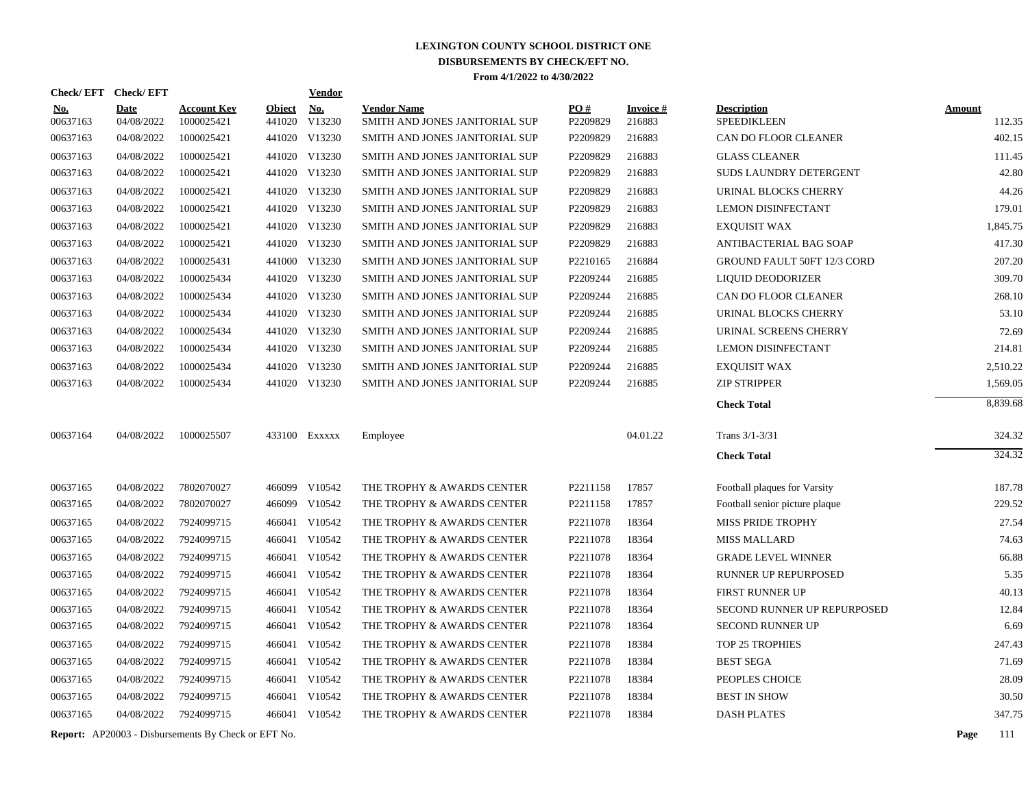# LEXINGTON COUNTY SCHOOL DISTRICT ONE
## DISBURSEMENTS BY CHECK/EFT NO.
### From 4/1/2022 to 4/30/2022

| Check/ EFT No. | Check/ EFT Date | Account Key | Object | Vendor No. | Vendor Name | PO # | Invoice # | Description | Amount |
|---|---|---|---|---|---|---|---|---|---|
| 00637163 | 04/08/2022 | 1000025421 | 441020 | V13230 | SMITH AND JONES JANITORIAL SUP | P2209829 | 216883 | SPEEDIKLEEN | 112.35 |
| 00637163 | 04/08/2022 | 1000025421 | 441020 | V13230 | SMITH AND JONES JANITORIAL SUP | P2209829 | 216883 | CAN DO FLOOR CLEANER | 402.15 |
| 00637163 | 04/08/2022 | 1000025421 | 441020 | V13230 | SMITH AND JONES JANITORIAL SUP | P2209829 | 216883 | GLASS CLEANER | 111.45 |
| 00637163 | 04/08/2022 | 1000025421 | 441020 | V13230 | SMITH AND JONES JANITORIAL SUP | P2209829 | 216883 | SUDS LAUNDRY DETERGENT | 42.80 |
| 00637163 | 04/08/2022 | 1000025421 | 441020 | V13230 | SMITH AND JONES JANITORIAL SUP | P2209829 | 216883 | URINAL BLOCKS CHERRY | 44.26 |
| 00637163 | 04/08/2022 | 1000025421 | 441020 | V13230 | SMITH AND JONES JANITORIAL SUP | P2209829 | 216883 | LEMON DISINFECTANT | 179.01 |
| 00637163 | 04/08/2022 | 1000025421 | 441020 | V13230 | SMITH AND JONES JANITORIAL SUP | P2209829 | 216883 | EXQUISIT WAX | 1,845.75 |
| 00637163 | 04/08/2022 | 1000025421 | 441020 | V13230 | SMITH AND JONES JANITORIAL SUP | P2209829 | 216883 | ANTIBACTERIAL BAG SOAP | 417.30 |
| 00637163 | 04/08/2022 | 1000025431 | 441000 | V13230 | SMITH AND JONES JANITORIAL SUP | P2210165 | 216884 | GROUND FAULT 50FT 12/3 CORD | 207.20 |
| 00637163 | 04/08/2022 | 1000025434 | 441020 | V13230 | SMITH AND JONES JANITORIAL SUP | P2209244 | 216885 | LIQUID DEODORIZER | 309.70 |
| 00637163 | 04/08/2022 | 1000025434 | 441020 | V13230 | SMITH AND JONES JANITORIAL SUP | P2209244 | 216885 | CAN DO FLOOR CLEANER | 268.10 |
| 00637163 | 04/08/2022 | 1000025434 | 441020 | V13230 | SMITH AND JONES JANITORIAL SUP | P2209244 | 216885 | URINAL BLOCKS CHERRY | 53.10 |
| 00637163 | 04/08/2022 | 1000025434 | 441020 | V13230 | SMITH AND JONES JANITORIAL SUP | P2209244 | 216885 | URINAL SCREENS CHERRY | 72.69 |
| 00637163 | 04/08/2022 | 1000025434 | 441020 | V13230 | SMITH AND JONES JANITORIAL SUP | P2209244 | 216885 | LEMON DISINFECTANT | 214.81 |
| 00637163 | 04/08/2022 | 1000025434 | 441020 | V13230 | SMITH AND JONES JANITORIAL SUP | P2209244 | 216885 | EXQUISIT WAX | 2,510.22 |
| 00637163 | 04/08/2022 | 1000025434 | 441020 | V13230 | SMITH AND JONES JANITORIAL SUP | P2209244 | 216885 | ZIP STRIPPER | 1,569.05 |
| | | | | | | | | **Check Total** | 8,839.68 |
| 00637164 | 04/08/2022 | 1000025507 | 433100 | Exxxxx | Employee | | 04.01.22 | Trans 3/1-3/31 | 324.32 |
| | | | | | | | | **Check Total** | 324.32 |
| 00637165 | 04/08/2022 | 7802070027 | 466099 | V10542 | THE TROPHY & AWARDS CENTER | P2211158 | 17857 | Football plaques for Varsity | 187.78 |
| 00637165 | 04/08/2022 | 7802070027 | 466099 | V10542 | THE TROPHY & AWARDS CENTER | P2211158 | 17857 | Football senior picture plaque | 229.52 |
| 00637165 | 04/08/2022 | 7924099715 | 466041 | V10542 | THE TROPHY & AWARDS CENTER | P2211078 | 18364 | MISS PRIDE TROPHY | 27.54 |
| 00637165 | 04/08/2022 | 7924099715 | 466041 | V10542 | THE TROPHY & AWARDS CENTER | P2211078 | 18364 | MISS MALLARD | 74.63 |
| 00637165 | 04/08/2022 | 7924099715 | 466041 | V10542 | THE TROPHY & AWARDS CENTER | P2211078 | 18364 | GRADE LEVEL WINNER | 66.88 |
| 00637165 | 04/08/2022 | 7924099715 | 466041 | V10542 | THE TROPHY & AWARDS CENTER | P2211078 | 18364 | RUNNER UP REPURPOSED | 5.35 |
| 00637165 | 04/08/2022 | 7924099715 | 466041 | V10542 | THE TROPHY & AWARDS CENTER | P2211078 | 18364 | FIRST RUNNER UP | 40.13 |
| 00637165 | 04/08/2022 | 7924099715 | 466041 | V10542 | THE TROPHY & AWARDS CENTER | P2211078 | 18364 | SECOND RUNNER UP REPURPOSED | 12.84 |
| 00637165 | 04/08/2022 | 7924099715 | 466041 | V10542 | THE TROPHY & AWARDS CENTER | P2211078 | 18364 | SECOND RUNNER UP | 6.69 |
| 00637165 | 04/08/2022 | 7924099715 | 466041 | V10542 | THE TROPHY & AWARDS CENTER | P2211078 | 18384 | TOP 25 TROPHIES | 247.43 |
| 00637165 | 04/08/2022 | 7924099715 | 466041 | V10542 | THE TROPHY & AWARDS CENTER | P2211078 | 18384 | BEST SEGA | 71.69 |
| 00637165 | 04/08/2022 | 7924099715 | 466041 | V10542 | THE TROPHY & AWARDS CENTER | P2211078 | 18384 | PEOPLES CHOICE | 28.09 |
| 00637165 | 04/08/2022 | 7924099715 | 466041 | V10542 | THE TROPHY & AWARDS CENTER | P2211078 | 18384 | BEST IN SHOW | 30.50 |
| 00637165 | 04/08/2022 | 7924099715 | 466041 | V10542 | THE TROPHY & AWARDS CENTER | P2211078 | 18384 | DASH PLATES | 347.75 |

**Report:** AP20003 - Disbursements By Check or EFT No.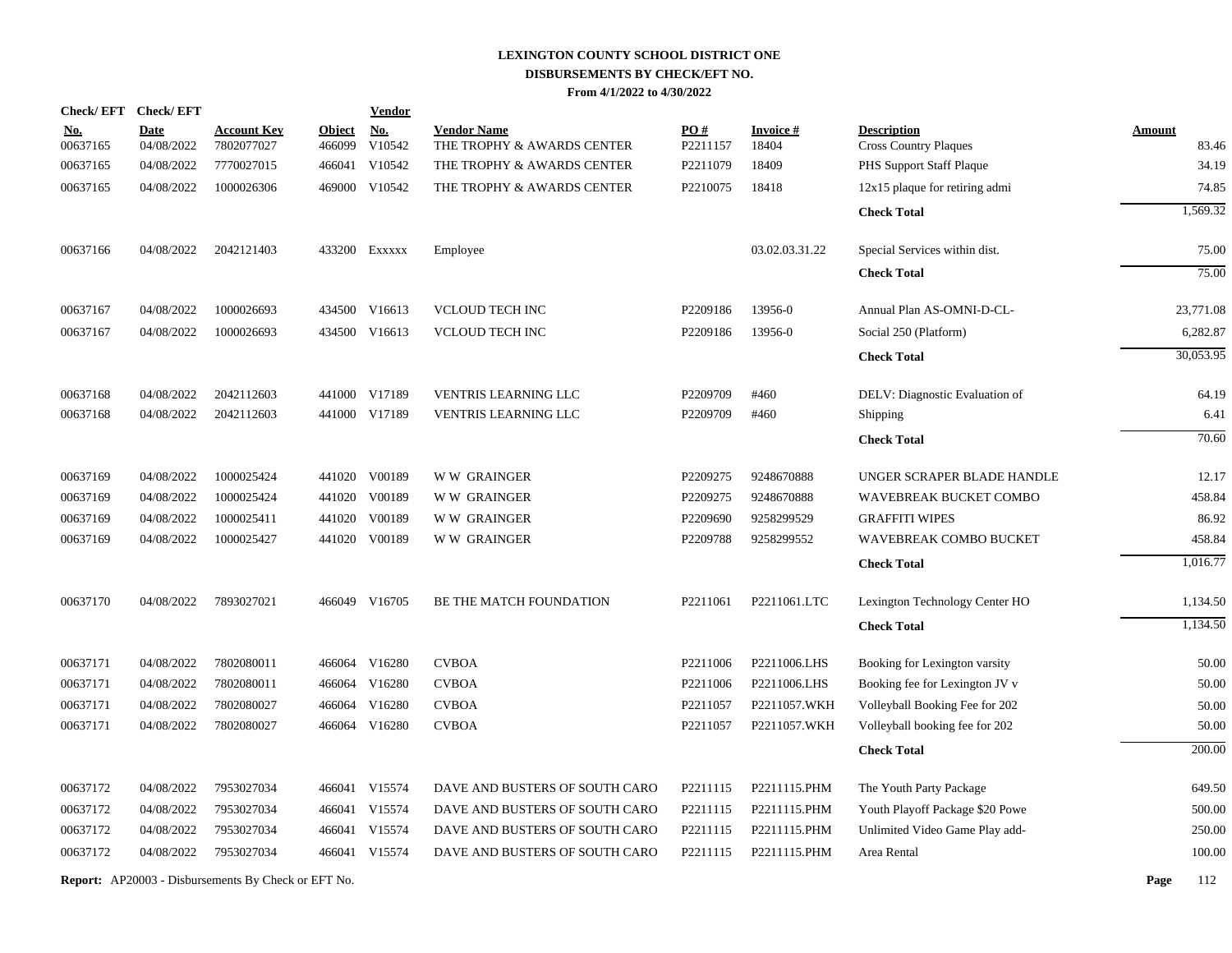# LEXINGTON COUNTY SCHOOL DISTRICT ONE
## DISBURSEMENTS BY CHECK/EFT NO.
### From 4/1/2022 to 4/30/2022

| Check/ EFT No. | Check/ EFT Date | Account Key | Object | Vendor No. | Vendor Name | PO # | Invoice # | Description | Amount |
|---|---|---|---|---|---|---|---|---|---|
| 00637165 | 04/08/2022 | 7802077027 | 466099 | V10542 | THE TROPHY & AWARDS CENTER | P2211157 | 18404 | Cross Country Plaques | 83.46 |
| 00637165 | 04/08/2022 | 7770027015 | 466041 | V10542 | THE TROPHY & AWARDS CENTER | P2211079 | 18409 | PHS Support Staff Plaque | 34.19 |
| 00637165 | 04/08/2022 | 1000026306 | 469000 | V10542 | THE TROPHY & AWARDS CENTER | P2210075 | 18418 | 12x15 plaque for retiring admi | 74.85 |
| | | | | | | | | **Check Total** | 1,569.32 |
| 00637166 | 04/08/2022 | 2042121403 | 433200 | Exxxxx | Employee | | 03.02.03.31.22 | Special Services within dist. | 75.00 |
| | | | | | | | | **Check Total** | 75.00 |
| 00637167 | 04/08/2022 | 1000026693 | 434500 | V16613 | VCLOUD TECH INC | P2209186 | 13956-0 | Annual Plan AS-OMNI-D-CL- | 23,771.08 |
| 00637167 | 04/08/2022 | 1000026693 | 434500 | V16613 | VCLOUD TECH INC | P2209186 | 13956-0 | Social 250 (Platform) | 6,282.87 |
| | | | | | | | | **Check Total** | 30,053.95 |
| 00637168 | 04/08/2022 | 2042112603 | 441000 | V17189 | VENTRIS LEARNING LLC | P2209709 | #460 | DELV: Diagnostic Evaluation of | 64.19 |
| 00637168 | 04/08/2022 | 2042112603 | 441000 | V17189 | VENTRIS LEARNING LLC | P2209709 | #460 | Shipping | 6.41 |
| | | | | | | | | **Check Total** | 70.60 |
| 00637169 | 04/08/2022 | 1000025424 | 441020 | V00189 | W W GRAINGER | P2209275 | 9248670888 | UNGER SCRAPER BLADE HANDLE | 12.17 |
| 00637169 | 04/08/2022 | 1000025424 | 441020 | V00189 | W W GRAINGER | P2209275 | 9248670888 | WAVEBREAK BUCKET COMBO | 458.84 |
| 00637169 | 04/08/2022 | 1000025411 | 441020 | V00189 | W W GRAINGER | P2209690 | 9258299529 | GRAFFITI WIPES | 86.92 |
| 00637169 | 04/08/2022 | 1000025427 | 441020 | V00189 | W W GRAINGER | P2209788 | 9258299552 | WAVEBREAK COMBO BUCKET | 458.84 |
| | | | | | | | | **Check Total** | 1,016.77 |
| 00637170 | 04/08/2022 | 7893027021 | 466049 | V16705 | BE THE MATCH FOUNDATION | P2211061 | P2211061.LTC | Lexington Technology Center HO | 1,134.50 |
| | | | | | | | | **Check Total** | 1,134.50 |
| 00637171 | 04/08/2022 | 7802080011 | 466064 | V16280 | CVBOA | P2211006 | P2211006.LHS | Booking for Lexington varsity | 50.00 |
| 00637171 | 04/08/2022 | 7802080011 | 466064 | V16280 | CVBOA | P2211006 | P2211006.LHS | Booking fee for Lexington JV v | 50.00 |
| 00637171 | 04/08/2022 | 7802080027 | 466064 | V16280 | CVBOA | P2211057 | P2211057.WKH | Volleyball Booking Fee for 202 | 50.00 |
| 00637171 | 04/08/2022 | 7802080027 | 466064 | V16280 | CVBOA | P2211057 | P2211057.WKH | Volleyball booking fee for 202 | 50.00 |
| | | | | | | | | **Check Total** | 200.00 |
| 00637172 | 04/08/2022 | 7953027034 | 466041 | V15574 | DAVE AND BUSTERS OF SOUTH CARO | P2211115 | P2211115.PHM | The Youth Party Package | 649.50 |
| 00637172 | 04/08/2022 | 7953027034 | 466041 | V15574 | DAVE AND BUSTERS OF SOUTH CARO | P2211115 | P2211115.PHM | Youth Playoff Package $20 Powe | 500.00 |
| 00637172 | 04/08/2022 | 7953027034 | 466041 | V15574 | DAVE AND BUSTERS OF SOUTH CARO | P2211115 | P2211115.PHM | Unlimited Video Game Play add- | 250.00 |
| 00637172 | 04/08/2022 | 7953027034 | 466041 | V15574 | DAVE AND BUSTERS OF SOUTH CARO | P2211115 | P2211115.PHM | Area Rental | 100.00 |

**Report:** AP20003 - Disbursements By Check or EFT No.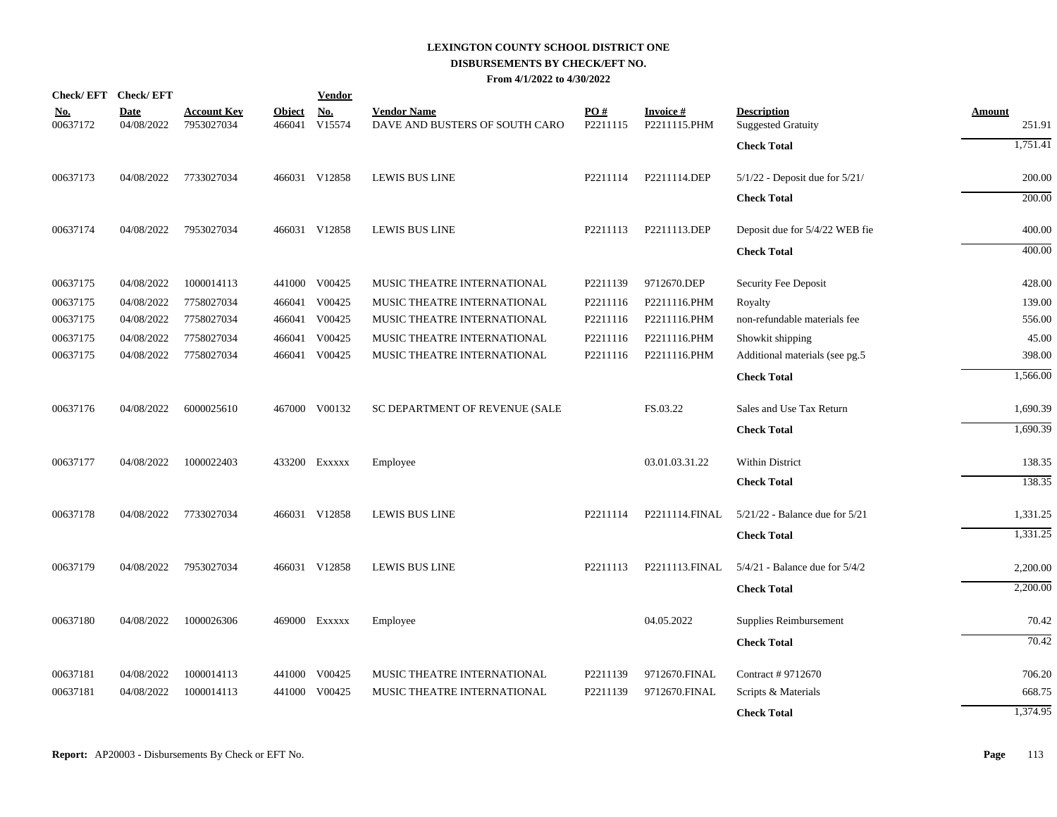**LEXINGTON COUNTY SCHOOL DISTRICT ONE**
**DISBURSEMENTS BY CHECK/EFT NO.**
**From 4/1/2022 to 4/30/2022**

| Check/ EFT No. | Check/ EFT Date | Account Key | Object | Vendor No. | Vendor Name | PO # | Invoice # | Description | Amount |
|---|---|---|---|---|---|---|---|---|---|
| 00637172 | 04/08/2022 | 7953027034 | 466041 | V15574 | DAVE AND BUSTERS OF SOUTH CARO | P2211115 | P2211115.PHM | Suggested Gratuity | 251.91 |
| | | | | | | | | **Check Total** | 1,751.41 |
| 00637173 | 04/08/2022 | 7733027034 | 466031 | V12858 | LEWIS BUS LINE | P2211114 | P2211114.DEP | 5/1/22 - Deposit due for 5/21/ | 200.00 |
| | | | | | | | | **Check Total** | 200.00 |
| 00637174 | 04/08/2022 | 7953027034 | 466031 | V12858 | LEWIS BUS LINE | P2211113 | P2211113.DEP | Deposit due for 5/4/22 WEB fie | 400.00 |
| | | | | | | | | **Check Total** | 400.00 |
| 00637175 | 04/08/2022 | 1000014113 | 441000 | V00425 | MUSIC THEATRE INTERNATIONAL | P2211139 | 9712670.DEP | Security Fee Deposit | 428.00 |
| 00637175 | 04/08/2022 | 7758027034 | 466041 | V00425 | MUSIC THEATRE INTERNATIONAL | P2211116 | P2211116.PHM | Royalty | 139.00 |
| 00637175 | 04/08/2022 | 7758027034 | 466041 | V00425 | MUSIC THEATRE INTERNATIONAL | P2211116 | P2211116.PHM | non-refundable materials fee | 556.00 |
| 00637175 | 04/08/2022 | 7758027034 | 466041 | V00425 | MUSIC THEATRE INTERNATIONAL | P2211116 | P2211116.PHM | Showkit shipping | 45.00 |
| 00637175 | 04/08/2022 | 7758027034 | 466041 | V00425 | MUSIC THEATRE INTERNATIONAL | P2211116 | P2211116.PHM | Additional materials (see pg.5 | 398.00 |
| | | | | | | | | **Check Total** | 1,566.00 |
| 00637176 | 04/08/2022 | 6000025610 | 467000 | V00132 | SC DEPARTMENT OF REVENUE (SALE | | FS.03.22 | Sales and Use Tax Return | 1,690.39 |
| | | | | | | | | **Check Total** | 1,690.39 |
| 00637177 | 04/08/2022 | 1000022403 | 433200 | Exxxxx | Employee | | 03.01.03.31.22 | Within District | 138.35 |
| | | | | | | | | **Check Total** | 138.35 |
| 00637178 | 04/08/2022 | 7733027034 | 466031 | V12858 | LEWIS BUS LINE | P2211114 | P2211114.FINAL | 5/21/22 - Balance due for 5/21 | 1,331.25 |
| | | | | | | | | **Check Total** | 1,331.25 |
| 00637179 | 04/08/2022 | 7953027034 | 466031 | V12858 | LEWIS BUS LINE | P2211113 | P2211113.FINAL | 5/4/21 - Balance due for 5/4/2 | 2,200.00 |
| | | | | | | | | **Check Total** | 2,200.00 |
| 00637180 | 04/08/2022 | 1000026306 | 469000 | Exxxxx | Employee | | 04.05.2022 | Supplies Reimbursement | 70.42 |
| | | | | | | | | **Check Total** | 70.42 |
| 00637181 | 04/08/2022 | 1000014113 | 441000 | V00425 | MUSIC THEATRE INTERNATIONAL | P2211139 | 9712670.FINAL | Contract # 9712670 | 706.20 |
| 00637181 | 04/08/2022 | 1000014113 | 441000 | V00425 | MUSIC THEATRE INTERNATIONAL | P2211139 | 9712670.FINAL | Scripts & Materials | 668.75 |
| | | | | | | | | **Check Total** | 1,374.95 |

**Report:** AP20003 - Disbursements By Check or EFT No.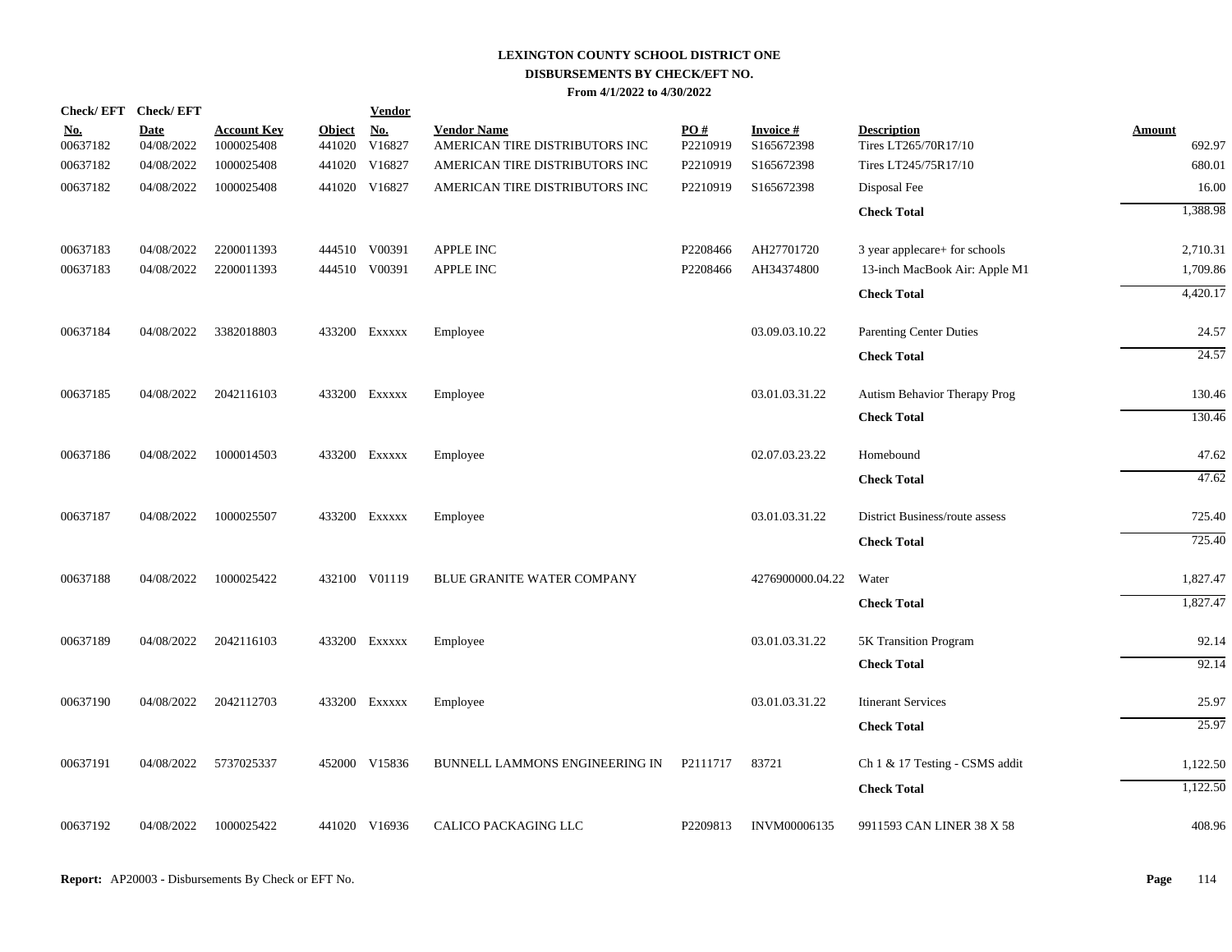# LEXINGTON COUNTY SCHOOL DISTRICT ONE
## DISBURSEMENTS BY CHECK/EFT NO.
### From 4/1/2022 to 4/30/2022

| Check/ EFT No. | Check/ EFT Date | Account Key | Object | Vendor No. | Vendor Name | PO # | Invoice # | Description | Amount |
|---|---|---|---|---|---|---|---|---|---|
| 00637182 | 04/08/2022 | 1000025408 | 441020 | V16827 | AMERICAN TIRE DISTRIBUTORS INC | P2210919 | S165672398 | Tires LT265/70R17/10 | 692.97 |
| 00637182 | 04/08/2022 | 1000025408 | 441020 | V16827 | AMERICAN TIRE DISTRIBUTORS INC | P2210919 | S165672398 | Tires LT245/75R17/10 | 680.01 |
| 00637182 | 04/08/2022 | 1000025408 | 441020 | V16827 | AMERICAN TIRE DISTRIBUTORS INC | P2210919 | S165672398 | Disposal Fee | 16.00 |
| | | | | | | | | **Check Total** | 1,388.98 |
| 00637183 | 04/08/2022 | 2200011393 | 444510 | V00391 | APPLE INC | P2208466 | AH27701720 | 3 year applecare+ for schools | 2,710.31 |
| 00637183 | 04/08/2022 | 2200011393 | 444510 | V00391 | APPLE INC | P2208466 | AH34374800 | 13-inch MacBook Air: Apple M1 | 1,709.86 |
| | | | | | | | | **Check Total** | 4,420.17 |
| 00637184 | 04/08/2022 | 3382018803 | 433200 | Exxxxx | Employee | | 03.09.03.10.22 | Parenting Center Duties | 24.57 |
| | | | | | | | | **Check Total** | 24.57 |
| 00637185 | 04/08/2022 | 2042116103 | 433200 | Exxxxx | Employee | | 03.01.03.31.22 | Autism Behavior Therapy Prog | 130.46 |
| | | | | | | | | **Check Total** | 130.46 |
| 00637186 | 04/08/2022 | 1000014503 | 433200 | Exxxxx | Employee | | 02.07.03.23.22 | Homebound | 47.62 |
| | | | | | | | | **Check Total** | 47.62 |
| 00637187 | 04/08/2022 | 1000025507 | 433200 | Exxxxx | Employee | | 03.01.03.31.22 | District Business/route assess | 725.40 |
| | | | | | | | | **Check Total** | 725.40 |
| 00637188 | 04/08/2022 | 1000025422 | 432100 | V01119 | BLUE GRANITE WATER COMPANY | | 4276900000.04.22 | Water | 1,827.47 |
| | | | | | | | | **Check Total** | 1,827.47 |
| 00637189 | 04/08/2022 | 2042116103 | 433200 | Exxxxx | Employee | | 03.01.03.31.22 | 5K Transition Program | 92.14 |
| | | | | | | | | **Check Total** | 92.14 |
| 00637190 | 04/08/2022 | 2042112703 | 433200 | Exxxxx | Employee | | 03.01.03.31.22 | Itinerant Services | 25.97 |
| | | | | | | | | **Check Total** | 25.97 |
| 00637191 | 04/08/2022 | 5737025337 | 452000 | V15836 | BUNNELL LAMMONS ENGINEERING IN | P2111717 | 83721 | Ch 1 & 17 Testing - CSMS addit | 1,122.50 |
| | | | | | | | | **Check Total** | 1,122.50 |
| 00637192 | 04/08/2022 | 1000025422 | 441020 | V16936 | CALICO PACKAGING LLC | P2209813 | INVM00006135 | 9911593 CAN LINER 38 X 58 | 408.96 |

**Report:** AP20003 - Disbursements By Check or EFT No.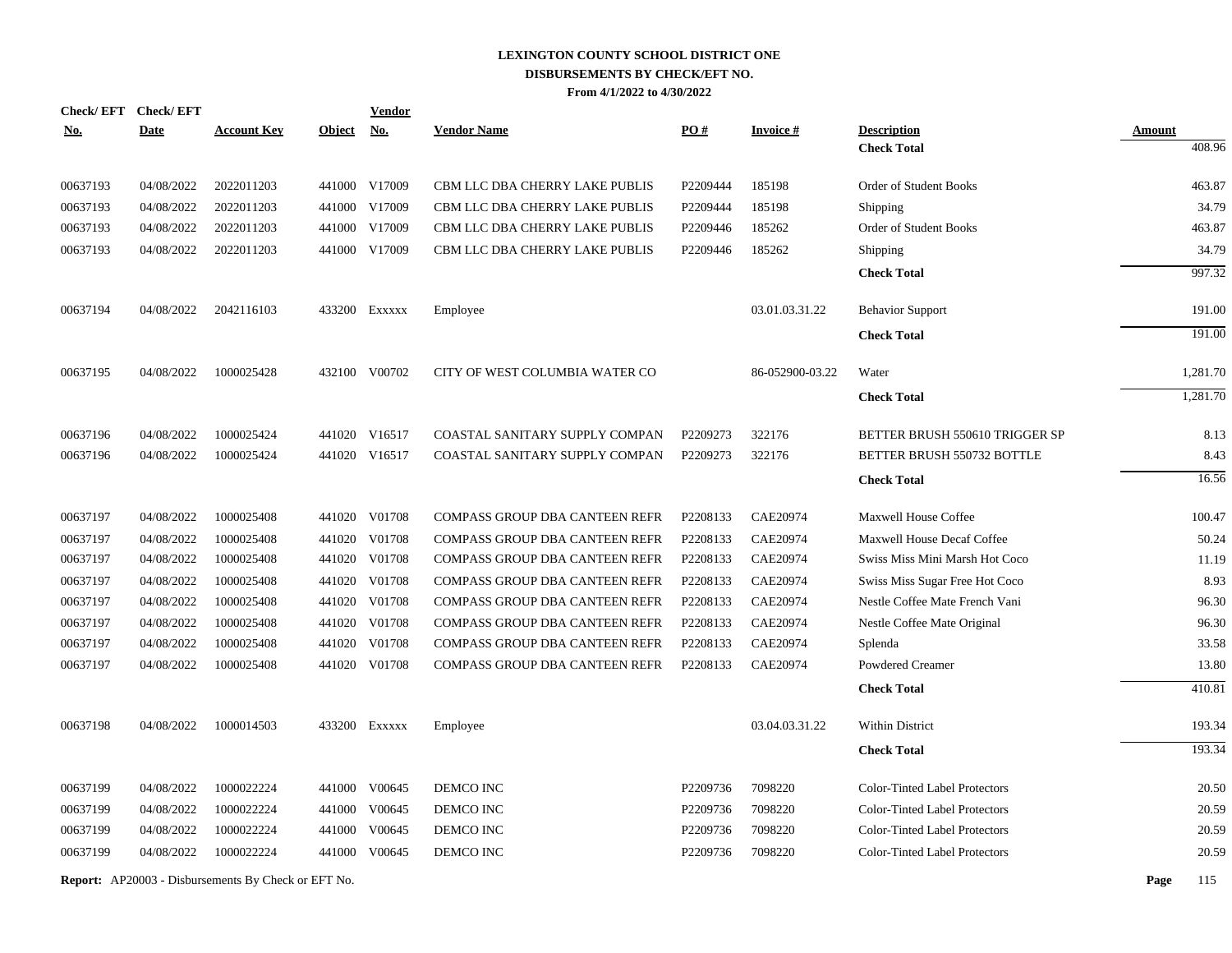# LEXINGTON COUNTY SCHOOL DISTRICT ONE
## DISBURSEMENTS BY CHECK/EFT NO.
### From 4/1/2022 to 4/30/2022

| Check/ EFT No. | Check/ EFT Date | Account Key | Object | Vendor No. | Vendor Name | PO # | Invoice # | Description | Amount |
|---|---|---|---|---|---|---|---|---|---|
| | | | | | | | | **Check Total** | 408.96 |
| 00637193 | 04/08/2022 | 2022011203 | 441000 | V17009 | CBM LLC DBA CHERRY LAKE PUBLIS | P2209444 | 185198 | Order of Student Books | 463.87 |
| 00637193 | 04/08/2022 | 2022011203 | 441000 | V17009 | CBM LLC DBA CHERRY LAKE PUBLIS | P2209444 | 185198 | Shipping | 34.79 |
| 00637193 | 04/08/2022 | 2022011203 | 441000 | V17009 | CBM LLC DBA CHERRY LAKE PUBLIS | P2209446 | 185262 | Order of Student Books | 463.87 |
| 00637193 | 04/08/2022 | 2022011203 | 441000 | V17009 | CBM LLC DBA CHERRY LAKE PUBLIS | P2209446 | 185262 | Shipping | 34.79 |
| | | | | | | | | **Check Total** | 997.32 |
| 00637194 | 04/08/2022 | 2042116103 | 433200 | Exxxxx | Employee | | 03.01.03.31.22 | Behavior Support | 191.00 |
| | | | | | | | | **Check Total** | 191.00 |
| 00637195 | 04/08/2022 | 1000025428 | 432100 | V00702 | CITY OF WEST COLUMBIA WATER CO | | 86-052900-03.22 | Water | 1,281.70 |
| | | | | | | | | **Check Total** | 1,281.70 |
| 00637196 | 04/08/2022 | 1000025424 | 441020 | V16517 | COASTAL SANITARY SUPPLY COMPAN | P2209273 | 322176 | BETTER BRUSH 550610 TRIGGER SP | 8.13 |
| 00637196 | 04/08/2022 | 1000025424 | 441020 | V16517 | COASTAL SANITARY SUPPLY COMPAN | P2209273 | 322176 | BETTER BRUSH 550732 BOTTLE | 8.43 |
| | | | | | | | | **Check Total** | 16.56 |
| 00637197 | 04/08/2022 | 1000025408 | 441020 | V01708 | COMPASS GROUP DBA CANTEEN REFR | P2208133 | CAE20974 | Maxwell House Coffee | 100.47 |
| 00637197 | 04/08/2022 | 1000025408 | 441020 | V01708 | COMPASS GROUP DBA CANTEEN REFR | P2208133 | CAE20974 | Maxwell House Decaf Coffee | 50.24 |
| 00637197 | 04/08/2022 | 1000025408 | 441020 | V01708 | COMPASS GROUP DBA CANTEEN REFR | P2208133 | CAE20974 | Swiss Miss Mini Marsh Hot Coco | 11.19 |
| 00637197 | 04/08/2022 | 1000025408 | 441020 | V01708 | COMPASS GROUP DBA CANTEEN REFR | P2208133 | CAE20974 | Swiss Miss Sugar Free Hot Coco | 8.93 |
| 00637197 | 04/08/2022 | 1000025408 | 441020 | V01708 | COMPASS GROUP DBA CANTEEN REFR | P2208133 | CAE20974 | Nestle Coffee Mate French Vani | 96.30 |
| 00637197 | 04/08/2022 | 1000025408 | 441020 | V01708 | COMPASS GROUP DBA CANTEEN REFR | P2208133 | CAE20974 | Nestle Coffee Mate Original | 96.30 |
| 00637197 | 04/08/2022 | 1000025408 | 441020 | V01708 | COMPASS GROUP DBA CANTEEN REFR | P2208133 | CAE20974 | Splenda | 33.58 |
| 00637197 | 04/08/2022 | 1000025408 | 441020 | V01708 | COMPASS GROUP DBA CANTEEN REFR | P2208133 | CAE20974 | Powdered Creamer | 13.80 |
| | | | | | | | | **Check Total** | 410.81 |
| 00637198 | 04/08/2022 | 1000014503 | 433200 | Exxxxx | Employee | | 03.04.03.31.22 | Within District | 193.34 |
| | | | | | | | | **Check Total** | 193.34 |
| 00637199 | 04/08/2022 | 1000022224 | 441000 | V00645 | DEMCO INC | P2209736 | 7098220 | Color-Tinted Label Protectors | 20.50 |
| 00637199 | 04/08/2022 | 1000022224 | 441000 | V00645 | DEMCO INC | P2209736 | 7098220 | Color-Tinted Label Protectors | 20.59 |
| 00637199 | 04/08/2022 | 1000022224 | 441000 | V00645 | DEMCO INC | P2209736 | 7098220 | Color-Tinted Label Protectors | 20.59 |
| 00637199 | 04/08/2022 | 1000022224 | 441000 | V00645 | DEMCO INC | P2209736 | 7098220 | Color-Tinted Label Protectors | 20.59 |

**Report:** AP20003 - Disbursements By Check or EFT No.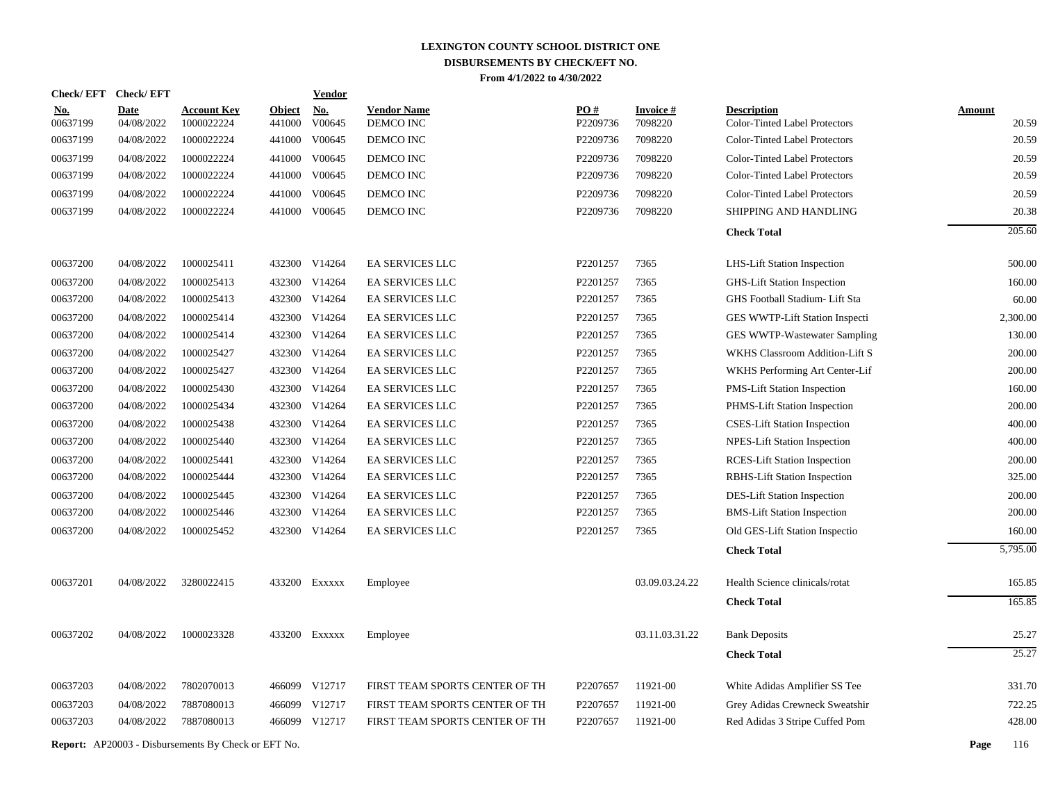# LEXINGTON COUNTY SCHOOL DISTRICT ONE

## DISBURSEMENTS BY CHECK/EFT NO.

**From 4/1/2022 to 4/30/2022**

| Check/ EFT No. | Check/ EFT Date | Account Key | Object | Vendor No. | Vendor Name | PO # | Invoice # | Description | Amount |
|---|---|---|---|---|---|---|---|---|---|
| 00637199 | 04/08/2022 | 1000022224 | 441000 | V00645 | DEMCO INC | P2209736 | 7098220 | Color-Tinted Label Protectors | 20.59 |
| 00637199 | 04/08/2022 | 1000022224 | 441000 | V00645 | DEMCO INC | P2209736 | 7098220 | Color-Tinted Label Protectors | 20.59 |
| 00637199 | 04/08/2022 | 1000022224 | 441000 | V00645 | DEMCO INC | P2209736 | 7098220 | Color-Tinted Label Protectors | 20.59 |
| 00637199 | 04/08/2022 | 1000022224 | 441000 | V00645 | DEMCO INC | P2209736 | 7098220 | Color-Tinted Label Protectors | 20.59 |
| 00637199 | 04/08/2022 | 1000022224 | 441000 | V00645 | DEMCO INC | P2209736 | 7098220 | Color-Tinted Label Protectors | 20.59 |
| 00637199 | 04/08/2022 | 1000022224 | 441000 | V00645 | DEMCO INC | P2209736 | 7098220 | SHIPPING AND HANDLING | 20.38 |
| | | | | | | | | **Check Total** | 205.60 |
| 00637200 | 04/08/2022 | 1000025411 | 432300 | V14264 | EA SERVICES LLC | P2201257 | 7365 | LHS-Lift Station Inspection | 500.00 |
| 00637200 | 04/08/2022 | 1000025413 | 432300 | V14264 | EA SERVICES LLC | P2201257 | 7365 | GHS-Lift Station Inspection | 160.00 |
| 00637200 | 04/08/2022 | 1000025413 | 432300 | V14264 | EA SERVICES LLC | P2201257 | 7365 | GHS Football Stadium- Lift Sta | 60.00 |
| 00637200 | 04/08/2022 | 1000025414 | 432300 | V14264 | EA SERVICES LLC | P2201257 | 7365 | GES WWTP-Lift Station Inspecti | 2,300.00 |
| 00637200 | 04/08/2022 | 1000025414 | 432300 | V14264 | EA SERVICES LLC | P2201257 | 7365 | GES WWTP-Wastewater Sampling | 130.00 |
| 00637200 | 04/08/2022 | 1000025427 | 432300 | V14264 | EA SERVICES LLC | P2201257 | 7365 | WKHS Classroom Addition-Lift S | 200.00 |
| 00637200 | 04/08/2022 | 1000025427 | 432300 | V14264 | EA SERVICES LLC | P2201257 | 7365 | WKHS Performing Art Center-Lif | 200.00 |
| 00637200 | 04/08/2022 | 1000025430 | 432300 | V14264 | EA SERVICES LLC | P2201257 | 7365 | PMS-Lift Station Inspection | 160.00 |
| 00637200 | 04/08/2022 | 1000025434 | 432300 | V14264 | EA SERVICES LLC | P2201257 | 7365 | PHMS-Lift Station Inspection | 200.00 |
| 00637200 | 04/08/2022 | 1000025438 | 432300 | V14264 | EA SERVICES LLC | P2201257 | 7365 | CSES-Lift Station Inspection | 400.00 |
| 00637200 | 04/08/2022 | 1000025440 | 432300 | V14264 | EA SERVICES LLC | P2201257 | 7365 | NPES-Lift Station Inspection | 400.00 |
| 00637200 | 04/08/2022 | 1000025441 | 432300 | V14264 | EA SERVICES LLC | P2201257 | 7365 | RCES-Lift Station Inspection | 200.00 |
| 00637200 | 04/08/2022 | 1000025444 | 432300 | V14264 | EA SERVICES LLC | P2201257 | 7365 | RBHS-Lift Station Inspection | 325.00 |
| 00637200 | 04/08/2022 | 1000025445 | 432300 | V14264 | EA SERVICES LLC | P2201257 | 7365 | DES-Lift Station Inspection | 200.00 |
| 00637200 | 04/08/2022 | 1000025446 | 432300 | V14264 | EA SERVICES LLC | P2201257 | 7365 | BMS-Lift Station Inspection | 200.00 |
| 00637200 | 04/08/2022 | 1000025452 | 432300 | V14264 | EA SERVICES LLC | P2201257 | 7365 | Old GES-Lift Station Inspectio | 160.00 |
| | | | | | | | | **Check Total** | 5,795.00 |
| 00637201 | 04/08/2022 | 3280022415 | 433200 | Exxxxx | Employee | | 03.09.03.24.22 | Health Science clinicals/rotat | 165.85 |
| | | | | | | | | **Check Total** | 165.85 |
| 00637202 | 04/08/2022 | 1000023328 | 433200 | Exxxxx | Employee | | 03.11.03.31.22 | Bank Deposits | 25.27 |
| | | | | | | | | **Check Total** | 25.27 |
| 00637203 | 04/08/2022 | 7802070013 | 466099 | V12717 | FIRST TEAM SPORTS CENTER OF TH | P2207657 | 11921-00 | White Adidas Amplifier SS Tee | 331.70 |
| 00637203 | 04/08/2022 | 7887080013 | 466099 | V12717 | FIRST TEAM SPORTS CENTER OF TH | P2207657 | 11921-00 | Grey Adidas Crewneck Sweatshir | 722.25 |
| 00637203 | 04/08/2022 | 7887080013 | 466099 | V12717 | FIRST TEAM SPORTS CENTER OF TH | P2207657 | 11921-00 | Red Adidas 3 Stripe Cuffed Pom | 428.00 |

**Report:** AP20003 - Disbursements By Check or EFT No.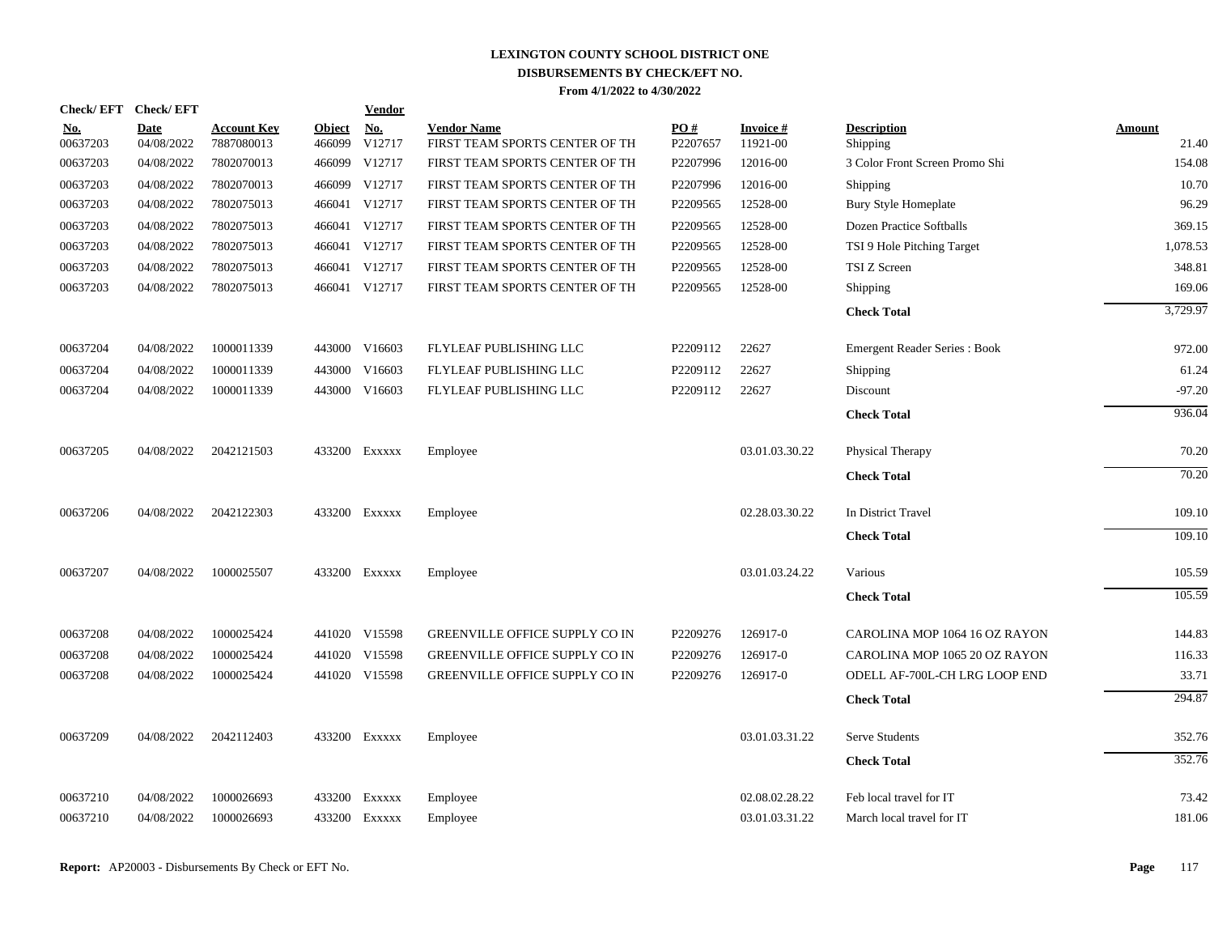# LEXINGTON COUNTY SCHOOL DISTRICT ONE
## DISBURSEMENTS BY CHECK/EFT NO.
### From 4/1/2022 to 4/30/2022

| Check/ EFT No. | Check/ EFT Date | Account Key | Object | Vendor No. | Vendor Name | PO # | Invoice # | Description | Amount |
|---|---|---|---|---|---|---|---|---|---|
| 00637203 | 04/08/2022 | 7887080013 | 466099 | V12717 | FIRST TEAM SPORTS CENTER OF TH | P2207657 | 11921-00 | Shipping | 21.40 |
| 00637203 | 04/08/2022 | 7802070013 | 466099 | V12717 | FIRST TEAM SPORTS CENTER OF TH | P2207996 | 12016-00 | 3 Color Front Screen Promo Shi | 154.08 |
| 00637203 | 04/08/2022 | 7802070013 | 466099 | V12717 | FIRST TEAM SPORTS CENTER OF TH | P2207996 | 12016-00 | Shipping | 10.70 |
| 00637203 | 04/08/2022 | 7802075013 | 466041 | V12717 | FIRST TEAM SPORTS CENTER OF TH | P2209565 | 12528-00 | Bury Style Homeplate | 96.29 |
| 00637203 | 04/08/2022 | 7802075013 | 466041 | V12717 | FIRST TEAM SPORTS CENTER OF TH | P2209565 | 12528-00 | Dozen Practice Softballs | 369.15 |
| 00637203 | 04/08/2022 | 7802075013 | 466041 | V12717 | FIRST TEAM SPORTS CENTER OF TH | P2209565 | 12528-00 | TSI 9 Hole Pitching Target | 1,078.53 |
| 00637203 | 04/08/2022 | 7802075013 | 466041 | V12717 | FIRST TEAM SPORTS CENTER OF TH | P2209565 | 12528-00 | TSI Z Screen | 348.81 |
| 00637203 | 04/08/2022 | 7802075013 | 466041 | V12717 | FIRST TEAM SPORTS CENTER OF TH | P2209565 | 12528-00 | Shipping | 169.06 |
| | | | | | | | | **Check Total** | 3,729.97 |
| 00637204 | 04/08/2022 | 1000011339 | 443000 | V16603 | FLYLEAF PUBLISHING LLC | P2209112 | 22627 | Emergent Reader Series : Book | 972.00 |
| 00637204 | 04/08/2022 | 1000011339 | 443000 | V16603 | FLYLEAF PUBLISHING LLC | P2209112 | 22627 | Shipping | 61.24 |
| 00637204 | 04/08/2022 | 1000011339 | 443000 | V16603 | FLYLEAF PUBLISHING LLC | P2209112 | 22627 | Discount | -97.20 |
| | | | | | | | | **Check Total** | 936.04 |
| 00637205 | 04/08/2022 | 2042121503 | 433200 | Exxxxx | Employee | | 03.01.03.30.22 | Physical Therapy | 70.20 |
| | | | | | | | | **Check Total** | 70.20 |
| 00637206 | 04/08/2022 | 2042122303 | 433200 | Exxxxx | Employee | | 02.28.03.30.22 | In District Travel | 109.10 |
| | | | | | | | | **Check Total** | 109.10 |
| 00637207 | 04/08/2022 | 1000025507 | 433200 | Exxxxx | Employee | | 03.01.03.24.22 | Various | 105.59 |
| | | | | | | | | **Check Total** | 105.59 |
| 00637208 | 04/08/2022 | 1000025424 | 441020 | V15598 | GREENVILLE OFFICE SUPPLY CO IN | P2209276 | 126917-0 | CAROLINA MOP 1064 16 OZ RAYON | 144.83 |
| 00637208 | 04/08/2022 | 1000025424 | 441020 | V15598 | GREENVILLE OFFICE SUPPLY CO IN | P2209276 | 126917-0 | CAROLINA MOP 1065 20 OZ RAYON | 116.33 |
| 00637208 | 04/08/2022 | 1000025424 | 441020 | V15598 | GREENVILLE OFFICE SUPPLY CO IN | P2209276 | 126917-0 | ODELL AF-700L-CH LRG LOOP END | 33.71 |
| | | | | | | | | **Check Total** | 294.87 |
| 00637209 | 04/08/2022 | 2042112403 | 433200 | Exxxxx | Employee | | 03.01.03.31.22 | Serve Students | 352.76 |
| | | | | | | | | **Check Total** | 352.76 |
| 00637210 | 04/08/2022 | 1000026693 | 433200 | Exxxxx | Employee | | 02.08.02.28.22 | Feb local travel for IT | 73.42 |
| 00637210 | 04/08/2022 | 1000026693 | 433200 | Exxxxx | Employee | | 03.01.03.31.22 | March local travel for IT | 181.06 |

**Report:** AP20003 - Disbursements By Check or EFT No.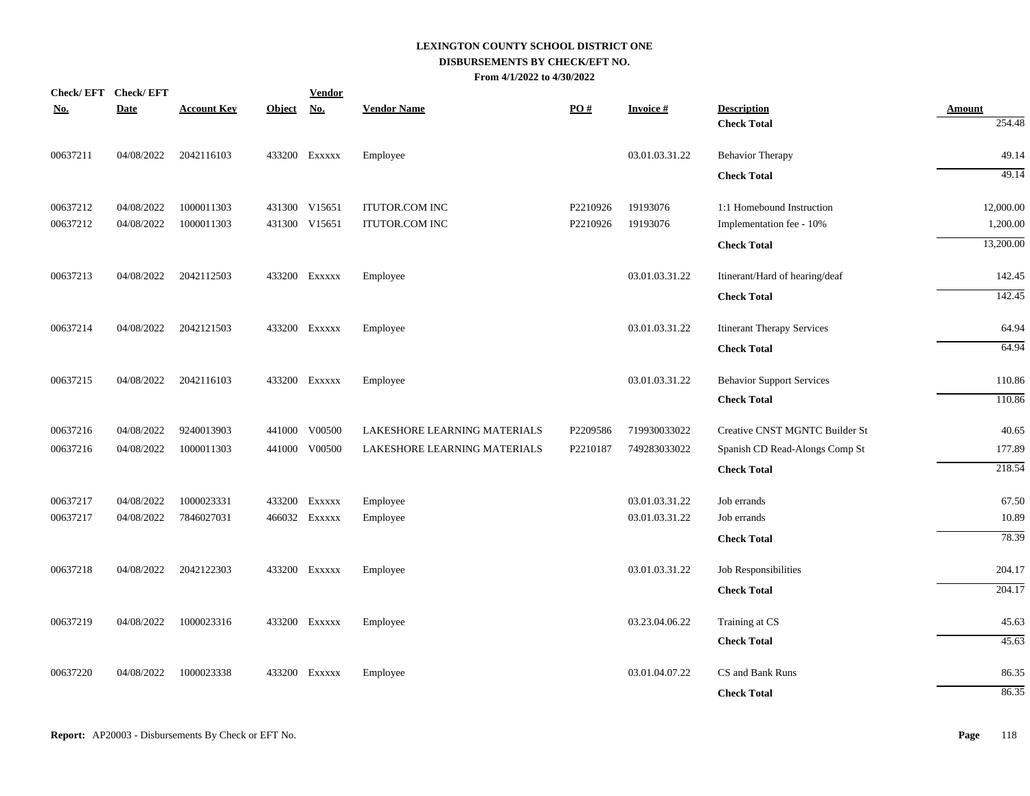# LEXINGTON COUNTY SCHOOL DISTRICT ONE
## DISBURSEMENTS BY CHECK/EFT NO.
### From 4/1/2022 to 4/30/2022

| Check/ EFT No. | Check/ EFT Date | Account Key | Object | Vendor No. | Vendor Name | PO # | Invoice # | Description | Amount |
|---|---|---|---|---|---|---|---|---|---|
| | | | | | | | | **Check Total** | 254.48 |
| 00637211 | 04/08/2022 | 2042116103 | 433200 | Exxxxx | Employee | | 03.01.03.31.22 | Behavior Therapy | 49.14 |
| | | | | | | | | **Check Total** | 49.14 |
| 00637212 | 04/08/2022 | 1000011303 | 431300 | V15651 | ITUTOR.COM INC | P2210926 | 19193076 | 1:1 Homebound Instruction | 12,000.00 |
| 00637212 | 04/08/2022 | 1000011303 | 431300 | V15651 | ITUTOR.COM INC | P2210926 | 19193076 | Implementation fee - 10% | 1,200.00 |
| | | | | | | | | **Check Total** | 13,200.00 |
| 00637213 | 04/08/2022 | 2042112503 | 433200 | Exxxxx | Employee | | 03.01.03.31.22 | Itinerant/Hard of hearing/deaf | 142.45 |
| | | | | | | | | **Check Total** | 142.45 |
| 00637214 | 04/08/2022 | 2042121503 | 433200 | Exxxxx | Employee | | 03.01.03.31.22 | Itinerant Therapy Services | 64.94 |
| | | | | | | | | **Check Total** | 64.94 |
| 00637215 | 04/08/2022 | 2042116103 | 433200 | Exxxxx | Employee | | 03.01.03.31.22 | Behavior Support Services | 110.86 |
| | | | | | | | | **Check Total** | 110.86 |
| 00637216 | 04/08/2022 | 9240013903 | 441000 | V00500 | LAKESHORE LEARNING MATERIALS | P2209586 | 719930033022 | Creative CNST MGNTC Builder St | 40.65 |
| 00637216 | 04/08/2022 | 1000011303 | 441000 | V00500 | LAKESHORE LEARNING MATERIALS | P2210187 | 749283033022 | Spanish CD Read-Alongs Comp St | 177.89 |
| | | | | | | | | **Check Total** | 218.54 |
| 00637217 | 04/08/2022 | 1000023331 | 433200 | Exxxxx | Employee | | 03.01.03.31.22 | Job errands | 67.50 |
| 00637217 | 04/08/2022 | 7846027031 | 466032 | Exxxxx | Employee | | 03.01.03.31.22 | Job errands | 10.89 |
| | | | | | | | | **Check Total** | 78.39 |
| 00637218 | 04/08/2022 | 2042122303 | 433200 | Exxxxx | Employee | | 03.01.03.31.22 | Job Responsibilities | 204.17 |
| | | | | | | | | **Check Total** | 204.17 |
| 00637219 | 04/08/2022 | 1000023316 | 433200 | Exxxxx | Employee | | 03.23.04.06.22 | Training at CS | 45.63 |
| | | | | | | | | **Check Total** | 45.63 |
| 00637220 | 04/08/2022 | 1000023338 | 433200 | Exxxxx | Employee | | 03.01.04.07.22 | CS and Bank Runs | 86.35 |
| | | | | | | | | **Check Total** | 86.35 |

**Report:** AP20003 - Disbursements By Check or EFT No.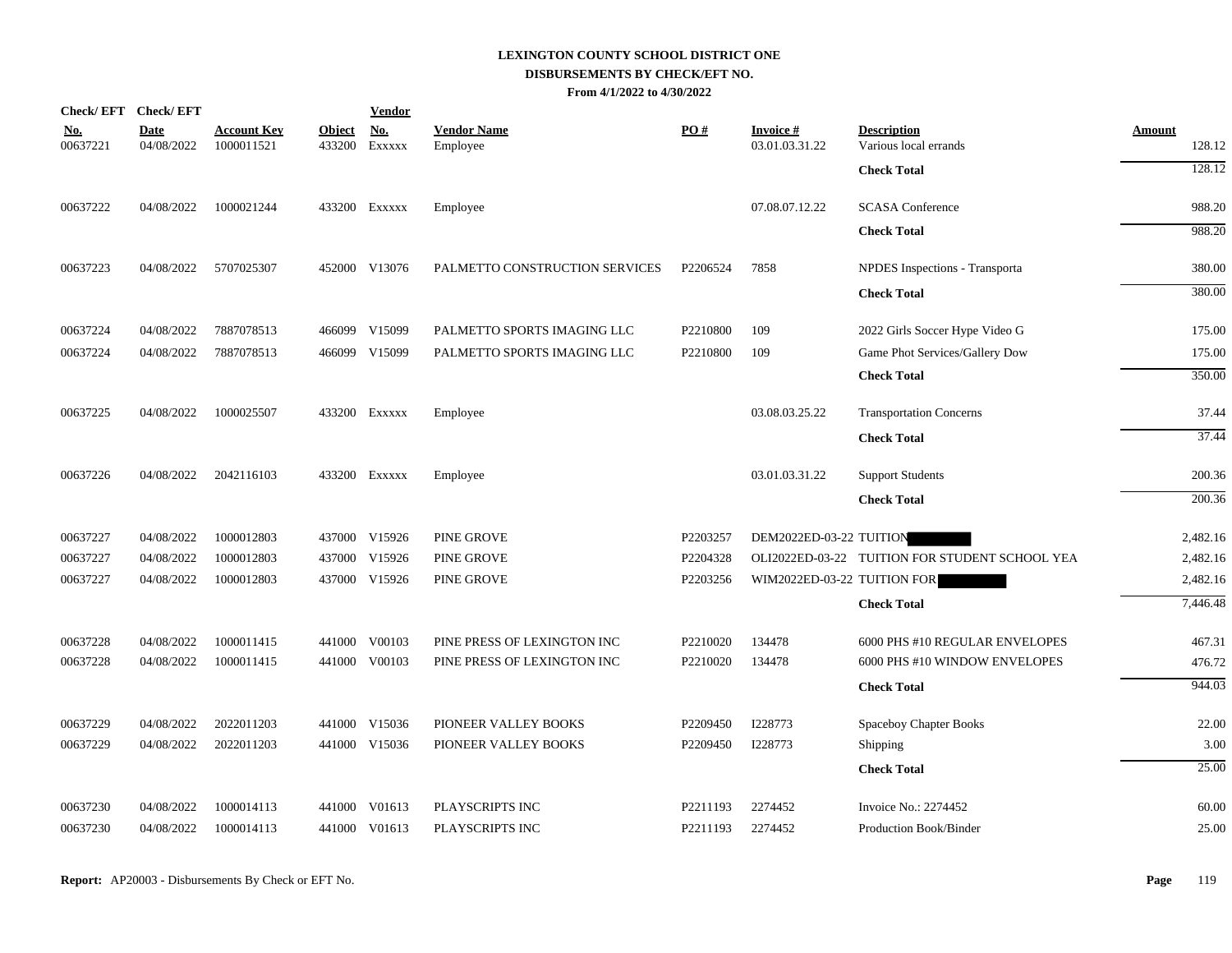**LEXINGTON COUNTY SCHOOL DISTRICT ONE**
**DISBURSEMENTS BY CHECK/EFT NO.**
**From 4/1/2022 to 4/30/2022**

| Check/ EFT No. | Check/ EFT Date | Account Key | Object | Vendor No. | Vendor Name | PO # | Invoice # | Description | Amount |
|---|---|---|---|---|---|---|---|---|---|
| 00637221 | 04/08/2022 | 1000011521 | 433200 | Exxxxx | Employee | | 03.01.03.31.22 | Various local errands | 128.12 |
| | | | | | | | | **Check Total** | 128.12 |
| 00637222 | 04/08/2022 | 1000021244 | 433200 | Exxxxx | Employee | | 07.08.07.12.22 | SCASA Conference | 988.20 |
| | | | | | | | | **Check Total** | 988.20 |
| 00637223 | 04/08/2022 | 5707025307 | 452000 | V13076 | PALMETTO CONSTRUCTION SERVICES | P2206524 | 7858 | NPDES Inspections - Transporta | 380.00 |
| | | | | | | | | **Check Total** | 380.00 |
| 00637224 | 04/08/2022 | 7887078513 | 466099 | V15099 | PALMETTO SPORTS IMAGING LLC | P2210800 | 109 | 2022 Girls Soccer Hype Video G | 175.00 |
| 00637224 | 04/08/2022 | 7887078513 | 466099 | V15099 | PALMETTO SPORTS IMAGING LLC | P2210800 | 109 | Game Phot Services/Gallery Dow | 175.00 |
| | | | | | | | | **Check Total** | 350.00 |
| 00637225 | 04/08/2022 | 1000025507 | 433200 | Exxxxx | Employee | | 03.08.03.25.22 | Transportation Concerns | 37.44 |
| | | | | | | | | **Check Total** | 37.44 |
| 00637226 | 04/08/2022 | 2042116103 | 433200 | Exxxxx | Employee | | 03.01.03.31.22 | Support Students | 200.36 |
| | | | | | | | | **Check Total** | 200.36 |
| 00637227 | 04/08/2022 | 1000012803 | 437000 | V15926 | PINE GROVE | P2203257 | DEM2022ED-03-22 | TUITION | 2,482.16 |
| 00637227 | 04/08/2022 | 1000012803 | 437000 | V15926 | PINE GROVE | P2204328 | OLI2022ED-03-22 | TUITION FOR STUDENT SCHOOL YEA | 2,482.16 |
| 00637227 | 04/08/2022 | 1000012803 | 437000 | V15926 | PINE GROVE | P2203256 | WIM2022ED-03-22 | TUITION FOR | 2,482.16 |
| | | | | | | | | **Check Total** | 7,446.48 |
| 00637228 | 04/08/2022 | 1000011415 | 441000 | V00103 | PINE PRESS OF LEXINGTON INC | P2210020 | 134478 | 6000 PHS #10 REGULAR ENVELOPES | 467.31 |
| 00637228 | 04/08/2022 | 1000011415 | 441000 | V00103 | PINE PRESS OF LEXINGTON INC | P2210020 | 134478 | 6000 PHS #10 WINDOW ENVELOPES | 476.72 |
| | | | | | | | | **Check Total** | 944.03 |
| 00637229 | 04/08/2022 | 2022011203 | 441000 | V15036 | PIONEER VALLEY BOOKS | P2209450 | I228773 | Spaceboy Chapter Books | 22.00 |
| 00637229 | 04/08/2022 | 2022011203 | 441000 | V15036 | PIONEER VALLEY BOOKS | P2209450 | I228773 | Shipping | 3.00 |
| | | | | | | | | **Check Total** | 25.00 |
| 00637230 | 04/08/2022 | 1000014113 | 441000 | V01613 | PLAYSCRIPTS INC | P2211193 | 2274452 | Invoice No.: 2274452 | 60.00 |
| 00637230 | 04/08/2022 | 1000014113 | 441000 | V01613 | PLAYSCRIPTS INC | P2211193 | 2274452 | Production Book/Binder | 25.00 |

**Report:** AP20003 - Disbursements By Check or EFT No.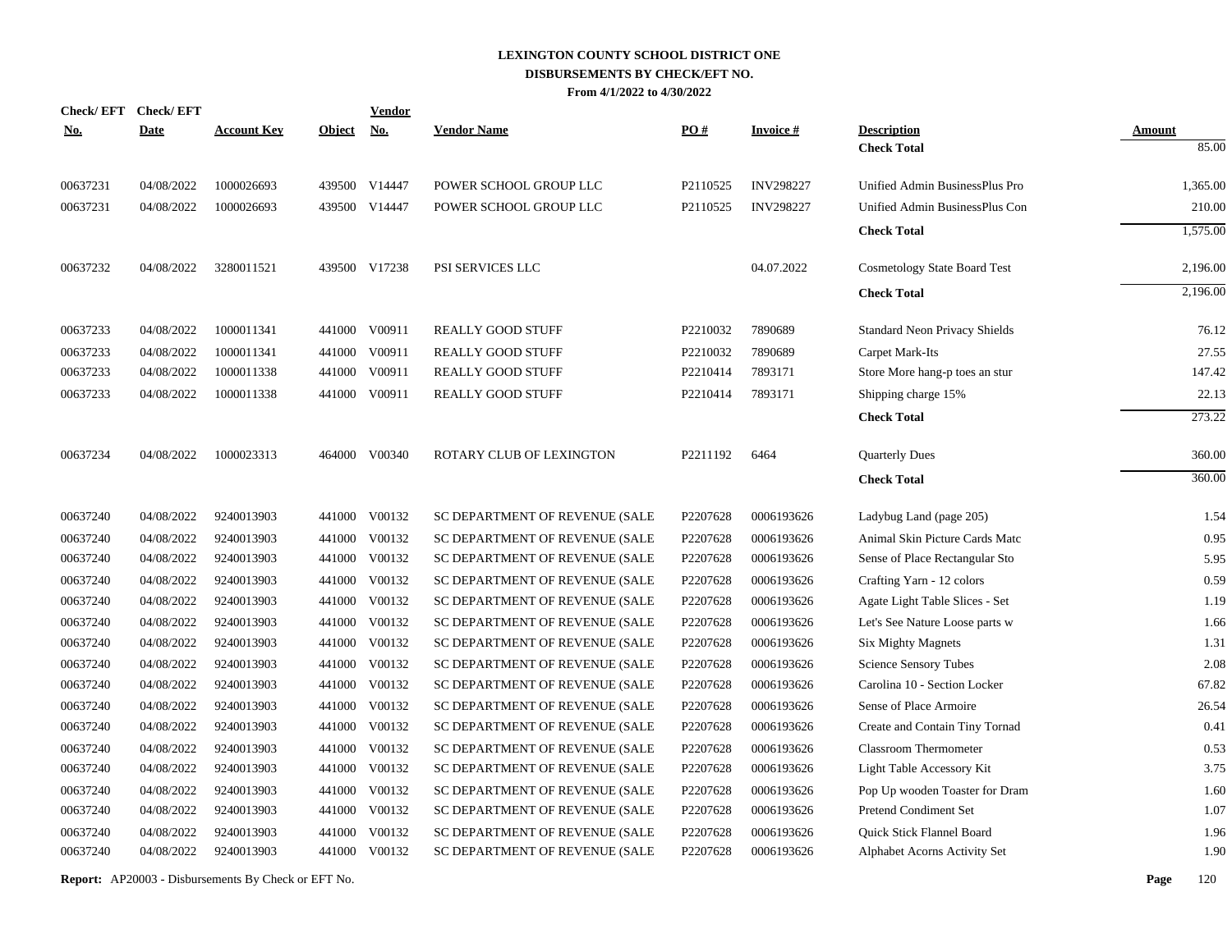# LEXINGTON COUNTY SCHOOL DISTRICT ONE
## DISBURSEMENTS BY CHECK/EFT NO.
### From 4/1/2022 to 4/30/2022

| Check/ EFT No. | Check/ EFT Date | Account Key | Object | Vendor No. | Vendor Name | PO # | Invoice # | Description | Amount |
|---|---|---|---|---|---|---|---|---|---|
| | | | | | | | | **Check Total** | 85.00 |
| 00637231 | 04/08/2022 | 1000026693 | 439500 | V14447 | POWER SCHOOL GROUP LLC | P2110525 | INV298227 | Unified Admin BusinessPlus Pro | 1,365.00 |
| 00637231 | 04/08/2022 | 1000026693 | 439500 | V14447 | POWER SCHOOL GROUP LLC | P2110525 | INV298227 | Unified Admin BusinessPlus Con | 210.00 |
| | | | | | | | | **Check Total** | 1,575.00 |
| 00637232 | 04/08/2022 | 3280011521 | 439500 | V17238 | PSI SERVICES LLC | | 04.07.2022 | Cosmetology State Board Test | 2,196.00 |
| | | | | | | | | **Check Total** | 2,196.00 |
| 00637233 | 04/08/2022 | 1000011341 | 441000 | V00911 | REALLY GOOD STUFF | P2210032 | 7890689 | Standard Neon Privacy Shields | 76.12 |
| 00637233 | 04/08/2022 | 1000011341 | 441000 | V00911 | REALLY GOOD STUFF | P2210032 | 7890689 | Carpet Mark-Its | 27.55 |
| 00637233 | 04/08/2022 | 1000011338 | 441000 | V00911 | REALLY GOOD STUFF | P2210414 | 7893171 | Store More hang-p toes an stur | 147.42 |
| 00637233 | 04/08/2022 | 1000011338 | 441000 | V00911 | REALLY GOOD STUFF | P2210414 | 7893171 | Shipping charge 15% | 22.13 |
| | | | | | | | | **Check Total** | 273.22 |
| 00637234 | 04/08/2022 | 1000023313 | 464000 | V00340 | ROTARY CLUB OF LEXINGTON | P2211192 | 6464 | Quarterly Dues | 360.00 |
| | | | | | | | | **Check Total** | 360.00 |
| 00637240 | 04/08/2022 | 9240013903 | 441000 | V00132 | SC DEPARTMENT OF REVENUE (SALE | P2207628 | 0006193626 | Ladybug Land (page 205) | 1.54 |
| 00637240 | 04/08/2022 | 9240013903 | 441000 | V00132 | SC DEPARTMENT OF REVENUE (SALE | P2207628 | 0006193626 | Animal Skin Picture Cards Matc | 0.95 |
| 00637240 | 04/08/2022 | 9240013903 | 441000 | V00132 | SC DEPARTMENT OF REVENUE (SALE | P2207628 | 0006193626 | Sense of Place Rectangular Sto | 5.95 |
| 00637240 | 04/08/2022 | 9240013903 | 441000 | V00132 | SC DEPARTMENT OF REVENUE (SALE | P2207628 | 0006193626 | Crafting Yarn - 12 colors | 0.59 |
| 00637240 | 04/08/2022 | 9240013903 | 441000 | V00132 | SC DEPARTMENT OF REVENUE (SALE | P2207628 | 0006193626 | Agate Light Table Slices - Set | 1.19 |
| 00637240 | 04/08/2022 | 9240013903 | 441000 | V00132 | SC DEPARTMENT OF REVENUE (SALE | P2207628 | 0006193626 | Let's See Nature Loose parts w | 1.66 |
| 00637240 | 04/08/2022 | 9240013903 | 441000 | V00132 | SC DEPARTMENT OF REVENUE (SALE | P2207628 | 0006193626 | Six Mighty Magnets | 1.31 |
| 00637240 | 04/08/2022 | 9240013903 | 441000 | V00132 | SC DEPARTMENT OF REVENUE (SALE | P2207628 | 0006193626 | Science Sensory Tubes | 2.08 |
| 00637240 | 04/08/2022 | 9240013903 | 441000 | V00132 | SC DEPARTMENT OF REVENUE (SALE | P2207628 | 0006193626 | Carolina 10 - Section Locker | 67.82 |
| 00637240 | 04/08/2022 | 9240013903 | 441000 | V00132 | SC DEPARTMENT OF REVENUE (SALE | P2207628 | 0006193626 | Sense of Place Armoire | 26.54 |
| 00637240 | 04/08/2022 | 9240013903 | 441000 | V00132 | SC DEPARTMENT OF REVENUE (SALE | P2207628 | 0006193626 | Create and Contain Tiny Tornad | 0.41 |
| 00637240 | 04/08/2022 | 9240013903 | 441000 | V00132 | SC DEPARTMENT OF REVENUE (SALE | P2207628 | 0006193626 | Classroom Thermometer | 0.53 |
| 00637240 | 04/08/2022 | 9240013903 | 441000 | V00132 | SC DEPARTMENT OF REVENUE (SALE | P2207628 | 0006193626 | Light Table Accessory Kit | 3.75 |
| 00637240 | 04/08/2022 | 9240013903 | 441000 | V00132 | SC DEPARTMENT OF REVENUE (SALE | P2207628 | 0006193626 | Pop Up wooden Toaster for Dram | 1.60 |
| 00637240 | 04/08/2022 | 9240013903 | 441000 | V00132 | SC DEPARTMENT OF REVENUE (SALE | P2207628 | 0006193626 | Pretend Condiment Set | 1.07 |
| 00637240 | 04/08/2022 | 9240013903 | 441000 | V00132 | SC DEPARTMENT OF REVENUE (SALE | P2207628 | 0006193626 | Quick Stick Flannel Board | 1.96 |
| 00637240 | 04/08/2022 | 9240013903 | 441000 | V00132 | SC DEPARTMENT OF REVENUE (SALE | P2207628 | 0006193626 | Alphabet Acorns Activity Set | 1.90 |

**Report:** AP20003 - Disbursements By Check or EFT No.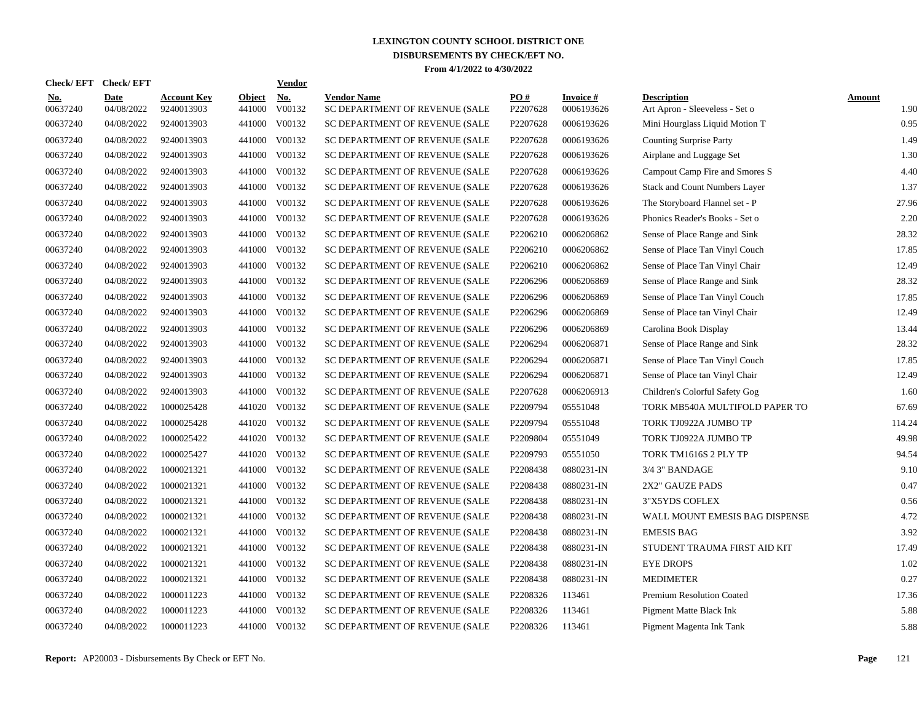# LEXINGTON COUNTY SCHOOL DISTRICT ONE

## DISBURSEMENTS BY CHECK/EFT NO.

**From 4/1/2022 to 4/30/2022**

| Check/ EFT No. | Check/ EFT Date | Account Key | Object | Vendor No. | Vendor Name | PO # | Invoice # | Description | Amount |
|---|---|---|---|---|---|---|---|---|---|
| 00637240 | 04/08/2022 | 9240013903 | 441000 | V00132 | SC DEPARTMENT OF REVENUE (SALE | P2207628 | 0006193626 | Art Apron - Sleeveless - Set o | 1.90 |
| 00637240 | 04/08/2022 | 9240013903 | 441000 | V00132 | SC DEPARTMENT OF REVENUE (SALE | P2207628 | 0006193626 | Mini Hourglass Liquid Motion T | 0.95 |
| 00637240 | 04/08/2022 | 9240013903 | 441000 | V00132 | SC DEPARTMENT OF REVENUE (SALE | P2207628 | 0006193626 | Counting Surprise Party | 1.49 |
| 00637240 | 04/08/2022 | 9240013903 | 441000 | V00132 | SC DEPARTMENT OF REVENUE (SALE | P2207628 | 0006193626 | Airplane and Luggage Set | 1.30 |
| 00637240 | 04/08/2022 | 9240013903 | 441000 | V00132 | SC DEPARTMENT OF REVENUE (SALE | P2207628 | 0006193626 | Campout Camp Fire and Smores S | 4.40 |
| 00637240 | 04/08/2022 | 9240013903 | 441000 | V00132 | SC DEPARTMENT OF REVENUE (SALE | P2207628 | 0006193626 | Stack and Count Numbers Layer | 1.37 |
| 00637240 | 04/08/2022 | 9240013903 | 441000 | V00132 | SC DEPARTMENT OF REVENUE (SALE | P2207628 | 0006193626 | The Storyboard Flannel set - P | 27.96 |
| 00637240 | 04/08/2022 | 9240013903 | 441000 | V00132 | SC DEPARTMENT OF REVENUE (SALE | P2207628 | 0006193626 | Phonics Reader's Books - Set o | 2.20 |
| 00637240 | 04/08/2022 | 9240013903 | 441000 | V00132 | SC DEPARTMENT OF REVENUE (SALE | P2206210 | 0006206862 | Sense of Place Range and Sink | 28.32 |
| 00637240 | 04/08/2022 | 9240013903 | 441000 | V00132 | SC DEPARTMENT OF REVENUE (SALE | P2206210 | 0006206862 | Sense of Place Tan Vinyl Couch | 17.85 |
| 00637240 | 04/08/2022 | 9240013903 | 441000 | V00132 | SC DEPARTMENT OF REVENUE (SALE | P2206210 | 0006206862 | Sense of Place Tan Vinyl Chair | 12.49 |
| 00637240 | 04/08/2022 | 9240013903 | 441000 | V00132 | SC DEPARTMENT OF REVENUE (SALE | P2206296 | 0006206869 | Sense of Place Range and Sink | 28.32 |
| 00637240 | 04/08/2022 | 9240013903 | 441000 | V00132 | SC DEPARTMENT OF REVENUE (SALE | P2206296 | 0006206869 | Sense of Place Tan Vinyl Couch | 17.85 |
| 00637240 | 04/08/2022 | 9240013903 | 441000 | V00132 | SC DEPARTMENT OF REVENUE (SALE | P2206296 | 0006206869 | Sense of Place tan Vinyl Chair | 12.49 |
| 00637240 | 04/08/2022 | 9240013903 | 441000 | V00132 | SC DEPARTMENT OF REVENUE (SALE | P2206296 | 0006206869 | Carolina Book Display | 13.44 |
| 00637240 | 04/08/2022 | 9240013903 | 441000 | V00132 | SC DEPARTMENT OF REVENUE (SALE | P2206294 | 0006206871 | Sense of Place Range and Sink | 28.32 |
| 00637240 | 04/08/2022 | 9240013903 | 441000 | V00132 | SC DEPARTMENT OF REVENUE (SALE | P2206294 | 0006206871 | Sense of Place Tan Vinyl Couch | 17.85 |
| 00637240 | 04/08/2022 | 9240013903 | 441000 | V00132 | SC DEPARTMENT OF REVENUE (SALE | P2206294 | 0006206871 | Sense of Place tan Vinyl Chair | 12.49 |
| 00637240 | 04/08/2022 | 9240013903 | 441000 | V00132 | SC DEPARTMENT OF REVENUE (SALE | P2207628 | 0006206913 | Children's Colorful Safety Gog | 1.60 |
| 00637240 | 04/08/2022 | 1000025428 | 441020 | V00132 | SC DEPARTMENT OF REVENUE (SALE | P2209794 | 05551048 | TORK MB540A MULTIFOLD PAPER TO | 67.69 |
| 00637240 | 04/08/2022 | 1000025428 | 441020 | V00132 | SC DEPARTMENT OF REVENUE (SALE | P2209794 | 05551048 | TORK TJ0922A JUMBO TP | 114.24 |
| 00637240 | 04/08/2022 | 1000025422 | 441020 | V00132 | SC DEPARTMENT OF REVENUE (SALE | P2209804 | 05551049 | TORK TJ0922A JUMBO TP | 49.98 |
| 00637240 | 04/08/2022 | 1000025427 | 441020 | V00132 | SC DEPARTMENT OF REVENUE (SALE | P2209793 | 05551050 | TORK TM1616S 2 PLY TP | 94.54 |
| 00637240 | 04/08/2022 | 1000021321 | 441000 | V00132 | SC DEPARTMENT OF REVENUE (SALE | P2208438 | 0880231-IN | 3/4 3" BANDAGE | 9.10 |
| 00637240 | 04/08/2022 | 1000021321 | 441000 | V00132 | SC DEPARTMENT OF REVENUE (SALE | P2208438 | 0880231-IN | 2X2" GAUZE PADS | 0.47 |
| 00637240 | 04/08/2022 | 1000021321 | 441000 | V00132 | SC DEPARTMENT OF REVENUE (SALE | P2208438 | 0880231-IN | 3"X5YDS COFLEX | 0.56 |
| 00637240 | 04/08/2022 | 1000021321 | 441000 | V00132 | SC DEPARTMENT OF REVENUE (SALE | P2208438 | 0880231-IN | WALL MOUNT EMESIS BAG DISPENSE | 4.72 |
| 00637240 | 04/08/2022 | 1000021321 | 441000 | V00132 | SC DEPARTMENT OF REVENUE (SALE | P2208438 | 0880231-IN | EMESIS BAG | 3.92 |
| 00637240 | 04/08/2022 | 1000021321 | 441000 | V00132 | SC DEPARTMENT OF REVENUE (SALE | P2208438 | 0880231-IN | STUDENT TRAUMA FIRST AID KIT | 17.49 |
| 00637240 | 04/08/2022 | 1000021321 | 441000 | V00132 | SC DEPARTMENT OF REVENUE (SALE | P2208438 | 0880231-IN | EYE DROPS | 1.02 |
| 00637240 | 04/08/2022 | 1000021321 | 441000 | V00132 | SC DEPARTMENT OF REVENUE (SALE | P2208438 | 0880231-IN | MEDIMETER | 0.27 |
| 00637240 | 04/08/2022 | 1000011223 | 441000 | V00132 | SC DEPARTMENT OF REVENUE (SALE | P2208326 | 113461 | Premium Resolution Coated | 17.36 |
| 00637240 | 04/08/2022 | 1000011223 | 441000 | V00132 | SC DEPARTMENT OF REVENUE (SALE | P2208326 | 113461 | Pigment Matte Black Ink | 5.88 |
| 00637240 | 04/08/2022 | 1000011223 | 441000 | V00132 | SC DEPARTMENT OF REVENUE (SALE | P2208326 | 113461 | Pigment Magenta Ink Tank | 5.88 |

**Report:** AP20003 - Disbursements By Check or EFT No.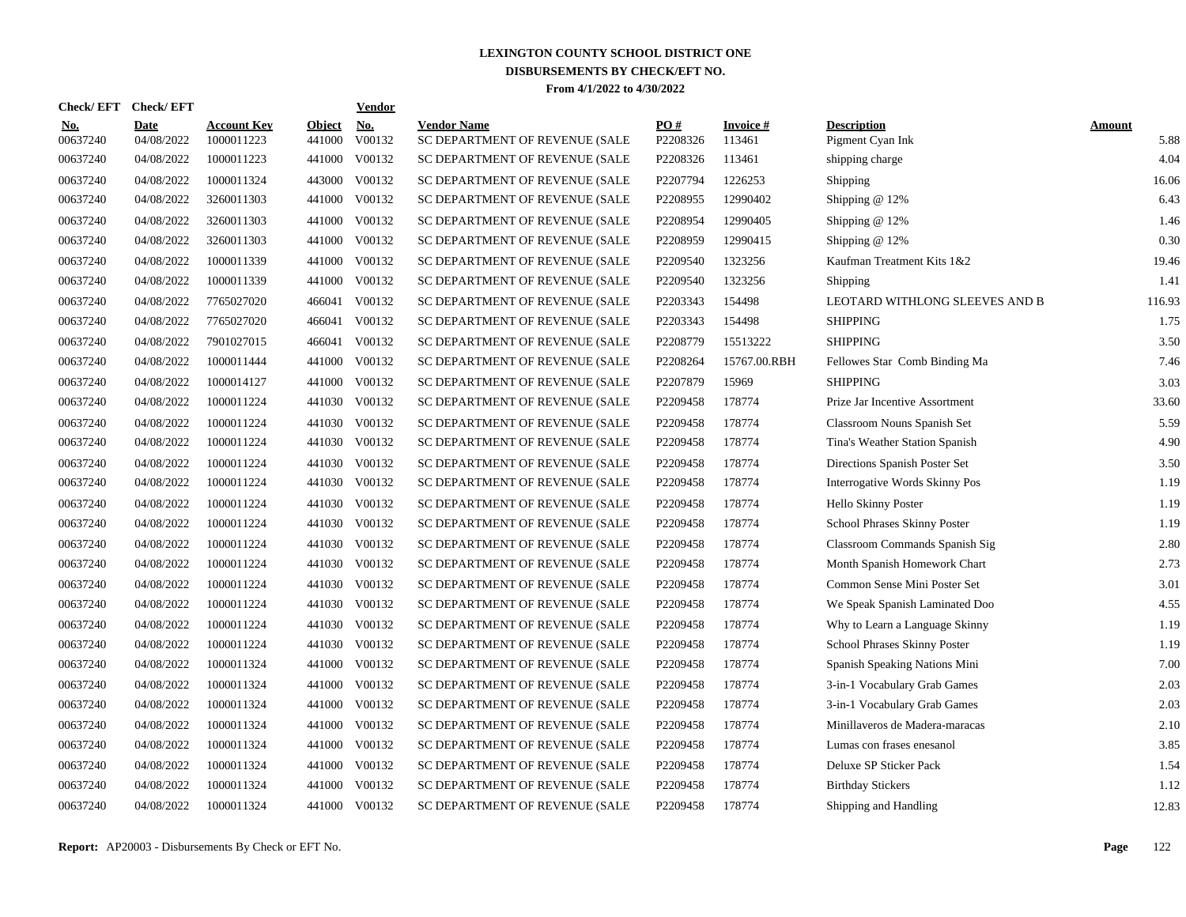# LEXINGTON COUNTY SCHOOL DISTRICT ONE
## DISBURSEMENTS BY CHECK/EFT NO.
### From 4/1/2022 to 4/30/2022

| Check/ EFT No. | Check/ EFT Date | Account Key | Object | Vendor No. | Vendor Name | PO # | Invoice # | Description | Amount |
|---|---|---|---|---|---|---|---|---|---|
| 00637240 | 04/08/2022 | 1000011223 | 441000 | V00132 | SC DEPARTMENT OF REVENUE (SALE | P2208326 | 113461 | Pigment Cyan Ink | 5.88 |
| 00637240 | 04/08/2022 | 1000011223 | 441000 | V00132 | SC DEPARTMENT OF REVENUE (SALE | P2208326 | 113461 | shipping charge | 4.04 |
| 00637240 | 04/08/2022 | 1000011324 | 443000 | V00132 | SC DEPARTMENT OF REVENUE (SALE | P2207794 | 1226253 | Shipping | 16.06 |
| 00637240 | 04/08/2022 | 3260011303 | 441000 | V00132 | SC DEPARTMENT OF REVENUE (SALE | P2208955 | 12990402 | Shipping @ 12% | 6.43 |
| 00637240 | 04/08/2022 | 3260011303 | 441000 | V00132 | SC DEPARTMENT OF REVENUE (SALE | P2208954 | 12990405 | Shipping @ 12% | 1.46 |
| 00637240 | 04/08/2022 | 3260011303 | 441000 | V00132 | SC DEPARTMENT OF REVENUE (SALE | P2208959 | 12990415 | Shipping @ 12% | 0.30 |
| 00637240 | 04/08/2022 | 1000011339 | 441000 | V00132 | SC DEPARTMENT OF REVENUE (SALE | P2209540 | 1323256 | Kaufman Treatment Kits 1&2 | 19.46 |
| 00637240 | 04/08/2022 | 1000011339 | 441000 | V00132 | SC DEPARTMENT OF REVENUE (SALE | P2209540 | 1323256 | Shipping | 1.41 |
| 00637240 | 04/08/2022 | 7765027020 | 466041 | V00132 | SC DEPARTMENT OF REVENUE (SALE | P2203343 | 154498 | LEOTARD WITHLONG SLEEVES AND B | 116.93 |
| 00637240 | 04/08/2022 | 7765027020 | 466041 | V00132 | SC DEPARTMENT OF REVENUE (SALE | P2203343 | 154498 | SHIPPING | 1.75 |
| 00637240 | 04/08/2022 | 7901027015 | 466041 | V00132 | SC DEPARTMENT OF REVENUE (SALE | P2208779 | 15513222 | SHIPPING | 3.50 |
| 00637240 | 04/08/2022 | 1000011444 | 441000 | V00132 | SC DEPARTMENT OF REVENUE (SALE | P2208264 | 15767.00.RBH | Fellowes Star Comb Binding Ma | 7.46 |
| 00637240 | 04/08/2022 | 1000014127 | 441000 | V00132 | SC DEPARTMENT OF REVENUE (SALE | P2207879 | 15969 | SHIPPING | 3.03 |
| 00637240 | 04/08/2022 | 1000011224 | 441030 | V00132 | SC DEPARTMENT OF REVENUE (SALE | P2209458 | 178774 | Prize Jar Incentive Assortment | 33.60 |
| 00637240 | 04/08/2022 | 1000011224 | 441030 | V00132 | SC DEPARTMENT OF REVENUE (SALE | P2209458 | 178774 | Classroom Nouns Spanish Set | 5.59 |
| 00637240 | 04/08/2022 | 1000011224 | 441030 | V00132 | SC DEPARTMENT OF REVENUE (SALE | P2209458 | 178774 | Tina's Weather Station Spanish | 4.90 |
| 00637240 | 04/08/2022 | 1000011224 | 441030 | V00132 | SC DEPARTMENT OF REVENUE (SALE | P2209458 | 178774 | Directions Spanish Poster Set | 3.50 |
| 00637240 | 04/08/2022 | 1000011224 | 441030 | V00132 | SC DEPARTMENT OF REVENUE (SALE | P2209458 | 178774 | Interrogative Words Skinny Pos | 1.19 |
| 00637240 | 04/08/2022 | 1000011224 | 441030 | V00132 | SC DEPARTMENT OF REVENUE (SALE | P2209458 | 178774 | Hello Skinny Poster | 1.19 |
| 00637240 | 04/08/2022 | 1000011224 | 441030 | V00132 | SC DEPARTMENT OF REVENUE (SALE | P2209458 | 178774 | School Phrases Skinny Poster | 1.19 |
| 00637240 | 04/08/2022 | 1000011224 | 441030 | V00132 | SC DEPARTMENT OF REVENUE (SALE | P2209458 | 178774 | Classroom Commands Spanish Sig | 2.80 |
| 00637240 | 04/08/2022 | 1000011224 | 441030 | V00132 | SC DEPARTMENT OF REVENUE (SALE | P2209458 | 178774 | Month Spanish Homework Chart | 2.73 |
| 00637240 | 04/08/2022 | 1000011224 | 441030 | V00132 | SC DEPARTMENT OF REVENUE (SALE | P2209458 | 178774 | Common Sense Mini Poster Set | 3.01 |
| 00637240 | 04/08/2022 | 1000011224 | 441030 | V00132 | SC DEPARTMENT OF REVENUE (SALE | P2209458 | 178774 | We Speak Spanish Laminated Doo | 4.55 |
| 00637240 | 04/08/2022 | 1000011224 | 441030 | V00132 | SC DEPARTMENT OF REVENUE (SALE | P2209458 | 178774 | Why to Learn a Language Skinny | 1.19 |
| 00637240 | 04/08/2022 | 1000011224 | 441030 | V00132 | SC DEPARTMENT OF REVENUE (SALE | P2209458 | 178774 | School Phrases Skinny Poster | 1.19 |
| 00637240 | 04/08/2022 | 1000011324 | 441000 | V00132 | SC DEPARTMENT OF REVENUE (SALE | P2209458 | 178774 | Spanish Speaking Nations Mini | 7.00 |
| 00637240 | 04/08/2022 | 1000011324 | 441000 | V00132 | SC DEPARTMENT OF REVENUE (SALE | P2209458 | 178774 | 3-in-1 Vocabulary Grab Games | 2.03 |
| 00637240 | 04/08/2022 | 1000011324 | 441000 | V00132 | SC DEPARTMENT OF REVENUE (SALE | P2209458 | 178774 | 3-in-1 Vocabulary Grab Games | 2.03 |
| 00637240 | 04/08/2022 | 1000011324 | 441000 | V00132 | SC DEPARTMENT OF REVENUE (SALE | P2209458 | 178774 | Minillaveros de Madera-maracas | 2.10 |
| 00637240 | 04/08/2022 | 1000011324 | 441000 | V00132 | SC DEPARTMENT OF REVENUE (SALE | P2209458 | 178774 | Lumas con frases enesanol | 3.85 |
| 00637240 | 04/08/2022 | 1000011324 | 441000 | V00132 | SC DEPARTMENT OF REVENUE (SALE | P2209458 | 178774 | Deluxe SP Sticker Pack | 1.54 |
| 00637240 | 04/08/2022 | 1000011324 | 441000 | V00132 | SC DEPARTMENT OF REVENUE (SALE | P2209458 | 178774 | Birthday Stickers | 1.12 |
| 00637240 | 04/08/2022 | 1000011324 | 441000 | V00132 | SC DEPARTMENT OF REVENUE (SALE | P2209458 | 178774 | Shipping and Handling | 12.83 |

**Report:** AP20003 - Disbursements By Check or EFT No.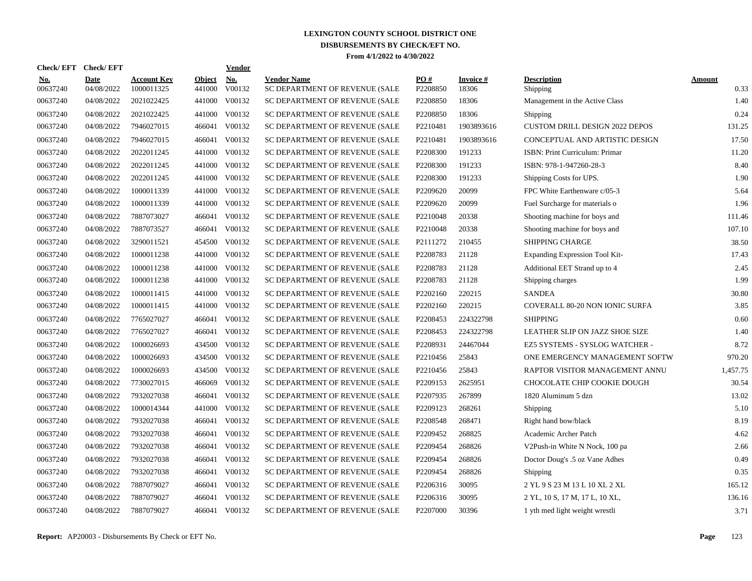# LEXINGTON COUNTY SCHOOL DISTRICT ONE
## DISBURSEMENTS BY CHECK/EFT NO.
### From 4/1/2022 to 4/30/2022

| Check/ EFT No. | Check/ EFT Date | Account Key | Object | Vendor No. | Vendor Name | PO # | Invoice # | Description | Amount |
|---|---|---|---|---|---|---|---|---|---|
| 00637240 | 04/08/2022 | 1000011325 | 441000 | V00132 | SC DEPARTMENT OF REVENUE (SALE | P2208850 | 18306 | Shipping | 0.33 |
| 00637240 | 04/08/2022 | 2021022425 | 441000 | V00132 | SC DEPARTMENT OF REVENUE (SALE | P2208850 | 18306 | Management in the Active Class | 1.40 |
| 00637240 | 04/08/2022 | 2021022425 | 441000 | V00132 | SC DEPARTMENT OF REVENUE (SALE | P2208850 | 18306 | Shipping | 0.24 |
| 00637240 | 04/08/2022 | 7946027015 | 466041 | V00132 | SC DEPARTMENT OF REVENUE (SALE | P2210481 | 1903893616 | CUSTOM DRILL DESIGN 2022 DEPOS | 131.25 |
| 00637240 | 04/08/2022 | 7946027015 | 466041 | V00132 | SC DEPARTMENT OF REVENUE (SALE | P2210481 | 1903893616 | CONCEPTUAL AND ARTISTIC DESIGN | 17.50 |
| 00637240 | 04/08/2022 | 2022011245 | 441000 | V00132 | SC DEPARTMENT OF REVENUE (SALE | P2208300 | 191233 | ISBN: Print Curriculum: Primar | 11.20 |
| 00637240 | 04/08/2022 | 2022011245 | 441000 | V00132 | SC DEPARTMENT OF REVENUE (SALE | P2208300 | 191233 | ISBN: 978-1-947260-28-3 | 8.40 |
| 00637240 | 04/08/2022 | 2022011245 | 441000 | V00132 | SC DEPARTMENT OF REVENUE (SALE | P2208300 | 191233 | Shipping Costs for UPS. | 1.90 |
| 00637240 | 04/08/2022 | 1000011339 | 441000 | V00132 | SC DEPARTMENT OF REVENUE (SALE | P2209620 | 20099 | FPC White Earthenware c/05-3 | 5.64 |
| 00637240 | 04/08/2022 | 1000011339 | 441000 | V00132 | SC DEPARTMENT OF REVENUE (SALE | P2209620 | 20099 | Fuel Surcharge for materials o | 1.96 |
| 00637240 | 04/08/2022 | 7887073027 | 466041 | V00132 | SC DEPARTMENT OF REVENUE (SALE | P2210048 | 20338 | Shooting machine for boys and | 111.46 |
| 00637240 | 04/08/2022 | 7887073527 | 466041 | V00132 | SC DEPARTMENT OF REVENUE (SALE | P2210048 | 20338 | Shooting machine for boys and | 107.10 |
| 00637240 | 04/08/2022 | 3290011521 | 454500 | V00132 | SC DEPARTMENT OF REVENUE (SALE | P2111272 | 210455 | SHIPPING CHARGE | 38.50 |
| 00637240 | 04/08/2022 | 1000011238 | 441000 | V00132 | SC DEPARTMENT OF REVENUE (SALE | P2208783 | 21128 | Expanding Expression Tool Kit- | 17.43 |
| 00637240 | 04/08/2022 | 1000011238 | 441000 | V00132 | SC DEPARTMENT OF REVENUE (SALE | P2208783 | 21128 | Additional EET Strand up to 4 | 2.45 |
| 00637240 | 04/08/2022 | 1000011238 | 441000 | V00132 | SC DEPARTMENT OF REVENUE (SALE | P2208783 | 21128 | Shipping charges | 1.99 |
| 00637240 | 04/08/2022 | 1000011415 | 441000 | V00132 | SC DEPARTMENT OF REVENUE (SALE | P2202160 | 220215 | SANDEA | 30.80 |
| 00637240 | 04/08/2022 | 1000011415 | 441000 | V00132 | SC DEPARTMENT OF REVENUE (SALE | P2202160 | 220215 | COVERALL 80-20 NON IONIC SURFA | 3.85 |
| 00637240 | 04/08/2022 | 7765027027 | 466041 | V00132 | SC DEPARTMENT OF REVENUE (SALE | P2208453 | 224322798 | SHIPPING | 0.60 |
| 00637240 | 04/08/2022 | 7765027027 | 466041 | V00132 | SC DEPARTMENT OF REVENUE (SALE | P2208453 | 224322798 | LEATHER SLIP ON JAZZ SHOE SIZE | 1.40 |
| 00637240 | 04/08/2022 | 1000026693 | 434500 | V00132 | SC DEPARTMENT OF REVENUE (SALE | P2208931 | 24467044 | EZ5 SYSTEMS - SYSLOG WATCHER - | 8.72 |
| 00637240 | 04/08/2022 | 1000026693 | 434500 | V00132 | SC DEPARTMENT OF REVENUE (SALE | P2210456 | 25843 | ONE EMERGENCY MANAGEMENT SOFTW | 970.20 |
| 00637240 | 04/08/2022 | 1000026693 | 434500 | V00132 | SC DEPARTMENT OF REVENUE (SALE | P2210456 | 25843 | RAPTOR VISITOR MANAGEMENT ANNU | 1,457.75 |
| 00637240 | 04/08/2022 | 7730027015 | 466069 | V00132 | SC DEPARTMENT OF REVENUE (SALE | P2209153 | 2625951 | CHOCOLATE CHIP COOKIE DOUGH | 30.54 |
| 00637240 | 04/08/2022 | 7932027038 | 466041 | V00132 | SC DEPARTMENT OF REVENUE (SALE | P2207935 | 267899 | 1820 Aluminum 5 dzn | 13.02 |
| 00637240 | 04/08/2022 | 1000014344 | 441000 | V00132 | SC DEPARTMENT OF REVENUE (SALE | P2209123 | 268261 | Shipping | 5.10 |
| 00637240 | 04/08/2022 | 7932027038 | 466041 | V00132 | SC DEPARTMENT OF REVENUE (SALE | P2208548 | 268471 | Right hand bow/black | 8.19 |
| 00637240 | 04/08/2022 | 7932027038 | 466041 | V00132 | SC DEPARTMENT OF REVENUE (SALE | P2209452 | 268825 | Academic Archer Patch | 4.62 |
| 00637240 | 04/08/2022 | 7932027038 | 466041 | V00132 | SC DEPARTMENT OF REVENUE (SALE | P2209454 | 268826 | V2Push-in White N Nock, 100 pa | 2.66 |
| 00637240 | 04/08/2022 | 7932027038 | 466041 | V00132 | SC DEPARTMENT OF REVENUE (SALE | P2209454 | 268826 | Doctor Doug's .5 oz Vane Adhes | 0.49 |
| 00637240 | 04/08/2022 | 7932027038 | 466041 | V00132 | SC DEPARTMENT OF REVENUE (SALE | P2209454 | 268826 | Shipping | 0.35 |
| 00637240 | 04/08/2022 | 7887079027 | 466041 | V00132 | SC DEPARTMENT OF REVENUE (SALE | P2206316 | 30095 | 2 YL 9 S 23 M 13 L 10 XL 2 XL | 165.12 |
| 00637240 | 04/08/2022 | 7887079027 | 466041 | V00132 | SC DEPARTMENT OF REVENUE (SALE | P2206316 | 30095 | 2 YL, 10 S, 17 M, 17 L, 10 XL, | 136.16 |
| 00637240 | 04/08/2022 | 7887079027 | 466041 | V00132 | SC DEPARTMENT OF REVENUE (SALE | P2207000 | 30396 | 1 yth med light weight wrestli | 3.71 |

**Report:** AP20003 - Disbursements By Check or EFT No.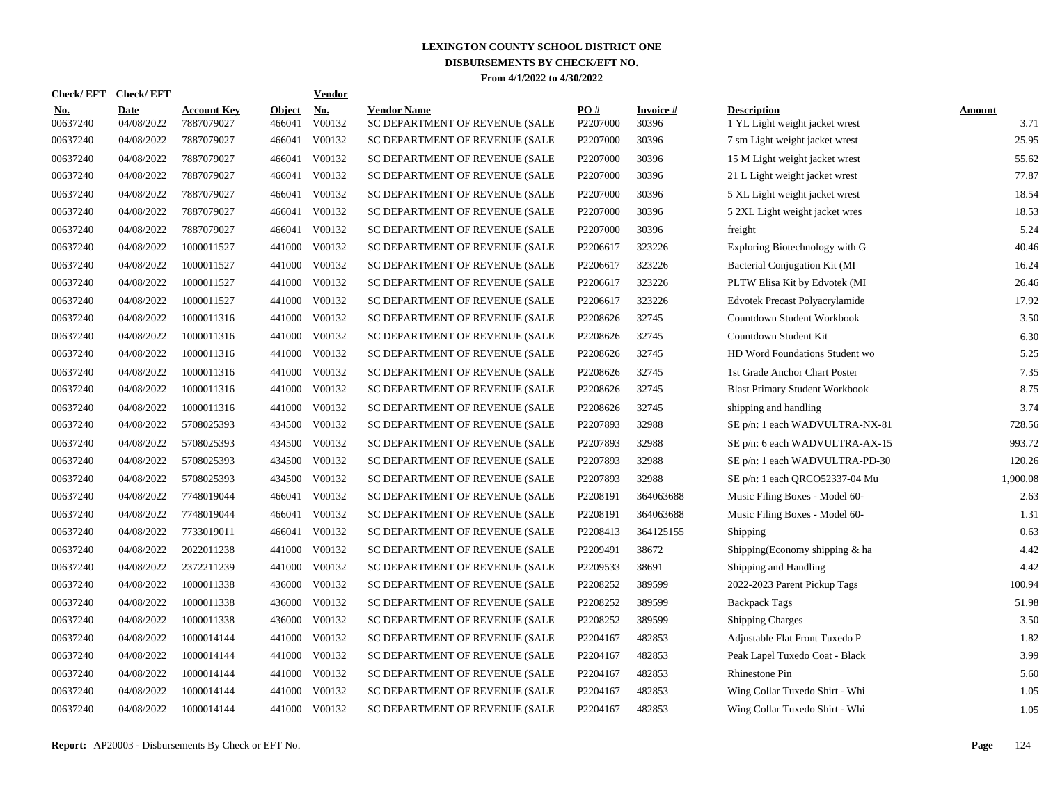# LEXINGTON COUNTY SCHOOL DISTRICT ONE
## DISBURSEMENTS BY CHECK/EFT NO.
### From 4/1/2022 to 4/30/2022

| Check/ EFT No. | Check/ EFT Date | Account Key | Object | Vendor No. | Vendor Name | PO # | Invoice # | Description | Amount |
|---|---|---|---|---|---|---|---|---|---|
| 00637240 | 04/08/2022 | 7887079027 | 466041 | V00132 | SC DEPARTMENT OF REVENUE (SALE | P2207000 | 30396 | 1 YL Light weight jacket wrest | 3.71 |
| 00637240 | 04/08/2022 | 7887079027 | 466041 | V00132 | SC DEPARTMENT OF REVENUE (SALE | P2207000 | 30396 | 7 sm Light weight jacket wrest | 25.95 |
| 00637240 | 04/08/2022 | 7887079027 | 466041 | V00132 | SC DEPARTMENT OF REVENUE (SALE | P2207000 | 30396 | 15 M Light weight jacket wrest | 55.62 |
| 00637240 | 04/08/2022 | 7887079027 | 466041 | V00132 | SC DEPARTMENT OF REVENUE (SALE | P2207000 | 30396 | 21 L Light weight jacket wrest | 77.87 |
| 00637240 | 04/08/2022 | 7887079027 | 466041 | V00132 | SC DEPARTMENT OF REVENUE (SALE | P2207000 | 30396 | 5 XL Light weight jacket wrest | 18.54 |
| 00637240 | 04/08/2022 | 7887079027 | 466041 | V00132 | SC DEPARTMENT OF REVENUE (SALE | P2207000 | 30396 | 5 2XL Light weight jacket wres | 18.53 |
| 00637240 | 04/08/2022 | 7887079027 | 466041 | V00132 | SC DEPARTMENT OF REVENUE (SALE | P2207000 | 30396 | freight | 5.24 |
| 00637240 | 04/08/2022 | 1000011527 | 441000 | V00132 | SC DEPARTMENT OF REVENUE (SALE | P2206617 | 323226 | Exploring Biotechnology with G | 40.46 |
| 00637240 | 04/08/2022 | 1000011527 | 441000 | V00132 | SC DEPARTMENT OF REVENUE (SALE | P2206617 | 323226 | Bacterial Conjugation Kit (MI | 16.24 |
| 00637240 | 04/08/2022 | 1000011527 | 441000 | V00132 | SC DEPARTMENT OF REVENUE (SALE | P2206617 | 323226 | PLTW Elisa Kit by Edvotek (MI | 26.46 |
| 00637240 | 04/08/2022 | 1000011527 | 441000 | V00132 | SC DEPARTMENT OF REVENUE (SALE | P2206617 | 323226 | Edvotek Precast Polyacrylamide | 17.92 |
| 00637240 | 04/08/2022 | 1000011316 | 441000 | V00132 | SC DEPARTMENT OF REVENUE (SALE | P2208626 | 32745 | Countdown Student Workbook | 3.50 |
| 00637240 | 04/08/2022 | 1000011316 | 441000 | V00132 | SC DEPARTMENT OF REVENUE (SALE | P2208626 | 32745 | Countdown Student Kit | 6.30 |
| 00637240 | 04/08/2022 | 1000011316 | 441000 | V00132 | SC DEPARTMENT OF REVENUE (SALE | P2208626 | 32745 | HD Word Foundations Student wo | 5.25 |
| 00637240 | 04/08/2022 | 1000011316 | 441000 | V00132 | SC DEPARTMENT OF REVENUE (SALE | P2208626 | 32745 | 1st Grade Anchor Chart Poster | 7.35 |
| 00637240 | 04/08/2022 | 1000011316 | 441000 | V00132 | SC DEPARTMENT OF REVENUE (SALE | P2208626 | 32745 | Blast Primary Student Workbook | 8.75 |
| 00637240 | 04/08/2022 | 1000011316 | 441000 | V00132 | SC DEPARTMENT OF REVENUE (SALE | P2208626 | 32745 | shipping and handling | 3.74 |
| 00637240 | 04/08/2022 | 5708025393 | 434500 | V00132 | SC DEPARTMENT OF REVENUE (SALE | P2207893 | 32988 | SE p/n: 1 each WADVULTRA-NX-81 | 728.56 |
| 00637240 | 04/08/2022 | 5708025393 | 434500 | V00132 | SC DEPARTMENT OF REVENUE (SALE | P2207893 | 32988 | SE p/n: 6 each WADVULTRA-AX-15 | 993.72 |
| 00637240 | 04/08/2022 | 5708025393 | 434500 | V00132 | SC DEPARTMENT OF REVENUE (SALE | P2207893 | 32988 | SE p/n: 1 each WADVULTRA-PD-30 | 120.26 |
| 00637240 | 04/08/2022 | 5708025393 | 434500 | V00132 | SC DEPARTMENT OF REVENUE (SALE | P2207893 | 32988 | SE p/n: 1 each QRCO52337-04 Mu | 1,900.08 |
| 00637240 | 04/08/2022 | 7748019044 | 466041 | V00132 | SC DEPARTMENT OF REVENUE (SALE | P2208191 | 364063688 | Music Filing Boxes - Model 60- | 2.63 |
| 00637240 | 04/08/2022 | 7748019044 | 466041 | V00132 | SC DEPARTMENT OF REVENUE (SALE | P2208191 | 364063688 | Music Filing Boxes - Model 60- | 1.31 |
| 00637240 | 04/08/2022 | 7733019011 | 466041 | V00132 | SC DEPARTMENT OF REVENUE (SALE | P2208413 | 364125155 | Shipping | 0.63 |
| 00637240 | 04/08/2022 | 2022011238 | 441000 | V00132 | SC DEPARTMENT OF REVENUE (SALE | P2209491 | 38672 | Shipping(Economy shipping & ha | 4.42 |
| 00637240 | 04/08/2022 | 2372211239 | 441000 | V00132 | SC DEPARTMENT OF REVENUE (SALE | P2209533 | 38691 | Shipping and Handling | 4.42 |
| 00637240 | 04/08/2022 | 1000011338 | 436000 | V00132 | SC DEPARTMENT OF REVENUE (SALE | P2208252 | 389599 | 2022-2023 Parent Pickup Tags | 100.94 |
| 00637240 | 04/08/2022 | 1000011338 | 436000 | V00132 | SC DEPARTMENT OF REVENUE (SALE | P2208252 | 389599 | Backpack Tags | 51.98 |
| 00637240 | 04/08/2022 | 1000011338 | 436000 | V00132 | SC DEPARTMENT OF REVENUE (SALE | P2208252 | 389599 | Shipping Charges | 3.50 |
| 00637240 | 04/08/2022 | 1000014144 | 441000 | V00132 | SC DEPARTMENT OF REVENUE (SALE | P2204167 | 482853 | Adjustable Flat Front Tuxedo P | 1.82 |
| 00637240 | 04/08/2022 | 1000014144 | 441000 | V00132 | SC DEPARTMENT OF REVENUE (SALE | P2204167 | 482853 | Peak Lapel Tuxedo Coat - Black | 3.99 |
| 00637240 | 04/08/2022 | 1000014144 | 441000 | V00132 | SC DEPARTMENT OF REVENUE (SALE | P2204167 | 482853 | Rhinestone Pin | 5.60 |
| 00637240 | 04/08/2022 | 1000014144 | 441000 | V00132 | SC DEPARTMENT OF REVENUE (SALE | P2204167 | 482853 | Wing Collar Tuxedo Shirt - Whi | 1.05 |
| 00637240 | 04/08/2022 | 1000014144 | 441000 | V00132 | SC DEPARTMENT OF REVENUE (SALE | P2204167 | 482853 | Wing Collar Tuxedo Shirt - Whi | 1.05 |

**Report:** AP20003 - Disbursements By Check or EFT No.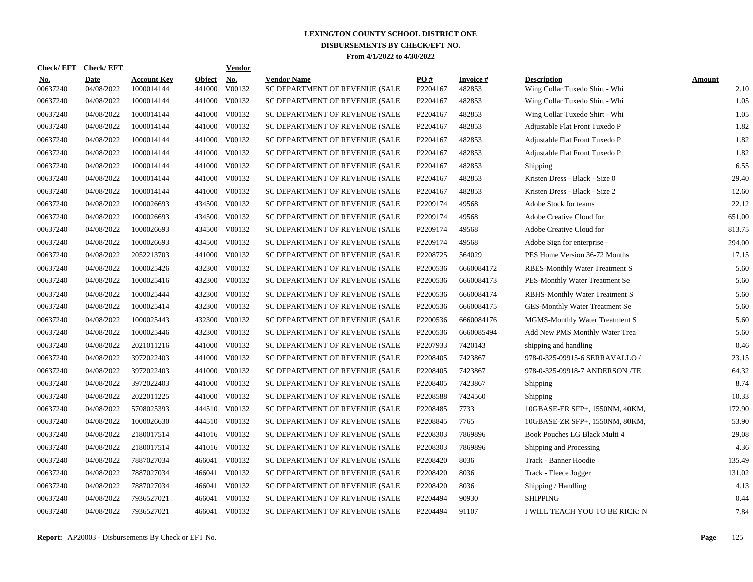# LEXINGTON COUNTY SCHOOL DISTRICT ONE
## DISBURSEMENTS BY CHECK/EFT NO.
### From 4/1/2022 to 4/30/2022

| Check/ EFT No. | Check/ EFT Date | Account Key | Object | Vendor No. | Vendor Name | PO # | Invoice # | Description | Amount |
|---|---|---|---|---|---|---|---|---|---|
| 00637240 | 04/08/2022 | 1000014144 | 441000 | V00132 | SC DEPARTMENT OF REVENUE (SALE | P2204167 | 482853 | Wing Collar Tuxedo Shirt - Whi | 2.10 |
| 00637240 | 04/08/2022 | 1000014144 | 441000 | V00132 | SC DEPARTMENT OF REVENUE (SALE | P2204167 | 482853 | Wing Collar Tuxedo Shirt - Whi | 1.05 |
| 00637240 | 04/08/2022 | 1000014144 | 441000 | V00132 | SC DEPARTMENT OF REVENUE (SALE | P2204167 | 482853 | Wing Collar Tuxedo Shirt - Whi | 1.05 |
| 00637240 | 04/08/2022 | 1000014144 | 441000 | V00132 | SC DEPARTMENT OF REVENUE (SALE | P2204167 | 482853 | Adjustable Flat Front Tuxedo P | 1.82 |
| 00637240 | 04/08/2022 | 1000014144 | 441000 | V00132 | SC DEPARTMENT OF REVENUE (SALE | P2204167 | 482853 | Adjustable Flat Front Tuxedo P | 1.82 |
| 00637240 | 04/08/2022 | 1000014144 | 441000 | V00132 | SC DEPARTMENT OF REVENUE (SALE | P2204167 | 482853 | Adjustable Flat Front Tuxedo P | 1.82 |
| 00637240 | 04/08/2022 | 1000014144 | 441000 | V00132 | SC DEPARTMENT OF REVENUE (SALE | P2204167 | 482853 | Shipping | 6.55 |
| 00637240 | 04/08/2022 | 1000014144 | 441000 | V00132 | SC DEPARTMENT OF REVENUE (SALE | P2204167 | 482853 | Kristen Dress - Black - Size 0 | 29.40 |
| 00637240 | 04/08/2022 | 1000014144 | 441000 | V00132 | SC DEPARTMENT OF REVENUE (SALE | P2204167 | 482853 | Kristen Dress - Black - Size 2 | 12.60 |
| 00637240 | 04/08/2022 | 1000026693 | 434500 | V00132 | SC DEPARTMENT OF REVENUE (SALE | P2209174 | 49568 | Adobe Stock for teams | 22.12 |
| 00637240 | 04/08/2022 | 1000026693 | 434500 | V00132 | SC DEPARTMENT OF REVENUE (SALE | P2209174 | 49568 | Adobe Creative Cloud for | 651.00 |
| 00637240 | 04/08/2022 | 1000026693 | 434500 | V00132 | SC DEPARTMENT OF REVENUE (SALE | P2209174 | 49568 | Adobe Creative Cloud for | 813.75 |
| 00637240 | 04/08/2022 | 1000026693 | 434500 | V00132 | SC DEPARTMENT OF REVENUE (SALE | P2209174 | 49568 | Adobe Sign for enterprise - | 294.00 |
| 00637240 | 04/08/2022 | 2052213703 | 441000 | V00132 | SC DEPARTMENT OF REVENUE (SALE | P2208725 | 564029 | PES Home Version 36-72 Months | 17.15 |
| 00637240 | 04/08/2022 | 1000025426 | 432300 | V00132 | SC DEPARTMENT OF REVENUE (SALE | P2200536 | 6660084172 | RBES-Monthly Water Treatment S | 5.60 |
| 00637240 | 04/08/2022 | 1000025416 | 432300 | V00132 | SC DEPARTMENT OF REVENUE (SALE | P2200536 | 6660084173 | PES-Monthly Water Treatment Se | 5.60 |
| 00637240 | 04/08/2022 | 1000025444 | 432300 | V00132 | SC DEPARTMENT OF REVENUE (SALE | P2200536 | 6660084174 | RBHS-Monthly Water Treatment S | 5.60 |
| 00637240 | 04/08/2022 | 1000025414 | 432300 | V00132 | SC DEPARTMENT OF REVENUE (SALE | P2200536 | 6660084175 | GES-Monthly Water Treatment Se | 5.60 |
| 00637240 | 04/08/2022 | 1000025443 | 432300 | V00132 | SC DEPARTMENT OF REVENUE (SALE | P2200536 | 6660084176 | MGMS-Monthly Water Treatment S | 5.60 |
| 00637240 | 04/08/2022 | 1000025446 | 432300 | V00132 | SC DEPARTMENT OF REVENUE (SALE | P2200536 | 6660085494 | Add New PMS Monthly Water Trea | 5.60 |
| 00637240 | 04/08/2022 | 2021011216 | 441000 | V00132 | SC DEPARTMENT OF REVENUE (SALE | P2207933 | 7420143 | shipping and handling | 0.46 |
| 00637240 | 04/08/2022 | 3972022403 | 441000 | V00132 | SC DEPARTMENT OF REVENUE (SALE | P2208405 | 7423867 | 978-0-325-09915-6 SERRAVALLO / | 23.15 |
| 00637240 | 04/08/2022 | 3972022403 | 441000 | V00132 | SC DEPARTMENT OF REVENUE (SALE | P2208405 | 7423867 | 978-0-325-09918-7 ANDERSON /TE | 64.32 |
| 00637240 | 04/08/2022 | 3972022403 | 441000 | V00132 | SC DEPARTMENT OF REVENUE (SALE | P2208405 | 7423867 | Shipping | 8.74 |
| 00637240 | 04/08/2022 | 2022011225 | 441000 | V00132 | SC DEPARTMENT OF REVENUE (SALE | P2208588 | 7424560 | Shipping | 10.33 |
| 00637240 | 04/08/2022 | 5708025393 | 444510 | V00132 | SC DEPARTMENT OF REVENUE (SALE | P2208485 | 7733 | 10GBASE-ER SFP+, 1550NM, 40KM, | 172.90 |
| 00637240 | 04/08/2022 | 1000026630 | 444510 | V00132 | SC DEPARTMENT OF REVENUE (SALE | P2208845 | 7765 | 10GBASE-ZR SFP+, 1550NM, 80KM, | 53.90 |
| 00637240 | 04/08/2022 | 2180017514 | 441016 | V00132 | SC DEPARTMENT OF REVENUE (SALE | P2208303 | 7869896 | Book Pouches LG Black Multi 4 | 29.08 |
| 00637240 | 04/08/2022 | 2180017514 | 441016 | V00132 | SC DEPARTMENT OF REVENUE (SALE | P2208303 | 7869896 | Shipping and Processing | 4.36 |
| 00637240 | 04/08/2022 | 7887027034 | 466041 | V00132 | SC DEPARTMENT OF REVENUE (SALE | P2208420 | 8036 | Track - Banner Hoodie | 135.49 |
| 00637240 | 04/08/2022 | 7887027034 | 466041 | V00132 | SC DEPARTMENT OF REVENUE (SALE | P2208420 | 8036 | Track - Fleece Jogger | 131.02 |
| 00637240 | 04/08/2022 | 7887027034 | 466041 | V00132 | SC DEPARTMENT OF REVENUE (SALE | P2208420 | 8036 | Shipping / Handling | 4.13 |
| 00637240 | 04/08/2022 | 7936527021 | 466041 | V00132 | SC DEPARTMENT OF REVENUE (SALE | P2204494 | 90930 | SHIPPING | 0.44 |
| 00637240 | 04/08/2022 | 7936527021 | 466041 | V00132 | SC DEPARTMENT OF REVENUE (SALE | P2204494 | 91107 | I WILL TEACH YOU TO BE RICK: N | 7.84 |

**Report:** AP20003 - Disbursements By Check or EFT No.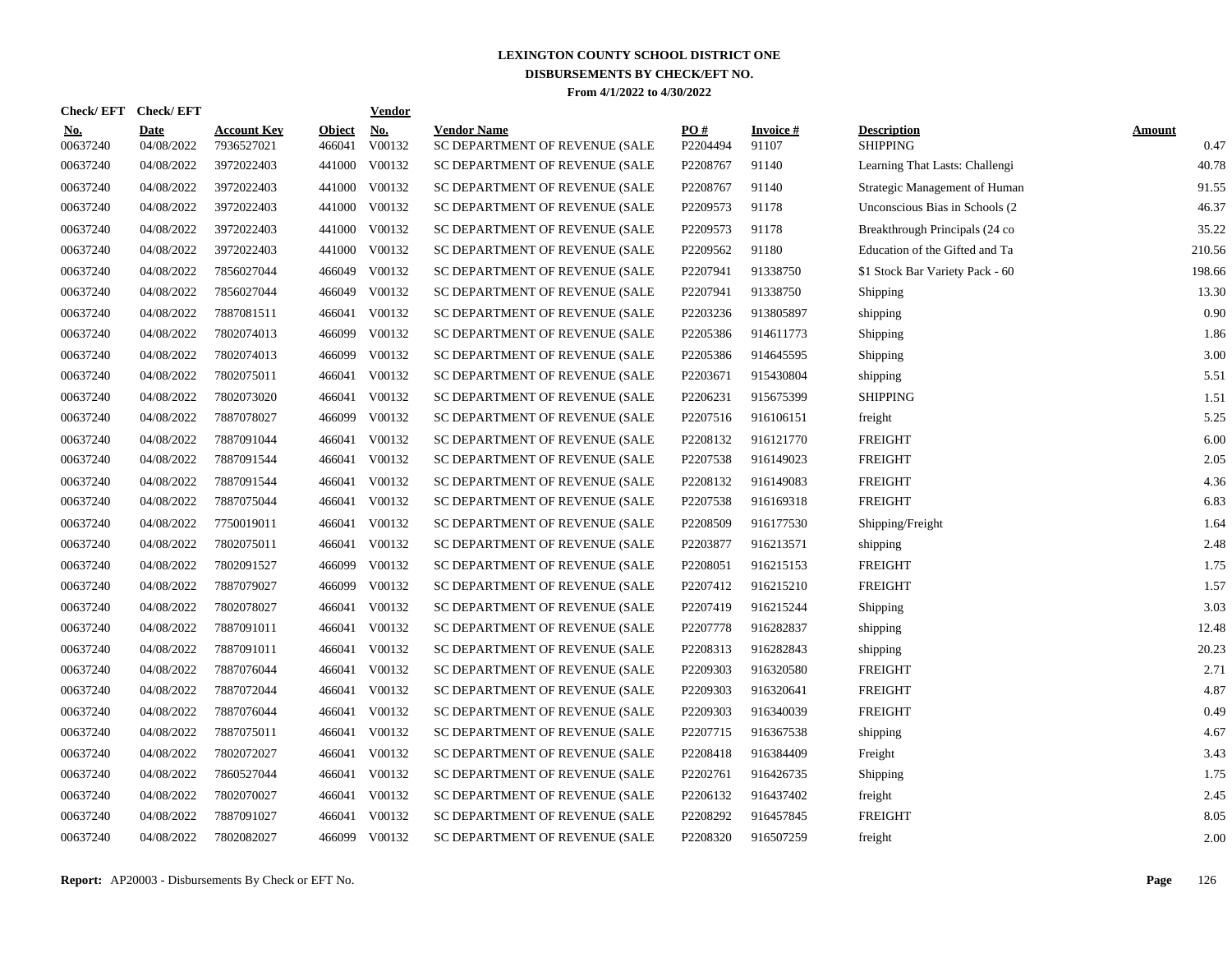# LEXINGTON COUNTY SCHOOL DISTRICT ONE

## DISBURSEMENTS BY CHECK/EFT NO.

### From 4/1/2022 to 4/30/2022

| Check/ EFT No. | Check/ EFT Date | Account Key | Object | Vendor No. | Vendor Name | PO # | Invoice # | Description | Amount |
|---|---|---|---|---|---|---|---|---|---|
| 00637240 | 04/08/2022 | 7936527021 | 466041 | V00132 | SC DEPARTMENT OF REVENUE (SALE | P2204494 | 91107 | SHIPPING | 0.47 |
| 00637240 | 04/08/2022 | 3972022403 | 441000 | V00132 | SC DEPARTMENT OF REVENUE (SALE | P2208767 | 91140 | Learning That Lasts: Challengi | 40.78 |
| 00637240 | 04/08/2022 | 3972022403 | 441000 | V00132 | SC DEPARTMENT OF REVENUE (SALE | P2208767 | 91140 | Strategic Management of Human | 91.55 |
| 00637240 | 04/08/2022 | 3972022403 | 441000 | V00132 | SC DEPARTMENT OF REVENUE (SALE | P2209573 | 91178 | Unconscious Bias in Schools (2 | 46.37 |
| 00637240 | 04/08/2022 | 3972022403 | 441000 | V00132 | SC DEPARTMENT OF REVENUE (SALE | P2209573 | 91178 | Breakthrough Principals (24 co | 35.22 |
| 00637240 | 04/08/2022 | 3972022403 | 441000 | V00132 | SC DEPARTMENT OF REVENUE (SALE | P2209562 | 91180 | Education of the Gifted and Ta | 210.56 |
| 00637240 | 04/08/2022 | 7856027044 | 466049 | V00132 | SC DEPARTMENT OF REVENUE (SALE | P2207941 | 91338750 | $1 Stock Bar Variety Pack - 60 | 198.66 |
| 00637240 | 04/08/2022 | 7856027044 | 466049 | V00132 | SC DEPARTMENT OF REVENUE (SALE | P2207941 | 91338750 | Shipping | 13.30 |
| 00637240 | 04/08/2022 | 7887081511 | 466041 | V00132 | SC DEPARTMENT OF REVENUE (SALE | P2203236 | 913805897 | shipping | 0.90 |
| 00637240 | 04/08/2022 | 7802074013 | 466099 | V00132 | SC DEPARTMENT OF REVENUE (SALE | P2205386 | 914611773 | Shipping | 1.86 |
| 00637240 | 04/08/2022 | 7802074013 | 466099 | V00132 | SC DEPARTMENT OF REVENUE (SALE | P2205386 | 914645595 | Shipping | 3.00 |
| 00637240 | 04/08/2022 | 7802075011 | 466041 | V00132 | SC DEPARTMENT OF REVENUE (SALE | P2203671 | 915430804 | shipping | 5.51 |
| 00637240 | 04/08/2022 | 7802073020 | 466041 | V00132 | SC DEPARTMENT OF REVENUE (SALE | P2206231 | 915675399 | SHIPPING | 1.51 |
| 00637240 | 04/08/2022 | 7887078027 | 466099 | V00132 | SC DEPARTMENT OF REVENUE (SALE | P2207516 | 916106151 | freight | 5.25 |
| 00637240 | 04/08/2022 | 7887091044 | 466041 | V00132 | SC DEPARTMENT OF REVENUE (SALE | P2208132 | 916121770 | FREIGHT | 6.00 |
| 00637240 | 04/08/2022 | 7887091544 | 466041 | V00132 | SC DEPARTMENT OF REVENUE (SALE | P2207538 | 916149023 | FREIGHT | 2.05 |
| 00637240 | 04/08/2022 | 7887091544 | 466041 | V00132 | SC DEPARTMENT OF REVENUE (SALE | P2208132 | 916149083 | FREIGHT | 4.36 |
| 00637240 | 04/08/2022 | 7887075044 | 466041 | V00132 | SC DEPARTMENT OF REVENUE (SALE | P2207538 | 916169318 | FREIGHT | 6.83 |
| 00637240 | 04/08/2022 | 7750019011 | 466041 | V00132 | SC DEPARTMENT OF REVENUE (SALE | P2208509 | 916177530 | Shipping/Freight | 1.64 |
| 00637240 | 04/08/2022 | 7802075011 | 466041 | V00132 | SC DEPARTMENT OF REVENUE (SALE | P2203877 | 916213571 | shipping | 2.48 |
| 00637240 | 04/08/2022 | 7802091527 | 466099 | V00132 | SC DEPARTMENT OF REVENUE (SALE | P2208051 | 916215153 | FREIGHT | 1.75 |
| 00637240 | 04/08/2022 | 7887079027 | 466099 | V00132 | SC DEPARTMENT OF REVENUE (SALE | P2207412 | 916215210 | FREIGHT | 1.57 |
| 00637240 | 04/08/2022 | 7802078027 | 466041 | V00132 | SC DEPARTMENT OF REVENUE (SALE | P2207419 | 916215244 | Shipping | 3.03 |
| 00637240 | 04/08/2022 | 7887091011 | 466041 | V00132 | SC DEPARTMENT OF REVENUE (SALE | P2207778 | 916282837 | shipping | 12.48 |
| 00637240 | 04/08/2022 | 7887091011 | 466041 | V00132 | SC DEPARTMENT OF REVENUE (SALE | P2208313 | 916282843 | shipping | 20.23 |
| 00637240 | 04/08/2022 | 7887076044 | 466041 | V00132 | SC DEPARTMENT OF REVENUE (SALE | P2209303 | 916320580 | FREIGHT | 2.71 |
| 00637240 | 04/08/2022 | 7887072044 | 466041 | V00132 | SC DEPARTMENT OF REVENUE (SALE | P2209303 | 916320641 | FREIGHT | 4.87 |
| 00637240 | 04/08/2022 | 7887076044 | 466041 | V00132 | SC DEPARTMENT OF REVENUE (SALE | P2209303 | 916340039 | FREIGHT | 0.49 |
| 00637240 | 04/08/2022 | 7887075011 | 466041 | V00132 | SC DEPARTMENT OF REVENUE (SALE | P2207715 | 916367538 | shipping | 4.67 |
| 00637240 | 04/08/2022 | 7802072027 | 466041 | V00132 | SC DEPARTMENT OF REVENUE (SALE | P2208418 | 916384409 | Freight | 3.43 |
| 00637240 | 04/08/2022 | 7860527044 | 466041 | V00132 | SC DEPARTMENT OF REVENUE (SALE | P2202761 | 916426735 | Shipping | 1.75 |
| 00637240 | 04/08/2022 | 7802070027 | 466041 | V00132 | SC DEPARTMENT OF REVENUE (SALE | P2206132 | 916437402 | freight | 2.45 |
| 00637240 | 04/08/2022 | 7887091027 | 466041 | V00132 | SC DEPARTMENT OF REVENUE (SALE | P2208292 | 916457845 | FREIGHT | 8.05 |
| 00637240 | 04/08/2022 | 7802082027 | 466099 | V00132 | SC DEPARTMENT OF REVENUE (SALE | P2208320 | 916507259 | freight | 2.00 |

**Report:** AP20003 - Disbursements By Check or EFT No.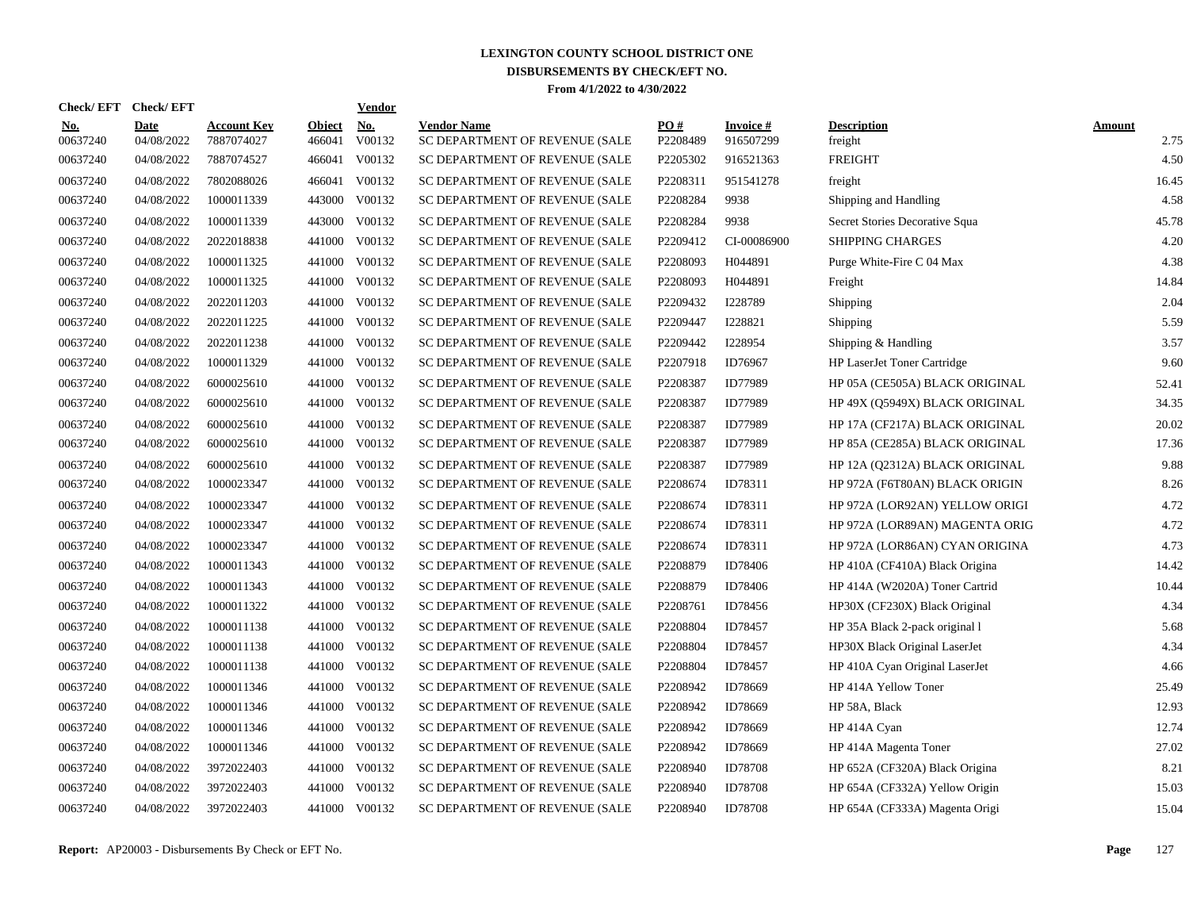# LEXINGTON COUNTY SCHOOL DISTRICT ONE

## DISBURSEMENTS BY CHECK/EFT NO.

**From 4/1/2022 to 4/30/2022**

| Check/ EFT No. | Check/ EFT Date | Account Key | Object | Vendor No. | Vendor Name | PO # | Invoice # | Description | Amount |
|---|---|---|---|---|---|---|---|---|---|
| 00637240 | 04/08/2022 | 7887074027 | 466041 | V00132 | SC DEPARTMENT OF REVENUE (SALE | P2208489 | 916507299 | freight | 2.75 |
| 00637240 | 04/08/2022 | 7887074527 | 466041 | V00132 | SC DEPARTMENT OF REVENUE (SALE | P2205302 | 916521363 | FREIGHT | 4.50 |
| 00637240 | 04/08/2022 | 7802088026 | 466041 | V00132 | SC DEPARTMENT OF REVENUE (SALE | P2208311 | 951541278 | freight | 16.45 |
| 00637240 | 04/08/2022 | 1000011339 | 443000 | V00132 | SC DEPARTMENT OF REVENUE (SALE | P2208284 | 9938 | Shipping and Handling | 4.58 |
| 00637240 | 04/08/2022 | 1000011339 | 443000 | V00132 | SC DEPARTMENT OF REVENUE (SALE | P2208284 | 9938 | Secret Stories Decorative Squa | 45.78 |
| 00637240 | 04/08/2022 | 2022018838 | 441000 | V00132 | SC DEPARTMENT OF REVENUE (SALE | P2209412 | CI-00086900 | SHIPPING CHARGES | 4.20 |
| 00637240 | 04/08/2022 | 1000011325 | 441000 | V00132 | SC DEPARTMENT OF REVENUE (SALE | P2208093 | H044891 | Purge White-Fire C 04 Max | 4.38 |
| 00637240 | 04/08/2022 | 1000011325 | 441000 | V00132 | SC DEPARTMENT OF REVENUE (SALE | P2208093 | H044891 | Freight | 14.84 |
| 00637240 | 04/08/2022 | 2022011203 | 441000 | V00132 | SC DEPARTMENT OF REVENUE (SALE | P2209432 | I228789 | Shipping | 2.04 |
| 00637240 | 04/08/2022 | 2022011225 | 441000 | V00132 | SC DEPARTMENT OF REVENUE (SALE | P2209447 | I228821 | Shipping | 5.59 |
| 00637240 | 04/08/2022 | 2022011238 | 441000 | V00132 | SC DEPARTMENT OF REVENUE (SALE | P2209442 | I228954 | Shipping & Handling | 3.57 |
| 00637240 | 04/08/2022 | 1000011329 | 441000 | V00132 | SC DEPARTMENT OF REVENUE (SALE | P2207918 | ID76967 | HP LaserJet Toner Cartridge | 9.60 |
| 00637240 | 04/08/2022 | 6000025610 | 441000 | V00132 | SC DEPARTMENT OF REVENUE (SALE | P2208387 | ID77989 | HP 05A (CE505A) BLACK ORIGINAL | 52.41 |
| 00637240 | 04/08/2022 | 6000025610 | 441000 | V00132 | SC DEPARTMENT OF REVENUE (SALE | P2208387 | ID77989 | HP 49X (Q5949X) BLACK ORIGINAL | 34.35 |
| 00637240 | 04/08/2022 | 6000025610 | 441000 | V00132 | SC DEPARTMENT OF REVENUE (SALE | P2208387 | ID77989 | HP 17A (CF217A) BLACK ORIGINAL | 20.02 |
| 00637240 | 04/08/2022 | 6000025610 | 441000 | V00132 | SC DEPARTMENT OF REVENUE (SALE | P2208387 | ID77989 | HP 85A (CE285A) BLACK ORIGINAL | 17.36 |
| 00637240 | 04/08/2022 | 6000025610 | 441000 | V00132 | SC DEPARTMENT OF REVENUE (SALE | P2208387 | ID77989 | HP 12A (Q2312A) BLACK ORIGINAL | 9.88 |
| 00637240 | 04/08/2022 | 1000023347 | 441000 | V00132 | SC DEPARTMENT OF REVENUE (SALE | P2208674 | ID78311 | HP 972A (F6T80AN) BLACK ORIGIN | 8.26 |
| 00637240 | 04/08/2022 | 1000023347 | 441000 | V00132 | SC DEPARTMENT OF REVENUE (SALE | P2208674 | ID78311 | HP 972A (LOR92AN) YELLOW ORIGI | 4.72 |
| 00637240 | 04/08/2022 | 1000023347 | 441000 | V00132 | SC DEPARTMENT OF REVENUE (SALE | P2208674 | ID78311 | HP 972A (LOR89AN) MAGENTA ORIG | 4.72 |
| 00637240 | 04/08/2022 | 1000023347 | 441000 | V00132 | SC DEPARTMENT OF REVENUE (SALE | P2208674 | ID78311 | HP 972A (LOR86AN) CYAN ORIGINA | 4.73 |
| 00637240 | 04/08/2022 | 1000011343 | 441000 | V00132 | SC DEPARTMENT OF REVENUE (SALE | P2208879 | ID78406 | HP 410A (CF410A) Black Origina | 14.42 |
| 00637240 | 04/08/2022 | 1000011343 | 441000 | V00132 | SC DEPARTMENT OF REVENUE (SALE | P2208879 | ID78406 | HP 414A (W2020A) Toner Cartrid | 10.44 |
| 00637240 | 04/08/2022 | 1000011322 | 441000 | V00132 | SC DEPARTMENT OF REVENUE (SALE | P2208761 | ID78456 | HP30X (CF230X) Black Original | 4.34 |
| 00637240 | 04/08/2022 | 1000011138 | 441000 | V00132 | SC DEPARTMENT OF REVENUE (SALE | P2208804 | ID78457 | HP 35A Black 2-pack original l | 5.68 |
| 00637240 | 04/08/2022 | 1000011138 | 441000 | V00132 | SC DEPARTMENT OF REVENUE (SALE | P2208804 | ID78457 | HP30X Black Original LaserJet | 4.34 |
| 00637240 | 04/08/2022 | 1000011138 | 441000 | V00132 | SC DEPARTMENT OF REVENUE (SALE | P2208804 | ID78457 | HP 410A Cyan Original LaserJet | 4.66 |
| 00637240 | 04/08/2022 | 1000011346 | 441000 | V00132 | SC DEPARTMENT OF REVENUE (SALE | P2208942 | ID78669 | HP 414A Yellow Toner | 25.49 |
| 00637240 | 04/08/2022 | 1000011346 | 441000 | V00132 | SC DEPARTMENT OF REVENUE (SALE | P2208942 | ID78669 | HP 58A, Black | 12.93 |
| 00637240 | 04/08/2022 | 1000011346 | 441000 | V00132 | SC DEPARTMENT OF REVENUE (SALE | P2208942 | ID78669 | HP 414A Cyan | 12.74 |
| 00637240 | 04/08/2022 | 1000011346 | 441000 | V00132 | SC DEPARTMENT OF REVENUE (SALE | P2208942 | ID78669 | HP 414A Magenta Toner | 27.02 |
| 00637240 | 04/08/2022 | 3972022403 | 441000 | V00132 | SC DEPARTMENT OF REVENUE (SALE | P2208940 | ID78708 | HP 652A (CF320A) Black Origina | 8.21 |
| 00637240 | 04/08/2022 | 3972022403 | 441000 | V00132 | SC DEPARTMENT OF REVENUE (SALE | P2208940 | ID78708 | HP 654A (CF332A) Yellow Origin | 15.03 |
| 00637240 | 04/08/2022 | 3972022403 | 441000 | V00132 | SC DEPARTMENT OF REVENUE (SALE | P2208940 | ID78708 | HP 654A (CF333A) Magenta Origi | 15.04 |

**Report:** AP20003 - Disbursements By Check or EFT No.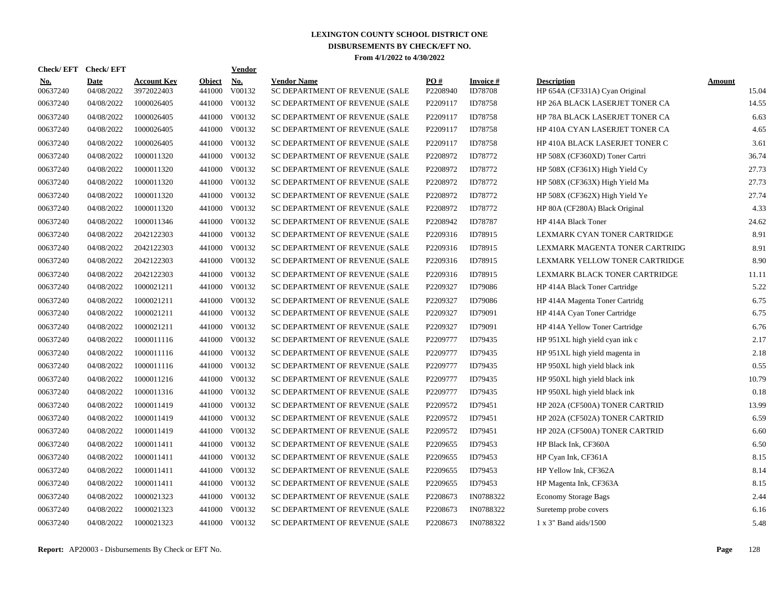# LEXINGTON COUNTY SCHOOL DISTRICT ONE
## DISBURSEMENTS BY CHECK/EFT NO.
### From 4/1/2022 to 4/30/2022

| Check/ EFT No. | Check/ EFT Date | Account Key | Object | Vendor No. | Vendor Name | PO # | Invoice # | Description | Amount |
|---|---|---|---|---|---|---|---|---|---|
| 00637240 | 04/08/2022 | 3972022403 | 441000 | V00132 | SC DEPARTMENT OF REVENUE (SALE | P2208940 | ID78708 | HP 654A (CF331A) Cyan Original | 15.04 |
| 00637240 | 04/08/2022 | 1000026405 | 441000 | V00132 | SC DEPARTMENT OF REVENUE (SALE | P2209117 | ID78758 | HP 26A BLACK LASERJET TONER CA | 14.55 |
| 00637240 | 04/08/2022 | 1000026405 | 441000 | V00132 | SC DEPARTMENT OF REVENUE (SALE | P2209117 | ID78758 | HP 78A BLACK LASERJET TONER CA | 6.63 |
| 00637240 | 04/08/2022 | 1000026405 | 441000 | V00132 | SC DEPARTMENT OF REVENUE (SALE | P2209117 | ID78758 | HP 410A CYAN LASERJET TONER CA | 4.65 |
| 00637240 | 04/08/2022 | 1000026405 | 441000 | V00132 | SC DEPARTMENT OF REVENUE (SALE | P2209117 | ID78758 | HP 410A BLACK LASERJET TONER C | 3.61 |
| 00637240 | 04/08/2022 | 1000011320 | 441000 | V00132 | SC DEPARTMENT OF REVENUE (SALE | P2208972 | ID78772 | HP 508X (CF360XD) Toner Cartri | 36.74 |
| 00637240 | 04/08/2022 | 1000011320 | 441000 | V00132 | SC DEPARTMENT OF REVENUE (SALE | P2208972 | ID78772 | HP 508X (CF361X) High Yield Cy | 27.73 |
| 00637240 | 04/08/2022 | 1000011320 | 441000 | V00132 | SC DEPARTMENT OF REVENUE (SALE | P2208972 | ID78772 | HP 508X (CF363X) High Yield Ma | 27.73 |
| 00637240 | 04/08/2022 | 1000011320 | 441000 | V00132 | SC DEPARTMENT OF REVENUE (SALE | P2208972 | ID78772 | HP 508X (CF362X) High Yield Ye | 27.74 |
| 00637240 | 04/08/2022 | 1000011320 | 441000 | V00132 | SC DEPARTMENT OF REVENUE (SALE | P2208972 | ID78772 | HP 80A (CF280A) Black Original | 4.33 |
| 00637240 | 04/08/2022 | 1000011346 | 441000 | V00132 | SC DEPARTMENT OF REVENUE (SALE | P2208942 | ID78787 | HP 414A Black Toner | 24.62 |
| 00637240 | 04/08/2022 | 2042122303 | 441000 | V00132 | SC DEPARTMENT OF REVENUE (SALE | P2209316 | ID78915 | LEXMARK CYAN TONER CARTRIDGE | 8.91 |
| 00637240 | 04/08/2022 | 2042122303 | 441000 | V00132 | SC DEPARTMENT OF REVENUE (SALE | P2209316 | ID78915 | LEXMARK MAGENTA TONER CARTRIDG | 8.91 |
| 00637240 | 04/08/2022 | 2042122303 | 441000 | V00132 | SC DEPARTMENT OF REVENUE (SALE | P2209316 | ID78915 | LEXMARK YELLOW TONER CARTRIDGE | 8.90 |
| 00637240 | 04/08/2022 | 2042122303 | 441000 | V00132 | SC DEPARTMENT OF REVENUE (SALE | P2209316 | ID78915 | LEXMARK BLACK TONER CARTRIDGE | 11.11 |
| 00637240 | 04/08/2022 | 1000021211 | 441000 | V00132 | SC DEPARTMENT OF REVENUE (SALE | P2209327 | ID79086 | HP 414A Black Toner Cartridge | 5.22 |
| 00637240 | 04/08/2022 | 1000021211 | 441000 | V00132 | SC DEPARTMENT OF REVENUE (SALE | P2209327 | ID79086 | HP 414A Magenta Toner Cartridg | 6.75 |
| 00637240 | 04/08/2022 | 1000021211 | 441000 | V00132 | SC DEPARTMENT OF REVENUE (SALE | P2209327 | ID79091 | HP 414A Cyan Toner Cartridge | 6.75 |
| 00637240 | 04/08/2022 | 1000021211 | 441000 | V00132 | SC DEPARTMENT OF REVENUE (SALE | P2209327 | ID79091 | HP 414A Yellow Toner Cartridge | 6.76 |
| 00637240 | 04/08/2022 | 1000011116 | 441000 | V00132 | SC DEPARTMENT OF REVENUE (SALE | P2209777 | ID79435 | HP 951XL high yield cyan ink c | 2.17 |
| 00637240 | 04/08/2022 | 1000011116 | 441000 | V00132 | SC DEPARTMENT OF REVENUE (SALE | P2209777 | ID79435 | HP 951XL high yield magenta in | 2.18 |
| 00637240 | 04/08/2022 | 1000011116 | 441000 | V00132 | SC DEPARTMENT OF REVENUE (SALE | P2209777 | ID79435 | HP 950XL high yield black ink | 0.55 |
| 00637240 | 04/08/2022 | 1000011216 | 441000 | V00132 | SC DEPARTMENT OF REVENUE (SALE | P2209777 | ID79435 | HP 950XL high yield black ink | 10.79 |
| 00637240 | 04/08/2022 | 1000011316 | 441000 | V00132 | SC DEPARTMENT OF REVENUE (SALE | P2209777 | ID79435 | HP 950XL high yield black ink | 0.18 |
| 00637240 | 04/08/2022 | 1000011419 | 441000 | V00132 | SC DEPARTMENT OF REVENUE (SALE | P2209572 | ID79451 | HP 202A (CF500A) TONER CARTRID | 13.99 |
| 00637240 | 04/08/2022 | 1000011419 | 441000 | V00132 | SC DEPARTMENT OF REVENUE (SALE | P2209572 | ID79451 | HP 202A (CF502A) TONER CARTRID | 6.59 |
| 00637240 | 04/08/2022 | 1000011419 | 441000 | V00132 | SC DEPARTMENT OF REVENUE (SALE | P2209572 | ID79451 | HP 202A (CF500A) TONER CARTRID | 6.60 |
| 00637240 | 04/08/2022 | 1000011411 | 441000 | V00132 | SC DEPARTMENT OF REVENUE (SALE | P2209655 | ID79453 | HP Black Ink, CF360A | 6.50 |
| 00637240 | 04/08/2022 | 1000011411 | 441000 | V00132 | SC DEPARTMENT OF REVENUE (SALE | P2209655 | ID79453 | HP Cyan Ink, CF361A | 8.15 |
| 00637240 | 04/08/2022 | 1000011411 | 441000 | V00132 | SC DEPARTMENT OF REVENUE (SALE | P2209655 | ID79453 | HP Yellow Ink, CF362A | 8.14 |
| 00637240 | 04/08/2022 | 1000011411 | 441000 | V00132 | SC DEPARTMENT OF REVENUE (SALE | P2209655 | ID79453 | HP Magenta Ink, CF363A | 8.15 |
| 00637240 | 04/08/2022 | 1000021323 | 441000 | V00132 | SC DEPARTMENT OF REVENUE (SALE | P2208673 | IN0788322 | Economy Storage Bags | 2.44 |
| 00637240 | 04/08/2022 | 1000021323 | 441000 | V00132 | SC DEPARTMENT OF REVENUE (SALE | P2208673 | IN0788322 | Suretemp probe covers | 6.16 |
| 00637240 | 04/08/2022 | 1000021323 | 441000 | V00132 | SC DEPARTMENT OF REVENUE (SALE | P2208673 | IN0788322 | 1 x 3" Band aids/1500 | 5.48 |

**Report:** AP20003 - Disbursements By Check or EFT No.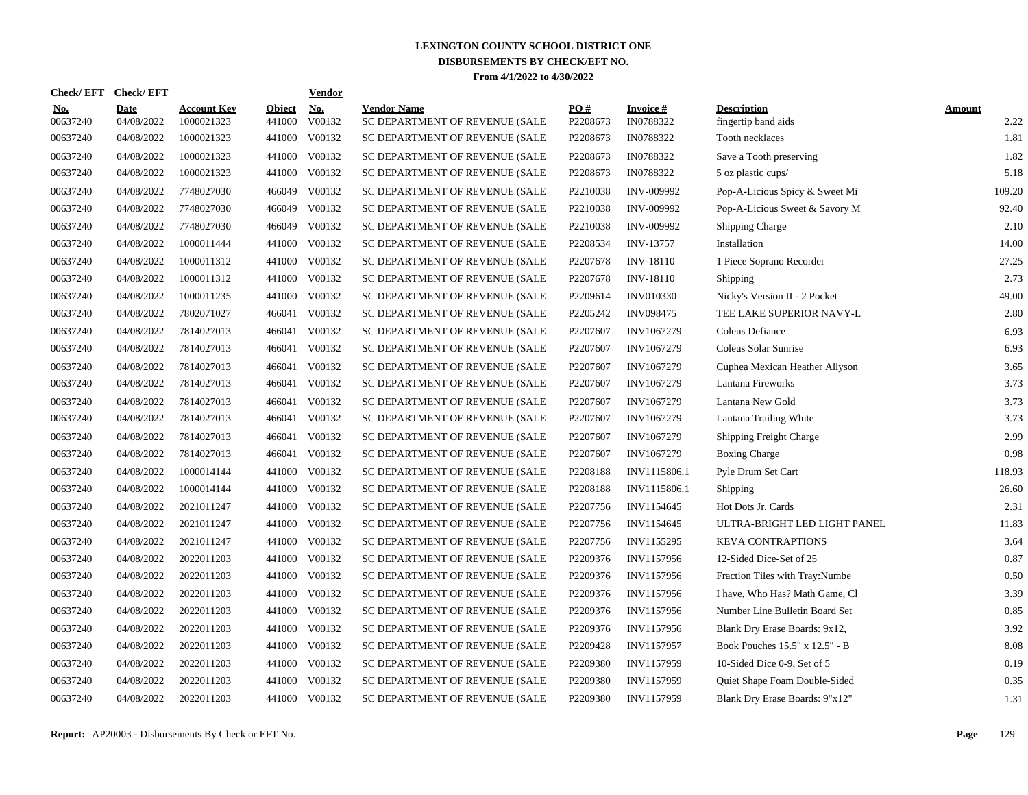# LEXINGTON COUNTY SCHOOL DISTRICT ONE
## DISBURSEMENTS BY CHECK/EFT NO.
### From 4/1/2022 to 4/30/2022

| Check/ EFT No. | Check/ EFT Date | Account Key | Object | Vendor No. | Vendor Name | PO # | Invoice # | Description | Amount |
|---|---|---|---|---|---|---|---|---|---|
| 00637240 | 04/08/2022 | 1000021323 | 441000 | V00132 | SC DEPARTMENT OF REVENUE (SALE | P2208673 | IN0788322 | fingertip band aids | 2.22 |
| 00637240 | 04/08/2022 | 1000021323 | 441000 | V00132 | SC DEPARTMENT OF REVENUE (SALE | P2208673 | IN0788322 | Tooth necklaces | 1.81 |
| 00637240 | 04/08/2022 | 1000021323 | 441000 | V00132 | SC DEPARTMENT OF REVENUE (SALE | P2208673 | IN0788322 | Save a Tooth preserving | 1.82 |
| 00637240 | 04/08/2022 | 1000021323 | 441000 | V00132 | SC DEPARTMENT OF REVENUE (SALE | P2208673 | IN0788322 | 5 oz plastic cups/ | 5.18 |
| 00637240 | 04/08/2022 | 7748027030 | 466049 | V00132 | SC DEPARTMENT OF REVENUE (SALE | P2210038 | INV-009992 | Pop-A-Licious Spicy & Sweet Mi | 109.20 |
| 00637240 | 04/08/2022 | 7748027030 | 466049 | V00132 | SC DEPARTMENT OF REVENUE (SALE | P2210038 | INV-009992 | Pop-A-Licious Sweet & Savory M | 92.40 |
| 00637240 | 04/08/2022 | 7748027030 | 466049 | V00132 | SC DEPARTMENT OF REVENUE (SALE | P2210038 | INV-009992 | Shipping Charge | 2.10 |
| 00637240 | 04/08/2022 | 1000011444 | 441000 | V00132 | SC DEPARTMENT OF REVENUE (SALE | P2208534 | INV-13757 | Installation | 14.00 |
| 00637240 | 04/08/2022 | 1000011312 | 441000 | V00132 | SC DEPARTMENT OF REVENUE (SALE | P2207678 | INV-18110 | 1 Piece Soprano Recorder | 27.25 |
| 00637240 | 04/08/2022 | 1000011312 | 441000 | V00132 | SC DEPARTMENT OF REVENUE (SALE | P2207678 | INV-18110 | Shipping | 2.73 |
| 00637240 | 04/08/2022 | 1000011235 | 441000 | V00132 | SC DEPARTMENT OF REVENUE (SALE | P2209614 | INV010330 | Nicky's Version II - 2 Pocket | 49.00 |
| 00637240 | 04/08/2022 | 7802071027 | 466041 | V00132 | SC DEPARTMENT OF REVENUE (SALE | P2205242 | INV098475 | TEE LAKE SUPERIOR NAVY-L | 2.80 |
| 00637240 | 04/08/2022 | 7814027013 | 466041 | V00132 | SC DEPARTMENT OF REVENUE (SALE | P2207607 | INV1067279 | Coleus Defiance | 6.93 |
| 00637240 | 04/08/2022 | 7814027013 | 466041 | V00132 | SC DEPARTMENT OF REVENUE (SALE | P2207607 | INV1067279 | Coleus Solar Sunrise | 6.93 |
| 00637240 | 04/08/2022 | 7814027013 | 466041 | V00132 | SC DEPARTMENT OF REVENUE (SALE | P2207607 | INV1067279 | Cuphea Mexican Heather Allyson | 3.65 |
| 00637240 | 04/08/2022 | 7814027013 | 466041 | V00132 | SC DEPARTMENT OF REVENUE (SALE | P2207607 | INV1067279 | Lantana Fireworks | 3.73 |
| 00637240 | 04/08/2022 | 7814027013 | 466041 | V00132 | SC DEPARTMENT OF REVENUE (SALE | P2207607 | INV1067279 | Lantana New Gold | 3.73 |
| 00637240 | 04/08/2022 | 7814027013 | 466041 | V00132 | SC DEPARTMENT OF REVENUE (SALE | P2207607 | INV1067279 | Lantana Trailing White | 3.73 |
| 00637240 | 04/08/2022 | 7814027013 | 466041 | V00132 | SC DEPARTMENT OF REVENUE (SALE | P2207607 | INV1067279 | Shipping Freight Charge | 2.99 |
| 00637240 | 04/08/2022 | 7814027013 | 466041 | V00132 | SC DEPARTMENT OF REVENUE (SALE | P2207607 | INV1067279 | Boxing Charge | 0.98 |
| 00637240 | 04/08/2022 | 1000014144 | 441000 | V00132 | SC DEPARTMENT OF REVENUE (SALE | P2208188 | INV1115806.1 | Pyle Drum Set Cart | 118.93 |
| 00637240 | 04/08/2022 | 1000014144 | 441000 | V00132 | SC DEPARTMENT OF REVENUE (SALE | P2208188 | INV1115806.1 | Shipping | 26.60 |
| 00637240 | 04/08/2022 | 2021011247 | 441000 | V00132 | SC DEPARTMENT OF REVENUE (SALE | P2207756 | INV1154645 | Hot Dots Jr. Cards | 2.31 |
| 00637240 | 04/08/2022 | 2021011247 | 441000 | V00132 | SC DEPARTMENT OF REVENUE (SALE | P2207756 | INV1154645 | ULTRA-BRIGHT LED LIGHT PANEL | 11.83 |
| 00637240 | 04/08/2022 | 2021011247 | 441000 | V00132 | SC DEPARTMENT OF REVENUE (SALE | P2207756 | INV1155295 | KEVA CONTRAPTIONS | 3.64 |
| 00637240 | 04/08/2022 | 2022011203 | 441000 | V00132 | SC DEPARTMENT OF REVENUE (SALE | P2209376 | INV1157956 | 12-Sided Dice-Set of 25 | 0.87 |
| 00637240 | 04/08/2022 | 2022011203 | 441000 | V00132 | SC DEPARTMENT OF REVENUE (SALE | P2209376 | INV1157956 | Fraction Tiles with Tray:Numbe | 0.50 |
| 00637240 | 04/08/2022 | 2022011203 | 441000 | V00132 | SC DEPARTMENT OF REVENUE (SALE | P2209376 | INV1157956 | I have, Who Has? Math Game, Cl | 3.39 |
| 00637240 | 04/08/2022 | 2022011203 | 441000 | V00132 | SC DEPARTMENT OF REVENUE (SALE | P2209376 | INV1157956 | Number Line Bulletin Board Set | 0.85 |
| 00637240 | 04/08/2022 | 2022011203 | 441000 | V00132 | SC DEPARTMENT OF REVENUE (SALE | P2209376 | INV1157956 | Blank Dry Erase Boards: 9x12, | 3.92 |
| 00637240 | 04/08/2022 | 2022011203 | 441000 | V00132 | SC DEPARTMENT OF REVENUE (SALE | P2209428 | INV1157957 | Book Pouches 15.5" x 12.5" - B | 8.08 |
| 00637240 | 04/08/2022 | 2022011203 | 441000 | V00132 | SC DEPARTMENT OF REVENUE (SALE | P2209380 | INV1157959 | 10-Sided Dice 0-9, Set of 5 | 0.19 |
| 00637240 | 04/08/2022 | 2022011203 | 441000 | V00132 | SC DEPARTMENT OF REVENUE (SALE | P2209380 | INV1157959 | Quiet Shape Foam Double-Sided | 0.35 |
| 00637240 | 04/08/2022 | 2022011203 | 441000 | V00132 | SC DEPARTMENT OF REVENUE (SALE | P2209380 | INV1157959 | Blank Dry Erase Boards: 9"x12" | 1.31 |

**Report:** AP20003 - Disbursements By Check or EFT No.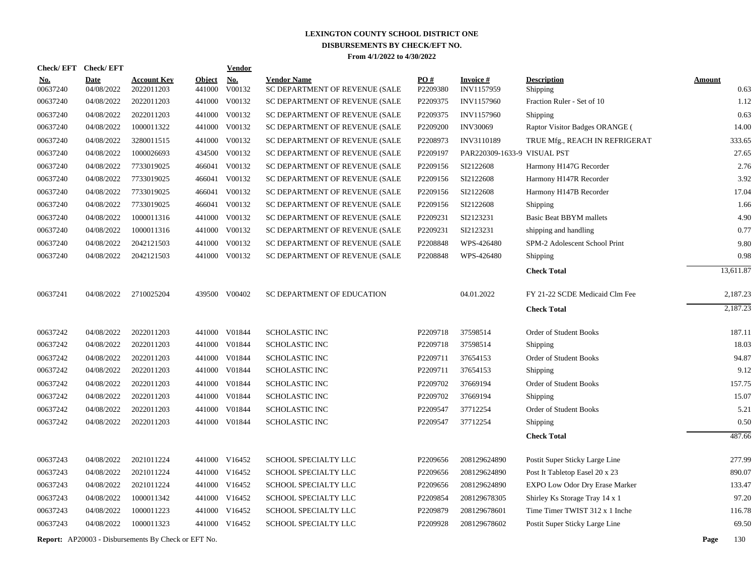# LEXINGTON COUNTY SCHOOL DISTRICT ONE
## DISBURSEMENTS BY CHECK/EFT NO.
### From 4/1/2022 to 4/30/2022

| Check/ EFT No. | Check/ EFT Date | Account Key | Object | Vendor No. | Vendor Name | PO # | Invoice # | Description | Amount |
|---|---|---|---|---|---|---|---|---|---|
| 00637240 | 04/08/2022 | 2022011203 | 441000 | V00132 | SC DEPARTMENT OF REVENUE (SALE | P2209380 | INV1157959 | Shipping | 0.63 |
| 00637240 | 04/08/2022 | 2022011203 | 441000 | V00132 | SC DEPARTMENT OF REVENUE (SALE | P2209375 | INV1157960 | Fraction Ruler - Set of 10 | 1.12 |
| 00637240 | 04/08/2022 | 2022011203 | 441000 | V00132 | SC DEPARTMENT OF REVENUE (SALE | P2209375 | INV1157960 | Shipping | 0.63 |
| 00637240 | 04/08/2022 | 1000011322 | 441000 | V00132 | SC DEPARTMENT OF REVENUE (SALE | P2209200 | INV30069 | Raptor Visitor Badges ORANGE ( | 14.00 |
| 00637240 | 04/08/2022 | 3280011515 | 441000 | V00132 | SC DEPARTMENT OF REVENUE (SALE | P2208973 | INV3110189 | TRUE Mfg., REACH IN REFRIGERAT | 333.65 |
| 00637240 | 04/08/2022 | 1000026693 | 434500 | V00132 | SC DEPARTMENT OF REVENUE (SALE | P2209197 | PAR220309-1633-9 | VISUAL PST | 27.65 |
| 00637240 | 04/08/2022 | 7733019025 | 466041 | V00132 | SC DEPARTMENT OF REVENUE (SALE | P2209156 | SI2122608 | Harmony H147G Recorder | 2.76 |
| 00637240 | 04/08/2022 | 7733019025 | 466041 | V00132 | SC DEPARTMENT OF REVENUE (SALE | P2209156 | SI2122608 | Harmony H147R Recorder | 3.92 |
| 00637240 | 04/08/2022 | 7733019025 | 466041 | V00132 | SC DEPARTMENT OF REVENUE (SALE | P2209156 | SI2122608 | Harmony H147B Recorder | 17.04 |
| 00637240 | 04/08/2022 | 7733019025 | 466041 | V00132 | SC DEPARTMENT OF REVENUE (SALE | P2209156 | SI2122608 | Shipping | 1.66 |
| 00637240 | 04/08/2022 | 1000011316 | 441000 | V00132 | SC DEPARTMENT OF REVENUE (SALE | P2209231 | SI2123231 | Basic Beat BBYM mallets | 4.90 |
| 00637240 | 04/08/2022 | 1000011316 | 441000 | V00132 | SC DEPARTMENT OF REVENUE (SALE | P2209231 | SI2123231 | shipping and handling | 0.77 |
| 00637240 | 04/08/2022 | 2042121503 | 441000 | V00132 | SC DEPARTMENT OF REVENUE (SALE | P2208848 | WPS-426480 | SPM-2 Adolescent School Print | 9.80 |
| 00637240 | 04/08/2022 | 2042121503 | 441000 | V00132 | SC DEPARTMENT OF REVENUE (SALE | P2208848 | WPS-426480 | Shipping | 0.98 |
| | | | | | | | | **Check Total** | 13,611.87 |
| 00637241 | 04/08/2022 | 2710025204 | 439500 | V00402 | SC DEPARTMENT OF EDUCATION | | 04.01.2022 | FY 21-22 SCDE Medicaid Clm Fee | 2,187.23 |
| | | | | | | | | **Check Total** | 2,187.23 |
| 00637242 | 04/08/2022 | 2022011203 | 441000 | V01844 | SCHOLASTIC INC | P2209718 | 37598514 | Order of Student Books | 187.11 |
| 00637242 | 04/08/2022 | 2022011203 | 441000 | V01844 | SCHOLASTIC INC | P2209718 | 37598514 | Shipping | 18.03 |
| 00637242 | 04/08/2022 | 2022011203 | 441000 | V01844 | SCHOLASTIC INC | P2209711 | 37654153 | Order of Student Books | 94.87 |
| 00637242 | 04/08/2022 | 2022011203 | 441000 | V01844 | SCHOLASTIC INC | P2209711 | 37654153 | Shipping | 9.12 |
| 00637242 | 04/08/2022 | 2022011203 | 441000 | V01844 | SCHOLASTIC INC | P2209702 | 37669194 | Order of Student Books | 157.75 |
| 00637242 | 04/08/2022 | 2022011203 | 441000 | V01844 | SCHOLASTIC INC | P2209702 | 37669194 | Shipping | 15.07 |
| 00637242 | 04/08/2022 | 2022011203 | 441000 | V01844 | SCHOLASTIC INC | P2209547 | 37712254 | Order of Student Books | 5.21 |
| 00637242 | 04/08/2022 | 2022011203 | 441000 | V01844 | SCHOLASTIC INC | P2209547 | 37712254 | Shipping | 0.50 |
| | | | | | | | | **Check Total** | 487.66 |
| 00637243 | 04/08/2022 | 2021011224 | 441000 | V16452 | SCHOOL SPECIALTY LLC | P2209656 | 208129624890 | Postit Super Sticky Large Line | 277.99 |
| 00637243 | 04/08/2022 | 2021011224 | 441000 | V16452 | SCHOOL SPECIALTY LLC | P2209656 | 208129624890 | Post It Tabletop Easel 20 x 23 | 890.07 |
| 00637243 | 04/08/2022 | 2021011224 | 441000 | V16452 | SCHOOL SPECIALTY LLC | P2209656 | 208129624890 | EXPO Low Odor Dry Erase Marker | 133.47 |
| 00637243 | 04/08/2022 | 1000011342 | 441000 | V16452 | SCHOOL SPECIALTY LLC | P2209854 | 208129678305 | Shirley Ks Storage Tray 14 x 1 | 97.20 |
| 00637243 | 04/08/2022 | 1000011223 | 441000 | V16452 | SCHOOL SPECIALTY LLC | P2209879 | 208129678601 | Time Timer TWIST 312 x 1 Inche | 116.78 |
| 00637243 | 04/08/2022 | 1000011323 | 441000 | V16452 | SCHOOL SPECIALTY LLC | P2209928 | 208129678602 | Postit Super Sticky Large Line | 69.50 |

**Report:** AP20003 - Disbursements By Check or EFT No.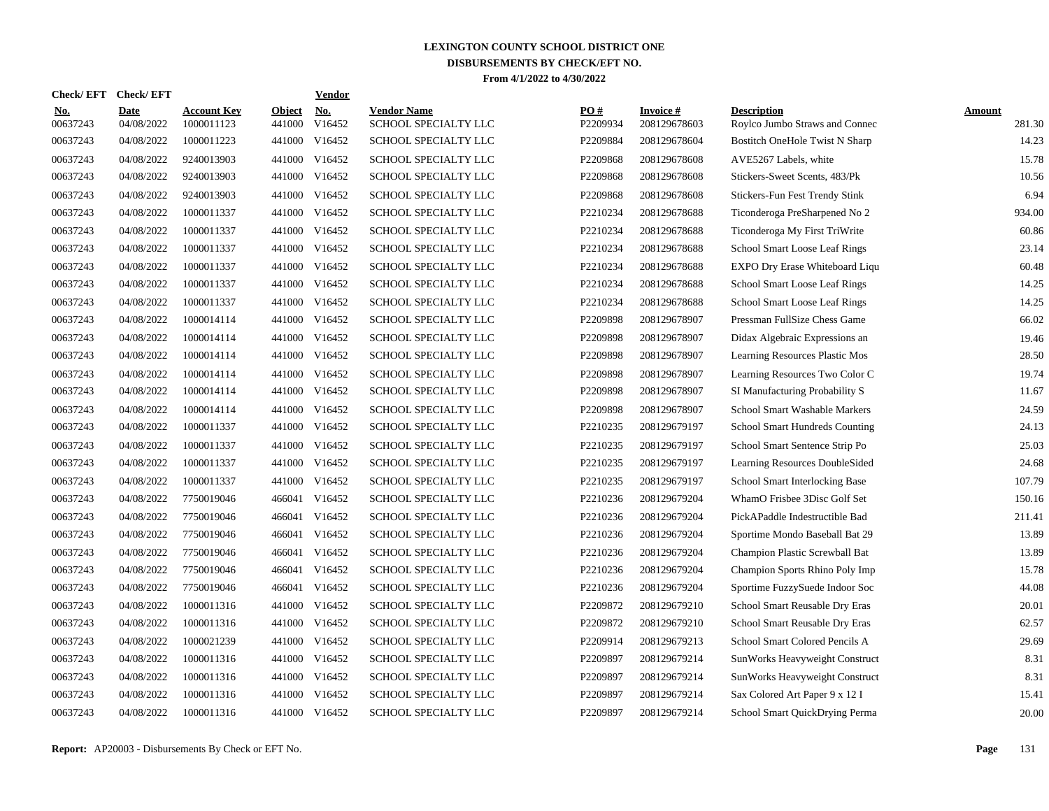# LEXINGTON COUNTY SCHOOL DISTRICT ONE

## DISBURSEMENTS BY CHECK/EFT NO.

**From 4/1/2022 to 4/30/2022**

| Check/ EFT No. | Check/ EFT Date | Account Key | Object | Vendor No. | Vendor Name | PO # | Invoice # | Description | Amount |
|---|---|---|---|---|---|---|---|---|---|
| 00637243 | 04/08/2022 | 1000011123 | 441000 | V16452 | SCHOOL SPECIALTY LLC | P2209934 | 208129678603 | Roylco Jumbo Straws and Connec | 281.30 |
| 00637243 | 04/08/2022 | 1000011223 | 441000 | V16452 | SCHOOL SPECIALTY LLC | P2209884 | 208129678604 | Bostitch OneHole Twist N Sharp | 14.23 |
| 00637243 | 04/08/2022 | 9240013903 | 441000 | V16452 | SCHOOL SPECIALTY LLC | P2209868 | 208129678608 | AVE5267 Labels, white | 15.78 |
| 00637243 | 04/08/2022 | 9240013903 | 441000 | V16452 | SCHOOL SPECIALTY LLC | P2209868 | 208129678608 | Stickers-Sweet Scents, 483/Pk | 10.56 |
| 00637243 | 04/08/2022 | 9240013903 | 441000 | V16452 | SCHOOL SPECIALTY LLC | P2209868 | 208129678608 | Stickers-Fun Fest Trendy Stink | 6.94 |
| 00637243 | 04/08/2022 | 1000011337 | 441000 | V16452 | SCHOOL SPECIALTY LLC | P2210234 | 208129678688 | Ticonderoga PreSharpened No 2 | 934.00 |
| 00637243 | 04/08/2022 | 1000011337 | 441000 | V16452 | SCHOOL SPECIALTY LLC | P2210234 | 208129678688 | Ticonderoga My First TriWrite | 60.86 |
| 00637243 | 04/08/2022 | 1000011337 | 441000 | V16452 | SCHOOL SPECIALTY LLC | P2210234 | 208129678688 | School Smart Loose Leaf Rings | 23.14 |
| 00637243 | 04/08/2022 | 1000011337 | 441000 | V16452 | SCHOOL SPECIALTY LLC | P2210234 | 208129678688 | EXPO Dry Erase Whiteboard Liqu | 60.48 |
| 00637243 | 04/08/2022 | 1000011337 | 441000 | V16452 | SCHOOL SPECIALTY LLC | P2210234 | 208129678688 | School Smart Loose Leaf Rings | 14.25 |
| 00637243 | 04/08/2022 | 1000011337 | 441000 | V16452 | SCHOOL SPECIALTY LLC | P2210234 | 208129678688 | School Smart Loose Leaf Rings | 14.25 |
| 00637243 | 04/08/2022 | 1000014114 | 441000 | V16452 | SCHOOL SPECIALTY LLC | P2209898 | 208129678907 | Pressman FullSize Chess Game | 66.02 |
| 00637243 | 04/08/2022 | 1000014114 | 441000 | V16452 | SCHOOL SPECIALTY LLC | P2209898 | 208129678907 | Didax Algebraic Expressions an | 19.46 |
| 00637243 | 04/08/2022 | 1000014114 | 441000 | V16452 | SCHOOL SPECIALTY LLC | P2209898 | 208129678907 | Learning Resources Plastic Mos | 28.50 |
| 00637243 | 04/08/2022 | 1000014114 | 441000 | V16452 | SCHOOL SPECIALTY LLC | P2209898 | 208129678907 | Learning Resources Two Color C | 19.74 |
| 00637243 | 04/08/2022 | 1000014114 | 441000 | V16452 | SCHOOL SPECIALTY LLC | P2209898 | 208129678907 | SI Manufacturing Probability S | 11.67 |
| 00637243 | 04/08/2022 | 1000014114 | 441000 | V16452 | SCHOOL SPECIALTY LLC | P2209898 | 208129678907 | School Smart Washable Markers | 24.59 |
| 00637243 | 04/08/2022 | 1000011337 | 441000 | V16452 | SCHOOL SPECIALTY LLC | P2210235 | 208129679197 | School Smart Hundreds Counting | 24.13 |
| 00637243 | 04/08/2022 | 1000011337 | 441000 | V16452 | SCHOOL SPECIALTY LLC | P2210235 | 208129679197 | School Smart Sentence Strip Po | 25.03 |
| 00637243 | 04/08/2022 | 1000011337 | 441000 | V16452 | SCHOOL SPECIALTY LLC | P2210235 | 208129679197 | Learning Resources DoubleSided | 24.68 |
| 00637243 | 04/08/2022 | 1000011337 | 441000 | V16452 | SCHOOL SPECIALTY LLC | P2210235 | 208129679197 | School Smart Interlocking Base | 107.79 |
| 00637243 | 04/08/2022 | 7750019046 | 466041 | V16452 | SCHOOL SPECIALTY LLC | P2210236 | 208129679204 | WhamO Frisbee 3Disc Golf Set | 150.16 |
| 00637243 | 04/08/2022 | 7750019046 | 466041 | V16452 | SCHOOL SPECIALTY LLC | P2210236 | 208129679204 | PickAPaddle Indestructible Bad | 211.41 |
| 00637243 | 04/08/2022 | 7750019046 | 466041 | V16452 | SCHOOL SPECIALTY LLC | P2210236 | 208129679204 | Sportime Mondo Baseball Bat 29 | 13.89 |
| 00637243 | 04/08/2022 | 7750019046 | 466041 | V16452 | SCHOOL SPECIALTY LLC | P2210236 | 208129679204 | Champion Plastic Screwball Bat | 13.89 |
| 00637243 | 04/08/2022 | 7750019046 | 466041 | V16452 | SCHOOL SPECIALTY LLC | P2210236 | 208129679204 | Champion Sports Rhino Poly Imp | 15.78 |
| 00637243 | 04/08/2022 | 7750019046 | 466041 | V16452 | SCHOOL SPECIALTY LLC | P2210236 | 208129679204 | Sportime FuzzySuede Indoor Soc | 44.08 |
| 00637243 | 04/08/2022 | 1000011316 | 441000 | V16452 | SCHOOL SPECIALTY LLC | P2209872 | 208129679210 | School Smart Reusable Dry Eras | 20.01 |
| 00637243 | 04/08/2022 | 1000011316 | 441000 | V16452 | SCHOOL SPECIALTY LLC | P2209872 | 208129679210 | School Smart Reusable Dry Eras | 62.57 |
| 00637243 | 04/08/2022 | 1000021239 | 441000 | V16452 | SCHOOL SPECIALTY LLC | P2209914 | 208129679213 | School Smart Colored Pencils A | 29.69 |
| 00637243 | 04/08/2022 | 1000011316 | 441000 | V16452 | SCHOOL SPECIALTY LLC | P2209897 | 208129679214 | SunWorks Heavyweight Construct | 8.31 |
| 00637243 | 04/08/2022 | 1000011316 | 441000 | V16452 | SCHOOL SPECIALTY LLC | P2209897 | 208129679214 | SunWorks Heavyweight Construct | 8.31 |
| 00637243 | 04/08/2022 | 1000011316 | 441000 | V16452 | SCHOOL SPECIALTY LLC | P2209897 | 208129679214 | Sax Colored Art Paper 9 x 12 I | 15.41 |
| 00637243 | 04/08/2022 | 1000011316 | 441000 | V16452 | SCHOOL SPECIALTY LLC | P2209897 | 208129679214 | School Smart QuickDrying Perma | 20.00 |

**Report:** AP20003 - Disbursements By Check or EFT No.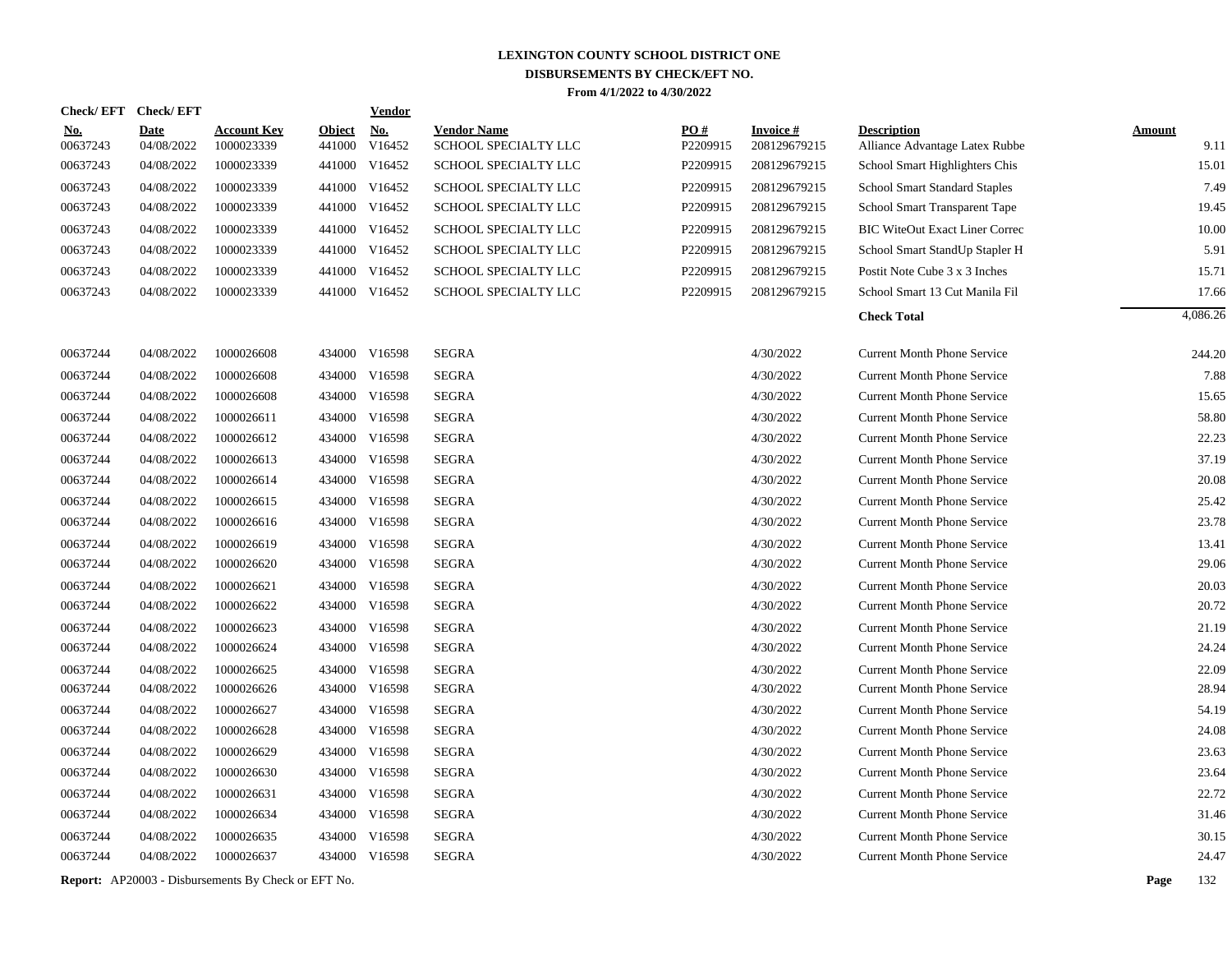# LEXINGTON COUNTY SCHOOL DISTRICT ONE
## DISBURSEMENTS BY CHECK/EFT NO.
### From 4/1/2022 to 4/30/2022

| Check/ EFT No. | Check/ EFT Date | Account Key | Object | Vendor No. | Vendor Name | PO # | Invoice # | Description | Amount |
|---|---|---|---|---|---|---|---|---|---|
| 00637243 | 04/08/2022 | 1000023339 | 441000 | V16452 | SCHOOL SPECIALTY LLC | P2209915 | 208129679215 | Alliance Advantage Latex Rubbe | 9.11 |
| 00637243 | 04/08/2022 | 1000023339 | 441000 | V16452 | SCHOOL SPECIALTY LLC | P2209915 | 208129679215 | School Smart Highlighters Chis | 15.01 |
| 00637243 | 04/08/2022 | 1000023339 | 441000 | V16452 | SCHOOL SPECIALTY LLC | P2209915 | 208129679215 | School Smart Standard Staples | 7.49 |
| 00637243 | 04/08/2022 | 1000023339 | 441000 | V16452 | SCHOOL SPECIALTY LLC | P2209915 | 208129679215 | School Smart Transparent Tape | 19.45 |
| 00637243 | 04/08/2022 | 1000023339 | 441000 | V16452 | SCHOOL SPECIALTY LLC | P2209915 | 208129679215 | BIC WiteOut Exact Liner Correc | 10.00 |
| 00637243 | 04/08/2022 | 1000023339 | 441000 | V16452 | SCHOOL SPECIALTY LLC | P2209915 | 208129679215 | School Smart StandUp Stapler H | 5.91 |
| 00637243 | 04/08/2022 | 1000023339 | 441000 | V16452 | SCHOOL SPECIALTY LLC | P2209915 | 208129679215 | Postit Note Cube 3 x 3 Inches | 15.71 |
| 00637243 | 04/08/2022 | 1000023339 | 441000 | V16452 | SCHOOL SPECIALTY LLC | P2209915 | 208129679215 | School Smart 13 Cut Manila Fil | 17.66 |
| | | | | | | | | **Check Total** | 4,086.26 |
| 00637244 | 04/08/2022 | 1000026608 | 434000 | V16598 | SEGRA | | 4/30/2022 | Current Month Phone Service | 244.20 |
| 00637244 | 04/08/2022 | 1000026608 | 434000 | V16598 | SEGRA | | 4/30/2022 | Current Month Phone Service | 7.88 |
| 00637244 | 04/08/2022 | 1000026608 | 434000 | V16598 | SEGRA | | 4/30/2022 | Current Month Phone Service | 15.65 |
| 00637244 | 04/08/2022 | 1000026611 | 434000 | V16598 | SEGRA | | 4/30/2022 | Current Month Phone Service | 58.80 |
| 00637244 | 04/08/2022 | 1000026612 | 434000 | V16598 | SEGRA | | 4/30/2022 | Current Month Phone Service | 22.23 |
| 00637244 | 04/08/2022 | 1000026613 | 434000 | V16598 | SEGRA | | 4/30/2022 | Current Month Phone Service | 37.19 |
| 00637244 | 04/08/2022 | 1000026614 | 434000 | V16598 | SEGRA | | 4/30/2022 | Current Month Phone Service | 20.08 |
| 00637244 | 04/08/2022 | 1000026615 | 434000 | V16598 | SEGRA | | 4/30/2022 | Current Month Phone Service | 25.42 |
| 00637244 | 04/08/2022 | 1000026616 | 434000 | V16598 | SEGRA | | 4/30/2022 | Current Month Phone Service | 23.78 |
| 00637244 | 04/08/2022 | 1000026619 | 434000 | V16598 | SEGRA | | 4/30/2022 | Current Month Phone Service | 13.41 |
| 00637244 | 04/08/2022 | 1000026620 | 434000 | V16598 | SEGRA | | 4/30/2022 | Current Month Phone Service | 29.06 |
| 00637244 | 04/08/2022 | 1000026621 | 434000 | V16598 | SEGRA | | 4/30/2022 | Current Month Phone Service | 20.03 |
| 00637244 | 04/08/2022 | 1000026622 | 434000 | V16598 | SEGRA | | 4/30/2022 | Current Month Phone Service | 20.72 |
| 00637244 | 04/08/2022 | 1000026623 | 434000 | V16598 | SEGRA | | 4/30/2022 | Current Month Phone Service | 21.19 |
| 00637244 | 04/08/2022 | 1000026624 | 434000 | V16598 | SEGRA | | 4/30/2022 | Current Month Phone Service | 24.24 |
| 00637244 | 04/08/2022 | 1000026625 | 434000 | V16598 | SEGRA | | 4/30/2022 | Current Month Phone Service | 22.09 |
| 00637244 | 04/08/2022 | 1000026626 | 434000 | V16598 | SEGRA | | 4/30/2022 | Current Month Phone Service | 28.94 |
| 00637244 | 04/08/2022 | 1000026627 | 434000 | V16598 | SEGRA | | 4/30/2022 | Current Month Phone Service | 54.19 |
| 00637244 | 04/08/2022 | 1000026628 | 434000 | V16598 | SEGRA | | 4/30/2022 | Current Month Phone Service | 24.08 |
| 00637244 | 04/08/2022 | 1000026629 | 434000 | V16598 | SEGRA | | 4/30/2022 | Current Month Phone Service | 23.63 |
| 00637244 | 04/08/2022 | 1000026630 | 434000 | V16598 | SEGRA | | 4/30/2022 | Current Month Phone Service | 23.64 |
| 00637244 | 04/08/2022 | 1000026631 | 434000 | V16598 | SEGRA | | 4/30/2022 | Current Month Phone Service | 22.72 |
| 00637244 | 04/08/2022 | 1000026634 | 434000 | V16598 | SEGRA | | 4/30/2022 | Current Month Phone Service | 31.46 |
| 00637244 | 04/08/2022 | 1000026635 | 434000 | V16598 | SEGRA | | 4/30/2022 | Current Month Phone Service | 30.15 |
| 00637244 | 04/08/2022 | 1000026637 | 434000 | V16598 | SEGRA | | 4/30/2022 | Current Month Phone Service | 24.47 |

**Report:** AP20003 - Disbursements By Check or EFT No.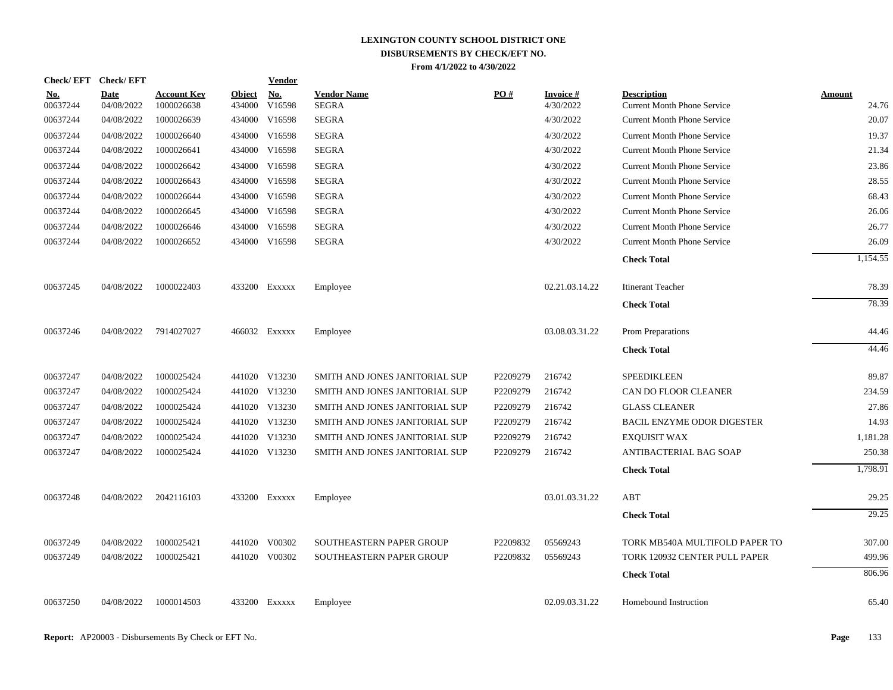# LEXINGTON COUNTY SCHOOL DISTRICT ONE
## DISBURSEMENTS BY CHECK/EFT NO.
### From 4/1/2022 to 4/30/2022

| Check/ EFT No. | Check/ EFT Date | Account Key | Object | Vendor No. | Vendor Name | PO # | Invoice # | Description | Amount |
|---|---|---|---|---|---|---|---|---|---|
| 00637244 | 04/08/2022 | 1000026638 | 434000 | V16598 | SEGRA | | 4/30/2022 | Current Month Phone Service | 24.76 |
| 00637244 | 04/08/2022 | 1000026639 | 434000 | V16598 | SEGRA | | 4/30/2022 | Current Month Phone Service | 20.07 |
| 00637244 | 04/08/2022 | 1000026640 | 434000 | V16598 | SEGRA | | 4/30/2022 | Current Month Phone Service | 19.37 |
| 00637244 | 04/08/2022 | 1000026641 | 434000 | V16598 | SEGRA | | 4/30/2022 | Current Month Phone Service | 21.34 |
| 00637244 | 04/08/2022 | 1000026642 | 434000 | V16598 | SEGRA | | 4/30/2022 | Current Month Phone Service | 23.86 |
| 00637244 | 04/08/2022 | 1000026643 | 434000 | V16598 | SEGRA | | 4/30/2022 | Current Month Phone Service | 28.55 |
| 00637244 | 04/08/2022 | 1000026644 | 434000 | V16598 | SEGRA | | 4/30/2022 | Current Month Phone Service | 68.43 |
| 00637244 | 04/08/2022 | 1000026645 | 434000 | V16598 | SEGRA | | 4/30/2022 | Current Month Phone Service | 26.06 |
| 00637244 | 04/08/2022 | 1000026646 | 434000 | V16598 | SEGRA | | 4/30/2022 | Current Month Phone Service | 26.77 |
| 00637244 | 04/08/2022 | 1000026652 | 434000 | V16598 | SEGRA | | 4/30/2022 | Current Month Phone Service | 26.09 |
| | | | | | | | | **Check Total** | 1,154.55 |
| 00637245 | 04/08/2022 | 1000022403 | 433200 | Exxxxx | Employee | | 02.21.03.14.22 | Itinerant Teacher | 78.39 |
| | | | | | | | | **Check Total** | 78.39 |
| 00637246 | 04/08/2022 | 7914027027 | 466032 | Exxxxx | Employee | | 03.08.03.31.22 | Prom Preparations | 44.46 |
| | | | | | | | | **Check Total** | 44.46 |
| 00637247 | 04/08/2022 | 1000025424 | 441020 | V13230 | SMITH AND JONES JANITORIAL SUP | P2209279 | 216742 | SPEEDIKLEEN | 89.87 |
| 00637247 | 04/08/2022 | 1000025424 | 441020 | V13230 | SMITH AND JONES JANITORIAL SUP | P2209279 | 216742 | CAN DO FLOOR CLEANER | 234.59 |
| 00637247 | 04/08/2022 | 1000025424 | 441020 | V13230 | SMITH AND JONES JANITORIAL SUP | P2209279 | 216742 | GLASS CLEANER | 27.86 |
| 00637247 | 04/08/2022 | 1000025424 | 441020 | V13230 | SMITH AND JONES JANITORIAL SUP | P2209279 | 216742 | BACIL ENZYME ODOR DIGESTER | 14.93 |
| 00637247 | 04/08/2022 | 1000025424 | 441020 | V13230 | SMITH AND JONES JANITORIAL SUP | P2209279 | 216742 | EXQUISIT WAX | 1,181.28 |
| 00637247 | 04/08/2022 | 1000025424 | 441020 | V13230 | SMITH AND JONES JANITORIAL SUP | P2209279 | 216742 | ANTIBACTERIAL BAG SOAP | 250.38 |
| | | | | | | | | **Check Total** | 1,798.91 |
| 00637248 | 04/08/2022 | 2042116103 | 433200 | Exxxxx | Employee | | 03.01.03.31.22 | ABT | 29.25 |
| | | | | | | | | **Check Total** | 29.25 |
| 00637249 | 04/08/2022 | 1000025421 | 441020 | V00302 | SOUTHEASTERN PAPER GROUP | P2209832 | 05569243 | TORK MB540A MULTIFOLD PAPER TO | 307.00 |
| 00637249 | 04/08/2022 | 1000025421 | 441020 | V00302 | SOUTHEASTERN PAPER GROUP | P2209832 | 05569243 | TORK 120932 CENTER PULL PAPER | 499.96 |
| | | | | | | | | **Check Total** | 806.96 |
| 00637250 | 04/08/2022 | 1000014503 | 433200 | Exxxxx | Employee | | 02.09.03.31.22 | Homebound Instruction | 65.40 |

**Report:** AP20003 - Disbursements By Check or EFT No.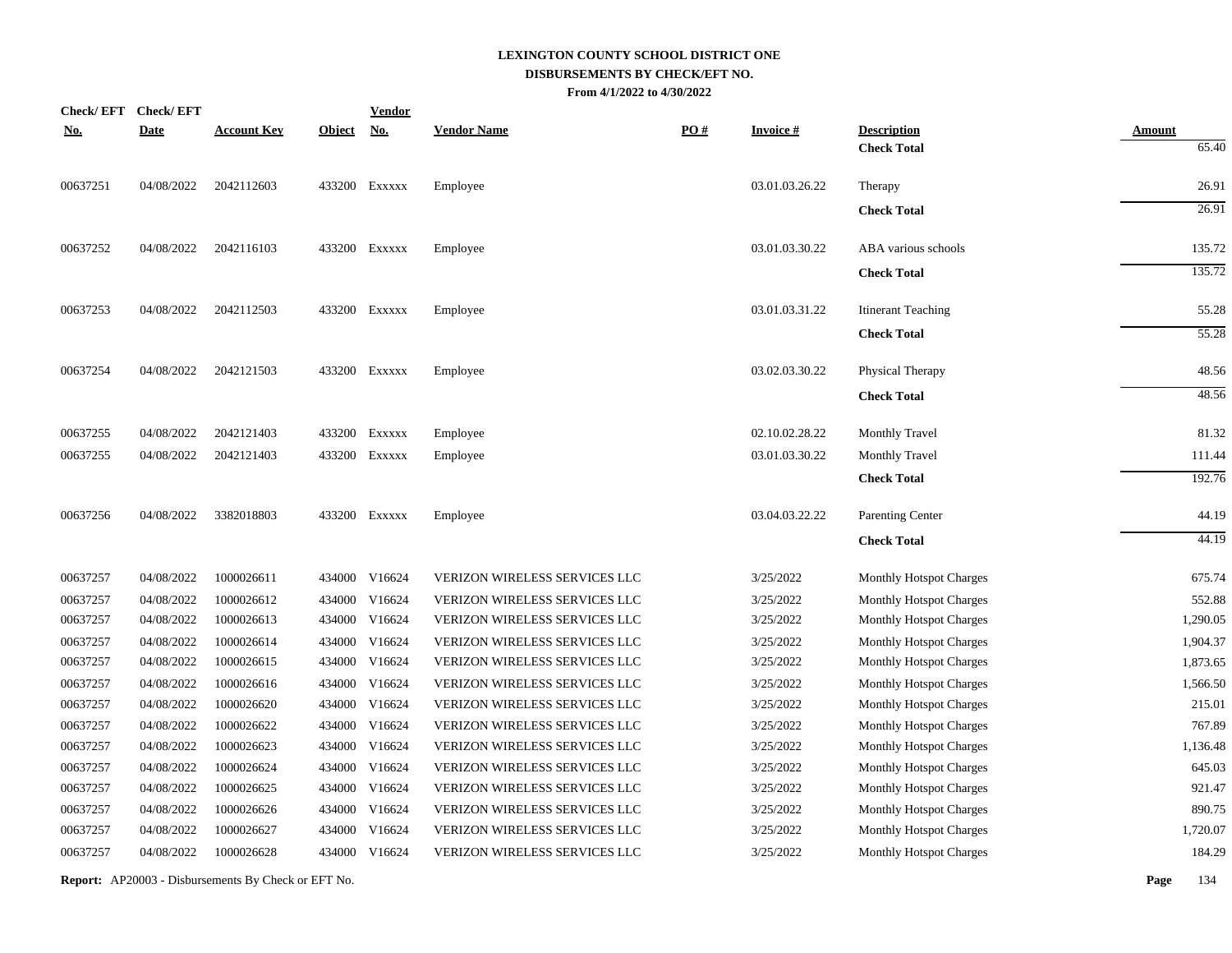# LEXINGTON COUNTY SCHOOL DISTRICT ONE

## DISBURSEMENTS BY CHECK/EFT NO.

**From 4/1/2022 to 4/30/2022**

| Check/ EFT No. | Check/ EFT Date | Account Key | Object | Vendor No. | Vendor Name | PO # | Invoice # | Description | Amount |
|---|---|---|---|---|---|---|---|---|---|
| | | | | | | | | **Check Total** | 65.40 |
| 00637251 | 04/08/2022 | 2042112603 | 433200 | Exxxxx | Employee | | 03.01.03.26.22 | Therapy | 26.91 |
| | | | | | | | | **Check Total** | 26.91 |
| 00637252 | 04/08/2022 | 2042116103 | 433200 | Exxxxx | Employee | | 03.01.03.30.22 | ABA various schools | 135.72 |
| | | | | | | | | **Check Total** | 135.72 |
| 00637253 | 04/08/2022 | 2042112503 | 433200 | Exxxxx | Employee | | 03.01.03.31.22 | Itinerant Teaching | 55.28 |
| | | | | | | | | **Check Total** | 55.28 |
| 00637254 | 04/08/2022 | 2042121503 | 433200 | Exxxxx | Employee | | 03.02.03.30.22 | Physical Therapy | 48.56 |
| | | | | | | | | **Check Total** | 48.56 |
| 00637255 | 04/08/2022 | 2042121403 | 433200 | Exxxxx | Employee | | 02.10.02.28.22 | Monthly Travel | 81.32 |
| 00637255 | 04/08/2022 | 2042121403 | 433200 | Exxxxx | Employee | | 03.01.03.30.22 | Monthly Travel | 111.44 |
| | | | | | | | | **Check Total** | 192.76 |
| 00637256 | 04/08/2022 | 3382018803 | 433200 | Exxxxx | Employee | | 03.04.03.22.22 | Parenting Center | 44.19 |
| | | | | | | | | **Check Total** | 44.19 |
| 00637257 | 04/08/2022 | 1000026611 | 434000 | V16624 | VERIZON WIRELESS SERVICES LLC | | 3/25/2022 | Monthly Hotspot Charges | 675.74 |
| 00637257 | 04/08/2022 | 1000026612 | 434000 | V16624 | VERIZON WIRELESS SERVICES LLC | | 3/25/2022 | Monthly Hotspot Charges | 552.88 |
| 00637257 | 04/08/2022 | 1000026613 | 434000 | V16624 | VERIZON WIRELESS SERVICES LLC | | 3/25/2022 | Monthly Hotspot Charges | 1,290.05 |
| 00637257 | 04/08/2022 | 1000026614 | 434000 | V16624 | VERIZON WIRELESS SERVICES LLC | | 3/25/2022 | Monthly Hotspot Charges | 1,904.37 |
| 00637257 | 04/08/2022 | 1000026615 | 434000 | V16624 | VERIZON WIRELESS SERVICES LLC | | 3/25/2022 | Monthly Hotspot Charges | 1,873.65 |
| 00637257 | 04/08/2022 | 1000026616 | 434000 | V16624 | VERIZON WIRELESS SERVICES LLC | | 3/25/2022 | Monthly Hotspot Charges | 1,566.50 |
| 00637257 | 04/08/2022 | 1000026620 | 434000 | V16624 | VERIZON WIRELESS SERVICES LLC | | 3/25/2022 | Monthly Hotspot Charges | 215.01 |
| 00637257 | 04/08/2022 | 1000026622 | 434000 | V16624 | VERIZON WIRELESS SERVICES LLC | | 3/25/2022 | Monthly Hotspot Charges | 767.89 |
| 00637257 | 04/08/2022 | 1000026623 | 434000 | V16624 | VERIZON WIRELESS SERVICES LLC | | 3/25/2022 | Monthly Hotspot Charges | 1,136.48 |
| 00637257 | 04/08/2022 | 1000026624 | 434000 | V16624 | VERIZON WIRELESS SERVICES LLC | | 3/25/2022 | Monthly Hotspot Charges | 645.03 |
| 00637257 | 04/08/2022 | 1000026625 | 434000 | V16624 | VERIZON WIRELESS SERVICES LLC | | 3/25/2022 | Monthly Hotspot Charges | 921.47 |
| 00637257 | 04/08/2022 | 1000026626 | 434000 | V16624 | VERIZON WIRELESS SERVICES LLC | | 3/25/2022 | Monthly Hotspot Charges | 890.75 |
| 00637257 | 04/08/2022 | 1000026627 | 434000 | V16624 | VERIZON WIRELESS SERVICES LLC | | 3/25/2022 | Monthly Hotspot Charges | 1,720.07 |
| 00637257 | 04/08/2022 | 1000026628 | 434000 | V16624 | VERIZON WIRELESS SERVICES LLC | | 3/25/2022 | Monthly Hotspot Charges | 184.29 |

**Report:** AP20003 - Disbursements By Check or EFT No.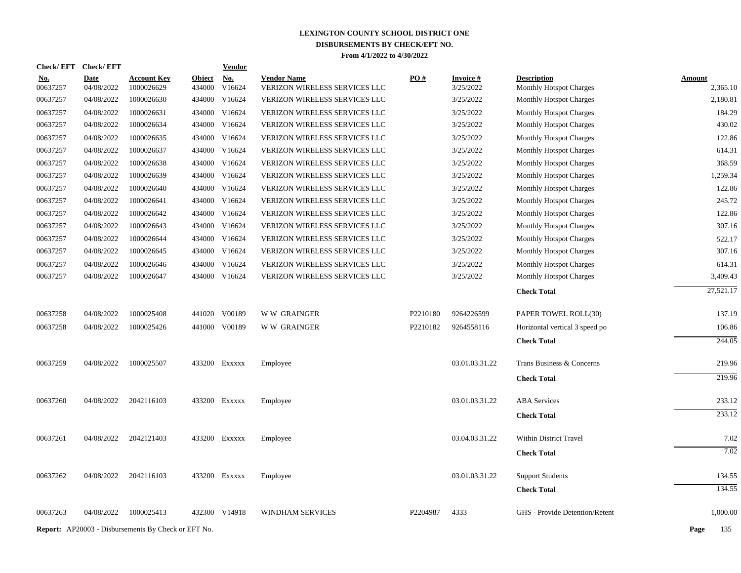# LEXINGTON COUNTY SCHOOL DISTRICT ONE

## DISBURSEMENTS BY CHECK/EFT NO.

**From 4/1/2022 to 4/30/2022**

| Check/ EFT No. | Check/ EFT Date | Account Key | Object | Vendor No. | Vendor Name | PO # | Invoice # | Description | Amount |
|---|---|---|---|---|---|---|---|---|---|
| 00637257 | 04/08/2022 | 1000026629 | 434000 | V16624 | VERIZON WIRELESS SERVICES LLC | | 3/25/2022 | Monthly Hotspot Charges | 2,365.10 |
| 00637257 | 04/08/2022 | 1000026630 | 434000 | V16624 | VERIZON WIRELESS SERVICES LLC | | 3/25/2022 | Monthly Hotspot Charges | 2,180.81 |
| 00637257 | 04/08/2022 | 1000026631 | 434000 | V16624 | VERIZON WIRELESS SERVICES LLC | | 3/25/2022 | Monthly Hotspot Charges | 184.29 |
| 00637257 | 04/08/2022 | 1000026634 | 434000 | V16624 | VERIZON WIRELESS SERVICES LLC | | 3/25/2022 | Monthly Hotspot Charges | 430.02 |
| 00637257 | 04/08/2022 | 1000026635 | 434000 | V16624 | VERIZON WIRELESS SERVICES LLC | | 3/25/2022 | Monthly Hotspot Charges | 122.86 |
| 00637257 | 04/08/2022 | 1000026637 | 434000 | V16624 | VERIZON WIRELESS SERVICES LLC | | 3/25/2022 | Monthly Hotspot Charges | 614.31 |
| 00637257 | 04/08/2022 | 1000026638 | 434000 | V16624 | VERIZON WIRELESS SERVICES LLC | | 3/25/2022 | Monthly Hotspot Charges | 368.59 |
| 00637257 | 04/08/2022 | 1000026639 | 434000 | V16624 | VERIZON WIRELESS SERVICES LLC | | 3/25/2022 | Monthly Hotspot Charges | 1,259.34 |
| 00637257 | 04/08/2022 | 1000026640 | 434000 | V16624 | VERIZON WIRELESS SERVICES LLC | | 3/25/2022 | Monthly Hotspot Charges | 122.86 |
| 00637257 | 04/08/2022 | 1000026641 | 434000 | V16624 | VERIZON WIRELESS SERVICES LLC | | 3/25/2022 | Monthly Hotspot Charges | 245.72 |
| 00637257 | 04/08/2022 | 1000026642 | 434000 | V16624 | VERIZON WIRELESS SERVICES LLC | | 3/25/2022 | Monthly Hotspot Charges | 122.86 |
| 00637257 | 04/08/2022 | 1000026643 | 434000 | V16624 | VERIZON WIRELESS SERVICES LLC | | 3/25/2022 | Monthly Hotspot Charges | 307.16 |
| 00637257 | 04/08/2022 | 1000026644 | 434000 | V16624 | VERIZON WIRELESS SERVICES LLC | | 3/25/2022 | Monthly Hotspot Charges | 522.17 |
| 00637257 | 04/08/2022 | 1000026645 | 434000 | V16624 | VERIZON WIRELESS SERVICES LLC | | 3/25/2022 | Monthly Hotspot Charges | 307.16 |
| 00637257 | 04/08/2022 | 1000026646 | 434000 | V16624 | VERIZON WIRELESS SERVICES LLC | | 3/25/2022 | Monthly Hotspot Charges | 614.31 |
| 00637257 | 04/08/2022 | 1000026647 | 434000 | V16624 | VERIZON WIRELESS SERVICES LLC | | 3/25/2022 | Monthly Hotspot Charges | 3,409.43 |
| | | | | | | | | **Check Total** | 27,521.17 |
| 00637258 | 04/08/2022 | 1000025408 | 441020 | V00189 | W W GRAINGER | P2210180 | 9264226599 | PAPER TOWEL ROLL(30) | 137.19 |
| 00637258 | 04/08/2022 | 1000025426 | 441000 | V00189 | W W GRAINGER | P2210182 | 9264558116 | Horizontal vertical 3 speed po | 106.86 |
| | | | | | | | | **Check Total** | 244.05 |
| 00637259 | 04/08/2022 | 1000025507 | 433200 | Exxxxx | Employee | | 03.01.03.31.22 | Trans Business & Concerns | 219.96 |
| | | | | | | | | **Check Total** | 219.96 |
| 00637260 | 04/08/2022 | 2042116103 | 433200 | Exxxxx | Employee | | 03.01.03.31.22 | ABA Services | 233.12 |
| | | | | | | | | **Check Total** | 233.12 |
| 00637261 | 04/08/2022 | 2042121403 | 433200 | Exxxxx | Employee | | 03.04.03.31.22 | Within District Travel | 7.02 |
| | | | | | | | | **Check Total** | 7.02 |
| 00637262 | 04/08/2022 | 2042116103 | 433200 | Exxxxx | Employee | | 03.01.03.31.22 | Support Students | 134.55 |
| | | | | | | | | **Check Total** | 134.55 |
| 00637263 | 04/08/2022 | 1000025413 | 432300 | V14918 | WINDHAM SERVICES | P2204987 | 4333 | GHS - Provide Detention/Retent | 1,000.00 |

**Report:** AP20003 - Disbursements By Check or EFT No.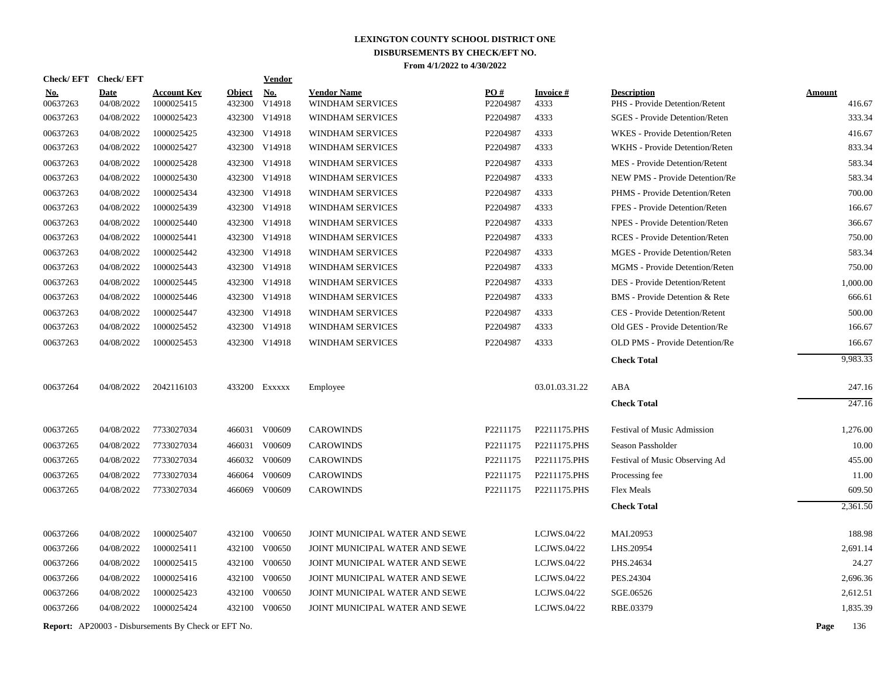# LEXINGTON COUNTY SCHOOL DISTRICT ONE
## DISBURSEMENTS BY CHECK/EFT NO.
### From 4/1/2022 to 4/30/2022

| Check/ EFT No. | Check/ EFT Date | Account Key | Object | Vendor No. | Vendor Name | PO # | Invoice # | Description | Amount |
|---|---|---|---|---|---|---|---|---|---|
| 00637263 | 04/08/2022 | 1000025415 | 432300 | V14918 | WINDHAM SERVICES | P2204987 | 4333 | PHS - Provide Detention/Retent | 416.67 |
| 00637263 | 04/08/2022 | 1000025423 | 432300 | V14918 | WINDHAM SERVICES | P2204987 | 4333 | SGES - Provide Detention/Reten | 333.34 |
| 00637263 | 04/08/2022 | 1000025425 | 432300 | V14918 | WINDHAM SERVICES | P2204987 | 4333 | WKES - Provide Detention/Reten | 416.67 |
| 00637263 | 04/08/2022 | 1000025427 | 432300 | V14918 | WINDHAM SERVICES | P2204987 | 4333 | WKHS - Provide Detention/Reten | 833.34 |
| 00637263 | 04/08/2022 | 1000025428 | 432300 | V14918 | WINDHAM SERVICES | P2204987 | 4333 | MES - Provide Detention/Retent | 583.34 |
| 00637263 | 04/08/2022 | 1000025430 | 432300 | V14918 | WINDHAM SERVICES | P2204987 | 4333 | NEW PMS - Provide Detention/Re | 583.34 |
| 00637263 | 04/08/2022 | 1000025434 | 432300 | V14918 | WINDHAM SERVICES | P2204987 | 4333 | PHMS - Provide Detention/Reten | 700.00 |
| 00637263 | 04/08/2022 | 1000025439 | 432300 | V14918 | WINDHAM SERVICES | P2204987 | 4333 | FPES - Provide Detention/Reten | 166.67 |
| 00637263 | 04/08/2022 | 1000025440 | 432300 | V14918 | WINDHAM SERVICES | P2204987 | 4333 | NPES - Provide Detention/Reten | 366.67 |
| 00637263 | 04/08/2022 | 1000025441 | 432300 | V14918 | WINDHAM SERVICES | P2204987 | 4333 | RCES - Provide Detention/Reten | 750.00 |
| 00637263 | 04/08/2022 | 1000025442 | 432300 | V14918 | WINDHAM SERVICES | P2204987 | 4333 | MGES - Provide Detention/Reten | 583.34 |
| 00637263 | 04/08/2022 | 1000025443 | 432300 | V14918 | WINDHAM SERVICES | P2204987 | 4333 | MGMS - Provide Detention/Reten | 750.00 |
| 00637263 | 04/08/2022 | 1000025445 | 432300 | V14918 | WINDHAM SERVICES | P2204987 | 4333 | DES - Provide Detention/Retent | 1,000.00 |
| 00637263 | 04/08/2022 | 1000025446 | 432300 | V14918 | WINDHAM SERVICES | P2204987 | 4333 | BMS - Provide Detention & Rete | 666.61 |
| 00637263 | 04/08/2022 | 1000025447 | 432300 | V14918 | WINDHAM SERVICES | P2204987 | 4333 | CES - Provide Detention/Retent | 500.00 |
| 00637263 | 04/08/2022 | 1000025452 | 432300 | V14918 | WINDHAM SERVICES | P2204987 | 4333 | Old GES - Provide Detention/Re | 166.67 |
| 00637263 | 04/08/2022 | 1000025453 | 432300 | V14918 | WINDHAM SERVICES | P2204987 | 4333 | OLD PMS - Provide Detention/Re | 166.67 |
| | | | | | | | | **Check Total** | 9,983.33 |
| 00637264 | 04/08/2022 | 2042116103 | 433200 | Exxxxx | Employee | | 03.01.03.31.22 | ABA | 247.16 |
| | | | | | | | | **Check Total** | 247.16 |
| 00637265 | 04/08/2022 | 7733027034 | 466031 | V00609 | CAROWINDS | P2211175 | P2211175.PHS | Festival of Music Admission | 1,276.00 |
| 00637265 | 04/08/2022 | 7733027034 | 466031 | V00609 | CAROWINDS | P2211175 | P2211175.PHS | Season Passholder | 10.00 |
| 00637265 | 04/08/2022 | 7733027034 | 466032 | V00609 | CAROWINDS | P2211175 | P2211175.PHS | Festival of Music Observing Ad | 455.00 |
| 00637265 | 04/08/2022 | 7733027034 | 466064 | V00609 | CAROWINDS | P2211175 | P2211175.PHS | Processing fee | 11.00 |
| 00637265 | 04/08/2022 | 7733027034 | 466069 | V00609 | CAROWINDS | P2211175 | P2211175.PHS | Flex Meals | 609.50 |
| | | | | | | | | **Check Total** | 2,361.50 |
| 00637266 | 04/08/2022 | 1000025407 | 432100 | V00650 | JOINT MUNICIPAL WATER AND SEWE | | LCJWS.04/22 | MAI.20953 | 188.98 |
| 00637266 | 04/08/2022 | 1000025411 | 432100 | V00650 | JOINT MUNICIPAL WATER AND SEWE | | LCJWS.04/22 | LHS.20954 | 2,691.14 |
| 00637266 | 04/08/2022 | 1000025415 | 432100 | V00650 | JOINT MUNICIPAL WATER AND SEWE | | LCJWS.04/22 | PHS.24634 | 24.27 |
| 00637266 | 04/08/2022 | 1000025416 | 432100 | V00650 | JOINT MUNICIPAL WATER AND SEWE | | LCJWS.04/22 | PES.24304 | 2,696.36 |
| 00637266 | 04/08/2022 | 1000025423 | 432100 | V00650 | JOINT MUNICIPAL WATER AND SEWE | | LCJWS.04/22 | SGE.06526 | 2,612.51 |
| 00637266 | 04/08/2022 | 1000025424 | 432100 | V00650 | JOINT MUNICIPAL WATER AND SEWE | | LCJWS.04/22 | RBE.03379 | 1,835.39 |

**Report:** AP20003 - Disbursements By Check or EFT No.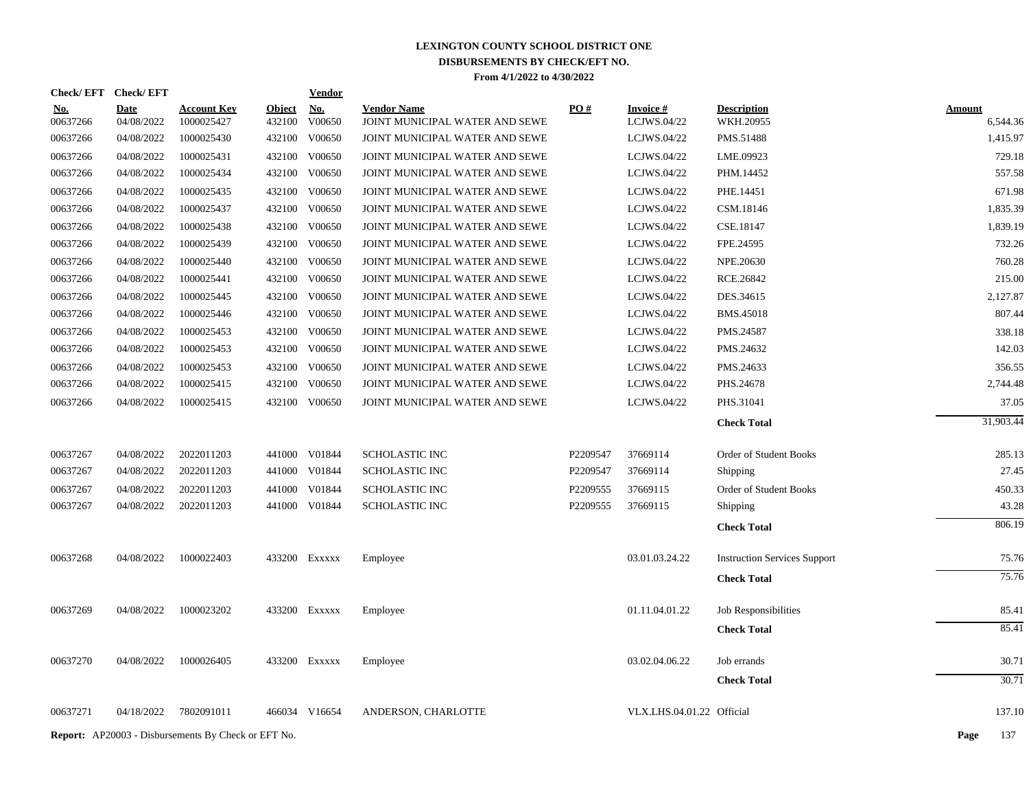# LEXINGTON COUNTY SCHOOL DISTRICT ONE
## DISBURSEMENTS BY CHECK/EFT NO.
### From 4/1/2022 to 4/30/2022

| Check/ EFT No. | Check/ EFT Date | Account Key | Object | Vendor No. | Vendor Name | PO # | Invoice # | Description | Amount |
|---|---|---|---|---|---|---|---|---|---|
| 00637266 | 04/08/2022 | 1000025427 | 432100 | V00650 | JOINT MUNICIPAL WATER AND SEWE | | LCJWS.04/22 | WKH.20955 | 6,544.36 |
| 00637266 | 04/08/2022 | 1000025430 | 432100 | V00650 | JOINT MUNICIPAL WATER AND SEWE | | LCJWS.04/22 | PMS.51488 | 1,415.97 |
| 00637266 | 04/08/2022 | 1000025431 | 432100 | V00650 | JOINT MUNICIPAL WATER AND SEWE | | LCJWS.04/22 | LME.09923 | 729.18 |
| 00637266 | 04/08/2022 | 1000025434 | 432100 | V00650 | JOINT MUNICIPAL WATER AND SEWE | | LCJWS.04/22 | PHM.14452 | 557.58 |
| 00637266 | 04/08/2022 | 1000025435 | 432100 | V00650 | JOINT MUNICIPAL WATER AND SEWE | | LCJWS.04/22 | PHE.14451 | 671.98 |
| 00637266 | 04/08/2022 | 1000025437 | 432100 | V00650 | JOINT MUNICIPAL WATER AND SEWE | | LCJWS.04/22 | CSM.18146 | 1,835.39 |
| 00637266 | 04/08/2022 | 1000025438 | 432100 | V00650 | JOINT MUNICIPAL WATER AND SEWE | | LCJWS.04/22 | CSE.18147 | 1,839.19 |
| 00637266 | 04/08/2022 | 1000025439 | 432100 | V00650 | JOINT MUNICIPAL WATER AND SEWE | | LCJWS.04/22 | FPE.24595 | 732.26 |
| 00637266 | 04/08/2022 | 1000025440 | 432100 | V00650 | JOINT MUNICIPAL WATER AND SEWE | | LCJWS.04/22 | NPE.20630 | 760.28 |
| 00637266 | 04/08/2022 | 1000025441 | 432100 | V00650 | JOINT MUNICIPAL WATER AND SEWE | | LCJWS.04/22 | RCE.26842 | 215.00 |
| 00637266 | 04/08/2022 | 1000025445 | 432100 | V00650 | JOINT MUNICIPAL WATER AND SEWE | | LCJWS.04/22 | DES.34615 | 2,127.87 |
| 00637266 | 04/08/2022 | 1000025446 | 432100 | V00650 | JOINT MUNICIPAL WATER AND SEWE | | LCJWS.04/22 | BMS.45018 | 807.44 |
| 00637266 | 04/08/2022 | 1000025453 | 432100 | V00650 | JOINT MUNICIPAL WATER AND SEWE | | LCJWS.04/22 | PMS.24587 | 338.18 |
| 00637266 | 04/08/2022 | 1000025453 | 432100 | V00650 | JOINT MUNICIPAL WATER AND SEWE | | LCJWS.04/22 | PMS.24632 | 142.03 |
| 00637266 | 04/08/2022 | 1000025453 | 432100 | V00650 | JOINT MUNICIPAL WATER AND SEWE | | LCJWS.04/22 | PMS.24633 | 356.55 |
| 00637266 | 04/08/2022 | 1000025415 | 432100 | V00650 | JOINT MUNICIPAL WATER AND SEWE | | LCJWS.04/22 | PHS.24678 | 2,744.48 |
| 00637266 | 04/08/2022 | 1000025415 | 432100 | V00650 | JOINT MUNICIPAL WATER AND SEWE | | LCJWS.04/22 | PHS.31041 | 37.05 |
| | | | | | | | | **Check Total** | 31,903.44 |
| 00637267 | 04/08/2022 | 2022011203 | 441000 | V01844 | SCHOLASTIC INC | P2209547 | 37669114 | Order of Student Books | 285.13 |
| 00637267 | 04/08/2022 | 2022011203 | 441000 | V01844 | SCHOLASTIC INC | P2209547 | 37669114 | Shipping | 27.45 |
| 00637267 | 04/08/2022 | 2022011203 | 441000 | V01844 | SCHOLASTIC INC | P2209555 | 37669115 | Order of Student Books | 450.33 |
| 00637267 | 04/08/2022 | 2022011203 | 441000 | V01844 | SCHOLASTIC INC | P2209555 | 37669115 | Shipping | 43.28 |
| | | | | | | | | **Check Total** | 806.19 |
| 00637268 | 04/08/2022 | 1000022403 | 433200 | Exxxxx | Employee | | 03.01.03.24.22 | Instruction Services Support | 75.76 |
| | | | | | | | | **Check Total** | 75.76 |
| 00637269 | 04/08/2022 | 1000023202 | 433200 | Exxxxx | Employee | | 01.11.04.01.22 | Job Responsibilities | 85.41 |
| | | | | | | | | **Check Total** | 85.41 |
| 00637270 | 04/08/2022 | 1000026405 | 433200 | Exxxxx | Employee | | 03.02.04.06.22 | Job errands | 30.71 |
| | | | | | | | | **Check Total** | 30.71 |
| 00637271 | 04/18/2022 | 7802091011 | 466034 | V16654 | ANDERSON, CHARLOTTE | | VLX.LHS.04.01.22 | Official | 137.10 |

**Report:** AP20003 - Disbursements By Check or EFT No.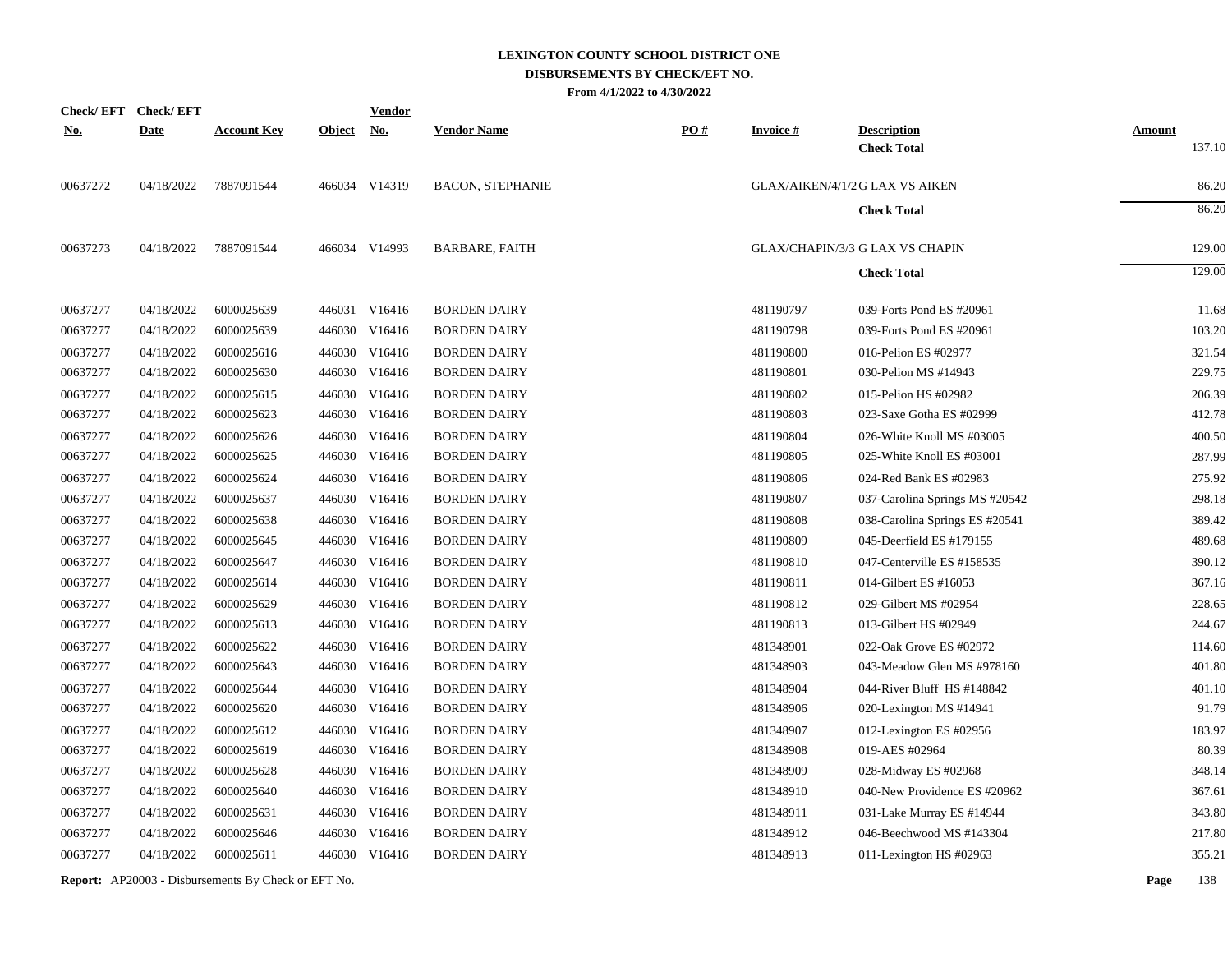# LEXINGTON COUNTY SCHOOL DISTRICT ONE

## DISBURSEMENTS BY CHECK/EFT NO.

**From 4/1/2022 to 4/30/2022**

| Check/ EFT No. | Check/ EFT Date | Account Key | Object | Vendor No. | Vendor Name | PO # | Invoice # | Description | Amount |
|---|---|---|---|---|---|---|---|---|---|
| | | | | | | | | **Check Total** | 137.10 |
| 00637272 | 04/18/2022 | 7887091544 | 466034 | V14319 | BACON, STEPHANIE | | GLAX/AIKEN/4/1/2 | G LAX VS AIKEN | 86.20 |
| | | | | | | | | **Check Total** | 86.20 |
| 00637273 | 04/18/2022 | 7887091544 | 466034 | V14993 | BARBARE, FAITH | | GLAX/CHAPIN/3/3 | G LAX VS CHAPIN | 129.00 |
| | | | | | | | | **Check Total** | 129.00 |
| 00637277 | 04/18/2022 | 6000025639 | 446031 | V16416 | BORDEN DAIRY | | 481190797 | 039-Forts Pond ES #20961 | 11.68 |
| 00637277 | 04/18/2022 | 6000025639 | 446030 | V16416 | BORDEN DAIRY | | 481190798 | 039-Forts Pond ES #20961 | 103.20 |
| 00637277 | 04/18/2022 | 6000025616 | 446030 | V16416 | BORDEN DAIRY | | 481190800 | 016-Pelion ES #02977 | 321.54 |
| 00637277 | 04/18/2022 | 6000025630 | 446030 | V16416 | BORDEN DAIRY | | 481190801 | 030-Pelion MS #14943 | 229.75 |
| 00637277 | 04/18/2022 | 6000025615 | 446030 | V16416 | BORDEN DAIRY | | 481190802 | 015-Pelion HS #02982 | 206.39 |
| 00637277 | 04/18/2022 | 6000025623 | 446030 | V16416 | BORDEN DAIRY | | 481190803 | 023-Saxe Gotha ES #02999 | 412.78 |
| 00637277 | 04/18/2022 | 6000025626 | 446030 | V16416 | BORDEN DAIRY | | 481190804 | 026-White Knoll MS #03005 | 400.50 |
| 00637277 | 04/18/2022 | 6000025625 | 446030 | V16416 | BORDEN DAIRY | | 481190805 | 025-White Knoll ES #03001 | 287.99 |
| 00637277 | 04/18/2022 | 6000025624 | 446030 | V16416 | BORDEN DAIRY | | 481190806 | 024-Red Bank ES #02983 | 275.92 |
| 00637277 | 04/18/2022 | 6000025637 | 446030 | V16416 | BORDEN DAIRY | | 481190807 | 037-Carolina Springs MS #20542 | 298.18 |
| 00637277 | 04/18/2022 | 6000025638 | 446030 | V16416 | BORDEN DAIRY | | 481190808 | 038-Carolina Springs ES #20541 | 389.42 |
| 00637277 | 04/18/2022 | 6000025645 | 446030 | V16416 | BORDEN DAIRY | | 481190809 | 045-Deerfield ES #179155 | 489.68 |
| 00637277 | 04/18/2022 | 6000025647 | 446030 | V16416 | BORDEN DAIRY | | 481190810 | 047-Centerville ES #158535 | 390.12 |
| 00637277 | 04/18/2022 | 6000025614 | 446030 | V16416 | BORDEN DAIRY | | 481190811 | 014-Gilbert ES #16053 | 367.16 |
| 00637277 | 04/18/2022 | 6000025629 | 446030 | V16416 | BORDEN DAIRY | | 481190812 | 029-Gilbert MS #02954 | 228.65 |
| 00637277 | 04/18/2022 | 6000025613 | 446030 | V16416 | BORDEN DAIRY | | 481190813 | 013-Gilbert HS #02949 | 244.67 |
| 00637277 | 04/18/2022 | 6000025622 | 446030 | V16416 | BORDEN DAIRY | | 481348901 | 022-Oak Grove ES #02972 | 114.60 |
| 00637277 | 04/18/2022 | 6000025643 | 446030 | V16416 | BORDEN DAIRY | | 481348903 | 043-Meadow Glen MS #978160 | 401.80 |
| 00637277 | 04/18/2022 | 6000025644 | 446030 | V16416 | BORDEN DAIRY | | 481348904 | 044-River Bluff HS #148842 | 401.10 |
| 00637277 | 04/18/2022 | 6000025620 | 446030 | V16416 | BORDEN DAIRY | | 481348906 | 020-Lexington MS #14941 | 91.79 |
| 00637277 | 04/18/2022 | 6000025612 | 446030 | V16416 | BORDEN DAIRY | | 481348907 | 012-Lexington ES #02956 | 183.97 |
| 00637277 | 04/18/2022 | 6000025619 | 446030 | V16416 | BORDEN DAIRY | | 481348908 | 019-AES #02964 | 80.39 |
| 00637277 | 04/18/2022 | 6000025628 | 446030 | V16416 | BORDEN DAIRY | | 481348909 | 028-Midway ES #02968 | 348.14 |
| 00637277 | 04/18/2022 | 6000025640 | 446030 | V16416 | BORDEN DAIRY | | 481348910 | 040-New Providence ES #20962 | 367.61 |
| 00637277 | 04/18/2022 | 6000025631 | 446030 | V16416 | BORDEN DAIRY | | 481348911 | 031-Lake Murray ES #14944 | 343.80 |
| 00637277 | 04/18/2022 | 6000025646 | 446030 | V16416 | BORDEN DAIRY | | 481348912 | 046-Beechwood MS #143304 | 217.80 |
| 00637277 | 04/18/2022 | 6000025611 | 446030 | V16416 | BORDEN DAIRY | | 481348913 | 011-Lexington HS #02963 | 355.21 |

**Report:** AP20003 - Disbursements By Check or EFT No.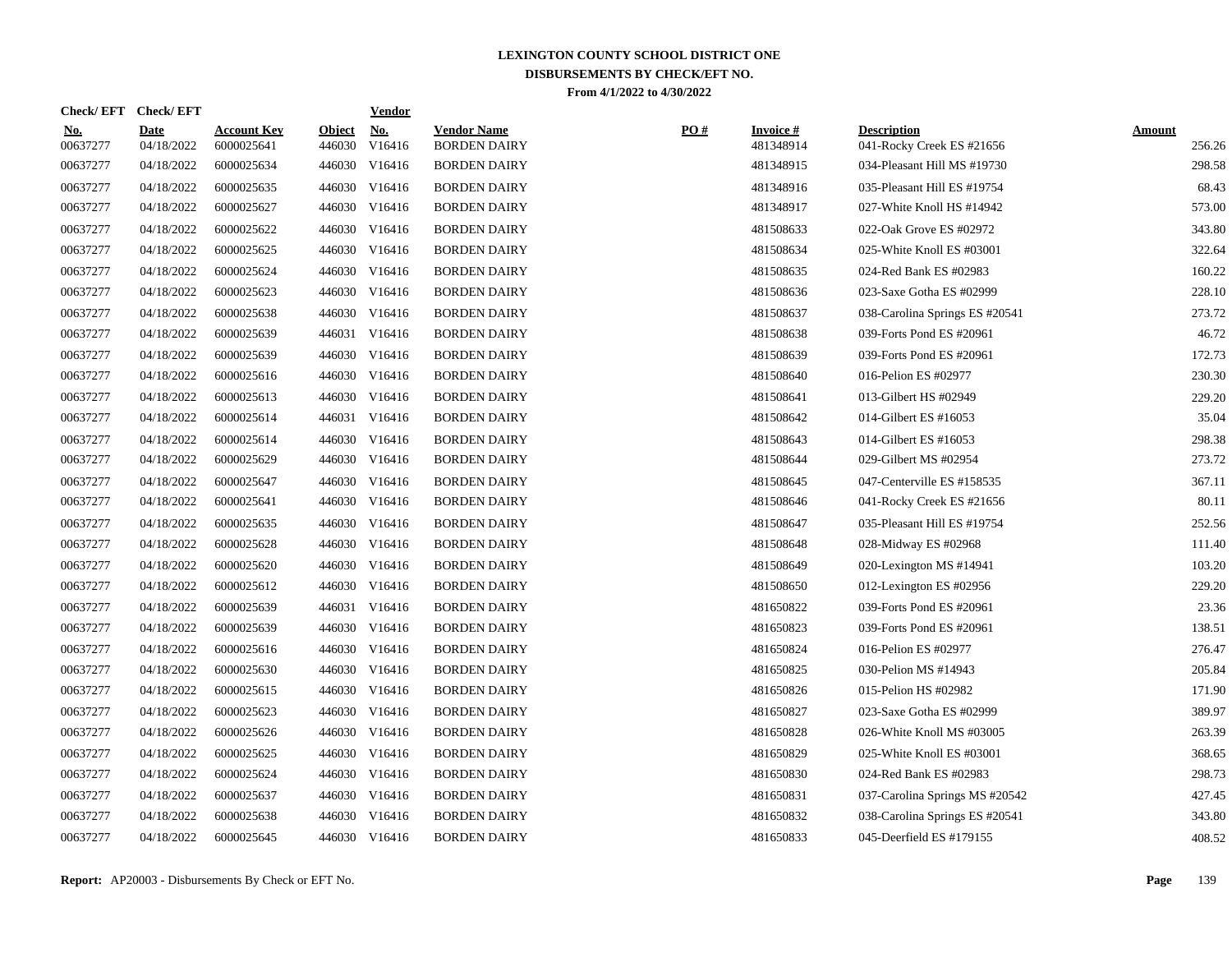# LEXINGTON COUNTY SCHOOL DISTRICT ONE
## DISBURSEMENTS BY CHECK/EFT NO.
### From 4/1/2022 to 4/30/2022

| Check/ EFT No. | Check/ EFT Date | Account Key | Object | Vendor No. | Vendor Name | PO # | Invoice # | Description | Amount |
|---|---|---|---|---|---|---|---|---|---|
| 00637277 | 04/18/2022 | 6000025641 | 446030 | V16416 | BORDEN DAIRY | | 481348914 | 041-Rocky Creek ES #21656 | 256.26 |
| 00637277 | 04/18/2022 | 6000025634 | 446030 | V16416 | BORDEN DAIRY | | 481348915 | 034-Pleasant Hill MS #19730 | 298.58 |
| 00637277 | 04/18/2022 | 6000025635 | 446030 | V16416 | BORDEN DAIRY | | 481348916 | 035-Pleasant Hill ES #19754 | 68.43 |
| 00637277 | 04/18/2022 | 6000025627 | 446030 | V16416 | BORDEN DAIRY | | 481348917 | 027-White Knoll HS #14942 | 573.00 |
| 00637277 | 04/18/2022 | 6000025622 | 446030 | V16416 | BORDEN DAIRY | | 481508633 | 022-Oak Grove ES #02972 | 343.80 |
| 00637277 | 04/18/2022 | 6000025625 | 446030 | V16416 | BORDEN DAIRY | | 481508634 | 025-White Knoll ES #03001 | 322.64 |
| 00637277 | 04/18/2022 | 6000025624 | 446030 | V16416 | BORDEN DAIRY | | 481508635 | 024-Red Bank ES #02983 | 160.22 |
| 00637277 | 04/18/2022 | 6000025623 | 446030 | V16416 | BORDEN DAIRY | | 481508636 | 023-Saxe Gotha ES #02999 | 228.10 |
| 00637277 | 04/18/2022 | 6000025638 | 446030 | V16416 | BORDEN DAIRY | | 481508637 | 038-Carolina Springs ES #20541 | 273.72 |
| 00637277 | 04/18/2022 | 6000025639 | 446031 | V16416 | BORDEN DAIRY | | 481508638 | 039-Forts Pond ES #20961 | 46.72 |
| 00637277 | 04/18/2022 | 6000025639 | 446030 | V16416 | BORDEN DAIRY | | 481508639 | 039-Forts Pond ES #20961 | 172.73 |
| 00637277 | 04/18/2022 | 6000025616 | 446030 | V16416 | BORDEN DAIRY | | 481508640 | 016-Pelion ES #02977 | 230.30 |
| 00637277 | 04/18/2022 | 6000025613 | 446030 | V16416 | BORDEN DAIRY | | 481508641 | 013-Gilbert HS #02949 | 229.20 |
| 00637277 | 04/18/2022 | 6000025614 | 446031 | V16416 | BORDEN DAIRY | | 481508642 | 014-Gilbert ES #16053 | 35.04 |
| 00637277 | 04/18/2022 | 6000025614 | 446030 | V16416 | BORDEN DAIRY | | 481508643 | 014-Gilbert ES #16053 | 298.38 |
| 00637277 | 04/18/2022 | 6000025629 | 446030 | V16416 | BORDEN DAIRY | | 481508644 | 029-Gilbert MS #02954 | 273.72 |
| 00637277 | 04/18/2022 | 6000025647 | 446030 | V16416 | BORDEN DAIRY | | 481508645 | 047-Centerville ES #158535 | 367.11 |
| 00637277 | 04/18/2022 | 6000025641 | 446030 | V16416 | BORDEN DAIRY | | 481508646 | 041-Rocky Creek ES #21656 | 80.11 |
| 00637277 | 04/18/2022 | 6000025635 | 446030 | V16416 | BORDEN DAIRY | | 481508647 | 035-Pleasant Hill ES #19754 | 252.56 |
| 00637277 | 04/18/2022 | 6000025628 | 446030 | V16416 | BORDEN DAIRY | | 481508648 | 028-Midway ES #02968 | 111.40 |
| 00637277 | 04/18/2022 | 6000025620 | 446030 | V16416 | BORDEN DAIRY | | 481508649 | 020-Lexington MS #14941 | 103.20 |
| 00637277 | 04/18/2022 | 6000025612 | 446030 | V16416 | BORDEN DAIRY | | 481508650 | 012-Lexington ES #02956 | 229.20 |
| 00637277 | 04/18/2022 | 6000025639 | 446031 | V16416 | BORDEN DAIRY | | 481650822 | 039-Forts Pond ES #20961 | 23.36 |
| 00637277 | 04/18/2022 | 6000025639 | 446030 | V16416 | BORDEN DAIRY | | 481650823 | 039-Forts Pond ES #20961 | 138.51 |
| 00637277 | 04/18/2022 | 6000025616 | 446030 | V16416 | BORDEN DAIRY | | 481650824 | 016-Pelion ES #02977 | 276.47 |
| 00637277 | 04/18/2022 | 6000025630 | 446030 | V16416 | BORDEN DAIRY | | 481650825 | 030-Pelion MS #14943 | 205.84 |
| 00637277 | 04/18/2022 | 6000025615 | 446030 | V16416 | BORDEN DAIRY | | 481650826 | 015-Pelion HS #02982 | 171.90 |
| 00637277 | 04/18/2022 | 6000025623 | 446030 | V16416 | BORDEN DAIRY | | 481650827 | 023-Saxe Gotha ES #02999 | 389.97 |
| 00637277 | 04/18/2022 | 6000025626 | 446030 | V16416 | BORDEN DAIRY | | 481650828 | 026-White Knoll MS #03005 | 263.39 |
| 00637277 | 04/18/2022 | 6000025625 | 446030 | V16416 | BORDEN DAIRY | | 481650829 | 025-White Knoll ES #03001 | 368.65 |
| 00637277 | 04/18/2022 | 6000025624 | 446030 | V16416 | BORDEN DAIRY | | 481650830 | 024-Red Bank ES #02983 | 298.73 |
| 00637277 | 04/18/2022 | 6000025637 | 446030 | V16416 | BORDEN DAIRY | | 481650831 | 037-Carolina Springs MS #20542 | 427.45 |
| 00637277 | 04/18/2022 | 6000025638 | 446030 | V16416 | BORDEN DAIRY | | 481650832 | 038-Carolina Springs ES #20541 | 343.80 |
| 00637277 | 04/18/2022 | 6000025645 | 446030 | V16416 | BORDEN DAIRY | | 481650833 | 045-Deerfield ES #179155 | 408.52 |

**Report:** AP20003 - Disbursements By Check or EFT No.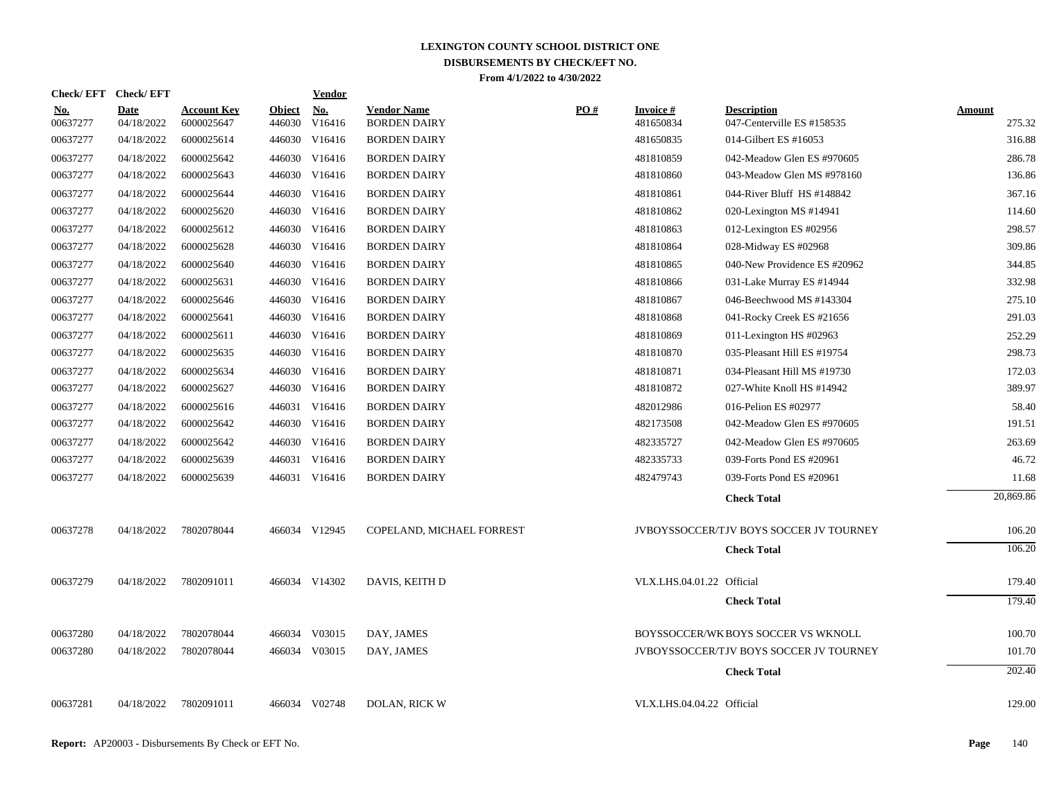# LEXINGTON COUNTY SCHOOL DISTRICT ONE
## DISBURSEMENTS BY CHECK/EFT NO.
### From 4/1/2022 to 4/30/2022

| Check/ EFT No. | Check/ EFT Date | Account Key | Object | Vendor No. | Vendor Name | PO # | Invoice # | Description | Amount |
|---|---|---|---|---|---|---|---|---|---|
| 00637277 | 04/18/2022 | 6000025647 | 446030 | V16416 | BORDEN DAIRY | | 481650834 | 047-Centerville ES #158535 | 275.32 |
| 00637277 | 04/18/2022 | 6000025614 | 446030 | V16416 | BORDEN DAIRY | | 481650835 | 014-Gilbert ES #16053 | 316.88 |
| 00637277 | 04/18/2022 | 6000025642 | 446030 | V16416 | BORDEN DAIRY | | 481810859 | 042-Meadow Glen ES #970605 | 286.78 |
| 00637277 | 04/18/2022 | 6000025643 | 446030 | V16416 | BORDEN DAIRY | | 481810860 | 043-Meadow Glen MS #978160 | 136.86 |
| 00637277 | 04/18/2022 | 6000025644 | 446030 | V16416 | BORDEN DAIRY | | 481810861 | 044-River Bluff HS #148842 | 367.16 |
| 00637277 | 04/18/2022 | 6000025620 | 446030 | V16416 | BORDEN DAIRY | | 481810862 | 020-Lexington MS #14941 | 114.60 |
| 00637277 | 04/18/2022 | 6000025612 | 446030 | V16416 | BORDEN DAIRY | | 481810863 | 012-Lexington ES #02956 | 298.57 |
| 00637277 | 04/18/2022 | 6000025628 | 446030 | V16416 | BORDEN DAIRY | | 481810864 | 028-Midway ES #02968 | 309.86 |
| 00637277 | 04/18/2022 | 6000025640 | 446030 | V16416 | BORDEN DAIRY | | 481810865 | 040-New Providence ES #20962 | 344.85 |
| 00637277 | 04/18/2022 | 6000025631 | 446030 | V16416 | BORDEN DAIRY | | 481810866 | 031-Lake Murray ES #14944 | 332.98 |
| 00637277 | 04/18/2022 | 6000025646 | 446030 | V16416 | BORDEN DAIRY | | 481810867 | 046-Beechwood MS #143304 | 275.10 |
| 00637277 | 04/18/2022 | 6000025641 | 446030 | V16416 | BORDEN DAIRY | | 481810868 | 041-Rocky Creek ES #21656 | 291.03 |
| 00637277 | 04/18/2022 | 6000025611 | 446030 | V16416 | BORDEN DAIRY | | 481810869 | 011-Lexington HS #02963 | 252.29 |
| 00637277 | 04/18/2022 | 6000025635 | 446030 | V16416 | BORDEN DAIRY | | 481810870 | 035-Pleasant Hill ES #19754 | 298.73 |
| 00637277 | 04/18/2022 | 6000025634 | 446030 | V16416 | BORDEN DAIRY | | 481810871 | 034-Pleasant Hill MS #19730 | 172.03 |
| 00637277 | 04/18/2022 | 6000025627 | 446030 | V16416 | BORDEN DAIRY | | 481810872 | 027-White Knoll HS #14942 | 389.97 |
| 00637277 | 04/18/2022 | 6000025616 | 446031 | V16416 | BORDEN DAIRY | | 482012986 | 016-Pelion ES #02977 | 58.40 |
| 00637277 | 04/18/2022 | 6000025642 | 446030 | V16416 | BORDEN DAIRY | | 482173508 | 042-Meadow Glen ES #970605 | 191.51 |
| 00637277 | 04/18/2022 | 6000025642 | 446030 | V16416 | BORDEN DAIRY | | 482335727 | 042-Meadow Glen ES #970605 | 263.69 |
| 00637277 | 04/18/2022 | 6000025639 | 446031 | V16416 | BORDEN DAIRY | | 482335733 | 039-Forts Pond ES #20961 | 46.72 |
| 00637277 | 04/18/2022 | 6000025639 | 446031 | V16416 | BORDEN DAIRY | | 482479743 | 039-Forts Pond ES #20961 | 11.68 |
| | | | | | | | | **Check Total** | 20,869.86 |
| 00637278 | 04/18/2022 | 7802078044 | 466034 | V12945 | COPELAND, MICHAEL FORREST | | JVBOYSSOCCER/T | JV BOYS SOCCER JV TOURNEY | 106.20 |
| | | | | | | | | **Check Total** | 106.20 |
| 00637279 | 04/18/2022 | 7802091011 | 466034 | V14302 | DAVIS, KEITH D | | VLX.LHS.04.01.22 | Official | 179.40 |
| | | | | | | | | **Check Total** | 179.40 |
| 00637280 | 04/18/2022 | 7802078044 | 466034 | V03015 | DAY, JAMES | | BOYSSOCCER/WK | BOYS SOCCER VS WKNOLL | 100.70 |
| 00637280 | 04/18/2022 | 7802078044 | 466034 | V03015 | DAY, JAMES | | JVBOYSSOCCER/T | JV BOYS SOCCER JV TOURNEY | 101.70 |
| | | | | | | | | **Check Total** | 202.40 |
| 00637281 | 04/18/2022 | 7802091011 | 466034 | V02748 | DOLAN, RICK W | | VLX.LHS.04.04.22 | Official | 129.00 |

**Report:** AP20003 - Disbursements By Check or EFT No.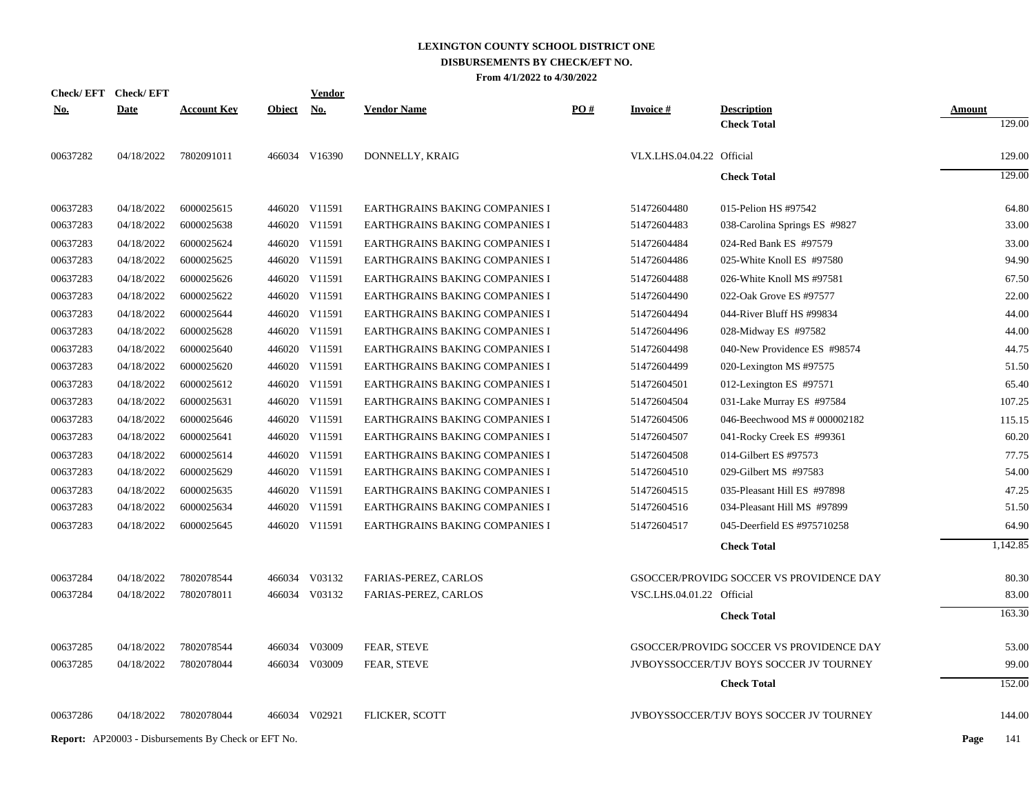# LEXINGTON COUNTY SCHOOL DISTRICT ONE
## DISBURSEMENTS BY CHECK/EFT NO.
### From 4/1/2022 to 4/30/2022

| Check/ EFT No. | Check/ EFT Date | Account Key | Object | Vendor No. | Vendor Name | PO # | Invoice # | Description | Amount |
|---|---|---|---|---|---|---|---|---|---|
| | | | | | | | | **Check Total** | 129.00 |
| 00637282 | 04/18/2022 | 7802091011 | 466034 | V16390 | DONNELLY, KRAIG | | VLX.LHS.04.04.22 | Official | 129.00 |
| | | | | | | | | **Check Total** | 129.00 |
| 00637283 | 04/18/2022 | 6000025615 | 446020 | V11591 | EARTHGRAINS BAKING COMPANIES I | | 51472604480 | 015-Pelion HS #97542 | 64.80 |
| 00637283 | 04/18/2022 | 6000025638 | 446020 | V11591 | EARTHGRAINS BAKING COMPANIES I | | 51472604483 | 038-Carolina Springs ES #9827 | 33.00 |
| 00637283 | 04/18/2022 | 6000025624 | 446020 | V11591 | EARTHGRAINS BAKING COMPANIES I | | 51472604484 | 024-Red Bank ES #97579 | 33.00 |
| 00637283 | 04/18/2022 | 6000025625 | 446020 | V11591 | EARTHGRAINS BAKING COMPANIES I | | 51472604486 | 025-White Knoll ES #97580 | 94.90 |
| 00637283 | 04/18/2022 | 6000025626 | 446020 | V11591 | EARTHGRAINS BAKING COMPANIES I | | 51472604488 | 026-White Knoll MS #97581 | 67.50 |
| 00637283 | 04/18/2022 | 6000025622 | 446020 | V11591 | EARTHGRAINS BAKING COMPANIES I | | 51472604490 | 022-Oak Grove ES #97577 | 22.00 |
| 00637283 | 04/18/2022 | 6000025644 | 446020 | V11591 | EARTHGRAINS BAKING COMPANIES I | | 51472604494 | 044-River Bluff HS #99834 | 44.00 |
| 00637283 | 04/18/2022 | 6000025628 | 446020 | V11591 | EARTHGRAINS BAKING COMPANIES I | | 51472604496 | 028-Midway ES #97582 | 44.00 |
| 00637283 | 04/18/2022 | 6000025640 | 446020 | V11591 | EARTHGRAINS BAKING COMPANIES I | | 51472604498 | 040-New Providence ES #98574 | 44.75 |
| 00637283 | 04/18/2022 | 6000025620 | 446020 | V11591 | EARTHGRAINS BAKING COMPANIES I | | 51472604499 | 020-Lexington MS #97575 | 51.50 |
| 00637283 | 04/18/2022 | 6000025612 | 446020 | V11591 | EARTHGRAINS BAKING COMPANIES I | | 51472604501 | 012-Lexington ES #97571 | 65.40 |
| 00637283 | 04/18/2022 | 6000025631 | 446020 | V11591 | EARTHGRAINS BAKING COMPANIES I | | 51472604504 | 031-Lake Murray ES #97584 | 107.25 |
| 00637283 | 04/18/2022 | 6000025646 | 446020 | V11591 | EARTHGRAINS BAKING COMPANIES I | | 51472604506 | 046-Beechwood MS # 000002182 | 115.15 |
| 00637283 | 04/18/2022 | 6000025641 | 446020 | V11591 | EARTHGRAINS BAKING COMPANIES I | | 51472604507 | 041-Rocky Creek ES #99361 | 60.20 |
| 00637283 | 04/18/2022 | 6000025614 | 446020 | V11591 | EARTHGRAINS BAKING COMPANIES I | | 51472604508 | 014-Gilbert ES #97573 | 77.75 |
| 00637283 | 04/18/2022 | 6000025629 | 446020 | V11591 | EARTHGRAINS BAKING COMPANIES I | | 51472604510 | 029-Gilbert MS #97583 | 54.00 |
| 00637283 | 04/18/2022 | 6000025635 | 446020 | V11591 | EARTHGRAINS BAKING COMPANIES I | | 51472604515 | 035-Pleasant Hill ES #97898 | 47.25 |
| 00637283 | 04/18/2022 | 6000025634 | 446020 | V11591 | EARTHGRAINS BAKING COMPANIES I | | 51472604516 | 034-Pleasant Hill MS #97899 | 51.50 |
| 00637283 | 04/18/2022 | 6000025645 | 446020 | V11591 | EARTHGRAINS BAKING COMPANIES I | | 51472604517 | 045-Deerfield ES #975710258 | 64.90 |
| | | | | | | | | **Check Total** | 1,142.85 |
| 00637284 | 04/18/2022 | 7802078544 | 466034 | V03132 | FARIAS-PEREZ, CARLOS | | GSOCCER/PROVIDG | SOCCER VS PROVIDENCE DAY | 80.30 |
| 00637284 | 04/18/2022 | 7802078011 | 466034 | V03132 | FARIAS-PEREZ, CARLOS | | VSC.LHS.04.01.22 | Official | 83.00 |
| | | | | | | | | **Check Total** | 163.30 |
| 00637285 | 04/18/2022 | 7802078544 | 466034 | V03009 | FEAR, STEVE | | GSOCCER/PROVIDG | SOCCER VS PROVIDENCE DAY | 53.00 |
| 00637285 | 04/18/2022 | 7802078044 | 466034 | V03009 | FEAR, STEVE | | JVBOYSSOCCER/TJV | BOYS SOCCER JV TOURNEY | 99.00 |
| | | | | | | | | **Check Total** | 152.00 |
| 00637286 | 04/18/2022 | 7802078044 | 466034 | V02921 | FLICKER, SCOTT | | JVBOYSSOCCER/TJV | BOYS SOCCER JV TOURNEY | 144.00 |

**Report:** AP20003 - Disbursements By Check or EFT No.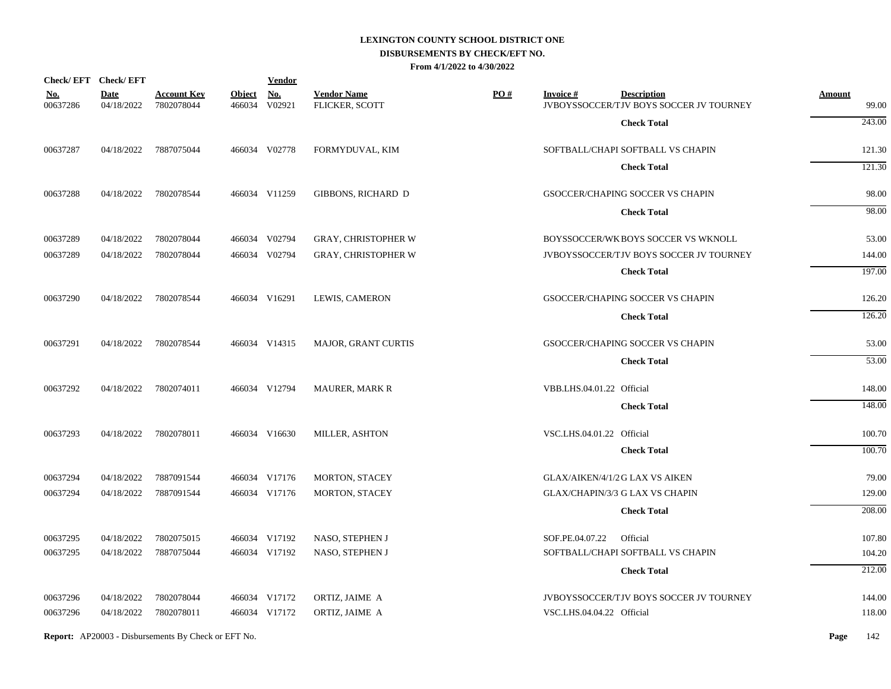# LEXINGTON COUNTY SCHOOL DISTRICT ONE
## DISBURSEMENTS BY CHECK/EFT NO.
### From 4/1/2022 to 4/30/2022

| Check/ EFT No. | Check/ EFT Date | Account Key | Object | Vendor No. | Vendor Name | PO # | Invoice # | Description | Amount |
|---|---|---|---|---|---|---|---|---|---|
| 00637286 | 04/18/2022 | 7802078044 | 466034 | V02921 | FLICKER, SCOTT | | JVBOYSSOCCER/T | JV BOYS SOCCER JV TOURNEY | 99.00 |
| | | | | | | | | **Check Total** | 243.00 |
| 00637287 | 04/18/2022 | 7887075044 | 466034 | V02778 | FORMYDUVAL, KIM | | SOFTBALL/CHAPI | SOFTBALL VS CHAPIN | 121.30 |
| | | | | | | | | **Check Total** | 121.30 |
| 00637288 | 04/18/2022 | 7802078544 | 466034 | V11259 | GIBBONS, RICHARD D | | GSOCCER/CHAPIN | G SOCCER VS CHAPIN | 98.00 |
| | | | | | | | | **Check Total** | 98.00 |
| 00637289 | 04/18/2022 | 7802078044 | 466034 | V02794 | GRAY, CHRISTOPHER W | | BOYSSOCCER/WK | BOYS SOCCER VS WKNOLL | 53.00 |
| 00637289 | 04/18/2022 | 7802078044 | 466034 | V02794 | GRAY, CHRISTOPHER W | | JVBOYSSOCCER/T | JV BOYS SOCCER JV TOURNEY | 144.00 |
| | | | | | | | | **Check Total** | 197.00 |
| 00637290 | 04/18/2022 | 7802078544 | 466034 | V16291 | LEWIS, CAMERON | | GSOCCER/CHAPIN | G SOCCER VS CHAPIN | 126.20 |
| | | | | | | | | **Check Total** | 126.20 |
| 00637291 | 04/18/2022 | 7802078544 | 466034 | V14315 | MAJOR, GRANT CURTIS | | GSOCCER/CHAPIN | G SOCCER VS CHAPIN | 53.00 |
| | | | | | | | | **Check Total** | 53.00 |
| 00637292 | 04/18/2022 | 7802074011 | 466034 | V12794 | MAURER, MARK R | | VBB.LHS.04.01.22 | Official | 148.00 |
| | | | | | | | | **Check Total** | 148.00 |
| 00637293 | 04/18/2022 | 7802078011 | 466034 | V16630 | MILLER, ASHTON | | VSC.LHS.04.01.22 | Official | 100.70 |
| | | | | | | | | **Check Total** | 100.70 |
| 00637294 | 04/18/2022 | 7887091544 | 466034 | V17176 | MORTON, STACEY | | GLAX/AIKEN/4/1/2 | G LAX VS AIKEN | 79.00 |
| 00637294 | 04/18/2022 | 7887091544 | 466034 | V17176 | MORTON, STACEY | | GLAX/CHAPIN/3/3 | G LAX VS CHAPIN | 129.00 |
| | | | | | | | | **Check Total** | 208.00 |
| 00637295 | 04/18/2022 | 7802075015 | 466034 | V17192 | NASO, STEPHEN J | | SOF.PE.04.07.22 | Official | 107.80 |
| 00637295 | 04/18/2022 | 7887075044 | 466034 | V17192 | NASO, STEPHEN J | | SOFTBALL/CHAPI | SOFTBALL VS CHAPIN | 104.20 |
| | | | | | | | | **Check Total** | 212.00 |
| 00637296 | 04/18/2022 | 7802078044 | 466034 | V17172 | ORTIZ, JAIME A | | JVBOYSSOCCER/T | JV BOYS SOCCER JV TOURNEY | 144.00 |
| 00637296 | 04/18/2022 | 7802078011 | 466034 | V17172 | ORTIZ, JAIME A | | VSC.LHS.04.04.22 | Official | 118.00 |

**Report:** AP20003 - Disbursements By Check or EFT No.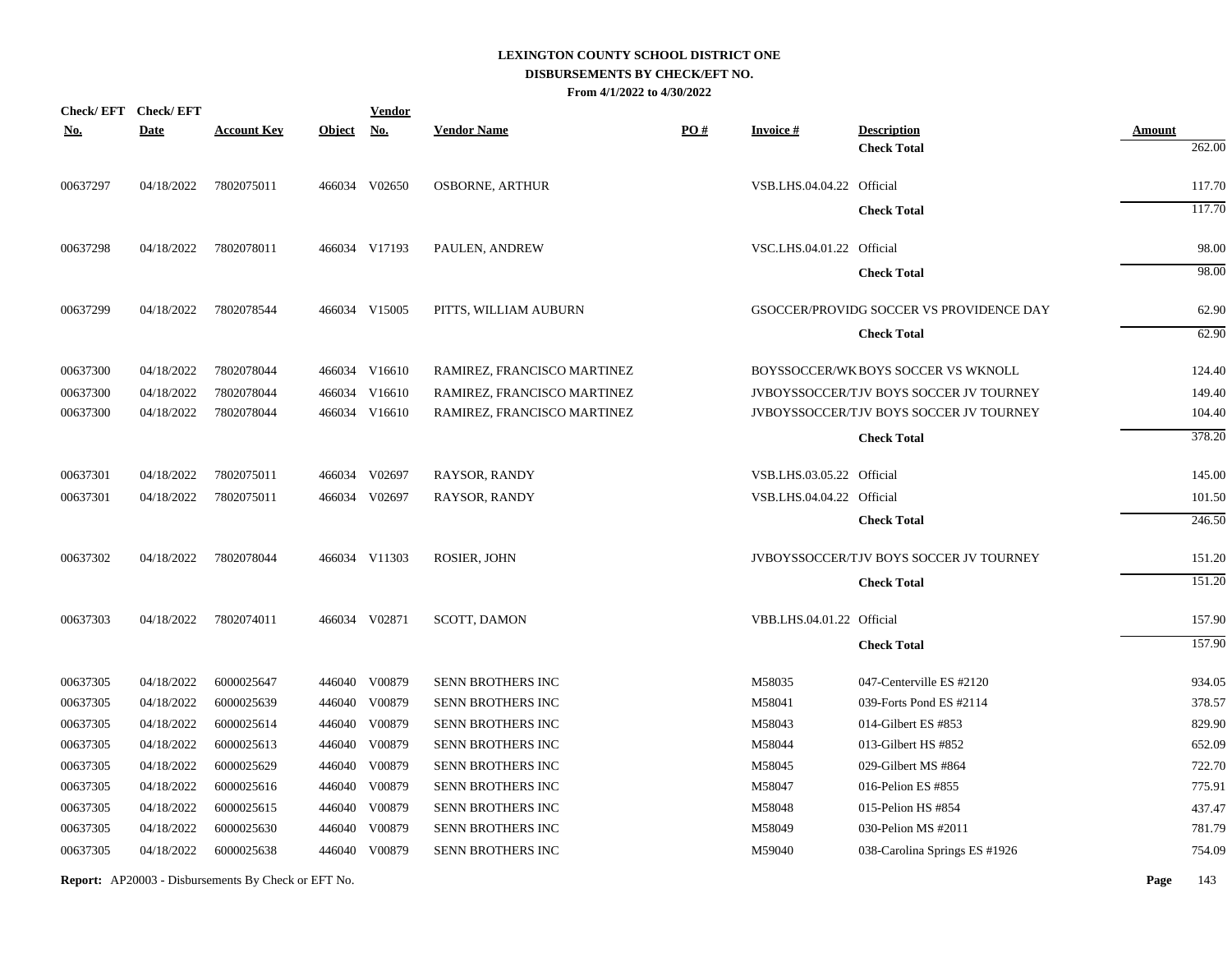# LEXINGTON COUNTY SCHOOL DISTRICT ONE
## DISBURSEMENTS BY CHECK/EFT NO.
### From 4/1/2022 to 4/30/2022

| Check/ EFT No. | Check/ EFT Date | Account Key | Object | Vendor No. | Vendor Name | PO # | Invoice # | Description | Amount |
|---|---|---|---|---|---|---|---|---|---|
| | | | | | | | | **Check Total** | 262.00 |
| 00637297 | 04/18/2022 | 7802075011 | 466034 | V02650 | OSBORNE, ARTHUR | | VSB.LHS.04.04.22 | Official | 117.70 |
| | | | | | | | | **Check Total** | 117.70 |
| 00637298 | 04/18/2022 | 7802078011 | 466034 | V17193 | PAULEN, ANDREW | | VSC.LHS.04.01.22 | Official | 98.00 |
| | | | | | | | | **Check Total** | 98.00 |
| 00637299 | 04/18/2022 | 7802078544 | 466034 | V15005 | PITTS, WILLIAM AUBURN | | GSOCCER/PROVIDG | SOCCER VS PROVIDENCE DAY | 62.90 |
| | | | | | | | | **Check Total** | 62.90 |
| 00637300 | 04/18/2022 | 7802078044 | 466034 | V16610 | RAMIREZ, FRANCISCO MARTINEZ | | BOYSSOCCER/WK | BOYS SOCCER VS WKNOLL | 124.40 |
| 00637300 | 04/18/2022 | 7802078044 | 466034 | V16610 | RAMIREZ, FRANCISCO MARTINEZ | | JVBOYSSOCCER/TJ | V BOYS SOCCER JV TOURNEY | 149.40 |
| 00637300 | 04/18/2022 | 7802078044 | 466034 | V16610 | RAMIREZ, FRANCISCO MARTINEZ | | JVBOYSSOCCER/TJ | V BOYS SOCCER JV TOURNEY | 104.40 |
| | | | | | | | | **Check Total** | 378.20 |
| 00637301 | 04/18/2022 | 7802075011 | 466034 | V02697 | RAYSOR, RANDY | | VSB.LHS.03.05.22 | Official | 145.00 |
| 00637301 | 04/18/2022 | 7802075011 | 466034 | V02697 | RAYSOR, RANDY | | VSB.LHS.04.04.22 | Official | 101.50 |
| | | | | | | | | **Check Total** | 246.50 |
| 00637302 | 04/18/2022 | 7802078044 | 466034 | V11303 | ROSIER, JOHN | | JVBOYSSOCCER/TJ | V BOYS SOCCER JV TOURNEY | 151.20 |
| | | | | | | | | **Check Total** | 151.20 |
| 00637303 | 04/18/2022 | 7802074011 | 466034 | V02871 | SCOTT, DAMON | | VBB.LHS.04.01.22 | Official | 157.90 |
| | | | | | | | | **Check Total** | 157.90 |
| 00637305 | 04/18/2022 | 6000025647 | 446040 | V00879 | SENN BROTHERS INC | | M58035 | 047-Centerville ES #2120 | 934.05 |
| 00637305 | 04/18/2022 | 6000025639 | 446040 | V00879 | SENN BROTHERS INC | | M58041 | 039-Forts Pond ES #2114 | 378.57 |
| 00637305 | 04/18/2022 | 6000025614 | 446040 | V00879 | SENN BROTHERS INC | | M58043 | 014-Gilbert ES #853 | 829.90 |
| 00637305 | 04/18/2022 | 6000025613 | 446040 | V00879 | SENN BROTHERS INC | | M58044 | 013-Gilbert HS #852 | 652.09 |
| 00637305 | 04/18/2022 | 6000025629 | 446040 | V00879 | SENN BROTHERS INC | | M58045 | 029-Gilbert MS #864 | 722.70 |
| 00637305 | 04/18/2022 | 6000025616 | 446040 | V00879 | SENN BROTHERS INC | | M58047 | 016-Pelion ES #855 | 775.91 |
| 00637305 | 04/18/2022 | 6000025615 | 446040 | V00879 | SENN BROTHERS INC | | M58048 | 015-Pelion HS #854 | 437.47 |
| 00637305 | 04/18/2022 | 6000025630 | 446040 | V00879 | SENN BROTHERS INC | | M58049 | 030-Pelion MS #2011 | 781.79 |
| 00637305 | 04/18/2022 | 6000025638 | 446040 | V00879 | SENN BROTHERS INC | | M59040 | 038-Carolina Springs ES #1926 | 754.09 |

**Report:** AP20003 - Disbursements By Check or EFT No.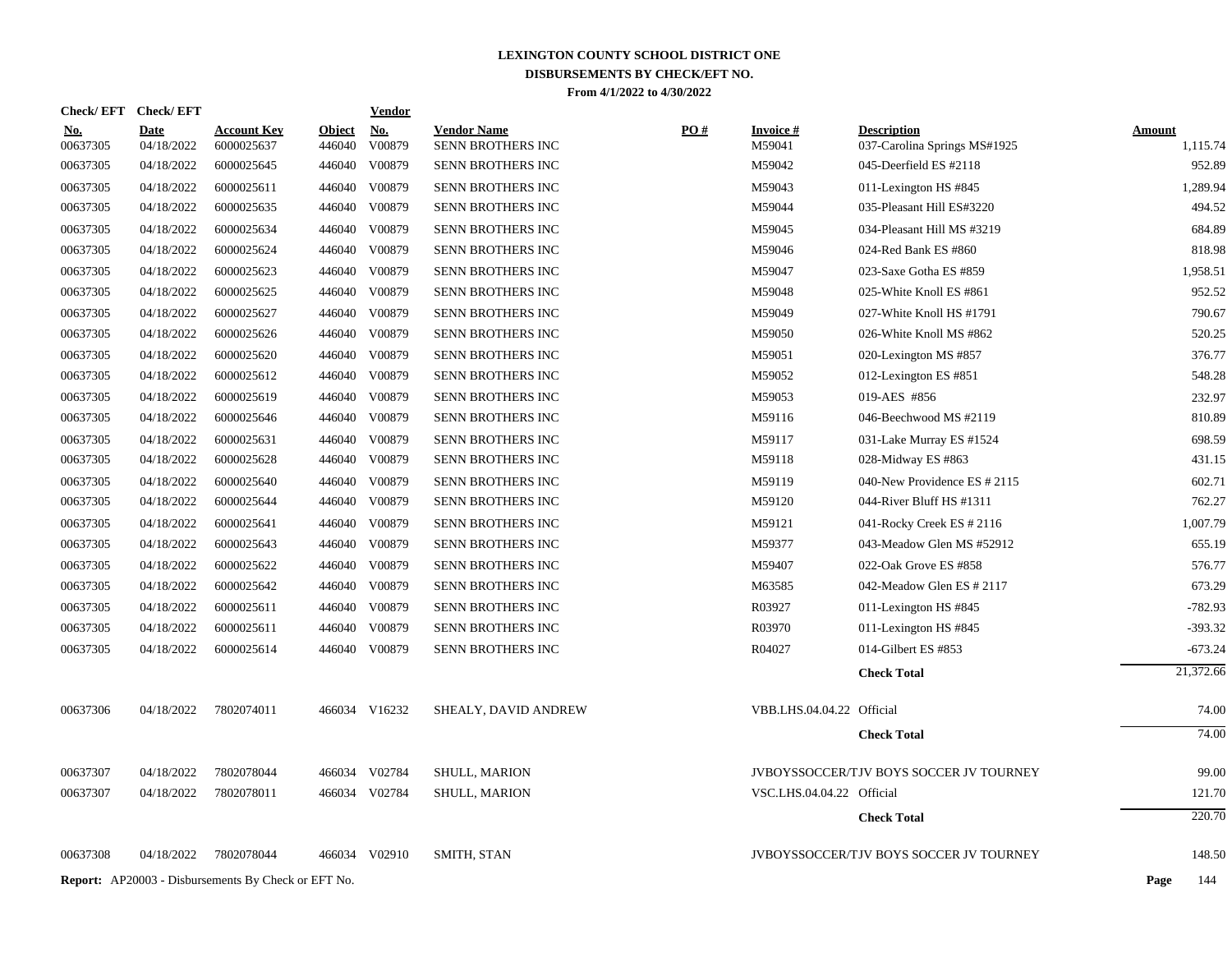# LEXINGTON COUNTY SCHOOL DISTRICT ONE
## DISBURSEMENTS BY CHECK/EFT NO.
### From 4/1/2022 to 4/30/2022

| Check/ EFT No. | Check/ EFT Date | Account Key | Object | Vendor No. | Vendor Name | PO # | Invoice # | Description | Amount |
|---|---|---|---|---|---|---|---|---|---|
| 00637305 | 04/18/2022 | 6000025637 | 446040 | V00879 | SENN BROTHERS INC | | M59041 | 037-Carolina Springs MS#1925 | 1,115.74 |
| 00637305 | 04/18/2022 | 6000025645 | 446040 | V00879 | SENN BROTHERS INC | | M59042 | 045-Deerfield ES #2118 | 952.89 |
| 00637305 | 04/18/2022 | 6000025611 | 446040 | V00879 | SENN BROTHERS INC | | M59043 | 011-Lexington HS #845 | 1,289.94 |
| 00637305 | 04/18/2022 | 6000025635 | 446040 | V00879 | SENN BROTHERS INC | | M59044 | 035-Pleasant Hill ES#3220 | 494.52 |
| 00637305 | 04/18/2022 | 6000025634 | 446040 | V00879 | SENN BROTHERS INC | | M59045 | 034-Pleasant Hill MS #3219 | 684.89 |
| 00637305 | 04/18/2022 | 6000025624 | 446040 | V00879 | SENN BROTHERS INC | | M59046 | 024-Red Bank ES #860 | 818.98 |
| 00637305 | 04/18/2022 | 6000025623 | 446040 | V00879 | SENN BROTHERS INC | | M59047 | 023-Saxe Gotha ES #859 | 1,958.51 |
| 00637305 | 04/18/2022 | 6000025625 | 446040 | V00879 | SENN BROTHERS INC | | M59048 | 025-White Knoll ES #861 | 952.52 |
| 00637305 | 04/18/2022 | 6000025627 | 446040 | V00879 | SENN BROTHERS INC | | M59049 | 027-White Knoll HS #1791 | 790.67 |
| 00637305 | 04/18/2022 | 6000025626 | 446040 | V00879 | SENN BROTHERS INC | | M59050 | 026-White Knoll MS #862 | 520.25 |
| 00637305 | 04/18/2022 | 6000025620 | 446040 | V00879 | SENN BROTHERS INC | | M59051 | 020-Lexington MS #857 | 376.77 |
| 00637305 | 04/18/2022 | 6000025612 | 446040 | V00879 | SENN BROTHERS INC | | M59052 | 012-Lexington ES #851 | 548.28 |
| 00637305 | 04/18/2022 | 6000025619 | 446040 | V00879 | SENN BROTHERS INC | | M59053 | 019-AES #856 | 232.97 |
| 00637305 | 04/18/2022 | 6000025646 | 446040 | V00879 | SENN BROTHERS INC | | M59116 | 046-Beechwood MS #2119 | 810.89 |
| 00637305 | 04/18/2022 | 6000025631 | 446040 | V00879 | SENN BROTHERS INC | | M59117 | 031-Lake Murray ES #1524 | 698.59 |
| 00637305 | 04/18/2022 | 6000025628 | 446040 | V00879 | SENN BROTHERS INC | | M59118 | 028-Midway ES #863 | 431.15 |
| 00637305 | 04/18/2022 | 6000025640 | 446040 | V00879 | SENN BROTHERS INC | | M59119 | 040-New Providence ES # 2115 | 602.71 |
| 00637305 | 04/18/2022 | 6000025644 | 446040 | V00879 | SENN BROTHERS INC | | M59120 | 044-River Bluff HS #1311 | 762.27 |
| 00637305 | 04/18/2022 | 6000025641 | 446040 | V00879 | SENN BROTHERS INC | | M59121 | 041-Rocky Creek ES # 2116 | 1,007.79 |
| 00637305 | 04/18/2022 | 6000025643 | 446040 | V00879 | SENN BROTHERS INC | | M59377 | 043-Meadow Glen MS #52912 | 655.19 |
| 00637305 | 04/18/2022 | 6000025622 | 446040 | V00879 | SENN BROTHERS INC | | M59407 | 022-Oak Grove ES #858 | 576.77 |
| 00637305 | 04/18/2022 | 6000025642 | 446040 | V00879 | SENN BROTHERS INC | | M63585 | 042-Meadow Glen ES # 2117 | 673.29 |
| 00637305 | 04/18/2022 | 6000025611 | 446040 | V00879 | SENN BROTHERS INC | | R03927 | 011-Lexington HS #845 | -782.93 |
| 00637305 | 04/18/2022 | 6000025611 | 446040 | V00879 | SENN BROTHERS INC | | R03970 | 011-Lexington HS #845 | -393.32 |
| 00637305 | 04/18/2022 | 6000025614 | 446040 | V00879 | SENN BROTHERS INC | | R04027 | 014-Gilbert ES #853 | -673.24 |
| | | | | | | | | **Check Total** | 21,372.66 |
| 00637306 | 04/18/2022 | 7802074011 | 466034 | V16232 | SHEALY, DAVID ANDREW | | VBB.LHS.04.04.22 | Official | 74.00 |
| | | | | | | | | **Check Total** | 74.00 |
| 00637307 | 04/18/2022 | 7802078044 | 466034 | V02784 | SHULL, MARION | | JVBOYSSOCCER/T | JV BOYS SOCCER JV TOURNEY | 99.00 |
| 00637307 | 04/18/2022 | 7802078011 | 466034 | V02784 | SHULL, MARION | | VSC.LHS.04.04.22 | Official | 121.70 |
| | | | | | | | | **Check Total** | 220.70 |
| 00637308 | 04/18/2022 | 7802078044 | 466034 | V02910 | SMITH, STAN | | JVBOYSSOCCER/T | JV BOYS SOCCER JV TOURNEY | 148.50 |

**Report:** AP20003 - Disbursements By Check or EFT No.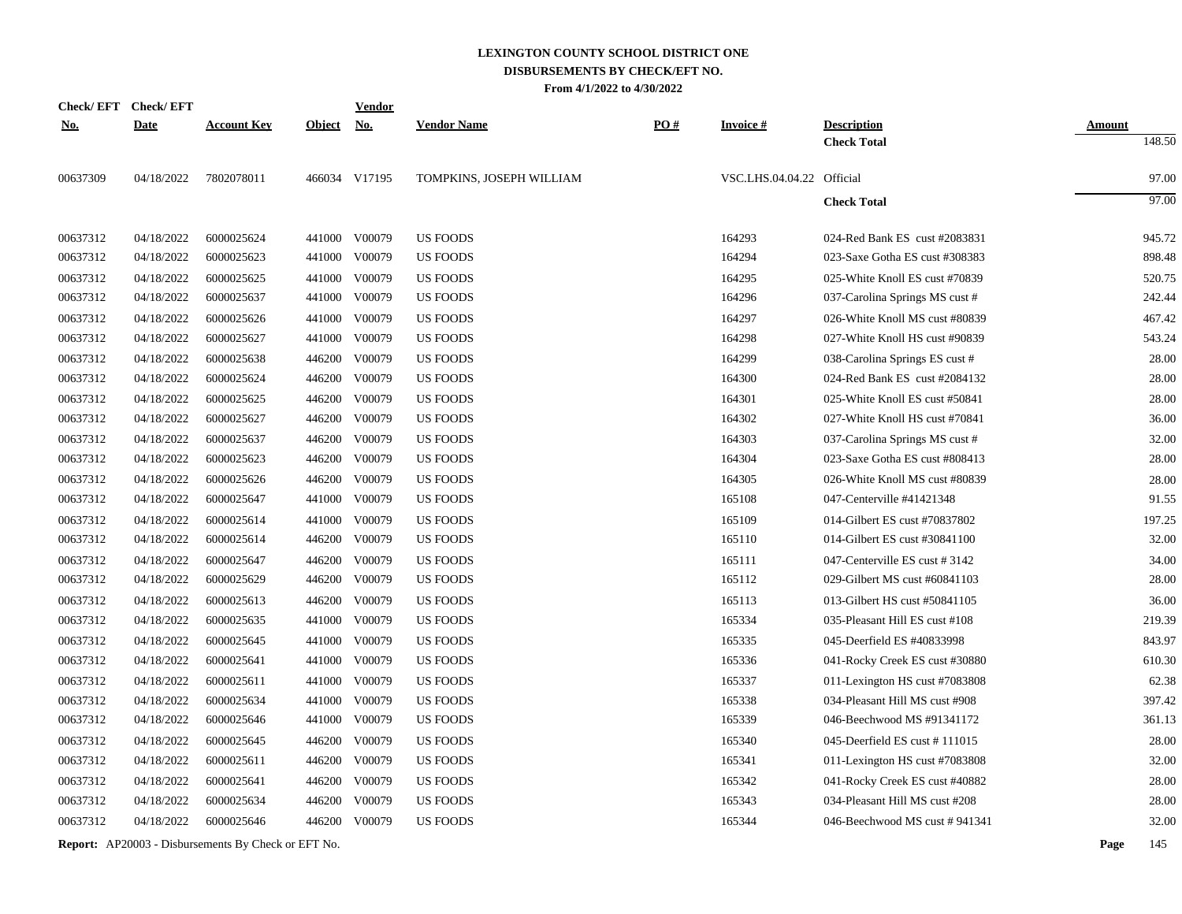# LEXINGTON COUNTY SCHOOL DISTRICT ONE
## DISBURSEMENTS BY CHECK/EFT NO.
### From 4/1/2022 to 4/30/2022

| Check/ EFT No. | Check/ EFT Date | Account Key | Object | Vendor No. | Vendor Name | PO # | Invoice # | Description | Amount |
|---|---|---|---|---|---|---|---|---|---|
| | | | | | | | | **Check Total** | 148.50 |
| 00637309 | 04/18/2022 | 7802078011 | 466034 | V17195 | TOMPKINS, JOSEPH WILLIAM | | VSC.LHS.04.04.22 | Official | 97.00 |
| | | | | | | | | **Check Total** | 97.00 |
| 00637312 | 04/18/2022 | 6000025624 | 441000 | V00079 | US FOODS | | 164293 | 024-Red Bank ES cust #2083831 | 945.72 |
| 00637312 | 04/18/2022 | 6000025623 | 441000 | V00079 | US FOODS | | 164294 | 023-Saxe Gotha ES cust #308383 | 898.48 |
| 00637312 | 04/18/2022 | 6000025625 | 441000 | V00079 | US FOODS | | 164295 | 025-White Knoll ES cust #70839 | 520.75 |
| 00637312 | 04/18/2022 | 6000025637 | 441000 | V00079 | US FOODS | | 164296 | 037-Carolina Springs MS cust # | 242.44 |
| 00637312 | 04/18/2022 | 6000025626 | 441000 | V00079 | US FOODS | | 164297 | 026-White Knoll MS cust #80839 | 467.42 |
| 00637312 | 04/18/2022 | 6000025627 | 441000 | V00079 | US FOODS | | 164298 | 027-White Knoll HS cust #90839 | 543.24 |
| 00637312 | 04/18/2022 | 6000025638 | 446200 | V00079 | US FOODS | | 164299 | 038-Carolina Springs ES cust # | 28.00 |
| 00637312 | 04/18/2022 | 6000025624 | 446200 | V00079 | US FOODS | | 164300 | 024-Red Bank ES cust #2084132 | 28.00 |
| 00637312 | 04/18/2022 | 6000025625 | 446200 | V00079 | US FOODS | | 164301 | 025-White Knoll ES cust #50841 | 28.00 |
| 00637312 | 04/18/2022 | 6000025627 | 446200 | V00079 | US FOODS | | 164302 | 027-White Knoll HS cust #70841 | 36.00 |
| 00637312 | 04/18/2022 | 6000025637 | 446200 | V00079 | US FOODS | | 164303 | 037-Carolina Springs MS cust # | 32.00 |
| 00637312 | 04/18/2022 | 6000025623 | 446200 | V00079 | US FOODS | | 164304 | 023-Saxe Gotha ES cust #808413 | 28.00 |
| 00637312 | 04/18/2022 | 6000025626 | 446200 | V00079 | US FOODS | | 164305 | 026-White Knoll MS cust #80839 | 28.00 |
| 00637312 | 04/18/2022 | 6000025647 | 441000 | V00079 | US FOODS | | 165108 | 047-Centerville #41421348 | 91.55 |
| 00637312 | 04/18/2022 | 6000025614 | 441000 | V00079 | US FOODS | | 165109 | 014-Gilbert ES cust #70837802 | 197.25 |
| 00637312 | 04/18/2022 | 6000025614 | 446200 | V00079 | US FOODS | | 165110 | 014-Gilbert ES cust #30841100 | 32.00 |
| 00637312 | 04/18/2022 | 6000025647 | 446200 | V00079 | US FOODS | | 165111 | 047-Centerville ES cust # 3142 | 34.00 |
| 00637312 | 04/18/2022 | 6000025629 | 446200 | V00079 | US FOODS | | 165112 | 029-Gilbert MS cust #60841103 | 28.00 |
| 00637312 | 04/18/2022 | 6000025613 | 446200 | V00079 | US FOODS | | 165113 | 013-Gilbert HS cust #50841105 | 36.00 |
| 00637312 | 04/18/2022 | 6000025635 | 441000 | V00079 | US FOODS | | 165334 | 035-Pleasant Hill ES cust #108 | 219.39 |
| 00637312 | 04/18/2022 | 6000025645 | 441000 | V00079 | US FOODS | | 165335 | 045-Deerfield ES #40833998 | 843.97 |
| 00637312 | 04/18/2022 | 6000025641 | 441000 | V00079 | US FOODS | | 165336 | 041-Rocky Creek ES cust #30880 | 610.30 |
| 00637312 | 04/18/2022 | 6000025611 | 441000 | V00079 | US FOODS | | 165337 | 011-Lexington HS cust #7083808 | 62.38 |
| 00637312 | 04/18/2022 | 6000025634 | 441000 | V00079 | US FOODS | | 165338 | 034-Pleasant Hill MS cust #908 | 397.42 |
| 00637312 | 04/18/2022 | 6000025646 | 441000 | V00079 | US FOODS | | 165339 | 046-Beechwood MS #91341172 | 361.13 |
| 00637312 | 04/18/2022 | 6000025645 | 446200 | V00079 | US FOODS | | 165340 | 045-Deerfield ES cust # 111015 | 28.00 |
| 00637312 | 04/18/2022 | 6000025611 | 446200 | V00079 | US FOODS | | 165341 | 011-Lexington HS cust #7083808 | 32.00 |
| 00637312 | 04/18/2022 | 6000025641 | 446200 | V00079 | US FOODS | | 165342 | 041-Rocky Creek ES cust #40882 | 28.00 |
| 00637312 | 04/18/2022 | 6000025634 | 446200 | V00079 | US FOODS | | 165343 | 034-Pleasant Hill MS cust #208 | 28.00 |
| 00637312 | 04/18/2022 | 6000025646 | 446200 | V00079 | US FOODS | | 165344 | 046-Beechwood MS cust # 941341 | 32.00 |

**Report:** AP20003 - Disbursements By Check or EFT No.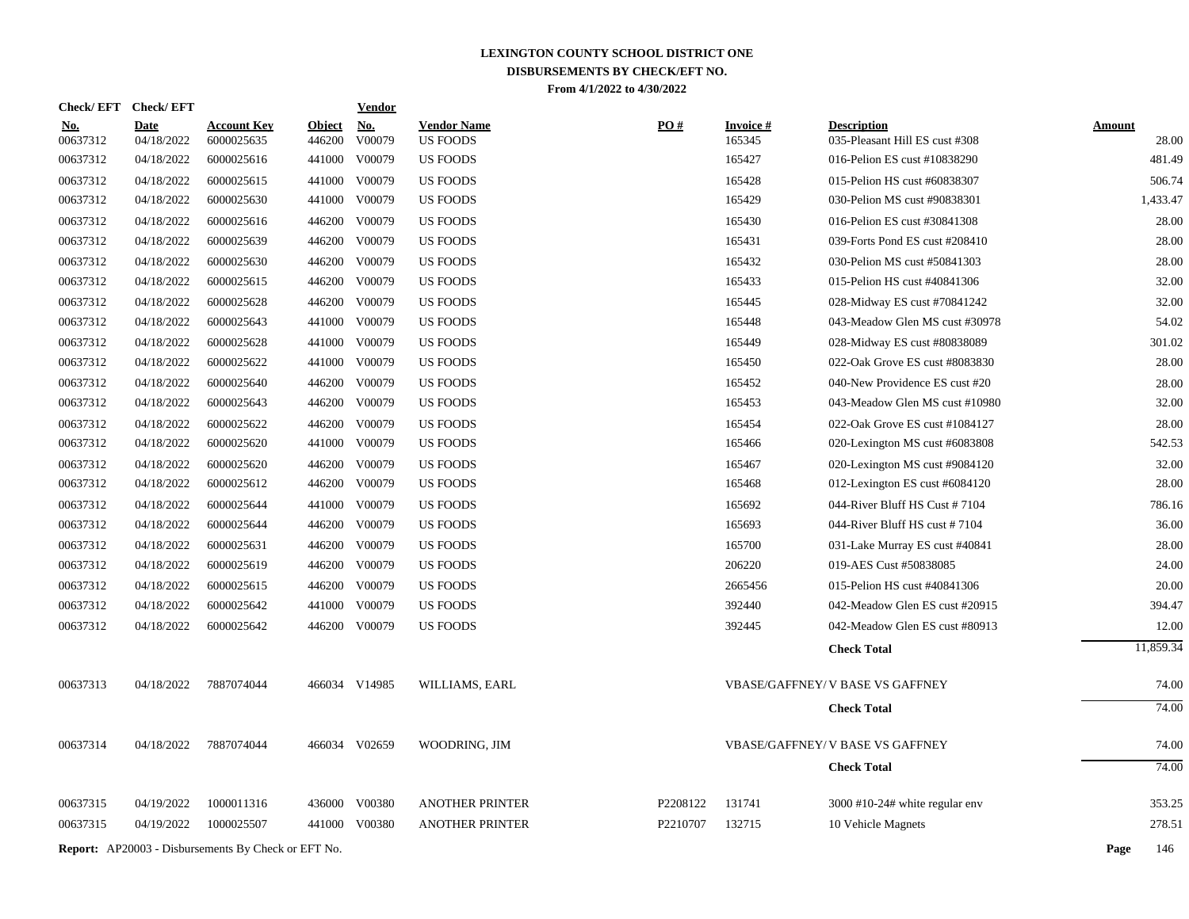# LEXINGTON COUNTY SCHOOL DISTRICT ONE
## DISBURSEMENTS BY CHECK/EFT NO.
### From 4/1/2022 to 4/30/2022

| Check/ EFT No. | Check/ EFT Date | Account Key | Object | Vendor No. | Vendor Name | PO # | Invoice # | Description | Amount |
|---|---|---|---|---|---|---|---|---|---|
| 00637312 | 04/18/2022 | 6000025635 | 446200 | V00079 | US FOODS | | 165345 | 035-Pleasant Hill ES cust #308 | 28.00 |
| 00637312 | 04/18/2022 | 6000025616 | 441000 | V00079 | US FOODS | | 165427 | 016-Pelion ES cust #10838290 | 481.49 |
| 00637312 | 04/18/2022 | 6000025615 | 441000 | V00079 | US FOODS | | 165428 | 015-Pelion HS cust #60838307 | 506.74 |
| 00637312 | 04/18/2022 | 6000025630 | 441000 | V00079 | US FOODS | | 165429 | 030-Pelion MS cust #90838301 | 1,433.47 |
| 00637312 | 04/18/2022 | 6000025616 | 446200 | V00079 | US FOODS | | 165430 | 016-Pelion ES cust #30841308 | 28.00 |
| 00637312 | 04/18/2022 | 6000025639 | 446200 | V00079 | US FOODS | | 165431 | 039-Forts Pond ES cust #208410 | 28.00 |
| 00637312 | 04/18/2022 | 6000025630 | 446200 | V00079 | US FOODS | | 165432 | 030-Pelion MS cust #50841303 | 28.00 |
| 00637312 | 04/18/2022 | 6000025615 | 446200 | V00079 | US FOODS | | 165433 | 015-Pelion HS cust #40841306 | 32.00 |
| 00637312 | 04/18/2022 | 6000025628 | 446200 | V00079 | US FOODS | | 165445 | 028-Midway ES cust #70841242 | 32.00 |
| 00637312 | 04/18/2022 | 6000025643 | 441000 | V00079 | US FOODS | | 165448 | 043-Meadow Glen MS cust #30978 | 54.02 |
| 00637312 | 04/18/2022 | 6000025628 | 441000 | V00079 | US FOODS | | 165449 | 028-Midway ES cust #80838089 | 301.02 |
| 00637312 | 04/18/2022 | 6000025622 | 441000 | V00079 | US FOODS | | 165450 | 022-Oak Grove ES cust #8083830 | 28.00 |
| 00637312 | 04/18/2022 | 6000025640 | 446200 | V00079 | US FOODS | | 165452 | 040-New Providence ES cust #20 | 28.00 |
| 00637312 | 04/18/2022 | 6000025643 | 446200 | V00079 | US FOODS | | 165453 | 043-Meadow Glen MS cust #10980 | 32.00 |
| 00637312 | 04/18/2022 | 6000025622 | 446200 | V00079 | US FOODS | | 165454 | 022-Oak Grove ES cust #1084127 | 28.00 |
| 00637312 | 04/18/2022 | 6000025620 | 441000 | V00079 | US FOODS | | 165466 | 020-Lexington MS cust #6083808 | 542.53 |
| 00637312 | 04/18/2022 | 6000025620 | 446200 | V00079 | US FOODS | | 165467 | 020-Lexington MS cust #9084120 | 32.00 |
| 00637312 | 04/18/2022 | 6000025612 | 446200 | V00079 | US FOODS | | 165468 | 012-Lexington ES cust #6084120 | 28.00 |
| 00637312 | 04/18/2022 | 6000025644 | 441000 | V00079 | US FOODS | | 165692 | 044-River Bluff HS Cust # 7104 | 786.16 |
| 00637312 | 04/18/2022 | 6000025644 | 446200 | V00079 | US FOODS | | 165693 | 044-River Bluff HS cust # 7104 | 36.00 |
| 00637312 | 04/18/2022 | 6000025631 | 446200 | V00079 | US FOODS | | 165700 | 031-Lake Murray ES cust #40841 | 28.00 |
| 00637312 | 04/18/2022 | 6000025619 | 446200 | V00079 | US FOODS | | 206220 | 019-AES Cust #50838085 | 24.00 |
| 00637312 | 04/18/2022 | 6000025615 | 446200 | V00079 | US FOODS | | 2665456 | 015-Pelion HS cust #40841306 | 20.00 |
| 00637312 | 04/18/2022 | 6000025642 | 441000 | V00079 | US FOODS | | 392440 | 042-Meadow Glen ES cust #20915 | 394.47 |
| 00637312 | 04/18/2022 | 6000025642 | 446200 | V00079 | US FOODS | | 392445 | 042-Meadow Glen ES cust #80913 | 12.00 |
| | | | | | | | | **Check Total** | 11,859.34 |
| 00637313 | 04/18/2022 | 7887074044 | 466034 | V14985 | WILLIAMS, EARL | | VBASE/GAFFNEY/ | V BASE VS GAFFNEY | 74.00 |
| | | | | | | | | **Check Total** | 74.00 |
| 00637314 | 04/18/2022 | 7887074044 | 466034 | V02659 | WOODRING, JIM | | VBASE/GAFFNEY/ | V BASE VS GAFFNEY | 74.00 |
| | | | | | | | | **Check Total** | 74.00 |
| 00637315 | 04/19/2022 | 1000011316 | 436000 | V00380 | ANOTHER PRINTER | P2208122 | 131741 | 3000 #10-24# white regular env | 353.25 |
| 00637315 | 04/19/2022 | 1000025507 | 441000 | V00380 | ANOTHER PRINTER | P2210707 | 132715 | 10 Vehicle Magnets | 278.51 |

**Report:** AP20003 - Disbursements By Check or EFT No.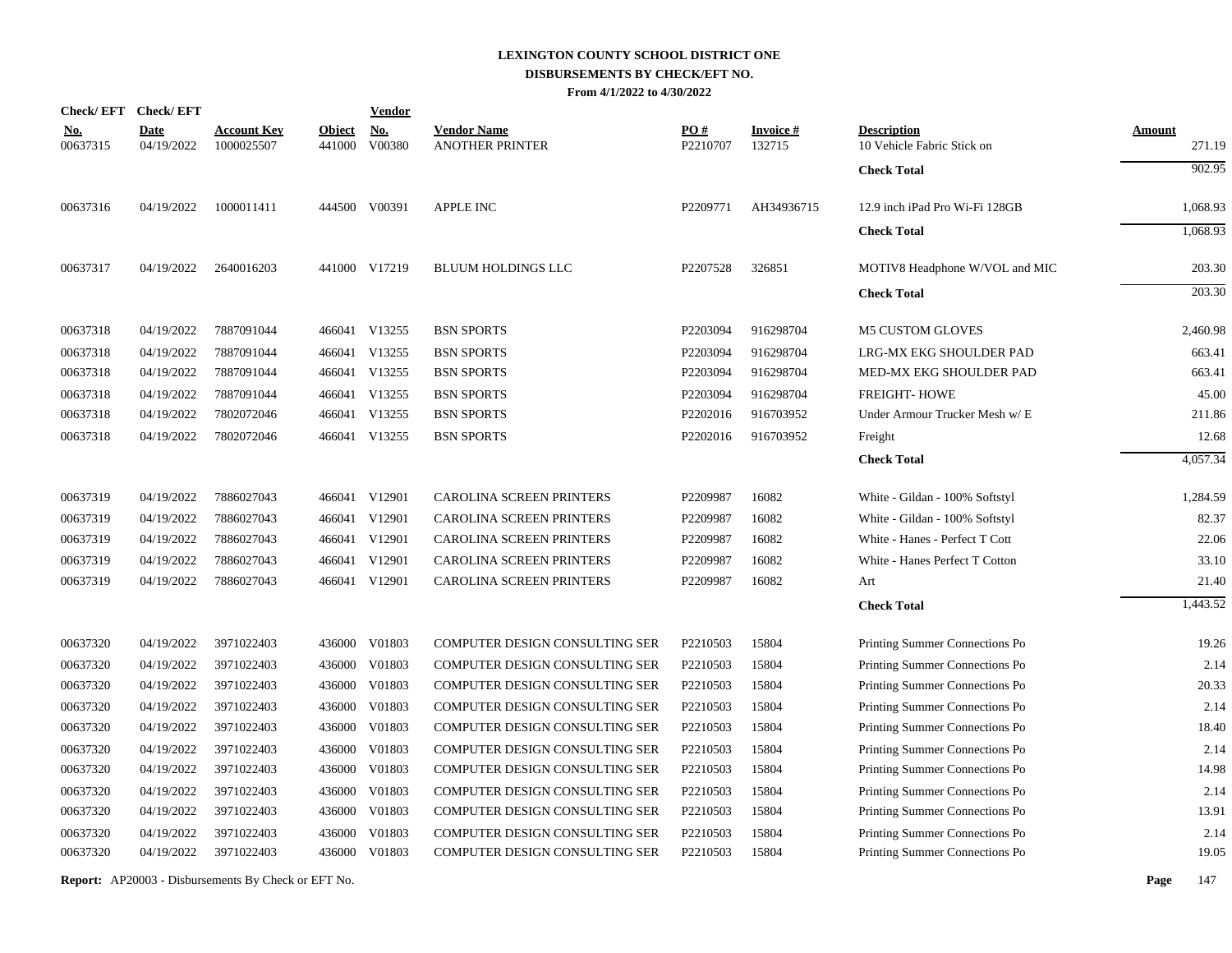# LEXINGTON COUNTY SCHOOL DISTRICT ONE
## DISBURSEMENTS BY CHECK/EFT NO.
### From 4/1/2022 to 4/30/2022

| Check/ EFT No. | Check/ EFT Date | Account Key | Object | Vendor No. | Vendor Name | PO # | Invoice # | Description | Amount |
|---|---|---|---|---|---|---|---|---|---|
| 00637315 | 04/19/2022 | 1000025507 | 441000 | V00380 | ANOTHER PRINTER | P2210707 | 132715 | 10 Vehicle Fabric Stick on | 271.19 |
| | | | | | | | | **Check Total** | 902.95 |
| 00637316 | 04/19/2022 | 1000011411 | 444500 | V00391 | APPLE INC | P2209771 | AH34936715 | 12.9 inch iPad Pro Wi-Fi 128GB | 1,068.93 |
| | | | | | | | | **Check Total** | 1,068.93 |
| 00637317 | 04/19/2022 | 2640016203 | 441000 | V17219 | BLUUM HOLDINGS LLC | P2207528 | 326851 | MOTIV8 Headphone W/VOL and MIC | 203.30 |
| | | | | | | | | **Check Total** | 203.30 |
| 00637318 | 04/19/2022 | 7887091044 | 466041 | V13255 | BSN SPORTS | P2203094 | 916298704 | M5 CUSTOM GLOVES | 2,460.98 |
| 00637318 | 04/19/2022 | 7887091044 | 466041 | V13255 | BSN SPORTS | P2203094 | 916298704 | LRG-MX EKG SHOULDER PAD | 663.41 |
| 00637318 | 04/19/2022 | 7887091044 | 466041 | V13255 | BSN SPORTS | P2203094 | 916298704 | MED-MX EKG SHOULDER PAD | 663.41 |
| 00637318 | 04/19/2022 | 7887091044 | 466041 | V13255 | BSN SPORTS | P2203094 | 916298704 | FREIGHT- HOWE | 45.00 |
| 00637318 | 04/19/2022 | 7802072046 | 466041 | V13255 | BSN SPORTS | P2202016 | 916703952 | Under Armour Trucker Mesh w/ E | 211.86 |
| 00637318 | 04/19/2022 | 7802072046 | 466041 | V13255 | BSN SPORTS | P2202016 | 916703952 | Freight | 12.68 |
| | | | | | | | | **Check Total** | 4,057.34 |
| 00637319 | 04/19/2022 | 7886027043 | 466041 | V12901 | CAROLINA SCREEN PRINTERS | P2209987 | 16082 | White - Gildan - 100% Softstyl | 1,284.59 |
| 00637319 | 04/19/2022 | 7886027043 | 466041 | V12901 | CAROLINA SCREEN PRINTERS | P2209987 | 16082 | White - Gildan - 100% Softstyl | 82.37 |
| 00637319 | 04/19/2022 | 7886027043 | 466041 | V12901 | CAROLINA SCREEN PRINTERS | P2209987 | 16082 | White - Hanes - Perfect T Cott | 22.06 |
| 00637319 | 04/19/2022 | 7886027043 | 466041 | V12901 | CAROLINA SCREEN PRINTERS | P2209987 | 16082 | White - Hanes Perfect T Cotton | 33.10 |
| 00637319 | 04/19/2022 | 7886027043 | 466041 | V12901 | CAROLINA SCREEN PRINTERS | P2209987 | 16082 | Art | 21.40 |
| | | | | | | | | **Check Total** | 1,443.52 |
| 00637320 | 04/19/2022 | 3971022403 | 436000 | V01803 | COMPUTER DESIGN CONSULTING SER | P2210503 | 15804 | Printing Summer Connections Po | 19.26 |
| 00637320 | 04/19/2022 | 3971022403 | 436000 | V01803 | COMPUTER DESIGN CONSULTING SER | P2210503 | 15804 | Printing Summer Connections Po | 2.14 |
| 00637320 | 04/19/2022 | 3971022403 | 436000 | V01803 | COMPUTER DESIGN CONSULTING SER | P2210503 | 15804 | Printing Summer Connections Po | 20.33 |
| 00637320 | 04/19/2022 | 3971022403 | 436000 | V01803 | COMPUTER DESIGN CONSULTING SER | P2210503 | 15804 | Printing Summer Connections Po | 2.14 |
| 00637320 | 04/19/2022 | 3971022403 | 436000 | V01803 | COMPUTER DESIGN CONSULTING SER | P2210503 | 15804 | Printing Summer Connections Po | 18.40 |
| 00637320 | 04/19/2022 | 3971022403 | 436000 | V01803 | COMPUTER DESIGN CONSULTING SER | P2210503 | 15804 | Printing Summer Connections Po | 2.14 |
| 00637320 | 04/19/2022 | 3971022403 | 436000 | V01803 | COMPUTER DESIGN CONSULTING SER | P2210503 | 15804 | Printing Summer Connections Po | 14.98 |
| 00637320 | 04/19/2022 | 3971022403 | 436000 | V01803 | COMPUTER DESIGN CONSULTING SER | P2210503 | 15804 | Printing Summer Connections Po | 2.14 |
| 00637320 | 04/19/2022 | 3971022403 | 436000 | V01803 | COMPUTER DESIGN CONSULTING SER | P2210503 | 15804 | Printing Summer Connections Po | 13.91 |
| 00637320 | 04/19/2022 | 3971022403 | 436000 | V01803 | COMPUTER DESIGN CONSULTING SER | P2210503 | 15804 | Printing Summer Connections Po | 2.14 |
| 00637320 | 04/19/2022 | 3971022403 | 436000 | V01803 | COMPUTER DESIGN CONSULTING SER | P2210503 | 15804 | Printing Summer Connections Po | 19.05 |

**Report:** AP20003 - Disbursements By Check or EFT No.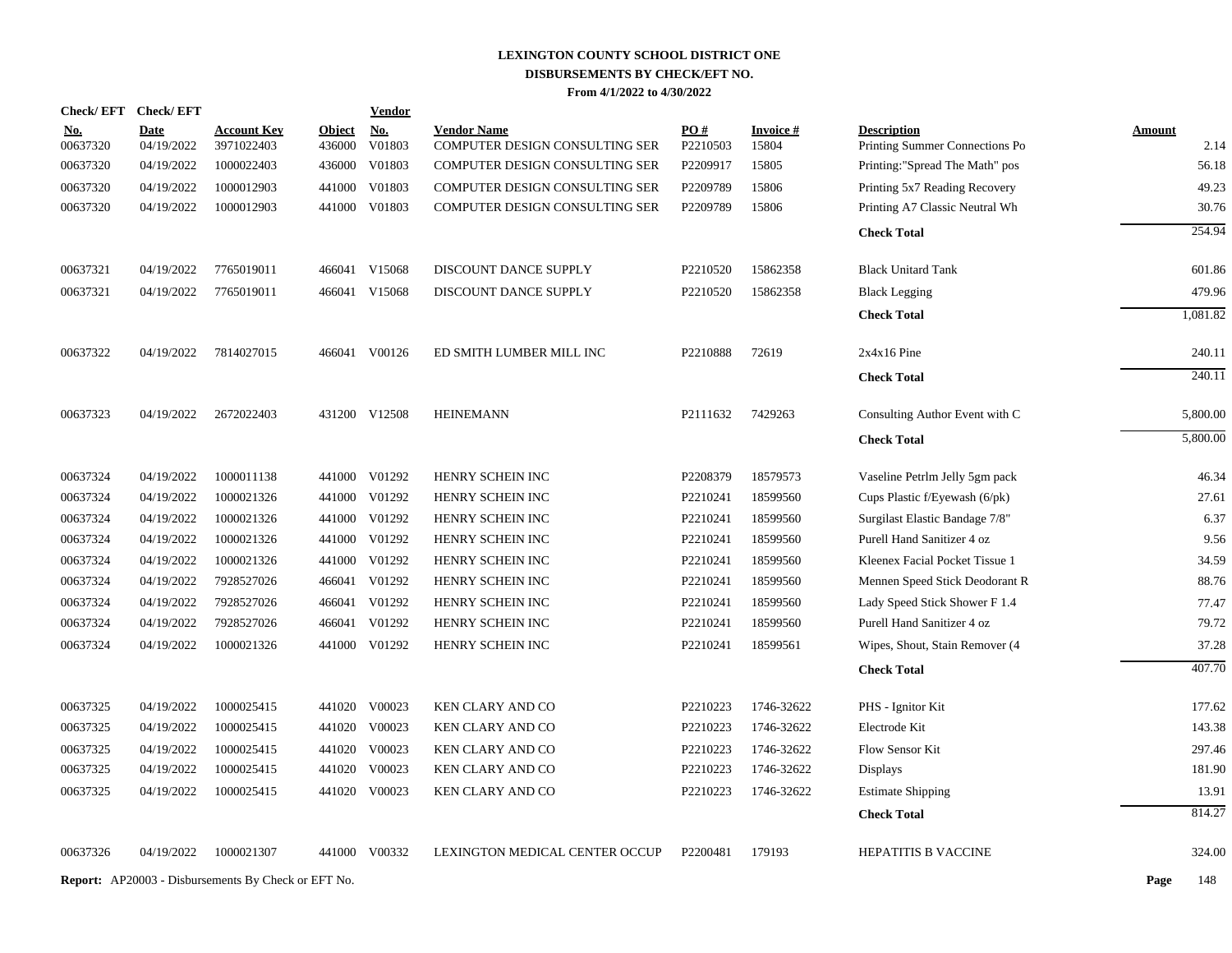# LEXINGTON COUNTY SCHOOL DISTRICT ONE
## DISBURSEMENTS BY CHECK/EFT NO.
### From 4/1/2022 to 4/30/2022

| Check/ EFT No. | Check/ EFT Date | Account Key | Object | Vendor No. | Vendor Name | PO # | Invoice # | Description | Amount |
|---|---|---|---|---|---|---|---|---|---|
| 00637320 | 04/19/2022 | 3971022403 | 436000 | V01803 | COMPUTER DESIGN CONSULTING SER | P2210503 | 15804 | Printing Summer Connections Po | 2.14 |
| 00637320 | 04/19/2022 | 1000022403 | 436000 | V01803 | COMPUTER DESIGN CONSULTING SER | P2209917 | 15805 | Printing:"Spread The Math" pos | 56.18 |
| 00637320 | 04/19/2022 | 1000012903 | 441000 | V01803 | COMPUTER DESIGN CONSULTING SER | P2209789 | 15806 | Printing 5x7 Reading Recovery | 49.23 |
| 00637320 | 04/19/2022 | 1000012903 | 441000 | V01803 | COMPUTER DESIGN CONSULTING SER | P2209789 | 15806 | Printing A7 Classic Neutral Wh | 30.76 |
| | | | | | | | | **Check Total** | 254.94 |
| 00637321 | 04/19/2022 | 7765019011 | 466041 | V15068 | DISCOUNT DANCE SUPPLY | P2210520 | 15862358 | Black Unitard Tank | 601.86 |
| 00637321 | 04/19/2022 | 7765019011 | 466041 | V15068 | DISCOUNT DANCE SUPPLY | P2210520 | 15862358 | Black Legging | 479.96 |
| | | | | | | | | **Check Total** | 1,081.82 |
| 00637322 | 04/19/2022 | 7814027015 | 466041 | V00126 | ED SMITH LUMBER MILL INC | P2210888 | 72619 | 2x4x16 Pine | 240.11 |
| | | | | | | | | **Check Total** | 240.11 |
| 00637323 | 04/19/2022 | 2672022403 | 431200 | V12508 | HEINEMANN | P2111632 | 7429263 | Consulting Author Event with C | 5,800.00 |
| | | | | | | | | **Check Total** | 5,800.00 |
| 00637324 | 04/19/2022 | 1000011138 | 441000 | V01292 | HENRY SCHEIN INC | P2208379 | 18579573 | Vaseline Petrlm Jelly 5gm pack | 46.34 |
| 00637324 | 04/19/2022 | 1000021326 | 441000 | V01292 | HENRY SCHEIN INC | P2210241 | 18599560 | Cups Plastic f/Eyewash (6/pk) | 27.61 |
| 00637324 | 04/19/2022 | 1000021326 | 441000 | V01292 | HENRY SCHEIN INC | P2210241 | 18599560 | Surgilast Elastic Bandage 7/8" | 6.37 |
| 00637324 | 04/19/2022 | 1000021326 | 441000 | V01292 | HENRY SCHEIN INC | P2210241 | 18599560 | Purell Hand Sanitizer 4 oz | 9.56 |
| 00637324 | 04/19/2022 | 1000021326 | 441000 | V01292 | HENRY SCHEIN INC | P2210241 | 18599560 | Kleenex Facial Pocket Tissue 1 | 34.59 |
| 00637324 | 04/19/2022 | 7928527026 | 466041 | V01292 | HENRY SCHEIN INC | P2210241 | 18599560 | Mennen Speed Stick Deodorant R | 88.76 |
| 00637324 | 04/19/2022 | 7928527026 | 466041 | V01292 | HENRY SCHEIN INC | P2210241 | 18599560 | Lady Speed Stick Shower F 1.4 | 77.47 |
| 00637324 | 04/19/2022 | 7928527026 | 466041 | V01292 | HENRY SCHEIN INC | P2210241 | 18599560 | Purell Hand Sanitizer 4 oz | 79.72 |
| 00637324 | 04/19/2022 | 1000021326 | 441000 | V01292 | HENRY SCHEIN INC | P2210241 | 18599561 | Wipes, Shout, Stain Remover (4 | 37.28 |
| | | | | | | | | **Check Total** | 407.70 |
| 00637325 | 04/19/2022 | 1000025415 | 441020 | V00023 | KEN CLARY AND CO | P2210223 | 1746-32622 | PHS - Ignitor Kit | 177.62 |
| 00637325 | 04/19/2022 | 1000025415 | 441020 | V00023 | KEN CLARY AND CO | P2210223 | 1746-32622 | Electrode Kit | 143.38 |
| 00637325 | 04/19/2022 | 1000025415 | 441020 | V00023 | KEN CLARY AND CO | P2210223 | 1746-32622 | Flow Sensor Kit | 297.46 |
| 00637325 | 04/19/2022 | 1000025415 | 441020 | V00023 | KEN CLARY AND CO | P2210223 | 1746-32622 | Displays | 181.90 |
| 00637325 | 04/19/2022 | 1000025415 | 441020 | V00023 | KEN CLARY AND CO | P2210223 | 1746-32622 | Estimate Shipping | 13.91 |
| | | | | | | | | **Check Total** | 814.27 |
| 00637326 | 04/19/2022 | 1000021307 | 441000 | V00332 | LEXINGTON MEDICAL CENTER OCCUP | P2200481 | 179193 | HEPATITIS B VACCINE | 324.00 |

**Report:** AP20003 - Disbursements By Check or EFT No.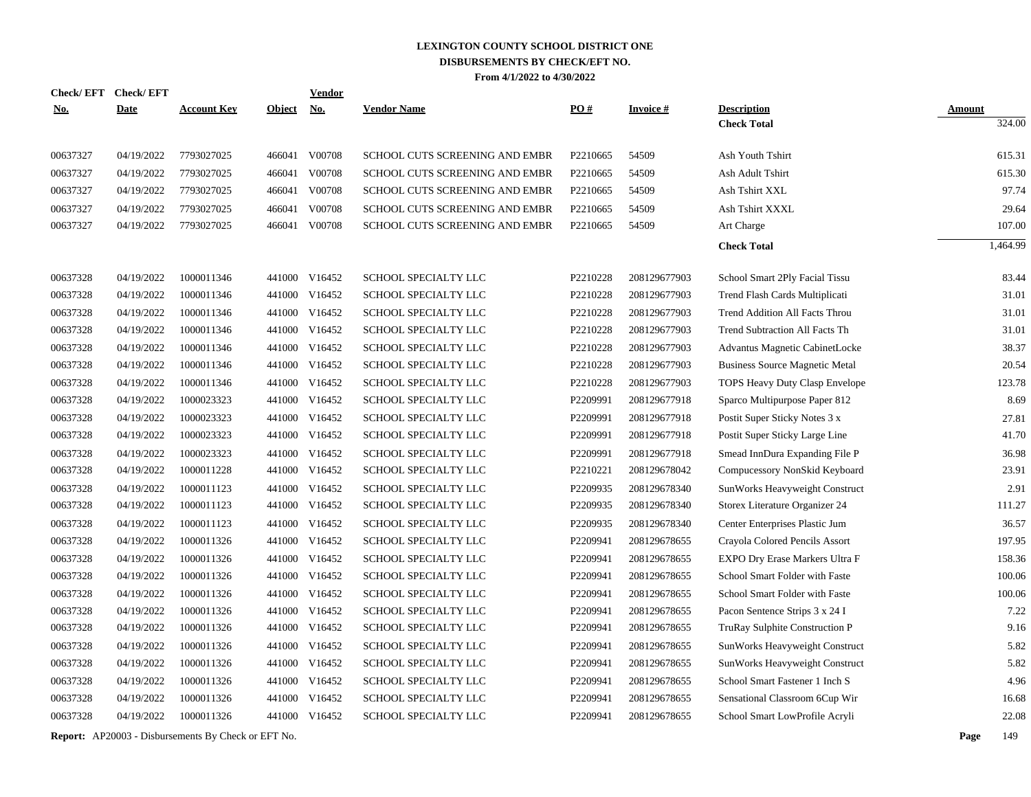# LEXINGTON COUNTY SCHOOL DISTRICT ONE
## DISBURSEMENTS BY CHECK/EFT NO.
### From 4/1/2022 to 4/30/2022

| Check/ EFT No. | Check/ EFT Date | Account Key | Object | Vendor No. | Vendor Name | PO # | Invoice # | Description | Amount |
|---|---|---|---|---|---|---|---|---|---|
| | | | | | | | | **Check Total** | 324.00 |
| 00637327 | 04/19/2022 | 7793027025 | 466041 | V00708 | SCHOOL CUTS SCREENING AND EMBR | P2210665 | 54509 | Ash Youth Tshirt | 615.31 |
| 00637327 | 04/19/2022 | 7793027025 | 466041 | V00708 | SCHOOL CUTS SCREENING AND EMBR | P2210665 | 54509 | Ash Adult Tshirt | 615.30 |
| 00637327 | 04/19/2022 | 7793027025 | 466041 | V00708 | SCHOOL CUTS SCREENING AND EMBR | P2210665 | 54509 | Ash Tshirt XXL | 97.74 |
| 00637327 | 04/19/2022 | 7793027025 | 466041 | V00708 | SCHOOL CUTS SCREENING AND EMBR | P2210665 | 54509 | Ash Tshirt XXXL | 29.64 |
| 00637327 | 04/19/2022 | 7793027025 | 466041 | V00708 | SCHOOL CUTS SCREENING AND EMBR | P2210665 | 54509 | Art Charge | 107.00 |
| | | | | | | | | **Check Total** | 1,464.99 |
| 00637328 | 04/19/2022 | 1000011346 | 441000 | V16452 | SCHOOL SPECIALTY LLC | P2210228 | 208129677903 | School Smart 2Ply Facial Tissu | 83.44 |
| 00637328 | 04/19/2022 | 1000011346 | 441000 | V16452 | SCHOOL SPECIALTY LLC | P2210228 | 208129677903 | Trend Flash Cards Multiplicati | 31.01 |
| 00637328 | 04/19/2022 | 1000011346 | 441000 | V16452 | SCHOOL SPECIALTY LLC | P2210228 | 208129677903 | Trend Addition All Facts Throu | 31.01 |
| 00637328 | 04/19/2022 | 1000011346 | 441000 | V16452 | SCHOOL SPECIALTY LLC | P2210228 | 208129677903 | Trend Subtraction All Facts Th | 31.01 |
| 00637328 | 04/19/2022 | 1000011346 | 441000 | V16452 | SCHOOL SPECIALTY LLC | P2210228 | 208129677903 | Advantus Magnetic CabinetLocke | 38.37 |
| 00637328 | 04/19/2022 | 1000011346 | 441000 | V16452 | SCHOOL SPECIALTY LLC | P2210228 | 208129677903 | Business Source Magnetic Metal | 20.54 |
| 00637328 | 04/19/2022 | 1000011346 | 441000 | V16452 | SCHOOL SPECIALTY LLC | P2210228 | 208129677903 | TOPS Heavy Duty Clasp Envelope | 123.78 |
| 00637328 | 04/19/2022 | 1000023323 | 441000 | V16452 | SCHOOL SPECIALTY LLC | P2209991 | 208129677918 | Sparco Multipurpose Paper 812 | 8.69 |
| 00637328 | 04/19/2022 | 1000023323 | 441000 | V16452 | SCHOOL SPECIALTY LLC | P2209991 | 208129677918 | Postit Super Sticky Notes 3 x | 27.81 |
| 00637328 | 04/19/2022 | 1000023323 | 441000 | V16452 | SCHOOL SPECIALTY LLC | P2209991 | 208129677918 | Postit Super Sticky Large Line | 41.70 |
| 00637328 | 04/19/2022 | 1000023323 | 441000 | V16452 | SCHOOL SPECIALTY LLC | P2209991 | 208129677918 | Smead InnDura Expanding File P | 36.98 |
| 00637328 | 04/19/2022 | 1000011228 | 441000 | V16452 | SCHOOL SPECIALTY LLC | P2210221 | 208129678042 | Compucessory NonSkid Keyboard | 23.91 |
| 00637328 | 04/19/2022 | 1000011123 | 441000 | V16452 | SCHOOL SPECIALTY LLC | P2209935 | 208129678340 | SunWorks Heavyweight Construct | 2.91 |
| 00637328 | 04/19/2022 | 1000011123 | 441000 | V16452 | SCHOOL SPECIALTY LLC | P2209935 | 208129678340 | Storex Literature Organizer 24 | 111.27 |
| 00637328 | 04/19/2022 | 1000011123 | 441000 | V16452 | SCHOOL SPECIALTY LLC | P2209935 | 208129678340 | Center Enterprises Plastic Jum | 36.57 |
| 00637328 | 04/19/2022 | 1000011326 | 441000 | V16452 | SCHOOL SPECIALTY LLC | P2209941 | 208129678655 | Crayola Colored Pencils Assort | 197.95 |
| 00637328 | 04/19/2022 | 1000011326 | 441000 | V16452 | SCHOOL SPECIALTY LLC | P2209941 | 208129678655 | EXPO Dry Erase Markers Ultra F | 158.36 |
| 00637328 | 04/19/2022 | 1000011326 | 441000 | V16452 | SCHOOL SPECIALTY LLC | P2209941 | 208129678655 | School Smart Folder with Faste | 100.06 |
| 00637328 | 04/19/2022 | 1000011326 | 441000 | V16452 | SCHOOL SPECIALTY LLC | P2209941 | 208129678655 | School Smart Folder with Faste | 100.06 |
| 00637328 | 04/19/2022 | 1000011326 | 441000 | V16452 | SCHOOL SPECIALTY LLC | P2209941 | 208129678655 | Pacon Sentence Strips 3 x 24 I | 7.22 |
| 00637328 | 04/19/2022 | 1000011326 | 441000 | V16452 | SCHOOL SPECIALTY LLC | P2209941 | 208129678655 | TruRay Sulphite Construction P | 9.16 |
| 00637328 | 04/19/2022 | 1000011326 | 441000 | V16452 | SCHOOL SPECIALTY LLC | P2209941 | 208129678655 | SunWorks Heavyweight Construct | 5.82 |
| 00637328 | 04/19/2022 | 1000011326 | 441000 | V16452 | SCHOOL SPECIALTY LLC | P2209941 | 208129678655 | SunWorks Heavyweight Construct | 5.82 |
| 00637328 | 04/19/2022 | 1000011326 | 441000 | V16452 | SCHOOL SPECIALTY LLC | P2209941 | 208129678655 | School Smart Fastener 1 Inch S | 4.96 |
| 00637328 | 04/19/2022 | 1000011326 | 441000 | V16452 | SCHOOL SPECIALTY LLC | P2209941 | 208129678655 | Sensational Classroom 6Cup Wir | 16.68 |
| 00637328 | 04/19/2022 | 1000011326 | 441000 | V16452 | SCHOOL SPECIALTY LLC | P2209941 | 208129678655 | School Smart LowProfile Acryli | 22.08 |

**Report:** AP20003 - Disbursements By Check or EFT No.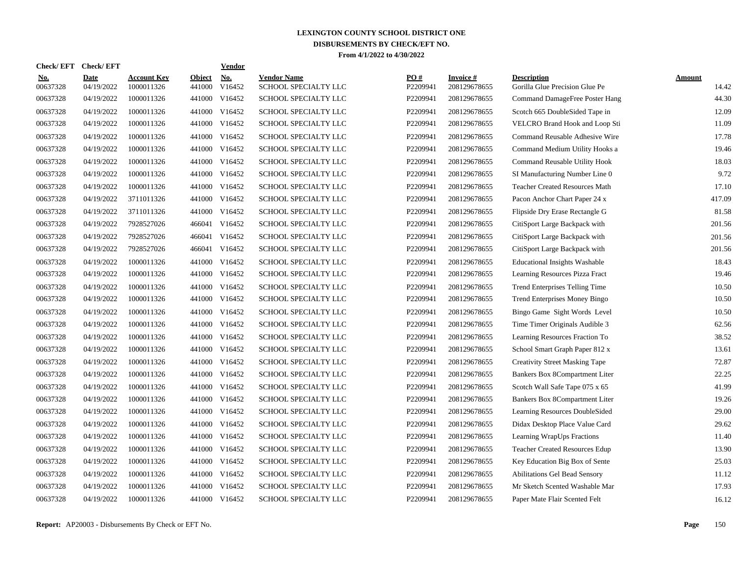# LEXINGTON COUNTY SCHOOL DISTRICT ONE

## DISBURSEMENTS BY CHECK/EFT NO.

**From 4/1/2022 to 4/30/2022**

| Check/EFT No. | Check/EFT Date | Account Key | Object | Vendor No. | Vendor Name | PO # | Invoice # | Description | Amount |
|---|---|---|---|---|---|---|---|---|---|
| 00637328 | 04/19/2022 | 1000011326 | 441000 | V16452 | SCHOOL SPECIALTY LLC | P2209941 | 208129678655 | Gorilla Glue Precision Glue Pe | 14.42 |
| 00637328 | 04/19/2022 | 1000011326 | 441000 | V16452 | SCHOOL SPECIALTY LLC | P2209941 | 208129678655 | Command DamageFree Poster Hang | 44.30 |
| 00637328 | 04/19/2022 | 1000011326 | 441000 | V16452 | SCHOOL SPECIALTY LLC | P2209941 | 208129678655 | Scotch 665 DoubleSided Tape in | 12.09 |
| 00637328 | 04/19/2022 | 1000011326 | 441000 | V16452 | SCHOOL SPECIALTY LLC | P2209941 | 208129678655 | VELCRO Brand Hook and Loop Sti | 11.09 |
| 00637328 | 04/19/2022 | 1000011326 | 441000 | V16452 | SCHOOL SPECIALTY LLC | P2209941 | 208129678655 | Command Reusable Adhesive Wire | 17.78 |
| 00637328 | 04/19/2022 | 1000011326 | 441000 | V16452 | SCHOOL SPECIALTY LLC | P2209941 | 208129678655 | Command Medium Utility Hooks a | 19.46 |
| 00637328 | 04/19/2022 | 1000011326 | 441000 | V16452 | SCHOOL SPECIALTY LLC | P2209941 | 208129678655 | Command Reusable Utility Hook | 18.03 |
| 00637328 | 04/19/2022 | 1000011326 | 441000 | V16452 | SCHOOL SPECIALTY LLC | P2209941 | 208129678655 | SI Manufacturing Number Line 0 | 9.72 |
| 00637328 | 04/19/2022 | 1000011326 | 441000 | V16452 | SCHOOL SPECIALTY LLC | P2209941 | 208129678655 | Teacher Created Resources Math | 17.10 |
| 00637328 | 04/19/2022 | 3711011326 | 441000 | V16452 | SCHOOL SPECIALTY LLC | P2209941 | 208129678655 | Pacon Anchor Chart Paper 24 x | 417.09 |
| 00637328 | 04/19/2022 | 3711011326 | 441000 | V16452 | SCHOOL SPECIALTY LLC | P2209941 | 208129678655 | Flipside Dry Erase Rectangle G | 81.58 |
| 00637328 | 04/19/2022 | 7928527026 | 466041 | V16452 | SCHOOL SPECIALTY LLC | P2209941 | 208129678655 | CitiSport Large Backpack with | 201.56 |
| 00637328 | 04/19/2022 | 7928527026 | 466041 | V16452 | SCHOOL SPECIALTY LLC | P2209941 | 208129678655 | CitiSport Large Backpack with | 201.56 |
| 00637328 | 04/19/2022 | 7928527026 | 466041 | V16452 | SCHOOL SPECIALTY LLC | P2209941 | 208129678655 | CitiSport Large Backpack with | 201.56 |
| 00637328 | 04/19/2022 | 1000011326 | 441000 | V16452 | SCHOOL SPECIALTY LLC | P2209941 | 208129678655 | Educational Insights Washable | 18.43 |
| 00637328 | 04/19/2022 | 1000011326 | 441000 | V16452 | SCHOOL SPECIALTY LLC | P2209941 | 208129678655 | Learning Resources Pizza Fract | 19.46 |
| 00637328 | 04/19/2022 | 1000011326 | 441000 | V16452 | SCHOOL SPECIALTY LLC | P2209941 | 208129678655 | Trend Enterprises Telling Time | 10.50 |
| 00637328 | 04/19/2022 | 1000011326 | 441000 | V16452 | SCHOOL SPECIALTY LLC | P2209941 | 208129678655 | Trend Enterprises Money Bingo | 10.50 |
| 00637328 | 04/19/2022 | 1000011326 | 441000 | V16452 | SCHOOL SPECIALTY LLC | P2209941 | 208129678655 | Bingo Game Sight Words Level | 10.50 |
| 00637328 | 04/19/2022 | 1000011326 | 441000 | V16452 | SCHOOL SPECIALTY LLC | P2209941 | 208129678655 | Time Timer Originals Audible 3 | 62.56 |
| 00637328 | 04/19/2022 | 1000011326 | 441000 | V16452 | SCHOOL SPECIALTY LLC | P2209941 | 208129678655 | Learning Resources Fraction To | 38.52 |
| 00637328 | 04/19/2022 | 1000011326 | 441000 | V16452 | SCHOOL SPECIALTY LLC | P2209941 | 208129678655 | School Smart Graph Paper 812 x | 13.61 |
| 00637328 | 04/19/2022 | 1000011326 | 441000 | V16452 | SCHOOL SPECIALTY LLC | P2209941 | 208129678655 | Creativity Street Masking Tape | 72.87 |
| 00637328 | 04/19/2022 | 1000011326 | 441000 | V16452 | SCHOOL SPECIALTY LLC | P2209941 | 208129678655 | Bankers Box 8Compartment Liter | 22.25 |
| 00637328 | 04/19/2022 | 1000011326 | 441000 | V16452 | SCHOOL SPECIALTY LLC | P2209941 | 208129678655 | Scotch Wall Safe Tape 075 x 65 | 41.99 |
| 00637328 | 04/19/2022 | 1000011326 | 441000 | V16452 | SCHOOL SPECIALTY LLC | P2209941 | 208129678655 | Bankers Box 8Compartment Liter | 19.26 |
| 00637328 | 04/19/2022 | 1000011326 | 441000 | V16452 | SCHOOL SPECIALTY LLC | P2209941 | 208129678655 | Learning Resources DoubleSided | 29.00 |
| 00637328 | 04/19/2022 | 1000011326 | 441000 | V16452 | SCHOOL SPECIALTY LLC | P2209941 | 208129678655 | Didax Desktop Place Value Card | 29.62 |
| 00637328 | 04/19/2022 | 1000011326 | 441000 | V16452 | SCHOOL SPECIALTY LLC | P2209941 | 208129678655 | Learning WrapUps Fractions | 11.40 |
| 00637328 | 04/19/2022 | 1000011326 | 441000 | V16452 | SCHOOL SPECIALTY LLC | P2209941 | 208129678655 | Teacher Created Resources Edup | 13.90 |
| 00637328 | 04/19/2022 | 1000011326 | 441000 | V16452 | SCHOOL SPECIALTY LLC | P2209941 | 208129678655 | Key Education Big Box of Sente | 25.03 |
| 00637328 | 04/19/2022 | 1000011326 | 441000 | V16452 | SCHOOL SPECIALTY LLC | P2209941 | 208129678655 | Abilitations Gel Bead Sensory | 11.12 |
| 00637328 | 04/19/2022 | 1000011326 | 441000 | V16452 | SCHOOL SPECIALTY LLC | P2209941 | 208129678655 | Mr Sketch Scented Washable Mar | 17.93 |
| 00637328 | 04/19/2022 | 1000011326 | 441000 | V16452 | SCHOOL SPECIALTY LLC | P2209941 | 208129678655 | Paper Mate Flair Scented Felt | 16.12 |

**Report:** AP20003 - Disbursements By Check or EFT No.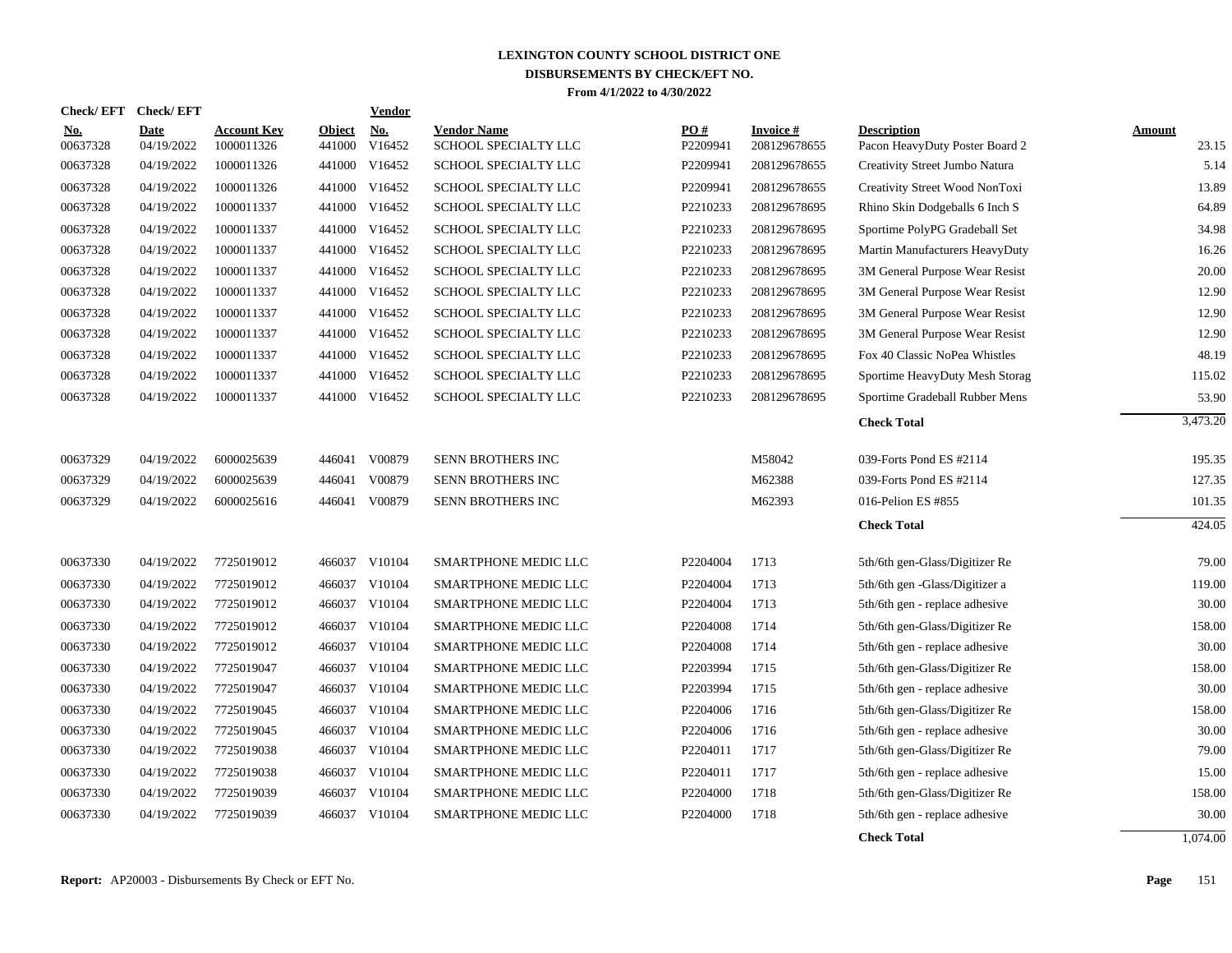# LEXINGTON COUNTY SCHOOL DISTRICT ONE
## DISBURSEMENTS BY CHECK/EFT NO.
### From 4/1/2022 to 4/30/2022

| Check/ EFT No. | Check/ EFT Date | Account Key | Object | Vendor No. | Vendor Name | PO # | Invoice # | Description | Amount |
|---|---|---|---|---|---|---|---|---|---|
| 00637328 | 04/19/2022 | 1000011326 | 441000 | V16452 | SCHOOL SPECIALTY LLC | P2209941 | 208129678655 | Pacon HeavyDuty Poster Board 2 | 23.15 |
| 00637328 | 04/19/2022 | 1000011326 | 441000 | V16452 | SCHOOL SPECIALTY LLC | P2209941 | 208129678655 | Creativity Street Jumbo Natura | 5.14 |
| 00637328 | 04/19/2022 | 1000011326 | 441000 | V16452 | SCHOOL SPECIALTY LLC | P2209941 | 208129678655 | Creativity Street Wood NonToxi | 13.89 |
| 00637328 | 04/19/2022 | 1000011337 | 441000 | V16452 | SCHOOL SPECIALTY LLC | P2210233 | 208129678695 | Rhino Skin Dodgeballs 6 Inch S | 64.89 |
| 00637328 | 04/19/2022 | 1000011337 | 441000 | V16452 | SCHOOL SPECIALTY LLC | P2210233 | 208129678695 | Sportime PolyPG Gradeball Set | 34.98 |
| 00637328 | 04/19/2022 | 1000011337 | 441000 | V16452 | SCHOOL SPECIALTY LLC | P2210233 | 208129678695 | Martin Manufacturers HeavyDuty | 16.26 |
| 00637328 | 04/19/2022 | 1000011337 | 441000 | V16452 | SCHOOL SPECIALTY LLC | P2210233 | 208129678695 | 3M General Purpose Wear Resist | 20.00 |
| 00637328 | 04/19/2022 | 1000011337 | 441000 | V16452 | SCHOOL SPECIALTY LLC | P2210233 | 208129678695 | 3M General Purpose Wear Resist | 12.90 |
| 00637328 | 04/19/2022 | 1000011337 | 441000 | V16452 | SCHOOL SPECIALTY LLC | P2210233 | 208129678695 | 3M General Purpose Wear Resist | 12.90 |
| 00637328 | 04/19/2022 | 1000011337 | 441000 | V16452 | SCHOOL SPECIALTY LLC | P2210233 | 208129678695 | 3M General Purpose Wear Resist | 12.90 |
| 00637328 | 04/19/2022 | 1000011337 | 441000 | V16452 | SCHOOL SPECIALTY LLC | P2210233 | 208129678695 | Fox 40 Classic NoPea Whistles | 48.19 |
| 00637328 | 04/19/2022 | 1000011337 | 441000 | V16452 | SCHOOL SPECIALTY LLC | P2210233 | 208129678695 | Sportime HeavyDuty Mesh Storag | 115.02 |
| 00637328 | 04/19/2022 | 1000011337 | 441000 | V16452 | SCHOOL SPECIALTY LLC | P2210233 | 208129678695 | Sportime Gradeball Rubber Mens | 53.90 |
| | | | | | | | | **Check Total** | 3,473.20 |
| 00637329 | 04/19/2022 | 6000025639 | 446041 | V00879 | SENN BROTHERS INC | | M58042 | 039-Forts Pond ES #2114 | 195.35 |
| 00637329 | 04/19/2022 | 6000025639 | 446041 | V00879 | SENN BROTHERS INC | | M62388 | 039-Forts Pond ES #2114 | 127.35 |
| 00637329 | 04/19/2022 | 6000025616 | 446041 | V00879 | SENN BROTHERS INC | | M62393 | 016-Pelion ES #855 | 101.35 |
| | | | | | | | | **Check Total** | 424.05 |
| 00637330 | 04/19/2022 | 7725019012 | 466037 | V10104 | SMARTPHONE MEDIC LLC | P2204004 | 1713 | 5th/6th gen-Glass/Digitizer Re | 79.00 |
| 00637330 | 04/19/2022 | 7725019012 | 466037 | V10104 | SMARTPHONE MEDIC LLC | P2204004 | 1713 | 5th/6th gen -Glass/Digitizer a | 119.00 |
| 00637330 | 04/19/2022 | 7725019012 | 466037 | V10104 | SMARTPHONE MEDIC LLC | P2204004 | 1713 | 5th/6th gen - replace adhesive | 30.00 |
| 00637330 | 04/19/2022 | 7725019012 | 466037 | V10104 | SMARTPHONE MEDIC LLC | P2204008 | 1714 | 5th/6th gen-Glass/Digitizer Re | 158.00 |
| 00637330 | 04/19/2022 | 7725019012 | 466037 | V10104 | SMARTPHONE MEDIC LLC | P2204008 | 1714 | 5th/6th gen - replace adhesive | 30.00 |
| 00637330 | 04/19/2022 | 7725019047 | 466037 | V10104 | SMARTPHONE MEDIC LLC | P2203994 | 1715 | 5th/6th gen-Glass/Digitizer Re | 158.00 |
| 00637330 | 04/19/2022 | 7725019047 | 466037 | V10104 | SMARTPHONE MEDIC LLC | P2203994 | 1715 | 5th/6th gen - replace adhesive | 30.00 |
| 00637330 | 04/19/2022 | 7725019045 | 466037 | V10104 | SMARTPHONE MEDIC LLC | P2204006 | 1716 | 5th/6th gen-Glass/Digitizer Re | 158.00 |
| 00637330 | 04/19/2022 | 7725019045 | 466037 | V10104 | SMARTPHONE MEDIC LLC | P2204006 | 1716 | 5th/6th gen - replace adhesive | 30.00 |
| 00637330 | 04/19/2022 | 7725019038 | 466037 | V10104 | SMARTPHONE MEDIC LLC | P2204011 | 1717 | 5th/6th gen-Glass/Digitizer Re | 79.00 |
| 00637330 | 04/19/2022 | 7725019038 | 466037 | V10104 | SMARTPHONE MEDIC LLC | P2204011 | 1717 | 5th/6th gen - replace adhesive | 15.00 |
| 00637330 | 04/19/2022 | 7725019039 | 466037 | V10104 | SMARTPHONE MEDIC LLC | P2204000 | 1718 | 5th/6th gen-Glass/Digitizer Re | 158.00 |
| 00637330 | 04/19/2022 | 7725019039 | 466037 | V10104 | SMARTPHONE MEDIC LLC | P2204000 | 1718 | 5th/6th gen - replace adhesive | 30.00 |
| | | | | | | | | **Check Total** | 1,074.00 |

**Report:** AP20003 - Disbursements By Check or EFT No.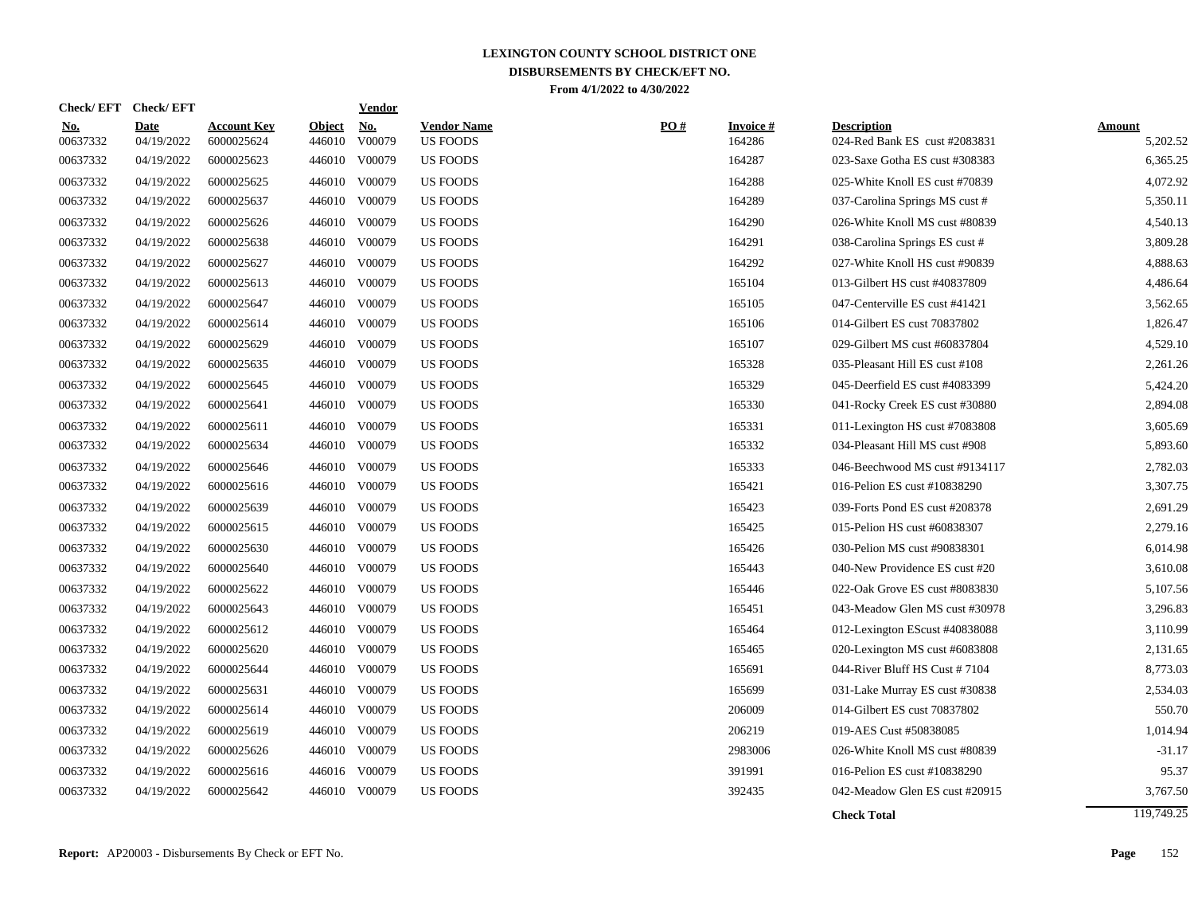# LEXINGTON COUNTY SCHOOL DISTRICT ONE
## DISBURSEMENTS BY CHECK/EFT NO.
### From 4/1/2022 to 4/30/2022

| Check/ EFT No. | Check/ EFT Date | Account Key | Object | Vendor No. | Vendor Name | PO # | Invoice # | Description | Amount |
|---|---|---|---|---|---|---|---|---|---|
| 00637332 | 04/19/2022 | 6000025624 | 446010 | V00079 | US FOODS | | 164286 | 024-Red Bank ES cust #2083831 | 5,202.52 |
| 00637332 | 04/19/2022 | 6000025623 | 446010 | V00079 | US FOODS | | 164287 | 023-Saxe Gotha ES cust #308383 | 6,365.25 |
| 00637332 | 04/19/2022 | 6000025625 | 446010 | V00079 | US FOODS | | 164288 | 025-White Knoll ES cust #70839 | 4,072.92 |
| 00637332 | 04/19/2022 | 6000025637 | 446010 | V00079 | US FOODS | | 164289 | 037-Carolina Springs MS cust # | 5,350.11 |
| 00637332 | 04/19/2022 | 6000025626 | 446010 | V00079 | US FOODS | | 164290 | 026-White Knoll MS cust #80839 | 4,540.13 |
| 00637332 | 04/19/2022 | 6000025638 | 446010 | V00079 | US FOODS | | 164291 | 038-Carolina Springs ES cust # | 3,809.28 |
| 00637332 | 04/19/2022 | 6000025627 | 446010 | V00079 | US FOODS | | 164292 | 027-White Knoll HS cust #90839 | 4,888.63 |
| 00637332 | 04/19/2022 | 6000025613 | 446010 | V00079 | US FOODS | | 165104 | 013-Gilbert HS cust #40837809 | 4,486.64 |
| 00637332 | 04/19/2022 | 6000025647 | 446010 | V00079 | US FOODS | | 165105 | 047-Centerville ES cust #41421 | 3,562.65 |
| 00637332 | 04/19/2022 | 6000025614 | 446010 | V00079 | US FOODS | | 165106 | 014-Gilbert ES cust 70837802 | 1,826.47 |
| 00637332 | 04/19/2022 | 6000025629 | 446010 | V00079 | US FOODS | | 165107 | 029-Gilbert MS cust #60837804 | 4,529.10 |
| 00637332 | 04/19/2022 | 6000025635 | 446010 | V00079 | US FOODS | | 165328 | 035-Pleasant Hill ES cust #108 | 2,261.26 |
| 00637332 | 04/19/2022 | 6000025645 | 446010 | V00079 | US FOODS | | 165329 | 045-Deerfield ES cust #4083399 | 5,424.20 |
| 00637332 | 04/19/2022 | 6000025641 | 446010 | V00079 | US FOODS | | 165330 | 041-Rocky Creek ES cust #30880 | 2,894.08 |
| 00637332 | 04/19/2022 | 6000025611 | 446010 | V00079 | US FOODS | | 165331 | 011-Lexington HS cust #7083808 | 3,605.69 |
| 00637332 | 04/19/2022 | 6000025634 | 446010 | V00079 | US FOODS | | 165332 | 034-Pleasant Hill MS cust #908 | 5,893.60 |
| 00637332 | 04/19/2022 | 6000025646 | 446010 | V00079 | US FOODS | | 165333 | 046-Beechwood MS cust #9134117 | 2,782.03 |
| 00637332 | 04/19/2022 | 6000025616 | 446010 | V00079 | US FOODS | | 165421 | 016-Pelion ES cust #10838290 | 3,307.75 |
| 00637332 | 04/19/2022 | 6000025639 | 446010 | V00079 | US FOODS | | 165423 | 039-Forts Pond ES cust #208378 | 2,691.29 |
| 00637332 | 04/19/2022 | 6000025615 | 446010 | V00079 | US FOODS | | 165425 | 015-Pelion HS cust #60838307 | 2,279.16 |
| 00637332 | 04/19/2022 | 6000025630 | 446010 | V00079 | US FOODS | | 165426 | 030-Pelion MS cust #90838301 | 6,014.98 |
| 00637332 | 04/19/2022 | 6000025640 | 446010 | V00079 | US FOODS | | 165443 | 040-New Providence ES cust #20 | 3,610.08 |
| 00637332 | 04/19/2022 | 6000025622 | 446010 | V00079 | US FOODS | | 165446 | 022-Oak Grove ES cust #8083830 | 5,107.56 |
| 00637332 | 04/19/2022 | 6000025643 | 446010 | V00079 | US FOODS | | 165451 | 043-Meadow Glen MS cust #30978 | 3,296.83 |
| 00637332 | 04/19/2022 | 6000025612 | 446010 | V00079 | US FOODS | | 165464 | 012-Lexington EScust #40838088 | 3,110.99 |
| 00637332 | 04/19/2022 | 6000025620 | 446010 | V00079 | US FOODS | | 165465 | 020-Lexington MS cust #6083808 | 2,131.65 |
| 00637332 | 04/19/2022 | 6000025644 | 446010 | V00079 | US FOODS | | 165691 | 044-River Bluff HS Cust # 7104 | 8,773.03 |
| 00637332 | 04/19/2022 | 6000025631 | 446010 | V00079 | US FOODS | | 165699 | 031-Lake Murray ES cust #30838 | 2,534.03 |
| 00637332 | 04/19/2022 | 6000025614 | 446010 | V00079 | US FOODS | | 206009 | 014-Gilbert ES cust 70837802 | 550.70 |
| 00637332 | 04/19/2022 | 6000025619 | 446010 | V00079 | US FOODS | | 206219 | 019-AES Cust #50838085 | 1,014.94 |
| 00637332 | 04/19/2022 | 6000025626 | 446010 | V00079 | US FOODS | | 2983006 | 026-White Knoll MS cust #80839 | -31.17 |
| 00637332 | 04/19/2022 | 6000025616 | 446016 | V00079 | US FOODS | | 391991 | 016-Pelion ES cust #10838290 | 95.37 |
| 00637332 | 04/19/2022 | 6000025642 | 446010 | V00079 | US FOODS | | 392435 | 042-Meadow Glen ES cust #20915 | 3,767.50 |
| | | | | | | | | **Check Total** | 119,749.25 |

**Report:** AP20003 - Disbursements By Check or EFT No.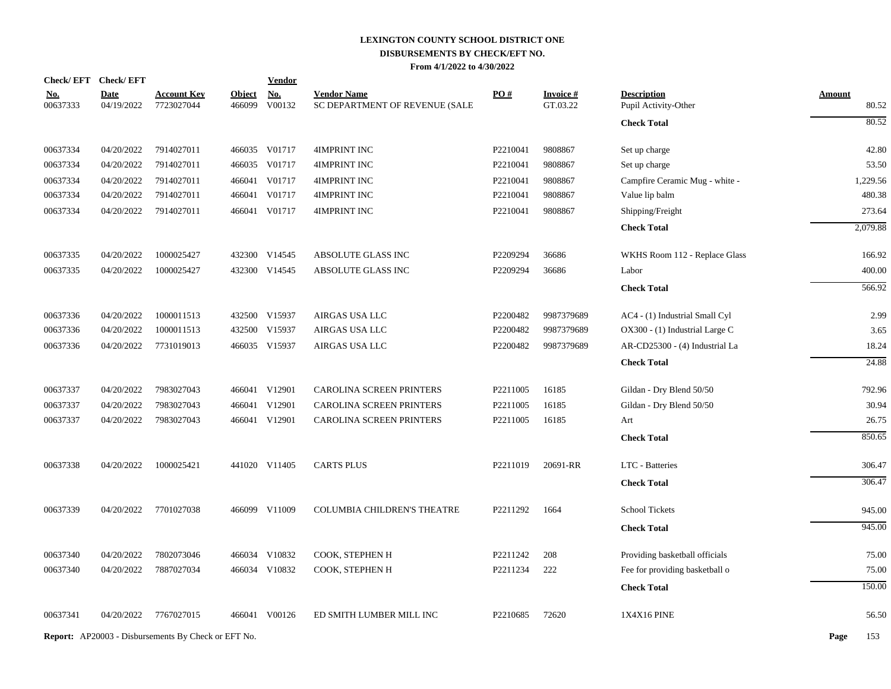**LEXINGTON COUNTY SCHOOL DISTRICT ONE**
**DISBURSEMENTS BY CHECK/EFT NO.**
**From 4/1/2022 to 4/30/2022**

| Check/ EFT No. | Check/ EFT Date | Account Key | Object | Vendor No. | Vendor Name | PO # | Invoice # | Description | Amount |
|---|---|---|---|---|---|---|---|---|---|
| 00637333 | 04/19/2022 | 7723027044 | 466099 | V00132 | SC DEPARTMENT OF REVENUE (SALE | | GT.03.22 | Pupil Activity-Other | 80.52 |
| | | | | | | | | **Check Total** | 80.52 |
| 00637334 | 04/20/2022 | 7914027011 | 466035 | V01717 | 4IMPRINT INC | P2210041 | 9808867 | Set up charge | 42.80 |
| 00637334 | 04/20/2022 | 7914027011 | 466035 | V01717 | 4IMPRINT INC | P2210041 | 9808867 | Set up charge | 53.50 |
| 00637334 | 04/20/2022 | 7914027011 | 466041 | V01717 | 4IMPRINT INC | P2210041 | 9808867 | Campfire Ceramic Mug - white - | 1,229.56 |
| 00637334 | 04/20/2022 | 7914027011 | 466041 | V01717 | 4IMPRINT INC | P2210041 | 9808867 | Value lip balm | 480.38 |
| 00637334 | 04/20/2022 | 7914027011 | 466041 | V01717 | 4IMPRINT INC | P2210041 | 9808867 | Shipping/Freight | 273.64 |
| | | | | | | | | **Check Total** | 2,079.88 |
| 00637335 | 04/20/2022 | 1000025427 | 432300 | V14545 | ABSOLUTE GLASS INC | P2209294 | 36686 | WKHS Room 112 - Replace Glass | 166.92 |
| 00637335 | 04/20/2022 | 1000025427 | 432300 | V14545 | ABSOLUTE GLASS INC | P2209294 | 36686 | Labor | 400.00 |
| | | | | | | | | **Check Total** | 566.92 |
| 00637336 | 04/20/2022 | 1000011513 | 432500 | V15937 | AIRGAS USA LLC | P2200482 | 9987379689 | AC4 - (1) Industrial Small Cyl | 2.99 |
| 00637336 | 04/20/2022 | 1000011513 | 432500 | V15937 | AIRGAS USA LLC | P2200482 | 9987379689 | OX300 - (1) Industrial Large C | 3.65 |
| 00637336 | 04/20/2022 | 7731019013 | 466035 | V15937 | AIRGAS USA LLC | P2200482 | 9987379689 | AR-CD25300 - (4) Industrial La | 18.24 |
| | | | | | | | | **Check Total** | 24.88 |
| 00637337 | 04/20/2022 | 7983027043 | 466041 | V12901 | CAROLINA SCREEN PRINTERS | P2211005 | 16185 | Gildan - Dry Blend 50/50 | 792.96 |
| 00637337 | 04/20/2022 | 7983027043 | 466041 | V12901 | CAROLINA SCREEN PRINTERS | P2211005 | 16185 | Gildan - Dry Blend 50/50 | 30.94 |
| 00637337 | 04/20/2022 | 7983027043 | 466041 | V12901 | CAROLINA SCREEN PRINTERS | P2211005 | 16185 | Art | 26.75 |
| | | | | | | | | **Check Total** | 850.65 |
| 00637338 | 04/20/2022 | 1000025421 | 441020 | V11405 | CARTS PLUS | P2211019 | 20691-RR | LTC - Batteries | 306.47 |
| | | | | | | | | **Check Total** | 306.47 |
| 00637339 | 04/20/2022 | 7701027038 | 466099 | V11009 | COLUMBIA CHILDREN'S THEATRE | P2211292 | 1664 | School Tickets | 945.00 |
| | | | | | | | | **Check Total** | 945.00 |
| 00637340 | 04/20/2022 | 7802073046 | 466034 | V10832 | COOK, STEPHEN H | P2211242 | 208 | Providing basketball officials | 75.00 |
| 00637340 | 04/20/2022 | 7887027034 | 466034 | V10832 | COOK, STEPHEN H | P2211234 | 222 | Fee for providing basketball o | 75.00 |
| | | | | | | | | **Check Total** | 150.00 |
| 00637341 | 04/20/2022 | 7767027015 | 466041 | V00126 | ED SMITH LUMBER MILL INC | P2210685 | 72620 | 1X4X16 PINE | 56.50 |

**Report:** AP20003 - Disbursements By Check or EFT No.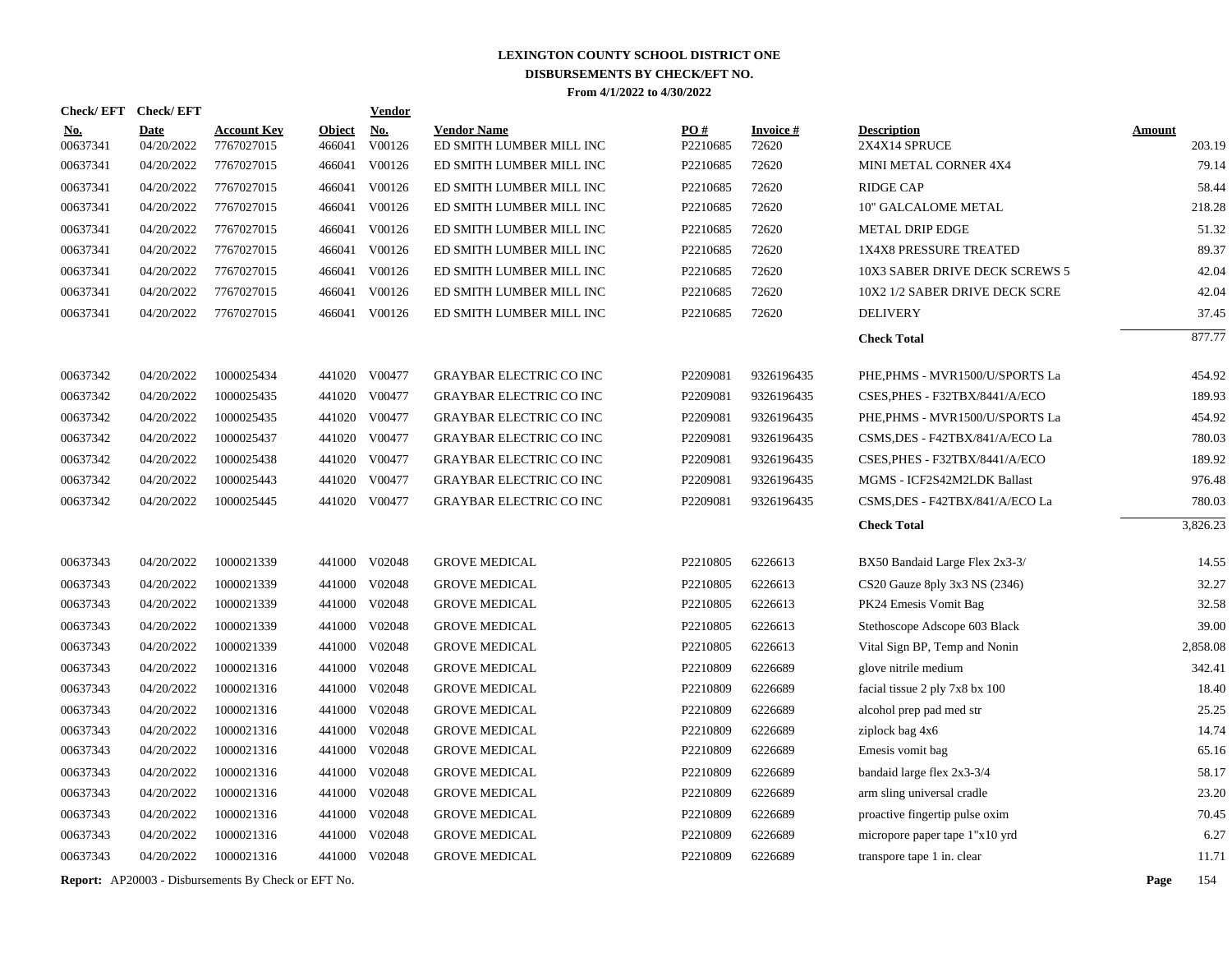# LEXINGTON COUNTY SCHOOL DISTRICT ONE
## DISBURSEMENTS BY CHECK/EFT NO.
### From 4/1/2022 to 4/30/2022

| Check/ EFT No. | Check/ EFT Date | Account Key | Object | Vendor No. | Vendor Name | PO # | Invoice # | Description | Amount |
|---|---|---|---|---|---|---|---|---|---|
| 00637341 | 04/20/2022 | 7767027015 | 466041 | V00126 | ED SMITH LUMBER MILL INC | P2210685 | 72620 | 2X4X14 SPRUCE | 203.19 |
| 00637341 | 04/20/2022 | 7767027015 | 466041 | V00126 | ED SMITH LUMBER MILL INC | P2210685 | 72620 | MINI METAL CORNER 4X4 | 79.14 |
| 00637341 | 04/20/2022 | 7767027015 | 466041 | V00126 | ED SMITH LUMBER MILL INC | P2210685 | 72620 | RIDGE CAP | 58.44 |
| 00637341 | 04/20/2022 | 7767027015 | 466041 | V00126 | ED SMITH LUMBER MILL INC | P2210685 | 72620 | 10" GALCALOME METAL | 218.28 |
| 00637341 | 04/20/2022 | 7767027015 | 466041 | V00126 | ED SMITH LUMBER MILL INC | P2210685 | 72620 | METAL DRIP EDGE | 51.32 |
| 00637341 | 04/20/2022 | 7767027015 | 466041 | V00126 | ED SMITH LUMBER MILL INC | P2210685 | 72620 | 1X4X8 PRESSURE TREATED | 89.37 |
| 00637341 | 04/20/2022 | 7767027015 | 466041 | V00126 | ED SMITH LUMBER MILL INC | P2210685 | 72620 | 10X3 SABER DRIVE DECK SCREWS 5 | 42.04 |
| 00637341 | 04/20/2022 | 7767027015 | 466041 | V00126 | ED SMITH LUMBER MILL INC | P2210685 | 72620 | 10X2 1/2 SABER DRIVE DECK SCRE | 42.04 |
| 00637341 | 04/20/2022 | 7767027015 | 466041 | V00126 | ED SMITH LUMBER MILL INC | P2210685 | 72620 | DELIVERY | 37.45 |
| | | | | | | | | **Check Total** | 877.77 |
| 00637342 | 04/20/2022 | 1000025434 | 441020 | V00477 | GRAYBAR ELECTRIC CO INC | P2209081 | 9326196435 | PHE,PHMS - MVR1500/U/SPORTS La | 454.92 |
| 00637342 | 04/20/2022 | 1000025435 | 441020 | V00477 | GRAYBAR ELECTRIC CO INC | P2209081 | 9326196435 | CSES,PHES - F32TBX/8441/A/ECO | 189.93 |
| 00637342 | 04/20/2022 | 1000025435 | 441020 | V00477 | GRAYBAR ELECTRIC CO INC | P2209081 | 9326196435 | PHE,PHMS - MVR1500/U/SPORTS La | 454.92 |
| 00637342 | 04/20/2022 | 1000025437 | 441020 | V00477 | GRAYBAR ELECTRIC CO INC | P2209081 | 9326196435 | CSMS,DES - F42TBX/841/A/ECO La | 780.03 |
| 00637342 | 04/20/2022 | 1000025438 | 441020 | V00477 | GRAYBAR ELECTRIC CO INC | P2209081 | 9326196435 | CSES,PHES - F32TBX/8441/A/ECO | 189.92 |
| 00637342 | 04/20/2022 | 1000025443 | 441020 | V00477 | GRAYBAR ELECTRIC CO INC | P2209081 | 9326196435 | MGMS - ICF2S42M2LDK Ballast | 976.48 |
| 00637342 | 04/20/2022 | 1000025445 | 441020 | V00477 | GRAYBAR ELECTRIC CO INC | P2209081 | 9326196435 | CSMS,DES - F42TBX/841/A/ECO La | 780.03 |
| | | | | | | | | **Check Total** | 3,826.23 |
| 00637343 | 04/20/2022 | 1000021339 | 441000 | V02048 | GROVE MEDICAL | P2210805 | 6226613 | BX50 Bandaid Large Flex 2x3-3/ | 14.55 |
| 00637343 | 04/20/2022 | 1000021339 | 441000 | V02048 | GROVE MEDICAL | P2210805 | 6226613 | CS20 Gauze 8ply 3x3 NS (2346) | 32.27 |
| 00637343 | 04/20/2022 | 1000021339 | 441000 | V02048 | GROVE MEDICAL | P2210805 | 6226613 | PK24 Emesis Vomit Bag | 32.58 |
| 00637343 | 04/20/2022 | 1000021339 | 441000 | V02048 | GROVE MEDICAL | P2210805 | 6226613 | Stethoscope Adscope 603 Black | 39.00 |
| 00637343 | 04/20/2022 | 1000021339 | 441000 | V02048 | GROVE MEDICAL | P2210805 | 6226613 | Vital Sign BP, Temp and Nonin | 2,858.08 |
| 00637343 | 04/20/2022 | 1000021316 | 441000 | V02048 | GROVE MEDICAL | P2210809 | 6226689 | glove nitrile medium | 342.41 |
| 00637343 | 04/20/2022 | 1000021316 | 441000 | V02048 | GROVE MEDICAL | P2210809 | 6226689 | facial tissue 2 ply 7x8 bx 100 | 18.40 |
| 00637343 | 04/20/2022 | 1000021316 | 441000 | V02048 | GROVE MEDICAL | P2210809 | 6226689 | alcohol prep pad med str | 25.25 |
| 00637343 | 04/20/2022 | 1000021316 | 441000 | V02048 | GROVE MEDICAL | P2210809 | 6226689 | ziplock bag 4x6 | 14.74 |
| 00637343 | 04/20/2022 | 1000021316 | 441000 | V02048 | GROVE MEDICAL | P2210809 | 6226689 | Emesis vomit bag | 65.16 |
| 00637343 | 04/20/2022 | 1000021316 | 441000 | V02048 | GROVE MEDICAL | P2210809 | 6226689 | bandaid large flex 2x3-3/4 | 58.17 |
| 00637343 | 04/20/2022 | 1000021316 | 441000 | V02048 | GROVE MEDICAL | P2210809 | 6226689 | arm sling universal cradle | 23.20 |
| 00637343 | 04/20/2022 | 1000021316 | 441000 | V02048 | GROVE MEDICAL | P2210809 | 6226689 | proactive fingertip pulse oxim | 70.45 |
| 00637343 | 04/20/2022 | 1000021316 | 441000 | V02048 | GROVE MEDICAL | P2210809 | 6226689 | micropore paper tape 1"x10 yrd | 6.27 |
| 00637343 | 04/20/2022 | 1000021316 | 441000 | V02048 | GROVE MEDICAL | P2210809 | 6226689 | transpore tape 1 in. clear | 11.71 |

**Report:** AP20003 - Disbursements By Check or EFT No.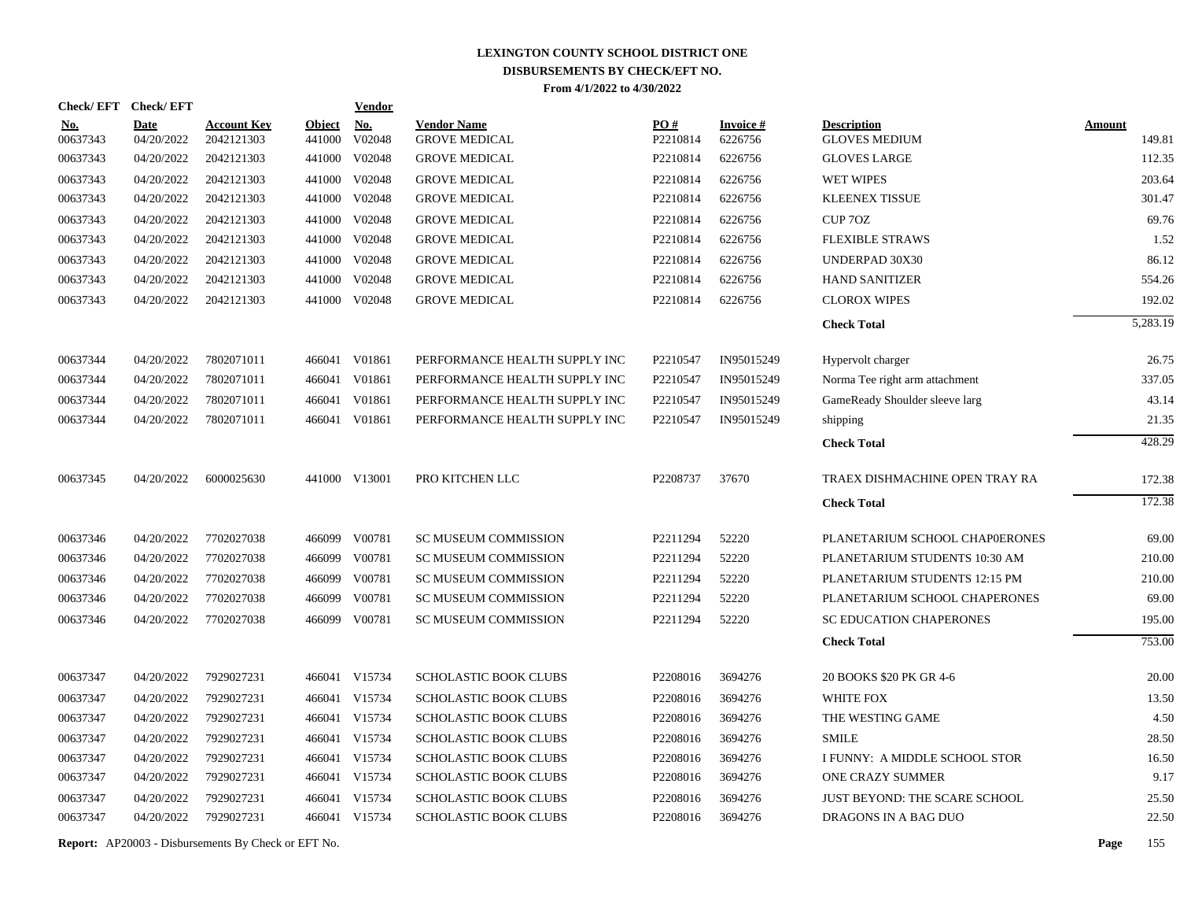# LEXINGTON COUNTY SCHOOL DISTRICT ONE
## DISBURSEMENTS BY CHECK/EFT NO.
**From 4/1/2022 to 4/30/2022**

| Check/ EFT No. | Check/ EFT Date | Account Key | Object | Vendor No. | Vendor Name | PO # | Invoice # | Description | Amount |
|---|---|---|---|---|---|---|---|---|---|
| 00637343 | 04/20/2022 | 2042121303 | 441000 | V02048 | GROVE MEDICAL | P2210814 | 6226756 | GLOVES MEDIUM | 149.81 |
| 00637343 | 04/20/2022 | 2042121303 | 441000 | V02048 | GROVE MEDICAL | P2210814 | 6226756 | GLOVES LARGE | 112.35 |
| 00637343 | 04/20/2022 | 2042121303 | 441000 | V02048 | GROVE MEDICAL | P2210814 | 6226756 | WET WIPES | 203.64 |
| 00637343 | 04/20/2022 | 2042121303 | 441000 | V02048 | GROVE MEDICAL | P2210814 | 6226756 | KLEENEX TISSUE | 301.47 |
| 00637343 | 04/20/2022 | 2042121303 | 441000 | V02048 | GROVE MEDICAL | P2210814 | 6226756 | CUP 7OZ | 69.76 |
| 00637343 | 04/20/2022 | 2042121303 | 441000 | V02048 | GROVE MEDICAL | P2210814 | 6226756 | FLEXIBLE STRAWS | 1.52 |
| 00637343 | 04/20/2022 | 2042121303 | 441000 | V02048 | GROVE MEDICAL | P2210814 | 6226756 | UNDERPAD 30X30 | 86.12 |
| 00637343 | 04/20/2022 | 2042121303 | 441000 | V02048 | GROVE MEDICAL | P2210814 | 6226756 | HAND SANITIZER | 554.26 |
| 00637343 | 04/20/2022 | 2042121303 | 441000 | V02048 | GROVE MEDICAL | P2210814 | 6226756 | CLOROX WIPES | 192.02 |
| | | | | | | | | **Check Total** | 5,283.19 |
| 00637344 | 04/20/2022 | 7802071011 | 466041 | V01861 | PERFORMANCE HEALTH SUPPLY INC | P2210547 | IN95015249 | Hypervolt charger | 26.75 |
| 00637344 | 04/20/2022 | 7802071011 | 466041 | V01861 | PERFORMANCE HEALTH SUPPLY INC | P2210547 | IN95015249 | Norma Tee right arm attachment | 337.05 |
| 00637344 | 04/20/2022 | 7802071011 | 466041 | V01861 | PERFORMANCE HEALTH SUPPLY INC | P2210547 | IN95015249 | GameReady Shoulder sleeve larg | 43.14 |
| 00637344 | 04/20/2022 | 7802071011 | 466041 | V01861 | PERFORMANCE HEALTH SUPPLY INC | P2210547 | IN95015249 | shipping | 21.35 |
| | | | | | | | | **Check Total** | 428.29 |
| 00637345 | 04/20/2022 | 6000025630 | 441000 | V13001 | PRO KITCHEN LLC | P2208737 | 37670 | TRAEX DISHMACHINE OPEN TRAY RA | 172.38 |
| | | | | | | | | **Check Total** | 172.38 |
| 00637346 | 04/20/2022 | 7702027038 | 466099 | V00781 | SC MUSEUM COMMISSION | P2211294 | 52220 | PLANETARIUM SCHOOL CHAP0ERONES | 69.00 |
| 00637346 | 04/20/2022 | 7702027038 | 466099 | V00781 | SC MUSEUM COMMISSION | P2211294 | 52220 | PLANETARIUM STUDENTS 10:30 AM | 210.00 |
| 00637346 | 04/20/2022 | 7702027038 | 466099 | V00781 | SC MUSEUM COMMISSION | P2211294 | 52220 | PLANETARIUM STUDENTS 12:15 PM | 210.00 |
| 00637346 | 04/20/2022 | 7702027038 | 466099 | V00781 | SC MUSEUM COMMISSION | P2211294 | 52220 | PLANETARIUM SCHOOL CHAPERONES | 69.00 |
| 00637346 | 04/20/2022 | 7702027038 | 466099 | V00781 | SC MUSEUM COMMISSION | P2211294 | 52220 | SC EDUCATION CHAPERONES | 195.00 |
| | | | | | | | | **Check Total** | 753.00 |
| 00637347 | 04/20/2022 | 7929027231 | 466041 | V15734 | SCHOLASTIC BOOK CLUBS | P2208016 | 3694276 | 20 BOOKS $20 PK GR 4-6 | 20.00 |
| 00637347 | 04/20/2022 | 7929027231 | 466041 | V15734 | SCHOLASTIC BOOK CLUBS | P2208016 | 3694276 | WHITE FOX | 13.50 |
| 00637347 | 04/20/2022 | 7929027231 | 466041 | V15734 | SCHOLASTIC BOOK CLUBS | P2208016 | 3694276 | THE WESTING GAME | 4.50 |
| 00637347 | 04/20/2022 | 7929027231 | 466041 | V15734 | SCHOLASTIC BOOK CLUBS | P2208016 | 3694276 | SMILE | 28.50 |
| 00637347 | 04/20/2022 | 7929027231 | 466041 | V15734 | SCHOLASTIC BOOK CLUBS | P2208016 | 3694276 | I FUNNY: A MIDDLE SCHOOL STOR | 16.50 |
| 00637347 | 04/20/2022 | 7929027231 | 466041 | V15734 | SCHOLASTIC BOOK CLUBS | P2208016 | 3694276 | ONE CRAZY SUMMER | 9.17 |
| 00637347 | 04/20/2022 | 7929027231 | 466041 | V15734 | SCHOLASTIC BOOK CLUBS | P2208016 | 3694276 | JUST BEYOND: THE SCARE SCHOOL | 25.50 |
| 00637347 | 04/20/2022 | 7929027231 | 466041 | V15734 | SCHOLASTIC BOOK CLUBS | P2208016 | 3694276 | DRAGONS IN A BAG DUO | 22.50 |

**Report:** AP20003 - Disbursements By Check or EFT No.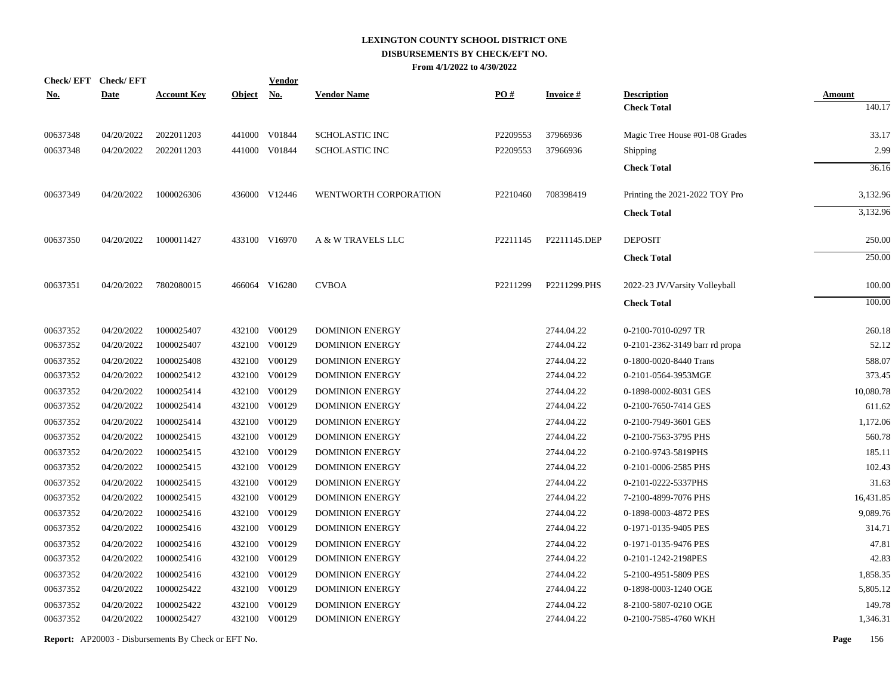# LEXINGTON COUNTY SCHOOL DISTRICT ONE
## DISBURSEMENTS BY CHECK/EFT NO.
### From 4/1/2022 to 4/30/2022

| Check/ EFT No. | Check/ EFT Date | Account Key | Object | Vendor No. | Vendor Name | PO # | Invoice # | Description | Amount |
|---|---|---|---|---|---|---|---|---|---|
| | | | | | | | | **Check Total** | 140.17 |
| 00637348 | 04/20/2022 | 2022011203 | 441000 | V01844 | SCHOLASTIC INC | P2209553 | 37966936 | Magic Tree House #01-08 Grades | 33.17 |
| 00637348 | 04/20/2022 | 2022011203 | 441000 | V01844 | SCHOLASTIC INC | P2209553 | 37966936 | Shipping | 2.99 |
| | | | | | | | | **Check Total** | 36.16 |
| 00637349 | 04/20/2022 | 1000026306 | 436000 | V12446 | WENTWORTH CORPORATION | P2210460 | 708398419 | Printing the 2021-2022 TOY Pro | 3,132.96 |
| | | | | | | | | **Check Total** | 3,132.96 |
| 00637350 | 04/20/2022 | 1000011427 | 433100 | V16970 | A & W TRAVELS LLC | P2211145 | P2211145.DEP | DEPOSIT | 250.00 |
| | | | | | | | | **Check Total** | 250.00 |
| 00637351 | 04/20/2022 | 7802080015 | 466064 | V16280 | CVBOA | P2211299 | P2211299.PHS | 2022-23 JV/Varsity Volleyball | 100.00 |
| | | | | | | | | **Check Total** | 100.00 |
| 00637352 | 04/20/2022 | 1000025407 | 432100 | V00129 | DOMINION ENERGY | | 2744.04.22 | 0-2100-7010-0297 TR | 260.18 |
| 00637352 | 04/20/2022 | 1000025407 | 432100 | V00129 | DOMINION ENERGY | | 2744.04.22 | 0-2101-2362-3149 barr rd propa | 52.12 |
| 00637352 | 04/20/2022 | 1000025408 | 432100 | V00129 | DOMINION ENERGY | | 2744.04.22 | 0-1800-0020-8440 Trans | 588.07 |
| 00637352 | 04/20/2022 | 1000025412 | 432100 | V00129 | DOMINION ENERGY | | 2744.04.22 | 0-2101-0564-3953MGE | 373.45 |
| 00637352 | 04/20/2022 | 1000025414 | 432100 | V00129 | DOMINION ENERGY | | 2744.04.22 | 0-1898-0002-8031 GES | 10,080.78 |
| 00637352 | 04/20/2022 | 1000025414 | 432100 | V00129 | DOMINION ENERGY | | 2744.04.22 | 0-2100-7650-7414 GES | 611.62 |
| 00637352 | 04/20/2022 | 1000025414 | 432100 | V00129 | DOMINION ENERGY | | 2744.04.22 | 0-2100-7949-3601 GES | 1,172.06 |
| 00637352 | 04/20/2022 | 1000025415 | 432100 | V00129 | DOMINION ENERGY | | 2744.04.22 | 0-2100-7563-3795 PHS | 560.78 |
| 00637352 | 04/20/2022 | 1000025415 | 432100 | V00129 | DOMINION ENERGY | | 2744.04.22 | 0-2100-9743-5819PHS | 185.11 |
| 00637352 | 04/20/2022 | 1000025415 | 432100 | V00129 | DOMINION ENERGY | | 2744.04.22 | 0-2101-0006-2585 PHS | 102.43 |
| 00637352 | 04/20/2022 | 1000025415 | 432100 | V00129 | DOMINION ENERGY | | 2744.04.22 | 0-2101-0222-5337PHS | 31.63 |
| 00637352 | 04/20/2022 | 1000025415 | 432100 | V00129 | DOMINION ENERGY | | 2744.04.22 | 7-2100-4899-7076 PHS | 16,431.85 |
| 00637352 | 04/20/2022 | 1000025416 | 432100 | V00129 | DOMINION ENERGY | | 2744.04.22 | 0-1898-0003-4872 PES | 9,089.76 |
| 00637352 | 04/20/2022 | 1000025416 | 432100 | V00129 | DOMINION ENERGY | | 2744.04.22 | 0-1971-0135-9405 PES | 314.71 |
| 00637352 | 04/20/2022 | 1000025416 | 432100 | V00129 | DOMINION ENERGY | | 2744.04.22 | 0-1971-0135-9476 PES | 47.81 |
| 00637352 | 04/20/2022 | 1000025416 | 432100 | V00129 | DOMINION ENERGY | | 2744.04.22 | 0-2101-1242-2198PES | 42.83 |
| 00637352 | 04/20/2022 | 1000025416 | 432100 | V00129 | DOMINION ENERGY | | 2744.04.22 | 5-2100-4951-5809 PES | 1,858.35 |
| 00637352 | 04/20/2022 | 1000025422 | 432100 | V00129 | DOMINION ENERGY | | 2744.04.22 | 0-1898-0003-1240 OGE | 5,805.12 |
| 00637352 | 04/20/2022 | 1000025422 | 432100 | V00129 | DOMINION ENERGY | | 2744.04.22 | 8-2100-5807-0210 OGE | 149.78 |
| 00637352 | 04/20/2022 | 1000025427 | 432100 | V00129 | DOMINION ENERGY | | 2744.04.22 | 0-2100-7585-4760 WKH | 1,346.31 |

**Report:** AP20003 - Disbursements By Check or EFT No.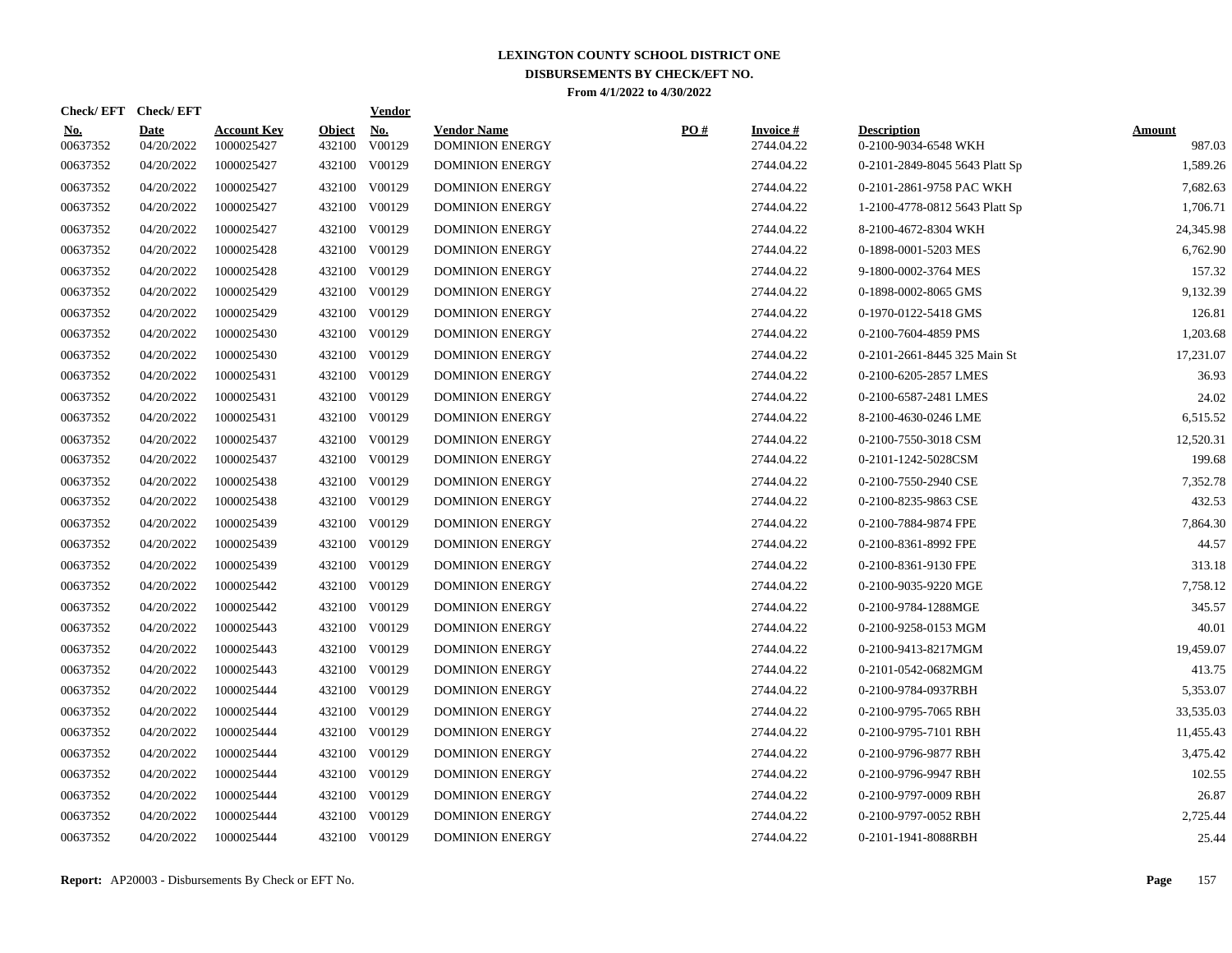# LEXINGTON COUNTY SCHOOL DISTRICT ONE
## DISBURSEMENTS BY CHECK/EFT NO.
### From 4/1/2022 to 4/30/2022

| Check/ EFT No. | Check/ EFT Date | Account Key | Object | Vendor No. | Vendor Name | PO # | Invoice # | Description | Amount |
|---|---|---|---|---|---|---|---|---|---|
| 00637352 | 04/20/2022 | 1000025427 | 432100 | V00129 | DOMINION ENERGY | | 2744.04.22 | 0-2100-9034-6548 WKH | 987.03 |
| 00637352 | 04/20/2022 | 1000025427 | 432100 | V00129 | DOMINION ENERGY | | 2744.04.22 | 0-2101-2849-8045 5643 Platt Sp | 1,589.26 |
| 00637352 | 04/20/2022 | 1000025427 | 432100 | V00129 | DOMINION ENERGY | | 2744.04.22 | 0-2101-2861-9758 PAC WKH | 7,682.63 |
| 00637352 | 04/20/2022 | 1000025427 | 432100 | V00129 | DOMINION ENERGY | | 2744.04.22 | 1-2100-4778-0812 5643 Platt Sp | 1,706.71 |
| 00637352 | 04/20/2022 | 1000025427 | 432100 | V00129 | DOMINION ENERGY | | 2744.04.22 | 8-2100-4672-8304 WKH | 24,345.98 |
| 00637352 | 04/20/2022 | 1000025428 | 432100 | V00129 | DOMINION ENERGY | | 2744.04.22 | 0-1898-0001-5203 MES | 6,762.90 |
| 00637352 | 04/20/2022 | 1000025428 | 432100 | V00129 | DOMINION ENERGY | | 2744.04.22 | 9-1800-0002-3764 MES | 157.32 |
| 00637352 | 04/20/2022 | 1000025429 | 432100 | V00129 | DOMINION ENERGY | | 2744.04.22 | 0-1898-0002-8065 GMS | 9,132.39 |
| 00637352 | 04/20/2022 | 1000025429 | 432100 | V00129 | DOMINION ENERGY | | 2744.04.22 | 0-1970-0122-5418 GMS | 126.81 |
| 00637352 | 04/20/2022 | 1000025430 | 432100 | V00129 | DOMINION ENERGY | | 2744.04.22 | 0-2100-7604-4859 PMS | 1,203.68 |
| 00637352 | 04/20/2022 | 1000025430 | 432100 | V00129 | DOMINION ENERGY | | 2744.04.22 | 0-2101-2661-8445 325 Main St | 17,231.07 |
| 00637352 | 04/20/2022 | 1000025431 | 432100 | V00129 | DOMINION ENERGY | | 2744.04.22 | 0-2100-6205-2857 LMES | 36.93 |
| 00637352 | 04/20/2022 | 1000025431 | 432100 | V00129 | DOMINION ENERGY | | 2744.04.22 | 0-2100-6587-2481 LMES | 24.02 |
| 00637352 | 04/20/2022 | 1000025431 | 432100 | V00129 | DOMINION ENERGY | | 2744.04.22 | 8-2100-4630-0246 LME | 6,515.52 |
| 00637352 | 04/20/2022 | 1000025437 | 432100 | V00129 | DOMINION ENERGY | | 2744.04.22 | 0-2100-7550-3018 CSM | 12,520.31 |
| 00637352 | 04/20/2022 | 1000025437 | 432100 | V00129 | DOMINION ENERGY | | 2744.04.22 | 0-2101-1242-5028CSM | 199.68 |
| 00637352 | 04/20/2022 | 1000025438 | 432100 | V00129 | DOMINION ENERGY | | 2744.04.22 | 0-2100-7550-2940 CSE | 7,352.78 |
| 00637352 | 04/20/2022 | 1000025438 | 432100 | V00129 | DOMINION ENERGY | | 2744.04.22 | 0-2100-8235-9863 CSE | 432.53 |
| 00637352 | 04/20/2022 | 1000025439 | 432100 | V00129 | DOMINION ENERGY | | 2744.04.22 | 0-2100-7884-9874 FPE | 7,864.30 |
| 00637352 | 04/20/2022 | 1000025439 | 432100 | V00129 | DOMINION ENERGY | | 2744.04.22 | 0-2100-8361-8992 FPE | 44.57 |
| 00637352 | 04/20/2022 | 1000025439 | 432100 | V00129 | DOMINION ENERGY | | 2744.04.22 | 0-2100-8361-9130 FPE | 313.18 |
| 00637352 | 04/20/2022 | 1000025442 | 432100 | V00129 | DOMINION ENERGY | | 2744.04.22 | 0-2100-9035-9220 MGE | 7,758.12 |
| 00637352 | 04/20/2022 | 1000025442 | 432100 | V00129 | DOMINION ENERGY | | 2744.04.22 | 0-2100-9784-1288MGE | 345.57 |
| 00637352 | 04/20/2022 | 1000025443 | 432100 | V00129 | DOMINION ENERGY | | 2744.04.22 | 0-2100-9258-0153 MGM | 40.01 |
| 00637352 | 04/20/2022 | 1000025443 | 432100 | V00129 | DOMINION ENERGY | | 2744.04.22 | 0-2100-9413-8217MGM | 19,459.07 |
| 00637352 | 04/20/2022 | 1000025443 | 432100 | V00129 | DOMINION ENERGY | | 2744.04.22 | 0-2101-0542-0682MGM | 413.75 |
| 00637352 | 04/20/2022 | 1000025444 | 432100 | V00129 | DOMINION ENERGY | | 2744.04.22 | 0-2100-9784-0937RBH | 5,353.07 |
| 00637352 | 04/20/2022 | 1000025444 | 432100 | V00129 | DOMINION ENERGY | | 2744.04.22 | 0-2100-9795-7065 RBH | 33,535.03 |
| 00637352 | 04/20/2022 | 1000025444 | 432100 | V00129 | DOMINION ENERGY | | 2744.04.22 | 0-2100-9795-7101 RBH | 11,455.43 |
| 00637352 | 04/20/2022 | 1000025444 | 432100 | V00129 | DOMINION ENERGY | | 2744.04.22 | 0-2100-9796-9877 RBH | 3,475.42 |
| 00637352 | 04/20/2022 | 1000025444 | 432100 | V00129 | DOMINION ENERGY | | 2744.04.22 | 0-2100-9796-9947 RBH | 102.55 |
| 00637352 | 04/20/2022 | 1000025444 | 432100 | V00129 | DOMINION ENERGY | | 2744.04.22 | 0-2100-9797-0009 RBH | 26.87 |
| 00637352 | 04/20/2022 | 1000025444 | 432100 | V00129 | DOMINION ENERGY | | 2744.04.22 | 0-2100-9797-0052 RBH | 2,725.44 |
| 00637352 | 04/20/2022 | 1000025444 | 432100 | V00129 | DOMINION ENERGY | | 2744.04.22 | 0-2101-1941-8088RBH | 25.44 |

**Report:** AP20003 - Disbursements By Check or EFT No.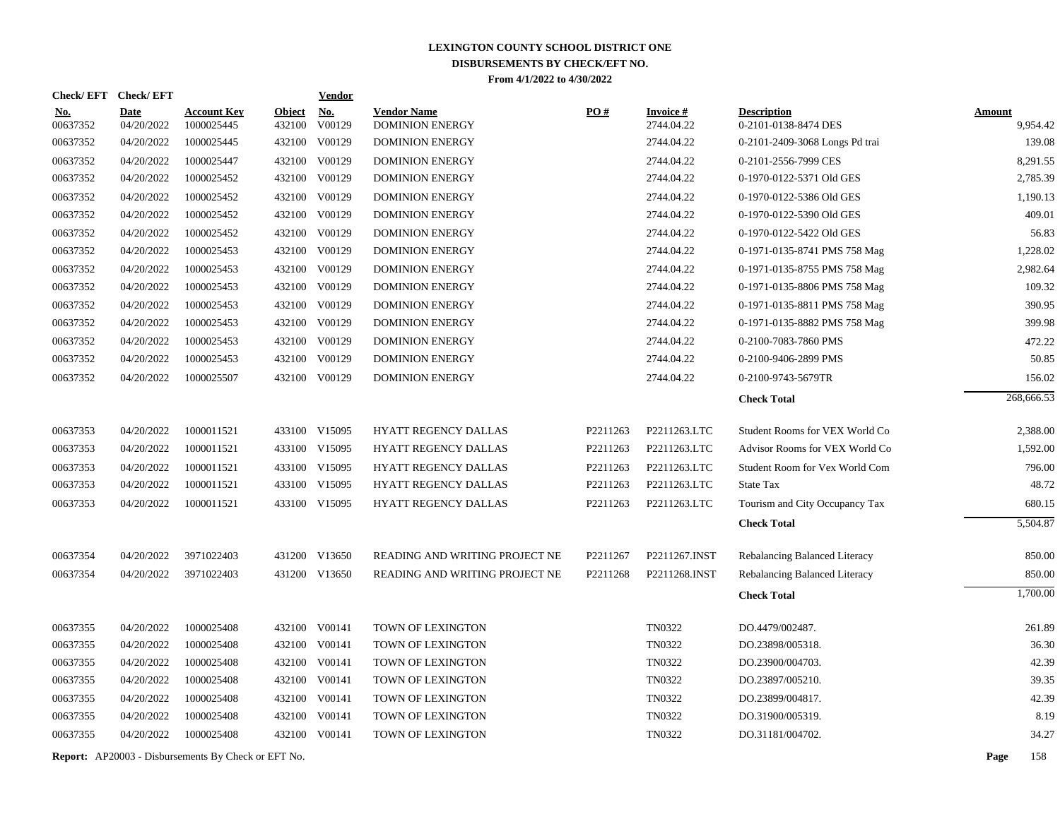# LEXINGTON COUNTY SCHOOL DISTRICT ONE
## DISBURSEMENTS BY CHECK/EFT NO.
### From 4/1/2022 to 4/30/2022

| Check/ EFT No. | Check/ EFT Date | Account Key | Object | Vendor No. | Vendor Name | PO # | Invoice # | Description | Amount |
|---|---|---|---|---|---|---|---|---|---|
| 00637352 | 04/20/2022 | 1000025445 | 432100 | V00129 | DOMINION ENERGY | | 2744.04.22 | 0-2101-0138-8474 DES | 9,954.42 |
| 00637352 | 04/20/2022 | 1000025445 | 432100 | V00129 | DOMINION ENERGY | | 2744.04.22 | 0-2101-2409-3068 Longs Pd trai | 139.08 |
| 00637352 | 04/20/2022 | 1000025447 | 432100 | V00129 | DOMINION ENERGY | | 2744.04.22 | 0-2101-2556-7999 CES | 8,291.55 |
| 00637352 | 04/20/2022 | 1000025452 | 432100 | V00129 | DOMINION ENERGY | | 2744.04.22 | 0-1970-0122-5371 Old GES | 2,785.39 |
| 00637352 | 04/20/2022 | 1000025452 | 432100 | V00129 | DOMINION ENERGY | | 2744.04.22 | 0-1970-0122-5386 Old GES | 1,190.13 |
| 00637352 | 04/20/2022 | 1000025452 | 432100 | V00129 | DOMINION ENERGY | | 2744.04.22 | 0-1970-0122-5390 Old GES | 409.01 |
| 00637352 | 04/20/2022 | 1000025452 | 432100 | V00129 | DOMINION ENERGY | | 2744.04.22 | 0-1970-0122-5422 Old GES | 56.83 |
| 00637352 | 04/20/2022 | 1000025453 | 432100 | V00129 | DOMINION ENERGY | | 2744.04.22 | 0-1971-0135-8741 PMS 758 Mag | 1,228.02 |
| 00637352 | 04/20/2022 | 1000025453 | 432100 | V00129 | DOMINION ENERGY | | 2744.04.22 | 0-1971-0135-8755 PMS 758 Mag | 2,982.64 |
| 00637352 | 04/20/2022 | 1000025453 | 432100 | V00129 | DOMINION ENERGY | | 2744.04.22 | 0-1971-0135-8806 PMS 758 Mag | 109.32 |
| 00637352 | 04/20/2022 | 1000025453 | 432100 | V00129 | DOMINION ENERGY | | 2744.04.22 | 0-1971-0135-8811 PMS 758 Mag | 390.95 |
| 00637352 | 04/20/2022 | 1000025453 | 432100 | V00129 | DOMINION ENERGY | | 2744.04.22 | 0-1971-0135-8882 PMS 758 Mag | 399.98 |
| 00637352 | 04/20/2022 | 1000025453 | 432100 | V00129 | DOMINION ENERGY | | 2744.04.22 | 0-2100-7083-7860 PMS | 472.22 |
| 00637352 | 04/20/2022 | 1000025453 | 432100 | V00129 | DOMINION ENERGY | | 2744.04.22 | 0-2100-9406-2899 PMS | 50.85 |
| 00637352 | 04/20/2022 | 1000025507 | 432100 | V00129 | DOMINION ENERGY | | 2744.04.22 | 0-2100-9743-5679TR | 156.02 |
| | | | | | | | | **Check Total** | 268,666.53 |
| 00637353 | 04/20/2022 | 1000011521 | 433100 | V15095 | HYATT REGENCY DALLAS | P2211263 | P2211263.LTC | Student Rooms for VEX World Co | 2,388.00 |
| 00637353 | 04/20/2022 | 1000011521 | 433100 | V15095 | HYATT REGENCY DALLAS | P2211263 | P2211263.LTC | Advisor Rooms for VEX World Co | 1,592.00 |
| 00637353 | 04/20/2022 | 1000011521 | 433100 | V15095 | HYATT REGENCY DALLAS | P2211263 | P2211263.LTC | Student Room for Vex World Com | 796.00 |
| 00637353 | 04/20/2022 | 1000011521 | 433100 | V15095 | HYATT REGENCY DALLAS | P2211263 | P2211263.LTC | State Tax | 48.72 |
| 00637353 | 04/20/2022 | 1000011521 | 433100 | V15095 | HYATT REGENCY DALLAS | P2211263 | P2211263.LTC | Tourism and City Occupancy Tax | 680.15 |
| | | | | | | | | **Check Total** | 5,504.87 |
| 00637354 | 04/20/2022 | 3971022403 | 431200 | V13650 | READING AND WRITING PROJECT NE | P2211267 | P2211267.INST | Rebalancing Balanced Literacy | 850.00 |
| 00637354 | 04/20/2022 | 3971022403 | 431200 | V13650 | READING AND WRITING PROJECT NE | P2211268 | P2211268.INST | Rebalancing Balanced Literacy | 850.00 |
| | | | | | | | | **Check Total** | 1,700.00 |
| 00637355 | 04/20/2022 | 1000025408 | 432100 | V00141 | TOWN OF LEXINGTON | | TN0322 | DO.4479/002487. | 261.89 |
| 00637355 | 04/20/2022 | 1000025408 | 432100 | V00141 | TOWN OF LEXINGTON | | TN0322 | DO.23898/005318. | 36.30 |
| 00637355 | 04/20/2022 | 1000025408 | 432100 | V00141 | TOWN OF LEXINGTON | | TN0322 | DO.23900/004703. | 42.39 |
| 00637355 | 04/20/2022 | 1000025408 | 432100 | V00141 | TOWN OF LEXINGTON | | TN0322 | DO.23897/005210. | 39.35 |
| 00637355 | 04/20/2022 | 1000025408 | 432100 | V00141 | TOWN OF LEXINGTON | | TN0322 | DO.23899/004817. | 42.39 |
| 00637355 | 04/20/2022 | 1000025408 | 432100 | V00141 | TOWN OF LEXINGTON | | TN0322 | DO.31900/005319. | 8.19 |
| 00637355 | 04/20/2022 | 1000025408 | 432100 | V00141 | TOWN OF LEXINGTON | | TN0322 | DO.31181/004702. | 34.27 |

**Report:** AP20003 - Disbursements By Check or EFT No.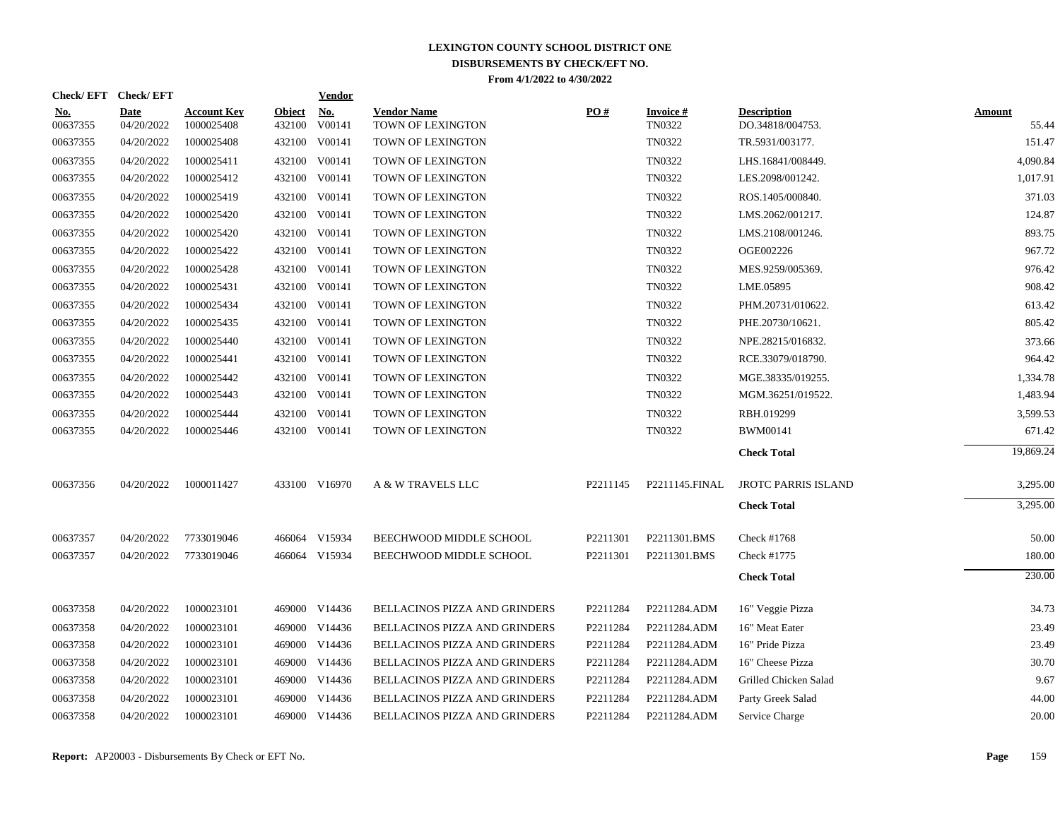# LEXINGTON COUNTY SCHOOL DISTRICT ONE
## DISBURSEMENTS BY CHECK/EFT NO.
### From 4/1/2022 to 4/30/2022

| Check/ EFT No. | Check/ EFT Date | Account Key | Object | Vendor No. | Vendor Name | PO # | Invoice # | Description | Amount |
|---|---|---|---|---|---|---|---|---|---|
| 00637355 | 04/20/2022 | 1000025408 | 432100 | V00141 | TOWN OF LEXINGTON | | TN0322 | DO.34818/004753. | 55.44 |
| 00637355 | 04/20/2022 | 1000025408 | 432100 | V00141 | TOWN OF LEXINGTON | | TN0322 | TR.5931/003177. | 151.47 |
| 00637355 | 04/20/2022 | 1000025411 | 432100 | V00141 | TOWN OF LEXINGTON | | TN0322 | LHS.16841/008449. | 4,090.84 |
| 00637355 | 04/20/2022 | 1000025412 | 432100 | V00141 | TOWN OF LEXINGTON | | TN0322 | LES.2098/001242. | 1,017.91 |
| 00637355 | 04/20/2022 | 1000025419 | 432100 | V00141 | TOWN OF LEXINGTON | | TN0322 | ROS.1405/000840. | 371.03 |
| 00637355 | 04/20/2022 | 1000025420 | 432100 | V00141 | TOWN OF LEXINGTON | | TN0322 | LMS.2062/001217. | 124.87 |
| 00637355 | 04/20/2022 | 1000025420 | 432100 | V00141 | TOWN OF LEXINGTON | | TN0322 | LMS.2108/001246. | 893.75 |
| 00637355 | 04/20/2022 | 1000025422 | 432100 | V00141 | TOWN OF LEXINGTON | | TN0322 | OGE002226 | 967.72 |
| 00637355 | 04/20/2022 | 1000025428 | 432100 | V00141 | TOWN OF LEXINGTON | | TN0322 | MES.9259/005369. | 976.42 |
| 00637355 | 04/20/2022 | 1000025431 | 432100 | V00141 | TOWN OF LEXINGTON | | TN0322 | LME.05895 | 908.42 |
| 00637355 | 04/20/2022 | 1000025434 | 432100 | V00141 | TOWN OF LEXINGTON | | TN0322 | PHM.20731/010622. | 613.42 |
| 00637355 | 04/20/2022 | 1000025435 | 432100 | V00141 | TOWN OF LEXINGTON | | TN0322 | PHE.20730/10621. | 805.42 |
| 00637355 | 04/20/2022 | 1000025440 | 432100 | V00141 | TOWN OF LEXINGTON | | TN0322 | NPE.28215/016832. | 373.66 |
| 00637355 | 04/20/2022 | 1000025441 | 432100 | V00141 | TOWN OF LEXINGTON | | TN0322 | RCE.33079/018790. | 964.42 |
| 00637355 | 04/20/2022 | 1000025442 | 432100 | V00141 | TOWN OF LEXINGTON | | TN0322 | MGE.38335/019255. | 1,334.78 |
| 00637355 | 04/20/2022 | 1000025443 | 432100 | V00141 | TOWN OF LEXINGTON | | TN0322 | MGM.36251/019522. | 1,483.94 |
| 00637355 | 04/20/2022 | 1000025444 | 432100 | V00141 | TOWN OF LEXINGTON | | TN0322 | RBH.019299 | 3,599.53 |
| 00637355 | 04/20/2022 | 1000025446 | 432100 | V00141 | TOWN OF LEXINGTON | | TN0322 | BWM00141 | 671.42 |
| | | | | | | | | **Check Total** | 19,869.24 |
| 00637356 | 04/20/2022 | 1000011427 | 433100 | V16970 | A & W TRAVELS LLC | P2211145 | P2211145.FINAL | JROTC PARRIS ISLAND | 3,295.00 |
| | | | | | | | | **Check Total** | 3,295.00 |
| 00637357 | 04/20/2022 | 7733019046 | 466064 | V15934 | BEECHWOOD MIDDLE SCHOOL | P2211301 | P2211301.BMS | Check #1768 | 50.00 |
| 00637357 | 04/20/2022 | 7733019046 | 466064 | V15934 | BEECHWOOD MIDDLE SCHOOL | P2211301 | P2211301.BMS | Check #1775 | 180.00 |
| | | | | | | | | **Check Total** | 230.00 |
| 00637358 | 04/20/2022 | 1000023101 | 469000 | V14436 | BELLACINOS PIZZA AND GRINDERS | P2211284 | P2211284.ADM | 16" Veggie Pizza | 34.73 |
| 00637358 | 04/20/2022 | 1000023101 | 469000 | V14436 | BELLACINOS PIZZA AND GRINDERS | P2211284 | P2211284.ADM | 16" Meat Eater | 23.49 |
| 00637358 | 04/20/2022 | 1000023101 | 469000 | V14436 | BELLACINOS PIZZA AND GRINDERS | P2211284 | P2211284.ADM | 16" Pride Pizza | 23.49 |
| 00637358 | 04/20/2022 | 1000023101 | 469000 | V14436 | BELLACINOS PIZZA AND GRINDERS | P2211284 | P2211284.ADM | 16" Cheese Pizza | 30.70 |
| 00637358 | 04/20/2022 | 1000023101 | 469000 | V14436 | BELLACINOS PIZZA AND GRINDERS | P2211284 | P2211284.ADM | Grilled Chicken Salad | 9.67 |
| 00637358 | 04/20/2022 | 1000023101 | 469000 | V14436 | BELLACINOS PIZZA AND GRINDERS | P2211284 | P2211284.ADM | Party Greek Salad | 44.00 |
| 00637358 | 04/20/2022 | 1000023101 | 469000 | V14436 | BELLACINOS PIZZA AND GRINDERS | P2211284 | P2211284.ADM | Service Charge | 20.00 |

**Report:** AP20003 - Disbursements By Check or EFT No.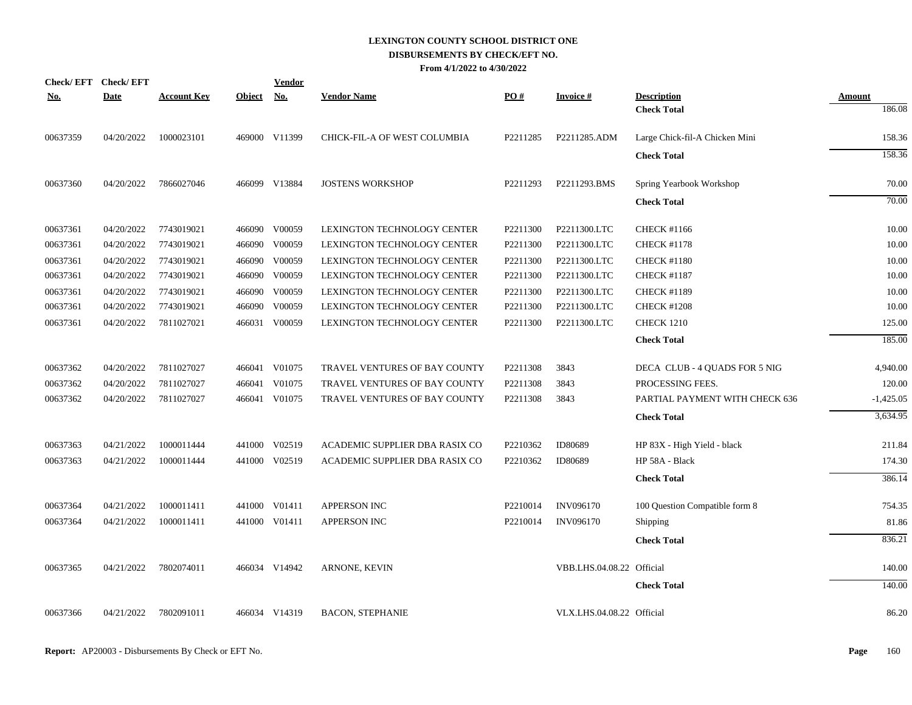**LEXINGTON COUNTY SCHOOL DISTRICT ONE**
**DISBURSEMENTS BY CHECK/EFT NO.**
**From 4/1/2022 to 4/30/2022**

| Check/ EFT No. | Check/ EFT Date | Account Key | Object | Vendor No. | Vendor Name | PO # | Invoice # | Description | Amount |
|---|---|---|---|---|---|---|---|---|---|
| | | | | | | | | **Check Total** | 186.08 |
| 00637359 | 04/20/2022 | 1000023101 | 469000 | V11399 | CHICK-FIL-A OF WEST COLUMBIA | P2211285 | P2211285.ADM | Large Chick-fil-A Chicken Mini | 158.36 |
| | | | | | | | | **Check Total** | 158.36 |
| 00637360 | 04/20/2022 | 7866027046 | 466099 | V13884 | JOSTENS WORKSHOP | P2211293 | P2211293.BMS | Spring Yearbook Workshop | 70.00 |
| | | | | | | | | **Check Total** | 70.00 |
| 00637361 | 04/20/2022 | 7743019021 | 466090 | V00059 | LEXINGTON TECHNOLOGY CENTER | P2211300 | P2211300.LTC | CHECK #1166 | 10.00 |
| 00637361 | 04/20/2022 | 7743019021 | 466090 | V00059 | LEXINGTON TECHNOLOGY CENTER | P2211300 | P2211300.LTC | CHECK #1178 | 10.00 |
| 00637361 | 04/20/2022 | 7743019021 | 466090 | V00059 | LEXINGTON TECHNOLOGY CENTER | P2211300 | P2211300.LTC | CHECK #1180 | 10.00 |
| 00637361 | 04/20/2022 | 7743019021 | 466090 | V00059 | LEXINGTON TECHNOLOGY CENTER | P2211300 | P2211300.LTC | CHECK #1187 | 10.00 |
| 00637361 | 04/20/2022 | 7743019021 | 466090 | V00059 | LEXINGTON TECHNOLOGY CENTER | P2211300 | P2211300.LTC | CHECK #1189 | 10.00 |
| 00637361 | 04/20/2022 | 7743019021 | 466090 | V00059 | LEXINGTON TECHNOLOGY CENTER | P2211300 | P2211300.LTC | CHECK #1208 | 10.00 |
| 00637361 | 04/20/2022 | 7811027021 | 466031 | V00059 | LEXINGTON TECHNOLOGY CENTER | P2211300 | P2211300.LTC | CHECK 1210 | 125.00 |
| | | | | | | | | **Check Total** | 185.00 |
| 00637362 | 04/20/2022 | 7811027027 | 466041 | V01075 | TRAVEL VENTURES OF BAY COUNTY | P2211308 | 3843 | DECA CLUB - 4 QUADS FOR 5 NIG | 4,940.00 |
| 00637362 | 04/20/2022 | 7811027027 | 466041 | V01075 | TRAVEL VENTURES OF BAY COUNTY | P2211308 | 3843 | PROCESSING FEES. | 120.00 |
| 00637362 | 04/20/2022 | 7811027027 | 466041 | V01075 | TRAVEL VENTURES OF BAY COUNTY | P2211308 | 3843 | PARTIAL PAYMENT WITH CHECK 636 | -1,425.05 |
| | | | | | | | | **Check Total** | 3,634.95 |
| 00637363 | 04/21/2022 | 1000011444 | 441000 | V02519 | ACADEMIC SUPPLIER DBA RASIX CO | P2210362 | ID80689 | HP 83X - High Yield - black | 211.84 |
| 00637363 | 04/21/2022 | 1000011444 | 441000 | V02519 | ACADEMIC SUPPLIER DBA RASIX CO | P2210362 | ID80689 | HP 58A - Black | 174.30 |
| | | | | | | | | **Check Total** | 386.14 |
| 00637364 | 04/21/2022 | 1000011411 | 441000 | V01411 | APPERSON INC | P2210014 | INV096170 | 100 Question Compatible form 8 | 754.35 |
| 00637364 | 04/21/2022 | 1000011411 | 441000 | V01411 | APPERSON INC | P2210014 | INV096170 | Shipping | 81.86 |
| | | | | | | | | **Check Total** | 836.21 |
| 00637365 | 04/21/2022 | 7802074011 | 466034 | V14942 | ARNONE, KEVIN | | VBB.LHS.04.08.22 | Official | 140.00 |
| | | | | | | | | **Check Total** | 140.00 |
| 00637366 | 04/21/2022 | 7802091011 | 466034 | V14319 | BACON, STEPHANIE | | VLX.LHS.04.08.22 | Official | 86.20 |

**Report:** AP20003 - Disbursements By Check or EFT No.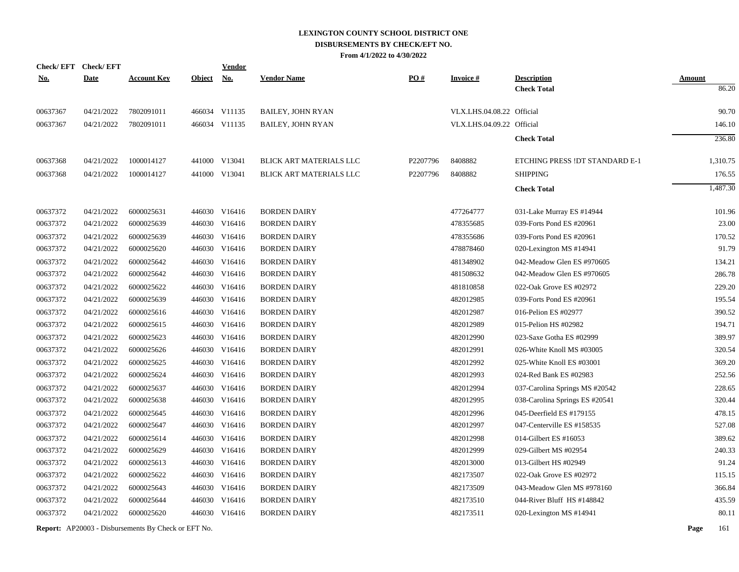# LEXINGTON COUNTY SCHOOL DISTRICT ONE
## DISBURSEMENTS BY CHECK/EFT NO.
### From 4/1/2022 to 4/30/2022

| Check/ EFT No. | Check/ EFT Date | Account Key | Object | Vendor No. | Vendor Name | PO # | Invoice # | Description | Amount |
|---|---|---|---|---|---|---|---|---|---|
| | | | | | | | | **Check Total** | 86.20 |
| 00637367 | 04/21/2022 | 7802091011 | 466034 | V11135 | BAILEY, JOHN RYAN | | VLX.LHS.04.08.22 | Official | 90.70 |
| 00637367 | 04/21/2022 | 7802091011 | 466034 | V11135 | BAILEY, JOHN RYAN | | VLX.LHS.04.09.22 | Official | 146.10 |
| | | | | | | | | **Check Total** | 236.80 |
| 00637368 | 04/21/2022 | 1000014127 | 441000 | V13041 | BLICK ART MATERIALS LLC | P2207796 | 8408882 | ETCHING PRESS !DT STANDARD E-1 | 1,310.75 |
| 00637368 | 04/21/2022 | 1000014127 | 441000 | V13041 | BLICK ART MATERIALS LLC | P2207796 | 8408882 | SHIPPING | 176.55 |
| | | | | | | | | **Check Total** | 1,487.30 |
| 00637372 | 04/21/2022 | 6000025631 | 446030 | V16416 | BORDEN DAIRY | | 477264777 | 031-Lake Murray ES #14944 | 101.96 |
| 00637372 | 04/21/2022 | 6000025639 | 446030 | V16416 | BORDEN DAIRY | | 478355685 | 039-Forts Pond ES #20961 | 23.00 |
| 00637372 | 04/21/2022 | 6000025639 | 446030 | V16416 | BORDEN DAIRY | | 478355686 | 039-Forts Pond ES #20961 | 170.52 |
| 00637372 | 04/21/2022 | 6000025620 | 446030 | V16416 | BORDEN DAIRY | | 478878460 | 020-Lexington MS #14941 | 91.79 |
| 00637372 | 04/21/2022 | 6000025642 | 446030 | V16416 | BORDEN DAIRY | | 481348902 | 042-Meadow Glen ES #970605 | 134.21 |
| 00637372 | 04/21/2022 | 6000025642 | 446030 | V16416 | BORDEN DAIRY | | 481508632 | 042-Meadow Glen ES #970605 | 286.78 |
| 00637372 | 04/21/2022 | 6000025622 | 446030 | V16416 | BORDEN DAIRY | | 481810858 | 022-Oak Grove ES #02972 | 229.20 |
| 00637372 | 04/21/2022 | 6000025639 | 446030 | V16416 | BORDEN DAIRY | | 482012985 | 039-Forts Pond ES #20961 | 195.54 |
| 00637372 | 04/21/2022 | 6000025616 | 446030 | V16416 | BORDEN DAIRY | | 482012987 | 016-Pelion ES #02977 | 390.52 |
| 00637372 | 04/21/2022 | 6000025615 | 446030 | V16416 | BORDEN DAIRY | | 482012989 | 015-Pelion HS #02982 | 194.71 |
| 00637372 | 04/21/2022 | 6000025623 | 446030 | V16416 | BORDEN DAIRY | | 482012990 | 023-Saxe Gotha ES #02999 | 389.97 |
| 00637372 | 04/21/2022 | 6000025626 | 446030 | V16416 | BORDEN DAIRY | | 482012991 | 026-White Knoll MS #03005 | 320.54 |
| 00637372 | 04/21/2022 | 6000025625 | 446030 | V16416 | BORDEN DAIRY | | 482012992 | 025-White Knoll ES #03001 | 369.20 |
| 00637372 | 04/21/2022 | 6000025624 | 446030 | V16416 | BORDEN DAIRY | | 482012993 | 024-Red Bank ES #02983 | 252.56 |
| 00637372 | 04/21/2022 | 6000025637 | 446030 | V16416 | BORDEN DAIRY | | 482012994 | 037-Carolina Springs MS #20542 | 228.65 |
| 00637372 | 04/21/2022 | 6000025638 | 446030 | V16416 | BORDEN DAIRY | | 482012995 | 038-Carolina Springs ES #20541 | 320.44 |
| 00637372 | 04/21/2022 | 6000025645 | 446030 | V16416 | BORDEN DAIRY | | 482012996 | 045-Deerfield ES #179155 | 478.15 |
| 00637372 | 04/21/2022 | 6000025647 | 446030 | V16416 | BORDEN DAIRY | | 482012997 | 047-Centerville ES #158535 | 527.08 |
| 00637372 | 04/21/2022 | 6000025614 | 446030 | V16416 | BORDEN DAIRY | | 482012998 | 014-Gilbert ES #16053 | 389.62 |
| 00637372 | 04/21/2022 | 6000025629 | 446030 | V16416 | BORDEN DAIRY | | 482012999 | 029-Gilbert MS #02954 | 240.33 |
| 00637372 | 04/21/2022 | 6000025613 | 446030 | V16416 | BORDEN DAIRY | | 482013000 | 013-Gilbert HS #02949 | 91.24 |
| 00637372 | 04/21/2022 | 6000025622 | 446030 | V16416 | BORDEN DAIRY | | 482173507 | 022-Oak Grove ES #02972 | 115.15 |
| 00637372 | 04/21/2022 | 6000025643 | 446030 | V16416 | BORDEN DAIRY | | 482173509 | 043-Meadow Glen MS #978160 | 366.84 |
| 00637372 | 04/21/2022 | 6000025644 | 446030 | V16416 | BORDEN DAIRY | | 482173510 | 044-River Bluff HS #148842 | 435.59 |
| 00637372 | 04/21/2022 | 6000025620 | 446030 | V16416 | BORDEN DAIRY | | 482173511 | 020-Lexington MS #14941 | 80.11 |

**Report:** AP20003 - Disbursements By Check or EFT No.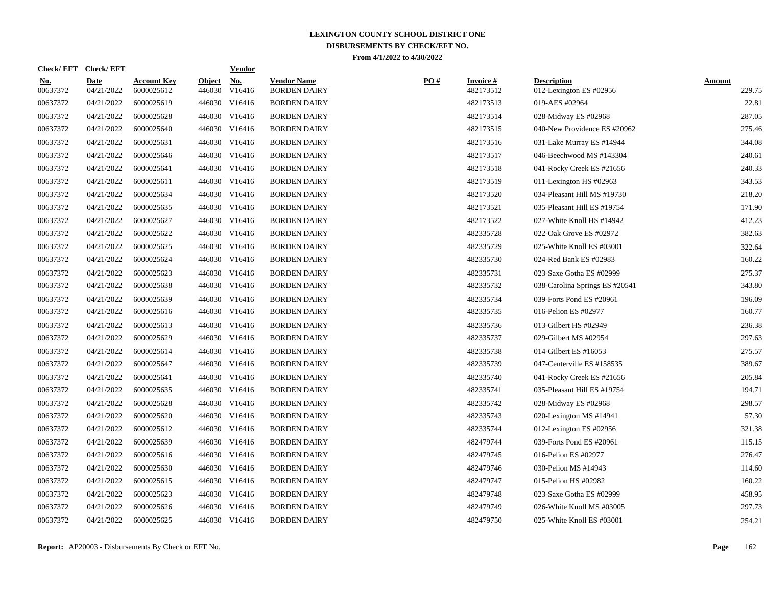# LEXINGTON COUNTY SCHOOL DISTRICT ONE
## DISBURSEMENTS BY CHECK/EFT NO.
### From 4/1/2022 to 4/30/2022

| Check/ EFT No. | Check/ EFT Date | Account Key | Object | Vendor No. | Vendor Name | PO # | Invoice # | Description | Amount |
|---|---|---|---|---|---|---|---|---|---|
| 00637372 | 04/21/2022 | 6000025612 | 446030 | V16416 | BORDEN DAIRY | | 482173512 | 012-Lexington ES #02956 | 229.75 |
| 00637372 | 04/21/2022 | 6000025619 | 446030 | V16416 | BORDEN DAIRY | | 482173513 | 019-AES #02964 | 22.81 |
| 00637372 | 04/21/2022 | 6000025628 | 446030 | V16416 | BORDEN DAIRY | | 482173514 | 028-Midway ES #02968 | 287.05 |
| 00637372 | 04/21/2022 | 6000025640 | 446030 | V16416 | BORDEN DAIRY | | 482173515 | 040-New Providence ES #20962 | 275.46 |
| 00637372 | 04/21/2022 | 6000025631 | 446030 | V16416 | BORDEN DAIRY | | 482173516 | 031-Lake Murray ES #14944 | 344.08 |
| 00637372 | 04/21/2022 | 6000025646 | 446030 | V16416 | BORDEN DAIRY | | 482173517 | 046-Beechwood MS #143304 | 240.61 |
| 00637372 | 04/21/2022 | 6000025641 | 446030 | V16416 | BORDEN DAIRY | | 482173518 | 041-Rocky Creek ES #21656 | 240.33 |
| 00637372 | 04/21/2022 | 6000025611 | 446030 | V16416 | BORDEN DAIRY | | 482173519 | 011-Lexington HS #02963 | 343.53 |
| 00637372 | 04/21/2022 | 6000025634 | 446030 | V16416 | BORDEN DAIRY | | 482173520 | 034-Pleasant Hill MS #19730 | 218.20 |
| 00637372 | 04/21/2022 | 6000025635 | 446030 | V16416 | BORDEN DAIRY | | 482173521 | 035-Pleasant Hill ES #19754 | 171.90 |
| 00637372 | 04/21/2022 | 6000025627 | 446030 | V16416 | BORDEN DAIRY | | 482173522 | 027-White Knoll HS #14942 | 412.23 |
| 00637372 | 04/21/2022 | 6000025622 | 446030 | V16416 | BORDEN DAIRY | | 482335728 | 022-Oak Grove ES #02972 | 382.63 |
| 00637372 | 04/21/2022 | 6000025625 | 446030 | V16416 | BORDEN DAIRY | | 482335729 | 025-White Knoll ES #03001 | 322.64 |
| 00637372 | 04/21/2022 | 6000025624 | 446030 | V16416 | BORDEN DAIRY | | 482335730 | 024-Red Bank ES #02983 | 160.22 |
| 00637372 | 04/21/2022 | 6000025623 | 446030 | V16416 | BORDEN DAIRY | | 482335731 | 023-Saxe Gotha ES #02999 | 275.37 |
| 00637372 | 04/21/2022 | 6000025638 | 446030 | V16416 | BORDEN DAIRY | | 482335732 | 038-Carolina Springs ES #20541 | 343.80 |
| 00637372 | 04/21/2022 | 6000025639 | 446030 | V16416 | BORDEN DAIRY | | 482335734 | 039-Forts Pond ES #20961 | 196.09 |
| 00637372 | 04/21/2022 | 6000025616 | 446030 | V16416 | BORDEN DAIRY | | 482335735 | 016-Pelion ES #02977 | 160.77 |
| 00637372 | 04/21/2022 | 6000025613 | 446030 | V16416 | BORDEN DAIRY | | 482335736 | 013-Gilbert HS #02949 | 236.38 |
| 00637372 | 04/21/2022 | 6000025629 | 446030 | V16416 | BORDEN DAIRY | | 482335737 | 029-Gilbert MS #02954 | 297.63 |
| 00637372 | 04/21/2022 | 6000025614 | 446030 | V16416 | BORDEN DAIRY | | 482335738 | 014-Gilbert ES #16053 | 275.57 |
| 00637372 | 04/21/2022 | 6000025647 | 446030 | V16416 | BORDEN DAIRY | | 482335739 | 047-Centerville ES #158535 | 389.67 |
| 00637372 | 04/21/2022 | 6000025641 | 446030 | V16416 | BORDEN DAIRY | | 482335740 | 041-Rocky Creek ES #21656 | 205.84 |
| 00637372 | 04/21/2022 | 6000025635 | 446030 | V16416 | BORDEN DAIRY | | 482335741 | 035-Pleasant Hill ES #19754 | 194.71 |
| 00637372 | 04/21/2022 | 6000025628 | 446030 | V16416 | BORDEN DAIRY | | 482335742 | 028-Midway ES #02968 | 298.57 |
| 00637372 | 04/21/2022 | 6000025620 | 446030 | V16416 | BORDEN DAIRY | | 482335743 | 020-Lexington MS #14941 | 57.30 |
| 00637372 | 04/21/2022 | 6000025612 | 446030 | V16416 | BORDEN DAIRY | | 482335744 | 012-Lexington ES #02956 | 321.38 |
| 00637372 | 04/21/2022 | 6000025639 | 446030 | V16416 | BORDEN DAIRY | | 482479744 | 039-Forts Pond ES #20961 | 115.15 |
| 00637372 | 04/21/2022 | 6000025616 | 446030 | V16416 | BORDEN DAIRY | | 482479745 | 016-Pelion ES #02977 | 276.47 |
| 00637372 | 04/21/2022 | 6000025630 | 446030 | V16416 | BORDEN DAIRY | | 482479746 | 030-Pelion MS #14943 | 114.60 |
| 00637372 | 04/21/2022 | 6000025615 | 446030 | V16416 | BORDEN DAIRY | | 482479747 | 015-Pelion HS #02982 | 160.22 |
| 00637372 | 04/21/2022 | 6000025623 | 446030 | V16416 | BORDEN DAIRY | | 482479748 | 023-Saxe Gotha ES #02999 | 458.95 |
| 00637372 | 04/21/2022 | 6000025626 | 446030 | V16416 | BORDEN DAIRY | | 482479749 | 026-White Knoll MS #03005 | 297.73 |
| 00637372 | 04/21/2022 | 6000025625 | 446030 | V16416 | BORDEN DAIRY | | 482479750 | 025-White Knoll ES #03001 | 254.21 |

**Report:** AP20003 - Disbursements By Check or EFT No.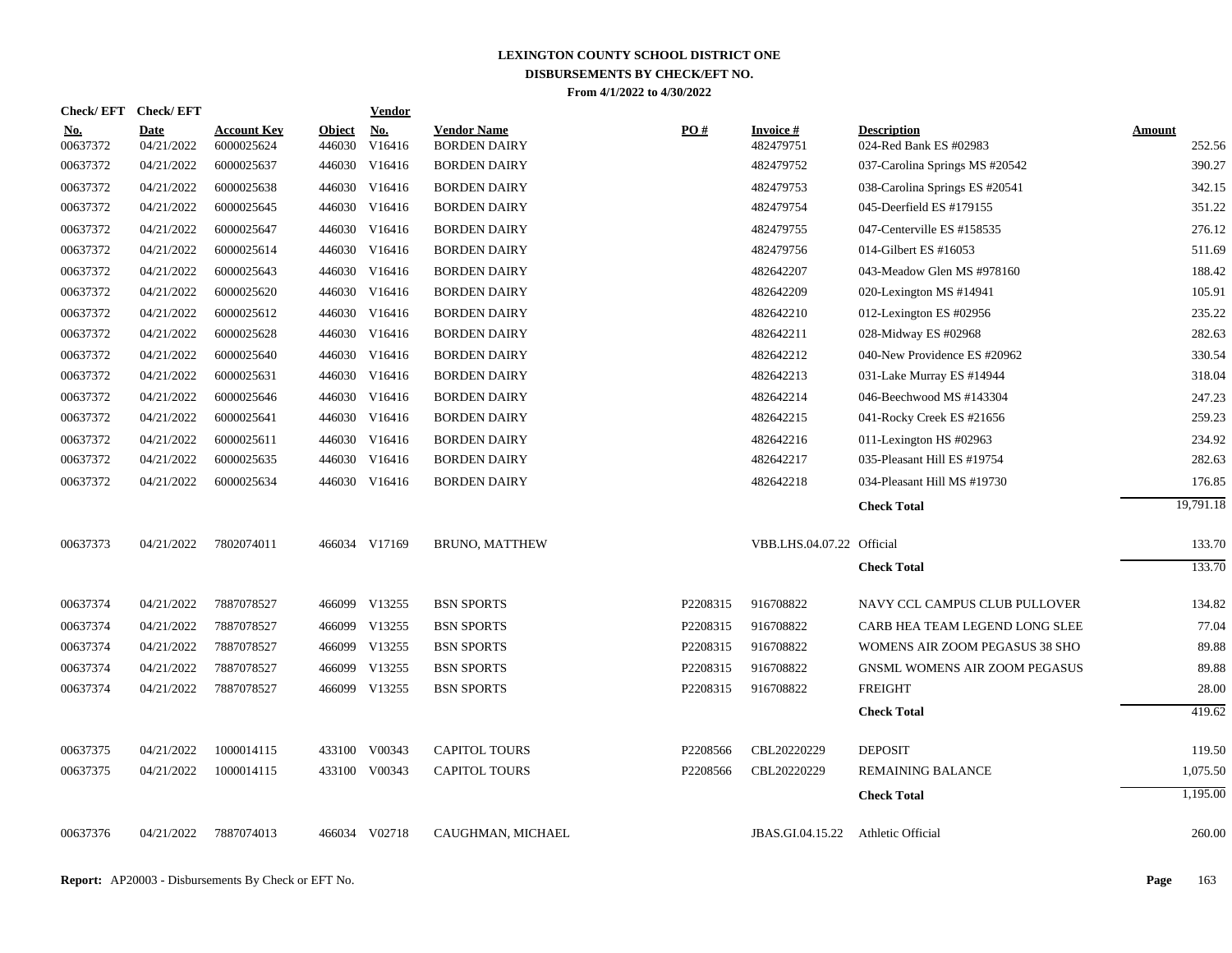# LEXINGTON COUNTY SCHOOL DISTRICT ONE
## DISBURSEMENTS BY CHECK/EFT NO.
### From 4/1/2022 to 4/30/2022

| Check/ EFT No. | Check/ EFT Date | Account Key | Object | Vendor No. | Vendor Name | PO # | Invoice # | Description | Amount |
|---|---|---|---|---|---|---|---|---|---|
| 00637372 | 04/21/2022 | 6000025624 | 446030 | V16416 | BORDEN DAIRY | | 482479751 | 024-Red Bank ES #02983 | 252.56 |
| 00637372 | 04/21/2022 | 6000025637 | 446030 | V16416 | BORDEN DAIRY | | 482479752 | 037-Carolina Springs MS #20542 | 390.27 |
| 00637372 | 04/21/2022 | 6000025638 | 446030 | V16416 | BORDEN DAIRY | | 482479753 | 038-Carolina Springs ES #20541 | 342.15 |
| 00637372 | 04/21/2022 | 6000025645 | 446030 | V16416 | BORDEN DAIRY | | 482479754 | 045-Deerfield ES #179155 | 351.22 |
| 00637372 | 04/21/2022 | 6000025647 | 446030 | V16416 | BORDEN DAIRY | | 482479755 | 047-Centerville ES #158535 | 276.12 |
| 00637372 | 04/21/2022 | 6000025614 | 446030 | V16416 | BORDEN DAIRY | | 482479756 | 014-Gilbert ES #16053 | 511.69 |
| 00637372 | 04/21/2022 | 6000025643 | 446030 | V16416 | BORDEN DAIRY | | 482642207 | 043-Meadow Glen MS #978160 | 188.42 |
| 00637372 | 04/21/2022 | 6000025620 | 446030 | V16416 | BORDEN DAIRY | | 482642209 | 020-Lexington MS #14941 | 105.91 |
| 00637372 | 04/21/2022 | 6000025612 | 446030 | V16416 | BORDEN DAIRY | | 482642210 | 012-Lexington ES #02956 | 235.22 |
| 00637372 | 04/21/2022 | 6000025628 | 446030 | V16416 | BORDEN DAIRY | | 482642211 | 028-Midway ES #02968 | 282.63 |
| 00637372 | 04/21/2022 | 6000025640 | 446030 | V16416 | BORDEN DAIRY | | 482642212 | 040-New Providence ES #20962 | 330.54 |
| 00637372 | 04/21/2022 | 6000025631 | 446030 | V16416 | BORDEN DAIRY | | 482642213 | 031-Lake Murray ES #14944 | 318.04 |
| 00637372 | 04/21/2022 | 6000025646 | 446030 | V16416 | BORDEN DAIRY | | 482642214 | 046-Beechwood MS #143304 | 247.23 |
| 00637372 | 04/21/2022 | 6000025641 | 446030 | V16416 | BORDEN DAIRY | | 482642215 | 041-Rocky Creek ES #21656 | 259.23 |
| 00637372 | 04/21/2022 | 6000025611 | 446030 | V16416 | BORDEN DAIRY | | 482642216 | 011-Lexington HS #02963 | 234.92 |
| 00637372 | 04/21/2022 | 6000025635 | 446030 | V16416 | BORDEN DAIRY | | 482642217 | 035-Pleasant Hill ES #19754 | 282.63 |
| 00637372 | 04/21/2022 | 6000025634 | 446030 | V16416 | BORDEN DAIRY | | 482642218 | 034-Pleasant Hill MS #19730 | 176.85 |
| | | | | | | | | **Check Total** | 19,791.18 |
| 00637373 | 04/21/2022 | 7802074011 | 466034 | V17169 | BRUNO, MATTHEW | | VBB.LHS.04.07.22 | Official | 133.70 |
| | | | | | | | | **Check Total** | 133.70 |
| 00637374 | 04/21/2022 | 7887078527 | 466099 | V13255 | BSN SPORTS | P2208315 | 916708822 | NAVY CCL CAMPUS CLUB PULLOVER | 134.82 |
| 00637374 | 04/21/2022 | 7887078527 | 466099 | V13255 | BSN SPORTS | P2208315 | 916708822 | CARB HEA TEAM LEGEND LONG SLEE | 77.04 |
| 00637374 | 04/21/2022 | 7887078527 | 466099 | V13255 | BSN SPORTS | P2208315 | 916708822 | WOMENS AIR ZOOM PEGASUS 38 SHO | 89.88 |
| 00637374 | 04/21/2022 | 7887078527 | 466099 | V13255 | BSN SPORTS | P2208315 | 916708822 | GNSML WOMENS AIR ZOOM PEGASUS | 89.88 |
| 00637374 | 04/21/2022 | 7887078527 | 466099 | V13255 | BSN SPORTS | P2208315 | 916708822 | FREIGHT | 28.00 |
| | | | | | | | | **Check Total** | 419.62 |
| 00637375 | 04/21/2022 | 1000014115 | 433100 | V00343 | CAPITOL TOURS | P2208566 | CBL20220229 | DEPOSIT | 119.50 |
| 00637375 | 04/21/2022 | 1000014115 | 433100 | V00343 | CAPITOL TOURS | P2208566 | CBL20220229 | REMAINING BALANCE | 1,075.50 |
| | | | | | | | | **Check Total** | 1,195.00 |
| 00637376 | 04/21/2022 | 7887074013 | 466034 | V02718 | CAUGHMAN, MICHAEL | | JBAS.GI.04.15.22 | Athletic Official | 260.00 |

**Report:** AP20003 - Disbursements By Check or EFT No.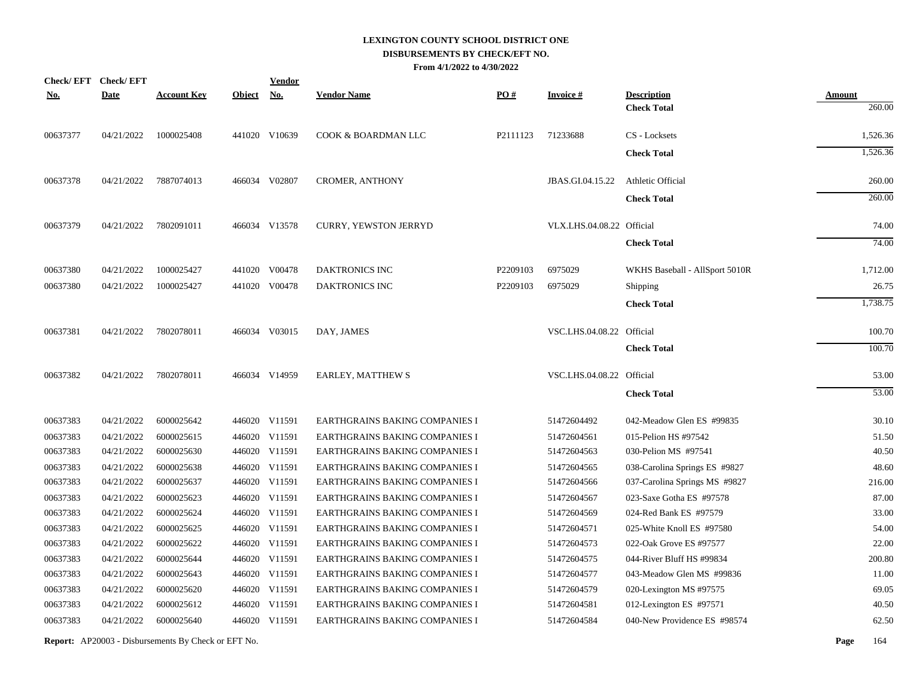# LEXINGTON COUNTY SCHOOL DISTRICT ONE
## DISBURSEMENTS BY CHECK/EFT NO.
### From 4/1/2022 to 4/30/2022

| Check/ EFT No. | Check/ EFT Date | Account Key | Object | Vendor No. | Vendor Name | PO # | Invoice # | Description | Amount |
|---|---|---|---|---|---|---|---|---|---|
| | | | | | | | | **Check Total** | 260.00 |
| 00637377 | 04/21/2022 | 1000025408 | 441020 | V10639 | COOK & BOARDMAN LLC | P2111123 | 71233688 | CS - Locksets | 1,526.36 |
| | | | | | | | | **Check Total** | 1,526.36 |
| 00637378 | 04/21/2022 | 7887074013 | 466034 | V02807 | CROMER, ANTHONY | | JBAS.GI.04.15.22 | Athletic Official | 260.00 |
| | | | | | | | | **Check Total** | 260.00 |
| 00637379 | 04/21/2022 | 7802091011 | 466034 | V13578 | CURRY, YEWSTON JERRYD | | VLX.LHS.04.08.22 | Official | 74.00 |
| | | | | | | | | **Check Total** | 74.00 |
| 00637380 | 04/21/2022 | 1000025427 | 441020 | V00478 | DAKTRONICS INC | P2209103 | 6975029 | WKHS Baseball - AllSport 5010R | 1,712.00 |
| 00637380 | 04/21/2022 | 1000025427 | 441020 | V00478 | DAKTRONICS INC | P2209103 | 6975029 | Shipping | 26.75 |
| | | | | | | | | **Check Total** | 1,738.75 |
| 00637381 | 04/21/2022 | 7802078011 | 466034 | V03015 | DAY, JAMES | | VSC.LHS.04.08.22 | Official | 100.70 |
| | | | | | | | | **Check Total** | 100.70 |
| 00637382 | 04/21/2022 | 7802078011 | 466034 | V14959 | EARLEY, MATTHEW S | | VSC.LHS.04.08.22 | Official | 53.00 |
| | | | | | | | | **Check Total** | 53.00 |
| 00637383 | 04/21/2022 | 6000025642 | 446020 | V11591 | EARTHGRAINS BAKING COMPANIES I | | 51472604492 | 042-Meadow Glen ES #99835 | 30.10 |
| 00637383 | 04/21/2022 | 6000025615 | 446020 | V11591 | EARTHGRAINS BAKING COMPANIES I | | 51472604561 | 015-Pelion HS #97542 | 51.50 |
| 00637383 | 04/21/2022 | 6000025630 | 446020 | V11591 | EARTHGRAINS BAKING COMPANIES I | | 51472604563 | 030-Pelion MS #97541 | 40.50 |
| 00637383 | 04/21/2022 | 6000025638 | 446020 | V11591 | EARTHGRAINS BAKING COMPANIES I | | 51472604565 | 038-Carolina Springs ES #9827 | 48.60 |
| 00637383 | 04/21/2022 | 6000025637 | 446020 | V11591 | EARTHGRAINS BAKING COMPANIES I | | 51472604566 | 037-Carolina Springs MS #9827 | 216.00 |
| 00637383 | 04/21/2022 | 6000025623 | 446020 | V11591 | EARTHGRAINS BAKING COMPANIES I | | 51472604567 | 023-Saxe Gotha ES #97578 | 87.00 |
| 00637383 | 04/21/2022 | 6000025624 | 446020 | V11591 | EARTHGRAINS BAKING COMPANIES I | | 51472604569 | 024-Red Bank ES #97579 | 33.00 |
| 00637383 | 04/21/2022 | 6000025625 | 446020 | V11591 | EARTHGRAINS BAKING COMPANIES I | | 51472604571 | 025-White Knoll ES #97580 | 54.00 |
| 00637383 | 04/21/2022 | 6000025622 | 446020 | V11591 | EARTHGRAINS BAKING COMPANIES I | | 51472604573 | 022-Oak Grove ES #97577 | 22.00 |
| 00637383 | 04/21/2022 | 6000025644 | 446020 | V11591 | EARTHGRAINS BAKING COMPANIES I | | 51472604575 | 044-River Bluff HS #99834 | 200.80 |
| 00637383 | 04/21/2022 | 6000025643 | 446020 | V11591 | EARTHGRAINS BAKING COMPANIES I | | 51472604577 | 043-Meadow Glen MS #99836 | 11.00 |
| 00637383 | 04/21/2022 | 6000025620 | 446020 | V11591 | EARTHGRAINS BAKING COMPANIES I | | 51472604579 | 020-Lexington MS #97575 | 69.05 |
| 00637383 | 04/21/2022 | 6000025612 | 446020 | V11591 | EARTHGRAINS BAKING COMPANIES I | | 51472604581 | 012-Lexington ES #97571 | 40.50 |
| 00637383 | 04/21/2022 | 6000025640 | 446020 | V11591 | EARTHGRAINS BAKING COMPANIES I | | 51472604584 | 040-New Providence ES #98574 | 62.50 |

**Report:** AP20003 - Disbursements By Check or EFT No.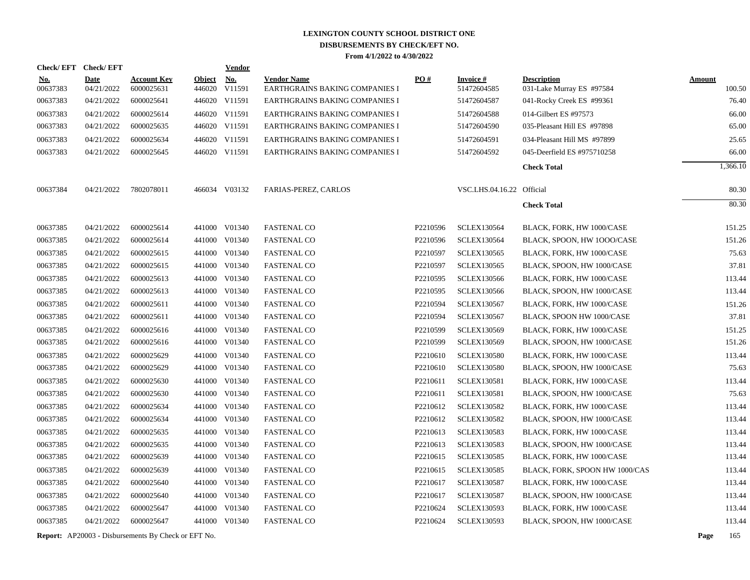# LEXINGTON COUNTY SCHOOL DISTRICT ONE
## DISBURSEMENTS BY CHECK/EFT NO.
### From 4/1/2022 to 4/30/2022

| Check/ EFT No. | Check/ EFT Date | Account Key | Object | Vendor No. | Vendor Name | PO # | Invoice # | Description | Amount |
|---|---|---|---|---|---|---|---|---|---|
| 00637383 | 04/21/2022 | 6000025631 | 446020 | V11591 | EARTHGRAINS BAKING COMPANIES I | | 51472604585 | 031-Lake Murray ES #97584 | 100.50 |
| 00637383 | 04/21/2022 | 6000025641 | 446020 | V11591 | EARTHGRAINS BAKING COMPANIES I | | 51472604587 | 041-Rocky Creek ES #99361 | 76.40 |
| 00637383 | 04/21/2022 | 6000025614 | 446020 | V11591 | EARTHGRAINS BAKING COMPANIES I | | 51472604588 | 014-Gilbert ES #97573 | 66.00 |
| 00637383 | 04/21/2022 | 6000025635 | 446020 | V11591 | EARTHGRAINS BAKING COMPANIES I | | 51472604590 | 035-Pleasant Hill ES #97898 | 65.00 |
| 00637383 | 04/21/2022 | 6000025634 | 446020 | V11591 | EARTHGRAINS BAKING COMPANIES I | | 51472604591 | 034-Pleasant Hill MS #97899 | 25.65 |
| 00637383 | 04/21/2022 | 6000025645 | 446020 | V11591 | EARTHGRAINS BAKING COMPANIES I | | 51472604592 | 045-Deerfield ES #975710258 | 66.00 |
| | | | | | | | | **Check Total** | 1,366.10 |
| 00637384 | 04/21/2022 | 7802078011 | 466034 | V03132 | FARIAS-PEREZ, CARLOS | | VSC.LHS.04.16.22 | Official | 80.30 |
| | | | | | | | | **Check Total** | 80.30 |
| 00637385 | 04/21/2022 | 6000025614 | 441000 | V01340 | FASTENAL CO | P2210596 | SCLEX130564 | BLACK, FORK, HW 1000/CASE | 151.25 |
| 00637385 | 04/21/2022 | 6000025614 | 441000 | V01340 | FASTENAL CO | P2210596 | SCLEX130564 | BLACK, SPOON, HW 1OOO/CASE | 151.26 |
| 00637385 | 04/21/2022 | 6000025615 | 441000 | V01340 | FASTENAL CO | P2210597 | SCLEX130565 | BLACK, FORK, HW 1000/CASE | 75.63 |
| 00637385 | 04/21/2022 | 6000025615 | 441000 | V01340 | FASTENAL CO | P2210597 | SCLEX130565 | BLACK, SPOON, HW 1000/CASE | 37.81 |
| 00637385 | 04/21/2022 | 6000025613 | 441000 | V01340 | FASTENAL CO | P2210595 | SCLEX130566 | BLACK, FORK, HW 1000/CASE | 113.44 |
| 00637385 | 04/21/2022 | 6000025613 | 441000 | V01340 | FASTENAL CO | P2210595 | SCLEX130566 | BLACK, SPOON, HW 1000/CASE | 113.44 |
| 00637385 | 04/21/2022 | 6000025611 | 441000 | V01340 | FASTENAL CO | P2210594 | SCLEX130567 | BLACK, FORK, HW 1000/CASE | 151.26 |
| 00637385 | 04/21/2022 | 6000025611 | 441000 | V01340 | FASTENAL CO | P2210594 | SCLEX130567 | BLACK, SPOON HW 1000/CASE | 37.81 |
| 00637385 | 04/21/2022 | 6000025616 | 441000 | V01340 | FASTENAL CO | P2210599 | SCLEX130569 | BLACK, FORK, HW 1000/CASE | 151.25 |
| 00637385 | 04/21/2022 | 6000025616 | 441000 | V01340 | FASTENAL CO | P2210599 | SCLEX130569 | BLACK, SPOON, HW 1000/CASE | 151.26 |
| 00637385 | 04/21/2022 | 6000025629 | 441000 | V01340 | FASTENAL CO | P2210610 | SCLEX130580 | BLACK, FORK, HW 1000/CASE | 113.44 |
| 00637385 | 04/21/2022 | 6000025629 | 441000 | V01340 | FASTENAL CO | P2210610 | SCLEX130580 | BLACK, SPOON, HW 1000/CASE | 75.63 |
| 00637385 | 04/21/2022 | 6000025630 | 441000 | V01340 | FASTENAL CO | P2210611 | SCLEX130581 | BLACK, FORK, HW 1000/CASE | 113.44 |
| 00637385 | 04/21/2022 | 6000025630 | 441000 | V01340 | FASTENAL CO | P2210611 | SCLEX130581 | BLACK, SPOON, HW 1000/CASE | 75.63 |
| 00637385 | 04/21/2022 | 6000025634 | 441000 | V01340 | FASTENAL CO | P2210612 | SCLEX130582 | BLACK, FORK, HW 1000/CASE | 113.44 |
| 00637385 | 04/21/2022 | 6000025634 | 441000 | V01340 | FASTENAL CO | P2210612 | SCLEX130582 | BLACK, SPOON, HW 1000/CASE | 113.44 |
| 00637385 | 04/21/2022 | 6000025635 | 441000 | V01340 | FASTENAL CO | P2210613 | SCLEX130583 | BLACK, FORK, HW 1000/CASE | 113.44 |
| 00637385 | 04/21/2022 | 6000025635 | 441000 | V01340 | FASTENAL CO | P2210613 | SCLEX130583 | BLACK, SPOON, HW 1000/CASE | 113.44 |
| 00637385 | 04/21/2022 | 6000025639 | 441000 | V01340 | FASTENAL CO | P2210615 | SCLEX130585 | BLACK, FORK, HW 1000/CASE | 113.44 |
| 00637385 | 04/21/2022 | 6000025639 | 441000 | V01340 | FASTENAL CO | P2210615 | SCLEX130585 | BLACK, FORK, SPOON HW 1000/CAS | 113.44 |
| 00637385 | 04/21/2022 | 6000025640 | 441000 | V01340 | FASTENAL CO | P2210617 | SCLEX130587 | BLACK, FORK, HW 1000/CASE | 113.44 |
| 00637385 | 04/21/2022 | 6000025640 | 441000 | V01340 | FASTENAL CO | P2210617 | SCLEX130587 | BLACK, SPOON, HW 1000/CASE | 113.44 |
| 00637385 | 04/21/2022 | 6000025647 | 441000 | V01340 | FASTENAL CO | P2210624 | SCLEX130593 | BLACK, FORK, HW 1000/CASE | 113.44 |
| 00637385 | 04/21/2022 | 6000025647 | 441000 | V01340 | FASTENAL CO | P2210624 | SCLEX130593 | BLACK, SPOON, HW 1000/CASE | 113.44 |

**Report:** AP20003 - Disbursements By Check or EFT No.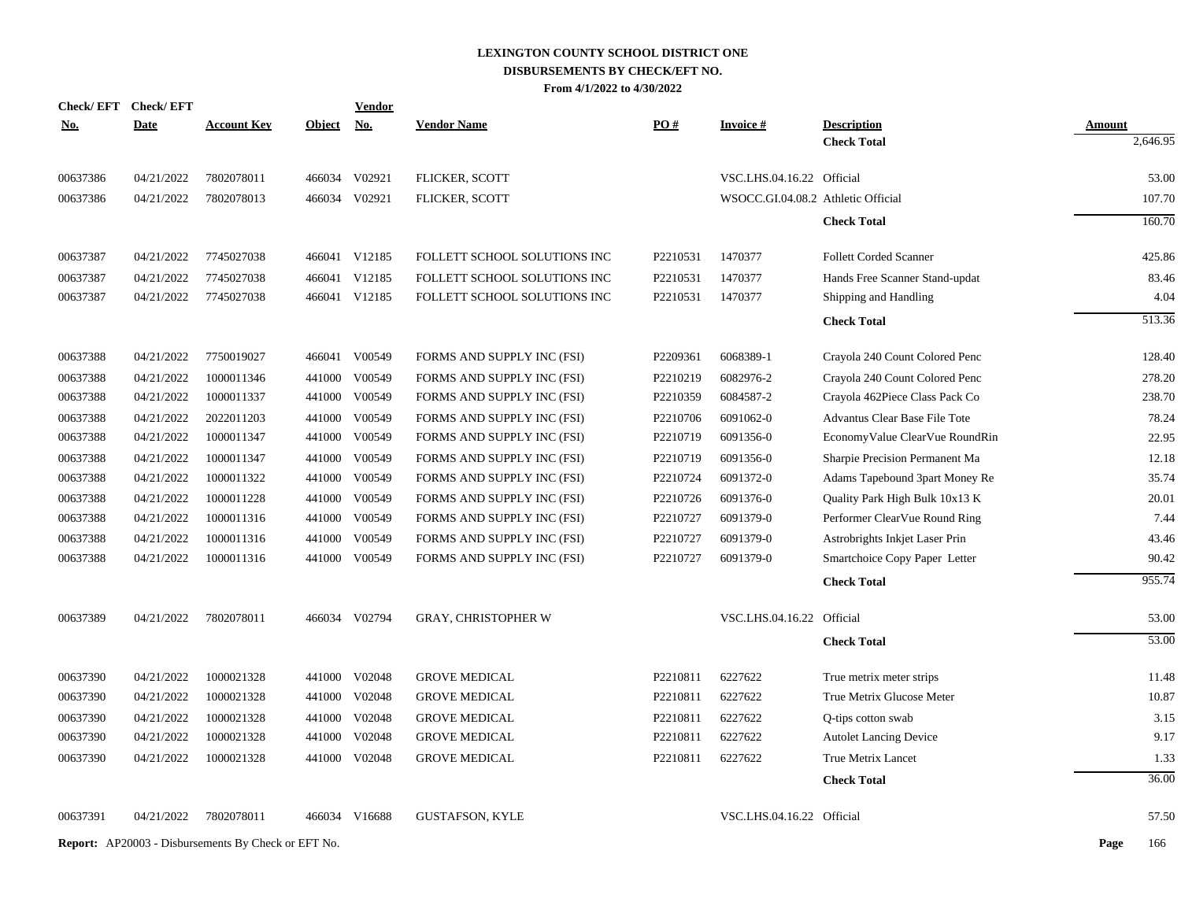# LEXINGTON COUNTY SCHOOL DISTRICT ONE
## DISBURSEMENTS BY CHECK/EFT NO.
### From 4/1/2022 to 4/30/2022

| Check/ EFT No. | Check/ EFT Date | Account Key | Object | Vendor No. | Vendor Name | PO # | Invoice # | Description | Amount |
|---|---|---|---|---|---|---|---|---|---|
| | | | | | | | | **Check Total** | 2,646.95 |
| 00637386 | 04/21/2022 | 7802078011 | 466034 | V02921 | FLICKER, SCOTT | | VSC.LHS.04.16.22 | Official | 53.00 |
| 00637386 | 04/21/2022 | 7802078013 | 466034 | V02921 | FLICKER, SCOTT | | WSOCC.GI.04.08.2 | Athletic Official | 107.70 |
| | | | | | | | | **Check Total** | 160.70 |
| 00637387 | 04/21/2022 | 7745027038 | 466041 | V12185 | FOLLETT SCHOOL SOLUTIONS INC | P2210531 | 1470377 | Follett Corded Scanner | 425.86 |
| 00637387 | 04/21/2022 | 7745027038 | 466041 | V12185 | FOLLETT SCHOOL SOLUTIONS INC | P2210531 | 1470377 | Hands Free Scanner Stand-updat | 83.46 |
| 00637387 | 04/21/2022 | 7745027038 | 466041 | V12185 | FOLLETT SCHOOL SOLUTIONS INC | P2210531 | 1470377 | Shipping and Handling | 4.04 |
| | | | | | | | | **Check Total** | 513.36 |
| 00637388 | 04/21/2022 | 7750019027 | 466041 | V00549 | FORMS AND SUPPLY INC (FSI) | P2209361 | 6068389-1 | Crayola 240 Count Colored Penc | 128.40 |
| 00637388 | 04/21/2022 | 1000011346 | 441000 | V00549 | FORMS AND SUPPLY INC (FSI) | P2210219 | 6082976-2 | Crayola 240 Count Colored Penc | 278.20 |
| 00637388 | 04/21/2022 | 1000011337 | 441000 | V00549 | FORMS AND SUPPLY INC (FSI) | P2210359 | 6084587-2 | Crayola 462Piece Class Pack Co | 238.70 |
| 00637388 | 04/21/2022 | 2022011203 | 441000 | V00549 | FORMS AND SUPPLY INC (FSI) | P2210706 | 6091062-0 | Advantus Clear Base File Tote | 78.24 |
| 00637388 | 04/21/2022 | 1000011347 | 441000 | V00549 | FORMS AND SUPPLY INC (FSI) | P2210719 | 6091356-0 | EconomyValue ClearVue RoundRin | 22.95 |
| 00637388 | 04/21/2022 | 1000011347 | 441000 | V00549 | FORMS AND SUPPLY INC (FSI) | P2210719 | 6091356-0 | Sharpie Precision Permanent Ma | 12.18 |
| 00637388 | 04/21/2022 | 1000011322 | 441000 | V00549 | FORMS AND SUPPLY INC (FSI) | P2210724 | 6091372-0 | Adams Tapebound 3part Money Re | 35.74 |
| 00637388 | 04/21/2022 | 1000011228 | 441000 | V00549 | FORMS AND SUPPLY INC (FSI) | P2210726 | 6091376-0 | Quality Park High Bulk 10x13 K | 20.01 |
| 00637388 | 04/21/2022 | 1000011316 | 441000 | V00549 | FORMS AND SUPPLY INC (FSI) | P2210727 | 6091379-0 | Performer ClearVue Round Ring | 7.44 |
| 00637388 | 04/21/2022 | 1000011316 | 441000 | V00549 | FORMS AND SUPPLY INC (FSI) | P2210727 | 6091379-0 | Astrobrights Inkjet Laser Prin | 43.46 |
| 00637388 | 04/21/2022 | 1000011316 | 441000 | V00549 | FORMS AND SUPPLY INC (FSI) | P2210727 | 6091379-0 | Smartchoice Copy Paper Letter | 90.42 |
| | | | | | | | | **Check Total** | 955.74 |
| 00637389 | 04/21/2022 | 7802078011 | 466034 | V02794 | GRAY, CHRISTOPHER W | | VSC.LHS.04.16.22 | Official | 53.00 |
| | | | | | | | | **Check Total** | 53.00 |
| 00637390 | 04/21/2022 | 1000021328 | 441000 | V02048 | GROVE MEDICAL | P2210811 | 6227622 | True metrix meter strips | 11.48 |
| 00637390 | 04/21/2022 | 1000021328 | 441000 | V02048 | GROVE MEDICAL | P2210811 | 6227622 | True Metrix Glucose Meter | 10.87 |
| 00637390 | 04/21/2022 | 1000021328 | 441000 | V02048 | GROVE MEDICAL | P2210811 | 6227622 | Q-tips cotton swab | 3.15 |
| 00637390 | 04/21/2022 | 1000021328 | 441000 | V02048 | GROVE MEDICAL | P2210811 | 6227622 | Autolet Lancing Device | 9.17 |
| 00637390 | 04/21/2022 | 1000021328 | 441000 | V02048 | GROVE MEDICAL | P2210811 | 6227622 | True Metrix Lancet | 1.33 |
| | | | | | | | | **Check Total** | 36.00 |
| 00637391 | 04/21/2022 | 7802078011 | 466034 | V16688 | GUSTAFSON, KYLE | | VSC.LHS.04.16.22 | Official | 57.50 |

**Report:** AP20003 - Disbursements By Check or EFT No.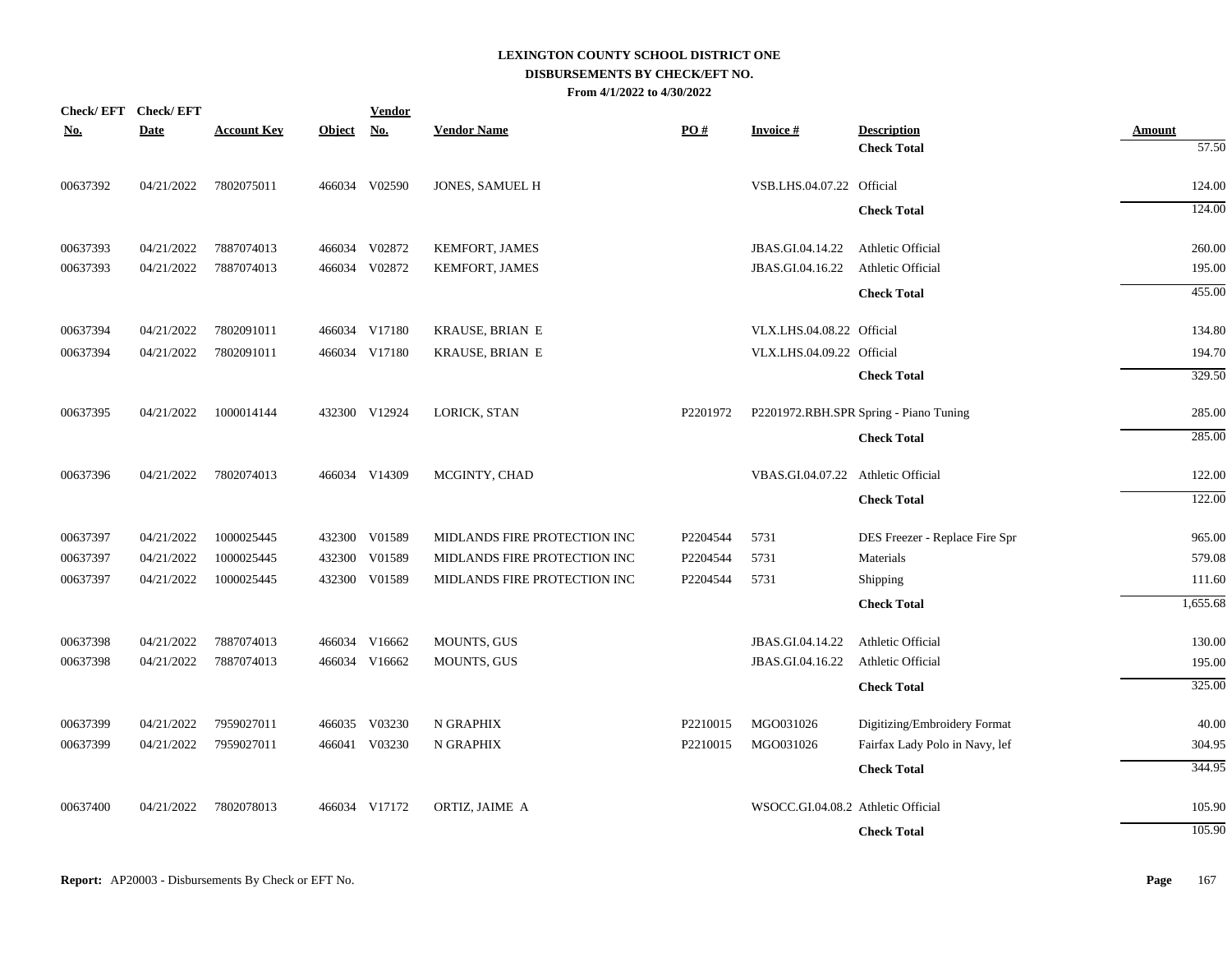# LEXINGTON COUNTY SCHOOL DISTRICT ONE
## DISBURSEMENTS BY CHECK/EFT NO.
### From 4/1/2022 to 4/30/2022

| Check/ EFT No. | Check/ EFT Date | Account Key | Object | Vendor No. | Vendor Name | PO # | Invoice # | Description | Amount |
|---|---|---|---|---|---|---|---|---|---|
| | | | | | | | | **Check Total** | 57.50 |
| 00637392 | 04/21/2022 | 7802075011 | 466034 | V02590 | JONES, SAMUEL H | | VSB.LHS.04.07.22 | Official | 124.00 |
| | | | | | | | | **Check Total** | 124.00 |
| 00637393 | 04/21/2022 | 7887074013 | 466034 | V02872 | KEMFORT, JAMES | | JBAS.GI.04.14.22 | Athletic Official | 260.00 |
| 00637393 | 04/21/2022 | 7887074013 | 466034 | V02872 | KEMFORT, JAMES | | JBAS.GI.04.16.22 | Athletic Official | 195.00 |
| | | | | | | | | **Check Total** | 455.00 |
| 00637394 | 04/21/2022 | 7802091011 | 466034 | V17180 | KRAUSE, BRIAN E | | VLX.LHS.04.08.22 | Official | 134.80 |
| 00637394 | 04/21/2022 | 7802091011 | 466034 | V17180 | KRAUSE, BRIAN E | | VLX.LHS.04.09.22 | Official | 194.70 |
| | | | | | | | | **Check Total** | 329.50 |
| 00637395 | 04/21/2022 | 1000014144 | 432300 | V12924 | LORICK, STAN | P2201972 | P2201972.RBH.SPR | Spring - Piano Tuning | 285.00 |
| | | | | | | | | **Check Total** | 285.00 |
| 00637396 | 04/21/2022 | 7802074013 | 466034 | V14309 | MCGINTY, CHAD | | VBAS.GI.04.07.22 | Athletic Official | 122.00 |
| | | | | | | | | **Check Total** | 122.00 |
| 00637397 | 04/21/2022 | 1000025445 | 432300 | V01589 | MIDLANDS FIRE PROTECTION INC | P2204544 | 5731 | DES Freezer - Replace Fire Spr | 965.00 |
| 00637397 | 04/21/2022 | 1000025445 | 432300 | V01589 | MIDLANDS FIRE PROTECTION INC | P2204544 | 5731 | Materials | 579.08 |
| 00637397 | 04/21/2022 | 1000025445 | 432300 | V01589 | MIDLANDS FIRE PROTECTION INC | P2204544 | 5731 | Shipping | 111.60 |
| | | | | | | | | **Check Total** | 1,655.68 |
| 00637398 | 04/21/2022 | 7887074013 | 466034 | V16662 | MOUNTS, GUS | | JBAS.GI.04.14.22 | Athletic Official | 130.00 |
| 00637398 | 04/21/2022 | 7887074013 | 466034 | V16662 | MOUNTS, GUS | | JBAS.GI.04.16.22 | Athletic Official | 195.00 |
| | | | | | | | | **Check Total** | 325.00 |
| 00637399 | 04/21/2022 | 7959027011 | 466035 | V03230 | N GRAPHIX | P2210015 | MGO031026 | Digitizing/Embroidery Format | 40.00 |
| 00637399 | 04/21/2022 | 7959027011 | 466041 | V03230 | N GRAPHIX | P2210015 | MGO031026 | Fairfax Lady Polo in Navy, lef | 304.95 |
| | | | | | | | | **Check Total** | 344.95 |
| 00637400 | 04/21/2022 | 7802078013 | 466034 | V17172 | ORTIZ, JAIME A | | WSOCC.GI.04.08.2 | Athletic Official | 105.90 |
| | | | | | | | | **Check Total** | 105.90 |

**Report:** AP20003 - Disbursements By Check or EFT No.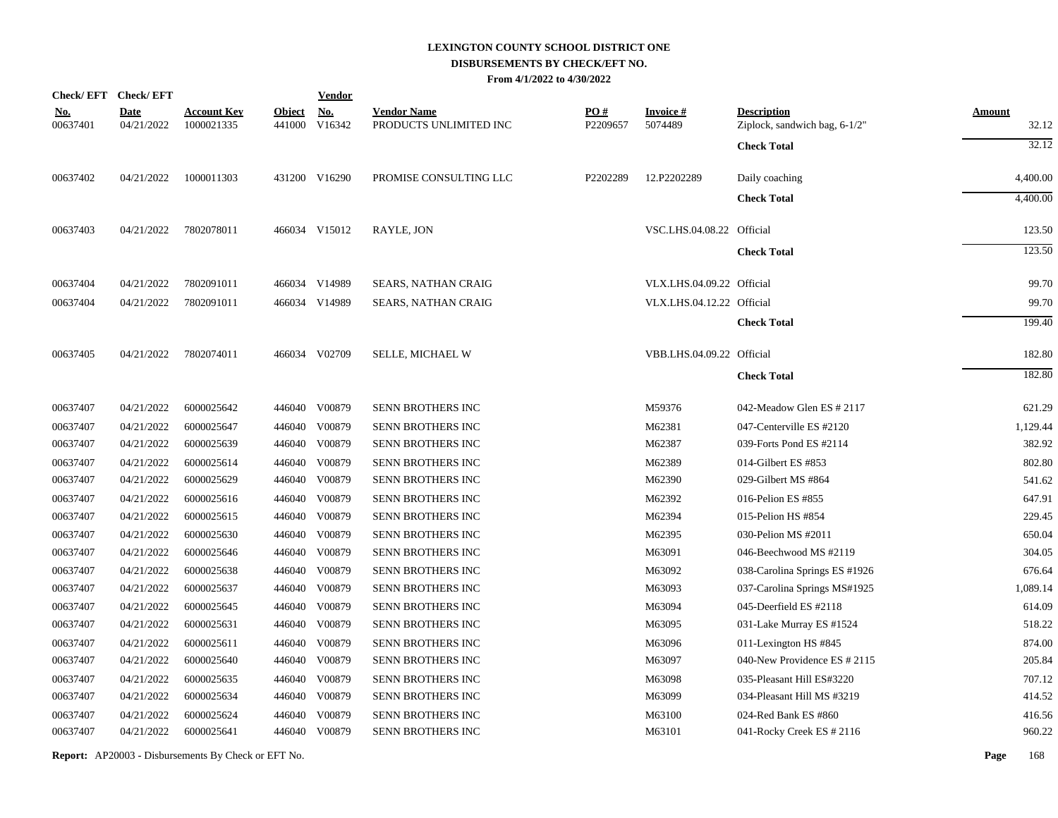# LEXINGTON COUNTY SCHOOL DISTRICT ONE
## DISBURSEMENTS BY CHECK/EFT NO.
### From 4/1/2022 to 4/30/2022

| Check/ EFT No. | Check/ EFT Date | Account Key | Object | Vendor No. | Vendor Name | PO # | Invoice # | Description | Amount |
|---|---|---|---|---|---|---|---|---|---|
| 00637401 | 04/21/2022 | 1000021335 | 441000 | V16342 | PRODUCTS UNLIMITED INC | P2209657 | 5074489 | Ziplock, sandwich bag, 6-1/2" | 32.12 |
| | | | | | | | | **Check Total** | 32.12 |
| 00637402 | 04/21/2022 | 1000011303 | 431200 | V16290 | PROMISE CONSULTING LLC | P2202289 | 12.P2202289 | Daily coaching | 4,400.00 |
| | | | | | | | | **Check Total** | 4,400.00 |
| 00637403 | 04/21/2022 | 7802078011 | 466034 | V15012 | RAYLE, JON | | VSC.LHS.04.08.22 | Official | 123.50 |
| | | | | | | | | **Check Total** | 123.50 |
| 00637404 | 04/21/2022 | 7802091011 | 466034 | V14989 | SEARS, NATHAN CRAIG | | VLX.LHS.04.09.22 | Official | 99.70 |
| 00637404 | 04/21/2022 | 7802091011 | 466034 | V14989 | SEARS, NATHAN CRAIG | | VLX.LHS.04.12.22 | Official | 99.70 |
| | | | | | | | | **Check Total** | 199.40 |
| 00637405 | 04/21/2022 | 7802074011 | 466034 | V02709 | SELLE, MICHAEL W | | VBB.LHS.04.09.22 | Official | 182.80 |
| | | | | | | | | **Check Total** | 182.80 |
| 00637407 | 04/21/2022 | 6000025642 | 446040 | V00879 | SENN BROTHERS INC | | M59376 | 042-Meadow Glen ES # 2117 | 621.29 |
| 00637407 | 04/21/2022 | 6000025647 | 446040 | V00879 | SENN BROTHERS INC | | M62381 | 047-Centerville ES #2120 | 1,129.44 |
| 00637407 | 04/21/2022 | 6000025639 | 446040 | V00879 | SENN BROTHERS INC | | M62387 | 039-Forts Pond ES #2114 | 382.92 |
| 00637407 | 04/21/2022 | 6000025614 | 446040 | V00879 | SENN BROTHERS INC | | M62389 | 014-Gilbert ES #853 | 802.80 |
| 00637407 | 04/21/2022 | 6000025629 | 446040 | V00879 | SENN BROTHERS INC | | M62390 | 029-Gilbert MS #864 | 541.62 |
| 00637407 | 04/21/2022 | 6000025616 | 446040 | V00879 | SENN BROTHERS INC | | M62392 | 016-Pelion ES #855 | 647.91 |
| 00637407 | 04/21/2022 | 6000025615 | 446040 | V00879 | SENN BROTHERS INC | | M62394 | 015-Pelion HS #854 | 229.45 |
| 00637407 | 04/21/2022 | 6000025630 | 446040 | V00879 | SENN BROTHERS INC | | M62395 | 030-Pelion MS #2011 | 650.04 |
| 00637407 | 04/21/2022 | 6000025646 | 446040 | V00879 | SENN BROTHERS INC | | M63091 | 046-Beechwood MS #2119 | 304.05 |
| 00637407 | 04/21/2022 | 6000025638 | 446040 | V00879 | SENN BROTHERS INC | | M63092 | 038-Carolina Springs ES #1926 | 676.64 |
| 00637407 | 04/21/2022 | 6000025637 | 446040 | V00879 | SENN BROTHERS INC | | M63093 | 037-Carolina Springs MS#1925 | 1,089.14 |
| 00637407 | 04/21/2022 | 6000025645 | 446040 | V00879 | SENN BROTHERS INC | | M63094 | 045-Deerfield ES #2118 | 614.09 |
| 00637407 | 04/21/2022 | 6000025631 | 446040 | V00879 | SENN BROTHERS INC | | M63095 | 031-Lake Murray ES #1524 | 518.22 |
| 00637407 | 04/21/2022 | 6000025611 | 446040 | V00879 | SENN BROTHERS INC | | M63096 | 011-Lexington HS #845 | 874.00 |
| 00637407 | 04/21/2022 | 6000025640 | 446040 | V00879 | SENN BROTHERS INC | | M63097 | 040-New Providence ES # 2115 | 205.84 |
| 00637407 | 04/21/2022 | 6000025635 | 446040 | V00879 | SENN BROTHERS INC | | M63098 | 035-Pleasant Hill ES#3220 | 707.12 |
| 00637407 | 04/21/2022 | 6000025634 | 446040 | V00879 | SENN BROTHERS INC | | M63099 | 034-Pleasant Hill MS #3219 | 414.52 |
| 00637407 | 04/21/2022 | 6000025624 | 446040 | V00879 | SENN BROTHERS INC | | M63100 | 024-Red Bank ES #860 | 416.56 |
| 00637407 | 04/21/2022 | 6000025641 | 446040 | V00879 | SENN BROTHERS INC | | M63101 | 041-Rocky Creek ES # 2116 | 960.22 |

**Report:** AP20003 - Disbursements By Check or EFT No.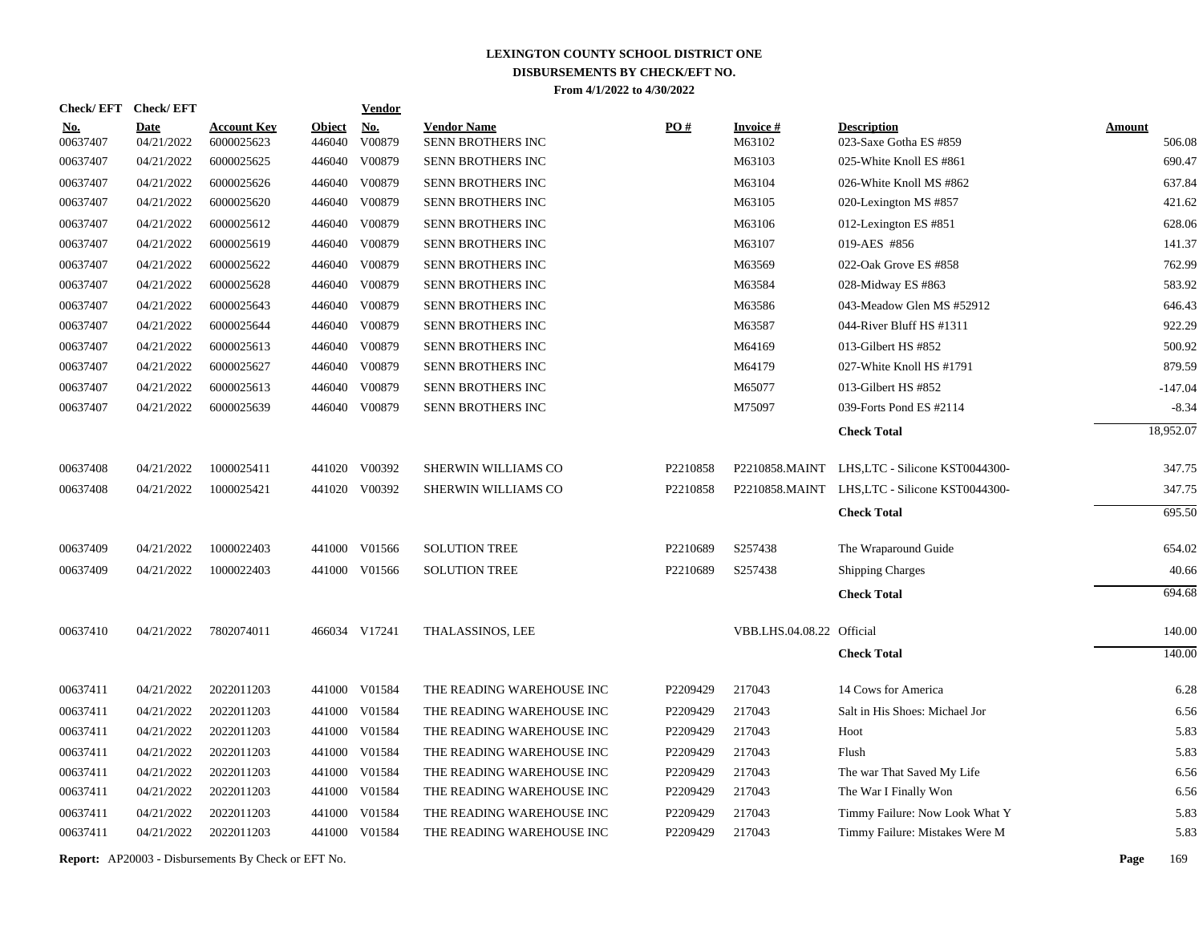# LEXINGTON COUNTY SCHOOL DISTRICT ONE
## DISBURSEMENTS BY CHECK/EFT NO.
### From 4/1/2022 to 4/30/2022

| Check/ EFT No. | Check/ EFT Date | Account Key | Object | Vendor No. | Vendor Name | PO # | Invoice # | Description | Amount |
|---|---|---|---|---|---|---|---|---|---|
| 00637407 | 04/21/2022 | 6000025623 | 446040 | V00879 | SENN BROTHERS INC | | M63102 | 023-Saxe Gotha ES #859 | 506.08 |
| 00637407 | 04/21/2022 | 6000025625 | 446040 | V00879 | SENN BROTHERS INC | | M63103 | 025-White Knoll ES #861 | 690.47 |
| 00637407 | 04/21/2022 | 6000025626 | 446040 | V00879 | SENN BROTHERS INC | | M63104 | 026-White Knoll MS #862 | 637.84 |
| 00637407 | 04/21/2022 | 6000025620 | 446040 | V00879 | SENN BROTHERS INC | | M63105 | 020-Lexington MS #857 | 421.62 |
| 00637407 | 04/21/2022 | 6000025612 | 446040 | V00879 | SENN BROTHERS INC | | M63106 | 012-Lexington ES #851 | 628.06 |
| 00637407 | 04/21/2022 | 6000025619 | 446040 | V00879 | SENN BROTHERS INC | | M63107 | 019-AES #856 | 141.37 |
| 00637407 | 04/21/2022 | 6000025622 | 446040 | V00879 | SENN BROTHERS INC | | M63569 | 022-Oak Grove ES #858 | 762.99 |
| 00637407 | 04/21/2022 | 6000025628 | 446040 | V00879 | SENN BROTHERS INC | | M63584 | 028-Midway ES #863 | 583.92 |
| 00637407 | 04/21/2022 | 6000025643 | 446040 | V00879 | SENN BROTHERS INC | | M63586 | 043-Meadow Glen MS #52912 | 646.43 |
| 00637407 | 04/21/2022 | 6000025644 | 446040 | V00879 | SENN BROTHERS INC | | M63587 | 044-River Bluff HS #1311 | 922.29 |
| 00637407 | 04/21/2022 | 6000025613 | 446040 | V00879 | SENN BROTHERS INC | | M64169 | 013-Gilbert HS #852 | 500.92 |
| 00637407 | 04/21/2022 | 6000025627 | 446040 | V00879 | SENN BROTHERS INC | | M64179 | 027-White Knoll HS #1791 | 879.59 |
| 00637407 | 04/21/2022 | 6000025613 | 446040 | V00879 | SENN BROTHERS INC | | M65077 | 013-Gilbert HS #852 | -147.04 |
| 00637407 | 04/21/2022 | 6000025639 | 446040 | V00879 | SENN BROTHERS INC | | M75097 | 039-Forts Pond ES #2114 | -8.34 |
| | | | | | | | | **Check Total** | 18,952.07 |
| 00637408 | 04/21/2022 | 1000025411 | 441020 | V00392 | SHERWIN WILLIAMS CO | P2210858 | P2210858.MAINT | LHS,LTC - Silicone KST0044300- | 347.75 |
| 00637408 | 04/21/2022 | 1000025421 | 441020 | V00392 | SHERWIN WILLIAMS CO | P2210858 | P2210858.MAINT | LHS,LTC - Silicone KST0044300- | 347.75 |
| | | | | | | | | **Check Total** | 695.50 |
| 00637409 | 04/21/2022 | 1000022403 | 441000 | V01566 | SOLUTION TREE | P2210689 | S257438 | The Wraparound Guide | 654.02 |
| 00637409 | 04/21/2022 | 1000022403 | 441000 | V01566 | SOLUTION TREE | P2210689 | S257438 | Shipping Charges | 40.66 |
| | | | | | | | | **Check Total** | 694.68 |
| 00637410 | 04/21/2022 | 7802074011 | 466034 | V17241 | THALASSINOS, LEE | | VBB.LHS.04.08.22 | Official | 140.00 |
| | | | | | | | | **Check Total** | 140.00 |
| 00637411 | 04/21/2022 | 2022011203 | 441000 | V01584 | THE READING WAREHOUSE INC | P2209429 | 217043 | 14 Cows for America | 6.28 |
| 00637411 | 04/21/2022 | 2022011203 | 441000 | V01584 | THE READING WAREHOUSE INC | P2209429 | 217043 | Salt in His Shoes: Michael Jor | 6.56 |
| 00637411 | 04/21/2022 | 2022011203 | 441000 | V01584 | THE READING WAREHOUSE INC | P2209429 | 217043 | Hoot | 5.83 |
| 00637411 | 04/21/2022 | 2022011203 | 441000 | V01584 | THE READING WAREHOUSE INC | P2209429 | 217043 | Flush | 5.83 |
| 00637411 | 04/21/2022 | 2022011203 | 441000 | V01584 | THE READING WAREHOUSE INC | P2209429 | 217043 | The war That Saved My Life | 6.56 |
| 00637411 | 04/21/2022 | 2022011203 | 441000 | V01584 | THE READING WAREHOUSE INC | P2209429 | 217043 | The War I Finally Won | 6.56 |
| 00637411 | 04/21/2022 | 2022011203 | 441000 | V01584 | THE READING WAREHOUSE INC | P2209429 | 217043 | Timmy Failure: Now Look What Y | 5.83 |
| 00637411 | 04/21/2022 | 2022011203 | 441000 | V01584 | THE READING WAREHOUSE INC | P2209429 | 217043 | Timmy Failure: Mistakes Were M | 5.83 |

**Report:** AP20003 - Disbursements By Check or EFT No.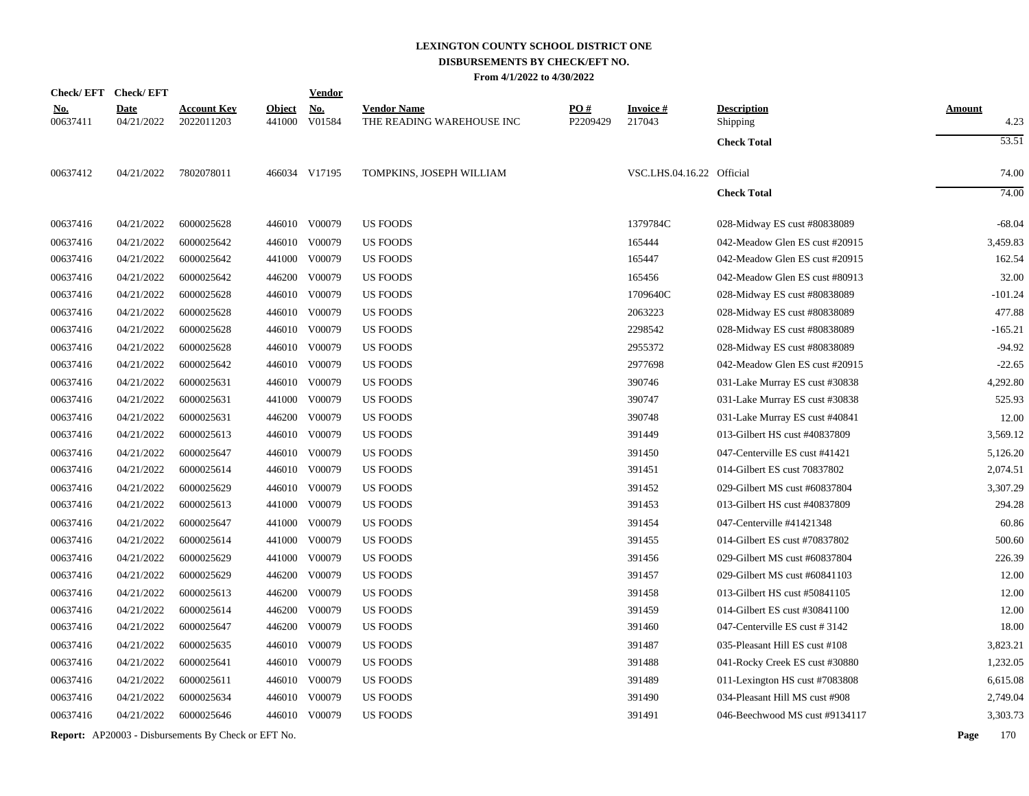# LEXINGTON COUNTY SCHOOL DISTRICT ONE
## DISBURSEMENTS BY CHECK/EFT NO.
### From 4/1/2022 to 4/30/2022

| Check/ EFT No. | Check/ EFT Date | Account Key | Object | Vendor No. | Vendor Name | PO # | Invoice # | Description | Amount |
|---|---|---|---|---|---|---|---|---|---|
| 00637411 | 04/21/2022 | 2022011203 | 441000 | V01584 | THE READING WAREHOUSE INC | P2209429 | 217043 | Shipping | 4.23 |
| | | | | | | | | **Check Total** | 53.51 |
| 00637412 | 04/21/2022 | 7802078011 | 466034 | V17195 | TOMPKINS, JOSEPH WILLIAM | | VSC.LHS.04.16.22 | Official | 74.00 |
| | | | | | | | | **Check Total** | 74.00 |
| 00637416 | 04/21/2022 | 6000025628 | 446010 | V00079 | US FOODS | | 1379784C | 028-Midway ES cust #80838089 | -68.04 |
| 00637416 | 04/21/2022 | 6000025642 | 446010 | V00079 | US FOODS | | 165444 | 042-Meadow Glen ES cust #20915 | 3,459.83 |
| 00637416 | 04/21/2022 | 6000025642 | 441000 | V00079 | US FOODS | | 165447 | 042-Meadow Glen ES cust #20915 | 162.54 |
| 00637416 | 04/21/2022 | 6000025642 | 446200 | V00079 | US FOODS | | 165456 | 042-Meadow Glen ES cust #80913 | 32.00 |
| 00637416 | 04/21/2022 | 6000025628 | 446010 | V00079 | US FOODS | | 1709640C | 028-Midway ES cust #80838089 | -101.24 |
| 00637416 | 04/21/2022 | 6000025628 | 446010 | V00079 | US FOODS | | 2063223 | 028-Midway ES cust #80838089 | 477.88 |
| 00637416 | 04/21/2022 | 6000025628 | 446010 | V00079 | US FOODS | | 2298542 | 028-Midway ES cust #80838089 | -165.21 |
| 00637416 | 04/21/2022 | 6000025628 | 446010 | V00079 | US FOODS | | 2955372 | 028-Midway ES cust #80838089 | -94.92 |
| 00637416 | 04/21/2022 | 6000025642 | 446010 | V00079 | US FOODS | | 2977698 | 042-Meadow Glen ES cust #20915 | -22.65 |
| 00637416 | 04/21/2022 | 6000025631 | 446010 | V00079 | US FOODS | | 390746 | 031-Lake Murray ES cust #30838 | 4,292.80 |
| 00637416 | 04/21/2022 | 6000025631 | 441000 | V00079 | US FOODS | | 390747 | 031-Lake Murray ES cust #30838 | 525.93 |
| 00637416 | 04/21/2022 | 6000025631 | 446200 | V00079 | US FOODS | | 390748 | 031-Lake Murray ES cust #40841 | 12.00 |
| 00637416 | 04/21/2022 | 6000025613 | 446010 | V00079 | US FOODS | | 391449 | 013-Gilbert HS cust #40837809 | 3,569.12 |
| 00637416 | 04/21/2022 | 6000025647 | 446010 | V00079 | US FOODS | | 391450 | 047-Centerville ES cust #41421 | 5,126.20 |
| 00637416 | 04/21/2022 | 6000025614 | 446010 | V00079 | US FOODS | | 391451 | 014-Gilbert ES cust 70837802 | 2,074.51 |
| 00637416 | 04/21/2022 | 6000025629 | 446010 | V00079 | US FOODS | | 391452 | 029-Gilbert MS cust #60837804 | 3,307.29 |
| 00637416 | 04/21/2022 | 6000025613 | 441000 | V00079 | US FOODS | | 391453 | 013-Gilbert HS cust #40837809 | 294.28 |
| 00637416 | 04/21/2022 | 6000025647 | 441000 | V00079 | US FOODS | | 391454 | 047-Centerville #41421348 | 60.86 |
| 00637416 | 04/21/2022 | 6000025614 | 441000 | V00079 | US FOODS | | 391455 | 014-Gilbert ES cust #70837802 | 500.60 |
| 00637416 | 04/21/2022 | 6000025629 | 441000 | V00079 | US FOODS | | 391456 | 029-Gilbert MS cust #60837804 | 226.39 |
| 00637416 | 04/21/2022 | 6000025629 | 446200 | V00079 | US FOODS | | 391457 | 029-Gilbert MS cust #60841103 | 12.00 |
| 00637416 | 04/21/2022 | 6000025613 | 446200 | V00079 | US FOODS | | 391458 | 013-Gilbert HS cust #50841105 | 12.00 |
| 00637416 | 04/21/2022 | 6000025614 | 446200 | V00079 | US FOODS | | 391459 | 014-Gilbert ES cust #30841100 | 12.00 |
| 00637416 | 04/21/2022 | 6000025647 | 446200 | V00079 | US FOODS | | 391460 | 047-Centerville ES cust # 3142 | 18.00 |
| 00637416 | 04/21/2022 | 6000025635 | 446010 | V00079 | US FOODS | | 391487 | 035-Pleasant Hill ES cust #108 | 3,823.21 |
| 00637416 | 04/21/2022 | 6000025641 | 446010 | V00079 | US FOODS | | 391488 | 041-Rocky Creek ES cust #30880 | 1,232.05 |
| 00637416 | 04/21/2022 | 6000025611 | 446010 | V00079 | US FOODS | | 391489 | 011-Lexington HS cust #7083808 | 6,615.08 |
| 00637416 | 04/21/2022 | 6000025634 | 446010 | V00079 | US FOODS | | 391490 | 034-Pleasant Hill MS cust #908 | 2,749.04 |
| 00637416 | 04/21/2022 | 6000025646 | 446010 | V00079 | US FOODS | | 391491 | 046-Beechwood MS cust #9134117 | 3,303.73 |

**Report:** AP20003 - Disbursements By Check or EFT No.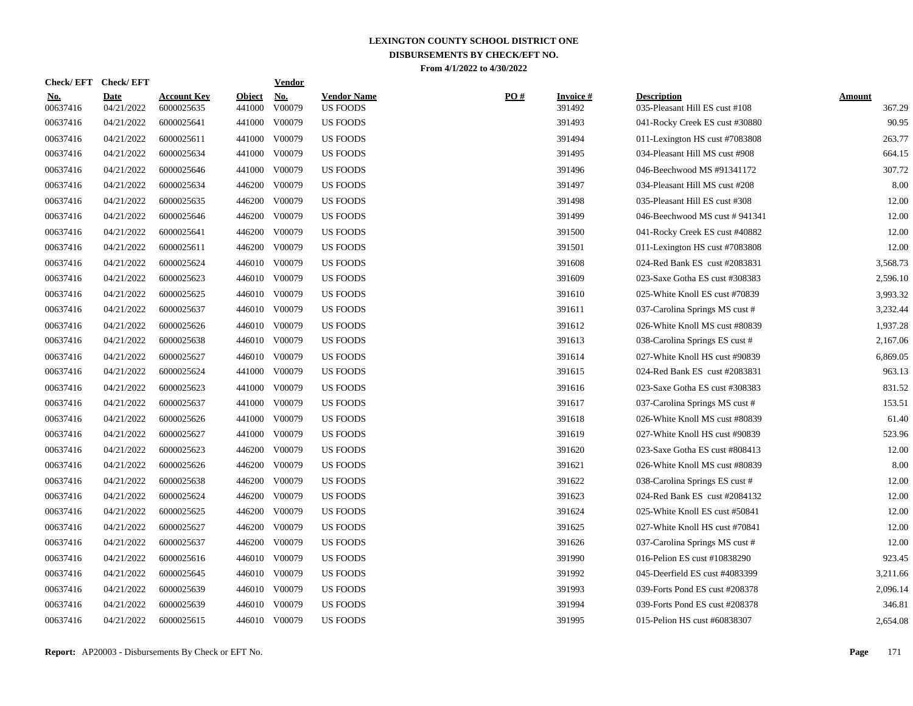# LEXINGTON COUNTY SCHOOL DISTRICT ONE
## DISBURSEMENTS BY CHECK/EFT NO.
### From 4/1/2022 to 4/30/2022

| Check/ EFT No. | Check/ EFT Date | Account Key | Object | Vendor No. | Vendor Name | PO # | Invoice # | Description | Amount |
|---|---|---|---|---|---|---|---|---|---|
| 00637416 | 04/21/2022 | 6000025635 | 441000 | V00079 | US FOODS | | 391492 | 035-Pleasant Hill ES cust #108 | 367.29 |
| 00637416 | 04/21/2022 | 6000025641 | 441000 | V00079 | US FOODS | | 391493 | 041-Rocky Creek ES cust #30880 | 90.95 |
| 00637416 | 04/21/2022 | 6000025611 | 441000 | V00079 | US FOODS | | 391494 | 011-Lexington HS cust #7083808 | 263.77 |
| 00637416 | 04/21/2022 | 6000025634 | 441000 | V00079 | US FOODS | | 391495 | 034-Pleasant Hill MS cust #908 | 664.15 |
| 00637416 | 04/21/2022 | 6000025646 | 441000 | V00079 | US FOODS | | 391496 | 046-Beechwood MS #91341172 | 307.72 |
| 00637416 | 04/21/2022 | 6000025634 | 446200 | V00079 | US FOODS | | 391497 | 034-Pleasant Hill MS cust #208 | 8.00 |
| 00637416 | 04/21/2022 | 6000025635 | 446200 | V00079 | US FOODS | | 391498 | 035-Pleasant Hill ES cust #308 | 12.00 |
| 00637416 | 04/21/2022 | 6000025646 | 446200 | V00079 | US FOODS | | 391499 | 046-Beechwood MS cust # 941341 | 12.00 |
| 00637416 | 04/21/2022 | 6000025641 | 446200 | V00079 | US FOODS | | 391500 | 041-Rocky Creek ES cust #40882 | 12.00 |
| 00637416 | 04/21/2022 | 6000025611 | 446200 | V00079 | US FOODS | | 391501 | 011-Lexington HS cust #7083808 | 12.00 |
| 00637416 | 04/21/2022 | 6000025624 | 446010 | V00079 | US FOODS | | 391608 | 024-Red Bank ES cust #2083831 | 3,568.73 |
| 00637416 | 04/21/2022 | 6000025623 | 446010 | V00079 | US FOODS | | 391609 | 023-Saxe Gotha ES cust #308383 | 2,596.10 |
| 00637416 | 04/21/2022 | 6000025625 | 446010 | V00079 | US FOODS | | 391610 | 025-White Knoll ES cust #70839 | 3,993.32 |
| 00637416 | 04/21/2022 | 6000025637 | 446010 | V00079 | US FOODS | | 391611 | 037-Carolina Springs MS cust # | 3,232.44 |
| 00637416 | 04/21/2022 | 6000025626 | 446010 | V00079 | US FOODS | | 391612 | 026-White Knoll MS cust #80839 | 1,937.28 |
| 00637416 | 04/21/2022 | 6000025638 | 446010 | V00079 | US FOODS | | 391613 | 038-Carolina Springs ES cust # | 2,167.06 |
| 00637416 | 04/21/2022 | 6000025627 | 446010 | V00079 | US FOODS | | 391614 | 027-White Knoll HS cust #90839 | 6,869.05 |
| 00637416 | 04/21/2022 | 6000025624 | 441000 | V00079 | US FOODS | | 391615 | 024-Red Bank ES cust #2083831 | 963.13 |
| 00637416 | 04/21/2022 | 6000025623 | 441000 | V00079 | US FOODS | | 391616 | 023-Saxe Gotha ES cust #308383 | 831.52 |
| 00637416 | 04/21/2022 | 6000025637 | 441000 | V00079 | US FOODS | | 391617 | 037-Carolina Springs MS cust # | 153.51 |
| 00637416 | 04/21/2022 | 6000025626 | 441000 | V00079 | US FOODS | | 391618 | 026-White Knoll MS cust #80839 | 61.40 |
| 00637416 | 04/21/2022 | 6000025627 | 441000 | V00079 | US FOODS | | 391619 | 027-White Knoll HS cust #90839 | 523.96 |
| 00637416 | 04/21/2022 | 6000025623 | 446200 | V00079 | US FOODS | | 391620 | 023-Saxe Gotha ES cust #808413 | 12.00 |
| 00637416 | 04/21/2022 | 6000025626 | 446200 | V00079 | US FOODS | | 391621 | 026-White Knoll MS cust #80839 | 8.00 |
| 00637416 | 04/21/2022 | 6000025638 | 446200 | V00079 | US FOODS | | 391622 | 038-Carolina Springs ES cust # | 12.00 |
| 00637416 | 04/21/2022 | 6000025624 | 446200 | V00079 | US FOODS | | 391623 | 024-Red Bank ES cust #2084132 | 12.00 |
| 00637416 | 04/21/2022 | 6000025625 | 446200 | V00079 | US FOODS | | 391624 | 025-White Knoll ES cust #50841 | 12.00 |
| 00637416 | 04/21/2022 | 6000025627 | 446200 | V00079 | US FOODS | | 391625 | 027-White Knoll HS cust #70841 | 12.00 |
| 00637416 | 04/21/2022 | 6000025637 | 446200 | V00079 | US FOODS | | 391626 | 037-Carolina Springs MS cust # | 12.00 |
| 00637416 | 04/21/2022 | 6000025616 | 446010 | V00079 | US FOODS | | 391990 | 016-Pelion ES cust #10838290 | 923.45 |
| 00637416 | 04/21/2022 | 6000025645 | 446010 | V00079 | US FOODS | | 391992 | 045-Deerfield ES cust #4083399 | 3,211.66 |
| 00637416 | 04/21/2022 | 6000025639 | 446010 | V00079 | US FOODS | | 391993 | 039-Forts Pond ES cust #208378 | 2,096.14 |
| 00637416 | 04/21/2022 | 6000025639 | 446010 | V00079 | US FOODS | | 391994 | 039-Forts Pond ES cust #208378 | 346.81 |
| 00637416 | 04/21/2022 | 6000025615 | 446010 | V00079 | US FOODS | | 391995 | 015-Pelion HS cust #60838307 | 2,654.08 |

**Report:** AP20003 - Disbursements By Check or EFT No.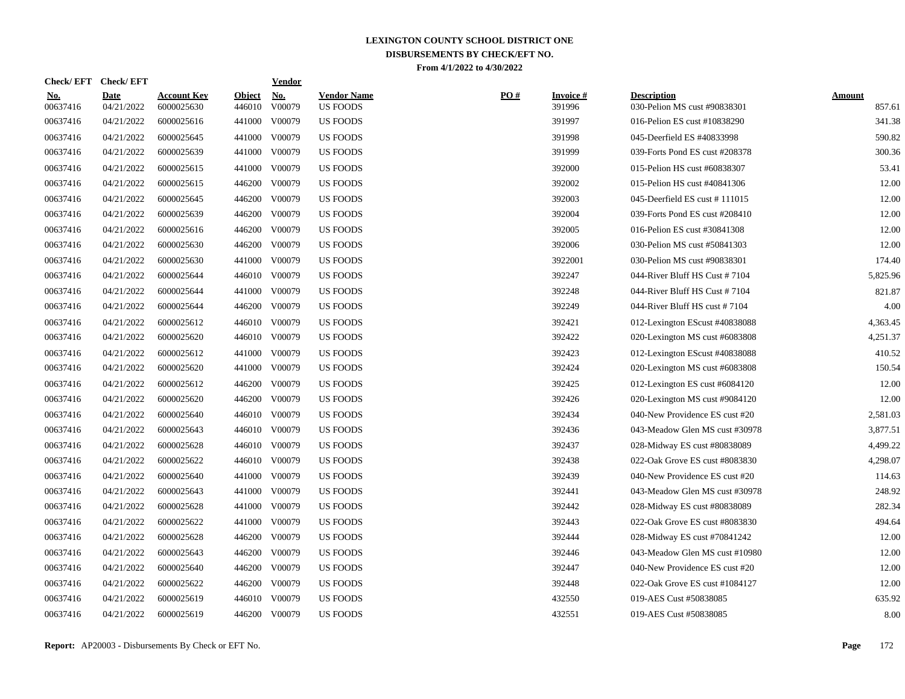# LEXINGTON COUNTY SCHOOL DISTRICT ONE
## DISBURSEMENTS BY CHECK/EFT NO.
### From 4/1/2022 to 4/30/2022

| Check/ EFT No. | Check/ EFT Date | Account Key | Object | Vendor No. | Vendor Name | PO # | Invoice # | Description | Amount |
|---|---|---|---|---|---|---|---|---|---|
| 00637416 | 04/21/2022 | 6000025630 | 446010 | V00079 | US FOODS | | 391996 | 030-Pelion MS cust #90838301 | 857.61 |
| 00637416 | 04/21/2022 | 6000025616 | 441000 | V00079 | US FOODS | | 391997 | 016-Pelion ES cust #10838290 | 341.38 |
| 00637416 | 04/21/2022 | 6000025645 | 441000 | V00079 | US FOODS | | 391998 | 045-Deerfield ES #40833998 | 590.82 |
| 00637416 | 04/21/2022 | 6000025639 | 441000 | V00079 | US FOODS | | 391999 | 039-Forts Pond ES cust #208378 | 300.36 |
| 00637416 | 04/21/2022 | 6000025615 | 441000 | V00079 | US FOODS | | 392000 | 015-Pelion HS cust #60838307 | 53.41 |
| 00637416 | 04/21/2022 | 6000025615 | 446200 | V00079 | US FOODS | | 392002 | 015-Pelion HS cust #40841306 | 12.00 |
| 00637416 | 04/21/2022 | 6000025645 | 446200 | V00079 | US FOODS | | 392003 | 045-Deerfield ES cust # 111015 | 12.00 |
| 00637416 | 04/21/2022 | 6000025639 | 446200 | V00079 | US FOODS | | 392004 | 039-Forts Pond ES cust #208410 | 12.00 |
| 00637416 | 04/21/2022 | 6000025616 | 446200 | V00079 | US FOODS | | 392005 | 016-Pelion ES cust #30841308 | 12.00 |
| 00637416 | 04/21/2022 | 6000025630 | 446200 | V00079 | US FOODS | | 392006 | 030-Pelion MS cust #50841303 | 12.00 |
| 00637416 | 04/21/2022 | 6000025630 | 441000 | V00079 | US FOODS | | 3922001 | 030-Pelion MS cust #90838301 | 174.40 |
| 00637416 | 04/21/2022 | 6000025644 | 446010 | V00079 | US FOODS | | 392247 | 044-River Bluff HS Cust # 7104 | 5,825.96 |
| 00637416 | 04/21/2022 | 6000025644 | 441000 | V00079 | US FOODS | | 392248 | 044-River Bluff HS Cust # 7104 | 821.87 |
| 00637416 | 04/21/2022 | 6000025644 | 446200 | V00079 | US FOODS | | 392249 | 044-River Bluff HS cust # 7104 | 4.00 |
| 00637416 | 04/21/2022 | 6000025612 | 446010 | V00079 | US FOODS | | 392421 | 012-Lexington EScust #40838088 | 4,363.45 |
| 00637416 | 04/21/2022 | 6000025620 | 446010 | V00079 | US FOODS | | 392422 | 020-Lexington MS cust #6083808 | 4,251.37 |
| 00637416 | 04/21/2022 | 6000025612 | 441000 | V00079 | US FOODS | | 392423 | 012-Lexington EScust #40838088 | 410.52 |
| 00637416 | 04/21/2022 | 6000025620 | 441000 | V00079 | US FOODS | | 392424 | 020-Lexington MS cust #6083808 | 150.54 |
| 00637416 | 04/21/2022 | 6000025612 | 446200 | V00079 | US FOODS | | 392425 | 012-Lexington ES cust #6084120 | 12.00 |
| 00637416 | 04/21/2022 | 6000025620 | 446200 | V00079 | US FOODS | | 392426 | 020-Lexington MS cust #9084120 | 12.00 |
| 00637416 | 04/21/2022 | 6000025640 | 446010 | V00079 | US FOODS | | 392434 | 040-New Providence ES cust #20 | 2,581.03 |
| 00637416 | 04/21/2022 | 6000025643 | 446010 | V00079 | US FOODS | | 392436 | 043-Meadow Glen MS cust #30978 | 3,877.51 |
| 00637416 | 04/21/2022 | 6000025628 | 446010 | V00079 | US FOODS | | 392437 | 028-Midway ES cust #80838089 | 4,499.22 |
| 00637416 | 04/21/2022 | 6000025622 | 446010 | V00079 | US FOODS | | 392438 | 022-Oak Grove ES cust #8083830 | 4,298.07 |
| 00637416 | 04/21/2022 | 6000025640 | 441000 | V00079 | US FOODS | | 392439 | 040-New Providence ES cust #20 | 114.63 |
| 00637416 | 04/21/2022 | 6000025643 | 441000 | V00079 | US FOODS | | 392441 | 043-Meadow Glen MS cust #30978 | 248.92 |
| 00637416 | 04/21/2022 | 6000025628 | 441000 | V00079 | US FOODS | | 392442 | 028-Midway ES cust #80838089 | 282.34 |
| 00637416 | 04/21/2022 | 6000025622 | 441000 | V00079 | US FOODS | | 392443 | 022-Oak Grove ES cust #8083830 | 494.64 |
| 00637416 | 04/21/2022 | 6000025628 | 446200 | V00079 | US FOODS | | 392444 | 028-Midway ES cust #70841242 | 12.00 |
| 00637416 | 04/21/2022 | 6000025643 | 446200 | V00079 | US FOODS | | 392446 | 043-Meadow Glen MS cust #10980 | 12.00 |
| 00637416 | 04/21/2022 | 6000025640 | 446200 | V00079 | US FOODS | | 392447 | 040-New Providence ES cust #20 | 12.00 |
| 00637416 | 04/21/2022 | 6000025622 | 446200 | V00079 | US FOODS | | 392448 | 022-Oak Grove ES cust #1084127 | 12.00 |
| 00637416 | 04/21/2022 | 6000025619 | 446010 | V00079 | US FOODS | | 432550 | 019-AES Cust #50838085 | 635.92 |
| 00637416 | 04/21/2022 | 6000025619 | 446200 | V00079 | US FOODS | | 432551 | 019-AES Cust #50838085 | 8.00 |

**Report:** AP20003 - Disbursements By Check or EFT No.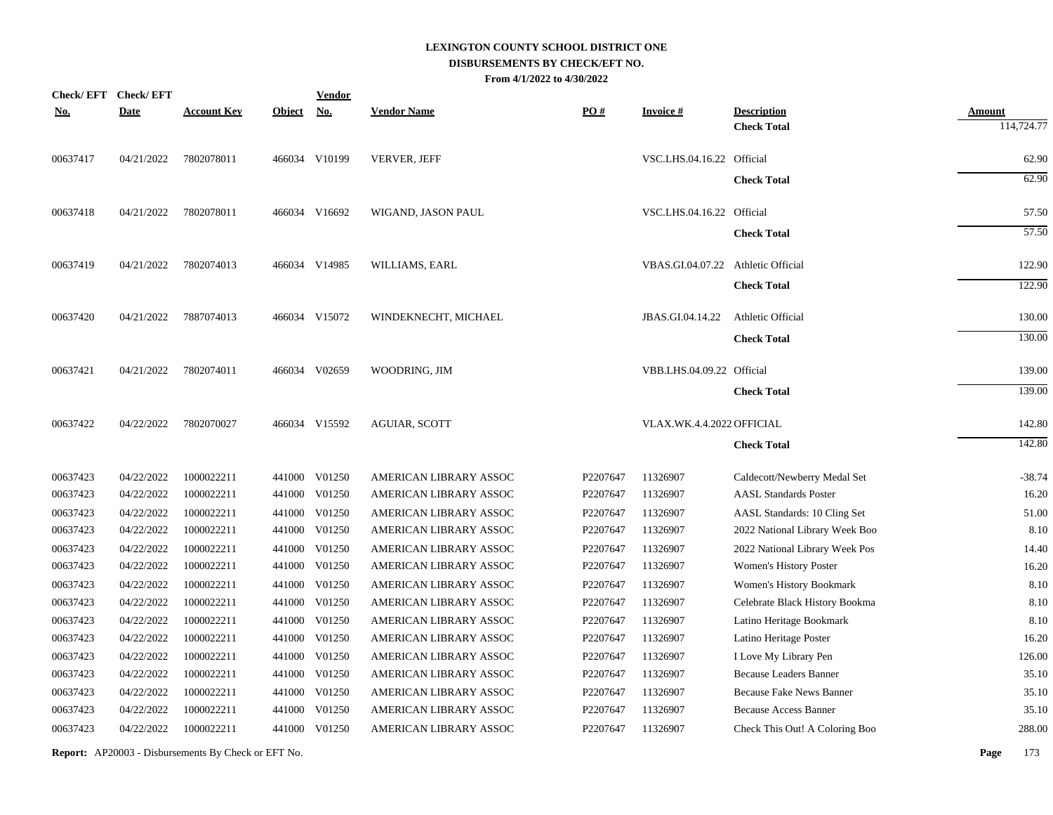# LEXINGTON COUNTY SCHOOL DISTRICT ONE
## DISBURSEMENTS BY CHECK/EFT NO.
### From 4/1/2022 to 4/30/2022

| Check/ EFT No. | Check/ EFT Date | Account Key | Object | Vendor No. | Vendor Name | PO # | Invoice # | Description | Amount |
|---|---|---|---|---|---|---|---|---|---|
| | | | | | | | | **Check Total** | 114,724.77 |
| 00637417 | 04/21/2022 | 7802078011 | 466034 | V10199 | VERVER, JEFF | | VSC.LHS.04.16.22 | Official | 62.90 |
| | | | | | | | | **Check Total** | 62.90 |
| 00637418 | 04/21/2022 | 7802078011 | 466034 | V16692 | WIGAND, JASON PAUL | | VSC.LHS.04.16.22 | Official | 57.50 |
| | | | | | | | | **Check Total** | 57.50 |
| 00637419 | 04/21/2022 | 7802074013 | 466034 | V14985 | WILLIAMS, EARL | | VBAS.GI.04.07.22 | Athletic Official | 122.90 |
| | | | | | | | | **Check Total** | 122.90 |
| 00637420 | 04/21/2022 | 7887074013 | 466034 | V15072 | WINDEKNECHT, MICHAEL | | JBAS.GI.04.14.22 | Athletic Official | 130.00 |
| | | | | | | | | **Check Total** | 130.00 |
| 00637421 | 04/21/2022 | 7802074011 | 466034 | V02659 | WOODRING, JIM | | VBB.LHS.04.09.22 | Official | 139.00 |
| | | | | | | | | **Check Total** | 139.00 |
| 00637422 | 04/22/2022 | 7802070027 | 466034 | V15592 | AGUIAR, SCOTT | | VLAX.WK.4.4.2022 | OFFICIAL | 142.80 |
| | | | | | | | | **Check Total** | 142.80 |
| 00637423 | 04/22/2022 | 1000022211 | 441000 | V01250 | AMERICAN LIBRARY ASSOC | P2207647 | 11326907 | Caldecott/Newberry Medal Set | -38.74 |
| 00637423 | 04/22/2022 | 1000022211 | 441000 | V01250 | AMERICAN LIBRARY ASSOC | P2207647 | 11326907 | AASL Standards Poster | 16.20 |
| 00637423 | 04/22/2022 | 1000022211 | 441000 | V01250 | AMERICAN LIBRARY ASSOC | P2207647 | 11326907 | AASL Standards: 10 Cling Set | 51.00 |
| 00637423 | 04/22/2022 | 1000022211 | 441000 | V01250 | AMERICAN LIBRARY ASSOC | P2207647 | 11326907 | 2022 National Library Week Boo | 8.10 |
| 00637423 | 04/22/2022 | 1000022211 | 441000 | V01250 | AMERICAN LIBRARY ASSOC | P2207647 | 11326907 | 2022 National Library Week Pos | 14.40 |
| 00637423 | 04/22/2022 | 1000022211 | 441000 | V01250 | AMERICAN LIBRARY ASSOC | P2207647 | 11326907 | Women's History Poster | 16.20 |
| 00637423 | 04/22/2022 | 1000022211 | 441000 | V01250 | AMERICAN LIBRARY ASSOC | P2207647 | 11326907 | Women's History Bookmark | 8.10 |
| 00637423 | 04/22/2022 | 1000022211 | 441000 | V01250 | AMERICAN LIBRARY ASSOC | P2207647 | 11326907 | Celebrate Black History Bookma | 8.10 |
| 00637423 | 04/22/2022 | 1000022211 | 441000 | V01250 | AMERICAN LIBRARY ASSOC | P2207647 | 11326907 | Latino Heritage Bookmark | 8.10 |
| 00637423 | 04/22/2022 | 1000022211 | 441000 | V01250 | AMERICAN LIBRARY ASSOC | P2207647 | 11326907 | Latino Heritage Poster | 16.20 |
| 00637423 | 04/22/2022 | 1000022211 | 441000 | V01250 | AMERICAN LIBRARY ASSOC | P2207647 | 11326907 | I Love My Library Pen | 126.00 |
| 00637423 | 04/22/2022 | 1000022211 | 441000 | V01250 | AMERICAN LIBRARY ASSOC | P2207647 | 11326907 | Because Leaders Banner | 35.10 |
| 00637423 | 04/22/2022 | 1000022211 | 441000 | V01250 | AMERICAN LIBRARY ASSOC | P2207647 | 11326907 | Because Fake News Banner | 35.10 |
| 00637423 | 04/22/2022 | 1000022211 | 441000 | V01250 | AMERICAN LIBRARY ASSOC | P2207647 | 11326907 | Because Access Banner | 35.10 |
| 00637423 | 04/22/2022 | 1000022211 | 441000 | V01250 | AMERICAN LIBRARY ASSOC | P2207647 | 11326907 | Check This Out! A Coloring Boo | 288.00 |

**Report:** AP20003 - Disbursements By Check or EFT No.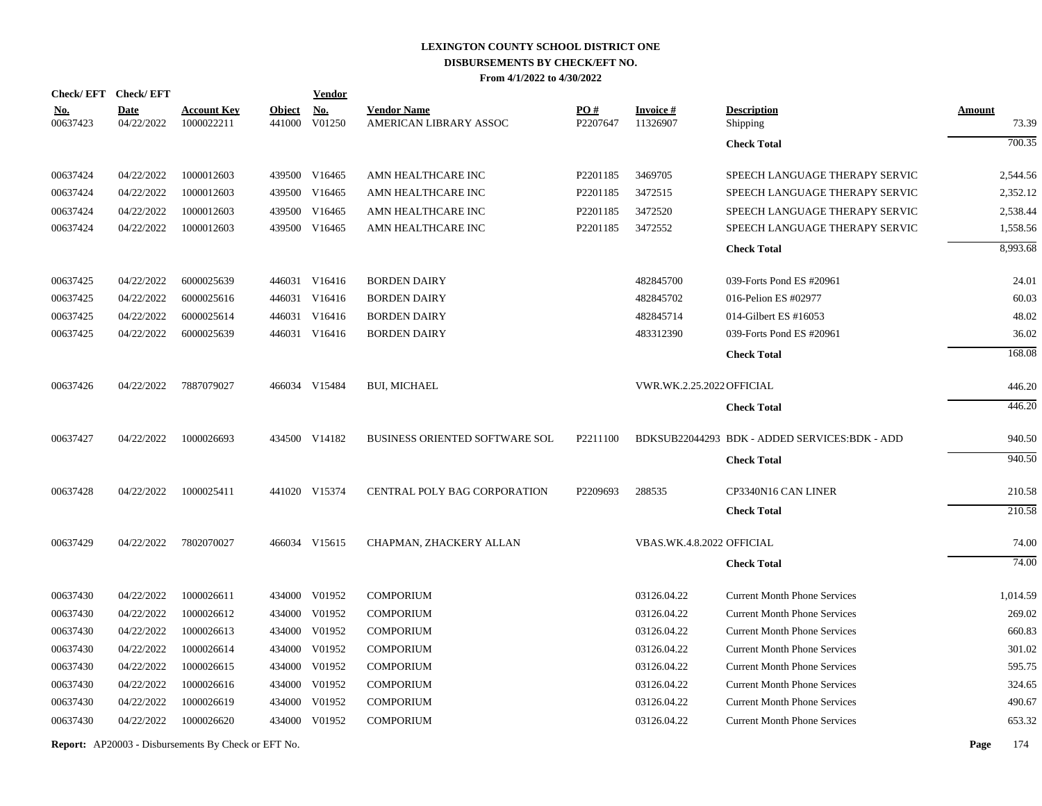# LEXINGTON COUNTY SCHOOL DISTRICT ONE
## DISBURSEMENTS BY CHECK/EFT NO.
### From 4/1/2022 to 4/30/2022

| Check/ EFT No. | Check/ EFT Date | Account Key | Object | Vendor No. | Vendor Name | PO # | Invoice # | Description | Amount |
|---|---|---|---|---|---|---|---|---|---|
| 00637423 | 04/22/2022 | 1000022211 | 441000 | V01250 | AMERICAN LIBRARY ASSOC | P2207647 | 11326907 | Shipping | 73.39 |
| | | | | | | | | **Check Total** | 700.35 |
| 00637424 | 04/22/2022 | 1000012603 | 439500 | V16465 | AMN HEALTHCARE INC | P2201185 | 3469705 | SPEECH LANGUAGE THERAPY SERVIC | 2,544.56 |
| 00637424 | 04/22/2022 | 1000012603 | 439500 | V16465 | AMN HEALTHCARE INC | P2201185 | 3472515 | SPEECH LANGUAGE THERAPY SERVIC | 2,352.12 |
| 00637424 | 04/22/2022 | 1000012603 | 439500 | V16465 | AMN HEALTHCARE INC | P2201185 | 3472520 | SPEECH LANGUAGE THERAPY SERVIC | 2,538.44 |
| 00637424 | 04/22/2022 | 1000012603 | 439500 | V16465 | AMN HEALTHCARE INC | P2201185 | 3472552 | SPEECH LANGUAGE THERAPY SERVIC | 1,558.56 |
| | | | | | | | | **Check Total** | 8,993.68 |
| 00637425 | 04/22/2022 | 6000025639 | 446031 | V16416 | BORDEN DAIRY | | 482845700 | 039-Forts Pond ES #20961 | 24.01 |
| 00637425 | 04/22/2022 | 6000025616 | 446031 | V16416 | BORDEN DAIRY | | 482845702 | 016-Pelion ES #02977 | 60.03 |
| 00637425 | 04/22/2022 | 6000025614 | 446031 | V16416 | BORDEN DAIRY | | 482845714 | 014-Gilbert ES #16053 | 48.02 |
| 00637425 | 04/22/2022 | 6000025639 | 446031 | V16416 | BORDEN DAIRY | | 483312390 | 039-Forts Pond ES #20961 | 36.02 |
| | | | | | | | | **Check Total** | 168.08 |
| 00637426 | 04/22/2022 | 7887079027 | 466034 | V15484 | BUI, MICHAEL | | VWR.WK.2.25.2022 | OFFICIAL | 446.20 |
| | | | | | | | | **Check Total** | 446.20 |
| 00637427 | 04/22/2022 | 1000026693 | 434500 | V14182 | BUSINESS ORIENTED SOFTWARE SOL | P2211100 | BDKSUB22044293 | BDK - ADDED SERVICES:BDK - ADD | 940.50 |
| | | | | | | | | **Check Total** | 940.50 |
| 00637428 | 04/22/2022 | 1000025411 | 441020 | V15374 | CENTRAL POLY BAG CORPORATION | P2209693 | 288535 | CP3340N16 CAN LINER | 210.58 |
| | | | | | | | | **Check Total** | 210.58 |
| 00637429 | 04/22/2022 | 7802070027 | 466034 | V15615 | CHAPMAN, ZHACKERY ALLAN | | VBAS.WK.4.8.2022 | OFFICIAL | 74.00 |
| | | | | | | | | **Check Total** | 74.00 |
| 00637430 | 04/22/2022 | 1000026611 | 434000 | V01952 | COMPORIUM | | 03126.04.22 | Current Month Phone Services | 1,014.59 |
| 00637430 | 04/22/2022 | 1000026612 | 434000 | V01952 | COMPORIUM | | 03126.04.22 | Current Month Phone Services | 269.02 |
| 00637430 | 04/22/2022 | 1000026613 | 434000 | V01952 | COMPORIUM | | 03126.04.22 | Current Month Phone Services | 660.83 |
| 00637430 | 04/22/2022 | 1000026614 | 434000 | V01952 | COMPORIUM | | 03126.04.22 | Current Month Phone Services | 301.02 |
| 00637430 | 04/22/2022 | 1000026615 | 434000 | V01952 | COMPORIUM | | 03126.04.22 | Current Month Phone Services | 595.75 |
| 00637430 | 04/22/2022 | 1000026616 | 434000 | V01952 | COMPORIUM | | 03126.04.22 | Current Month Phone Services | 324.65 |
| 00637430 | 04/22/2022 | 1000026619 | 434000 | V01952 | COMPORIUM | | 03126.04.22 | Current Month Phone Services | 490.67 |
| 00637430 | 04/22/2022 | 1000026620 | 434000 | V01952 | COMPORIUM | | 03126.04.22 | Current Month Phone Services | 653.32 |

**Report:** AP20003 - Disbursements By Check or EFT No.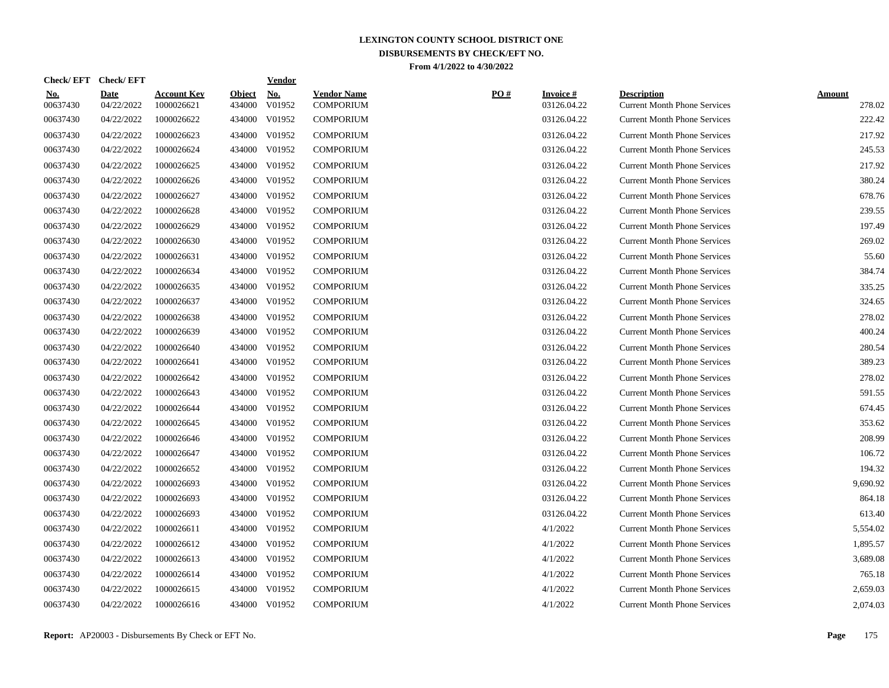# LEXINGTON COUNTY SCHOOL DISTRICT ONE

## DISBURSEMENTS BY CHECK/EFT NO.

**From 4/1/2022 to 4/30/2022**

| Check/ EFT No. | Check/ EFT Date | Account Key | Object | Vendor No. | Vendor Name | PO # | Invoice # | Description | Amount |
|---|---|---|---|---|---|---|---|---|---|
| 00637430 | 04/22/2022 | 1000026621 | 434000 | V01952 | COMPORIUM | | 03126.04.22 | Current Month Phone Services | 278.02 |
| 00637430 | 04/22/2022 | 1000026622 | 434000 | V01952 | COMPORIUM | | 03126.04.22 | Current Month Phone Services | 222.42 |
| 00637430 | 04/22/2022 | 1000026623 | 434000 | V01952 | COMPORIUM | | 03126.04.22 | Current Month Phone Services | 217.92 |
| 00637430 | 04/22/2022 | 1000026624 | 434000 | V01952 | COMPORIUM | | 03126.04.22 | Current Month Phone Services | 245.53 |
| 00637430 | 04/22/2022 | 1000026625 | 434000 | V01952 | COMPORIUM | | 03126.04.22 | Current Month Phone Services | 217.92 |
| 00637430 | 04/22/2022 | 1000026626 | 434000 | V01952 | COMPORIUM | | 03126.04.22 | Current Month Phone Services | 380.24 |
| 00637430 | 04/22/2022 | 1000026627 | 434000 | V01952 | COMPORIUM | | 03126.04.22 | Current Month Phone Services | 678.76 |
| 00637430 | 04/22/2022 | 1000026628 | 434000 | V01952 | COMPORIUM | | 03126.04.22 | Current Month Phone Services | 239.55 |
| 00637430 | 04/22/2022 | 1000026629 | 434000 | V01952 | COMPORIUM | | 03126.04.22 | Current Month Phone Services | 197.49 |
| 00637430 | 04/22/2022 | 1000026630 | 434000 | V01952 | COMPORIUM | | 03126.04.22 | Current Month Phone Services | 269.02 |
| 00637430 | 04/22/2022 | 1000026631 | 434000 | V01952 | COMPORIUM | | 03126.04.22 | Current Month Phone Services | 55.60 |
| 00637430 | 04/22/2022 | 1000026634 | 434000 | V01952 | COMPORIUM | | 03126.04.22 | Current Month Phone Services | 384.74 |
| 00637430 | 04/22/2022 | 1000026635 | 434000 | V01952 | COMPORIUM | | 03126.04.22 | Current Month Phone Services | 335.25 |
| 00637430 | 04/22/2022 | 1000026637 | 434000 | V01952 | COMPORIUM | | 03126.04.22 | Current Month Phone Services | 324.65 |
| 00637430 | 04/22/2022 | 1000026638 | 434000 | V01952 | COMPORIUM | | 03126.04.22 | Current Month Phone Services | 278.02 |
| 00637430 | 04/22/2022 | 1000026639 | 434000 | V01952 | COMPORIUM | | 03126.04.22 | Current Month Phone Services | 400.24 |
| 00637430 | 04/22/2022 | 1000026640 | 434000 | V01952 | COMPORIUM | | 03126.04.22 | Current Month Phone Services | 280.54 |
| 00637430 | 04/22/2022 | 1000026641 | 434000 | V01952 | COMPORIUM | | 03126.04.22 | Current Month Phone Services | 389.23 |
| 00637430 | 04/22/2022 | 1000026642 | 434000 | V01952 | COMPORIUM | | 03126.04.22 | Current Month Phone Services | 278.02 |
| 00637430 | 04/22/2022 | 1000026643 | 434000 | V01952 | COMPORIUM | | 03126.04.22 | Current Month Phone Services | 591.55 |
| 00637430 | 04/22/2022 | 1000026644 | 434000 | V01952 | COMPORIUM | | 03126.04.22 | Current Month Phone Services | 674.45 |
| 00637430 | 04/22/2022 | 1000026645 | 434000 | V01952 | COMPORIUM | | 03126.04.22 | Current Month Phone Services | 353.62 |
| 00637430 | 04/22/2022 | 1000026646 | 434000 | V01952 | COMPORIUM | | 03126.04.22 | Current Month Phone Services | 208.99 |
| 00637430 | 04/22/2022 | 1000026647 | 434000 | V01952 | COMPORIUM | | 03126.04.22 | Current Month Phone Services | 106.72 |
| 00637430 | 04/22/2022 | 1000026652 | 434000 | V01952 | COMPORIUM | | 03126.04.22 | Current Month Phone Services | 194.32 |
| 00637430 | 04/22/2022 | 1000026693 | 434000 | V01952 | COMPORIUM | | 03126.04.22 | Current Month Phone Services | 9,690.92 |
| 00637430 | 04/22/2022 | 1000026693 | 434000 | V01952 | COMPORIUM | | 03126.04.22 | Current Month Phone Services | 864.18 |
| 00637430 | 04/22/2022 | 1000026693 | 434000 | V01952 | COMPORIUM | | 03126.04.22 | Current Month Phone Services | 613.40 |
| 00637430 | 04/22/2022 | 1000026611 | 434000 | V01952 | COMPORIUM | | 4/1/2022 | Current Month Phone Services | 5,554.02 |
| 00637430 | 04/22/2022 | 1000026612 | 434000 | V01952 | COMPORIUM | | 4/1/2022 | Current Month Phone Services | 1,895.57 |
| 00637430 | 04/22/2022 | 1000026613 | 434000 | V01952 | COMPORIUM | | 4/1/2022 | Current Month Phone Services | 3,689.08 |
| 00637430 | 04/22/2022 | 1000026614 | 434000 | V01952 | COMPORIUM | | 4/1/2022 | Current Month Phone Services | 765.18 |
| 00637430 | 04/22/2022 | 1000026615 | 434000 | V01952 | COMPORIUM | | 4/1/2022 | Current Month Phone Services | 2,659.03 |
| 00637430 | 04/22/2022 | 1000026616 | 434000 | V01952 | COMPORIUM | | 4/1/2022 | Current Month Phone Services | 2,074.03 |

**Report:** AP20003 - Disbursements By Check or EFT No.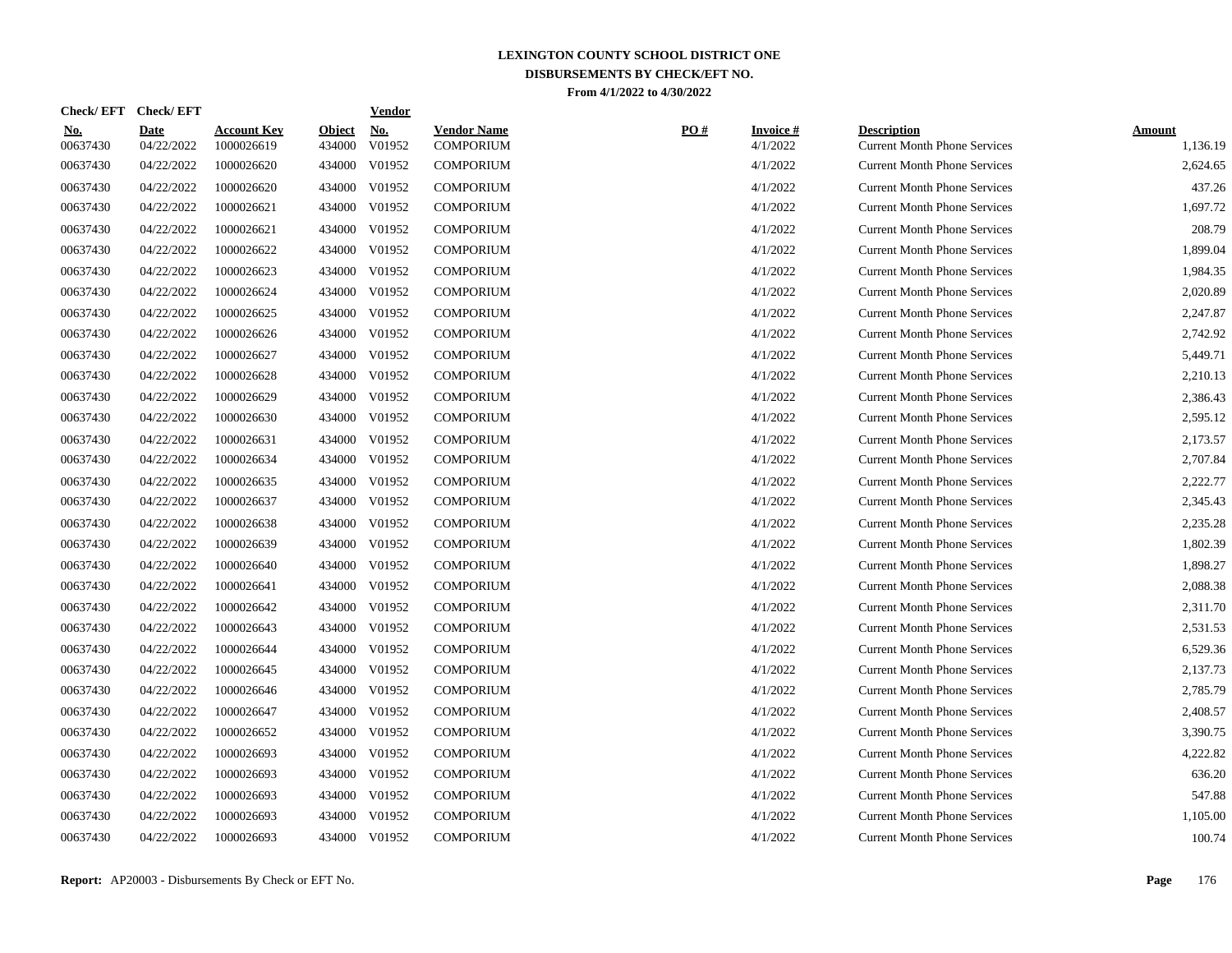# LEXINGTON COUNTY SCHOOL DISTRICT ONE

## DISBURSEMENTS BY CHECK/EFT NO.

**From 4/1/2022 to 4/30/2022**

| Check/ EFT No. | Check/ EFT Date | Account Key | Object | Vendor No. | Vendor Name | PO # | Invoice # | Description | Amount |
|---|---|---|---|---|---|---|---|---|---|
| 00637430 | 04/22/2022 | 1000026619 | 434000 | V01952 | COMPORIUM | | 4/1/2022 | Current Month Phone Services | 1,136.19 |
| 00637430 | 04/22/2022 | 1000026620 | 434000 | V01952 | COMPORIUM | | 4/1/2022 | Current Month Phone Services | 2,624.65 |
| 00637430 | 04/22/2022 | 1000026620 | 434000 | V01952 | COMPORIUM | | 4/1/2022 | Current Month Phone Services | 437.26 |
| 00637430 | 04/22/2022 | 1000026621 | 434000 | V01952 | COMPORIUM | | 4/1/2022 | Current Month Phone Services | 1,697.72 |
| 00637430 | 04/22/2022 | 1000026621 | 434000 | V01952 | COMPORIUM | | 4/1/2022 | Current Month Phone Services | 208.79 |
| 00637430 | 04/22/2022 | 1000026622 | 434000 | V01952 | COMPORIUM | | 4/1/2022 | Current Month Phone Services | 1,899.04 |
| 00637430 | 04/22/2022 | 1000026623 | 434000 | V01952 | COMPORIUM | | 4/1/2022 | Current Month Phone Services | 1,984.35 |
| 00637430 | 04/22/2022 | 1000026624 | 434000 | V01952 | COMPORIUM | | 4/1/2022 | Current Month Phone Services | 2,020.89 |
| 00637430 | 04/22/2022 | 1000026625 | 434000 | V01952 | COMPORIUM | | 4/1/2022 | Current Month Phone Services | 2,247.87 |
| 00637430 | 04/22/2022 | 1000026626 | 434000 | V01952 | COMPORIUM | | 4/1/2022 | Current Month Phone Services | 2,742.92 |
| 00637430 | 04/22/2022 | 1000026627 | 434000 | V01952 | COMPORIUM | | 4/1/2022 | Current Month Phone Services | 5,449.71 |
| 00637430 | 04/22/2022 | 1000026628 | 434000 | V01952 | COMPORIUM | | 4/1/2022 | Current Month Phone Services | 2,210.13 |
| 00637430 | 04/22/2022 | 1000026629 | 434000 | V01952 | COMPORIUM | | 4/1/2022 | Current Month Phone Services | 2,386.43 |
| 00637430 | 04/22/2022 | 1000026630 | 434000 | V01952 | COMPORIUM | | 4/1/2022 | Current Month Phone Services | 2,595.12 |
| 00637430 | 04/22/2022 | 1000026631 | 434000 | V01952 | COMPORIUM | | 4/1/2022 | Current Month Phone Services | 2,173.57 |
| 00637430 | 04/22/2022 | 1000026634 | 434000 | V01952 | COMPORIUM | | 4/1/2022 | Current Month Phone Services | 2,707.84 |
| 00637430 | 04/22/2022 | 1000026635 | 434000 | V01952 | COMPORIUM | | 4/1/2022 | Current Month Phone Services | 2,222.77 |
| 00637430 | 04/22/2022 | 1000026637 | 434000 | V01952 | COMPORIUM | | 4/1/2022 | Current Month Phone Services | 2,345.43 |
| 00637430 | 04/22/2022 | 1000026638 | 434000 | V01952 | COMPORIUM | | 4/1/2022 | Current Month Phone Services | 2,235.28 |
| 00637430 | 04/22/2022 | 1000026639 | 434000 | V01952 | COMPORIUM | | 4/1/2022 | Current Month Phone Services | 1,802.39 |
| 00637430 | 04/22/2022 | 1000026640 | 434000 | V01952 | COMPORIUM | | 4/1/2022 | Current Month Phone Services | 1,898.27 |
| 00637430 | 04/22/2022 | 1000026641 | 434000 | V01952 | COMPORIUM | | 4/1/2022 | Current Month Phone Services | 2,088.38 |
| 00637430 | 04/22/2022 | 1000026642 | 434000 | V01952 | COMPORIUM | | 4/1/2022 | Current Month Phone Services | 2,311.70 |
| 00637430 | 04/22/2022 | 1000026643 | 434000 | V01952 | COMPORIUM | | 4/1/2022 | Current Month Phone Services | 2,531.53 |
| 00637430 | 04/22/2022 | 1000026644 | 434000 | V01952 | COMPORIUM | | 4/1/2022 | Current Month Phone Services | 6,529.36 |
| 00637430 | 04/22/2022 | 1000026645 | 434000 | V01952 | COMPORIUM | | 4/1/2022 | Current Month Phone Services | 2,137.73 |
| 00637430 | 04/22/2022 | 1000026646 | 434000 | V01952 | COMPORIUM | | 4/1/2022 | Current Month Phone Services | 2,785.79 |
| 00637430 | 04/22/2022 | 1000026647 | 434000 | V01952 | COMPORIUM | | 4/1/2022 | Current Month Phone Services | 2,408.57 |
| 00637430 | 04/22/2022 | 1000026652 | 434000 | V01952 | COMPORIUM | | 4/1/2022 | Current Month Phone Services | 3,390.75 |
| 00637430 | 04/22/2022 | 1000026693 | 434000 | V01952 | COMPORIUM | | 4/1/2022 | Current Month Phone Services | 4,222.82 |
| 00637430 | 04/22/2022 | 1000026693 | 434000 | V01952 | COMPORIUM | | 4/1/2022 | Current Month Phone Services | 636.20 |
| 00637430 | 04/22/2022 | 1000026693 | 434000 | V01952 | COMPORIUM | | 4/1/2022 | Current Month Phone Services | 547.88 |
| 00637430 | 04/22/2022 | 1000026693 | 434000 | V01952 | COMPORIUM | | 4/1/2022 | Current Month Phone Services | 1,105.00 |
| 00637430 | 04/22/2022 | 1000026693 | 434000 | V01952 | COMPORIUM | | 4/1/2022 | Current Month Phone Services | 100.74 |

**Report:** AP20003 - Disbursements By Check or EFT No.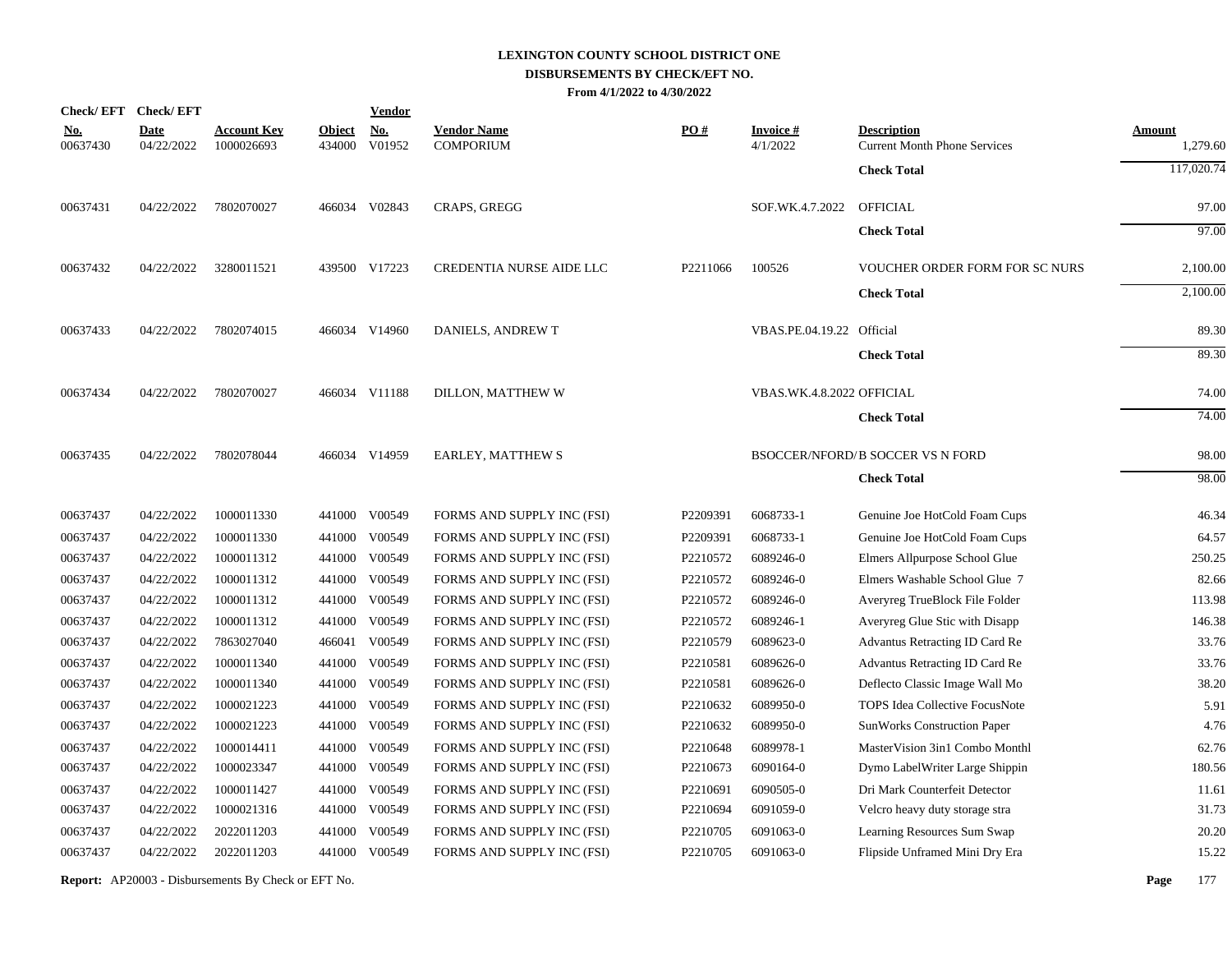# LEXINGTON COUNTY SCHOOL DISTRICT ONE
## DISBURSEMENTS BY CHECK/EFT NO.
### From 4/1/2022 to 4/30/2022

| Check/ EFT No. | Check/ EFT Date | Account Key | Object | Vendor No. | Vendor Name | PO # | Invoice # | Description | Amount |
|---|---|---|---|---|---|---|---|---|---|
| 00637430 | 04/22/2022 | 1000026693 | 434000 | V01952 | COMPORIUM | | 4/1/2022 | Current Month Phone Services | 1,279.60 |
| | | | | | | | | **Check Total** | 117,020.74 |
| 00637431 | 04/22/2022 | 7802070027 | 466034 | V02843 | CRAPS, GREGG | | SOF.WK.4.7.2022 | OFFICIAL | 97.00 |
| | | | | | | | | **Check Total** | 97.00 |
| 00637432 | 04/22/2022 | 3280011521 | 439500 | V17223 | CREDENTIA NURSE AIDE LLC | P2211066 | 100526 | VOUCHER ORDER FORM FOR SC NURS | 2,100.00 |
| | | | | | | | | **Check Total** | 2,100.00 |
| 00637433 | 04/22/2022 | 7802074015 | 466034 | V14960 | DANIELS, ANDREW T | | VBAS.PE.04.19.22 | Official | 89.30 |
| | | | | | | | | **Check Total** | 89.30 |
| 00637434 | 04/22/2022 | 7802070027 | 466034 | V11188 | DILLON, MATTHEW W | | VBAS.WK.4.8.2022 | OFFICIAL | 74.00 |
| | | | | | | | | **Check Total** | 74.00 |
| 00637435 | 04/22/2022 | 7802078044 | 466034 | V14959 | EARLEY, MATTHEW S | | BSOCCER/NFORD/ | B SOCCER VS N FORD | 98.00 |
| | | | | | | | | **Check Total** | 98.00 |
| 00637437 | 04/22/2022 | 1000011330 | 441000 | V00549 | FORMS AND SUPPLY INC (FSI) | P2209391 | 6068733-1 | Genuine Joe HotCold Foam Cups | 46.34 |
| 00637437 | 04/22/2022 | 1000011330 | 441000 | V00549 | FORMS AND SUPPLY INC (FSI) | P2209391 | 6068733-1 | Genuine Joe HotCold Foam Cups | 64.57 |
| 00637437 | 04/22/2022 | 1000011312 | 441000 | V00549 | FORMS AND SUPPLY INC (FSI) | P2210572 | 6089246-0 | Elmers Allpurpose School Glue | 250.25 |
| 00637437 | 04/22/2022 | 1000011312 | 441000 | V00549 | FORMS AND SUPPLY INC (FSI) | P2210572 | 6089246-0 | Elmers Washable School Glue 7 | 82.66 |
| 00637437 | 04/22/2022 | 1000011312 | 441000 | V00549 | FORMS AND SUPPLY INC (FSI) | P2210572 | 6089246-0 | Averyreg TrueBlock File Folder | 113.98 |
| 00637437 | 04/22/2022 | 1000011312 | 441000 | V00549 | FORMS AND SUPPLY INC (FSI) | P2210572 | 6089246-1 | Averyreg Glue Stic with Disapp | 146.38 |
| 00637437 | 04/22/2022 | 7863027040 | 466041 | V00549 | FORMS AND SUPPLY INC (FSI) | P2210579 | 6089623-0 | Advantus Retracting ID Card Re | 33.76 |
| 00637437 | 04/22/2022 | 1000011340 | 441000 | V00549 | FORMS AND SUPPLY INC (FSI) | P2210581 | 6089626-0 | Advantus Retracting ID Card Re | 33.76 |
| 00637437 | 04/22/2022 | 1000011340 | 441000 | V00549 | FORMS AND SUPPLY INC (FSI) | P2210581 | 6089626-0 | Deflecto Classic Image Wall Mo | 38.20 |
| 00637437 | 04/22/2022 | 1000021223 | 441000 | V00549 | FORMS AND SUPPLY INC (FSI) | P2210632 | 6089950-0 | TOPS Idea Collective FocusNote | 5.91 |
| 00637437 | 04/22/2022 | 1000021223 | 441000 | V00549 | FORMS AND SUPPLY INC (FSI) | P2210632 | 6089950-0 | SunWorks Construction Paper | 4.76 |
| 00637437 | 04/22/2022 | 1000014411 | 441000 | V00549 | FORMS AND SUPPLY INC (FSI) | P2210648 | 6089978-1 | MasterVision 3in1 Combo Monthl | 62.76 |
| 00637437 | 04/22/2022 | 1000023347 | 441000 | V00549 | FORMS AND SUPPLY INC (FSI) | P2210673 | 6090164-0 | Dymo LabelWriter Large Shippin | 180.56 |
| 00637437 | 04/22/2022 | 1000011427 | 441000 | V00549 | FORMS AND SUPPLY INC (FSI) | P2210691 | 6090505-0 | Dri Mark Counterfeit Detector | 11.61 |
| 00637437 | 04/22/2022 | 1000021316 | 441000 | V00549 | FORMS AND SUPPLY INC (FSI) | P2210694 | 6091059-0 | Velcro heavy duty storage stra | 31.73 |
| 00637437 | 04/22/2022 | 2022011203 | 441000 | V00549 | FORMS AND SUPPLY INC (FSI) | P2210705 | 6091063-0 | Learning Resources Sum Swap | 20.20 |
| 00637437 | 04/22/2022 | 2022011203 | 441000 | V00549 | FORMS AND SUPPLY INC (FSI) | P2210705 | 6091063-0 | Flipside Unframed Mini Dry Era | 15.22 |

**Report:** AP20003 - Disbursements By Check or EFT No.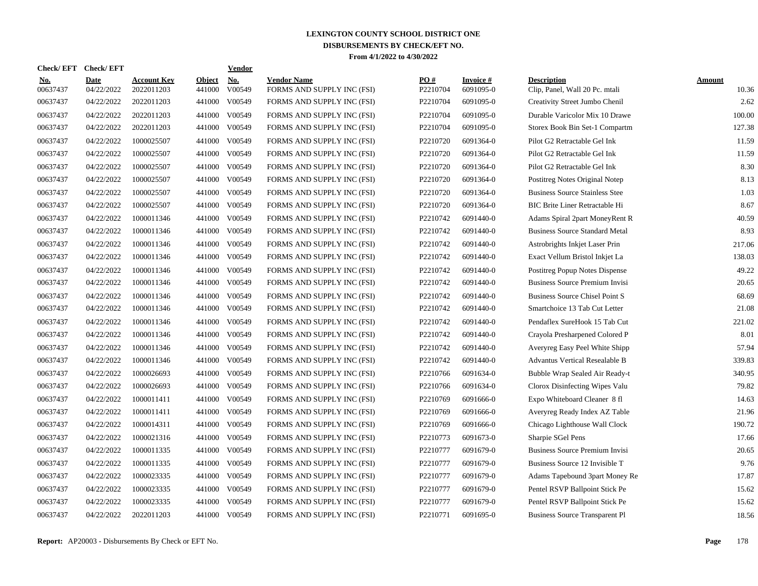**LEXINGTON COUNTY SCHOOL DISTRICT ONE**
**DISBURSEMENTS BY CHECK/EFT NO.**
**From 4/1/2022 to 4/30/2022**

| Check/ EFT No. | Check/ EFT Date | Account Key | Object | Vendor No. | Vendor Name | PO # | Invoice # | Description | Amount |
|---|---|---|---|---|---|---|---|---|---|
| 00637437 | 04/22/2022 | 2022011203 | 441000 | V00549 | FORMS AND SUPPLY INC (FSI) | P2210704 | 6091095-0 | Clip, Panel, Wall 20 Pc. mtali | 10.36 |
| 00637437 | 04/22/2022 | 2022011203 | 441000 | V00549 | FORMS AND SUPPLY INC (FSI) | P2210704 | 6091095-0 | Creativity Street Jumbo Chenil | 2.62 |
| 00637437 | 04/22/2022 | 2022011203 | 441000 | V00549 | FORMS AND SUPPLY INC (FSI) | P2210704 | 6091095-0 | Durable Varicolor Mix 10 Drawe | 100.00 |
| 00637437 | 04/22/2022 | 2022011203 | 441000 | V00549 | FORMS AND SUPPLY INC (FSI) | P2210704 | 6091095-0 | Storex Book Bin Set-1 Compartm | 127.38 |
| 00637437 | 04/22/2022 | 1000025507 | 441000 | V00549 | FORMS AND SUPPLY INC (FSI) | P2210720 | 6091364-0 | Pilot G2 Retractable Gel Ink | 11.59 |
| 00637437 | 04/22/2022 | 1000025507 | 441000 | V00549 | FORMS AND SUPPLY INC (FSI) | P2210720 | 6091364-0 | Pilot G2 Retractable Gel Ink | 11.59 |
| 00637437 | 04/22/2022 | 1000025507 | 441000 | V00549 | FORMS AND SUPPLY INC (FSI) | P2210720 | 6091364-0 | Pilot G2 Retractable Gel Ink | 8.30 |
| 00637437 | 04/22/2022 | 1000025507 | 441000 | V00549 | FORMS AND SUPPLY INC (FSI) | P2210720 | 6091364-0 | Postitreg Notes Original Notep | 8.13 |
| 00637437 | 04/22/2022 | 1000025507 | 441000 | V00549 | FORMS AND SUPPLY INC (FSI) | P2210720 | 6091364-0 | Business Source Stainless Stee | 1.03 |
| 00637437 | 04/22/2022 | 1000025507 | 441000 | V00549 | FORMS AND SUPPLY INC (FSI) | P2210720 | 6091364-0 | BIC Brite Liner Retractable Hi | 8.67 |
| 00637437 | 04/22/2022 | 1000011346 | 441000 | V00549 | FORMS AND SUPPLY INC (FSI) | P2210742 | 6091440-0 | Adams Spiral 2part MoneyRent R | 40.59 |
| 00637437 | 04/22/2022 | 1000011346 | 441000 | V00549 | FORMS AND SUPPLY INC (FSI) | P2210742 | 6091440-0 | Business Source Standard Metal | 8.93 |
| 00637437 | 04/22/2022 | 1000011346 | 441000 | V00549 | FORMS AND SUPPLY INC (FSI) | P2210742 | 6091440-0 | Astrobrights Inkjet Laser Prin | 217.06 |
| 00637437 | 04/22/2022 | 1000011346 | 441000 | V00549 | FORMS AND SUPPLY INC (FSI) | P2210742 | 6091440-0 | Exact Vellum Bristol Inkjet La | 138.03 |
| 00637437 | 04/22/2022 | 1000011346 | 441000 | V00549 | FORMS AND SUPPLY INC (FSI) | P2210742 | 6091440-0 | Postitreg Popup Notes Dispense | 49.22 |
| 00637437 | 04/22/2022 | 1000011346 | 441000 | V00549 | FORMS AND SUPPLY INC (FSI) | P2210742 | 6091440-0 | Business Source Premium Invisi | 20.65 |
| 00637437 | 04/22/2022 | 1000011346 | 441000 | V00549 | FORMS AND SUPPLY INC (FSI) | P2210742 | 6091440-0 | Business Source Chisel Point S | 68.69 |
| 00637437 | 04/22/2022 | 1000011346 | 441000 | V00549 | FORMS AND SUPPLY INC (FSI) | P2210742 | 6091440-0 | Smartchoice 13 Tab Cut Letter | 21.08 |
| 00637437 | 04/22/2022 | 1000011346 | 441000 | V00549 | FORMS AND SUPPLY INC (FSI) | P2210742 | 6091440-0 | Pendaflex SureHook 15 Tab Cut | 221.02 |
| 00637437 | 04/22/2022 | 1000011346 | 441000 | V00549 | FORMS AND SUPPLY INC (FSI) | P2210742 | 6091440-0 | Crayola Presharpened Colored P | 8.01 |
| 00637437 | 04/22/2022 | 1000011346 | 441000 | V00549 | FORMS AND SUPPLY INC (FSI) | P2210742 | 6091440-0 | Averyreg Easy Peel White Shipp | 57.94 |
| 00637437 | 04/22/2022 | 1000011346 | 441000 | V00549 | FORMS AND SUPPLY INC (FSI) | P2210742 | 6091440-0 | Advantus Vertical Resealable B | 339.83 |
| 00637437 | 04/22/2022 | 1000026693 | 441000 | V00549 | FORMS AND SUPPLY INC (FSI) | P2210766 | 6091634-0 | Bubble Wrap Sealed Air Ready-t | 340.95 |
| 00637437 | 04/22/2022 | 1000026693 | 441000 | V00549 | FORMS AND SUPPLY INC (FSI) | P2210766 | 6091634-0 | Clorox Disinfecting Wipes Valu | 79.82 |
| 00637437 | 04/22/2022 | 1000011411 | 441000 | V00549 | FORMS AND SUPPLY INC (FSI) | P2210769 | 6091666-0 | Expo Whiteboard Cleaner 8 fl | 14.63 |
| 00637437 | 04/22/2022 | 1000011411 | 441000 | V00549 | FORMS AND SUPPLY INC (FSI) | P2210769 | 6091666-0 | Averyreg Ready Index AZ Table | 21.96 |
| 00637437 | 04/22/2022 | 1000014311 | 441000 | V00549 | FORMS AND SUPPLY INC (FSI) | P2210769 | 6091666-0 | Chicago Lighthouse Wall Clock | 190.72 |
| 00637437 | 04/22/2022 | 1000021316 | 441000 | V00549 | FORMS AND SUPPLY INC (FSI) | P2210773 | 6091673-0 | Sharpie SGel Pens | 17.66 |
| 00637437 | 04/22/2022 | 1000011335 | 441000 | V00549 | FORMS AND SUPPLY INC (FSI) | P2210777 | 6091679-0 | Business Source Premium Invisi | 20.65 |
| 00637437 | 04/22/2022 | 1000011335 | 441000 | V00549 | FORMS AND SUPPLY INC (FSI) | P2210777 | 6091679-0 | Business Source 12 Invisible T | 9.76 |
| 00637437 | 04/22/2022 | 1000023335 | 441000 | V00549 | FORMS AND SUPPLY INC (FSI) | P2210777 | 6091679-0 | Adams Tapebound 3part Money Re | 17.87 |
| 00637437 | 04/22/2022 | 1000023335 | 441000 | V00549 | FORMS AND SUPPLY INC (FSI) | P2210777 | 6091679-0 | Pentel RSVP Ballpoint Stick Pe | 15.62 |
| 00637437 | 04/22/2022 | 1000023335 | 441000 | V00549 | FORMS AND SUPPLY INC (FSI) | P2210777 | 6091679-0 | Pentel RSVP Ballpoint Stick Pe | 15.62 |
| 00637437 | 04/22/2022 | 2022011203 | 441000 | V00549 | FORMS AND SUPPLY INC (FSI) | P2210771 | 6091695-0 | Business Source Transparent Pl | 18.56 |

**Report:** AP20003 - Disbursements By Check or EFT No.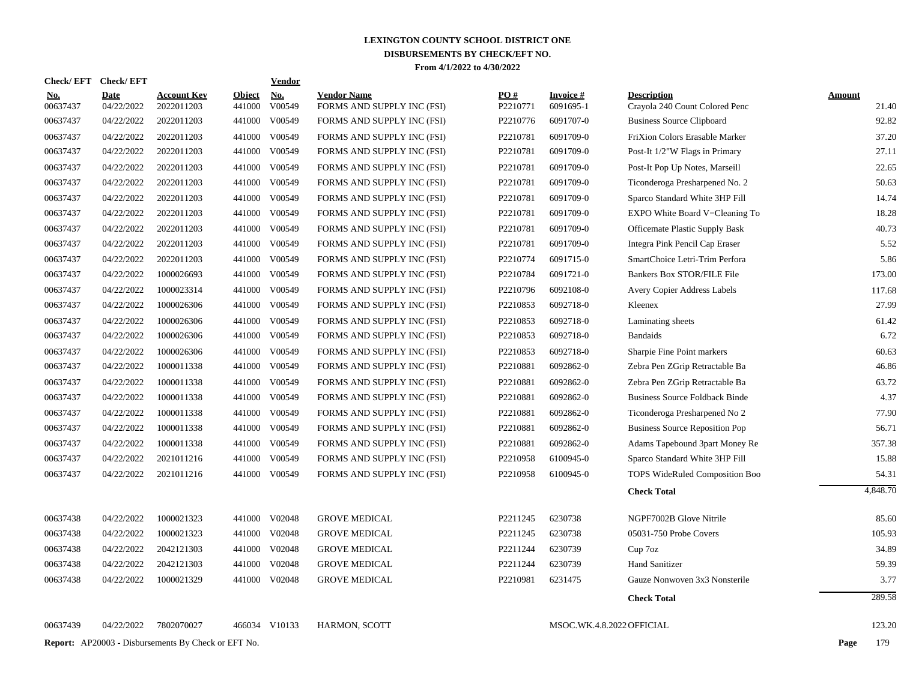# LEXINGTON COUNTY SCHOOL DISTRICT ONE

## DISBURSEMENTS BY CHECK/EFT NO.

**From 4/1/2022 to 4/30/2022**

| Check/ EFT No. | Check/ EFT Date | Account Key | Object | Vendor No. | Vendor Name | PO # | Invoice # | Description | Amount |
|---|---|---|---|---|---|---|---|---|---|
| 00637437 | 04/22/2022 | 2022011203 | 441000 | V00549 | FORMS AND SUPPLY INC (FSI) | P2210771 | 6091695-1 | Crayola 240 Count Colored Penc | 21.40 |
| 00637437 | 04/22/2022 | 2022011203 | 441000 | V00549 | FORMS AND SUPPLY INC (FSI) | P2210776 | 6091707-0 | Business Source Clipboard | 92.82 |
| 00637437 | 04/22/2022 | 2022011203 | 441000 | V00549 | FORMS AND SUPPLY INC (FSI) | P2210781 | 6091709-0 | FriXion Colors Erasable Marker | 37.20 |
| 00637437 | 04/22/2022 | 2022011203 | 441000 | V00549 | FORMS AND SUPPLY INC (FSI) | P2210781 | 6091709-0 | Post-It 1/2"W Flags in Primary | 27.11 |
| 00637437 | 04/22/2022 | 2022011203 | 441000 | V00549 | FORMS AND SUPPLY INC (FSI) | P2210781 | 6091709-0 | Post-It Pop Up Notes, Marseill | 22.65 |
| 00637437 | 04/22/2022 | 2022011203 | 441000 | V00549 | FORMS AND SUPPLY INC (FSI) | P2210781 | 6091709-0 | Ticonderoga Presharpened No. 2 | 50.63 |
| 00637437 | 04/22/2022 | 2022011203 | 441000 | V00549 | FORMS AND SUPPLY INC (FSI) | P2210781 | 6091709-0 | Sparco Standard White 3HP Fill | 14.74 |
| 00637437 | 04/22/2022 | 2022011203 | 441000 | V00549 | FORMS AND SUPPLY INC (FSI) | P2210781 | 6091709-0 | EXPO White Board V=Cleaning To | 18.28 |
| 00637437 | 04/22/2022 | 2022011203 | 441000 | V00549 | FORMS AND SUPPLY INC (FSI) | P2210781 | 6091709-0 | Officemate Plastic Supply Bask | 40.73 |
| 00637437 | 04/22/2022 | 2022011203 | 441000 | V00549 | FORMS AND SUPPLY INC (FSI) | P2210781 | 6091709-0 | Integra Pink Pencil Cap Eraser | 5.52 |
| 00637437 | 04/22/2022 | 2022011203 | 441000 | V00549 | FORMS AND SUPPLY INC (FSI) | P2210774 | 6091715-0 | SmartChoice Letri-Trim Perfora | 5.86 |
| 00637437 | 04/22/2022 | 1000026693 | 441000 | V00549 | FORMS AND SUPPLY INC (FSI) | P2210784 | 6091721-0 | Bankers Box STOR/FILE File | 173.00 |
| 00637437 | 04/22/2022 | 1000023314 | 441000 | V00549 | FORMS AND SUPPLY INC (FSI) | P2210796 | 6092108-0 | Avery Copier Address Labels | 117.68 |
| 00637437 | 04/22/2022 | 1000026306 | 441000 | V00549 | FORMS AND SUPPLY INC (FSI) | P2210853 | 6092718-0 | Kleenex | 27.99 |
| 00637437 | 04/22/2022 | 1000026306 | 441000 | V00549 | FORMS AND SUPPLY INC (FSI) | P2210853 | 6092718-0 | Laminating sheets | 61.42 |
| 00637437 | 04/22/2022 | 1000026306 | 441000 | V00549 | FORMS AND SUPPLY INC (FSI) | P2210853 | 6092718-0 | Bandaids | 6.72 |
| 00637437 | 04/22/2022 | 1000026306 | 441000 | V00549 | FORMS AND SUPPLY INC (FSI) | P2210853 | 6092718-0 | Sharpie Fine Point markers | 60.63 |
| 00637437 | 04/22/2022 | 1000011338 | 441000 | V00549 | FORMS AND SUPPLY INC (FSI) | P2210881 | 6092862-0 | Zebra Pen ZGrip Retractable Ba | 46.86 |
| 00637437 | 04/22/2022 | 1000011338 | 441000 | V00549 | FORMS AND SUPPLY INC (FSI) | P2210881 | 6092862-0 | Zebra Pen ZGrip Retractable Ba | 63.72 |
| 00637437 | 04/22/2022 | 1000011338 | 441000 | V00549 | FORMS AND SUPPLY INC (FSI) | P2210881 | 6092862-0 | Business Source Foldback Binde | 4.37 |
| 00637437 | 04/22/2022 | 1000011338 | 441000 | V00549 | FORMS AND SUPPLY INC (FSI) | P2210881 | 6092862-0 | Ticonderoga Presharpened No 2 | 77.90 |
| 00637437 | 04/22/2022 | 1000011338 | 441000 | V00549 | FORMS AND SUPPLY INC (FSI) | P2210881 | 6092862-0 | Business Source Reposition Pop | 56.71 |
| 00637437 | 04/22/2022 | 1000011338 | 441000 | V00549 | FORMS AND SUPPLY INC (FSI) | P2210881 | 6092862-0 | Adams Tapebound 3part Money Re | 357.38 |
| 00637437 | 04/22/2022 | 2021011216 | 441000 | V00549 | FORMS AND SUPPLY INC (FSI) | P2210958 | 6100945-0 | Sparco Standard White 3HP Fill | 15.88 |
| 00637437 | 04/22/2022 | 2021011216 | 441000 | V00549 | FORMS AND SUPPLY INC (FSI) | P2210958 | 6100945-0 | TOPS WideRuled Composition Boo | 54.31 |
| | | | | | | | | **Check Total** | 4,848.70 |
| 00637438 | 04/22/2022 | 1000021323 | 441000 | V02048 | GROVE MEDICAL | P2211245 | 6230738 | NGPF7002B Glove Nitrile | 85.60 |
| 00637438 | 04/22/2022 | 1000021323 | 441000 | V02048 | GROVE MEDICAL | P2211245 | 6230738 | 05031-750 Probe Covers | 105.93 |
| 00637438 | 04/22/2022 | 2042121303 | 441000 | V02048 | GROVE MEDICAL | P2211244 | 6230739 | Cup 7oz | 34.89 |
| 00637438 | 04/22/2022 | 2042121303 | 441000 | V02048 | GROVE MEDICAL | P2211244 | 6230739 | Hand Sanitizer | 59.39 |
| 00637438 | 04/22/2022 | 1000021329 | 441000 | V02048 | GROVE MEDICAL | P2210981 | 6231475 | Gauze Nonwoven 3x3 Nonsterile | 3.77 |
| | | | | | | | | **Check Total** | 289.58 |
| 00637439 | 04/22/2022 | 7802070027 | 466034 | V10133 | HARMON, SCOTT | | MSOC.WK.4.8.2022 | OFFICIAL | 123.20 |

**Report:** AP20003 - Disbursements By Check or EFT No.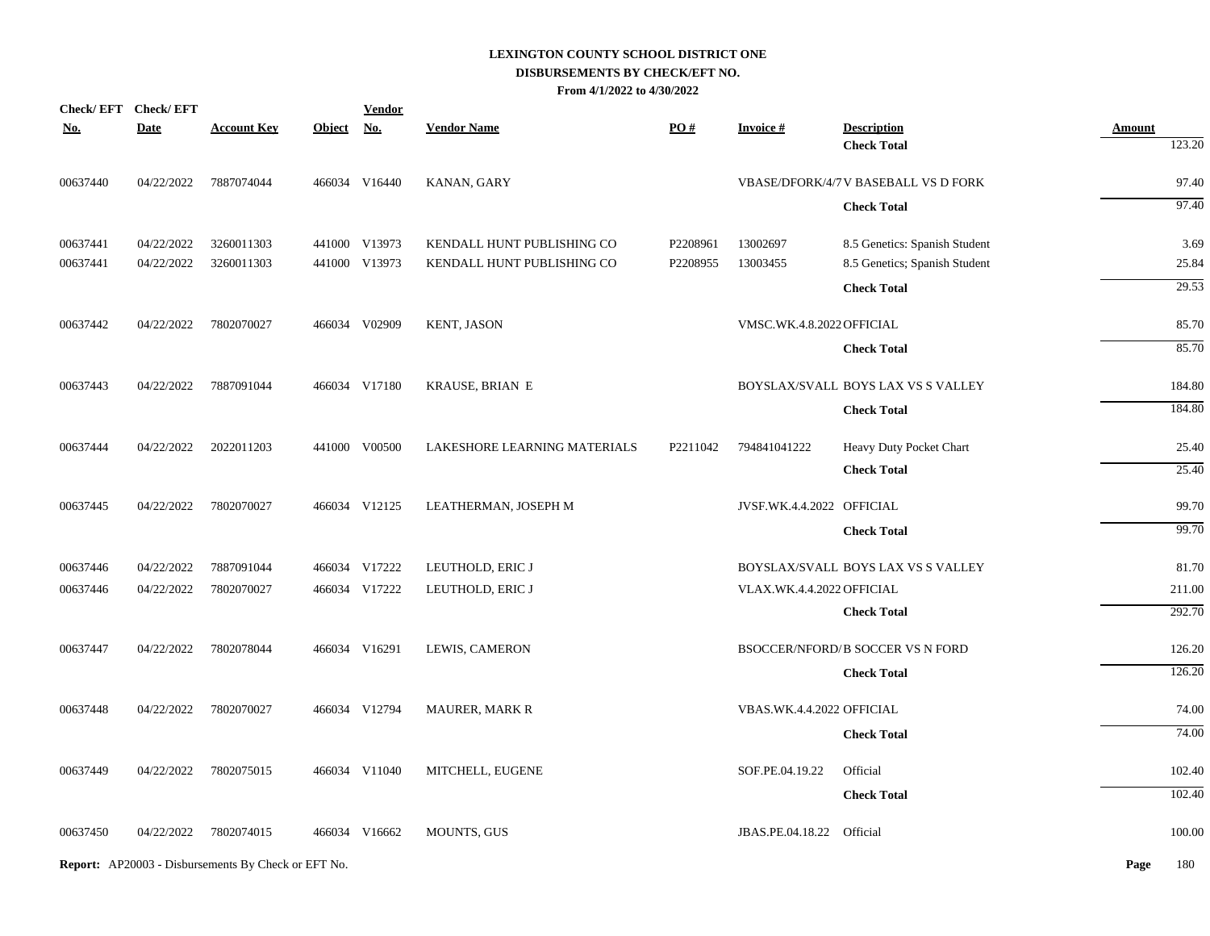**LEXINGTON COUNTY SCHOOL DISTRICT ONE**
**DISBURSEMENTS BY CHECK/EFT NO.**
**From 4/1/2022 to 4/30/2022**

| Check/ EFT No. | Check/ EFT Date | Account Key | Object | Vendor No. | Vendor Name | PO # | Invoice # | Description | Amount |
|---|---|---|---|---|---|---|---|---|---|
| | | | | | | | | **Check Total** | 123.20 |
| 00637440 | 04/22/2022 | 7887074044 | 466034 | V16440 | KANAN, GARY | | VBASE/DFORK/4/7 | V BASEBALL VS D FORK | 97.40 |
| | | | | | | | | **Check Total** | 97.40 |
| 00637441 | 04/22/2022 | 3260011303 | 441000 | V13973 | KENDALL HUNT PUBLISHING CO | P2208961 | 13002697 | 8.5 Genetics: Spanish Student | 3.69 |
| 00637441 | 04/22/2022 | 3260011303 | 441000 | V13973 | KENDALL HUNT PUBLISHING CO | P2208955 | 13003455 | 8.5 Genetics; Spanish Student | 25.84 |
| | | | | | | | | **Check Total** | 29.53 |
| 00637442 | 04/22/2022 | 7802070027 | 466034 | V02909 | KENT, JASON | | VMSC.WK.4.8.2022 | OFFICIAL | 85.70 |
| | | | | | | | | **Check Total** | 85.70 |
| 00637443 | 04/22/2022 | 7887091044 | 466034 | V17180 | KRAUSE, BRIAN E | | BOYSLAX/SVALL | BOYS LAX VS S VALLEY | 184.80 |
| | | | | | | | | **Check Total** | 184.80 |
| 00637444 | 04/22/2022 | 2022011203 | 441000 | V00500 | LAKESHORE LEARNING MATERIALS | P2211042 | 794841041222 | Heavy Duty Pocket Chart | 25.40 |
| | | | | | | | | **Check Total** | 25.40 |
| 00637445 | 04/22/2022 | 7802070027 | 466034 | V12125 | LEATHERMAN, JOSEPH M | | JVSF.WK.4.4.2022 | OFFICIAL | 99.70 |
| | | | | | | | | **Check Total** | 99.70 |
| 00637446 | 04/22/2022 | 7887091044 | 466034 | V17222 | LEUTHOLD, ERIC J | | BOYSLAX/SVALL | BOYS LAX VS S VALLEY | 81.70 |
| 00637446 | 04/22/2022 | 7802070027 | 466034 | V17222 | LEUTHOLD, ERIC J | | VLAX.WK.4.4.2022 | OFFICIAL | 211.00 |
| | | | | | | | | **Check Total** | 292.70 |
| 00637447 | 04/22/2022 | 7802078044 | 466034 | V16291 | LEWIS, CAMERON | | BSOCCER/NFORD/ | B SOCCER VS N FORD | 126.20 |
| | | | | | | | | **Check Total** | 126.20 |
| 00637448 | 04/22/2022 | 7802070027 | 466034 | V12794 | MAURER, MARK R | | VBAS.WK.4.4.2022 | OFFICIAL | 74.00 |
| | | | | | | | | **Check Total** | 74.00 |
| 00637449 | 04/22/2022 | 7802075015 | 466034 | V11040 | MITCHELL, EUGENE | | SOF.PE.04.19.22 | Official | 102.40 |
| | | | | | | | | **Check Total** | 102.40 |
| 00637450 | 04/22/2022 | 7802074015 | 466034 | V16662 | MOUNTS, GUS | | JBAS.PE.04.18.22 | Official | 100.00 |

**Report:** AP20003 - Disbursements By Check or EFT No.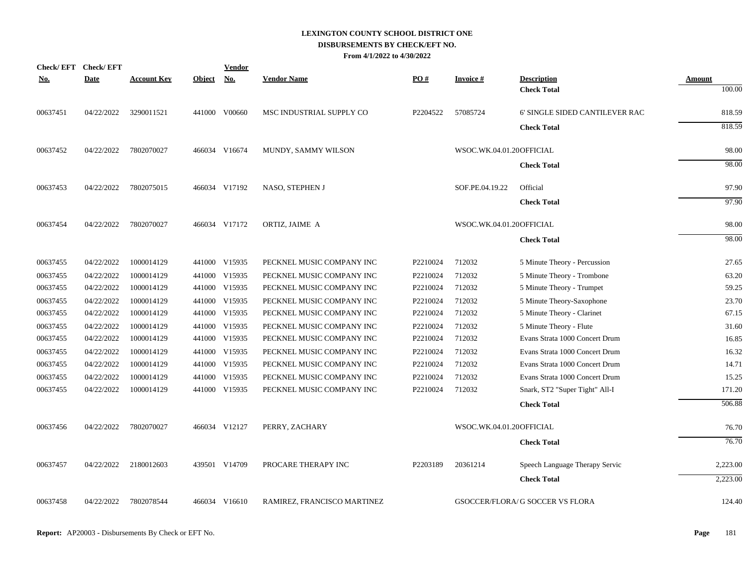# LEXINGTON COUNTY SCHOOL DISTRICT ONE
## DISBURSEMENTS BY CHECK/EFT NO.
### From 4/1/2022 to 4/30/2022

| Check/ EFT No. | Check/ EFT Date | Account Key | Object | Vendor No. | Vendor Name | PO # | Invoice # | Description | Amount |
|---|---|---|---|---|---|---|---|---|---|
| | | | | | | | | **Check Total** | 100.00 |
| 00637451 | 04/22/2022 | 3290011521 | 441000 | V00660 | MSC INDUSTRIAL SUPPLY CO | P2204522 | 57085724 | 6' SINGLE SIDED CANTILEVER RAC | 818.59 |
| | | | | | | | | **Check Total** | 818.59 |
| 00637452 | 04/22/2022 | 7802070027 | 466034 | V16674 | MUNDY, SAMMY WILSON | | WSOC.WK.04.01.20 | OFFICIAL | 98.00 |
| | | | | | | | | **Check Total** | 98.00 |
| 00637453 | 04/22/2022 | 7802075015 | 466034 | V17192 | NASO, STEPHEN J | | SOF.PE.04.19.22 | Official | 97.90 |
| | | | | | | | | **Check Total** | 97.90 |
| 00637454 | 04/22/2022 | 7802070027 | 466034 | V17172 | ORTIZ, JAIME A | | WSOC.WK.04.01.20 | OFFICIAL | 98.00 |
| | | | | | | | | **Check Total** | 98.00 |
| 00637455 | 04/22/2022 | 1000014129 | 441000 | V15935 | PECKNEL MUSIC COMPANY INC | P2210024 | 712032 | 5 Minute Theory - Percussion | 27.65 |
| 00637455 | 04/22/2022 | 1000014129 | 441000 | V15935 | PECKNEL MUSIC COMPANY INC | P2210024 | 712032 | 5 Minute Theory - Trombone | 63.20 |
| 00637455 | 04/22/2022 | 1000014129 | 441000 | V15935 | PECKNEL MUSIC COMPANY INC | P2210024 | 712032 | 5 Minute Theory - Trumpet | 59.25 |
| 00637455 | 04/22/2022 | 1000014129 | 441000 | V15935 | PECKNEL MUSIC COMPANY INC | P2210024 | 712032 | 5 Minute Theory-Saxophone | 23.70 |
| 00637455 | 04/22/2022 | 1000014129 | 441000 | V15935 | PECKNEL MUSIC COMPANY INC | P2210024 | 712032 | 5 Minute Theory - Clarinet | 67.15 |
| 00637455 | 04/22/2022 | 1000014129 | 441000 | V15935 | PECKNEL MUSIC COMPANY INC | P2210024 | 712032 | 5 Minute Theory - Flute | 31.60 |
| 00637455 | 04/22/2022 | 1000014129 | 441000 | V15935 | PECKNEL MUSIC COMPANY INC | P2210024 | 712032 | Evans Strata 1000 Concert Drum | 16.85 |
| 00637455 | 04/22/2022 | 1000014129 | 441000 | V15935 | PECKNEL MUSIC COMPANY INC | P2210024 | 712032 | Evans Strata 1000 Concert Drum | 16.32 |
| 00637455 | 04/22/2022 | 1000014129 | 441000 | V15935 | PECKNEL MUSIC COMPANY INC | P2210024 | 712032 | Evans Strata 1000 Concert Drum | 14.71 |
| 00637455 | 04/22/2022 | 1000014129 | 441000 | V15935 | PECKNEL MUSIC COMPANY INC | P2210024 | 712032 | Evans Strata 1000 Concert Drum | 15.25 |
| 00637455 | 04/22/2022 | 1000014129 | 441000 | V15935 | PECKNEL MUSIC COMPANY INC | P2210024 | 712032 | Snark, ST2 "Super Tight" All-I | 171.20 |
| | | | | | | | | **Check Total** | 506.88 |
| 00637456 | 04/22/2022 | 7802070027 | 466034 | V12127 | PERRY, ZACHARY | | WSOC.WK.04.01.20 | OFFICIAL | 76.70 |
| | | | | | | | | **Check Total** | 76.70 |
| 00637457 | 04/22/2022 | 2180012603 | 439501 | V14709 | PROCARE THERAPY INC | P2203189 | 20361214 | Speech Language Therapy Servic | 2,223.00 |
| | | | | | | | | **Check Total** | 2,223.00 |
| 00637458 | 04/22/2022 | 7802078544 | 466034 | V16610 | RAMIREZ, FRANCISCO MARTINEZ | | GSOCCER/FLORA/ | G SOCCER VS FLORA | 124.40 |

**Report:** AP20003 - Disbursements By Check or EFT No.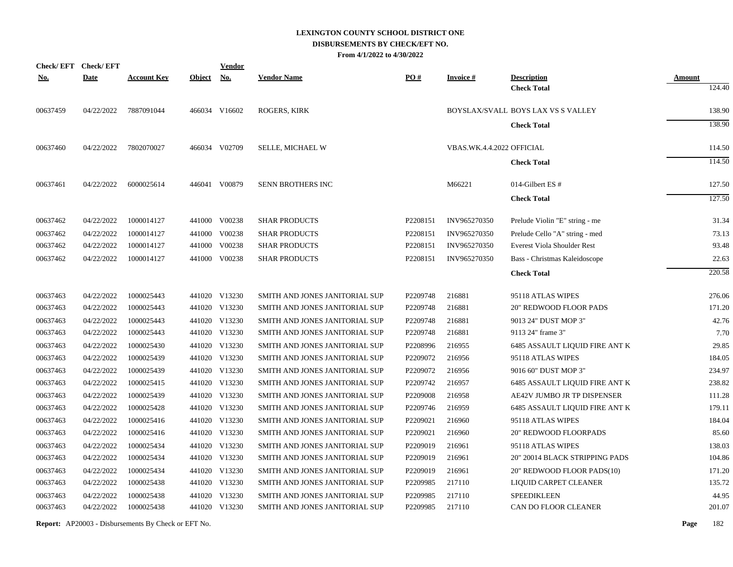# LEXINGTON COUNTY SCHOOL DISTRICT ONE

## DISBURSEMENTS BY CHECK/EFT NO.

**From 4/1/2022 to 4/30/2022**

| Check/ EFT No. | Check/ EFT Date | Account Key | Object | Vendor No. | Vendor Name | PO # | Invoice # | Description | Amount |
|---|---|---|---|---|---|---|---|---|---|
| | | | | | | | | **Check Total** | 124.40 |
| 00637459 | 04/22/2022 | 7887091044 | 466034 | V16602 | ROGERS, KIRK | | BOYSLAX/SVALL | BOYS LAX VS S VALLEY | 138.90 |
| | | | | | | | | **Check Total** | 138.90 |
| 00637460 | 04/22/2022 | 7802070027 | 466034 | V02709 | SELLE, MICHAEL W | | VBAS.WK.4.4.2022 | OFFICIAL | 114.50 |
| | | | | | | | | **Check Total** | 114.50 |
| 00637461 | 04/22/2022 | 6000025614 | 446041 | V00879 | SENN BROTHERS INC | | M66221 | 014-Gilbert ES # | 127.50 |
| | | | | | | | | **Check Total** | 127.50 |
| 00637462 | 04/22/2022 | 1000014127 | 441000 | V00238 | SHAR PRODUCTS | P2208151 | INV965270350 | Prelude Violin "E" string - me | 31.34 |
| 00637462 | 04/22/2022 | 1000014127 | 441000 | V00238 | SHAR PRODUCTS | P2208151 | INV965270350 | Prelude Cello "A" string - med | 73.13 |
| 00637462 | 04/22/2022 | 1000014127 | 441000 | V00238 | SHAR PRODUCTS | P2208151 | INV965270350 | Everest Viola Shoulder Rest | 93.48 |
| 00637462 | 04/22/2022 | 1000014127 | 441000 | V00238 | SHAR PRODUCTS | P2208151 | INV965270350 | Bass - Christmas Kaleidoscope | 22.63 |
| | | | | | | | | **Check Total** | 220.58 |
| 00637463 | 04/22/2022 | 1000025443 | 441020 | V13230 | SMITH AND JONES JANITORIAL SUP | P2209748 | 216881 | 95118 ATLAS WIPES | 276.06 |
| 00637463 | 04/22/2022 | 1000025443 | 441020 | V13230 | SMITH AND JONES JANITORIAL SUP | P2209748 | 216881 | 20" REDWOOD FLOOR PADS | 171.20 |
| 00637463 | 04/22/2022 | 1000025443 | 441020 | V13230 | SMITH AND JONES JANITORIAL SUP | P2209748 | 216881 | 9013 24" DUST MOP 3" | 42.76 |
| 00637463 | 04/22/2022 | 1000025443 | 441020 | V13230 | SMITH AND JONES JANITORIAL SUP | P2209748 | 216881 | 9113 24" frame 3" | 7.70 |
| 00637463 | 04/22/2022 | 1000025430 | 441020 | V13230 | SMITH AND JONES JANITORIAL SUP | P2208996 | 216955 | 6485 ASSAULT LIQUID FIRE ANT K | 29.85 |
| 00637463 | 04/22/2022 | 1000025439 | 441020 | V13230 | SMITH AND JONES JANITORIAL SUP | P2209072 | 216956 | 95118 ATLAS WIPES | 184.05 |
| 00637463 | 04/22/2022 | 1000025439 | 441020 | V13230 | SMITH AND JONES JANITORIAL SUP | P2209072 | 216956 | 9016 60" DUST MOP 3" | 234.97 |
| 00637463 | 04/22/2022 | 1000025415 | 441020 | V13230 | SMITH AND JONES JANITORIAL SUP | P2209742 | 216957 | 6485 ASSAULT LIQUID FIRE ANT K | 238.82 |
| 00637463 | 04/22/2022 | 1000025439 | 441020 | V13230 | SMITH AND JONES JANITORIAL SUP | P2209008 | 216958 | AE42V JUMBO JR TP DISPENSER | 111.28 |
| 00637463 | 04/22/2022 | 1000025428 | 441020 | V13230 | SMITH AND JONES JANITORIAL SUP | P2209746 | 216959 | 6485 ASSAULT LIQUID FIRE ANT K | 179.11 |
| 00637463 | 04/22/2022 | 1000025416 | 441020 | V13230 | SMITH AND JONES JANITORIAL SUP | P2209021 | 216960 | 95118 ATLAS WIPES | 184.04 |
| 00637463 | 04/22/2022 | 1000025416 | 441020 | V13230 | SMITH AND JONES JANITORIAL SUP | P2209021 | 216960 | 20" REDWOOD FLOORPADS | 85.60 |
| 00637463 | 04/22/2022 | 1000025434 | 441020 | V13230 | SMITH AND JONES JANITORIAL SUP | P2209019 | 216961 | 95118 ATLAS WIPES | 138.03 |
| 00637463 | 04/22/2022 | 1000025434 | 441020 | V13230 | SMITH AND JONES JANITORIAL SUP | P2209019 | 216961 | 20" 20014 BLACK STRIPPING PADS | 104.86 |
| 00637463 | 04/22/2022 | 1000025434 | 441020 | V13230 | SMITH AND JONES JANITORIAL SUP | P2209019 | 216961 | 20" REDWOOD FLOOR PADS(10) | 171.20 |
| 00637463 | 04/22/2022 | 1000025438 | 441020 | V13230 | SMITH AND JONES JANITORIAL SUP | P2209985 | 217110 | LIQUID CARPET CLEANER | 135.72 |
| 00637463 | 04/22/2022 | 1000025438 | 441020 | V13230 | SMITH AND JONES JANITORIAL SUP | P2209985 | 217110 | SPEEDIKLEEN | 44.95 |
| 00637463 | 04/22/2022 | 1000025438 | 441020 | V13230 | SMITH AND JONES JANITORIAL SUP | P2209985 | 217110 | CAN DO FLOOR CLEANER | 201.07 |

**Report:** AP20003 - Disbursements By Check or EFT No.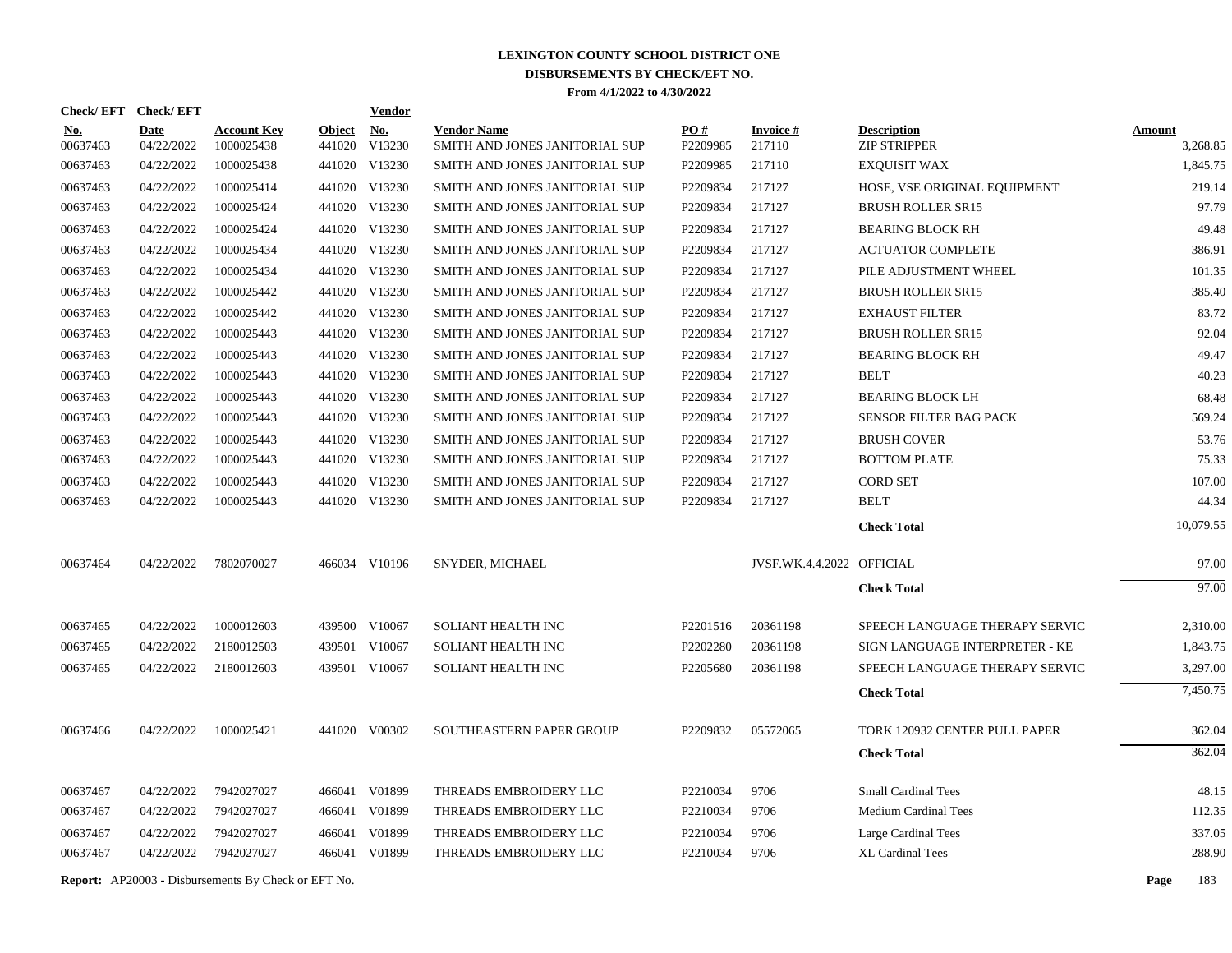# LEXINGTON COUNTY SCHOOL DISTRICT ONE

## DISBURSEMENTS BY CHECK/EFT NO.

**From 4/1/2022 to 4/30/2022**

| Check/ EFT No. | Check/ EFT Date | Account Key | Object | Vendor No. | Vendor Name | PO # | Invoice # | Description | Amount |
|---|---|---|---|---|---|---|---|---|---|
| 00637463 | 04/22/2022 | 1000025438 | 441020 | V13230 | SMITH AND JONES JANITORIAL SUP | P2209985 | 217110 | ZIP STRIPPER | 3,268.85 |
| 00637463 | 04/22/2022 | 1000025438 | 441020 | V13230 | SMITH AND JONES JANITORIAL SUP | P2209985 | 217110 | EXQUISIT WAX | 1,845.75 |
| 00637463 | 04/22/2022 | 1000025414 | 441020 | V13230 | SMITH AND JONES JANITORIAL SUP | P2209834 | 217127 | HOSE, VSE ORIGINAL EQUIPMENT | 219.14 |
| 00637463 | 04/22/2022 | 1000025424 | 441020 | V13230 | SMITH AND JONES JANITORIAL SUP | P2209834 | 217127 | BRUSH ROLLER SR15 | 97.79 |
| 00637463 | 04/22/2022 | 1000025424 | 441020 | V13230 | SMITH AND JONES JANITORIAL SUP | P2209834 | 217127 | BEARING BLOCK RH | 49.48 |
| 00637463 | 04/22/2022 | 1000025434 | 441020 | V13230 | SMITH AND JONES JANITORIAL SUP | P2209834 | 217127 | ACTUATOR COMPLETE | 386.91 |
| 00637463 | 04/22/2022 | 1000025434 | 441020 | V13230 | SMITH AND JONES JANITORIAL SUP | P2209834 | 217127 | PILE ADJUSTMENT WHEEL | 101.35 |
| 00637463 | 04/22/2022 | 1000025442 | 441020 | V13230 | SMITH AND JONES JANITORIAL SUP | P2209834 | 217127 | BRUSH ROLLER SR15 | 385.40 |
| 00637463 | 04/22/2022 | 1000025442 | 441020 | V13230 | SMITH AND JONES JANITORIAL SUP | P2209834 | 217127 | EXHAUST FILTER | 83.72 |
| 00637463 | 04/22/2022 | 1000025443 | 441020 | V13230 | SMITH AND JONES JANITORIAL SUP | P2209834 | 217127 | BRUSH ROLLER SR15 | 92.04 |
| 00637463 | 04/22/2022 | 1000025443 | 441020 | V13230 | SMITH AND JONES JANITORIAL SUP | P2209834 | 217127 | BEARING BLOCK RH | 49.47 |
| 00637463 | 04/22/2022 | 1000025443 | 441020 | V13230 | SMITH AND JONES JANITORIAL SUP | P2209834 | 217127 | BELT | 40.23 |
| 00637463 | 04/22/2022 | 1000025443 | 441020 | V13230 | SMITH AND JONES JANITORIAL SUP | P2209834 | 217127 | BEARING BLOCK LH | 68.48 |
| 00637463 | 04/22/2022 | 1000025443 | 441020 | V13230 | SMITH AND JONES JANITORIAL SUP | P2209834 | 217127 | SENSOR FILTER BAG PACK | 569.24 |
| 00637463 | 04/22/2022 | 1000025443 | 441020 | V13230 | SMITH AND JONES JANITORIAL SUP | P2209834 | 217127 | BRUSH COVER | 53.76 |
| 00637463 | 04/22/2022 | 1000025443 | 441020 | V13230 | SMITH AND JONES JANITORIAL SUP | P2209834 | 217127 | BOTTOM PLATE | 75.33 |
| 00637463 | 04/22/2022 | 1000025443 | 441020 | V13230 | SMITH AND JONES JANITORIAL SUP | P2209834 | 217127 | CORD SET | 107.00 |
| 00637463 | 04/22/2022 | 1000025443 | 441020 | V13230 | SMITH AND JONES JANITORIAL SUP | P2209834 | 217127 | BELT | 44.34 |
| | | | | | | | | **Check Total** | 10,079.55 |
| 00637464 | 04/22/2022 | 7802070027 | 466034 | V10196 | SNYDER, MICHAEL | | JVSF.WK.4.4.2022 | OFFICIAL | 97.00 |
| | | | | | | | | **Check Total** | 97.00 |
| 00637465 | 04/22/2022 | 1000012603 | 439500 | V10067 | SOLIANT HEALTH INC | P2201516 | 20361198 | SPEECH LANGUAGE THERAPY SERVIC | 2,310.00 |
| 00637465 | 04/22/2022 | 2180012503 | 439501 | V10067 | SOLIANT HEALTH INC | P2202280 | 20361198 | SIGN LANGUAGE INTERPRETER - KE | 1,843.75 |
| 00637465 | 04/22/2022 | 2180012603 | 439501 | V10067 | SOLIANT HEALTH INC | P2205680 | 20361198 | SPEECH LANGUAGE THERAPY SERVIC | 3,297.00 |
| | | | | | | | | **Check Total** | 7,450.75 |
| 00637466 | 04/22/2022 | 1000025421 | 441020 | V00302 | SOUTHEASTERN PAPER GROUP | P2209832 | 05572065 | TORK 120932 CENTER PULL PAPER | 362.04 |
| | | | | | | | | **Check Total** | 362.04 |
| 00637467 | 04/22/2022 | 7942027027 | 466041 | V01899 | THREADS EMBROIDERY LLC | P2210034 | 9706 | Small Cardinal Tees | 48.15 |
| 00637467 | 04/22/2022 | 7942027027 | 466041 | V01899 | THREADS EMBROIDERY LLC | P2210034 | 9706 | Medium Cardinal Tees | 112.35 |
| 00637467 | 04/22/2022 | 7942027027 | 466041 | V01899 | THREADS EMBROIDERY LLC | P2210034 | 9706 | Large Cardinal Tees | 337.05 |
| 00637467 | 04/22/2022 | 7942027027 | 466041 | V01899 | THREADS EMBROIDERY LLC | P2210034 | 9706 | XL Cardinal Tees | 288.90 |

**Report:** AP20003 - Disbursements By Check or EFT No.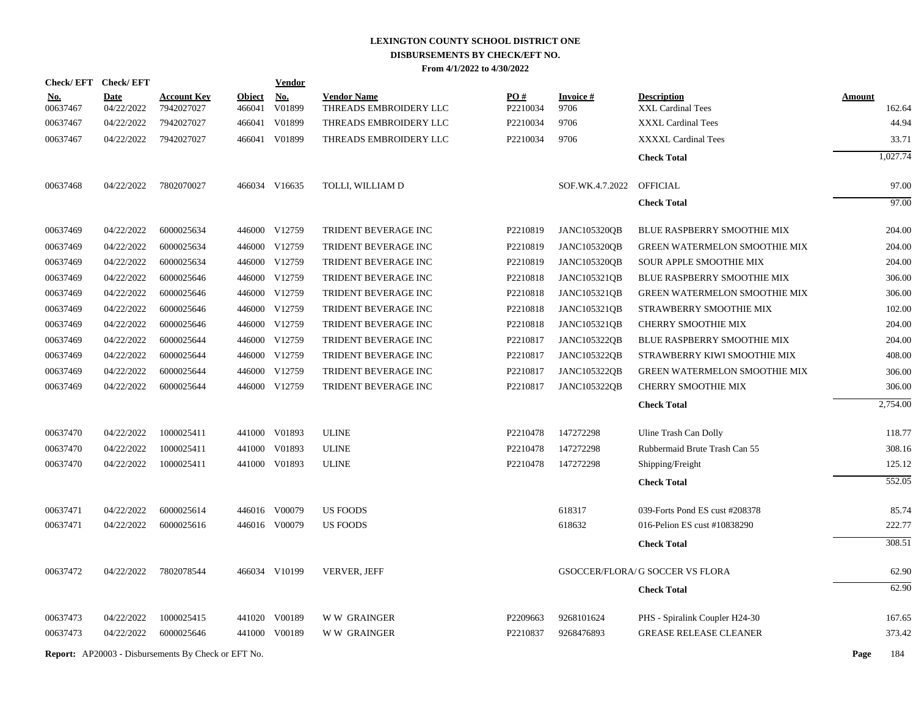# LEXINGTON COUNTY SCHOOL DISTRICT ONE
## DISBURSEMENTS BY CHECK/EFT NO.
### From 4/1/2022 to 4/30/2022

| Check/ EFT No. | Check/ EFT Date | Account Key | Object | Vendor No. | Vendor Name | PO # | Invoice # | Description | Amount |
|---|---|---|---|---|---|---|---|---|---|
| 00637467 | 04/22/2022 | 7942027027 | 466041 | V01899 | THREADS EMBROIDERY LLC | P2210034 | 9706 | XXL Cardinal Tees | 162.64 |
| 00637467 | 04/22/2022 | 7942027027 | 466041 | V01899 | THREADS EMBROIDERY LLC | P2210034 | 9706 | XXXL Cardinal Tees | 44.94 |
| 00637467 | 04/22/2022 | 7942027027 | 466041 | V01899 | THREADS EMBROIDERY LLC | P2210034 | 9706 | XXXXL Cardinal Tees | 33.71 |
| | | | | | | | | **Check Total** | 1,027.74 |
| 00637468 | 04/22/2022 | 7802070027 | 466034 | V16635 | TOLLI, WILLIAM D | | SOF.WK.4.7.2022 | OFFICIAL | 97.00 |
| | | | | | | | | **Check Total** | 97.00 |
| 00637469 | 04/22/2022 | 6000025634 | 446000 | V12759 | TRIDENT BEVERAGE INC | P2210819 | JANC105320QB | BLUE RASPBERRY SMOOTHIE MIX | 204.00 |
| 00637469 | 04/22/2022 | 6000025634 | 446000 | V12759 | TRIDENT BEVERAGE INC | P2210819 | JANC105320QB | GREEN WATERMELON SMOOTHIE MIX | 204.00 |
| 00637469 | 04/22/2022 | 6000025634 | 446000 | V12759 | TRIDENT BEVERAGE INC | P2210819 | JANC105320QB | SOUR APPLE SMOOTHIE MIX | 204.00 |
| 00637469 | 04/22/2022 | 6000025646 | 446000 | V12759 | TRIDENT BEVERAGE INC | P2210818 | JANC105321QB | BLUE RASPBERRY SMOOTHIE MIX | 306.00 |
| 00637469 | 04/22/2022 | 6000025646 | 446000 | V12759 | TRIDENT BEVERAGE INC | P2210818 | JANC105321QB | GREEN WATERMELON SMOOTHIE MIX | 306.00 |
| 00637469 | 04/22/2022 | 6000025646 | 446000 | V12759 | TRIDENT BEVERAGE INC | P2210818 | JANC105321QB | STRAWBERRY SMOOTHIE MIX | 102.00 |
| 00637469 | 04/22/2022 | 6000025646 | 446000 | V12759 | TRIDENT BEVERAGE INC | P2210818 | JANC105321QB | CHERRY SMOOTHIE MIX | 204.00 |
| 00637469 | 04/22/2022 | 6000025644 | 446000 | V12759 | TRIDENT BEVERAGE INC | P2210817 | JANC105322QB | BLUE RASPBERRY SMOOTHIE MIX | 204.00 |
| 00637469 | 04/22/2022 | 6000025644 | 446000 | V12759 | TRIDENT BEVERAGE INC | P2210817 | JANC105322QB | STRAWBERRY KIWI SMOOTHIE MIX | 408.00 |
| 00637469 | 04/22/2022 | 6000025644 | 446000 | V12759 | TRIDENT BEVERAGE INC | P2210817 | JANC105322QB | GREEN WATERMELON SMOOTHIE MIX | 306.00 |
| 00637469 | 04/22/2022 | 6000025644 | 446000 | V12759 | TRIDENT BEVERAGE INC | P2210817 | JANC105322QB | CHERRY SMOOTHIE MIX | 306.00 |
| | | | | | | | | **Check Total** | 2,754.00 |
| 00637470 | 04/22/2022 | 1000025411 | 441000 | V01893 | ULINE | P2210478 | 147272298 | Uline Trash Can Dolly | 118.77 |
| 00637470 | 04/22/2022 | 1000025411 | 441000 | V01893 | ULINE | P2210478 | 147272298 | Rubbermaid Brute Trash Can 55 | 308.16 |
| 00637470 | 04/22/2022 | 1000025411 | 441000 | V01893 | ULINE | P2210478 | 147272298 | Shipping/Freight | 125.12 |
| | | | | | | | | **Check Total** | 552.05 |
| 00637471 | 04/22/2022 | 6000025614 | 446016 | V00079 | US FOODS | | 618317 | 039-Forts Pond ES cust #208378 | 85.74 |
| 00637471 | 04/22/2022 | 6000025616 | 446016 | V00079 | US FOODS | | 618632 | 016-Pelion ES cust #10838290 | 222.77 |
| | | | | | | | | **Check Total** | 308.51 |
| 00637472 | 04/22/2022 | 7802078544 | 466034 | V10199 | VERVER, JEFF | | GSOCCER/FLORA/ | G SOCCER VS FLORA | 62.90 |
| | | | | | | | | **Check Total** | 62.90 |
| 00637473 | 04/22/2022 | 1000025415 | 441020 | V00189 | W W GRAINGER | P2209663 | 9268101624 | PHS - Spiralink Coupler H24-30 | 167.65 |
| 00637473 | 04/22/2022 | 6000025646 | 441000 | V00189 | W W GRAINGER | P2210837 | 9268476893 | GREASE RELEASE CLEANER | 373.42 |

**Report:** AP20003 - Disbursements By Check or EFT No.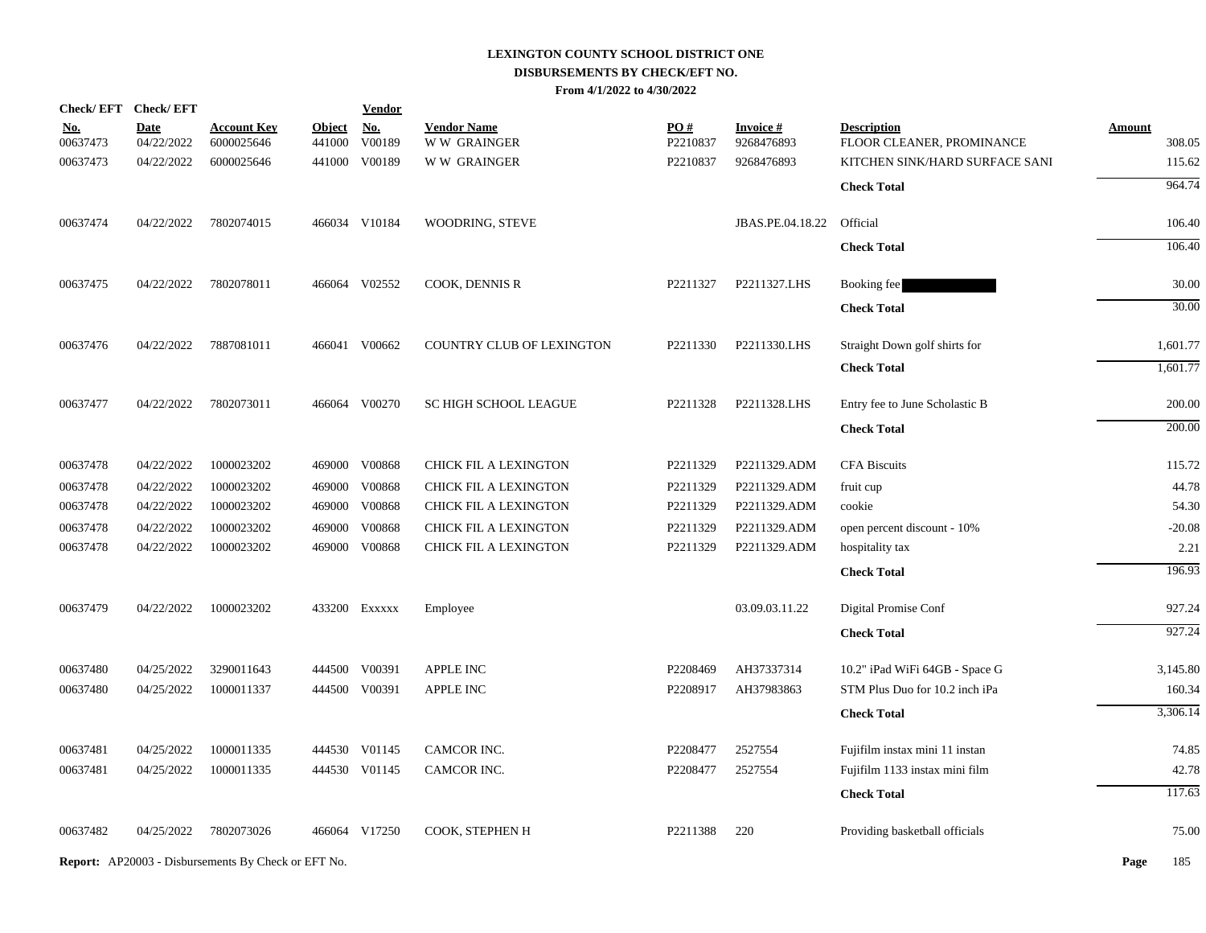# LEXINGTON COUNTY SCHOOL DISTRICT ONE
## DISBURSEMENTS BY CHECK/EFT NO.
### From 4/1/2022 to 4/30/2022

| Check/ EFT No. | Check/ EFT Date | Account Key | Object | Vendor No. | Vendor Name | PO # | Invoice # | Description | Amount |
|---|---|---|---|---|---|---|---|---|---|
| 00637473 | 04/22/2022 | 6000025646 | 441000 | V00189 | W W GRAINGER | P2210837 | 9268476893 | FLOOR CLEANER, PROMINANCE | 308.05 |
| 00637473 | 04/22/2022 | 6000025646 | 441000 | V00189 | W W GRAINGER | P2210837 | 9268476893 | KITCHEN SINK/HARD SURFACE SANI | 115.62 |
| | | | | | | | | **Check Total** | 964.74 |
| 00637474 | 04/22/2022 | 7802074015 | 466034 | V10184 | WOODRING, STEVE | | JBAS.PE.04.18.22 | Official | 106.40 |
| | | | | | | | | **Check Total** | 106.40 |
| 00637475 | 04/22/2022 | 7802078011 | 466064 | V02552 | COOK, DENNIS R | P2211327 | P2211327.LHS | Booking fee | 30.00 |
| | | | | | | | | **Check Total** | 30.00 |
| 00637476 | 04/22/2022 | 7887081011 | 466041 | V00662 | COUNTRY CLUB OF LEXINGTON | P2211330 | P2211330.LHS | Straight Down golf shirts for | 1,601.77 |
| | | | | | | | | **Check Total** | 1,601.77 |
| 00637477 | 04/22/2022 | 7802073011 | 466064 | V00270 | SC HIGH SCHOOL LEAGUE | P2211328 | P2211328.LHS | Entry fee to June Scholastic B | 200.00 |
| | | | | | | | | **Check Total** | 200.00 |
| 00637478 | 04/22/2022 | 1000023202 | 469000 | V00868 | CHICK FIL A LEXINGTON | P2211329 | P2211329.ADM | CFA Biscuits | 115.72 |
| 00637478 | 04/22/2022 | 1000023202 | 469000 | V00868 | CHICK FIL A LEXINGTON | P2211329 | P2211329.ADM | fruit cup | 44.78 |
| 00637478 | 04/22/2022 | 1000023202 | 469000 | V00868 | CHICK FIL A LEXINGTON | P2211329 | P2211329.ADM | cookie | 54.30 |
| 00637478 | 04/22/2022 | 1000023202 | 469000 | V00868 | CHICK FIL A LEXINGTON | P2211329 | P2211329.ADM | open percent discount - 10% | -20.08 |
| 00637478 | 04/22/2022 | 1000023202 | 469000 | V00868 | CHICK FIL A LEXINGTON | P2211329 | P2211329.ADM | hospitality tax | 2.21 |
| | | | | | | | | **Check Total** | 196.93 |
| 00637479 | 04/22/2022 | 1000023202 | 433200 | Exxxxx | Employee | | 03.09.03.11.22 | Digital Promise Conf | 927.24 |
| | | | | | | | | **Check Total** | 927.24 |
| 00637480 | 04/25/2022 | 3290011643 | 444500 | V00391 | APPLE INC | P2208469 | AH37337314 | 10.2" iPad WiFi 64GB - Space G | 3,145.80 |
| 00637480 | 04/25/2022 | 1000011337 | 444500 | V00391 | APPLE INC | P2208917 | AH37983863 | STM Plus Duo for 10.2 inch iPa | 160.34 |
| | | | | | | | | **Check Total** | 3,306.14 |
| 00637481 | 04/25/2022 | 1000011335 | 444530 | V01145 | CAMCOR INC. | P2208477 | 2527554 | Fujifilm instax mini 11 instan | 74.85 |
| 00637481 | 04/25/2022 | 1000011335 | 444530 | V01145 | CAMCOR INC. | P2208477 | 2527554 | Fujifilm 1133 instax mini film | 42.78 |
| | | | | | | | | **Check Total** | 117.63 |
| 00637482 | 04/25/2022 | 7802073026 | 466064 | V17250 | COOK, STEPHEN H | P2211388 | 220 | Providing basketball officials | 75.00 |

**Report:** AP20003 - Disbursements By Check or EFT No.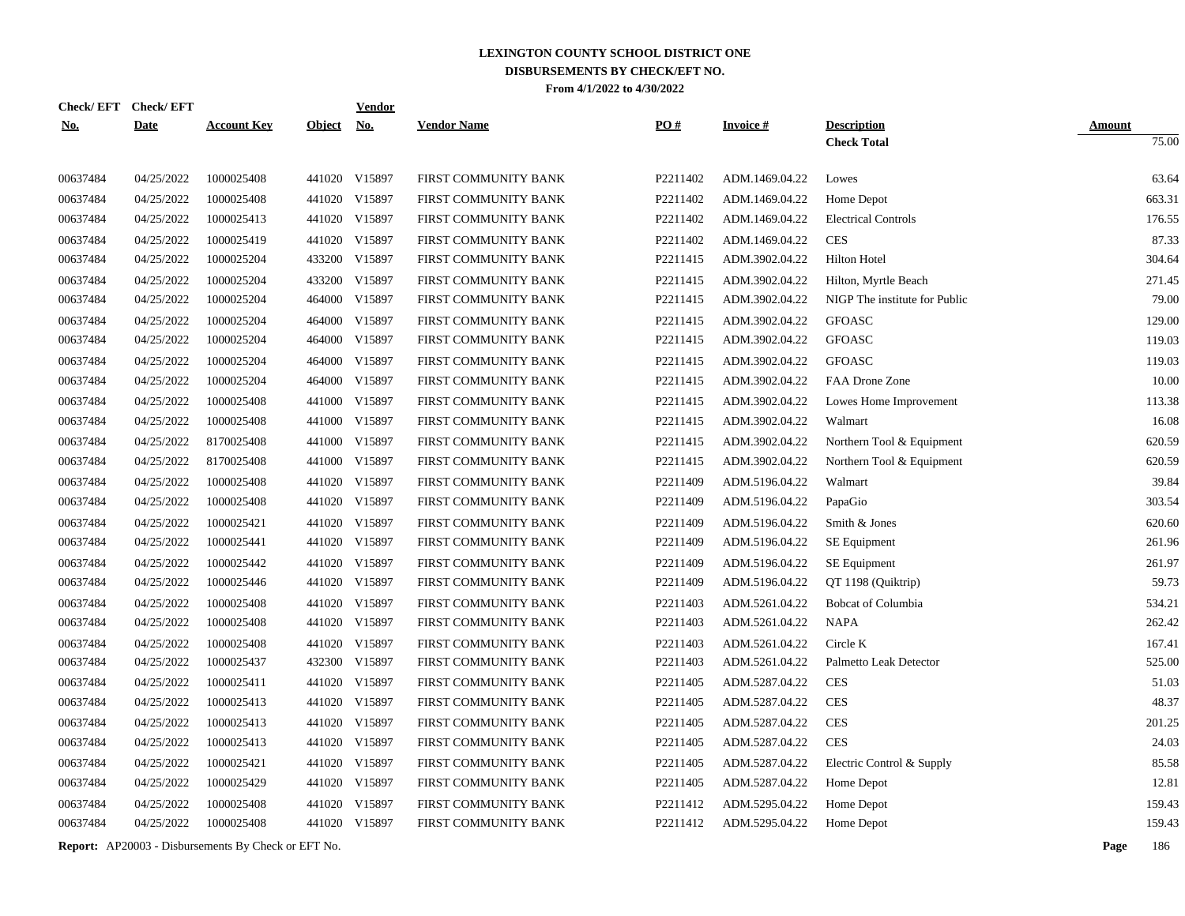# LEXINGTON COUNTY SCHOOL DISTRICT ONE
## DISBURSEMENTS BY CHECK/EFT NO.
### From 4/1/2022 to 4/30/2022

| Check/ EFT No. | Check/ EFT Date | Account Key | Object | Vendor No. | Vendor Name | PO # | Invoice # | Description | Amount |
|---|---|---|---|---|---|---|---|---|---|
| | | | | | | | | **Check Total** | 75.00 |
| 00637484 | 04/25/2022 | 1000025408 | 441020 | V15897 | FIRST COMMUNITY BANK | P2211402 | ADM.1469.04.22 | Lowes | 63.64 |
| 00637484 | 04/25/2022 | 1000025408 | 441020 | V15897 | FIRST COMMUNITY BANK | P2211402 | ADM.1469.04.22 | Home Depot | 663.31 |
| 00637484 | 04/25/2022 | 1000025413 | 441020 | V15897 | FIRST COMMUNITY BANK | P2211402 | ADM.1469.04.22 | Electrical Controls | 176.55 |
| 00637484 | 04/25/2022 | 1000025419 | 441020 | V15897 | FIRST COMMUNITY BANK | P2211402 | ADM.1469.04.22 | CES | 87.33 |
| 00637484 | 04/25/2022 | 1000025204 | 433200 | V15897 | FIRST COMMUNITY BANK | P2211415 | ADM.3902.04.22 | Hilton Hotel | 304.64 |
| 00637484 | 04/25/2022 | 1000025204 | 433200 | V15897 | FIRST COMMUNITY BANK | P2211415 | ADM.3902.04.22 | Hilton, Myrtle Beach | 271.45 |
| 00637484 | 04/25/2022 | 1000025204 | 464000 | V15897 | FIRST COMMUNITY BANK | P2211415 | ADM.3902.04.22 | NIGP The institute for Public | 79.00 |
| 00637484 | 04/25/2022 | 1000025204 | 464000 | V15897 | FIRST COMMUNITY BANK | P2211415 | ADM.3902.04.22 | GFOASC | 129.00 |
| 00637484 | 04/25/2022 | 1000025204 | 464000 | V15897 | FIRST COMMUNITY BANK | P2211415 | ADM.3902.04.22 | GFOASC | 119.03 |
| 00637484 | 04/25/2022 | 1000025204 | 464000 | V15897 | FIRST COMMUNITY BANK | P2211415 | ADM.3902.04.22 | GFOASC | 119.03 |
| 00637484 | 04/25/2022 | 1000025204 | 464000 | V15897 | FIRST COMMUNITY BANK | P2211415 | ADM.3902.04.22 | FAA Drone Zone | 10.00 |
| 00637484 | 04/25/2022 | 1000025408 | 441000 | V15897 | FIRST COMMUNITY BANK | P2211415 | ADM.3902.04.22 | Lowes Home Improvement | 113.38 |
| 00637484 | 04/25/2022 | 1000025408 | 441000 | V15897 | FIRST COMMUNITY BANK | P2211415 | ADM.3902.04.22 | Walmart | 16.08 |
| 00637484 | 04/25/2022 | 8170025408 | 441000 | V15897 | FIRST COMMUNITY BANK | P2211415 | ADM.3902.04.22 | Northern Tool & Equipment | 620.59 |
| 00637484 | 04/25/2022 | 8170025408 | 441000 | V15897 | FIRST COMMUNITY BANK | P2211415 | ADM.3902.04.22 | Northern Tool & Equipment | 620.59 |
| 00637484 | 04/25/2022 | 1000025408 | 441020 | V15897 | FIRST COMMUNITY BANK | P2211409 | ADM.5196.04.22 | Walmart | 39.84 |
| 00637484 | 04/25/2022 | 1000025408 | 441020 | V15897 | FIRST COMMUNITY BANK | P2211409 | ADM.5196.04.22 | PapaGio | 303.54 |
| 00637484 | 04/25/2022 | 1000025421 | 441020 | V15897 | FIRST COMMUNITY BANK | P2211409 | ADM.5196.04.22 | Smith & Jones | 620.60 |
| 00637484 | 04/25/2022 | 1000025441 | 441020 | V15897 | FIRST COMMUNITY BANK | P2211409 | ADM.5196.04.22 | SE Equipment | 261.96 |
| 00637484 | 04/25/2022 | 1000025442 | 441020 | V15897 | FIRST COMMUNITY BANK | P2211409 | ADM.5196.04.22 | SE Equipment | 261.97 |
| 00637484 | 04/25/2022 | 1000025446 | 441020 | V15897 | FIRST COMMUNITY BANK | P2211409 | ADM.5196.04.22 | QT 1198 (Quiktrip) | 59.73 |
| 00637484 | 04/25/2022 | 1000025408 | 441020 | V15897 | FIRST COMMUNITY BANK | P2211403 | ADM.5261.04.22 | Bobcat of Columbia | 534.21 |
| 00637484 | 04/25/2022 | 1000025408 | 441020 | V15897 | FIRST COMMUNITY BANK | P2211403 | ADM.5261.04.22 | NAPA | 262.42 |
| 00637484 | 04/25/2022 | 1000025408 | 441020 | V15897 | FIRST COMMUNITY BANK | P2211403 | ADM.5261.04.22 | Circle K | 167.41 |
| 00637484 | 04/25/2022 | 1000025437 | 432300 | V15897 | FIRST COMMUNITY BANK | P2211403 | ADM.5261.04.22 | Palmetto Leak Detector | 525.00 |
| 00637484 | 04/25/2022 | 1000025411 | 441020 | V15897 | FIRST COMMUNITY BANK | P2211405 | ADM.5287.04.22 | CES | 51.03 |
| 00637484 | 04/25/2022 | 1000025413 | 441020 | V15897 | FIRST COMMUNITY BANK | P2211405 | ADM.5287.04.22 | CES | 48.37 |
| 00637484 | 04/25/2022 | 1000025413 | 441020 | V15897 | FIRST COMMUNITY BANK | P2211405 | ADM.5287.04.22 | CES | 201.25 |
| 00637484 | 04/25/2022 | 1000025413 | 441020 | V15897 | FIRST COMMUNITY BANK | P2211405 | ADM.5287.04.22 | CES | 24.03 |
| 00637484 | 04/25/2022 | 1000025421 | 441020 | V15897 | FIRST COMMUNITY BANK | P2211405 | ADM.5287.04.22 | Electric Control & Supply | 85.58 |
| 00637484 | 04/25/2022 | 1000025429 | 441020 | V15897 | FIRST COMMUNITY BANK | P2211405 | ADM.5287.04.22 | Home Depot | 12.81 |
| 00637484 | 04/25/2022 | 1000025408 | 441020 | V15897 | FIRST COMMUNITY BANK | P2211412 | ADM.5295.04.22 | Home Depot | 159.43 |
| 00637484 | 04/25/2022 | 1000025408 | 441020 | V15897 | FIRST COMMUNITY BANK | P2211412 | ADM.5295.04.22 | Home Depot | 159.43 |

**Report:** AP20003 - Disbursements By Check or EFT No.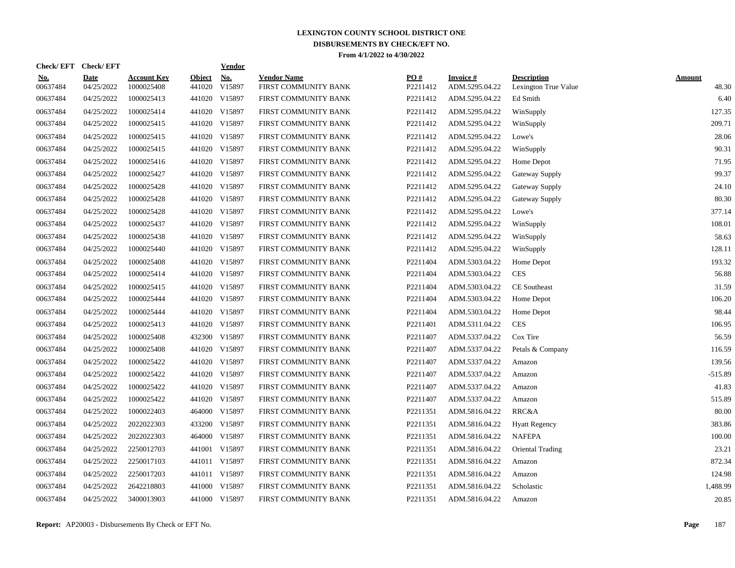# LEXINGTON COUNTY SCHOOL DISTRICT ONE

## DISBURSEMENTS BY CHECK/EFT NO.

**From 4/1/2022 to 4/30/2022**

| Check/ EFT No. | Check/ EFT Date | Account Key | Object | Vendor No. | Vendor Name | PO # | Invoice # | Description | Amount |
|---|---|---|---|---|---|---|---|---|---|
| 00637484 | 04/25/2022 | 1000025408 | 441020 | V15897 | FIRST COMMUNITY BANK | P2211412 | ADM.5295.04.22 | Lexington True Value | 48.30 |
| 00637484 | 04/25/2022 | 1000025413 | 441020 | V15897 | FIRST COMMUNITY BANK | P2211412 | ADM.5295.04.22 | Ed Smith | 6.40 |
| 00637484 | 04/25/2022 | 1000025414 | 441020 | V15897 | FIRST COMMUNITY BANK | P2211412 | ADM.5295.04.22 | WinSupply | 127.35 |
| 00637484 | 04/25/2022 | 1000025415 | 441020 | V15897 | FIRST COMMUNITY BANK | P2211412 | ADM.5295.04.22 | WinSupply | 209.71 |
| 00637484 | 04/25/2022 | 1000025415 | 441020 | V15897 | FIRST COMMUNITY BANK | P2211412 | ADM.5295.04.22 | Lowe's | 28.06 |
| 00637484 | 04/25/2022 | 1000025415 | 441020 | V15897 | FIRST COMMUNITY BANK | P2211412 | ADM.5295.04.22 | WinSupply | 90.31 |
| 00637484 | 04/25/2022 | 1000025416 | 441020 | V15897 | FIRST COMMUNITY BANK | P2211412 | ADM.5295.04.22 | Home Depot | 71.95 |
| 00637484 | 04/25/2022 | 1000025427 | 441020 | V15897 | FIRST COMMUNITY BANK | P2211412 | ADM.5295.04.22 | Gateway Supply | 99.37 |
| 00637484 | 04/25/2022 | 1000025428 | 441020 | V15897 | FIRST COMMUNITY BANK | P2211412 | ADM.5295.04.22 | Gateway Supply | 24.10 |
| 00637484 | 04/25/2022 | 1000025428 | 441020 | V15897 | FIRST COMMUNITY BANK | P2211412 | ADM.5295.04.22 | Gateway Supply | 80.30 |
| 00637484 | 04/25/2022 | 1000025428 | 441020 | V15897 | FIRST COMMUNITY BANK | P2211412 | ADM.5295.04.22 | Lowe's | 377.14 |
| 00637484 | 04/25/2022 | 1000025437 | 441020 | V15897 | FIRST COMMUNITY BANK | P2211412 | ADM.5295.04.22 | WinSupply | 108.01 |
| 00637484 | 04/25/2022 | 1000025438 | 441020 | V15897 | FIRST COMMUNITY BANK | P2211412 | ADM.5295.04.22 | WinSupply | 58.63 |
| 00637484 | 04/25/2022 | 1000025440 | 441020 | V15897 | FIRST COMMUNITY BANK | P2211412 | ADM.5295.04.22 | WinSupply | 128.11 |
| 00637484 | 04/25/2022 | 1000025408 | 441020 | V15897 | FIRST COMMUNITY BANK | P2211404 | ADM.5303.04.22 | Home Depot | 193.32 |
| 00637484 | 04/25/2022 | 1000025414 | 441020 | V15897 | FIRST COMMUNITY BANK | P2211404 | ADM.5303.04.22 | CES | 56.88 |
| 00637484 | 04/25/2022 | 1000025415 | 441020 | V15897 | FIRST COMMUNITY BANK | P2211404 | ADM.5303.04.22 | CE Southeast | 31.59 |
| 00637484 | 04/25/2022 | 1000025444 | 441020 | V15897 | FIRST COMMUNITY BANK | P2211404 | ADM.5303.04.22 | Home Depot | 106.20 |
| 00637484 | 04/25/2022 | 1000025444 | 441020 | V15897 | FIRST COMMUNITY BANK | P2211404 | ADM.5303.04.22 | Home Depot | 98.44 |
| 00637484 | 04/25/2022 | 1000025413 | 441020 | V15897 | FIRST COMMUNITY BANK | P2211401 | ADM.5311.04.22 | CES | 106.95 |
| 00637484 | 04/25/2022 | 1000025408 | 432300 | V15897 | FIRST COMMUNITY BANK | P2211407 | ADM.5337.04.22 | Cox Tire | 56.59 |
| 00637484 | 04/25/2022 | 1000025408 | 441020 | V15897 | FIRST COMMUNITY BANK | P2211407 | ADM.5337.04.22 | Petals & Company | 116.59 |
| 00637484 | 04/25/2022 | 1000025422 | 441020 | V15897 | FIRST COMMUNITY BANK | P2211407 | ADM.5337.04.22 | Amazon | 139.56 |
| 00637484 | 04/25/2022 | 1000025422 | 441020 | V15897 | FIRST COMMUNITY BANK | P2211407 | ADM.5337.04.22 | Amazon | -515.89 |
| 00637484 | 04/25/2022 | 1000025422 | 441020 | V15897 | FIRST COMMUNITY BANK | P2211407 | ADM.5337.04.22 | Amazon | 41.83 |
| 00637484 | 04/25/2022 | 1000025422 | 441020 | V15897 | FIRST COMMUNITY BANK | P2211407 | ADM.5337.04.22 | Amazon | 515.89 |
| 00637484 | 04/25/2022 | 1000022403 | 464000 | V15897 | FIRST COMMUNITY BANK | P2211351 | ADM.5816.04.22 | RRC&A | 80.00 |
| 00637484 | 04/25/2022 | 2022022303 | 433200 | V15897 | FIRST COMMUNITY BANK | P2211351 | ADM.5816.04.22 | Hyatt Regency | 383.86 |
| 00637484 | 04/25/2022 | 2022022303 | 464000 | V15897 | FIRST COMMUNITY BANK | P2211351 | ADM.5816.04.22 | NAFEPA | 100.00 |
| 00637484 | 04/25/2022 | 2250012703 | 441001 | V15897 | FIRST COMMUNITY BANK | P2211351 | ADM.5816.04.22 | Oriental Trading | 23.21 |
| 00637484 | 04/25/2022 | 2250017103 | 441011 | V15897 | FIRST COMMUNITY BANK | P2211351 | ADM.5816.04.22 | Amazon | 872.34 |
| 00637484 | 04/25/2022 | 2250017203 | 441011 | V15897 | FIRST COMMUNITY BANK | P2211351 | ADM.5816.04.22 | Amazon | 124.98 |
| 00637484 | 04/25/2022 | 2642218803 | 441000 | V15897 | FIRST COMMUNITY BANK | P2211351 | ADM.5816.04.22 | Scholastic | 1,488.99 |
| 00637484 | 04/25/2022 | 3400013903 | 441000 | V15897 | FIRST COMMUNITY BANK | P2211351 | ADM.5816.04.22 | Amazon | 20.85 |

**Report:** AP20003 - Disbursements By Check or EFT No.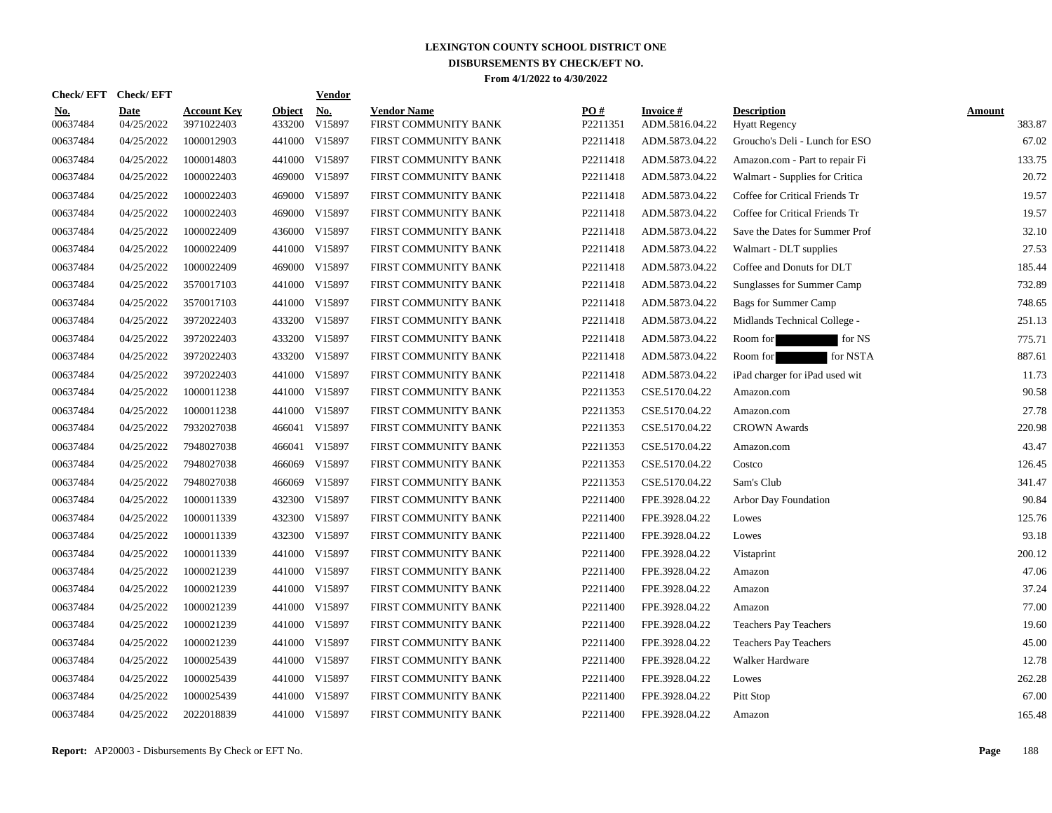# LEXINGTON COUNTY SCHOOL DISTRICT ONE
## DISBURSEMENTS BY CHECK/EFT NO.
### From 4/1/2022 to 4/30/2022

| Check/ EFT No. | Check/ EFT Date | Account Key | Object | Vendor No. | Vendor Name | PO # | Invoice # | Description | Amount |
|---|---|---|---|---|---|---|---|---|---|
| 00637484 | 04/25/2022 | 3971022403 | 433200 | V15897 | FIRST COMMUNITY BANK | P2211351 | ADM.5816.04.22 | Hyatt Regency | 383.87 |
| 00637484 | 04/25/2022 | 1000012903 | 441000 | V15897 | FIRST COMMUNITY BANK | P2211418 | ADM.5873.04.22 | Groucho's Deli - Lunch for ESO | 67.02 |
| 00637484 | 04/25/2022 | 1000014803 | 441000 | V15897 | FIRST COMMUNITY BANK | P2211418 | ADM.5873.04.22 | Amazon.com - Part to repair Fi | 133.75 |
| 00637484 | 04/25/2022 | 1000022403 | 469000 | V15897 | FIRST COMMUNITY BANK | P2211418 | ADM.5873.04.22 | Walmart - Supplies for Critica | 20.72 |
| 00637484 | 04/25/2022 | 1000022403 | 469000 | V15897 | FIRST COMMUNITY BANK | P2211418 | ADM.5873.04.22 | Coffee for Critical Friends Tr | 19.57 |
| 00637484 | 04/25/2022 | 1000022403 | 469000 | V15897 | FIRST COMMUNITY BANK | P2211418 | ADM.5873.04.22 | Coffee for Critical Friends Tr | 19.57 |
| 00637484 | 04/25/2022 | 1000022409 | 436000 | V15897 | FIRST COMMUNITY BANK | P2211418 | ADM.5873.04.22 | Save the Dates for Summer Prof | 32.10 |
| 00637484 | 04/25/2022 | 1000022409 | 441000 | V15897 | FIRST COMMUNITY BANK | P2211418 | ADM.5873.04.22 | Walmart - DLT supplies | 27.53 |
| 00637484 | 04/25/2022 | 1000022409 | 469000 | V15897 | FIRST COMMUNITY BANK | P2211418 | ADM.5873.04.22 | Coffee and Donuts for DLT | 185.44 |
| 00637484 | 04/25/2022 | 3570017103 | 441000 | V15897 | FIRST COMMUNITY BANK | P2211418 | ADM.5873.04.22 | Sunglasses for Summer Camp | 732.89 |
| 00637484 | 04/25/2022 | 3570017103 | 441000 | V15897 | FIRST COMMUNITY BANK | P2211418 | ADM.5873.04.22 | Bags for Summer Camp | 748.65 |
| 00637484 | 04/25/2022 | 3972022403 | 433200 | V15897 | FIRST COMMUNITY BANK | P2211418 | ADM.5873.04.22 | Midlands Technical College - | 251.13 |
| 00637484 | 04/25/2022 | 3972022403 | 433200 | V15897 | FIRST COMMUNITY BANK | P2211418 | ADM.5873.04.22 | Room for [REDACTED] for NS | 775.71 |
| 00637484 | 04/25/2022 | 3972022403 | 433200 | V15897 | FIRST COMMUNITY BANK | P2211418 | ADM.5873.04.22 | Room for [REDACTED] for NSTA | 887.61 |
| 00637484 | 04/25/2022 | 3972022403 | 441000 | V15897 | FIRST COMMUNITY BANK | P2211418 | ADM.5873.04.22 | iPad charger for iPad used wit | 11.73 |
| 00637484 | 04/25/2022 | 1000011238 | 441000 | V15897 | FIRST COMMUNITY BANK | P2211353 | CSE.5170.04.22 | Amazon.com | 90.58 |
| 00637484 | 04/25/2022 | 1000011238 | 441000 | V15897 | FIRST COMMUNITY BANK | P2211353 | CSE.5170.04.22 | Amazon.com | 27.78 |
| 00637484 | 04/25/2022 | 7932027038 | 466041 | V15897 | FIRST COMMUNITY BANK | P2211353 | CSE.5170.04.22 | CROWN Awards | 220.98 |
| 00637484 | 04/25/2022 | 7948027038 | 466041 | V15897 | FIRST COMMUNITY BANK | P2211353 | CSE.5170.04.22 | Amazon.com | 43.47 |
| 00637484 | 04/25/2022 | 7948027038 | 466069 | V15897 | FIRST COMMUNITY BANK | P2211353 | CSE.5170.04.22 | Costco | 126.45 |
| 00637484 | 04/25/2022 | 7948027038 | 466069 | V15897 | FIRST COMMUNITY BANK | P2211353 | CSE.5170.04.22 | Sam's Club | 341.47 |
| 00637484 | 04/25/2022 | 1000011339 | 432300 | V15897 | FIRST COMMUNITY BANK | P2211400 | FPE.3928.04.22 | Arbor Day Foundation | 90.84 |
| 00637484 | 04/25/2022 | 1000011339 | 432300 | V15897 | FIRST COMMUNITY BANK | P2211400 | FPE.3928.04.22 | Lowes | 125.76 |
| 00637484 | 04/25/2022 | 1000011339 | 432300 | V15897 | FIRST COMMUNITY BANK | P2211400 | FPE.3928.04.22 | Lowes | 93.18 |
| 00637484 | 04/25/2022 | 1000011339 | 441000 | V15897 | FIRST COMMUNITY BANK | P2211400 | FPE.3928.04.22 | Vistaprint | 200.12 |
| 00637484 | 04/25/2022 | 1000021239 | 441000 | V15897 | FIRST COMMUNITY BANK | P2211400 | FPE.3928.04.22 | Amazon | 47.06 |
| 00637484 | 04/25/2022 | 1000021239 | 441000 | V15897 | FIRST COMMUNITY BANK | P2211400 | FPE.3928.04.22 | Amazon | 37.24 |
| 00637484 | 04/25/2022 | 1000021239 | 441000 | V15897 | FIRST COMMUNITY BANK | P2211400 | FPE.3928.04.22 | Amazon | 77.00 |
| 00637484 | 04/25/2022 | 1000021239 | 441000 | V15897 | FIRST COMMUNITY BANK | P2211400 | FPE.3928.04.22 | Teachers Pay Teachers | 19.60 |
| 00637484 | 04/25/2022 | 1000021239 | 441000 | V15897 | FIRST COMMUNITY BANK | P2211400 | FPE.3928.04.22 | Teachers Pay Teachers | 45.00 |
| 00637484 | 04/25/2022 | 1000025439 | 441000 | V15897 | FIRST COMMUNITY BANK | P2211400 | FPE.3928.04.22 | Walker Hardware | 12.78 |
| 00637484 | 04/25/2022 | 1000025439 | 441000 | V15897 | FIRST COMMUNITY BANK | P2211400 | FPE.3928.04.22 | Lowes | 262.28 |
| 00637484 | 04/25/2022 | 1000025439 | 441000 | V15897 | FIRST COMMUNITY BANK | P2211400 | FPE.3928.04.22 | Pitt Stop | 67.00 |
| 00637484 | 04/25/2022 | 2022018839 | 441000 | V15897 | FIRST COMMUNITY BANK | P2211400 | FPE.3928.04.22 | Amazon | 165.48 |

**Report:** AP20003 - Disbursements By Check or EFT No.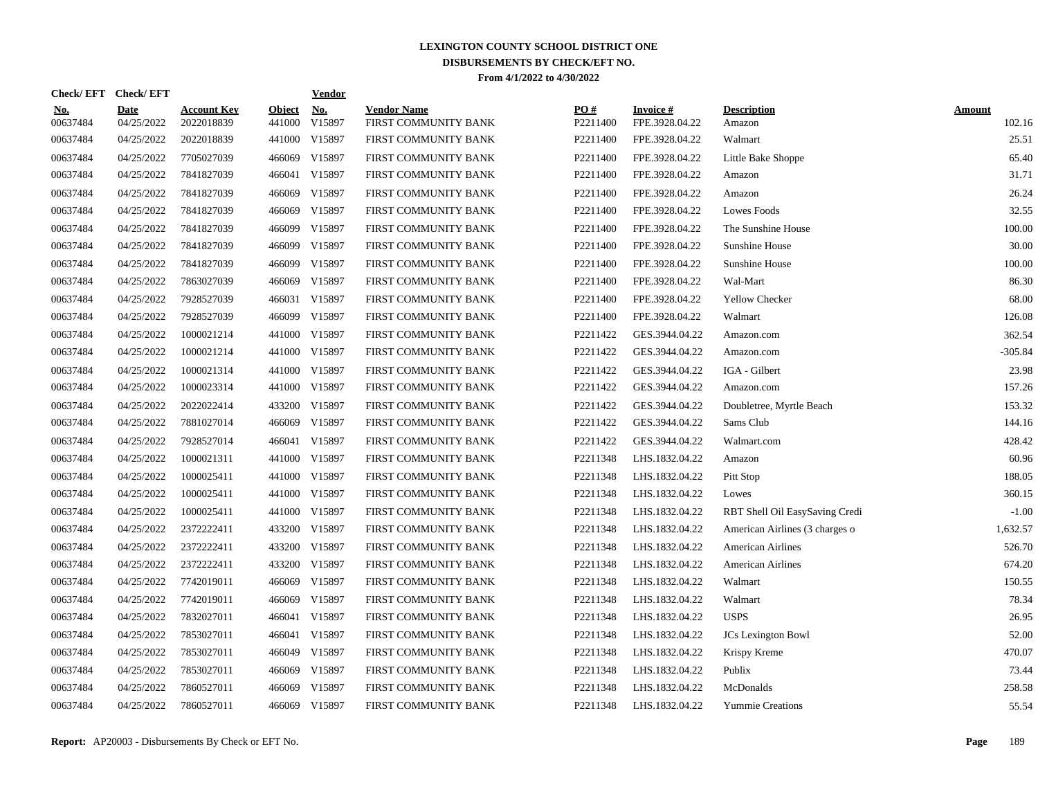# LEXINGTON COUNTY SCHOOL DISTRICT ONE
## DISBURSEMENTS BY CHECK/EFT NO.
### From 4/1/2022 to 4/30/2022

| Check/ EFT No. | Check/ EFT Date | Account Key | Object | Vendor No. | Vendor Name | PO # | Invoice # | Description | Amount |
|---|---|---|---|---|---|---|---|---|---|
| 00637484 | 04/25/2022 | 2022018839 | 441000 | V15897 | FIRST COMMUNITY BANK | P2211400 | FPE.3928.04.22 | Amazon | 102.16 |
| 00637484 | 04/25/2022 | 2022018839 | 441000 | V15897 | FIRST COMMUNITY BANK | P2211400 | FPE.3928.04.22 | Walmart | 25.51 |
| 00637484 | 04/25/2022 | 7705027039 | 466069 | V15897 | FIRST COMMUNITY BANK | P2211400 | FPE.3928.04.22 | Little Bake Shoppe | 65.40 |
| 00637484 | 04/25/2022 | 7841827039 | 466041 | V15897 | FIRST COMMUNITY BANK | P2211400 | FPE.3928.04.22 | Amazon | 31.71 |
| 00637484 | 04/25/2022 | 7841827039 | 466069 | V15897 | FIRST COMMUNITY BANK | P2211400 | FPE.3928.04.22 | Amazon | 26.24 |
| 00637484 | 04/25/2022 | 7841827039 | 466069 | V15897 | FIRST COMMUNITY BANK | P2211400 | FPE.3928.04.22 | Lowes Foods | 32.55 |
| 00637484 | 04/25/2022 | 7841827039 | 466099 | V15897 | FIRST COMMUNITY BANK | P2211400 | FPE.3928.04.22 | The Sunshine House | 100.00 |
| 00637484 | 04/25/2022 | 7841827039 | 466099 | V15897 | FIRST COMMUNITY BANK | P2211400 | FPE.3928.04.22 | Sunshine House | 30.00 |
| 00637484 | 04/25/2022 | 7841827039 | 466099 | V15897 | FIRST COMMUNITY BANK | P2211400 | FPE.3928.04.22 | Sunshine House | 100.00 |
| 00637484 | 04/25/2022 | 7863027039 | 466069 | V15897 | FIRST COMMUNITY BANK | P2211400 | FPE.3928.04.22 | Wal-Mart | 86.30 |
| 00637484 | 04/25/2022 | 7928527039 | 466031 | V15897 | FIRST COMMUNITY BANK | P2211400 | FPE.3928.04.22 | Yellow Checker | 68.00 |
| 00637484 | 04/25/2022 | 7928527039 | 466099 | V15897 | FIRST COMMUNITY BANK | P2211400 | FPE.3928.04.22 | Walmart | 126.08 |
| 00637484 | 04/25/2022 | 1000021214 | 441000 | V15897 | FIRST COMMUNITY BANK | P2211422 | GES.3944.04.22 | Amazon.com | 362.54 |
| 00637484 | 04/25/2022 | 1000021214 | 441000 | V15897 | FIRST COMMUNITY BANK | P2211422 | GES.3944.04.22 | Amazon.com | -305.84 |
| 00637484 | 04/25/2022 | 1000021314 | 441000 | V15897 | FIRST COMMUNITY BANK | P2211422 | GES.3944.04.22 | IGA - Gilbert | 23.98 |
| 00637484 | 04/25/2022 | 1000023314 | 441000 | V15897 | FIRST COMMUNITY BANK | P2211422 | GES.3944.04.22 | Amazon.com | 157.26 |
| 00637484 | 04/25/2022 | 2022022414 | 433200 | V15897 | FIRST COMMUNITY BANK | P2211422 | GES.3944.04.22 | Doubletree, Myrtle Beach | 153.32 |
| 00637484 | 04/25/2022 | 7881027014 | 466069 | V15897 | FIRST COMMUNITY BANK | P2211422 | GES.3944.04.22 | Sams Club | 144.16 |
| 00637484 | 04/25/2022 | 7928527014 | 466041 | V15897 | FIRST COMMUNITY BANK | P2211422 | GES.3944.04.22 | Walmart.com | 428.42 |
| 00637484 | 04/25/2022 | 1000021311 | 441000 | V15897 | FIRST COMMUNITY BANK | P2211348 | LHS.1832.04.22 | Amazon | 60.96 |
| 00637484 | 04/25/2022 | 1000025411 | 441000 | V15897 | FIRST COMMUNITY BANK | P2211348 | LHS.1832.04.22 | Pitt Stop | 188.05 |
| 00637484 | 04/25/2022 | 1000025411 | 441000 | V15897 | FIRST COMMUNITY BANK | P2211348 | LHS.1832.04.22 | Lowes | 360.15 |
| 00637484 | 04/25/2022 | 1000025411 | 441000 | V15897 | FIRST COMMUNITY BANK | P2211348 | LHS.1832.04.22 | RBT Shell Oil EasySaving Credi | -1.00 |
| 00637484 | 04/25/2022 | 2372222411 | 433200 | V15897 | FIRST COMMUNITY BANK | P2211348 | LHS.1832.04.22 | American Airlines (3 charges o | 1,632.57 |
| 00637484 | 04/25/2022 | 2372222411 | 433200 | V15897 | FIRST COMMUNITY BANK | P2211348 | LHS.1832.04.22 | American Airlines | 526.70 |
| 00637484 | 04/25/2022 | 2372222411 | 433200 | V15897 | FIRST COMMUNITY BANK | P2211348 | LHS.1832.04.22 | American Airlines | 674.20 |
| 00637484 | 04/25/2022 | 7742019011 | 466069 | V15897 | FIRST COMMUNITY BANK | P2211348 | LHS.1832.04.22 | Walmart | 150.55 |
| 00637484 | 04/25/2022 | 7742019011 | 466069 | V15897 | FIRST COMMUNITY BANK | P2211348 | LHS.1832.04.22 | Walmart | 78.34 |
| 00637484 | 04/25/2022 | 7832027011 | 466041 | V15897 | FIRST COMMUNITY BANK | P2211348 | LHS.1832.04.22 | USPS | 26.95 |
| 00637484 | 04/25/2022 | 7853027011 | 466041 | V15897 | FIRST COMMUNITY BANK | P2211348 | LHS.1832.04.22 | JCs Lexington Bowl | 52.00 |
| 00637484 | 04/25/2022 | 7853027011 | 466049 | V15897 | FIRST COMMUNITY BANK | P2211348 | LHS.1832.04.22 | Krispy Kreme | 470.07 |
| 00637484 | 04/25/2022 | 7853027011 | 466069 | V15897 | FIRST COMMUNITY BANK | P2211348 | LHS.1832.04.22 | Publix | 73.44 |
| 00637484 | 04/25/2022 | 7860527011 | 466069 | V15897 | FIRST COMMUNITY BANK | P2211348 | LHS.1832.04.22 | McDonalds | 258.58 |
| 00637484 | 04/25/2022 | 7860527011 | 466069 | V15897 | FIRST COMMUNITY BANK | P2211348 | LHS.1832.04.22 | Yummie Creations | 55.54 |

**Report:** AP20003 - Disbursements By Check or EFT No.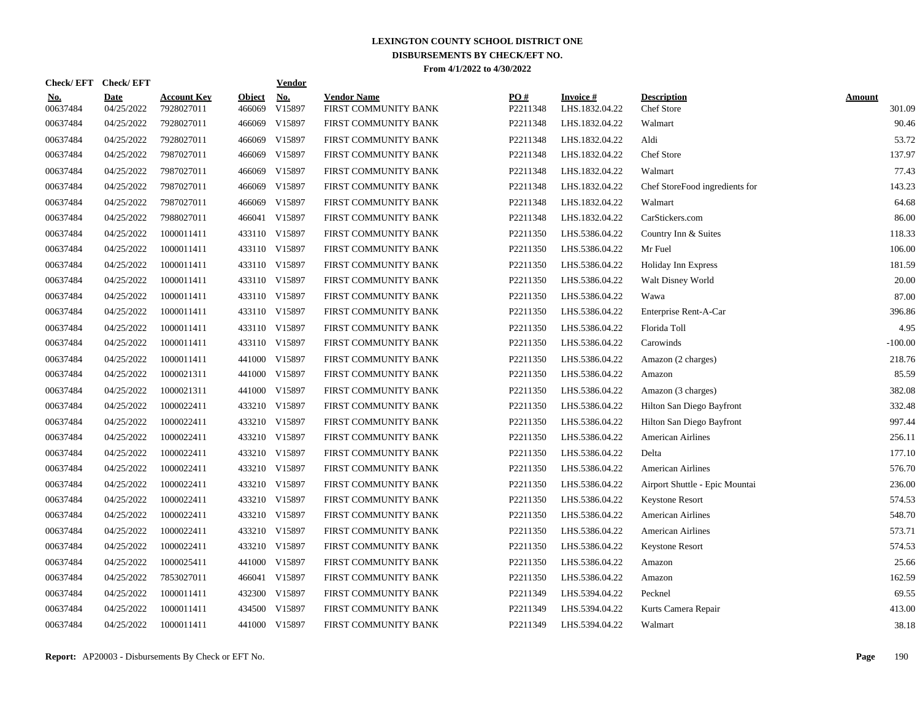# LEXINGTON COUNTY SCHOOL DISTRICT ONE

## DISBURSEMENTS BY CHECK/EFT NO.

### From 4/1/2022 to 4/30/2022

| Check/ EFT No. | Check/ EFT Date | Account Key | Object | Vendor No. | Vendor Name | PO # | Invoice # | Description | Amount |
|---|---|---|---|---|---|---|---|---|---|
| 00637484 | 04/25/2022 | 7928027011 | 466069 | V15897 | FIRST COMMUNITY BANK | P2211348 | LHS.1832.04.22 | Chef Store | 301.09 |
| 00637484 | 04/25/2022 | 7928027011 | 466069 | V15897 | FIRST COMMUNITY BANK | P2211348 | LHS.1832.04.22 | Walmart | 90.46 |
| 00637484 | 04/25/2022 | 7928027011 | 466069 | V15897 | FIRST COMMUNITY BANK | P2211348 | LHS.1832.04.22 | Aldi | 53.72 |
| 00637484 | 04/25/2022 | 7987027011 | 466069 | V15897 | FIRST COMMUNITY BANK | P2211348 | LHS.1832.04.22 | Chef Store | 137.97 |
| 00637484 | 04/25/2022 | 7987027011 | 466069 | V15897 | FIRST COMMUNITY BANK | P2211348 | LHS.1832.04.22 | Walmart | 77.43 |
| 00637484 | 04/25/2022 | 7987027011 | 466069 | V15897 | FIRST COMMUNITY BANK | P2211348 | LHS.1832.04.22 | Chef StoreFood ingredients for | 143.23 |
| 00637484 | 04/25/2022 | 7987027011 | 466069 | V15897 | FIRST COMMUNITY BANK | P2211348 | LHS.1832.04.22 | Walmart | 64.68 |
| 00637484 | 04/25/2022 | 7988027011 | 466041 | V15897 | FIRST COMMUNITY BANK | P2211348 | LHS.1832.04.22 | CarStickers.com | 86.00 |
| 00637484 | 04/25/2022 | 1000011411 | 433110 | V15897 | FIRST COMMUNITY BANK | P2211350 | LHS.5386.04.22 | Country Inn & Suites | 118.33 |
| 00637484 | 04/25/2022 | 1000011411 | 433110 | V15897 | FIRST COMMUNITY BANK | P2211350 | LHS.5386.04.22 | Mr Fuel | 106.00 |
| 00637484 | 04/25/2022 | 1000011411 | 433110 | V15897 | FIRST COMMUNITY BANK | P2211350 | LHS.5386.04.22 | Holiday Inn Express | 181.59 |
| 00637484 | 04/25/2022 | 1000011411 | 433110 | V15897 | FIRST COMMUNITY BANK | P2211350 | LHS.5386.04.22 | Walt Disney World | 20.00 |
| 00637484 | 04/25/2022 | 1000011411 | 433110 | V15897 | FIRST COMMUNITY BANK | P2211350 | LHS.5386.04.22 | Wawa | 87.00 |
| 00637484 | 04/25/2022 | 1000011411 | 433110 | V15897 | FIRST COMMUNITY BANK | P2211350 | LHS.5386.04.22 | Enterprise Rent-A-Car | 396.86 |
| 00637484 | 04/25/2022 | 1000011411 | 433110 | V15897 | FIRST COMMUNITY BANK | P2211350 | LHS.5386.04.22 | Florida Toll | 4.95 |
| 00637484 | 04/25/2022 | 1000011411 | 433110 | V15897 | FIRST COMMUNITY BANK | P2211350 | LHS.5386.04.22 | Carowinds | -100.00 |
| 00637484 | 04/25/2022 | 1000011411 | 441000 | V15897 | FIRST COMMUNITY BANK | P2211350 | LHS.5386.04.22 | Amazon (2 charges) | 218.76 |
| 00637484 | 04/25/2022 | 1000021311 | 441000 | V15897 | FIRST COMMUNITY BANK | P2211350 | LHS.5386.04.22 | Amazon | 85.59 |
| 00637484 | 04/25/2022 | 1000021311 | 441000 | V15897 | FIRST COMMUNITY BANK | P2211350 | LHS.5386.04.22 | Amazon (3 charges) | 382.08 |
| 00637484 | 04/25/2022 | 1000022411 | 433210 | V15897 | FIRST COMMUNITY BANK | P2211350 | LHS.5386.04.22 | Hilton San Diego Bayfront | 332.48 |
| 00637484 | 04/25/2022 | 1000022411 | 433210 | V15897 | FIRST COMMUNITY BANK | P2211350 | LHS.5386.04.22 | Hilton San Diego Bayfront | 997.44 |
| 00637484 | 04/25/2022 | 1000022411 | 433210 | V15897 | FIRST COMMUNITY BANK | P2211350 | LHS.5386.04.22 | American Airlines | 256.11 |
| 00637484 | 04/25/2022 | 1000022411 | 433210 | V15897 | FIRST COMMUNITY BANK | P2211350 | LHS.5386.04.22 | Delta | 177.10 |
| 00637484 | 04/25/2022 | 1000022411 | 433210 | V15897 | FIRST COMMUNITY BANK | P2211350 | LHS.5386.04.22 | American Airlines | 576.70 |
| 00637484 | 04/25/2022 | 1000022411 | 433210 | V15897 | FIRST COMMUNITY BANK | P2211350 | LHS.5386.04.22 | Airport Shuttle - Epic Mountai | 236.00 |
| 00637484 | 04/25/2022 | 1000022411 | 433210 | V15897 | FIRST COMMUNITY BANK | P2211350 | LHS.5386.04.22 | Keystone Resort | 574.53 |
| 00637484 | 04/25/2022 | 1000022411 | 433210 | V15897 | FIRST COMMUNITY BANK | P2211350 | LHS.5386.04.22 | American Airlines | 548.70 |
| 00637484 | 04/25/2022 | 1000022411 | 433210 | V15897 | FIRST COMMUNITY BANK | P2211350 | LHS.5386.04.22 | American Airlines | 573.71 |
| 00637484 | 04/25/2022 | 1000022411 | 433210 | V15897 | FIRST COMMUNITY BANK | P2211350 | LHS.5386.04.22 | Keystone Resort | 574.53 |
| 00637484 | 04/25/2022 | 1000025411 | 441000 | V15897 | FIRST COMMUNITY BANK | P2211350 | LHS.5386.04.22 | Amazon | 25.66 |
| 00637484 | 04/25/2022 | 7853027011 | 466041 | V15897 | FIRST COMMUNITY BANK | P2211350 | LHS.5386.04.22 | Amazon | 162.59 |
| 00637484 | 04/25/2022 | 1000011411 | 432300 | V15897 | FIRST COMMUNITY BANK | P2211349 | LHS.5394.04.22 | Pecknel | 69.55 |
| 00637484 | 04/25/2022 | 1000011411 | 434500 | V15897 | FIRST COMMUNITY BANK | P2211349 | LHS.5394.04.22 | Kurts Camera Repair | 413.00 |
| 00637484 | 04/25/2022 | 1000011411 | 441000 | V15897 | FIRST COMMUNITY BANK | P2211349 | LHS.5394.04.22 | Walmart | 38.18 |

**Report:** AP20003 - Disbursements By Check or EFT No.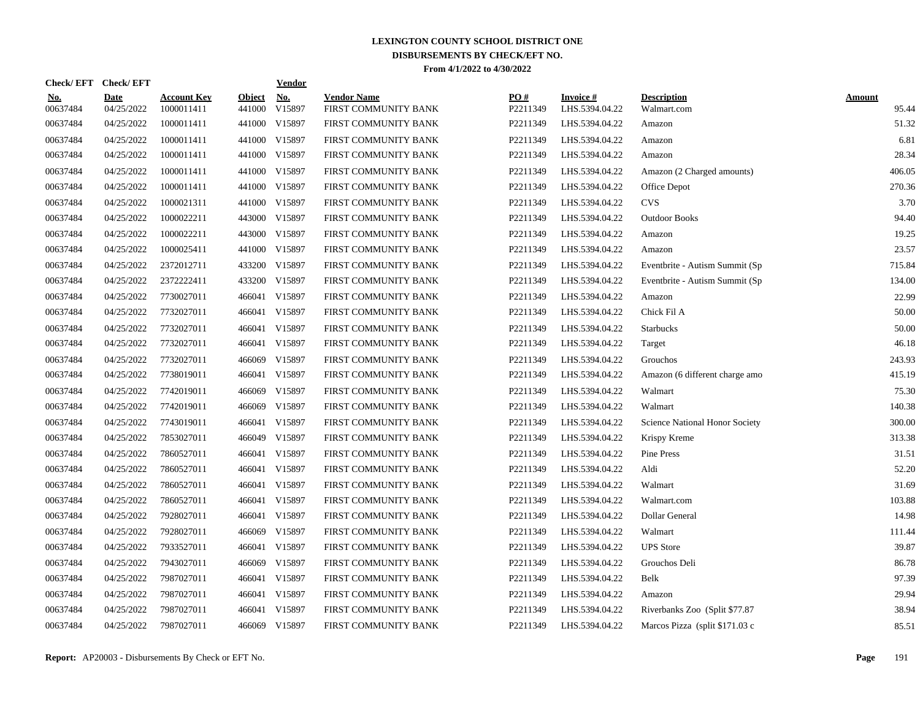# LEXINGTON COUNTY SCHOOL DISTRICT ONE

## DISBURSEMENTS BY CHECK/EFT NO.

### From 4/1/2022 to 4/30/2022

| Check/ EFT No. | Check/ EFT Date | Account Key | Object | Vendor No. | Vendor Name | PO # | Invoice # | Description | Amount |
|---|---|---|---|---|---|---|---|---|---|
| 00637484 | 04/25/2022 | 1000011411 | 441000 | V15897 | FIRST COMMUNITY BANK | P2211349 | LHS.5394.04.22 | Walmart.com | 95.44 |
| 00637484 | 04/25/2022 | 1000011411 | 441000 | V15897 | FIRST COMMUNITY BANK | P2211349 | LHS.5394.04.22 | Amazon | 51.32 |
| 00637484 | 04/25/2022 | 1000011411 | 441000 | V15897 | FIRST COMMUNITY BANK | P2211349 | LHS.5394.04.22 | Amazon | 6.81 |
| 00637484 | 04/25/2022 | 1000011411 | 441000 | V15897 | FIRST COMMUNITY BANK | P2211349 | LHS.5394.04.22 | Amazon | 28.34 |
| 00637484 | 04/25/2022 | 1000011411 | 441000 | V15897 | FIRST COMMUNITY BANK | P2211349 | LHS.5394.04.22 | Amazon (2 Charged amounts) | 406.05 |
| 00637484 | 04/25/2022 | 1000011411 | 441000 | V15897 | FIRST COMMUNITY BANK | P2211349 | LHS.5394.04.22 | Office Depot | 270.36 |
| 00637484 | 04/25/2022 | 1000021311 | 441000 | V15897 | FIRST COMMUNITY BANK | P2211349 | LHS.5394.04.22 | CVS | 3.70 |
| 00637484 | 04/25/2022 | 1000022211 | 443000 | V15897 | FIRST COMMUNITY BANK | P2211349 | LHS.5394.04.22 | Outdoor Books | 94.40 |
| 00637484 | 04/25/2022 | 1000022211 | 443000 | V15897 | FIRST COMMUNITY BANK | P2211349 | LHS.5394.04.22 | Amazon | 19.25 |
| 00637484 | 04/25/2022 | 1000025411 | 441000 | V15897 | FIRST COMMUNITY BANK | P2211349 | LHS.5394.04.22 | Amazon | 23.57 |
| 00637484 | 04/25/2022 | 2372012711 | 433200 | V15897 | FIRST COMMUNITY BANK | P2211349 | LHS.5394.04.22 | Eventbrite - Autism Summit (Sp | 715.84 |
| 00637484 | 04/25/2022 | 2372222411 | 433200 | V15897 | FIRST COMMUNITY BANK | P2211349 | LHS.5394.04.22 | Eventbrite - Autism Summit (Sp | 134.00 |
| 00637484 | 04/25/2022 | 7730027011 | 466041 | V15897 | FIRST COMMUNITY BANK | P2211349 | LHS.5394.04.22 | Amazon | 22.99 |
| 00637484 | 04/25/2022 | 7732027011 | 466041 | V15897 | FIRST COMMUNITY BANK | P2211349 | LHS.5394.04.22 | Chick Fil A | 50.00 |
| 00637484 | 04/25/2022 | 7732027011 | 466041 | V15897 | FIRST COMMUNITY BANK | P2211349 | LHS.5394.04.22 | Starbucks | 50.00 |
| 00637484 | 04/25/2022 | 7732027011 | 466041 | V15897 | FIRST COMMUNITY BANK | P2211349 | LHS.5394.04.22 | Target | 46.18 |
| 00637484 | 04/25/2022 | 7732027011 | 466069 | V15897 | FIRST COMMUNITY BANK | P2211349 | LHS.5394.04.22 | Grouchos | 243.93 |
| 00637484 | 04/25/2022 | 7738019011 | 466041 | V15897 | FIRST COMMUNITY BANK | P2211349 | LHS.5394.04.22 | Amazon (6 different charge amo | 415.19 |
| 00637484 | 04/25/2022 | 7742019011 | 466069 | V15897 | FIRST COMMUNITY BANK | P2211349 | LHS.5394.04.22 | Walmart | 75.30 |
| 00637484 | 04/25/2022 | 7742019011 | 466069 | V15897 | FIRST COMMUNITY BANK | P2211349 | LHS.5394.04.22 | Walmart | 140.38 |
| 00637484 | 04/25/2022 | 7743019011 | 466041 | V15897 | FIRST COMMUNITY BANK | P2211349 | LHS.5394.04.22 | Science National Honor Society | 300.00 |
| 00637484 | 04/25/2022 | 7853027011 | 466049 | V15897 | FIRST COMMUNITY BANK | P2211349 | LHS.5394.04.22 | Krispy Kreme | 313.38 |
| 00637484 | 04/25/2022 | 7860527011 | 466041 | V15897 | FIRST COMMUNITY BANK | P2211349 | LHS.5394.04.22 | Pine Press | 31.51 |
| 00637484 | 04/25/2022 | 7860527011 | 466041 | V15897 | FIRST COMMUNITY BANK | P2211349 | LHS.5394.04.22 | Aldi | 52.20 |
| 00637484 | 04/25/2022 | 7860527011 | 466041 | V15897 | FIRST COMMUNITY BANK | P2211349 | LHS.5394.04.22 | Walmart | 31.69 |
| 00637484 | 04/25/2022 | 7860527011 | 466041 | V15897 | FIRST COMMUNITY BANK | P2211349 | LHS.5394.04.22 | Walmart.com | 103.88 |
| 00637484 | 04/25/2022 | 7928027011 | 466041 | V15897 | FIRST COMMUNITY BANK | P2211349 | LHS.5394.04.22 | Dollar General | 14.98 |
| 00637484 | 04/25/2022 | 7928027011 | 466069 | V15897 | FIRST COMMUNITY BANK | P2211349 | LHS.5394.04.22 | Walmart | 111.44 |
| 00637484 | 04/25/2022 | 7933527011 | 466041 | V15897 | FIRST COMMUNITY BANK | P2211349 | LHS.5394.04.22 | UPS Store | 39.87 |
| 00637484 | 04/25/2022 | 7943027011 | 466069 | V15897 | FIRST COMMUNITY BANK | P2211349 | LHS.5394.04.22 | Grouchos Deli | 86.78 |
| 00637484 | 04/25/2022 | 7987027011 | 466041 | V15897 | FIRST COMMUNITY BANK | P2211349 | LHS.5394.04.22 | Belk | 97.39 |
| 00637484 | 04/25/2022 | 7987027011 | 466041 | V15897 | FIRST COMMUNITY BANK | P2211349 | LHS.5394.04.22 | Amazon | 29.94 |
| 00637484 | 04/25/2022 | 7987027011 | 466041 | V15897 | FIRST COMMUNITY BANK | P2211349 | LHS.5394.04.22 | Riverbanks Zoo (Split $77.87 | 38.94 |
| 00637484 | 04/25/2022 | 7987027011 | 466069 | V15897 | FIRST COMMUNITY BANK | P2211349 | LHS.5394.04.22 | Marcos Pizza (split $171.03 c | 85.51 |

**Report:** AP20003 - Disbursements By Check or EFT No.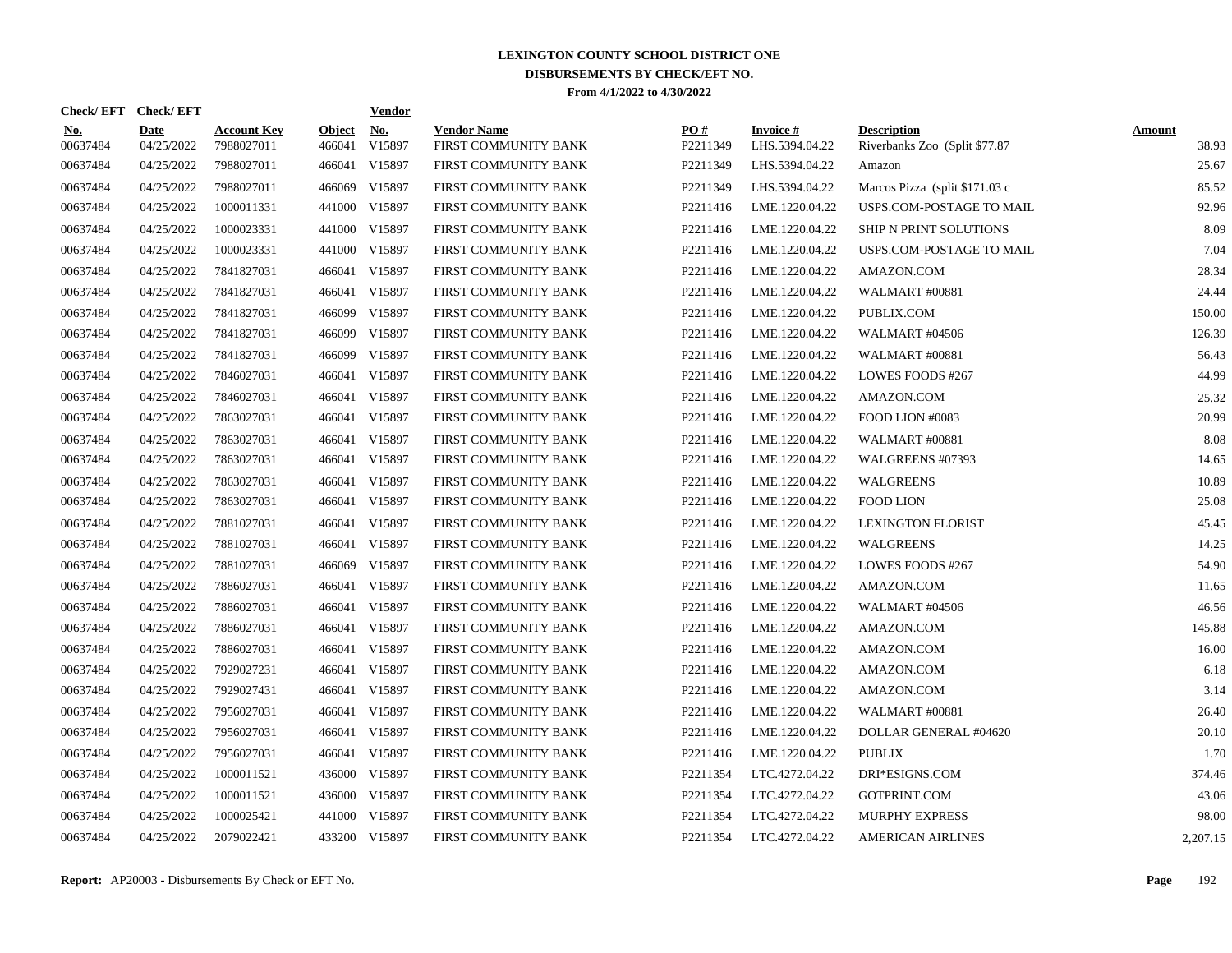# LEXINGTON COUNTY SCHOOL DISTRICT ONE
## DISBURSEMENTS BY CHECK/EFT NO.
### From 4/1/2022 to 4/30/2022

| Check/ EFT No. | Check/ EFT Date | Account Key | Object | Vendor No. | Vendor Name | PO # | Invoice # | Description | Amount |
|---|---|---|---|---|---|---|---|---|---|
| 00637484 | 04/25/2022 | 7988027011 | 466041 | V15897 | FIRST COMMUNITY BANK | P2211349 | LHS.5394.04.22 | Riverbanks Zoo (Split $77.87 | 38.93 |
| 00637484 | 04/25/2022 | 7988027011 | 466041 | V15897 | FIRST COMMUNITY BANK | P2211349 | LHS.5394.04.22 | Amazon | 25.67 |
| 00637484 | 04/25/2022 | 7988027011 | 466069 | V15897 | FIRST COMMUNITY BANK | P2211349 | LHS.5394.04.22 | Marcos Pizza (split $171.03 c | 85.52 |
| 00637484 | 04/25/2022 | 1000011331 | 441000 | V15897 | FIRST COMMUNITY BANK | P2211416 | LME.1220.04.22 | USPS.COM-POSTAGE TO MAIL | 92.96 |
| 00637484 | 04/25/2022 | 1000023331 | 441000 | V15897 | FIRST COMMUNITY BANK | P2211416 | LME.1220.04.22 | SHIP N PRINT SOLUTIONS | 8.09 |
| 00637484 | 04/25/2022 | 1000023331 | 441000 | V15897 | FIRST COMMUNITY BANK | P2211416 | LME.1220.04.22 | USPS.COM-POSTAGE TO MAIL | 7.04 |
| 00637484 | 04/25/2022 | 7841827031 | 466041 | V15897 | FIRST COMMUNITY BANK | P2211416 | LME.1220.04.22 | AMAZON.COM | 28.34 |
| 00637484 | 04/25/2022 | 7841827031 | 466041 | V15897 | FIRST COMMUNITY BANK | P2211416 | LME.1220.04.22 | WALMART #00881 | 24.44 |
| 00637484 | 04/25/2022 | 7841827031 | 466099 | V15897 | FIRST COMMUNITY BANK | P2211416 | LME.1220.04.22 | PUBLIX.COM | 150.00 |
| 00637484 | 04/25/2022 | 7841827031 | 466099 | V15897 | FIRST COMMUNITY BANK | P2211416 | LME.1220.04.22 | WALMART #04506 | 126.39 |
| 00637484 | 04/25/2022 | 7841827031 | 466099 | V15897 | FIRST COMMUNITY BANK | P2211416 | LME.1220.04.22 | WALMART #00881 | 56.43 |
| 00637484 | 04/25/2022 | 7846027031 | 466041 | V15897 | FIRST COMMUNITY BANK | P2211416 | LME.1220.04.22 | LOWES FOODS #267 | 44.99 |
| 00637484 | 04/25/2022 | 7846027031 | 466041 | V15897 | FIRST COMMUNITY BANK | P2211416 | LME.1220.04.22 | AMAZON.COM | 25.32 |
| 00637484 | 04/25/2022 | 7863027031 | 466041 | V15897 | FIRST COMMUNITY BANK | P2211416 | LME.1220.04.22 | FOOD LION #0083 | 20.99 |
| 00637484 | 04/25/2022 | 7863027031 | 466041 | V15897 | FIRST COMMUNITY BANK | P2211416 | LME.1220.04.22 | WALMART #00881 | 8.08 |
| 00637484 | 04/25/2022 | 7863027031 | 466041 | V15897 | FIRST COMMUNITY BANK | P2211416 | LME.1220.04.22 | WALGREENS #07393 | 14.65 |
| 00637484 | 04/25/2022 | 7863027031 | 466041 | V15897 | FIRST COMMUNITY BANK | P2211416 | LME.1220.04.22 | WALGREENS | 10.89 |
| 00637484 | 04/25/2022 | 7863027031 | 466041 | V15897 | FIRST COMMUNITY BANK | P2211416 | LME.1220.04.22 | FOOD LION | 25.08 |
| 00637484 | 04/25/2022 | 7881027031 | 466041 | V15897 | FIRST COMMUNITY BANK | P2211416 | LME.1220.04.22 | LEXINGTON FLORIST | 45.45 |
| 00637484 | 04/25/2022 | 7881027031 | 466041 | V15897 | FIRST COMMUNITY BANK | P2211416 | LME.1220.04.22 | WALGREENS | 14.25 |
| 00637484 | 04/25/2022 | 7881027031 | 466069 | V15897 | FIRST COMMUNITY BANK | P2211416 | LME.1220.04.22 | LOWES FOODS #267 | 54.90 |
| 00637484 | 04/25/2022 | 7886027031 | 466041 | V15897 | FIRST COMMUNITY BANK | P2211416 | LME.1220.04.22 | AMAZON.COM | 11.65 |
| 00637484 | 04/25/2022 | 7886027031 | 466041 | V15897 | FIRST COMMUNITY BANK | P2211416 | LME.1220.04.22 | WALMART #04506 | 46.56 |
| 00637484 | 04/25/2022 | 7886027031 | 466041 | V15897 | FIRST COMMUNITY BANK | P2211416 | LME.1220.04.22 | AMAZON.COM | 145.88 |
| 00637484 | 04/25/2022 | 7886027031 | 466041 | V15897 | FIRST COMMUNITY BANK | P2211416 | LME.1220.04.22 | AMAZON.COM | 16.00 |
| 00637484 | 04/25/2022 | 7929027231 | 466041 | V15897 | FIRST COMMUNITY BANK | P2211416 | LME.1220.04.22 | AMAZON.COM | 6.18 |
| 00637484 | 04/25/2022 | 7929027431 | 466041 | V15897 | FIRST COMMUNITY BANK | P2211416 | LME.1220.04.22 | AMAZON.COM | 3.14 |
| 00637484 | 04/25/2022 | 7956027031 | 466041 | V15897 | FIRST COMMUNITY BANK | P2211416 | LME.1220.04.22 | WALMART #00881 | 26.40 |
| 00637484 | 04/25/2022 | 7956027031 | 466041 | V15897 | FIRST COMMUNITY BANK | P2211416 | LME.1220.04.22 | DOLLAR GENERAL #04620 | 20.10 |
| 00637484 | 04/25/2022 | 7956027031 | 466041 | V15897 | FIRST COMMUNITY BANK | P2211416 | LME.1220.04.22 | PUBLIX | 1.70 |
| 00637484 | 04/25/2022 | 1000011521 | 436000 | V15897 | FIRST COMMUNITY BANK | P2211354 | LTC.4272.04.22 | DRI*ESIGNS.COM | 374.46 |
| 00637484 | 04/25/2022 | 1000011521 | 436000 | V15897 | FIRST COMMUNITY BANK | P2211354 | LTC.4272.04.22 | GOTPRINT.COM | 43.06 |
| 00637484 | 04/25/2022 | 1000025421 | 441000 | V15897 | FIRST COMMUNITY BANK | P2211354 | LTC.4272.04.22 | MURPHY EXPRESS | 98.00 |
| 00637484 | 04/25/2022 | 2079022421 | 433200 | V15897 | FIRST COMMUNITY BANK | P2211354 | LTC.4272.04.22 | AMERICAN AIRLINES | 2,207.15 |

**Report:** AP20003 - Disbursements By Check or EFT No.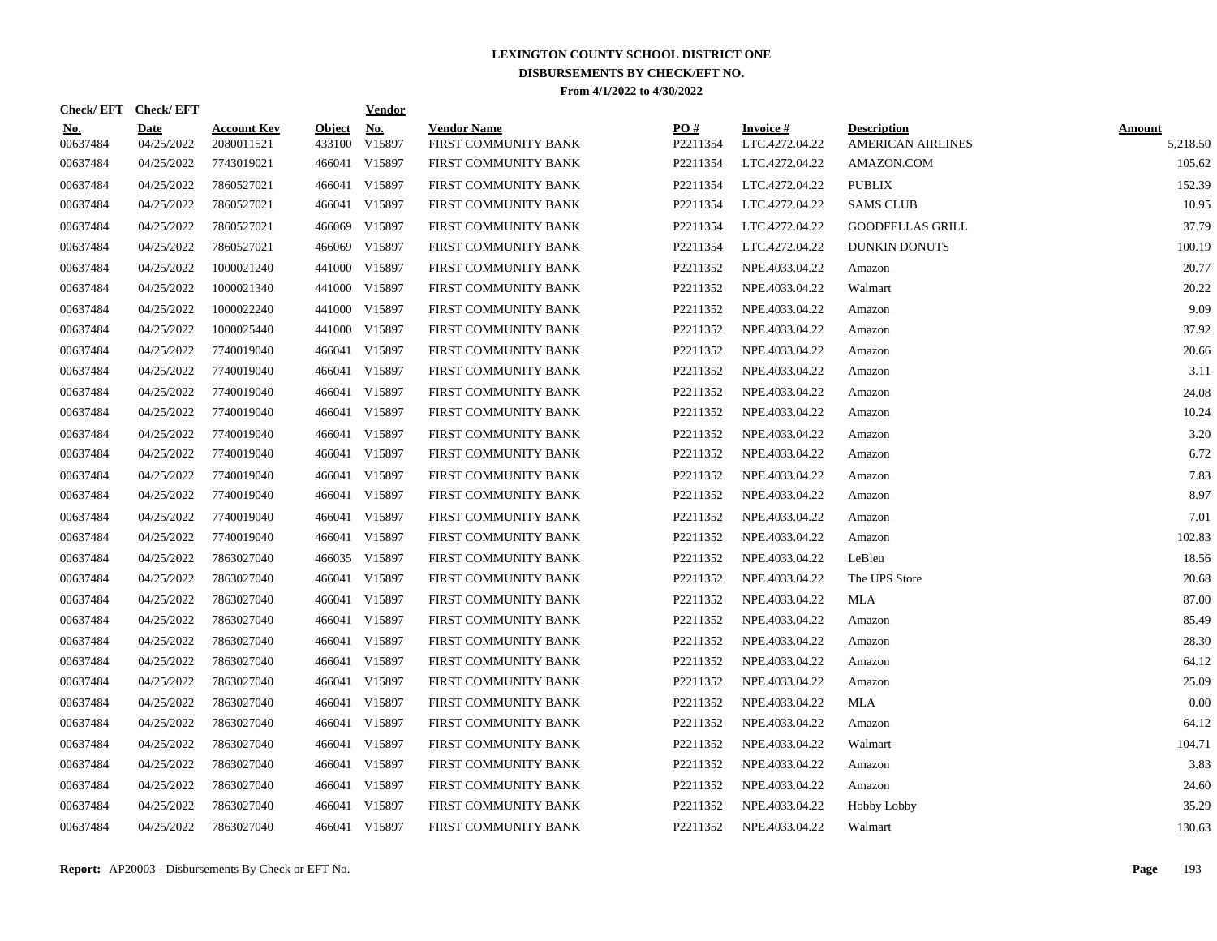# LEXINGTON COUNTY SCHOOL DISTRICT ONE
## DISBURSEMENTS BY CHECK/EFT NO.
### From 4/1/2022 to 4/30/2022

| Check/ EFT No. | Check/ EFT Date | Account Key | Object | Vendor No. | Vendor Name | PO # | Invoice # | Description | Amount |
|---|---|---|---|---|---|---|---|---|---|
| 00637484 | 04/25/2022 | 2080011521 | 433100 | V15897 | FIRST COMMUNITY BANK | P2211354 | LTC.4272.04.22 | AMERICAN AIRLINES | 5,218.50 |
| 00637484 | 04/25/2022 | 7743019021 | 466041 | V15897 | FIRST COMMUNITY BANK | P2211354 | LTC.4272.04.22 | AMAZON.COM | 105.62 |
| 00637484 | 04/25/2022 | 7860527021 | 466041 | V15897 | FIRST COMMUNITY BANK | P2211354 | LTC.4272.04.22 | PUBLIX | 152.39 |
| 00637484 | 04/25/2022 | 7860527021 | 466041 | V15897 | FIRST COMMUNITY BANK | P2211354 | LTC.4272.04.22 | SAMS CLUB | 10.95 |
| 00637484 | 04/25/2022 | 7860527021 | 466069 | V15897 | FIRST COMMUNITY BANK | P2211354 | LTC.4272.04.22 | GOODFELLAS GRILL | 37.79 |
| 00637484 | 04/25/2022 | 7860527021 | 466069 | V15897 | FIRST COMMUNITY BANK | P2211354 | LTC.4272.04.22 | DUNKIN DONUTS | 100.19 |
| 00637484 | 04/25/2022 | 1000021240 | 441000 | V15897 | FIRST COMMUNITY BANK | P2211352 | NPE.4033.04.22 | Amazon | 20.77 |
| 00637484 | 04/25/2022 | 1000021340 | 441000 | V15897 | FIRST COMMUNITY BANK | P2211352 | NPE.4033.04.22 | Walmart | 20.22 |
| 00637484 | 04/25/2022 | 1000022240 | 441000 | V15897 | FIRST COMMUNITY BANK | P2211352 | NPE.4033.04.22 | Amazon | 9.09 |
| 00637484 | 04/25/2022 | 1000025440 | 441000 | V15897 | FIRST COMMUNITY BANK | P2211352 | NPE.4033.04.22 | Amazon | 37.92 |
| 00637484 | 04/25/2022 | 7740019040 | 466041 | V15897 | FIRST COMMUNITY BANK | P2211352 | NPE.4033.04.22 | Amazon | 20.66 |
| 00637484 | 04/25/2022 | 7740019040 | 466041 | V15897 | FIRST COMMUNITY BANK | P2211352 | NPE.4033.04.22 | Amazon | 3.11 |
| 00637484 | 04/25/2022 | 7740019040 | 466041 | V15897 | FIRST COMMUNITY BANK | P2211352 | NPE.4033.04.22 | Amazon | 24.08 |
| 00637484 | 04/25/2022 | 7740019040 | 466041 | V15897 | FIRST COMMUNITY BANK | P2211352 | NPE.4033.04.22 | Amazon | 10.24 |
| 00637484 | 04/25/2022 | 7740019040 | 466041 | V15897 | FIRST COMMUNITY BANK | P2211352 | NPE.4033.04.22 | Amazon | 3.20 |
| 00637484 | 04/25/2022 | 7740019040 | 466041 | V15897 | FIRST COMMUNITY BANK | P2211352 | NPE.4033.04.22 | Amazon | 6.72 |
| 00637484 | 04/25/2022 | 7740019040 | 466041 | V15897 | FIRST COMMUNITY BANK | P2211352 | NPE.4033.04.22 | Amazon | 7.83 |
| 00637484 | 04/25/2022 | 7740019040 | 466041 | V15897 | FIRST COMMUNITY BANK | P2211352 | NPE.4033.04.22 | Amazon | 8.97 |
| 00637484 | 04/25/2022 | 7740019040 | 466041 | V15897 | FIRST COMMUNITY BANK | P2211352 | NPE.4033.04.22 | Amazon | 7.01 |
| 00637484 | 04/25/2022 | 7740019040 | 466041 | V15897 | FIRST COMMUNITY BANK | P2211352 | NPE.4033.04.22 | Amazon | 102.83 |
| 00637484 | 04/25/2022 | 7863027040 | 466035 | V15897 | FIRST COMMUNITY BANK | P2211352 | NPE.4033.04.22 | LeBleu | 18.56 |
| 00637484 | 04/25/2022 | 7863027040 | 466041 | V15897 | FIRST COMMUNITY BANK | P2211352 | NPE.4033.04.22 | The UPS Store | 20.68 |
| 00637484 | 04/25/2022 | 7863027040 | 466041 | V15897 | FIRST COMMUNITY BANK | P2211352 | NPE.4033.04.22 | MLA | 87.00 |
| 00637484 | 04/25/2022 | 7863027040 | 466041 | V15897 | FIRST COMMUNITY BANK | P2211352 | NPE.4033.04.22 | Amazon | 85.49 |
| 00637484 | 04/25/2022 | 7863027040 | 466041 | V15897 | FIRST COMMUNITY BANK | P2211352 | NPE.4033.04.22 | Amazon | 28.30 |
| 00637484 | 04/25/2022 | 7863027040 | 466041 | V15897 | FIRST COMMUNITY BANK | P2211352 | NPE.4033.04.22 | Amazon | 64.12 |
| 00637484 | 04/25/2022 | 7863027040 | 466041 | V15897 | FIRST COMMUNITY BANK | P2211352 | NPE.4033.04.22 | Amazon | 25.09 |
| 00637484 | 04/25/2022 | 7863027040 | 466041 | V15897 | FIRST COMMUNITY BANK | P2211352 | NPE.4033.04.22 | MLA | 0.00 |
| 00637484 | 04/25/2022 | 7863027040 | 466041 | V15897 | FIRST COMMUNITY BANK | P2211352 | NPE.4033.04.22 | Amazon | 64.12 |
| 00637484 | 04/25/2022 | 7863027040 | 466041 | V15897 | FIRST COMMUNITY BANK | P2211352 | NPE.4033.04.22 | Walmart | 104.71 |
| 00637484 | 04/25/2022 | 7863027040 | 466041 | V15897 | FIRST COMMUNITY BANK | P2211352 | NPE.4033.04.22 | Amazon | 3.83 |
| 00637484 | 04/25/2022 | 7863027040 | 466041 | V15897 | FIRST COMMUNITY BANK | P2211352 | NPE.4033.04.22 | Amazon | 24.60 |
| 00637484 | 04/25/2022 | 7863027040 | 466041 | V15897 | FIRST COMMUNITY BANK | P2211352 | NPE.4033.04.22 | Hobby Lobby | 35.29 |
| 00637484 | 04/25/2022 | 7863027040 | 466041 | V15897 | FIRST COMMUNITY BANK | P2211352 | NPE.4033.04.22 | Walmart | 130.63 |

**Report:** AP20003 - Disbursements By Check or EFT No.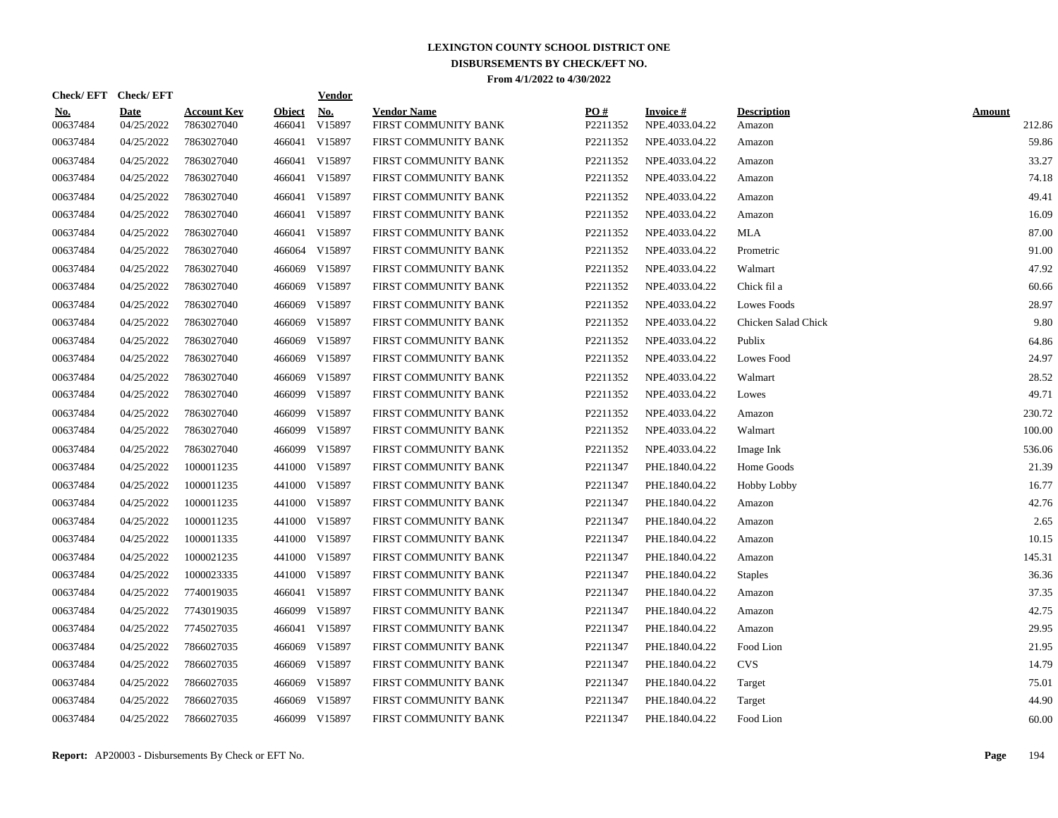# LEXINGTON COUNTY SCHOOL DISTRICT ONE
## DISBURSEMENTS BY CHECK/EFT NO.
### From 4/1/2022 to 4/30/2022

| Check/ EFT No. | Check/ EFT Date | Account Key | Object | Vendor No. | Vendor Name | PO # | Invoice # | Description | Amount |
|---|---|---|---|---|---|---|---|---|---|
| 00637484 | 04/25/2022 | 7863027040 | 466041 | V15897 | FIRST COMMUNITY BANK | P2211352 | NPE.4033.04.22 | Amazon | 212.86 |
| 00637484 | 04/25/2022 | 7863027040 | 466041 | V15897 | FIRST COMMUNITY BANK | P2211352 | NPE.4033.04.22 | Amazon | 59.86 |
| 00637484 | 04/25/2022 | 7863027040 | 466041 | V15897 | FIRST COMMUNITY BANK | P2211352 | NPE.4033.04.22 | Amazon | 33.27 |
| 00637484 | 04/25/2022 | 7863027040 | 466041 | V15897 | FIRST COMMUNITY BANK | P2211352 | NPE.4033.04.22 | Amazon | 74.18 |
| 00637484 | 04/25/2022 | 7863027040 | 466041 | V15897 | FIRST COMMUNITY BANK | P2211352 | NPE.4033.04.22 | Amazon | 49.41 |
| 00637484 | 04/25/2022 | 7863027040 | 466041 | V15897 | FIRST COMMUNITY BANK | P2211352 | NPE.4033.04.22 | Amazon | 16.09 |
| 00637484 | 04/25/2022 | 7863027040 | 466041 | V15897 | FIRST COMMUNITY BANK | P2211352 | NPE.4033.04.22 | MLA | 87.00 |
| 00637484 | 04/25/2022 | 7863027040 | 466064 | V15897 | FIRST COMMUNITY BANK | P2211352 | NPE.4033.04.22 | Prometric | 91.00 |
| 00637484 | 04/25/2022 | 7863027040 | 466069 | V15897 | FIRST COMMUNITY BANK | P2211352 | NPE.4033.04.22 | Walmart | 47.92 |
| 00637484 | 04/25/2022 | 7863027040 | 466069 | V15897 | FIRST COMMUNITY BANK | P2211352 | NPE.4033.04.22 | Chick fil a | 60.66 |
| 00637484 | 04/25/2022 | 7863027040 | 466069 | V15897 | FIRST COMMUNITY BANK | P2211352 | NPE.4033.04.22 | Lowes Foods | 28.97 |
| 00637484 | 04/25/2022 | 7863027040 | 466069 | V15897 | FIRST COMMUNITY BANK | P2211352 | NPE.4033.04.22 | Chicken Salad Chick | 9.80 |
| 00637484 | 04/25/2022 | 7863027040 | 466069 | V15897 | FIRST COMMUNITY BANK | P2211352 | NPE.4033.04.22 | Publix | 64.86 |
| 00637484 | 04/25/2022 | 7863027040 | 466069 | V15897 | FIRST COMMUNITY BANK | P2211352 | NPE.4033.04.22 | Lowes Food | 24.97 |
| 00637484 | 04/25/2022 | 7863027040 | 466069 | V15897 | FIRST COMMUNITY BANK | P2211352 | NPE.4033.04.22 | Walmart | 28.52 |
| 00637484 | 04/25/2022 | 7863027040 | 466099 | V15897 | FIRST COMMUNITY BANK | P2211352 | NPE.4033.04.22 | Lowes | 49.71 |
| 00637484 | 04/25/2022 | 7863027040 | 466099 | V15897 | FIRST COMMUNITY BANK | P2211352 | NPE.4033.04.22 | Amazon | 230.72 |
| 00637484 | 04/25/2022 | 7863027040 | 466099 | V15897 | FIRST COMMUNITY BANK | P2211352 | NPE.4033.04.22 | Walmart | 100.00 |
| 00637484 | 04/25/2022 | 7863027040 | 466099 | V15897 | FIRST COMMUNITY BANK | P2211352 | NPE.4033.04.22 | Image Ink | 536.06 |
| 00637484 | 04/25/2022 | 1000011235 | 441000 | V15897 | FIRST COMMUNITY BANK | P2211347 | PHE.1840.04.22 | Home Goods | 21.39 |
| 00637484 | 04/25/2022 | 1000011235 | 441000 | V15897 | FIRST COMMUNITY BANK | P2211347 | PHE.1840.04.22 | Hobby Lobby | 16.77 |
| 00637484 | 04/25/2022 | 1000011235 | 441000 | V15897 | FIRST COMMUNITY BANK | P2211347 | PHE.1840.04.22 | Amazon | 42.76 |
| 00637484 | 04/25/2022 | 1000011235 | 441000 | V15897 | FIRST COMMUNITY BANK | P2211347 | PHE.1840.04.22 | Amazon | 2.65 |
| 00637484 | 04/25/2022 | 1000011335 | 441000 | V15897 | FIRST COMMUNITY BANK | P2211347 | PHE.1840.04.22 | Amazon | 10.15 |
| 00637484 | 04/25/2022 | 1000021235 | 441000 | V15897 | FIRST COMMUNITY BANK | P2211347 | PHE.1840.04.22 | Amazon | 145.31 |
| 00637484 | 04/25/2022 | 1000023335 | 441000 | V15897 | FIRST COMMUNITY BANK | P2211347 | PHE.1840.04.22 | Staples | 36.36 |
| 00637484 | 04/25/2022 | 7740019035 | 466041 | V15897 | FIRST COMMUNITY BANK | P2211347 | PHE.1840.04.22 | Amazon | 37.35 |
| 00637484 | 04/25/2022 | 7743019035 | 466099 | V15897 | FIRST COMMUNITY BANK | P2211347 | PHE.1840.04.22 | Amazon | 42.75 |
| 00637484 | 04/25/2022 | 7745027035 | 466041 | V15897 | FIRST COMMUNITY BANK | P2211347 | PHE.1840.04.22 | Amazon | 29.95 |
| 00637484 | 04/25/2022 | 7866027035 | 466069 | V15897 | FIRST COMMUNITY BANK | P2211347 | PHE.1840.04.22 | Food Lion | 21.95 |
| 00637484 | 04/25/2022 | 7866027035 | 466069 | V15897 | FIRST COMMUNITY BANK | P2211347 | PHE.1840.04.22 | CVS | 14.79 |
| 00637484 | 04/25/2022 | 7866027035 | 466069 | V15897 | FIRST COMMUNITY BANK | P2211347 | PHE.1840.04.22 | Target | 75.01 |
| 00637484 | 04/25/2022 | 7866027035 | 466069 | V15897 | FIRST COMMUNITY BANK | P2211347 | PHE.1840.04.22 | Target | 44.90 |
| 00637484 | 04/25/2022 | 7866027035 | 466099 | V15897 | FIRST COMMUNITY BANK | P2211347 | PHE.1840.04.22 | Food Lion | 60.00 |

**Report:** AP20003 - Disbursements By Check or EFT No.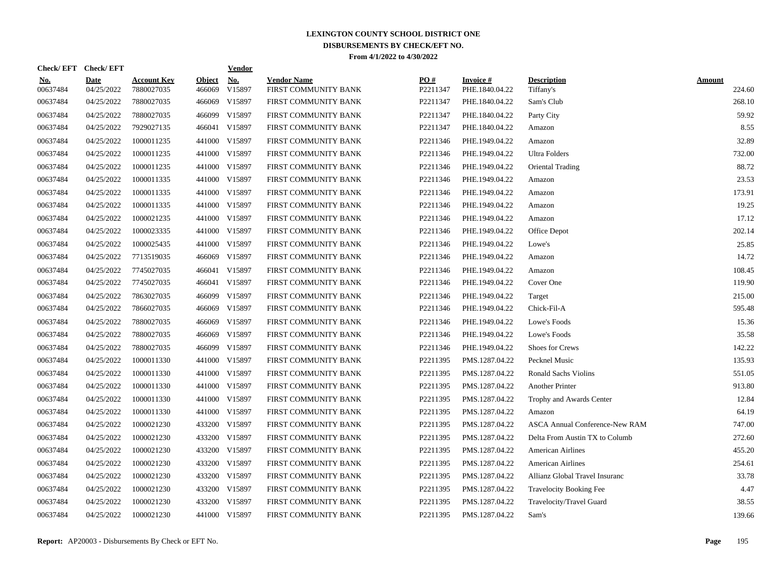# LEXINGTON COUNTY SCHOOL DISTRICT ONE
## DISBURSEMENTS BY CHECK/EFT NO.
### From 4/1/2022 to 4/30/2022

| Check/ EFT No. | Check/ EFT Date | Account Key | Object | Vendor No. | Vendor Name | PO # | Invoice # | Description | Amount |
|---|---|---|---|---|---|---|---|---|---|
| 00637484 | 04/25/2022 | 7880027035 | 466069 | V15897 | FIRST COMMUNITY BANK | P2211347 | PHE.1840.04.22 | Tiffany's | 224.60 |
| 00637484 | 04/25/2022 | 7880027035 | 466069 | V15897 | FIRST COMMUNITY BANK | P2211347 | PHE.1840.04.22 | Sam's Club | 268.10 |
| 00637484 | 04/25/2022 | 7880027035 | 466099 | V15897 | FIRST COMMUNITY BANK | P2211347 | PHE.1840.04.22 | Party City | 59.92 |
| 00637484 | 04/25/2022 | 7929027135 | 466041 | V15897 | FIRST COMMUNITY BANK | P2211347 | PHE.1840.04.22 | Amazon | 8.55 |
| 00637484 | 04/25/2022 | 1000011235 | 441000 | V15897 | FIRST COMMUNITY BANK | P2211346 | PHE.1949.04.22 | Amazon | 32.89 |
| 00637484 | 04/25/2022 | 1000011235 | 441000 | V15897 | FIRST COMMUNITY BANK | P2211346 | PHE.1949.04.22 | Ultra Folders | 732.00 |
| 00637484 | 04/25/2022 | 1000011235 | 441000 | V15897 | FIRST COMMUNITY BANK | P2211346 | PHE.1949.04.22 | Oriental Trading | 88.72 |
| 00637484 | 04/25/2022 | 1000011335 | 441000 | V15897 | FIRST COMMUNITY BANK | P2211346 | PHE.1949.04.22 | Amazon | 23.53 |
| 00637484 | 04/25/2022 | 1000011335 | 441000 | V15897 | FIRST COMMUNITY BANK | P2211346 | PHE.1949.04.22 | Amazon | 173.91 |
| 00637484 | 04/25/2022 | 1000011335 | 441000 | V15897 | FIRST COMMUNITY BANK | P2211346 | PHE.1949.04.22 | Amazon | 19.25 |
| 00637484 | 04/25/2022 | 1000021235 | 441000 | V15897 | FIRST COMMUNITY BANK | P2211346 | PHE.1949.04.22 | Amazon | 17.12 |
| 00637484 | 04/25/2022 | 1000023335 | 441000 | V15897 | FIRST COMMUNITY BANK | P2211346 | PHE.1949.04.22 | Office Depot | 202.14 |
| 00637484 | 04/25/2022 | 1000025435 | 441000 | V15897 | FIRST COMMUNITY BANK | P2211346 | PHE.1949.04.22 | Lowe's | 25.85 |
| 00637484 | 04/25/2022 | 7713519035 | 466069 | V15897 | FIRST COMMUNITY BANK | P2211346 | PHE.1949.04.22 | Amazon | 14.72 |
| 00637484 | 04/25/2022 | 7745027035 | 466041 | V15897 | FIRST COMMUNITY BANK | P2211346 | PHE.1949.04.22 | Amazon | 108.45 |
| 00637484 | 04/25/2022 | 7745027035 | 466041 | V15897 | FIRST COMMUNITY BANK | P2211346 | PHE.1949.04.22 | Cover One | 119.90 |
| 00637484 | 04/25/2022 | 7863027035 | 466099 | V15897 | FIRST COMMUNITY BANK | P2211346 | PHE.1949.04.22 | Target | 215.00 |
| 00637484 | 04/25/2022 | 7866027035 | 466069 | V15897 | FIRST COMMUNITY BANK | P2211346 | PHE.1949.04.22 | Chick-Fil-A | 595.48 |
| 00637484 | 04/25/2022 | 7880027035 | 466069 | V15897 | FIRST COMMUNITY BANK | P2211346 | PHE.1949.04.22 | Lowe's Foods | 15.36 |
| 00637484 | 04/25/2022 | 7880027035 | 466069 | V15897 | FIRST COMMUNITY BANK | P2211346 | PHE.1949.04.22 | Lowe's Foods | 35.58 |
| 00637484 | 04/25/2022 | 7880027035 | 466099 | V15897 | FIRST COMMUNITY BANK | P2211346 | PHE.1949.04.22 | Shoes for Crews | 142.22 |
| 00637484 | 04/25/2022 | 1000011330 | 441000 | V15897 | FIRST COMMUNITY BANK | P2211395 | PMS.1287.04.22 | Pecknel Music | 135.93 |
| 00637484 | 04/25/2022 | 1000011330 | 441000 | V15897 | FIRST COMMUNITY BANK | P2211395 | PMS.1287.04.22 | Ronald Sachs Violins | 551.05 |
| 00637484 | 04/25/2022 | 1000011330 | 441000 | V15897 | FIRST COMMUNITY BANK | P2211395 | PMS.1287.04.22 | Another Printer | 913.80 |
| 00637484 | 04/25/2022 | 1000011330 | 441000 | V15897 | FIRST COMMUNITY BANK | P2211395 | PMS.1287.04.22 | Trophy and Awards Center | 12.84 |
| 00637484 | 04/25/2022 | 1000011330 | 441000 | V15897 | FIRST COMMUNITY BANK | P2211395 | PMS.1287.04.22 | Amazon | 64.19 |
| 00637484 | 04/25/2022 | 1000021230 | 433200 | V15897 | FIRST COMMUNITY BANK | P2211395 | PMS.1287.04.22 | ASCA Annual Conference-New RAM | 747.00 |
| 00637484 | 04/25/2022 | 1000021230 | 433200 | V15897 | FIRST COMMUNITY BANK | P2211395 | PMS.1287.04.22 | Delta From Austin TX to Columb | 272.60 |
| 00637484 | 04/25/2022 | 1000021230 | 433200 | V15897 | FIRST COMMUNITY BANK | P2211395 | PMS.1287.04.22 | American Airlines | 455.20 |
| 00637484 | 04/25/2022 | 1000021230 | 433200 | V15897 | FIRST COMMUNITY BANK | P2211395 | PMS.1287.04.22 | American Airlines | 254.61 |
| 00637484 | 04/25/2022 | 1000021230 | 433200 | V15897 | FIRST COMMUNITY BANK | P2211395 | PMS.1287.04.22 | Allianz Global Travel Insuranc | 33.78 |
| 00637484 | 04/25/2022 | 1000021230 | 433200 | V15897 | FIRST COMMUNITY BANK | P2211395 | PMS.1287.04.22 | Travelocity Booking Fee | 4.47 |
| 00637484 | 04/25/2022 | 1000021230 | 433200 | V15897 | FIRST COMMUNITY BANK | P2211395 | PMS.1287.04.22 | Travelocity/Travel Guard | 38.55 |
| 00637484 | 04/25/2022 | 1000021230 | 441000 | V15897 | FIRST COMMUNITY BANK | P2211395 | PMS.1287.04.22 | Sam's | 139.66 |

**Report:** AP20003 - Disbursements By Check or EFT No.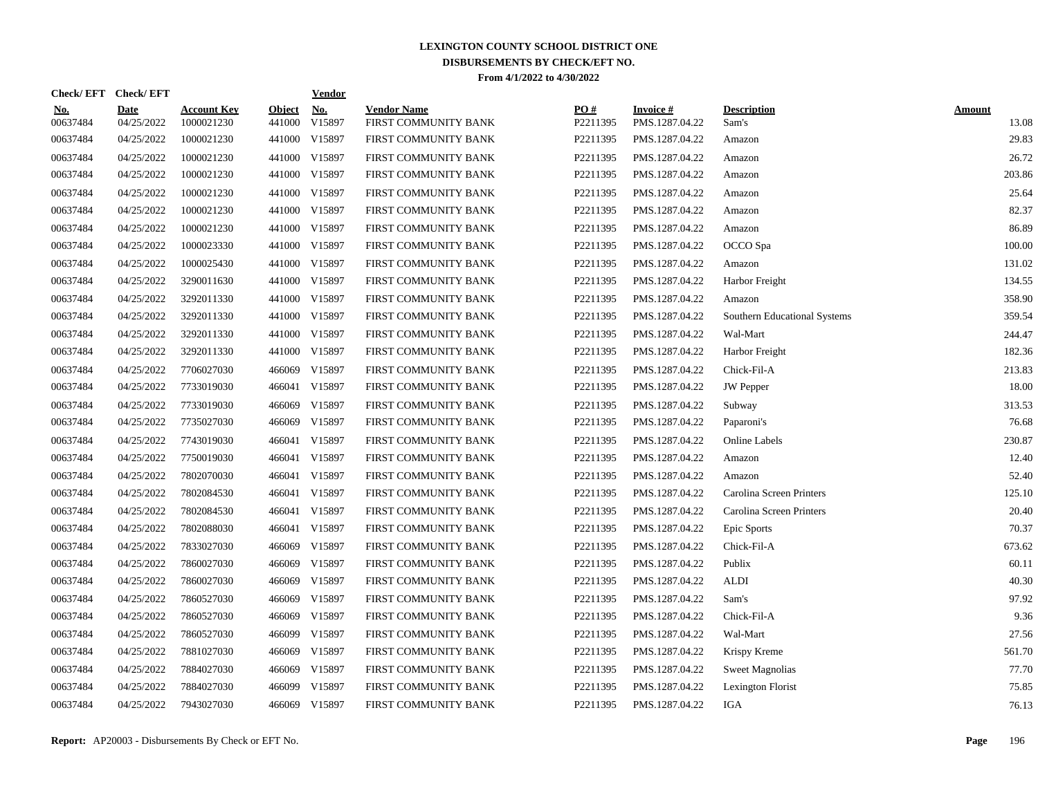# LEXINGTON COUNTY SCHOOL DISTRICT ONE

## DISBURSEMENTS BY CHECK/EFT NO.

**From 4/1/2022 to 4/30/2022**

| Check/ EFT No. | Check/ EFT Date | Account Key | Object | Vendor No. | Vendor Name | PO # | Invoice # | Description | Amount |
|---|---|---|---|---|---|---|---|---|---|
| 00637484 | 04/25/2022 | 1000021230 | 441000 | V15897 | FIRST COMMUNITY BANK | P2211395 | PMS.1287.04.22 | Sam's | 13.08 |
| 00637484 | 04/25/2022 | 1000021230 | 441000 | V15897 | FIRST COMMUNITY BANK | P2211395 | PMS.1287.04.22 | Amazon | 29.83 |
| 00637484 | 04/25/2022 | 1000021230 | 441000 | V15897 | FIRST COMMUNITY BANK | P2211395 | PMS.1287.04.22 | Amazon | 26.72 |
| 00637484 | 04/25/2022 | 1000021230 | 441000 | V15897 | FIRST COMMUNITY BANK | P2211395 | PMS.1287.04.22 | Amazon | 203.86 |
| 00637484 | 04/25/2022 | 1000021230 | 441000 | V15897 | FIRST COMMUNITY BANK | P2211395 | PMS.1287.04.22 | Amazon | 25.64 |
| 00637484 | 04/25/2022 | 1000021230 | 441000 | V15897 | FIRST COMMUNITY BANK | P2211395 | PMS.1287.04.22 | Amazon | 82.37 |
| 00637484 | 04/25/2022 | 1000021230 | 441000 | V15897 | FIRST COMMUNITY BANK | P2211395 | PMS.1287.04.22 | Amazon | 86.89 |
| 00637484 | 04/25/2022 | 1000023330 | 441000 | V15897 | FIRST COMMUNITY BANK | P2211395 | PMS.1287.04.22 | OCCO Spa | 100.00 |
| 00637484 | 04/25/2022 | 1000025430 | 441000 | V15897 | FIRST COMMUNITY BANK | P2211395 | PMS.1287.04.22 | Amazon | 131.02 |
| 00637484 | 04/25/2022 | 3290011630 | 441000 | V15897 | FIRST COMMUNITY BANK | P2211395 | PMS.1287.04.22 | Harbor Freight | 134.55 |
| 00637484 | 04/25/2022 | 3292011330 | 441000 | V15897 | FIRST COMMUNITY BANK | P2211395 | PMS.1287.04.22 | Amazon | 358.90 |
| 00637484 | 04/25/2022 | 3292011330 | 441000 | V15897 | FIRST COMMUNITY BANK | P2211395 | PMS.1287.04.22 | Southern Educational Systems | 359.54 |
| 00637484 | 04/25/2022 | 3292011330 | 441000 | V15897 | FIRST COMMUNITY BANK | P2211395 | PMS.1287.04.22 | Wal-Mart | 244.47 |
| 00637484 | 04/25/2022 | 3292011330 | 441000 | V15897 | FIRST COMMUNITY BANK | P2211395 | PMS.1287.04.22 | Harbor Freight | 182.36 |
| 00637484 | 04/25/2022 | 7706027030 | 466069 | V15897 | FIRST COMMUNITY BANK | P2211395 | PMS.1287.04.22 | Chick-Fil-A | 213.83 |
| 00637484 | 04/25/2022 | 7733019030 | 466041 | V15897 | FIRST COMMUNITY BANK | P2211395 | PMS.1287.04.22 | JW Pepper | 18.00 |
| 00637484 | 04/25/2022 | 7733019030 | 466069 | V15897 | FIRST COMMUNITY BANK | P2211395 | PMS.1287.04.22 | Subway | 313.53 |
| 00637484 | 04/25/2022 | 7735027030 | 466069 | V15897 | FIRST COMMUNITY BANK | P2211395 | PMS.1287.04.22 | Paparoni's | 76.68 |
| 00637484 | 04/25/2022 | 7743019030 | 466041 | V15897 | FIRST COMMUNITY BANK | P2211395 | PMS.1287.04.22 | Online Labels | 230.87 |
| 00637484 | 04/25/2022 | 7750019030 | 466041 | V15897 | FIRST COMMUNITY BANK | P2211395 | PMS.1287.04.22 | Amazon | 12.40 |
| 00637484 | 04/25/2022 | 7802070030 | 466041 | V15897 | FIRST COMMUNITY BANK | P2211395 | PMS.1287.04.22 | Amazon | 52.40 |
| 00637484 | 04/25/2022 | 7802084530 | 466041 | V15897 | FIRST COMMUNITY BANK | P2211395 | PMS.1287.04.22 | Carolina Screen Printers | 125.10 |
| 00637484 | 04/25/2022 | 7802084530 | 466041 | V15897 | FIRST COMMUNITY BANK | P2211395 | PMS.1287.04.22 | Carolina Screen Printers | 20.40 |
| 00637484 | 04/25/2022 | 7802088030 | 466041 | V15897 | FIRST COMMUNITY BANK | P2211395 | PMS.1287.04.22 | Epic Sports | 70.37 |
| 00637484 | 04/25/2022 | 7833027030 | 466069 | V15897 | FIRST COMMUNITY BANK | P2211395 | PMS.1287.04.22 | Chick-Fil-A | 673.62 |
| 00637484 | 04/25/2022 | 7860027030 | 466069 | V15897 | FIRST COMMUNITY BANK | P2211395 | PMS.1287.04.22 | Publix | 60.11 |
| 00637484 | 04/25/2022 | 7860027030 | 466069 | V15897 | FIRST COMMUNITY BANK | P2211395 | PMS.1287.04.22 | ALDI | 40.30 |
| 00637484 | 04/25/2022 | 7860527030 | 466069 | V15897 | FIRST COMMUNITY BANK | P2211395 | PMS.1287.04.22 | Sam's | 97.92 |
| 00637484 | 04/25/2022 | 7860527030 | 466069 | V15897 | FIRST COMMUNITY BANK | P2211395 | PMS.1287.04.22 | Chick-Fil-A | 9.36 |
| 00637484 | 04/25/2022 | 7860527030 | 466099 | V15897 | FIRST COMMUNITY BANK | P2211395 | PMS.1287.04.22 | Wal-Mart | 27.56 |
| 00637484 | 04/25/2022 | 7881027030 | 466069 | V15897 | FIRST COMMUNITY BANK | P2211395 | PMS.1287.04.22 | Krispy Kreme | 561.70 |
| 00637484 | 04/25/2022 | 7884027030 | 466069 | V15897 | FIRST COMMUNITY BANK | P2211395 | PMS.1287.04.22 | Sweet Magnolias | 77.70 |
| 00637484 | 04/25/2022 | 7884027030 | 466099 | V15897 | FIRST COMMUNITY BANK | P2211395 | PMS.1287.04.22 | Lexington Florist | 75.85 |
| 00637484 | 04/25/2022 | 7943027030 | 466069 | V15897 | FIRST COMMUNITY BANK | P2211395 | PMS.1287.04.22 | IGA | 76.13 |

**Report:** AP20003 - Disbursements By Check or EFT No.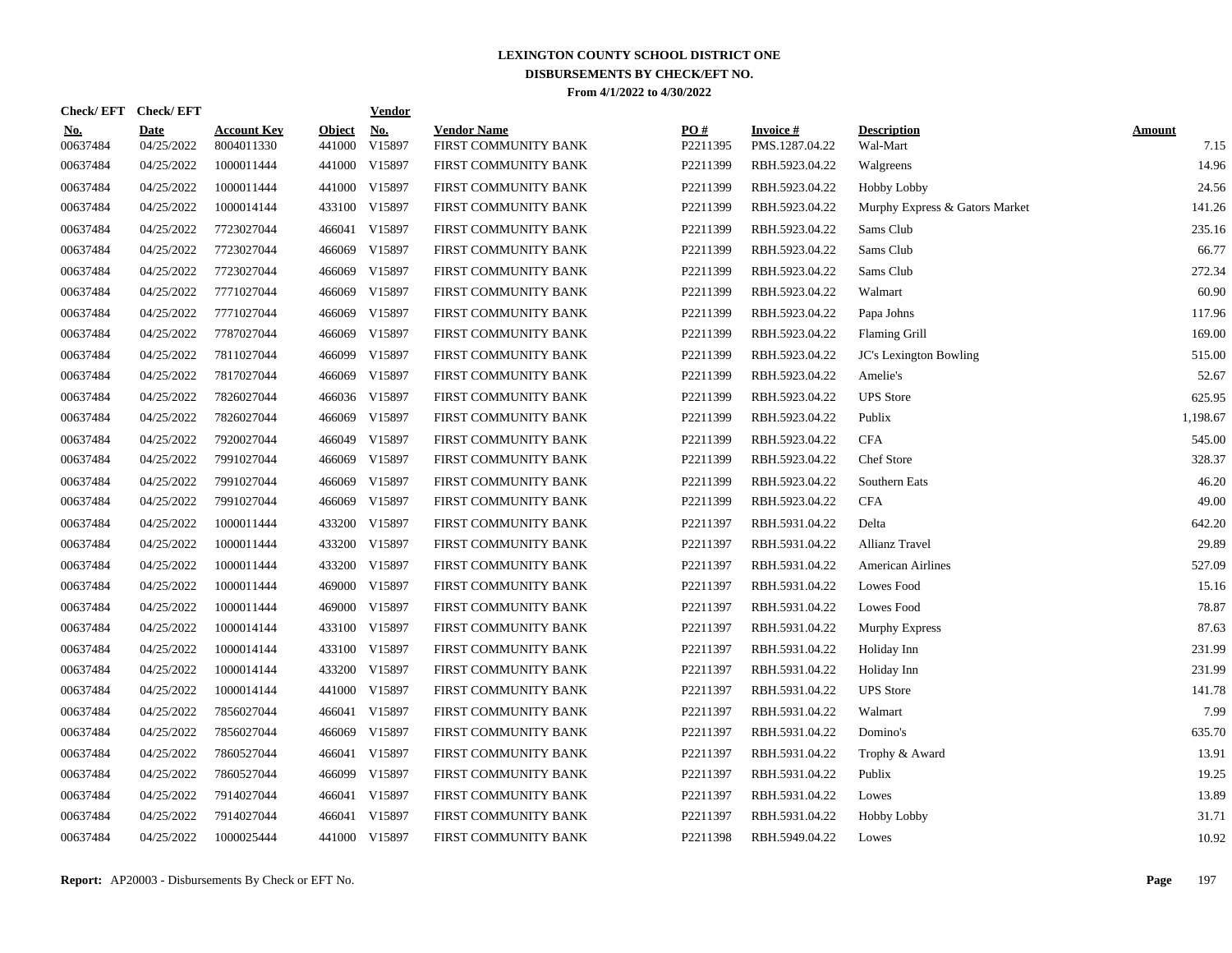# LEXINGTON COUNTY SCHOOL DISTRICT ONE

## DISBURSEMENTS BY CHECK/EFT NO.

### From 4/1/2022 to 4/30/2022

| Check/ EFT No. | Check/ EFT Date | Account Key | Object | Vendor No. | Vendor Name | PO # | Invoice # | Description | Amount |
|---|---|---|---|---|---|---|---|---|---|
| 00637484 | 04/25/2022 | 8004011330 | 441000 | V15897 | FIRST COMMUNITY BANK | P2211395 | PMS.1287.04.22 | Wal-Mart | 7.15 |
| 00637484 | 04/25/2022 | 1000011444 | 441000 | V15897 | FIRST COMMUNITY BANK | P2211399 | RBH.5923.04.22 | Walgreens | 14.96 |
| 00637484 | 04/25/2022 | 1000011444 | 441000 | V15897 | FIRST COMMUNITY BANK | P2211399 | RBH.5923.04.22 | Hobby Lobby | 24.56 |
| 00637484 | 04/25/2022 | 1000014144 | 433100 | V15897 | FIRST COMMUNITY BANK | P2211399 | RBH.5923.04.22 | Murphy Express & Gators Market | 141.26 |
| 00637484 | 04/25/2022 | 7723027044 | 466041 | V15897 | FIRST COMMUNITY BANK | P2211399 | RBH.5923.04.22 | Sams Club | 235.16 |
| 00637484 | 04/25/2022 | 7723027044 | 466069 | V15897 | FIRST COMMUNITY BANK | P2211399 | RBH.5923.04.22 | Sams Club | 66.77 |
| 00637484 | 04/25/2022 | 7723027044 | 466069 | V15897 | FIRST COMMUNITY BANK | P2211399 | RBH.5923.04.22 | Sams Club | 272.34 |
| 00637484 | 04/25/2022 | 7771027044 | 466069 | V15897 | FIRST COMMUNITY BANK | P2211399 | RBH.5923.04.22 | Walmart | 60.90 |
| 00637484 | 04/25/2022 | 7771027044 | 466069 | V15897 | FIRST COMMUNITY BANK | P2211399 | RBH.5923.04.22 | Papa Johns | 117.96 |
| 00637484 | 04/25/2022 | 7787027044 | 466069 | V15897 | FIRST COMMUNITY BANK | P2211399 | RBH.5923.04.22 | Flaming Grill | 169.00 |
| 00637484 | 04/25/2022 | 7811027044 | 466099 | V15897 | FIRST COMMUNITY BANK | P2211399 | RBH.5923.04.22 | JC's Lexington Bowling | 515.00 |
| 00637484 | 04/25/2022 | 7817027044 | 466069 | V15897 | FIRST COMMUNITY BANK | P2211399 | RBH.5923.04.22 | Amelie's | 52.67 |
| 00637484 | 04/25/2022 | 7826027044 | 466036 | V15897 | FIRST COMMUNITY BANK | P2211399 | RBH.5923.04.22 | UPS Store | 625.95 |
| 00637484 | 04/25/2022 | 7826027044 | 466069 | V15897 | FIRST COMMUNITY BANK | P2211399 | RBH.5923.04.22 | Publix | 1,198.67 |
| 00637484 | 04/25/2022 | 7920027044 | 466049 | V15897 | FIRST COMMUNITY BANK | P2211399 | RBH.5923.04.22 | CFA | 545.00 |
| 00637484 | 04/25/2022 | 7991027044 | 466069 | V15897 | FIRST COMMUNITY BANK | P2211399 | RBH.5923.04.22 | Chef Store | 328.37 |
| 00637484 | 04/25/2022 | 7991027044 | 466069 | V15897 | FIRST COMMUNITY BANK | P2211399 | RBH.5923.04.22 | Southern Eats | 46.20 |
| 00637484 | 04/25/2022 | 7991027044 | 466069 | V15897 | FIRST COMMUNITY BANK | P2211399 | RBH.5923.04.22 | CFA | 49.00 |
| 00637484 | 04/25/2022 | 1000011444 | 433200 | V15897 | FIRST COMMUNITY BANK | P2211397 | RBH.5931.04.22 | Delta | 642.20 |
| 00637484 | 04/25/2022 | 1000011444 | 433200 | V15897 | FIRST COMMUNITY BANK | P2211397 | RBH.5931.04.22 | Allianz Travel | 29.89 |
| 00637484 | 04/25/2022 | 1000011444 | 433200 | V15897 | FIRST COMMUNITY BANK | P2211397 | RBH.5931.04.22 | American Airlines | 527.09 |
| 00637484 | 04/25/2022 | 1000011444 | 469000 | V15897 | FIRST COMMUNITY BANK | P2211397 | RBH.5931.04.22 | Lowes Food | 15.16 |
| 00637484 | 04/25/2022 | 1000011444 | 469000 | V15897 | FIRST COMMUNITY BANK | P2211397 | RBH.5931.04.22 | Lowes Food | 78.87 |
| 00637484 | 04/25/2022 | 1000014144 | 433100 | V15897 | FIRST COMMUNITY BANK | P2211397 | RBH.5931.04.22 | Murphy Express | 87.63 |
| 00637484 | 04/25/2022 | 1000014144 | 433100 | V15897 | FIRST COMMUNITY BANK | P2211397 | RBH.5931.04.22 | Holiday Inn | 231.99 |
| 00637484 | 04/25/2022 | 1000014144 | 433200 | V15897 | FIRST COMMUNITY BANK | P2211397 | RBH.5931.04.22 | Holiday Inn | 231.99 |
| 00637484 | 04/25/2022 | 1000014144 | 441000 | V15897 | FIRST COMMUNITY BANK | P2211397 | RBH.5931.04.22 | UPS Store | 141.78 |
| 00637484 | 04/25/2022 | 7856027044 | 466041 | V15897 | FIRST COMMUNITY BANK | P2211397 | RBH.5931.04.22 | Walmart | 7.99 |
| 00637484 | 04/25/2022 | 7856027044 | 466069 | V15897 | FIRST COMMUNITY BANK | P2211397 | RBH.5931.04.22 | Domino's | 635.70 |
| 00637484 | 04/25/2022 | 7860527044 | 466041 | V15897 | FIRST COMMUNITY BANK | P2211397 | RBH.5931.04.22 | Trophy & Award | 13.91 |
| 00637484 | 04/25/2022 | 7860527044 | 466099 | V15897 | FIRST COMMUNITY BANK | P2211397 | RBH.5931.04.22 | Publix | 19.25 |
| 00637484 | 04/25/2022 | 7914027044 | 466041 | V15897 | FIRST COMMUNITY BANK | P2211397 | RBH.5931.04.22 | Lowes | 13.89 |
| 00637484 | 04/25/2022 | 7914027044 | 466041 | V15897 | FIRST COMMUNITY BANK | P2211397 | RBH.5931.04.22 | Hobby Lobby | 31.71 |
| 00637484 | 04/25/2022 | 1000025444 | 441000 | V15897 | FIRST COMMUNITY BANK | P2211398 | RBH.5949.04.22 | Lowes | 10.92 |

**Report:** AP20003 - Disbursements By Check or EFT No.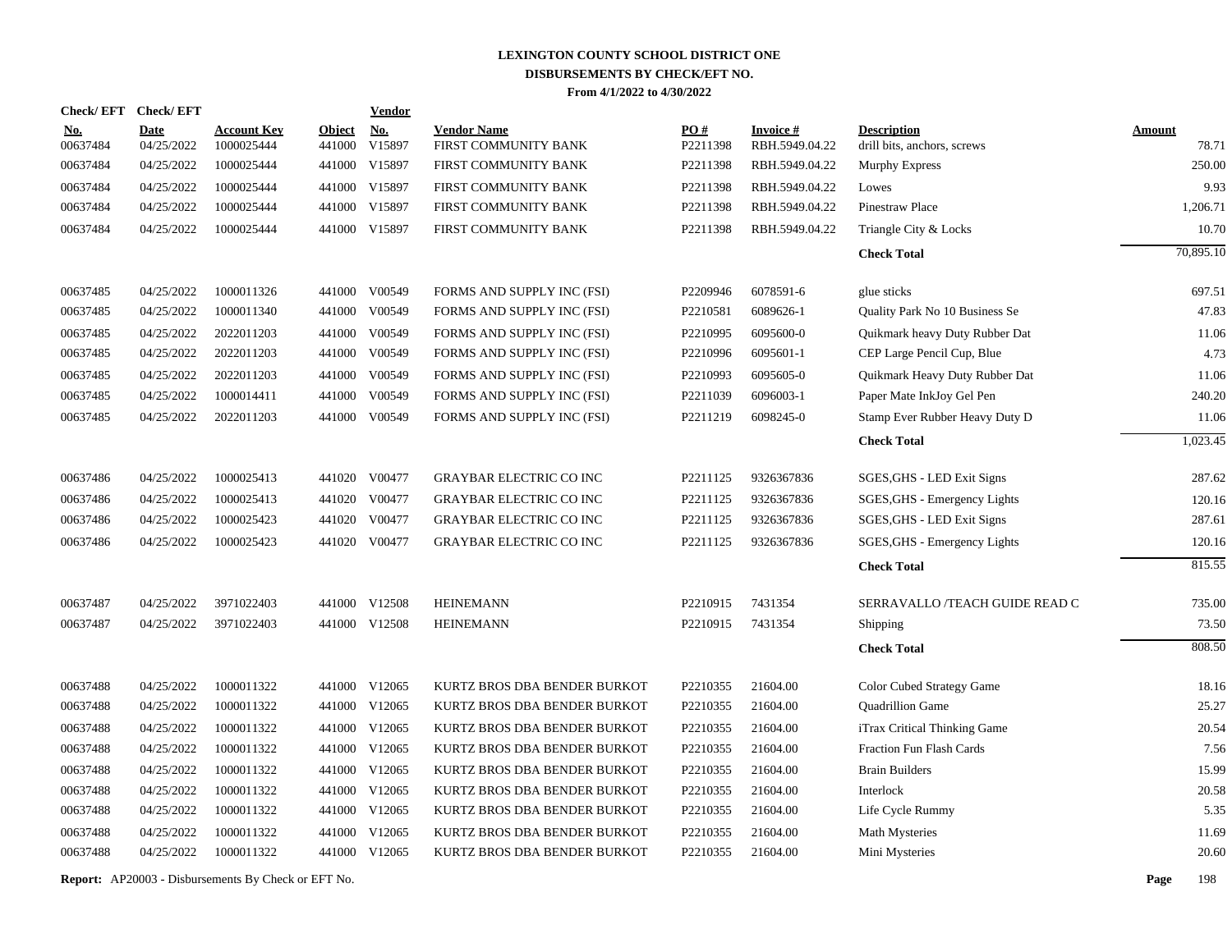# LEXINGTON COUNTY SCHOOL DISTRICT ONE
## DISBURSEMENTS BY CHECK/EFT NO.
### From 4/1/2022 to 4/30/2022

| Check/ EFT No. | Check/ EFT Date | Account Key | Object | Vendor No. | Vendor Name | PO # | Invoice # | Description | Amount |
|---|---|---|---|---|---|---|---|---|---|
| 00637484 | 04/25/2022 | 1000025444 | 441000 | V15897 | FIRST COMMUNITY BANK | P2211398 | RBH.5949.04.22 | drill bits, anchors, screws | 78.71 |
| 00637484 | 04/25/2022 | 1000025444 | 441000 | V15897 | FIRST COMMUNITY BANK | P2211398 | RBH.5949.04.22 | Murphy Express | 250.00 |
| 00637484 | 04/25/2022 | 1000025444 | 441000 | V15897 | FIRST COMMUNITY BANK | P2211398 | RBH.5949.04.22 | Lowes | 9.93 |
| 00637484 | 04/25/2022 | 1000025444 | 441000 | V15897 | FIRST COMMUNITY BANK | P2211398 | RBH.5949.04.22 | Pinestraw Place | 1,206.71 |
| 00637484 | 04/25/2022 | 1000025444 | 441000 | V15897 | FIRST COMMUNITY BANK | P2211398 | RBH.5949.04.22 | Triangle City & Locks | 10.70 |
| | | | | | | | | **Check Total** | 70,895.10 |
| 00637485 | 04/25/2022 | 1000011326 | 441000 | V00549 | FORMS AND SUPPLY INC (FSI) | P2209946 | 6078591-6 | glue sticks | 697.51 |
| 00637485 | 04/25/2022 | 1000011340 | 441000 | V00549 | FORMS AND SUPPLY INC (FSI) | P2210581 | 6089626-1 | Quality Park No 10 Business Se | 47.83 |
| 00637485 | 04/25/2022 | 2022011203 | 441000 | V00549 | FORMS AND SUPPLY INC (FSI) | P2210995 | 6095600-0 | Quikmark heavy Duty Rubber Dat | 11.06 |
| 00637485 | 04/25/2022 | 2022011203 | 441000 | V00549 | FORMS AND SUPPLY INC (FSI) | P2210996 | 6095601-1 | CEP Large Pencil Cup, Blue | 4.73 |
| 00637485 | 04/25/2022 | 2022011203 | 441000 | V00549 | FORMS AND SUPPLY INC (FSI) | P2210993 | 6095605-0 | Quikmark Heavy Duty Rubber Dat | 11.06 |
| 00637485 | 04/25/2022 | 1000014411 | 441000 | V00549 | FORMS AND SUPPLY INC (FSI) | P2211039 | 6096003-1 | Paper Mate InkJoy Gel Pen | 240.20 |
| 00637485 | 04/25/2022 | 2022011203 | 441000 | V00549 | FORMS AND SUPPLY INC (FSI) | P2211219 | 6098245-0 | Stamp Ever Rubber Heavy Duty D | 11.06 |
| | | | | | | | | **Check Total** | 1,023.45 |
| 00637486 | 04/25/2022 | 1000025413 | 441020 | V00477 | GRAYBAR ELECTRIC CO INC | P2211125 | 9326367836 | SGES,GHS - LED Exit Signs | 287.62 |
| 00637486 | 04/25/2022 | 1000025413 | 441020 | V00477 | GRAYBAR ELECTRIC CO INC | P2211125 | 9326367836 | SGES,GHS - Emergency Lights | 120.16 |
| 00637486 | 04/25/2022 | 1000025423 | 441020 | V00477 | GRAYBAR ELECTRIC CO INC | P2211125 | 9326367836 | SGES,GHS - LED Exit Signs | 287.61 |
| 00637486 | 04/25/2022 | 1000025423 | 441020 | V00477 | GRAYBAR ELECTRIC CO INC | P2211125 | 9326367836 | SGES,GHS - Emergency Lights | 120.16 |
| | | | | | | | | **Check Total** | 815.55 |
| 00637487 | 04/25/2022 | 3971022403 | 441000 | V12508 | HEINEMANN | P2210915 | 7431354 | SERRAVALLO /TEACH GUIDE READ C | 735.00 |
| 00637487 | 04/25/2022 | 3971022403 | 441000 | V12508 | HEINEMANN | P2210915 | 7431354 | Shipping | 73.50 |
| | | | | | | | | **Check Total** | 808.50 |
| 00637488 | 04/25/2022 | 1000011322 | 441000 | V12065 | KURTZ BROS DBA BENDER BURKOT | P2210355 | 21604.00 | Color Cubed Strategy Game | 18.16 |
| 00637488 | 04/25/2022 | 1000011322 | 441000 | V12065 | KURTZ BROS DBA BENDER BURKOT | P2210355 | 21604.00 | Quadrillion Game | 25.27 |
| 00637488 | 04/25/2022 | 1000011322 | 441000 | V12065 | KURTZ BROS DBA BENDER BURKOT | P2210355 | 21604.00 | iTrax Critical Thinking Game | 20.54 |
| 00637488 | 04/25/2022 | 1000011322 | 441000 | V12065 | KURTZ BROS DBA BENDER BURKOT | P2210355 | 21604.00 | Fraction Fun Flash Cards | 7.56 |
| 00637488 | 04/25/2022 | 1000011322 | 441000 | V12065 | KURTZ BROS DBA BENDER BURKOT | P2210355 | 21604.00 | Brain Builders | 15.99 |
| 00637488 | 04/25/2022 | 1000011322 | 441000 | V12065 | KURTZ BROS DBA BENDER BURKOT | P2210355 | 21604.00 | Interlock | 20.58 |
| 00637488 | 04/25/2022 | 1000011322 | 441000 | V12065 | KURTZ BROS DBA BENDER BURKOT | P2210355 | 21604.00 | Life Cycle Rummy | 5.35 |
| 00637488 | 04/25/2022 | 1000011322 | 441000 | V12065 | KURTZ BROS DBA BENDER BURKOT | P2210355 | 21604.00 | Math Mysteries | 11.69 |
| 00637488 | 04/25/2022 | 1000011322 | 441000 | V12065 | KURTZ BROS DBA BENDER BURKOT | P2210355 | 21604.00 | Mini Mysteries | 20.60 |

**Report:** AP20003 - Disbursements By Check or EFT No.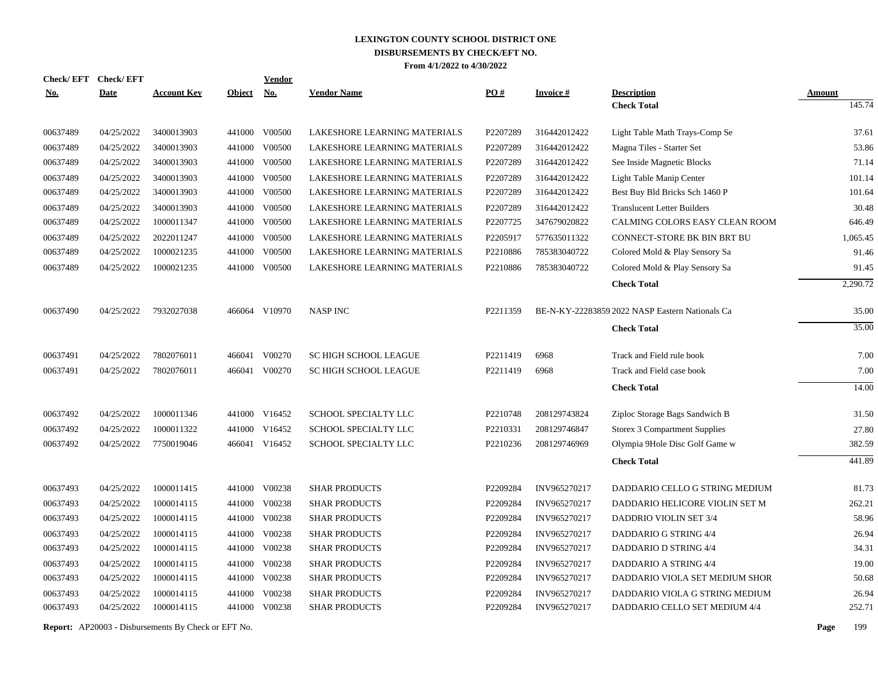# LEXINGTON COUNTY SCHOOL DISTRICT ONE
## DISBURSEMENTS BY CHECK/EFT NO.
### From 4/1/2022 to 4/30/2022

| Check/EFT No. | Check/EFT Date | Account Key | Object | Vendor No. | Vendor Name | PO # | Invoice # | Description | Amount |
|---|---|---|---|---|---|---|---|---|---|
| | | | | | | | | **Check Total** | 145.74 |
| 00637489 | 04/25/2022 | 3400013903 | 441000 | V00500 | LAKESHORE LEARNING MATERIALS | P2207289 | 316442012422 | Light Table Math Trays-Comp Se | 37.61 |
| 00637489 | 04/25/2022 | 3400013903 | 441000 | V00500 | LAKESHORE LEARNING MATERIALS | P2207289 | 316442012422 | Magna Tiles - Starter Set | 53.86 |
| 00637489 | 04/25/2022 | 3400013903 | 441000 | V00500 | LAKESHORE LEARNING MATERIALS | P2207289 | 316442012422 | See Inside Magnetic Blocks | 71.14 |
| 00637489 | 04/25/2022 | 3400013903 | 441000 | V00500 | LAKESHORE LEARNING MATERIALS | P2207289 | 316442012422 | Light Table Manip Center | 101.14 |
| 00637489 | 04/25/2022 | 3400013903 | 441000 | V00500 | LAKESHORE LEARNING MATERIALS | P2207289 | 316442012422 | Best Buy Bld Bricks Sch 1460 P | 101.64 |
| 00637489 | 04/25/2022 | 3400013903 | 441000 | V00500 | LAKESHORE LEARNING MATERIALS | P2207289 | 316442012422 | Translucent Letter Builders | 30.48 |
| 00637489 | 04/25/2022 | 1000011347 | 441000 | V00500 | LAKESHORE LEARNING MATERIALS | P2207725 | 347679020822 | CALMING COLORS EASY CLEAN ROOM | 646.49 |
| 00637489 | 04/25/2022 | 2022011247 | 441000 | V00500 | LAKESHORE LEARNING MATERIALS | P2205917 | 577635011322 | CONNECT-STORE BK BIN BRT BU | 1,065.45 |
| 00637489 | 04/25/2022 | 1000021235 | 441000 | V00500 | LAKESHORE LEARNING MATERIALS | P2210886 | 785383040722 | Colored Mold & Play Sensory Sa | 91.46 |
| 00637489 | 04/25/2022 | 1000021235 | 441000 | V00500 | LAKESHORE LEARNING MATERIALS | P2210886 | 785383040722 | Colored Mold & Play Sensory Sa | 91.45 |
| | | | | | | | | **Check Total** | 2,290.72 |
| 00637490 | 04/25/2022 | 7932027038 | 466064 | V10970 | NASP INC | P2211359 | BE-N-KY-22283859 | 2022 NASP Eastern Nationals Ca | 35.00 |
| | | | | | | | | **Check Total** | 35.00 |
| 00637491 | 04/25/2022 | 7802076011 | 466041 | V00270 | SC HIGH SCHOOL LEAGUE | P2211419 | 6968 | Track and Field rule book | 7.00 |
| 00637491 | 04/25/2022 | 7802076011 | 466041 | V00270 | SC HIGH SCHOOL LEAGUE | P2211419 | 6968 | Track and Field case book | 7.00 |
| | | | | | | | | **Check Total** | 14.00 |
| 00637492 | 04/25/2022 | 1000011346 | 441000 | V16452 | SCHOOL SPECIALTY LLC | P2210748 | 208129743824 | Ziploc Storage Bags Sandwich B | 31.50 |
| 00637492 | 04/25/2022 | 1000011322 | 441000 | V16452 | SCHOOL SPECIALTY LLC | P2210331 | 208129746847 | Storex 3 Compartment Supplies | 27.80 |
| 00637492 | 04/25/2022 | 7750019046 | 466041 | V16452 | SCHOOL SPECIALTY LLC | P2210236 | 208129746969 | Olympia 9Hole Disc Golf Game w | 382.59 |
| | | | | | | | | **Check Total** | 441.89 |
| 00637493 | 04/25/2022 | 1000011415 | 441000 | V00238 | SHAR PRODUCTS | P2209284 | INV965270217 | DADDARIO CELLO G STRING MEDIUM | 81.73 |
| 00637493 | 04/25/2022 | 1000014115 | 441000 | V00238 | SHAR PRODUCTS | P2209284 | INV965270217 | DADDARIO HELICORE VIOLIN SET M | 262.21 |
| 00637493 | 04/25/2022 | 1000014115 | 441000 | V00238 | SHAR PRODUCTS | P2209284 | INV965270217 | DADDRIO VIOLIN SET 3/4 | 58.96 |
| 00637493 | 04/25/2022 | 1000014115 | 441000 | V00238 | SHAR PRODUCTS | P2209284 | INV965270217 | DADDARIO G STRING 4/4 | 26.94 |
| 00637493 | 04/25/2022 | 1000014115 | 441000 | V00238 | SHAR PRODUCTS | P2209284 | INV965270217 | DADDARIO D STRING 4/4 | 34.31 |
| 00637493 | 04/25/2022 | 1000014115 | 441000 | V00238 | SHAR PRODUCTS | P2209284 | INV965270217 | DADDARIO A STRING 4/4 | 19.00 |
| 00637493 | 04/25/2022 | 1000014115 | 441000 | V00238 | SHAR PRODUCTS | P2209284 | INV965270217 | DADDARIO VIOLA SET MEDIUM SHOR | 50.68 |
| 00637493 | 04/25/2022 | 1000014115 | 441000 | V00238 | SHAR PRODUCTS | P2209284 | INV965270217 | DADDARIO VIOLA G STRING MEDIUM | 26.94 |
| 00637493 | 04/25/2022 | 1000014115 | 441000 | V00238 | SHAR PRODUCTS | P2209284 | INV965270217 | DADDARIO CELLO SET MEDIUM 4/4 | 252.71 |

**Report:** AP20003 - Disbursements By Check or EFT No.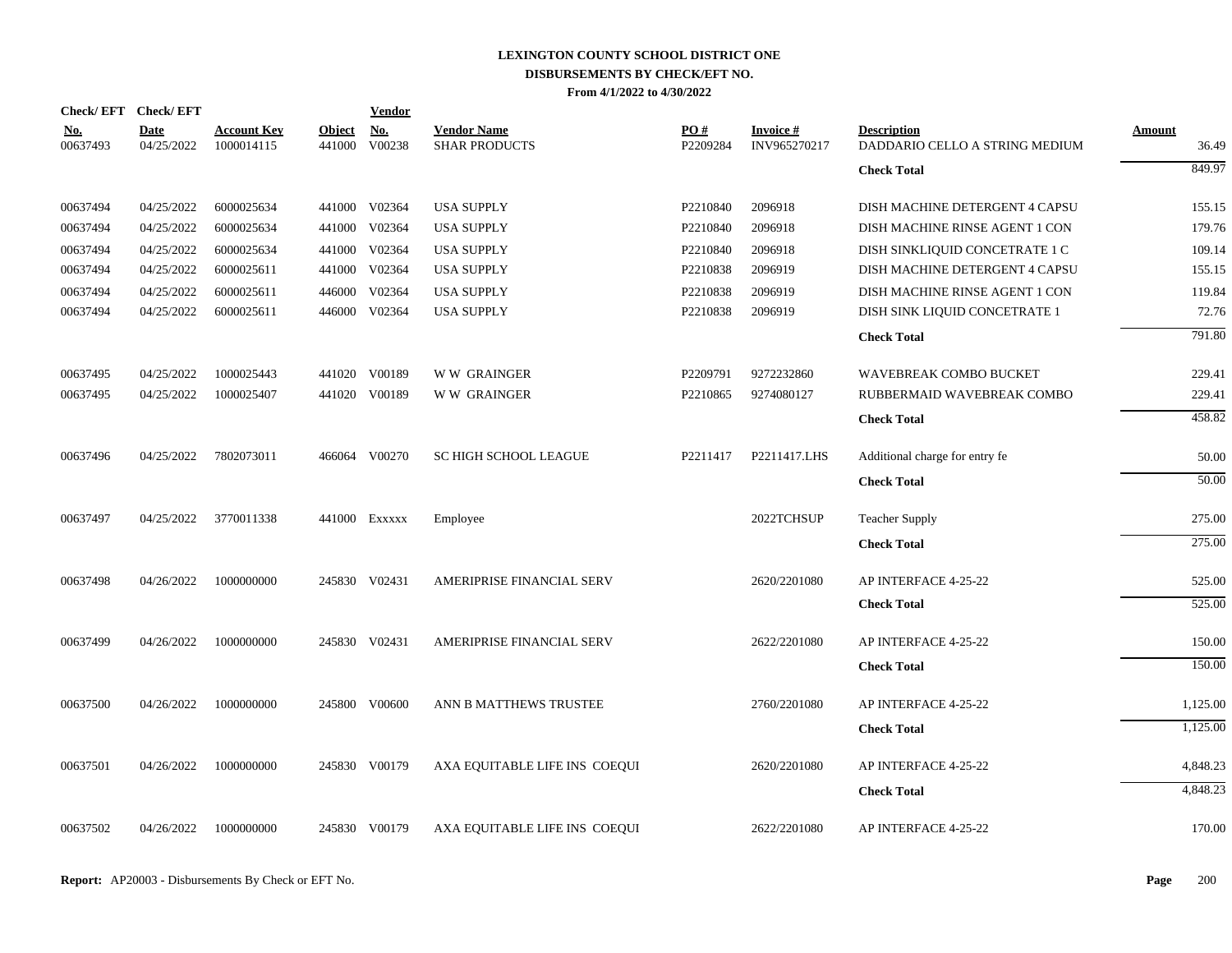# LEXINGTON COUNTY SCHOOL DISTRICT ONE
## DISBURSEMENTS BY CHECK/EFT NO.
### From 4/1/2022 to 4/30/2022

| Check/ EFT No. | Check/ EFT Date | Account Key | Object | Vendor No. | Vendor Name | PO # | Invoice # | Description | Amount |
|---|---|---|---|---|---|---|---|---|---|
| 00637493 | 04/25/2022 | 1000014115 | 441000 | V00238 | SHAR PRODUCTS | P2209284 | INV965270217 | DADDARIO CELLO A STRING MEDIUM | 36.49 |
| | | | | | | | | **Check Total** | 849.97 |
| 00637494 | 04/25/2022 | 6000025634 | 441000 | V02364 | USA SUPPLY | P2210840 | 2096918 | DISH MACHINE DETERGENT 4 CAPSU | 155.15 |
| 00637494 | 04/25/2022 | 6000025634 | 441000 | V02364 | USA SUPPLY | P2210840 | 2096918 | DISH MACHINE RINSE AGENT 1 CON | 179.76 |
| 00637494 | 04/25/2022 | 6000025634 | 441000 | V02364 | USA SUPPLY | P2210840 | 2096918 | DISH SINKLIQUID CONCETRATE 1 C | 109.14 |
| 00637494 | 04/25/2022 | 6000025611 | 441000 | V02364 | USA SUPPLY | P2210838 | 2096919 | DISH MACHINE DETERGENT 4 CAPSU | 155.15 |
| 00637494 | 04/25/2022 | 6000025611 | 446000 | V02364 | USA SUPPLY | P2210838 | 2096919 | DISH MACHINE RINSE AGENT 1 CON | 119.84 |
| 00637494 | 04/25/2022 | 6000025611 | 446000 | V02364 | USA SUPPLY | P2210838 | 2096919 | DISH SINK LIQUID CONCETRATE 1 | 72.76 |
| | | | | | | | | **Check Total** | 791.80 |
| 00637495 | 04/25/2022 | 1000025443 | 441020 | V00189 | W W GRAINGER | P2209791 | 9272232860 | WAVEBREAK COMBO BUCKET | 229.41 |
| 00637495 | 04/25/2022 | 1000025407 | 441020 | V00189 | W W GRAINGER | P2210865 | 9274080127 | RUBBERMAID WAVEBREAK COMBO | 229.41 |
| | | | | | | | | **Check Total** | 458.82 |
| 00637496 | 04/25/2022 | 7802073011 | 466064 | V00270 | SC HIGH SCHOOL LEAGUE | P2211417 | P2211417.LHS | Additional charge for entry fe | 50.00 |
| | | | | | | | | **Check Total** | 50.00 |
| 00637497 | 04/25/2022 | 3770011338 | 441000 | Exxxxx | Employee | | 2022TCHSUP | Teacher Supply | 275.00 |
| | | | | | | | | **Check Total** | 275.00 |
| 00637498 | 04/26/2022 | 1000000000 | 245830 | V02431 | AMERIPRISE FINANCIAL SERV | | 2620/2201080 | AP INTERFACE 4-25-22 | 525.00 |
| | | | | | | | | **Check Total** | 525.00 |
| 00637499 | 04/26/2022 | 1000000000 | 245830 | V02431 | AMERIPRISE FINANCIAL SERV | | 2622/2201080 | AP INTERFACE 4-25-22 | 150.00 |
| | | | | | | | | **Check Total** | 150.00 |
| 00637500 | 04/26/2022 | 1000000000 | 245800 | V00600 | ANN B MATTHEWS TRUSTEE | | 2760/2201080 | AP INTERFACE 4-25-22 | 1,125.00 |
| | | | | | | | | **Check Total** | 1,125.00 |
| 00637501 | 04/26/2022 | 1000000000 | 245830 | V00179 | AXA EQUITABLE LIFE INS COEQUI | | 2620/2201080 | AP INTERFACE 4-25-22 | 4,848.23 |
| | | | | | | | | **Check Total** | 4,848.23 |
| 00637502 | 04/26/2022 | 1000000000 | 245830 | V00179 | AXA EQUITABLE LIFE INS COEQUI | | 2622/2201080 | AP INTERFACE 4-25-22 | 170.00 |

**Report:** AP20003 - Disbursements By Check or EFT No.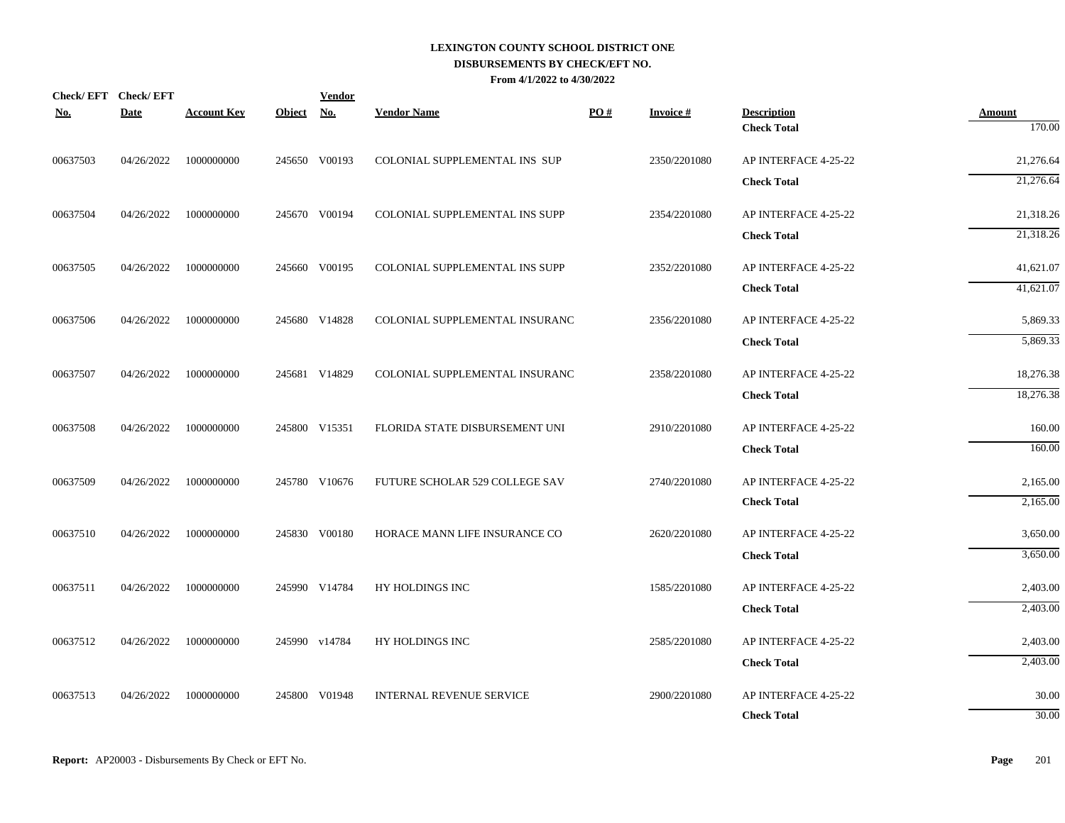**LEXINGTON COUNTY SCHOOL DISTRICT ONE**
**DISBURSEMENTS BY CHECK/EFT NO.**
**From 4/1/2022 to 4/30/2022**

| Check/ EFT No. | Check/ EFT Date | Account Key | Object | Vendor No. | Vendor Name | PO # | Invoice # | Description | Amount |
|---|---|---|---|---|---|---|---|---|---|
| | | | | | | | | **Check Total** | 170.00 |
| 00637503 | 04/26/2022 | 1000000000 | 245650 | V00193 | COLONIAL SUPPLEMENTAL INS SUP | | 2350/2201080 | AP INTERFACE 4-25-22 | 21,276.64 |
| | | | | | | | | **Check Total** | 21,276.64 |
| 00637504 | 04/26/2022 | 1000000000 | 245670 | V00194 | COLONIAL SUPPLEMENTAL INS SUPP | | 2354/2201080 | AP INTERFACE 4-25-22 | 21,318.26 |
| | | | | | | | | **Check Total** | 21,318.26 |
| 00637505 | 04/26/2022 | 1000000000 | 245660 | V00195 | COLONIAL SUPPLEMENTAL INS SUPP | | 2352/2201080 | AP INTERFACE 4-25-22 | 41,621.07 |
| | | | | | | | | **Check Total** | 41,621.07 |
| 00637506 | 04/26/2022 | 1000000000 | 245680 | V14828 | COLONIAL SUPPLEMENTAL INSURANC | | 2356/2201080 | AP INTERFACE 4-25-22 | 5,869.33 |
| | | | | | | | | **Check Total** | 5,869.33 |
| 00637507 | 04/26/2022 | 1000000000 | 245681 | V14829 | COLONIAL SUPPLEMENTAL INSURANC | | 2358/2201080 | AP INTERFACE 4-25-22 | 18,276.38 |
| | | | | | | | | **Check Total** | 18,276.38 |
| 00637508 | 04/26/2022 | 1000000000 | 245800 | V15351 | FLORIDA STATE DISBURSEMENT UNI | | 2910/2201080 | AP INTERFACE 4-25-22 | 160.00 |
| | | | | | | | | **Check Total** | 160.00 |
| 00637509 | 04/26/2022 | 1000000000 | 245780 | V10676 | FUTURE SCHOLAR 529 COLLEGE SAV | | 2740/2201080 | AP INTERFACE 4-25-22 | 2,165.00 |
| | | | | | | | | **Check Total** | 2,165.00 |
| 00637510 | 04/26/2022 | 1000000000 | 245830 | V00180 | HORACE MANN LIFE INSURANCE CO | | 2620/2201080 | AP INTERFACE 4-25-22 | 3,650.00 |
| | | | | | | | | **Check Total** | 3,650.00 |
| 00637511 | 04/26/2022 | 1000000000 | 245990 | V14784 | HY HOLDINGS INC | | 1585/2201080 | AP INTERFACE 4-25-22 | 2,403.00 |
| | | | | | | | | **Check Total** | 2,403.00 |
| 00637512 | 04/26/2022 | 1000000000 | 245990 | v14784 | HY HOLDINGS INC | | 2585/2201080 | AP INTERFACE 4-25-22 | 2,403.00 |
| | | | | | | | | **Check Total** | 2,403.00 |
| 00637513 | 04/26/2022 | 1000000000 | 245800 | V01948 | INTERNAL REVENUE SERVICE | | 2900/2201080 | AP INTERFACE 4-25-22 | 30.00 |
| | | | | | | | | **Check Total** | 30.00 |

**Report:** AP20003 - Disbursements By Check or EFT No.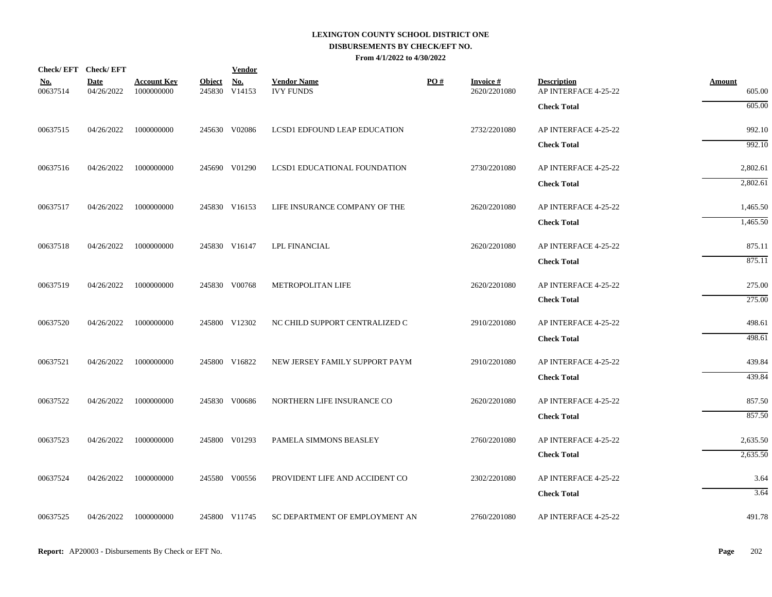# LEXINGTON COUNTY SCHOOL DISTRICT ONE
## DISBURSEMENTS BY CHECK/EFT NO.
### From 4/1/2022 to 4/30/2022

| Check/ EFT No. | Check/ EFT Date | Account Key | Object | Vendor No. | Vendor Name | PO # | Invoice # | Description | Amount |
|---|---|---|---|---|---|---|---|---|---|
| 00637514 | 04/26/2022 | 1000000000 | 245830 | V14153 | IVY FUNDS | | 2620/2201080 | AP INTERFACE 4-25-22 | 605.00 |
| | | | | | | | | **Check Total** | 605.00 |
| 00637515 | 04/26/2022 | 1000000000 | 245630 | V02086 | LCSD1 EDFOUND LEAP EDUCATION | | 2732/2201080 | AP INTERFACE 4-25-22 | 992.10 |
| | | | | | | | | **Check Total** | 992.10 |
| 00637516 | 04/26/2022 | 1000000000 | 245690 | V01290 | LCSD1 EDUCATIONAL FOUNDATION | | 2730/2201080 | AP INTERFACE 4-25-22 | 2,802.61 |
| | | | | | | | | **Check Total** | 2,802.61 |
| 00637517 | 04/26/2022 | 1000000000 | 245830 | V16153 | LIFE INSURANCE COMPANY OF THE | | 2620/2201080 | AP INTERFACE 4-25-22 | 1,465.50 |
| | | | | | | | | **Check Total** | 1,465.50 |
| 00637518 | 04/26/2022 | 1000000000 | 245830 | V16147 | LPL FINANCIAL | | 2620/2201080 | AP INTERFACE 4-25-22 | 875.11 |
| | | | | | | | | **Check Total** | 875.11 |
| 00637519 | 04/26/2022 | 1000000000 | 245830 | V00768 | METROPOLITAN LIFE | | 2620/2201080 | AP INTERFACE 4-25-22 | 275.00 |
| | | | | | | | | **Check Total** | 275.00 |
| 00637520 | 04/26/2022 | 1000000000 | 245800 | V12302 | NC CHILD SUPPORT CENTRALIZED C | | 2910/2201080 | AP INTERFACE 4-25-22 | 498.61 |
| | | | | | | | | **Check Total** | 498.61 |
| 00637521 | 04/26/2022 | 1000000000 | 245800 | V16822 | NEW JERSEY FAMILY SUPPORT PAYM | | 2910/2201080 | AP INTERFACE 4-25-22 | 439.84 |
| | | | | | | | | **Check Total** | 439.84 |
| 00637522 | 04/26/2022 | 1000000000 | 245830 | V00686 | NORTHERN LIFE INSURANCE CO | | 2620/2201080 | AP INTERFACE 4-25-22 | 857.50 |
| | | | | | | | | **Check Total** | 857.50 |
| 00637523 | 04/26/2022 | 1000000000 | 245800 | V01293 | PAMELA SIMMONS BEASLEY | | 2760/2201080 | AP INTERFACE 4-25-22 | 2,635.50 |
| | | | | | | | | **Check Total** | 2,635.50 |
| 00637524 | 04/26/2022 | 1000000000 | 245580 | V00556 | PROVIDENT LIFE AND ACCIDENT CO | | 2302/2201080 | AP INTERFACE 4-25-22 | 3.64 |
| | | | | | | | | **Check Total** | 3.64 |
| 00637525 | 04/26/2022 | 1000000000 | 245800 | V11745 | SC DEPARTMENT OF EMPLOYMENT AN | | 2760/2201080 | AP INTERFACE 4-25-22 | 491.78 |

**Report:** AP20003 - Disbursements By Check or EFT No.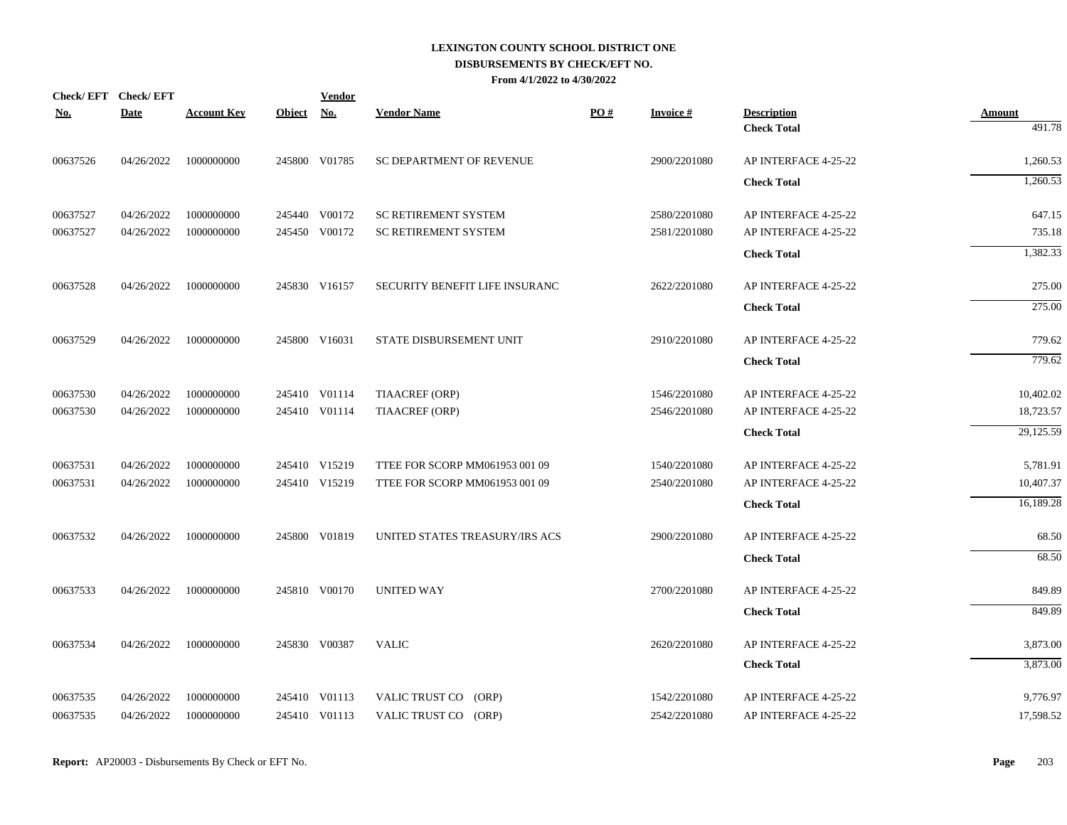# LEXINGTON COUNTY SCHOOL DISTRICT ONE
## DISBURSEMENTS BY CHECK/EFT NO.
### From 4/1/2022 to 4/30/2022

| Check/ EFT No. | Check/ EFT Date | Account Key | Object | Vendor No. | Vendor Name | PO # | Invoice # | Description | Amount |
|---|---|---|---|---|---|---|---|---|---|
| | | | | | | | | **Check Total** | 491.78 |
| 00637526 | 04/26/2022 | 1000000000 | 245800 | V01785 | SC DEPARTMENT OF REVENUE | | 2900/2201080 | AP INTERFACE 4-25-22 | 1,260.53 |
| | | | | | | | | **Check Total** | 1,260.53 |
| 00637527 | 04/26/2022 | 1000000000 | 245440 | V00172 | SC RETIREMENT SYSTEM | | 2580/2201080 | AP INTERFACE 4-25-22 | 647.15 |
| 00637527 | 04/26/2022 | 1000000000 | 245450 | V00172 | SC RETIREMENT SYSTEM | | 2581/2201080 | AP INTERFACE 4-25-22 | 735.18 |
| | | | | | | | | **Check Total** | 1,382.33 |
| 00637528 | 04/26/2022 | 1000000000 | 245830 | V16157 | SECURITY BENEFIT LIFE INSURANC | | 2622/2201080 | AP INTERFACE 4-25-22 | 275.00 |
| | | | | | | | | **Check Total** | 275.00 |
| 00637529 | 04/26/2022 | 1000000000 | 245800 | V16031 | STATE DISBURSEMENT UNIT | | 2910/2201080 | AP INTERFACE 4-25-22 | 779.62 |
| | | | | | | | | **Check Total** | 779.62 |
| 00637530 | 04/26/2022 | 1000000000 | 245410 | V01114 | TIAACREF (ORP) | | 1546/2201080 | AP INTERFACE 4-25-22 | 10,402.02 |
| 00637530 | 04/26/2022 | 1000000000 | 245410 | V01114 | TIAACREF (ORP) | | 2546/2201080 | AP INTERFACE 4-25-22 | 18,723.57 |
| | | | | | | | | **Check Total** | 29,125.59 |
| 00637531 | 04/26/2022 | 1000000000 | 245410 | V15219 | TTEE FOR SCORP MM061953 001 09 | | 1540/2201080 | AP INTERFACE 4-25-22 | 5,781.91 |
| 00637531 | 04/26/2022 | 1000000000 | 245410 | V15219 | TTEE FOR SCORP MM061953 001 09 | | 2540/2201080 | AP INTERFACE 4-25-22 | 10,407.37 |
| | | | | | | | | **Check Total** | 16,189.28 |
| 00637532 | 04/26/2022 | 1000000000 | 245800 | V01819 | UNITED STATES TREASURY/IRS ACS | | 2900/2201080 | AP INTERFACE 4-25-22 | 68.50 |
| | | | | | | | | **Check Total** | 68.50 |
| 00637533 | 04/26/2022 | 1000000000 | 245810 | V00170 | UNITED WAY | | 2700/2201080 | AP INTERFACE 4-25-22 | 849.89 |
| | | | | | | | | **Check Total** | 849.89 |
| 00637534 | 04/26/2022 | 1000000000 | 245830 | V00387 | VALIC | | 2620/2201080 | AP INTERFACE 4-25-22 | 3,873.00 |
| | | | | | | | | **Check Total** | 3,873.00 |
| 00637535 | 04/26/2022 | 1000000000 | 245410 | V01113 | VALIC TRUST CO (ORP) | | 1542/2201080 | AP INTERFACE 4-25-22 | 9,776.97 |
| 00637535 | 04/26/2022 | 1000000000 | 245410 | V01113 | VALIC TRUST CO (ORP) | | 2542/2201080 | AP INTERFACE 4-25-22 | 17,598.52 |

**Report:** AP20003 - Disbursements By Check or EFT No.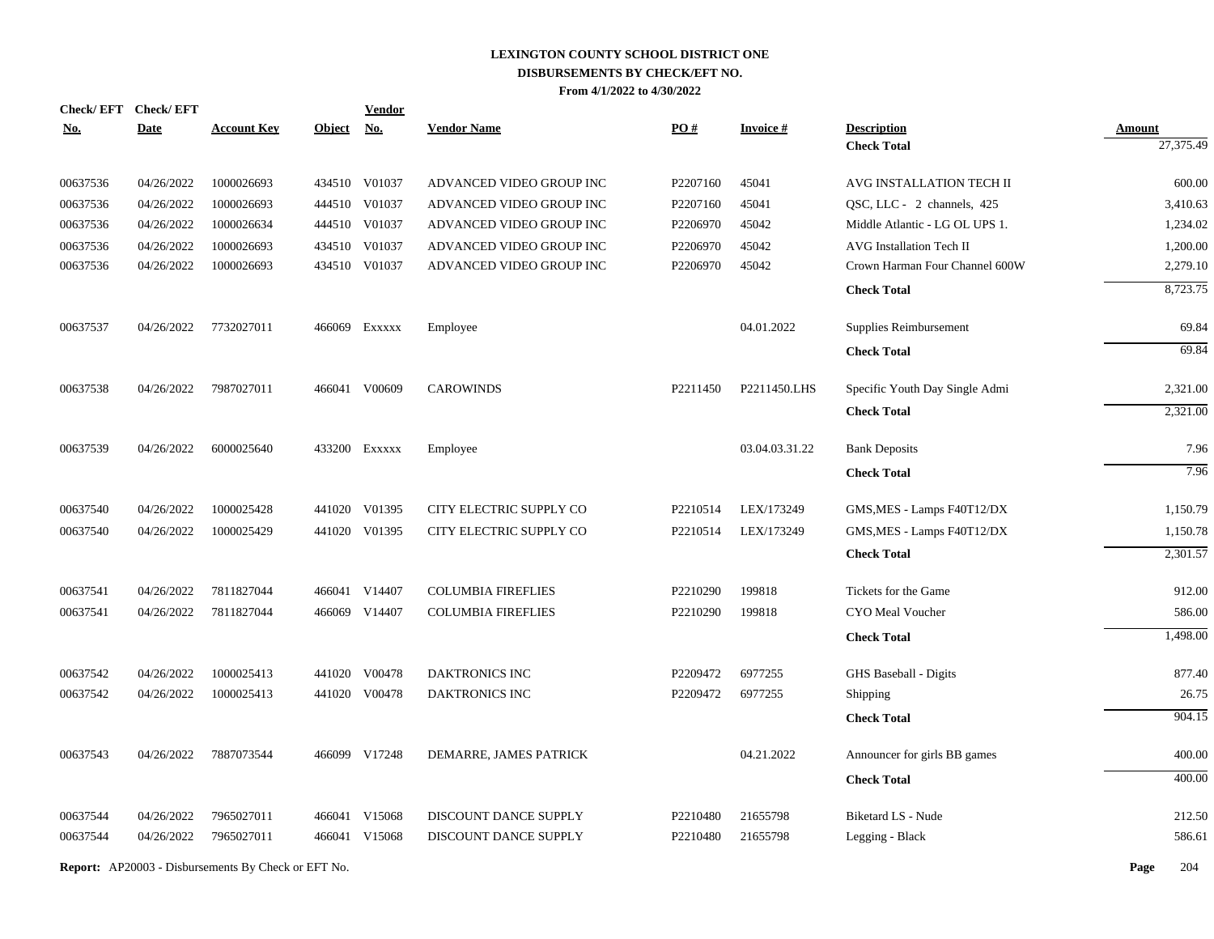# LEXINGTON COUNTY SCHOOL DISTRICT ONE
## DISBURSEMENTS BY CHECK/EFT NO.
### From 4/1/2022 to 4/30/2022

| Check/ EFT No. | Check/ EFT Date | Account Key | Object | Vendor No. | Vendor Name | PO # | Invoice # | Description | Amount |
|---|---|---|---|---|---|---|---|---|---|
| | | | | | | | | **Check Total** | 27,375.49 |
| 00637536 | 04/26/2022 | 1000026693 | 434510 | V01037 | ADVANCED VIDEO GROUP INC | P2207160 | 45041 | AVG INSTALLATION TECH II | 600.00 |
| 00637536 | 04/26/2022 | 1000026693 | 444510 | V01037 | ADVANCED VIDEO GROUP INC | P2207160 | 45041 | QSC, LLC - 2 channels, 425 | 3,410.63 |
| 00637536 | 04/26/2022 | 1000026634 | 444510 | V01037 | ADVANCED VIDEO GROUP INC | P2206970 | 45042 | Middle Atlantic - LG OL UPS 1. | 1,234.02 |
| 00637536 | 04/26/2022 | 1000026693 | 434510 | V01037 | ADVANCED VIDEO GROUP INC | P2206970 | 45042 | AVG Installation Tech II | 1,200.00 |
| 00637536 | 04/26/2022 | 1000026693 | 434510 | V01037 | ADVANCED VIDEO GROUP INC | P2206970 | 45042 | Crown Harman Four Channel 600W | 2,279.10 |
| | | | | | | | | **Check Total** | 8,723.75 |
| 00637537 | 04/26/2022 | 7732027011 | 466069 | Exxxxx | Employee | | 04.01.2022 | Supplies Reimbursement | 69.84 |
| | | | | | | | | **Check Total** | 69.84 |
| 00637538 | 04/26/2022 | 7987027011 | 466041 | V00609 | CAROWINDS | P2211450 | P2211450.LHS | Specific Youth Day Single Admi | 2,321.00 |
| | | | | | | | | **Check Total** | 2,321.00 |
| 00637539 | 04/26/2022 | 6000025640 | 433200 | Exxxxx | Employee | | 03.04.03.31.22 | Bank Deposits | 7.96 |
| | | | | | | | | **Check Total** | 7.96 |
| 00637540 | 04/26/2022 | 1000025428 | 441020 | V01395 | CITY ELECTRIC SUPPLY CO | P2210514 | LEX/173249 | GMS,MES - Lamps F40T12/DX | 1,150.79 |
| 00637540 | 04/26/2022 | 1000025429 | 441020 | V01395 | CITY ELECTRIC SUPPLY CO | P2210514 | LEX/173249 | GMS,MES - Lamps F40T12/DX | 1,150.78 |
| | | | | | | | | **Check Total** | 2,301.57 |
| 00637541 | 04/26/2022 | 7811827044 | 466041 | V14407 | COLUMBIA FIREFLIES | P2210290 | 199818 | Tickets for the Game | 912.00 |
| 00637541 | 04/26/2022 | 7811827044 | 466069 | V14407 | COLUMBIA FIREFLIES | P2210290 | 199818 | CYO Meal Voucher | 586.00 |
| | | | | | | | | **Check Total** | 1,498.00 |
| 00637542 | 04/26/2022 | 1000025413 | 441020 | V00478 | DAKTRONICS INC | P2209472 | 6977255 | GHS Baseball - Digits | 877.40 |
| 00637542 | 04/26/2022 | 1000025413 | 441020 | V00478 | DAKTRONICS INC | P2209472 | 6977255 | Shipping | 26.75 |
| | | | | | | | | **Check Total** | 904.15 |
| 00637543 | 04/26/2022 | 7887073544 | 466099 | V17248 | DEMARRE, JAMES PATRICK | | 04.21.2022 | Announcer for girls BB games | 400.00 |
| | | | | | | | | **Check Total** | 400.00 |
| 00637544 | 04/26/2022 | 7965027011 | 466041 | V15068 | DISCOUNT DANCE SUPPLY | P2210480 | 21655798 | Biketard LS - Nude | 212.50 |
| 00637544 | 04/26/2022 | 7965027011 | 466041 | V15068 | DISCOUNT DANCE SUPPLY | P2210480 | 21655798 | Legging - Black | 586.61 |

**Report:** AP20003 - Disbursements By Check or EFT No.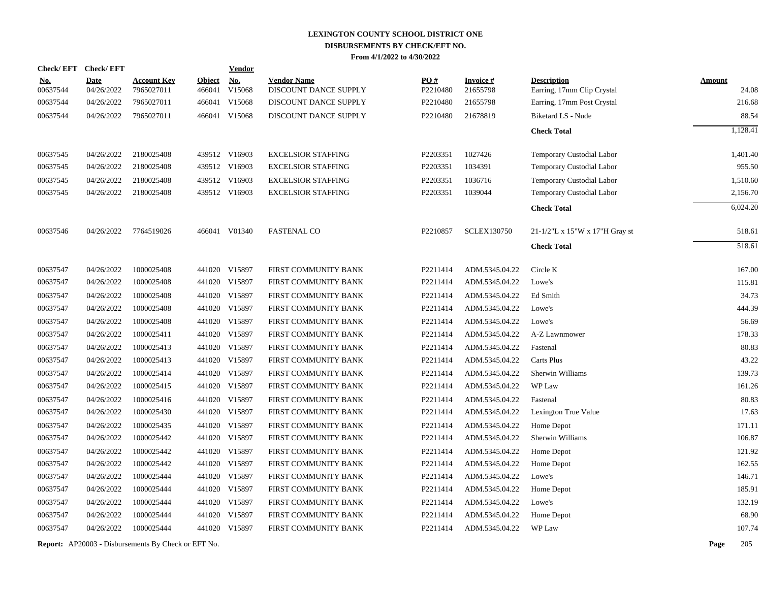# LEXINGTON COUNTY SCHOOL DISTRICT ONE
## DISBURSEMENTS BY CHECK/EFT NO.
### From 4/1/2022 to 4/30/2022

| Check/ EFT No. | Check/ EFT Date | Account Key | Object | Vendor No. | Vendor Name | PO # | Invoice # | Description | Amount |
|---|---|---|---|---|---|---|---|---|---|
| 00637544 | 04/26/2022 | 7965027011 | 466041 | V15068 | DISCOUNT DANCE SUPPLY | P2210480 | 21655798 | Earring, 17mm Clip Crystal | 24.08 |
| 00637544 | 04/26/2022 | 7965027011 | 466041 | V15068 | DISCOUNT DANCE SUPPLY | P2210480 | 21655798 | Earring, 17mm Post Crystal | 216.68 |
| 00637544 | 04/26/2022 | 7965027011 | 466041 | V15068 | DISCOUNT DANCE SUPPLY | P2210480 | 21678819 | Biketard LS - Nude | 88.54 |
| | | | | | | | | **Check Total** | 1,128.41 |
| 00637545 | 04/26/2022 | 2180025408 | 439512 | V16903 | EXCELSIOR STAFFING | P2203351 | 1027426 | Temporary Custodial Labor | 1,401.40 |
| 00637545 | 04/26/2022 | 2180025408 | 439512 | V16903 | EXCELSIOR STAFFING | P2203351 | 1034391 | Temporary Custodial Labor | 955.50 |
| 00637545 | 04/26/2022 | 2180025408 | 439512 | V16903 | EXCELSIOR STAFFING | P2203351 | 1036716 | Temporary Custodial Labor | 1,510.60 |
| 00637545 | 04/26/2022 | 2180025408 | 439512 | V16903 | EXCELSIOR STAFFING | P2203351 | 1039044 | Temporary Custodial Labor | 2,156.70 |
| | | | | | | | | **Check Total** | 6,024.20 |
| 00637546 | 04/26/2022 | 7764519026 | 466041 | V01340 | FASTENAL CO | P2210857 | SCLEX130750 | 21-1/2"L x 15"W x 17"H Gray st | 518.61 |
| | | | | | | | | **Check Total** | 518.61 |
| 00637547 | 04/26/2022 | 1000025408 | 441020 | V15897 | FIRST COMMUNITY BANK | P2211414 | ADM.5345.04.22 | Circle K | 167.00 |
| 00637547 | 04/26/2022 | 1000025408 | 441020 | V15897 | FIRST COMMUNITY BANK | P2211414 | ADM.5345.04.22 | Lowe's | 115.81 |
| 00637547 | 04/26/2022 | 1000025408 | 441020 | V15897 | FIRST COMMUNITY BANK | P2211414 | ADM.5345.04.22 | Ed Smith | 34.73 |
| 00637547 | 04/26/2022 | 1000025408 | 441020 | V15897 | FIRST COMMUNITY BANK | P2211414 | ADM.5345.04.22 | Lowe's | 444.39 |
| 00637547 | 04/26/2022 | 1000025408 | 441020 | V15897 | FIRST COMMUNITY BANK | P2211414 | ADM.5345.04.22 | Lowe's | 56.69 |
| 00637547 | 04/26/2022 | 1000025411 | 441020 | V15897 | FIRST COMMUNITY BANK | P2211414 | ADM.5345.04.22 | A-Z Lawnmower | 178.33 |
| 00637547 | 04/26/2022 | 1000025413 | 441020 | V15897 | FIRST COMMUNITY BANK | P2211414 | ADM.5345.04.22 | Fastenal | 80.83 |
| 00637547 | 04/26/2022 | 1000025413 | 441020 | V15897 | FIRST COMMUNITY BANK | P2211414 | ADM.5345.04.22 | Carts Plus | 43.22 |
| 00637547 | 04/26/2022 | 1000025414 | 441020 | V15897 | FIRST COMMUNITY BANK | P2211414 | ADM.5345.04.22 | Sherwin Williams | 139.73 |
| 00637547 | 04/26/2022 | 1000025415 | 441020 | V15897 | FIRST COMMUNITY BANK | P2211414 | ADM.5345.04.22 | WP Law | 161.26 |
| 00637547 | 04/26/2022 | 1000025416 | 441020 | V15897 | FIRST COMMUNITY BANK | P2211414 | ADM.5345.04.22 | Fastenal | 80.83 |
| 00637547 | 04/26/2022 | 1000025430 | 441020 | V15897 | FIRST COMMUNITY BANK | P2211414 | ADM.5345.04.22 | Lexington True Value | 17.63 |
| 00637547 | 04/26/2022 | 1000025435 | 441020 | V15897 | FIRST COMMUNITY BANK | P2211414 | ADM.5345.04.22 | Home Depot | 171.11 |
| 00637547 | 04/26/2022 | 1000025442 | 441020 | V15897 | FIRST COMMUNITY BANK | P2211414 | ADM.5345.04.22 | Sherwin Williams | 106.87 |
| 00637547 | 04/26/2022 | 1000025442 | 441020 | V15897 | FIRST COMMUNITY BANK | P2211414 | ADM.5345.04.22 | Home Depot | 121.92 |
| 00637547 | 04/26/2022 | 1000025442 | 441020 | V15897 | FIRST COMMUNITY BANK | P2211414 | ADM.5345.04.22 | Home Depot | 162.55 |
| 00637547 | 04/26/2022 | 1000025444 | 441020 | V15897 | FIRST COMMUNITY BANK | P2211414 | ADM.5345.04.22 | Lowe's | 146.71 |
| 00637547 | 04/26/2022 | 1000025444 | 441020 | V15897 | FIRST COMMUNITY BANK | P2211414 | ADM.5345.04.22 | Home Depot | 185.91 |
| 00637547 | 04/26/2022 | 1000025444 | 441020 | V15897 | FIRST COMMUNITY BANK | P2211414 | ADM.5345.04.22 | Lowe's | 132.19 |
| 00637547 | 04/26/2022 | 1000025444 | 441020 | V15897 | FIRST COMMUNITY BANK | P2211414 | ADM.5345.04.22 | Home Depot | 68.90 |
| 00637547 | 04/26/2022 | 1000025444 | 441020 | V15897 | FIRST COMMUNITY BANK | P2211414 | ADM.5345.04.22 | WP Law | 107.74 |

**Report:** AP20003 - Disbursements By Check or EFT No.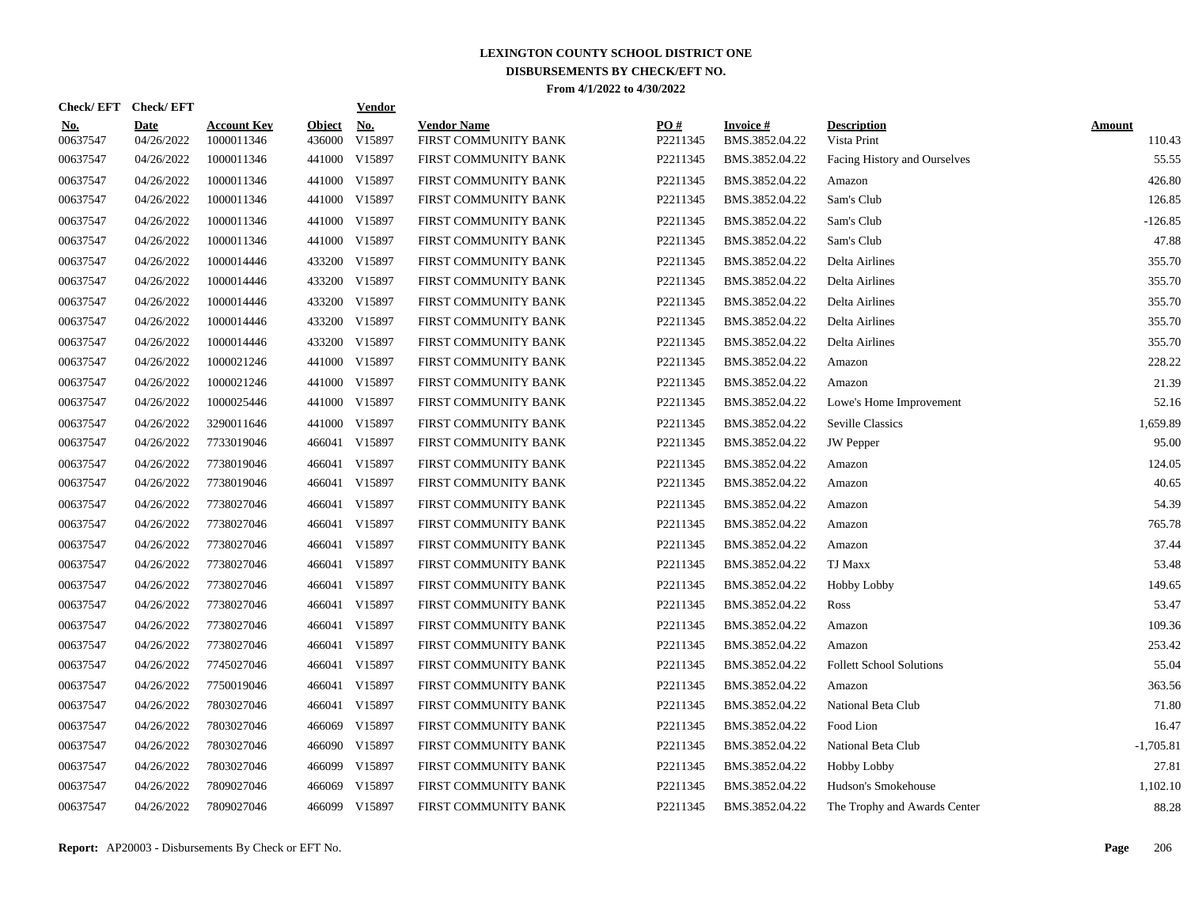# LEXINGTON COUNTY SCHOOL DISTRICT ONE
## DISBURSEMENTS BY CHECK/EFT NO.
### From 4/1/2022 to 4/30/2022

| Check/ EFT No. | Check/ EFT Date | Account Key | Object | Vendor No. | Vendor Name | PO # | Invoice # | Description | Amount |
|---|---|---|---|---|---|---|---|---|---|
| 00637547 | 04/26/2022 | 1000011346 | 436000 | V15897 | FIRST COMMUNITY BANK | P2211345 | BMS.3852.04.22 | Vista Print | 110.43 |
| 00637547 | 04/26/2022 | 1000011346 | 441000 | V15897 | FIRST COMMUNITY BANK | P2211345 | BMS.3852.04.22 | Facing History and Ourselves | 55.55 |
| 00637547 | 04/26/2022 | 1000011346 | 441000 | V15897 | FIRST COMMUNITY BANK | P2211345 | BMS.3852.04.22 | Amazon | 426.80 |
| 00637547 | 04/26/2022 | 1000011346 | 441000 | V15897 | FIRST COMMUNITY BANK | P2211345 | BMS.3852.04.22 | Sam's Club | 126.85 |
| 00637547 | 04/26/2022 | 1000011346 | 441000 | V15897 | FIRST COMMUNITY BANK | P2211345 | BMS.3852.04.22 | Sam's Club | -126.85 |
| 00637547 | 04/26/2022 | 1000011346 | 441000 | V15897 | FIRST COMMUNITY BANK | P2211345 | BMS.3852.04.22 | Sam's Club | 47.88 |
| 00637547 | 04/26/2022 | 1000014446 | 433200 | V15897 | FIRST COMMUNITY BANK | P2211345 | BMS.3852.04.22 | Delta Airlines | 355.70 |
| 00637547 | 04/26/2022 | 1000014446 | 433200 | V15897 | FIRST COMMUNITY BANK | P2211345 | BMS.3852.04.22 | Delta Airlines | 355.70 |
| 00637547 | 04/26/2022 | 1000014446 | 433200 | V15897 | FIRST COMMUNITY BANK | P2211345 | BMS.3852.04.22 | Delta Airlines | 355.70 |
| 00637547 | 04/26/2022 | 1000014446 | 433200 | V15897 | FIRST COMMUNITY BANK | P2211345 | BMS.3852.04.22 | Delta Airlines | 355.70 |
| 00637547 | 04/26/2022 | 1000014446 | 433200 | V15897 | FIRST COMMUNITY BANK | P2211345 | BMS.3852.04.22 | Delta Airlines | 355.70 |
| 00637547 | 04/26/2022 | 1000021246 | 441000 | V15897 | FIRST COMMUNITY BANK | P2211345 | BMS.3852.04.22 | Amazon | 228.22 |
| 00637547 | 04/26/2022 | 1000021246 | 441000 | V15897 | FIRST COMMUNITY BANK | P2211345 | BMS.3852.04.22 | Amazon | 21.39 |
| 00637547 | 04/26/2022 | 1000025446 | 441000 | V15897 | FIRST COMMUNITY BANK | P2211345 | BMS.3852.04.22 | Lowe's Home Improvement | 52.16 |
| 00637547 | 04/26/2022 | 3290011646 | 441000 | V15897 | FIRST COMMUNITY BANK | P2211345 | BMS.3852.04.22 | Seville Classics | 1,659.89 |
| 00637547 | 04/26/2022 | 7733019046 | 466041 | V15897 | FIRST COMMUNITY BANK | P2211345 | BMS.3852.04.22 | JW Pepper | 95.00 |
| 00637547 | 04/26/2022 | 7738019046 | 466041 | V15897 | FIRST COMMUNITY BANK | P2211345 | BMS.3852.04.22 | Amazon | 124.05 |
| 00637547 | 04/26/2022 | 7738019046 | 466041 | V15897 | FIRST COMMUNITY BANK | P2211345 | BMS.3852.04.22 | Amazon | 40.65 |
| 00637547 | 04/26/2022 | 7738027046 | 466041 | V15897 | FIRST COMMUNITY BANK | P2211345 | BMS.3852.04.22 | Amazon | 54.39 |
| 00637547 | 04/26/2022 | 7738027046 | 466041 | V15897 | FIRST COMMUNITY BANK | P2211345 | BMS.3852.04.22 | Amazon | 765.78 |
| 00637547 | 04/26/2022 | 7738027046 | 466041 | V15897 | FIRST COMMUNITY BANK | P2211345 | BMS.3852.04.22 | Amazon | 37.44 |
| 00637547 | 04/26/2022 | 7738027046 | 466041 | V15897 | FIRST COMMUNITY BANK | P2211345 | BMS.3852.04.22 | TJ Maxx | 53.48 |
| 00637547 | 04/26/2022 | 7738027046 | 466041 | V15897 | FIRST COMMUNITY BANK | P2211345 | BMS.3852.04.22 | Hobby Lobby | 149.65 |
| 00637547 | 04/26/2022 | 7738027046 | 466041 | V15897 | FIRST COMMUNITY BANK | P2211345 | BMS.3852.04.22 | Ross | 53.47 |
| 00637547 | 04/26/2022 | 7738027046 | 466041 | V15897 | FIRST COMMUNITY BANK | P2211345 | BMS.3852.04.22 | Amazon | 109.36 |
| 00637547 | 04/26/2022 | 7738027046 | 466041 | V15897 | FIRST COMMUNITY BANK | P2211345 | BMS.3852.04.22 | Amazon | 253.42 |
| 00637547 | 04/26/2022 | 7745027046 | 466041 | V15897 | FIRST COMMUNITY BANK | P2211345 | BMS.3852.04.22 | Follett School Solutions | 55.04 |
| 00637547 | 04/26/2022 | 7750019046 | 466041 | V15897 | FIRST COMMUNITY BANK | P2211345 | BMS.3852.04.22 | Amazon | 363.56 |
| 00637547 | 04/26/2022 | 7803027046 | 466041 | V15897 | FIRST COMMUNITY BANK | P2211345 | BMS.3852.04.22 | National Beta Club | 71.80 |
| 00637547 | 04/26/2022 | 7803027046 | 466069 | V15897 | FIRST COMMUNITY BANK | P2211345 | BMS.3852.04.22 | Food Lion | 16.47 |
| 00637547 | 04/26/2022 | 7803027046 | 466090 | V15897 | FIRST COMMUNITY BANK | P2211345 | BMS.3852.04.22 | National Beta Club | -1,705.81 |
| 00637547 | 04/26/2022 | 7803027046 | 466099 | V15897 | FIRST COMMUNITY BANK | P2211345 | BMS.3852.04.22 | Hobby Lobby | 27.81 |
| 00637547 | 04/26/2022 | 7809027046 | 466069 | V15897 | FIRST COMMUNITY BANK | P2211345 | BMS.3852.04.22 | Hudson's Smokehouse | 1,102.10 |
| 00637547 | 04/26/2022 | 7809027046 | 466099 | V15897 | FIRST COMMUNITY BANK | P2211345 | BMS.3852.04.22 | The Trophy and Awards Center | 88.28 |

**Report:** AP20003 - Disbursements By Check or EFT No.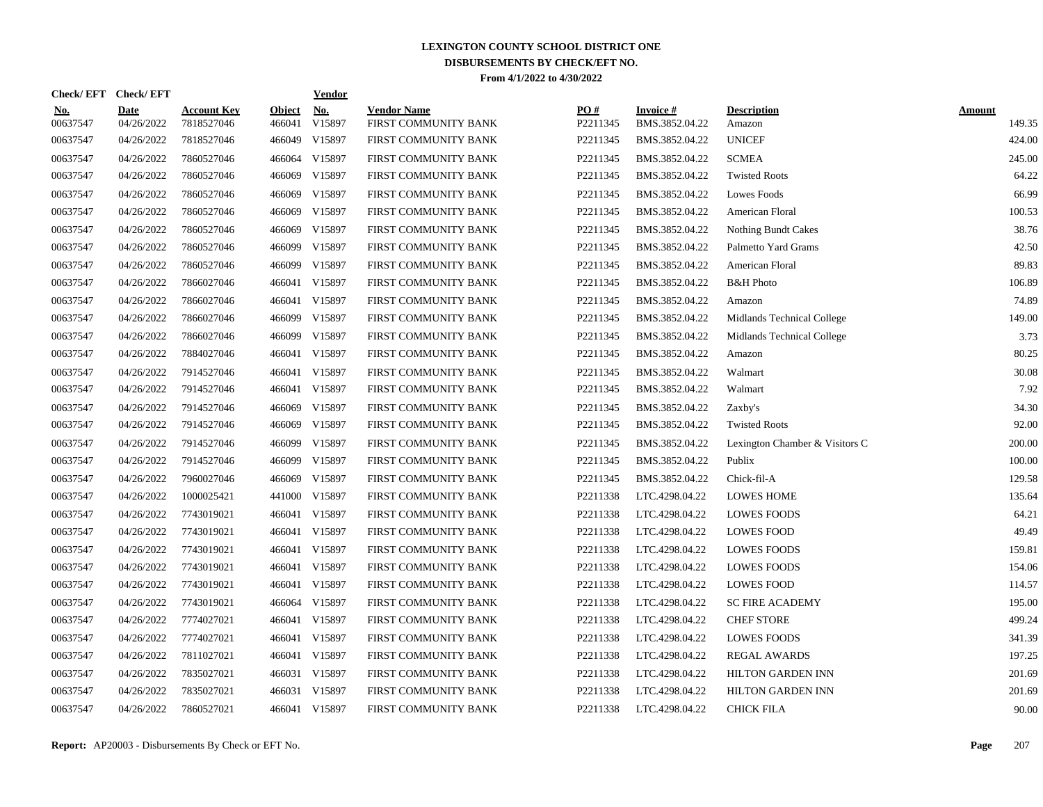# LEXINGTON COUNTY SCHOOL DISTRICT ONE
## DISBURSEMENTS BY CHECK/EFT NO.
### From 4/1/2022 to 4/30/2022

| Check/ EFT No. | Check/ EFT Date | Account Key | Object | Vendor No. | Vendor Name | PO # | Invoice # | Description | Amount |
|---|---|---|---|---|---|---|---|---|---|
| 00637547 | 04/26/2022 | 7818527046 | 466041 | V15897 | FIRST COMMUNITY BANK | P2211345 | BMS.3852.04.22 | Amazon | 149.35 |
| 00637547 | 04/26/2022 | 7818527046 | 466049 | V15897 | FIRST COMMUNITY BANK | P2211345 | BMS.3852.04.22 | UNICEF | 424.00 |
| 00637547 | 04/26/2022 | 7860527046 | 466064 | V15897 | FIRST COMMUNITY BANK | P2211345 | BMS.3852.04.22 | SCMEA | 245.00 |
| 00637547 | 04/26/2022 | 7860527046 | 466069 | V15897 | FIRST COMMUNITY BANK | P2211345 | BMS.3852.04.22 | Twisted Roots | 64.22 |
| 00637547 | 04/26/2022 | 7860527046 | 466069 | V15897 | FIRST COMMUNITY BANK | P2211345 | BMS.3852.04.22 | Lowes Foods | 66.99 |
| 00637547 | 04/26/2022 | 7860527046 | 466069 | V15897 | FIRST COMMUNITY BANK | P2211345 | BMS.3852.04.22 | American Floral | 100.53 |
| 00637547 | 04/26/2022 | 7860527046 | 466069 | V15897 | FIRST COMMUNITY BANK | P2211345 | BMS.3852.04.22 | Nothing Bundt Cakes | 38.76 |
| 00637547 | 04/26/2022 | 7860527046 | 466099 | V15897 | FIRST COMMUNITY BANK | P2211345 | BMS.3852.04.22 | Palmetto Yard Grams | 42.50 |
| 00637547 | 04/26/2022 | 7860527046 | 466099 | V15897 | FIRST COMMUNITY BANK | P2211345 | BMS.3852.04.22 | American Floral | 89.83 |
| 00637547 | 04/26/2022 | 7866027046 | 466041 | V15897 | FIRST COMMUNITY BANK | P2211345 | BMS.3852.04.22 | B&H Photo | 106.89 |
| 00637547 | 04/26/2022 | 7866027046 | 466041 | V15897 | FIRST COMMUNITY BANK | P2211345 | BMS.3852.04.22 | Amazon | 74.89 |
| 00637547 | 04/26/2022 | 7866027046 | 466099 | V15897 | FIRST COMMUNITY BANK | P2211345 | BMS.3852.04.22 | Midlands Technical College | 149.00 |
| 00637547 | 04/26/2022 | 7866027046 | 466099 | V15897 | FIRST COMMUNITY BANK | P2211345 | BMS.3852.04.22 | Midlands Technical College | 3.73 |
| 00637547 | 04/26/2022 | 7884027046 | 466041 | V15897 | FIRST COMMUNITY BANK | P2211345 | BMS.3852.04.22 | Amazon | 80.25 |
| 00637547 | 04/26/2022 | 7914527046 | 466041 | V15897 | FIRST COMMUNITY BANK | P2211345 | BMS.3852.04.22 | Walmart | 30.08 |
| 00637547 | 04/26/2022 | 7914527046 | 466041 | V15897 | FIRST COMMUNITY BANK | P2211345 | BMS.3852.04.22 | Walmart | 7.92 |
| 00637547 | 04/26/2022 | 7914527046 | 466069 | V15897 | FIRST COMMUNITY BANK | P2211345 | BMS.3852.04.22 | Zaxby's | 34.30 |
| 00637547 | 04/26/2022 | 7914527046 | 466069 | V15897 | FIRST COMMUNITY BANK | P2211345 | BMS.3852.04.22 | Twisted Roots | 92.00 |
| 00637547 | 04/26/2022 | 7914527046 | 466099 | V15897 | FIRST COMMUNITY BANK | P2211345 | BMS.3852.04.22 | Lexington Chamber & Visitors C | 200.00 |
| 00637547 | 04/26/2022 | 7914527046 | 466099 | V15897 | FIRST COMMUNITY BANK | P2211345 | BMS.3852.04.22 | Publix | 100.00 |
| 00637547 | 04/26/2022 | 7960027046 | 466069 | V15897 | FIRST COMMUNITY BANK | P2211345 | BMS.3852.04.22 | Chick-fil-A | 129.58 |
| 00637547 | 04/26/2022 | 1000025421 | 441000 | V15897 | FIRST COMMUNITY BANK | P2211338 | LTC.4298.04.22 | LOWES HOME | 135.64 |
| 00637547 | 04/26/2022 | 7743019021 | 466041 | V15897 | FIRST COMMUNITY BANK | P2211338 | LTC.4298.04.22 | LOWES FOODS | 64.21 |
| 00637547 | 04/26/2022 | 7743019021 | 466041 | V15897 | FIRST COMMUNITY BANK | P2211338 | LTC.4298.04.22 | LOWES FOOD | 49.49 |
| 00637547 | 04/26/2022 | 7743019021 | 466041 | V15897 | FIRST COMMUNITY BANK | P2211338 | LTC.4298.04.22 | LOWES FOODS | 159.81 |
| 00637547 | 04/26/2022 | 7743019021 | 466041 | V15897 | FIRST COMMUNITY BANK | P2211338 | LTC.4298.04.22 | LOWES FOODS | 154.06 |
| 00637547 | 04/26/2022 | 7743019021 | 466041 | V15897 | FIRST COMMUNITY BANK | P2211338 | LTC.4298.04.22 | LOWES FOOD | 114.57 |
| 00637547 | 04/26/2022 | 7743019021 | 466064 | V15897 | FIRST COMMUNITY BANK | P2211338 | LTC.4298.04.22 | SC FIRE ACADEMY | 195.00 |
| 00637547 | 04/26/2022 | 7774027021 | 466041 | V15897 | FIRST COMMUNITY BANK | P2211338 | LTC.4298.04.22 | CHEF STORE | 499.24 |
| 00637547 | 04/26/2022 | 7774027021 | 466041 | V15897 | FIRST COMMUNITY BANK | P2211338 | LTC.4298.04.22 | LOWES FOODS | 341.39 |
| 00637547 | 04/26/2022 | 7811027021 | 466041 | V15897 | FIRST COMMUNITY BANK | P2211338 | LTC.4298.04.22 | REGAL AWARDS | 197.25 |
| 00637547 | 04/26/2022 | 7835027021 | 466031 | V15897 | FIRST COMMUNITY BANK | P2211338 | LTC.4298.04.22 | HILTON GARDEN INN | 201.69 |
| 00637547 | 04/26/2022 | 7835027021 | 466031 | V15897 | FIRST COMMUNITY BANK | P2211338 | LTC.4298.04.22 | HILTON GARDEN INN | 201.69 |
| 00637547 | 04/26/2022 | 7860527021 | 466041 | V15897 | FIRST COMMUNITY BANK | P2211338 | LTC.4298.04.22 | CHICK FILA | 90.00 |

**Report:** AP20003 - Disbursements By Check or EFT No.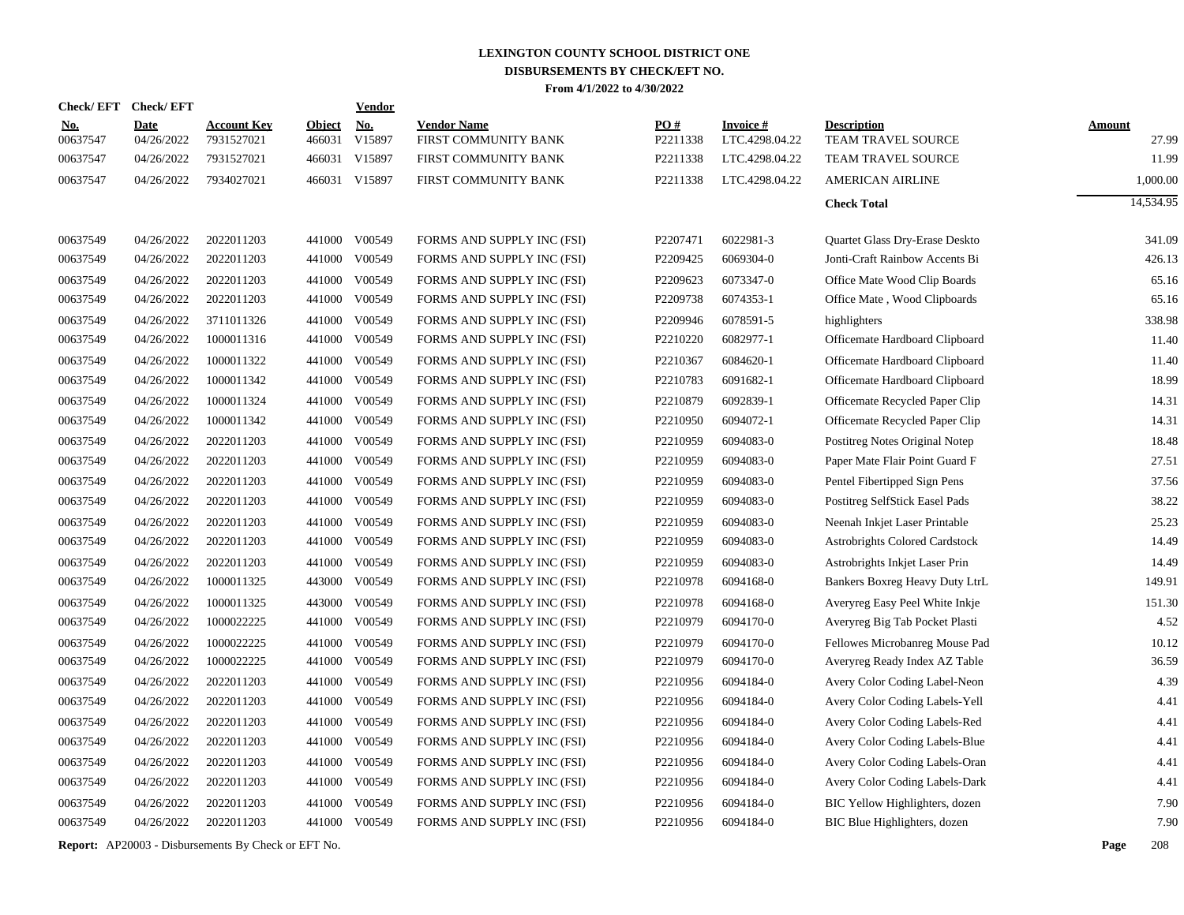# LEXINGTON COUNTY SCHOOL DISTRICT ONE
## DISBURSEMENTS BY CHECK/EFT NO.
### From 4/1/2022 to 4/30/2022

| Check/ EFT No. | Check/ EFT Date | Account Key | Object | Vendor No. | Vendor Name | PO # | Invoice # | Description | Amount |
|---|---|---|---|---|---|---|---|---|---|
| 00637547 | 04/26/2022 | 7931527021 | 466031 | V15897 | FIRST COMMUNITY BANK | P2211338 | LTC.4298.04.22 | TEAM TRAVEL SOURCE | 27.99 |
| 00637547 | 04/26/2022 | 7931527021 | 466031 | V15897 | FIRST COMMUNITY BANK | P2211338 | LTC.4298.04.22 | TEAM TRAVEL SOURCE | 11.99 |
| 00637547 | 04/26/2022 | 7934027021 | 466031 | V15897 | FIRST COMMUNITY BANK | P2211338 | LTC.4298.04.22 | AMERICAN AIRLINE | 1,000.00 |
| | | | | | | | | **Check Total** | 14,534.95 |
| 00637549 | 04/26/2022 | 2022011203 | 441000 | V00549 | FORMS AND SUPPLY INC (FSI) | P2207471 | 6022981-3 | Quartet Glass Dry-Erase Deskto | 341.09 |
| 00637549 | 04/26/2022 | 2022011203 | 441000 | V00549 | FORMS AND SUPPLY INC (FSI) | P2209425 | 6069304-0 | Jonti-Craft Rainbow Accents Bi | 426.13 |
| 00637549 | 04/26/2022 | 2022011203 | 441000 | V00549 | FORMS AND SUPPLY INC (FSI) | P2209623 | 6073347-0 | Office Mate Wood Clip Boards | 65.16 |
| 00637549 | 04/26/2022 | 2022011203 | 441000 | V00549 | FORMS AND SUPPLY INC (FSI) | P2209738 | 6074353-1 | Office Mate , Wood Clipboards | 65.16 |
| 00637549 | 04/26/2022 | 3711011326 | 441000 | V00549 | FORMS AND SUPPLY INC (FSI) | P2209946 | 6078591-5 | highlighters | 338.98 |
| 00637549 | 04/26/2022 | 1000011316 | 441000 | V00549 | FORMS AND SUPPLY INC (FSI) | P2210220 | 6082977-1 | Officemate Hardboard Clipboard | 11.40 |
| 00637549 | 04/26/2022 | 1000011322 | 441000 | V00549 | FORMS AND SUPPLY INC (FSI) | P2210367 | 6084620-1 | Officemate Hardboard Clipboard | 11.40 |
| 00637549 | 04/26/2022 | 1000011342 | 441000 | V00549 | FORMS AND SUPPLY INC (FSI) | P2210783 | 6091682-1 | Officemate Hardboard Clipboard | 18.99 |
| 00637549 | 04/26/2022 | 1000011324 | 441000 | V00549 | FORMS AND SUPPLY INC (FSI) | P2210879 | 6092839-1 | Officemate Recycled Paper Clip | 14.31 |
| 00637549 | 04/26/2022 | 1000011342 | 441000 | V00549 | FORMS AND SUPPLY INC (FSI) | P2210950 | 6094072-1 | Officemate Recycled Paper Clip | 14.31 |
| 00637549 | 04/26/2022 | 2022011203 | 441000 | V00549 | FORMS AND SUPPLY INC (FSI) | P2210959 | 6094083-0 | Postitreg Notes Original Notep | 18.48 |
| 00637549 | 04/26/2022 | 2022011203 | 441000 | V00549 | FORMS AND SUPPLY INC (FSI) | P2210959 | 6094083-0 | Paper Mate Flair Point Guard F | 27.51 |
| 00637549 | 04/26/2022 | 2022011203 | 441000 | V00549 | FORMS AND SUPPLY INC (FSI) | P2210959 | 6094083-0 | Pentel Fibertipped Sign Pens | 37.56 |
| 00637549 | 04/26/2022 | 2022011203 | 441000 | V00549 | FORMS AND SUPPLY INC (FSI) | P2210959 | 6094083-0 | Postitreg SelfStick Easel Pads | 38.22 |
| 00637549 | 04/26/2022 | 2022011203 | 441000 | V00549 | FORMS AND SUPPLY INC (FSI) | P2210959 | 6094083-0 | Neenah Inkjet Laser Printable | 25.23 |
| 00637549 | 04/26/2022 | 2022011203 | 441000 | V00549 | FORMS AND SUPPLY INC (FSI) | P2210959 | 6094083-0 | Astrobrights Colored Cardstock | 14.49 |
| 00637549 | 04/26/2022 | 2022011203 | 441000 | V00549 | FORMS AND SUPPLY INC (FSI) | P2210959 | 6094083-0 | Astrobrights Inkjet Laser Prin | 14.49 |
| 00637549 | 04/26/2022 | 1000011325 | 443000 | V00549 | FORMS AND SUPPLY INC (FSI) | P2210978 | 6094168-0 | Bankers Boxreg Heavy Duty LtrL | 149.91 |
| 00637549 | 04/26/2022 | 1000011325 | 443000 | V00549 | FORMS AND SUPPLY INC (FSI) | P2210978 | 6094168-0 | Averyreg Easy Peel White Inkje | 151.30 |
| 00637549 | 04/26/2022 | 1000022225 | 441000 | V00549 | FORMS AND SUPPLY INC (FSI) | P2210979 | 6094170-0 | Averyreg Big Tab Pocket Plasti | 4.52 |
| 00637549 | 04/26/2022 | 1000022225 | 441000 | V00549 | FORMS AND SUPPLY INC (FSI) | P2210979 | 6094170-0 | Fellowes Microbanreg Mouse Pad | 10.12 |
| 00637549 | 04/26/2022 | 1000022225 | 441000 | V00549 | FORMS AND SUPPLY INC (FSI) | P2210979 | 6094170-0 | Averyreg Ready Index AZ Table | 36.59 |
| 00637549 | 04/26/2022 | 2022011203 | 441000 | V00549 | FORMS AND SUPPLY INC (FSI) | P2210956 | 6094184-0 | Avery Color Coding Label-Neon | 4.39 |
| 00637549 | 04/26/2022 | 2022011203 | 441000 | V00549 | FORMS AND SUPPLY INC (FSI) | P2210956 | 6094184-0 | Avery Color Coding Labels-Yell | 4.41 |
| 00637549 | 04/26/2022 | 2022011203 | 441000 | V00549 | FORMS AND SUPPLY INC (FSI) | P2210956 | 6094184-0 | Avery Color Coding Labels-Red | 4.41 |
| 00637549 | 04/26/2022 | 2022011203 | 441000 | V00549 | FORMS AND SUPPLY INC (FSI) | P2210956 | 6094184-0 | Avery Color Coding Labels-Blue | 4.41 |
| 00637549 | 04/26/2022 | 2022011203 | 441000 | V00549 | FORMS AND SUPPLY INC (FSI) | P2210956 | 6094184-0 | Avery Color Coding Labels-Oran | 4.41 |
| 00637549 | 04/26/2022 | 2022011203 | 441000 | V00549 | FORMS AND SUPPLY INC (FSI) | P2210956 | 6094184-0 | Avery Color Coding Labels-Dark | 4.41 |
| 00637549 | 04/26/2022 | 2022011203 | 441000 | V00549 | FORMS AND SUPPLY INC (FSI) | P2210956 | 6094184-0 | BIC Yellow Highlighters, dozen | 7.90 |
| 00637549 | 04/26/2022 | 2022011203 | 441000 | V00549 | FORMS AND SUPPLY INC (FSI) | P2210956 | 6094184-0 | BIC Blue Highlighters, dozen | 7.90 |

**Report:** AP20003 - Disbursements By Check or EFT No.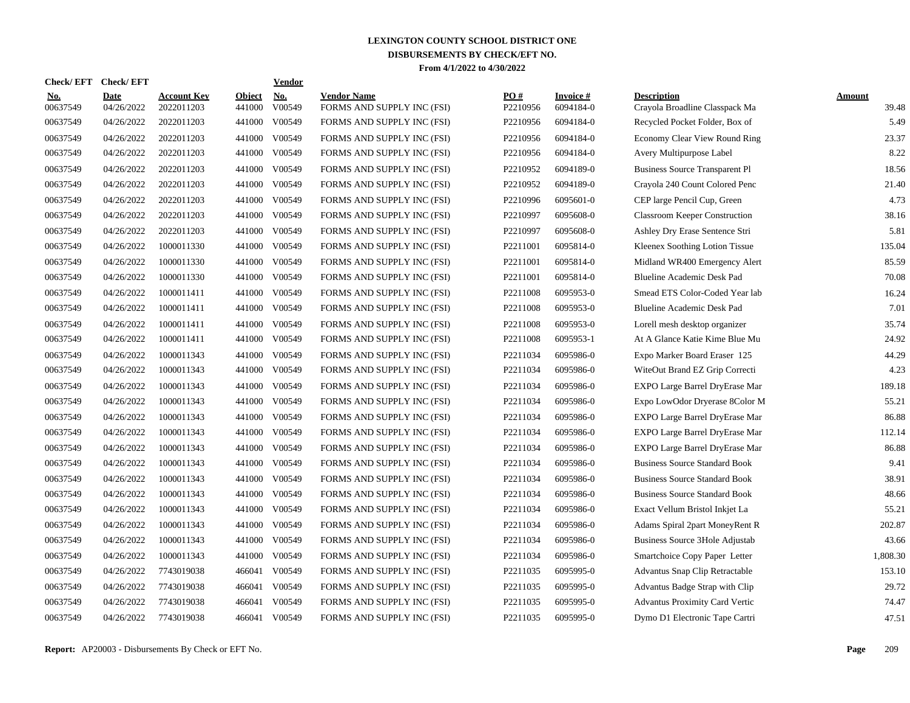# LEXINGTON COUNTY SCHOOL DISTRICT ONE
## DISBURSEMENTS BY CHECK/EFT NO.
### From 4/1/2022 to 4/30/2022

| Check/ EFT No. | Check/ EFT Date | Account Key | Object | Vendor No. | Vendor Name | PO # | Invoice # | Description | Amount |
|---|---|---|---|---|---|---|---|---|---|
| 00637549 | 04/26/2022 | 2022011203 | 441000 | V00549 | FORMS AND SUPPLY INC (FSI) | P2210956 | 6094184-0 | Crayola Broadline Classpack Ma | 39.48 |
| 00637549 | 04/26/2022 | 2022011203 | 441000 | V00549 | FORMS AND SUPPLY INC (FSI) | P2210956 | 6094184-0 | Recycled Pocket Folder, Box of | 5.49 |
| 00637549 | 04/26/2022 | 2022011203 | 441000 | V00549 | FORMS AND SUPPLY INC (FSI) | P2210956 | 6094184-0 | Economy Clear View Round Ring | 23.37 |
| 00637549 | 04/26/2022 | 2022011203 | 441000 | V00549 | FORMS AND SUPPLY INC (FSI) | P2210956 | 6094184-0 | Avery Multipurpose Label | 8.22 |
| 00637549 | 04/26/2022 | 2022011203 | 441000 | V00549 | FORMS AND SUPPLY INC (FSI) | P2210952 | 6094189-0 | Business Source Transparent Pl | 18.56 |
| 00637549 | 04/26/2022 | 2022011203 | 441000 | V00549 | FORMS AND SUPPLY INC (FSI) | P2210952 | 6094189-0 | Crayola 240 Count Colored Penc | 21.40 |
| 00637549 | 04/26/2022 | 2022011203 | 441000 | V00549 | FORMS AND SUPPLY INC (FSI) | P2210996 | 6095601-0 | CEP large Pencil Cup, Green | 4.73 |
| 00637549 | 04/26/2022 | 2022011203 | 441000 | V00549 | FORMS AND SUPPLY INC (FSI) | P2210997 | 6095608-0 | Classroom Keeper Construction | 38.16 |
| 00637549 | 04/26/2022 | 2022011203 | 441000 | V00549 | FORMS AND SUPPLY INC (FSI) | P2210997 | 6095608-0 | Ashley Dry Erase Sentence Stri | 5.81 |
| 00637549 | 04/26/2022 | 1000011330 | 441000 | V00549 | FORMS AND SUPPLY INC (FSI) | P2211001 | 6095814-0 | Kleenex Soothing Lotion Tissue | 135.04 |
| 00637549 | 04/26/2022 | 1000011330 | 441000 | V00549 | FORMS AND SUPPLY INC (FSI) | P2211001 | 6095814-0 | Midland WR400 Emergency Alert | 85.59 |
| 00637549 | 04/26/2022 | 1000011330 | 441000 | V00549 | FORMS AND SUPPLY INC (FSI) | P2211001 | 6095814-0 | Blueline Academic Desk Pad | 70.08 |
| 00637549 | 04/26/2022 | 1000011411 | 441000 | V00549 | FORMS AND SUPPLY INC (FSI) | P2211008 | 6095953-0 | Smead ETS Color-Coded Year lab | 16.24 |
| 00637549 | 04/26/2022 | 1000011411 | 441000 | V00549 | FORMS AND SUPPLY INC (FSI) | P2211008 | 6095953-0 | Blueline Academic Desk Pad | 7.01 |
| 00637549 | 04/26/2022 | 1000011411 | 441000 | V00549 | FORMS AND SUPPLY INC (FSI) | P2211008 | 6095953-0 | Lorell mesh desktop organizer | 35.74 |
| 00637549 | 04/26/2022 | 1000011411 | 441000 | V00549 | FORMS AND SUPPLY INC (FSI) | P2211008 | 6095953-1 | At A Glance Katie Kime Blue Mu | 24.92 |
| 00637549 | 04/26/2022 | 1000011343 | 441000 | V00549 | FORMS AND SUPPLY INC (FSI) | P2211034 | 6095986-0 | Expo Marker Board Eraser 125 | 44.29 |
| 00637549 | 04/26/2022 | 1000011343 | 441000 | V00549 | FORMS AND SUPPLY INC (FSI) | P2211034 | 6095986-0 | WiteOut Brand EZ Grip Correcti | 4.23 |
| 00637549 | 04/26/2022 | 1000011343 | 441000 | V00549 | FORMS AND SUPPLY INC (FSI) | P2211034 | 6095986-0 | EXPO Large Barrel DryErase Mar | 189.18 |
| 00637549 | 04/26/2022 | 1000011343 | 441000 | V00549 | FORMS AND SUPPLY INC (FSI) | P2211034 | 6095986-0 | Expo LowOdor Dryerase 8Color M | 55.21 |
| 00637549 | 04/26/2022 | 1000011343 | 441000 | V00549 | FORMS AND SUPPLY INC (FSI) | P2211034 | 6095986-0 | EXPO Large Barrel DryErase Mar | 86.88 |
| 00637549 | 04/26/2022 | 1000011343 | 441000 | V00549 | FORMS AND SUPPLY INC (FSI) | P2211034 | 6095986-0 | EXPO Large Barrel DryErase Mar | 112.14 |
| 00637549 | 04/26/2022 | 1000011343 | 441000 | V00549 | FORMS AND SUPPLY INC (FSI) | P2211034 | 6095986-0 | EXPO Large Barrel DryErase Mar | 86.88 |
| 00637549 | 04/26/2022 | 1000011343 | 441000 | V00549 | FORMS AND SUPPLY INC (FSI) | P2211034 | 6095986-0 | Business Source Standard Book | 9.41 |
| 00637549 | 04/26/2022 | 1000011343 | 441000 | V00549 | FORMS AND SUPPLY INC (FSI) | P2211034 | 6095986-0 | Business Source Standard Book | 38.91 |
| 00637549 | 04/26/2022 | 1000011343 | 441000 | V00549 | FORMS AND SUPPLY INC (FSI) | P2211034 | 6095986-0 | Business Source Standard Book | 48.66 |
| 00637549 | 04/26/2022 | 1000011343 | 441000 | V00549 | FORMS AND SUPPLY INC (FSI) | P2211034 | 6095986-0 | Exact Vellum Bristol Inkjet La | 55.21 |
| 00637549 | 04/26/2022 | 1000011343 | 441000 | V00549 | FORMS AND SUPPLY INC (FSI) | P2211034 | 6095986-0 | Adams Spiral 2part MoneyRent R | 202.87 |
| 00637549 | 04/26/2022 | 1000011343 | 441000 | V00549 | FORMS AND SUPPLY INC (FSI) | P2211034 | 6095986-0 | Business Source 3Hole Adjustab | 43.66 |
| 00637549 | 04/26/2022 | 1000011343 | 441000 | V00549 | FORMS AND SUPPLY INC (FSI) | P2211034 | 6095986-0 | Smartchoice Copy Paper Letter | 1,808.30 |
| 00637549 | 04/26/2022 | 7743019038 | 466041 | V00549 | FORMS AND SUPPLY INC (FSI) | P2211035 | 6095995-0 | Advantus Snap Clip Retractable | 153.10 |
| 00637549 | 04/26/2022 | 7743019038 | 466041 | V00549 | FORMS AND SUPPLY INC (FSI) | P2211035 | 6095995-0 | Advantus Badge Strap with Clip | 29.72 |
| 00637549 | 04/26/2022 | 7743019038 | 466041 | V00549 | FORMS AND SUPPLY INC (FSI) | P2211035 | 6095995-0 | Advantus Proximity Card Vertic | 74.47 |
| 00637549 | 04/26/2022 | 7743019038 | 466041 | V00549 | FORMS AND SUPPLY INC (FSI) | P2211035 | 6095995-0 | Dymo D1 Electronic Tape Cartri | 47.51 |

**Report:** AP20003 - Disbursements By Check or EFT No.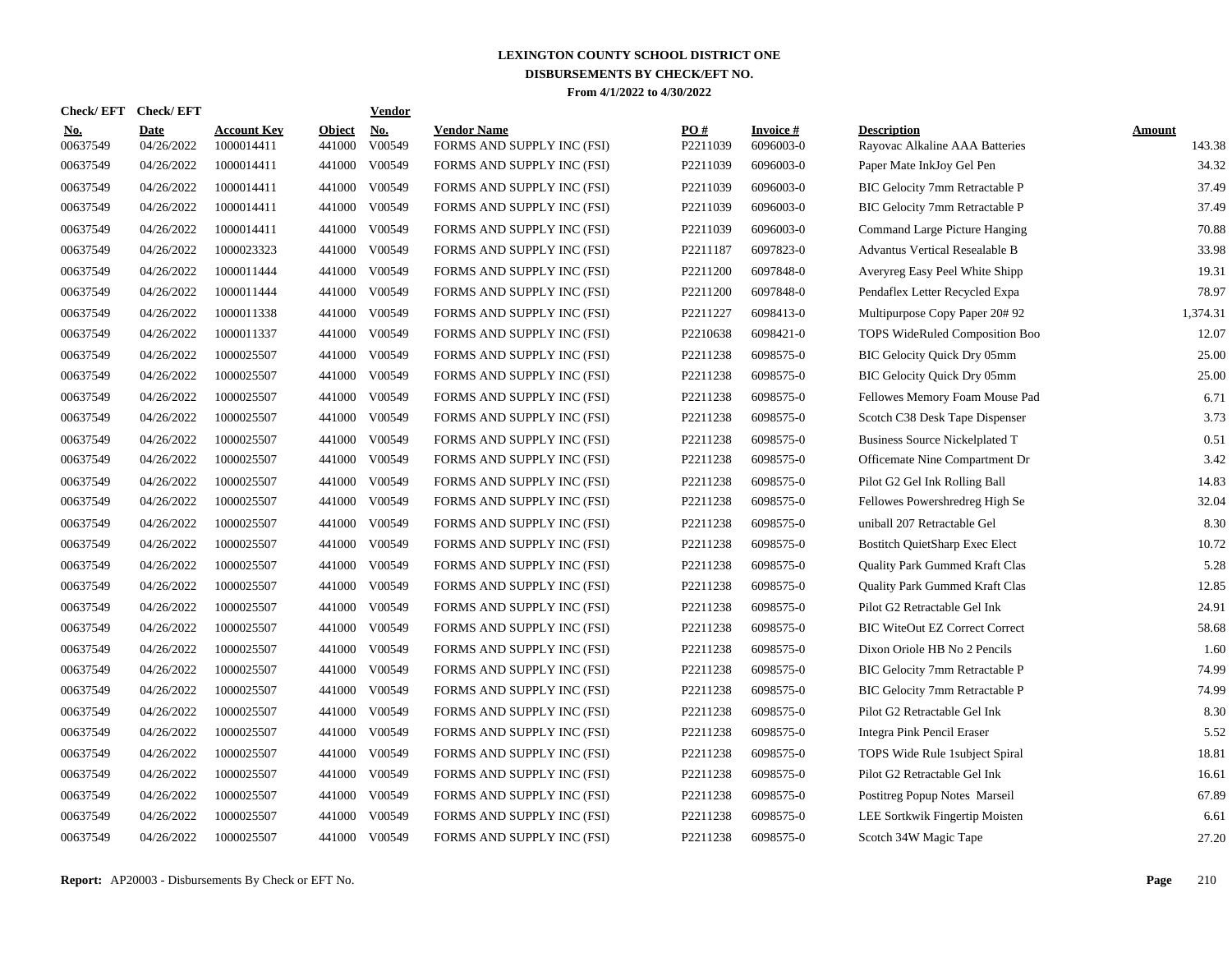# LEXINGTON COUNTY SCHOOL DISTRICT ONE

## DISBURSEMENTS BY CHECK/EFT NO.

**From 4/1/2022 to 4/30/2022**

| Check/ EFT No. | Check/ EFT Date | Account Key | Object | Vendor No. | Vendor Name | PO # | Invoice # | Description | Amount |
|---|---|---|---|---|---|---|---|---|---|
| 00637549 | 04/26/2022 | 1000014411 | 441000 | V00549 | FORMS AND SUPPLY INC (FSI) | P2211039 | 6096003-0 | Rayovac Alkaline AAA Batteries | 143.38 |
| 00637549 | 04/26/2022 | 1000014411 | 441000 | V00549 | FORMS AND SUPPLY INC (FSI) | P2211039 | 6096003-0 | Paper Mate InkJoy Gel Pen | 34.32 |
| 00637549 | 04/26/2022 | 1000014411 | 441000 | V00549 | FORMS AND SUPPLY INC (FSI) | P2211039 | 6096003-0 | BIC Gelocity 7mm Retractable P | 37.49 |
| 00637549 | 04/26/2022 | 1000014411 | 441000 | V00549 | FORMS AND SUPPLY INC (FSI) | P2211039 | 6096003-0 | BIC Gelocity 7mm Retractable P | 37.49 |
| 00637549 | 04/26/2022 | 1000014411 | 441000 | V00549 | FORMS AND SUPPLY INC (FSI) | P2211039 | 6096003-0 | Command Large Picture Hanging | 70.88 |
| 00637549 | 04/26/2022 | 1000023323 | 441000 | V00549 | FORMS AND SUPPLY INC (FSI) | P2211187 | 6097823-0 | Advantus Vertical Resealable B | 33.98 |
| 00637549 | 04/26/2022 | 1000011444 | 441000 | V00549 | FORMS AND SUPPLY INC (FSI) | P2211200 | 6097848-0 | Averyreg Easy Peel White Shipp | 19.31 |
| 00637549 | 04/26/2022 | 1000011444 | 441000 | V00549 | FORMS AND SUPPLY INC (FSI) | P2211200 | 6097848-0 | Pendaflex Letter Recycled Expa | 78.97 |
| 00637549 | 04/26/2022 | 1000011338 | 441000 | V00549 | FORMS AND SUPPLY INC (FSI) | P2211227 | 6098413-0 | Multipurpose Copy Paper 20# 92 | 1,374.31 |
| 00637549 | 04/26/2022 | 1000011337 | 441000 | V00549 | FORMS AND SUPPLY INC (FSI) | P2210638 | 6098421-0 | TOPS WideRuled Composition Boo | 12.07 |
| 00637549 | 04/26/2022 | 1000025507 | 441000 | V00549 | FORMS AND SUPPLY INC (FSI) | P2211238 | 6098575-0 | BIC Gelocity Quick Dry 05mm | 25.00 |
| 00637549 | 04/26/2022 | 1000025507 | 441000 | V00549 | FORMS AND SUPPLY INC (FSI) | P2211238 | 6098575-0 | BIC Gelocity Quick Dry 05mm | 25.00 |
| 00637549 | 04/26/2022 | 1000025507 | 441000 | V00549 | FORMS AND SUPPLY INC (FSI) | P2211238 | 6098575-0 | Fellowes Memory Foam Mouse Pad | 6.71 |
| 00637549 | 04/26/2022 | 1000025507 | 441000 | V00549 | FORMS AND SUPPLY INC (FSI) | P2211238 | 6098575-0 | Scotch C38 Desk Tape Dispenser | 3.73 |
| 00637549 | 04/26/2022 | 1000025507 | 441000 | V00549 | FORMS AND SUPPLY INC (FSI) | P2211238 | 6098575-0 | Business Source Nickelplated T | 0.51 |
| 00637549 | 04/26/2022 | 1000025507 | 441000 | V00549 | FORMS AND SUPPLY INC (FSI) | P2211238 | 6098575-0 | Officemate Nine Compartment Dr | 3.42 |
| 00637549 | 04/26/2022 | 1000025507 | 441000 | V00549 | FORMS AND SUPPLY INC (FSI) | P2211238 | 6098575-0 | Pilot G2 Gel Ink Rolling Ball | 14.83 |
| 00637549 | 04/26/2022 | 1000025507 | 441000 | V00549 | FORMS AND SUPPLY INC (FSI) | P2211238 | 6098575-0 | Fellowes Powershredreg High Se | 32.04 |
| 00637549 | 04/26/2022 | 1000025507 | 441000 | V00549 | FORMS AND SUPPLY INC (FSI) | P2211238 | 6098575-0 | uniball 207 Retractable Gel | 8.30 |
| 00637549 | 04/26/2022 | 1000025507 | 441000 | V00549 | FORMS AND SUPPLY INC (FSI) | P2211238 | 6098575-0 | Bostitch QuietSharp Exec Elect | 10.72 |
| 00637549 | 04/26/2022 | 1000025507 | 441000 | V00549 | FORMS AND SUPPLY INC (FSI) | P2211238 | 6098575-0 | Quality Park Gummed Kraft Clas | 5.28 |
| 00637549 | 04/26/2022 | 1000025507 | 441000 | V00549 | FORMS AND SUPPLY INC (FSI) | P2211238 | 6098575-0 | Quality Park Gummed Kraft Clas | 12.85 |
| 00637549 | 04/26/2022 | 1000025507 | 441000 | V00549 | FORMS AND SUPPLY INC (FSI) | P2211238 | 6098575-0 | Pilot G2 Retractable Gel Ink | 24.91 |
| 00637549 | 04/26/2022 | 1000025507 | 441000 | V00549 | FORMS AND SUPPLY INC (FSI) | P2211238 | 6098575-0 | BIC WiteOut EZ Correct Correct | 58.68 |
| 00637549 | 04/26/2022 | 1000025507 | 441000 | V00549 | FORMS AND SUPPLY INC (FSI) | P2211238 | 6098575-0 | Dixon Oriole HB No 2 Pencils | 1.60 |
| 00637549 | 04/26/2022 | 1000025507 | 441000 | V00549 | FORMS AND SUPPLY INC (FSI) | P2211238 | 6098575-0 | BIC Gelocity 7mm Retractable P | 74.99 |
| 00637549 | 04/26/2022 | 1000025507 | 441000 | V00549 | FORMS AND SUPPLY INC (FSI) | P2211238 | 6098575-0 | BIC Gelocity 7mm Retractable P | 74.99 |
| 00637549 | 04/26/2022 | 1000025507 | 441000 | V00549 | FORMS AND SUPPLY INC (FSI) | P2211238 | 6098575-0 | Pilot G2 Retractable Gel Ink | 8.30 |
| 00637549 | 04/26/2022 | 1000025507 | 441000 | V00549 | FORMS AND SUPPLY INC (FSI) | P2211238 | 6098575-0 | Integra Pink Pencil Eraser | 5.52 |
| 00637549 | 04/26/2022 | 1000025507 | 441000 | V00549 | FORMS AND SUPPLY INC (FSI) | P2211238 | 6098575-0 | TOPS Wide Rule 1subject Spiral | 18.81 |
| 00637549 | 04/26/2022 | 1000025507 | 441000 | V00549 | FORMS AND SUPPLY INC (FSI) | P2211238 | 6098575-0 | Pilot G2 Retractable Gel Ink | 16.61 |
| 00637549 | 04/26/2022 | 1000025507 | 441000 | V00549 | FORMS AND SUPPLY INC (FSI) | P2211238 | 6098575-0 | Postitreg Popup Notes Marseil | 67.89 |
| 00637549 | 04/26/2022 | 1000025507 | 441000 | V00549 | FORMS AND SUPPLY INC (FSI) | P2211238 | 6098575-0 | LEE Sortkwik Fingertip Moisten | 6.61 |
| 00637549 | 04/26/2022 | 1000025507 | 441000 | V00549 | FORMS AND SUPPLY INC (FSI) | P2211238 | 6098575-0 | Scotch 34W Magic Tape | 27.20 |

**Report:** AP20003 - Disbursements By Check or EFT No.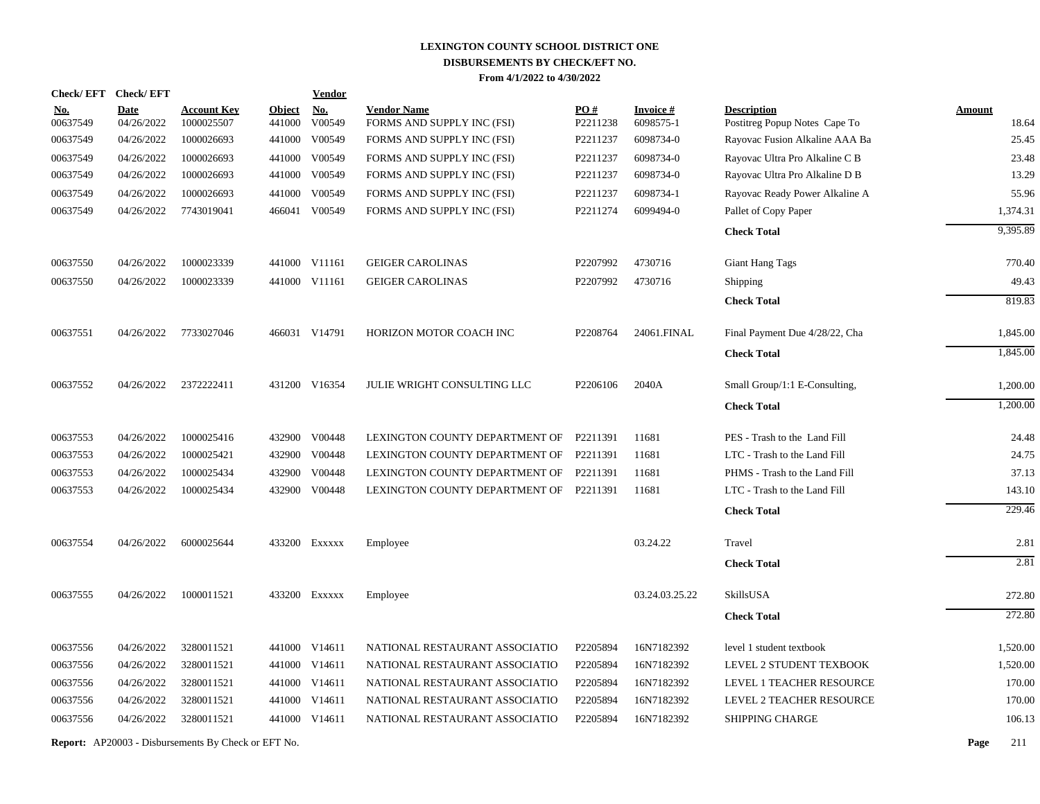# LEXINGTON COUNTY SCHOOL DISTRICT ONE
## DISBURSEMENTS BY CHECK/EFT NO.
### From 4/1/2022 to 4/30/2022

| Check/ EFT No. | Check/ EFT Date | Account Key | Object | Vendor No. | Vendor Name | PO # | Invoice # | Description | Amount |
|---|---|---|---|---|---|---|---|---|---|
| 00637549 | 04/26/2022 | 1000025507 | 441000 | V00549 | FORMS AND SUPPLY INC (FSI) | P2211238 | 6098575-1 | Postitreg Popup Notes Cape To | 18.64 |
| 00637549 | 04/26/2022 | 1000026693 | 441000 | V00549 | FORMS AND SUPPLY INC (FSI) | P2211237 | 6098734-0 | Rayovac Fusion Alkaline AAA Ba | 25.45 |
| 00637549 | 04/26/2022 | 1000026693 | 441000 | V00549 | FORMS AND SUPPLY INC (FSI) | P2211237 | 6098734-0 | Rayovac Ultra Pro Alkaline C B | 23.48 |
| 00637549 | 04/26/2022 | 1000026693 | 441000 | V00549 | FORMS AND SUPPLY INC (FSI) | P2211237 | 6098734-0 | Rayovac Ultra Pro Alkaline D B | 13.29 |
| 00637549 | 04/26/2022 | 1000026693 | 441000 | V00549 | FORMS AND SUPPLY INC (FSI) | P2211237 | 6098734-1 | Rayovac Ready Power Alkaline A | 55.96 |
| 00637549 | 04/26/2022 | 7743019041 | 466041 | V00549 | FORMS AND SUPPLY INC (FSI) | P2211274 | 6099494-0 | Pallet of Copy Paper | 1,374.31 |
| | | | | | | | | **Check Total** | 9,395.89 |
| 00637550 | 04/26/2022 | 1000023339 | 441000 | V11161 | GEIGER CAROLINAS | P2207992 | 4730716 | Giant Hang Tags | 770.40 |
| 00637550 | 04/26/2022 | 1000023339 | 441000 | V11161 | GEIGER CAROLINAS | P2207992 | 4730716 | Shipping | 49.43 |
| | | | | | | | | **Check Total** | 819.83 |
| 00637551 | 04/26/2022 | 7733027046 | 466031 | V14791 | HORIZON MOTOR COACH INC | P2208764 | 24061.FINAL | Final Payment Due 4/28/22, Cha | 1,845.00 |
| | | | | | | | | **Check Total** | 1,845.00 |
| 00637552 | 04/26/2022 | 2372222411 | 431200 | V16354 | JULIE WRIGHT CONSULTING LLC | P2206106 | 2040A | Small Group/1:1 E-Consulting, | 1,200.00 |
| | | | | | | | | **Check Total** | 1,200.00 |
| 00637553 | 04/26/2022 | 1000025416 | 432900 | V00448 | LEXINGTON COUNTY DEPARTMENT OF | P2211391 | 11681 | PES - Trash to the Land Fill | 24.48 |
| 00637553 | 04/26/2022 | 1000025421 | 432900 | V00448 | LEXINGTON COUNTY DEPARTMENT OF | P2211391 | 11681 | LTC - Trash to the Land Fill | 24.75 |
| 00637553 | 04/26/2022 | 1000025434 | 432900 | V00448 | LEXINGTON COUNTY DEPARTMENT OF | P2211391 | 11681 | PHMS - Trash to the Land Fill | 37.13 |
| 00637553 | 04/26/2022 | 1000025434 | 432900 | V00448 | LEXINGTON COUNTY DEPARTMENT OF | P2211391 | 11681 | LTC - Trash to the Land Fill | 143.10 |
| | | | | | | | | **Check Total** | 229.46 |
| 00637554 | 04/26/2022 | 6000025644 | 433200 | Exxxxx | Employee | | 03.24.22 | Travel | 2.81 |
| | | | | | | | | **Check Total** | 2.81 |
| 00637555 | 04/26/2022 | 1000011521 | 433200 | Exxxxx | Employee | | 03.24.03.25.22 | SkillsUSA | 272.80 |
| | | | | | | | | **Check Total** | 272.80 |
| 00637556 | 04/26/2022 | 3280011521 | 441000 | V14611 | NATIONAL RESTAURANT ASSOCIATIO | P2205894 | 16N7182392 | level 1 student textbook | 1,520.00 |
| 00637556 | 04/26/2022 | 3280011521 | 441000 | V14611 | NATIONAL RESTAURANT ASSOCIATIO | P2205894 | 16N7182392 | LEVEL 2 STUDENT TEXBOOK | 1,520.00 |
| 00637556 | 04/26/2022 | 3280011521 | 441000 | V14611 | NATIONAL RESTAURANT ASSOCIATIO | P2205894 | 16N7182392 | LEVEL 1 TEACHER RESOURCE | 170.00 |
| 00637556 | 04/26/2022 | 3280011521 | 441000 | V14611 | NATIONAL RESTAURANT ASSOCIATIO | P2205894 | 16N7182392 | LEVEL 2 TEACHER RESOURCE | 170.00 |
| 00637556 | 04/26/2022 | 3280011521 | 441000 | V14611 | NATIONAL RESTAURANT ASSOCIATIO | P2205894 | 16N7182392 | SHIPPING CHARGE | 106.13 |

**Report:** AP20003 - Disbursements By Check or EFT No.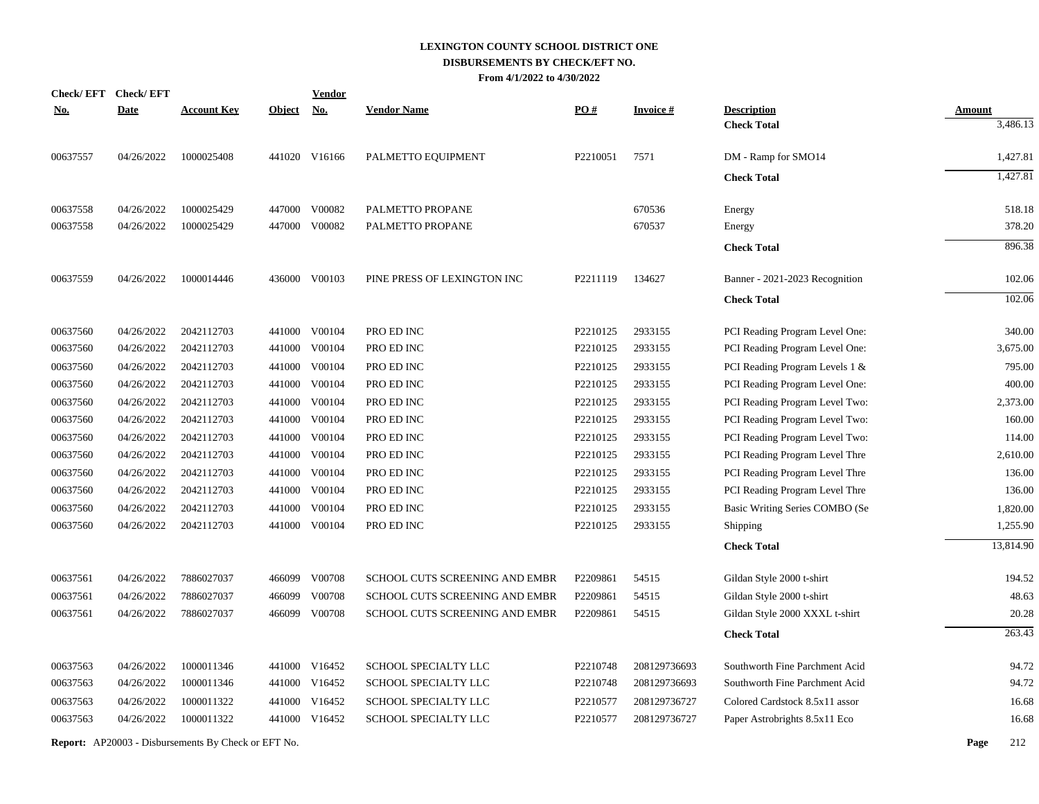# LEXINGTON COUNTY SCHOOL DISTRICT ONE
## DISBURSEMENTS BY CHECK/EFT NO.
### From 4/1/2022 to 4/30/2022

| Check/ EFT No. | Check/ EFT Date | Account Key | Object | Vendor No. | Vendor Name | PO # | Invoice # | Description | Amount |
|---|---|---|---|---|---|---|---|---|---|
| | | | | | | | | **Check Total** | 3,486.13 |
| 00637557 | 04/26/2022 | 1000025408 | 441020 | V16166 | PALMETTO EQUIPMENT | P2210051 | 7571 | DM - Ramp for SMO14 | 1,427.81 |
| | | | | | | | | **Check Total** | 1,427.81 |
| 00637558 | 04/26/2022 | 1000025429 | 447000 | V00082 | PALMETTO PROPANE | | 670536 | Energy | 518.18 |
| 00637558 | 04/26/2022 | 1000025429 | 447000 | V00082 | PALMETTO PROPANE | | 670537 | Energy | 378.20 |
| | | | | | | | | **Check Total** | 896.38 |
| 00637559 | 04/26/2022 | 1000014446 | 436000 | V00103 | PINE PRESS OF LEXINGTON INC | P2211119 | 134627 | Banner - 2021-2023 Recognition | 102.06 |
| | | | | | | | | **Check Total** | 102.06 |
| 00637560 | 04/26/2022 | 2042112703 | 441000 | V00104 | PRO ED INC | P2210125 | 2933155 | PCI Reading Program Level One: | 340.00 |
| 00637560 | 04/26/2022 | 2042112703 | 441000 | V00104 | PRO ED INC | P2210125 | 2933155 | PCI Reading Program Level One: | 3,675.00 |
| 00637560 | 04/26/2022 | 2042112703 | 441000 | V00104 | PRO ED INC | P2210125 | 2933155 | PCI Reading Program Levels 1 & | 795.00 |
| 00637560 | 04/26/2022 | 2042112703 | 441000 | V00104 | PRO ED INC | P2210125 | 2933155 | PCI Reading Program Level One: | 400.00 |
| 00637560 | 04/26/2022 | 2042112703 | 441000 | V00104 | PRO ED INC | P2210125 | 2933155 | PCI Reading Program Level Two: | 2,373.00 |
| 00637560 | 04/26/2022 | 2042112703 | 441000 | V00104 | PRO ED INC | P2210125 | 2933155 | PCI Reading Program Level Two: | 160.00 |
| 00637560 | 04/26/2022 | 2042112703 | 441000 | V00104 | PRO ED INC | P2210125 | 2933155 | PCI Reading Program Level Two: | 114.00 |
| 00637560 | 04/26/2022 | 2042112703 | 441000 | V00104 | PRO ED INC | P2210125 | 2933155 | PCI Reading Program Level Thre | 2,610.00 |
| 00637560 | 04/26/2022 | 2042112703 | 441000 | V00104 | PRO ED INC | P2210125 | 2933155 | PCI Reading Program Level Thre | 136.00 |
| 00637560 | 04/26/2022 | 2042112703 | 441000 | V00104 | PRO ED INC | P2210125 | 2933155 | PCI Reading Program Level Thre | 136.00 |
| 00637560 | 04/26/2022 | 2042112703 | 441000 | V00104 | PRO ED INC | P2210125 | 2933155 | Basic Writing Series COMBO (Se | 1,820.00 |
| 00637560 | 04/26/2022 | 2042112703 | 441000 | V00104 | PRO ED INC | P2210125 | 2933155 | Shipping | 1,255.90 |
| | | | | | | | | **Check Total** | 13,814.90 |
| 00637561 | 04/26/2022 | 7886027037 | 466099 | V00708 | SCHOOL CUTS SCREENING AND EMBR | P2209861 | 54515 | Gildan Style 2000 t-shirt | 194.52 |
| 00637561 | 04/26/2022 | 7886027037 | 466099 | V00708 | SCHOOL CUTS SCREENING AND EMBR | P2209861 | 54515 | Gildan Style 2000 t-shirt | 48.63 |
| 00637561 | 04/26/2022 | 7886027037 | 466099 | V00708 | SCHOOL CUTS SCREENING AND EMBR | P2209861 | 54515 | Gildan Style 2000 XXXL t-shirt | 20.28 |
| | | | | | | | | **Check Total** | 263.43 |
| 00637563 | 04/26/2022 | 1000011346 | 441000 | V16452 | SCHOOL SPECIALTY LLC | P2210748 | 208129736693 | Southworth Fine Parchment Acid | 94.72 |
| 00637563 | 04/26/2022 | 1000011346 | 441000 | V16452 | SCHOOL SPECIALTY LLC | P2210748 | 208129736693 | Southworth Fine Parchment Acid | 94.72 |
| 00637563 | 04/26/2022 | 1000011322 | 441000 | V16452 | SCHOOL SPECIALTY LLC | P2210577 | 208129736727 | Colored Cardstock 8.5x11 assor | 16.68 |
| 00637563 | 04/26/2022 | 1000011322 | 441000 | V16452 | SCHOOL SPECIALTY LLC | P2210577 | 208129736727 | Paper Astrobrights 8.5x11 Eco | 16.68 |

**Report:** AP20003 - Disbursements By Check or EFT No.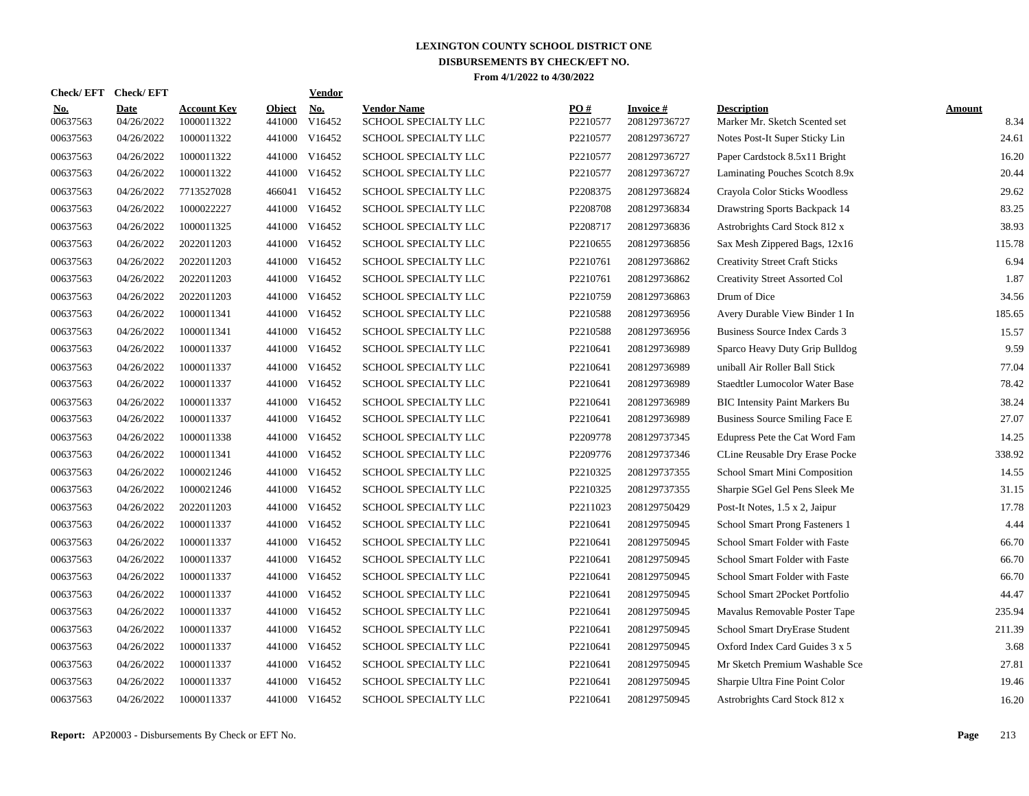# LEXINGTON COUNTY SCHOOL DISTRICT ONE
## DISBURSEMENTS BY CHECK/EFT NO.
### From 4/1/2022 to 4/30/2022

| Check/ EFT No. | Check/ EFT Date | Account Key | Object | Vendor No. | Vendor Name | PO # | Invoice # | Description | Amount |
|---|---|---|---|---|---|---|---|---|---|
| 00637563 | 04/26/2022 | 1000011322 | 441000 | V16452 | SCHOOL SPECIALTY LLC | P2210577 | 208129736727 | Marker Mr. Sketch Scented set | 8.34 |
| 00637563 | 04/26/2022 | 1000011322 | 441000 | V16452 | SCHOOL SPECIALTY LLC | P2210577 | 208129736727 | Notes Post-It Super Sticky Lin | 24.61 |
| 00637563 | 04/26/2022 | 1000011322 | 441000 | V16452 | SCHOOL SPECIALTY LLC | P2210577 | 208129736727 | Paper Cardstock 8.5x11 Bright | 16.20 |
| 00637563 | 04/26/2022 | 1000011322 | 441000 | V16452 | SCHOOL SPECIALTY LLC | P2210577 | 208129736727 | Laminating Pouches Scotch 8.9x | 20.44 |
| 00637563 | 04/26/2022 | 7713527028 | 466041 | V16452 | SCHOOL SPECIALTY LLC | P2208375 | 208129736824 | Crayola Color Sticks Woodless | 29.62 |
| 00637563 | 04/26/2022 | 1000022227 | 441000 | V16452 | SCHOOL SPECIALTY LLC | P2208708 | 208129736834 | Drawstring Sports Backpack 14 | 83.25 |
| 00637563 | 04/26/2022 | 1000011325 | 441000 | V16452 | SCHOOL SPECIALTY LLC | P2208717 | 208129736836 | Astrobrights Card Stock 812 x | 38.93 |
| 00637563 | 04/26/2022 | 2022011203 | 441000 | V16452 | SCHOOL SPECIALTY LLC | P2210655 | 208129736856 | Sax Mesh Zippered Bags, 12x16 | 115.78 |
| 00637563 | 04/26/2022 | 2022011203 | 441000 | V16452 | SCHOOL SPECIALTY LLC | P2210761 | 208129736862 | Creativity Street Craft Sticks | 6.94 |
| 00637563 | 04/26/2022 | 2022011203 | 441000 | V16452 | SCHOOL SPECIALTY LLC | P2210761 | 208129736862 | Creativity Street Assorted Col | 1.87 |
| 00637563 | 04/26/2022 | 2022011203 | 441000 | V16452 | SCHOOL SPECIALTY LLC | P2210759 | 208129736863 | Drum of Dice | 34.56 |
| 00637563 | 04/26/2022 | 1000011341 | 441000 | V16452 | SCHOOL SPECIALTY LLC | P2210588 | 208129736956 | Avery Durable View Binder 1 In | 185.65 |
| 00637563 | 04/26/2022 | 1000011341 | 441000 | V16452 | SCHOOL SPECIALTY LLC | P2210588 | 208129736956 | Business Source Index Cards 3 | 15.57 |
| 00637563 | 04/26/2022 | 1000011337 | 441000 | V16452 | SCHOOL SPECIALTY LLC | P2210641 | 208129736989 | Sparco Heavy Duty Grip Bulldog | 9.59 |
| 00637563 | 04/26/2022 | 1000011337 | 441000 | V16452 | SCHOOL SPECIALTY LLC | P2210641 | 208129736989 | uniball Air Roller Ball Stick | 77.04 |
| 00637563 | 04/26/2022 | 1000011337 | 441000 | V16452 | SCHOOL SPECIALTY LLC | P2210641 | 208129736989 | Staedtler Lumocolor Water Base | 78.42 |
| 00637563 | 04/26/2022 | 1000011337 | 441000 | V16452 | SCHOOL SPECIALTY LLC | P2210641 | 208129736989 | BIC Intensity Paint Markers Bu | 38.24 |
| 00637563 | 04/26/2022 | 1000011337 | 441000 | V16452 | SCHOOL SPECIALTY LLC | P2210641 | 208129736989 | Business Source Smiling Face E | 27.07 |
| 00637563 | 04/26/2022 | 1000011338 | 441000 | V16452 | SCHOOL SPECIALTY LLC | P2209778 | 208129737345 | Edupress Pete the Cat Word Fam | 14.25 |
| 00637563 | 04/26/2022 | 1000011341 | 441000 | V16452 | SCHOOL SPECIALTY LLC | P2209776 | 208129737346 | CLine Reusable Dry Erase Pocke | 338.92 |
| 00637563 | 04/26/2022 | 1000021246 | 441000 | V16452 | SCHOOL SPECIALTY LLC | P2210325 | 208129737355 | School Smart Mini Composition | 14.55 |
| 00637563 | 04/26/2022 | 1000021246 | 441000 | V16452 | SCHOOL SPECIALTY LLC | P2210325 | 208129737355 | Sharpie SGel Gel Pens Sleek Me | 31.15 |
| 00637563 | 04/26/2022 | 2022011203 | 441000 | V16452 | SCHOOL SPECIALTY LLC | P2211023 | 208129750429 | Post-It Notes, 1.5 x 2, Jaipur | 17.78 |
| 00637563 | 04/26/2022 | 1000011337 | 441000 | V16452 | SCHOOL SPECIALTY LLC | P2210641 | 208129750945 | School Smart Prong Fasteners 1 | 4.44 |
| 00637563 | 04/26/2022 | 1000011337 | 441000 | V16452 | SCHOOL SPECIALTY LLC | P2210641 | 208129750945 | School Smart Folder with Faste | 66.70 |
| 00637563 | 04/26/2022 | 1000011337 | 441000 | V16452 | SCHOOL SPECIALTY LLC | P2210641 | 208129750945 | School Smart Folder with Faste | 66.70 |
| 00637563 | 04/26/2022 | 1000011337 | 441000 | V16452 | SCHOOL SPECIALTY LLC | P2210641 | 208129750945 | School Smart Folder with Faste | 66.70 |
| 00637563 | 04/26/2022 | 1000011337 | 441000 | V16452 | SCHOOL SPECIALTY LLC | P2210641 | 208129750945 | School Smart 2Pocket Portfolio | 44.47 |
| 00637563 | 04/26/2022 | 1000011337 | 441000 | V16452 | SCHOOL SPECIALTY LLC | P2210641 | 208129750945 | Mavalus Removable Poster Tape | 235.94 |
| 00637563 | 04/26/2022 | 1000011337 | 441000 | V16452 | SCHOOL SPECIALTY LLC | P2210641 | 208129750945 | School Smart DryErase Student | 211.39 |
| 00637563 | 04/26/2022 | 1000011337 | 441000 | V16452 | SCHOOL SPECIALTY LLC | P2210641 | 208129750945 | Oxford Index Card Guides 3 x 5 | 3.68 |
| 00637563 | 04/26/2022 | 1000011337 | 441000 | V16452 | SCHOOL SPECIALTY LLC | P2210641 | 208129750945 | Mr Sketch Premium Washable Sce | 27.81 |
| 00637563 | 04/26/2022 | 1000011337 | 441000 | V16452 | SCHOOL SPECIALTY LLC | P2210641 | 208129750945 | Sharpie Ultra Fine Point Color | 19.46 |
| 00637563 | 04/26/2022 | 1000011337 | 441000 | V16452 | SCHOOL SPECIALTY LLC | P2210641 | 208129750945 | Astrobrights Card Stock 812 x | 16.20 |

**Report:** AP20003 - Disbursements By Check or EFT No.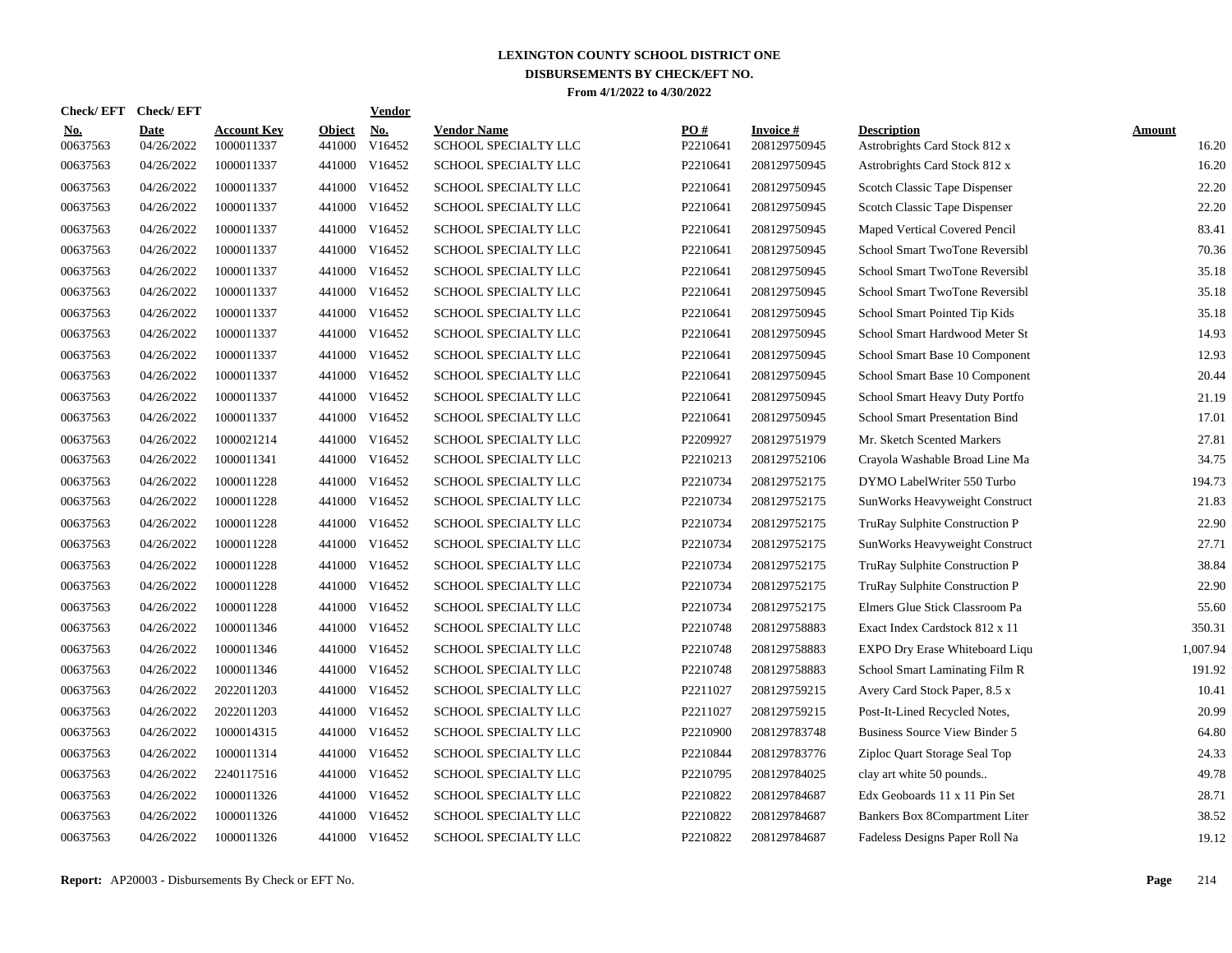# LEXINGTON COUNTY SCHOOL DISTRICT ONE

## DISBURSEMENTS BY CHECK/EFT NO.

### From 4/1/2022 to 4/30/2022

| Check/ EFT No. | Check/ EFT Date | Account Key | Object | Vendor No. | Vendor Name | PO # | Invoice # | Description | Amount |
|---|---|---|---|---|---|---|---|---|---|
| 00637563 | 04/26/2022 | 1000011337 | 441000 | V16452 | SCHOOL SPECIALTY LLC | P2210641 | 208129750945 | Astrobrights Card Stock 812 x | 16.20 |
| 00637563 | 04/26/2022 | 1000011337 | 441000 | V16452 | SCHOOL SPECIALTY LLC | P2210641 | 208129750945 | Astrobrights Card Stock 812 x | 16.20 |
| 00637563 | 04/26/2022 | 1000011337 | 441000 | V16452 | SCHOOL SPECIALTY LLC | P2210641 | 208129750945 | Scotch Classic Tape Dispenser | 22.20 |
| 00637563 | 04/26/2022 | 1000011337 | 441000 | V16452 | SCHOOL SPECIALTY LLC | P2210641 | 208129750945 | Scotch Classic Tape Dispenser | 22.20 |
| 00637563 | 04/26/2022 | 1000011337 | 441000 | V16452 | SCHOOL SPECIALTY LLC | P2210641 | 208129750945 | Maped Vertical Covered Pencil | 83.41 |
| 00637563 | 04/26/2022 | 1000011337 | 441000 | V16452 | SCHOOL SPECIALTY LLC | P2210641 | 208129750945 | School Smart TwoTone Reversibl | 70.36 |
| 00637563 | 04/26/2022 | 1000011337 | 441000 | V16452 | SCHOOL SPECIALTY LLC | P2210641 | 208129750945 | School Smart TwoTone Reversibl | 35.18 |
| 00637563 | 04/26/2022 | 1000011337 | 441000 | V16452 | SCHOOL SPECIALTY LLC | P2210641 | 208129750945 | School Smart TwoTone Reversibl | 35.18 |
| 00637563 | 04/26/2022 | 1000011337 | 441000 | V16452 | SCHOOL SPECIALTY LLC | P2210641 | 208129750945 | School Smart Pointed Tip Kids | 35.18 |
| 00637563 | 04/26/2022 | 1000011337 | 441000 | V16452 | SCHOOL SPECIALTY LLC | P2210641 | 208129750945 | School Smart Hardwood Meter St | 14.93 |
| 00637563 | 04/26/2022 | 1000011337 | 441000 | V16452 | SCHOOL SPECIALTY LLC | P2210641 | 208129750945 | School Smart Base 10 Component | 12.93 |
| 00637563 | 04/26/2022 | 1000011337 | 441000 | V16452 | SCHOOL SPECIALTY LLC | P2210641 | 208129750945 | School Smart Base 10 Component | 20.44 |
| 00637563 | 04/26/2022 | 1000011337 | 441000 | V16452 | SCHOOL SPECIALTY LLC | P2210641 | 208129750945 | School Smart Heavy Duty Portfo | 21.19 |
| 00637563 | 04/26/2022 | 1000011337 | 441000 | V16452 | SCHOOL SPECIALTY LLC | P2210641 | 208129750945 | School Smart Presentation Bind | 17.01 |
| 00637563 | 04/26/2022 | 1000021214 | 441000 | V16452 | SCHOOL SPECIALTY LLC | P2209927 | 208129751979 | Mr. Sketch Scented Markers | 27.81 |
| 00637563 | 04/26/2022 | 1000011341 | 441000 | V16452 | SCHOOL SPECIALTY LLC | P2210213 | 208129752106 | Crayola Washable Broad Line Ma | 34.75 |
| 00637563 | 04/26/2022 | 1000011228 | 441000 | V16452 | SCHOOL SPECIALTY LLC | P2210734 | 208129752175 | DYMO LabelWriter 550 Turbo | 194.73 |
| 00637563 | 04/26/2022 | 1000011228 | 441000 | V16452 | SCHOOL SPECIALTY LLC | P2210734 | 208129752175 | SunWorks Heavyweight Construct | 21.83 |
| 00637563 | 04/26/2022 | 1000011228 | 441000 | V16452 | SCHOOL SPECIALTY LLC | P2210734 | 208129752175 | TruRay Sulphite Construction P | 22.90 |
| 00637563 | 04/26/2022 | 1000011228 | 441000 | V16452 | SCHOOL SPECIALTY LLC | P2210734 | 208129752175 | SunWorks Heavyweight Construct | 27.71 |
| 00637563 | 04/26/2022 | 1000011228 | 441000 | V16452 | SCHOOL SPECIALTY LLC | P2210734 | 208129752175 | TruRay Sulphite Construction P | 38.84 |
| 00637563 | 04/26/2022 | 1000011228 | 441000 | V16452 | SCHOOL SPECIALTY LLC | P2210734 | 208129752175 | TruRay Sulphite Construction P | 22.90 |
| 00637563 | 04/26/2022 | 1000011228 | 441000 | V16452 | SCHOOL SPECIALTY LLC | P2210734 | 208129752175 | Elmers Glue Stick Classroom Pa | 55.60 |
| 00637563 | 04/26/2022 | 1000011346 | 441000 | V16452 | SCHOOL SPECIALTY LLC | P2210748 | 208129758883 | Exact Index Cardstock 812 x 11 | 350.31 |
| 00637563 | 04/26/2022 | 1000011346 | 441000 | V16452 | SCHOOL SPECIALTY LLC | P2210748 | 208129758883 | EXPO Dry Erase Whiteboard Liqu | 1,007.94 |
| 00637563 | 04/26/2022 | 1000011346 | 441000 | V16452 | SCHOOL SPECIALTY LLC | P2210748 | 208129758883 | School Smart Laminating Film R | 191.92 |
| 00637563 | 04/26/2022 | 2022011203 | 441000 | V16452 | SCHOOL SPECIALTY LLC | P2211027 | 208129759215 | Avery Card Stock Paper, 8.5 x | 10.41 |
| 00637563 | 04/26/2022 | 2022011203 | 441000 | V16452 | SCHOOL SPECIALTY LLC | P2211027 | 208129759215 | Post-It-Lined Recycled Notes, | 20.99 |
| 00637563 | 04/26/2022 | 1000014315 | 441000 | V16452 | SCHOOL SPECIALTY LLC | P2210900 | 208129783748 | Business Source View Binder 5 | 64.80 |
| 00637563 | 04/26/2022 | 1000011314 | 441000 | V16452 | SCHOOL SPECIALTY LLC | P2210844 | 208129783776 | Ziploc Quart Storage Seal Top | 24.33 |
| 00637563 | 04/26/2022 | 2240117516 | 441000 | V16452 | SCHOOL SPECIALTY LLC | P2210795 | 208129784025 | clay art white 50 pounds.. | 49.78 |
| 00637563 | 04/26/2022 | 1000011326 | 441000 | V16452 | SCHOOL SPECIALTY LLC | P2210822 | 208129784687 | Edx Geoboards 11 x 11 Pin Set | 28.71 |
| 00637563 | 04/26/2022 | 1000011326 | 441000 | V16452 | SCHOOL SPECIALTY LLC | P2210822 | 208129784687 | Bankers Box 8Compartment Liter | 38.52 |
| 00637563 | 04/26/2022 | 1000011326 | 441000 | V16452 | SCHOOL SPECIALTY LLC | P2210822 | 208129784687 | Fadeless Designs Paper Roll Na | 19.12 |

**Report:** AP20003 - Disbursements By Check or EFT No.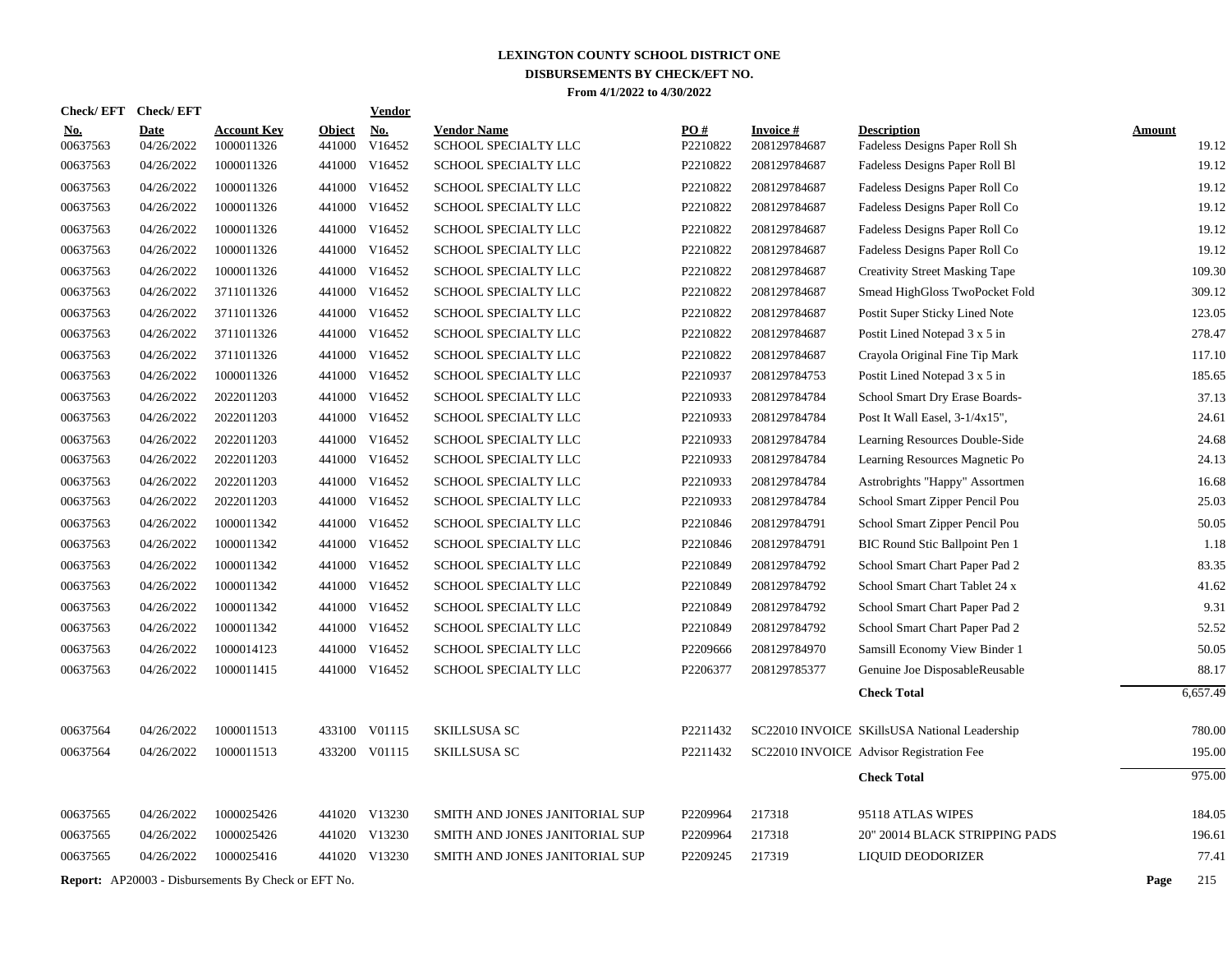# LEXINGTON COUNTY SCHOOL DISTRICT ONE
## DISBURSEMENTS BY CHECK/EFT NO.
### From 4/1/2022 to 4/30/2022

| Check/ EFT No. | Check/ EFT Date | Account Key | Object | Vendor No. | Vendor Name | PO # | Invoice # | Description | Amount |
|---|---|---|---|---|---|---|---|---|---|
| 00637563 | 04/26/2022 | 1000011326 | 441000 | V16452 | SCHOOL SPECIALTY LLC | P2210822 | 208129784687 | Fadeless Designs Paper Roll Sh | 19.12 |
| 00637563 | 04/26/2022 | 1000011326 | 441000 | V16452 | SCHOOL SPECIALTY LLC | P2210822 | 208129784687 | Fadeless Designs Paper Roll Bl | 19.12 |
| 00637563 | 04/26/2022 | 1000011326 | 441000 | V16452 | SCHOOL SPECIALTY LLC | P2210822 | 208129784687 | Fadeless Designs Paper Roll Co | 19.12 |
| 00637563 | 04/26/2022 | 1000011326 | 441000 | V16452 | SCHOOL SPECIALTY LLC | P2210822 | 208129784687 | Fadeless Designs Paper Roll Co | 19.12 |
| 00637563 | 04/26/2022 | 1000011326 | 441000 | V16452 | SCHOOL SPECIALTY LLC | P2210822 | 208129784687 | Fadeless Designs Paper Roll Co | 19.12 |
| 00637563 | 04/26/2022 | 1000011326 | 441000 | V16452 | SCHOOL SPECIALTY LLC | P2210822 | 208129784687 | Fadeless Designs Paper Roll Co | 19.12 |
| 00637563 | 04/26/2022 | 1000011326 | 441000 | V16452 | SCHOOL SPECIALTY LLC | P2210822 | 208129784687 | Creativity Street Masking Tape | 109.30 |
| 00637563 | 04/26/2022 | 3711011326 | 441000 | V16452 | SCHOOL SPECIALTY LLC | P2210822 | 208129784687 | Smead HighGloss TwoPocket Fold | 309.12 |
| 00637563 | 04/26/2022 | 3711011326 | 441000 | V16452 | SCHOOL SPECIALTY LLC | P2210822 | 208129784687 | Postit Super Sticky Lined Note | 123.05 |
| 00637563 | 04/26/2022 | 3711011326 | 441000 | V16452 | SCHOOL SPECIALTY LLC | P2210822 | 208129784687 | Postit Lined Notepad 3 x 5 in | 278.47 |
| 00637563 | 04/26/2022 | 3711011326 | 441000 | V16452 | SCHOOL SPECIALTY LLC | P2210822 | 208129784687 | Crayola Original Fine Tip Mark | 117.10 |
| 00637563 | 04/26/2022 | 1000011326 | 441000 | V16452 | SCHOOL SPECIALTY LLC | P2210937 | 208129784753 | Postit Lined Notepad 3 x 5 in | 185.65 |
| 00637563 | 04/26/2022 | 2022011203 | 441000 | V16452 | SCHOOL SPECIALTY LLC | P2210933 | 208129784784 | School Smart Dry Erase Boards- | 37.13 |
| 00637563 | 04/26/2022 | 2022011203 | 441000 | V16452 | SCHOOL SPECIALTY LLC | P2210933 | 208129784784 | Post It Wall Easel, 3-1/4x15", | 24.61 |
| 00637563 | 04/26/2022 | 2022011203 | 441000 | V16452 | SCHOOL SPECIALTY LLC | P2210933 | 208129784784 | Learning Resources Double-Side | 24.68 |
| 00637563 | 04/26/2022 | 2022011203 | 441000 | V16452 | SCHOOL SPECIALTY LLC | P2210933 | 208129784784 | Learning Resources Magnetic Po | 24.13 |
| 00637563 | 04/26/2022 | 2022011203 | 441000 | V16452 | SCHOOL SPECIALTY LLC | P2210933 | 208129784784 | Astrobrights "Happy" Assortmen | 16.68 |
| 00637563 | 04/26/2022 | 2022011203 | 441000 | V16452 | SCHOOL SPECIALTY LLC | P2210933 | 208129784784 | School Smart Zipper Pencil Pou | 25.03 |
| 00637563 | 04/26/2022 | 1000011342 | 441000 | V16452 | SCHOOL SPECIALTY LLC | P2210846 | 208129784791 | School Smart Zipper Pencil Pou | 50.05 |
| 00637563 | 04/26/2022 | 1000011342 | 441000 | V16452 | SCHOOL SPECIALTY LLC | P2210846 | 208129784791 | BIC Round Stic Ballpoint Pen 1 | 1.18 |
| 00637563 | 04/26/2022 | 1000011342 | 441000 | V16452 | SCHOOL SPECIALTY LLC | P2210849 | 208129784792 | School Smart Chart Paper Pad 2 | 83.35 |
| 00637563 | 04/26/2022 | 1000011342 | 441000 | V16452 | SCHOOL SPECIALTY LLC | P2210849 | 208129784792 | School Smart Chart Tablet 24 x | 41.62 |
| 00637563 | 04/26/2022 | 1000011342 | 441000 | V16452 | SCHOOL SPECIALTY LLC | P2210849 | 208129784792 | School Smart Chart Paper Pad 2 | 9.31 |
| 00637563 | 04/26/2022 | 1000011342 | 441000 | V16452 | SCHOOL SPECIALTY LLC | P2210849 | 208129784792 | School Smart Chart Paper Pad 2 | 52.52 |
| 00637563 | 04/26/2022 | 1000014123 | 441000 | V16452 | SCHOOL SPECIALTY LLC | P2209666 | 208129784970 | Samsill Economy View Binder 1 | 50.05 |
| 00637563 | 04/26/2022 | 1000011415 | 441000 | V16452 | SCHOOL SPECIALTY LLC | P2206377 | 208129785377 | Genuine Joe DisposableReusable | 88.17 |
| | | | | | | | | **Check Total** | 6,657.49 |
| 00637564 | 04/26/2022 | 1000011513 | 433100 | V01115 | SKILLSUSA SC | P2211432 | SC22010 INVOICE | SKillsUSA National Leadership | 780.00 |
| 00637564 | 04/26/2022 | 1000011513 | 433200 | V01115 | SKILLSUSA SC | P2211432 | SC22010 INVOICE | Advisor Registration Fee | 195.00 |
| | | | | | | | | **Check Total** | 975.00 |
| 00637565 | 04/26/2022 | 1000025426 | 441020 | V13230 | SMITH AND JONES JANITORIAL SUP | P2209964 | 217318 | 95118 ATLAS WIPES | 184.05 |
| 00637565 | 04/26/2022 | 1000025426 | 441020 | V13230 | SMITH AND JONES JANITORIAL SUP | P2209964 | 217318 | 20" 20014 BLACK STRIPPING PADS | 196.61 |
| 00637565 | 04/26/2022 | 1000025416 | 441020 | V13230 | SMITH AND JONES JANITORIAL SUP | P2209245 | 217319 | LIQUID DEODORIZER | 77.41 |

**Report:** AP20003 - Disbursements By Check or EFT No.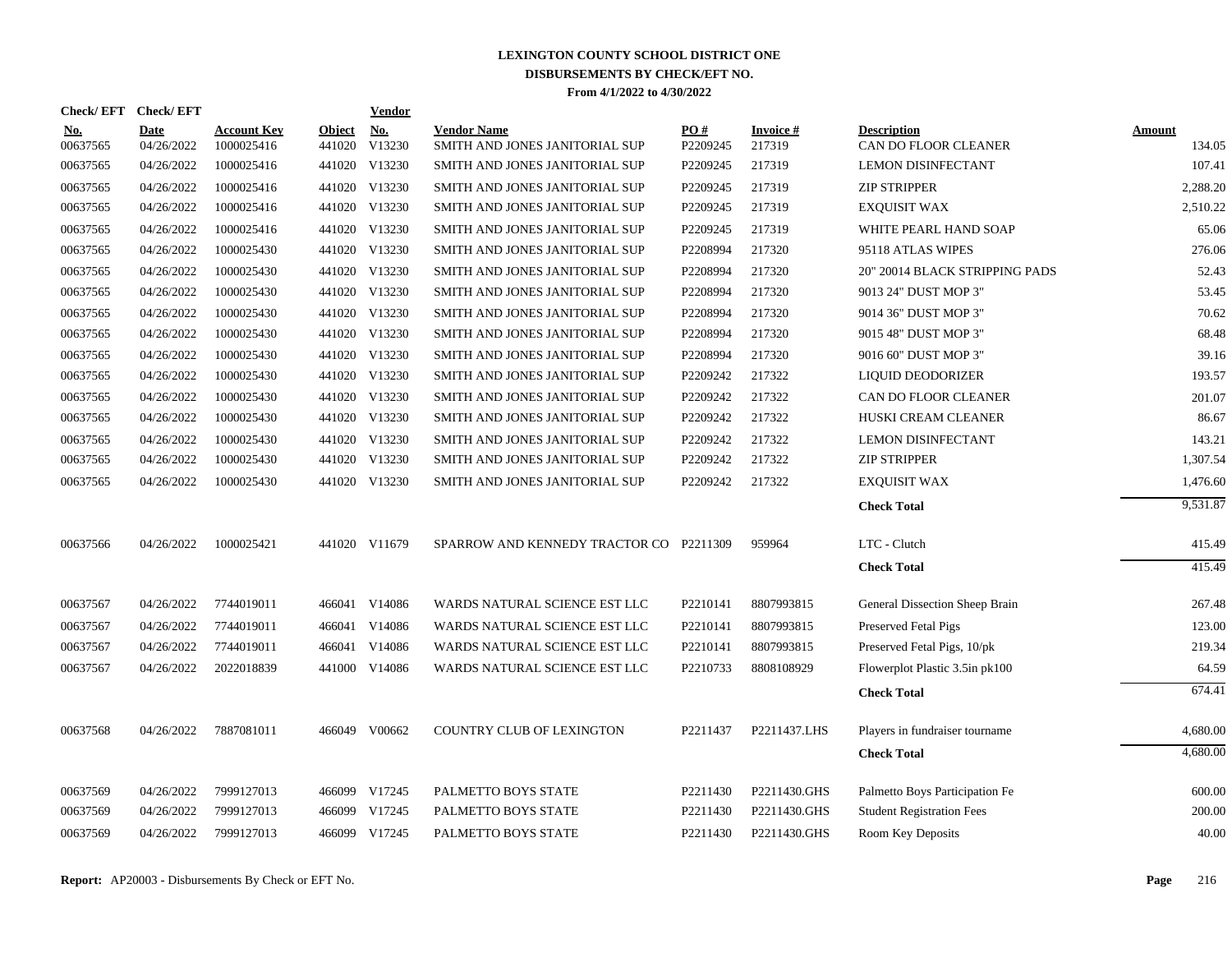# LEXINGTON COUNTY SCHOOL DISTRICT ONE

## DISBURSEMENTS BY CHECK/EFT NO.

### From 4/1/2022 to 4/30/2022

| Check/ EFT No. | Check/ EFT Date | Account Key | Object | Vendor No. | Vendor Name | PO # | Invoice # | Description | Amount |
|---|---|---|---|---|---|---|---|---|---|
| 00637565 | 04/26/2022 | 1000025416 | 441020 | V13230 | SMITH AND JONES JANITORIAL SUP | P2209245 | 217319 | CAN DO FLOOR CLEANER | 134.05 |
| 00637565 | 04/26/2022 | 1000025416 | 441020 | V13230 | SMITH AND JONES JANITORIAL SUP | P2209245 | 217319 | LEMON DISINFECTANT | 107.41 |
| 00637565 | 04/26/2022 | 1000025416 | 441020 | V13230 | SMITH AND JONES JANITORIAL SUP | P2209245 | 217319 | ZIP STRIPPER | 2,288.20 |
| 00637565 | 04/26/2022 | 1000025416 | 441020 | V13230 | SMITH AND JONES JANITORIAL SUP | P2209245 | 217319 | EXQUISIT WAX | 2,510.22 |
| 00637565 | 04/26/2022 | 1000025416 | 441020 | V13230 | SMITH AND JONES JANITORIAL SUP | P2209245 | 217319 | WHITE PEARL HAND SOAP | 65.06 |
| 00637565 | 04/26/2022 | 1000025430 | 441020 | V13230 | SMITH AND JONES JANITORIAL SUP | P2208994 | 217320 | 95118 ATLAS WIPES | 276.06 |
| 00637565 | 04/26/2022 | 1000025430 | 441020 | V13230 | SMITH AND JONES JANITORIAL SUP | P2208994 | 217320 | 20" 20014 BLACK STRIPPING PADS | 52.43 |
| 00637565 | 04/26/2022 | 1000025430 | 441020 | V13230 | SMITH AND JONES JANITORIAL SUP | P2208994 | 217320 | 9013 24" DUST MOP 3" | 53.45 |
| 00637565 | 04/26/2022 | 1000025430 | 441020 | V13230 | SMITH AND JONES JANITORIAL SUP | P2208994 | 217320 | 9014 36" DUST MOP 3" | 70.62 |
| 00637565 | 04/26/2022 | 1000025430 | 441020 | V13230 | SMITH AND JONES JANITORIAL SUP | P2208994 | 217320 | 9015 48" DUST MOP 3" | 68.48 |
| 00637565 | 04/26/2022 | 1000025430 | 441020 | V13230 | SMITH AND JONES JANITORIAL SUP | P2208994 | 217320 | 9016 60" DUST MOP 3" | 39.16 |
| 00637565 | 04/26/2022 | 1000025430 | 441020 | V13230 | SMITH AND JONES JANITORIAL SUP | P2209242 | 217322 | LIQUID DEODORIZER | 193.57 |
| 00637565 | 04/26/2022 | 1000025430 | 441020 | V13230 | SMITH AND JONES JANITORIAL SUP | P2209242 | 217322 | CAN DO FLOOR CLEANER | 201.07 |
| 00637565 | 04/26/2022 | 1000025430 | 441020 | V13230 | SMITH AND JONES JANITORIAL SUP | P2209242 | 217322 | HUSKI CREAM CLEANER | 86.67 |
| 00637565 | 04/26/2022 | 1000025430 | 441020 | V13230 | SMITH AND JONES JANITORIAL SUP | P2209242 | 217322 | LEMON DISINFECTANT | 143.21 |
| 00637565 | 04/26/2022 | 1000025430 | 441020 | V13230 | SMITH AND JONES JANITORIAL SUP | P2209242 | 217322 | ZIP STRIPPER | 1,307.54 |
| 00637565 | 04/26/2022 | 1000025430 | 441020 | V13230 | SMITH AND JONES JANITORIAL SUP | P2209242 | 217322 | EXQUISIT WAX | 1,476.60 |
| | | | | | | | | **Check Total** | 9,531.87 |
| 00637566 | 04/26/2022 | 1000025421 | 441020 | V11679 | SPARROW AND KENNEDY TRACTOR CO | P2211309 | 959964 | LTC - Clutch | 415.49 |
| | | | | | | | | **Check Total** | 415.49 |
| 00637567 | 04/26/2022 | 7744019011 | 466041 | V14086 | WARDS NATURAL SCIENCE EST LLC | P2210141 | 8807993815 | General Dissection Sheep Brain | 267.48 |
| 00637567 | 04/26/2022 | 7744019011 | 466041 | V14086 | WARDS NATURAL SCIENCE EST LLC | P2210141 | 8807993815 | Preserved Fetal Pigs | 123.00 |
| 00637567 | 04/26/2022 | 7744019011 | 466041 | V14086 | WARDS NATURAL SCIENCE EST LLC | P2210141 | 8807993815 | Preserved Fetal Pigs, 10/pk | 219.34 |
| 00637567 | 04/26/2022 | 2022018839 | 441000 | V14086 | WARDS NATURAL SCIENCE EST LLC | P2210733 | 8808108929 | Flowerplot Plastic 3.5in pk100 | 64.59 |
| | | | | | | | | **Check Total** | 674.41 |
| 00637568 | 04/26/2022 | 7887081011 | 466049 | V00662 | COUNTRY CLUB OF LEXINGTON | P2211437 | P2211437.LHS | Players in fundraiser tourname | 4,680.00 |
| | | | | | | | | **Check Total** | 4,680.00 |
| 00637569 | 04/26/2022 | 7999127013 | 466099 | V17245 | PALMETTO BOYS STATE | P2211430 | P2211430.GHS | Palmetto Boys Participation Fe | 600.00 |
| 00637569 | 04/26/2022 | 7999127013 | 466099 | V17245 | PALMETTO BOYS STATE | P2211430 | P2211430.GHS | Student Registration Fees | 200.00 |
| 00637569 | 04/26/2022 | 7999127013 | 466099 | V17245 | PALMETTO BOYS STATE | P2211430 | P2211430.GHS | Room Key Deposits | 40.00 |

**Report:** AP20003 - Disbursements By Check or EFT No.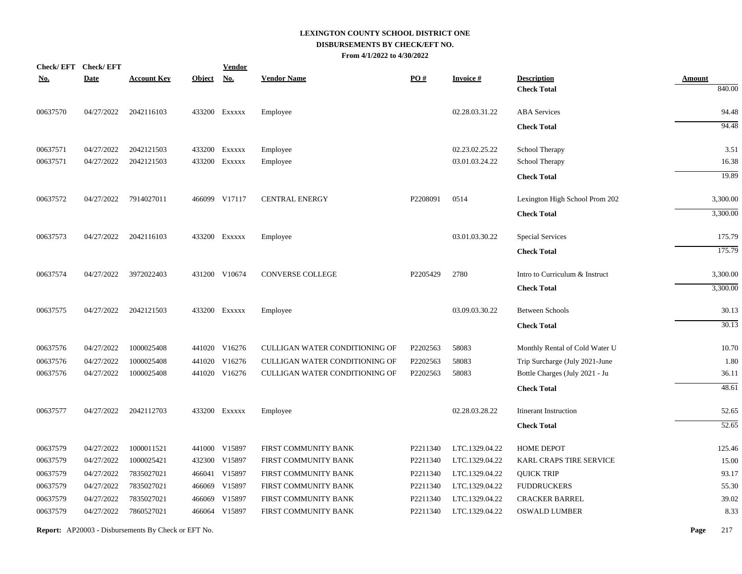# LEXINGTON COUNTY SCHOOL DISTRICT ONE

## DISBURSEMENTS BY CHECK/EFT NO.

**From 4/1/2022 to 4/30/2022**

| Check/ EFT No. | Check/ EFT Date | Account Key | Object | Vendor No. | Vendor Name | PO # | Invoice # | Description | Amount |
|---|---|---|---|---|---|---|---|---|---|
| | | | | | | | | **Check Total** | 840.00 |
| 00637570 | 04/27/2022 | 2042116103 | 433200 | Exxxxx | Employee | | 02.28.03.31.22 | ABA Services | 94.48 |
| | | | | | | | | **Check Total** | 94.48 |
| 00637571 | 04/27/2022 | 2042121503 | 433200 | Exxxxx | Employee | | 02.23.02.25.22 | School Therapy | 3.51 |
| 00637571 | 04/27/2022 | 2042121503 | 433200 | Exxxxx | Employee | | 03.01.03.24.22 | School Therapy | 16.38 |
| | | | | | | | | **Check Total** | 19.89 |
| 00637572 | 04/27/2022 | 7914027011 | 466099 | V17117 | CENTRAL ENERGY | P2208091 | 0514 | Lexington High School Prom 202 | 3,300.00 |
| | | | | | | | | **Check Total** | 3,300.00 |
| 00637573 | 04/27/2022 | 2042116103 | 433200 | Exxxxx | Employee | | 03.01.03.30.22 | Special Services | 175.79 |
| | | | | | | | | **Check Total** | 175.79 |
| 00637574 | 04/27/2022 | 3972022403 | 431200 | V10674 | CONVERSE COLLEGE | P2205429 | 2780 | Intro to Curriculum & Instruct | 3,300.00 |
| | | | | | | | | **Check Total** | 3,300.00 |
| 00637575 | 04/27/2022 | 2042121503 | 433200 | Exxxxx | Employee | | 03.09.03.30.22 | Between Schools | 30.13 |
| | | | | | | | | **Check Total** | 30.13 |
| 00637576 | 04/27/2022 | 1000025408 | 441020 | V16276 | CULLIGAN WATER CONDITIONING OF | P2202563 | 58083 | Monthly Rental of Cold Water U | 10.70 |
| 00637576 | 04/27/2022 | 1000025408 | 441020 | V16276 | CULLIGAN WATER CONDITIONING OF | P2202563 | 58083 | Trip Surcharge (July 2021-June | 1.80 |
| 00637576 | 04/27/2022 | 1000025408 | 441020 | V16276 | CULLIGAN WATER CONDITIONING OF | P2202563 | 58083 | Bottle Charges (July 2021 - Ju | 36.11 |
| | | | | | | | | **Check Total** | 48.61 |
| 00637577 | 04/27/2022 | 2042112703 | 433200 | Exxxxx | Employee | | 02.28.03.28.22 | Itinerant Instruction | 52.65 |
| | | | | | | | | **Check Total** | 52.65 |
| 00637579 | 04/27/2022 | 1000011521 | 441000 | V15897 | FIRST COMMUNITY BANK | P2211340 | LTC.1329.04.22 | HOME DEPOT | 125.46 |
| 00637579 | 04/27/2022 | 1000025421 | 432300 | V15897 | FIRST COMMUNITY BANK | P2211340 | LTC.1329.04.22 | KARL CRAPS TIRE SERVICE | 15.00 |
| 00637579 | 04/27/2022 | 7835027021 | 466041 | V15897 | FIRST COMMUNITY BANK | P2211340 | LTC.1329.04.22 | QUICK TRIP | 93.17 |
| 00637579 | 04/27/2022 | 7835027021 | 466069 | V15897 | FIRST COMMUNITY BANK | P2211340 | LTC.1329.04.22 | FUDDRUCKERS | 55.30 |
| 00637579 | 04/27/2022 | 7835027021 | 466069 | V15897 | FIRST COMMUNITY BANK | P2211340 | LTC.1329.04.22 | CRACKER BARREL | 39.02 |
| 00637579 | 04/27/2022 | 7860527021 | 466064 | V15897 | FIRST COMMUNITY BANK | P2211340 | LTC.1329.04.22 | OSWALD LUMBER | 8.33 |

**Report:** AP20003 - Disbursements By Check or EFT No.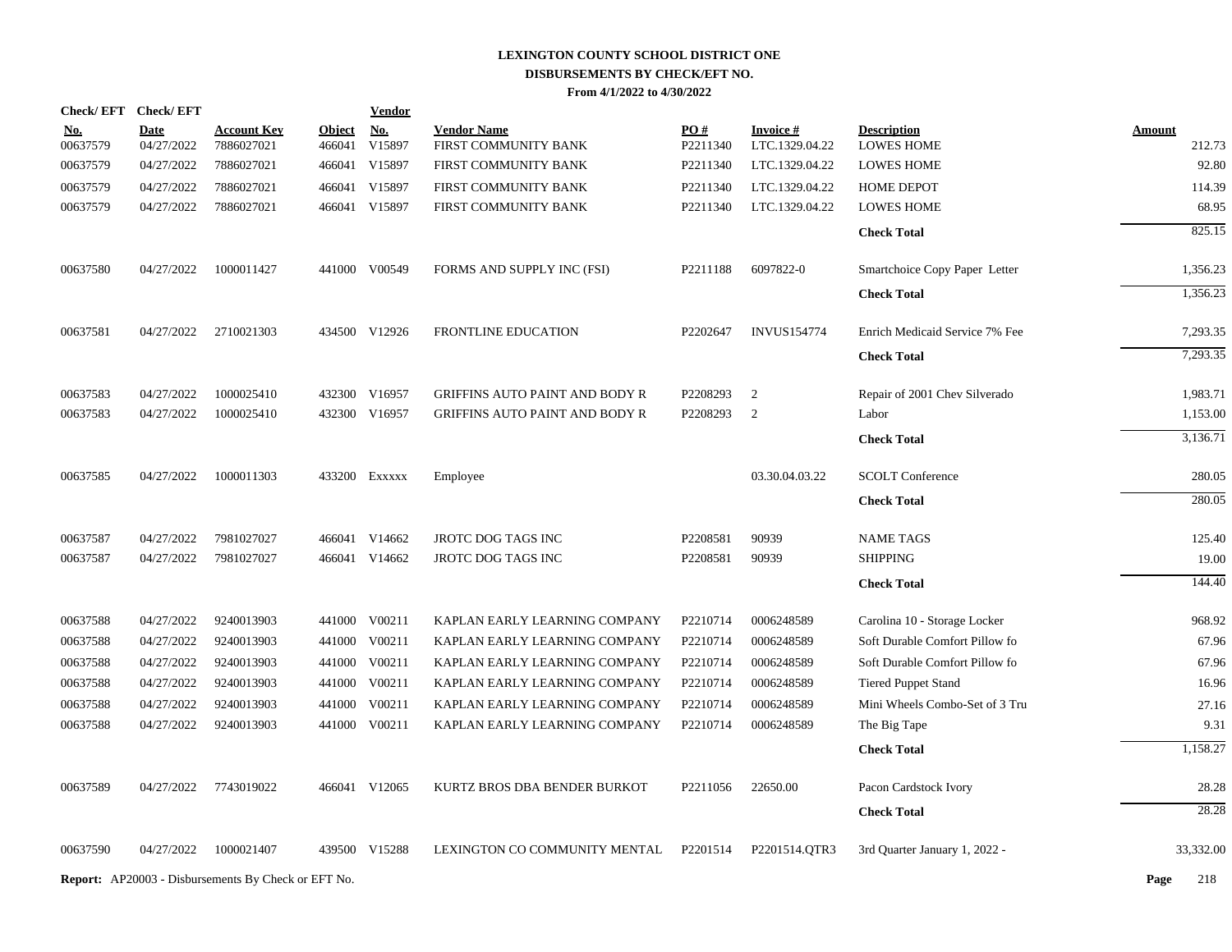# LEXINGTON COUNTY SCHOOL DISTRICT ONE
## DISBURSEMENTS BY CHECK/EFT NO.
### From 4/1/2022 to 4/30/2022

| Check/ EFT No. | Check/ EFT Date | Account Key | Object | Vendor No. | Vendor Name | PO # | Invoice # | Description | Amount |
|---|---|---|---|---|---|---|---|---|---|
| 00637579 | 04/27/2022 | 7886027021 | 466041 | V15897 | FIRST COMMUNITY BANK | P2211340 | LTC.1329.04.22 | LOWES HOME | 212.73 |
| 00637579 | 04/27/2022 | 7886027021 | 466041 | V15897 | FIRST COMMUNITY BANK | P2211340 | LTC.1329.04.22 | LOWES HOME | 92.80 |
| 00637579 | 04/27/2022 | 7886027021 | 466041 | V15897 | FIRST COMMUNITY BANK | P2211340 | LTC.1329.04.22 | HOME DEPOT | 114.39 |
| 00637579 | 04/27/2022 | 7886027021 | 466041 | V15897 | FIRST COMMUNITY BANK | P2211340 | LTC.1329.04.22 | LOWES HOME | 68.95 |
| | | | | | | | | **Check Total** | 825.15 |
| 00637580 | 04/27/2022 | 1000011427 | 441000 | V00549 | FORMS AND SUPPLY INC (FSI) | P2211188 | 6097822-0 | Smartchoice Copy Paper Letter | 1,356.23 |
| | | | | | | | | **Check Total** | 1,356.23 |
| 00637581 | 04/27/2022 | 2710021303 | 434500 | V12926 | FRONTLINE EDUCATION | P2202647 | INVUS154774 | Enrich Medicaid Service 7% Fee | 7,293.35 |
| | | | | | | | | **Check Total** | 7,293.35 |
| 00637583 | 04/27/2022 | 1000025410 | 432300 | V16957 | GRIFFINS AUTO PAINT AND BODY R | P2208293 | 2 | Repair of 2001 Chev Silverado | 1,983.71 |
| 00637583 | 04/27/2022 | 1000025410 | 432300 | V16957 | GRIFFINS AUTO PAINT AND BODY R | P2208293 | 2 | Labor | 1,153.00 |
| | | | | | | | | **Check Total** | 3,136.71 |
| 00637585 | 04/27/2022 | 1000011303 | 433200 | Exxxxx | Employee | | 03.30.04.03.22 | SCOLT Conference | 280.05 |
| | | | | | | | | **Check Total** | 280.05 |
| 00637587 | 04/27/2022 | 7981027027 | 466041 | V14662 | JROTC DOG TAGS INC | P2208581 | 90939 | NAME TAGS | 125.40 |
| 00637587 | 04/27/2022 | 7981027027 | 466041 | V14662 | JROTC DOG TAGS INC | P2208581 | 90939 | SHIPPING | 19.00 |
| | | | | | | | | **Check Total** | 144.40 |
| 00637588 | 04/27/2022 | 9240013903 | 441000 | V00211 | KAPLAN EARLY LEARNING COMPANY | P2210714 | 0006248589 | Carolina 10 - Storage Locker | 968.92 |
| 00637588 | 04/27/2022 | 9240013903 | 441000 | V00211 | KAPLAN EARLY LEARNING COMPANY | P2210714 | 0006248589 | Soft Durable Comfort Pillow fo | 67.96 |
| 00637588 | 04/27/2022 | 9240013903 | 441000 | V00211 | KAPLAN EARLY LEARNING COMPANY | P2210714 | 0006248589 | Soft Durable Comfort Pillow fo | 67.96 |
| 00637588 | 04/27/2022 | 9240013903 | 441000 | V00211 | KAPLAN EARLY LEARNING COMPANY | P2210714 | 0006248589 | Tiered Puppet Stand | 16.96 |
| 00637588 | 04/27/2022 | 9240013903 | 441000 | V00211 | KAPLAN EARLY LEARNING COMPANY | P2210714 | 0006248589 | Mini Wheels Combo-Set of 3 Tru | 27.16 |
| 00637588 | 04/27/2022 | 9240013903 | 441000 | V00211 | KAPLAN EARLY LEARNING COMPANY | P2210714 | 0006248589 | The Big Tape | 9.31 |
| | | | | | | | | **Check Total** | 1,158.27 |
| 00637589 | 04/27/2022 | 7743019022 | 466041 | V12065 | KURTZ BROS DBA BENDER BURKOT | P2211056 | 22650.00 | Pacon Cardstock Ivory | 28.28 |
| | | | | | | | | **Check Total** | 28.28 |
| 00637590 | 04/27/2022 | 1000021407 | 439500 | V15288 | LEXINGTON CO COMMUNITY MENTAL | P2201514 | P2201514.QTR3 | 3rd Quarter January 1, 2022 - | 33,332.00 |

**Report:** AP20003 - Disbursements By Check or EFT No.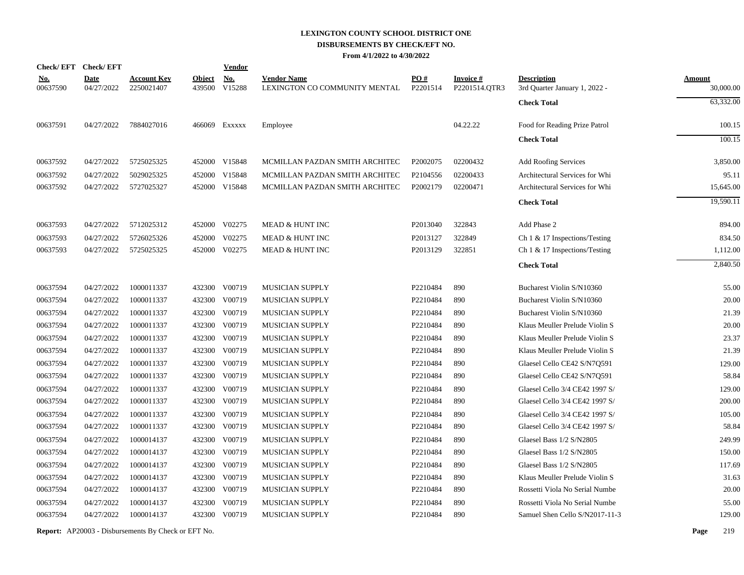# LEXINGTON COUNTY SCHOOL DISTRICT ONE
## DISBURSEMENTS BY CHECK/EFT NO.
### From 4/1/2022 to 4/30/2022

| Check/ EFT No. | Check/ EFT Date | Account Key | Object | Vendor No. | Vendor Name | PO # | Invoice # | Description | Amount |
|---|---|---|---|---|---|---|---|---|---|
| 00637590 | 04/27/2022 | 2250021407 | 439500 | V15288 | LEXINGTON CO COMMUNITY MENTAL | P2201514 | P2201514.QTR3 | 3rd Quarter January 1, 2022 - | 30,000.00 |
| | | | | | | | | **Check Total** | 63,332.00 |
| 00637591 | 04/27/2022 | 7884027016 | 466069 | Exxxxx | Employee | | 04.22.22 | Food for Reading Prize Patrol | 100.15 |
| | | | | | | | | **Check Total** | 100.15 |
| 00637592 | 04/27/2022 | 5725025325 | 452000 | V15848 | MCMILLAN PAZDAN SMITH ARCHITEC | P2002075 | 02200432 | Add Roofing Services | 3,850.00 |
| 00637592 | 04/27/2022 | 5029025325 | 452000 | V15848 | MCMILLAN PAZDAN SMITH ARCHITEC | P2104556 | 02200433 | Architectural Services for Whi | 95.11 |
| 00637592 | 04/27/2022 | 5727025327 | 452000 | V15848 | MCMILLAN PAZDAN SMITH ARCHITEC | P2002179 | 02200471 | Architectural Services for Whi | 15,645.00 |
| | | | | | | | | **Check Total** | 19,590.11 |
| 00637593 | 04/27/2022 | 5712025312 | 452000 | V02275 | MEAD & HUNT INC | P2013040 | 322843 | Add Phase 2 | 894.00 |
| 00637593 | 04/27/2022 | 5726025326 | 452000 | V02275 | MEAD & HUNT INC | P2013127 | 322849 | Ch 1 & 17 Inspections/Testing | 834.50 |
| 00637593 | 04/27/2022 | 5725025325 | 452000 | V02275 | MEAD & HUNT INC | P2013129 | 322851 | Ch 1 & 17 Inspections/Testing | 1,112.00 |
| | | | | | | | | **Check Total** | 2,840.50 |
| 00637594 | 04/27/2022 | 1000011337 | 432300 | V00719 | MUSICIAN SUPPLY | P2210484 | 890 | Bucharest Violin S/N10360 | 55.00 |
| 00637594 | 04/27/2022 | 1000011337 | 432300 | V00719 | MUSICIAN SUPPLY | P2210484 | 890 | Bucharest Violin S/N10360 | 20.00 |
| 00637594 | 04/27/2022 | 1000011337 | 432300 | V00719 | MUSICIAN SUPPLY | P2210484 | 890 | Bucharest Violin S/N10360 | 21.39 |
| 00637594 | 04/27/2022 | 1000011337 | 432300 | V00719 | MUSICIAN SUPPLY | P2210484 | 890 | Klaus Meuller Prelude Violin S | 20.00 |
| 00637594 | 04/27/2022 | 1000011337 | 432300 | V00719 | MUSICIAN SUPPLY | P2210484 | 890 | Klaus Meuller Prelude Violin S | 23.37 |
| 00637594 | 04/27/2022 | 1000011337 | 432300 | V00719 | MUSICIAN SUPPLY | P2210484 | 890 | Klaus Meuller Prelude Violin S | 21.39 |
| 00637594 | 04/27/2022 | 1000011337 | 432300 | V00719 | MUSICIAN SUPPLY | P2210484 | 890 | Glaesel Cello CE42 S/N7Q591 | 129.00 |
| 00637594 | 04/27/2022 | 1000011337 | 432300 | V00719 | MUSICIAN SUPPLY | P2210484 | 890 | Glaesel Cello CE42 S/N7Q591 | 58.84 |
| 00637594 | 04/27/2022 | 1000011337 | 432300 | V00719 | MUSICIAN SUPPLY | P2210484 | 890 | Glaesel Cello 3/4 CE42 1997 S/ | 129.00 |
| 00637594 | 04/27/2022 | 1000011337 | 432300 | V00719 | MUSICIAN SUPPLY | P2210484 | 890 | Glaesel Cello 3/4 CE42 1997 S/ | 200.00 |
| 00637594 | 04/27/2022 | 1000011337 | 432300 | V00719 | MUSICIAN SUPPLY | P2210484 | 890 | Glaesel Cello 3/4 CE42 1997 S/ | 105.00 |
| 00637594 | 04/27/2022 | 1000011337 | 432300 | V00719 | MUSICIAN SUPPLY | P2210484 | 890 | Glaesel Cello 3/4 CE42 1997 S/ | 58.84 |
| 00637594 | 04/27/2022 | 1000014137 | 432300 | V00719 | MUSICIAN SUPPLY | P2210484 | 890 | Glaesel Bass 1/2 S/N2805 | 249.99 |
| 00637594 | 04/27/2022 | 1000014137 | 432300 | V00719 | MUSICIAN SUPPLY | P2210484 | 890 | Glaesel Bass 1/2 S/N2805 | 150.00 |
| 00637594 | 04/27/2022 | 1000014137 | 432300 | V00719 | MUSICIAN SUPPLY | P2210484 | 890 | Glaesel Bass 1/2 S/N2805 | 117.69 |
| 00637594 | 04/27/2022 | 1000014137 | 432300 | V00719 | MUSICIAN SUPPLY | P2210484 | 890 | Klaus Meuller Prelude Violin S | 31.63 |
| 00637594 | 04/27/2022 | 1000014137 | 432300 | V00719 | MUSICIAN SUPPLY | P2210484 | 890 | Rossetti Viola No Serial Numbe | 20.00 |
| 00637594 | 04/27/2022 | 1000014137 | 432300 | V00719 | MUSICIAN SUPPLY | P2210484 | 890 | Rossetti Viola No Serial Numbe | 55.00 |
| 00637594 | 04/27/2022 | 1000014137 | 432300 | V00719 | MUSICIAN SUPPLY | P2210484 | 890 | Samuel Shen Cello S/N2017-11-3 | 129.00 |

**Report:** AP20003 - Disbursements By Check or EFT No.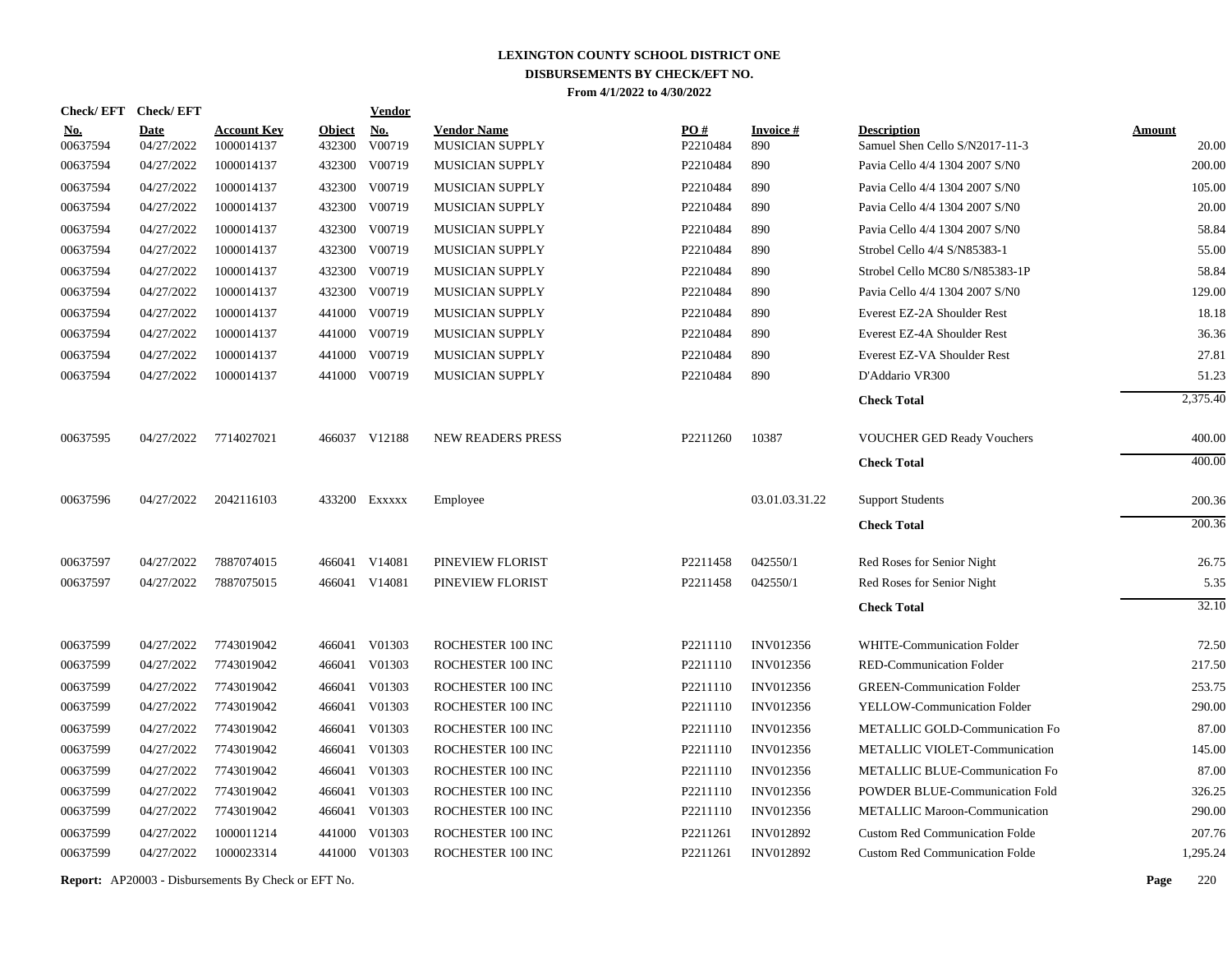# LEXINGTON COUNTY SCHOOL DISTRICT ONE
## DISBURSEMENTS BY CHECK/EFT NO.
### From 4/1/2022 to 4/30/2022

| Check/ EFT No. | Check/ EFT Date | Account Key | Object | Vendor No. | Vendor Name | PO # | Invoice # | Description | Amount |
|---|---|---|---|---|---|---|---|---|---|
| 00637594 | 04/27/2022 | 1000014137 | 432300 | V00719 | MUSICIAN SUPPLY | P2210484 | 890 | Samuel Shen Cello S/N2017-11-3 | 20.00 |
| 00637594 | 04/27/2022 | 1000014137 | 432300 | V00719 | MUSICIAN SUPPLY | P2210484 | 890 | Pavia Cello 4/4 1304 2007 S/N0 | 200.00 |
| 00637594 | 04/27/2022 | 1000014137 | 432300 | V00719 | MUSICIAN SUPPLY | P2210484 | 890 | Pavia Cello 4/4 1304 2007 S/N0 | 105.00 |
| 00637594 | 04/27/2022 | 1000014137 | 432300 | V00719 | MUSICIAN SUPPLY | P2210484 | 890 | Pavia Cello 4/4 1304 2007 S/N0 | 20.00 |
| 00637594 | 04/27/2022 | 1000014137 | 432300 | V00719 | MUSICIAN SUPPLY | P2210484 | 890 | Pavia Cello 4/4 1304 2007 S/N0 | 58.84 |
| 00637594 | 04/27/2022 | 1000014137 | 432300 | V00719 | MUSICIAN SUPPLY | P2210484 | 890 | Strobel Cello 4/4 S/N85383-1 | 55.00 |
| 00637594 | 04/27/2022 | 1000014137 | 432300 | V00719 | MUSICIAN SUPPLY | P2210484 | 890 | Strobel Cello MC80 S/N85383-1P | 58.84 |
| 00637594 | 04/27/2022 | 1000014137 | 432300 | V00719 | MUSICIAN SUPPLY | P2210484 | 890 | Pavia Cello 4/4 1304 2007 S/N0 | 129.00 |
| 00637594 | 04/27/2022 | 1000014137 | 441000 | V00719 | MUSICIAN SUPPLY | P2210484 | 890 | Everest EZ-2A Shoulder Rest | 18.18 |
| 00637594 | 04/27/2022 | 1000014137 | 441000 | V00719 | MUSICIAN SUPPLY | P2210484 | 890 | Everest EZ-4A Shoulder Rest | 36.36 |
| 00637594 | 04/27/2022 | 1000014137 | 441000 | V00719 | MUSICIAN SUPPLY | P2210484 | 890 | Everest EZ-VA Shoulder Rest | 27.81 |
| 00637594 | 04/27/2022 | 1000014137 | 441000 | V00719 | MUSICIAN SUPPLY | P2210484 | 890 | D'Addario VR300 | 51.23 |
| | | | | | | | | **Check Total** | 2,375.40 |
| 00637595 | 04/27/2022 | 7714027021 | 466037 | V12188 | NEW READERS PRESS | P2211260 | 10387 | VOUCHER GED Ready Vouchers | 400.00 |
| | | | | | | | | **Check Total** | 400.00 |
| 00637596 | 04/27/2022 | 2042116103 | 433200 | Exxxxx | Employee | | 03.01.03.31.22 | Support Students | 200.36 |
| | | | | | | | | **Check Total** | 200.36 |
| 00637597 | 04/27/2022 | 7887074015 | 466041 | V14081 | PINEVIEW FLORIST | P2211458 | 042550/1 | Red Roses for Senior Night | 26.75 |
| 00637597 | 04/27/2022 | 7887075015 | 466041 | V14081 | PINEVIEW FLORIST | P2211458 | 042550/1 | Red Roses for Senior Night | 5.35 |
| | | | | | | | | **Check Total** | 32.10 |
| 00637599 | 04/27/2022 | 7743019042 | 466041 | V01303 | ROCHESTER 100 INC | P2211110 | INV012356 | WHITE-Communication Folder | 72.50 |
| 00637599 | 04/27/2022 | 7743019042 | 466041 | V01303 | ROCHESTER 100 INC | P2211110 | INV012356 | RED-Communication Folder | 217.50 |
| 00637599 | 04/27/2022 | 7743019042 | 466041 | V01303 | ROCHESTER 100 INC | P2211110 | INV012356 | GREEN-Communication Folder | 253.75 |
| 00637599 | 04/27/2022 | 7743019042 | 466041 | V01303 | ROCHESTER 100 INC | P2211110 | INV012356 | YELLOW-Communication Folder | 290.00 |
| 00637599 | 04/27/2022 | 7743019042 | 466041 | V01303 | ROCHESTER 100 INC | P2211110 | INV012356 | METALLIC GOLD-Communication Fo | 87.00 |
| 00637599 | 04/27/2022 | 7743019042 | 466041 | V01303 | ROCHESTER 100 INC | P2211110 | INV012356 | METALLIC VIOLET-Communication | 145.00 |
| 00637599 | 04/27/2022 | 7743019042 | 466041 | V01303 | ROCHESTER 100 INC | P2211110 | INV012356 | METALLIC BLUE-Communication Fo | 87.00 |
| 00637599 | 04/27/2022 | 7743019042 | 466041 | V01303 | ROCHESTER 100 INC | P2211110 | INV012356 | POWDER BLUE-Communication Fold | 326.25 |
| 00637599 | 04/27/2022 | 7743019042 | 466041 | V01303 | ROCHESTER 100 INC | P2211110 | INV012356 | METALLIC Maroon-Communication | 290.00 |
| 00637599 | 04/27/2022 | 1000011214 | 441000 | V01303 | ROCHESTER 100 INC | P2211261 | INV012892 | Custom Red Communication Folde | 207.76 |
| 00637599 | 04/27/2022 | 1000023314 | 441000 | V01303 | ROCHESTER 100 INC | P2211261 | INV012892 | Custom Red Communication Folde | 1,295.24 |

**Report:** AP20003 - Disbursements By Check or EFT No.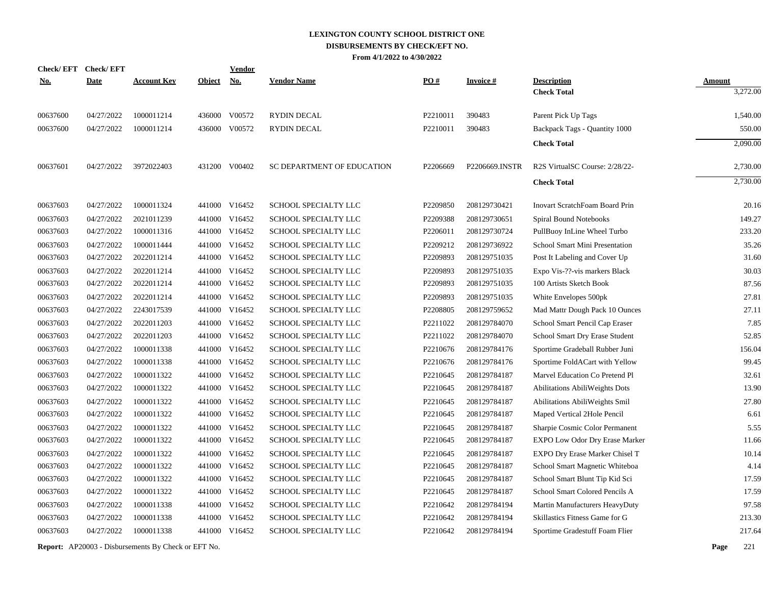**LEXINGTON COUNTY SCHOOL DISTRICT ONE**
**DISBURSEMENTS BY CHECK/EFT NO.**
**From 4/1/2022 to 4/30/2022**

| Check/ EFT No. | Check/ EFT Date | Account Key | Object | Vendor No. | Vendor Name | PO # | Invoice # | Description | Amount |
|---|---|---|---|---|---|---|---|---|---|
| | | | | | | | | **Check Total** | 3,272.00 |
| 00637600 | 04/27/2022 | 1000011214 | 436000 | V00572 | RYDIN DECAL | P2210011 | 390483 | Parent Pick Up Tags | 1,540.00 |
| 00637600 | 04/27/2022 | 1000011214 | 436000 | V00572 | RYDIN DECAL | P2210011 | 390483 | Backpack Tags - Quantity 1000 | 550.00 |
| | | | | | | | | **Check Total** | 2,090.00 |
| 00637601 | 04/27/2022 | 3972022403 | 431200 | V00402 | SC DEPARTMENT OF EDUCATION | P2206669 | P2206669.INSTR | R2S VirtualSC Course: 2/28/22- | 2,730.00 |
| | | | | | | | | **Check Total** | 2,730.00 |
| 00637603 | 04/27/2022 | 1000011324 | 441000 | V16452 | SCHOOL SPECIALTY LLC | P2209850 | 208129730421 | Inovart ScratchFoam Board Prin | 20.16 |
| 00637603 | 04/27/2022 | 2021011239 | 441000 | V16452 | SCHOOL SPECIALTY LLC | P2209388 | 208129730651 | Spiral Bound Notebooks | 149.27 |
| 00637603 | 04/27/2022 | 1000011316 | 441000 | V16452 | SCHOOL SPECIALTY LLC | P2206011 | 208129730724 | PullBuoy InLine Wheel Turbo | 233.20 |
| 00637603 | 04/27/2022 | 1000011444 | 441000 | V16452 | SCHOOL SPECIALTY LLC | P2209212 | 208129736922 | School Smart Mini Presentation | 35.26 |
| 00637603 | 04/27/2022 | 2022011214 | 441000 | V16452 | SCHOOL SPECIALTY LLC | P2209893 | 208129751035 | Post It Labeling and Cover Up | 31.60 |
| 00637603 | 04/27/2022 | 2022011214 | 441000 | V16452 | SCHOOL SPECIALTY LLC | P2209893 | 208129751035 | Expo Vis-??-vis markers Black | 30.03 |
| 00637603 | 04/27/2022 | 2022011214 | 441000 | V16452 | SCHOOL SPECIALTY LLC | P2209893 | 208129751035 | 100 Artists Sketch Book | 87.56 |
| 00637603 | 04/27/2022 | 2022011214 | 441000 | V16452 | SCHOOL SPECIALTY LLC | P2209893 | 208129751035 | White Envelopes 500pk | 27.81 |
| 00637603 | 04/27/2022 | 2243017539 | 441000 | V16452 | SCHOOL SPECIALTY LLC | P2208805 | 208129759652 | Mad Mattr Dough Pack 10 Ounces | 27.11 |
| 00637603 | 04/27/2022 | 2022011203 | 441000 | V16452 | SCHOOL SPECIALTY LLC | P2211022 | 208129784070 | School Smart Pencil Cap Eraser | 7.85 |
| 00637603 | 04/27/2022 | 2022011203 | 441000 | V16452 | SCHOOL SPECIALTY LLC | P2211022 | 208129784070 | School Smart Dry Erase Student | 52.85 |
| 00637603 | 04/27/2022 | 1000011338 | 441000 | V16452 | SCHOOL SPECIALTY LLC | P2210676 | 208129784176 | Sportime Gradeball Rubber Juni | 156.04 |
| 00637603 | 04/27/2022 | 1000011338 | 441000 | V16452 | SCHOOL SPECIALTY LLC | P2210676 | 208129784176 | Sportime FoldACart with Yellow | 99.45 |
| 00637603 | 04/27/2022 | 1000011322 | 441000 | V16452 | SCHOOL SPECIALTY LLC | P2210645 | 208129784187 | Marvel Education Co Pretend Pl | 32.61 |
| 00637603 | 04/27/2022 | 1000011322 | 441000 | V16452 | SCHOOL SPECIALTY LLC | P2210645 | 208129784187 | Abilitations AbiliWeights Dots | 13.90 |
| 00637603 | 04/27/2022 | 1000011322 | 441000 | V16452 | SCHOOL SPECIALTY LLC | P2210645 | 208129784187 | Abilitations AbiliWeights Smil | 27.80 |
| 00637603 | 04/27/2022 | 1000011322 | 441000 | V16452 | SCHOOL SPECIALTY LLC | P2210645 | 208129784187 | Maped Vertical 2Hole Pencil | 6.61 |
| 00637603 | 04/27/2022 | 1000011322 | 441000 | V16452 | SCHOOL SPECIALTY LLC | P2210645 | 208129784187 | Sharpie Cosmic Color Permanent | 5.55 |
| 00637603 | 04/27/2022 | 1000011322 | 441000 | V16452 | SCHOOL SPECIALTY LLC | P2210645 | 208129784187 | EXPO Low Odor Dry Erase Marker | 11.66 |
| 00637603 | 04/27/2022 | 1000011322 | 441000 | V16452 | SCHOOL SPECIALTY LLC | P2210645 | 208129784187 | EXPO Dry Erase Marker Chisel T | 10.14 |
| 00637603 | 04/27/2022 | 1000011322 | 441000 | V16452 | SCHOOL SPECIALTY LLC | P2210645 | 208129784187 | School Smart Magnetic Whiteboa | 4.14 |
| 00637603 | 04/27/2022 | 1000011322 | 441000 | V16452 | SCHOOL SPECIALTY LLC | P2210645 | 208129784187 | School Smart Blunt Tip Kid Sci | 17.59 |
| 00637603 | 04/27/2022 | 1000011322 | 441000 | V16452 | SCHOOL SPECIALTY LLC | P2210645 | 208129784187 | School Smart Colored Pencils A | 17.59 |
| 00637603 | 04/27/2022 | 1000011338 | 441000 | V16452 | SCHOOL SPECIALTY LLC | P2210642 | 208129784194 | Martin Manufacturers HeavyDuty | 97.58 |
| 00637603 | 04/27/2022 | 1000011338 | 441000 | V16452 | SCHOOL SPECIALTY LLC | P2210642 | 208129784194 | Skillastics Fitness Game for G | 213.30 |
| 00637603 | 04/27/2022 | 1000011338 | 441000 | V16452 | SCHOOL SPECIALTY LLC | P2210642 | 208129784194 | Sportime Gradestuff Foam Flier | 217.64 |

**Report:** AP20003 - Disbursements By Check or EFT No.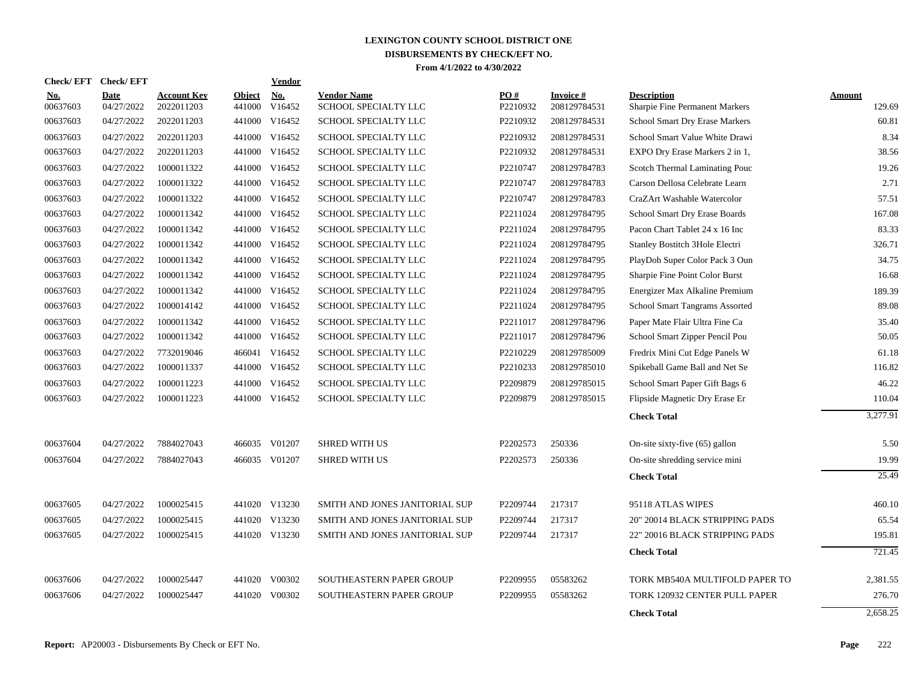# LEXINGTON COUNTY SCHOOL DISTRICT ONE
## DISBURSEMENTS BY CHECK/EFT NO.
### From 4/1/2022 to 4/30/2022

| Check/ EFT No. | Check/ EFT Date | Account Key | Object | Vendor No. | Vendor Name | PO # | Invoice # | Description | Amount |
|---|---|---|---|---|---|---|---|---|---|
| 00637603 | 04/27/2022 | 2022011203 | 441000 | V16452 | SCHOOL SPECIALTY LLC | P2210932 | 208129784531 | Sharpie Fine Permanent Markers | 129.69 |
| 00637603 | 04/27/2022 | 2022011203 | 441000 | V16452 | SCHOOL SPECIALTY LLC | P2210932 | 208129784531 | School Smart Dry Erase Markers | 60.81 |
| 00637603 | 04/27/2022 | 2022011203 | 441000 | V16452 | SCHOOL SPECIALTY LLC | P2210932 | 208129784531 | School Smart Value White Drawi | 8.34 |
| 00637603 | 04/27/2022 | 2022011203 | 441000 | V16452 | SCHOOL SPECIALTY LLC | P2210932 | 208129784531 | EXPO Dry Erase Markers 2 in 1, | 38.56 |
| 00637603 | 04/27/2022 | 1000011322 | 441000 | V16452 | SCHOOL SPECIALTY LLC | P2210747 | 208129784783 | Scotch Thermal Laminating Pouc | 19.26 |
| 00637603 | 04/27/2022 | 1000011322 | 441000 | V16452 | SCHOOL SPECIALTY LLC | P2210747 | 208129784783 | Carson Dellosa Celebrate Learn | 2.71 |
| 00637603 | 04/27/2022 | 1000011322 | 441000 | V16452 | SCHOOL SPECIALTY LLC | P2210747 | 208129784783 | CraZArt Washable Watercolor | 57.51 |
| 00637603 | 04/27/2022 | 1000011342 | 441000 | V16452 | SCHOOL SPECIALTY LLC | P2211024 | 208129784795 | School Smart Dry Erase Boards | 167.08 |
| 00637603 | 04/27/2022 | 1000011342 | 441000 | V16452 | SCHOOL SPECIALTY LLC | P2211024 | 208129784795 | Pacon Chart Tablet 24 x 16 Inc | 83.33 |
| 00637603 | 04/27/2022 | 1000011342 | 441000 | V16452 | SCHOOL SPECIALTY LLC | P2211024 | 208129784795 | Stanley Bostitch 3Hole Electri | 326.71 |
| 00637603 | 04/27/2022 | 1000011342 | 441000 | V16452 | SCHOOL SPECIALTY LLC | P2211024 | 208129784795 | PlayDoh Super Color Pack 3 Oun | 34.75 |
| 00637603 | 04/27/2022 | 1000011342 | 441000 | V16452 | SCHOOL SPECIALTY LLC | P2211024 | 208129784795 | Sharpie Fine Point Color Burst | 16.68 |
| 00637603 | 04/27/2022 | 1000011342 | 441000 | V16452 | SCHOOL SPECIALTY LLC | P2211024 | 208129784795 | Energizer Max Alkaline Premium | 189.39 |
| 00637603 | 04/27/2022 | 1000014142 | 441000 | V16452 | SCHOOL SPECIALTY LLC | P2211024 | 208129784795 | School Smart Tangrams Assorted | 89.08 |
| 00637603 | 04/27/2022 | 1000011342 | 441000 | V16452 | SCHOOL SPECIALTY LLC | P2211017 | 208129784796 | Paper Mate Flair Ultra Fine Ca | 35.40 |
| 00637603 | 04/27/2022 | 1000011342 | 441000 | V16452 | SCHOOL SPECIALTY LLC | P2211017 | 208129784796 | School Smart Zipper Pencil Pou | 50.05 |
| 00637603 | 04/27/2022 | 7732019046 | 466041 | V16452 | SCHOOL SPECIALTY LLC | P2210229 | 208129785009 | Fredrix Mini Cut Edge Panels W | 61.18 |
| 00637603 | 04/27/2022 | 1000011337 | 441000 | V16452 | SCHOOL SPECIALTY LLC | P2210233 | 208129785010 | Spikeball Game Ball and Net Se | 116.82 |
| 00637603 | 04/27/2022 | 1000011223 | 441000 | V16452 | SCHOOL SPECIALTY LLC | P2209879 | 208129785015 | School Smart Paper Gift Bags 6 | 46.22 |
| 00637603 | 04/27/2022 | 1000011223 | 441000 | V16452 | SCHOOL SPECIALTY LLC | P2209879 | 208129785015 | Flipside Magnetic Dry Erase Er | 110.04 |
| | | | | | | | | **Check Total** | 3,277.91 |
| 00637604 | 04/27/2022 | 7884027043 | 466035 | V01207 | SHRED WITH US | P2202573 | 250336 | On-site sixty-five (65) gallon | 5.50 |
| 00637604 | 04/27/2022 | 7884027043 | 466035 | V01207 | SHRED WITH US | P2202573 | 250336 | On-site shredding service mini | 19.99 |
| | | | | | | | | **Check Total** | 25.49 |
| 00637605 | 04/27/2022 | 1000025415 | 441020 | V13230 | SMITH AND JONES JANITORIAL SUP | P2209744 | 217317 | 95118 ATLAS WIPES | 460.10 |
| 00637605 | 04/27/2022 | 1000025415 | 441020 | V13230 | SMITH AND JONES JANITORIAL SUP | P2209744 | 217317 | 20" 20014 BLACK STRIPPING PADS | 65.54 |
| 00637605 | 04/27/2022 | 1000025415 | 441020 | V13230 | SMITH AND JONES JANITORIAL SUP | P2209744 | 217317 | 22" 20016 BLACK STRIPPING PADS | 195.81 |
| | | | | | | | | **Check Total** | 721.45 |
| 00637606 | 04/27/2022 | 1000025447 | 441020 | V00302 | SOUTHEASTERN PAPER GROUP | P2209955 | 05583262 | TORK MB540A MULTIFOLD PAPER TO | 2,381.55 |
| 00637606 | 04/27/2022 | 1000025447 | 441020 | V00302 | SOUTHEASTERN PAPER GROUP | P2209955 | 05583262 | TORK 120932 CENTER PULL PAPER | 276.70 |
| | | | | | | | | **Check Total** | 2,658.25 |

**Report:** AP20003 - Disbursements By Check or EFT No.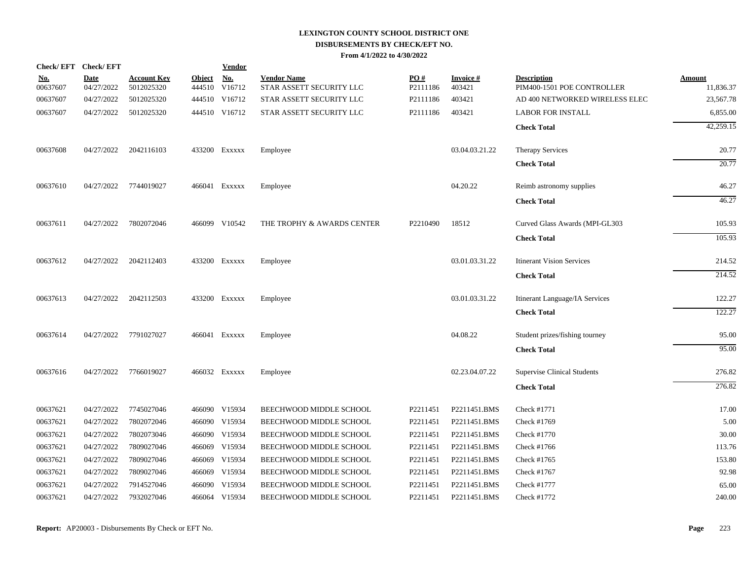# LEXINGTON COUNTY SCHOOL DISTRICT ONE
## DISBURSEMENTS BY CHECK/EFT NO.
### From 4/1/2022 to 4/30/2022

| Check/ EFT No. | Check/ EFT Date | Account Key | Object | Vendor No. | Vendor Name | PO # | Invoice # | Description | Amount |
|---|---|---|---|---|---|---|---|---|---|
| 00637607 | 04/27/2022 | 5012025320 | 444510 | V16712 | STAR ASSETT SECURITY LLC | P2111186 | 403421 | PIM400-1501 POE CONTROLLER | 11,836.37 |
| 00637607 | 04/27/2022 | 5012025320 | 444510 | V16712 | STAR ASSETT SECURITY LLC | P2111186 | 403421 | AD 400 NETWORKED WIRELESS ELEC | 23,567.78 |
| 00637607 | 04/27/2022 | 5012025320 | 444510 | V16712 | STAR ASSETT SECURITY LLC | P2111186 | 403421 | LABOR FOR INSTALL | 6,855.00 |
| | | | | | | | | **Check Total** | 42,259.15 |
| 00637608 | 04/27/2022 | 2042116103 | 433200 | Exxxxx | Employee | | 03.04.03.21.22 | Therapy Services | 20.77 |
| | | | | | | | | **Check Total** | 20.77 |
| 00637610 | 04/27/2022 | 7744019027 | 466041 | Exxxxx | Employee | | 04.20.22 | Reimb astronomy supplies | 46.27 |
| | | | | | | | | **Check Total** | 46.27 |
| 00637611 | 04/27/2022 | 7802072046 | 466099 | V10542 | THE TROPHY & AWARDS CENTER | P2210490 | 18512 | Curved Glass Awards (MPI-GL303 | 105.93 |
| | | | | | | | | **Check Total** | 105.93 |
| 00637612 | 04/27/2022 | 2042112403 | 433200 | Exxxxx | Employee | | 03.01.03.31.22 | Itinerant Vision Services | 214.52 |
| | | | | | | | | **Check Total** | 214.52 |
| 00637613 | 04/27/2022 | 2042112503 | 433200 | Exxxxx | Employee | | 03.01.03.31.22 | Itinerant Language/IA Services | 122.27 |
| | | | | | | | | **Check Total** | 122.27 |
| 00637614 | 04/27/2022 | 7791027027 | 466041 | Exxxxx | Employee | | 04.08.22 | Student prizes/fishing tourney | 95.00 |
| | | | | | | | | **Check Total** | 95.00 |
| 00637616 | 04/27/2022 | 7766019027 | 466032 | Exxxxx | Employee | | 02.23.04.07.22 | Supervise Clinical Students | 276.82 |
| | | | | | | | | **Check Total** | 276.82 |
| 00637621 | 04/27/2022 | 7745027046 | 466090 | V15934 | BEECHWOOD MIDDLE SCHOOL | P2211451 | P2211451.BMS | Check #1771 | 17.00 |
| 00637621 | 04/27/2022 | 7802072046 | 466090 | V15934 | BEECHWOOD MIDDLE SCHOOL | P2211451 | P2211451.BMS | Check #1769 | 5.00 |
| 00637621 | 04/27/2022 | 7802073046 | 466090 | V15934 | BEECHWOOD MIDDLE SCHOOL | P2211451 | P2211451.BMS | Check #1770 | 30.00 |
| 00637621 | 04/27/2022 | 7809027046 | 466069 | V15934 | BEECHWOOD MIDDLE SCHOOL | P2211451 | P2211451.BMS | Check #1766 | 113.76 |
| 00637621 | 04/27/2022 | 7809027046 | 466069 | V15934 | BEECHWOOD MIDDLE SCHOOL | P2211451 | P2211451.BMS | Check #1765 | 153.80 |
| 00637621 | 04/27/2022 | 7809027046 | 466069 | V15934 | BEECHWOOD MIDDLE SCHOOL | P2211451 | P2211451.BMS | Check #1767 | 92.98 |
| 00637621 | 04/27/2022 | 7914527046 | 466090 | V15934 | BEECHWOOD MIDDLE SCHOOL | P2211451 | P2211451.BMS | Check #1777 | 65.00 |
| 00637621 | 04/27/2022 | 7932027046 | 466064 | V15934 | BEECHWOOD MIDDLE SCHOOL | P2211451 | P2211451.BMS | Check #1772 | 240.00 |

**Report:** AP20003 - Disbursements By Check or EFT No.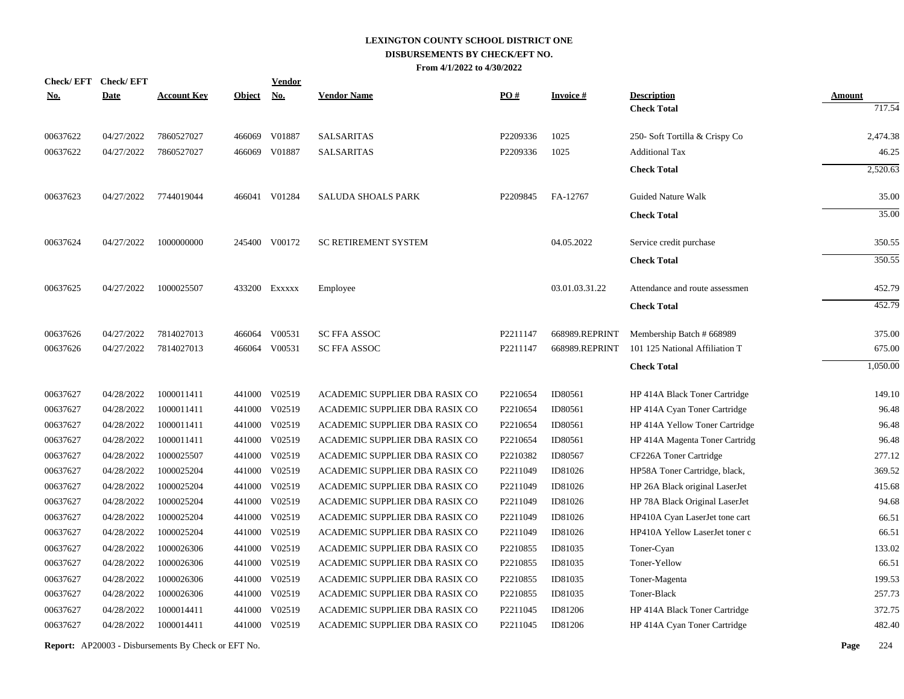# LEXINGTON COUNTY SCHOOL DISTRICT ONE
## DISBURSEMENTS BY CHECK/EFT NO.
### From 4/1/2022 to 4/30/2022

| Check/ EFT No. | Check/ EFT Date | Account Key | Object | Vendor No. | Vendor Name | PO # | Invoice # | Description | Amount |
|---|---|---|---|---|---|---|---|---|---|
| | | | | | | | | **Check Total** | 717.54 |
| 00637622 | 04/27/2022 | 7860527027 | 466069 | V01887 | SALSARITAS | P2209336 | 1025 | 250- Soft Tortilla & Crispy Co | 2,474.38 |
| 00637622 | 04/27/2022 | 7860527027 | 466069 | V01887 | SALSARITAS | P2209336 | 1025 | Additional Tax | 46.25 |
| | | | | | | | | **Check Total** | 2,520.63 |
| 00637623 | 04/27/2022 | 7744019044 | 466041 | V01284 | SALUDA SHOALS PARK | P2209845 | FA-12767 | Guided Nature Walk | 35.00 |
| | | | | | | | | **Check Total** | 35.00 |
| 00637624 | 04/27/2022 | 1000000000 | 245400 | V00172 | SC RETIREMENT SYSTEM | | 04.05.2022 | Service credit purchase | 350.55 |
| | | | | | | | | **Check Total** | 350.55 |
| 00637625 | 04/27/2022 | 1000025507 | 433200 | Exxxxx | Employee | | 03.01.03.31.22 | Attendance and route assessmen | 452.79 |
| | | | | | | | | **Check Total** | 452.79 |
| 00637626 | 04/27/2022 | 7814027013 | 466064 | V00531 | SC FFA ASSOC | P2211147 | 668989.REPRINT | Membership Batch # 668989 | 375.00 |
| 00637626 | 04/27/2022 | 7814027013 | 466064 | V00531 | SC FFA ASSOC | P2211147 | 668989.REPRINT | 101 125 National Affiliation T | 675.00 |
| | | | | | | | | **Check Total** | 1,050.00 |
| 00637627 | 04/28/2022 | 1000011411 | 441000 | V02519 | ACADEMIC SUPPLIER DBA RASIX CO | P2210654 | ID80561 | HP 414A Black Toner Cartridge | 149.10 |
| 00637627 | 04/28/2022 | 1000011411 | 441000 | V02519 | ACADEMIC SUPPLIER DBA RASIX CO | P2210654 | ID80561 | HP 414A Cyan Toner Cartridge | 96.48 |
| 00637627 | 04/28/2022 | 1000011411 | 441000 | V02519 | ACADEMIC SUPPLIER DBA RASIX CO | P2210654 | ID80561 | HP 414A Yellow Toner Cartridge | 96.48 |
| 00637627 | 04/28/2022 | 1000011411 | 441000 | V02519 | ACADEMIC SUPPLIER DBA RASIX CO | P2210654 | ID80561 | HP 414A Magenta Toner Cartridg | 96.48 |
| 00637627 | 04/28/2022 | 1000025507 | 441000 | V02519 | ACADEMIC SUPPLIER DBA RASIX CO | P2210382 | ID80567 | CF226A Toner Cartridge | 277.12 |
| 00637627 | 04/28/2022 | 1000025204 | 441000 | V02519 | ACADEMIC SUPPLIER DBA RASIX CO | P2211049 | ID81026 | HP58A Toner Cartridge, black, | 369.52 |
| 00637627 | 04/28/2022 | 1000025204 | 441000 | V02519 | ACADEMIC SUPPLIER DBA RASIX CO | P2211049 | ID81026 | HP 26A Black original LaserJet | 415.68 |
| 00637627 | 04/28/2022 | 1000025204 | 441000 | V02519 | ACADEMIC SUPPLIER DBA RASIX CO | P2211049 | ID81026 | HP 78A Black Original LaserJet | 94.68 |
| 00637627 | 04/28/2022 | 1000025204 | 441000 | V02519 | ACADEMIC SUPPLIER DBA RASIX CO | P2211049 | ID81026 | HP410A Cyan LaserJet tone cart | 66.51 |
| 00637627 | 04/28/2022 | 1000025204 | 441000 | V02519 | ACADEMIC SUPPLIER DBA RASIX CO | P2211049 | ID81026 | HP410A Yellow LaserJet toner c | 66.51 |
| 00637627 | 04/28/2022 | 1000026306 | 441000 | V02519 | ACADEMIC SUPPLIER DBA RASIX CO | P2210855 | ID81035 | Toner-Cyan | 133.02 |
| 00637627 | 04/28/2022 | 1000026306 | 441000 | V02519 | ACADEMIC SUPPLIER DBA RASIX CO | P2210855 | ID81035 | Toner-Yellow | 66.51 |
| 00637627 | 04/28/2022 | 1000026306 | 441000 | V02519 | ACADEMIC SUPPLIER DBA RASIX CO | P2210855 | ID81035 | Toner-Magenta | 199.53 |
| 00637627 | 04/28/2022 | 1000026306 | 441000 | V02519 | ACADEMIC SUPPLIER DBA RASIX CO | P2210855 | ID81035 | Toner-Black | 257.73 |
| 00637627 | 04/28/2022 | 1000014411 | 441000 | V02519 | ACADEMIC SUPPLIER DBA RASIX CO | P2211045 | ID81206 | HP 414A Black Toner Cartridge | 372.75 |
| 00637627 | 04/28/2022 | 1000014411 | 441000 | V02519 | ACADEMIC SUPPLIER DBA RASIX CO | P2211045 | ID81206 | HP 414A Cyan Toner Cartridge | 482.40 |

**Report:** AP20003 - Disbursements By Check or EFT No.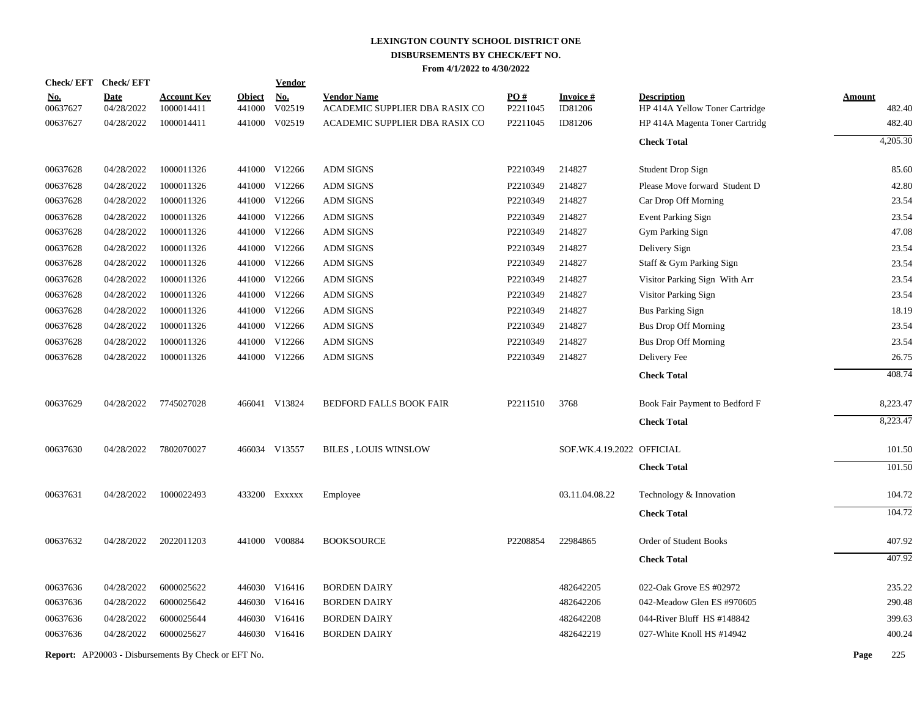# LEXINGTON COUNTY SCHOOL DISTRICT ONE
## DISBURSEMENTS BY CHECK/EFT NO.
### From 4/1/2022 to 4/30/2022

| Check/ EFT No. | Check/ EFT Date | Account Key | Object | Vendor No. | Vendor Name | PO # | Invoice # | Description | Amount |
|---|---|---|---|---|---|---|---|---|---|
| 00637627 | 04/28/2022 | 1000014411 | 441000 | V02519 | ACADEMIC SUPPLIER DBA RASIX CO | P2211045 | ID81206 | HP 414A Yellow Toner Cartridge | 482.40 |
| 00637627 | 04/28/2022 | 1000014411 | 441000 | V02519 | ACADEMIC SUPPLIER DBA RASIX CO | P2211045 | ID81206 | HP 414A Magenta Toner Cartridg | 482.40 |
| | | | | | | | | **Check Total** | 4,205.30 |
| 00637628 | 04/28/2022 | 1000011326 | 441000 | V12266 | ADM SIGNS | P2210349 | 214827 | Student Drop Sign | 85.60 |
| 00637628 | 04/28/2022 | 1000011326 | 441000 | V12266 | ADM SIGNS | P2210349 | 214827 | Please Move forward Student D | 42.80 |
| 00637628 | 04/28/2022 | 1000011326 | 441000 | V12266 | ADM SIGNS | P2210349 | 214827 | Car Drop Off Morning | 23.54 |
| 00637628 | 04/28/2022 | 1000011326 | 441000 | V12266 | ADM SIGNS | P2210349 | 214827 | Event Parking Sign | 23.54 |
| 00637628 | 04/28/2022 | 1000011326 | 441000 | V12266 | ADM SIGNS | P2210349 | 214827 | Gym Parking Sign | 47.08 |
| 00637628 | 04/28/2022 | 1000011326 | 441000 | V12266 | ADM SIGNS | P2210349 | 214827 | Delivery Sign | 23.54 |
| 00637628 | 04/28/2022 | 1000011326 | 441000 | V12266 | ADM SIGNS | P2210349 | 214827 | Staff & Gym Parking Sign | 23.54 |
| 00637628 | 04/28/2022 | 1000011326 | 441000 | V12266 | ADM SIGNS | P2210349 | 214827 | Visitor Parking Sign With Arr | 23.54 |
| 00637628 | 04/28/2022 | 1000011326 | 441000 | V12266 | ADM SIGNS | P2210349 | 214827 | Visitor Parking Sign | 23.54 |
| 00637628 | 04/28/2022 | 1000011326 | 441000 | V12266 | ADM SIGNS | P2210349 | 214827 | Bus Parking Sign | 18.19 |
| 00637628 | 04/28/2022 | 1000011326 | 441000 | V12266 | ADM SIGNS | P2210349 | 214827 | Bus Drop Off Morning | 23.54 |
| 00637628 | 04/28/2022 | 1000011326 | 441000 | V12266 | ADM SIGNS | P2210349 | 214827 | Bus Drop Off Morning | 23.54 |
| 00637628 | 04/28/2022 | 1000011326 | 441000 | V12266 | ADM SIGNS | P2210349 | 214827 | Delivery Fee | 26.75 |
| | | | | | | | | **Check Total** | 408.74 |
| 00637629 | 04/28/2022 | 7745027028 | 466041 | V13824 | BEDFORD FALLS BOOK FAIR | P2211510 | 3768 | Book Fair Payment to Bedford F | 8,223.47 |
| | | | | | | | | **Check Total** | 8,223.47 |
| 00637630 | 04/28/2022 | 7802070027 | 466034 | V13557 | BILES , LOUIS WINSLOW | | SOF.WK.4.19.2022 | OFFICIAL | 101.50 |
| | | | | | | | | **Check Total** | 101.50 |
| 00637631 | 04/28/2022 | 1000022493 | 433200 | Exxxxx | Employee | | 03.11.04.08.22 | Technology & Innovation | 104.72 |
| | | | | | | | | **Check Total** | 104.72 |
| 00637632 | 04/28/2022 | 2022011203 | 441000 | V00884 | BOOKSOURCE | P2208854 | 22984865 | Order of Student Books | 407.92 |
| | | | | | | | | **Check Total** | 407.92 |
| 00637636 | 04/28/2022 | 6000025622 | 446030 | V16416 | BORDEN DAIRY | | 482642205 | 022-Oak Grove ES #02972 | 235.22 |
| 00637636 | 04/28/2022 | 6000025642 | 446030 | V16416 | BORDEN DAIRY | | 482642206 | 042-Meadow Glen ES #970605 | 290.48 |
| 00637636 | 04/28/2022 | 6000025644 | 446030 | V16416 | BORDEN DAIRY | | 482642208 | 044-River Bluff HS #148842 | 399.63 |
| 00637636 | 04/28/2022 | 6000025627 | 446030 | V16416 | BORDEN DAIRY | | 482642219 | 027-White Knoll HS #14942 | 400.24 |

**Report:** AP20003 - Disbursements By Check or EFT No.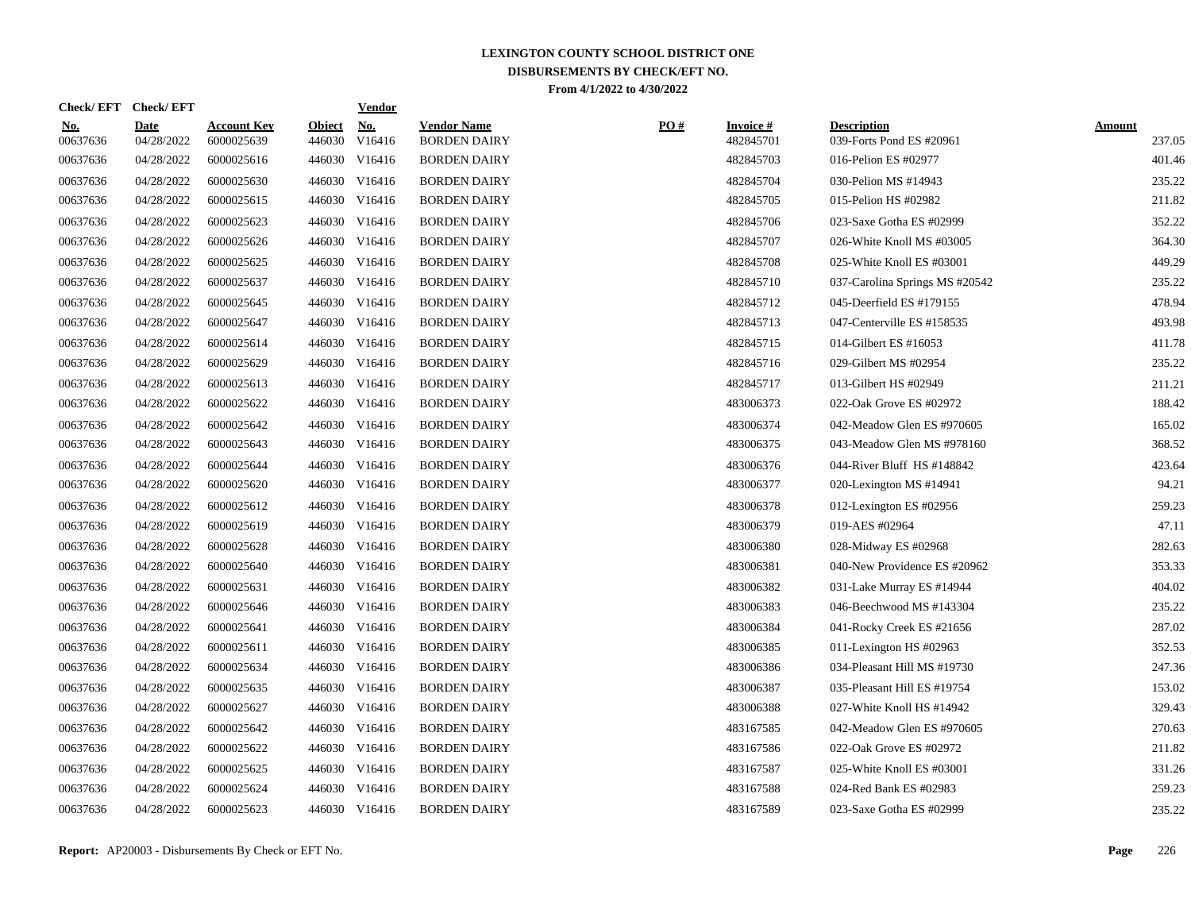# LEXINGTON COUNTY SCHOOL DISTRICT ONE

## DISBURSEMENTS BY CHECK/EFT NO.

**From 4/1/2022 to 4/30/2022**

| Check/ EFT No. | Check/ EFT Date | Account Key | Object | Vendor No. | Vendor Name | PO # | Invoice # | Description | Amount |
|---|---|---|---|---|---|---|---|---|---|
| 00637636 | 04/28/2022 | 6000025639 | 446030 | V16416 | BORDEN DAIRY | | 482845701 | 039-Forts Pond ES #20961 | 237.05 |
| 00637636 | 04/28/2022 | 6000025616 | 446030 | V16416 | BORDEN DAIRY | | 482845703 | 016-Pelion ES #02977 | 401.46 |
| 00637636 | 04/28/2022 | 6000025630 | 446030 | V16416 | BORDEN DAIRY | | 482845704 | 030-Pelion MS #14943 | 235.22 |
| 00637636 | 04/28/2022 | 6000025615 | 446030 | V16416 | BORDEN DAIRY | | 482845705 | 015-Pelion HS #02982 | 211.82 |
| 00637636 | 04/28/2022 | 6000025623 | 446030 | V16416 | BORDEN DAIRY | | 482845706 | 023-Saxe Gotha ES #02999 | 352.22 |
| 00637636 | 04/28/2022 | 6000025626 | 446030 | V16416 | BORDEN DAIRY | | 482845707 | 026-White Knoll MS #03005 | 364.30 |
| 00637636 | 04/28/2022 | 6000025625 | 446030 | V16416 | BORDEN DAIRY | | 482845708 | 025-White Knoll ES #03001 | 449.29 |
| 00637636 | 04/28/2022 | 6000025637 | 446030 | V16416 | BORDEN DAIRY | | 482845710 | 037-Carolina Springs MS #20542 | 235.22 |
| 00637636 | 04/28/2022 | 6000025645 | 446030 | V16416 | BORDEN DAIRY | | 482845712 | 045-Deerfield ES #179155 | 478.94 |
| 00637636 | 04/28/2022 | 6000025647 | 446030 | V16416 | BORDEN DAIRY | | 482845713 | 047-Centerville ES #158535 | 493.98 |
| 00637636 | 04/28/2022 | 6000025614 | 446030 | V16416 | BORDEN DAIRY | | 482845715 | 014-Gilbert ES #16053 | 411.78 |
| 00637636 | 04/28/2022 | 6000025629 | 446030 | V16416 | BORDEN DAIRY | | 482845716 | 029-Gilbert MS #02954 | 235.22 |
| 00637636 | 04/28/2022 | 6000025613 | 446030 | V16416 | BORDEN DAIRY | | 482845717 | 013-Gilbert HS #02949 | 211.21 |
| 00637636 | 04/28/2022 | 6000025622 | 446030 | V16416 | BORDEN DAIRY | | 483006373 | 022-Oak Grove ES #02972 | 188.42 |
| 00637636 | 04/28/2022 | 6000025642 | 446030 | V16416 | BORDEN DAIRY | | 483006374 | 042-Meadow Glen ES #970605 | 165.02 |
| 00637636 | 04/28/2022 | 6000025643 | 446030 | V16416 | BORDEN DAIRY | | 483006375 | 043-Meadow Glen MS #978160 | 368.52 |
| 00637636 | 04/28/2022 | 6000025644 | 446030 | V16416 | BORDEN DAIRY | | 483006376 | 044-River Bluff HS #148842 | 423.64 |
| 00637636 | 04/28/2022 | 6000025620 | 446030 | V16416 | BORDEN DAIRY | | 483006377 | 020-Lexington MS #14941 | 94.21 |
| 00637636 | 04/28/2022 | 6000025612 | 446030 | V16416 | BORDEN DAIRY | | 483006378 | 012-Lexington ES #02956 | 259.23 |
| 00637636 | 04/28/2022 | 6000025619 | 446030 | V16416 | BORDEN DAIRY | | 483006379 | 019-AES #02964 | 47.11 |
| 00637636 | 04/28/2022 | 6000025628 | 446030 | V16416 | BORDEN DAIRY | | 483006380 | 028-Midway ES #02968 | 282.63 |
| 00637636 | 04/28/2022 | 6000025640 | 446030 | V16416 | BORDEN DAIRY | | 483006381 | 040-New Providence ES #20962 | 353.33 |
| 00637636 | 04/28/2022 | 6000025631 | 446030 | V16416 | BORDEN DAIRY | | 483006382 | 031-Lake Murray ES #14944 | 404.02 |
| 00637636 | 04/28/2022 | 6000025646 | 446030 | V16416 | BORDEN DAIRY | | 483006383 | 046-Beechwood MS #143304 | 235.22 |
| 00637636 | 04/28/2022 | 6000025641 | 446030 | V16416 | BORDEN DAIRY | | 483006384 | 041-Rocky Creek ES #21656 | 287.02 |
| 00637636 | 04/28/2022 | 6000025611 | 446030 | V16416 | BORDEN DAIRY | | 483006385 | 011-Lexington HS #02963 | 352.53 |
| 00637636 | 04/28/2022 | 6000025634 | 446030 | V16416 | BORDEN DAIRY | | 483006386 | 034-Pleasant Hill MS #19730 | 247.36 |
| 00637636 | 04/28/2022 | 6000025635 | 446030 | V16416 | BORDEN DAIRY | | 483006387 | 035-Pleasant Hill ES #19754 | 153.02 |
| 00637636 | 04/28/2022 | 6000025627 | 446030 | V16416 | BORDEN DAIRY | | 483006388 | 027-White Knoll HS #14942 | 329.43 |
| 00637636 | 04/28/2022 | 6000025642 | 446030 | V16416 | BORDEN DAIRY | | 483167585 | 042-Meadow Glen ES #970605 | 270.63 |
| 00637636 | 04/28/2022 | 6000025622 | 446030 | V16416 | BORDEN DAIRY | | 483167586 | 022-Oak Grove ES #02972 | 211.82 |
| 00637636 | 04/28/2022 | 6000025625 | 446030 | V16416 | BORDEN DAIRY | | 483167587 | 025-White Knoll ES #03001 | 331.26 |
| 00637636 | 04/28/2022 | 6000025624 | 446030 | V16416 | BORDEN DAIRY | | 483167588 | 024-Red Bank ES #02983 | 259.23 |
| 00637636 | 04/28/2022 | 6000025623 | 446030 | V16416 | BORDEN DAIRY | | 483167589 | 023-Saxe Gotha ES #02999 | 235.22 |

**Report:** AP20003 - Disbursements By Check or EFT No.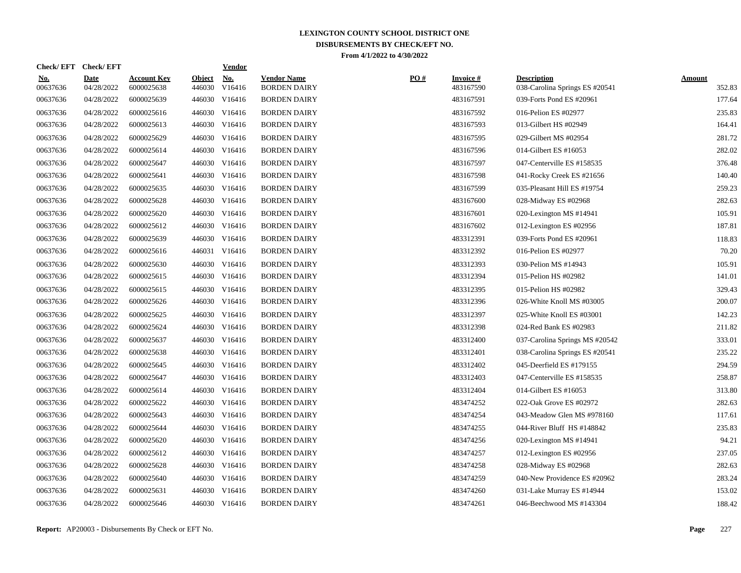# LEXINGTON COUNTY SCHOOL DISTRICT ONE
## DISBURSEMENTS BY CHECK/EFT NO.
### From 4/1/2022 to 4/30/2022

| Check/ EFT No. | Check/ EFT Date | Account Key | Object | Vendor No. | Vendor Name | PO # | Invoice # | Description | Amount |
|---|---|---|---|---|---|---|---|---|---|
| 00637636 | 04/28/2022 | 6000025638 | 446030 | V16416 | BORDEN DAIRY | | 483167590 | 038-Carolina Springs ES #20541 | 352.83 |
| 00637636 | 04/28/2022 | 6000025639 | 446030 | V16416 | BORDEN DAIRY | | 483167591 | 039-Forts Pond ES #20961 | 177.64 |
| 00637636 | 04/28/2022 | 6000025616 | 446030 | V16416 | BORDEN DAIRY | | 483167592 | 016-Pelion ES #02977 | 235.83 |
| 00637636 | 04/28/2022 | 6000025613 | 446030 | V16416 | BORDEN DAIRY | | 483167593 | 013-Gilbert HS #02949 | 164.41 |
| 00637636 | 04/28/2022 | 6000025629 | 446030 | V16416 | BORDEN DAIRY | | 483167595 | 029-Gilbert MS #02954 | 281.72 |
| 00637636 | 04/28/2022 | 6000025614 | 446030 | V16416 | BORDEN DAIRY | | 483167596 | 014-Gilbert ES #16053 | 282.02 |
| 00637636 | 04/28/2022 | 6000025647 | 446030 | V16416 | BORDEN DAIRY | | 483167597 | 047-Centerville ES #158535 | 376.48 |
| 00637636 | 04/28/2022 | 6000025641 | 446030 | V16416 | BORDEN DAIRY | | 483167598 | 041-Rocky Creek ES #21656 | 140.40 |
| 00637636 | 04/28/2022 | 6000025635 | 446030 | V16416 | BORDEN DAIRY | | 483167599 | 035-Pleasant Hill ES #19754 | 259.23 |
| 00637636 | 04/28/2022 | 6000025628 | 446030 | V16416 | BORDEN DAIRY | | 483167600 | 028-Midway ES #02968 | 282.63 |
| 00637636 | 04/28/2022 | 6000025620 | 446030 | V16416 | BORDEN DAIRY | | 483167601 | 020-Lexington MS #14941 | 105.91 |
| 00637636 | 04/28/2022 | 6000025612 | 446030 | V16416 | BORDEN DAIRY | | 483167602 | 012-Lexington ES #02956 | 187.81 |
| 00637636 | 04/28/2022 | 6000025639 | 446030 | V16416 | BORDEN DAIRY | | 483312391 | 039-Forts Pond ES #20961 | 118.83 |
| 00637636 | 04/28/2022 | 6000025616 | 446031 | V16416 | BORDEN DAIRY | | 483312392 | 016-Pelion ES #02977 | 70.20 |
| 00637636 | 04/28/2022 | 6000025630 | 446030 | V16416 | BORDEN DAIRY | | 483312393 | 030-Pelion MS #14943 | 105.91 |
| 00637636 | 04/28/2022 | 6000025615 | 446030 | V16416 | BORDEN DAIRY | | 483312394 | 015-Pelion HS #02982 | 141.01 |
| 00637636 | 04/28/2022 | 6000025615 | 446030 | V16416 | BORDEN DAIRY | | 483312395 | 015-Pelion HS #02982 | 329.43 |
| 00637636 | 04/28/2022 | 6000025626 | 446030 | V16416 | BORDEN DAIRY | | 483312396 | 026-White Knoll MS #03005 | 200.07 |
| 00637636 | 04/28/2022 | 6000025625 | 446030 | V16416 | BORDEN DAIRY | | 483312397 | 025-White Knoll ES #03001 | 142.23 |
| 00637636 | 04/28/2022 | 6000025624 | 446030 | V16416 | BORDEN DAIRY | | 483312398 | 024-Red Bank ES #02983 | 211.82 |
| 00637636 | 04/28/2022 | 6000025637 | 446030 | V16416 | BORDEN DAIRY | | 483312400 | 037-Carolina Springs MS #20542 | 333.01 |
| 00637636 | 04/28/2022 | 6000025638 | 446030 | V16416 | BORDEN DAIRY | | 483312401 | 038-Carolina Springs ES #20541 | 235.22 |
| 00637636 | 04/28/2022 | 6000025645 | 446030 | V16416 | BORDEN DAIRY | | 483312402 | 045-Deerfield ES #179155 | 294.59 |
| 00637636 | 04/28/2022 | 6000025647 | 446030 | V16416 | BORDEN DAIRY | | 483312403 | 047-Centerville ES #158535 | 258.87 |
| 00637636 | 04/28/2022 | 6000025614 | 446030 | V16416 | BORDEN DAIRY | | 483312404 | 014-Gilbert ES #16053 | 313.80 |
| 00637636 | 04/28/2022 | 6000025622 | 446030 | V16416 | BORDEN DAIRY | | 483474252 | 022-Oak Grove ES #02972 | 282.63 |
| 00637636 | 04/28/2022 | 6000025643 | 446030 | V16416 | BORDEN DAIRY | | 483474254 | 043-Meadow Glen MS #978160 | 117.61 |
| 00637636 | 04/28/2022 | 6000025644 | 446030 | V16416 | BORDEN DAIRY | | 483474255 | 044-River Bluff HS #148842 | 235.83 |
| 00637636 | 04/28/2022 | 6000025620 | 446030 | V16416 | BORDEN DAIRY | | 483474256 | 020-Lexington MS #14941 | 94.21 |
| 00637636 | 04/28/2022 | 6000025612 | 446030 | V16416 | BORDEN DAIRY | | 483474257 | 012-Lexington ES #02956 | 237.05 |
| 00637636 | 04/28/2022 | 6000025628 | 446030 | V16416 | BORDEN DAIRY | | 483474258 | 028-Midway ES #02968 | 282.63 |
| 00637636 | 04/28/2022 | 6000025640 | 446030 | V16416 | BORDEN DAIRY | | 483474259 | 040-New Providence ES #20962 | 283.24 |
| 00637636 | 04/28/2022 | 6000025631 | 446030 | V16416 | BORDEN DAIRY | | 483474260 | 031-Lake Murray ES #14944 | 153.02 |
| 00637636 | 04/28/2022 | 6000025646 | 446030 | V16416 | BORDEN DAIRY | | 483474261 | 046-Beechwood MS #143304 | 188.42 |

**Report:** AP20003 - Disbursements By Check or EFT No.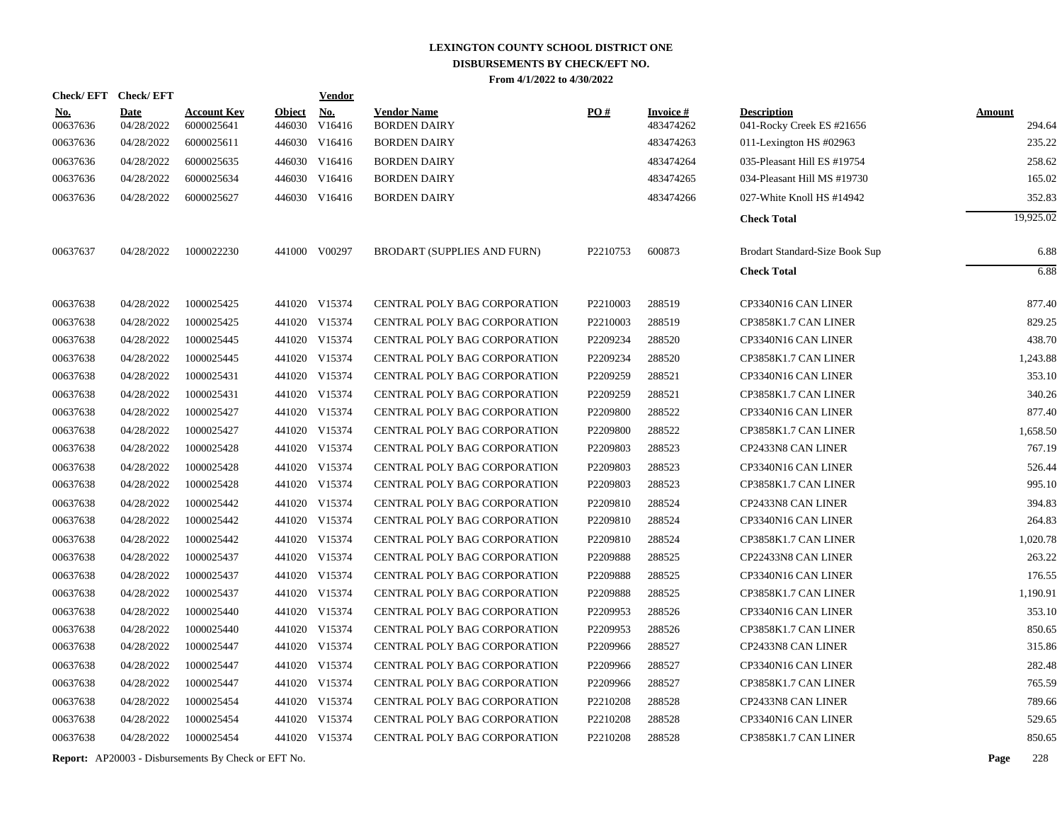# LEXINGTON COUNTY SCHOOL DISTRICT ONE
## DISBURSEMENTS BY CHECK/EFT NO.
### From 4/1/2022 to 4/30/2022

| Check/ EFT No. | Check/ EFT Date | Account Key | Object | Vendor No. | Vendor Name | PO # | Invoice # | Description | Amount |
|---|---|---|---|---|---|---|---|---|---|
| 00637636 | 04/28/2022 | 6000025641 | 446030 | V16416 | BORDEN DAIRY | | 483474262 | 041-Rocky Creek ES #21656 | 294.64 |
| 00637636 | 04/28/2022 | 6000025611 | 446030 | V16416 | BORDEN DAIRY | | 483474263 | 011-Lexington HS #02963 | 235.22 |
| 00637636 | 04/28/2022 | 6000025635 | 446030 | V16416 | BORDEN DAIRY | | 483474264 | 035-Pleasant Hill ES #19754 | 258.62 |
| 00637636 | 04/28/2022 | 6000025634 | 446030 | V16416 | BORDEN DAIRY | | 483474265 | 034-Pleasant Hill MS #19730 | 165.02 |
| 00637636 | 04/28/2022 | 6000025627 | 446030 | V16416 | BORDEN DAIRY | | 483474266 | 027-White Knoll HS #14942 | 352.83 |
| | | | | | | | | **Check Total** | 19,925.02 |
| 00637637 | 04/28/2022 | 1000022230 | 441000 | V00297 | BRODART (SUPPLIES AND FURN) | P2210753 | 600873 | Brodart Standard-Size Book Sup | 6.88 |
| | | | | | | | | **Check Total** | 6.88 |
| 00637638 | 04/28/2022 | 1000025425 | 441020 | V15374 | CENTRAL POLY BAG CORPORATION | P2210003 | 288519 | CP3340N16 CAN LINER | 877.40 |
| 00637638 | 04/28/2022 | 1000025425 | 441020 | V15374 | CENTRAL POLY BAG CORPORATION | P2210003 | 288519 | CP3858K1.7 CAN LINER | 829.25 |
| 00637638 | 04/28/2022 | 1000025445 | 441020 | V15374 | CENTRAL POLY BAG CORPORATION | P2209234 | 288520 | CP3340N16 CAN LINER | 438.70 |
| 00637638 | 04/28/2022 | 1000025445 | 441020 | V15374 | CENTRAL POLY BAG CORPORATION | P2209234 | 288520 | CP3858K1.7 CAN LINER | 1,243.88 |
| 00637638 | 04/28/2022 | 1000025431 | 441020 | V15374 | CENTRAL POLY BAG CORPORATION | P2209259 | 288521 | CP3340N16 CAN LINER | 353.10 |
| 00637638 | 04/28/2022 | 1000025431 | 441020 | V15374 | CENTRAL POLY BAG CORPORATION | P2209259 | 288521 | CP3858K1.7 CAN LINER | 340.26 |
| 00637638 | 04/28/2022 | 1000025427 | 441020 | V15374 | CENTRAL POLY BAG CORPORATION | P2209800 | 288522 | CP3340N16 CAN LINER | 877.40 |
| 00637638 | 04/28/2022 | 1000025427 | 441020 | V15374 | CENTRAL POLY BAG CORPORATION | P2209800 | 288522 | CP3858K1.7 CAN LINER | 1,658.50 |
| 00637638 | 04/28/2022 | 1000025428 | 441020 | V15374 | CENTRAL POLY BAG CORPORATION | P2209803 | 288523 | CP2433N8 CAN LINER | 767.19 |
| 00637638 | 04/28/2022 | 1000025428 | 441020 | V15374 | CENTRAL POLY BAG CORPORATION | P2209803 | 288523 | CP3340N16 CAN LINER | 526.44 |
| 00637638 | 04/28/2022 | 1000025428 | 441020 | V15374 | CENTRAL POLY BAG CORPORATION | P2209803 | 288523 | CP3858K1.7 CAN LINER | 995.10 |
| 00637638 | 04/28/2022 | 1000025442 | 441020 | V15374 | CENTRAL POLY BAG CORPORATION | P2209810 | 288524 | CP2433N8 CAN LINER | 394.83 |
| 00637638 | 04/28/2022 | 1000025442 | 441020 | V15374 | CENTRAL POLY BAG CORPORATION | P2209810 | 288524 | CP3340N16 CAN LINER | 264.83 |
| 00637638 | 04/28/2022 | 1000025442 | 441020 | V15374 | CENTRAL POLY BAG CORPORATION | P2209810 | 288524 | CP3858K1.7 CAN LINER | 1,020.78 |
| 00637638 | 04/28/2022 | 1000025437 | 441020 | V15374 | CENTRAL POLY BAG CORPORATION | P2209888 | 288525 | CP22433N8 CAN LINER | 263.22 |
| 00637638 | 04/28/2022 | 1000025437 | 441020 | V15374 | CENTRAL POLY BAG CORPORATION | P2209888 | 288525 | CP3340N16 CAN LINER | 176.55 |
| 00637638 | 04/28/2022 | 1000025437 | 441020 | V15374 | CENTRAL POLY BAG CORPORATION | P2209888 | 288525 | CP3858K1.7 CAN LINER | 1,190.91 |
| 00637638 | 04/28/2022 | 1000025440 | 441020 | V15374 | CENTRAL POLY BAG CORPORATION | P2209953 | 288526 | CP3340N16 CAN LINER | 353.10 |
| 00637638 | 04/28/2022 | 1000025440 | 441020 | V15374 | CENTRAL POLY BAG CORPORATION | P2209953 | 288526 | CP3858K1.7 CAN LINER | 850.65 |
| 00637638 | 04/28/2022 | 1000025447 | 441020 | V15374 | CENTRAL POLY BAG CORPORATION | P2209966 | 288527 | CP2433N8 CAN LINER | 315.86 |
| 00637638 | 04/28/2022 | 1000025447 | 441020 | V15374 | CENTRAL POLY BAG CORPORATION | P2209966 | 288527 | CP3340N16 CAN LINER | 282.48 |
| 00637638 | 04/28/2022 | 1000025447 | 441020 | V15374 | CENTRAL POLY BAG CORPORATION | P2209966 | 288527 | CP3858K1.7 CAN LINER | 765.59 |
| 00637638 | 04/28/2022 | 1000025454 | 441020 | V15374 | CENTRAL POLY BAG CORPORATION | P2210208 | 288528 | CP2433N8 CAN LINER | 789.66 |
| 00637638 | 04/28/2022 | 1000025454 | 441020 | V15374 | CENTRAL POLY BAG CORPORATION | P2210208 | 288528 | CP3340N16 CAN LINER | 529.65 |
| 00637638 | 04/28/2022 | 1000025454 | 441020 | V15374 | CENTRAL POLY BAG CORPORATION | P2210208 | 288528 | CP3858K1.7 CAN LINER | 850.65 |

**Report:** AP20003 - Disbursements By Check or EFT No.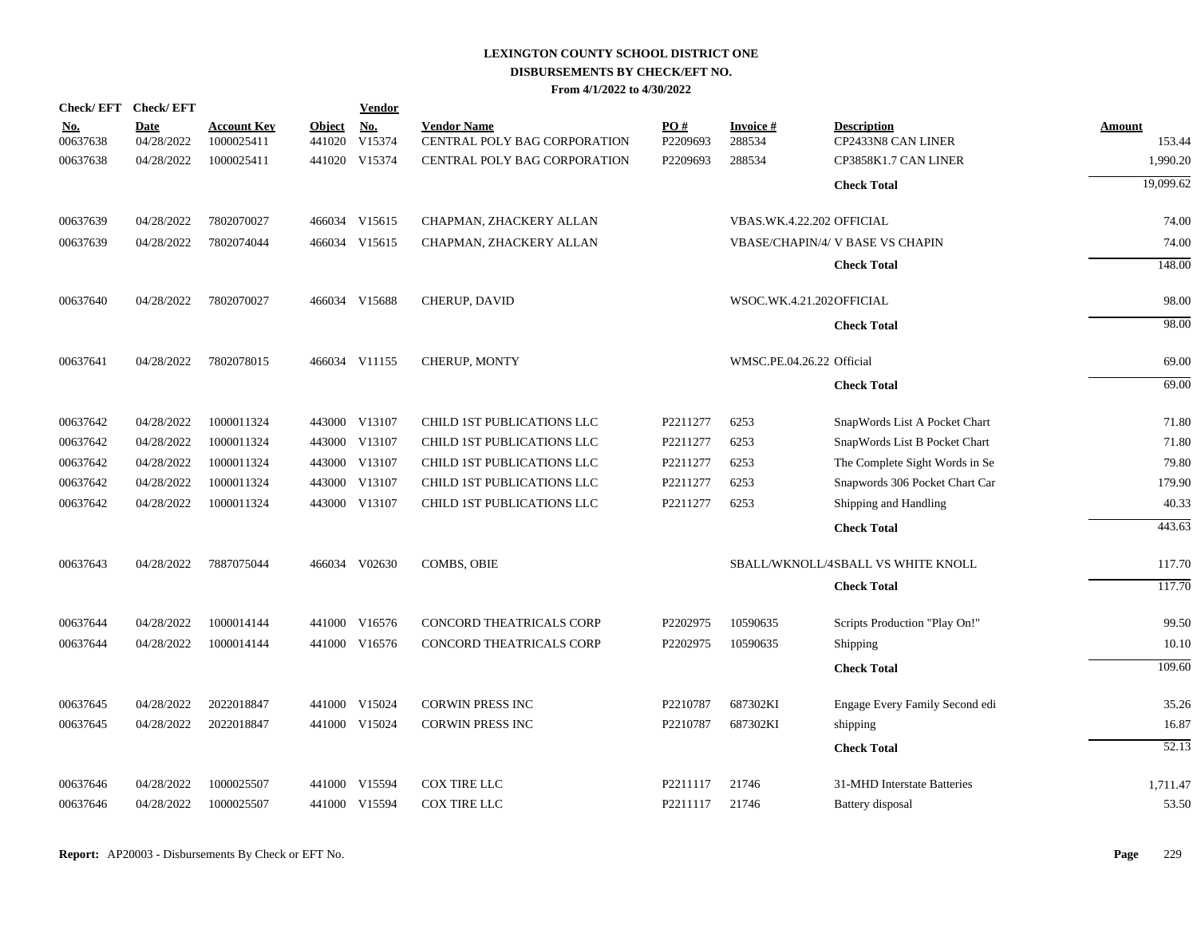# LEXINGTON COUNTY SCHOOL DISTRICT ONE
## DISBURSEMENTS BY CHECK/EFT NO.
### From 4/1/2022 to 4/30/2022

| Check/ EFT No. | Check/ EFT Date | Account Key | Object | Vendor No. | Vendor Name | PO # | Invoice # | Description | Amount |
|---|---|---|---|---|---|---|---|---|---|
| 00637638 | 04/28/2022 | 1000025411 | 441020 | V15374 | CENTRAL POLY BAG CORPORATION | P2209693 | 288534 | CP2433N8 CAN LINER | 153.44 |
| 00637638 | 04/28/2022 | 1000025411 | 441020 | V15374 | CENTRAL POLY BAG CORPORATION | P2209693 | 288534 | CP3858K1.7 CAN LINER | 1,990.20 |
| | | | | | | | | **Check Total** | 19,099.62 |
| 00637639 | 04/28/2022 | 7802070027 | 466034 | V15615 | CHAPMAN, ZHACKERY ALLAN | | VBAS.WK.4.22.202 | OFFICIAL | 74.00 |
| 00637639 | 04/28/2022 | 7802074044 | 466034 | V15615 | CHAPMAN, ZHACKERY ALLAN | | VBASE/CHAPIN/4/ | V BASE VS CHAPIN | 74.00 |
| | | | | | | | | **Check Total** | 148.00 |
| 00637640 | 04/28/2022 | 7802070027 | 466034 | V15688 | CHERUP, DAVID | | WSOC.WK.4.21.202 | OFFICIAL | 98.00 |
| | | | | | | | | **Check Total** | 98.00 |
| 00637641 | 04/28/2022 | 7802078015 | 466034 | V11155 | CHERUP, MONTY | | WMSC.PE.04.26.22 | Official | 69.00 |
| | | | | | | | | **Check Total** | 69.00 |
| 00637642 | 04/28/2022 | 1000011324 | 443000 | V13107 | CHILD 1ST PUBLICATIONS LLC | P2211277 | 6253 | SnapWords List A Pocket Chart | 71.80 |
| 00637642 | 04/28/2022 | 1000011324 | 443000 | V13107 | CHILD 1ST PUBLICATIONS LLC | P2211277 | 6253 | SnapWords List B Pocket Chart | 71.80 |
| 00637642 | 04/28/2022 | 1000011324 | 443000 | V13107 | CHILD 1ST PUBLICATIONS LLC | P2211277 | 6253 | The Complete Sight Words in Se | 79.80 |
| 00637642 | 04/28/2022 | 1000011324 | 443000 | V13107 | CHILD 1ST PUBLICATIONS LLC | P2211277 | 6253 | Snapwords 306 Pocket Chart Car | 179.90 |
| 00637642 | 04/28/2022 | 1000011324 | 443000 | V13107 | CHILD 1ST PUBLICATIONS LLC | P2211277 | 6253 | Shipping and Handling | 40.33 |
| | | | | | | | | **Check Total** | 443.63 |
| 00637643 | 04/28/2022 | 7887075044 | 466034 | V02630 | COMBS, OBIE | | SBALL/WKNOLL/4 | SBALL VS WHITE KNOLL | 117.70 |
| | | | | | | | | **Check Total** | 117.70 |
| 00637644 | 04/28/2022 | 1000014144 | 441000 | V16576 | CONCORD THEATRICALS CORP | P2202975 | 10590635 | Scripts Production "Play On!" | 99.50 |
| 00637644 | 04/28/2022 | 1000014144 | 441000 | V16576 | CONCORD THEATRICALS CORP | P2202975 | 10590635 | Shipping | 10.10 |
| | | | | | | | | **Check Total** | 109.60 |
| 00637645 | 04/28/2022 | 2022018847 | 441000 | V15024 | CORWIN PRESS INC | P2210787 | 687302KI | Engage Every Family Second edi | 35.26 |
| 00637645 | 04/28/2022 | 2022018847 | 441000 | V15024 | CORWIN PRESS INC | P2210787 | 687302KI | shipping | 16.87 |
| | | | | | | | | **Check Total** | 52.13 |
| 00637646 | 04/28/2022 | 1000025507 | 441000 | V15594 | COX TIRE LLC | P2211117 | 21746 | 31-MHD Interstate Batteries | 1,711.47 |
| 00637646 | 04/28/2022 | 1000025507 | 441000 | V15594 | COX TIRE LLC | P2211117 | 21746 | Battery disposal | 53.50 |

**Report:** AP20003 - Disbursements By Check or EFT No.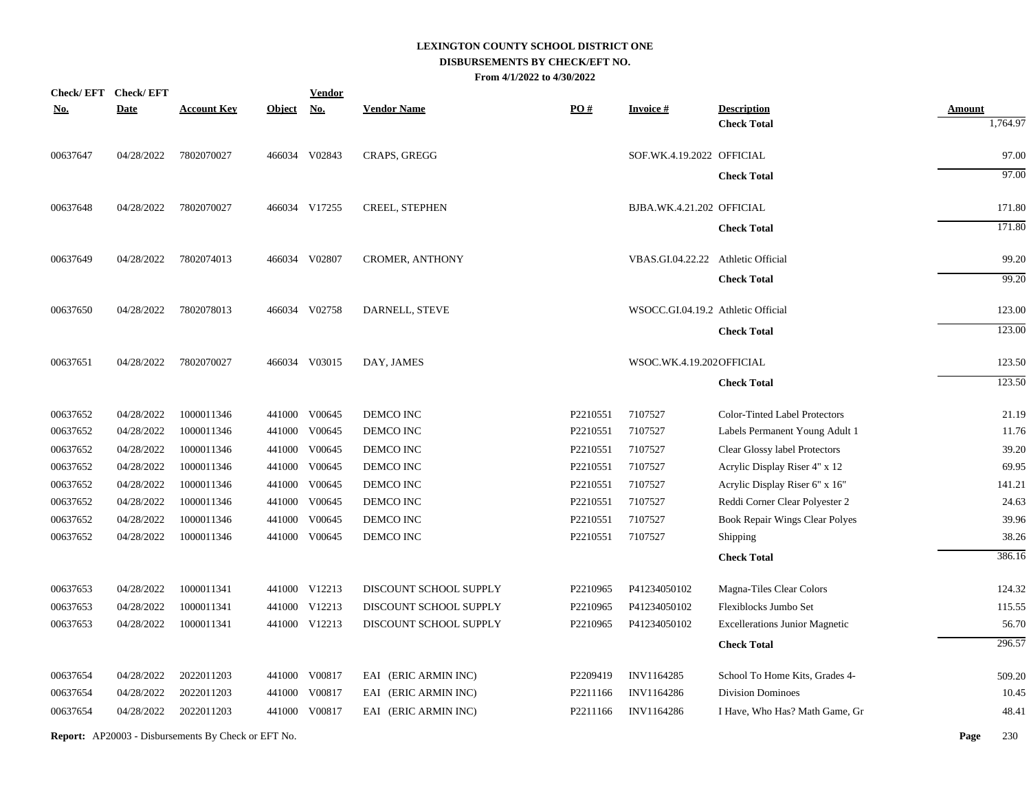# LEXINGTON COUNTY SCHOOL DISTRICT ONE
## DISBURSEMENTS BY CHECK/EFT NO.
### From 4/1/2022 to 4/30/2022

| Check/ EFT No. | Check/ EFT Date | Account Key | Object | Vendor No. | Vendor Name | PO # | Invoice # | Description | Amount |
|---|---|---|---|---|---|---|---|---|---|
| | | | | | | | | **Check Total** | 1,764.97 |
| 00637647 | 04/28/2022 | 7802070027 | 466034 | V02843 | CRAPS, GREGG | | SOF.WK.4.19.2022 | OFFICIAL | 97.00 |
| | | | | | | | | **Check Total** | 97.00 |
| 00637648 | 04/28/2022 | 7802070027 | 466034 | V17255 | CREEL, STEPHEN | | BJBA.WK.4.21.202 | OFFICIAL | 171.80 |
| | | | | | | | | **Check Total** | 171.80 |
| 00637649 | 04/28/2022 | 7802074013 | 466034 | V02807 | CROMER, ANTHONY | | VBAS.GI.04.22.22 | Athletic Official | 99.20 |
| | | | | | | | | **Check Total** | 99.20 |
| 00637650 | 04/28/2022 | 7802078013 | 466034 | V02758 | DARNELL, STEVE | | WSOCC.GI.04.19.2 | Athletic Official | 123.00 |
| | | | | | | | | **Check Total** | 123.00 |
| 00637651 | 04/28/2022 | 7802070027 | 466034 | V03015 | DAY, JAMES | | WSOC.WK.4.19.202 | OFFICIAL | 123.50 |
| | | | | | | | | **Check Total** | 123.50 |
| 00637652 | 04/28/2022 | 1000011346 | 441000 | V00645 | DEMCO INC | P2210551 | 7107527 | Color-Tinted Label Protectors | 21.19 |
| 00637652 | 04/28/2022 | 1000011346 | 441000 | V00645 | DEMCO INC | P2210551 | 7107527 | Labels Permanent Young Adult 1 | 11.76 |
| 00637652 | 04/28/2022 | 1000011346 | 441000 | V00645 | DEMCO INC | P2210551 | 7107527 | Clear Glossy label Protectors | 39.20 |
| 00637652 | 04/28/2022 | 1000011346 | 441000 | V00645 | DEMCO INC | P2210551 | 7107527 | Acrylic Display Riser 4" x 12 | 69.95 |
| 00637652 | 04/28/2022 | 1000011346 | 441000 | V00645 | DEMCO INC | P2210551 | 7107527 | Acrylic Display Riser 6" x 16" | 141.21 |
| 00637652 | 04/28/2022 | 1000011346 | 441000 | V00645 | DEMCO INC | P2210551 | 7107527 | Reddi Corner Clear Polyester 2 | 24.63 |
| 00637652 | 04/28/2022 | 1000011346 | 441000 | V00645 | DEMCO INC | P2210551 | 7107527 | Book Repair Wings Clear Polyes | 39.96 |
| 00637652 | 04/28/2022 | 1000011346 | 441000 | V00645 | DEMCO INC | P2210551 | 7107527 | Shipping | 38.26 |
| | | | | | | | | **Check Total** | 386.16 |
| 00637653 | 04/28/2022 | 1000011341 | 441000 | V12213 | DISCOUNT SCHOOL SUPPLY | P2210965 | P41234050102 | Magna-Tiles Clear Colors | 124.32 |
| 00637653 | 04/28/2022 | 1000011341 | 441000 | V12213 | DISCOUNT SCHOOL SUPPLY | P2210965 | P41234050102 | Flexiblocks Jumbo Set | 115.55 |
| 00637653 | 04/28/2022 | 1000011341 | 441000 | V12213 | DISCOUNT SCHOOL SUPPLY | P2210965 | P41234050102 | Excellerations Junior Magnetic | 56.70 |
| | | | | | | | | **Check Total** | 296.57 |
| 00637654 | 04/28/2022 | 2022011203 | 441000 | V00817 | EAI (ERIC ARMIN INC) | P2209419 | INV1164285 | School To Home Kits, Grades 4- | 509.20 |
| 00637654 | 04/28/2022 | 2022011203 | 441000 | V00817 | EAI (ERIC ARMIN INC) | P2211166 | INV1164286 | Division Dominoes | 10.45 |
| 00637654 | 04/28/2022 | 2022011203 | 441000 | V00817 | EAI (ERIC ARMIN INC) | P2211166 | INV1164286 | I Have, Who Has? Math Game, Gr | 48.41 |

**Report:** AP20003 - Disbursements By Check or EFT No.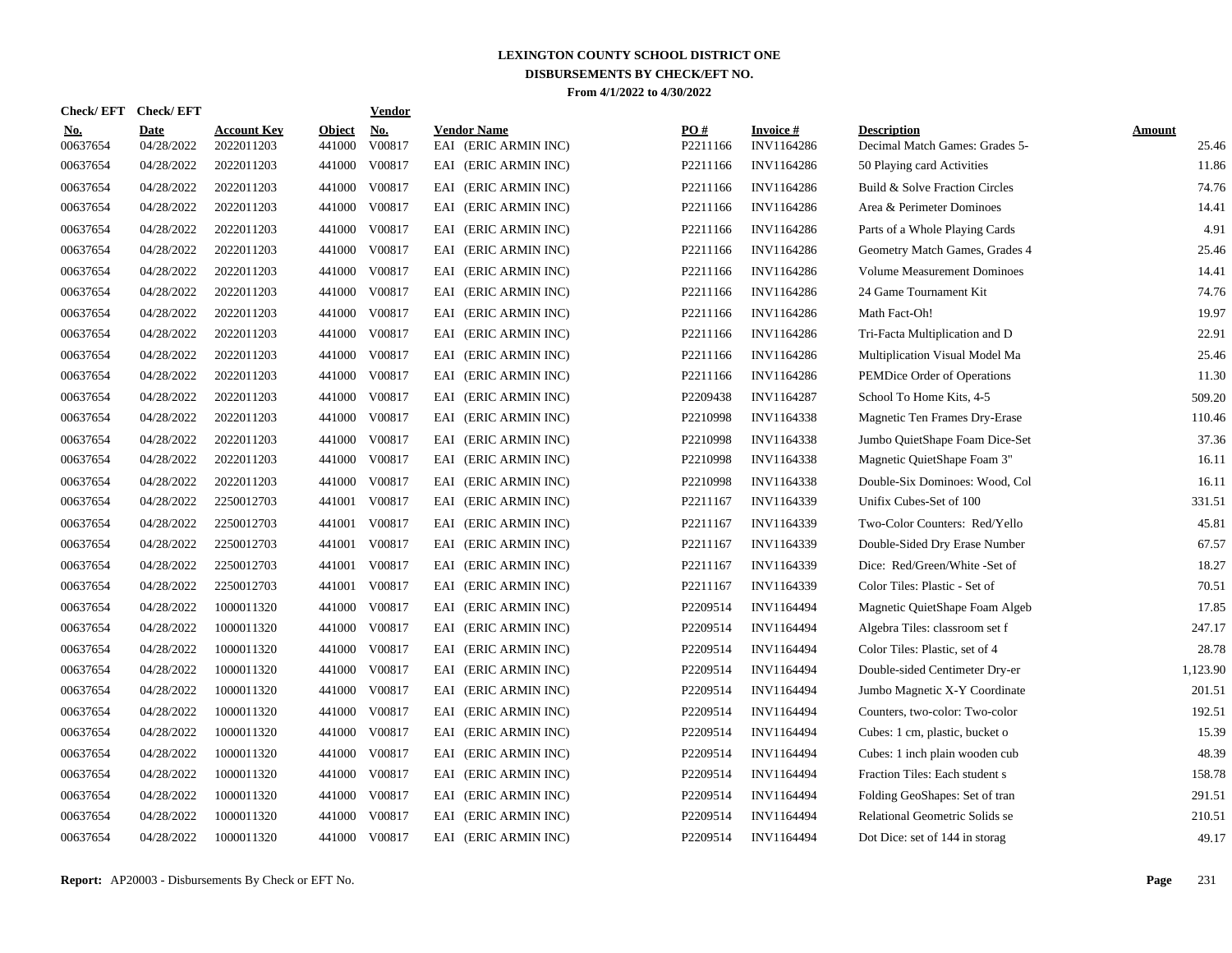# LEXINGTON COUNTY SCHOOL DISTRICT ONE
## DISBURSEMENTS BY CHECK/EFT NO.
### From 4/1/2022 to 4/30/2022

| Check/ EFT No. | Check/ EFT Date | Account Key | Object | Vendor No. | Vendor Name | PO # | Invoice # | Description | Amount |
|---|---|---|---|---|---|---|---|---|---|
| 00637654 | 04/28/2022 | 2022011203 | 441000 | V00817 | EAI (ERIC ARMIN INC) | P2211166 | INV1164286 | Decimal Match Games: Grades 5- | 25.46 |
| 00637654 | 04/28/2022 | 2022011203 | 441000 | V00817 | EAI (ERIC ARMIN INC) | P2211166 | INV1164286 | 50 Playing card Activities | 11.86 |
| 00637654 | 04/28/2022 | 2022011203 | 441000 | V00817 | EAI (ERIC ARMIN INC) | P2211166 | INV1164286 | Build & Solve Fraction Circles | 74.76 |
| 00637654 | 04/28/2022 | 2022011203 | 441000 | V00817 | EAI (ERIC ARMIN INC) | P2211166 | INV1164286 | Area & Perimeter Dominoes | 14.41 |
| 00637654 | 04/28/2022 | 2022011203 | 441000 | V00817 | EAI (ERIC ARMIN INC) | P2211166 | INV1164286 | Parts of a Whole Playing Cards | 4.91 |
| 00637654 | 04/28/2022 | 2022011203 | 441000 | V00817 | EAI (ERIC ARMIN INC) | P2211166 | INV1164286 | Geometry Match Games, Grades 4 | 25.46 |
| 00637654 | 04/28/2022 | 2022011203 | 441000 | V00817 | EAI (ERIC ARMIN INC) | P2211166 | INV1164286 | Volume Measurement Dominoes | 14.41 |
| 00637654 | 04/28/2022 | 2022011203 | 441000 | V00817 | EAI (ERIC ARMIN INC) | P2211166 | INV1164286 | 24 Game Tournament Kit | 74.76 |
| 00637654 | 04/28/2022 | 2022011203 | 441000 | V00817 | EAI (ERIC ARMIN INC) | P2211166 | INV1164286 | Math Fact-Oh! | 19.97 |
| 00637654 | 04/28/2022 | 2022011203 | 441000 | V00817 | EAI (ERIC ARMIN INC) | P2211166 | INV1164286 | Tri-Facta Multiplication and D | 22.91 |
| 00637654 | 04/28/2022 | 2022011203 | 441000 | V00817 | EAI (ERIC ARMIN INC) | P2211166 | INV1164286 | Multiplication Visual Model Ma | 25.46 |
| 00637654 | 04/28/2022 | 2022011203 | 441000 | V00817 | EAI (ERIC ARMIN INC) | P2211166 | INV1164286 | PEMDice Order of Operations | 11.30 |
| 00637654 | 04/28/2022 | 2022011203 | 441000 | V00817 | EAI (ERIC ARMIN INC) | P2209438 | INV1164287 | School To Home Kits, 4-5 | 509.20 |
| 00637654 | 04/28/2022 | 2022011203 | 441000 | V00817 | EAI (ERIC ARMIN INC) | P2210998 | INV1164338 | Magnetic Ten Frames Dry-Erase | 110.46 |
| 00637654 | 04/28/2022 | 2022011203 | 441000 | V00817 | EAI (ERIC ARMIN INC) | P2210998 | INV1164338 | Jumbo QuietShape Foam Dice-Set | 37.36 |
| 00637654 | 04/28/2022 | 2022011203 | 441000 | V00817 | EAI (ERIC ARMIN INC) | P2210998 | INV1164338 | Magnetic QuietShape Foam 3" | 16.11 |
| 00637654 | 04/28/2022 | 2022011203 | 441000 | V00817 | EAI (ERIC ARMIN INC) | P2210998 | INV1164338 | Double-Six Dominoes: Wood, Col | 16.11 |
| 00637654 | 04/28/2022 | 2250012703 | 441001 | V00817 | EAI (ERIC ARMIN INC) | P2211167 | INV1164339 | Unifix Cubes-Set of 100 | 331.51 |
| 00637654 | 04/28/2022 | 2250012703 | 441001 | V00817 | EAI (ERIC ARMIN INC) | P2211167 | INV1164339 | Two-Color Counters: Red/Yello | 45.81 |
| 00637654 | 04/28/2022 | 2250012703 | 441001 | V00817 | EAI (ERIC ARMIN INC) | P2211167 | INV1164339 | Double-Sided Dry Erase Number | 67.57 |
| 00637654 | 04/28/2022 | 2250012703 | 441001 | V00817 | EAI (ERIC ARMIN INC) | P2211167 | INV1164339 | Dice: Red/Green/White -Set of | 18.27 |
| 00637654 | 04/28/2022 | 2250012703 | 441001 | V00817 | EAI (ERIC ARMIN INC) | P2211167 | INV1164339 | Color Tiles: Plastic - Set of | 70.51 |
| 00637654 | 04/28/2022 | 1000011320 | 441000 | V00817 | EAI (ERIC ARMIN INC) | P2209514 | INV1164494 | Magnetic QuietShape Foam Algeb | 17.85 |
| 00637654 | 04/28/2022 | 1000011320 | 441000 | V00817 | EAI (ERIC ARMIN INC) | P2209514 | INV1164494 | Algebra Tiles: classroom set f | 247.17 |
| 00637654 | 04/28/2022 | 1000011320 | 441000 | V00817 | EAI (ERIC ARMIN INC) | P2209514 | INV1164494 | Color Tiles: Plastic, set of 4 | 28.78 |
| 00637654 | 04/28/2022 | 1000011320 | 441000 | V00817 | EAI (ERIC ARMIN INC) | P2209514 | INV1164494 | Double-sided Centimeter Dry-er | 1,123.90 |
| 00637654 | 04/28/2022 | 1000011320 | 441000 | V00817 | EAI (ERIC ARMIN INC) | P2209514 | INV1164494 | Jumbo Magnetic X-Y Coordinate | 201.51 |
| 00637654 | 04/28/2022 | 1000011320 | 441000 | V00817 | EAI (ERIC ARMIN INC) | P2209514 | INV1164494 | Counters, two-color: Two-color | 192.51 |
| 00637654 | 04/28/2022 | 1000011320 | 441000 | V00817 | EAI (ERIC ARMIN INC) | P2209514 | INV1164494 | Cubes: 1 cm, plastic, bucket o | 15.39 |
| 00637654 | 04/28/2022 | 1000011320 | 441000 | V00817 | EAI (ERIC ARMIN INC) | P2209514 | INV1164494 | Cubes: 1 inch plain wooden cub | 48.39 |
| 00637654 | 04/28/2022 | 1000011320 | 441000 | V00817 | EAI (ERIC ARMIN INC) | P2209514 | INV1164494 | Fraction Tiles: Each student s | 158.78 |
| 00637654 | 04/28/2022 | 1000011320 | 441000 | V00817 | EAI (ERIC ARMIN INC) | P2209514 | INV1164494 | Folding GeoShapes: Set of tran | 291.51 |
| 00637654 | 04/28/2022 | 1000011320 | 441000 | V00817 | EAI (ERIC ARMIN INC) | P2209514 | INV1164494 | Relational Geometric Solids se | 210.51 |
| 00637654 | 04/28/2022 | 1000011320 | 441000 | V00817 | EAI (ERIC ARMIN INC) | P2209514 | INV1164494 | Dot Dice: set of 144 in storag | 49.17 |

**Report:** AP20003 - Disbursements By Check or EFT No.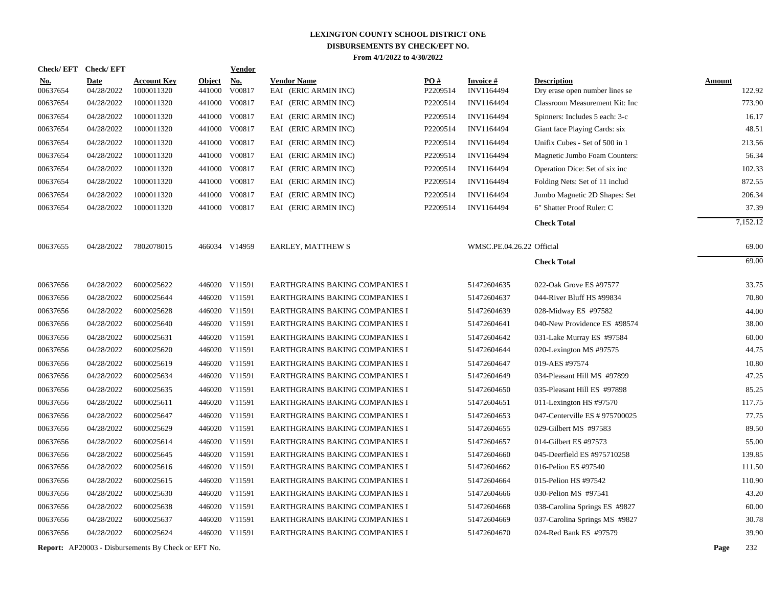# LEXINGTON COUNTY SCHOOL DISTRICT ONE
## DISBURSEMENTS BY CHECK/EFT NO.
### From 4/1/2022 to 4/30/2022

| Check/ EFT No. | Check/ EFT Date | Account Key | Object | Vendor No. | Vendor Name | PO # | Invoice # | Description | Amount |
|---|---|---|---|---|---|---|---|---|---|
| 00637654 | 04/28/2022 | 1000011320 | 441000 | V00817 | EAI (ERIC ARMIN INC) | P2209514 | INV1164494 | Dry erase open number lines se | 122.92 |
| 00637654 | 04/28/2022 | 1000011320 | 441000 | V00817 | EAI (ERIC ARMIN INC) | P2209514 | INV1164494 | Classroom Measurement Kit: Inc | 773.90 |
| 00637654 | 04/28/2022 | 1000011320 | 441000 | V00817 | EAI (ERIC ARMIN INC) | P2209514 | INV1164494 | Spinners: Includes 5 each: 3-c | 16.17 |
| 00637654 | 04/28/2022 | 1000011320 | 441000 | V00817 | EAI (ERIC ARMIN INC) | P2209514 | INV1164494 | Giant face Playing Cards: six | 48.51 |
| 00637654 | 04/28/2022 | 1000011320 | 441000 | V00817 | EAI (ERIC ARMIN INC) | P2209514 | INV1164494 | Unifix Cubes - Set of 500 in 1 | 213.56 |
| 00637654 | 04/28/2022 | 1000011320 | 441000 | V00817 | EAI (ERIC ARMIN INC) | P2209514 | INV1164494 | Magnetic Jumbo Foam Counters: | 56.34 |
| 00637654 | 04/28/2022 | 1000011320 | 441000 | V00817 | EAI (ERIC ARMIN INC) | P2209514 | INV1164494 | Operation Dice: Set of six inc | 102.33 |
| 00637654 | 04/28/2022 | 1000011320 | 441000 | V00817 | EAI (ERIC ARMIN INC) | P2209514 | INV1164494 | Folding Nets: Set of 11 includ | 872.55 |
| 00637654 | 04/28/2022 | 1000011320 | 441000 | V00817 | EAI (ERIC ARMIN INC) | P2209514 | INV1164494 | Jumbo Magnetic 2D Shapes: Set | 206.34 |
| 00637654 | 04/28/2022 | 1000011320 | 441000 | V00817 | EAI (ERIC ARMIN INC) | P2209514 | INV1164494 | 6" Shatter Proof Ruler: C | 37.39 |
| | | | | | | | | **Check Total** | 7,152.12 |
| 00637655 | 04/28/2022 | 7802078015 | 466034 | V14959 | EARLEY, MATTHEW S | | WMSC.PE.04.26.22 | Official | 69.00 |
| | | | | | | | | **Check Total** | 69.00 |
| 00637656 | 04/28/2022 | 6000025622 | 446020 | V11591 | EARTHGRAINS BAKING COMPANIES I | | 51472604635 | 022-Oak Grove ES #97577 | 33.75 |
| 00637656 | 04/28/2022 | 6000025644 | 446020 | V11591 | EARTHGRAINS BAKING COMPANIES I | | 51472604637 | 044-River Bluff HS #99834 | 70.80 |
| 00637656 | 04/28/2022 | 6000025628 | 446020 | V11591 | EARTHGRAINS BAKING COMPANIES I | | 51472604639 | 028-Midway ES #97582 | 44.00 |
| 00637656 | 04/28/2022 | 6000025640 | 446020 | V11591 | EARTHGRAINS BAKING COMPANIES I | | 51472604641 | 040-New Providence ES #98574 | 38.00 |
| 00637656 | 04/28/2022 | 6000025631 | 446020 | V11591 | EARTHGRAINS BAKING COMPANIES I | | 51472604642 | 031-Lake Murray ES #97584 | 60.00 |
| 00637656 | 04/28/2022 | 6000025620 | 446020 | V11591 | EARTHGRAINS BAKING COMPANIES I | | 51472604644 | 020-Lexington MS #97575 | 44.75 |
| 00637656 | 04/28/2022 | 6000025619 | 446020 | V11591 | EARTHGRAINS BAKING COMPANIES I | | 51472604647 | 019-AES #97574 | 10.80 |
| 00637656 | 04/28/2022 | 6000025634 | 446020 | V11591 | EARTHGRAINS BAKING COMPANIES I | | 51472604649 | 034-Pleasant Hill MS #97899 | 47.25 |
| 00637656 | 04/28/2022 | 6000025635 | 446020 | V11591 | EARTHGRAINS BAKING COMPANIES I | | 51472604650 | 035-Pleasant Hill ES #97898 | 85.25 |
| 00637656 | 04/28/2022 | 6000025611 | 446020 | V11591 | EARTHGRAINS BAKING COMPANIES I | | 51472604651 | 011-Lexington HS #97570 | 117.75 |
| 00637656 | 04/28/2022 | 6000025647 | 446020 | V11591 | EARTHGRAINS BAKING COMPANIES I | | 51472604653 | 047-Centerville ES # 975700025 | 77.75 |
| 00637656 | 04/28/2022 | 6000025629 | 446020 | V11591 | EARTHGRAINS BAKING COMPANIES I | | 51472604655 | 029-Gilbert MS #97583 | 89.50 |
| 00637656 | 04/28/2022 | 6000025614 | 446020 | V11591 | EARTHGRAINS BAKING COMPANIES I | | 51472604657 | 014-Gilbert ES #97573 | 55.00 |
| 00637656 | 04/28/2022 | 6000025645 | 446020 | V11591 | EARTHGRAINS BAKING COMPANIES I | | 51472604660 | 045-Deerfield ES #975710258 | 139.85 |
| 00637656 | 04/28/2022 | 6000025616 | 446020 | V11591 | EARTHGRAINS BAKING COMPANIES I | | 51472604662 | 016-Pelion ES #97540 | 111.50 |
| 00637656 | 04/28/2022 | 6000025615 | 446020 | V11591 | EARTHGRAINS BAKING COMPANIES I | | 51472604664 | 015-Pelion HS #97542 | 110.90 |
| 00637656 | 04/28/2022 | 6000025630 | 446020 | V11591 | EARTHGRAINS BAKING COMPANIES I | | 51472604666 | 030-Pelion MS #97541 | 43.20 |
| 00637656 | 04/28/2022 | 6000025638 | 446020 | V11591 | EARTHGRAINS BAKING COMPANIES I | | 51472604668 | 038-Carolina Springs ES #9827 | 60.00 |
| 00637656 | 04/28/2022 | 6000025637 | 446020 | V11591 | EARTHGRAINS BAKING COMPANIES I | | 51472604669 | 037-Carolina Springs MS #9827 | 30.78 |
| 00637656 | 04/28/2022 | 6000025624 | 446020 | V11591 | EARTHGRAINS BAKING COMPANIES I | | 51472604670 | 024-Red Bank ES #97579 | 39.90 |

**Report:** AP20003 - Disbursements By Check or EFT No.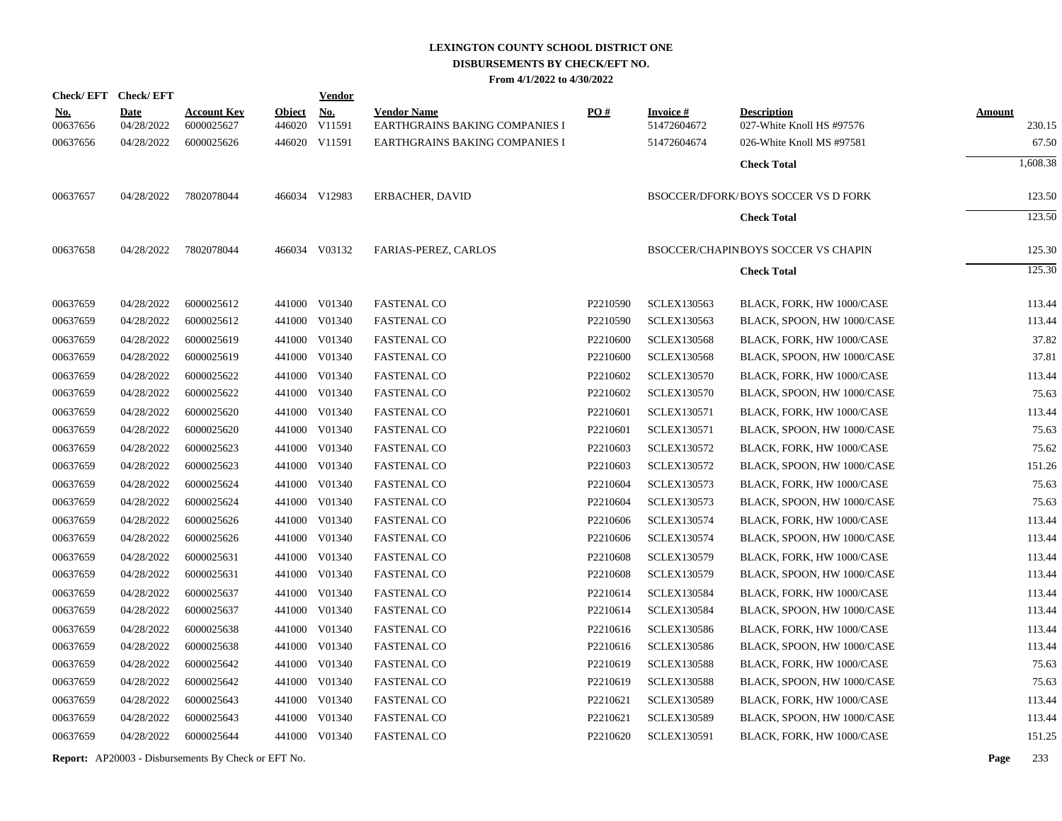**LEXINGTON COUNTY SCHOOL DISTRICT ONE**
**DISBURSEMENTS BY CHECK/EFT NO.**
**From 4/1/2022 to 4/30/2022**

| Check/ EFT No. | Check/ EFT Date | Account Key | Object | Vendor No. | Vendor Name | PO # | Invoice # | Description | Amount |
|---|---|---|---|---|---|---|---|---|---|
| 00637656 | 04/28/2022 | 6000025627 | 446020 | V11591 | EARTHGRAINS BAKING COMPANIES I | | 51472604672 | 027-White Knoll HS #97576 | 230.15 |
| 00637656 | 04/28/2022 | 6000025626 | 446020 | V11591 | EARTHGRAINS BAKING COMPANIES I | | 51472604674 | 026-White Knoll MS #97581 | 67.50 |
| | | | | | | | | **Check Total** | 1,608.38 |
| 00637657 | 04/28/2022 | 7802078044 | 466034 | V12983 | ERBACHER, DAVID | | BSOCCER/DFORK/ | BOYS SOCCER VS D FORK | 123.50 |
| | | | | | | | | **Check Total** | 123.50 |
| 00637658 | 04/28/2022 | 7802078044 | 466034 | V03132 | FARIAS-PEREZ, CARLOS | | BSOCCER/CHAPIN | BOYS SOCCER VS CHAPIN | 125.30 |
| | | | | | | | | **Check Total** | 125.30 |
| 00637659 | 04/28/2022 | 6000025612 | 441000 | V01340 | FASTENAL CO | P2210590 | SCLEX130563 | BLACK, FORK, HW 1000/CASE | 113.44 |
| 00637659 | 04/28/2022 | 6000025612 | 441000 | V01340 | FASTENAL CO | P2210590 | SCLEX130563 | BLACK, SPOON, HW 1000/CASE | 113.44 |
| 00637659 | 04/28/2022 | 6000025619 | 441000 | V01340 | FASTENAL CO | P2210600 | SCLEX130568 | BLACK, FORK, HW 1000/CASE | 37.82 |
| 00637659 | 04/28/2022 | 6000025619 | 441000 | V01340 | FASTENAL CO | P2210600 | SCLEX130568 | BLACK, SPOON, HW 1000/CASE | 37.81 |
| 00637659 | 04/28/2022 | 6000025622 | 441000 | V01340 | FASTENAL CO | P2210602 | SCLEX130570 | BLACK, FORK, HW 1000/CASE | 113.44 |
| 00637659 | 04/28/2022 | 6000025622 | 441000 | V01340 | FASTENAL CO | P2210602 | SCLEX130570 | BLACK, SPOON, HW 1000/CASE | 75.63 |
| 00637659 | 04/28/2022 | 6000025620 | 441000 | V01340 | FASTENAL CO | P2210601 | SCLEX130571 | BLACK, FORK, HW 1000/CASE | 113.44 |
| 00637659 | 04/28/2022 | 6000025620 | 441000 | V01340 | FASTENAL CO | P2210601 | SCLEX130571 | BLACK, SPOON, HW 1000/CASE | 75.63 |
| 00637659 | 04/28/2022 | 6000025623 | 441000 | V01340 | FASTENAL CO | P2210603 | SCLEX130572 | BLACK, FORK, HW 1000/CASE | 75.62 |
| 00637659 | 04/28/2022 | 6000025623 | 441000 | V01340 | FASTENAL CO | P2210603 | SCLEX130572 | BLACK, SPOON, HW 1000/CASE | 151.26 |
| 00637659 | 04/28/2022 | 6000025624 | 441000 | V01340 | FASTENAL CO | P2210604 | SCLEX130573 | BLACK, FORK, HW 1000/CASE | 75.63 |
| 00637659 | 04/28/2022 | 6000025624 | 441000 | V01340 | FASTENAL CO | P2210604 | SCLEX130573 | BLACK, SPOON, HW 1000/CASE | 75.63 |
| 00637659 | 04/28/2022 | 6000025626 | 441000 | V01340 | FASTENAL CO | P2210606 | SCLEX130574 | BLACK, FORK, HW 1000/CASE | 113.44 |
| 00637659 | 04/28/2022 | 6000025626 | 441000 | V01340 | FASTENAL CO | P2210606 | SCLEX130574 | BLACK, SPOON, HW 1000/CASE | 113.44 |
| 00637659 | 04/28/2022 | 6000025631 | 441000 | V01340 | FASTENAL CO | P2210608 | SCLEX130579 | BLACK, FORK, HW 1000/CASE | 113.44 |
| 00637659 | 04/28/2022 | 6000025631 | 441000 | V01340 | FASTENAL CO | P2210608 | SCLEX130579 | BLACK, SPOON, HW 1000/CASE | 113.44 |
| 00637659 | 04/28/2022 | 6000025637 | 441000 | V01340 | FASTENAL CO | P2210614 | SCLEX130584 | BLACK, FORK, HW 1000/CASE | 113.44 |
| 00637659 | 04/28/2022 | 6000025637 | 441000 | V01340 | FASTENAL CO | P2210614 | SCLEX130584 | BLACK, SPOON, HW 1000/CASE | 113.44 |
| 00637659 | 04/28/2022 | 6000025638 | 441000 | V01340 | FASTENAL CO | P2210616 | SCLEX130586 | BLACK, FORK, HW 1000/CASE | 113.44 |
| 00637659 | 04/28/2022 | 6000025638 | 441000 | V01340 | FASTENAL CO | P2210616 | SCLEX130586 | BLACK, SPOON, HW 1000/CASE | 113.44 |
| 00637659 | 04/28/2022 | 6000025642 | 441000 | V01340 | FASTENAL CO | P2210619 | SCLEX130588 | BLACK, FORK, HW 1000/CASE | 75.63 |
| 00637659 | 04/28/2022 | 6000025642 | 441000 | V01340 | FASTENAL CO | P2210619 | SCLEX130588 | BLACK, SPOON, HW 1000/CASE | 75.63 |
| 00637659 | 04/28/2022 | 6000025643 | 441000 | V01340 | FASTENAL CO | P2210621 | SCLEX130589 | BLACK, FORK, HW 1000/CASE | 113.44 |
| 00637659 | 04/28/2022 | 6000025643 | 441000 | V01340 | FASTENAL CO | P2210621 | SCLEX130589 | BLACK, SPOON, HW 1000/CASE | 113.44 |
| 00637659 | 04/28/2022 | 6000025644 | 441000 | V01340 | FASTENAL CO | P2210620 | SCLEX130591 | BLACK, FORK, HW 1000/CASE | 151.25 |

**Report:** AP20003 - Disbursements By Check or EFT No.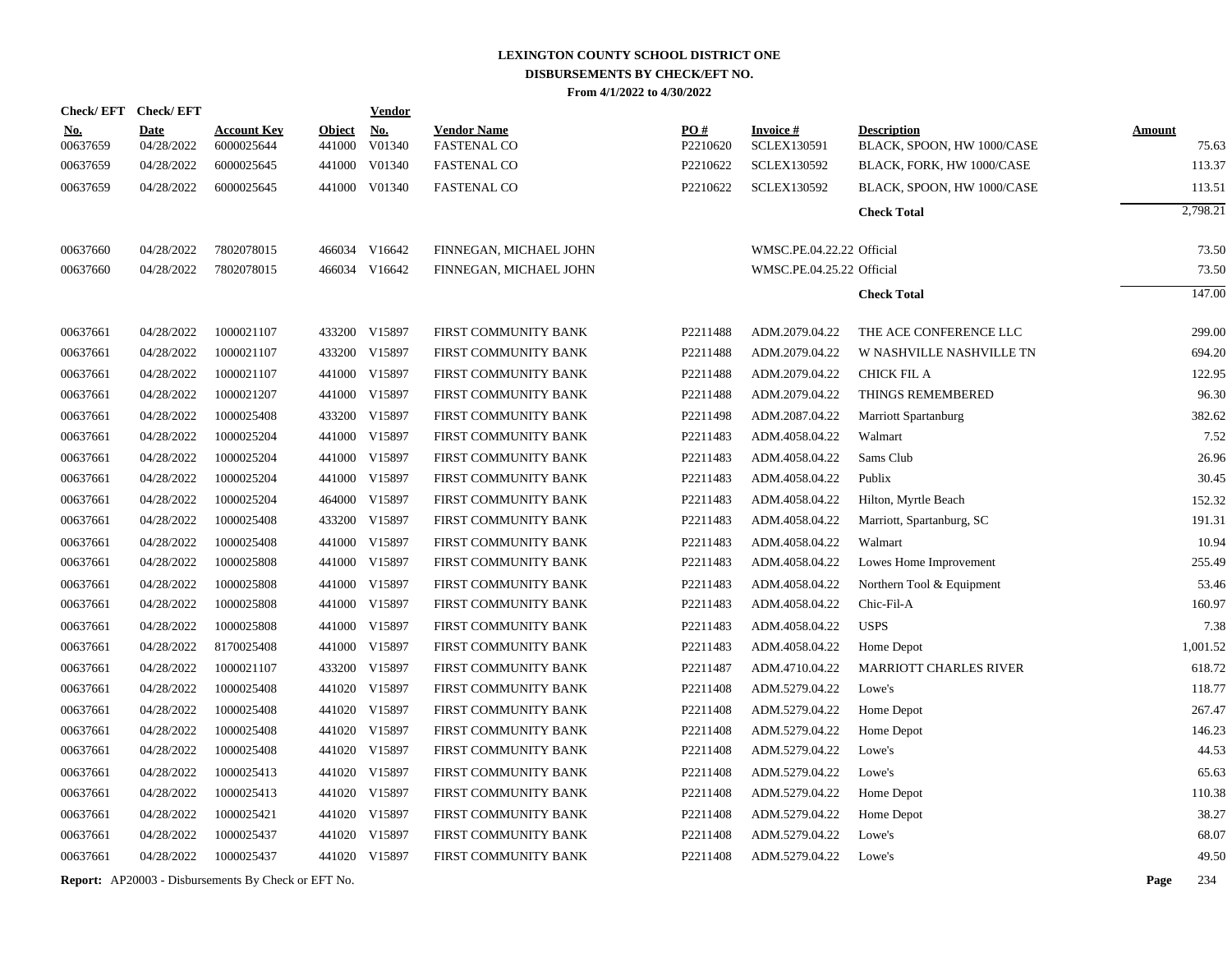# LEXINGTON COUNTY SCHOOL DISTRICT ONE
## DISBURSEMENTS BY CHECK/EFT NO.
### From 4/1/2022 to 4/30/2022

| Check/ EFT No. | Check/ EFT Date | Account Key | Object | Vendor No. | Vendor Name | PO # | Invoice # | Description | Amount |
|---|---|---|---|---|---|---|---|---|---|
| 00637659 | 04/28/2022 | 6000025644 | 441000 | V01340 | FASTENAL CO | P2210620 | SCLEX130591 | BLACK, SPOON, HW 1000/CASE | 75.63 |
| 00637659 | 04/28/2022 | 6000025645 | 441000 | V01340 | FASTENAL CO | P2210622 | SCLEX130592 | BLACK, FORK, HW 1000/CASE | 113.37 |
| 00637659 | 04/28/2022 | 6000025645 | 441000 | V01340 | FASTENAL CO | P2210622 | SCLEX130592 | BLACK, SPOON, HW 1000/CASE | 113.51 |
| | | | | | | | | **Check Total** | 2,798.21 |
| 00637660 | 04/28/2022 | 7802078015 | 466034 | V16642 | FINNEGAN, MICHAEL JOHN | | WMSC.PE.04.22.22 | Official | 73.50 |
| 00637660 | 04/28/2022 | 7802078015 | 466034 | V16642 | FINNEGAN, MICHAEL JOHN | | WMSC.PE.04.25.22 | Official | 73.50 |
| | | | | | | | | **Check Total** | 147.00 |
| 00637661 | 04/28/2022 | 1000021107 | 433200 | V15897 | FIRST COMMUNITY BANK | P2211488 | ADM.2079.04.22 | THE ACE CONFERENCE LLC | 299.00 |
| 00637661 | 04/28/2022 | 1000021107 | 433200 | V15897 | FIRST COMMUNITY BANK | P2211488 | ADM.2079.04.22 | W NASHVILLE NASHVILLE TN | 694.20 |
| 00637661 | 04/28/2022 | 1000021107 | 441000 | V15897 | FIRST COMMUNITY BANK | P2211488 | ADM.2079.04.22 | CHICK FIL A | 122.95 |
| 00637661 | 04/28/2022 | 1000021207 | 441000 | V15897 | FIRST COMMUNITY BANK | P2211488 | ADM.2079.04.22 | THINGS REMEMBERED | 96.30 |
| 00637661 | 04/28/2022 | 1000025408 | 433200 | V15897 | FIRST COMMUNITY BANK | P2211498 | ADM.2087.04.22 | Marriott Spartanburg | 382.62 |
| 00637661 | 04/28/2022 | 1000025204 | 441000 | V15897 | FIRST COMMUNITY BANK | P2211483 | ADM.4058.04.22 | Walmart | 7.52 |
| 00637661 | 04/28/2022 | 1000025204 | 441000 | V15897 | FIRST COMMUNITY BANK | P2211483 | ADM.4058.04.22 | Sams Club | 26.96 |
| 00637661 | 04/28/2022 | 1000025204 | 441000 | V15897 | FIRST COMMUNITY BANK | P2211483 | ADM.4058.04.22 | Publix | 30.45 |
| 00637661 | 04/28/2022 | 1000025204 | 464000 | V15897 | FIRST COMMUNITY BANK | P2211483 | ADM.4058.04.22 | Hilton, Myrtle Beach | 152.32 |
| 00637661 | 04/28/2022 | 1000025408 | 433200 | V15897 | FIRST COMMUNITY BANK | P2211483 | ADM.4058.04.22 | Marriott, Spartanburg, SC | 191.31 |
| 00637661 | 04/28/2022 | 1000025408 | 441000 | V15897 | FIRST COMMUNITY BANK | P2211483 | ADM.4058.04.22 | Walmart | 10.94 |
| 00637661 | 04/28/2022 | 1000025808 | 441000 | V15897 | FIRST COMMUNITY BANK | P2211483 | ADM.4058.04.22 | Lowes Home Improvement | 255.49 |
| 00637661 | 04/28/2022 | 1000025808 | 441000 | V15897 | FIRST COMMUNITY BANK | P2211483 | ADM.4058.04.22 | Northern Tool & Equipment | 53.46 |
| 00637661 | 04/28/2022 | 1000025808 | 441000 | V15897 | FIRST COMMUNITY BANK | P2211483 | ADM.4058.04.22 | Chic-Fil-A | 160.97 |
| 00637661 | 04/28/2022 | 1000025808 | 441000 | V15897 | FIRST COMMUNITY BANK | P2211483 | ADM.4058.04.22 | USPS | 7.38 |
| 00637661 | 04/28/2022 | 8170025408 | 441000 | V15897 | FIRST COMMUNITY BANK | P2211483 | ADM.4058.04.22 | Home Depot | 1,001.52 |
| 00637661 | 04/28/2022 | 1000021107 | 433200 | V15897 | FIRST COMMUNITY BANK | P2211487 | ADM.4710.04.22 | MARRIOTT CHARLES RIVER | 618.72 |
| 00637661 | 04/28/2022 | 1000025408 | 441020 | V15897 | FIRST COMMUNITY BANK | P2211408 | ADM.5279.04.22 | Lowe's | 118.77 |
| 00637661 | 04/28/2022 | 1000025408 | 441020 | V15897 | FIRST COMMUNITY BANK | P2211408 | ADM.5279.04.22 | Home Depot | 267.47 |
| 00637661 | 04/28/2022 | 1000025408 | 441020 | V15897 | FIRST COMMUNITY BANK | P2211408 | ADM.5279.04.22 | Home Depot | 146.23 |
| 00637661 | 04/28/2022 | 1000025408 | 441020 | V15897 | FIRST COMMUNITY BANK | P2211408 | ADM.5279.04.22 | Lowe's | 44.53 |
| 00637661 | 04/28/2022 | 1000025413 | 441020 | V15897 | FIRST COMMUNITY BANK | P2211408 | ADM.5279.04.22 | Lowe's | 65.63 |
| 00637661 | 04/28/2022 | 1000025413 | 441020 | V15897 | FIRST COMMUNITY BANK | P2211408 | ADM.5279.04.22 | Home Depot | 110.38 |
| 00637661 | 04/28/2022 | 1000025421 | 441020 | V15897 | FIRST COMMUNITY BANK | P2211408 | ADM.5279.04.22 | Home Depot | 38.27 |
| 00637661 | 04/28/2022 | 1000025437 | 441020 | V15897 | FIRST COMMUNITY BANK | P2211408 | ADM.5279.04.22 | Lowe's | 68.07 |
| 00637661 | 04/28/2022 | 1000025437 | 441020 | V15897 | FIRST COMMUNITY BANK | P2211408 | ADM.5279.04.22 | Lowe's | 49.50 |

**Report:** AP20003 - Disbursements By Check or EFT No.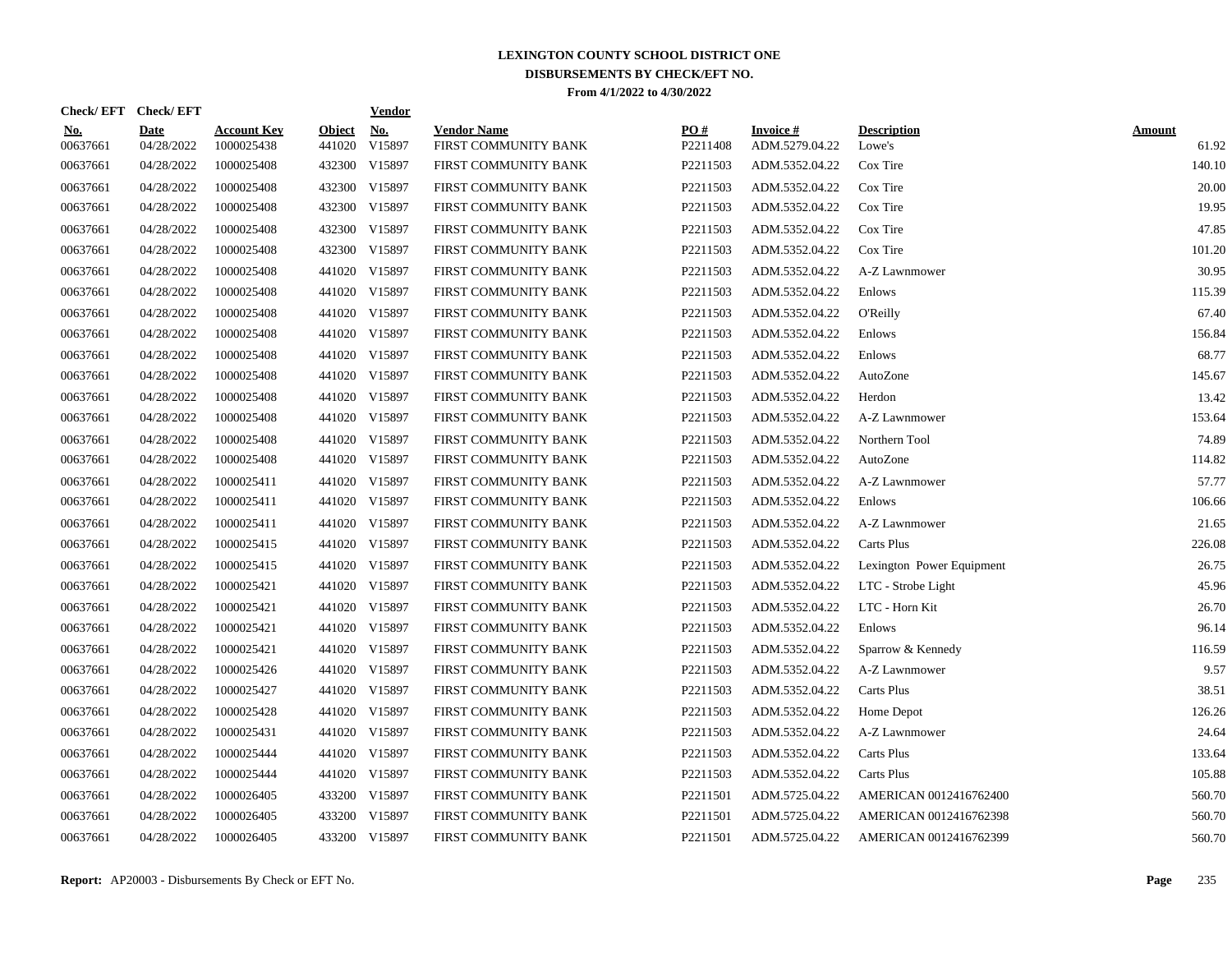# LEXINGTON COUNTY SCHOOL DISTRICT ONE
## DISBURSEMENTS BY CHECK/EFT NO.
### From 4/1/2022 to 4/30/2022

| Check/ EFT No. | Check/ EFT Date | Account Key | Object | Vendor No. | Vendor Name | PO # | Invoice # | Description | Amount |
|---|---|---|---|---|---|---|---|---|---|
| 00637661 | 04/28/2022 | 1000025438 | 441020 | V15897 | FIRST COMMUNITY BANK | P2211408 | ADM.5279.04.22 | Lowe's | 61.92 |
| 00637661 | 04/28/2022 | 1000025408 | 432300 | V15897 | FIRST COMMUNITY BANK | P2211503 | ADM.5352.04.22 | Cox Tire | 140.10 |
| 00637661 | 04/28/2022 | 1000025408 | 432300 | V15897 | FIRST COMMUNITY BANK | P2211503 | ADM.5352.04.22 | Cox Tire | 20.00 |
| 00637661 | 04/28/2022 | 1000025408 | 432300 | V15897 | FIRST COMMUNITY BANK | P2211503 | ADM.5352.04.22 | Cox Tire | 19.95 |
| 00637661 | 04/28/2022 | 1000025408 | 432300 | V15897 | FIRST COMMUNITY BANK | P2211503 | ADM.5352.04.22 | Cox Tire | 47.85 |
| 00637661 | 04/28/2022 | 1000025408 | 432300 | V15897 | FIRST COMMUNITY BANK | P2211503 | ADM.5352.04.22 | Cox Tire | 101.20 |
| 00637661 | 04/28/2022 | 1000025408 | 441020 | V15897 | FIRST COMMUNITY BANK | P2211503 | ADM.5352.04.22 | A-Z Lawnmower | 30.95 |
| 00637661 | 04/28/2022 | 1000025408 | 441020 | V15897 | FIRST COMMUNITY BANK | P2211503 | ADM.5352.04.22 | Enlows | 115.39 |
| 00637661 | 04/28/2022 | 1000025408 | 441020 | V15897 | FIRST COMMUNITY BANK | P2211503 | ADM.5352.04.22 | O'Reilly | 67.40 |
| 00637661 | 04/28/2022 | 1000025408 | 441020 | V15897 | FIRST COMMUNITY BANK | P2211503 | ADM.5352.04.22 | Enlows | 156.84 |
| 00637661 | 04/28/2022 | 1000025408 | 441020 | V15897 | FIRST COMMUNITY BANK | P2211503 | ADM.5352.04.22 | Enlows | 68.77 |
| 00637661 | 04/28/2022 | 1000025408 | 441020 | V15897 | FIRST COMMUNITY BANK | P2211503 | ADM.5352.04.22 | AutoZone | 145.67 |
| 00637661 | 04/28/2022 | 1000025408 | 441020 | V15897 | FIRST COMMUNITY BANK | P2211503 | ADM.5352.04.22 | Herdon | 13.42 |
| 00637661 | 04/28/2022 | 1000025408 | 441020 | V15897 | FIRST COMMUNITY BANK | P2211503 | ADM.5352.04.22 | A-Z Lawnmower | 153.64 |
| 00637661 | 04/28/2022 | 1000025408 | 441020 | V15897 | FIRST COMMUNITY BANK | P2211503 | ADM.5352.04.22 | Northern Tool | 74.89 |
| 00637661 | 04/28/2022 | 1000025408 | 441020 | V15897 | FIRST COMMUNITY BANK | P2211503 | ADM.5352.04.22 | AutoZone | 114.82 |
| 00637661 | 04/28/2022 | 1000025411 | 441020 | V15897 | FIRST COMMUNITY BANK | P2211503 | ADM.5352.04.22 | A-Z Lawnmower | 57.77 |
| 00637661 | 04/28/2022 | 1000025411 | 441020 | V15897 | FIRST COMMUNITY BANK | P2211503 | ADM.5352.04.22 | Enlows | 106.66 |
| 00637661 | 04/28/2022 | 1000025411 | 441020 | V15897 | FIRST COMMUNITY BANK | P2211503 | ADM.5352.04.22 | A-Z Lawnmower | 21.65 |
| 00637661 | 04/28/2022 | 1000025415 | 441020 | V15897 | FIRST COMMUNITY BANK | P2211503 | ADM.5352.04.22 | Carts Plus | 226.08 |
| 00637661 | 04/28/2022 | 1000025415 | 441020 | V15897 | FIRST COMMUNITY BANK | P2211503 | ADM.5352.04.22 | Lexington Power Equipment | 26.75 |
| 00637661 | 04/28/2022 | 1000025421 | 441020 | V15897 | FIRST COMMUNITY BANK | P2211503 | ADM.5352.04.22 | LTC - Strobe Light | 45.96 |
| 00637661 | 04/28/2022 | 1000025421 | 441020 | V15897 | FIRST COMMUNITY BANK | P2211503 | ADM.5352.04.22 | LTC - Horn Kit | 26.70 |
| 00637661 | 04/28/2022 | 1000025421 | 441020 | V15897 | FIRST COMMUNITY BANK | P2211503 | ADM.5352.04.22 | Enlows | 96.14 |
| 00637661 | 04/28/2022 | 1000025421 | 441020 | V15897 | FIRST COMMUNITY BANK | P2211503 | ADM.5352.04.22 | Sparrow & Kennedy | 116.59 |
| 00637661 | 04/28/2022 | 1000025426 | 441020 | V15897 | FIRST COMMUNITY BANK | P2211503 | ADM.5352.04.22 | A-Z Lawnmower | 9.57 |
| 00637661 | 04/28/2022 | 1000025427 | 441020 | V15897 | FIRST COMMUNITY BANK | P2211503 | ADM.5352.04.22 | Carts Plus | 38.51 |
| 00637661 | 04/28/2022 | 1000025428 | 441020 | V15897 | FIRST COMMUNITY BANK | P2211503 | ADM.5352.04.22 | Home Depot | 126.26 |
| 00637661 | 04/28/2022 | 1000025431 | 441020 | V15897 | FIRST COMMUNITY BANK | P2211503 | ADM.5352.04.22 | A-Z Lawnmower | 24.64 |
| 00637661 | 04/28/2022 | 1000025444 | 441020 | V15897 | FIRST COMMUNITY BANK | P2211503 | ADM.5352.04.22 | Carts Plus | 133.64 |
| 00637661 | 04/28/2022 | 1000025444 | 441020 | V15897 | FIRST COMMUNITY BANK | P2211503 | ADM.5352.04.22 | Carts Plus | 105.88 |
| 00637661 | 04/28/2022 | 1000026405 | 433200 | V15897 | FIRST COMMUNITY BANK | P2211501 | ADM.5725.04.22 | AMERICAN 0012416762400 | 560.70 |
| 00637661 | 04/28/2022 | 1000026405 | 433200 | V15897 | FIRST COMMUNITY BANK | P2211501 | ADM.5725.04.22 | AMERICAN 0012416762398 | 560.70 |
| 00637661 | 04/28/2022 | 1000026405 | 433200 | V15897 | FIRST COMMUNITY BANK | P2211501 | ADM.5725.04.22 | AMERICAN 0012416762399 | 560.70 |

**Report:** AP20003 - Disbursements By Check or EFT No.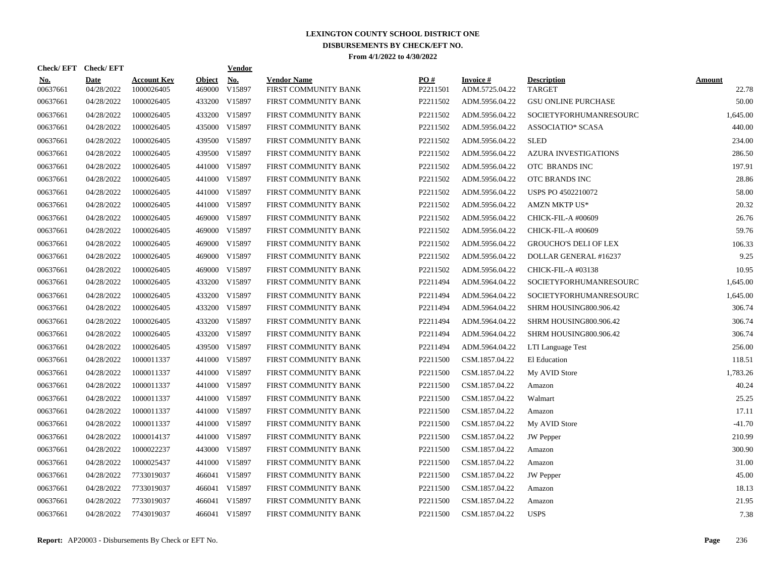# LEXINGTON COUNTY SCHOOL DISTRICT ONE
## DISBURSEMENTS BY CHECK/EFT NO.
### From 4/1/2022 to 4/30/2022

| Check/ EFT No. | Check/ EFT Date | Account Key | Object | Vendor No. | Vendor Name | PO # | Invoice # | Description | Amount |
|---|---|---|---|---|---|---|---|---|---|
| 00637661 | 04/28/2022 | 1000026405 | 469000 | V15897 | FIRST COMMUNITY BANK | P2211501 | ADM.5725.04.22 | TARGET | 22.78 |
| 00637661 | 04/28/2022 | 1000026405 | 433200 | V15897 | FIRST COMMUNITY BANK | P2211502 | ADM.5956.04.22 | GSU ONLINE PURCHASE | 50.00 |
| 00637661 | 04/28/2022 | 1000026405 | 433200 | V15897 | FIRST COMMUNITY BANK | P2211502 | ADM.5956.04.22 | SOCIETYFORHUMANRESOURC | 1,645.00 |
| 00637661 | 04/28/2022 | 1000026405 | 435000 | V15897 | FIRST COMMUNITY BANK | P2211502 | ADM.5956.04.22 | ASSOCIATIO* SCASA | 440.00 |
| 00637661 | 04/28/2022 | 1000026405 | 439500 | V15897 | FIRST COMMUNITY BANK | P2211502 | ADM.5956.04.22 | SLED | 234.00 |
| 00637661 | 04/28/2022 | 1000026405 | 439500 | V15897 | FIRST COMMUNITY BANK | P2211502 | ADM.5956.04.22 | AZURA INVESTIGATIONS | 286.50 |
| 00637661 | 04/28/2022 | 1000026405 | 441000 | V15897 | FIRST COMMUNITY BANK | P2211502 | ADM.5956.04.22 | OTC BRANDS INC | 197.91 |
| 00637661 | 04/28/2022 | 1000026405 | 441000 | V15897 | FIRST COMMUNITY BANK | P2211502 | ADM.5956.04.22 | OTC BRANDS INC | 28.86 |
| 00637661 | 04/28/2022 | 1000026405 | 441000 | V15897 | FIRST COMMUNITY BANK | P2211502 | ADM.5956.04.22 | USPS PO 4502210072 | 58.00 |
| 00637661 | 04/28/2022 | 1000026405 | 441000 | V15897 | FIRST COMMUNITY BANK | P2211502 | ADM.5956.04.22 | AMZN MKTP US* | 20.32 |
| 00637661 | 04/28/2022 | 1000026405 | 469000 | V15897 | FIRST COMMUNITY BANK | P2211502 | ADM.5956.04.22 | CHICK-FIL-A #00609 | 26.76 |
| 00637661 | 04/28/2022 | 1000026405 | 469000 | V15897 | FIRST COMMUNITY BANK | P2211502 | ADM.5956.04.22 | CHICK-FIL-A #00609 | 59.76 |
| 00637661 | 04/28/2022 | 1000026405 | 469000 | V15897 | FIRST COMMUNITY BANK | P2211502 | ADM.5956.04.22 | GROUCHO'S DELI OF LEX | 106.33 |
| 00637661 | 04/28/2022 | 1000026405 | 469000 | V15897 | FIRST COMMUNITY BANK | P2211502 | ADM.5956.04.22 | DOLLAR GENERAL #16237 | 9.25 |
| 00637661 | 04/28/2022 | 1000026405 | 469000 | V15897 | FIRST COMMUNITY BANK | P2211502 | ADM.5956.04.22 | CHICK-FIL-A #03138 | 10.95 |
| 00637661 | 04/28/2022 | 1000026405 | 433200 | V15897 | FIRST COMMUNITY BANK | P2211494 | ADM.5964.04.22 | SOCIETYFORHUMANRESOURC | 1,645.00 |
| 00637661 | 04/28/2022 | 1000026405 | 433200 | V15897 | FIRST COMMUNITY BANK | P2211494 | ADM.5964.04.22 | SOCIETYFORHUMANRESOURC | 1,645.00 |
| 00637661 | 04/28/2022 | 1000026405 | 433200 | V15897 | FIRST COMMUNITY BANK | P2211494 | ADM.5964.04.22 | SHRM HOUSING800.906.42 | 306.74 |
| 00637661 | 04/28/2022 | 1000026405 | 433200 | V15897 | FIRST COMMUNITY BANK | P2211494 | ADM.5964.04.22 | SHRM HOUSING800.906.42 | 306.74 |
| 00637661 | 04/28/2022 | 1000026405 | 433200 | V15897 | FIRST COMMUNITY BANK | P2211494 | ADM.5964.04.22 | SHRM HOUSING800.906.42 | 306.74 |
| 00637661 | 04/28/2022 | 1000026405 | 439500 | V15897 | FIRST COMMUNITY BANK | P2211494 | ADM.5964.04.22 | LTI Language Test | 256.00 |
| 00637661 | 04/28/2022 | 1000011337 | 441000 | V15897 | FIRST COMMUNITY BANK | P2211500 | CSM.1857.04.22 | El Education | 118.51 |
| 00637661 | 04/28/2022 | 1000011337 | 441000 | V15897 | FIRST COMMUNITY BANK | P2211500 | CSM.1857.04.22 | My AVID Store | 1,783.26 |
| 00637661 | 04/28/2022 | 1000011337 | 441000 | V15897 | FIRST COMMUNITY BANK | P2211500 | CSM.1857.04.22 | Amazon | 40.24 |
| 00637661 | 04/28/2022 | 1000011337 | 441000 | V15897 | FIRST COMMUNITY BANK | P2211500 | CSM.1857.04.22 | Walmart | 25.25 |
| 00637661 | 04/28/2022 | 1000011337 | 441000 | V15897 | FIRST COMMUNITY BANK | P2211500 | CSM.1857.04.22 | Amazon | 17.11 |
| 00637661 | 04/28/2022 | 1000011337 | 441000 | V15897 | FIRST COMMUNITY BANK | P2211500 | CSM.1857.04.22 | My AVID Store | -41.70 |
| 00637661 | 04/28/2022 | 1000014137 | 441000 | V15897 | FIRST COMMUNITY BANK | P2211500 | CSM.1857.04.22 | JW Pepper | 210.99 |
| 00637661 | 04/28/2022 | 1000022237 | 443000 | V15897 | FIRST COMMUNITY BANK | P2211500 | CSM.1857.04.22 | Amazon | 300.90 |
| 00637661 | 04/28/2022 | 1000025437 | 441000 | V15897 | FIRST COMMUNITY BANK | P2211500 | CSM.1857.04.22 | Amazon | 31.00 |
| 00637661 | 04/28/2022 | 7733019037 | 466041 | V15897 | FIRST COMMUNITY BANK | P2211500 | CSM.1857.04.22 | JW Pepper | 45.00 |
| 00637661 | 04/28/2022 | 7733019037 | 466041 | V15897 | FIRST COMMUNITY BANK | P2211500 | CSM.1857.04.22 | Amazon | 18.13 |
| 00637661 | 04/28/2022 | 7733019037 | 466041 | V15897 | FIRST COMMUNITY BANK | P2211500 | CSM.1857.04.22 | Amazon | 21.95 |
| 00637661 | 04/28/2022 | 7743019037 | 466041 | V15897 | FIRST COMMUNITY BANK | P2211500 | CSM.1857.04.22 | USPS | 7.38 |

**Report:** AP20003 - Disbursements By Check or EFT No.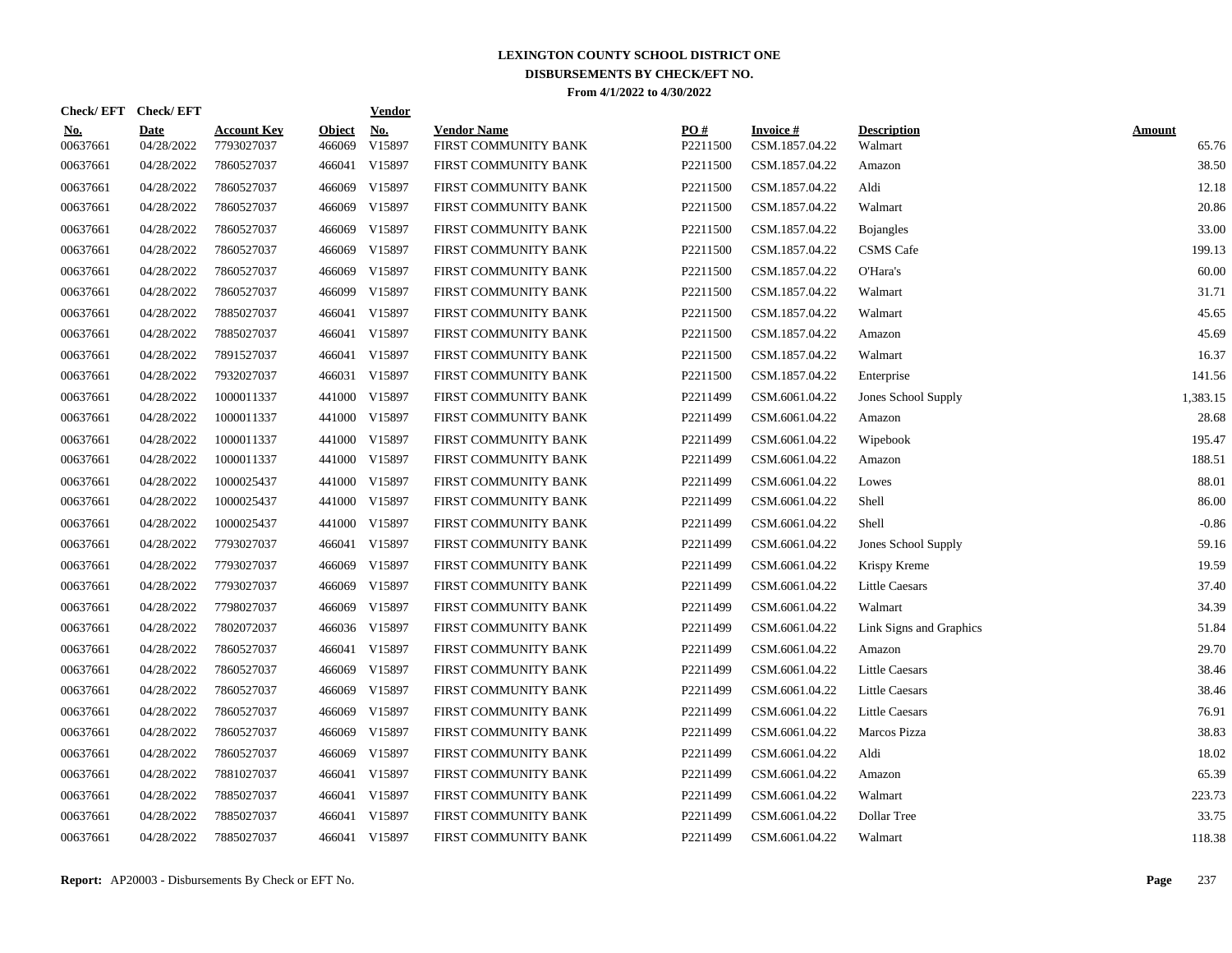# LEXINGTON COUNTY SCHOOL DISTRICT ONE
## DISBURSEMENTS BY CHECK/EFT NO.
### From 4/1/2022 to 4/30/2022

| Check/ EFT No. | Check/ EFT Date | Account Key | Object | Vendor No. | Vendor Name | PO # | Invoice # | Description | Amount |
|---|---|---|---|---|---|---|---|---|---|
| 00637661 | 04/28/2022 | 7793027037 | 466069 | V15897 | FIRST COMMUNITY BANK | P2211500 | CSM.1857.04.22 | Walmart | 65.76 |
| 00637661 | 04/28/2022 | 7860527037 | 466041 | V15897 | FIRST COMMUNITY BANK | P2211500 | CSM.1857.04.22 | Amazon | 38.50 |
| 00637661 | 04/28/2022 | 7860527037 | 466069 | V15897 | FIRST COMMUNITY BANK | P2211500 | CSM.1857.04.22 | Aldi | 12.18 |
| 00637661 | 04/28/2022 | 7860527037 | 466069 | V15897 | FIRST COMMUNITY BANK | P2211500 | CSM.1857.04.22 | Walmart | 20.86 |
| 00637661 | 04/28/2022 | 7860527037 | 466069 | V15897 | FIRST COMMUNITY BANK | P2211500 | CSM.1857.04.22 | Bojangles | 33.00 |
| 00637661 | 04/28/2022 | 7860527037 | 466069 | V15897 | FIRST COMMUNITY BANK | P2211500 | CSM.1857.04.22 | CSMS Cafe | 199.13 |
| 00637661 | 04/28/2022 | 7860527037 | 466069 | V15897 | FIRST COMMUNITY BANK | P2211500 | CSM.1857.04.22 | O'Hara's | 60.00 |
| 00637661 | 04/28/2022 | 7860527037 | 466099 | V15897 | FIRST COMMUNITY BANK | P2211500 | CSM.1857.04.22 | Walmart | 31.71 |
| 00637661 | 04/28/2022 | 7885027037 | 466041 | V15897 | FIRST COMMUNITY BANK | P2211500 | CSM.1857.04.22 | Walmart | 45.65 |
| 00637661 | 04/28/2022 | 7885027037 | 466041 | V15897 | FIRST COMMUNITY BANK | P2211500 | CSM.1857.04.22 | Amazon | 45.69 |
| 00637661 | 04/28/2022 | 7891527037 | 466041 | V15897 | FIRST COMMUNITY BANK | P2211500 | CSM.1857.04.22 | Walmart | 16.37 |
| 00637661 | 04/28/2022 | 7932027037 | 466031 | V15897 | FIRST COMMUNITY BANK | P2211500 | CSM.1857.04.22 | Enterprise | 141.56 |
| 00637661 | 04/28/2022 | 1000011337 | 441000 | V15897 | FIRST COMMUNITY BANK | P2211499 | CSM.6061.04.22 | Jones School Supply | 1,383.15 |
| 00637661 | 04/28/2022 | 1000011337 | 441000 | V15897 | FIRST COMMUNITY BANK | P2211499 | CSM.6061.04.22 | Amazon | 28.68 |
| 00637661 | 04/28/2022 | 1000011337 | 441000 | V15897 | FIRST COMMUNITY BANK | P2211499 | CSM.6061.04.22 | Wipebook | 195.47 |
| 00637661 | 04/28/2022 | 1000011337 | 441000 | V15897 | FIRST COMMUNITY BANK | P2211499 | CSM.6061.04.22 | Amazon | 188.51 |
| 00637661 | 04/28/2022 | 1000025437 | 441000 | V15897 | FIRST COMMUNITY BANK | P2211499 | CSM.6061.04.22 | Lowes | 88.01 |
| 00637661 | 04/28/2022 | 1000025437 | 441000 | V15897 | FIRST COMMUNITY BANK | P2211499 | CSM.6061.04.22 | Shell | 86.00 |
| 00637661 | 04/28/2022 | 1000025437 | 441000 | V15897 | FIRST COMMUNITY BANK | P2211499 | CSM.6061.04.22 | Shell | -0.86 |
| 00637661 | 04/28/2022 | 7793027037 | 466041 | V15897 | FIRST COMMUNITY BANK | P2211499 | CSM.6061.04.22 | Jones School Supply | 59.16 |
| 00637661 | 04/28/2022 | 7793027037 | 466069 | V15897 | FIRST COMMUNITY BANK | P2211499 | CSM.6061.04.22 | Krispy Kreme | 19.59 |
| 00637661 | 04/28/2022 | 7793027037 | 466069 | V15897 | FIRST COMMUNITY BANK | P2211499 | CSM.6061.04.22 | Little Caesars | 37.40 |
| 00637661 | 04/28/2022 | 7798027037 | 466069 | V15897 | FIRST COMMUNITY BANK | P2211499 | CSM.6061.04.22 | Walmart | 34.39 |
| 00637661 | 04/28/2022 | 7802072037 | 466036 | V15897 | FIRST COMMUNITY BANK | P2211499 | CSM.6061.04.22 | Link Signs and Graphics | 51.84 |
| 00637661 | 04/28/2022 | 7860527037 | 466041 | V15897 | FIRST COMMUNITY BANK | P2211499 | CSM.6061.04.22 | Amazon | 29.70 |
| 00637661 | 04/28/2022 | 7860527037 | 466069 | V15897 | FIRST COMMUNITY BANK | P2211499 | CSM.6061.04.22 | Little Caesars | 38.46 |
| 00637661 | 04/28/2022 | 7860527037 | 466069 | V15897 | FIRST COMMUNITY BANK | P2211499 | CSM.6061.04.22 | Little Caesars | 38.46 |
| 00637661 | 04/28/2022 | 7860527037 | 466069 | V15897 | FIRST COMMUNITY BANK | P2211499 | CSM.6061.04.22 | Little Caesars | 76.91 |
| 00637661 | 04/28/2022 | 7860527037 | 466069 | V15897 | FIRST COMMUNITY BANK | P2211499 | CSM.6061.04.22 | Marcos Pizza | 38.83 |
| 00637661 | 04/28/2022 | 7860527037 | 466069 | V15897 | FIRST COMMUNITY BANK | P2211499 | CSM.6061.04.22 | Aldi | 18.02 |
| 00637661 | 04/28/2022 | 7881027037 | 466041 | V15897 | FIRST COMMUNITY BANK | P2211499 | CSM.6061.04.22 | Amazon | 65.39 |
| 00637661 | 04/28/2022 | 7885027037 | 466041 | V15897 | FIRST COMMUNITY BANK | P2211499 | CSM.6061.04.22 | Walmart | 223.73 |
| 00637661 | 04/28/2022 | 7885027037 | 466041 | V15897 | FIRST COMMUNITY BANK | P2211499 | CSM.6061.04.22 | Dollar Tree | 33.75 |
| 00637661 | 04/28/2022 | 7885027037 | 466041 | V15897 | FIRST COMMUNITY BANK | P2211499 | CSM.6061.04.22 | Walmart | 118.38 |

**Report:** AP20003 - Disbursements By Check or EFT No.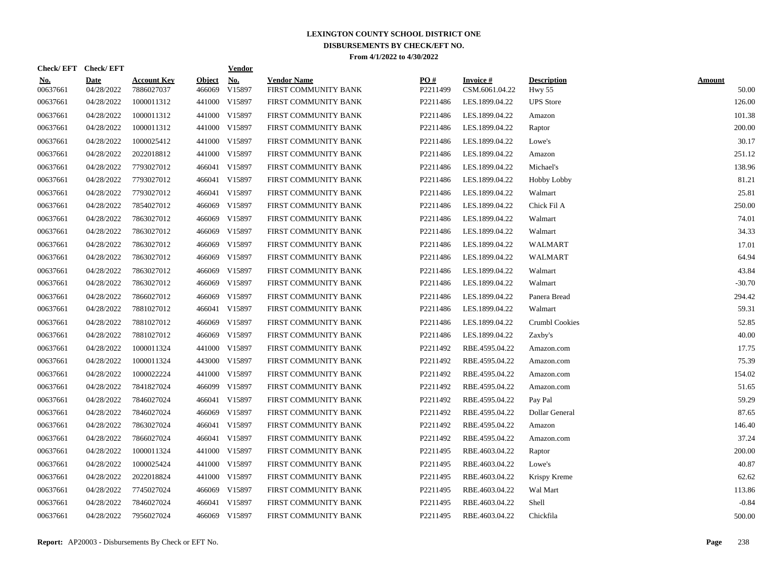# LEXINGTON COUNTY SCHOOL DISTRICT ONE
## DISBURSEMENTS BY CHECK/EFT NO.
### From 4/1/2022 to 4/30/2022

| Check/ EFT No. | Check/ EFT Date | Account Key | Object | Vendor No. | Vendor Name | PO # | Invoice # | Description | Amount |
|---|---|---|---|---|---|---|---|---|---|
| 00637661 | 04/28/2022 | 7886027037 | 466069 | V15897 | FIRST COMMUNITY BANK | P2211499 | CSM.6061.04.22 | Hwy 55 | 50.00 |
| 00637661 | 04/28/2022 | 1000011312 | 441000 | V15897 | FIRST COMMUNITY BANK | P2211486 | LES.1899.04.22 | UPS Store | 126.00 |
| 00637661 | 04/28/2022 | 1000011312 | 441000 | V15897 | FIRST COMMUNITY BANK | P2211486 | LES.1899.04.22 | Amazon | 101.38 |
| 00637661 | 04/28/2022 | 1000011312 | 441000 | V15897 | FIRST COMMUNITY BANK | P2211486 | LES.1899.04.22 | Raptor | 200.00 |
| 00637661 | 04/28/2022 | 1000025412 | 441000 | V15897 | FIRST COMMUNITY BANK | P2211486 | LES.1899.04.22 | Lowe's | 30.17 |
| 00637661 | 04/28/2022 | 2022018812 | 441000 | V15897 | FIRST COMMUNITY BANK | P2211486 | LES.1899.04.22 | Amazon | 251.12 |
| 00637661 | 04/28/2022 | 7793027012 | 466041 | V15897 | FIRST COMMUNITY BANK | P2211486 | LES.1899.04.22 | Michael's | 138.96 |
| 00637661 | 04/28/2022 | 7793027012 | 466041 | V15897 | FIRST COMMUNITY BANK | P2211486 | LES.1899.04.22 | Hobby Lobby | 81.21 |
| 00637661 | 04/28/2022 | 7793027012 | 466041 | V15897 | FIRST COMMUNITY BANK | P2211486 | LES.1899.04.22 | Walmart | 25.81 |
| 00637661 | 04/28/2022 | 7854027012 | 466069 | V15897 | FIRST COMMUNITY BANK | P2211486 | LES.1899.04.22 | Chick Fil A | 250.00 |
| 00637661 | 04/28/2022 | 7863027012 | 466069 | V15897 | FIRST COMMUNITY BANK | P2211486 | LES.1899.04.22 | Walmart | 74.01 |
| 00637661 | 04/28/2022 | 7863027012 | 466069 | V15897 | FIRST COMMUNITY BANK | P2211486 | LES.1899.04.22 | Walmart | 34.33 |
| 00637661 | 04/28/2022 | 7863027012 | 466069 | V15897 | FIRST COMMUNITY BANK | P2211486 | LES.1899.04.22 | WALMART | 17.01 |
| 00637661 | 04/28/2022 | 7863027012 | 466069 | V15897 | FIRST COMMUNITY BANK | P2211486 | LES.1899.04.22 | WALMART | 64.94 |
| 00637661 | 04/28/2022 | 7863027012 | 466069 | V15897 | FIRST COMMUNITY BANK | P2211486 | LES.1899.04.22 | Walmart | 43.84 |
| 00637661 | 04/28/2022 | 7863027012 | 466069 | V15897 | FIRST COMMUNITY BANK | P2211486 | LES.1899.04.22 | Walmart | -30.70 |
| 00637661 | 04/28/2022 | 7866027012 | 466069 | V15897 | FIRST COMMUNITY BANK | P2211486 | LES.1899.04.22 | Panera Bread | 294.42 |
| 00637661 | 04/28/2022 | 7881027012 | 466041 | V15897 | FIRST COMMUNITY BANK | P2211486 | LES.1899.04.22 | Walmart | 59.31 |
| 00637661 | 04/28/2022 | 7881027012 | 466069 | V15897 | FIRST COMMUNITY BANK | P2211486 | LES.1899.04.22 | Crumbl Cookies | 52.85 |
| 00637661 | 04/28/2022 | 7881027012 | 466069 | V15897 | FIRST COMMUNITY BANK | P2211486 | LES.1899.04.22 | Zaxby's | 40.00 |
| 00637661 | 04/28/2022 | 1000011324 | 441000 | V15897 | FIRST COMMUNITY BANK | P2211492 | RBE.4595.04.22 | Amazon.com | 17.75 |
| 00637661 | 04/28/2022 | 1000011324 | 443000 | V15897 | FIRST COMMUNITY BANK | P2211492 | RBE.4595.04.22 | Amazon.com | 75.39 |
| 00637661 | 04/28/2022 | 1000022224 | 441000 | V15897 | FIRST COMMUNITY BANK | P2211492 | RBE.4595.04.22 | Amazon.com | 154.02 |
| 00637661 | 04/28/2022 | 7841827024 | 466099 | V15897 | FIRST COMMUNITY BANK | P2211492 | RBE.4595.04.22 | Amazon.com | 51.65 |
| 00637661 | 04/28/2022 | 7846027024 | 466041 | V15897 | FIRST COMMUNITY BANK | P2211492 | RBE.4595.04.22 | Pay Pal | 59.29 |
| 00637661 | 04/28/2022 | 7846027024 | 466069 | V15897 | FIRST COMMUNITY BANK | P2211492 | RBE.4595.04.22 | Dollar General | 87.65 |
| 00637661 | 04/28/2022 | 7863027024 | 466041 | V15897 | FIRST COMMUNITY BANK | P2211492 | RBE.4595.04.22 | Amazon | 146.40 |
| 00637661 | 04/28/2022 | 7866027024 | 466041 | V15897 | FIRST COMMUNITY BANK | P2211492 | RBE.4595.04.22 | Amazon.com | 37.24 |
| 00637661 | 04/28/2022 | 1000011324 | 441000 | V15897 | FIRST COMMUNITY BANK | P2211495 | RBE.4603.04.22 | Raptor | 200.00 |
| 00637661 | 04/28/2022 | 1000025424 | 441000 | V15897 | FIRST COMMUNITY BANK | P2211495 | RBE.4603.04.22 | Lowe's | 40.87 |
| 00637661 | 04/28/2022 | 2022018824 | 441000 | V15897 | FIRST COMMUNITY BANK | P2211495 | RBE.4603.04.22 | Krispy Kreme | 62.62 |
| 00637661 | 04/28/2022 | 7745027024 | 466069 | V15897 | FIRST COMMUNITY BANK | P2211495 | RBE.4603.04.22 | Wal Mart | 113.86 |
| 00637661 | 04/28/2022 | 7846027024 | 466041 | V15897 | FIRST COMMUNITY BANK | P2211495 | RBE.4603.04.22 | Shell | -0.84 |
| 00637661 | 04/28/2022 | 7956027024 | 466069 | V15897 | FIRST COMMUNITY BANK | P2211495 | RBE.4603.04.22 | Chickfila | 500.00 |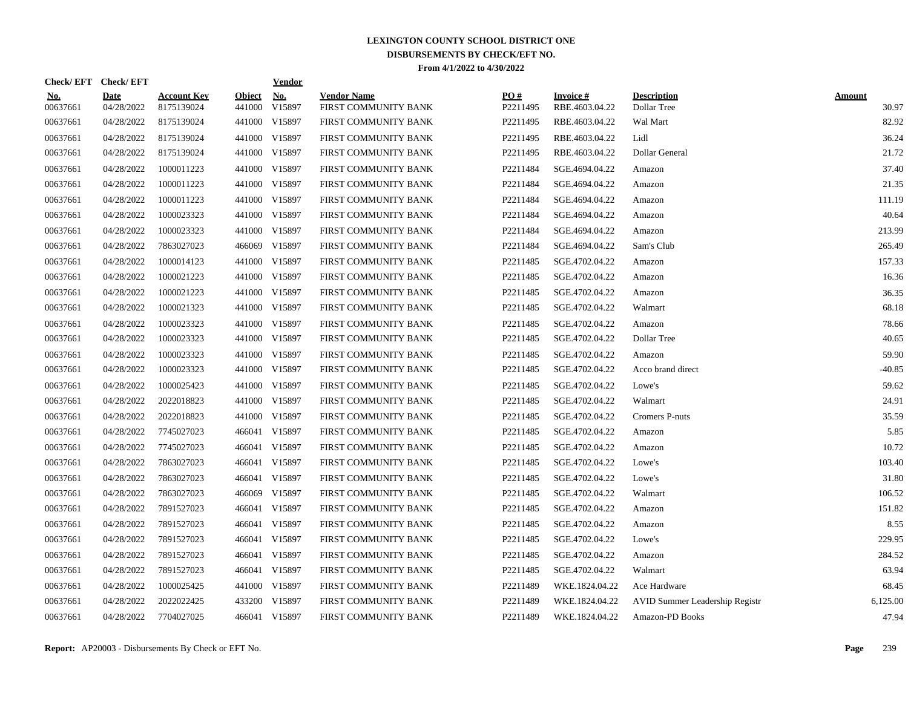# LEXINGTON COUNTY SCHOOL DISTRICT ONE
## DISBURSEMENTS BY CHECK/EFT NO.
### From 4/1/2022 to 4/30/2022

| Check/ EFT No. | Check/ EFT Date | Account Key | Object | Vendor No. | Vendor Name | PO # | Invoice # | Description | Amount |
|---|---|---|---|---|---|---|---|---|---|
| 00637661 | 04/28/2022 | 8175139024 | 441000 | V15897 | FIRST COMMUNITY BANK | P2211495 | RBE.4603.04.22 | Dollar Tree | 30.97 |
| 00637661 | 04/28/2022 | 8175139024 | 441000 | V15897 | FIRST COMMUNITY BANK | P2211495 | RBE.4603.04.22 | Wal Mart | 82.92 |
| 00637661 | 04/28/2022 | 8175139024 | 441000 | V15897 | FIRST COMMUNITY BANK | P2211495 | RBE.4603.04.22 | Lidl | 36.24 |
| 00637661 | 04/28/2022 | 8175139024 | 441000 | V15897 | FIRST COMMUNITY BANK | P2211495 | RBE.4603.04.22 | Dollar General | 21.72 |
| 00637661 | 04/28/2022 | 1000011223 | 441000 | V15897 | FIRST COMMUNITY BANK | P2211484 | SGE.4694.04.22 | Amazon | 37.40 |
| 00637661 | 04/28/2022 | 1000011223 | 441000 | V15897 | FIRST COMMUNITY BANK | P2211484 | SGE.4694.04.22 | Amazon | 21.35 |
| 00637661 | 04/28/2022 | 1000011223 | 441000 | V15897 | FIRST COMMUNITY BANK | P2211484 | SGE.4694.04.22 | Amazon | 111.19 |
| 00637661 | 04/28/2022 | 1000023323 | 441000 | V15897 | FIRST COMMUNITY BANK | P2211484 | SGE.4694.04.22 | Amazon | 40.64 |
| 00637661 | 04/28/2022 | 1000023323 | 441000 | V15897 | FIRST COMMUNITY BANK | P2211484 | SGE.4694.04.22 | Amazon | 213.99 |
| 00637661 | 04/28/2022 | 7863027023 | 466069 | V15897 | FIRST COMMUNITY BANK | P2211484 | SGE.4694.04.22 | Sam's Club | 265.49 |
| 00637661 | 04/28/2022 | 1000014123 | 441000 | V15897 | FIRST COMMUNITY BANK | P2211485 | SGE.4702.04.22 | Amazon | 157.33 |
| 00637661 | 04/28/2022 | 1000021223 | 441000 | V15897 | FIRST COMMUNITY BANK | P2211485 | SGE.4702.04.22 | Amazon | 16.36 |
| 00637661 | 04/28/2022 | 1000021223 | 441000 | V15897 | FIRST COMMUNITY BANK | P2211485 | SGE.4702.04.22 | Amazon | 36.35 |
| 00637661 | 04/28/2022 | 1000021323 | 441000 | V15897 | FIRST COMMUNITY BANK | P2211485 | SGE.4702.04.22 | Walmart | 68.18 |
| 00637661 | 04/28/2022 | 1000023323 | 441000 | V15897 | FIRST COMMUNITY BANK | P2211485 | SGE.4702.04.22 | Amazon | 78.66 |
| 00637661 | 04/28/2022 | 1000023323 | 441000 | V15897 | FIRST COMMUNITY BANK | P2211485 | SGE.4702.04.22 | Dollar Tree | 40.65 |
| 00637661 | 04/28/2022 | 1000023323 | 441000 | V15897 | FIRST COMMUNITY BANK | P2211485 | SGE.4702.04.22 | Amazon | 59.90 |
| 00637661 | 04/28/2022 | 1000023323 | 441000 | V15897 | FIRST COMMUNITY BANK | P2211485 | SGE.4702.04.22 | Acco brand direct | -40.85 |
| 00637661 | 04/28/2022 | 1000025423 | 441000 | V15897 | FIRST COMMUNITY BANK | P2211485 | SGE.4702.04.22 | Lowe's | 59.62 |
| 00637661 | 04/28/2022 | 2022018823 | 441000 | V15897 | FIRST COMMUNITY BANK | P2211485 | SGE.4702.04.22 | Walmart | 24.91 |
| 00637661 | 04/28/2022 | 2022018823 | 441000 | V15897 | FIRST COMMUNITY BANK | P2211485 | SGE.4702.04.22 | Cromers P-nuts | 35.59 |
| 00637661 | 04/28/2022 | 7745027023 | 466041 | V15897 | FIRST COMMUNITY BANK | P2211485 | SGE.4702.04.22 | Amazon | 5.85 |
| 00637661 | 04/28/2022 | 7745027023 | 466041 | V15897 | FIRST COMMUNITY BANK | P2211485 | SGE.4702.04.22 | Amazon | 10.72 |
| 00637661 | 04/28/2022 | 7863027023 | 466041 | V15897 | FIRST COMMUNITY BANK | P2211485 | SGE.4702.04.22 | Lowe's | 103.40 |
| 00637661 | 04/28/2022 | 7863027023 | 466041 | V15897 | FIRST COMMUNITY BANK | P2211485 | SGE.4702.04.22 | Lowe's | 31.80 |
| 00637661 | 04/28/2022 | 7863027023 | 466069 | V15897 | FIRST COMMUNITY BANK | P2211485 | SGE.4702.04.22 | Walmart | 106.52 |
| 00637661 | 04/28/2022 | 7891527023 | 466041 | V15897 | FIRST COMMUNITY BANK | P2211485 | SGE.4702.04.22 | Amazon | 151.82 |
| 00637661 | 04/28/2022 | 7891527023 | 466041 | V15897 | FIRST COMMUNITY BANK | P2211485 | SGE.4702.04.22 | Amazon | 8.55 |
| 00637661 | 04/28/2022 | 7891527023 | 466041 | V15897 | FIRST COMMUNITY BANK | P2211485 | SGE.4702.04.22 | Lowe's | 229.95 |
| 00637661 | 04/28/2022 | 7891527023 | 466041 | V15897 | FIRST COMMUNITY BANK | P2211485 | SGE.4702.04.22 | Amazon | 284.52 |
| 00637661 | 04/28/2022 | 7891527023 | 466041 | V15897 | FIRST COMMUNITY BANK | P2211485 | SGE.4702.04.22 | Walmart | 63.94 |
| 00637661 | 04/28/2022 | 1000025425 | 441000 | V15897 | FIRST COMMUNITY BANK | P2211489 | WKE.1824.04.22 | Ace Hardware | 68.45 |
| 00637661 | 04/28/2022 | 2022022425 | 433200 | V15897 | FIRST COMMUNITY BANK | P2211489 | WKE.1824.04.22 | AVID Summer Leadership Registr | 6,125.00 |
| 00637661 | 04/28/2022 | 7704027025 | 466041 | V15897 | FIRST COMMUNITY BANK | P2211489 | WKE.1824.04.22 | Amazon-PD Books | 47.94 |

**Report:** AP20003 - Disbursements By Check or EFT No.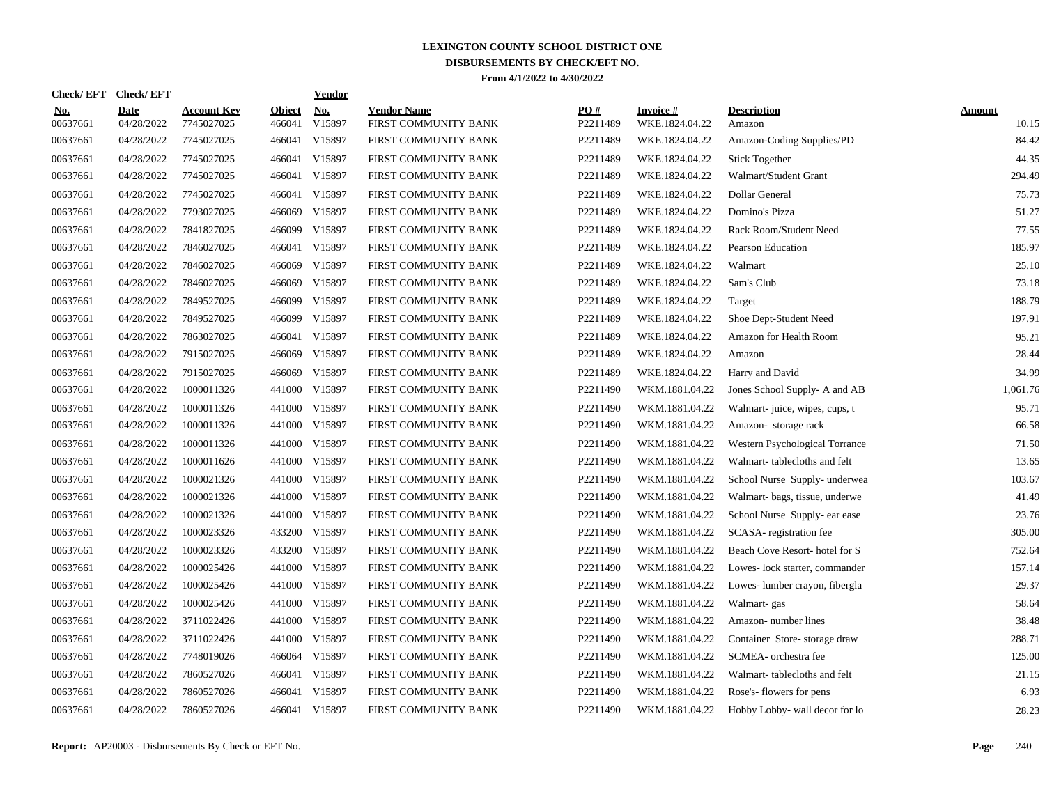# LEXINGTON COUNTY SCHOOL DISTRICT ONE
## DISBURSEMENTS BY CHECK/EFT NO.
### From 4/1/2022 to 4/30/2022

| Check/ EFT No. | Check/ EFT Date | Account Key | Object | Vendor No. | Vendor Name | PO # | Invoice # | Description | Amount |
|---|---|---|---|---|---|---|---|---|---|
| 00637661 | 04/28/2022 | 7745027025 | 466041 | V15897 | FIRST COMMUNITY BANK | P2211489 | WKE.1824.04.22 | Amazon | 10.15 |
| 00637661 | 04/28/2022 | 7745027025 | 466041 | V15897 | FIRST COMMUNITY BANK | P2211489 | WKE.1824.04.22 | Amazon-Coding Supplies/PD | 84.42 |
| 00637661 | 04/28/2022 | 7745027025 | 466041 | V15897 | FIRST COMMUNITY BANK | P2211489 | WKE.1824.04.22 | Stick Together | 44.35 |
| 00637661 | 04/28/2022 | 7745027025 | 466041 | V15897 | FIRST COMMUNITY BANK | P2211489 | WKE.1824.04.22 | Walmart/Student Grant | 294.49 |
| 00637661 | 04/28/2022 | 7745027025 | 466041 | V15897 | FIRST COMMUNITY BANK | P2211489 | WKE.1824.04.22 | Dollar General | 75.73 |
| 00637661 | 04/28/2022 | 7793027025 | 466069 | V15897 | FIRST COMMUNITY BANK | P2211489 | WKE.1824.04.22 | Domino's Pizza | 51.27 |
| 00637661 | 04/28/2022 | 7841827025 | 466099 | V15897 | FIRST COMMUNITY BANK | P2211489 | WKE.1824.04.22 | Rack Room/Student Need | 77.55 |
| 00637661 | 04/28/2022 | 7846027025 | 466041 | V15897 | FIRST COMMUNITY BANK | P2211489 | WKE.1824.04.22 | Pearson Education | 185.97 |
| 00637661 | 04/28/2022 | 7846027025 | 466069 | V15897 | FIRST COMMUNITY BANK | P2211489 | WKE.1824.04.22 | Walmart | 25.10 |
| 00637661 | 04/28/2022 | 7846027025 | 466069 | V15897 | FIRST COMMUNITY BANK | P2211489 | WKE.1824.04.22 | Sam's Club | 73.18 |
| 00637661 | 04/28/2022 | 7849527025 | 466099 | V15897 | FIRST COMMUNITY BANK | P2211489 | WKE.1824.04.22 | Target | 188.79 |
| 00637661 | 04/28/2022 | 7849527025 | 466099 | V15897 | FIRST COMMUNITY BANK | P2211489 | WKE.1824.04.22 | Shoe Dept-Student Need | 197.91 |
| 00637661 | 04/28/2022 | 7863027025 | 466041 | V15897 | FIRST COMMUNITY BANK | P2211489 | WKE.1824.04.22 | Amazon for Health Room | 95.21 |
| 00637661 | 04/28/2022 | 7915027025 | 466069 | V15897 | FIRST COMMUNITY BANK | P2211489 | WKE.1824.04.22 | Amazon | 28.44 |
| 00637661 | 04/28/2022 | 7915027025 | 466069 | V15897 | FIRST COMMUNITY BANK | P2211489 | WKE.1824.04.22 | Harry and David | 34.99 |
| 00637661 | 04/28/2022 | 1000011326 | 441000 | V15897 | FIRST COMMUNITY BANK | P2211490 | WKM.1881.04.22 | Jones School Supply- A and AB | 1,061.76 |
| 00637661 | 04/28/2022 | 1000011326 | 441000 | V15897 | FIRST COMMUNITY BANK | P2211490 | WKM.1881.04.22 | Walmart- juice, wipes, cups, t | 95.71 |
| 00637661 | 04/28/2022 | 1000011326 | 441000 | V15897 | FIRST COMMUNITY BANK | P2211490 | WKM.1881.04.22 | Amazon- storage rack | 66.58 |
| 00637661 | 04/28/2022 | 1000011326 | 441000 | V15897 | FIRST COMMUNITY BANK | P2211490 | WKM.1881.04.22 | Western Psychological Torrance | 71.50 |
| 00637661 | 04/28/2022 | 1000011626 | 441000 | V15897 | FIRST COMMUNITY BANK | P2211490 | WKM.1881.04.22 | Walmart- tablecloths and felt | 13.65 |
| 00637661 | 04/28/2022 | 1000021326 | 441000 | V15897 | FIRST COMMUNITY BANK | P2211490 | WKM.1881.04.22 | School Nurse Supply- underwea | 103.67 |
| 00637661 | 04/28/2022 | 1000021326 | 441000 | V15897 | FIRST COMMUNITY BANK | P2211490 | WKM.1881.04.22 | Walmart- bags, tissue, underwe | 41.49 |
| 00637661 | 04/28/2022 | 1000021326 | 441000 | V15897 | FIRST COMMUNITY BANK | P2211490 | WKM.1881.04.22 | School Nurse Supply- ear ease | 23.76 |
| 00637661 | 04/28/2022 | 1000023326 | 433200 | V15897 | FIRST COMMUNITY BANK | P2211490 | WKM.1881.04.22 | SCASA- registration fee | 305.00 |
| 00637661 | 04/28/2022 | 1000023326 | 433200 | V15897 | FIRST COMMUNITY BANK | P2211490 | WKM.1881.04.22 | Beach Cove Resort- hotel for S | 752.64 |
| 00637661 | 04/28/2022 | 1000025426 | 441000 | V15897 | FIRST COMMUNITY BANK | P2211490 | WKM.1881.04.22 | Lowes- lock starter, commander | 157.14 |
| 00637661 | 04/28/2022 | 1000025426 | 441000 | V15897 | FIRST COMMUNITY BANK | P2211490 | WKM.1881.04.22 | Lowes- lumber crayon, fibergla | 29.37 |
| 00637661 | 04/28/2022 | 1000025426 | 441000 | V15897 | FIRST COMMUNITY BANK | P2211490 | WKM.1881.04.22 | Walmart- gas | 58.64 |
| 00637661 | 04/28/2022 | 3711022426 | 441000 | V15897 | FIRST COMMUNITY BANK | P2211490 | WKM.1881.04.22 | Amazon- number lines | 38.48 |
| 00637661 | 04/28/2022 | 3711022426 | 441000 | V15897 | FIRST COMMUNITY BANK | P2211490 | WKM.1881.04.22 | Container Store- storage draw | 288.71 |
| 00637661 | 04/28/2022 | 7748019026 | 466064 | V15897 | FIRST COMMUNITY BANK | P2211490 | WKM.1881.04.22 | SCMEA- orchestra fee | 125.00 |
| 00637661 | 04/28/2022 | 7860527026 | 466041 | V15897 | FIRST COMMUNITY BANK | P2211490 | WKM.1881.04.22 | Walmart- tablecloths and felt | 21.15 |
| 00637661 | 04/28/2022 | 7860527026 | 466041 | V15897 | FIRST COMMUNITY BANK | P2211490 | WKM.1881.04.22 | Rose's- flowers for pens | 6.93 |
| 00637661 | 04/28/2022 | 7860527026 | 466041 | V15897 | FIRST COMMUNITY BANK | P2211490 | WKM.1881.04.22 | Hobby Lobby- wall decor for lo | 28.23 |

**Report:** AP20003 - Disbursements By Check or EFT No.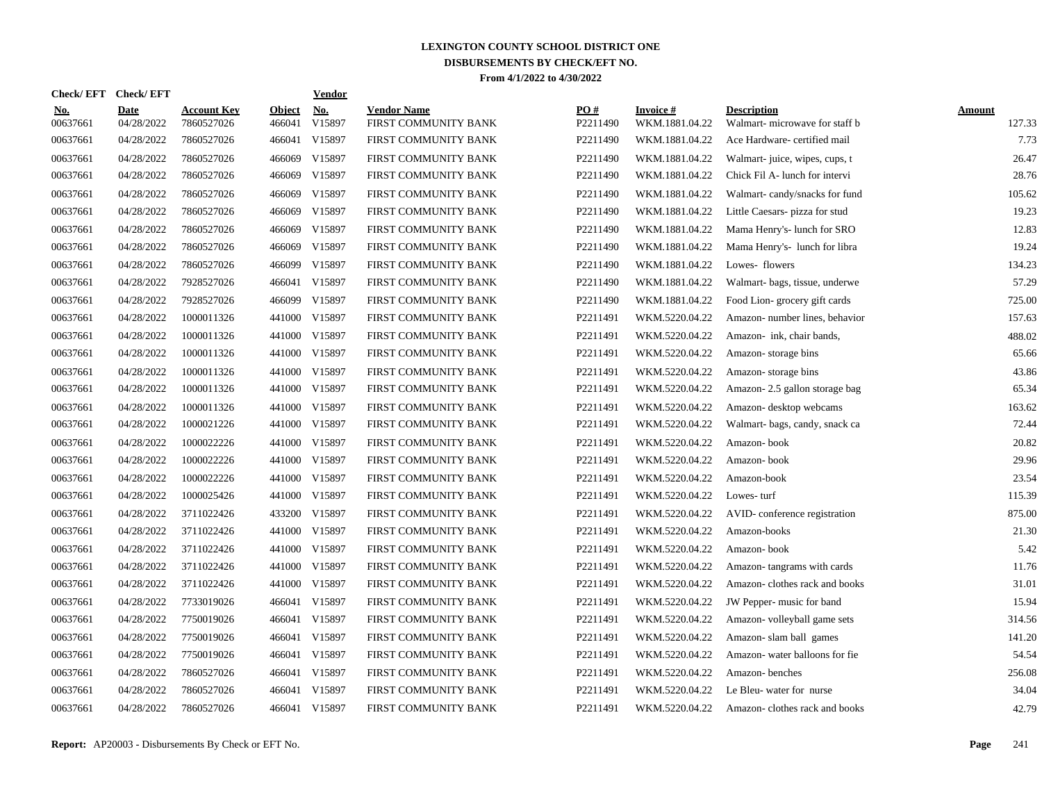# LEXINGTON COUNTY SCHOOL DISTRICT ONE

## DISBURSEMENTS BY CHECK/EFT NO.

**From 4/1/2022 to 4/30/2022**

| Check/ EFT No. | Check/ EFT Date | Account Key | Object | Vendor No. | Vendor Name | PO # | Invoice # | Description | Amount |
|---|---|---|---|---|---|---|---|---|---|
| 00637661 | 04/28/2022 | 7860527026 | 466041 | V15897 | FIRST COMMUNITY BANK | P2211490 | WKM.1881.04.22 | Walmart- microwave for staff b | 127.33 |
| 00637661 | 04/28/2022 | 7860527026 | 466041 | V15897 | FIRST COMMUNITY BANK | P2211490 | WKM.1881.04.22 | Ace Hardware- certified mail | 7.73 |
| 00637661 | 04/28/2022 | 7860527026 | 466069 | V15897 | FIRST COMMUNITY BANK | P2211490 | WKM.1881.04.22 | Walmart- juice, wipes, cups, t | 26.47 |
| 00637661 | 04/28/2022 | 7860527026 | 466069 | V15897 | FIRST COMMUNITY BANK | P2211490 | WKM.1881.04.22 | Chick Fil A- lunch for intervi | 28.76 |
| 00637661 | 04/28/2022 | 7860527026 | 466069 | V15897 | FIRST COMMUNITY BANK | P2211490 | WKM.1881.04.22 | Walmart- candy/snacks for fund | 105.62 |
| 00637661 | 04/28/2022 | 7860527026 | 466069 | V15897 | FIRST COMMUNITY BANK | P2211490 | WKM.1881.04.22 | Little Caesars- pizza for stud | 19.23 |
| 00637661 | 04/28/2022 | 7860527026 | 466069 | V15897 | FIRST COMMUNITY BANK | P2211490 | WKM.1881.04.22 | Mama Henry's- lunch for SRO | 12.83 |
| 00637661 | 04/28/2022 | 7860527026 | 466069 | V15897 | FIRST COMMUNITY BANK | P2211490 | WKM.1881.04.22 | Mama Henry's- lunch for libra | 19.24 |
| 00637661 | 04/28/2022 | 7860527026 | 466099 | V15897 | FIRST COMMUNITY BANK | P2211490 | WKM.1881.04.22 | Lowes- flowers | 134.23 |
| 00637661 | 04/28/2022 | 7928527026 | 466041 | V15897 | FIRST COMMUNITY BANK | P2211490 | WKM.1881.04.22 | Walmart- bags, tissue, underwe | 57.29 |
| 00637661 | 04/28/2022 | 7928527026 | 466099 | V15897 | FIRST COMMUNITY BANK | P2211490 | WKM.1881.04.22 | Food Lion- grocery gift cards | 725.00 |
| 00637661 | 04/28/2022 | 1000011326 | 441000 | V15897 | FIRST COMMUNITY BANK | P2211491 | WKM.5220.04.22 | Amazon- number lines, behavior | 157.63 |
| 00637661 | 04/28/2022 | 1000011326 | 441000 | V15897 | FIRST COMMUNITY BANK | P2211491 | WKM.5220.04.22 | Amazon- ink, chair bands, | 488.02 |
| 00637661 | 04/28/2022 | 1000011326 | 441000 | V15897 | FIRST COMMUNITY BANK | P2211491 | WKM.5220.04.22 | Amazon- storage bins | 65.66 |
| 00637661 | 04/28/2022 | 1000011326 | 441000 | V15897 | FIRST COMMUNITY BANK | P2211491 | WKM.5220.04.22 | Amazon- storage bins | 43.86 |
| 00637661 | 04/28/2022 | 1000011326 | 441000 | V15897 | FIRST COMMUNITY BANK | P2211491 | WKM.5220.04.22 | Amazon- 2.5 gallon storage bag | 65.34 |
| 00637661 | 04/28/2022 | 1000011326 | 441000 | V15897 | FIRST COMMUNITY BANK | P2211491 | WKM.5220.04.22 | Amazon- desktop webcams | 163.62 |
| 00637661 | 04/28/2022 | 1000021226 | 441000 | V15897 | FIRST COMMUNITY BANK | P2211491 | WKM.5220.04.22 | Walmart- bags, candy, snack ca | 72.44 |
| 00637661 | 04/28/2022 | 1000022226 | 441000 | V15897 | FIRST COMMUNITY BANK | P2211491 | WKM.5220.04.22 | Amazon- book | 20.82 |
| 00637661 | 04/28/2022 | 1000022226 | 441000 | V15897 | FIRST COMMUNITY BANK | P2211491 | WKM.5220.04.22 | Amazon- book | 29.96 |
| 00637661 | 04/28/2022 | 1000022226 | 441000 | V15897 | FIRST COMMUNITY BANK | P2211491 | WKM.5220.04.22 | Amazon-book | 23.54 |
| 00637661 | 04/28/2022 | 1000025426 | 441000 | V15897 | FIRST COMMUNITY BANK | P2211491 | WKM.5220.04.22 | Lowes- turf | 115.39 |
| 00637661 | 04/28/2022 | 3711022426 | 433200 | V15897 | FIRST COMMUNITY BANK | P2211491 | WKM.5220.04.22 | AVID- conference registration | 875.00 |
| 00637661 | 04/28/2022 | 3711022426 | 441000 | V15897 | FIRST COMMUNITY BANK | P2211491 | WKM.5220.04.22 | Amazon-books | 21.30 |
| 00637661 | 04/28/2022 | 3711022426 | 441000 | V15897 | FIRST COMMUNITY BANK | P2211491 | WKM.5220.04.22 | Amazon- book | 5.42 |
| 00637661 | 04/28/2022 | 3711022426 | 441000 | V15897 | FIRST COMMUNITY BANK | P2211491 | WKM.5220.04.22 | Amazon- tangrams with cards | 11.76 |
| 00637661 | 04/28/2022 | 3711022426 | 441000 | V15897 | FIRST COMMUNITY BANK | P2211491 | WKM.5220.04.22 | Amazon- clothes rack and books | 31.01 |
| 00637661 | 04/28/2022 | 7733019026 | 466041 | V15897 | FIRST COMMUNITY BANK | P2211491 | WKM.5220.04.22 | JW Pepper- music for band | 15.94 |
| 00637661 | 04/28/2022 | 7750019026 | 466041 | V15897 | FIRST COMMUNITY BANK | P2211491 | WKM.5220.04.22 | Amazon- volleyball game sets | 314.56 |
| 00637661 | 04/28/2022 | 7750019026 | 466041 | V15897 | FIRST COMMUNITY BANK | P2211491 | WKM.5220.04.22 | Amazon- slam ball games | 141.20 |
| 00637661 | 04/28/2022 | 7750019026 | 466041 | V15897 | FIRST COMMUNITY BANK | P2211491 | WKM.5220.04.22 | Amazon- water balloons for fie | 54.54 |
| 00637661 | 04/28/2022 | 7860527026 | 466041 | V15897 | FIRST COMMUNITY BANK | P2211491 | WKM.5220.04.22 | Amazon- benches | 256.08 |
| 00637661 | 04/28/2022 | 7860527026 | 466041 | V15897 | FIRST COMMUNITY BANK | P2211491 | WKM.5220.04.22 | Le Bleu- water for nurse | 34.04 |
| 00637661 | 04/28/2022 | 7860527026 | 466041 | V15897 | FIRST COMMUNITY BANK | P2211491 | WKM.5220.04.22 | Amazon- clothes rack and books | 42.79 |

**Report:** AP20003 - Disbursements By Check or EFT No.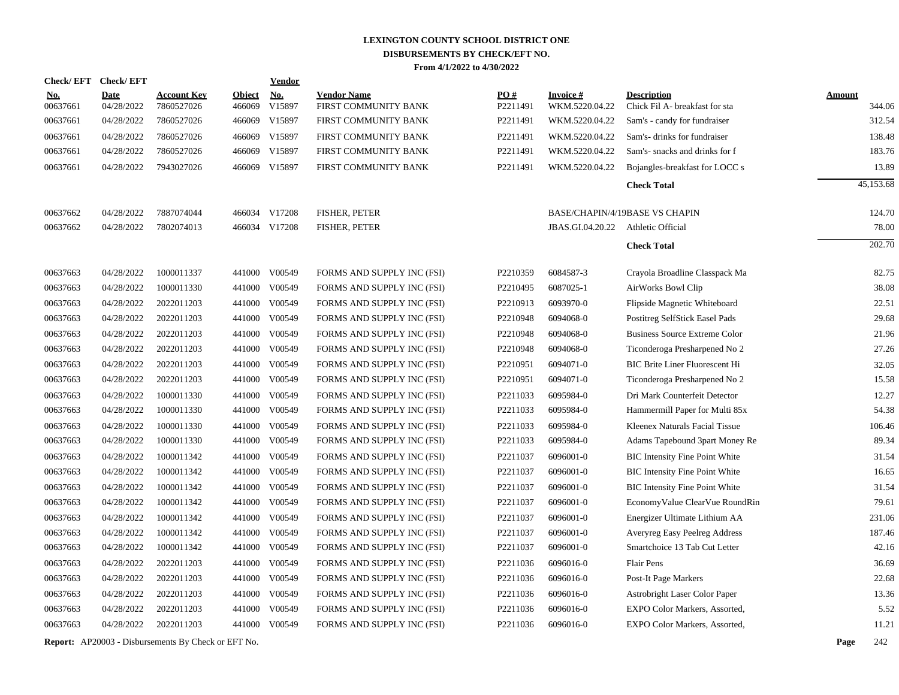# LEXINGTON COUNTY SCHOOL DISTRICT ONE
## DISBURSEMENTS BY CHECK/EFT NO.
### From 4/1/2022 to 4/30/2022

| Check/ EFT No. | Check/ EFT Date | Account Key | Object | Vendor No. | Vendor Name | PO # | Invoice # | Description | Amount |
|---|---|---|---|---|---|---|---|---|---|
| 00637661 | 04/28/2022 | 7860527026 | 466069 | V15897 | FIRST COMMUNITY BANK | P2211491 | WKM.5220.04.22 | Chick Fil A- breakfast for sta | 344.06 |
| 00637661 | 04/28/2022 | 7860527026 | 466069 | V15897 | FIRST COMMUNITY BANK | P2211491 | WKM.5220.04.22 | Sam's - candy for fundraiser | 312.54 |
| 00637661 | 04/28/2022 | 7860527026 | 466069 | V15897 | FIRST COMMUNITY BANK | P2211491 | WKM.5220.04.22 | Sam's- drinks for fundraiser | 138.48 |
| 00637661 | 04/28/2022 | 7860527026 | 466069 | V15897 | FIRST COMMUNITY BANK | P2211491 | WKM.5220.04.22 | Sam's- snacks and drinks for f | 183.76 |
| 00637661 | 04/28/2022 | 7943027026 | 466069 | V15897 | FIRST COMMUNITY BANK | P2211491 | WKM.5220.04.22 | Bojangles-breakfast for LOCC s | 13.89 |
| | | | | | | | | **Check Total** | 45,153.68 |
| 00637662 | 04/28/2022 | 7887074044 | 466034 | V17208 | FISHER, PETER | | BASE/CHAPIN/4/19 | BASE VS CHAPIN | 124.70 |
| 00637662 | 04/28/2022 | 7802074013 | 466034 | V17208 | FISHER, PETER | | JBAS.GI.04.20.22 | Athletic Official | 78.00 |
| | | | | | | | | **Check Total** | 202.70 |
| 00637663 | 04/28/2022 | 1000011337 | 441000 | V00549 | FORMS AND SUPPLY INC (FSI) | P2210359 | 6084587-3 | Crayola Broadline Classpack Ma | 82.75 |
| 00637663 | 04/28/2022 | 1000011330 | 441000 | V00549 | FORMS AND SUPPLY INC (FSI) | P2210495 | 6087025-1 | AirWorks Bowl Clip | 38.08 |
| 00637663 | 04/28/2022 | 2022011203 | 441000 | V00549 | FORMS AND SUPPLY INC (FSI) | P2210913 | 6093970-0 | Flipside Magnetic Whiteboard | 22.51 |
| 00637663 | 04/28/2022 | 2022011203 | 441000 | V00549 | FORMS AND SUPPLY INC (FSI) | P2210948 | 6094068-0 | Postitreg SelfStick Easel Pads | 29.68 |
| 00637663 | 04/28/2022 | 2022011203 | 441000 | V00549 | FORMS AND SUPPLY INC (FSI) | P2210948 | 6094068-0 | Business Source Extreme Color | 21.96 |
| 00637663 | 04/28/2022 | 2022011203 | 441000 | V00549 | FORMS AND SUPPLY INC (FSI) | P2210948 | 6094068-0 | Ticonderoga Presharpened No 2 | 27.26 |
| 00637663 | 04/28/2022 | 2022011203 | 441000 | V00549 | FORMS AND SUPPLY INC (FSI) | P2210951 | 6094071-0 | BIC Brite Liner Fluorescent Hi | 32.05 |
| 00637663 | 04/28/2022 | 2022011203 | 441000 | V00549 | FORMS AND SUPPLY INC (FSI) | P2210951 | 6094071-0 | Ticonderoga Presharpened No 2 | 15.58 |
| 00637663 | 04/28/2022 | 1000011330 | 441000 | V00549 | FORMS AND SUPPLY INC (FSI) | P2211033 | 6095984-0 | Dri Mark Counterfeit Detector | 12.27 |
| 00637663 | 04/28/2022 | 1000011330 | 441000 | V00549 | FORMS AND SUPPLY INC (FSI) | P2211033 | 6095984-0 | Hammermill Paper for Multi 85x | 54.38 |
| 00637663 | 04/28/2022 | 1000011330 | 441000 | V00549 | FORMS AND SUPPLY INC (FSI) | P2211033 | 6095984-0 | Kleenex Naturals Facial Tissue | 106.46 |
| 00637663 | 04/28/2022 | 1000011330 | 441000 | V00549 | FORMS AND SUPPLY INC (FSI) | P2211033 | 6095984-0 | Adams Tapebound 3part Money Re | 89.34 |
| 00637663 | 04/28/2022 | 1000011342 | 441000 | V00549 | FORMS AND SUPPLY INC (FSI) | P2211037 | 6096001-0 | BIC Intensity Fine Point White | 31.54 |
| 00637663 | 04/28/2022 | 1000011342 | 441000 | V00549 | FORMS AND SUPPLY INC (FSI) | P2211037 | 6096001-0 | BIC Intensity Fine Point White | 16.65 |
| 00637663 | 04/28/2022 | 1000011342 | 441000 | V00549 | FORMS AND SUPPLY INC (FSI) | P2211037 | 6096001-0 | BIC Intensity Fine Point White | 31.54 |
| 00637663 | 04/28/2022 | 1000011342 | 441000 | V00549 | FORMS AND SUPPLY INC (FSI) | P2211037 | 6096001-0 | EconomyValue ClearVue RoundRin | 79.61 |
| 00637663 | 04/28/2022 | 1000011342 | 441000 | V00549 | FORMS AND SUPPLY INC (FSI) | P2211037 | 6096001-0 | Energizer Ultimate Lithium AA | 231.06 |
| 00637663 | 04/28/2022 | 1000011342 | 441000 | V00549 | FORMS AND SUPPLY INC (FSI) | P2211037 | 6096001-0 | Averyreg Easy Peelreg Address | 187.46 |
| 00637663 | 04/28/2022 | 1000011342 | 441000 | V00549 | FORMS AND SUPPLY INC (FSI) | P2211037 | 6096001-0 | Smartchoice 13 Tab Cut Letter | 42.16 |
| 00637663 | 04/28/2022 | 2022011203 | 441000 | V00549 | FORMS AND SUPPLY INC (FSI) | P2211036 | 6096016-0 | Flair Pens | 36.69 |
| 00637663 | 04/28/2022 | 2022011203 | 441000 | V00549 | FORMS AND SUPPLY INC (FSI) | P2211036 | 6096016-0 | Post-It Page Markers | 22.68 |
| 00637663 | 04/28/2022 | 2022011203 | 441000 | V00549 | FORMS AND SUPPLY INC (FSI) | P2211036 | 6096016-0 | Astrobright Laser Color Paper | 13.36 |
| 00637663 | 04/28/2022 | 2022011203 | 441000 | V00549 | FORMS AND SUPPLY INC (FSI) | P2211036 | 6096016-0 | EXPO Color Markers, Assorted, | 5.52 |
| 00637663 | 04/28/2022 | 2022011203 | 441000 | V00549 | FORMS AND SUPPLY INC (FSI) | P2211036 | 6096016-0 | EXPO Color Markers, Assorted, | 11.21 |

**Report:** AP20003 - Disbursements By Check or EFT No.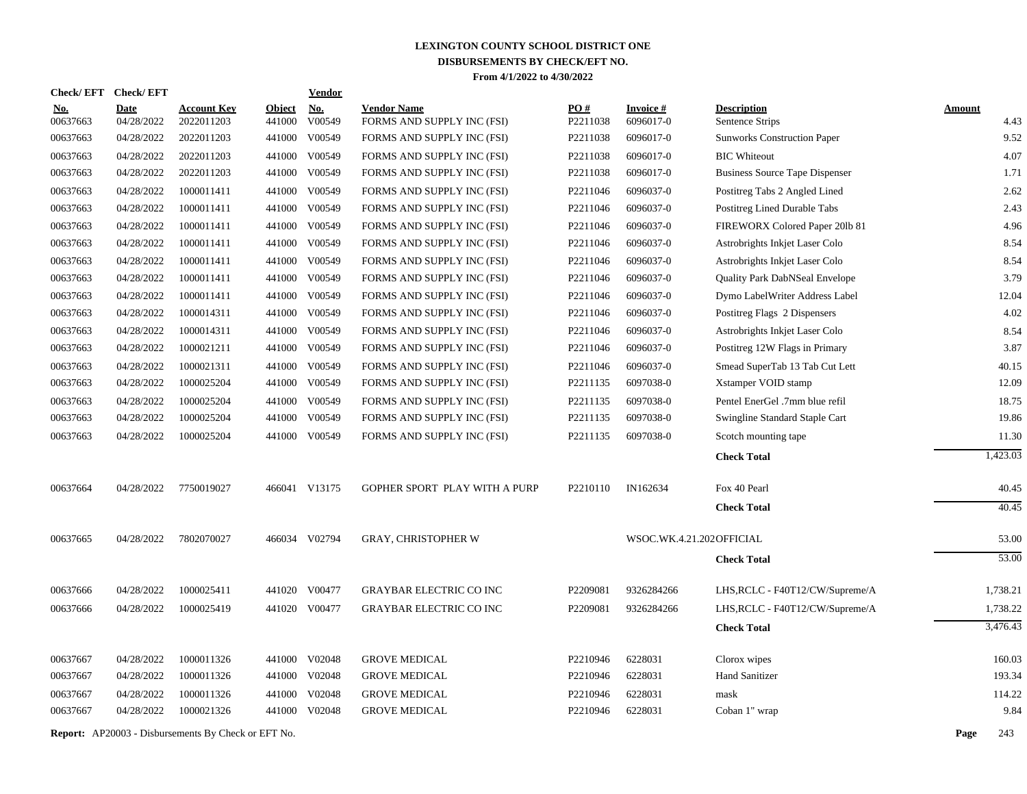# LEXINGTON COUNTY SCHOOL DISTRICT ONE
## DISBURSEMENTS BY CHECK/EFT NO.
### From 4/1/2022 to 4/30/2022

| Check/ EFT No. | Check/ EFT Date | Account Key | Object | Vendor No. | Vendor Name | PO # | Invoice # | Description | Amount |
|---|---|---|---|---|---|---|---|---|---|
| 00637663 | 04/28/2022 | 2022011203 | 441000 | V00549 | FORMS AND SUPPLY INC (FSI) | P2211038 | 6096017-0 | Sentence Strips | 4.43 |
| 00637663 | 04/28/2022 | 2022011203 | 441000 | V00549 | FORMS AND SUPPLY INC (FSI) | P2211038 | 6096017-0 | Sunworks Construction Paper | 9.52 |
| 00637663 | 04/28/2022 | 2022011203 | 441000 | V00549 | FORMS AND SUPPLY INC (FSI) | P2211038 | 6096017-0 | BIC Whiteout | 4.07 |
| 00637663 | 04/28/2022 | 2022011203 | 441000 | V00549 | FORMS AND SUPPLY INC (FSI) | P2211038 | 6096017-0 | Business Source Tape Dispenser | 1.71 |
| 00637663 | 04/28/2022 | 1000011411 | 441000 | V00549 | FORMS AND SUPPLY INC (FSI) | P2211046 | 6096037-0 | Postitreg Tabs 2 Angled Lined | 2.62 |
| 00637663 | 04/28/2022 | 1000011411 | 441000 | V00549 | FORMS AND SUPPLY INC (FSI) | P2211046 | 6096037-0 | Postitreg Lined Durable Tabs | 2.43 |
| 00637663 | 04/28/2022 | 1000011411 | 441000 | V00549 | FORMS AND SUPPLY INC (FSI) | P2211046 | 6096037-0 | FIREWORX Colored Paper 20lb 81 | 4.96 |
| 00637663 | 04/28/2022 | 1000011411 | 441000 | V00549 | FORMS AND SUPPLY INC (FSI) | P2211046 | 6096037-0 | Astrobrights Inkjet Laser Colo | 8.54 |
| 00637663 | 04/28/2022 | 1000011411 | 441000 | V00549 | FORMS AND SUPPLY INC (FSI) | P2211046 | 6096037-0 | Astrobrights Inkjet Laser Colo | 8.54 |
| 00637663 | 04/28/2022 | 1000011411 | 441000 | V00549 | FORMS AND SUPPLY INC (FSI) | P2211046 | 6096037-0 | Quality Park DabNSeal Envelope | 3.79 |
| 00637663 | 04/28/2022 | 1000011411 | 441000 | V00549 | FORMS AND SUPPLY INC (FSI) | P2211046 | 6096037-0 | Dymo LabelWriter Address Label | 12.04 |
| 00637663 | 04/28/2022 | 1000014311 | 441000 | V00549 | FORMS AND SUPPLY INC (FSI) | P2211046 | 6096037-0 | Postitreg Flags 2 Dispensers | 4.02 |
| 00637663 | 04/28/2022 | 1000014311 | 441000 | V00549 | FORMS AND SUPPLY INC (FSI) | P2211046 | 6096037-0 | Astrobrights Inkjet Laser Colo | 8.54 |
| 00637663 | 04/28/2022 | 1000021211 | 441000 | V00549 | FORMS AND SUPPLY INC (FSI) | P2211046 | 6096037-0 | Postitreg 12W Flags in Primary | 3.87 |
| 00637663 | 04/28/2022 | 1000021311 | 441000 | V00549 | FORMS AND SUPPLY INC (FSI) | P2211046 | 6096037-0 | Smead SuperTab 13 Tab Cut Lett | 40.15 |
| 00637663 | 04/28/2022 | 1000025204 | 441000 | V00549 | FORMS AND SUPPLY INC (FSI) | P2211135 | 6097038-0 | Xstamper VOID stamp | 12.09 |
| 00637663 | 04/28/2022 | 1000025204 | 441000 | V00549 | FORMS AND SUPPLY INC (FSI) | P2211135 | 6097038-0 | Pentel EnerGel .7mm blue refil | 18.75 |
| 00637663 | 04/28/2022 | 1000025204 | 441000 | V00549 | FORMS AND SUPPLY INC (FSI) | P2211135 | 6097038-0 | Swingline Standard Staple Cart | 19.86 |
| 00637663 | 04/28/2022 | 1000025204 | 441000 | V00549 | FORMS AND SUPPLY INC (FSI) | P2211135 | 6097038-0 | Scotch mounting tape | 11.30 |
| | | | | | | | | **Check Total** | 1,423.03 |
| 00637664 | 04/28/2022 | 7750019027 | 466041 | V13175 | GOPHER SPORT PLAY WITH A PURP | P2210110 | IN162634 | Fox 40 Pearl | 40.45 |
| | | | | | | | | **Check Total** | 40.45 |
| 00637665 | 04/28/2022 | 7802070027 | 466034 | V02794 | GRAY, CHRISTOPHER W | | WSOC.WK.4.21.202 | OFFICIAL | 53.00 |
| | | | | | | | | **Check Total** | 53.00 |
| 00637666 | 04/28/2022 | 1000025411 | 441020 | V00477 | GRAYBAR ELECTRIC CO INC | P2209081 | 9326284266 | LHS,RCLC - F40T12/CW/Supreme/A | 1,738.21 |
| 00637666 | 04/28/2022 | 1000025419 | 441020 | V00477 | GRAYBAR ELECTRIC CO INC | P2209081 | 9326284266 | LHS,RCLC - F40T12/CW/Supreme/A | 1,738.22 |
| | | | | | | | | **Check Total** | 3,476.43 |
| 00637667 | 04/28/2022 | 1000011326 | 441000 | V02048 | GROVE MEDICAL | P2210946 | 6228031 | Clorox wipes | 160.03 |
| 00637667 | 04/28/2022 | 1000011326 | 441000 | V02048 | GROVE MEDICAL | P2210946 | 6228031 | Hand Sanitizer | 193.34 |
| 00637667 | 04/28/2022 | 1000011326 | 441000 | V02048 | GROVE MEDICAL | P2210946 | 6228031 | mask | 114.22 |
| 00637667 | 04/28/2022 | 1000021326 | 441000 | V02048 | GROVE MEDICAL | P2210946 | 6228031 | Coban 1" wrap | 9.84 |

**Report:** AP20003 - Disbursements By Check or EFT No.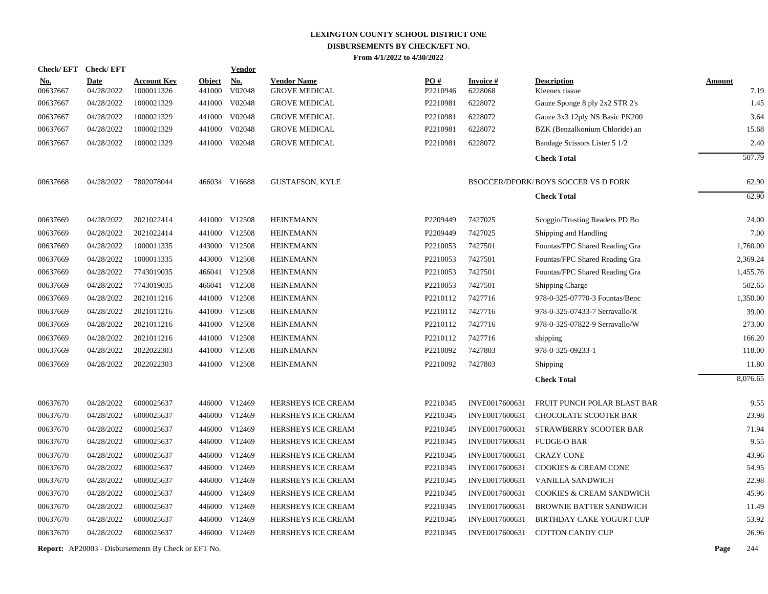# LEXINGTON COUNTY SCHOOL DISTRICT ONE
## DISBURSEMENTS BY CHECK/EFT NO.
### From 4/1/2022 to 4/30/2022

| Check/ EFT No. | Check/ EFT Date | Account Key | Object | Vendor No. | Vendor Name | PO # | Invoice # | Description | Amount |
|---|---|---|---|---|---|---|---|---|---|
| 00637667 | 04/28/2022 | 1000011326 | 441000 | V02048 | GROVE MEDICAL | P2210946 | 6228068 | Kleenex tissue | 7.19 |
| 00637667 | 04/28/2022 | 1000021329 | 441000 | V02048 | GROVE MEDICAL | P2210981 | 6228072 | Gauze Sponge 8 ply 2x2 STR 2's | 1.45 |
| 00637667 | 04/28/2022 | 1000021329 | 441000 | V02048 | GROVE MEDICAL | P2210981 | 6228072 | Gauze 3x3 12ply NS Basic PK200 | 3.64 |
| 00637667 | 04/28/2022 | 1000021329 | 441000 | V02048 | GROVE MEDICAL | P2210981 | 6228072 | BZK (Benzalkonium Chloride) an | 15.68 |
| 00637667 | 04/28/2022 | 1000021329 | 441000 | V02048 | GROVE MEDICAL | P2210981 | 6228072 | Bandage Scissors Lister 5 1/2 | 2.40 |
| | | | | | | | | **Check Total** | 507.79 |
| 00637668 | 04/28/2022 | 7802078044 | 466034 | V16688 | GUSTAFSON, KYLE | | BSOCCER/DFORK/ | BOYS SOCCER VS D FORK | 62.90 |
| | | | | | | | | **Check Total** | 62.90 |
| 00637669 | 04/28/2022 | 2021022414 | 441000 | V12508 | HEINEMANN | P2209449 | 7427025 | Scoggin/Trusting Readers PD Bo | 24.00 |
| 00637669 | 04/28/2022 | 2021022414 | 441000 | V12508 | HEINEMANN | P2209449 | 7427025 | Shipping and Handling | 7.00 |
| 00637669 | 04/28/2022 | 1000011335 | 443000 | V12508 | HEINEMANN | P2210053 | 7427501 | Fountas/FPC Shared Reading Gra | 1,760.00 |
| 00637669 | 04/28/2022 | 1000011335 | 443000 | V12508 | HEINEMANN | P2210053 | 7427501 | Fountas/FPC Shared Reading Gra | 2,369.24 |
| 00637669 | 04/28/2022 | 7743019035 | 466041 | V12508 | HEINEMANN | P2210053 | 7427501 | Fountas/FPC Shared Reading Gra | 1,455.76 |
| 00637669 | 04/28/2022 | 7743019035 | 466041 | V12508 | HEINEMANN | P2210053 | 7427501 | Shipping Charge | 502.65 |
| 00637669 | 04/28/2022 | 2021011216 | 441000 | V12508 | HEINEMANN | P2210112 | 7427716 | 978-0-325-07770-3 Fountas/Benc | 1,350.00 |
| 00637669 | 04/28/2022 | 2021011216 | 441000 | V12508 | HEINEMANN | P2210112 | 7427716 | 978-0-325-07433-7 Serravallo/R | 39.00 |
| 00637669 | 04/28/2022 | 2021011216 | 441000 | V12508 | HEINEMANN | P2210112 | 7427716 | 978-0-325-07822-9 Serravallo/W | 273.00 |
| 00637669 | 04/28/2022 | 2021011216 | 441000 | V12508 | HEINEMANN | P2210112 | 7427716 | shipping | 166.20 |
| 00637669 | 04/28/2022 | 2022022303 | 441000 | V12508 | HEINEMANN | P2210092 | 7427803 | 978-0-325-09233-1 | 118.00 |
| 00637669 | 04/28/2022 | 2022022303 | 441000 | V12508 | HEINEMANN | P2210092 | 7427803 | Shipping | 11.80 |
| | | | | | | | | **Check Total** | 8,076.65 |
| 00637670 | 04/28/2022 | 6000025637 | 446000 | V12469 | HERSHEYS ICE CREAM | P2210345 | INVE0017600631 | FRUIT PUNCH POLAR BLAST BAR | 9.55 |
| 00637670 | 04/28/2022 | 6000025637 | 446000 | V12469 | HERSHEYS ICE CREAM | P2210345 | INVE0017600631 | CHOCOLATE SCOOTER BAR | 23.98 |
| 00637670 | 04/28/2022 | 6000025637 | 446000 | V12469 | HERSHEYS ICE CREAM | P2210345 | INVE0017600631 | STRAWBERRY SCOOTER BAR | 71.94 |
| 00637670 | 04/28/2022 | 6000025637 | 446000 | V12469 | HERSHEYS ICE CREAM | P2210345 | INVE0017600631 | FUDGE-O BAR | 9.55 |
| 00637670 | 04/28/2022 | 6000025637 | 446000 | V12469 | HERSHEYS ICE CREAM | P2210345 | INVE0017600631 | CRAZY CONE | 43.96 |
| 00637670 | 04/28/2022 | 6000025637 | 446000 | V12469 | HERSHEYS ICE CREAM | P2210345 | INVE0017600631 | COOKIES & CREAM CONE | 54.95 |
| 00637670 | 04/28/2022 | 6000025637 | 446000 | V12469 | HERSHEYS ICE CREAM | P2210345 | INVE0017600631 | VANILLA SANDWICH | 22.98 |
| 00637670 | 04/28/2022 | 6000025637 | 446000 | V12469 | HERSHEYS ICE CREAM | P2210345 | INVE0017600631 | COOKIES & CREAM SANDWICH | 45.96 |
| 00637670 | 04/28/2022 | 6000025637 | 446000 | V12469 | HERSHEYS ICE CREAM | P2210345 | INVE0017600631 | BROWNIE BATTER SANDWICH | 11.49 |
| 00637670 | 04/28/2022 | 6000025637 | 446000 | V12469 | HERSHEYS ICE CREAM | P2210345 | INVE0017600631 | BIRTHDAY CAKE YOGURT CUP | 53.92 |
| 00637670 | 04/28/2022 | 6000025637 | 446000 | V12469 | HERSHEYS ICE CREAM | P2210345 | INVE0017600631 | COTTON CANDY CUP | 26.96 |

**Report:** AP20003 - Disbursements By Check or EFT No.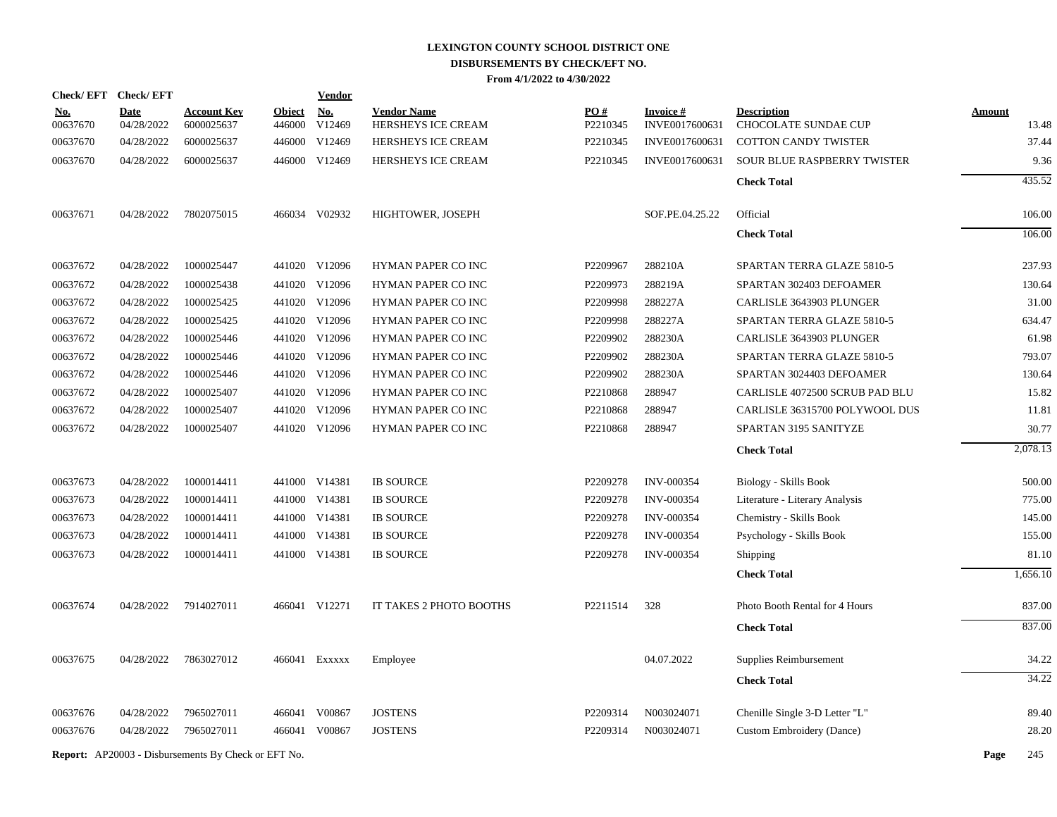# LEXINGTON COUNTY SCHOOL DISTRICT ONE
## DISBURSEMENTS BY CHECK/EFT NO.
### From 4/1/2022 to 4/30/2022

| Check/ EFT No. | Check/ EFT Date | Account Key | Object | Vendor No. | Vendor Name | PO # | Invoice # | Description | Amount |
|---|---|---|---|---|---|---|---|---|---|
| 00637670 | 04/28/2022 | 6000025637 | 446000 | V12469 | HERSHEYS ICE CREAM | P2210345 | INVE0017600631 | CHOCOLATE SUNDAE CUP | 13.48 |
| 00637670 | 04/28/2022 | 6000025637 | 446000 | V12469 | HERSHEYS ICE CREAM | P2210345 | INVE0017600631 | COTTON CANDY TWISTER | 37.44 |
| 00637670 | 04/28/2022 | 6000025637 | 446000 | V12469 | HERSHEYS ICE CREAM | P2210345 | INVE0017600631 | SOUR BLUE RASPBERRY TWISTER | 9.36 |
| | | | | | | | | **Check Total** | 435.52 |
| 00637671 | 04/28/2022 | 7802075015 | 466034 | V02932 | HIGHTOWER, JOSEPH | | SOF.PE.04.25.22 | Official | 106.00 |
| | | | | | | | | **Check Total** | 106.00 |
| 00637672 | 04/28/2022 | 1000025447 | 441020 | V12096 | HYMAN PAPER CO INC | P2209967 | 288210A | SPARTAN TERRA GLAZE 5810-5 | 237.93 |
| 00637672 | 04/28/2022 | 1000025438 | 441020 | V12096 | HYMAN PAPER CO INC | P2209973 | 288219A | SPARTAN 302403 DEFOAMER | 130.64 |
| 00637672 | 04/28/2022 | 1000025425 | 441020 | V12096 | HYMAN PAPER CO INC | P2209998 | 288227A | CARLISLE 3643903 PLUNGER | 31.00 |
| 00637672 | 04/28/2022 | 1000025425 | 441020 | V12096 | HYMAN PAPER CO INC | P2209998 | 288227A | SPARTAN TERRA GLAZE 5810-5 | 634.47 |
| 00637672 | 04/28/2022 | 1000025446 | 441020 | V12096 | HYMAN PAPER CO INC | P2209902 | 288230A | CARLISLE 3643903 PLUNGER | 61.98 |
| 00637672 | 04/28/2022 | 1000025446 | 441020 | V12096 | HYMAN PAPER CO INC | P2209902 | 288230A | SPARTAN TERRA GLAZE 5810-5 | 793.07 |
| 00637672 | 04/28/2022 | 1000025446 | 441020 | V12096 | HYMAN PAPER CO INC | P2209902 | 288230A | SPARTAN 3024403 DEFOAMER | 130.64 |
| 00637672 | 04/28/2022 | 1000025407 | 441020 | V12096 | HYMAN PAPER CO INC | P2210868 | 288947 | CARLISLE 4072500 SCRUB PAD BLU | 15.82 |
| 00637672 | 04/28/2022 | 1000025407 | 441020 | V12096 | HYMAN PAPER CO INC | P2210868 | 288947 | CARLISLE 36315700 POLYWOOL DUS | 11.81 |
| 00637672 | 04/28/2022 | 1000025407 | 441020 | V12096 | HYMAN PAPER CO INC | P2210868 | 288947 | SPARTAN 3195 SANITYZE | 30.77 |
| | | | | | | | | **Check Total** | 2,078.13 |
| 00637673 | 04/28/2022 | 1000014411 | 441000 | V14381 | IB SOURCE | P2209278 | INV-000354 | Biology - Skills Book | 500.00 |
| 00637673 | 04/28/2022 | 1000014411 | 441000 | V14381 | IB SOURCE | P2209278 | INV-000354 | Literature - Literary Analysis | 775.00 |
| 00637673 | 04/28/2022 | 1000014411 | 441000 | V14381 | IB SOURCE | P2209278 | INV-000354 | Chemistry - Skills Book | 145.00 |
| 00637673 | 04/28/2022 | 1000014411 | 441000 | V14381 | IB SOURCE | P2209278 | INV-000354 | Psychology - Skills Book | 155.00 |
| 00637673 | 04/28/2022 | 1000014411 | 441000 | V14381 | IB SOURCE | P2209278 | INV-000354 | Shipping | 81.10 |
| | | | | | | | | **Check Total** | 1,656.10 |
| 00637674 | 04/28/2022 | 7914027011 | 466041 | V12271 | IT TAKES 2 PHOTO BOOTHS | P2211514 | 328 | Photo Booth Rental for 4 Hours | 837.00 |
| | | | | | | | | **Check Total** | 837.00 |
| 00637675 | 04/28/2022 | 7863027012 | 466041 | Exxxxx | Employee | | 04.07.2022 | Supplies Reimbursement | 34.22 |
| | | | | | | | | **Check Total** | 34.22 |
| 00637676 | 04/28/2022 | 7965027011 | 466041 | V00867 | JOSTENS | P2209314 | N003024071 | Chenille Single 3-D Letter "L" | 89.40 |
| 00637676 | 04/28/2022 | 7965027011 | 466041 | V00867 | JOSTENS | P2209314 | N003024071 | Custom Embroidery (Dance) | 28.20 |

**Report:** AP20003 - Disbursements By Check or EFT No.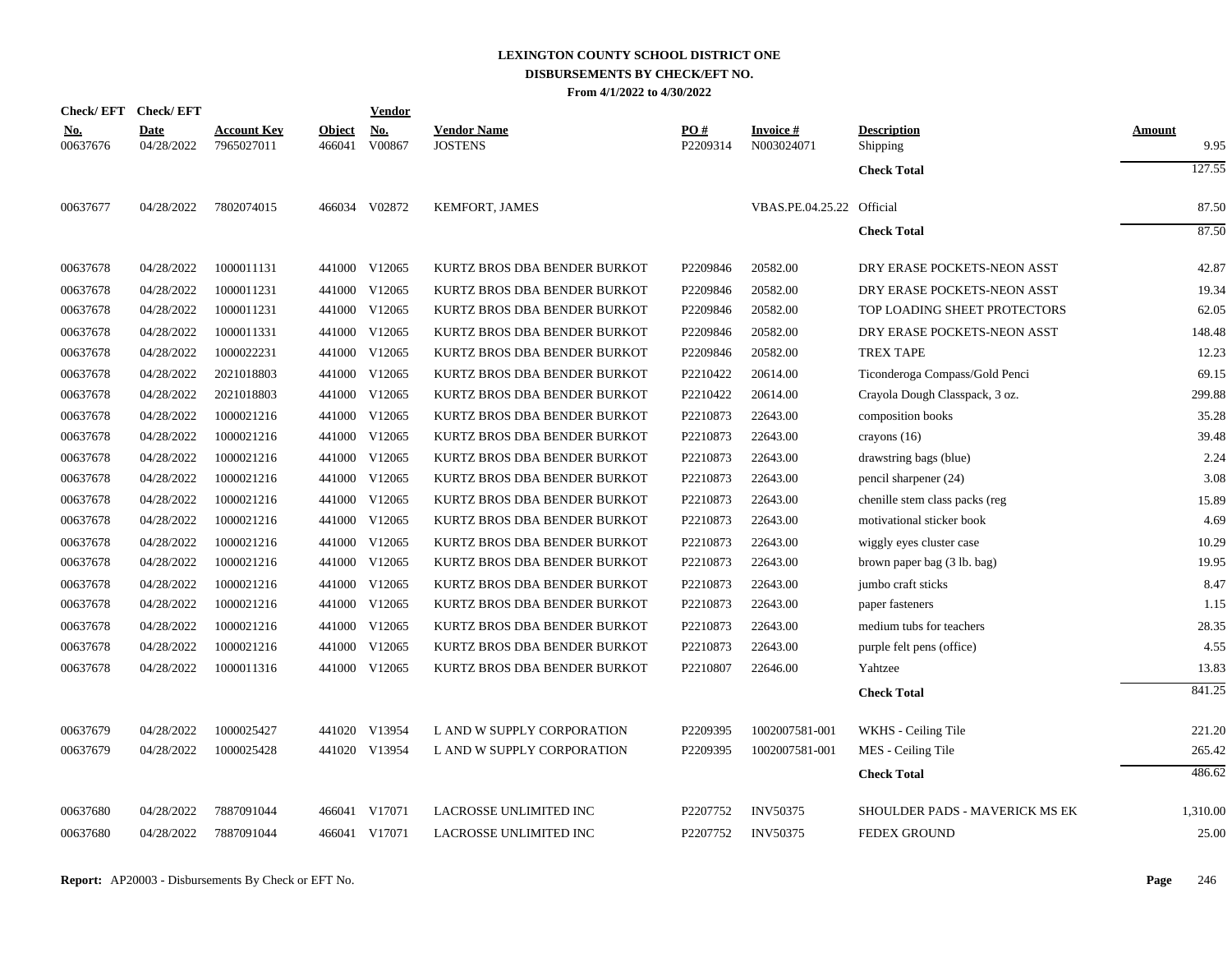# LEXINGTON COUNTY SCHOOL DISTRICT ONE
## DISBURSEMENTS BY CHECK/EFT NO.
### From 4/1/2022 to 4/30/2022

| Check/ EFT No. | Check/ EFT Date | Account Key | Object | Vendor No. | Vendor Name | PO # | Invoice # | Description | Amount |
|---|---|---|---|---|---|---|---|---|---|
| 00637676 | 04/28/2022 | 7965027011 | 466041 | V00867 | JOSTENS | P2209314 | N003024071 | Shipping | 9.95 |
| | | | | | | | | **Check Total** | 127.55 |
| 00637677 | 04/28/2022 | 7802074015 | 466034 | V02872 | KEMFORT, JAMES | | VBAS.PE.04.25.22 | Official | 87.50 |
| | | | | | | | | **Check Total** | 87.50 |
| 00637678 | 04/28/2022 | 1000011131 | 441000 | V12065 | KURTZ BROS DBA BENDER BURKOT | P2209846 | 20582.00 | DRY ERASE POCKETS-NEON ASST | 42.87 |
| 00637678 | 04/28/2022 | 1000011231 | 441000 | V12065 | KURTZ BROS DBA BENDER BURKOT | P2209846 | 20582.00 | DRY ERASE POCKETS-NEON ASST | 19.34 |
| 00637678 | 04/28/2022 | 1000011231 | 441000 | V12065 | KURTZ BROS DBA BENDER BURKOT | P2209846 | 20582.00 | TOP LOADING SHEET PROTECTORS | 62.05 |
| 00637678 | 04/28/2022 | 1000011331 | 441000 | V12065 | KURTZ BROS DBA BENDER BURKOT | P2209846 | 20582.00 | DRY ERASE POCKETS-NEON ASST | 148.48 |
| 00637678 | 04/28/2022 | 1000022231 | 441000 | V12065 | KURTZ BROS DBA BENDER BURKOT | P2209846 | 20582.00 | TREX TAPE | 12.23 |
| 00637678 | 04/28/2022 | 2021018803 | 441000 | V12065 | KURTZ BROS DBA BENDER BURKOT | P2210422 | 20614.00 | Ticonderoga Compass/Gold Penci | 69.15 |
| 00637678 | 04/28/2022 | 2021018803 | 441000 | V12065 | KURTZ BROS DBA BENDER BURKOT | P2210422 | 20614.00 | Crayola Dough Classpack, 3 oz. | 299.88 |
| 00637678 | 04/28/2022 | 1000021216 | 441000 | V12065 | KURTZ BROS DBA BENDER BURKOT | P2210873 | 22643.00 | composition books | 35.28 |
| 00637678 | 04/28/2022 | 1000021216 | 441000 | V12065 | KURTZ BROS DBA BENDER BURKOT | P2210873 | 22643.00 | crayons (16) | 39.48 |
| 00637678 | 04/28/2022 | 1000021216 | 441000 | V12065 | KURTZ BROS DBA BENDER BURKOT | P2210873 | 22643.00 | drawstring bags (blue) | 2.24 |
| 00637678 | 04/28/2022 | 1000021216 | 441000 | V12065 | KURTZ BROS DBA BENDER BURKOT | P2210873 | 22643.00 | pencil sharpener (24) | 3.08 |
| 00637678 | 04/28/2022 | 1000021216 | 441000 | V12065 | KURTZ BROS DBA BENDER BURKOT | P2210873 | 22643.00 | chenille stem class packs (reg | 15.89 |
| 00637678 | 04/28/2022 | 1000021216 | 441000 | V12065 | KURTZ BROS DBA BENDER BURKOT | P2210873 | 22643.00 | motivational sticker book | 4.69 |
| 00637678 | 04/28/2022 | 1000021216 | 441000 | V12065 | KURTZ BROS DBA BENDER BURKOT | P2210873 | 22643.00 | wiggly eyes cluster case | 10.29 |
| 00637678 | 04/28/2022 | 1000021216 | 441000 | V12065 | KURTZ BROS DBA BENDER BURKOT | P2210873 | 22643.00 | brown paper bag (3 lb. bag) | 19.95 |
| 00637678 | 04/28/2022 | 1000021216 | 441000 | V12065 | KURTZ BROS DBA BENDER BURKOT | P2210873 | 22643.00 | jumbo craft sticks | 8.47 |
| 00637678 | 04/28/2022 | 1000021216 | 441000 | V12065 | KURTZ BROS DBA BENDER BURKOT | P2210873 | 22643.00 | paper fasteners | 1.15 |
| 00637678 | 04/28/2022 | 1000021216 | 441000 | V12065 | KURTZ BROS DBA BENDER BURKOT | P2210873 | 22643.00 | medium tubs for teachers | 28.35 |
| 00637678 | 04/28/2022 | 1000021216 | 441000 | V12065 | KURTZ BROS DBA BENDER BURKOT | P2210873 | 22643.00 | purple felt pens (office) | 4.55 |
| 00637678 | 04/28/2022 | 1000011316 | 441000 | V12065 | KURTZ BROS DBA BENDER BURKOT | P2210807 | 22646.00 | Yahtzee | 13.83 |
| | | | | | | | | **Check Total** | 841.25 |
| 00637679 | 04/28/2022 | 1000025427 | 441020 | V13954 | L AND W SUPPLY CORPORATION | P2209395 | 1002007581-001 | WKHS - Ceiling Tile | 221.20 |
| 00637679 | 04/28/2022 | 1000025428 | 441020 | V13954 | L AND W SUPPLY CORPORATION | P2209395 | 1002007581-001 | MES - Ceiling Tile | 265.42 |
| | | | | | | | | **Check Total** | 486.62 |
| 00637680 | 04/28/2022 | 7887091044 | 466041 | V17071 | LACROSSE UNLIMITED INC | P2207752 | INV50375 | SHOULDER PADS - MAVERICK MS EK | 1,310.00 |
| 00637680 | 04/28/2022 | 7887091044 | 466041 | V17071 | LACROSSE UNLIMITED INC | P2207752 | INV50375 | FEDEX GROUND | 25.00 |

**Report:** AP20003 - Disbursements By Check or EFT No.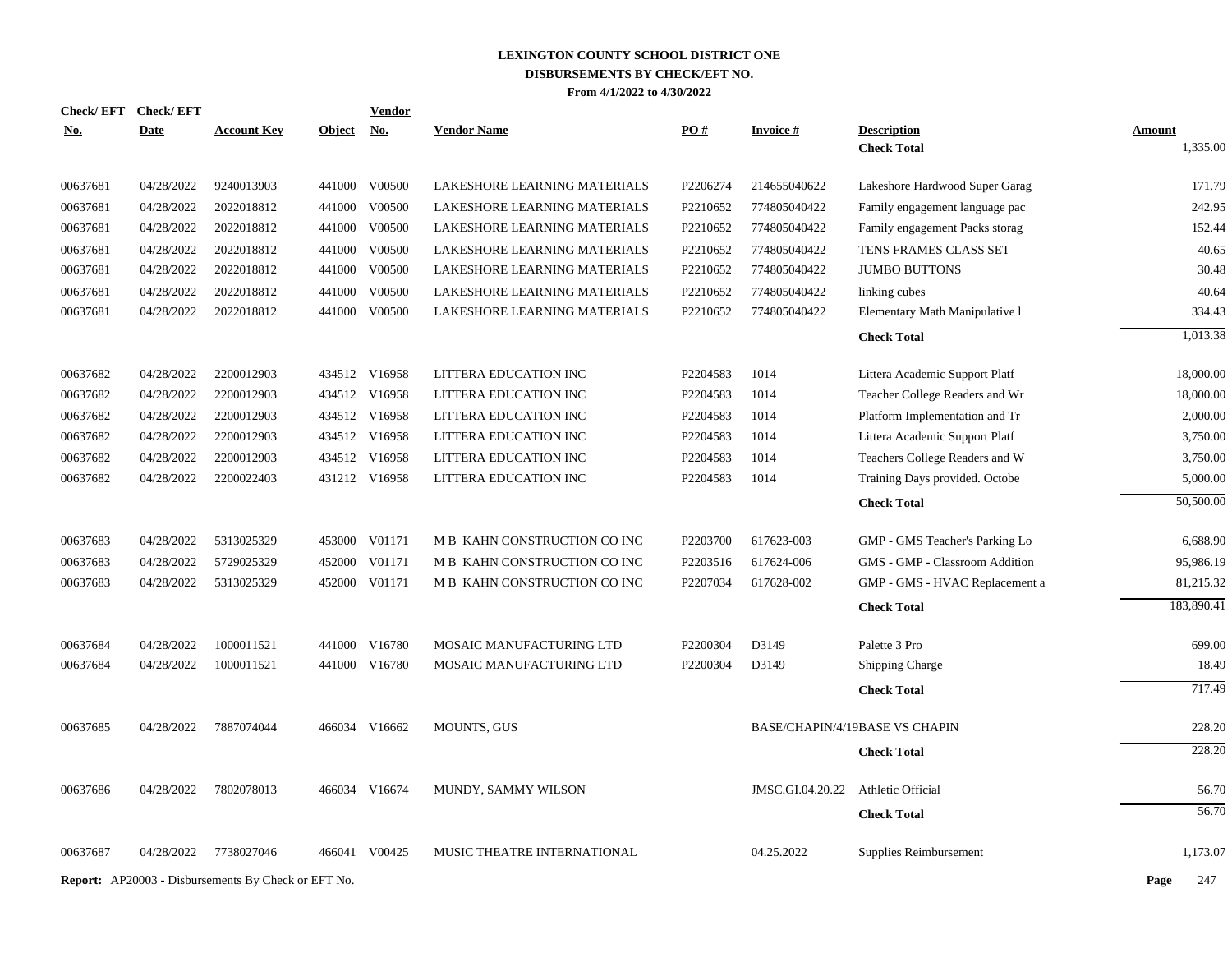# LEXINGTON COUNTY SCHOOL DISTRICT ONE
## DISBURSEMENTS BY CHECK/EFT NO.
### From 4/1/2022 to 4/30/2022

| Check/ EFT No. | Check/ EFT Date | Account Key | Object | Vendor No. | Vendor Name | PO # | Invoice # | Description | Amount |
|---|---|---|---|---|---|---|---|---|---|
| | | | | | | | | **Check Total** | 1,335.00 |
| 00637681 | 04/28/2022 | 9240013903 | 441000 | V00500 | LAKESHORE LEARNING MATERIALS | P2206274 | 214655040622 | Lakeshore Hardwood Super Garag | 171.79 |
| 00637681 | 04/28/2022 | 2022018812 | 441000 | V00500 | LAKESHORE LEARNING MATERIALS | P2210652 | 774805040422 | Family engagement language pac | 242.95 |
| 00637681 | 04/28/2022 | 2022018812 | 441000 | V00500 | LAKESHORE LEARNING MATERIALS | P2210652 | 774805040422 | Family engagement Packs storag | 152.44 |
| 00637681 | 04/28/2022 | 2022018812 | 441000 | V00500 | LAKESHORE LEARNING MATERIALS | P2210652 | 774805040422 | TENS FRAMES CLASS SET | 40.65 |
| 00637681 | 04/28/2022 | 2022018812 | 441000 | V00500 | LAKESHORE LEARNING MATERIALS | P2210652 | 774805040422 | JUMBO BUTTONS | 30.48 |
| 00637681 | 04/28/2022 | 2022018812 | 441000 | V00500 | LAKESHORE LEARNING MATERIALS | P2210652 | 774805040422 | linking cubes | 40.64 |
| 00637681 | 04/28/2022 | 2022018812 | 441000 | V00500 | LAKESHORE LEARNING MATERIALS | P2210652 | 774805040422 | Elementary Math Manipulative l | 334.43 |
| | | | | | | | | **Check Total** | 1,013.38 |
| 00637682 | 04/28/2022 | 2200012903 | 434512 | V16958 | LITTERA EDUCATION INC | P2204583 | 1014 | Littera Academic Support Platf | 18,000.00 |
| 00637682 | 04/28/2022 | 2200012903 | 434512 | V16958 | LITTERA EDUCATION INC | P2204583 | 1014 | Teacher College Readers and Wr | 18,000.00 |
| 00637682 | 04/28/2022 | 2200012903 | 434512 | V16958 | LITTERA EDUCATION INC | P2204583 | 1014 | Platform Implementation and Tr | 2,000.00 |
| 00637682 | 04/28/2022 | 2200012903 | 434512 | V16958 | LITTERA EDUCATION INC | P2204583 | 1014 | Littera Academic Support Platf | 3,750.00 |
| 00637682 | 04/28/2022 | 2200012903 | 434512 | V16958 | LITTERA EDUCATION INC | P2204583 | 1014 | Teachers College Readers and W | 3,750.00 |
| 00637682 | 04/28/2022 | 2200022403 | 431212 | V16958 | LITTERA EDUCATION INC | P2204583 | 1014 | Training Days provided. Octobe | 5,000.00 |
| | | | | | | | | **Check Total** | 50,500.00 |
| 00637683 | 04/28/2022 | 5313025329 | 453000 | V01171 | M B KAHN CONSTRUCTION CO INC | P2203700 | 617623-003 | GMP - GMS Teacher's Parking Lo | 6,688.90 |
| 00637683 | 04/28/2022 | 5729025329 | 452000 | V01171 | M B KAHN CONSTRUCTION CO INC | P2203516 | 617624-006 | GMS - GMP - Classroom Addition | 95,986.19 |
| 00637683 | 04/28/2022 | 5313025329 | 452000 | V01171 | M B KAHN CONSTRUCTION CO INC | P2207034 | 617628-002 | GMP - GMS - HVAC Replacement a | 81,215.32 |
| | | | | | | | | **Check Total** | 183,890.41 |
| 00637684 | 04/28/2022 | 1000011521 | 441000 | V16780 | MOSAIC MANUFACTURING LTD | P2200304 | D3149 | Palette 3 Pro | 699.00 |
| 00637684 | 04/28/2022 | 1000011521 | 441000 | V16780 | MOSAIC MANUFACTURING LTD | P2200304 | D3149 | Shipping Charge | 18.49 |
| | | | | | | | | **Check Total** | 717.49 |
| 00637685 | 04/28/2022 | 7887074044 | 466034 | V16662 | MOUNTS, GUS | | BASE/CHAPIN/4/19 | BASE VS CHAPIN | 228.20 |
| | | | | | | | | **Check Total** | 228.20 |
| 00637686 | 04/28/2022 | 7802078013 | 466034 | V16674 | MUNDY, SAMMY WILSON | | JMSC.GI.04.20.22 | Athletic Official | 56.70 |
| | | | | | | | | **Check Total** | 56.70 |
| 00637687 | 04/28/2022 | 7738027046 | 466041 | V00425 | MUSIC THEATRE INTERNATIONAL | | 04.25.2022 | Supplies Reimbursement | 1,173.07 |

**Report:** AP20003 - Disbursements By Check or EFT No.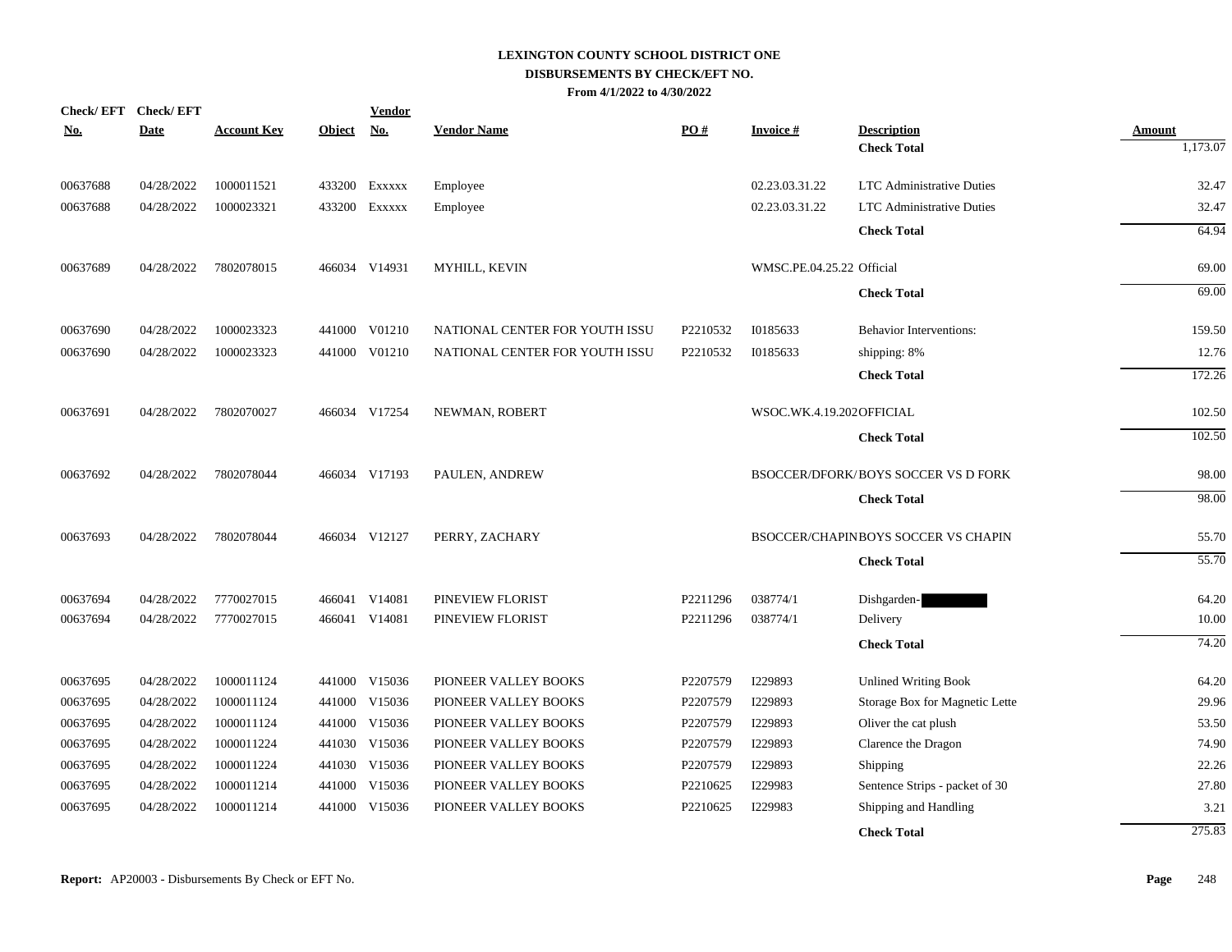# LEXINGTON COUNTY SCHOOL DISTRICT ONE
## DISBURSEMENTS BY CHECK/EFT NO.
### From 4/1/2022 to 4/30/2022

| Check/ EFT No. | Check/ EFT Date | Account Key | Object | Vendor No. | Vendor Name | PO # | Invoice # | Description | Amount |
|---|---|---|---|---|---|---|---|---|---|
| | | | | | | | | **Check Total** | 1,173.07 |
| 00637688 | 04/28/2022 | 1000011521 | 433200 | Exxxxx | Employee | | 02.23.03.31.22 | LTC Administrative Duties | 32.47 |
| 00637688 | 04/28/2022 | 1000023321 | 433200 | Exxxxx | Employee | | 02.23.03.31.22 | LTC Administrative Duties | 32.47 |
| | | | | | | | | **Check Total** | 64.94 |
| 00637689 | 04/28/2022 | 7802078015 | 466034 | V14931 | MYHILL, KEVIN | | WMSC.PE.04.25.22 | Official | 69.00 |
| | | | | | | | | **Check Total** | 69.00 |
| 00637690 | 04/28/2022 | 1000023323 | 441000 | V01210 | NATIONAL CENTER FOR YOUTH ISSU | P2210532 | I0185633 | Behavior Interventions: | 159.50 |
| 00637690 | 04/28/2022 | 1000023323 | 441000 | V01210 | NATIONAL CENTER FOR YOUTH ISSU | P2210532 | I0185633 | shipping: 8% | 12.76 |
| | | | | | | | | **Check Total** | 172.26 |
| 00637691 | 04/28/2022 | 7802070027 | 466034 | V17254 | NEWMAN, ROBERT | | WSOC.WK.4.19.202 | OFFICIAL | 102.50 |
| | | | | | | | | **Check Total** | 102.50 |
| 00637692 | 04/28/2022 | 7802078044 | 466034 | V17193 | PAULEN, ANDREW | | BSOCCER/DFORK/ | BOYS SOCCER VS D FORK | 98.00 |
| | | | | | | | | **Check Total** | 98.00 |
| 00637693 | 04/28/2022 | 7802078044 | 466034 | V12127 | PERRY, ZACHARY | | BSOCCER/CHAPIN | BOYS SOCCER VS CHAPIN | 55.70 |
| | | | | | | | | **Check Total** | 55.70 |
| 00637694 | 04/28/2022 | 7770027015 | 466041 | V14081 | PINEVIEW FLORIST | P2211296 | 038774/1 | Dishgarden- | 64.20 |
| 00637694 | 04/28/2022 | 7770027015 | 466041 | V14081 | PINEVIEW FLORIST | P2211296 | 038774/1 | Delivery | 10.00 |
| | | | | | | | | **Check Total** | 74.20 |
| 00637695 | 04/28/2022 | 1000011124 | 441000 | V15036 | PIONEER VALLEY BOOKS | P2207579 | I229893 | Unlined Writing Book | 64.20 |
| 00637695 | 04/28/2022 | 1000011124 | 441000 | V15036 | PIONEER VALLEY BOOKS | P2207579 | I229893 | Storage Box for Magnetic Lette | 29.96 |
| 00637695 | 04/28/2022 | 1000011124 | 441000 | V15036 | PIONEER VALLEY BOOKS | P2207579 | I229893 | Oliver the cat plush | 53.50 |
| 00637695 | 04/28/2022 | 1000011224 | 441030 | V15036 | PIONEER VALLEY BOOKS | P2207579 | I229893 | Clarence the Dragon | 74.90 |
| 00637695 | 04/28/2022 | 1000011224 | 441030 | V15036 | PIONEER VALLEY BOOKS | P2207579 | I229893 | Shipping | 22.26 |
| 00637695 | 04/28/2022 | 1000011214 | 441000 | V15036 | PIONEER VALLEY BOOKS | P2210625 | I229983 | Sentence Strips - packet of 30 | 27.80 |
| 00637695 | 04/28/2022 | 1000011214 | 441000 | V15036 | PIONEER VALLEY BOOKS | P2210625 | I229983 | Shipping and Handling | 3.21 |
| | | | | | | | | **Check Total** | 275.83 |

**Report:** AP20003 - Disbursements By Check or EFT No.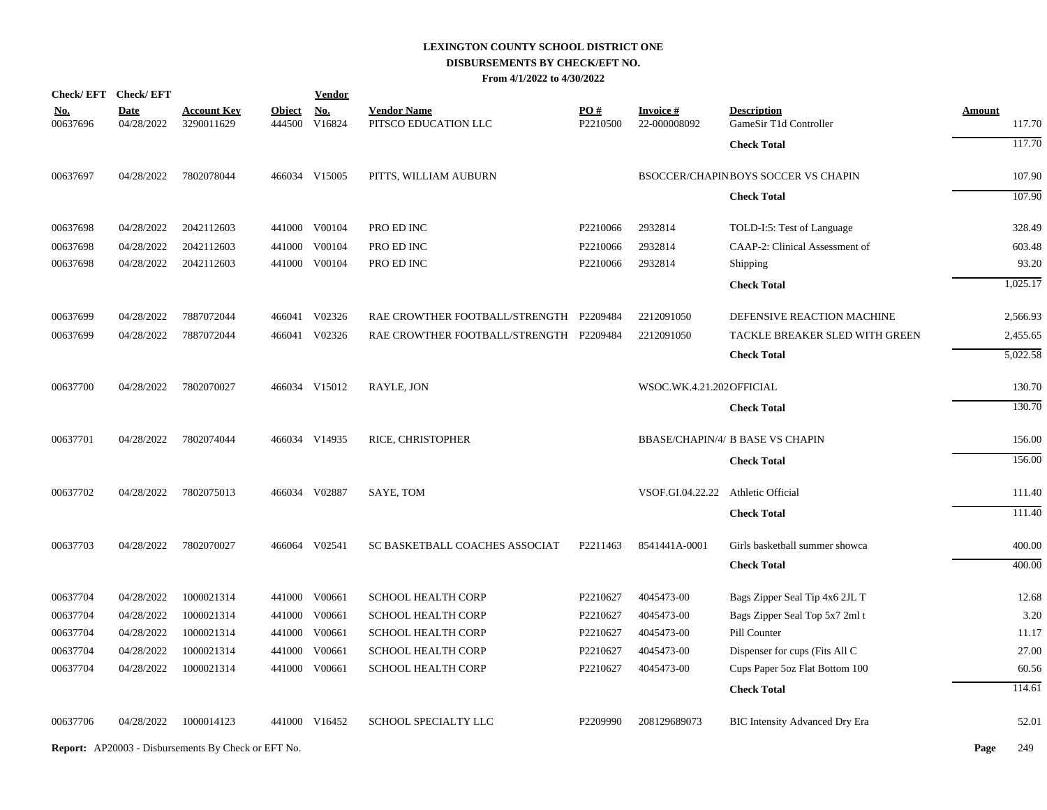# LEXINGTON COUNTY SCHOOL DISTRICT ONE
## DISBURSEMENTS BY CHECK/EFT NO.
### From 4/1/2022 to 4/30/2022

| Check/ EFT No. | Check/ EFT Date | Account Key | Object | Vendor No. | Vendor Name | PO # | Invoice # | Description | Amount |
|---|---|---|---|---|---|---|---|---|---|
| 00637696 | 04/28/2022 | 3290011629 | 444500 | V16824 | PITSCO EDUCATION LLC | P2210500 | 22-000008092 | GameSir T1d Controller | 117.70 |
| | | | | | | | | **Check Total** | 117.70 |
| 00637697 | 04/28/2022 | 7802078044 | 466034 | V15005 | PITTS, WILLIAM AUBURN | | BSOCCER/CHAPIN | BOYS SOCCER VS CHAPIN | 107.90 |
| | | | | | | | | **Check Total** | 107.90 |
| 00637698 | 04/28/2022 | 2042112603 | 441000 | V00104 | PRO ED INC | P2210066 | 2932814 | TOLD-I:5: Test of Language | 328.49 |
| 00637698 | 04/28/2022 | 2042112603 | 441000 | V00104 | PRO ED INC | P2210066 | 2932814 | CAAP-2: Clinical Assessment of | 603.48 |
| 00637698 | 04/28/2022 | 2042112603 | 441000 | V00104 | PRO ED INC | P2210066 | 2932814 | Shipping | 93.20 |
| | | | | | | | | **Check Total** | 1,025.17 |
| 00637699 | 04/28/2022 | 7887072044 | 466041 | V02326 | RAE CROWTHER FOOTBALL/STRENGTH | P2209484 | 2212091050 | DEFENSIVE REACTION MACHINE | 2,566.93 |
| 00637699 | 04/28/2022 | 7887072044 | 466041 | V02326 | RAE CROWTHER FOOTBALL/STRENGTH | P2209484 | 2212091050 | TACKLE BREAKER SLED WITH GREEN | 2,455.65 |
| | | | | | | | | **Check Total** | 5,022.58 |
| 00637700 | 04/28/2022 | 7802070027 | 466034 | V15012 | RAYLE, JON | | WSOC.WK.4.21.202 | OFFICIAL | 130.70 |
| | | | | | | | | **Check Total** | 130.70 |
| 00637701 | 04/28/2022 | 7802074044 | 466034 | V14935 | RICE, CHRISTOPHER | | BBASE/CHAPIN/4/ | B BASE VS CHAPIN | 156.00 |
| | | | | | | | | **Check Total** | 156.00 |
| 00637702 | 04/28/2022 | 7802075013 | 466034 | V02887 | SAYE, TOM | | VSOF.GI.04.22.22 | Athletic Official | 111.40 |
| | | | | | | | | **Check Total** | 111.40 |
| 00637703 | 04/28/2022 | 7802070027 | 466064 | V02541 | SC BASKETBALL COACHES ASSOCIAT | P2211463 | 8541441A-0001 | Girls basketball summer showca | 400.00 |
| | | | | | | | | **Check Total** | 400.00 |
| 00637704 | 04/28/2022 | 1000021314 | 441000 | V00661 | SCHOOL HEALTH CORP | P2210627 | 4045473-00 | Bags Zipper Seal Tip 4x6 2JL T | 12.68 |
| 00637704 | 04/28/2022 | 1000021314 | 441000 | V00661 | SCHOOL HEALTH CORP | P2210627 | 4045473-00 | Bags Zipper Seal Top 5x7 2ml t | 3.20 |
| 00637704 | 04/28/2022 | 1000021314 | 441000 | V00661 | SCHOOL HEALTH CORP | P2210627 | 4045473-00 | Pill Counter | 11.17 |
| 00637704 | 04/28/2022 | 1000021314 | 441000 | V00661 | SCHOOL HEALTH CORP | P2210627 | 4045473-00 | Dispenser for cups (Fits All C | 27.00 |
| 00637704 | 04/28/2022 | 1000021314 | 441000 | V00661 | SCHOOL HEALTH CORP | P2210627 | 4045473-00 | Cups Paper 5oz Flat Bottom 100 | 60.56 |
| | | | | | | | | **Check Total** | 114.61 |
| 00637706 | 04/28/2022 | 1000014123 | 441000 | V16452 | SCHOOL SPECIALTY LLC | P2209990 | 208129689073 | BIC Intensity Advanced Dry Era | 52.01 |

**Report:** AP20003 - Disbursements By Check or EFT No.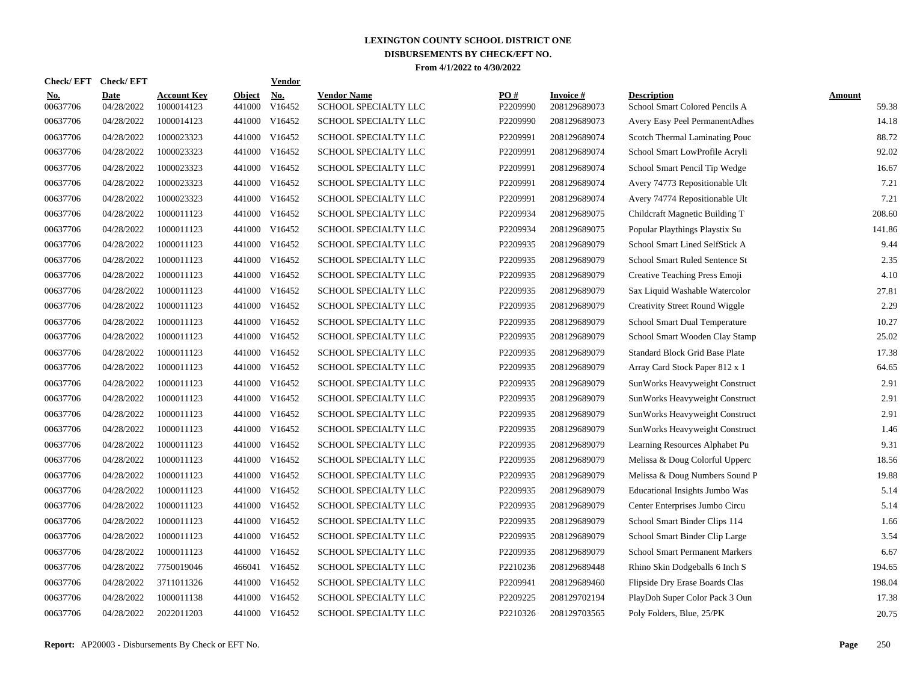# LEXINGTON COUNTY SCHOOL DISTRICT ONE
## DISBURSEMENTS BY CHECK/EFT NO.
### From 4/1/2022 to 4/30/2022

| Check/ EFT No. | Check/ EFT Date | Account Key | Object | Vendor No. | Vendor Name | PO # | Invoice # | Description | Amount |
|---|---|---|---|---|---|---|---|---|---|
| 00637706 | 04/28/2022 | 1000014123 | 441000 | V16452 | SCHOOL SPECIALTY LLC | P2209990 | 208129689073 | School Smart Colored Pencils A | 59.38 |
| 00637706 | 04/28/2022 | 1000014123 | 441000 | V16452 | SCHOOL SPECIALTY LLC | P2209990 | 208129689073 | Avery Easy Peel PermanentAdhes | 14.18 |
| 00637706 | 04/28/2022 | 1000023323 | 441000 | V16452 | SCHOOL SPECIALTY LLC | P2209991 | 208129689074 | Scotch Thermal Laminating Pouc | 88.72 |
| 00637706 | 04/28/2022 | 1000023323 | 441000 | V16452 | SCHOOL SPECIALTY LLC | P2209991 | 208129689074 | School Smart LowProfile Acryli | 92.02 |
| 00637706 | 04/28/2022 | 1000023323 | 441000 | V16452 | SCHOOL SPECIALTY LLC | P2209991 | 208129689074 | School Smart Pencil Tip Wedge | 16.67 |
| 00637706 | 04/28/2022 | 1000023323 | 441000 | V16452 | SCHOOL SPECIALTY LLC | P2209991 | 208129689074 | Avery 74773 Repositionable Ult | 7.21 |
| 00637706 | 04/28/2022 | 1000023323 | 441000 | V16452 | SCHOOL SPECIALTY LLC | P2209991 | 208129689074 | Avery 74774 Repositionable Ult | 7.21 |
| 00637706 | 04/28/2022 | 1000011123 | 441000 | V16452 | SCHOOL SPECIALTY LLC | P2209934 | 208129689075 | Childcraft Magnetic Building T | 208.60 |
| 00637706 | 04/28/2022 | 1000011123 | 441000 | V16452 | SCHOOL SPECIALTY LLC | P2209934 | 208129689075 | Popular Playthings Playstix Su | 141.86 |
| 00637706 | 04/28/2022 | 1000011123 | 441000 | V16452 | SCHOOL SPECIALTY LLC | P2209935 | 208129689079 | School Smart Lined SelfStick A | 9.44 |
| 00637706 | 04/28/2022 | 1000011123 | 441000 | V16452 | SCHOOL SPECIALTY LLC | P2209935 | 208129689079 | School Smart Ruled Sentence St | 2.35 |
| 00637706 | 04/28/2022 | 1000011123 | 441000 | V16452 | SCHOOL SPECIALTY LLC | P2209935 | 208129689079 | Creative Teaching Press Emoji | 4.10 |
| 00637706 | 04/28/2022 | 1000011123 | 441000 | V16452 | SCHOOL SPECIALTY LLC | P2209935 | 208129689079 | Sax Liquid Washable Watercolor | 27.81 |
| 00637706 | 04/28/2022 | 1000011123 | 441000 | V16452 | SCHOOL SPECIALTY LLC | P2209935 | 208129689079 | Creativity Street Round Wiggle | 2.29 |
| 00637706 | 04/28/2022 | 1000011123 | 441000 | V16452 | SCHOOL SPECIALTY LLC | P2209935 | 208129689079 | School Smart Dual Temperature | 10.27 |
| 00637706 | 04/28/2022 | 1000011123 | 441000 | V16452 | SCHOOL SPECIALTY LLC | P2209935 | 208129689079 | School Smart Wooden Clay Stamp | 25.02 |
| 00637706 | 04/28/2022 | 1000011123 | 441000 | V16452 | SCHOOL SPECIALTY LLC | P2209935 | 208129689079 | Standard Block Grid Base Plate | 17.38 |
| 00637706 | 04/28/2022 | 1000011123 | 441000 | V16452 | SCHOOL SPECIALTY LLC | P2209935 | 208129689079 | Array Card Stock Paper 812 x 1 | 64.65 |
| 00637706 | 04/28/2022 | 1000011123 | 441000 | V16452 | SCHOOL SPECIALTY LLC | P2209935 | 208129689079 | SunWorks Heavyweight Construct | 2.91 |
| 00637706 | 04/28/2022 | 1000011123 | 441000 | V16452 | SCHOOL SPECIALTY LLC | P2209935 | 208129689079 | SunWorks Heavyweight Construct | 2.91 |
| 00637706 | 04/28/2022 | 1000011123 | 441000 | V16452 | SCHOOL SPECIALTY LLC | P2209935 | 208129689079 | SunWorks Heavyweight Construct | 2.91 |
| 00637706 | 04/28/2022 | 1000011123 | 441000 | V16452 | SCHOOL SPECIALTY LLC | P2209935 | 208129689079 | SunWorks Heavyweight Construct | 1.46 |
| 00637706 | 04/28/2022 | 1000011123 | 441000 | V16452 | SCHOOL SPECIALTY LLC | P2209935 | 208129689079 | Learning Resources Alphabet Pu | 9.31 |
| 00637706 | 04/28/2022 | 1000011123 | 441000 | V16452 | SCHOOL SPECIALTY LLC | P2209935 | 208129689079 | Melissa & Doug Colorful Upperc | 18.56 |
| 00637706 | 04/28/2022 | 1000011123 | 441000 | V16452 | SCHOOL SPECIALTY LLC | P2209935 | 208129689079 | Melissa & Doug Numbers Sound P | 19.88 |
| 00637706 | 04/28/2022 | 1000011123 | 441000 | V16452 | SCHOOL SPECIALTY LLC | P2209935 | 208129689079 | Educational Insights Jumbo Was | 5.14 |
| 00637706 | 04/28/2022 | 1000011123 | 441000 | V16452 | SCHOOL SPECIALTY LLC | P2209935 | 208129689079 | Center Enterprises Jumbo Circu | 5.14 |
| 00637706 | 04/28/2022 | 1000011123 | 441000 | V16452 | SCHOOL SPECIALTY LLC | P2209935 | 208129689079 | School Smart Binder Clips 114 | 1.66 |
| 00637706 | 04/28/2022 | 1000011123 | 441000 | V16452 | SCHOOL SPECIALTY LLC | P2209935 | 208129689079 | School Smart Binder Clip Large | 3.54 |
| 00637706 | 04/28/2022 | 1000011123 | 441000 | V16452 | SCHOOL SPECIALTY LLC | P2209935 | 208129689079 | School Smart Permanent Markers | 6.67 |
| 00637706 | 04/28/2022 | 7750019046 | 466041 | V16452 | SCHOOL SPECIALTY LLC | P2210236 | 208129689448 | Rhino Skin Dodgeballs 6 Inch S | 194.65 |
| 00637706 | 04/28/2022 | 3711011326 | 441000 | V16452 | SCHOOL SPECIALTY LLC | P2209941 | 208129689460 | Flipside Dry Erase Boards Clas | 198.04 |
| 00637706 | 04/28/2022 | 1000011138 | 441000 | V16452 | SCHOOL SPECIALTY LLC | P2209225 | 208129702194 | PlayDoh Super Color Pack 3 Oun | 17.38 |
| 00637706 | 04/28/2022 | 2022011203 | 441000 | V16452 | SCHOOL SPECIALTY LLC | P2210326 | 208129703565 | Poly Folders, Blue, 25/PK | 20.75 |

**Report:** AP20003 - Disbursements By Check or EFT No.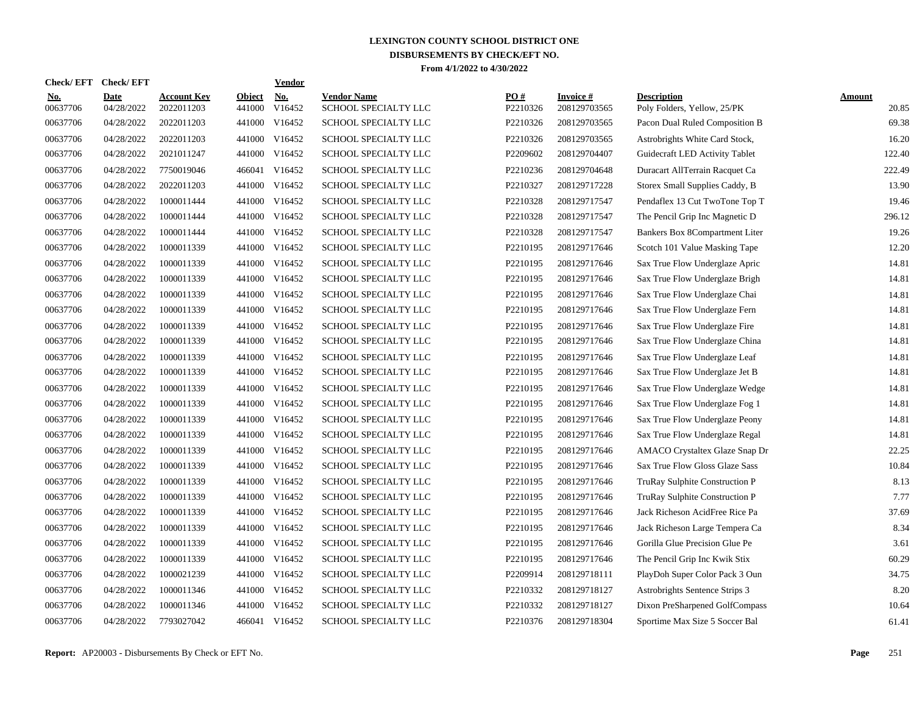# LEXINGTON COUNTY SCHOOL DISTRICT ONE
## DISBURSEMENTS BY CHECK/EFT NO.
### From 4/1/2022 to 4/30/2022

| Check/ EFT No. | Check/ EFT Date | Account Key | Object | Vendor No. | Vendor Name | PO # | Invoice # | Description | Amount |
|---|---|---|---|---|---|---|---|---|---|
| 00637706 | 04/28/2022 | 2022011203 | 441000 | V16452 | SCHOOL SPECIALTY LLC | P2210326 | 208129703565 | Poly Folders, Yellow, 25/PK | 20.85 |
| 00637706 | 04/28/2022 | 2022011203 | 441000 | V16452 | SCHOOL SPECIALTY LLC | P2210326 | 208129703565 | Pacon Dual Ruled Composition B | 69.38 |
| 00637706 | 04/28/2022 | 2022011203 | 441000 | V16452 | SCHOOL SPECIALTY LLC | P2210326 | 208129703565 | Astrobrights White Card Stock, | 16.20 |
| 00637706 | 04/28/2022 | 2021011247 | 441000 | V16452 | SCHOOL SPECIALTY LLC | P2209602 | 208129704407 | Guidecraft LED Activity Tablet | 122.40 |
| 00637706 | 04/28/2022 | 7750019046 | 466041 | V16452 | SCHOOL SPECIALTY LLC | P2210236 | 208129704648 | Duracart AllTerrain Racquet Ca | 222.49 |
| 00637706 | 04/28/2022 | 2022011203 | 441000 | V16452 | SCHOOL SPECIALTY LLC | P2210327 | 208129717228 | Storex Small Supplies Caddy, B | 13.90 |
| 00637706 | 04/28/2022 | 1000011444 | 441000 | V16452 | SCHOOL SPECIALTY LLC | P2210328 | 208129717547 | Pendaflex 13 Cut TwoTone Top T | 19.46 |
| 00637706 | 04/28/2022 | 1000011444 | 441000 | V16452 | SCHOOL SPECIALTY LLC | P2210328 | 208129717547 | The Pencil Grip Inc Magnetic D | 296.12 |
| 00637706 | 04/28/2022 | 1000011444 | 441000 | V16452 | SCHOOL SPECIALTY LLC | P2210328 | 208129717547 | Bankers Box 8Compartment Liter | 19.26 |
| 00637706 | 04/28/2022 | 1000011339 | 441000 | V16452 | SCHOOL SPECIALTY LLC | P2210195 | 208129717646 | Scotch 101 Value Masking Tape | 12.20 |
| 00637706 | 04/28/2022 | 1000011339 | 441000 | V16452 | SCHOOL SPECIALTY LLC | P2210195 | 208129717646 | Sax True Flow Underglaze Apric | 14.81 |
| 00637706 | 04/28/2022 | 1000011339 | 441000 | V16452 | SCHOOL SPECIALTY LLC | P2210195 | 208129717646 | Sax True Flow Underglaze Brigh | 14.81 |
| 00637706 | 04/28/2022 | 1000011339 | 441000 | V16452 | SCHOOL SPECIALTY LLC | P2210195 | 208129717646 | Sax True Flow Underglaze Chai | 14.81 |
| 00637706 | 04/28/2022 | 1000011339 | 441000 | V16452 | SCHOOL SPECIALTY LLC | P2210195 | 208129717646 | Sax True Flow Underglaze Fern | 14.81 |
| 00637706 | 04/28/2022 | 1000011339 | 441000 | V16452 | SCHOOL SPECIALTY LLC | P2210195 | 208129717646 | Sax True Flow Underglaze Fire | 14.81 |
| 00637706 | 04/28/2022 | 1000011339 | 441000 | V16452 | SCHOOL SPECIALTY LLC | P2210195 | 208129717646 | Sax True Flow Underglaze China | 14.81 |
| 00637706 | 04/28/2022 | 1000011339 | 441000 | V16452 | SCHOOL SPECIALTY LLC | P2210195 | 208129717646 | Sax True Flow Underglaze Leaf | 14.81 |
| 00637706 | 04/28/2022 | 1000011339 | 441000 | V16452 | SCHOOL SPECIALTY LLC | P2210195 | 208129717646 | Sax True Flow Underglaze Jet B | 14.81 |
| 00637706 | 04/28/2022 | 1000011339 | 441000 | V16452 | SCHOOL SPECIALTY LLC | P2210195 | 208129717646 | Sax True Flow Underglaze Wedge | 14.81 |
| 00637706 | 04/28/2022 | 1000011339 | 441000 | V16452 | SCHOOL SPECIALTY LLC | P2210195 | 208129717646 | Sax True Flow Underglaze Fog 1 | 14.81 |
| 00637706 | 04/28/2022 | 1000011339 | 441000 | V16452 | SCHOOL SPECIALTY LLC | P2210195 | 208129717646 | Sax True Flow Underglaze Peony | 14.81 |
| 00637706 | 04/28/2022 | 1000011339 | 441000 | V16452 | SCHOOL SPECIALTY LLC | P2210195 | 208129717646 | Sax True Flow Underglaze Regal | 14.81 |
| 00637706 | 04/28/2022 | 1000011339 | 441000 | V16452 | SCHOOL SPECIALTY LLC | P2210195 | 208129717646 | AMACO Crystaltex Glaze Snap Dr | 22.25 |
| 00637706 | 04/28/2022 | 1000011339 | 441000 | V16452 | SCHOOL SPECIALTY LLC | P2210195 | 208129717646 | Sax True Flow Gloss Glaze Sass | 10.84 |
| 00637706 | 04/28/2022 | 1000011339 | 441000 | V16452 | SCHOOL SPECIALTY LLC | P2210195 | 208129717646 | TruRay Sulphite Construction P | 8.13 |
| 00637706 | 04/28/2022 | 1000011339 | 441000 | V16452 | SCHOOL SPECIALTY LLC | P2210195 | 208129717646 | TruRay Sulphite Construction P | 7.77 |
| 00637706 | 04/28/2022 | 1000011339 | 441000 | V16452 | SCHOOL SPECIALTY LLC | P2210195 | 208129717646 | Jack Richeson AcidFree Rice Pa | 37.69 |
| 00637706 | 04/28/2022 | 1000011339 | 441000 | V16452 | SCHOOL SPECIALTY LLC | P2210195 | 208129717646 | Jack Richeson Large Tempera Ca | 8.34 |
| 00637706 | 04/28/2022 | 1000011339 | 441000 | V16452 | SCHOOL SPECIALTY LLC | P2210195 | 208129717646 | Gorilla Glue Precision Glue Pe | 3.61 |
| 00637706 | 04/28/2022 | 1000011339 | 441000 | V16452 | SCHOOL SPECIALTY LLC | P2210195 | 208129717646 | The Pencil Grip Inc Kwik Stix | 60.29 |
| 00637706 | 04/28/2022 | 1000021239 | 441000 | V16452 | SCHOOL SPECIALTY LLC | P2209914 | 208129718111 | PlayDoh Super Color Pack 3 Oun | 34.75 |
| 00637706 | 04/28/2022 | 1000011346 | 441000 | V16452 | SCHOOL SPECIALTY LLC | P2210332 | 208129718127 | Astrobrights Sentence Strips 3 | 8.20 |
| 00637706 | 04/28/2022 | 1000011346 | 441000 | V16452 | SCHOOL SPECIALTY LLC | P2210332 | 208129718127 | Dixon PreSharpened GolfCompass | 10.64 |
| 00637706 | 04/28/2022 | 7793027042 | 466041 | V16452 | SCHOOL SPECIALTY LLC | P2210376 | 208129718304 | Sportime Max Size 5 Soccer Bal | 61.41 |

**Report:** AP20003 - Disbursements By Check or EFT No.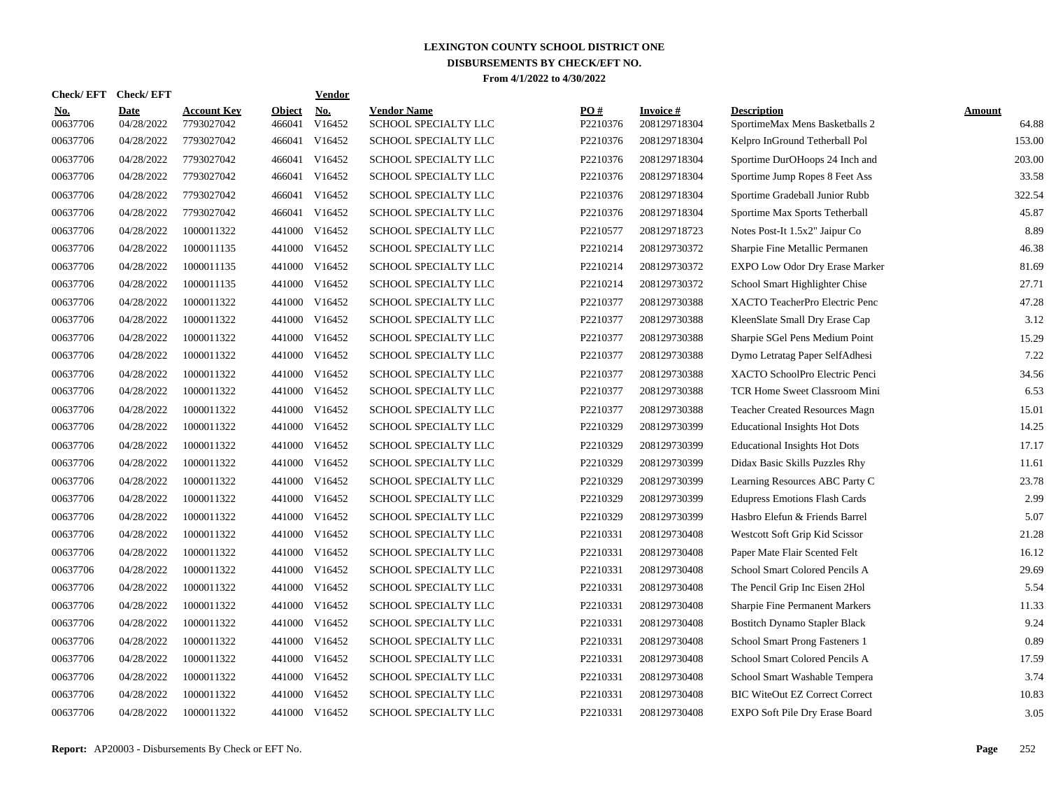# LEXINGTON COUNTY SCHOOL DISTRICT ONE

## DISBURSEMENTS BY CHECK/EFT NO.

**From 4/1/2022 to 4/30/2022**

| Check/ EFT No. | Check/ EFT Date | Account Key | Object | Vendor No. | Vendor Name | PO # | Invoice # | Description | Amount |
|---|---|---|---|---|---|---|---|---|---|
| 00637706 | 04/28/2022 | 7793027042 | 466041 | V16452 | SCHOOL SPECIALTY LLC | P2210376 | 208129718304 | SportimeMax Mens Basketballs 2 | 64.88 |
| 00637706 | 04/28/2022 | 7793027042 | 466041 | V16452 | SCHOOL SPECIALTY LLC | P2210376 | 208129718304 | Kelpro InGround Tetherball Pol | 153.00 |
| 00637706 | 04/28/2022 | 7793027042 | 466041 | V16452 | SCHOOL SPECIALTY LLC | P2210376 | 208129718304 | Sportime DurOHoops 24 Inch and | 203.00 |
| 00637706 | 04/28/2022 | 7793027042 | 466041 | V16452 | SCHOOL SPECIALTY LLC | P2210376 | 208129718304 | Sportime Jump Ropes 8 Feet Ass | 33.58 |
| 00637706 | 04/28/2022 | 7793027042 | 466041 | V16452 | SCHOOL SPECIALTY LLC | P2210376 | 208129718304 | Sportime Gradeball Junior Rubb | 322.54 |
| 00637706 | 04/28/2022 | 7793027042 | 466041 | V16452 | SCHOOL SPECIALTY LLC | P2210376 | 208129718304 | Sportime Max Sports Tetherball | 45.87 |
| 00637706 | 04/28/2022 | 1000011322 | 441000 | V16452 | SCHOOL SPECIALTY LLC | P2210577 | 208129718723 | Notes Post-It 1.5x2" Jaipur Co | 8.89 |
| 00637706 | 04/28/2022 | 1000011135 | 441000 | V16452 | SCHOOL SPECIALTY LLC | P2210214 | 208129730372 | Sharpie Fine Metallic Permanen | 46.38 |
| 00637706 | 04/28/2022 | 1000011135 | 441000 | V16452 | SCHOOL SPECIALTY LLC | P2210214 | 208129730372 | EXPO Low Odor Dry Erase Marker | 81.69 |
| 00637706 | 04/28/2022 | 1000011135 | 441000 | V16452 | SCHOOL SPECIALTY LLC | P2210214 | 208129730372 | School Smart Highlighter Chise | 27.71 |
| 00637706 | 04/28/2022 | 1000011322 | 441000 | V16452 | SCHOOL SPECIALTY LLC | P2210377 | 208129730388 | XACTO TeacherPro Electric Penc | 47.28 |
| 00637706 | 04/28/2022 | 1000011322 | 441000 | V16452 | SCHOOL SPECIALTY LLC | P2210377 | 208129730388 | KleenSlate Small Dry Erase Cap | 3.12 |
| 00637706 | 04/28/2022 | 1000011322 | 441000 | V16452 | SCHOOL SPECIALTY LLC | P2210377 | 208129730388 | Sharpie SGel Pens Medium Point | 15.29 |
| 00637706 | 04/28/2022 | 1000011322 | 441000 | V16452 | SCHOOL SPECIALTY LLC | P2210377 | 208129730388 | Dymo Letratag Paper SelfAdhesi | 7.22 |
| 00637706 | 04/28/2022 | 1000011322 | 441000 | V16452 | SCHOOL SPECIALTY LLC | P2210377 | 208129730388 | XACTO SchoolPro Electric Penci | 34.56 |
| 00637706 | 04/28/2022 | 1000011322 | 441000 | V16452 | SCHOOL SPECIALTY LLC | P2210377 | 208129730388 | TCR Home Sweet Classroom Mini | 6.53 |
| 00637706 | 04/28/2022 | 1000011322 | 441000 | V16452 | SCHOOL SPECIALTY LLC | P2210377 | 208129730388 | Teacher Created Resources Magn | 15.01 |
| 00637706 | 04/28/2022 | 1000011322 | 441000 | V16452 | SCHOOL SPECIALTY LLC | P2210329 | 208129730399 | Educational Insights Hot Dots | 14.25 |
| 00637706 | 04/28/2022 | 1000011322 | 441000 | V16452 | SCHOOL SPECIALTY LLC | P2210329 | 208129730399 | Educational Insights Hot Dots | 17.17 |
| 00637706 | 04/28/2022 | 1000011322 | 441000 | V16452 | SCHOOL SPECIALTY LLC | P2210329 | 208129730399 | Didax Basic Skills Puzzles Rhy | 11.61 |
| 00637706 | 04/28/2022 | 1000011322 | 441000 | V16452 | SCHOOL SPECIALTY LLC | P2210329 | 208129730399 | Learning Resources ABC Party C | 23.78 |
| 00637706 | 04/28/2022 | 1000011322 | 441000 | V16452 | SCHOOL SPECIALTY LLC | P2210329 | 208129730399 | Edupress Emotions Flash Cards | 2.99 |
| 00637706 | 04/28/2022 | 1000011322 | 441000 | V16452 | SCHOOL SPECIALTY LLC | P2210329 | 208129730399 | Hasbro Elefun & Friends Barrel | 5.07 |
| 00637706 | 04/28/2022 | 1000011322 | 441000 | V16452 | SCHOOL SPECIALTY LLC | P2210331 | 208129730408 | Westcott Soft Grip Kid Scissor | 21.28 |
| 00637706 | 04/28/2022 | 1000011322 | 441000 | V16452 | SCHOOL SPECIALTY LLC | P2210331 | 208129730408 | Paper Mate Flair Scented Felt | 16.12 |
| 00637706 | 04/28/2022 | 1000011322 | 441000 | V16452 | SCHOOL SPECIALTY LLC | P2210331 | 208129730408 | School Smart Colored Pencils A | 29.69 |
| 00637706 | 04/28/2022 | 1000011322 | 441000 | V16452 | SCHOOL SPECIALTY LLC | P2210331 | 208129730408 | The Pencil Grip Inc Eisen 2Hol | 5.54 |
| 00637706 | 04/28/2022 | 1000011322 | 441000 | V16452 | SCHOOL SPECIALTY LLC | P2210331 | 208129730408 | Sharpie Fine Permanent Markers | 11.33 |
| 00637706 | 04/28/2022 | 1000011322 | 441000 | V16452 | SCHOOL SPECIALTY LLC | P2210331 | 208129730408 | Bostitch Dynamo Stapler Black | 9.24 |
| 00637706 | 04/28/2022 | 1000011322 | 441000 | V16452 | SCHOOL SPECIALTY LLC | P2210331 | 208129730408 | School Smart Prong Fasteners 1 | 0.89 |
| 00637706 | 04/28/2022 | 1000011322 | 441000 | V16452 | SCHOOL SPECIALTY LLC | P2210331 | 208129730408 | School Smart Colored Pencils A | 17.59 |
| 00637706 | 04/28/2022 | 1000011322 | 441000 | V16452 | SCHOOL SPECIALTY LLC | P2210331 | 208129730408 | School Smart Washable Tempera | 3.74 |
| 00637706 | 04/28/2022 | 1000011322 | 441000 | V16452 | SCHOOL SPECIALTY LLC | P2210331 | 208129730408 | BIC WiteOut EZ Correct Correct | 10.83 |
| 00637706 | 04/28/2022 | 1000011322 | 441000 | V16452 | SCHOOL SPECIALTY LLC | P2210331 | 208129730408 | EXPO Soft Pile Dry Erase Board | 3.05 |

**Report:** AP20003 - Disbursements By Check or EFT No.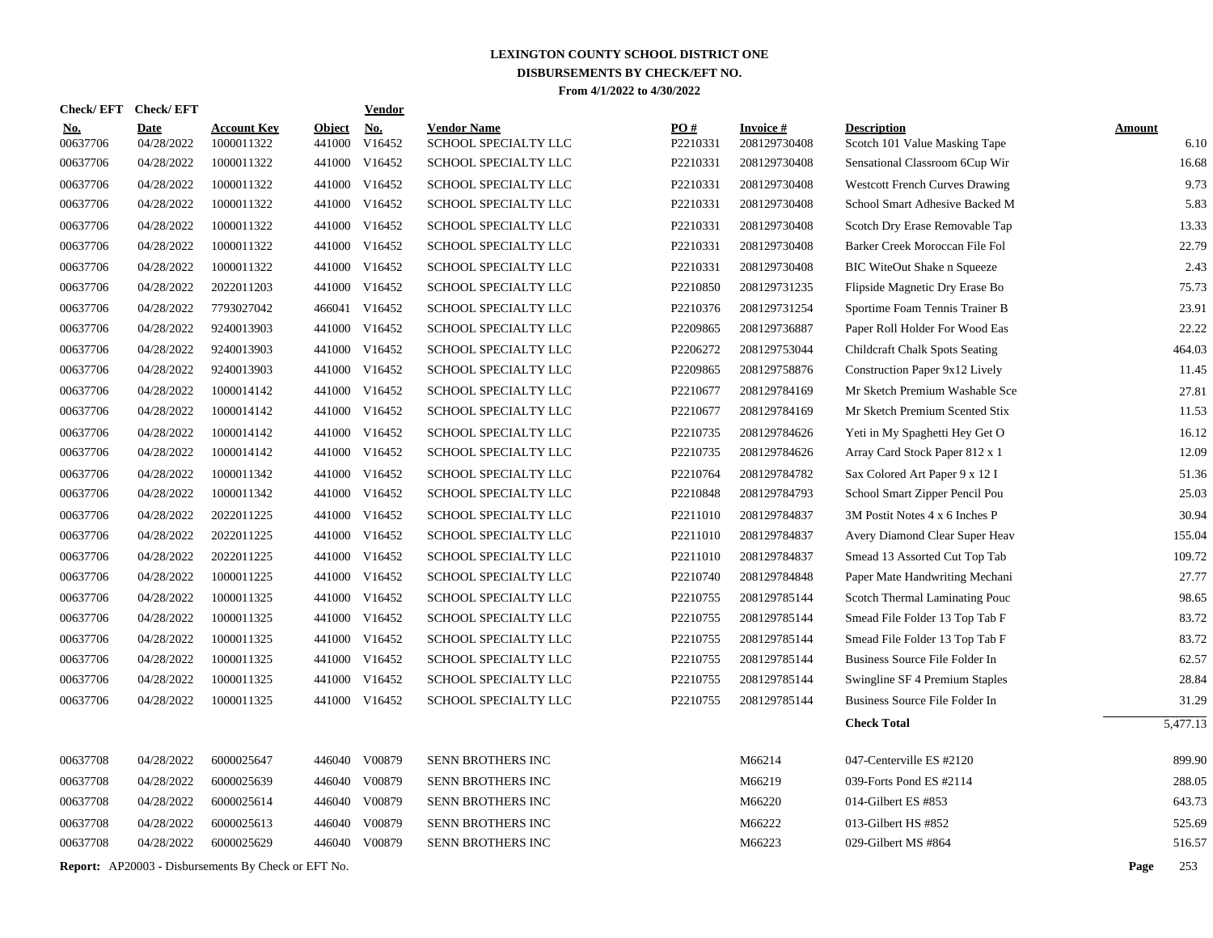# LEXINGTON COUNTY SCHOOL DISTRICT ONE
## DISBURSEMENTS BY CHECK/EFT NO.
### From 4/1/2022 to 4/30/2022

| Check/ EFT No. | Check/ EFT Date | Account Key | Object | Vendor No. | Vendor Name | PO # | Invoice # | Description | Amount |
|---|---|---|---|---|---|---|---|---|---|
| 00637706 | 04/28/2022 | 1000011322 | 441000 | V16452 | SCHOOL SPECIALTY LLC | P2210331 | 208129730408 | Scotch 101 Value Masking Tape | 6.10 |
| 00637706 | 04/28/2022 | 1000011322 | 441000 | V16452 | SCHOOL SPECIALTY LLC | P2210331 | 208129730408 | Sensational Classroom 6Cup Wir | 16.68 |
| 00637706 | 04/28/2022 | 1000011322 | 441000 | V16452 | SCHOOL SPECIALTY LLC | P2210331 | 208129730408 | Westcott French Curves Drawing | 9.73 |
| 00637706 | 04/28/2022 | 1000011322 | 441000 | V16452 | SCHOOL SPECIALTY LLC | P2210331 | 208129730408 | School Smart Adhesive Backed M | 5.83 |
| 00637706 | 04/28/2022 | 1000011322 | 441000 | V16452 | SCHOOL SPECIALTY LLC | P2210331 | 208129730408 | Scotch Dry Erase Removable Tap | 13.33 |
| 00637706 | 04/28/2022 | 1000011322 | 441000 | V16452 | SCHOOL SPECIALTY LLC | P2210331 | 208129730408 | Barker Creek Moroccan File Fol | 22.79 |
| 00637706 | 04/28/2022 | 1000011322 | 441000 | V16452 | SCHOOL SPECIALTY LLC | P2210331 | 208129730408 | BIC WiteOut Shake n Squeeze | 2.43 |
| 00637706 | 04/28/2022 | 2022011203 | 441000 | V16452 | SCHOOL SPECIALTY LLC | P2210850 | 208129731235 | Flipside Magnetic Dry Erase Bo | 75.73 |
| 00637706 | 04/28/2022 | 7793027042 | 466041 | V16452 | SCHOOL SPECIALTY LLC | P2210376 | 208129731254 | Sportime Foam Tennis Trainer B | 23.91 |
| 00637706 | 04/28/2022 | 9240013903 | 441000 | V16452 | SCHOOL SPECIALTY LLC | P2209865 | 208129736887 | Paper Roll Holder For Wood Eas | 22.22 |
| 00637706 | 04/28/2022 | 9240013903 | 441000 | V16452 | SCHOOL SPECIALTY LLC | P2206272 | 208129753044 | Childcraft Chalk Spots Seating | 464.03 |
| 00637706 | 04/28/2022 | 9240013903 | 441000 | V16452 | SCHOOL SPECIALTY LLC | P2209865 | 208129758876 | Construction Paper 9x12 Lively | 11.45 |
| 00637706 | 04/28/2022 | 1000014142 | 441000 | V16452 | SCHOOL SPECIALTY LLC | P2210677 | 208129784169 | Mr Sketch Premium Washable Sce | 27.81 |
| 00637706 | 04/28/2022 | 1000014142 | 441000 | V16452 | SCHOOL SPECIALTY LLC | P2210677 | 208129784169 | Mr Sketch Premium Scented Stix | 11.53 |
| 00637706 | 04/28/2022 | 1000014142 | 441000 | V16452 | SCHOOL SPECIALTY LLC | P2210735 | 208129784626 | Yeti in My Spaghetti Hey Get O | 16.12 |
| 00637706 | 04/28/2022 | 1000014142 | 441000 | V16452 | SCHOOL SPECIALTY LLC | P2210735 | 208129784626 | Array Card Stock Paper 812 x 1 | 12.09 |
| 00637706 | 04/28/2022 | 1000011342 | 441000 | V16452 | SCHOOL SPECIALTY LLC | P2210764 | 208129784782 | Sax Colored Art Paper 9 x 12 I | 51.36 |
| 00637706 | 04/28/2022 | 1000011342 | 441000 | V16452 | SCHOOL SPECIALTY LLC | P2210848 | 208129784793 | School Smart Zipper Pencil Pou | 25.03 |
| 00637706 | 04/28/2022 | 2022011225 | 441000 | V16452 | SCHOOL SPECIALTY LLC | P2211010 | 208129784837 | 3M Postit Notes 4 x 6 Inches P | 30.94 |
| 00637706 | 04/28/2022 | 2022011225 | 441000 | V16452 | SCHOOL SPECIALTY LLC | P2211010 | 208129784837 | Avery Diamond Clear Super Heav | 155.04 |
| 00637706 | 04/28/2022 | 2022011225 | 441000 | V16452 | SCHOOL SPECIALTY LLC | P2211010 | 208129784837 | Smead 13 Assorted Cut Top Tab | 109.72 |
| 00637706 | 04/28/2022 | 1000011225 | 441000 | V16452 | SCHOOL SPECIALTY LLC | P2210740 | 208129784848 | Paper Mate Handwriting Mechani | 27.77 |
| 00637706 | 04/28/2022 | 1000011325 | 441000 | V16452 | SCHOOL SPECIALTY LLC | P2210755 | 208129785144 | Scotch Thermal Laminating Pouc | 98.65 |
| 00637706 | 04/28/2022 | 1000011325 | 441000 | V16452 | SCHOOL SPECIALTY LLC | P2210755 | 208129785144 | Smead File Folder 13 Top Tab F | 83.72 |
| 00637706 | 04/28/2022 | 1000011325 | 441000 | V16452 | SCHOOL SPECIALTY LLC | P2210755 | 208129785144 | Smead File Folder 13 Top Tab F | 83.72 |
| 00637706 | 04/28/2022 | 1000011325 | 441000 | V16452 | SCHOOL SPECIALTY LLC | P2210755 | 208129785144 | Business Source File Folder In | 62.57 |
| 00637706 | 04/28/2022 | 1000011325 | 441000 | V16452 | SCHOOL SPECIALTY LLC | P2210755 | 208129785144 | Swingline SF 4 Premium Staples | 28.84 |
| 00637706 | 04/28/2022 | 1000011325 | 441000 | V16452 | SCHOOL SPECIALTY LLC | P2210755 | 208129785144 | Business Source File Folder In | 31.29 |
| | | | | | | | | **Check Total** | 5,477.13 |
| 00637708 | 04/28/2022 | 6000025647 | 446040 | V00879 | SENN BROTHERS INC | | M66214 | 047-Centerville ES #2120 | 899.90 |
| 00637708 | 04/28/2022 | 6000025639 | 446040 | V00879 | SENN BROTHERS INC | | M66219 | 039-Forts Pond ES #2114 | 288.05 |
| 00637708 | 04/28/2022 | 6000025614 | 446040 | V00879 | SENN BROTHERS INC | | M66220 | 014-Gilbert ES #853 | 643.73 |
| 00637708 | 04/28/2022 | 6000025613 | 446040 | V00879 | SENN BROTHERS INC | | M66222 | 013-Gilbert HS #852 | 525.69 |
| 00637708 | 04/28/2022 | 6000025629 | 446040 | V00879 | SENN BROTHERS INC | | M66223 | 029-Gilbert MS #864 | 516.57 |

**Report:** AP20003 - Disbursements By Check or EFT No.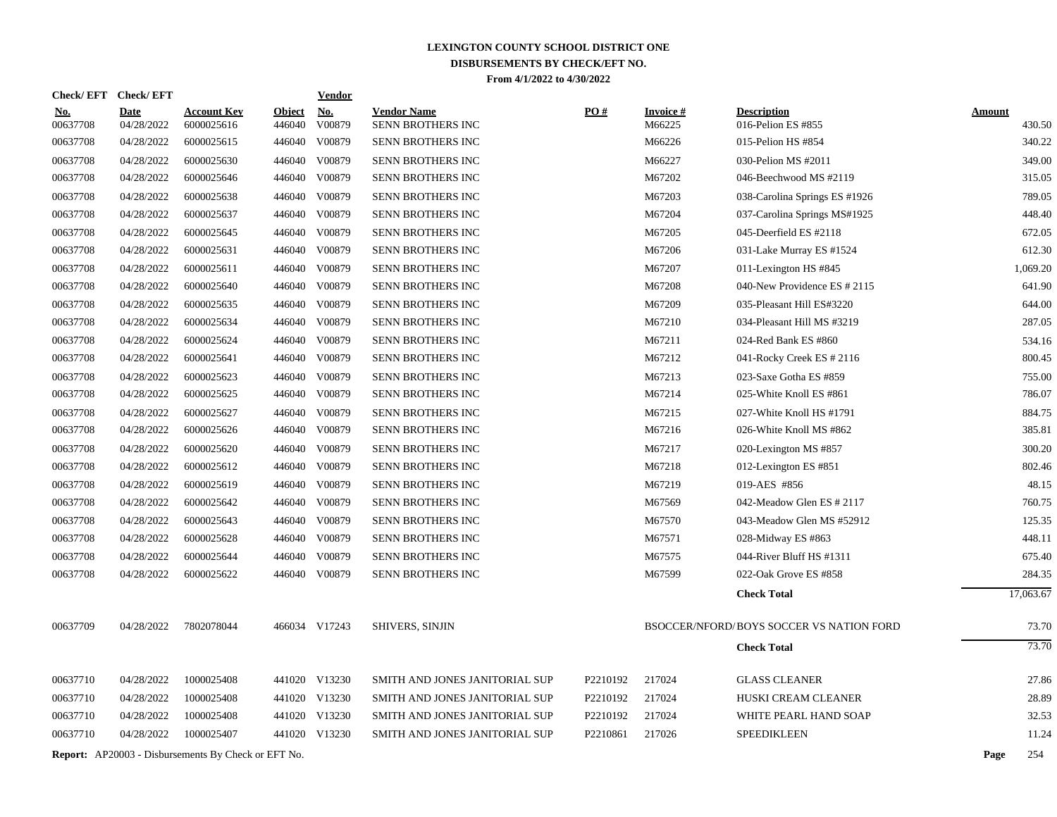# LEXINGTON COUNTY SCHOOL DISTRICT ONE
## DISBURSEMENTS BY CHECK/EFT NO.
### From 4/1/2022 to 4/30/2022

| Check/ EFT No. | Check/ EFT Date | Account Key | Object | Vendor No. | Vendor Name | PO # | Invoice # | Description | Amount |
|---|---|---|---|---|---|---|---|---|---|
| 00637708 | 04/28/2022 | 6000025616 | 446040 | V00879 | SENN BROTHERS INC | | M66225 | 016-Pelion ES #855 | 430.50 |
| 00637708 | 04/28/2022 | 6000025615 | 446040 | V00879 | SENN BROTHERS INC | | M66226 | 015-Pelion HS #854 | 340.22 |
| 00637708 | 04/28/2022 | 6000025630 | 446040 | V00879 | SENN BROTHERS INC | | M66227 | 030-Pelion MS #2011 | 349.00 |
| 00637708 | 04/28/2022 | 6000025646 | 446040 | V00879 | SENN BROTHERS INC | | M67202 | 046-Beechwood MS #2119 | 315.05 |
| 00637708 | 04/28/2022 | 6000025638 | 446040 | V00879 | SENN BROTHERS INC | | M67203 | 038-Carolina Springs ES #1926 | 789.05 |
| 00637708 | 04/28/2022 | 6000025637 | 446040 | V00879 | SENN BROTHERS INC | | M67204 | 037-Carolina Springs MS#1925 | 448.40 |
| 00637708 | 04/28/2022 | 6000025645 | 446040 | V00879 | SENN BROTHERS INC | | M67205 | 045-Deerfield ES #2118 | 672.05 |
| 00637708 | 04/28/2022 | 6000025631 | 446040 | V00879 | SENN BROTHERS INC | | M67206 | 031-Lake Murray ES #1524 | 612.30 |
| 00637708 | 04/28/2022 | 6000025611 | 446040 | V00879 | SENN BROTHERS INC | | M67207 | 011-Lexington HS #845 | 1,069.20 |
| 00637708 | 04/28/2022 | 6000025640 | 446040 | V00879 | SENN BROTHERS INC | | M67208 | 040-New Providence ES # 2115 | 641.90 |
| 00637708 | 04/28/2022 | 6000025635 | 446040 | V00879 | SENN BROTHERS INC | | M67209 | 035-Pleasant Hill ES#3220 | 644.00 |
| 00637708 | 04/28/2022 | 6000025634 | 446040 | V00879 | SENN BROTHERS INC | | M67210 | 034-Pleasant Hill MS #3219 | 287.05 |
| 00637708 | 04/28/2022 | 6000025624 | 446040 | V00879 | SENN BROTHERS INC | | M67211 | 024-Red Bank ES #860 | 534.16 |
| 00637708 | 04/28/2022 | 6000025641 | 446040 | V00879 | SENN BROTHERS INC | | M67212 | 041-Rocky Creek ES # 2116 | 800.45 |
| 00637708 | 04/28/2022 | 6000025623 | 446040 | V00879 | SENN BROTHERS INC | | M67213 | 023-Saxe Gotha ES #859 | 755.00 |
| 00637708 | 04/28/2022 | 6000025625 | 446040 | V00879 | SENN BROTHERS INC | | M67214 | 025-White Knoll ES #861 | 786.07 |
| 00637708 | 04/28/2022 | 6000025627 | 446040 | V00879 | SENN BROTHERS INC | | M67215 | 027-White Knoll HS #1791 | 884.75 |
| 00637708 | 04/28/2022 | 6000025626 | 446040 | V00879 | SENN BROTHERS INC | | M67216 | 026-White Knoll MS #862 | 385.81 |
| 00637708 | 04/28/2022 | 6000025620 | 446040 | V00879 | SENN BROTHERS INC | | M67217 | 020-Lexington MS #857 | 300.20 |
| 00637708 | 04/28/2022 | 6000025612 | 446040 | V00879 | SENN BROTHERS INC | | M67218 | 012-Lexington ES #851 | 802.46 |
| 00637708 | 04/28/2022 | 6000025619 | 446040 | V00879 | SENN BROTHERS INC | | M67219 | 019-AES #856 | 48.15 |
| 00637708 | 04/28/2022 | 6000025642 | 446040 | V00879 | SENN BROTHERS INC | | M67569 | 042-Meadow Glen ES # 2117 | 760.75 |
| 00637708 | 04/28/2022 | 6000025643 | 446040 | V00879 | SENN BROTHERS INC | | M67570 | 043-Meadow Glen MS #52912 | 125.35 |
| 00637708 | 04/28/2022 | 6000025628 | 446040 | V00879 | SENN BROTHERS INC | | M67571 | 028-Midway ES #863 | 448.11 |
| 00637708 | 04/28/2022 | 6000025644 | 446040 | V00879 | SENN BROTHERS INC | | M67575 | 044-River Bluff HS #1311 | 675.40 |
| 00637708 | 04/28/2022 | 6000025622 | 446040 | V00879 | SENN BROTHERS INC | | M67599 | 022-Oak Grove ES #858 | 284.35 |
| | | | | | | | | **Check Total** | 17,063.67 |
| 00637709 | 04/28/2022 | 7802078044 | 466034 | V17243 | SHIVERS, SINJIN | | BSOCCER/NFORD/ | BOYS SOCCER VS NATION FORD | 73.70 |
| | | | | | | | | **Check Total** | 73.70 |
| 00637710 | 04/28/2022 | 1000025408 | 441020 | V13230 | SMITH AND JONES JANITORIAL SUP | P2210192 | 217024 | GLASS CLEANER | 27.86 |
| 00637710 | 04/28/2022 | 1000025408 | 441020 | V13230 | SMITH AND JONES JANITORIAL SUP | P2210192 | 217024 | HUSKI CREAM CLEANER | 28.89 |
| 00637710 | 04/28/2022 | 1000025408 | 441020 | V13230 | SMITH AND JONES JANITORIAL SUP | P2210192 | 217024 | WHITE PEARL HAND SOAP | 32.53 |
| 00637710 | 04/28/2022 | 1000025407 | 441020 | V13230 | SMITH AND JONES JANITORIAL SUP | P2210861 | 217026 | SPEEDIKLEEN | 11.24 |

**Report:** AP20003 - Disbursements By Check or EFT No.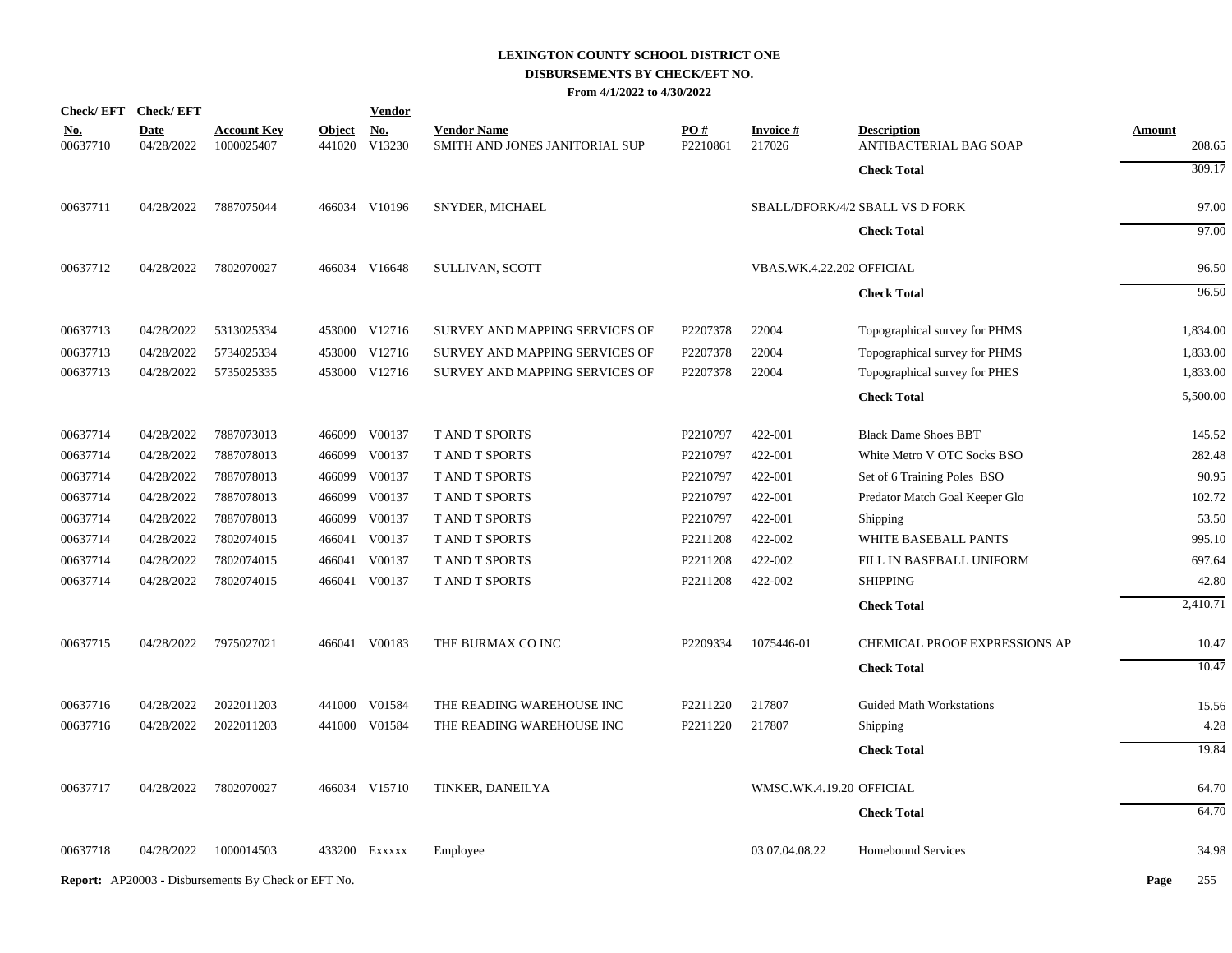# LEXINGTON COUNTY SCHOOL DISTRICT ONE
## DISBURSEMENTS BY CHECK/EFT NO.
### From 4/1/2022 to 4/30/2022

| Check/ EFT No. | Check/ EFT Date | Account Key | Object | Vendor No. | Vendor Name | PO # | Invoice # | Description | Amount |
|---|---|---|---|---|---|---|---|---|---|
| 00637710 | 04/28/2022 | 1000025407 | 441020 | V13230 | SMITH AND JONES JANITORIAL SUP | P2210861 | 217026 | ANTIBACTERIAL BAG SOAP | 208.65 |
| | | | | | | | | **Check Total** | 309.17 |
| 00637711 | 04/28/2022 | 7887075044 | 466034 | V10196 | SNYDER, MICHAEL | | SBALL/DFORK/4/2 | SBALL VS D FORK | 97.00 |
| | | | | | | | | **Check Total** | 97.00 |
| 00637712 | 04/28/2022 | 7802070027 | 466034 | V16648 | SULLIVAN, SCOTT | | VBAS.WK.4.22.202 | OFFICIAL | 96.50 |
| | | | | | | | | **Check Total** | 96.50 |
| 00637713 | 04/28/2022 | 5313025334 | 453000 | V12716 | SURVEY AND MAPPING SERVICES OF | P2207378 | 22004 | Topographical survey for PHMS | 1,834.00 |
| 00637713 | 04/28/2022 | 5734025334 | 453000 | V12716 | SURVEY AND MAPPING SERVICES OF | P2207378 | 22004 | Topographical survey for PHMS | 1,833.00 |
| 00637713 | 04/28/2022 | 5735025335 | 453000 | V12716 | SURVEY AND MAPPING SERVICES OF | P2207378 | 22004 | Topographical survey for PHES | 1,833.00 |
| | | | | | | | | **Check Total** | 5,500.00 |
| 00637714 | 04/28/2022 | 7887073013 | 466099 | V00137 | T AND T SPORTS | P2210797 | 422-001 | Black Dame Shoes BBT | 145.52 |
| 00637714 | 04/28/2022 | 7887078013 | 466099 | V00137 | T AND T SPORTS | P2210797 | 422-001 | White Metro V OTC Socks BSO | 282.48 |
| 00637714 | 04/28/2022 | 7887078013 | 466099 | V00137 | T AND T SPORTS | P2210797 | 422-001 | Set of 6 Training Poles BSO | 90.95 |
| 00637714 | 04/28/2022 | 7887078013 | 466099 | V00137 | T AND T SPORTS | P2210797 | 422-001 | Predator Match Goal Keeper Glo | 102.72 |
| 00637714 | 04/28/2022 | 7887078013 | 466099 | V00137 | T AND T SPORTS | P2210797 | 422-001 | Shipping | 53.50 |
| 00637714 | 04/28/2022 | 7802074015 | 466041 | V00137 | T AND T SPORTS | P2211208 | 422-002 | WHITE BASEBALL PANTS | 995.10 |
| 00637714 | 04/28/2022 | 7802074015 | 466041 | V00137 | T AND T SPORTS | P2211208 | 422-002 | FILL IN BASEBALL UNIFORM | 697.64 |
| 00637714 | 04/28/2022 | 7802074015 | 466041 | V00137 | T AND T SPORTS | P2211208 | 422-002 | SHIPPING | 42.80 |
| | | | | | | | | **Check Total** | 2,410.71 |
| 00637715 | 04/28/2022 | 7975027021 | 466041 | V00183 | THE BURMAX CO INC | P2209334 | 1075446-01 | CHEMICAL PROOF EXPRESSIONS AP | 10.47 |
| | | | | | | | | **Check Total** | 10.47 |
| 00637716 | 04/28/2022 | 2022011203 | 441000 | V01584 | THE READING WAREHOUSE INC | P2211220 | 217807 | Guided Math Workstations | 15.56 |
| 00637716 | 04/28/2022 | 2022011203 | 441000 | V01584 | THE READING WAREHOUSE INC | P2211220 | 217807 | Shipping | 4.28 |
| | | | | | | | | **Check Total** | 19.84 |
| 00637717 | 04/28/2022 | 7802070027 | 466034 | V15710 | TINKER, DANEILYA | | WMSC.WK.4.19.20 | OFFICIAL | 64.70 |
| | | | | | | | | **Check Total** | 64.70 |
| 00637718 | 04/28/2022 | 1000014503 | 433200 | Exxxxx | Employee | | 03.07.04.08.22 | Homebound Services | 34.98 |

**Report:** AP20003 - Disbursements By Check or EFT No.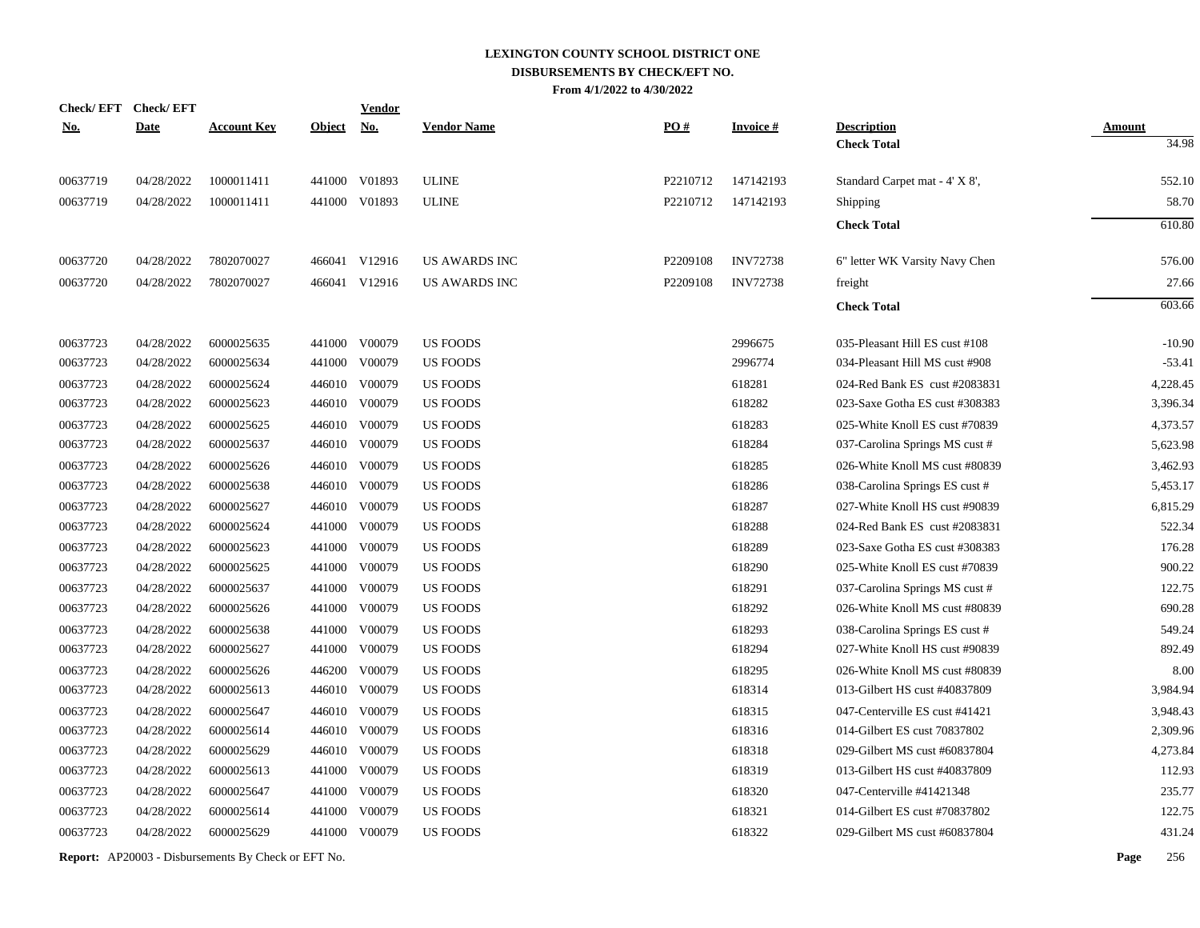# LEXINGTON COUNTY SCHOOL DISTRICT ONE
## DISBURSEMENTS BY CHECK/EFT NO.
### From 4/1/2022 to 4/30/2022

| Check/ EFT No. | Check/ EFT Date | Account Key | Object | Vendor No. | Vendor Name | PO # | Invoice # | Description | Amount |
|---|---|---|---|---|---|---|---|---|---|
| | | | | | | | | **Check Total** | 34.98 |
| 00637719 | 04/28/2022 | 1000011411 | 441000 | V01893 | ULINE | P2210712 | 147142193 | Standard Carpet mat - 4' X 8', | 552.10 |
| 00637719 | 04/28/2022 | 1000011411 | 441000 | V01893 | ULINE | P2210712 | 147142193 | Shipping | 58.70 |
| | | | | | | | | **Check Total** | 610.80 |
| 00637720 | 04/28/2022 | 7802070027 | 466041 | V12916 | US AWARDS INC | P2209108 | INV72738 | 6" letter WK Varsity Navy Chen | 576.00 |
| 00637720 | 04/28/2022 | 7802070027 | 466041 | V12916 | US AWARDS INC | P2209108 | INV72738 | freight | 27.66 |
| | | | | | | | | **Check Total** | 603.66 |
| 00637723 | 04/28/2022 | 6000025635 | 441000 | V00079 | US FOODS | | 2996675 | 035-Pleasant Hill ES cust #108 | -10.90 |
| 00637723 | 04/28/2022 | 6000025634 | 441000 | V00079 | US FOODS | | 2996774 | 034-Pleasant Hill MS cust #908 | -53.41 |
| 00637723 | 04/28/2022 | 6000025624 | 446010 | V00079 | US FOODS | | 618281 | 024-Red Bank ES cust #2083831 | 4,228.45 |
| 00637723 | 04/28/2022 | 6000025623 | 446010 | V00079 | US FOODS | | 618282 | 023-Saxe Gotha ES cust #308383 | 3,396.34 |
| 00637723 | 04/28/2022 | 6000025625 | 446010 | V00079 | US FOODS | | 618283 | 025-White Knoll ES cust #70839 | 4,373.57 |
| 00637723 | 04/28/2022 | 6000025637 | 446010 | V00079 | US FOODS | | 618284 | 037-Carolina Springs MS cust # | 5,623.98 |
| 00637723 | 04/28/2022 | 6000025626 | 446010 | V00079 | US FOODS | | 618285 | 026-White Knoll MS cust #80839 | 3,462.93 |
| 00637723 | 04/28/2022 | 6000025638 | 446010 | V00079 | US FOODS | | 618286 | 038-Carolina Springs ES cust # | 5,453.17 |
| 00637723 | 04/28/2022 | 6000025627 | 446010 | V00079 | US FOODS | | 618287 | 027-White Knoll HS cust #90839 | 6,815.29 |
| 00637723 | 04/28/2022 | 6000025624 | 441000 | V00079 | US FOODS | | 618288 | 024-Red Bank ES cust #2083831 | 522.34 |
| 00637723 | 04/28/2022 | 6000025623 | 441000 | V00079 | US FOODS | | 618289 | 023-Saxe Gotha ES cust #308383 | 176.28 |
| 00637723 | 04/28/2022 | 6000025625 | 441000 | V00079 | US FOODS | | 618290 | 025-White Knoll ES cust #70839 | 900.22 |
| 00637723 | 04/28/2022 | 6000025637 | 441000 | V00079 | US FOODS | | 618291 | 037-Carolina Springs MS cust # | 122.75 |
| 00637723 | 04/28/2022 | 6000025626 | 441000 | V00079 | US FOODS | | 618292 | 026-White Knoll MS cust #80839 | 690.28 |
| 00637723 | 04/28/2022 | 6000025638 | 441000 | V00079 | US FOODS | | 618293 | 038-Carolina Springs ES cust # | 549.24 |
| 00637723 | 04/28/2022 | 6000025627 | 441000 | V00079 | US FOODS | | 618294 | 027-White Knoll HS cust #90839 | 892.49 |
| 00637723 | 04/28/2022 | 6000025626 | 446200 | V00079 | US FOODS | | 618295 | 026-White Knoll MS cust #80839 | 8.00 |
| 00637723 | 04/28/2022 | 6000025613 | 446010 | V00079 | US FOODS | | 618314 | 013-Gilbert HS cust #40837809 | 3,984.94 |
| 00637723 | 04/28/2022 | 6000025647 | 446010 | V00079 | US FOODS | | 618315 | 047-Centerville ES cust #41421 | 3,948.43 |
| 00637723 | 04/28/2022 | 6000025614 | 446010 | V00079 | US FOODS | | 618316 | 014-Gilbert ES cust 70837802 | 2,309.96 |
| 00637723 | 04/28/2022 | 6000025629 | 446010 | V00079 | US FOODS | | 618318 | 029-Gilbert MS cust #60837804 | 4,273.84 |
| 00637723 | 04/28/2022 | 6000025613 | 441000 | V00079 | US FOODS | | 618319 | 013-Gilbert HS cust #40837809 | 112.93 |
| 00637723 | 04/28/2022 | 6000025647 | 441000 | V00079 | US FOODS | | 618320 | 047-Centerville #41421348 | 235.77 |
| 00637723 | 04/28/2022 | 6000025614 | 441000 | V00079 | US FOODS | | 618321 | 014-Gilbert ES cust #70837802 | 122.75 |
| 00637723 | 04/28/2022 | 6000025629 | 441000 | V00079 | US FOODS | | 618322 | 029-Gilbert MS cust #60837804 | 431.24 |

**Report:** AP20003 - Disbursements By Check or EFT No.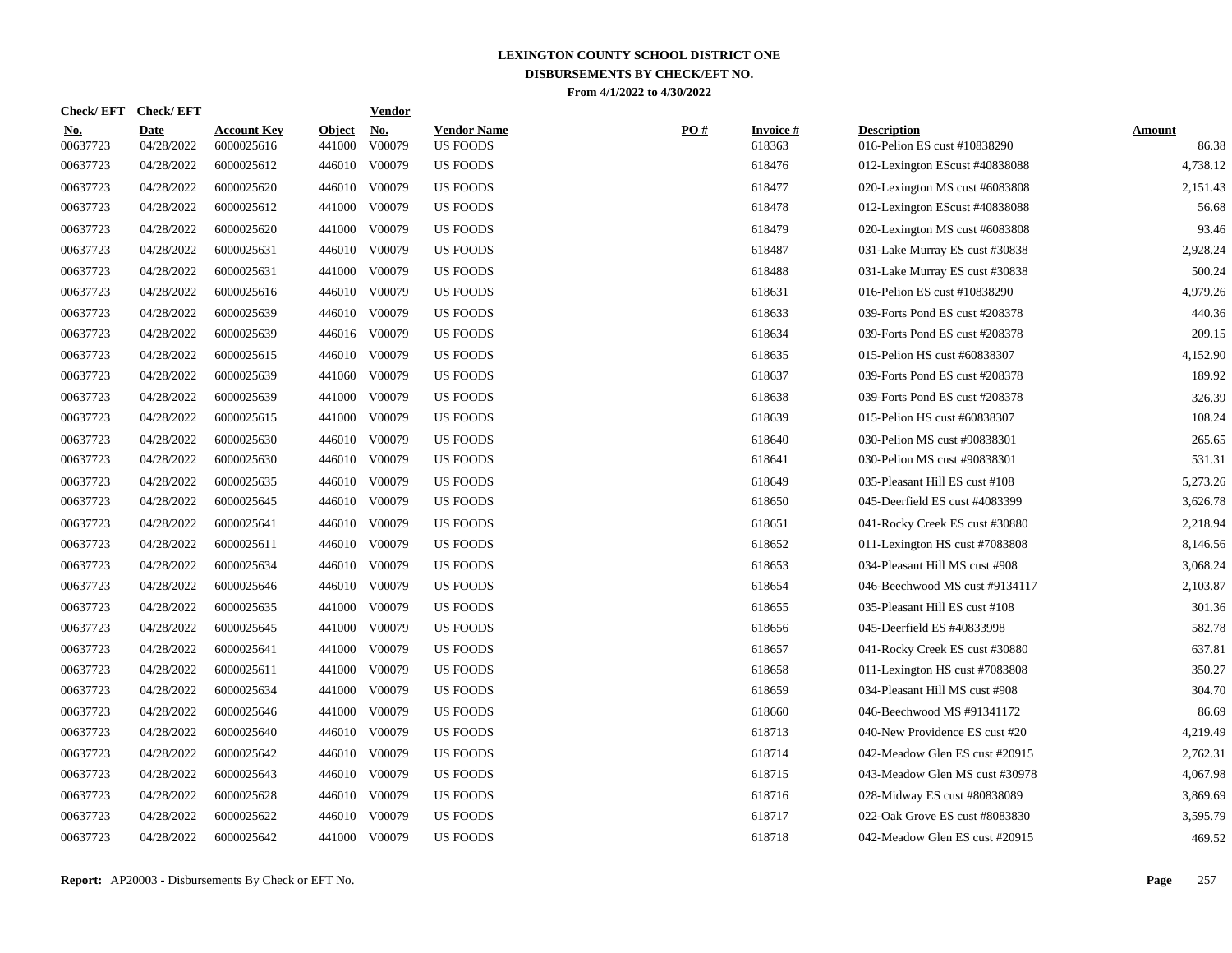# LEXINGTON COUNTY SCHOOL DISTRICT ONE
## DISBURSEMENTS BY CHECK/EFT NO.
### From 4/1/2022 to 4/30/2022

| Check/ EFT No. | Check/ EFT Date | Account Key | Object | Vendor No. | Vendor Name | PO # | Invoice # | Description | Amount |
|---|---|---|---|---|---|---|---|---|---|
| 00637723 | 04/28/2022 | 6000025616 | 441000 | V00079 | US FOODS | | 618363 | 016-Pelion ES cust #10838290 | 86.38 |
| 00637723 | 04/28/2022 | 6000025612 | 446010 | V00079 | US FOODS | | 618476 | 012-Lexington EScust #40838088 | 4,738.12 |
| 00637723 | 04/28/2022 | 6000025620 | 446010 | V00079 | US FOODS | | 618477 | 020-Lexington MS cust #6083808 | 2,151.43 |
| 00637723 | 04/28/2022 | 6000025612 | 441000 | V00079 | US FOODS | | 618478 | 012-Lexington EScust #40838088 | 56.68 |
| 00637723 | 04/28/2022 | 6000025620 | 441000 | V00079 | US FOODS | | 618479 | 020-Lexington MS cust #6083808 | 93.46 |
| 00637723 | 04/28/2022 | 6000025631 | 446010 | V00079 | US FOODS | | 618487 | 031-Lake Murray ES cust #30838 | 2,928.24 |
| 00637723 | 04/28/2022 | 6000025631 | 441000 | V00079 | US FOODS | | 618488 | 031-Lake Murray ES cust #30838 | 500.24 |
| 00637723 | 04/28/2022 | 6000025616 | 446010 | V00079 | US FOODS | | 618631 | 016-Pelion ES cust #10838290 | 4,979.26 |
| 00637723 | 04/28/2022 | 6000025639 | 446010 | V00079 | US FOODS | | 618633 | 039-Forts Pond ES cust #208378 | 440.36 |
| 00637723 | 04/28/2022 | 6000025639 | 446016 | V00079 | US FOODS | | 618634 | 039-Forts Pond ES cust #208378 | 209.15 |
| 00637723 | 04/28/2022 | 6000025615 | 446010 | V00079 | US FOODS | | 618635 | 015-Pelion HS cust #60838307 | 4,152.90 |
| 00637723 | 04/28/2022 | 6000025639 | 441060 | V00079 | US FOODS | | 618637 | 039-Forts Pond ES cust #208378 | 189.92 |
| 00637723 | 04/28/2022 | 6000025639 | 441000 | V00079 | US FOODS | | 618638 | 039-Forts Pond ES cust #208378 | 326.39 |
| 00637723 | 04/28/2022 | 6000025615 | 441000 | V00079 | US FOODS | | 618639 | 015-Pelion HS cust #60838307 | 108.24 |
| 00637723 | 04/28/2022 | 6000025630 | 446010 | V00079 | US FOODS | | 618640 | 030-Pelion MS cust #90838301 | 265.65 |
| 00637723 | 04/28/2022 | 6000025630 | 446010 | V00079 | US FOODS | | 618641 | 030-Pelion MS cust #90838301 | 531.31 |
| 00637723 | 04/28/2022 | 6000025635 | 446010 | V00079 | US FOODS | | 618649 | 035-Pleasant Hill ES cust #108 | 5,273.26 |
| 00637723 | 04/28/2022 | 6000025645 | 446010 | V00079 | US FOODS | | 618650 | 045-Deerfield ES cust #4083399 | 3,626.78 |
| 00637723 | 04/28/2022 | 6000025641 | 446010 | V00079 | US FOODS | | 618651 | 041-Rocky Creek ES cust #30880 | 2,218.94 |
| 00637723 | 04/28/2022 | 6000025611 | 446010 | V00079 | US FOODS | | 618652 | 011-Lexington HS cust #7083808 | 8,146.56 |
| 00637723 | 04/28/2022 | 6000025634 | 446010 | V00079 | US FOODS | | 618653 | 034-Pleasant Hill MS cust #908 | 3,068.24 |
| 00637723 | 04/28/2022 | 6000025646 | 446010 | V00079 | US FOODS | | 618654 | 046-Beechwood MS cust #9134117 | 2,103.87 |
| 00637723 | 04/28/2022 | 6000025635 | 441000 | V00079 | US FOODS | | 618655 | 035-Pleasant Hill ES cust #108 | 301.36 |
| 00637723 | 04/28/2022 | 6000025645 | 441000 | V00079 | US FOODS | | 618656 | 045-Deerfield ES #40833998 | 582.78 |
| 00637723 | 04/28/2022 | 6000025641 | 441000 | V00079 | US FOODS | | 618657 | 041-Rocky Creek ES cust #30880 | 637.81 |
| 00637723 | 04/28/2022 | 6000025611 | 441000 | V00079 | US FOODS | | 618658 | 011-Lexington HS cust #7083808 | 350.27 |
| 00637723 | 04/28/2022 | 6000025634 | 441000 | V00079 | US FOODS | | 618659 | 034-Pleasant Hill MS cust #908 | 304.70 |
| 00637723 | 04/28/2022 | 6000025646 | 441000 | V00079 | US FOODS | | 618660 | 046-Beechwood MS #91341172 | 86.69 |
| 00637723 | 04/28/2022 | 6000025640 | 446010 | V00079 | US FOODS | | 618713 | 040-New Providence ES cust #20 | 4,219.49 |
| 00637723 | 04/28/2022 | 6000025642 | 446010 | V00079 | US FOODS | | 618714 | 042-Meadow Glen ES cust #20915 | 2,762.31 |
| 00637723 | 04/28/2022 | 6000025643 | 446010 | V00079 | US FOODS | | 618715 | 043-Meadow Glen MS cust #30978 | 4,067.98 |
| 00637723 | 04/28/2022 | 6000025628 | 446010 | V00079 | US FOODS | | 618716 | 028-Midway ES cust #80838089 | 3,869.69 |
| 00637723 | 04/28/2022 | 6000025622 | 446010 | V00079 | US FOODS | | 618717 | 022-Oak Grove ES cust #8083830 | 3,595.79 |
| 00637723 | 04/28/2022 | 6000025642 | 441000 | V00079 | US FOODS | | 618718 | 042-Meadow Glen ES cust #20915 | 469.52 |

**Report:** AP20003 - Disbursements By Check or EFT No.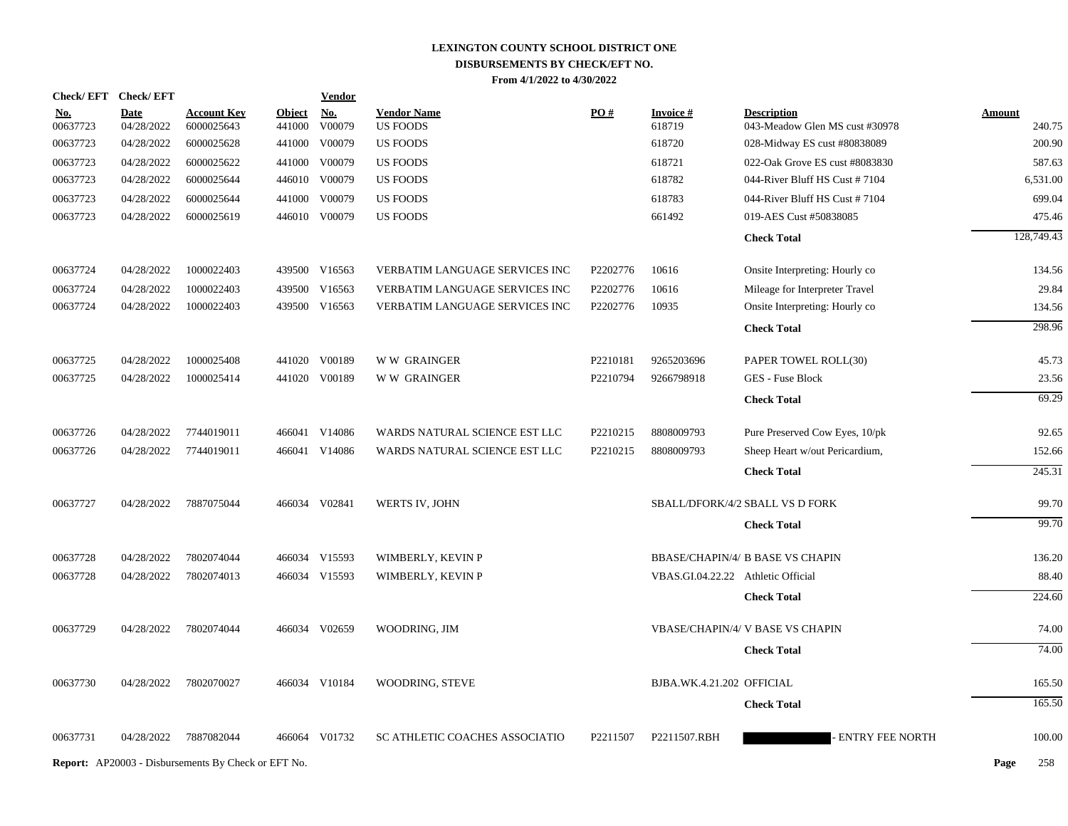# LEXINGTON COUNTY SCHOOL DISTRICT ONE
## DISBURSEMENTS BY CHECK/EFT NO.
### From 4/1/2022 to 4/30/2022

| Check/ EFT No. | Check/ EFT Date | Account Key | Object | Vendor No. | Vendor Name | PO # | Invoice # | Description | Amount |
|---|---|---|---|---|---|---|---|---|---|
| 00637723 | 04/28/2022 | 6000025643 | 441000 | V00079 | US FOODS | | 618719 | 043-Meadow Glen MS cust #30978 | 240.75 |
| 00637723 | 04/28/2022 | 6000025628 | 441000 | V00079 | US FOODS | | 618720 | 028-Midway ES cust #80838089 | 200.90 |
| 00637723 | 04/28/2022 | 6000025622 | 441000 | V00079 | US FOODS | | 618721 | 022-Oak Grove ES cust #8083830 | 587.63 |
| 00637723 | 04/28/2022 | 6000025644 | 446010 | V00079 | US FOODS | | 618782 | 044-River Bluff HS Cust # 7104 | 6,531.00 |
| 00637723 | 04/28/2022 | 6000025644 | 441000 | V00079 | US FOODS | | 618783 | 044-River Bluff HS Cust # 7104 | 699.04 |
| 00637723 | 04/28/2022 | 6000025619 | 446010 | V00079 | US FOODS | | 661492 | 019-AES Cust #50838085 | 475.46 |
| | | | | | | | | **Check Total** | 128,749.43 |
| 00637724 | 04/28/2022 | 1000022403 | 439500 | V16563 | VERBATIM LANGUAGE SERVICES INC | P2202776 | 10616 | Onsite Interpreting: Hourly co | 134.56 |
| 00637724 | 04/28/2022 | 1000022403 | 439500 | V16563 | VERBATIM LANGUAGE SERVICES INC | P2202776 | 10616 | Mileage for Interpreter Travel | 29.84 |
| 00637724 | 04/28/2022 | 1000022403 | 439500 | V16563 | VERBATIM LANGUAGE SERVICES INC | P2202776 | 10935 | Onsite Interpreting: Hourly co | 134.56 |
| | | | | | | | | **Check Total** | 298.96 |
| 00637725 | 04/28/2022 | 1000025408 | 441020 | V00189 | W W GRAINGER | P2210181 | 9265203696 | PAPER TOWEL ROLL(30) | 45.73 |
| 00637725 | 04/28/2022 | 1000025414 | 441020 | V00189 | W W GRAINGER | P2210794 | 9266798918 | GES - Fuse Block | 23.56 |
| | | | | | | | | **Check Total** | 69.29 |
| 00637726 | 04/28/2022 | 7744019011 | 466041 | V14086 | WARDS NATURAL SCIENCE EST LLC | P2210215 | 8808009793 | Pure Preserved Cow Eyes, 10/pk | 92.65 |
| 00637726 | 04/28/2022 | 7744019011 | 466041 | V14086 | WARDS NATURAL SCIENCE EST LLC | P2210215 | 8808009793 | Sheep Heart w/out Pericardium, | 152.66 |
| | | | | | | | | **Check Total** | 245.31 |
| 00637727 | 04/28/2022 | 7887075044 | 466034 | V02841 | WERTS IV, JOHN | | SBALL/DFORK/4/2 | SBALL VS D FORK | 99.70 |
| | | | | | | | | **Check Total** | 99.70 |
| 00637728 | 04/28/2022 | 7802074044 | 466034 | V15593 | WIMBERLY, KEVIN P | | BBASE/CHAPIN/4/ | B BASE VS CHAPIN | 136.20 |
| 00637728 | 04/28/2022 | 7802074013 | 466034 | V15593 | WIMBERLY, KEVIN P | | VBAS.GI.04.22.22 | Athletic Official | 88.40 |
| | | | | | | | | **Check Total** | 224.60 |
| 00637729 | 04/28/2022 | 7802074044 | 466034 | V02659 | WOODRING, JIM | | VBASE/CHAPIN/4/ | V BASE VS CHAPIN | 74.00 |
| | | | | | | | | **Check Total** | 74.00 |
| 00637730 | 04/28/2022 | 7802070027 | 466034 | V10184 | WOODRING, STEVE | | BJBA.WK.4.21.202 | OFFICIAL | 165.50 |
| | | | | | | | | **Check Total** | 165.50 |
| 00637731 | 04/28/2022 | 7887082044 | 466064 | V01732 | SC ATHLETIC COACHES ASSOCIATIO | P2211507 | P2211507.RBH | [REDACTED] - ENTRY FEE NORTH | 100.00 |

**Report:** AP20003 - Disbursements By Check or EFT No.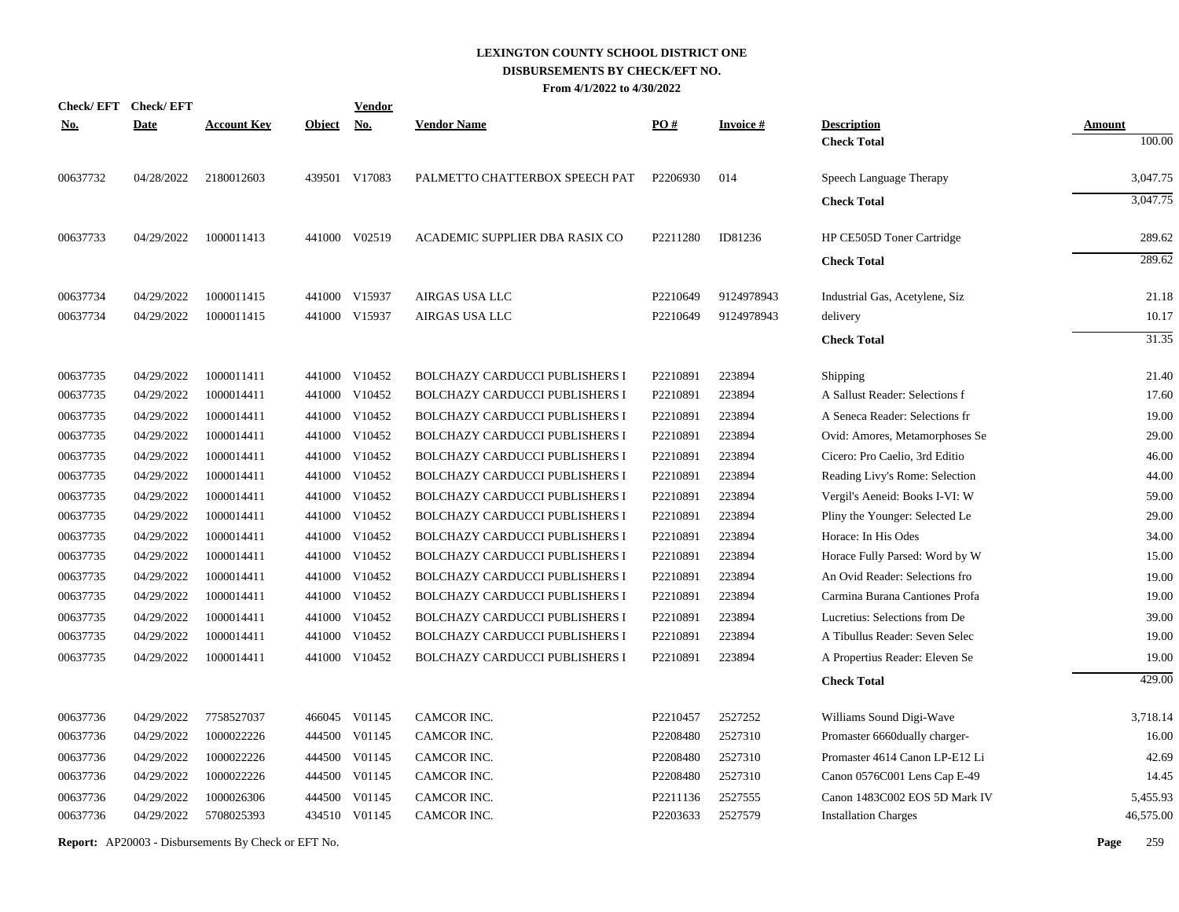# LEXINGTON COUNTY SCHOOL DISTRICT ONE
## DISBURSEMENTS BY CHECK/EFT NO.
### From 4/1/2022 to 4/30/2022

| Check/ EFT No. | Check/ EFT Date | Account Key | Object | Vendor No. | Vendor Name | PO # | Invoice # | Description | Amount |
|---|---|---|---|---|---|---|---|---|---|
| | | | | | | | | **Check Total** | 100.00 |
| 00637732 | 04/28/2022 | 2180012603 | 439501 | V17083 | PALMETTO CHATTERBOX SPEECH PAT | P2206930 | 014 | Speech Language Therapy | 3,047.75 |
| | | | | | | | | **Check Total** | 3,047.75 |
| 00637733 | 04/29/2022 | 1000011413 | 441000 | V02519 | ACADEMIC SUPPLIER DBA RASIX CO | P2211280 | ID81236 | HP CE505D Toner Cartridge | 289.62 |
| | | | | | | | | **Check Total** | 289.62 |
| 00637734 | 04/29/2022 | 1000011415 | 441000 | V15937 | AIRGAS USA LLC | P2210649 | 9124978943 | Industrial Gas, Acetylene, Siz | 21.18 |
| 00637734 | 04/29/2022 | 1000011415 | 441000 | V15937 | AIRGAS USA LLC | P2210649 | 9124978943 | delivery | 10.17 |
| | | | | | | | | **Check Total** | 31.35 |
| 00637735 | 04/29/2022 | 1000011411 | 441000 | V10452 | BOLCHAZY CARDUCCI PUBLISHERS I | P2210891 | 223894 | Shipping | 21.40 |
| 00637735 | 04/29/2022 | 1000014411 | 441000 | V10452 | BOLCHAZY CARDUCCI PUBLISHERS I | P2210891 | 223894 | A Sallust Reader: Selections f | 17.60 |
| 00637735 | 04/29/2022 | 1000014411 | 441000 | V10452 | BOLCHAZY CARDUCCI PUBLISHERS I | P2210891 | 223894 | A Seneca Reader: Selections fr | 19.00 |
| 00637735 | 04/29/2022 | 1000014411 | 441000 | V10452 | BOLCHAZY CARDUCCI PUBLISHERS I | P2210891 | 223894 | Ovid: Amores, Metamorphoses Se | 29.00 |
| 00637735 | 04/29/2022 | 1000014411 | 441000 | V10452 | BOLCHAZY CARDUCCI PUBLISHERS I | P2210891 | 223894 | Cicero: Pro Caelio, 3rd Editio | 46.00 |
| 00637735 | 04/29/2022 | 1000014411 | 441000 | V10452 | BOLCHAZY CARDUCCI PUBLISHERS I | P2210891 | 223894 | Reading Livy's Rome: Selection | 44.00 |
| 00637735 | 04/29/2022 | 1000014411 | 441000 | V10452 | BOLCHAZY CARDUCCI PUBLISHERS I | P2210891 | 223894 | Vergil's Aeneid: Books I-VI: W | 59.00 |
| 00637735 | 04/29/2022 | 1000014411 | 441000 | V10452 | BOLCHAZY CARDUCCI PUBLISHERS I | P2210891 | 223894 | Pliny the Younger: Selected Le | 29.00 |
| 00637735 | 04/29/2022 | 1000014411 | 441000 | V10452 | BOLCHAZY CARDUCCI PUBLISHERS I | P2210891 | 223894 | Horace: In His Odes | 34.00 |
| 00637735 | 04/29/2022 | 1000014411 | 441000 | V10452 | BOLCHAZY CARDUCCI PUBLISHERS I | P2210891 | 223894 | Horace Fully Parsed: Word by W | 15.00 |
| 00637735 | 04/29/2022 | 1000014411 | 441000 | V10452 | BOLCHAZY CARDUCCI PUBLISHERS I | P2210891 | 223894 | An Ovid Reader: Selections fro | 19.00 |
| 00637735 | 04/29/2022 | 1000014411 | 441000 | V10452 | BOLCHAZY CARDUCCI PUBLISHERS I | P2210891 | 223894 | Carmina Burana Cantiones Profa | 19.00 |
| 00637735 | 04/29/2022 | 1000014411 | 441000 | V10452 | BOLCHAZY CARDUCCI PUBLISHERS I | P2210891 | 223894 | Lucretius: Selections from De | 39.00 |
| 00637735 | 04/29/2022 | 1000014411 | 441000 | V10452 | BOLCHAZY CARDUCCI PUBLISHERS I | P2210891 | 223894 | A Tibullus Reader: Seven Selec | 19.00 |
| 00637735 | 04/29/2022 | 1000014411 | 441000 | V10452 | BOLCHAZY CARDUCCI PUBLISHERS I | P2210891 | 223894 | A Propertius Reader: Eleven Se | 19.00 |
| | | | | | | | | **Check Total** | 429.00 |
| 00637736 | 04/29/2022 | 7758527037 | 466045 | V01145 | CAMCOR INC. | P2210457 | 2527252 | Williams Sound Digi-Wave | 3,718.14 |
| 00637736 | 04/29/2022 | 1000022226 | 444500 | V01145 | CAMCOR INC. | P2208480 | 2527310 | Promaster 6660dually charger- | 16.00 |
| 00637736 | 04/29/2022 | 1000022226 | 444500 | V01145 | CAMCOR INC. | P2208480 | 2527310 | Promaster 4614 Canon LP-E12 Li | 42.69 |
| 00637736 | 04/29/2022 | 1000022226 | 444500 | V01145 | CAMCOR INC. | P2208480 | 2527310 | Canon 0576C001 Lens Cap E-49 | 14.45 |
| 00637736 | 04/29/2022 | 1000026306 | 444500 | V01145 | CAMCOR INC. | P2211136 | 2527555 | Canon 1483C002 EOS 5D Mark IV | 5,455.93 |
| 00637736 | 04/29/2022 | 5708025393 | 434510 | V01145 | CAMCOR INC. | P2203633 | 2527579 | Installation Charges | 46,575.00 |

**Report:** AP20003 - Disbursements By Check or EFT No.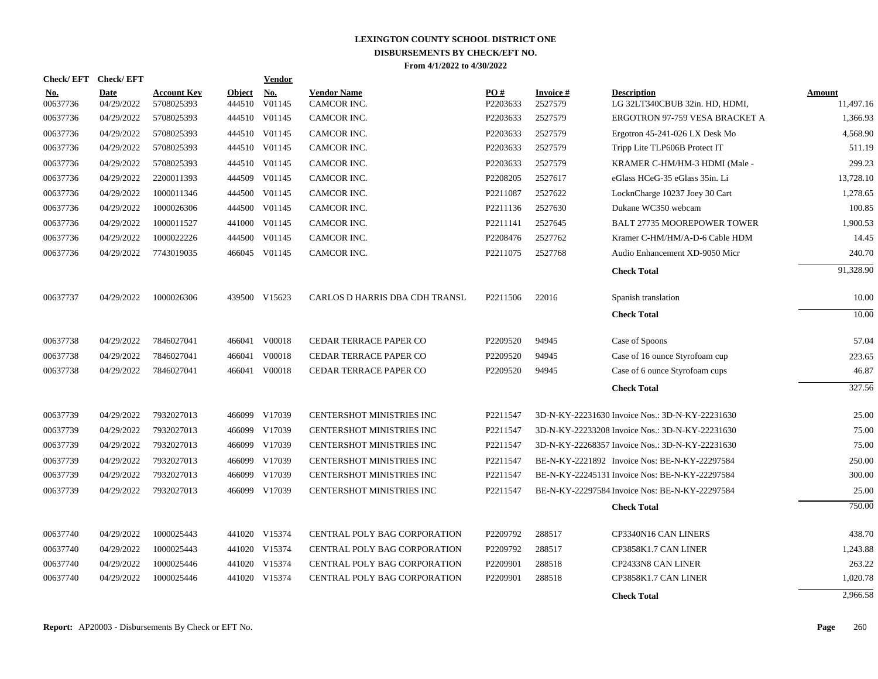# LEXINGTON COUNTY SCHOOL DISTRICT ONE
## DISBURSEMENTS BY CHECK/EFT NO.
### From 4/1/2022 to 4/30/2022

| Check/ EFT No. | Check/ EFT Date | Account Key | Object | Vendor No. | Vendor Name | PO # | Invoice # | Description | Amount |
|---|---|---|---|---|---|---|---|---|---|
| 00637736 | 04/29/2022 | 5708025393 | 444510 | V01145 | CAMCOR INC. | P2203633 | 2527579 | LG 32LT340CBUB 32in. HD, HDMI, | 11,497.16 |
| 00637736 | 04/29/2022 | 5708025393 | 444510 | V01145 | CAMCOR INC. | P2203633 | 2527579 | ERGOTRON 97-759 VESA BRACKET A | 1,366.93 |
| 00637736 | 04/29/2022 | 5708025393 | 444510 | V01145 | CAMCOR INC. | P2203633 | 2527579 | Ergotron 45-241-026 LX Desk Mo | 4,568.90 |
| 00637736 | 04/29/2022 | 5708025393 | 444510 | V01145 | CAMCOR INC. | P2203633 | 2527579 | Tripp Lite TLP606B Protect IT | 511.19 |
| 00637736 | 04/29/2022 | 5708025393 | 444510 | V01145 | CAMCOR INC. | P2203633 | 2527579 | KRAMER C-HM/HM-3 HDMI (Male - | 299.23 |
| 00637736 | 04/29/2022 | 2200011393 | 444509 | V01145 | CAMCOR INC. | P2208205 | 2527617 | eGlass HCeG-35 eGlass 35in. Li | 13,728.10 |
| 00637736 | 04/29/2022 | 1000011346 | 444500 | V01145 | CAMCOR INC. | P2211087 | 2527622 | LocknCharge 10237 Joey 30 Cart | 1,278.65 |
| 00637736 | 04/29/2022 | 1000026306 | 444500 | V01145 | CAMCOR INC. | P2211136 | 2527630 | Dukane WC350 webcam | 100.85 |
| 00637736 | 04/29/2022 | 1000011527 | 441000 | V01145 | CAMCOR INC. | P2211141 | 2527645 | BALT 27735 MOOREPOWER TOWER | 1,900.53 |
| 00637736 | 04/29/2022 | 1000022226 | 444500 | V01145 | CAMCOR INC. | P2208476 | 2527762 | Kramer C-HM/HM/A-D-6 Cable HDM | 14.45 |
| 00637736 | 04/29/2022 | 7743019035 | 466045 | V01145 | CAMCOR INC. | P2211075 | 2527768 | Audio Enhancement XD-9050 Micr | 240.70 |
| | | | | | | | | **Check Total** | 91,328.90 |
| 00637737 | 04/29/2022 | 1000026306 | 439500 | V15623 | CARLOS D HARRIS DBA CDH TRANSL | P2211506 | 22016 | Spanish translation | 10.00 |
| | | | | | | | | **Check Total** | 10.00 |
| 00637738 | 04/29/2022 | 7846027041 | 466041 | V00018 | CEDAR TERRACE PAPER CO | P2209520 | 94945 | Case of Spoons | 57.04 |
| 00637738 | 04/29/2022 | 7846027041 | 466041 | V00018 | CEDAR TERRACE PAPER CO | P2209520 | 94945 | Case of 16 ounce Styrofoam cup | 223.65 |
| 00637738 | 04/29/2022 | 7846027041 | 466041 | V00018 | CEDAR TERRACE PAPER CO | P2209520 | 94945 | Case of 6 ounce Styrofoam cups | 46.87 |
| | | | | | | | | **Check Total** | 327.56 |
| 00637739 | 04/29/2022 | 7932027013 | 466099 | V17039 | CENTERSHOT MINISTRIES INC | P2211547 | 3D-N-KY-22231630 | Invoice Nos.: 3D-N-KY-22231630 | 25.00 |
| 00637739 | 04/29/2022 | 7932027013 | 466099 | V17039 | CENTERSHOT MINISTRIES INC | P2211547 | 3D-N-KY-22233208 | Invoice Nos.: 3D-N-KY-22231630 | 75.00 |
| 00637739 | 04/29/2022 | 7932027013 | 466099 | V17039 | CENTERSHOT MINISTRIES INC | P2211547 | 3D-N-KY-22268357 | Invoice Nos.: 3D-N-KY-22231630 | 75.00 |
| 00637739 | 04/29/2022 | 7932027013 | 466099 | V17039 | CENTERSHOT MINISTRIES INC | P2211547 | BE-N-KY-2221892 | Invoice Nos: BE-N-KY-22297584 | 250.00 |
| 00637739 | 04/29/2022 | 7932027013 | 466099 | V17039 | CENTERSHOT MINISTRIES INC | P2211547 | BE-N-KY-22245131 | Invoice Nos: BE-N-KY-22297584 | 300.00 |
| 00637739 | 04/29/2022 | 7932027013 | 466099 | V17039 | CENTERSHOT MINISTRIES INC | P2211547 | BE-N-KY-22297584 | Invoice Nos: BE-N-KY-22297584 | 25.00 |
| | | | | | | | | **Check Total** | 750.00 |
| 00637740 | 04/29/2022 | 1000025443 | 441020 | V15374 | CENTRAL POLY BAG CORPORATION | P2209792 | 288517 | CP3340N16 CAN LINERS | 438.70 |
| 00637740 | 04/29/2022 | 1000025443 | 441020 | V15374 | CENTRAL POLY BAG CORPORATION | P2209792 | 288517 | CP3858K1.7 CAN LINER | 1,243.88 |
| 00637740 | 04/29/2022 | 1000025446 | 441020 | V15374 | CENTRAL POLY BAG CORPORATION | P2209901 | 288518 | CP2433N8 CAN LINER | 263.22 |
| 00637740 | 04/29/2022 | 1000025446 | 441020 | V15374 | CENTRAL POLY BAG CORPORATION | P2209901 | 288518 | CP3858K1.7 CAN LINER | 1,020.78 |
| | | | | | | | | **Check Total** | 2,966.58 |

**Report:** AP20003 - Disbursements By Check or EFT No.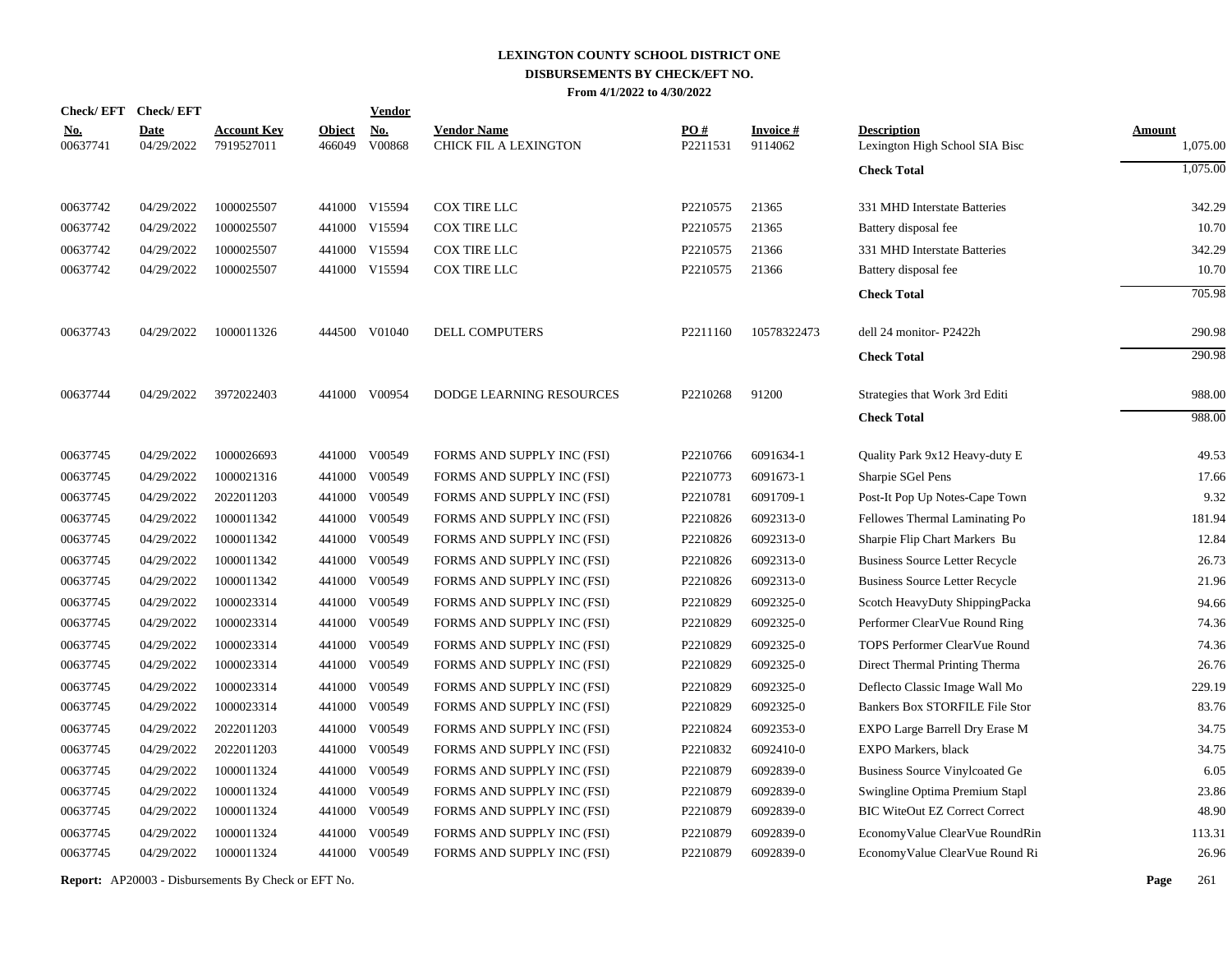# LEXINGTON COUNTY SCHOOL DISTRICT ONE
## DISBURSEMENTS BY CHECK/EFT NO.
### From 4/1/2022 to 4/30/2022

| Check/ EFT No. | Check/ EFT Date | Account Key | Object | Vendor No. | Vendor Name | PO # | Invoice # | Description | Amount |
|---|---|---|---|---|---|---|---|---|---|
| 00637741 | 04/29/2022 | 7919527011 | 466049 | V00868 | CHICK FIL A LEXINGTON | P2211531 | 9114062 | Lexington High School SIA Bisc | 1,075.00 |
| | | | | | | | | **Check Total** | 1,075.00 |
| 00637742 | 04/29/2022 | 1000025507 | 441000 | V15594 | COX TIRE LLC | P2210575 | 21365 | 331 MHD Interstate Batteries | 342.29 |
| 00637742 | 04/29/2022 | 1000025507 | 441000 | V15594 | COX TIRE LLC | P2210575 | 21365 | Battery disposal fee | 10.70 |
| 00637742 | 04/29/2022 | 1000025507 | 441000 | V15594 | COX TIRE LLC | P2210575 | 21366 | 331 MHD Interstate Batteries | 342.29 |
| 00637742 | 04/29/2022 | 1000025507 | 441000 | V15594 | COX TIRE LLC | P2210575 | 21366 | Battery disposal fee | 10.70 |
| | | | | | | | | **Check Total** | 705.98 |
| 00637743 | 04/29/2022 | 1000011326 | 444500 | V01040 | DELL COMPUTERS | P2211160 | 10578322473 | dell 24 monitor- P2422h | 290.98 |
| | | | | | | | | **Check Total** | 290.98 |
| 00637744 | 04/29/2022 | 3972022403 | 441000 | V00954 | DODGE LEARNING RESOURCES | P2210268 | 91200 | Strategies that Work 3rd Editi | 988.00 |
| | | | | | | | | **Check Total** | 988.00 |
| 00637745 | 04/29/2022 | 1000026693 | 441000 | V00549 | FORMS AND SUPPLY INC (FSI) | P2210766 | 6091634-1 | Quality Park 9x12 Heavy-duty E | 49.53 |
| 00637745 | 04/29/2022 | 1000021316 | 441000 | V00549 | FORMS AND SUPPLY INC (FSI) | P2210773 | 6091673-1 | Sharpie SGel Pens | 17.66 |
| 00637745 | 04/29/2022 | 2022011203 | 441000 | V00549 | FORMS AND SUPPLY INC (FSI) | P2210781 | 6091709-1 | Post-It Pop Up Notes-Cape Town | 9.32 |
| 00637745 | 04/29/2022 | 1000011342 | 441000 | V00549 | FORMS AND SUPPLY INC (FSI) | P2210826 | 6092313-0 | Fellowes Thermal Laminating Po | 181.94 |
| 00637745 | 04/29/2022 | 1000011342 | 441000 | V00549 | FORMS AND SUPPLY INC (FSI) | P2210826 | 6092313-0 | Sharpie Flip Chart Markers Bu | 12.84 |
| 00637745 | 04/29/2022 | 1000011342 | 441000 | V00549 | FORMS AND SUPPLY INC (FSI) | P2210826 | 6092313-0 | Business Source Letter Recycle | 26.73 |
| 00637745 | 04/29/2022 | 1000011342 | 441000 | V00549 | FORMS AND SUPPLY INC (FSI) | P2210826 | 6092313-0 | Business Source Letter Recycle | 21.96 |
| 00637745 | 04/29/2022 | 1000023314 | 441000 | V00549 | FORMS AND SUPPLY INC (FSI) | P2210829 | 6092325-0 | Scotch HeavyDuty ShippingPacka | 94.66 |
| 00637745 | 04/29/2022 | 1000023314 | 441000 | V00549 | FORMS AND SUPPLY INC (FSI) | P2210829 | 6092325-0 | Performer ClearVue Round Ring | 74.36 |
| 00637745 | 04/29/2022 | 1000023314 | 441000 | V00549 | FORMS AND SUPPLY INC (FSI) | P2210829 | 6092325-0 | TOPS Performer ClearVue Round | 74.36 |
| 00637745 | 04/29/2022 | 1000023314 | 441000 | V00549 | FORMS AND SUPPLY INC (FSI) | P2210829 | 6092325-0 | Direct Thermal Printing Therma | 26.76 |
| 00637745 | 04/29/2022 | 1000023314 | 441000 | V00549 | FORMS AND SUPPLY INC (FSI) | P2210829 | 6092325-0 | Deflecto Classic Image Wall Mo | 229.19 |
| 00637745 | 04/29/2022 | 1000023314 | 441000 | V00549 | FORMS AND SUPPLY INC (FSI) | P2210829 | 6092325-0 | Bankers Box STORFILE File Stor | 83.76 |
| 00637745 | 04/29/2022 | 2022011203 | 441000 | V00549 | FORMS AND SUPPLY INC (FSI) | P2210824 | 6092353-0 | EXPO Large Barrell Dry Erase M | 34.75 |
| 00637745 | 04/29/2022 | 2022011203 | 441000 | V00549 | FORMS AND SUPPLY INC (FSI) | P2210832 | 6092410-0 | EXPO Markers, black | 34.75 |
| 00637745 | 04/29/2022 | 1000011324 | 441000 | V00549 | FORMS AND SUPPLY INC (FSI) | P2210879 | 6092839-0 | Business Source Vinylcoated Ge | 6.05 |
| 00637745 | 04/29/2022 | 1000011324 | 441000 | V00549 | FORMS AND SUPPLY INC (FSI) | P2210879 | 6092839-0 | Swingline Optima Premium Stapl | 23.86 |
| 00637745 | 04/29/2022 | 1000011324 | 441000 | V00549 | FORMS AND SUPPLY INC (FSI) | P2210879 | 6092839-0 | BIC WiteOut EZ Correct Correct | 48.90 |
| 00637745 | 04/29/2022 | 1000011324 | 441000 | V00549 | FORMS AND SUPPLY INC (FSI) | P2210879 | 6092839-0 | EconomyValue ClearVue RoundRin | 113.31 |
| 00637745 | 04/29/2022 | 1000011324 | 441000 | V00549 | FORMS AND SUPPLY INC (FSI) | P2210879 | 6092839-0 | EconomyValue ClearVue Round Ri | 26.96 |

**Report:** AP20003 - Disbursements By Check or EFT No.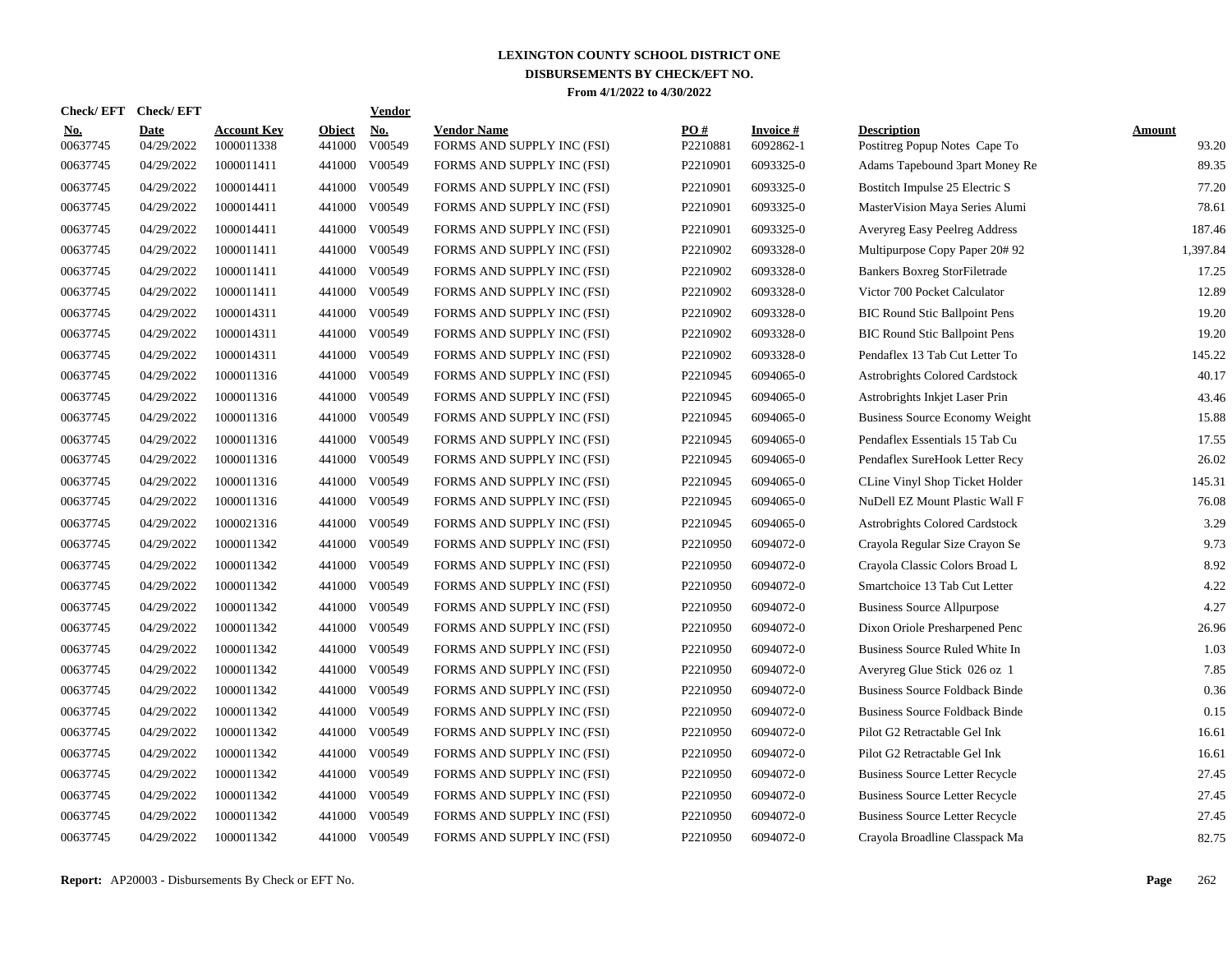# LEXINGTON COUNTY SCHOOL DISTRICT ONE
## DISBURSEMENTS BY CHECK/EFT NO.
### From 4/1/2022 to 4/30/2022

| Check/ EFT No. | Check/ EFT Date | Account Key | Object | Vendor No. | Vendor Name | PO # | Invoice # | Description | Amount |
|---|---|---|---|---|---|---|---|---|---|
| 00637745 | 04/29/2022 | 1000011338 | 441000 | V00549 | FORMS AND SUPPLY INC (FSI) | P2210881 | 6092862-1 | Postitreg Popup Notes Cape To | 93.20 |
| 00637745 | 04/29/2022 | 1000014411 | 441000 | V00549 | FORMS AND SUPPLY INC (FSI) | P2210901 | 6093325-0 | Adams Tapebound 3part Money Re | 89.35 |
| 00637745 | 04/29/2022 | 1000014411 | 441000 | V00549 | FORMS AND SUPPLY INC (FSI) | P2210901 | 6093325-0 | Bostitch Impulse 25 Electric S | 77.20 |
| 00637745 | 04/29/2022 | 1000014411 | 441000 | V00549 | FORMS AND SUPPLY INC (FSI) | P2210901 | 6093325-0 | MasterVision Maya Series Alumi | 78.61 |
| 00637745 | 04/29/2022 | 1000014411 | 441000 | V00549 | FORMS AND SUPPLY INC (FSI) | P2210901 | 6093325-0 | Averyreg Easy Peelreg Address | 187.46 |
| 00637745 | 04/29/2022 | 1000011411 | 441000 | V00549 | FORMS AND SUPPLY INC (FSI) | P2210902 | 6093328-0 | Multipurpose Copy Paper 20# 92 | 1,397.84 |
| 00637745 | 04/29/2022 | 1000011411 | 441000 | V00549 | FORMS AND SUPPLY INC (FSI) | P2210902 | 6093328-0 | Bankers Boxreg StorFiletrade | 17.25 |
| 00637745 | 04/29/2022 | 1000011411 | 441000 | V00549 | FORMS AND SUPPLY INC (FSI) | P2210902 | 6093328-0 | Victor 700 Pocket Calculator | 12.89 |
| 00637745 | 04/29/2022 | 1000014311 | 441000 | V00549 | FORMS AND SUPPLY INC (FSI) | P2210902 | 6093328-0 | BIC Round Stic Ballpoint Pens | 19.20 |
| 00637745 | 04/29/2022 | 1000014311 | 441000 | V00549 | FORMS AND SUPPLY INC (FSI) | P2210902 | 6093328-0 | BIC Round Stic Ballpoint Pens | 19.20 |
| 00637745 | 04/29/2022 | 1000014311 | 441000 | V00549 | FORMS AND SUPPLY INC (FSI) | P2210902 | 6093328-0 | Pendaflex 13 Tab Cut Letter To | 145.22 |
| 00637745 | 04/29/2022 | 1000011316 | 441000 | V00549 | FORMS AND SUPPLY INC (FSI) | P2210945 | 6094065-0 | Astrobrights Colored Cardstock | 40.17 |
| 00637745 | 04/29/2022 | 1000011316 | 441000 | V00549 | FORMS AND SUPPLY INC (FSI) | P2210945 | 6094065-0 | Astrobrights Inkjet Laser Prin | 43.46 |
| 00637745 | 04/29/2022 | 1000011316 | 441000 | V00549 | FORMS AND SUPPLY INC (FSI) | P2210945 | 6094065-0 | Business Source Economy Weight | 15.88 |
| 00637745 | 04/29/2022 | 1000011316 | 441000 | V00549 | FORMS AND SUPPLY INC (FSI) | P2210945 | 6094065-0 | Pendaflex Essentials 15 Tab Cu | 17.55 |
| 00637745 | 04/29/2022 | 1000011316 | 441000 | V00549 | FORMS AND SUPPLY INC (FSI) | P2210945 | 6094065-0 | Pendaflex SureHook Letter Recy | 26.02 |
| 00637745 | 04/29/2022 | 1000011316 | 441000 | V00549 | FORMS AND SUPPLY INC (FSI) | P2210945 | 6094065-0 | CLine Vinyl Shop Ticket Holder | 145.31 |
| 00637745 | 04/29/2022 | 1000011316 | 441000 | V00549 | FORMS AND SUPPLY INC (FSI) | P2210945 | 6094065-0 | NuDell EZ Mount Plastic Wall F | 76.08 |
| 00637745 | 04/29/2022 | 1000021316 | 441000 | V00549 | FORMS AND SUPPLY INC (FSI) | P2210945 | 6094065-0 | Astrobrights Colored Cardstock | 3.29 |
| 00637745 | 04/29/2022 | 1000011342 | 441000 | V00549 | FORMS AND SUPPLY INC (FSI) | P2210950 | 6094072-0 | Crayola Regular Size Crayon Se | 9.73 |
| 00637745 | 04/29/2022 | 1000011342 | 441000 | V00549 | FORMS AND SUPPLY INC (FSI) | P2210950 | 6094072-0 | Crayola Classic Colors Broad L | 8.92 |
| 00637745 | 04/29/2022 | 1000011342 | 441000 | V00549 | FORMS AND SUPPLY INC (FSI) | P2210950 | 6094072-0 | Smartchoice 13 Tab Cut Letter | 4.22 |
| 00637745 | 04/29/2022 | 1000011342 | 441000 | V00549 | FORMS AND SUPPLY INC (FSI) | P2210950 | 6094072-0 | Business Source Allpurpose | 4.27 |
| 00637745 | 04/29/2022 | 1000011342 | 441000 | V00549 | FORMS AND SUPPLY INC (FSI) | P2210950 | 6094072-0 | Dixon Oriole Presharpened Penc | 26.96 |
| 00637745 | 04/29/2022 | 1000011342 | 441000 | V00549 | FORMS AND SUPPLY INC (FSI) | P2210950 | 6094072-0 | Business Source Ruled White In | 1.03 |
| 00637745 | 04/29/2022 | 1000011342 | 441000 | V00549 | FORMS AND SUPPLY INC (FSI) | P2210950 | 6094072-0 | Averyreg Glue Stick 026 oz 1 | 7.85 |
| 00637745 | 04/29/2022 | 1000011342 | 441000 | V00549 | FORMS AND SUPPLY INC (FSI) | P2210950 | 6094072-0 | Business Source Foldback Binde | 0.36 |
| 00637745 | 04/29/2022 | 1000011342 | 441000 | V00549 | FORMS AND SUPPLY INC (FSI) | P2210950 | 6094072-0 | Business Source Foldback Binde | 0.15 |
| 00637745 | 04/29/2022 | 1000011342 | 441000 | V00549 | FORMS AND SUPPLY INC (FSI) | P2210950 | 6094072-0 | Pilot G2 Retractable Gel Ink | 16.61 |
| 00637745 | 04/29/2022 | 1000011342 | 441000 | V00549 | FORMS AND SUPPLY INC (FSI) | P2210950 | 6094072-0 | Pilot G2 Retractable Gel Ink | 16.61 |
| 00637745 | 04/29/2022 | 1000011342 | 441000 | V00549 | FORMS AND SUPPLY INC (FSI) | P2210950 | 6094072-0 | Business Source Letter Recycle | 27.45 |
| 00637745 | 04/29/2022 | 1000011342 | 441000 | V00549 | FORMS AND SUPPLY INC (FSI) | P2210950 | 6094072-0 | Business Source Letter Recycle | 27.45 |
| 00637745 | 04/29/2022 | 1000011342 | 441000 | V00549 | FORMS AND SUPPLY INC (FSI) | P2210950 | 6094072-0 | Business Source Letter Recycle | 27.45 |
| 00637745 | 04/29/2022 | 1000011342 | 441000 | V00549 | FORMS AND SUPPLY INC (FSI) | P2210950 | 6094072-0 | Crayola Broadline Classpack Ma | 82.75 |

**Report:** AP20003 - Disbursements By Check or EFT No.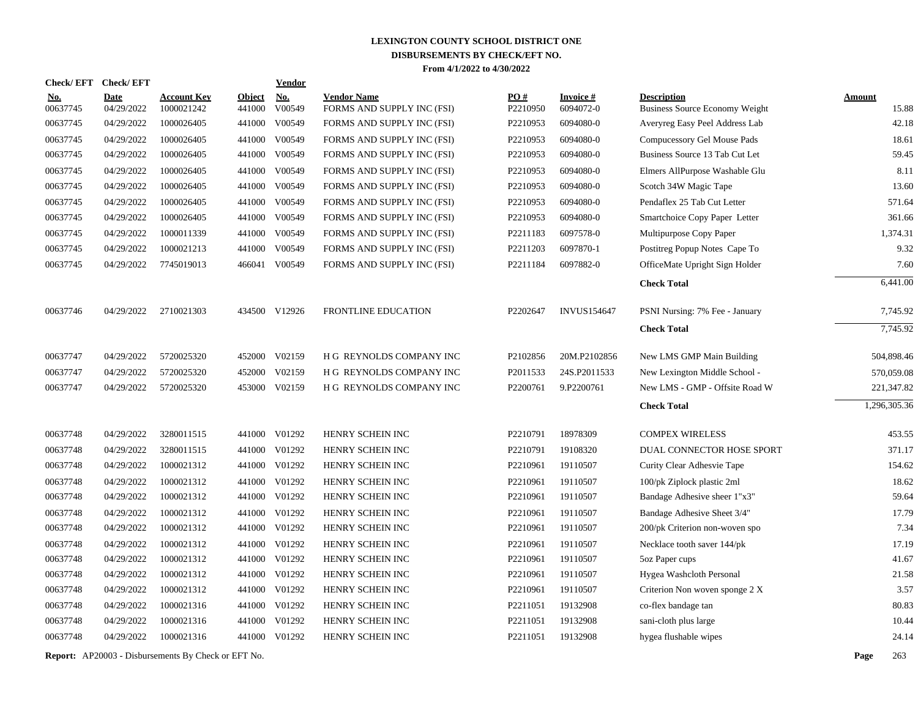# LEXINGTON COUNTY SCHOOL DISTRICT ONE
## DISBURSEMENTS BY CHECK/EFT NO.
### From 4/1/2022 to 4/30/2022

| Check/ EFT No. | Check/ EFT Date | Account Key | Object | Vendor No. | Vendor Name | PO # | Invoice # | Description | Amount |
|---|---|---|---|---|---|---|---|---|---|
| 00637745 | 04/29/2022 | 1000021242 | 441000 | V00549 | FORMS AND SUPPLY INC (FSI) | P2210950 | 6094072-0 | Business Source Economy Weight | 15.88 |
| 00637745 | 04/29/2022 | 1000026405 | 441000 | V00549 | FORMS AND SUPPLY INC (FSI) | P2210953 | 6094080-0 | Averyreg Easy Peel Address Lab | 42.18 |
| 00637745 | 04/29/2022 | 1000026405 | 441000 | V00549 | FORMS AND SUPPLY INC (FSI) | P2210953 | 6094080-0 | Compucessory Gel Mouse Pads | 18.61 |
| 00637745 | 04/29/2022 | 1000026405 | 441000 | V00549 | FORMS AND SUPPLY INC (FSI) | P2210953 | 6094080-0 | Business Source 13 Tab Cut Let | 59.45 |
| 00637745 | 04/29/2022 | 1000026405 | 441000 | V00549 | FORMS AND SUPPLY INC (FSI) | P2210953 | 6094080-0 | Elmers AllPurpose Washable Glu | 8.11 |
| 00637745 | 04/29/2022 | 1000026405 | 441000 | V00549 | FORMS AND SUPPLY INC (FSI) | P2210953 | 6094080-0 | Scotch 34W Magic Tape | 13.60 |
| 00637745 | 04/29/2022 | 1000026405 | 441000 | V00549 | FORMS AND SUPPLY INC (FSI) | P2210953 | 6094080-0 | Pendaflex 25 Tab Cut Letter | 571.64 |
| 00637745 | 04/29/2022 | 1000026405 | 441000 | V00549 | FORMS AND SUPPLY INC (FSI) | P2210953 | 6094080-0 | Smartchoice Copy Paper Letter | 361.66 |
| 00637745 | 04/29/2022 | 1000011339 | 441000 | V00549 | FORMS AND SUPPLY INC (FSI) | P2211183 | 6097578-0 | Multipurpose Copy Paper | 1,374.31 |
| 00637745 | 04/29/2022 | 1000021213 | 441000 | V00549 | FORMS AND SUPPLY INC (FSI) | P2211203 | 6097870-1 | Postitreg Popup Notes Cape To | 9.32 |
| 00637745 | 04/29/2022 | 7745019013 | 466041 | V00549 | FORMS AND SUPPLY INC (FSI) | P2211184 | 6097882-0 | OfficeMate Upright Sign Holder | 7.60 |
| | | | | | | | | **Check Total** | 6,441.00 |
| 00637746 | 04/29/2022 | 2710021303 | 434500 | V12926 | FRONTLINE EDUCATION | P2202647 | INVUS154647 | PSNI Nursing: 7% Fee - January | 7,745.92 |
| | | | | | | | | **Check Total** | 7,745.92 |
| 00637747 | 04/29/2022 | 5720025320 | 452000 | V02159 | H G REYNOLDS COMPANY INC | P2102856 | 20M.P2102856 | New LMS GMP Main Building | 504,898.46 |
| 00637747 | 04/29/2022 | 5720025320 | 452000 | V02159 | H G REYNOLDS COMPANY INC | P2011533 | 24S.P2011533 | New Lexington Middle School - | 570,059.08 |
| 00637747 | 04/29/2022 | 5720025320 | 453000 | V02159 | H G REYNOLDS COMPANY INC | P2200761 | 9.P2200761 | New LMS - GMP - Offsite Road W | 221,347.82 |
| | | | | | | | | **Check Total** | 1,296,305.36 |
| 00637748 | 04/29/2022 | 3280011515 | 441000 | V01292 | HENRY SCHEIN INC | P2210791 | 18978309 | COMPEX WIRELESS | 453.55 |
| 00637748 | 04/29/2022 | 3280011515 | 441000 | V01292 | HENRY SCHEIN INC | P2210791 | 19108320 | DUAL CONNECTOR HOSE SPORT | 371.17 |
| 00637748 | 04/29/2022 | 1000021312 | 441000 | V01292 | HENRY SCHEIN INC | P2210961 | 19110507 | Curity Clear Adhesvie Tape | 154.62 |
| 00637748 | 04/29/2022 | 1000021312 | 441000 | V01292 | HENRY SCHEIN INC | P2210961 | 19110507 | 100/pk Ziplock plastic 2ml | 18.62 |
| 00637748 | 04/29/2022 | 1000021312 | 441000 | V01292 | HENRY SCHEIN INC | P2210961 | 19110507 | Bandage Adhesive sheer 1"x3" | 59.64 |
| 00637748 | 04/29/2022 | 1000021312 | 441000 | V01292 | HENRY SCHEIN INC | P2210961 | 19110507 | Bandage Adhesive Sheet 3/4" | 17.79 |
| 00637748 | 04/29/2022 | 1000021312 | 441000 | V01292 | HENRY SCHEIN INC | P2210961 | 19110507 | 200/pk Criterion non-woven spo | 7.34 |
| 00637748 | 04/29/2022 | 1000021312 | 441000 | V01292 | HENRY SCHEIN INC | P2210961 | 19110507 | Necklace tooth saver 144/pk | 17.19 |
| 00637748 | 04/29/2022 | 1000021312 | 441000 | V01292 | HENRY SCHEIN INC | P2210961 | 19110507 | 5oz Paper cups | 41.67 |
| 00637748 | 04/29/2022 | 1000021312 | 441000 | V01292 | HENRY SCHEIN INC | P2210961 | 19110507 | Hygea Washcloth Personal | 21.58 |
| 00637748 | 04/29/2022 | 1000021312 | 441000 | V01292 | HENRY SCHEIN INC | P2210961 | 19110507 | Criterion Non woven sponge 2 X | 3.57 |
| 00637748 | 04/29/2022 | 1000021316 | 441000 | V01292 | HENRY SCHEIN INC | P2211051 | 19132908 | co-flex bandage tan | 80.83 |
| 00637748 | 04/29/2022 | 1000021316 | 441000 | V01292 | HENRY SCHEIN INC | P2211051 | 19132908 | sani-cloth plus large | 10.44 |
| 00637748 | 04/29/2022 | 1000021316 | 441000 | V01292 | HENRY SCHEIN INC | P2211051 | 19132908 | hygea flushable wipes | 24.14 |

**Report:** AP20003 - Disbursements By Check or EFT No.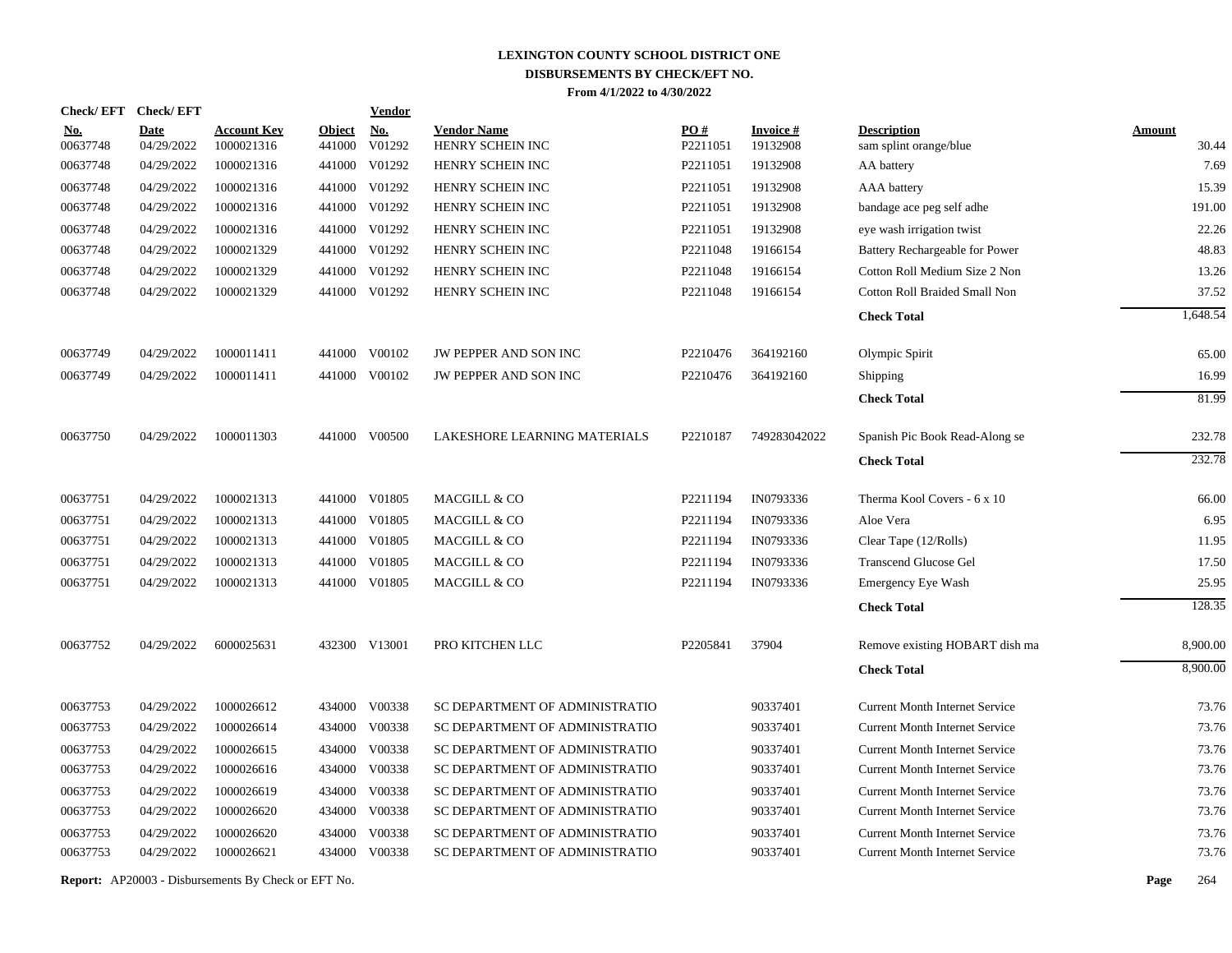# LEXINGTON COUNTY SCHOOL DISTRICT ONE
## DISBURSEMENTS BY CHECK/EFT NO.
### From 4/1/2022 to 4/30/2022

| Check/ EFT No. | Check/ EFT Date | Account Key | Object | Vendor No. | Vendor Name | PO # | Invoice # | Description | Amount |
|---|---|---|---|---|---|---|---|---|---|
| 00637748 | 04/29/2022 | 1000021316 | 441000 | V01292 | HENRY SCHEIN INC | P2211051 | 19132908 | sam splint orange/blue | 30.44 |
| 00637748 | 04/29/2022 | 1000021316 | 441000 | V01292 | HENRY SCHEIN INC | P2211051 | 19132908 | AA battery | 7.69 |
| 00637748 | 04/29/2022 | 1000021316 | 441000 | V01292 | HENRY SCHEIN INC | P2211051 | 19132908 | AAA battery | 15.39 |
| 00637748 | 04/29/2022 | 1000021316 | 441000 | V01292 | HENRY SCHEIN INC | P2211051 | 19132908 | bandage ace peg self adhe | 191.00 |
| 00637748 | 04/29/2022 | 1000021316 | 441000 | V01292 | HENRY SCHEIN INC | P2211051 | 19132908 | eye wash irrigation twist | 22.26 |
| 00637748 | 04/29/2022 | 1000021329 | 441000 | V01292 | HENRY SCHEIN INC | P2211048 | 19166154 | Battery Rechargeable for Power | 48.83 |
| 00637748 | 04/29/2022 | 1000021329 | 441000 | V01292 | HENRY SCHEIN INC | P2211048 | 19166154 | Cotton Roll Medium Size 2 Non | 13.26 |
| 00637748 | 04/29/2022 | 1000021329 | 441000 | V01292 | HENRY SCHEIN INC | P2211048 | 19166154 | Cotton Roll Braided Small Non | 37.52 |
| | | | | | | | | **Check Total** | 1,648.54 |
| 00637749 | 04/29/2022 | 1000011411 | 441000 | V00102 | JW PEPPER AND SON INC | P2210476 | 364192160 | Olympic Spirit | 65.00 |
| 00637749 | 04/29/2022 | 1000011411 | 441000 | V00102 | JW PEPPER AND SON INC | P2210476 | 364192160 | Shipping | 16.99 |
| | | | | | | | | **Check Total** | 81.99 |
| 00637750 | 04/29/2022 | 1000011303 | 441000 | V00500 | LAKESHORE LEARNING MATERIALS | P2210187 | 749283042022 | Spanish Pic Book Read-Along se | 232.78 |
| | | | | | | | | **Check Total** | 232.78 |
| 00637751 | 04/29/2022 | 1000021313 | 441000 | V01805 | MACGILL & CO | P2211194 | IN0793336 | Therma Kool Covers - 6 x 10 | 66.00 |
| 00637751 | 04/29/2022 | 1000021313 | 441000 | V01805 | MACGILL & CO | P2211194 | IN0793336 | Aloe Vera | 6.95 |
| 00637751 | 04/29/2022 | 1000021313 | 441000 | V01805 | MACGILL & CO | P2211194 | IN0793336 | Clear Tape (12/Rolls) | 11.95 |
| 00637751 | 04/29/2022 | 1000021313 | 441000 | V01805 | MACGILL & CO | P2211194 | IN0793336 | Transcend Glucose Gel | 17.50 |
| 00637751 | 04/29/2022 | 1000021313 | 441000 | V01805 | MACGILL & CO | P2211194 | IN0793336 | Emergency Eye Wash | 25.95 |
| | | | | | | | | **Check Total** | 128.35 |
| 00637752 | 04/29/2022 | 6000025631 | 432300 | V13001 | PRO KITCHEN LLC | P2205841 | 37904 | Remove existing HOBART dish ma | 8,900.00 |
| | | | | | | | | **Check Total** | 8,900.00 |
| 00637753 | 04/29/2022 | 1000026612 | 434000 | V00338 | SC DEPARTMENT OF ADMINISTRATIO | | 90337401 | Current Month Internet Service | 73.76 |
| 00637753 | 04/29/2022 | 1000026614 | 434000 | V00338 | SC DEPARTMENT OF ADMINISTRATIO | | 90337401 | Current Month Internet Service | 73.76 |
| 00637753 | 04/29/2022 | 1000026615 | 434000 | V00338 | SC DEPARTMENT OF ADMINISTRATIO | | 90337401 | Current Month Internet Service | 73.76 |
| 00637753 | 04/29/2022 | 1000026616 | 434000 | V00338 | SC DEPARTMENT OF ADMINISTRATIO | | 90337401 | Current Month Internet Service | 73.76 |
| 00637753 | 04/29/2022 | 1000026619 | 434000 | V00338 | SC DEPARTMENT OF ADMINISTRATIO | | 90337401 | Current Month Internet Service | 73.76 |
| 00637753 | 04/29/2022 | 1000026620 | 434000 | V00338 | SC DEPARTMENT OF ADMINISTRATIO | | 90337401 | Current Month Internet Service | 73.76 |
| 00637753 | 04/29/2022 | 1000026620 | 434000 | V00338 | SC DEPARTMENT OF ADMINISTRATIO | | 90337401 | Current Month Internet Service | 73.76 |
| 00637753 | 04/29/2022 | 1000026621 | 434000 | V00338 | SC DEPARTMENT OF ADMINISTRATIO | | 90337401 | Current Month Internet Service | 73.76 |

**Report:** AP20003 - Disbursements By Check or EFT No.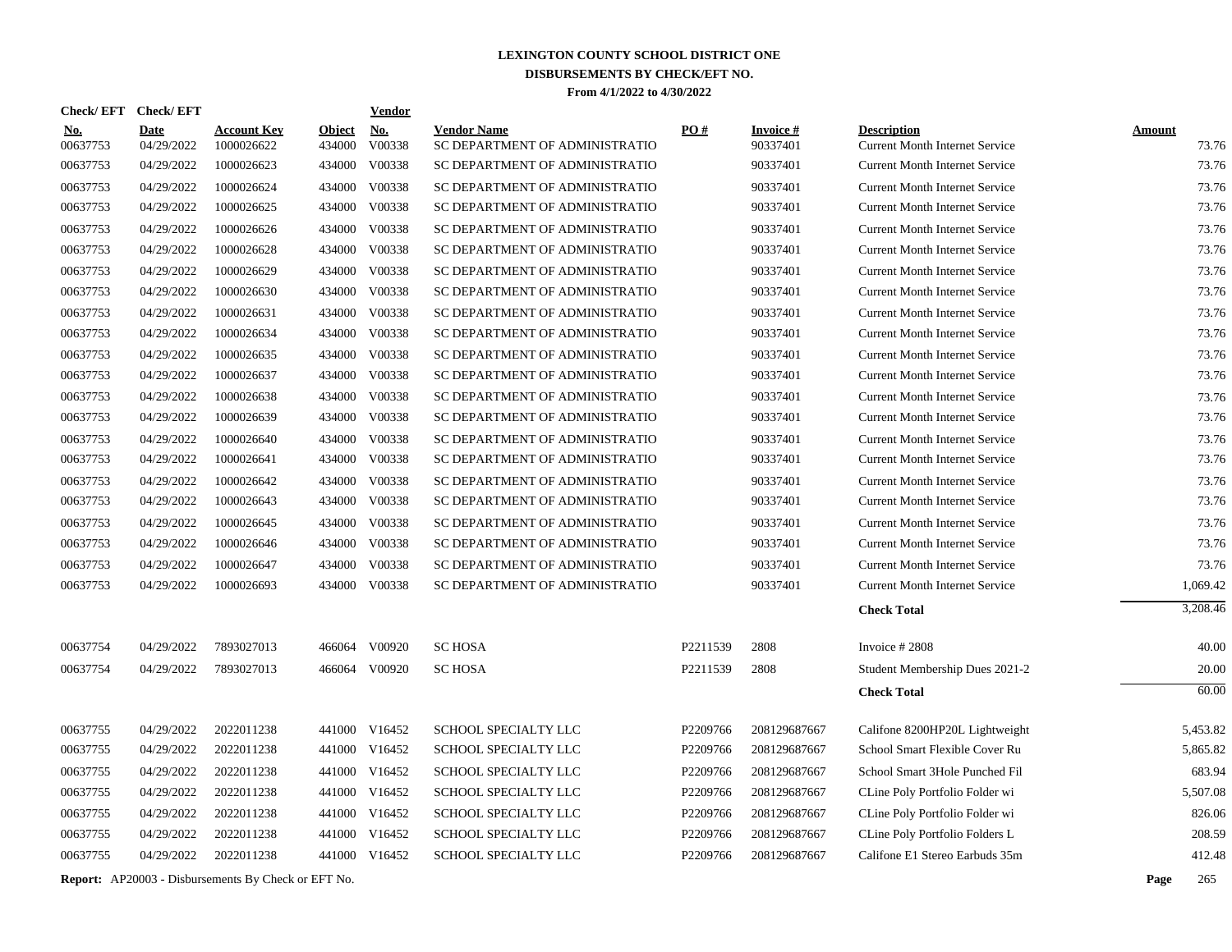# LEXINGTON COUNTY SCHOOL DISTRICT ONE
## DISBURSEMENTS BY CHECK/EFT NO.
### From 4/1/2022 to 4/30/2022

| Check/ EFT No. | Check/ EFT Date | Account Key | Object | Vendor No. | Vendor Name | PO # | Invoice # | Description | Amount |
|---|---|---|---|---|---|---|---|---|---|
| 00637753 | 04/29/2022 | 1000026622 | 434000 | V00338 | SC DEPARTMENT OF ADMINISTRATIO | | 90337401 | Current Month Internet Service | 73.76 |
| 00637753 | 04/29/2022 | 1000026623 | 434000 | V00338 | SC DEPARTMENT OF ADMINISTRATIO | | 90337401 | Current Month Internet Service | 73.76 |
| 00637753 | 04/29/2022 | 1000026624 | 434000 | V00338 | SC DEPARTMENT OF ADMINISTRATIO | | 90337401 | Current Month Internet Service | 73.76 |
| 00637753 | 04/29/2022 | 1000026625 | 434000 | V00338 | SC DEPARTMENT OF ADMINISTRATIO | | 90337401 | Current Month Internet Service | 73.76 |
| 00637753 | 04/29/2022 | 1000026626 | 434000 | V00338 | SC DEPARTMENT OF ADMINISTRATIO | | 90337401 | Current Month Internet Service | 73.76 |
| 00637753 | 04/29/2022 | 1000026628 | 434000 | V00338 | SC DEPARTMENT OF ADMINISTRATIO | | 90337401 | Current Month Internet Service | 73.76 |
| 00637753 | 04/29/2022 | 1000026629 | 434000 | V00338 | SC DEPARTMENT OF ADMINISTRATIO | | 90337401 | Current Month Internet Service | 73.76 |
| 00637753 | 04/29/2022 | 1000026630 | 434000 | V00338 | SC DEPARTMENT OF ADMINISTRATIO | | 90337401 | Current Month Internet Service | 73.76 |
| 00637753 | 04/29/2022 | 1000026631 | 434000 | V00338 | SC DEPARTMENT OF ADMINISTRATIO | | 90337401 | Current Month Internet Service | 73.76 |
| 00637753 | 04/29/2022 | 1000026634 | 434000 | V00338 | SC DEPARTMENT OF ADMINISTRATIO | | 90337401 | Current Month Internet Service | 73.76 |
| 00637753 | 04/29/2022 | 1000026635 | 434000 | V00338 | SC DEPARTMENT OF ADMINISTRATIO | | 90337401 | Current Month Internet Service | 73.76 |
| 00637753 | 04/29/2022 | 1000026637 | 434000 | V00338 | SC DEPARTMENT OF ADMINISTRATIO | | 90337401 | Current Month Internet Service | 73.76 |
| 00637753 | 04/29/2022 | 1000026638 | 434000 | V00338 | SC DEPARTMENT OF ADMINISTRATIO | | 90337401 | Current Month Internet Service | 73.76 |
| 00637753 | 04/29/2022 | 1000026639 | 434000 | V00338 | SC DEPARTMENT OF ADMINISTRATIO | | 90337401 | Current Month Internet Service | 73.76 |
| 00637753 | 04/29/2022 | 1000026640 | 434000 | V00338 | SC DEPARTMENT OF ADMINISTRATIO | | 90337401 | Current Month Internet Service | 73.76 |
| 00637753 | 04/29/2022 | 1000026641 | 434000 | V00338 | SC DEPARTMENT OF ADMINISTRATIO | | 90337401 | Current Month Internet Service | 73.76 |
| 00637753 | 04/29/2022 | 1000026642 | 434000 | V00338 | SC DEPARTMENT OF ADMINISTRATIO | | 90337401 | Current Month Internet Service | 73.76 |
| 00637753 | 04/29/2022 | 1000026643 | 434000 | V00338 | SC DEPARTMENT OF ADMINISTRATIO | | 90337401 | Current Month Internet Service | 73.76 |
| 00637753 | 04/29/2022 | 1000026645 | 434000 | V00338 | SC DEPARTMENT OF ADMINISTRATIO | | 90337401 | Current Month Internet Service | 73.76 |
| 00637753 | 04/29/2022 | 1000026646 | 434000 | V00338 | SC DEPARTMENT OF ADMINISTRATIO | | 90337401 | Current Month Internet Service | 73.76 |
| 00637753 | 04/29/2022 | 1000026647 | 434000 | V00338 | SC DEPARTMENT OF ADMINISTRATIO | | 90337401 | Current Month Internet Service | 73.76 |
| 00637753 | 04/29/2022 | 1000026693 | 434000 | V00338 | SC DEPARTMENT OF ADMINISTRATIO | | 90337401 | Current Month Internet Service | 1,069.42 |
| | | | | | | | | **Check Total** | 3,208.46 |
| 00637754 | 04/29/2022 | 7893027013 | 466064 | V00920 | SC HOSA | P2211539 | 2808 | Invoice # 2808 | 40.00 |
| 00637754 | 04/29/2022 | 7893027013 | 466064 | V00920 | SC HOSA | P2211539 | 2808 | Student Membership Dues 2021-2 | 20.00 |
| | | | | | | | | **Check Total** | 60.00 |
| 00637755 | 04/29/2022 | 2022011238 | 441000 | V16452 | SCHOOL SPECIALTY LLC | P2209766 | 208129687667 | Califone 8200HP20L Lightweight | 5,453.82 |
| 00637755 | 04/29/2022 | 2022011238 | 441000 | V16452 | SCHOOL SPECIALTY LLC | P2209766 | 208129687667 | School Smart Flexible Cover Ru | 5,865.82 |
| 00637755 | 04/29/2022 | 2022011238 | 441000 | V16452 | SCHOOL SPECIALTY LLC | P2209766 | 208129687667 | School Smart 3Hole Punched Fil | 683.94 |
| 00637755 | 04/29/2022 | 2022011238 | 441000 | V16452 | SCHOOL SPECIALTY LLC | P2209766 | 208129687667 | CLine Poly Portfolio Folder wi | 5,507.08 |
| 00637755 | 04/29/2022 | 2022011238 | 441000 | V16452 | SCHOOL SPECIALTY LLC | P2209766 | 208129687667 | CLine Poly Portfolio Folder wi | 826.06 |
| 00637755 | 04/29/2022 | 2022011238 | 441000 | V16452 | SCHOOL SPECIALTY LLC | P2209766 | 208129687667 | CLine Poly Portfolio Folders L | 208.59 |
| 00637755 | 04/29/2022 | 2022011238 | 441000 | V16452 | SCHOOL SPECIALTY LLC | P2209766 | 208129687667 | Califone E1 Stereo Earbuds 35m | 412.48 |

**Report:** AP20003 - Disbursements By Check or EFT No.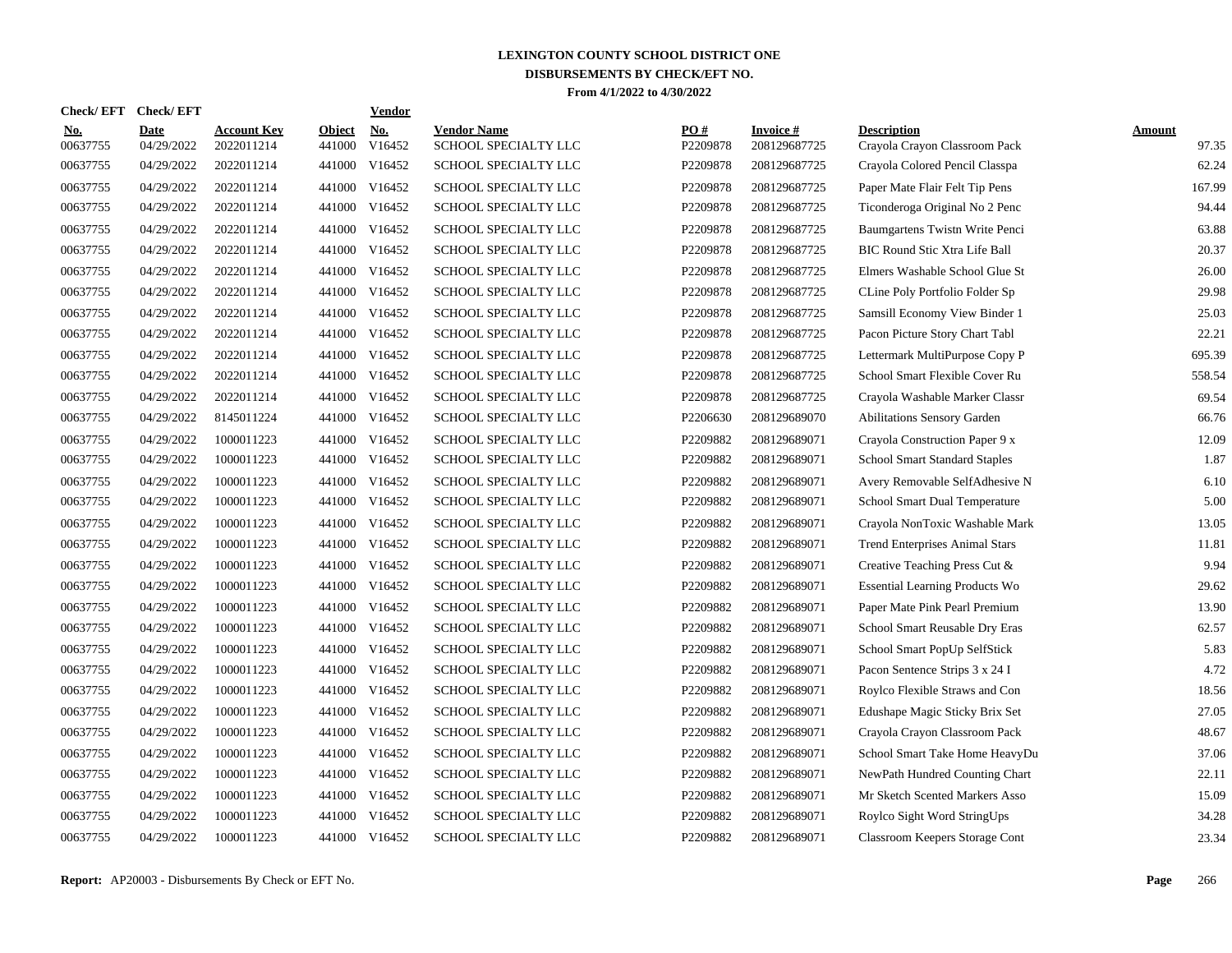# LEXINGTON COUNTY SCHOOL DISTRICT ONE
## DISBURSEMENTS BY CHECK/EFT NO.
### From 4/1/2022 to 4/30/2022

| Check/ EFT No. | Check/ EFT Date | Account Key | Object | Vendor No. | Vendor Name | PO # | Invoice # | Description | Amount |
|---|---|---|---|---|---|---|---|---|---|
| 00637755 | 04/29/2022 | 2022011214 | 441000 | V16452 | SCHOOL SPECIALTY LLC | P2209878 | 208129687725 | Crayola Crayon Classroom Pack | 97.35 |
| 00637755 | 04/29/2022 | 2022011214 | 441000 | V16452 | SCHOOL SPECIALTY LLC | P2209878 | 208129687725 | Crayola Colored Pencil Classpa | 62.24 |
| 00637755 | 04/29/2022 | 2022011214 | 441000 | V16452 | SCHOOL SPECIALTY LLC | P2209878 | 208129687725 | Paper Mate Flair Felt Tip Pens | 167.99 |
| 00637755 | 04/29/2022 | 2022011214 | 441000 | V16452 | SCHOOL SPECIALTY LLC | P2209878 | 208129687725 | Ticonderoga Original No 2 Penc | 94.44 |
| 00637755 | 04/29/2022 | 2022011214 | 441000 | V16452 | SCHOOL SPECIALTY LLC | P2209878 | 208129687725 | Baumgartens Twistn Write Penci | 63.88 |
| 00637755 | 04/29/2022 | 2022011214 | 441000 | V16452 | SCHOOL SPECIALTY LLC | P2209878 | 208129687725 | BIC Round Stic Xtra Life Ball | 20.37 |
| 00637755 | 04/29/2022 | 2022011214 | 441000 | V16452 | SCHOOL SPECIALTY LLC | P2209878 | 208129687725 | Elmers Washable School Glue St | 26.00 |
| 00637755 | 04/29/2022 | 2022011214 | 441000 | V16452 | SCHOOL SPECIALTY LLC | P2209878 | 208129687725 | CLine Poly Portfolio Folder Sp | 29.98 |
| 00637755 | 04/29/2022 | 2022011214 | 441000 | V16452 | SCHOOL SPECIALTY LLC | P2209878 | 208129687725 | Samsill Economy View Binder 1 | 25.03 |
| 00637755 | 04/29/2022 | 2022011214 | 441000 | V16452 | SCHOOL SPECIALTY LLC | P2209878 | 208129687725 | Pacon Picture Story Chart Tabl | 22.21 |
| 00637755 | 04/29/2022 | 2022011214 | 441000 | V16452 | SCHOOL SPECIALTY LLC | P2209878 | 208129687725 | Lettermark MultiPurpose Copy P | 695.39 |
| 00637755 | 04/29/2022 | 2022011214 | 441000 | V16452 | SCHOOL SPECIALTY LLC | P2209878 | 208129687725 | School Smart Flexible Cover Ru | 558.54 |
| 00637755 | 04/29/2022 | 2022011214 | 441000 | V16452 | SCHOOL SPECIALTY LLC | P2209878 | 208129687725 | Crayola Washable Marker Classr | 69.54 |
| 00637755 | 04/29/2022 | 8145011224 | 441000 | V16452 | SCHOOL SPECIALTY LLC | P2206630 | 208129689070 | Abilitations Sensory Garden | 66.76 |
| 00637755 | 04/29/2022 | 1000011223 | 441000 | V16452 | SCHOOL SPECIALTY LLC | P2209882 | 208129689071 | Crayola Construction Paper 9 x | 12.09 |
| 00637755 | 04/29/2022 | 1000011223 | 441000 | V16452 | SCHOOL SPECIALTY LLC | P2209882 | 208129689071 | School Smart Standard Staples | 1.87 |
| 00637755 | 04/29/2022 | 1000011223 | 441000 | V16452 | SCHOOL SPECIALTY LLC | P2209882 | 208129689071 | Avery Removable SelfAdhesive N | 6.10 |
| 00637755 | 04/29/2022 | 1000011223 | 441000 | V16452 | SCHOOL SPECIALTY LLC | P2209882 | 208129689071 | School Smart Dual Temperature | 5.00 |
| 00637755 | 04/29/2022 | 1000011223 | 441000 | V16452 | SCHOOL SPECIALTY LLC | P2209882 | 208129689071 | Crayola NonToxic Washable Mark | 13.05 |
| 00637755 | 04/29/2022 | 1000011223 | 441000 | V16452 | SCHOOL SPECIALTY LLC | P2209882 | 208129689071 | Trend Enterprises Animal Stars | 11.81 |
| 00637755 | 04/29/2022 | 1000011223 | 441000 | V16452 | SCHOOL SPECIALTY LLC | P2209882 | 208129689071 | Creative Teaching Press Cut & | 9.94 |
| 00637755 | 04/29/2022 | 1000011223 | 441000 | V16452 | SCHOOL SPECIALTY LLC | P2209882 | 208129689071 | Essential Learning Products Wo | 29.62 |
| 00637755 | 04/29/2022 | 1000011223 | 441000 | V16452 | SCHOOL SPECIALTY LLC | P2209882 | 208129689071 | Paper Mate Pink Pearl Premium | 13.90 |
| 00637755 | 04/29/2022 | 1000011223 | 441000 | V16452 | SCHOOL SPECIALTY LLC | P2209882 | 208129689071 | School Smart Reusable Dry Eras | 62.57 |
| 00637755 | 04/29/2022 | 1000011223 | 441000 | V16452 | SCHOOL SPECIALTY LLC | P2209882 | 208129689071 | School Smart PopUp SelfStick | 5.83 |
| 00637755 | 04/29/2022 | 1000011223 | 441000 | V16452 | SCHOOL SPECIALTY LLC | P2209882 | 208129689071 | Pacon Sentence Strips 3 x 24 I | 4.72 |
| 00637755 | 04/29/2022 | 1000011223 | 441000 | V16452 | SCHOOL SPECIALTY LLC | P2209882 | 208129689071 | Roylco Flexible Straws and Con | 18.56 |
| 00637755 | 04/29/2022 | 1000011223 | 441000 | V16452 | SCHOOL SPECIALTY LLC | P2209882 | 208129689071 | Edushape Magic Sticky Brix Set | 27.05 |
| 00637755 | 04/29/2022 | 1000011223 | 441000 | V16452 | SCHOOL SPECIALTY LLC | P2209882 | 208129689071 | Crayola Crayon Classroom Pack | 48.67 |
| 00637755 | 04/29/2022 | 1000011223 | 441000 | V16452 | SCHOOL SPECIALTY LLC | P2209882 | 208129689071 | School Smart Take Home HeavyDu | 37.06 |
| 00637755 | 04/29/2022 | 1000011223 | 441000 | V16452 | SCHOOL SPECIALTY LLC | P2209882 | 208129689071 | NewPath Hundred Counting Chart | 22.11 |
| 00637755 | 04/29/2022 | 1000011223 | 441000 | V16452 | SCHOOL SPECIALTY LLC | P2209882 | 208129689071 | Mr Sketch Scented Markers Asso | 15.09 |
| 00637755 | 04/29/2022 | 1000011223 | 441000 | V16452 | SCHOOL SPECIALTY LLC | P2209882 | 208129689071 | Roylco Sight Word StringUps | 34.28 |
| 00637755 | 04/29/2022 | 1000011223 | 441000 | V16452 | SCHOOL SPECIALTY LLC | P2209882 | 208129689071 | Classroom Keepers Storage Cont | 23.34 |

**Report:** AP20003 - Disbursements By Check or EFT No.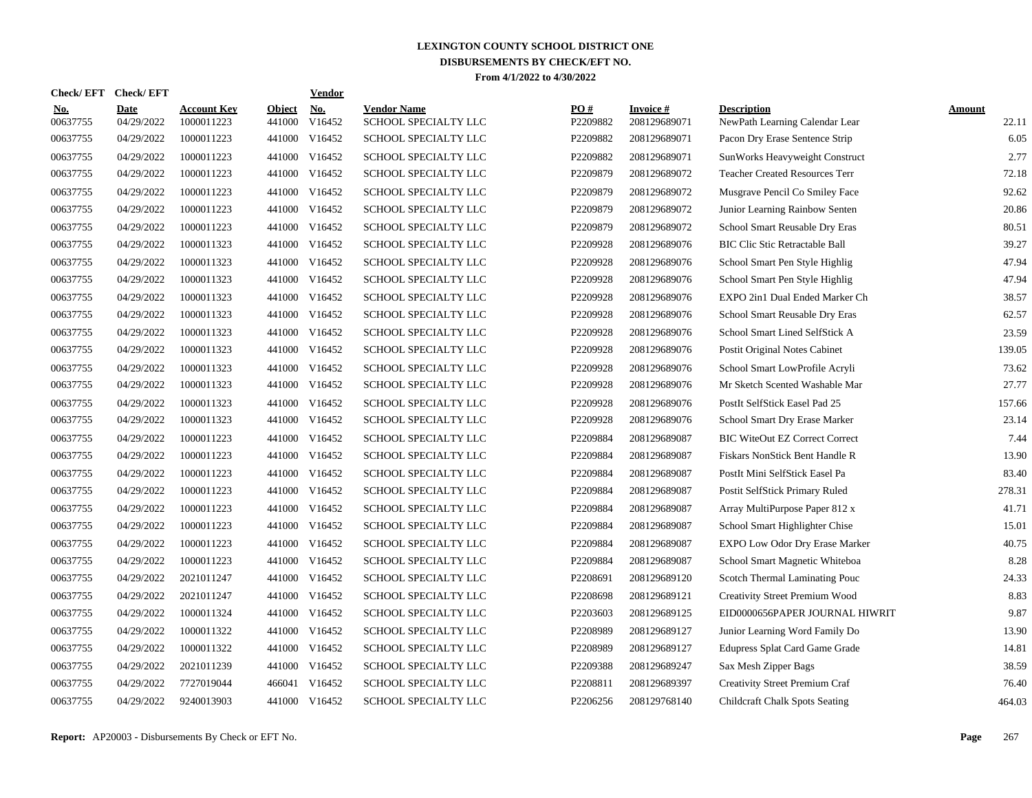# LEXINGTON COUNTY SCHOOL DISTRICT ONE
## DISBURSEMENTS BY CHECK/EFT NO.
### From 4/1/2022 to 4/30/2022

| Check/ EFT No. | Check/ EFT Date | Account Key | Object | Vendor No. | Vendor Name | PO # | Invoice # | Description | Amount |
|---|---|---|---|---|---|---|---|---|---|
| 00637755 | 04/29/2022 | 1000011223 | 441000 | V16452 | SCHOOL SPECIALTY LLC | P2209882 | 208129689071 | NewPath Learning Calendar Lear | 22.11 |
| 00637755 | 04/29/2022 | 1000011223 | 441000 | V16452 | SCHOOL SPECIALTY LLC | P2209882 | 208129689071 | Pacon Dry Erase Sentence Strip | 6.05 |
| 00637755 | 04/29/2022 | 1000011223 | 441000 | V16452 | SCHOOL SPECIALTY LLC | P2209882 | 208129689071 | SunWorks Heavyweight Construct | 2.77 |
| 00637755 | 04/29/2022 | 1000011223 | 441000 | V16452 | SCHOOL SPECIALTY LLC | P2209879 | 208129689072 | Teacher Created Resources Terr | 72.18 |
| 00637755 | 04/29/2022 | 1000011223 | 441000 | V16452 | SCHOOL SPECIALTY LLC | P2209879 | 208129689072 | Musgrave Pencil Co Smiley Face | 92.62 |
| 00637755 | 04/29/2022 | 1000011223 | 441000 | V16452 | SCHOOL SPECIALTY LLC | P2209879 | 208129689072 | Junior Learning Rainbow Senten | 20.86 |
| 00637755 | 04/29/2022 | 1000011223 | 441000 | V16452 | SCHOOL SPECIALTY LLC | P2209879 | 208129689072 | School Smart Reusable Dry Eras | 80.51 |
| 00637755 | 04/29/2022 | 1000011323 | 441000 | V16452 | SCHOOL SPECIALTY LLC | P2209928 | 208129689076 | BIC Clic Stic Retractable Ball | 39.27 |
| 00637755 | 04/29/2022 | 1000011323 | 441000 | V16452 | SCHOOL SPECIALTY LLC | P2209928 | 208129689076 | School Smart Pen Style Highlig | 47.94 |
| 00637755 | 04/29/2022 | 1000011323 | 441000 | V16452 | SCHOOL SPECIALTY LLC | P2209928 | 208129689076 | School Smart Pen Style Highlig | 47.94 |
| 00637755 | 04/29/2022 | 1000011323 | 441000 | V16452 | SCHOOL SPECIALTY LLC | P2209928 | 208129689076 | EXPO 2in1 Dual Ended Marker Ch | 38.57 |
| 00637755 | 04/29/2022 | 1000011323 | 441000 | V16452 | SCHOOL SPECIALTY LLC | P2209928 | 208129689076 | School Smart Reusable Dry Eras | 62.57 |
| 00637755 | 04/29/2022 | 1000011323 | 441000 | V16452 | SCHOOL SPECIALTY LLC | P2209928 | 208129689076 | School Smart Lined SelfStick A | 23.59 |
| 00637755 | 04/29/2022 | 1000011323 | 441000 | V16452 | SCHOOL SPECIALTY LLC | P2209928 | 208129689076 | Postit Original Notes Cabinet | 139.05 |
| 00637755 | 04/29/2022 | 1000011323 | 441000 | V16452 | SCHOOL SPECIALTY LLC | P2209928 | 208129689076 | School Smart LowProfile Acryli | 73.62 |
| 00637755 | 04/29/2022 | 1000011323 | 441000 | V16452 | SCHOOL SPECIALTY LLC | P2209928 | 208129689076 | Mr Sketch Scented Washable Mar | 27.77 |
| 00637755 | 04/29/2022 | 1000011323 | 441000 | V16452 | SCHOOL SPECIALTY LLC | P2209928 | 208129689076 | PostIt SelfStick Easel Pad 25 | 157.66 |
| 00637755 | 04/29/2022 | 1000011323 | 441000 | V16452 | SCHOOL SPECIALTY LLC | P2209928 | 208129689076 | School Smart Dry Erase Marker | 23.14 |
| 00637755 | 04/29/2022 | 1000011223 | 441000 | V16452 | SCHOOL SPECIALTY LLC | P2209884 | 208129689087 | BIC WiteOut EZ Correct Correct | 7.44 |
| 00637755 | 04/29/2022 | 1000011223 | 441000 | V16452 | SCHOOL SPECIALTY LLC | P2209884 | 208129689087 | Fiskars NonStick Bent Handle R | 13.90 |
| 00637755 | 04/29/2022 | 1000011223 | 441000 | V16452 | SCHOOL SPECIALTY LLC | P2209884 | 208129689087 | PostIt Mini SelfStick Easel Pa | 83.40 |
| 00637755 | 04/29/2022 | 1000011223 | 441000 | V16452 | SCHOOL SPECIALTY LLC | P2209884 | 208129689087 | Postit SelfStick Primary Ruled | 278.31 |
| 00637755 | 04/29/2022 | 1000011223 | 441000 | V16452 | SCHOOL SPECIALTY LLC | P2209884 | 208129689087 | Array MultiPurpose Paper 812 x | 41.71 |
| 00637755 | 04/29/2022 | 1000011223 | 441000 | V16452 | SCHOOL SPECIALTY LLC | P2209884 | 208129689087 | School Smart Highlighter Chise | 15.01 |
| 00637755 | 04/29/2022 | 1000011223 | 441000 | V16452 | SCHOOL SPECIALTY LLC | P2209884 | 208129689087 | EXPO Low Odor Dry Erase Marker | 40.75 |
| 00637755 | 04/29/2022 | 1000011223 | 441000 | V16452 | SCHOOL SPECIALTY LLC | P2209884 | 208129689087 | School Smart Magnetic Whiteboa | 8.28 |
| 00637755 | 04/29/2022 | 2021011247 | 441000 | V16452 | SCHOOL SPECIALTY LLC | P2208691 | 208129689120 | Scotch Thermal Laminating Pouc | 24.33 |
| 00637755 | 04/29/2022 | 2021011247 | 441000 | V16452 | SCHOOL SPECIALTY LLC | P2208698 | 208129689121 | Creativity Street Premium Wood | 8.83 |
| 00637755 | 04/29/2022 | 1000011324 | 441000 | V16452 | SCHOOL SPECIALTY LLC | P2203603 | 208129689125 | EID0000656PAPER JOURNAL HIWRIT | 9.87 |
| 00637755 | 04/29/2022 | 1000011322 | 441000 | V16452 | SCHOOL SPECIALTY LLC | P2208989 | 208129689127 | Junior Learning Word Family Do | 13.90 |
| 00637755 | 04/29/2022 | 1000011322 | 441000 | V16452 | SCHOOL SPECIALTY LLC | P2208989 | 208129689127 | Edupress Splat Card Game Grade | 14.81 |
| 00637755 | 04/29/2022 | 2021011239 | 441000 | V16452 | SCHOOL SPECIALTY LLC | P2209388 | 208129689247 | Sax Mesh Zipper Bags | 38.59 |
| 00637755 | 04/29/2022 | 7727019044 | 466041 | V16452 | SCHOOL SPECIALTY LLC | P2208811 | 208129689397 | Creativity Street Premium Craf | 76.40 |
| 00637755 | 04/29/2022 | 9240013903 | 441000 | V16452 | SCHOOL SPECIALTY LLC | P2206256 | 208129768140 | Childcraft Chalk Spots Seating | 464.03 |

**Report:** AP20003 - Disbursements By Check or EFT No.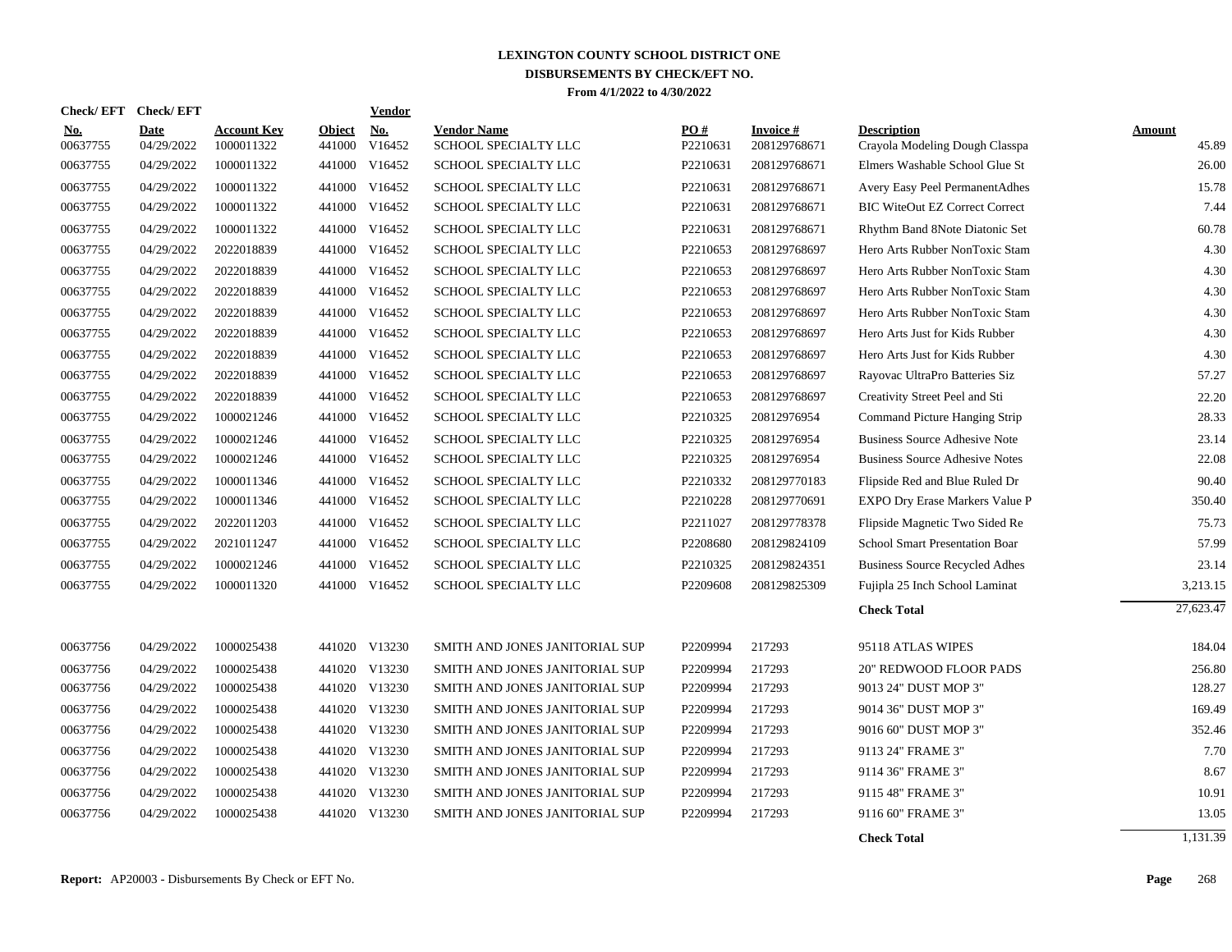# LEXINGTON COUNTY SCHOOL DISTRICT ONE
## DISBURSEMENTS BY CHECK/EFT NO.
### From 4/1/2022 to 4/30/2022

| Check/ EFT No. | Check/ EFT Date | Account Key | Object | Vendor No. | Vendor Name | PO # | Invoice # | Description | Amount |
|---|---|---|---|---|---|---|---|---|---|
| 00637755 | 04/29/2022 | 1000011322 | 441000 | V16452 | SCHOOL SPECIALTY LLC | P2210631 | 208129768671 | Crayola Modeling Dough Classpa | 45.89 |
| 00637755 | 04/29/2022 | 1000011322 | 441000 | V16452 | SCHOOL SPECIALTY LLC | P2210631 | 208129768671 | Elmers Washable School Glue St | 26.00 |
| 00637755 | 04/29/2022 | 1000011322 | 441000 | V16452 | SCHOOL SPECIALTY LLC | P2210631 | 208129768671 | Avery Easy Peel PermanentAdhes | 15.78 |
| 00637755 | 04/29/2022 | 1000011322 | 441000 | V16452 | SCHOOL SPECIALTY LLC | P2210631 | 208129768671 | BIC WiteOut EZ Correct Correct | 7.44 |
| 00637755 | 04/29/2022 | 1000011322 | 441000 | V16452 | SCHOOL SPECIALTY LLC | P2210631 | 208129768671 | Rhythm Band 8Note Diatonic Set | 60.78 |
| 00637755 | 04/29/2022 | 2022018839 | 441000 | V16452 | SCHOOL SPECIALTY LLC | P2210653 | 208129768697 | Hero Arts Rubber NonToxic Stam | 4.30 |
| 00637755 | 04/29/2022 | 2022018839 | 441000 | V16452 | SCHOOL SPECIALTY LLC | P2210653 | 208129768697 | Hero Arts Rubber NonToxic Stam | 4.30 |
| 00637755 | 04/29/2022 | 2022018839 | 441000 | V16452 | SCHOOL SPECIALTY LLC | P2210653 | 208129768697 | Hero Arts Rubber NonToxic Stam | 4.30 |
| 00637755 | 04/29/2022 | 2022018839 | 441000 | V16452 | SCHOOL SPECIALTY LLC | P2210653 | 208129768697 | Hero Arts Rubber NonToxic Stam | 4.30 |
| 00637755 | 04/29/2022 | 2022018839 | 441000 | V16452 | SCHOOL SPECIALTY LLC | P2210653 | 208129768697 | Hero Arts Just for Kids Rubber | 4.30 |
| 00637755 | 04/29/2022 | 2022018839 | 441000 | V16452 | SCHOOL SPECIALTY LLC | P2210653 | 208129768697 | Hero Arts Just for Kids Rubber | 4.30 |
| 00637755 | 04/29/2022 | 2022018839 | 441000 | V16452 | SCHOOL SPECIALTY LLC | P2210653 | 208129768697 | Rayovac UltraPro Batteries Siz | 57.27 |
| 00637755 | 04/29/2022 | 2022018839 | 441000 | V16452 | SCHOOL SPECIALTY LLC | P2210653 | 208129768697 | Creativity Street Peel and Sti | 22.20 |
| 00637755 | 04/29/2022 | 1000021246 | 441000 | V16452 | SCHOOL SPECIALTY LLC | P2210325 | 20812976954 | Command Picture Hanging Strip | 28.33 |
| 00637755 | 04/29/2022 | 1000021246 | 441000 | V16452 | SCHOOL SPECIALTY LLC | P2210325 | 20812976954 | Business Source Adhesive Note | 23.14 |
| 00637755 | 04/29/2022 | 1000021246 | 441000 | V16452 | SCHOOL SPECIALTY LLC | P2210325 | 20812976954 | Business Source Adhesive Notes | 22.08 |
| 00637755 | 04/29/2022 | 1000011346 | 441000 | V16452 | SCHOOL SPECIALTY LLC | P2210332 | 208129770183 | Flipside Red and Blue Ruled Dr | 90.40 |
| 00637755 | 04/29/2022 | 1000011346 | 441000 | V16452 | SCHOOL SPECIALTY LLC | P2210228 | 208129770691 | EXPO Dry Erase Markers Value P | 350.40 |
| 00637755 | 04/29/2022 | 2022011203 | 441000 | V16452 | SCHOOL SPECIALTY LLC | P2211027 | 208129778378 | Flipside Magnetic Two Sided Re | 75.73 |
| 00637755 | 04/29/2022 | 2021011247 | 441000 | V16452 | SCHOOL SPECIALTY LLC | P2208680 | 208129824109 | School Smart Presentation Boar | 57.99 |
| 00637755 | 04/29/2022 | 1000021246 | 441000 | V16452 | SCHOOL SPECIALTY LLC | P2210325 | 208129824351 | Business Source Recycled Adhes | 23.14 |
| 00637755 | 04/29/2022 | 1000011320 | 441000 | V16452 | SCHOOL SPECIALTY LLC | P2209608 | 208129825309 | Fujipla 25 Inch School Laminat | 3,213.15 |
| | | | | | | | | **Check Total** | 27,623.47 |
| 00637756 | 04/29/2022 | 1000025438 | 441020 | V13230 | SMITH AND JONES JANITORIAL SUP | P2209994 | 217293 | 95118 ATLAS WIPES | 184.04 |
| 00637756 | 04/29/2022 | 1000025438 | 441020 | V13230 | SMITH AND JONES JANITORIAL SUP | P2209994 | 217293 | 20" REDWOOD FLOOR PADS | 256.80 |
| 00637756 | 04/29/2022 | 1000025438 | 441020 | V13230 | SMITH AND JONES JANITORIAL SUP | P2209994 | 217293 | 9013 24" DUST MOP 3" | 128.27 |
| 00637756 | 04/29/2022 | 1000025438 | 441020 | V13230 | SMITH AND JONES JANITORIAL SUP | P2209994 | 217293 | 9014 36" DUST MOP 3" | 169.49 |
| 00637756 | 04/29/2022 | 1000025438 | 441020 | V13230 | SMITH AND JONES JANITORIAL SUP | P2209994 | 217293 | 9016 60" DUST MOP 3" | 352.46 |
| 00637756 | 04/29/2022 | 1000025438 | 441020 | V13230 | SMITH AND JONES JANITORIAL SUP | P2209994 | 217293 | 9113 24" FRAME 3" | 7.70 |
| 00637756 | 04/29/2022 | 1000025438 | 441020 | V13230 | SMITH AND JONES JANITORIAL SUP | P2209994 | 217293 | 9114 36" FRAME 3" | 8.67 |
| 00637756 | 04/29/2022 | 1000025438 | 441020 | V13230 | SMITH AND JONES JANITORIAL SUP | P2209994 | 217293 | 9115 48" FRAME 3" | 10.91 |
| 00637756 | 04/29/2022 | 1000025438 | 441020 | V13230 | SMITH AND JONES JANITORIAL SUP | P2209994 | 217293 | 9116 60" FRAME 3" | 13.05 |
| | | | | | | | | **Check Total** | 1,131.39 |

**Report:** AP20003 - Disbursements By Check or EFT No.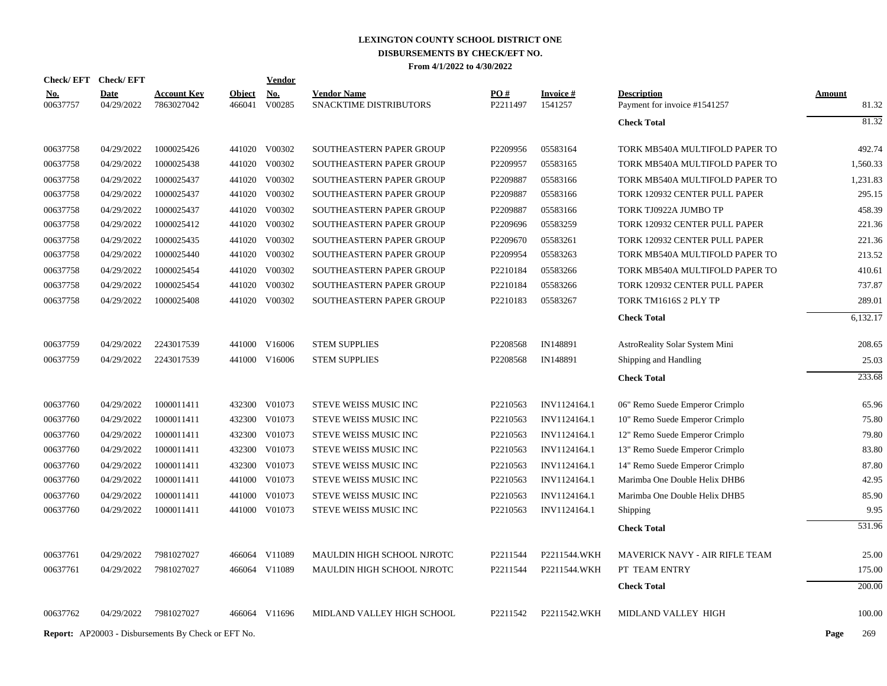# LEXINGTON COUNTY SCHOOL DISTRICT ONE

## DISBURSEMENTS BY CHECK/EFT NO.

**From 4/1/2022 to 4/30/2022**

| Check/ EFT No. | Check/ EFT Date | Account Key | Object | Vendor No. | Vendor Name | PO # | Invoice # | Description | Amount |
|---|---|---|---|---|---|---|---|---|---|
| 00637757 | 04/29/2022 | 7863027042 | 466041 | V00285 | SNACKTIME DISTRIBUTORS | P2211497 | 1541257 | Payment for invoice #1541257 | 81.32 |
| | | | | | | | | **Check Total** | 81.32 |
| 00637758 | 04/29/2022 | 1000025426 | 441020 | V00302 | SOUTHEASTERN PAPER GROUP | P2209956 | 05583164 | TORK MB540A MULTIFOLD PAPER TO | 492.74 |
| 00637758 | 04/29/2022 | 1000025438 | 441020 | V00302 | SOUTHEASTERN PAPER GROUP | P2209957 | 05583165 | TORK MB540A MULTIFOLD PAPER TO | 1,560.33 |
| 00637758 | 04/29/2022 | 1000025437 | 441020 | V00302 | SOUTHEASTERN PAPER GROUP | P2209887 | 05583166 | TORK MB540A MULTIFOLD PAPER TO | 1,231.83 |
| 00637758 | 04/29/2022 | 1000025437 | 441020 | V00302 | SOUTHEASTERN PAPER GROUP | P2209887 | 05583166 | TORK 120932 CENTER PULL PAPER | 295.15 |
| 00637758 | 04/29/2022 | 1000025437 | 441020 | V00302 | SOUTHEASTERN PAPER GROUP | P2209887 | 05583166 | TORK TJ0922A JUMBO TP | 458.39 |
| 00637758 | 04/29/2022 | 1000025412 | 441020 | V00302 | SOUTHEASTERN PAPER GROUP | P2209696 | 05583259 | TORK 120932 CENTER PULL PAPER | 221.36 |
| 00637758 | 04/29/2022 | 1000025435 | 441020 | V00302 | SOUTHEASTERN PAPER GROUP | P2209670 | 05583261 | TORK 120932 CENTER PULL PAPER | 221.36 |
| 00637758 | 04/29/2022 | 1000025440 | 441020 | V00302 | SOUTHEASTERN PAPER GROUP | P2209954 | 05583263 | TORK MB540A MULTIFOLD PAPER TO | 213.52 |
| 00637758 | 04/29/2022 | 1000025454 | 441020 | V00302 | SOUTHEASTERN PAPER GROUP | P2210184 | 05583266 | TORK MB540A MULTIFOLD PAPER TO | 410.61 |
| 00637758 | 04/29/2022 | 1000025454 | 441020 | V00302 | SOUTHEASTERN PAPER GROUP | P2210184 | 05583266 | TORK 120932 CENTER PULL PAPER | 737.87 |
| 00637758 | 04/29/2022 | 1000025408 | 441020 | V00302 | SOUTHEASTERN PAPER GROUP | P2210183 | 05583267 | TORK TM1616S 2 PLY TP | 289.01 |
| | | | | | | | | **Check Total** | 6,132.17 |
| 00637759 | 04/29/2022 | 2243017539 | 441000 | V16006 | STEM SUPPLIES | P2208568 | IN148891 | AstroReality Solar System Mini | 208.65 |
| 00637759 | 04/29/2022 | 2243017539 | 441000 | V16006 | STEM SUPPLIES | P2208568 | IN148891 | Shipping and Handling | 25.03 |
| | | | | | | | | **Check Total** | 233.68 |
| 00637760 | 04/29/2022 | 1000011411 | 432300 | V01073 | STEVE WEISS MUSIC INC | P2210563 | INV1124164.1 | 06" Remo Suede Emperor Crimplo | 65.96 |
| 00637760 | 04/29/2022 | 1000011411 | 432300 | V01073 | STEVE WEISS MUSIC INC | P2210563 | INV1124164.1 | 10" Remo Suede Emperor Crimplo | 75.80 |
| 00637760 | 04/29/2022 | 1000011411 | 432300 | V01073 | STEVE WEISS MUSIC INC | P2210563 | INV1124164.1 | 12" Remo Suede Emperor Crimplo | 79.80 |
| 00637760 | 04/29/2022 | 1000011411 | 432300 | V01073 | STEVE WEISS MUSIC INC | P2210563 | INV1124164.1 | 13" Remo Suede Emperor Crimplo | 83.80 |
| 00637760 | 04/29/2022 | 1000011411 | 432300 | V01073 | STEVE WEISS MUSIC INC | P2210563 | INV1124164.1 | 14" Remo Suede Emperor Crimplo | 87.80 |
| 00637760 | 04/29/2022 | 1000011411 | 441000 | V01073 | STEVE WEISS MUSIC INC | P2210563 | INV1124164.1 | Marimba One Double Helix DHB6 | 42.95 |
| 00637760 | 04/29/2022 | 1000011411 | 441000 | V01073 | STEVE WEISS MUSIC INC | P2210563 | INV1124164.1 | Marimba One Double Helix DHB5 | 85.90 |
| 00637760 | 04/29/2022 | 1000011411 | 441000 | V01073 | STEVE WEISS MUSIC INC | P2210563 | INV1124164.1 | Shipping | 9.95 |
| | | | | | | | | **Check Total** | 531.96 |
| 00637761 | 04/29/2022 | 7981027027 | 466064 | V11089 | MAULDIN HIGH SCHOOL NJROTC | P2211544 | P2211544.WKH | MAVERICK NAVY - AIR RIFLE TEAM | 25.00 |
| 00637761 | 04/29/2022 | 7981027027 | 466064 | V11089 | MAULDIN HIGH SCHOOL NJROTC | P2211544 | P2211544.WKH | PT TEAM ENTRY | 175.00 |
| | | | | | | | | **Check Total** | 200.00 |
| 00637762 | 04/29/2022 | 7981027027 | 466064 | V11696 | MIDLAND VALLEY HIGH SCHOOL | P2211542 | P2211542.WKH | MIDLAND VALLEY HIGH | 100.00 |

**Report:** AP20003 - Disbursements By Check or EFT No.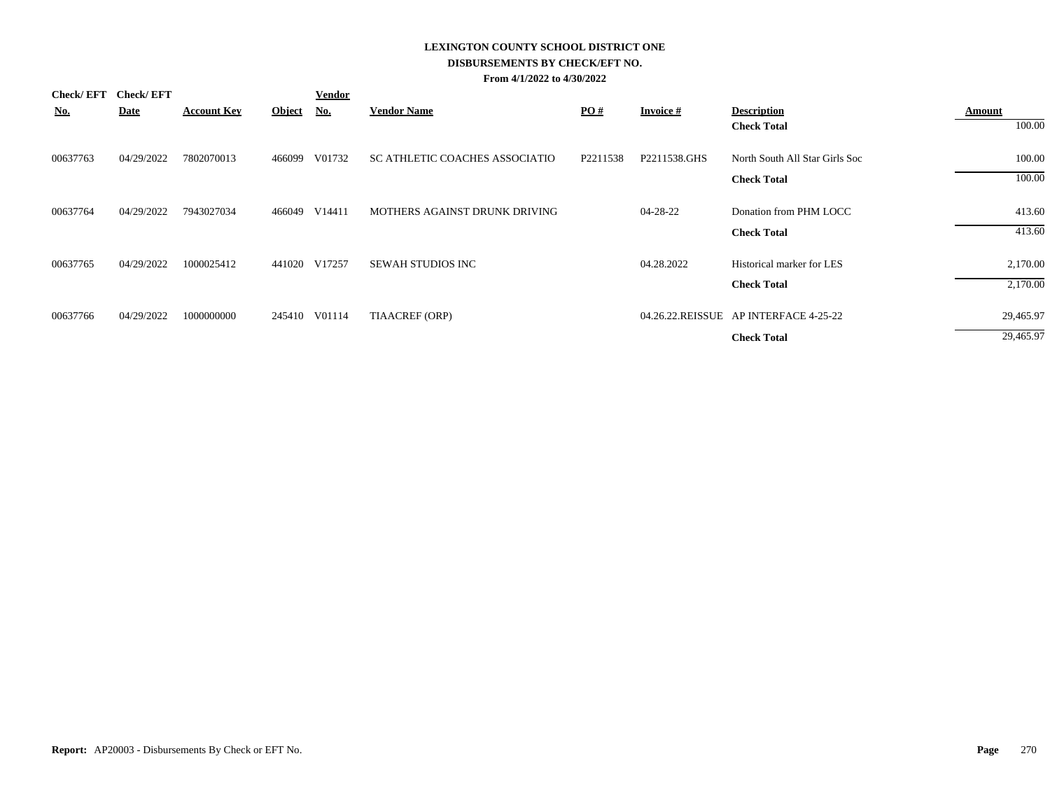# LEXINGTON COUNTY SCHOOL DISTRICT ONE

## DISBURSEMENTS BY CHECK/EFT NO.

**From 4/1/2022 to 4/30/2022**

| Check/ EFT No. | Check/ EFT Date | Account Key | Object | Vendor No. | Vendor Name | PO # | Invoice # | Description | Amount |
|---|---|---|---|---|---|---|---|---|---|
| | | | | | | | | **Check Total** | 100.00 |
| 00637763 | 04/29/2022 | 7802070013 | 466099 | V01732 | SC ATHLETIC COACHES ASSOCIATIO | P2211538 | P2211538.GHS | North South All Star Girls Soc | 100.00 |
| | | | | | | | | **Check Total** | 100.00 |
| 00637764 | 04/29/2022 | 7943027034 | 466049 | V14411 | MOTHERS AGAINST DRUNK DRIVING | | 04-28-22 | Donation from PHM LOCC | 413.60 |
| | | | | | | | | **Check Total** | 413.60 |
| 00637765 | 04/29/2022 | 1000025412 | 441020 | V17257 | SEWAH STUDIOS INC | | 04.28.2022 | Historical marker for LES | 2,170.00 |
| | | | | | | | | **Check Total** | 2,170.00 |
| 00637766 | 04/29/2022 | 1000000000 | 245410 | V01114 | TIAACREF (ORP) | | 04.26.22.REISSUE | AP INTERFACE 4-25-22 | 29,465.97 |
| | | | | | | | | **Check Total** | 29,465.97 |

**Report:** AP20003 - Disbursements By Check or EFT No.